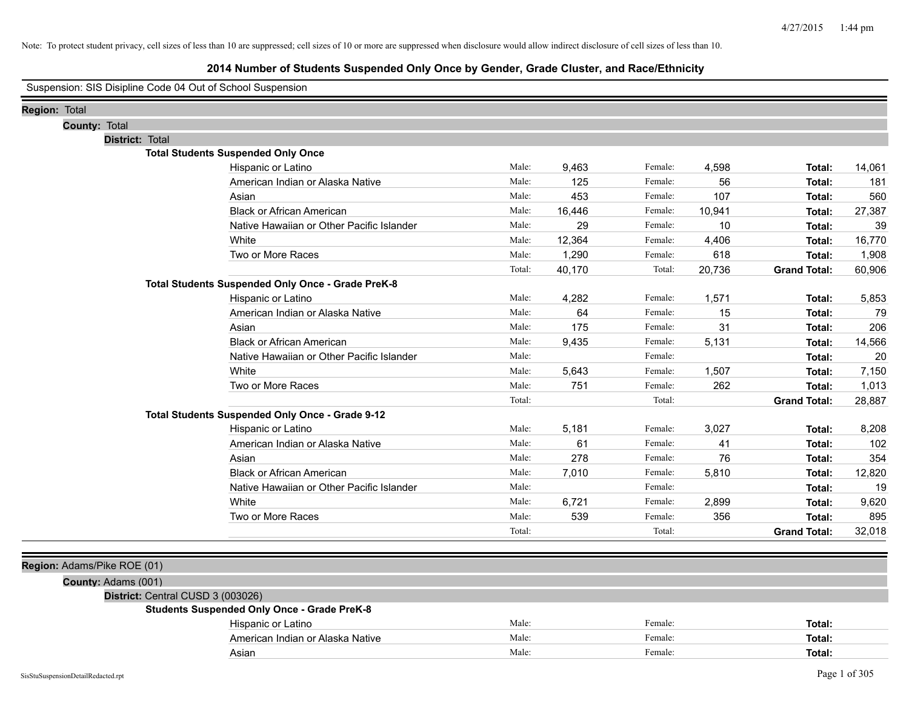Note: To protect student privacy, cell sizes of less than 10 are suppressed; cell sizes of 10 or more are suppressed when disclosure would allow indirect disclosure of cell sizes of less than 10.

# 2014 Number of Students Suspended Only Once by Gender, Grade Cluster, and Race/Ethnicity

Suspension: SIS Disipline Code 04 Out of School Suspension

**Region:** Total

**County:** Total

**District:** Total

**Total Students Suspended Only Once**

| Race/Ethnicity | | Male | | Female | | Total |
|---|---|---|---|---|---|---|
| Hispanic or Latino | Male: | 9,463 | Female: | 4,598 | **Total:** | 14,061 |
| American Indian or Alaska Native | Male: | 125 | Female: | 56 | **Total:** | 181 |
| Asian | Male: | 453 | Female: | 107 | **Total:** | 560 |
| Black or African American | Male: | 16,446 | Female: | 10,941 | **Total:** | 27,387 |
| Native Hawaiian or Other Pacific Islander | Male: | 29 | Female: | 10 | **Total:** | 39 |
| White | Male: | 12,364 | Female: | 4,406 | **Total:** | 16,770 |
| Two or More Races | Male: | 1,290 | Female: | 618 | **Total:** | 1,908 |
| | Total: | 40,170 | Total: | 20,736 | **Grand Total:** | 60,906 |

**Total Students Suspended Only Once - Grade PreK-8**

| Race/Ethnicity | | Male | | Female | | Total |
|---|---|---|---|---|---|---|
| Hispanic or Latino | Male: | 4,282 | Female: | 1,571 | **Total:** | 5,853 |
| American Indian or Alaska Native | Male: | 64 | Female: | 15 | **Total:** | 79 |
| Asian | Male: | 175 | Female: | 31 | **Total:** | 206 |
| Black or African American | Male: | 9,435 | Female: | 5,131 | **Total:** | 14,566 |
| Native Hawaiian or Other Pacific Islander | Male: | | Female: | | **Total:** | 20 |
| White | Male: | 5,643 | Female: | 1,507 | **Total:** | 7,150 |
| Two or More Races | Male: | 751 | Female: | 262 | **Total:** | 1,013 |
| | Total: | | Total: | | **Grand Total:** | 28,887 |

**Total Students Suspended Only Once - Grade 9-12**

| Race/Ethnicity | | Male | | Female | | Total |
|---|---|---|---|---|---|---|
| Hispanic or Latino | Male: | 5,181 | Female: | 3,027 | **Total:** | 8,208 |
| American Indian or Alaska Native | Male: | 61 | Female: | 41 | **Total:** | 102 |
| Asian | Male: | 278 | Female: | 76 | **Total:** | 354 |
| Black or African American | Male: | 7,010 | Female: | 5,810 | **Total:** | 12,820 |
| Native Hawaiian or Other Pacific Islander | Male: | | Female: | | **Total:** | 19 |
| White | Male: | 6,721 | Female: | 2,899 | **Total:** | 9,620 |
| Two or More Races | Male: | 539 | Female: | 356 | **Total:** | 895 |
| | Total: | | Total: | | **Grand Total:** | 32,018 |

**Region:** Adams/Pike ROE (01)

**County:** Adams (001)

**District:** Central CUSD 3 (003026)

**Students Suspended Only Once - Grade PreK-8**

| Race/Ethnicity | | Male | | Female | | Total |
|---|---|---|---|---|---|---|
| Hispanic or Latino | Male: | | Female: | | **Total:** | |
| American Indian or Alaska Native | Male: | | Female: | | **Total:** | |
| Asian | Male: | | Female: | | **Total:** | |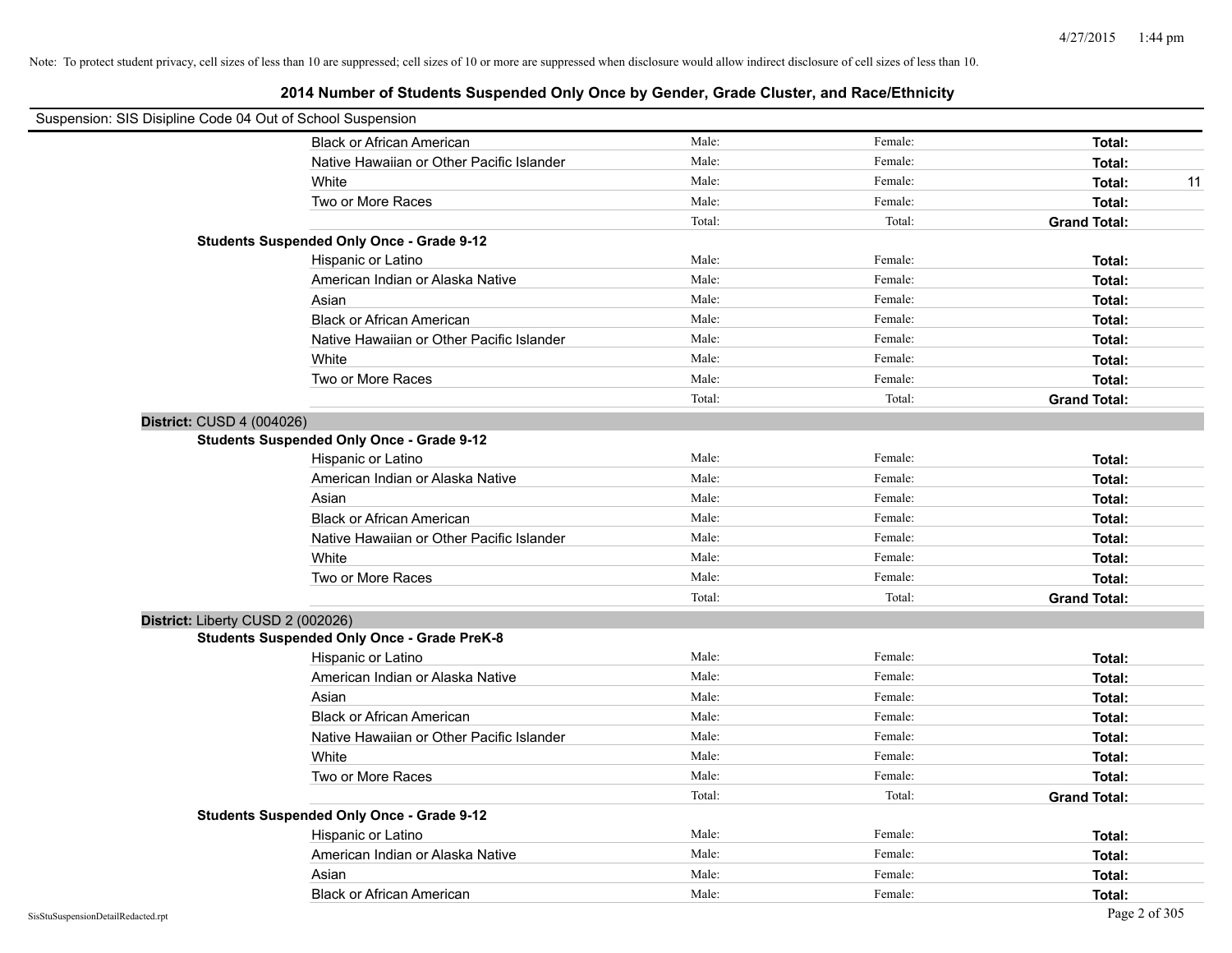Note: To protect student privacy, cell sizes of less than 10 are suppressed; cell sizes of 10 or more are suppressed when disclosure would allow indirect disclosure of cell sizes of less than 10.

# 2014 Number of Students Suspended Only Once by Gender, Grade Cluster, and Race/Ethnicity

Suspension: SIS Disipline Code 04 Out of School Suspension

| | | | | |
|---|---|---|---|---|
| Black or African American | Male: | Female: | **Total:** | |
| Native Hawaiian or Other Pacific Islander | Male: | Female: | **Total:** | |
| White | Male: | Female: | **Total:** | 11 |
| Two or More Races | Male: | Female: | **Total:** | |
| | Total: | Total: | **Grand Total:** | |

**Students Suspended Only Once - Grade 9-12**

| | | | | |
|---|---|---|---|---|
| Hispanic or Latino | Male: | Female: | **Total:** | |
| American Indian or Alaska Native | Male: | Female: | **Total:** | |
| Asian | Male: | Female: | **Total:** | |
| Black or African American | Male: | Female: | **Total:** | |
| Native Hawaiian or Other Pacific Islander | Male: | Female: | **Total:** | |
| White | Male: | Female: | **Total:** | |
| Two or More Races | Male: | Female: | **Total:** | |
| | Total: | Total: | **Grand Total:** | |

**District:** CUSD 4 (004026)

**Students Suspended Only Once - Grade 9-12**

| | | | | |
|---|---|---|---|---|
| Hispanic or Latino | Male: | Female: | **Total:** | |
| American Indian or Alaska Native | Male: | Female: | **Total:** | |
| Asian | Male: | Female: | **Total:** | |
| Black or African American | Male: | Female: | **Total:** | |
| Native Hawaiian or Other Pacific Islander | Male: | Female: | **Total:** | |
| White | Male: | Female: | **Total:** | |
| Two or More Races | Male: | Female: | **Total:** | |
| | Total: | Total: | **Grand Total:** | |

**District:** Liberty CUSD 2 (002026)

**Students Suspended Only Once - Grade PreK-8**

| | | | | |
|---|---|---|---|---|
| Hispanic or Latino | Male: | Female: | **Total:** | |
| American Indian or Alaska Native | Male: | Female: | **Total:** | |
| Asian | Male: | Female: | **Total:** | |
| Black or African American | Male: | Female: | **Total:** | |
| Native Hawaiian or Other Pacific Islander | Male: | Female: | **Total:** | |
| White | Male: | Female: | **Total:** | |
| Two or More Races | Male: | Female: | **Total:** | |
| | Total: | Total: | **Grand Total:** | |

**Students Suspended Only Once - Grade 9-12**

| | | | | |
|---|---|---|---|---|
| Hispanic or Latino | Male: | Female: | **Total:** | |
| American Indian or Alaska Native | Male: | Female: | **Total:** | |
| Asian | Male: | Female: | **Total:** | |
| Black or African American | Male: | Female: | **Total:** | |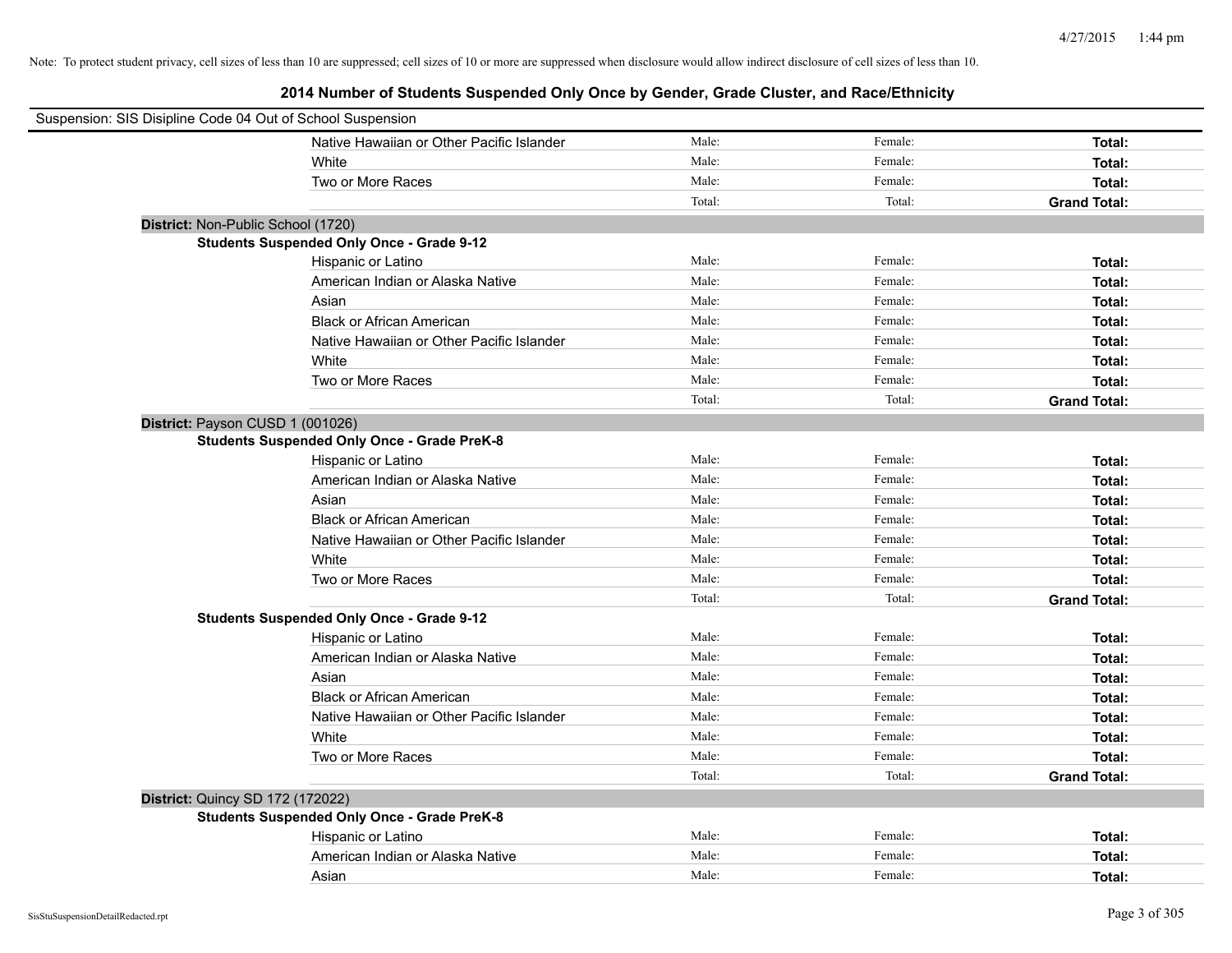Note: To protect student privacy, cell sizes of less than 10 are suppressed; cell sizes of 10 or more are suppressed when disclosure would allow indirect disclosure of cell sizes of less than 10.

## 2014 Number of Students Suspended Only Once by Gender, Grade Cluster, and Race/Ethnicity

Suspension: SIS Disipline Code 04 Out of School Suspension

| | | | | |
|---|---|---|---|---|
| | Native Hawaiian or Other Pacific Islander | Male: | Female: | **Total:** |
| | White | Male: | Female: | **Total:** |
| | Two or More Races | Male: | Female: | **Total:** |
| | | Total: | Total: | **Grand Total:** |

**District:** Non-Public School (1720)

**Students Suspended Only Once - Grade 9-12**

| | | | |
|---|---|---|---|
| Hispanic or Latino | Male: | Female: | **Total:** |
| American Indian or Alaska Native | Male: | Female: | **Total:** |
| Asian | Male: | Female: | **Total:** |
| Black or African American | Male: | Female: | **Total:** |
| Native Hawaiian or Other Pacific Islander | Male: | Female: | **Total:** |
| White | Male: | Female: | **Total:** |
| Two or More Races | Male: | Female: | **Total:** |
| | Total: | Total: | **Grand Total:** |

**District:** Payson CUSD 1 (001026)

**Students Suspended Only Once - Grade PreK-8**

| | | | |
|---|---|---|---|
| Hispanic or Latino | Male: | Female: | **Total:** |
| American Indian or Alaska Native | Male: | Female: | **Total:** |
| Asian | Male: | Female: | **Total:** |
| Black or African American | Male: | Female: | **Total:** |
| Native Hawaiian or Other Pacific Islander | Male: | Female: | **Total:** |
| White | Male: | Female: | **Total:** |
| Two or More Races | Male: | Female: | **Total:** |
| | Total: | Total: | **Grand Total:** |

**Students Suspended Only Once - Grade 9-12**

| | | | |
|---|---|---|---|
| Hispanic or Latino | Male: | Female: | **Total:** |
| American Indian or Alaska Native | Male: | Female: | **Total:** |
| Asian | Male: | Female: | **Total:** |
| Black or African American | Male: | Female: | **Total:** |
| Native Hawaiian or Other Pacific Islander | Male: | Female: | **Total:** |
| White | Male: | Female: | **Total:** |
| Two or More Races | Male: | Female: | **Total:** |
| | Total: | Total: | **Grand Total:** |

**District:** Quincy SD 172 (172022)

**Students Suspended Only Once - Grade PreK-8**

| | | | |
|---|---|---|---|
| Hispanic or Latino | Male: | Female: | **Total:** |
| American Indian or Alaska Native | Male: | Female: | **Total:** |
| Asian | Male: | Female: | **Total:** |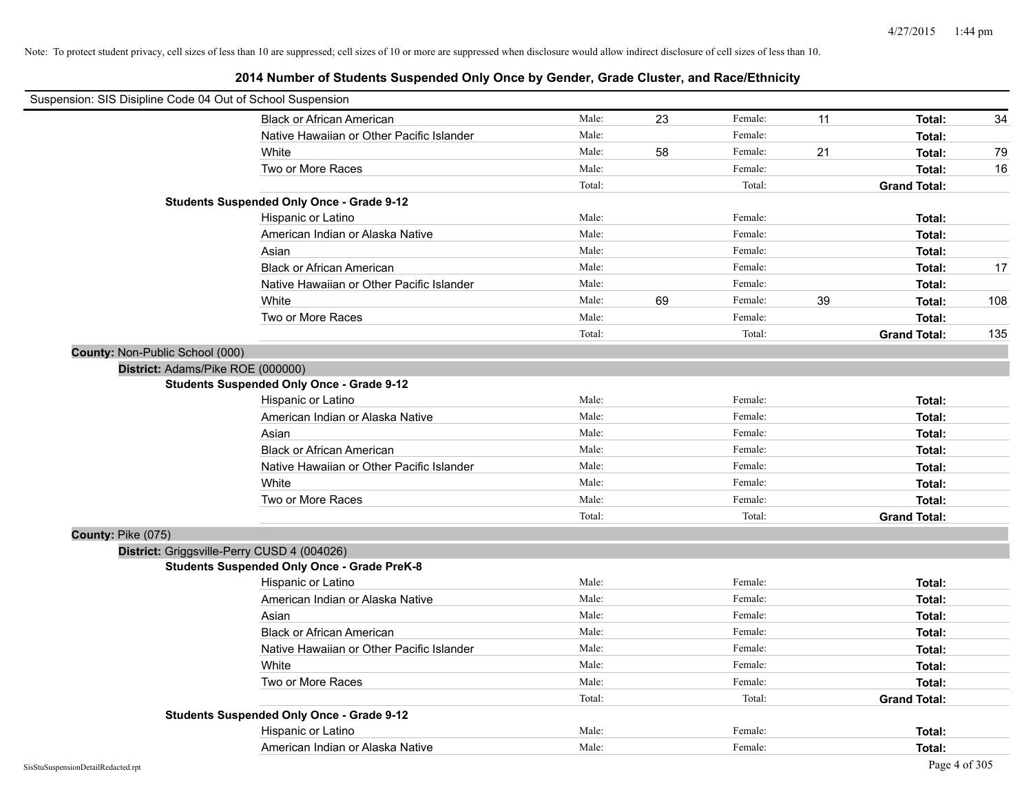Note: To protect student privacy, cell sizes of less than 10 are suppressed; cell sizes of 10 or more are suppressed when disclosure would allow indirect disclosure of cell sizes of less than 10.

# 2014 Number of Students Suspended Only Once by Gender, Grade Cluster, and Race/Ethnicity

Suspension: SIS Disipline Code 04 Out of School Suspension

| | | | | | | |
|---|---|---|---|---|---|---|
| Black or African American | Male: | 23 | Female: | 11 | **Total:** | 34 |
| Native Hawaiian or Other Pacific Islander | Male: | | Female: | | **Total:** | |
| White | Male: | 58 | Female: | 21 | **Total:** | 79 |
| Two or More Races | Male: | | Female: | | **Total:** | 16 |
| | Total: | | Total: | | **Grand Total:** | |

**Students Suspended Only Once - Grade 9-12**

| | | | | | | |
|---|---|---|---|---|---|---|
| Hispanic or Latino | Male: | | Female: | | **Total:** | |
| American Indian or Alaska Native | Male: | | Female: | | **Total:** | |
| Asian | Male: | | Female: | | **Total:** | |
| Black or African American | Male: | | Female: | | **Total:** | 17 |
| Native Hawaiian or Other Pacific Islander | Male: | | Female: | | **Total:** | |
| White | Male: | 69 | Female: | 39 | **Total:** | 108 |
| Two or More Races | Male: | | Female: | | **Total:** | |
| | Total: | | Total: | | **Grand Total:** | 135 |

**County:** Non-Public School (000)

**District:** Adams/Pike ROE (000000)

**Students Suspended Only Once - Grade 9-12**

| | | | | | | |
|---|---|---|---|---|---|---|
| Hispanic or Latino | Male: | | Female: | | **Total:** | |
| American Indian or Alaska Native | Male: | | Female: | | **Total:** | |
| Asian | Male: | | Female: | | **Total:** | |
| Black or African American | Male: | | Female: | | **Total:** | |
| Native Hawaiian or Other Pacific Islander | Male: | | Female: | | **Total:** | |
| White | Male: | | Female: | | **Total:** | |
| Two or More Races | Male: | | Female: | | **Total:** | |
| | Total: | | Total: | | **Grand Total:** | |

**County:** Pike (075)

**District:** Griggsville-Perry CUSD 4 (004026)

**Students Suspended Only Once - Grade PreK-8**

| | | | | | | |
|---|---|---|---|---|---|---|
| Hispanic or Latino | Male: | | Female: | | **Total:** | |
| American Indian or Alaska Native | Male: | | Female: | | **Total:** | |
| Asian | Male: | | Female: | | **Total:** | |
| Black or African American | Male: | | Female: | | **Total:** | |
| Native Hawaiian or Other Pacific Islander | Male: | | Female: | | **Total:** | |
| White | Male: | | Female: | | **Total:** | |
| Two or More Races | Male: | | Female: | | **Total:** | |
| | Total: | | Total: | | **Grand Total:** | |

**Students Suspended Only Once - Grade 9-12**

| | | | | | | |
|---|---|---|---|---|---|---|
| Hispanic or Latino | Male: | | Female: | | **Total:** | |
| American Indian or Alaska Native | Male: | | Female: | | **Total:** | |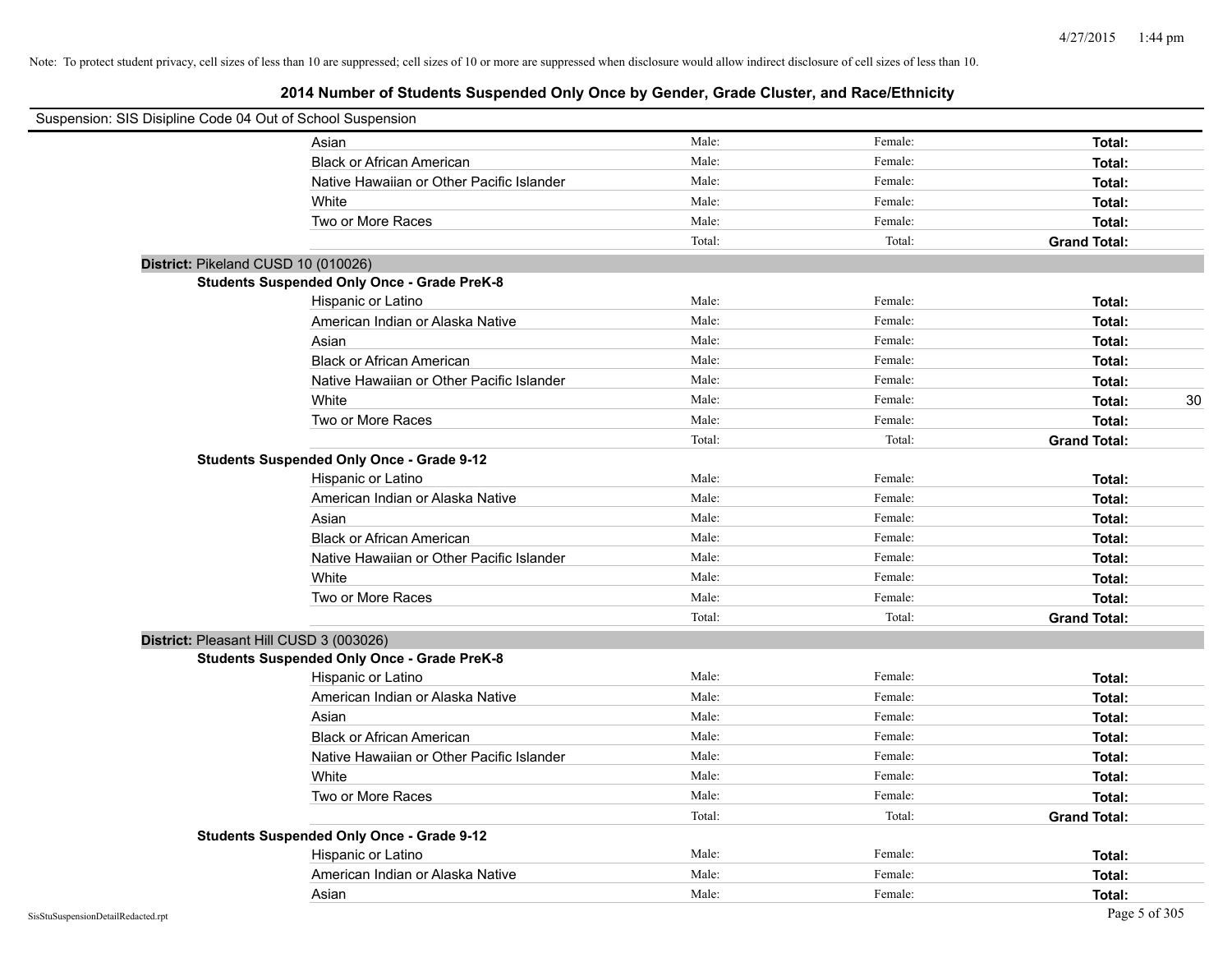Note: To protect student privacy, cell sizes of less than 10 are suppressed; cell sizes of 10 or more are suppressed when disclosure would allow indirect disclosure of cell sizes of less than 10.

# 2014 Number of Students Suspended Only Once by Gender, Grade Cluster, and Race/Ethnicity

Suspension: SIS Disipline Code 04 Out of School Suspension

| | | | | |
|---|---|---|---|---|
| Asian | Male: | Female: | **Total:** | |
| Black or African American | Male: | Female: | **Total:** | |
| Native Hawaiian or Other Pacific Islander | Male: | Female: | **Total:** | |
| White | Male: | Female: | **Total:** | |
| Two or More Races | Male: | Female: | **Total:** | |
| | Total: | Total: | **Grand Total:** | |

**District:** Pikeland CUSD 10 (010026)

**Students Suspended Only Once - Grade PreK-8**

| | | | | |
|---|---|---|---|---|
| Hispanic or Latino | Male: | Female: | **Total:** | |
| American Indian or Alaska Native | Male: | Female: | **Total:** | |
| Asian | Male: | Female: | **Total:** | |
| Black or African American | Male: | Female: | **Total:** | |
| Native Hawaiian or Other Pacific Islander | Male: | Female: | **Total:** | |
| White | Male: | Female: | **Total:** | 30 |
| Two or More Races | Male: | Female: | **Total:** | |
| | Total: | Total: | **Grand Total:** | |

**Students Suspended Only Once - Grade 9-12**

| | | | | |
|---|---|---|---|---|
| Hispanic or Latino | Male: | Female: | **Total:** | |
| American Indian or Alaska Native | Male: | Female: | **Total:** | |
| Asian | Male: | Female: | **Total:** | |
| Black or African American | Male: | Female: | **Total:** | |
| Native Hawaiian or Other Pacific Islander | Male: | Female: | **Total:** | |
| White | Male: | Female: | **Total:** | |
| Two or More Races | Male: | Female: | **Total:** | |
| | Total: | Total: | **Grand Total:** | |

**District:** Pleasant Hill CUSD 3 (003026)

**Students Suspended Only Once - Grade PreK-8**

| | | | | |
|---|---|---|---|---|
| Hispanic or Latino | Male: | Female: | **Total:** | |
| American Indian or Alaska Native | Male: | Female: | **Total:** | |
| Asian | Male: | Female: | **Total:** | |
| Black or African American | Male: | Female: | **Total:** | |
| Native Hawaiian or Other Pacific Islander | Male: | Female: | **Total:** | |
| White | Male: | Female: | **Total:** | |
| Two or More Races | Male: | Female: | **Total:** | |
| | Total: | Total: | **Grand Total:** | |

**Students Suspended Only Once - Grade 9-12**

| | | | | |
|---|---|---|---|---|
| Hispanic or Latino | Male: | Female: | **Total:** | |
| American Indian or Alaska Native | Male: | Female: | **Total:** | |
| Asian | Male: | Female: | **Total:** | |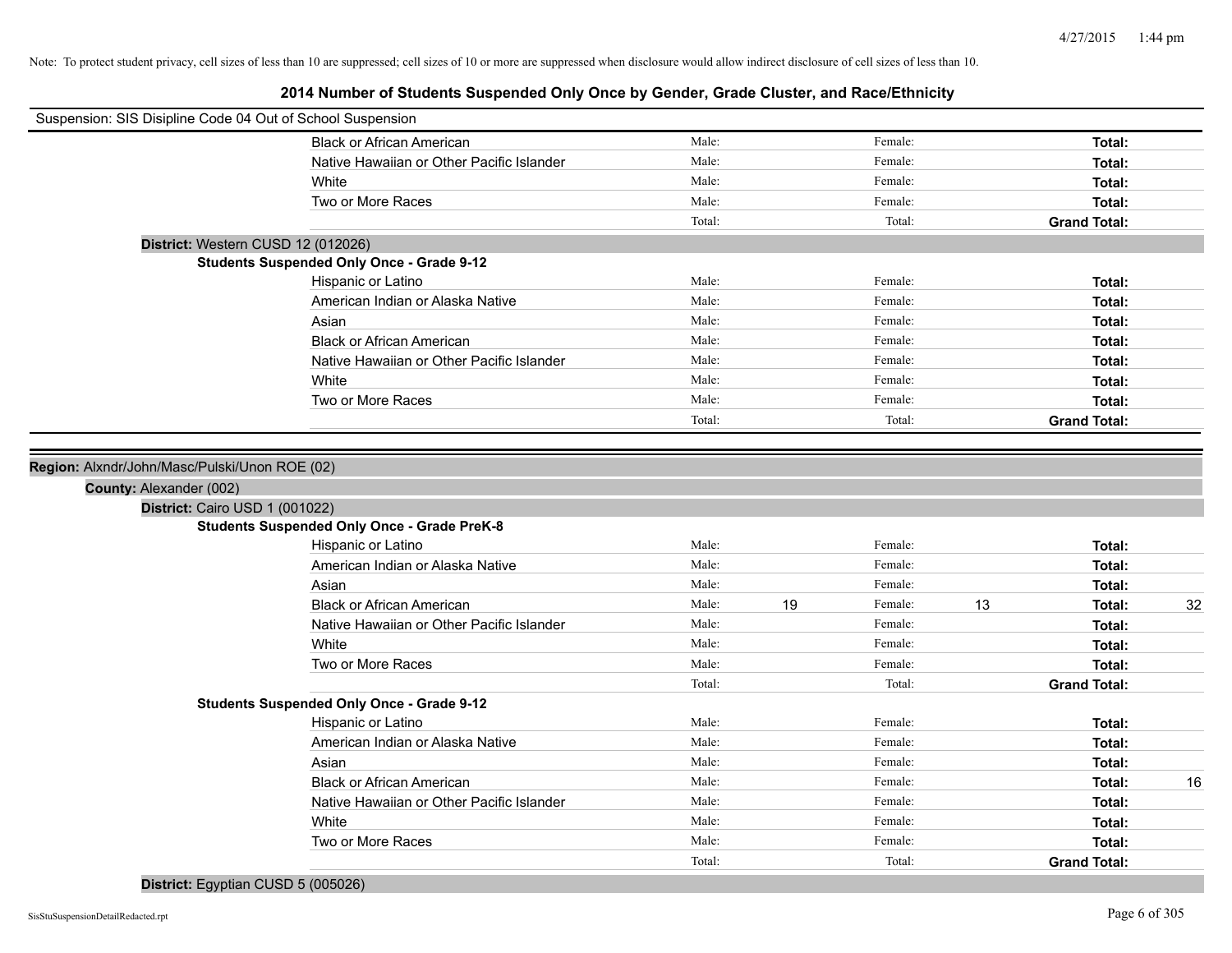Note: To protect student privacy, cell sizes of less than 10 are suppressed; cell sizes of 10 or more are suppressed when disclosure would allow indirect disclosure of cell sizes of less than 10.

## 2014 Number of Students Suspended Only Once by Gender, Grade Cluster, and Race/Ethnicity

Suspension: SIS Disipline Code 04 Out of School Suspension

| | Male | | Female | | Total | |
|---|---|---|---|---|---|---|
| Black or African American | Male: | | Female: | | **Total:** | |
| Native Hawaiian or Other Pacific Islander | Male: | | Female: | | **Total:** | |
| White | Male: | | Female: | | **Total:** | |
| Two or More Races | Male: | | Female: | | **Total:** | |
| | Total: | | Total: | | **Grand Total:** | |

**District:** Western CUSD 12 (012026)

**Students Suspended Only Once - Grade 9-12**

| | Male | | Female | | Total | |
|---|---|---|---|---|---|---|
| Hispanic or Latino | Male: | | Female: | | **Total:** | |
| American Indian or Alaska Native | Male: | | Female: | | **Total:** | |
| Asian | Male: | | Female: | | **Total:** | |
| Black or African American | Male: | | Female: | | **Total:** | |
| Native Hawaiian or Other Pacific Islander | Male: | | Female: | | **Total:** | |
| White | Male: | | Female: | | **Total:** | |
| Two or More Races | Male: | | Female: | | **Total:** | |
| | Total: | | Total: | | **Grand Total:** | |

**Region:** Alxndr/John/Masc/Pulski/Unon ROE (02)

**County:** Alexander (002)

**District:** Cairo USD 1 (001022)

**Students Suspended Only Once - Grade PreK-8**

| | Male | | Female | | Total | |
|---|---|---|---|---|---|---|
| Hispanic or Latino | Male: | | Female: | | **Total:** | |
| American Indian or Alaska Native | Male: | | Female: | | **Total:** | |
| Asian | Male: | | Female: | | **Total:** | |
| Black or African American | Male: | 19 | Female: | 13 | **Total:** | 32 |
| Native Hawaiian or Other Pacific Islander | Male: | | Female: | | **Total:** | |
| White | Male: | | Female: | | **Total:** | |
| Two or More Races | Male: | | Female: | | **Total:** | |
| | Total: | | Total: | | **Grand Total:** | |

**Students Suspended Only Once - Grade 9-12**

| | Male | | Female | | Total | |
|---|---|---|---|---|---|---|
| Hispanic or Latino | Male: | | Female: | | **Total:** | |
| American Indian or Alaska Native | Male: | | Female: | | **Total:** | |
| Asian | Male: | | Female: | | **Total:** | |
| Black or African American | Male: | | Female: | | **Total:** | 16 |
| Native Hawaiian or Other Pacific Islander | Male: | | Female: | | **Total:** | |
| White | Male: | | Female: | | **Total:** | |
| Two or More Races | Male: | | Female: | | **Total:** | |
| | Total: | | Total: | | **Grand Total:** | |

**District:** Egyptian CUSD 5 (005026)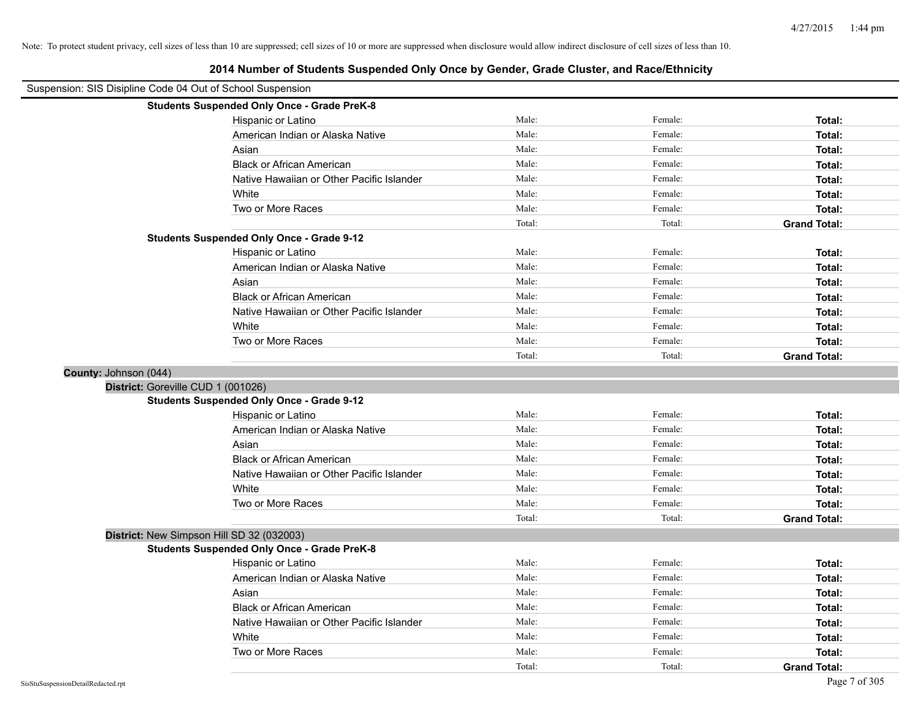Note: To protect student privacy, cell sizes of less than 10 are suppressed; cell sizes of 10 or more are suppressed when disclosure would allow indirect disclosure of cell sizes of less than 10.

# 2014 Number of Students Suspended Only Once by Gender, Grade Cluster, and Race/Ethnicity

Suspension: SIS Disipline Code 04 Out of School Suspension

**Students Suspended Only Once - Grade PreK-8**

| | | | |
|---|---|---|---|
| Hispanic or Latino | Male: | Female: | **Total:** |
| American Indian or Alaska Native | Male: | Female: | **Total:** |
| Asian | Male: | Female: | **Total:** |
| Black or African American | Male: | Female: | **Total:** |
| Native Hawaiian or Other Pacific Islander | Male: | Female: | **Total:** |
| White | Male: | Female: | **Total:** |
| Two or More Races | Male: | Female: | **Total:** |
| | Total: | Total: | **Grand Total:** |

**Students Suspended Only Once - Grade 9-12**

| | | | |
|---|---|---|---|
| Hispanic or Latino | Male: | Female: | **Total:** |
| American Indian or Alaska Native | Male: | Female: | **Total:** |
| Asian | Male: | Female: | **Total:** |
| Black or African American | Male: | Female: | **Total:** |
| Native Hawaiian or Other Pacific Islander | Male: | Female: | **Total:** |
| White | Male: | Female: | **Total:** |
| Two or More Races | Male: | Female: | **Total:** |
| | Total: | Total: | **Grand Total:** |

**County:** Johnson (044)

**District:** Goreville CUD 1 (001026)

**Students Suspended Only Once - Grade 9-12**

| | | | |
|---|---|---|---|
| Hispanic or Latino | Male: | Female: | **Total:** |
| American Indian or Alaska Native | Male: | Female: | **Total:** |
| Asian | Male: | Female: | **Total:** |
| Black or African American | Male: | Female: | **Total:** |
| Native Hawaiian or Other Pacific Islander | Male: | Female: | **Total:** |
| White | Male: | Female: | **Total:** |
| Two or More Races | Male: | Female: | **Total:** |
| | Total: | Total: | **Grand Total:** |

**District:** New Simpson Hill SD 32 (032003)

**Students Suspended Only Once - Grade PreK-8**

| | | | |
|---|---|---|---|
| Hispanic or Latino | Male: | Female: | **Total:** |
| American Indian or Alaska Native | Male: | Female: | **Total:** |
| Asian | Male: | Female: | **Total:** |
| Black or African American | Male: | Female: | **Total:** |
| Native Hawaiian or Other Pacific Islander | Male: | Female: | **Total:** |
| White | Male: | Female: | **Total:** |
| Two or More Races | Male: | Female: | **Total:** |
| | Total: | Total: | **Grand Total:** |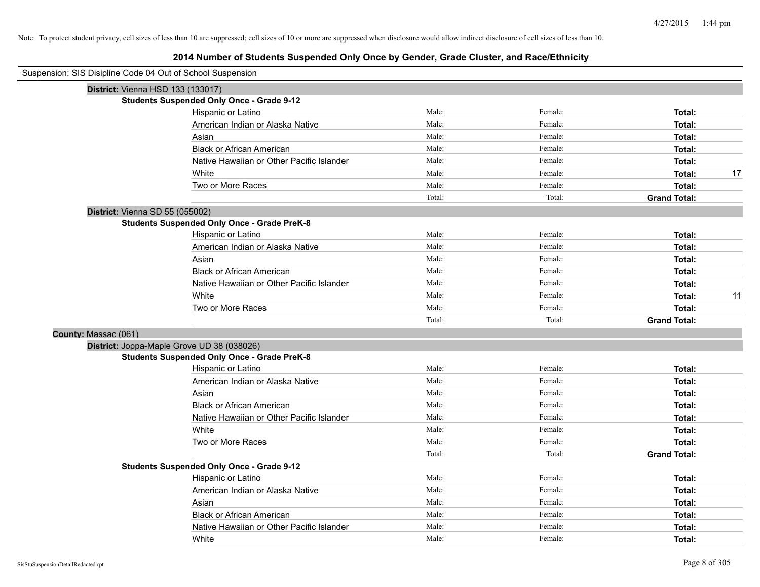Note: To protect student privacy, cell sizes of less than 10 are suppressed; cell sizes of 10 or more are suppressed when disclosure would allow indirect disclosure of cell sizes of less than 10.

## 2014 Number of Students Suspended Only Once by Gender, Grade Cluster, and Race/Ethnicity

Suspension: SIS Disipline Code 04 Out of School Suspension

**District:** Vienna HSD 133 (133017)

**Students Suspended Only Once - Grade 9-12**

| | | | | |
|---|---|---|---|---|
| Hispanic or Latino | Male: | Female: | **Total:** | |
| American Indian or Alaska Native | Male: | Female: | **Total:** | |
| Asian | Male: | Female: | **Total:** | |
| Black or African American | Male: | Female: | **Total:** | |
| Native Hawaiian or Other Pacific Islander | Male: | Female: | **Total:** | |
| White | Male: | Female: | **Total:** | 17 |
| Two or More Races | Male: | Female: | **Total:** | |
| | Total: | Total: | **Grand Total:** | |

**District:** Vienna SD 55 (055002)

**Students Suspended Only Once - Grade PreK-8**

| | | | | |
|---|---|---|---|---|
| Hispanic or Latino | Male: | Female: | **Total:** | |
| American Indian or Alaska Native | Male: | Female: | **Total:** | |
| Asian | Male: | Female: | **Total:** | |
| Black or African American | Male: | Female: | **Total:** | |
| Native Hawaiian or Other Pacific Islander | Male: | Female: | **Total:** | |
| White | Male: | Female: | **Total:** | 11 |
| Two or More Races | Male: | Female: | **Total:** | |
| | Total: | Total: | **Grand Total:** | |

**County:** Massac (061)

**District:** Joppa-Maple Grove UD 38 (038026)

**Students Suspended Only Once - Grade PreK-8**

| | | | | |
|---|---|---|---|---|
| Hispanic or Latino | Male: | Female: | **Total:** | |
| American Indian or Alaska Native | Male: | Female: | **Total:** | |
| Asian | Male: | Female: | **Total:** | |
| Black or African American | Male: | Female: | **Total:** | |
| Native Hawaiian or Other Pacific Islander | Male: | Female: | **Total:** | |
| White | Male: | Female: | **Total:** | |
| Two or More Races | Male: | Female: | **Total:** | |
| | Total: | Total: | **Grand Total:** | |

**Students Suspended Only Once - Grade 9-12**

| | | | | |
|---|---|---|---|---|
| Hispanic or Latino | Male: | Female: | **Total:** | |
| American Indian or Alaska Native | Male: | Female: | **Total:** | |
| Asian | Male: | Female: | **Total:** | |
| Black or African American | Male: | Female: | **Total:** | |
| Native Hawaiian or Other Pacific Islander | Male: | Female: | **Total:** | |
| White | Male: | Female: | **Total:** | |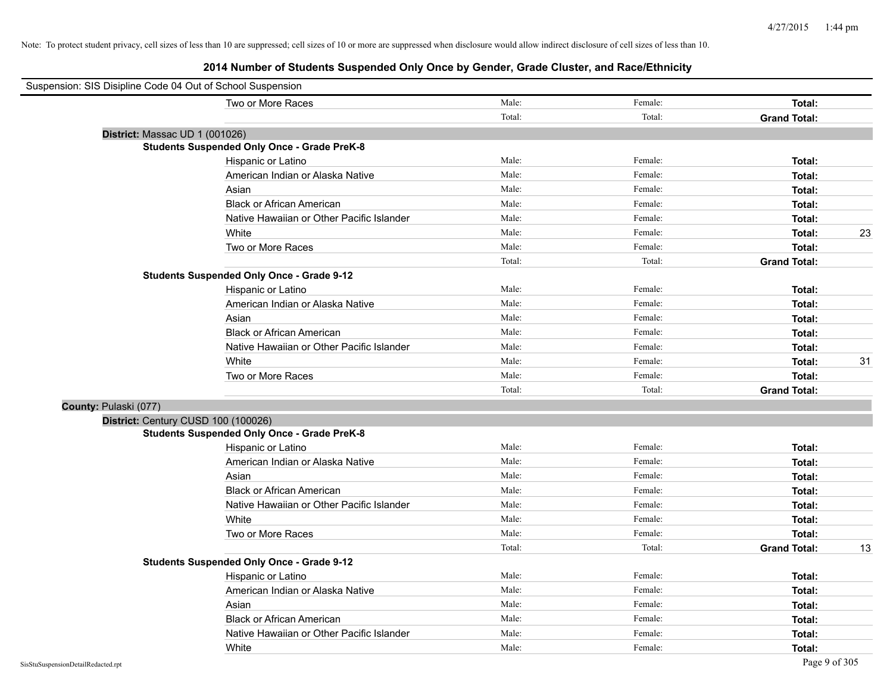Note: To protect student privacy, cell sizes of less than 10 are suppressed; cell sizes of 10 or more are suppressed when disclosure would allow indirect disclosure of cell sizes of less than 10.

# 2014 Number of Students Suspended Only Once by Gender, Grade Cluster, and Race/Ethnicity

Suspension: SIS Disipline Code 04 Out of School Suspension

| | | | | |
|---|---|---|---|---|
| Two or More Races | Male: | Female: | **Total:** | |
| | Total: | Total: | **Grand Total:** | |

**District:** Massac UD 1 (001026)

**Students Suspended Only Once - Grade PreK-8**

| | | | | |
|---|---|---|---|---|
| Hispanic or Latino | Male: | Female: | **Total:** | |
| American Indian or Alaska Native | Male: | Female: | **Total:** | |
| Asian | Male: | Female: | **Total:** | |
| Black or African American | Male: | Female: | **Total:** | |
| Native Hawaiian or Other Pacific Islander | Male: | Female: | **Total:** | |
| White | Male: | Female: | **Total:** | 23 |
| Two or More Races | Male: | Female: | **Total:** | |
| | Total: | Total: | **Grand Total:** | |

**Students Suspended Only Once - Grade 9-12**

| | | | | |
|---|---|---|---|---|
| Hispanic or Latino | Male: | Female: | **Total:** | |
| American Indian or Alaska Native | Male: | Female: | **Total:** | |
| Asian | Male: | Female: | **Total:** | |
| Black or African American | Male: | Female: | **Total:** | |
| Native Hawaiian or Other Pacific Islander | Male: | Female: | **Total:** | |
| White | Male: | Female: | **Total:** | 31 |
| Two or More Races | Male: | Female: | **Total:** | |
| | Total: | Total: | **Grand Total:** | |

**County:** Pulaski (077)

**District:** Century CUSD 100 (100026)

**Students Suspended Only Once - Grade PreK-8**

| | | | | |
|---|---|---|---|---|
| Hispanic or Latino | Male: | Female: | **Total:** | |
| American Indian or Alaska Native | Male: | Female: | **Total:** | |
| Asian | Male: | Female: | **Total:** | |
| Black or African American | Male: | Female: | **Total:** | |
| Native Hawaiian or Other Pacific Islander | Male: | Female: | **Total:** | |
| White | Male: | Female: | **Total:** | |
| Two or More Races | Male: | Female: | **Total:** | |
| | Total: | Total: | **Grand Total:** | 13 |

**Students Suspended Only Once - Grade 9-12**

| | | | | |
|---|---|---|---|---|
| Hispanic or Latino | Male: | Female: | **Total:** | |
| American Indian or Alaska Native | Male: | Female: | **Total:** | |
| Asian | Male: | Female: | **Total:** | |
| Black or African American | Male: | Female: | **Total:** | |
| Native Hawaiian or Other Pacific Islander | Male: | Female: | **Total:** | |
| White | Male: | Female: | **Total:** | |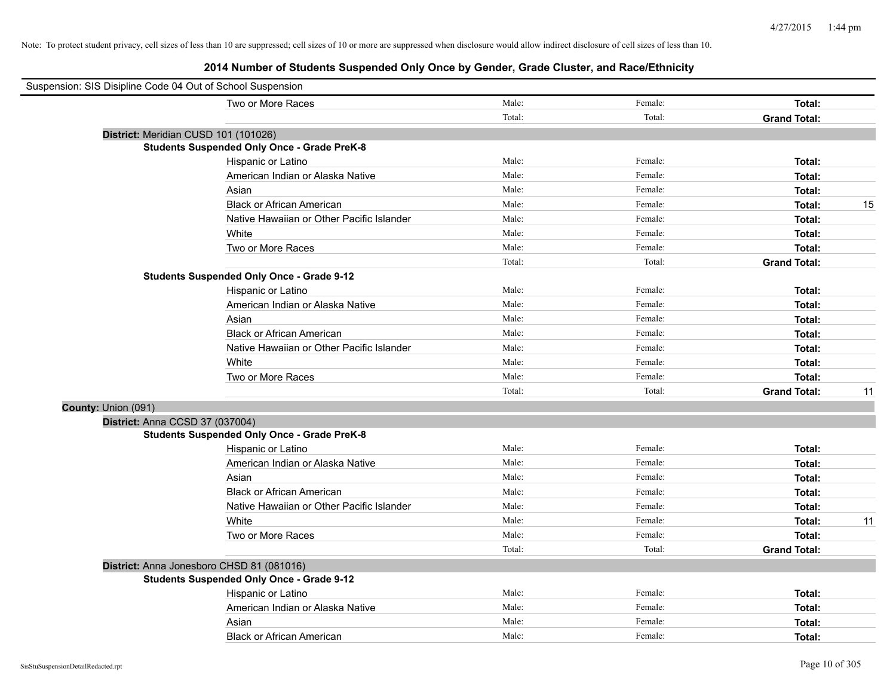Note: To protect student privacy, cell sizes of less than 10 are suppressed; cell sizes of 10 or more are suppressed when disclosure would allow indirect disclosure of cell sizes of less than 10.

# 2014 Number of Students Suspended Only Once by Gender, Grade Cluster, and Race/Ethnicity

Suspension: SIS Disipline Code 04 Out of School Suspension

| | | | | |
|---|---|---|---|---|
| Two or More Races | Male: | Female: | **Total:** | |
| | Total: | Total: | **Grand Total:** | |

**District:** Meridian CUSD 101 (101026)

**Students Suspended Only Once - Grade PreK-8**

| | | | | |
|---|---|---|---|---|
| Hispanic or Latino | Male: | Female: | **Total:** | |
| American Indian or Alaska Native | Male: | Female: | **Total:** | |
| Asian | Male: | Female: | **Total:** | |
| Black or African American | Male: | Female: | **Total:** | 15 |
| Native Hawaiian or Other Pacific Islander | Male: | Female: | **Total:** | |
| White | Male: | Female: | **Total:** | |
| Two or More Races | Male: | Female: | **Total:** | |
| | Total: | Total: | **Grand Total:** | |

**Students Suspended Only Once - Grade 9-12**

| | | | | |
|---|---|---|---|---|
| Hispanic or Latino | Male: | Female: | **Total:** | |
| American Indian or Alaska Native | Male: | Female: | **Total:** | |
| Asian | Male: | Female: | **Total:** | |
| Black or African American | Male: | Female: | **Total:** | |
| Native Hawaiian or Other Pacific Islander | Male: | Female: | **Total:** | |
| White | Male: | Female: | **Total:** | |
| Two or More Races | Male: | Female: | **Total:** | |
| | Total: | Total: | **Grand Total:** | 11 |

**County:** Union (091)

**District:** Anna CCSD 37 (037004)

**Students Suspended Only Once - Grade PreK-8**

| | | | | |
|---|---|---|---|---|
| Hispanic or Latino | Male: | Female: | **Total:** | |
| American Indian or Alaska Native | Male: | Female: | **Total:** | |
| Asian | Male: | Female: | **Total:** | |
| Black or African American | Male: | Female: | **Total:** | |
| Native Hawaiian or Other Pacific Islander | Male: | Female: | **Total:** | |
| White | Male: | Female: | **Total:** | 11 |
| Two or More Races | Male: | Female: | **Total:** | |
| | Total: | Total: | **Grand Total:** | |

**District:** Anna Jonesboro CHSD 81 (081016)

**Students Suspended Only Once - Grade 9-12**

| | | | | |
|---|---|---|---|---|
| Hispanic or Latino | Male: | Female: | **Total:** | |
| American Indian or Alaska Native | Male: | Female: | **Total:** | |
| Asian | Male: | Female: | **Total:** | |
| Black or African American | Male: | Female: | **Total:** | |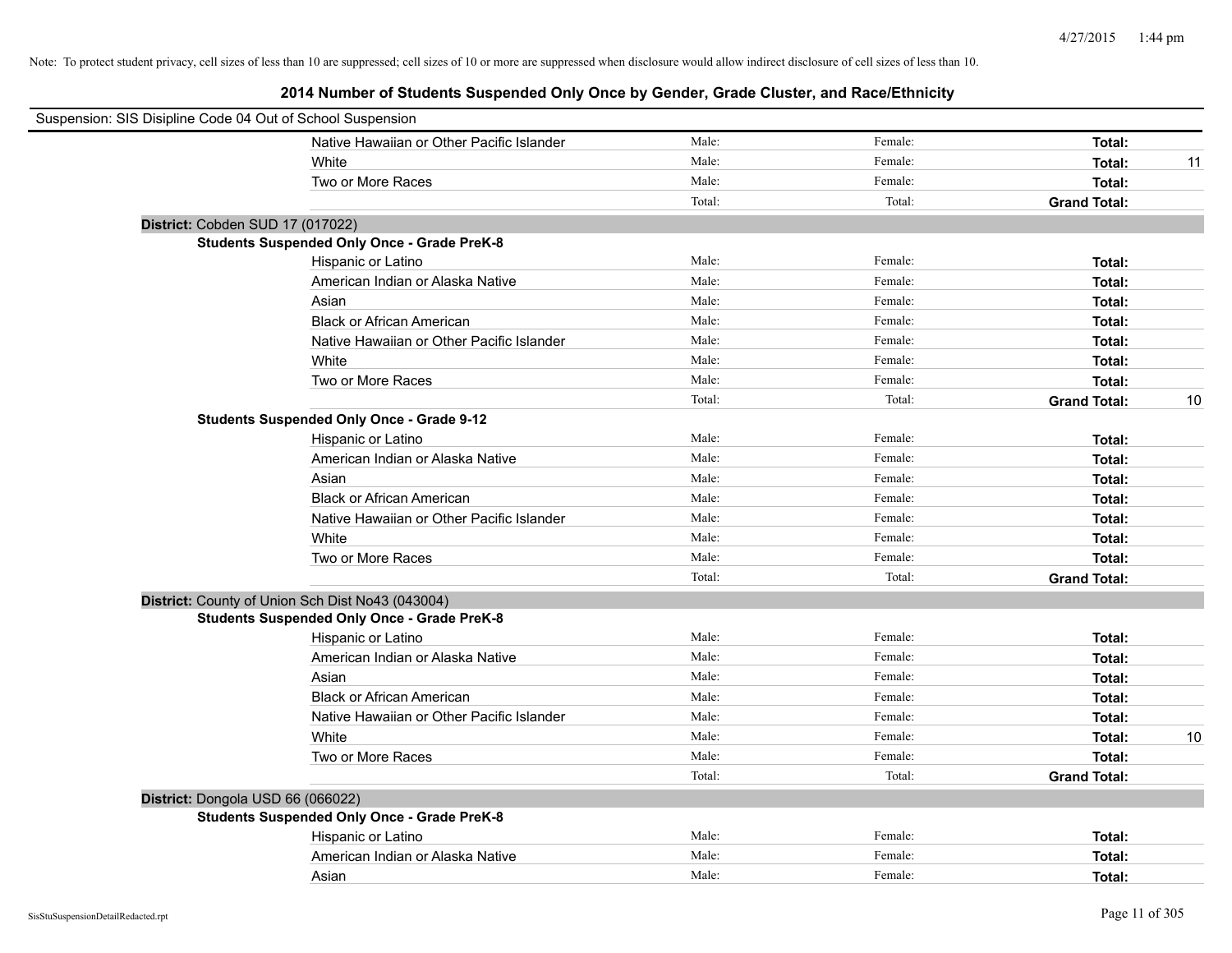Note: To protect student privacy, cell sizes of less than 10 are suppressed; cell sizes of 10 or more are suppressed when disclosure would allow indirect disclosure of cell sizes of less than 10.

## 2014 Number of Students Suspended Only Once by Gender, Grade Cluster, and Race/Ethnicity

Suspension: SIS Disipline Code 04 Out of School Suspension

| | Male | Female | Total |
|---|---|---|---|
| Native Hawaiian or Other Pacific Islander | Male: | Female: | Total: |
| White | Male: | Female: | Total: 11 |
| Two or More Races | Male: | Female: | Total: |
| | Total: | Total: | Grand Total: |

**District:** Cobden SUD 17 (017022)

**Students Suspended Only Once - Grade PreK-8**

| | Male | Female | Total |
|---|---|---|---|
| Hispanic or Latino | Male: | Female: | Total: |
| American Indian or Alaska Native | Male: | Female: | Total: |
| Asian | Male: | Female: | Total: |
| Black or African American | Male: | Female: | Total: |
| Native Hawaiian or Other Pacific Islander | Male: | Female: | Total: |
| White | Male: | Female: | Total: |
| Two or More Races | Male: | Female: | Total: |
| | Total: | Total: | Grand Total: 10 |

**Students Suspended Only Once - Grade 9-12**

| | Male | Female | Total |
|---|---|---|---|
| Hispanic or Latino | Male: | Female: | Total: |
| American Indian or Alaska Native | Male: | Female: | Total: |
| Asian | Male: | Female: | Total: |
| Black or African American | Male: | Female: | Total: |
| Native Hawaiian or Other Pacific Islander | Male: | Female: | Total: |
| White | Male: | Female: | Total: |
| Two or More Races | Male: | Female: | Total: |
| | Total: | Total: | Grand Total: |

**District:** County of Union Sch Dist No43 (043004)

**Students Suspended Only Once - Grade PreK-8**

| | Male | Female | Total |
|---|---|---|---|
| Hispanic or Latino | Male: | Female: | Total: |
| American Indian or Alaska Native | Male: | Female: | Total: |
| Asian | Male: | Female: | Total: |
| Black or African American | Male: | Female: | Total: |
| Native Hawaiian or Other Pacific Islander | Male: | Female: | Total: |
| White | Male: | Female: | Total: 10 |
| Two or More Races | Male: | Female: | Total: |
| | Total: | Total: | Grand Total: |

**District:** Dongola USD 66 (066022)

**Students Suspended Only Once - Grade PreK-8**

| | Male | Female | Total |
|---|---|---|---|
| Hispanic or Latino | Male: | Female: | Total: |
| American Indian or Alaska Native | Male: | Female: | Total: |
| Asian | Male: | Female: | Total: |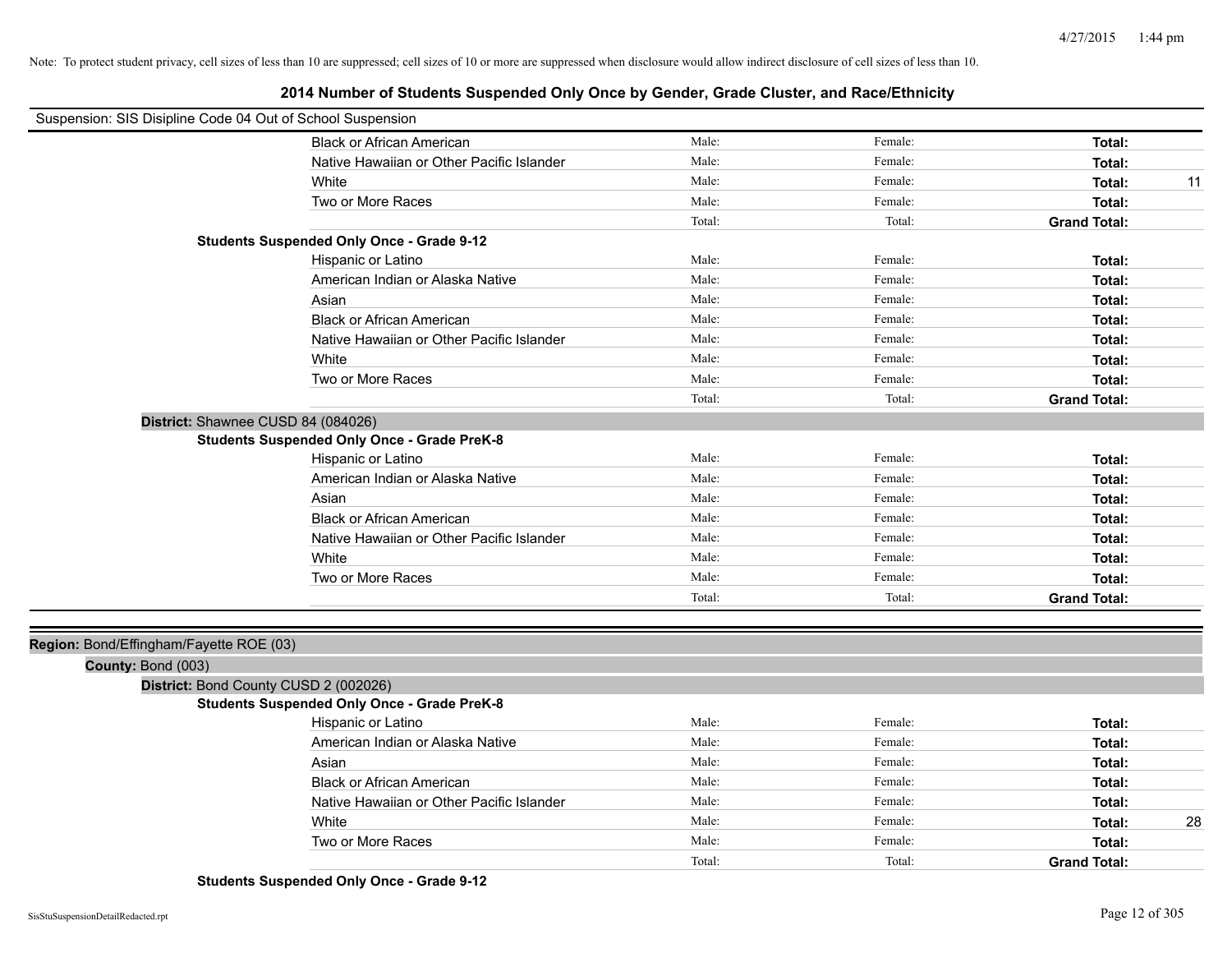Note: To protect student privacy, cell sizes of less than 10 are suppressed; cell sizes of 10 or more are suppressed when disclosure would allow indirect disclosure of cell sizes of less than 10.

# 2014 Number of Students Suspended Only Once by Gender, Grade Cluster, and Race/Ethnicity

Suspension: SIS Disipline Code 04 Out of School Suspension

| | Male | Female | Total | |
|---|---|---|---|---|
| Black or African American | Male: | Female: | **Total:** | |
| Native Hawaiian or Other Pacific Islander | Male: | Female: | **Total:** | |
| White | Male: | Female: | **Total:** | 11 |
| Two or More Races | Male: | Female: | **Total:** | |
| | Total: | Total: | **Grand Total:** | |

**Students Suspended Only Once - Grade 9-12**

| | Male | Female | Total | |
|---|---|---|---|---|
| Hispanic or Latino | Male: | Female: | **Total:** | |
| American Indian or Alaska Native | Male: | Female: | **Total:** | |
| Asian | Male: | Female: | **Total:** | |
| Black or African American | Male: | Female: | **Total:** | |
| Native Hawaiian or Other Pacific Islander | Male: | Female: | **Total:** | |
| White | Male: | Female: | **Total:** | |
| Two or More Races | Male: | Female: | **Total:** | |
| | Total: | Total: | **Grand Total:** | |

**District:** Shawnee CUSD 84 (084026)

**Students Suspended Only Once - Grade PreK-8**

| | Male | Female | Total | |
|---|---|---|---|---|
| Hispanic or Latino | Male: | Female: | **Total:** | |
| American Indian or Alaska Native | Male: | Female: | **Total:** | |
| Asian | Male: | Female: | **Total:** | |
| Black or African American | Male: | Female: | **Total:** | |
| Native Hawaiian or Other Pacific Islander | Male: | Female: | **Total:** | |
| White | Male: | Female: | **Total:** | |
| Two or More Races | Male: | Female: | **Total:** | |
| | Total: | Total: | **Grand Total:** | |

**Region:** Bond/Effingham/Fayette ROE (03)

**County:** Bond (003)

**District:** Bond County CUSD 2 (002026)

**Students Suspended Only Once - Grade PreK-8**

| | Male | Female | Total | |
|---|---|---|---|---|
| Hispanic or Latino | Male: | Female: | **Total:** | |
| American Indian or Alaska Native | Male: | Female: | **Total:** | |
| Asian | Male: | Female: | **Total:** | |
| Black or African American | Male: | Female: | **Total:** | |
| Native Hawaiian or Other Pacific Islander | Male: | Female: | **Total:** | |
| White | Male: | Female: | **Total:** | 28 |
| Two or More Races | Male: | Female: | **Total:** | |
| | Total: | Total: | **Grand Total:** | |

**Students Suspended Only Once - Grade 9-12**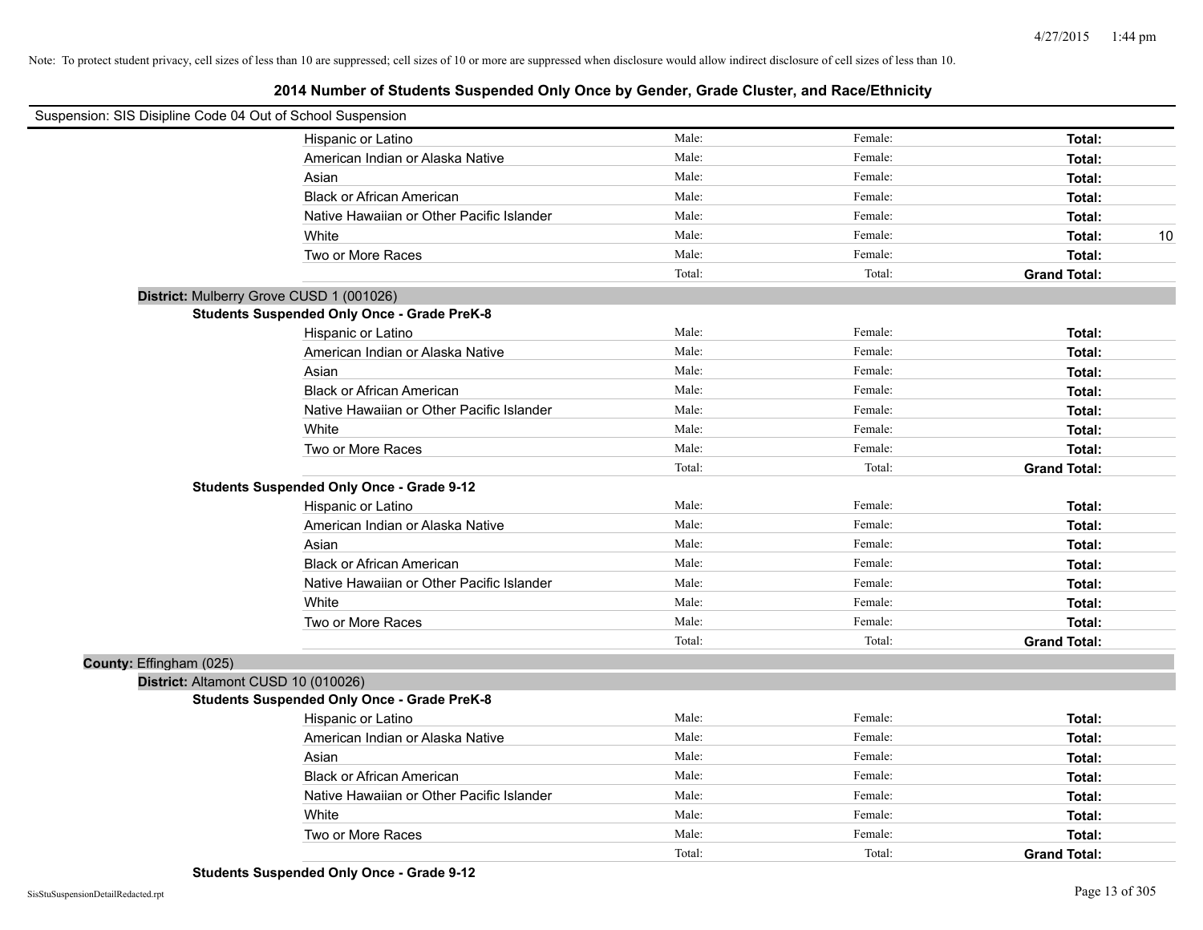Note: To protect student privacy, cell sizes of less than 10 are suppressed; cell sizes of 10 or more are suppressed when disclosure would allow indirect disclosure of cell sizes of less than 10.

# 2014 Number of Students Suspended Only Once by Gender, Grade Cluster, and Race/Ethnicity

Suspension: SIS Disipline Code 04 Out of School Suspension

| | Male | Female | Total | |
|---|---|---|---|---|
| Hispanic or Latino | Male: | Female: | **Total:** | |
| American Indian or Alaska Native | Male: | Female: | **Total:** | |
| Asian | Male: | Female: | **Total:** | |
| Black or African American | Male: | Female: | **Total:** | |
| Native Hawaiian or Other Pacific Islander | Male: | Female: | **Total:** | |
| White | Male: | Female: | **Total:** | 10 |
| Two or More Races | Male: | Female: | **Total:** | |
| | Total: | Total: | **Grand Total:** | |

**District:** Mulberry Grove CUSD 1 (001026)

**Students Suspended Only Once - Grade PreK-8**

| | Male | Female | Total | |
|---|---|---|---|---|
| Hispanic or Latino | Male: | Female: | **Total:** | |
| American Indian or Alaska Native | Male: | Female: | **Total:** | |
| Asian | Male: | Female: | **Total:** | |
| Black or African American | Male: | Female: | **Total:** | |
| Native Hawaiian or Other Pacific Islander | Male: | Female: | **Total:** | |
| White | Male: | Female: | **Total:** | |
| Two or More Races | Male: | Female: | **Total:** | |
| | Total: | Total: | **Grand Total:** | |

**Students Suspended Only Once - Grade 9-12**

| | Male | Female | Total | |
|---|---|---|---|---|
| Hispanic or Latino | Male: | Female: | **Total:** | |
| American Indian or Alaska Native | Male: | Female: | **Total:** | |
| Asian | Male: | Female: | **Total:** | |
| Black or African American | Male: | Female: | **Total:** | |
| Native Hawaiian or Other Pacific Islander | Male: | Female: | **Total:** | |
| White | Male: | Female: | **Total:** | |
| Two or More Races | Male: | Female: | **Total:** | |
| | Total: | Total: | **Grand Total:** | |

**County:** Effingham (025)

**District:** Altamont CUSD 10 (010026)

**Students Suspended Only Once - Grade PreK-8**

| | Male | Female | Total | |
|---|---|---|---|---|
| Hispanic or Latino | Male: | Female: | **Total:** | |
| American Indian or Alaska Native | Male: | Female: | **Total:** | |
| Asian | Male: | Female: | **Total:** | |
| Black or African American | Male: | Female: | **Total:** | |
| Native Hawaiian or Other Pacific Islander | Male: | Female: | **Total:** | |
| White | Male: | Female: | **Total:** | |
| Two or More Races | Male: | Female: | **Total:** | |
| | Total: | Total: | **Grand Total:** | |

**Students Suspended Only Once - Grade 9-12**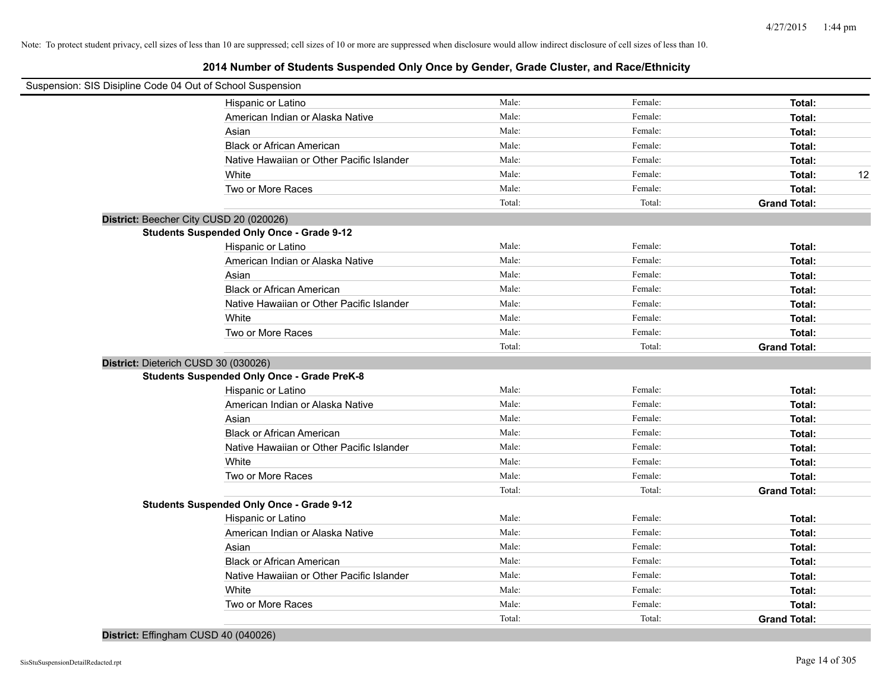Note: To protect student privacy, cell sizes of less than 10 are suppressed; cell sizes of 10 or more are suppressed when disclosure would allow indirect disclosure of cell sizes of less than 10.

# 2014 Number of Students Suspended Only Once by Gender, Grade Cluster, and Race/Ethnicity

Suspension: SIS Disipline Code 04 Out of School Suspension

| | | | | |
|---|---|---|---|---|
| Hispanic or Latino | Male: | Female: | **Total:** | |
| American Indian or Alaska Native | Male: | Female: | **Total:** | |
| Asian | Male: | Female: | **Total:** | |
| Black or African American | Male: | Female: | **Total:** | |
| Native Hawaiian or Other Pacific Islander | Male: | Female: | **Total:** | |
| White | Male: | Female: | **Total:** | 12 |
| Two or More Races | Male: | Female: | **Total:** | |
| | Total: | Total: | **Grand Total:** | |

**District:** Beecher City CUSD 20 (020026)

**Students Suspended Only Once - Grade 9-12**

| | | | | |
|---|---|---|---|---|
| Hispanic or Latino | Male: | Female: | **Total:** | |
| American Indian or Alaska Native | Male: | Female: | **Total:** | |
| Asian | Male: | Female: | **Total:** | |
| Black or African American | Male: | Female: | **Total:** | |
| Native Hawaiian or Other Pacific Islander | Male: | Female: | **Total:** | |
| White | Male: | Female: | **Total:** | |
| Two or More Races | Male: | Female: | **Total:** | |
| | Total: | Total: | **Grand Total:** | |

**District:** Dieterich CUSD 30 (030026)

**Students Suspended Only Once - Grade PreK-8**

| | | | | |
|---|---|---|---|---|
| Hispanic or Latino | Male: | Female: | **Total:** | |
| American Indian or Alaska Native | Male: | Female: | **Total:** | |
| Asian | Male: | Female: | **Total:** | |
| Black or African American | Male: | Female: | **Total:** | |
| Native Hawaiian or Other Pacific Islander | Male: | Female: | **Total:** | |
| White | Male: | Female: | **Total:** | |
| Two or More Races | Male: | Female: | **Total:** | |
| | Total: | Total: | **Grand Total:** | |

**Students Suspended Only Once - Grade 9-12**

| | | | | |
|---|---|---|---|---|
| Hispanic or Latino | Male: | Female: | **Total:** | |
| American Indian or Alaska Native | Male: | Female: | **Total:** | |
| Asian | Male: | Female: | **Total:** | |
| Black or African American | Male: | Female: | **Total:** | |
| Native Hawaiian or Other Pacific Islander | Male: | Female: | **Total:** | |
| White | Male: | Female: | **Total:** | |
| Two or More Races | Male: | Female: | **Total:** | |
| | Total: | Total: | **Grand Total:** | |

**District:** Effingham CUSD 40 (040026)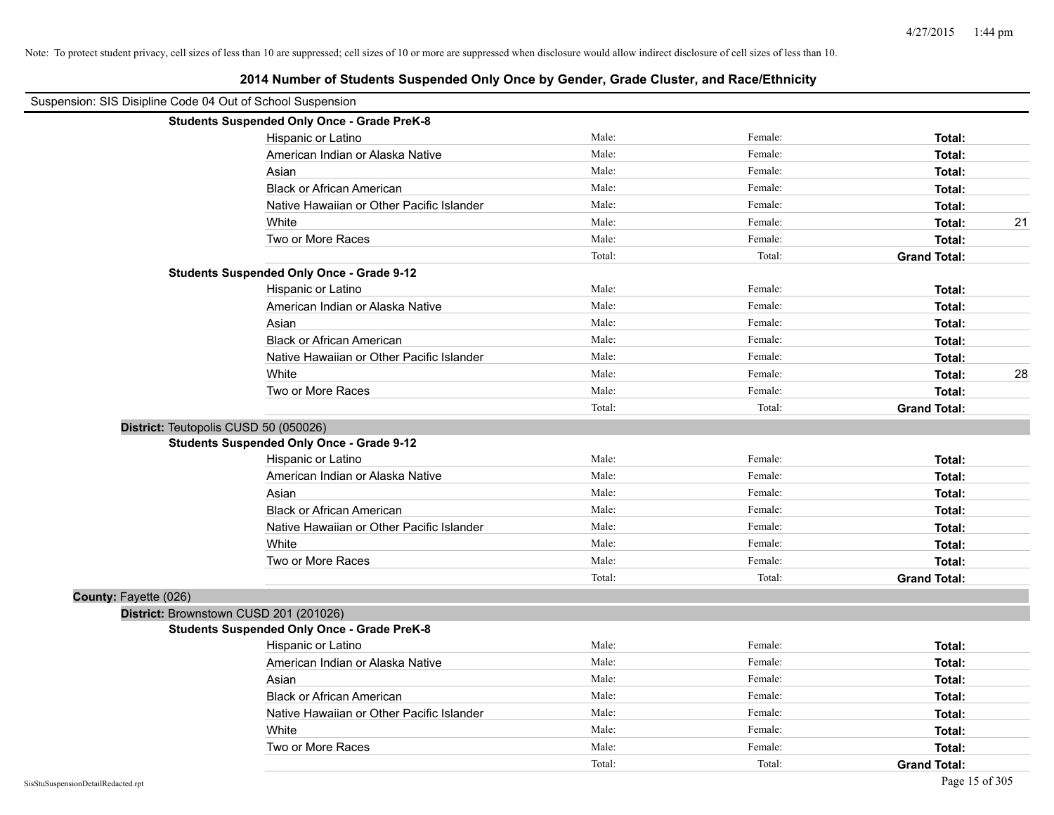Note: To protect student privacy, cell sizes of less than 10 are suppressed; cell sizes of 10 or more are suppressed when disclosure would allow indirect disclosure of cell sizes of less than 10.

# 2014 Number of Students Suspended Only Once by Gender, Grade Cluster, and Race/Ethnicity

Suspension: SIS Disipline Code 04 Out of School Suspension

**Students Suspended Only Once - Grade PreK-8**

| Race/Ethnicity | Male: | Female: | Total: | |
|---|---|---|---|---|
| Hispanic or Latino | Male: | Female: | **Total:** | |
| American Indian or Alaska Native | Male: | Female: | **Total:** | |
| Asian | Male: | Female: | **Total:** | |
| Black or African American | Male: | Female: | **Total:** | |
| Native Hawaiian or Other Pacific Islander | Male: | Female: | **Total:** | |
| White | Male: | Female: | **Total:** | 21 |
| Two or More Races | Male: | Female: | **Total:** | |
| | Total: | Total: | **Grand Total:** | |

**Students Suspended Only Once - Grade 9-12**

| Race/Ethnicity | Male: | Female: | Total: | |
|---|---|---|---|---|
| Hispanic or Latino | Male: | Female: | **Total:** | |
| American Indian or Alaska Native | Male: | Female: | **Total:** | |
| Asian | Male: | Female: | **Total:** | |
| Black or African American | Male: | Female: | **Total:** | |
| Native Hawaiian or Other Pacific Islander | Male: | Female: | **Total:** | |
| White | Male: | Female: | **Total:** | 28 |
| Two or More Races | Male: | Female: | **Total:** | |
| | Total: | Total: | **Grand Total:** | |

**District:** Teutopolis CUSD 50 (050026)

**Students Suspended Only Once - Grade 9-12**

| Race/Ethnicity | Male: | Female: | Total: | |
|---|---|---|---|---|
| Hispanic or Latino | Male: | Female: | **Total:** | |
| American Indian or Alaska Native | Male: | Female: | **Total:** | |
| Asian | Male: | Female: | **Total:** | |
| Black or African American | Male: | Female: | **Total:** | |
| Native Hawaiian or Other Pacific Islander | Male: | Female: | **Total:** | |
| White | Male: | Female: | **Total:** | |
| Two or More Races | Male: | Female: | **Total:** | |
| | Total: | Total: | **Grand Total:** | |

**County:** Fayette (026)

**District:** Brownstown CUSD 201 (201026)

**Students Suspended Only Once - Grade PreK-8**

| Race/Ethnicity | Male: | Female: | Total: | |
|---|---|---|---|---|
| Hispanic or Latino | Male: | Female: | **Total:** | |
| American Indian or Alaska Native | Male: | Female: | **Total:** | |
| Asian | Male: | Female: | **Total:** | |
| Black or African American | Male: | Female: | **Total:** | |
| Native Hawaiian or Other Pacific Islander | Male: | Female: | **Total:** | |
| White | Male: | Female: | **Total:** | |
| Two or More Races | Male: | Female: | **Total:** | |
| | Total: | Total: | **Grand Total:** | |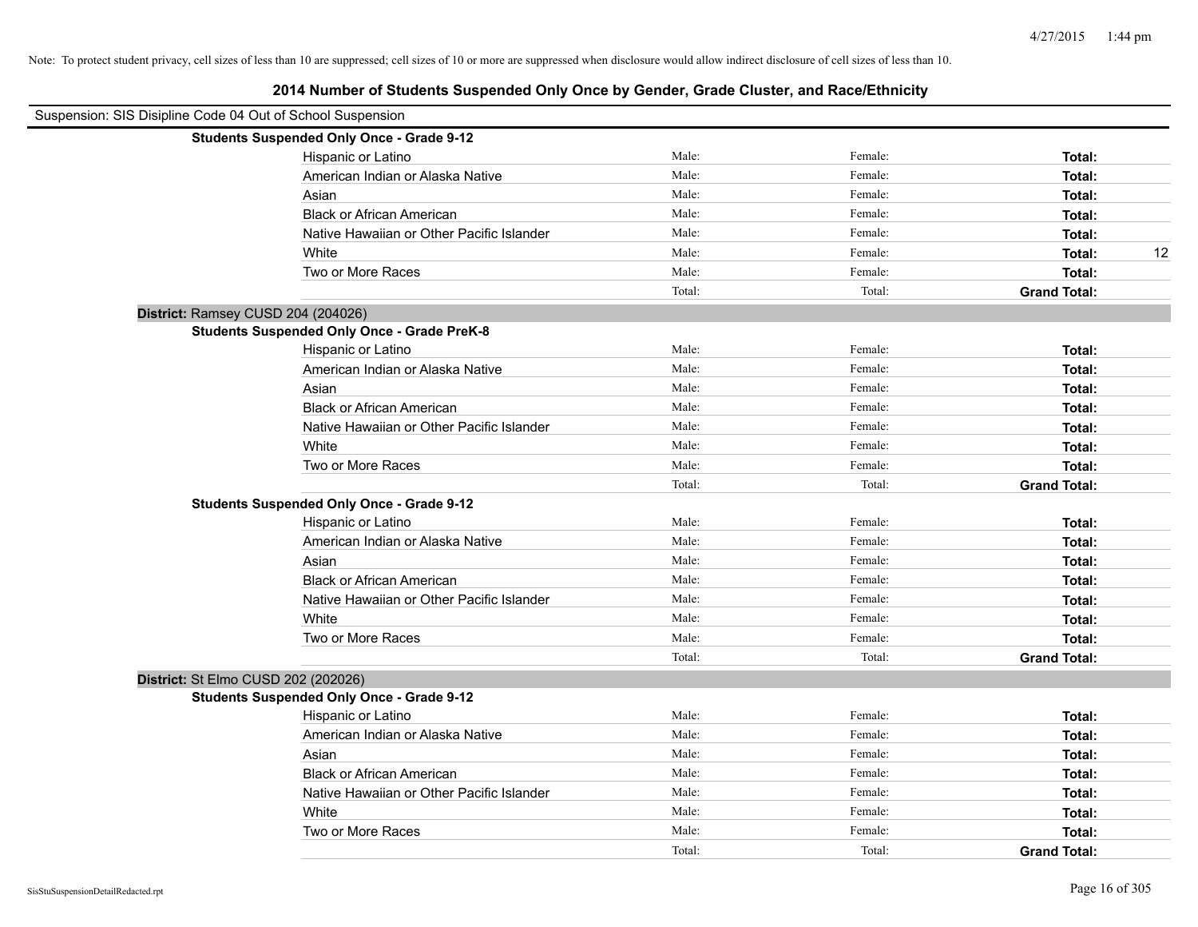Note: To protect student privacy, cell sizes of less than 10 are suppressed; cell sizes of 10 or more are suppressed when disclosure would allow indirect disclosure of cell sizes of less than 10.

# 2014 Number of Students Suspended Only Once by Gender, Grade Cluster, and Race/Ethnicity

Suspension: SIS Disipline Code 04 Out of School Suspension

**Students Suspended Only Once - Grade 9-12**

| | | | | |
|---|---|---|---|---|
| Hispanic or Latino | Male: | Female: | **Total:** | |
| American Indian or Alaska Native | Male: | Female: | **Total:** | |
| Asian | Male: | Female: | **Total:** | |
| Black or African American | Male: | Female: | **Total:** | |
| Native Hawaiian or Other Pacific Islander | Male: | Female: | **Total:** | |
| White | Male: | Female: | **Total:** | 12 |
| Two or More Races | Male: | Female: | **Total:** | |
| | Total: | Total: | **Grand Total:** | |

**District:** Ramsey CUSD 204 (204026)

**Students Suspended Only Once - Grade PreK-8**

| | | | | |
|---|---|---|---|---|
| Hispanic or Latino | Male: | Female: | **Total:** | |
| American Indian or Alaska Native | Male: | Female: | **Total:** | |
| Asian | Male: | Female: | **Total:** | |
| Black or African American | Male: | Female: | **Total:** | |
| Native Hawaiian or Other Pacific Islander | Male: | Female: | **Total:** | |
| White | Male: | Female: | **Total:** | |
| Two or More Races | Male: | Female: | **Total:** | |
| | Total: | Total: | **Grand Total:** | |

**Students Suspended Only Once - Grade 9-12**

| | | | | |
|---|---|---|---|---|
| Hispanic or Latino | Male: | Female: | **Total:** | |
| American Indian or Alaska Native | Male: | Female: | **Total:** | |
| Asian | Male: | Female: | **Total:** | |
| Black or African American | Male: | Female: | **Total:** | |
| Native Hawaiian or Other Pacific Islander | Male: | Female: | **Total:** | |
| White | Male: | Female: | **Total:** | |
| Two or More Races | Male: | Female: | **Total:** | |
| | Total: | Total: | **Grand Total:** | |

**District:** St Elmo CUSD 202 (202026)

**Students Suspended Only Once - Grade 9-12**

| | | | | |
|---|---|---|---|---|
| Hispanic or Latino | Male: | Female: | **Total:** | |
| American Indian or Alaska Native | Male: | Female: | **Total:** | |
| Asian | Male: | Female: | **Total:** | |
| Black or African American | Male: | Female: | **Total:** | |
| Native Hawaiian or Other Pacific Islander | Male: | Female: | **Total:** | |
| White | Male: | Female: | **Total:** | |
| Two or More Races | Male: | Female: | **Total:** | |
| | Total: | Total: | **Grand Total:** | |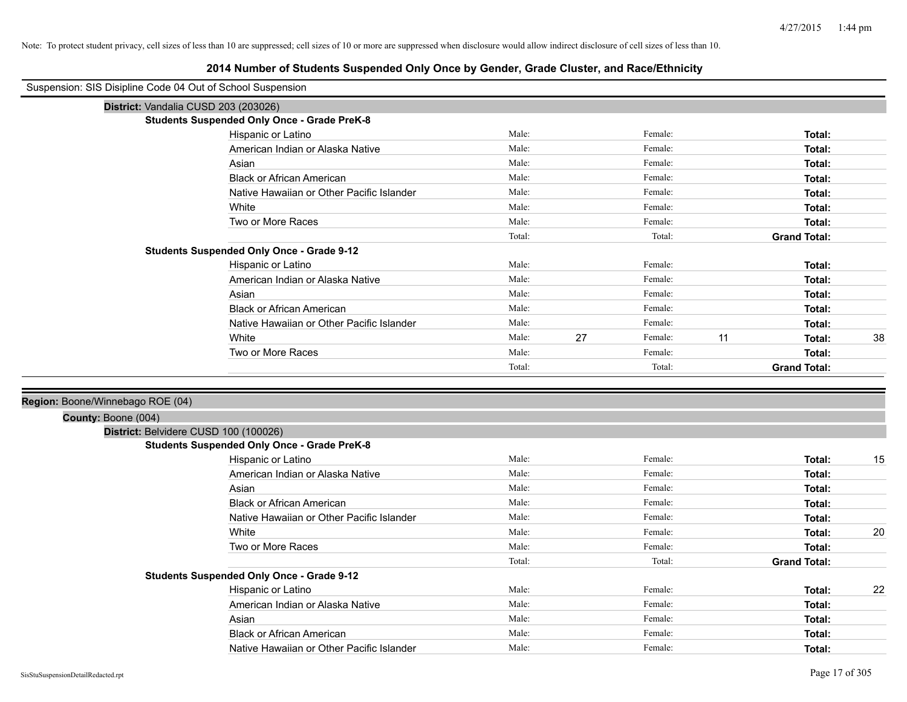Note: To protect student privacy, cell sizes of less than 10 are suppressed; cell sizes of 10 or more are suppressed when disclosure would allow indirect disclosure of cell sizes of less than 10.

# 2014 Number of Students Suspended Only Once by Gender, Grade Cluster, and Race/Ethnicity

Suspension: SIS Disipline Code 04 Out of School Suspension

**District:** Vandalia CUSD 203 (203026)

**Students Suspended Only Once - Grade PreK-8**

| Race/Ethnicity | | Male | | Female | | Total |
|---|---|---|---|---|---|---|
| Hispanic or Latino | Male: | | Female: | | **Total:** | |
| American Indian or Alaska Native | Male: | | Female: | | **Total:** | |
| Asian | Male: | | Female: | | **Total:** | |
| Black or African American | Male: | | Female: | | **Total:** | |
| Native Hawaiian or Other Pacific Islander | Male: | | Female: | | **Total:** | |
| White | Male: | | Female: | | **Total:** | |
| Two or More Races | Male: | | Female: | | **Total:** | |
| | Total: | | Total: | | **Grand Total:** | |

**Students Suspended Only Once - Grade 9-12**

| Race/Ethnicity | | Male | | Female | | Total |
|---|---|---|---|---|---|---|
| Hispanic or Latino | Male: | | Female: | | **Total:** | |
| American Indian or Alaska Native | Male: | | Female: | | **Total:** | |
| Asian | Male: | | Female: | | **Total:** | |
| Black or African American | Male: | | Female: | | **Total:** | |
| Native Hawaiian or Other Pacific Islander | Male: | | Female: | | **Total:** | |
| White | Male: | 27 | Female: | 11 | **Total:** | 38 |
| Two or More Races | Male: | | Female: | | **Total:** | |
| | Total: | | Total: | | **Grand Total:** | |

**Region:** Boone/Winnebago ROE (04)

**County:** Boone (004)

**District:** Belvidere CUSD 100 (100026)

**Students Suspended Only Once - Grade PreK-8**

| Race/Ethnicity | | Male | | Female | | Total |
|---|---|---|---|---|---|---|
| Hispanic or Latino | Male: | | Female: | | **Total:** | 15 |
| American Indian or Alaska Native | Male: | | Female: | | **Total:** | |
| Asian | Male: | | Female: | | **Total:** | |
| Black or African American | Male: | | Female: | | **Total:** | |
| Native Hawaiian or Other Pacific Islander | Male: | | Female: | | **Total:** | |
| White | Male: | | Female: | | **Total:** | 20 |
| Two or More Races | Male: | | Female: | | **Total:** | |
| | Total: | | Total: | | **Grand Total:** | |

**Students Suspended Only Once - Grade 9-12**

| Race/Ethnicity | | Male | | Female | | Total |
|---|---|---|---|---|---|---|
| Hispanic or Latino | Male: | | Female: | | **Total:** | 22 |
| American Indian or Alaska Native | Male: | | Female: | | **Total:** | |
| Asian | Male: | | Female: | | **Total:** | |
| Black or African American | Male: | | Female: | | **Total:** | |
| Native Hawaiian or Other Pacific Islander | Male: | | Female: | | **Total:** | |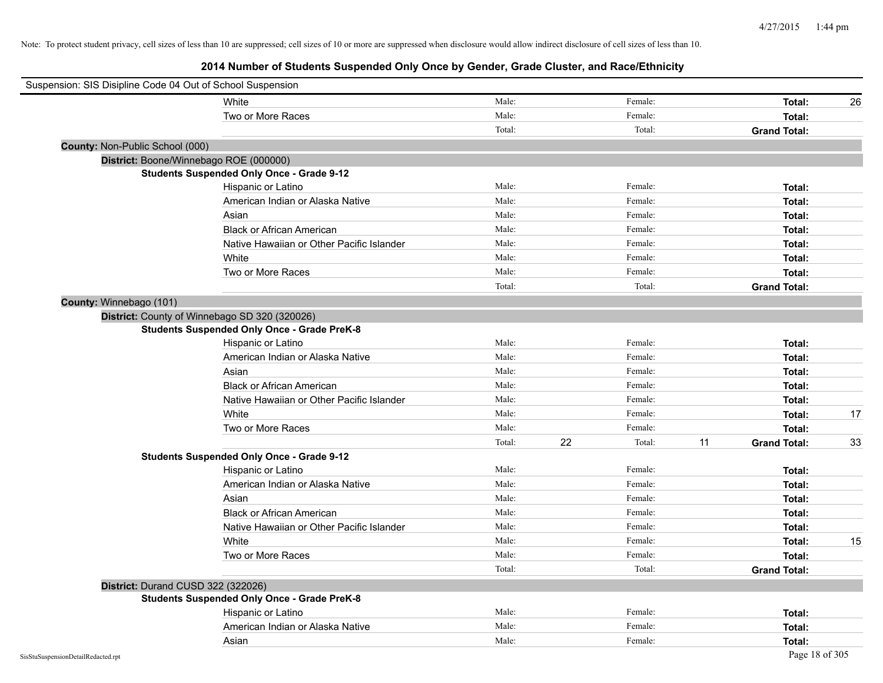Note: To protect student privacy, cell sizes of less than 10 are suppressed; cell sizes of 10 or more are suppressed when disclosure would allow indirect disclosure of cell sizes of less than 10.

# 2014 Number of Students Suspended Only Once by Gender, Grade Cluster, and Race/Ethnicity

Suspension: SIS Disipline Code 04 Out of School Suspension

| | | | | | | |
|---|---|---|---|---|---|---|
| White | Male: | | Female: | | **Total:** | 26 |
| Two or More Races | Male: | | Female: | | **Total:** | |
| | Total: | | Total: | | **Grand Total:** | |

**County:** Non-Public School (000)

**District:** Boone/Winnebago ROE (000000)

**Students Suspended Only Once - Grade 9-12**

| | | | | | | |
|---|---|---|---|---|---|---|
| Hispanic or Latino | Male: | | Female: | | **Total:** | |
| American Indian or Alaska Native | Male: | | Female: | | **Total:** | |
| Asian | Male: | | Female: | | **Total:** | |
| Black or African American | Male: | | Female: | | **Total:** | |
| Native Hawaiian or Other Pacific Islander | Male: | | Female: | | **Total:** | |
| White | Male: | | Female: | | **Total:** | |
| Two or More Races | Male: | | Female: | | **Total:** | |
| | Total: | | Total: | | **Grand Total:** | |

**County:** Winnebago (101)

**District:** County of Winnebago SD 320 (320026)

**Students Suspended Only Once - Grade PreK-8**

| | | | | | | |
|---|---|---|---|---|---|---|
| Hispanic or Latino | Male: | | Female: | | **Total:** | |
| American Indian or Alaska Native | Male: | | Female: | | **Total:** | |
| Asian | Male: | | Female: | | **Total:** | |
| Black or African American | Male: | | Female: | | **Total:** | |
| Native Hawaiian or Other Pacific Islander | Male: | | Female: | | **Total:** | |
| White | Male: | | Female: | | **Total:** | 17 |
| Two or More Races | Male: | | Female: | | **Total:** | |
| | Total: | 22 | Total: | 11 | **Grand Total:** | 33 |

**Students Suspended Only Once - Grade 9-12**

| | | | | | | |
|---|---|---|---|---|---|---|
| Hispanic or Latino | Male: | | Female: | | **Total:** | |
| American Indian or Alaska Native | Male: | | Female: | | **Total:** | |
| Asian | Male: | | Female: | | **Total:** | |
| Black or African American | Male: | | Female: | | **Total:** | |
| Native Hawaiian or Other Pacific Islander | Male: | | Female: | | **Total:** | |
| White | Male: | | Female: | | **Total:** | 15 |
| Two or More Races | Male: | | Female: | | **Total:** | |
| | Total: | | Total: | | **Grand Total:** | |

**District:** Durand CUSD 322 (322026)

**Students Suspended Only Once - Grade PreK-8**

| | | | | | | |
|---|---|---|---|---|---|---|
| Hispanic or Latino | Male: | | Female: | | **Total:** | |
| American Indian or Alaska Native | Male: | | Female: | | **Total:** | |
| Asian | Male: | | Female: | | **Total:** | |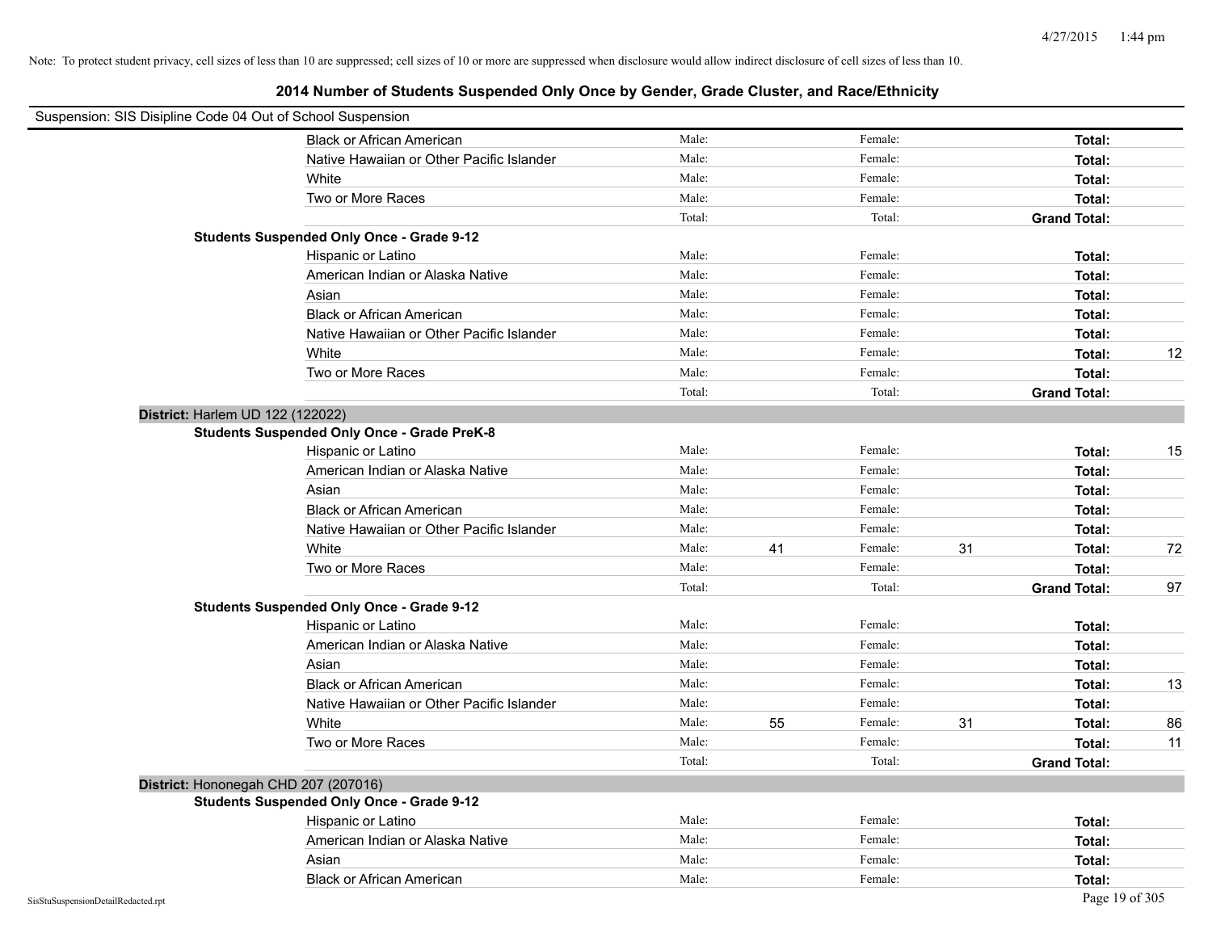Note: To protect student privacy, cell sizes of less than 10 are suppressed; cell sizes of 10 or more are suppressed when disclosure would allow indirect disclosure of cell sizes of less than 10.

## 2014 Number of Students Suspended Only Once by Gender, Grade Cluster, and Race/Ethnicity

Suspension: SIS Disipline Code 04 Out of School Suspension

| | | | | | | |
|---|---|---|---|---|---|---|
| Black or African American | Male: | | Female: | | **Total:** | |
| Native Hawaiian or Other Pacific Islander | Male: | | Female: | | **Total:** | |
| White | Male: | | Female: | | **Total:** | |
| Two or More Races | Male: | | Female: | | **Total:** | |
| | Total: | | Total: | | **Grand Total:** | |

**Students Suspended Only Once - Grade 9-12**

| | | | | | | |
|---|---|---|---|---|---|---|
| Hispanic or Latino | Male: | | Female: | | **Total:** | |
| American Indian or Alaska Native | Male: | | Female: | | **Total:** | |
| Asian | Male: | | Female: | | **Total:** | |
| Black or African American | Male: | | Female: | | **Total:** | |
| Native Hawaiian or Other Pacific Islander | Male: | | Female: | | **Total:** | |
| White | Male: | | Female: | | **Total:** | 12 |
| Two or More Races | Male: | | Female: | | **Total:** | |
| | Total: | | Total: | | **Grand Total:** | |

**District:** Harlem UD 122 (122022)

**Students Suspended Only Once - Grade PreK-8**

| | | | | | | |
|---|---|---|---|---|---|---|
| Hispanic or Latino | Male: | | Female: | | **Total:** | 15 |
| American Indian or Alaska Native | Male: | | Female: | | **Total:** | |
| Asian | Male: | | Female: | | **Total:** | |
| Black or African American | Male: | | Female: | | **Total:** | |
| Native Hawaiian or Other Pacific Islander | Male: | | Female: | | **Total:** | |
| White | Male: | 41 | Female: | 31 | **Total:** | 72 |
| Two or More Races | Male: | | Female: | | **Total:** | |
| | Total: | | Total: | | **Grand Total:** | 97 |

**Students Suspended Only Once - Grade 9-12**

| | | | | | | |
|---|---|---|---|---|---|---|
| Hispanic or Latino | Male: | | Female: | | **Total:** | |
| American Indian or Alaska Native | Male: | | Female: | | **Total:** | |
| Asian | Male: | | Female: | | **Total:** | |
| Black or African American | Male: | | Female: | | **Total:** | 13 |
| Native Hawaiian or Other Pacific Islander | Male: | | Female: | | **Total:** | |
| White | Male: | 55 | Female: | 31 | **Total:** | 86 |
| Two or More Races | Male: | | Female: | | **Total:** | 11 |
| | Total: | | Total: | | **Grand Total:** | |

**District:** Hononegah CHD 207 (207016)

**Students Suspended Only Once - Grade 9-12**

| | | | | | | |
|---|---|---|---|---|---|---|
| Hispanic or Latino | Male: | | Female: | | **Total:** | |
| American Indian or Alaska Native | Male: | | Female: | | **Total:** | |
| Asian | Male: | | Female: | | **Total:** | |
| Black or African American | Male: | | Female: | | **Total:** | |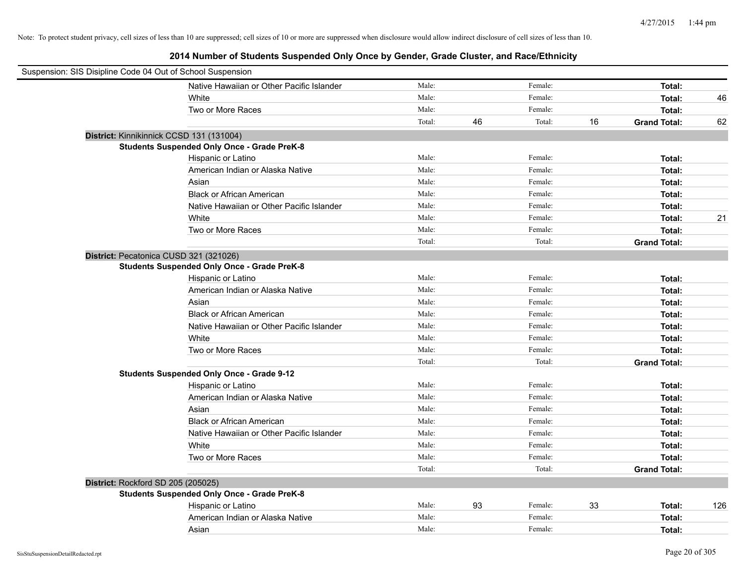Note: To protect student privacy, cell sizes of less than 10 are suppressed; cell sizes of 10 or more are suppressed when disclosure would allow indirect disclosure of cell sizes of less than 10.

# 2014 Number of Students Suspended Only Once by Gender, Grade Cluster, and Race/Ethnicity

Suspension: SIS Disipline Code 04 Out of School Suspension

| | | Male | | Female | | | |
|---|---|---|---|---|---|---|---|
| | Native Hawaiian or Other Pacific Islander | Male: | | Female: | | Total: | |
| | White | Male: | | Female: | | Total: | 46 |
| | Two or More Races | Male: | | Female: | | Total: | |
| | | Total: | 46 | Total: | 16 | Grand Total: | 62 |

**District:** Kinnikinnick CCSD 131 (131004)

**Students Suspended Only Once - Grade PreK-8**

| | | | | | | |
|---|---|---|---|---|---|---|
| Hispanic or Latino | Male: | | Female: | | Total: | |
| American Indian or Alaska Native | Male: | | Female: | | Total: | |
| Asian | Male: | | Female: | | Total: | |
| Black or African American | Male: | | Female: | | Total: | |
| Native Hawaiian or Other Pacific Islander | Male: | | Female: | | Total: | |
| White | Male: | | Female: | | Total: | 21 |
| Two or More Races | Male: | | Female: | | Total: | |
| | Total: | | Total: | | Grand Total: | |

**District:** Pecatonica CUSD 321 (321026)

**Students Suspended Only Once - Grade PreK-8**

| | | | | | | |
|---|---|---|---|---|---|---|
| Hispanic or Latino | Male: | | Female: | | Total: | |
| American Indian or Alaska Native | Male: | | Female: | | Total: | |
| Asian | Male: | | Female: | | Total: | |
| Black or African American | Male: | | Female: | | Total: | |
| Native Hawaiian or Other Pacific Islander | Male: | | Female: | | Total: | |
| White | Male: | | Female: | | Total: | |
| Two or More Races | Male: | | Female: | | Total: | |
| | Total: | | Total: | | Grand Total: | |

**Students Suspended Only Once - Grade 9-12**

| | | | | | | |
|---|---|---|---|---|---|---|
| Hispanic or Latino | Male: | | Female: | | Total: | |
| American Indian or Alaska Native | Male: | | Female: | | Total: | |
| Asian | Male: | | Female: | | Total: | |
| Black or African American | Male: | | Female: | | Total: | |
| Native Hawaiian or Other Pacific Islander | Male: | | Female: | | Total: | |
| White | Male: | | Female: | | Total: | |
| Two or More Races | Male: | | Female: | | Total: | |
| | Total: | | Total: | | Grand Total: | |

**District:** Rockford SD 205 (205025)

**Students Suspended Only Once - Grade PreK-8**

| | | | | | | |
|---|---|---|---|---|---|---|
| Hispanic or Latino | Male: | 93 | Female: | 33 | Total: | 126 |
| American Indian or Alaska Native | Male: | | Female: | | Total: | |
| Asian | Male: | | Female: | | Total: | |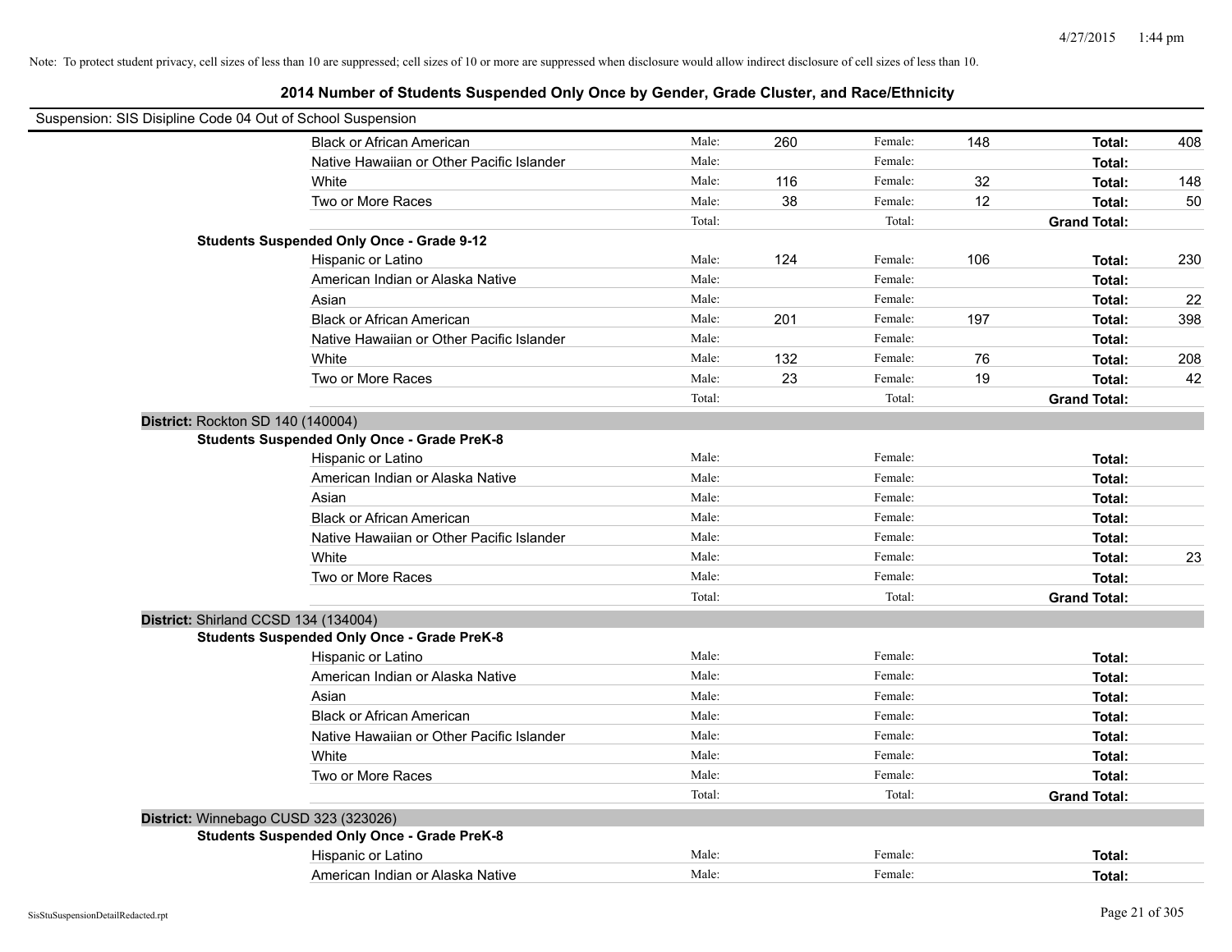Note: To protect student privacy, cell sizes of less than 10 are suppressed; cell sizes of 10 or more are suppressed when disclosure would allow indirect disclosure of cell sizes of less than 10.

## 2014 Number of Students Suspended Only Once by Gender, Grade Cluster, and Race/Ethnicity

Suspension: SIS Disipline Code 04 Out of School Suspension

| | | | | | | |
|---|---|---|---|---|---|---|
| Black or African American | Male: | 260 | Female: | 148 | **Total:** | 408 |
| Native Hawaiian or Other Pacific Islander | Male: | | Female: | | **Total:** | |
| White | Male: | 116 | Female: | 32 | **Total:** | 148 |
| Two or More Races | Male: | 38 | Female: | 12 | **Total:** | 50 |
| | Total: | | Total: | | **Grand Total:** | |

**Students Suspended Only Once - Grade 9-12**

| | | | | | | |
|---|---|---|---|---|---|---|
| Hispanic or Latino | Male: | 124 | Female: | 106 | **Total:** | 230 |
| American Indian or Alaska Native | Male: | | Female: | | **Total:** | |
| Asian | Male: | | Female: | | **Total:** | 22 |
| Black or African American | Male: | 201 | Female: | 197 | **Total:** | 398 |
| Native Hawaiian or Other Pacific Islander | Male: | | Female: | | **Total:** | |
| White | Male: | 132 | Female: | 76 | **Total:** | 208 |
| Two or More Races | Male: | 23 | Female: | 19 | **Total:** | 42 |
| | Total: | | Total: | | **Grand Total:** | |

**District:** Rockton SD 140 (140004)

**Students Suspended Only Once - Grade PreK-8**

| | | | | | | |
|---|---|---|---|---|---|---|
| Hispanic or Latino | Male: | | Female: | | **Total:** | |
| American Indian or Alaska Native | Male: | | Female: | | **Total:** | |
| Asian | Male: | | Female: | | **Total:** | |
| Black or African American | Male: | | Female: | | **Total:** | |
| Native Hawaiian or Other Pacific Islander | Male: | | Female: | | **Total:** | |
| White | Male: | | Female: | | **Total:** | 23 |
| Two or More Races | Male: | | Female: | | **Total:** | |
| | Total: | | Total: | | **Grand Total:** | |

**District:** Shirland CCSD 134 (134004)

**Students Suspended Only Once - Grade PreK-8**

| | | | | | | |
|---|---|---|---|---|---|---|
| Hispanic or Latino | Male: | | Female: | | **Total:** | |
| American Indian or Alaska Native | Male: | | Female: | | **Total:** | |
| Asian | Male: | | Female: | | **Total:** | |
| Black or African American | Male: | | Female: | | **Total:** | |
| Native Hawaiian or Other Pacific Islander | Male: | | Female: | | **Total:** | |
| White | Male: | | Female: | | **Total:** | |
| Two or More Races | Male: | | Female: | | **Total:** | |
| | Total: | | Total: | | **Grand Total:** | |

**District:** Winnebago CUSD 323 (323026)

**Students Suspended Only Once - Grade PreK-8**

| | | | | | | |
|---|---|---|---|---|---|---|
| Hispanic or Latino | Male: | | Female: | | **Total:** | |
| American Indian or Alaska Native | Male: | | Female: | | **Total:** | |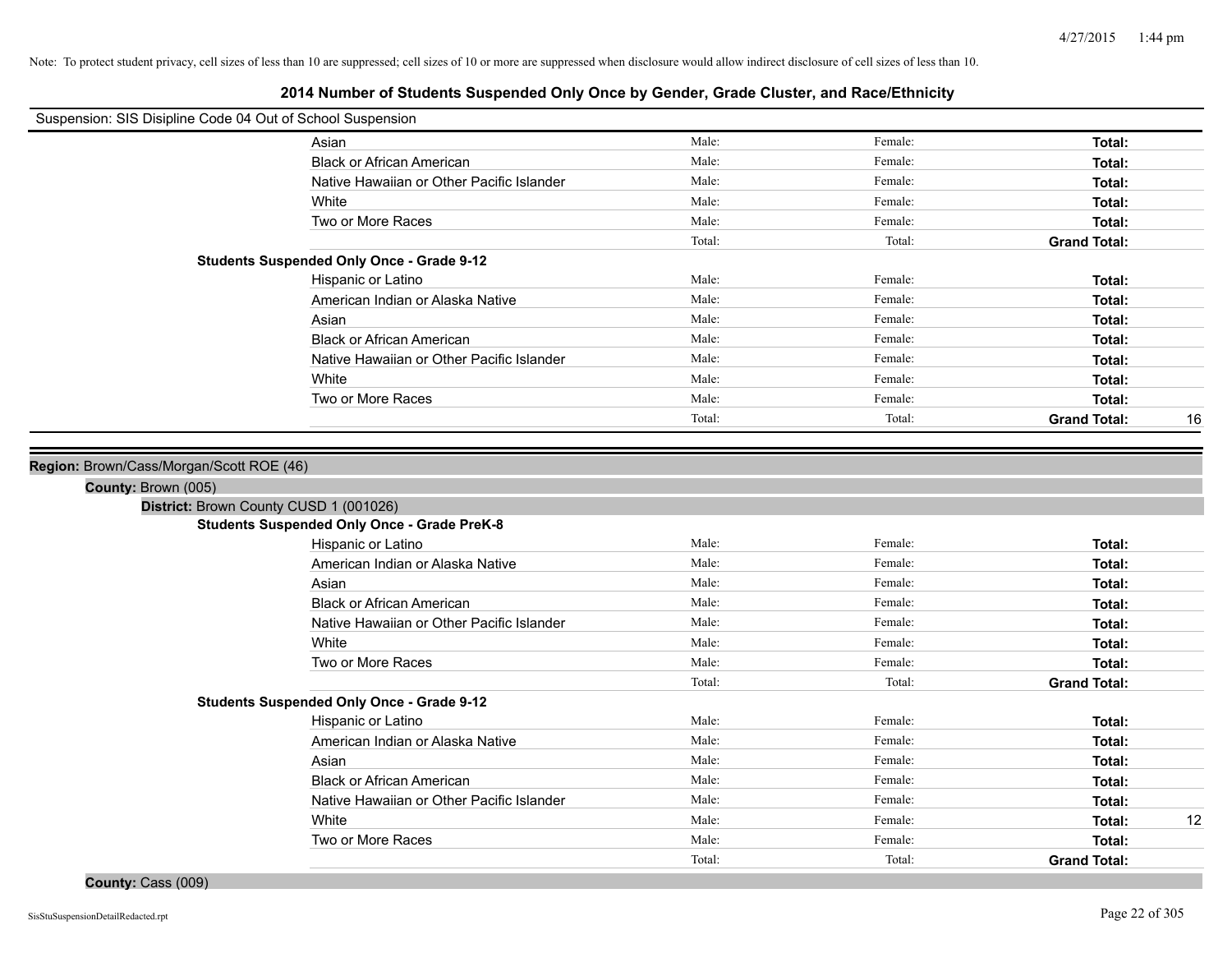Note: To protect student privacy, cell sizes of less than 10 are suppressed; cell sizes of 10 or more are suppressed when disclosure would allow indirect disclosure of cell sizes of less than 10.

# 2014 Number of Students Suspended Only Once by Gender, Grade Cluster, and Race/Ethnicity

Suspension: SIS Disipline Code 04 Out of School Suspension

| | | | | |
|---|---|---|---|---|
| Asian | Male: | Female: | **Total:** | |
| Black or African American | Male: | Female: | **Total:** | |
| Native Hawaiian or Other Pacific Islander | Male: | Female: | **Total:** | |
| White | Male: | Female: | **Total:** | |
| Two or More Races | Male: | Female: | **Total:** | |
| | Total: | Total: | **Grand Total:** | |

**Students Suspended Only Once - Grade 9-12**

| | | | | |
|---|---|---|---|---|
| Hispanic or Latino | Male: | Female: | **Total:** | |
| American Indian or Alaska Native | Male: | Female: | **Total:** | |
| Asian | Male: | Female: | **Total:** | |
| Black or African American | Male: | Female: | **Total:** | |
| Native Hawaiian or Other Pacific Islander | Male: | Female: | **Total:** | |
| White | Male: | Female: | **Total:** | |
| Two or More Races | Male: | Female: | **Total:** | |
| | Total: | Total: | **Grand Total:** | 16 |

**Region:** Brown/Cass/Morgan/Scott ROE (46)

**County:** Brown (005)

**District:** Brown County CUSD 1 (001026)

**Students Suspended Only Once - Grade PreK-8**

| | | | | |
|---|---|---|---|---|
| Hispanic or Latino | Male: | Female: | **Total:** | |
| American Indian or Alaska Native | Male: | Female: | **Total:** | |
| Asian | Male: | Female: | **Total:** | |
| Black or African American | Male: | Female: | **Total:** | |
| Native Hawaiian or Other Pacific Islander | Male: | Female: | **Total:** | |
| White | Male: | Female: | **Total:** | |
| Two or More Races | Male: | Female: | **Total:** | |
| | Total: | Total: | **Grand Total:** | |

**Students Suspended Only Once - Grade 9-12**

| | | | | |
|---|---|---|---|---|
| Hispanic or Latino | Male: | Female: | **Total:** | |
| American Indian or Alaska Native | Male: | Female: | **Total:** | |
| Asian | Male: | Female: | **Total:** | |
| Black or African American | Male: | Female: | **Total:** | |
| Native Hawaiian or Other Pacific Islander | Male: | Female: | **Total:** | |
| White | Male: | Female: | **Total:** | 12 |
| Two or More Races | Male: | Female: | **Total:** | |
| | Total: | Total: | **Grand Total:** | |

**County:** Cass (009)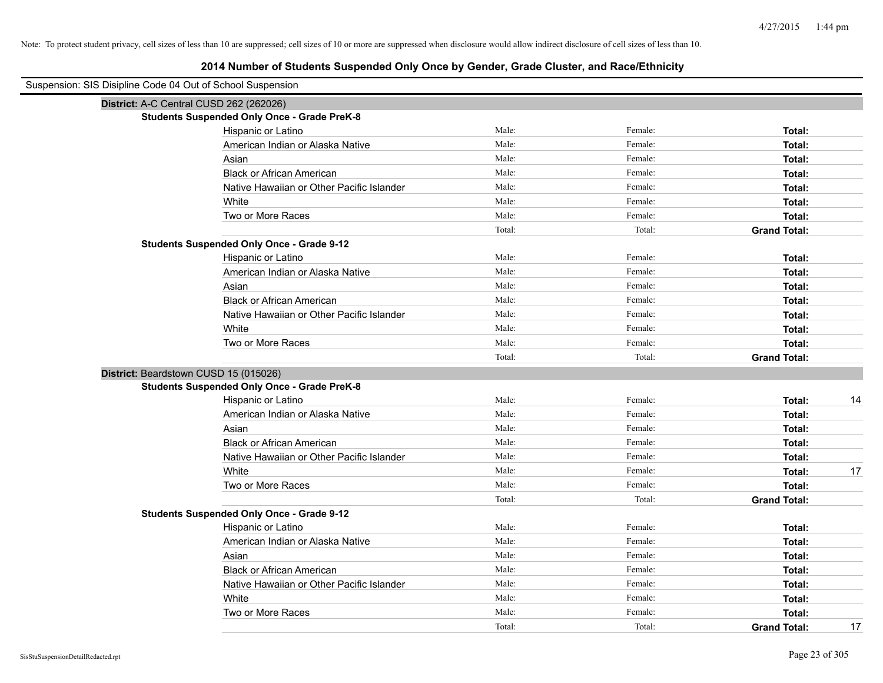Note: To protect student privacy, cell sizes of less than 10 are suppressed; cell sizes of 10 or more are suppressed when disclosure would allow indirect disclosure of cell sizes of less than 10.

## 2014 Number of Students Suspended Only Once by Gender, Grade Cluster, and Race/Ethnicity

Suspension: SIS Disipline Code 04 Out of School Suspension

### District: A-C Central CUSD 262 (262026)

**Students Suspended Only Once - Grade PreK-8**

| Race/Ethnicity | Male | Female | Total |
|---|---|---|---|
| Hispanic or Latino | Male: | Female: | **Total:** |
| American Indian or Alaska Native | Male: | Female: | **Total:** |
| Asian | Male: | Female: | **Total:** |
| Black or African American | Male: | Female: | **Total:** |
| Native Hawaiian or Other Pacific Islander | Male: | Female: | **Total:** |
| White | Male: | Female: | **Total:** |
| Two or More Races | Male: | Female: | **Total:** |
| | Total: | Total: | **Grand Total:** |

**Students Suspended Only Once - Grade 9-12**

| Race/Ethnicity | Male | Female | Total |
|---|---|---|---|
| Hispanic or Latino | Male: | Female: | **Total:** |
| American Indian or Alaska Native | Male: | Female: | **Total:** |
| Asian | Male: | Female: | **Total:** |
| Black or African American | Male: | Female: | **Total:** |
| Native Hawaiian or Other Pacific Islander | Male: | Female: | **Total:** |
| White | Male: | Female: | **Total:** |
| Two or More Races | Male: | Female: | **Total:** |
| | Total: | Total: | **Grand Total:** |

### District: Beardstown CUSD 15 (015026)

**Students Suspended Only Once - Grade PreK-8**

| Race/Ethnicity | Male | Female | Total |
|---|---|---|---|
| Hispanic or Latino | Male: | Female: | **Total:** 14 |
| American Indian or Alaska Native | Male: | Female: | **Total:** |
| Asian | Male: | Female: | **Total:** |
| Black or African American | Male: | Female: | **Total:** |
| Native Hawaiian or Other Pacific Islander | Male: | Female: | **Total:** |
| White | Male: | Female: | **Total:** 17 |
| Two or More Races | Male: | Female: | **Total:** |
| | Total: | Total: | **Grand Total:** |

**Students Suspended Only Once - Grade 9-12**

| Race/Ethnicity | Male | Female | Total |
|---|---|---|---|
| Hispanic or Latino | Male: | Female: | **Total:** |
| American Indian or Alaska Native | Male: | Female: | **Total:** |
| Asian | Male: | Female: | **Total:** |
| Black or African American | Male: | Female: | **Total:** |
| Native Hawaiian or Other Pacific Islander | Male: | Female: | **Total:** |
| White | Male: | Female: | **Total:** |
| Two or More Races | Male: | Female: | **Total:** |
| | Total: | Total: | **Grand Total:** 17 |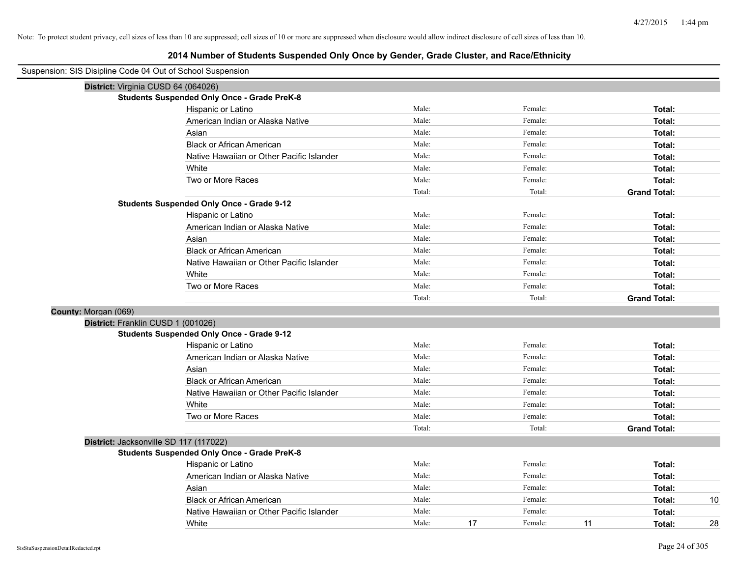Note: To protect student privacy, cell sizes of less than 10 are suppressed; cell sizes of 10 or more are suppressed when disclosure would allow indirect disclosure of cell sizes of less than 10.

# 2014 Number of Students Suspended Only Once by Gender, Grade Cluster, and Race/Ethnicity

Suspension: SIS Disipline Code 04 Out of School Suspension

**District:** Virginia CUSD 64 (064026)

**Students Suspended Only Once - Grade PreK-8**

| | | | | | | |
|---|---|---|---|---|---|---|
| Hispanic or Latino | Male: | | Female: | | **Total:** | |
| American Indian or Alaska Native | Male: | | Female: | | **Total:** | |
| Asian | Male: | | Female: | | **Total:** | |
| Black or African American | Male: | | Female: | | **Total:** | |
| Native Hawaiian or Other Pacific Islander | Male: | | Female: | | **Total:** | |
| White | Male: | | Female: | | **Total:** | |
| Two or More Races | Male: | | Female: | | **Total:** | |
| | Total: | | Total: | | **Grand Total:** | |

**Students Suspended Only Once - Grade 9-12**

| | | | | | | |
|---|---|---|---|---|---|---|
| Hispanic or Latino | Male: | | Female: | | **Total:** | |
| American Indian or Alaska Native | Male: | | Female: | | **Total:** | |
| Asian | Male: | | Female: | | **Total:** | |
| Black or African American | Male: | | Female: | | **Total:** | |
| Native Hawaiian or Other Pacific Islander | Male: | | Female: | | **Total:** | |
| White | Male: | | Female: | | **Total:** | |
| Two or More Races | Male: | | Female: | | **Total:** | |
| | Total: | | Total: | | **Grand Total:** | |

**County:** Morgan (069)

**District:** Franklin CUSD 1 (001026)

**Students Suspended Only Once - Grade 9-12**

| | | | | | | |
|---|---|---|---|---|---|---|
| Hispanic or Latino | Male: | | Female: | | **Total:** | |
| American Indian or Alaska Native | Male: | | Female: | | **Total:** | |
| Asian | Male: | | Female: | | **Total:** | |
| Black or African American | Male: | | Female: | | **Total:** | |
| Native Hawaiian or Other Pacific Islander | Male: | | Female: | | **Total:** | |
| White | Male: | | Female: | | **Total:** | |
| Two or More Races | Male: | | Female: | | **Total:** | |
| | Total: | | Total: | | **Grand Total:** | |

**District:** Jacksonville SD 117 (117022)

**Students Suspended Only Once - Grade PreK-8**

| | | | | | | |
|---|---|---|---|---|---|---|
| Hispanic or Latino | Male: | | Female: | | **Total:** | |
| American Indian or Alaska Native | Male: | | Female: | | **Total:** | |
| Asian | Male: | | Female: | | **Total:** | |
| Black or African American | Male: | | Female: | | **Total:** | 10 |
| Native Hawaiian or Other Pacific Islander | Male: | | Female: | | **Total:** | |
| White | Male: | 17 | Female: | 11 | **Total:** | 28 |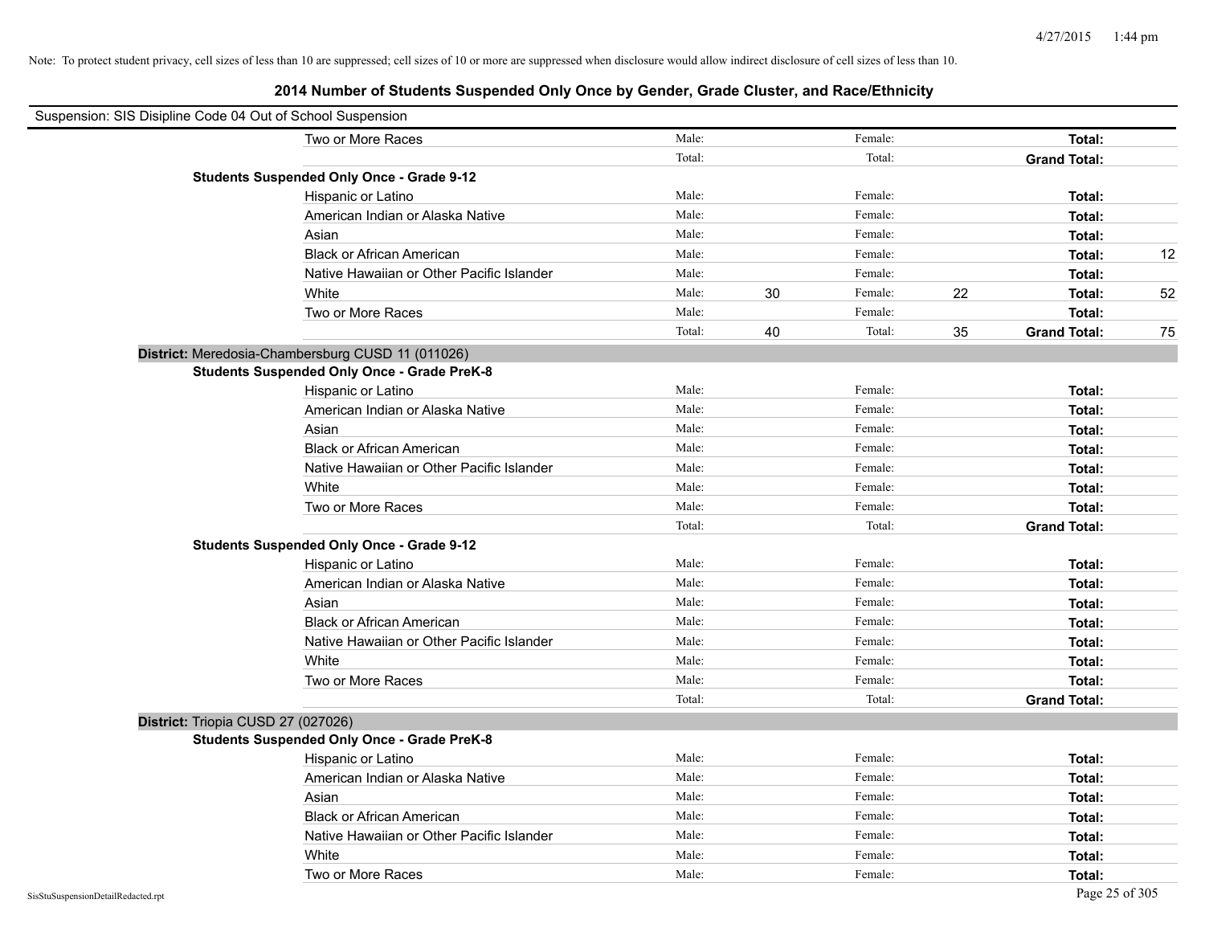Note: To protect student privacy, cell sizes of less than 10 are suppressed; cell sizes of 10 or more are suppressed when disclosure would allow indirect disclosure of cell sizes of less than 10.

## 2014 Number of Students Suspended Only Once by Gender, Grade Cluster, and Race/Ethnicity

Suspension: SIS Disipline Code 04 Out of School Suspension

| | | | | | | | |
|---|---|---|---|---|---|---|---|
| Two or More Races | Male: | | Female: | | **Total:** | |
| | Total: | | Total: | | **Grand Total:** | |
| **Students Suspended Only Once - Grade 9-12** | | | | | | |
| Hispanic or Latino | Male: | | Female: | | **Total:** | |
| American Indian or Alaska Native | Male: | | Female: | | **Total:** | |
| Asian | Male: | | Female: | | **Total:** | |
| Black or African American | Male: | | Female: | | **Total:** | 12 |
| Native Hawaiian or Other Pacific Islander | Male: | | Female: | | **Total:** | |
| White | Male: | 30 | Female: | 22 | **Total:** | 52 |
| Two or More Races | Male: | | Female: | | **Total:** | |
| | Total: | 40 | Total: | 35 | **Grand Total:** | 75 |

**District:** Meredosia-Chambersburg CUSD 11 (011026)

| | | | | | | |
|---|---|---|---|---|---|---|
| **Students Suspended Only Once - Grade PreK-8** | | | | | | |
| Hispanic or Latino | Male: | | Female: | | **Total:** | |
| American Indian or Alaska Native | Male: | | Female: | | **Total:** | |
| Asian | Male: | | Female: | | **Total:** | |
| Black or African American | Male: | | Female: | | **Total:** | |
| Native Hawaiian or Other Pacific Islander | Male: | | Female: | | **Total:** | |
| White | Male: | | Female: | | **Total:** | |
| Two or More Races | Male: | | Female: | | **Total:** | |
| | Total: | | Total: | | **Grand Total:** | |
| **Students Suspended Only Once - Grade 9-12** | | | | | | |
| Hispanic or Latino | Male: | | Female: | | **Total:** | |
| American Indian or Alaska Native | Male: | | Female: | | **Total:** | |
| Asian | Male: | | Female: | | **Total:** | |
| Black or African American | Male: | | Female: | | **Total:** | |
| Native Hawaiian or Other Pacific Islander | Male: | | Female: | | **Total:** | |
| White | Male: | | Female: | | **Total:** | |
| Two or More Races | Male: | | Female: | | **Total:** | |
| | Total: | | Total: | | **Grand Total:** | |

**District:** Triopia CUSD 27 (027026)

| | | | | | | |
|---|---|---|---|---|---|---|
| **Students Suspended Only Once - Grade PreK-8** | | | | | | |
| Hispanic or Latino | Male: | | Female: | | **Total:** | |
| American Indian or Alaska Native | Male: | | Female: | | **Total:** | |
| Asian | Male: | | Female: | | **Total:** | |
| Black or African American | Male: | | Female: | | **Total:** | |
| Native Hawaiian or Other Pacific Islander | Male: | | Female: | | **Total:** | |
| White | Male: | | Female: | | **Total:** | |
| Two or More Races | Male: | | Female: | | **Total:** | |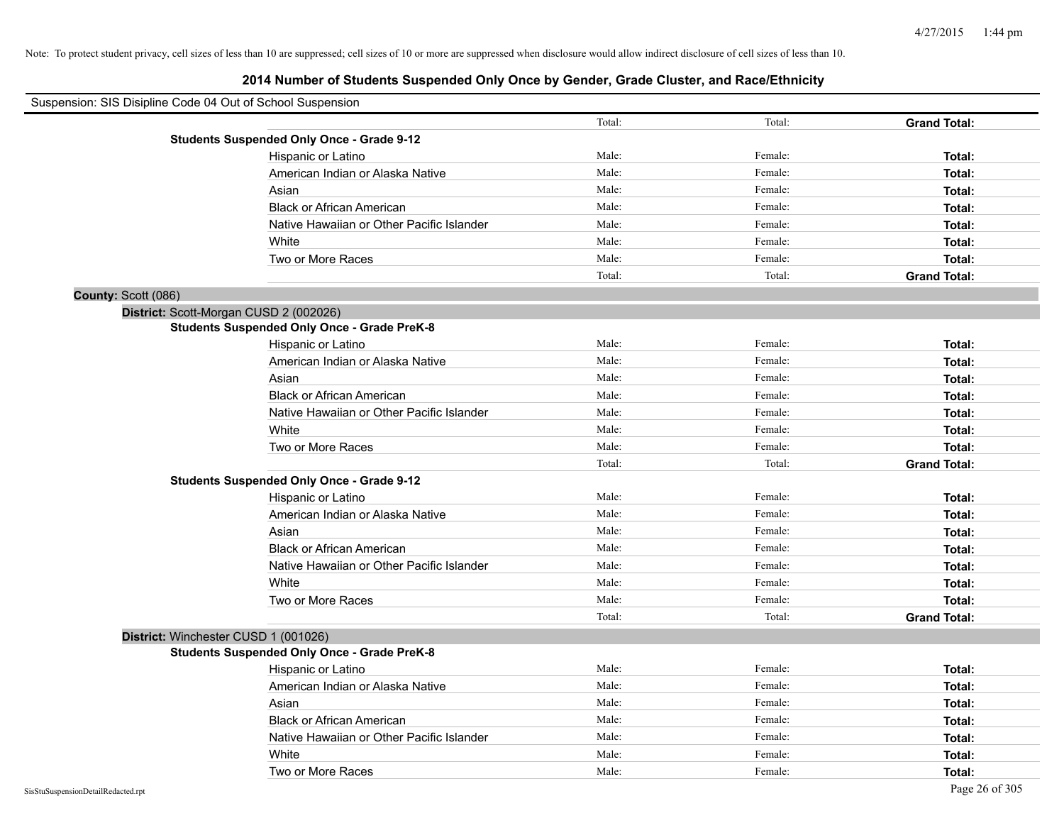Note: To protect student privacy, cell sizes of less than 10 are suppressed; cell sizes of 10 or more are suppressed when disclosure would allow indirect disclosure of cell sizes of less than 10.

## 2014 Number of Students Suspended Only Once by Gender, Grade Cluster, and Race/Ethnicity

Suspension: SIS Disipline Code 04 Out of School Suspension

| | | | | |
|---|---|---|---|---|
| | | Total: | Total: | **Grand Total:** |
| **Students Suspended Only Once - Grade 9-12** | | | | |
| | Hispanic or Latino | Male: | Female: | **Total:** |
| | American Indian or Alaska Native | Male: | Female: | **Total:** |
| | Asian | Male: | Female: | **Total:** |
| | Black or African American | Male: | Female: | **Total:** |
| | Native Hawaiian or Other Pacific Islander | Male: | Female: | **Total:** |
| | White | Male: | Female: | **Total:** |
| | Two or More Races | Male: | Female: | **Total:** |
| | | Total: | Total: | **Grand Total:** |

**County:** Scott (086)

**District:** Scott-Morgan CUSD 2 (002026)

| | | | | |
|---|---|---|---|---|
| **Students Suspended Only Once - Grade PreK-8** | | | | |
| | Hispanic or Latino | Male: | Female: | **Total:** |
| | American Indian or Alaska Native | Male: | Female: | **Total:** |
| | Asian | Male: | Female: | **Total:** |
| | Black or African American | Male: | Female: | **Total:** |
| | Native Hawaiian or Other Pacific Islander | Male: | Female: | **Total:** |
| | White | Male: | Female: | **Total:** |
| | Two or More Races | Male: | Female: | **Total:** |
| | | Total: | Total: | **Grand Total:** |
| **Students Suspended Only Once - Grade 9-12** | | | | |
| | Hispanic or Latino | Male: | Female: | **Total:** |
| | American Indian or Alaska Native | Male: | Female: | **Total:** |
| | Asian | Male: | Female: | **Total:** |
| | Black or African American | Male: | Female: | **Total:** |
| | Native Hawaiian or Other Pacific Islander | Male: | Female: | **Total:** |
| | White | Male: | Female: | **Total:** |
| | Two or More Races | Male: | Female: | **Total:** |
| | | Total: | Total: | **Grand Total:** |

**District:** Winchester CUSD 1 (001026)

| | | | | |
|---|---|---|---|---|
| **Students Suspended Only Once - Grade PreK-8** | | | | |
| | Hispanic or Latino | Male: | Female: | **Total:** |
| | American Indian or Alaska Native | Male: | Female: | **Total:** |
| | Asian | Male: | Female: | **Total:** |
| | Black or African American | Male: | Female: | **Total:** |
| | Native Hawaiian or Other Pacific Islander | Male: | Female: | **Total:** |
| | White | Male: | Female: | **Total:** |
| | Two or More Races | Male: | Female: | **Total:** |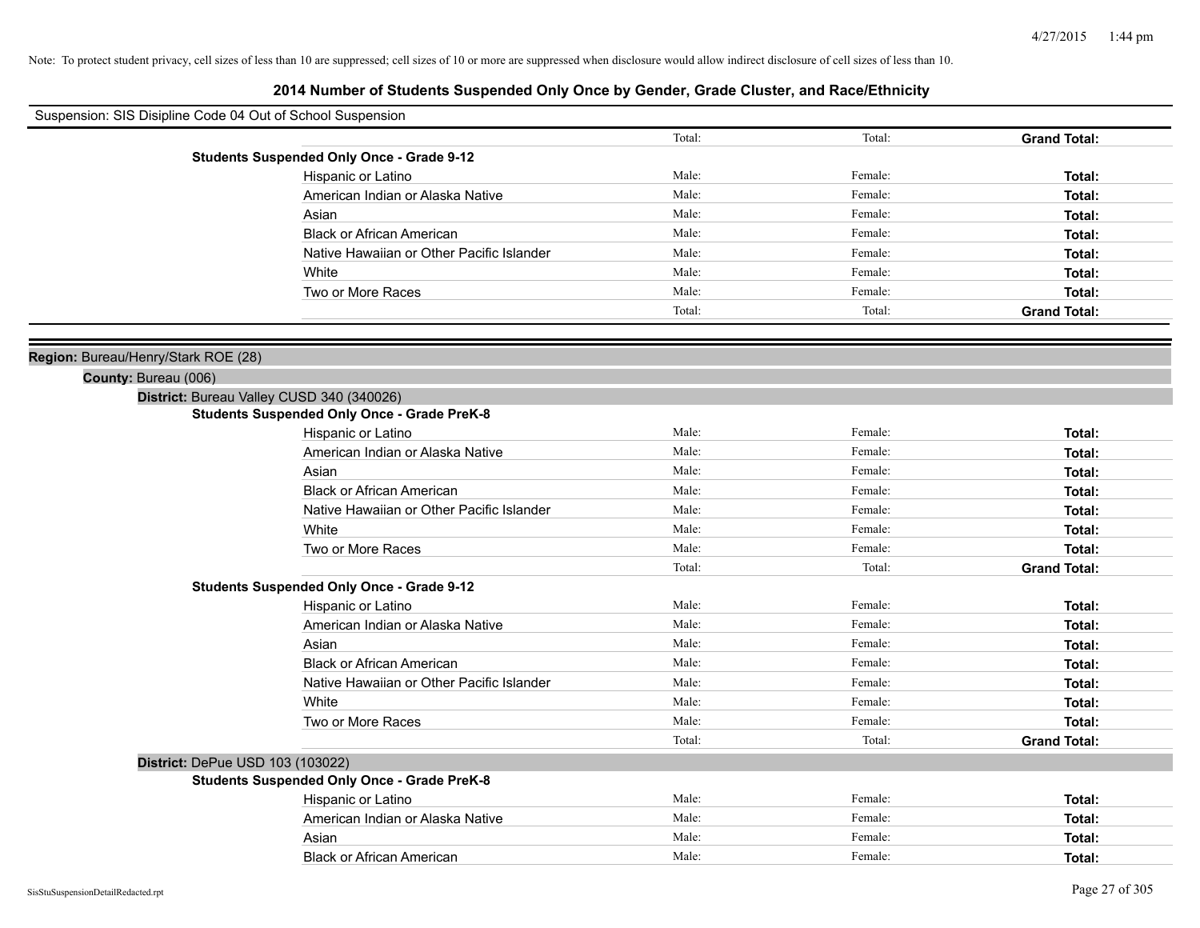Note: To protect student privacy, cell sizes of less than 10 are suppressed; cell sizes of 10 or more are suppressed when disclosure would allow indirect disclosure of cell sizes of less than 10.

# 2014 Number of Students Suspended Only Once by Gender, Grade Cluster, and Race/Ethnicity

Suspension: SIS Disipline Code 04 Out of School Suspension

| | | | |
|---|---|---|---|
| | Total: | Total: | **Grand Total:** |
| **Students Suspended Only Once - Grade 9-12** | | | |
| Hispanic or Latino | Male: | Female: | **Total:** |
| American Indian or Alaska Native | Male: | Female: | **Total:** |
| Asian | Male: | Female: | **Total:** |
| Black or African American | Male: | Female: | **Total:** |
| Native Hawaiian or Other Pacific Islander | Male: | Female: | **Total:** |
| White | Male: | Female: | **Total:** |
| Two or More Races | Male: | Female: | **Total:** |
| | Total: | Total: | **Grand Total:** |

**Region:** Bureau/Henry/Stark ROE (28)

**County:** Bureau (006)

**District:** Bureau Valley CUSD 340 (340026)

| | | | |
|---|---|---|---|
| **Students Suspended Only Once - Grade PreK-8** | | | |
| Hispanic or Latino | Male: | Female: | **Total:** |
| American Indian or Alaska Native | Male: | Female: | **Total:** |
| Asian | Male: | Female: | **Total:** |
| Black or African American | Male: | Female: | **Total:** |
| Native Hawaiian or Other Pacific Islander | Male: | Female: | **Total:** |
| White | Male: | Female: | **Total:** |
| Two or More Races | Male: | Female: | **Total:** |
| | Total: | Total: | **Grand Total:** |
| **Students Suspended Only Once - Grade 9-12** | | | |
| Hispanic or Latino | Male: | Female: | **Total:** |
| American Indian or Alaska Native | Male: | Female: | **Total:** |
| Asian | Male: | Female: | **Total:** |
| Black or African American | Male: | Female: | **Total:** |
| Native Hawaiian or Other Pacific Islander | Male: | Female: | **Total:** |
| White | Male: | Female: | **Total:** |
| Two or More Races | Male: | Female: | **Total:** |
| | Total: | Total: | **Grand Total:** |

**District:** DePue USD 103 (103022)

| | | | |
|---|---|---|---|
| **Students Suspended Only Once - Grade PreK-8** | | | |
| Hispanic or Latino | Male: | Female: | **Total:** |
| American Indian or Alaska Native | Male: | Female: | **Total:** |
| Asian | Male: | Female: | **Total:** |
| Black or African American | Male: | Female: | **Total:** |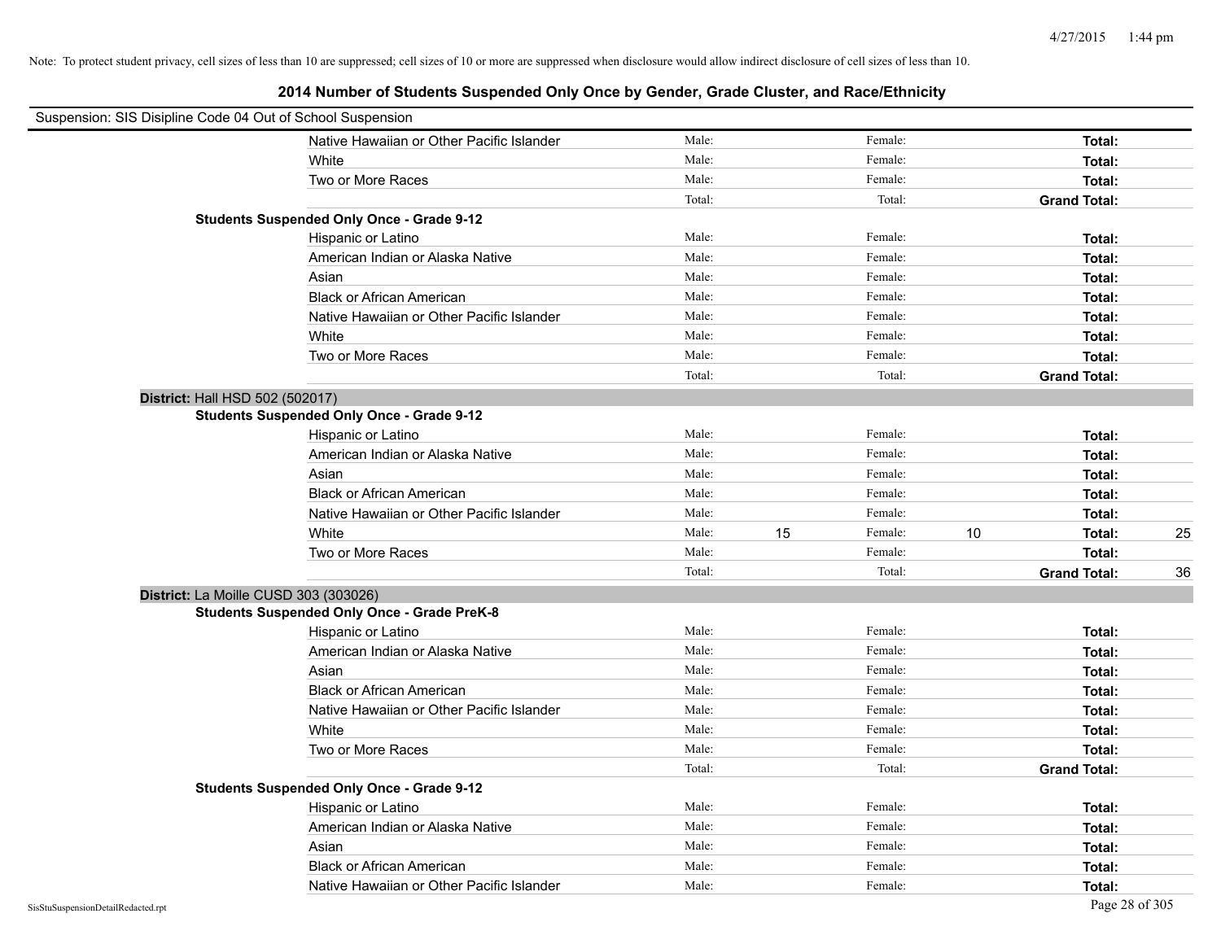Note: To protect student privacy, cell sizes of less than 10 are suppressed; cell sizes of 10 or more are suppressed when disclosure would allow indirect disclosure of cell sizes of less than 10.

# 2014 Number of Students Suspended Only Once by Gender, Grade Cluster, and Race/Ethnicity

Suspension: SIS Disipline Code 04 Out of School Suspension

| | | | | | | |
|---|---|---|---|---|---|---|
| Native Hawaiian or Other Pacific Islander | Male: | | Female: | | **Total:** | |
| White | Male: | | Female: | | **Total:** | |
| Two or More Races | Male: | | Female: | | **Total:** | |
| | Total: | | Total: | | **Grand Total:** | |

**Students Suspended Only Once - Grade 9-12**

| | | | | | | |
|---|---|---|---|---|---|---|
| Hispanic or Latino | Male: | | Female: | | **Total:** | |
| American Indian or Alaska Native | Male: | | Female: | | **Total:** | |
| Asian | Male: | | Female: | | **Total:** | |
| Black or African American | Male: | | Female: | | **Total:** | |
| Native Hawaiian or Other Pacific Islander | Male: | | Female: | | **Total:** | |
| White | Male: | | Female: | | **Total:** | |
| Two or More Races | Male: | | Female: | | **Total:** | |
| | Total: | | Total: | | **Grand Total:** | |

**District:** Hall HSD 502 (502017)

**Students Suspended Only Once - Grade 9-12**

| | | | | | | |
|---|---|---|---|---|---|---|
| Hispanic or Latino | Male: | | Female: | | **Total:** | |
| American Indian or Alaska Native | Male: | | Female: | | **Total:** | |
| Asian | Male: | | Female: | | **Total:** | |
| Black or African American | Male: | | Female: | | **Total:** | |
| Native Hawaiian or Other Pacific Islander | Male: | | Female: | | **Total:** | |
| White | Male: | 15 | Female: | 10 | **Total:** | 25 |
| Two or More Races | Male: | | Female: | | **Total:** | |
| | Total: | | Total: | | **Grand Total:** | 36 |

**District:** La Moille CUSD 303 (303026)

**Students Suspended Only Once - Grade PreK-8**

| | | | | | | |
|---|---|---|---|---|---|---|
| Hispanic or Latino | Male: | | Female: | | **Total:** | |
| American Indian or Alaska Native | Male: | | Female: | | **Total:** | |
| Asian | Male: | | Female: | | **Total:** | |
| Black or African American | Male: | | Female: | | **Total:** | |
| Native Hawaiian or Other Pacific Islander | Male: | | Female: | | **Total:** | |
| White | Male: | | Female: | | **Total:** | |
| Two or More Races | Male: | | Female: | | **Total:** | |
| | Total: | | Total: | | **Grand Total:** | |

**Students Suspended Only Once - Grade 9-12**

| | | | | | | |
|---|---|---|---|---|---|---|
| Hispanic or Latino | Male: | | Female: | | **Total:** | |
| American Indian or Alaska Native | Male: | | Female: | | **Total:** | |
| Asian | Male: | | Female: | | **Total:** | |
| Black or African American | Male: | | Female: | | **Total:** | |
| Native Hawaiian or Other Pacific Islander | Male: | | Female: | | **Total:** | |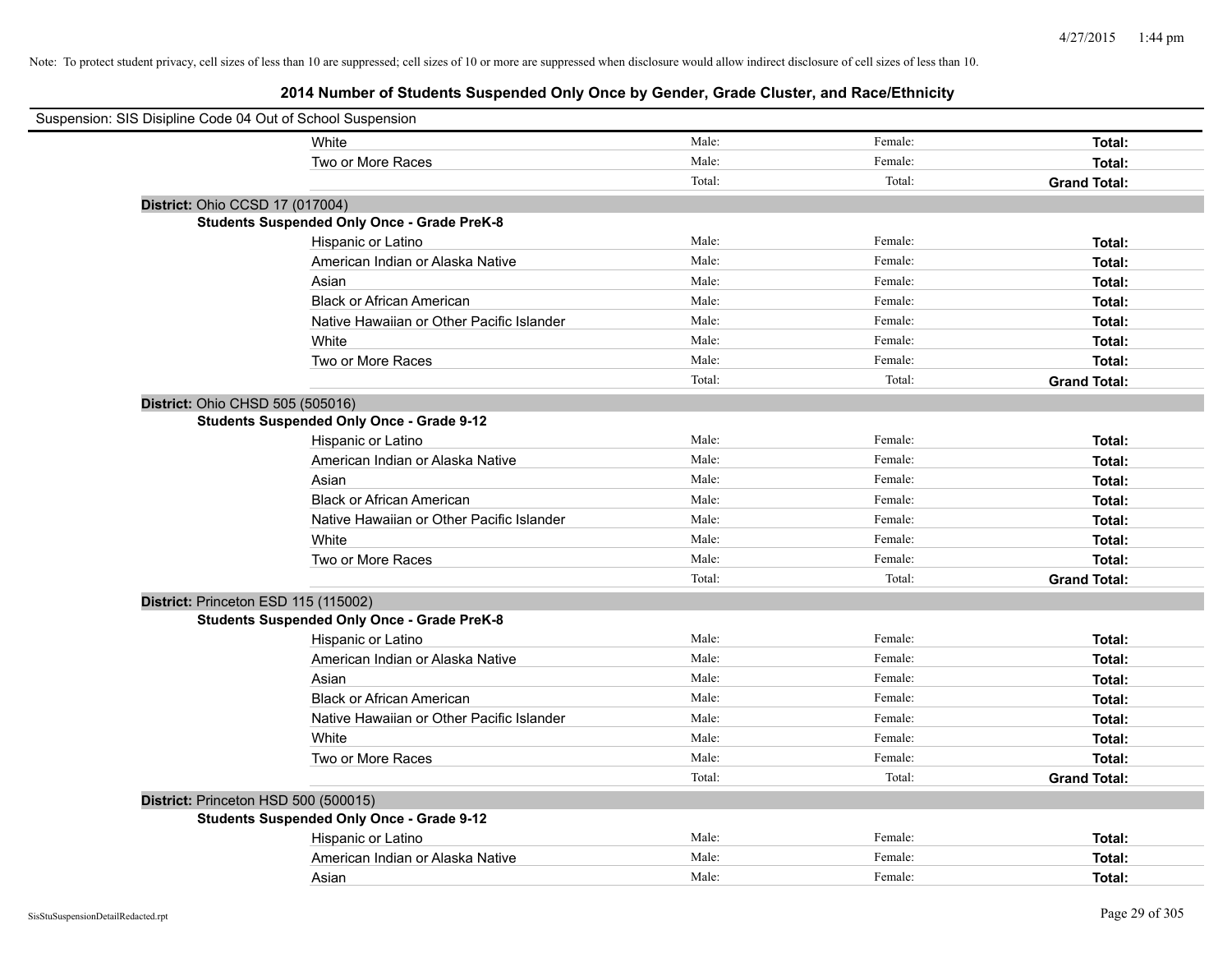Note: To protect student privacy, cell sizes of less than 10 are suppressed; cell sizes of 10 or more are suppressed when disclosure would allow indirect disclosure of cell sizes of less than 10.

## 2014 Number of Students Suspended Only Once by Gender, Grade Cluster, and Race/Ethnicity

Suspension: SIS Disipline Code 04 Out of School Suspension

| | | | | |
|---|---|---|---|---|
| | White | Male: | Female: | **Total:** |
| | Two or More Races | Male: | Female: | **Total:** |
| | | Total: | Total: | **Grand Total:** |
| **District:** Ohio CCSD 17 (017004) | | | | |
| **Students Suspended Only Once - Grade PreK-8** | | | | |
| | Hispanic or Latino | Male: | Female: | **Total:** |
| | American Indian or Alaska Native | Male: | Female: | **Total:** |
| | Asian | Male: | Female: | **Total:** |
| | Black or African American | Male: | Female: | **Total:** |
| | Native Hawaiian or Other Pacific Islander | Male: | Female: | **Total:** |
| | White | Male: | Female: | **Total:** |
| | Two or More Races | Male: | Female: | **Total:** |
| | | Total: | Total: | **Grand Total:** |
| **District:** Ohio CHSD 505 (505016) | | | | |
| **Students Suspended Only Once - Grade 9-12** | | | | |
| | Hispanic or Latino | Male: | Female: | **Total:** |
| | American Indian or Alaska Native | Male: | Female: | **Total:** |
| | Asian | Male: | Female: | **Total:** |
| | Black or African American | Male: | Female: | **Total:** |
| | Native Hawaiian or Other Pacific Islander | Male: | Female: | **Total:** |
| | White | Male: | Female: | **Total:** |
| | Two or More Races | Male: | Female: | **Total:** |
| | | Total: | Total: | **Grand Total:** |
| **District:** Princeton ESD 115 (115002) | | | | |
| **Students Suspended Only Once - Grade PreK-8** | | | | |
| | Hispanic or Latino | Male: | Female: | **Total:** |
| | American Indian or Alaska Native | Male: | Female: | **Total:** |
| | Asian | Male: | Female: | **Total:** |
| | Black or African American | Male: | Female: | **Total:** |
| | Native Hawaiian or Other Pacific Islander | Male: | Female: | **Total:** |
| | White | Male: | Female: | **Total:** |
| | Two or More Races | Male: | Female: | **Total:** |
| | | Total: | Total: | **Grand Total:** |
| **District:** Princeton HSD 500 (500015) | | | | |
| **Students Suspended Only Once - Grade 9-12** | | | | |
| | Hispanic or Latino | Male: | Female: | **Total:** |
| | American Indian or Alaska Native | Male: | Female: | **Total:** |
| | Asian | Male: | Female: | **Total:** |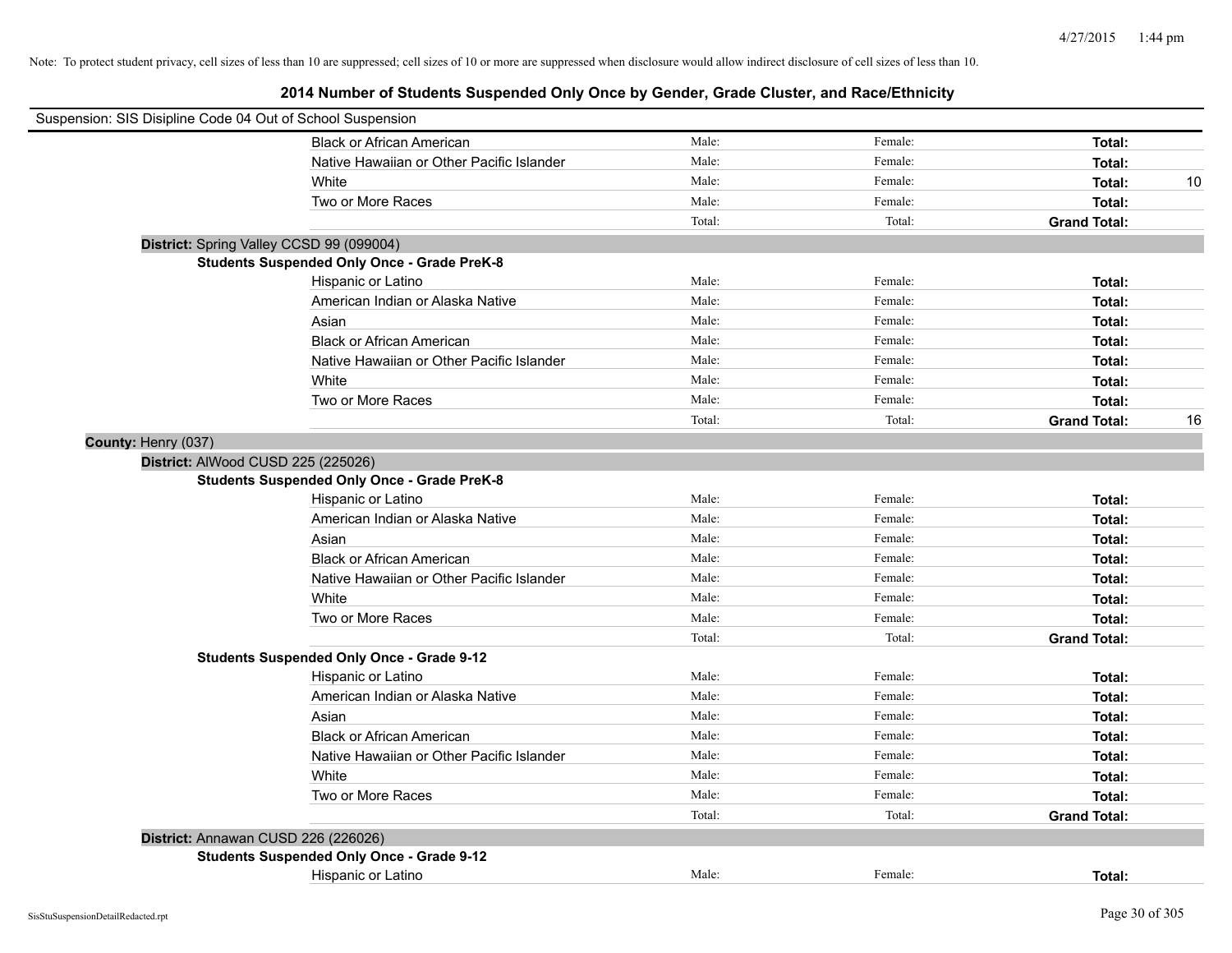Note: To protect student privacy, cell sizes of less than 10 are suppressed; cell sizes of 10 or more are suppressed when disclosure would allow indirect disclosure of cell sizes of less than 10.

# 2014 Number of Students Suspended Only Once by Gender, Grade Cluster, and Race/Ethnicity

Suspension: SIS Disipline Code 04 Out of School Suspension

| | | | | |
|---|---|---|---|---|
| Black or African American | Male: | Female: | **Total:** | |
| Native Hawaiian or Other Pacific Islander | Male: | Female: | **Total:** | |
| White | Male: | Female: | **Total:** | 10 |
| Two or More Races | Male: | Female: | **Total:** | |
| | Total: | Total: | **Grand Total:** | |

**District:** Spring Valley CCSD 99 (099004)

**Students Suspended Only Once - Grade PreK-8**

| | | | | |
|---|---|---|---|---|
| Hispanic or Latino | Male: | Female: | **Total:** | |
| American Indian or Alaska Native | Male: | Female: | **Total:** | |
| Asian | Male: | Female: | **Total:** | |
| Black or African American | Male: | Female: | **Total:** | |
| Native Hawaiian or Other Pacific Islander | Male: | Female: | **Total:** | |
| White | Male: | Female: | **Total:** | |
| Two or More Races | Male: | Female: | **Total:** | |
| | Total: | Total: | **Grand Total:** | 16 |

**County:** Henry (037)

**District:** AlWood CUSD 225 (225026)

**Students Suspended Only Once - Grade PreK-8**

| | | | | |
|---|---|---|---|---|
| Hispanic or Latino | Male: | Female: | **Total:** | |
| American Indian or Alaska Native | Male: | Female: | **Total:** | |
| Asian | Male: | Female: | **Total:** | |
| Black or African American | Male: | Female: | **Total:** | |
| Native Hawaiian or Other Pacific Islander | Male: | Female: | **Total:** | |
| White | Male: | Female: | **Total:** | |
| Two or More Races | Male: | Female: | **Total:** | |
| | Total: | Total: | **Grand Total:** | |

**Students Suspended Only Once - Grade 9-12**

| | | | | |
|---|---|---|---|---|
| Hispanic or Latino | Male: | Female: | **Total:** | |
| American Indian or Alaska Native | Male: | Female: | **Total:** | |
| Asian | Male: | Female: | **Total:** | |
| Black or African American | Male: | Female: | **Total:** | |
| Native Hawaiian or Other Pacific Islander | Male: | Female: | **Total:** | |
| White | Male: | Female: | **Total:** | |
| Two or More Races | Male: | Female: | **Total:** | |
| | Total: | Total: | **Grand Total:** | |

**District:** Annawan CUSD 226 (226026)

**Students Suspended Only Once - Grade 9-12**

| | | | | |
|---|---|---|---|---|
| Hispanic or Latino | Male: | Female: | **Total:** | |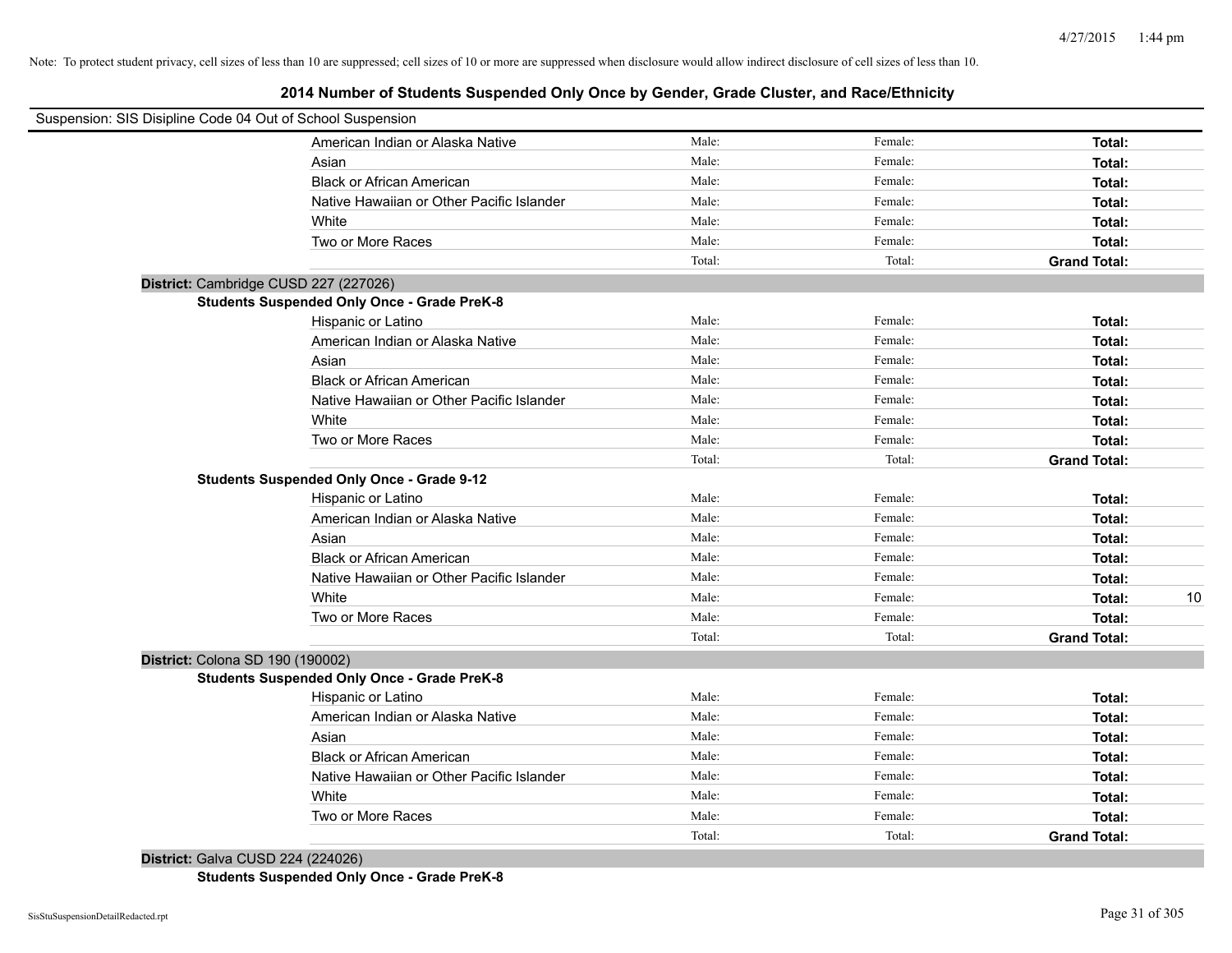Note: To protect student privacy, cell sizes of less than 10 are suppressed; cell sizes of 10 or more are suppressed when disclosure would allow indirect disclosure of cell sizes of less than 10.

# 2014 Number of Students Suspended Only Once by Gender, Grade Cluster, and Race/Ethnicity

Suspension: SIS Disipline Code 04 Out of School Suspension

| | | | | |
|---|---|---|---|---|
| American Indian or Alaska Native | Male: | Female: | **Total:** | |
| Asian | Male: | Female: | **Total:** | |
| Black or African American | Male: | Female: | **Total:** | |
| Native Hawaiian or Other Pacific Islander | Male: | Female: | **Total:** | |
| White | Male: | Female: | **Total:** | |
| Two or More Races | Male: | Female: | **Total:** | |
| | Total: | Total: | **Grand Total:** | |

**District:** Cambridge CUSD 227 (227026)

**Students Suspended Only Once - Grade PreK-8**

| | | | | |
|---|---|---|---|---|
| Hispanic or Latino | Male: | Female: | **Total:** | |
| American Indian or Alaska Native | Male: | Female: | **Total:** | |
| Asian | Male: | Female: | **Total:** | |
| Black or African American | Male: | Female: | **Total:** | |
| Native Hawaiian or Other Pacific Islander | Male: | Female: | **Total:** | |
| White | Male: | Female: | **Total:** | |
| Two or More Races | Male: | Female: | **Total:** | |
| | Total: | Total: | **Grand Total:** | |

**Students Suspended Only Once - Grade 9-12**

| | | | | |
|---|---|---|---|---|
| Hispanic or Latino | Male: | Female: | **Total:** | |
| American Indian or Alaska Native | Male: | Female: | **Total:** | |
| Asian | Male: | Female: | **Total:** | |
| Black or African American | Male: | Female: | **Total:** | |
| Native Hawaiian or Other Pacific Islander | Male: | Female: | **Total:** | |
| White | Male: | Female: | **Total:** | 10 |
| Two or More Races | Male: | Female: | **Total:** | |
| | Total: | Total: | **Grand Total:** | |

**District:** Colona SD 190 (190002)

**Students Suspended Only Once - Grade PreK-8**

| | | | | |
|---|---|---|---|---|
| Hispanic or Latino | Male: | Female: | **Total:** | |
| American Indian or Alaska Native | Male: | Female: | **Total:** | |
| Asian | Male: | Female: | **Total:** | |
| Black or African American | Male: | Female: | **Total:** | |
| Native Hawaiian or Other Pacific Islander | Male: | Female: | **Total:** | |
| White | Male: | Female: | **Total:** | |
| Two or More Races | Male: | Female: | **Total:** | |
| | Total: | Total: | **Grand Total:** | |

**District:** Galva CUSD 224 (224026)

**Students Suspended Only Once - Grade PreK-8**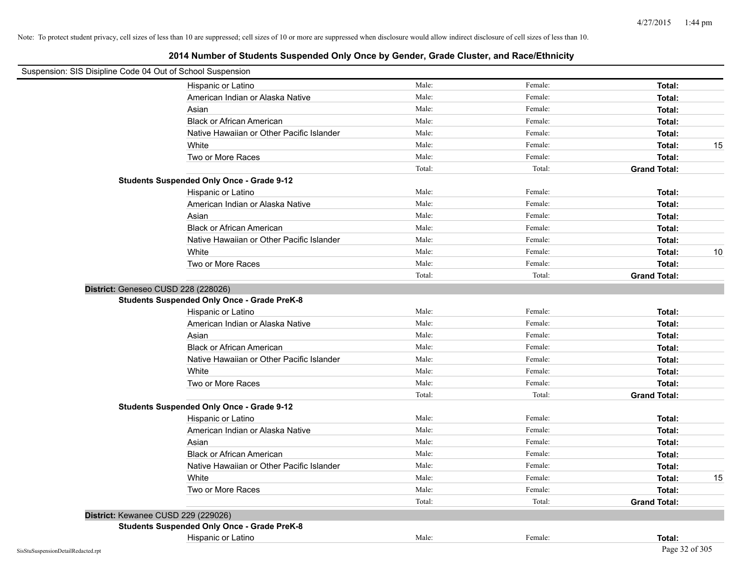Note: To protect student privacy, cell sizes of less than 10 are suppressed; cell sizes of 10 or more are suppressed when disclosure would allow indirect disclosure of cell sizes of less than 10.

## 2014 Number of Students Suspended Only Once by Gender, Grade Cluster, and Race/Ethnicity

Suspension: SIS Disipline Code 04 Out of School Suspension

| | | | | |
|---|---|---|---|---|
| Hispanic or Latino | Male: | Female: | **Total:** | |
| American Indian or Alaska Native | Male: | Female: | **Total:** | |
| Asian | Male: | Female: | **Total:** | |
| Black or African American | Male: | Female: | **Total:** | |
| Native Hawaiian or Other Pacific Islander | Male: | Female: | **Total:** | |
| White | Male: | Female: | **Total:** | 15 |
| Two or More Races | Male: | Female: | **Total:** | |
| | Total: | Total: | **Grand Total:** | |

**Students Suspended Only Once - Grade 9-12**

| | | | | |
|---|---|---|---|---|
| Hispanic or Latino | Male: | Female: | **Total:** | |
| American Indian or Alaska Native | Male: | Female: | **Total:** | |
| Asian | Male: | Female: | **Total:** | |
| Black or African American | Male: | Female: | **Total:** | |
| Native Hawaiian or Other Pacific Islander | Male: | Female: | **Total:** | |
| White | Male: | Female: | **Total:** | 10 |
| Two or More Races | Male: | Female: | **Total:** | |
| | Total: | Total: | **Grand Total:** | |

**District:** Geneseo CUSD 228 (228026)

**Students Suspended Only Once - Grade PreK-8**

| | | | | |
|---|---|---|---|---|
| Hispanic or Latino | Male: | Female: | **Total:** | |
| American Indian or Alaska Native | Male: | Female: | **Total:** | |
| Asian | Male: | Female: | **Total:** | |
| Black or African American | Male: | Female: | **Total:** | |
| Native Hawaiian or Other Pacific Islander | Male: | Female: | **Total:** | |
| White | Male: | Female: | **Total:** | |
| Two or More Races | Male: | Female: | **Total:** | |
| | Total: | Total: | **Grand Total:** | |

**Students Suspended Only Once - Grade 9-12**

| | | | | |
|---|---|---|---|---|
| Hispanic or Latino | Male: | Female: | **Total:** | |
| American Indian or Alaska Native | Male: | Female: | **Total:** | |
| Asian | Male: | Female: | **Total:** | |
| Black or African American | Male: | Female: | **Total:** | |
| Native Hawaiian or Other Pacific Islander | Male: | Female: | **Total:** | |
| White | Male: | Female: | **Total:** | 15 |
| Two or More Races | Male: | Female: | **Total:** | |
| | Total: | Total: | **Grand Total:** | |

**District:** Kewanee CUSD 229 (229026)

**Students Suspended Only Once - Grade PreK-8**

| | | | | |
|---|---|---|---|---|
| Hispanic or Latino | Male: | Female: | **Total:** | |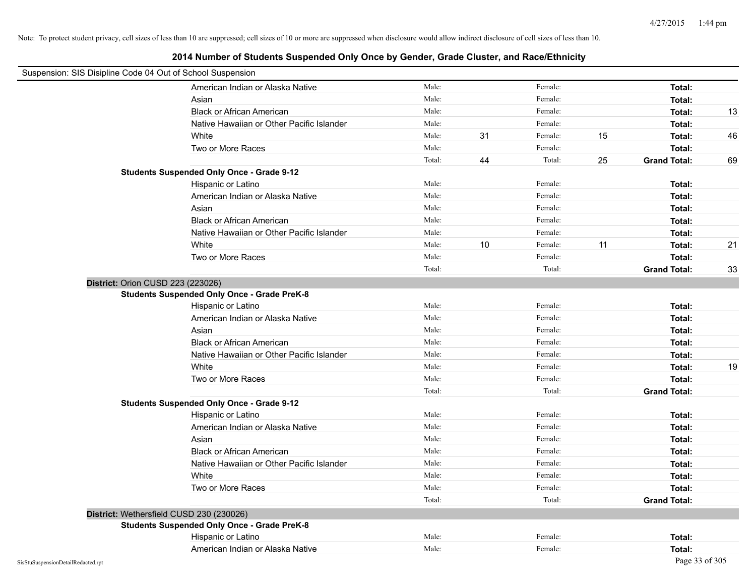Note: To protect student privacy, cell sizes of less than 10 are suppressed; cell sizes of 10 or more are suppressed when disclosure would allow indirect disclosure of cell sizes of less than 10.

## 2014 Number of Students Suspended Only Once by Gender, Grade Cluster, and Race/Ethnicity

Suspension: SIS Disipline Code 04 Out of School Suspension

| | | | | | | |
|---|---|---|---|---|---|---|
| American Indian or Alaska Native | Male: | | Female: | | **Total:** | |
| Asian | Male: | | Female: | | **Total:** | |
| Black or African American | Male: | | Female: | | **Total:** | 13 |
| Native Hawaiian or Other Pacific Islander | Male: | | Female: | | **Total:** | |
| White | Male: | 31 | Female: | 15 | **Total:** | 46 |
| Two or More Races | Male: | | Female: | | **Total:** | |
| | Total: | 44 | Total: | 25 | **Grand Total:** | 69 |

**Students Suspended Only Once - Grade 9-12**

| | | | | | | |
|---|---|---|---|---|---|---|
| Hispanic or Latino | Male: | | Female: | | **Total:** | |
| American Indian or Alaska Native | Male: | | Female: | | **Total:** | |
| Asian | Male: | | Female: | | **Total:** | |
| Black or African American | Male: | | Female: | | **Total:** | |
| Native Hawaiian or Other Pacific Islander | Male: | | Female: | | **Total:** | |
| White | Male: | 10 | Female: | 11 | **Total:** | 21 |
| Two or More Races | Male: | | Female: | | **Total:** | |
| | Total: | | Total: | | **Grand Total:** | 33 |

### District: Orion CUSD 223 (223026)

**Students Suspended Only Once - Grade PreK-8**

| | | | | | | |
|---|---|---|---|---|---|---|
| Hispanic or Latino | Male: | | Female: | | **Total:** | |
| American Indian or Alaska Native | Male: | | Female: | | **Total:** | |
| Asian | Male: | | Female: | | **Total:** | |
| Black or African American | Male: | | Female: | | **Total:** | |
| Native Hawaiian or Other Pacific Islander | Male: | | Female: | | **Total:** | |
| White | Male: | | Female: | | **Total:** | 19 |
| Two or More Races | Male: | | Female: | | **Total:** | |
| | Total: | | Total: | | **Grand Total:** | |

**Students Suspended Only Once - Grade 9-12**

| | | | | | | |
|---|---|---|---|---|---|---|
| Hispanic or Latino | Male: | | Female: | | **Total:** | |
| American Indian or Alaska Native | Male: | | Female: | | **Total:** | |
| Asian | Male: | | Female: | | **Total:** | |
| Black or African American | Male: | | Female: | | **Total:** | |
| Native Hawaiian or Other Pacific Islander | Male: | | Female: | | **Total:** | |
| White | Male: | | Female: | | **Total:** | |
| Two or More Races | Male: | | Female: | | **Total:** | |
| | Total: | | Total: | | **Grand Total:** | |

### District: Wethersfield CUSD 230 (230026)

**Students Suspended Only Once - Grade PreK-8**

| | | | | | | |
|---|---|---|---|---|---|---|
| Hispanic or Latino | Male: | | Female: | | **Total:** | |
| American Indian or Alaska Native | Male: | | Female: | | **Total:** | |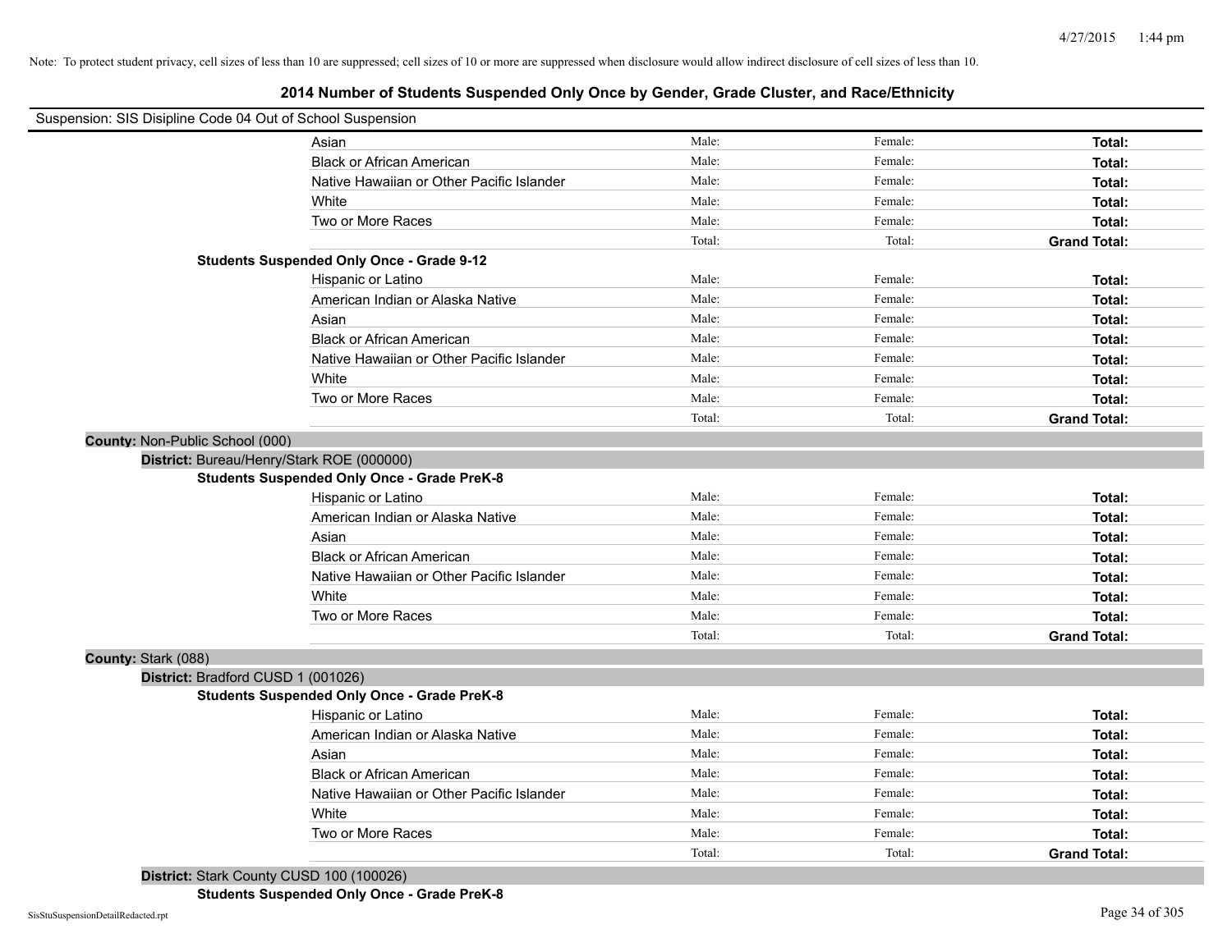Note: To protect student privacy, cell sizes of less than 10 are suppressed; cell sizes of 10 or more are suppressed when disclosure would allow indirect disclosure of cell sizes of less than 10.

# 2014 Number of Students Suspended Only Once by Gender, Grade Cluster, and Race/Ethnicity

Suspension: SIS Disipline Code 04 Out of School Suspension

| | | | |
|---|---|---|---|
| Asian | Male: | Female: | **Total:** |
| Black or African American | Male: | Female: | **Total:** |
| Native Hawaiian or Other Pacific Islander | Male: | Female: | **Total:** |
| White | Male: | Female: | **Total:** |
| Two or More Races | Male: | Female: | **Total:** |
| | Total: | Total: | **Grand Total:** |

**Students Suspended Only Once - Grade 9-12**

| | | | |
|---|---|---|---|
| Hispanic or Latino | Male: | Female: | **Total:** |
| American Indian or Alaska Native | Male: | Female: | **Total:** |
| Asian | Male: | Female: | **Total:** |
| Black or African American | Male: | Female: | **Total:** |
| Native Hawaiian or Other Pacific Islander | Male: | Female: | **Total:** |
| White | Male: | Female: | **Total:** |
| Two or More Races | Male: | Female: | **Total:** |
| | Total: | Total: | **Grand Total:** |

**County:** Non-Public School (000)

**District:** Bureau/Henry/Stark ROE (000000)

**Students Suspended Only Once - Grade PreK-8**

| | | | |
|---|---|---|---|
| Hispanic or Latino | Male: | Female: | **Total:** |
| American Indian or Alaska Native | Male: | Female: | **Total:** |
| Asian | Male: | Female: | **Total:** |
| Black or African American | Male: | Female: | **Total:** |
| Native Hawaiian or Other Pacific Islander | Male: | Female: | **Total:** |
| White | Male: | Female: | **Total:** |
| Two or More Races | Male: | Female: | **Total:** |
| | Total: | Total: | **Grand Total:** |

**County:** Stark (088)

**District:** Bradford CUSD 1 (001026)

**Students Suspended Only Once - Grade PreK-8**

| | | | |
|---|---|---|---|
| Hispanic or Latino | Male: | Female: | **Total:** |
| American Indian or Alaska Native | Male: | Female: | **Total:** |
| Asian | Male: | Female: | **Total:** |
| Black or African American | Male: | Female: | **Total:** |
| Native Hawaiian or Other Pacific Islander | Male: | Female: | **Total:** |
| White | Male: | Female: | **Total:** |
| Two or More Races | Male: | Female: | **Total:** |
| | Total: | Total: | **Grand Total:** |

**District:** Stark County CUSD 100 (100026)

**Students Suspended Only Once - Grade PreK-8**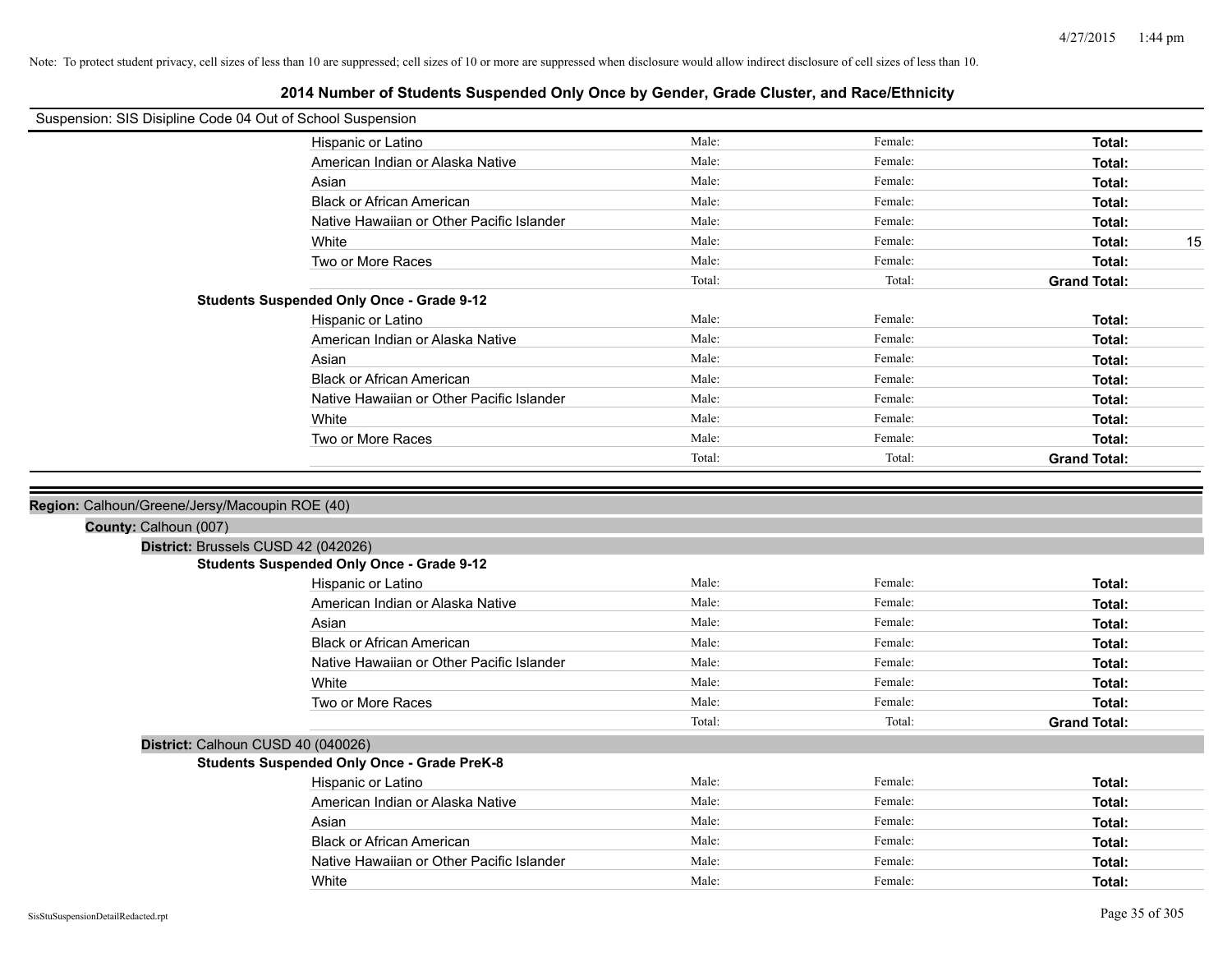Note: To protect student privacy, cell sizes of less than 10 are suppressed; cell sizes of 10 or more are suppressed when disclosure would allow indirect disclosure of cell sizes of less than 10.

# 2014 Number of Students Suspended Only Once by Gender, Grade Cluster, and Race/Ethnicity

Suspension: SIS Disipline Code 04 Out of School Suspension

| | Male: | Female: | Total: |
|---|---|---|---|
| Hispanic or Latino | Male: | Female: | Total: |
| American Indian or Alaska Native | Male: | Female: | Total: |
| Asian | Male: | Female: | Total: |
| Black or African American | Male: | Female: | Total: |
| Native Hawaiian or Other Pacific Islander | Male: | Female: | Total: |
| White | Male: | Female: | Total: 15 |
| Two or More Races | Male: | Female: | Total: |
| | Total: | Total: | Grand Total: |

**Students Suspended Only Once - Grade 9-12**

| | | | |
|---|---|---|---|
| Hispanic or Latino | Male: | Female: | Total: |
| American Indian or Alaska Native | Male: | Female: | Total: |
| Asian | Male: | Female: | Total: |
| Black or African American | Male: | Female: | Total: |
| Native Hawaiian or Other Pacific Islander | Male: | Female: | Total: |
| White | Male: | Female: | Total: |
| Two or More Races | Male: | Female: | Total: |
| | Total: | Total: | Grand Total: |

**Region:** Calhoun/Greene/Jersy/Macoupin ROE (40)

**County:** Calhoun (007)

**District:** Brussels CUSD 42 (042026)

**Students Suspended Only Once - Grade 9-12**

| | | | |
|---|---|---|---|
| Hispanic or Latino | Male: | Female: | Total: |
| American Indian or Alaska Native | Male: | Female: | Total: |
| Asian | Male: | Female: | Total: |
| Black or African American | Male: | Female: | Total: |
| Native Hawaiian or Other Pacific Islander | Male: | Female: | Total: |
| White | Male: | Female: | Total: |
| Two or More Races | Male: | Female: | Total: |
| | Total: | Total: | Grand Total: |

**District:** Calhoun CUSD 40 (040026)

**Students Suspended Only Once - Grade PreK-8**

| | | | |
|---|---|---|---|
| Hispanic or Latino | Male: | Female: | Total: |
| American Indian or Alaska Native | Male: | Female: | Total: |
| Asian | Male: | Female: | Total: |
| Black or African American | Male: | Female: | Total: |
| Native Hawaiian or Other Pacific Islander | Male: | Female: | Total: |
| White | Male: | Female: | Total: |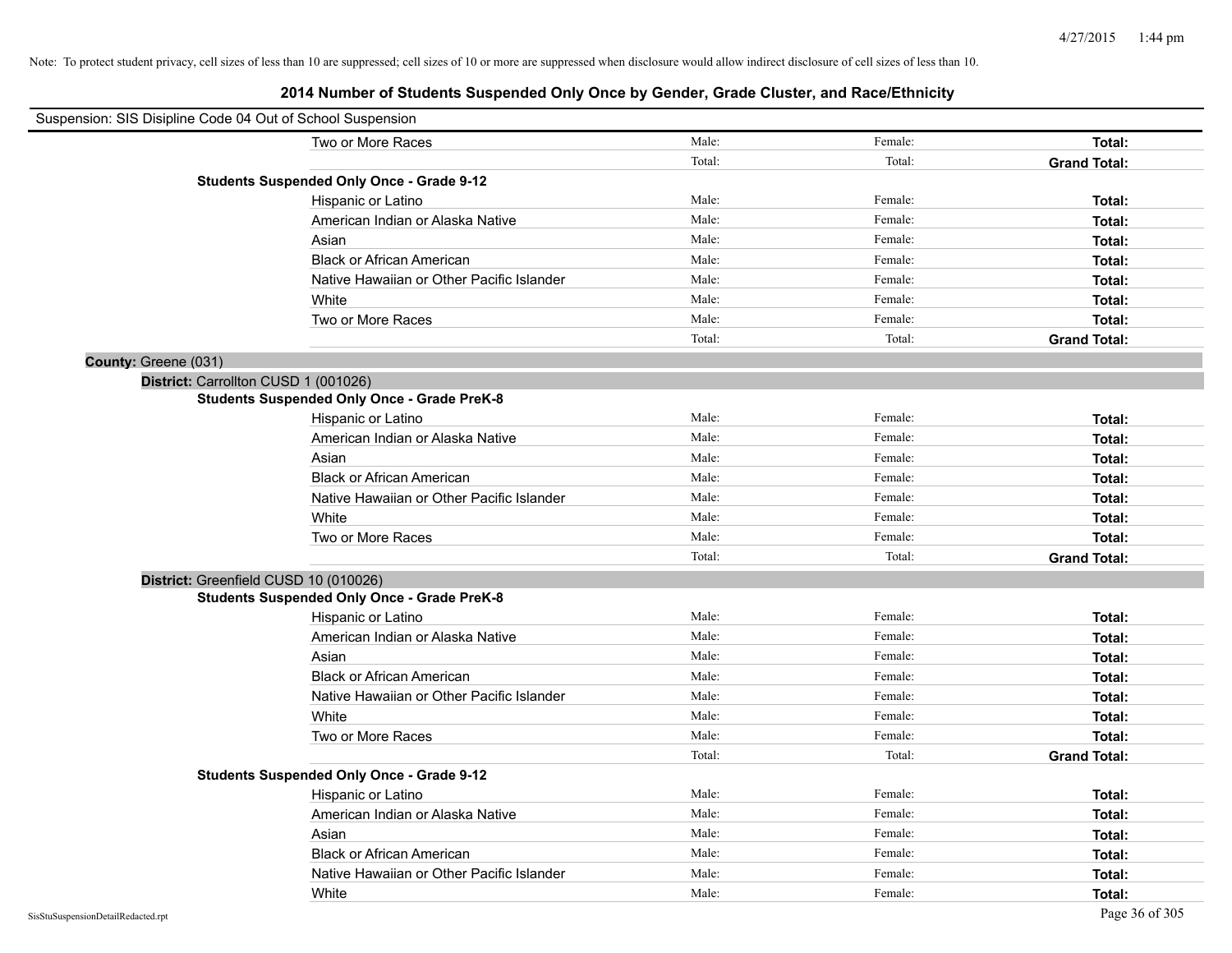Note: To protect student privacy, cell sizes of less than 10 are suppressed; cell sizes of 10 or more are suppressed when disclosure would allow indirect disclosure of cell sizes of less than 10.

# 2014 Number of Students Suspended Only Once by Gender, Grade Cluster, and Race/Ethnicity

Suspension: SIS Disipline Code 04 Out of School Suspension

| | | | |
|---|---|---|---|
| Two or More Races | Male: | Female: | **Total:** |
| | Total: | Total: | **Grand Total:** |

**Students Suspended Only Once - Grade 9-12**

| | | | |
|---|---|---|---|
| Hispanic or Latino | Male: | Female: | **Total:** |
| American Indian or Alaska Native | Male: | Female: | **Total:** |
| Asian | Male: | Female: | **Total:** |
| Black or African American | Male: | Female: | **Total:** |
| Native Hawaiian or Other Pacific Islander | Male: | Female: | **Total:** |
| White | Male: | Female: | **Total:** |
| Two or More Races | Male: | Female: | **Total:** |
| | Total: | Total: | **Grand Total:** |

**County:** Greene (031)

**District:** Carrollton CUSD 1 (001026)

**Students Suspended Only Once - Grade PreK-8**

| | | | |
|---|---|---|---|
| Hispanic or Latino | Male: | Female: | **Total:** |
| American Indian or Alaska Native | Male: | Female: | **Total:** |
| Asian | Male: | Female: | **Total:** |
| Black or African American | Male: | Female: | **Total:** |
| Native Hawaiian or Other Pacific Islander | Male: | Female: | **Total:** |
| White | Male: | Female: | **Total:** |
| Two or More Races | Male: | Female: | **Total:** |
| | Total: | Total: | **Grand Total:** |

**District:** Greenfield CUSD 10 (010026)

**Students Suspended Only Once - Grade PreK-8**

| | | | |
|---|---|---|---|
| Hispanic or Latino | Male: | Female: | **Total:** |
| American Indian or Alaska Native | Male: | Female: | **Total:** |
| Asian | Male: | Female: | **Total:** |
| Black or African American | Male: | Female: | **Total:** |
| Native Hawaiian or Other Pacific Islander | Male: | Female: | **Total:** |
| White | Male: | Female: | **Total:** |
| Two or More Races | Male: | Female: | **Total:** |
| | Total: | Total: | **Grand Total:** |

**Students Suspended Only Once - Grade 9-12**

| | | | |
|---|---|---|---|
| Hispanic or Latino | Male: | Female: | **Total:** |
| American Indian or Alaska Native | Male: | Female: | **Total:** |
| Asian | Male: | Female: | **Total:** |
| Black or African American | Male: | Female: | **Total:** |
| Native Hawaiian or Other Pacific Islander | Male: | Female: | **Total:** |
| White | Male: | Female: | **Total:** |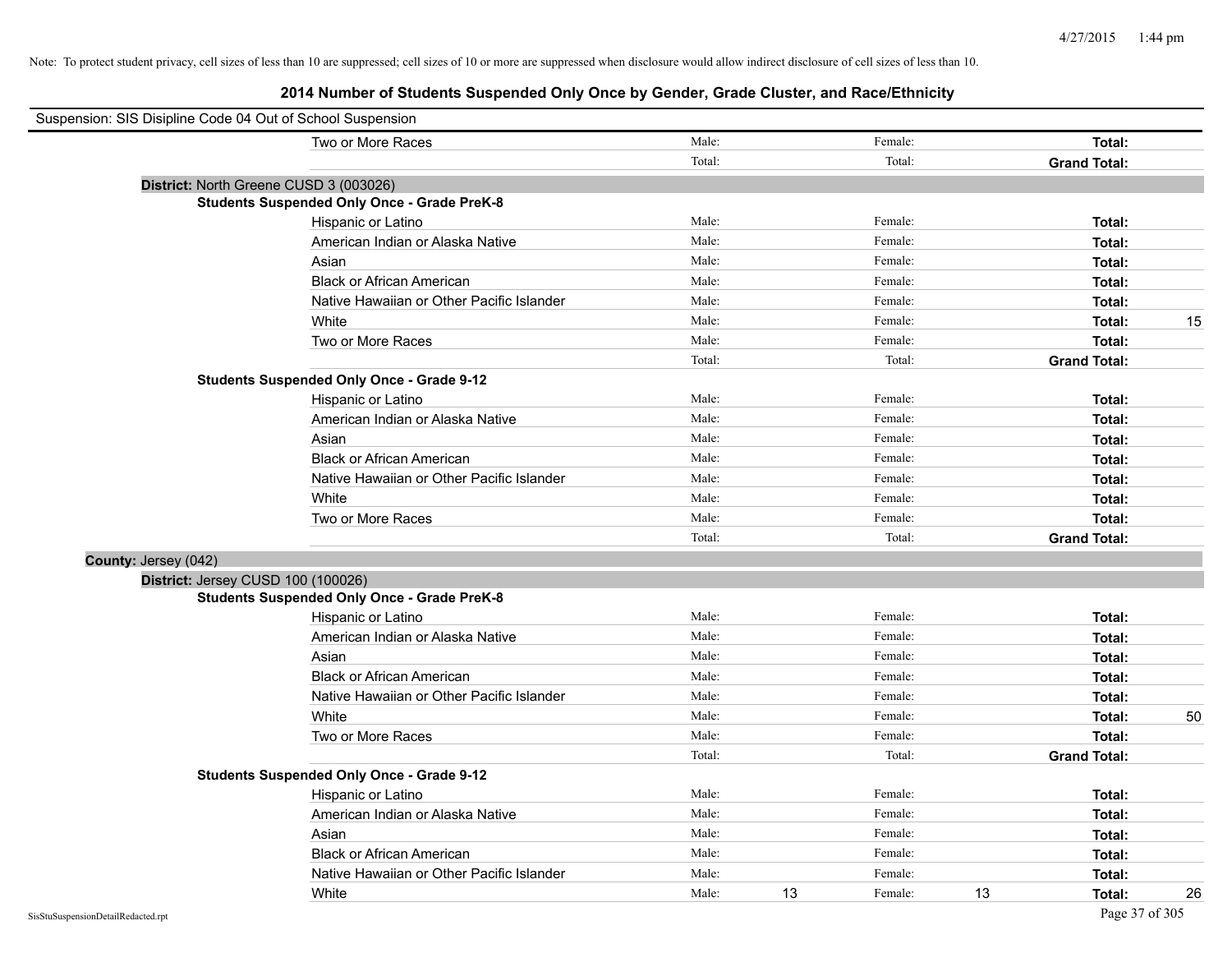Note: To protect student privacy, cell sizes of less than 10 are suppressed; cell sizes of 10 or more are suppressed when disclosure would allow indirect disclosure of cell sizes of less than 10.

# 2014 Number of Students Suspended Only Once by Gender, Grade Cluster, and Race/Ethnicity

Suspension: SIS Disipline Code 04 Out of School Suspension

| | | | | | | | |
|---|---|---|---|---|---|---|---|
| Two or More Races | Male: | | Female: | | **Total:** | |
| | Total: | | Total: | | **Grand Total:** | |

**District:** North Greene CUSD 3 (003026)

**Students Suspended Only Once - Grade PreK-8**

| | | | | | | |
|---|---|---|---|---|---|---|
| Hispanic or Latino | Male: | | Female: | | **Total:** | |
| American Indian or Alaska Native | Male: | | Female: | | **Total:** | |
| Asian | Male: | | Female: | | **Total:** | |
| Black or African American | Male: | | Female: | | **Total:** | |
| Native Hawaiian or Other Pacific Islander | Male: | | Female: | | **Total:** | |
| White | Male: | | Female: | | **Total:** | 15 |
| Two or More Races | Male: | | Female: | | **Total:** | |
| | Total: | | Total: | | **Grand Total:** | |

**Students Suspended Only Once - Grade 9-12**

| | | | | | | |
|---|---|---|---|---|---|---|
| Hispanic or Latino | Male: | | Female: | | **Total:** | |
| American Indian or Alaska Native | Male: | | Female: | | **Total:** | |
| Asian | Male: | | Female: | | **Total:** | |
| Black or African American | Male: | | Female: | | **Total:** | |
| Native Hawaiian or Other Pacific Islander | Male: | | Female: | | **Total:** | |
| White | Male: | | Female: | | **Total:** | |
| Two or More Races | Male: | | Female: | | **Total:** | |
| | Total: | | Total: | | **Grand Total:** | |

**County:** Jersey (042)

**District:** Jersey CUSD 100 (100026)

**Students Suspended Only Once - Grade PreK-8**

| | | | | | | |
|---|---|---|---|---|---|---|
| Hispanic or Latino | Male: | | Female: | | **Total:** | |
| American Indian or Alaska Native | Male: | | Female: | | **Total:** | |
| Asian | Male: | | Female: | | **Total:** | |
| Black or African American | Male: | | Female: | | **Total:** | |
| Native Hawaiian or Other Pacific Islander | Male: | | Female: | | **Total:** | |
| White | Male: | | Female: | | **Total:** | 50 |
| Two or More Races | Male: | | Female: | | **Total:** | |
| | Total: | | Total: | | **Grand Total:** | |

**Students Suspended Only Once - Grade 9-12**

| | | | | | | |
|---|---|---|---|---|---|---|
| Hispanic or Latino | Male: | | Female: | | **Total:** | |
| American Indian or Alaska Native | Male: | | Female: | | **Total:** | |
| Asian | Male: | | Female: | | **Total:** | |
| Black or African American | Male: | | Female: | | **Total:** | |
| Native Hawaiian or Other Pacific Islander | Male: | | Female: | | **Total:** | |
| White | Male: | 13 | Female: | 13 | **Total:** | 26 |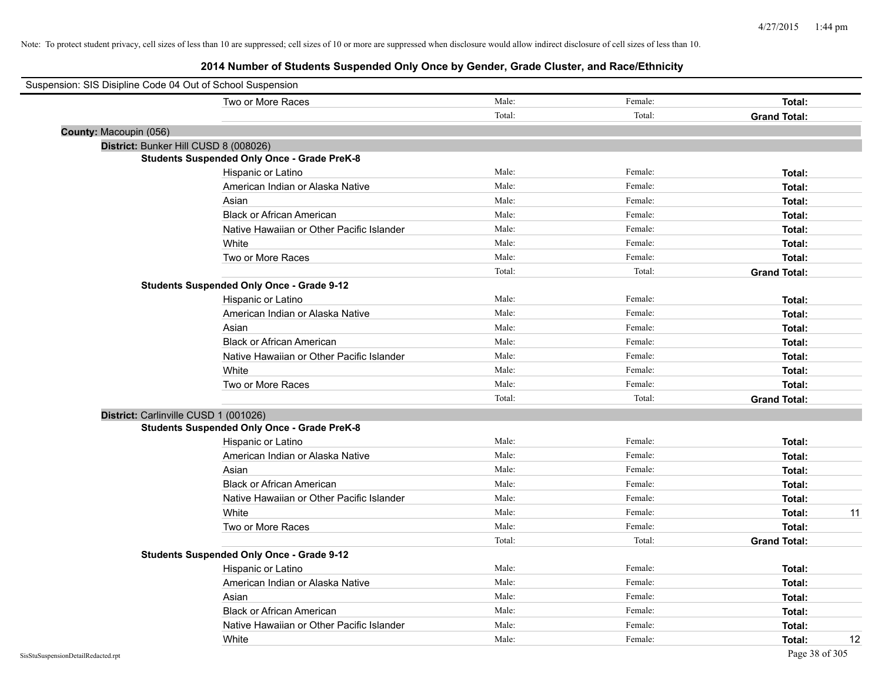Note: To protect student privacy, cell sizes of less than 10 are suppressed; cell sizes of 10 or more are suppressed when disclosure would allow indirect disclosure of cell sizes of less than 10.

# 2014 Number of Students Suspended Only Once by Gender, Grade Cluster, and Race/Ethnicity

Suspension: SIS Disipline Code 04 Out of School Suspension

| | | | | |
|---|---|---|---|---|
| Two or More Races | Male: | Female: | **Total:** | |
| | Total: | Total: | **Grand Total:** | |

**County:** Macoupin (056)

**District:** Bunker Hill CUSD 8 (008026)

**Students Suspended Only Once - Grade PreK-8**

| | | | | |
|---|---|---|---|---|
| Hispanic or Latino | Male: | Female: | **Total:** | |
| American Indian or Alaska Native | Male: | Female: | **Total:** | |
| Asian | Male: | Female: | **Total:** | |
| Black or African American | Male: | Female: | **Total:** | |
| Native Hawaiian or Other Pacific Islander | Male: | Female: | **Total:** | |
| White | Male: | Female: | **Total:** | |
| Two or More Races | Male: | Female: | **Total:** | |
| | Total: | Total: | **Grand Total:** | |

**Students Suspended Only Once - Grade 9-12**

| | | | | |
|---|---|---|---|---|
| Hispanic or Latino | Male: | Female: | **Total:** | |
| American Indian or Alaska Native | Male: | Female: | **Total:** | |
| Asian | Male: | Female: | **Total:** | |
| Black or African American | Male: | Female: | **Total:** | |
| Native Hawaiian or Other Pacific Islander | Male: | Female: | **Total:** | |
| White | Male: | Female: | **Total:** | |
| Two or More Races | Male: | Female: | **Total:** | |
| | Total: | Total: | **Grand Total:** | |

**District:** Carlinville CUSD 1 (001026)

**Students Suspended Only Once - Grade PreK-8**

| | | | | |
|---|---|---|---|---|
| Hispanic or Latino | Male: | Female: | **Total:** | |
| American Indian or Alaska Native | Male: | Female: | **Total:** | |
| Asian | Male: | Female: | **Total:** | |
| Black or African American | Male: | Female: | **Total:** | |
| Native Hawaiian or Other Pacific Islander | Male: | Female: | **Total:** | |
| White | Male: | Female: | **Total:** | 11 |
| Two or More Races | Male: | Female: | **Total:** | |
| | Total: | Total: | **Grand Total:** | |

**Students Suspended Only Once - Grade 9-12**

| | | | | |
|---|---|---|---|---|
| Hispanic or Latino | Male: | Female: | **Total:** | |
| American Indian or Alaska Native | Male: | Female: | **Total:** | |
| Asian | Male: | Female: | **Total:** | |
| Black or African American | Male: | Female: | **Total:** | |
| Native Hawaiian or Other Pacific Islander | Male: | Female: | **Total:** | |
| White | Male: | Female: | **Total:** | 12 |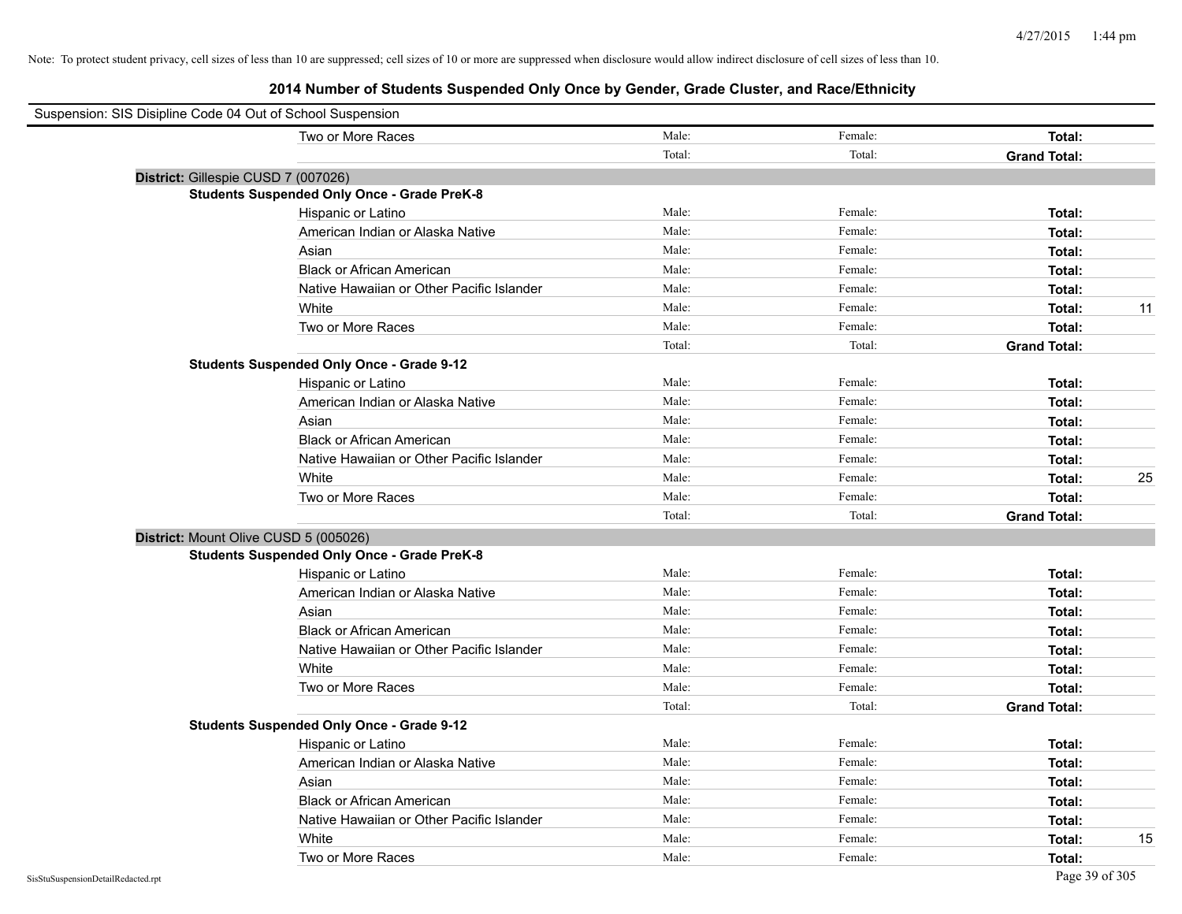Note: To protect student privacy, cell sizes of less than 10 are suppressed; cell sizes of 10 or more are suppressed when disclosure would allow indirect disclosure of cell sizes of less than 10.

## 2014 Number of Students Suspended Only Once by Gender, Grade Cluster, and Race/Ethnicity

Suspension: SIS Disipline Code 04 Out of School Suspension

| | Male | Female | Total | |
|---|---|---|---|---|
| Two or More Races | Male: | Female: | **Total:** | |
| | Total: | Total: | **Grand Total:** | |

**District:** Gillespie CUSD 7 (007026)

**Students Suspended Only Once - Grade PreK-8**

| | Male | Female | Total | |
|---|---|---|---|---|
| Hispanic or Latino | Male: | Female: | **Total:** | |
| American Indian or Alaska Native | Male: | Female: | **Total:** | |
| Asian | Male: | Female: | **Total:** | |
| Black or African American | Male: | Female: | **Total:** | |
| Native Hawaiian or Other Pacific Islander | Male: | Female: | **Total:** | |
| White | Male: | Female: | **Total:** | 11 |
| Two or More Races | Male: | Female: | **Total:** | |
| | Total: | Total: | **Grand Total:** | |

**Students Suspended Only Once - Grade 9-12**

| | Male | Female | Total | |
|---|---|---|---|---|
| Hispanic or Latino | Male: | Female: | **Total:** | |
| American Indian or Alaska Native | Male: | Female: | **Total:** | |
| Asian | Male: | Female: | **Total:** | |
| Black or African American | Male: | Female: | **Total:** | |
| Native Hawaiian or Other Pacific Islander | Male: | Female: | **Total:** | |
| White | Male: | Female: | **Total:** | 25 |
| Two or More Races | Male: | Female: | **Total:** | |
| | Total: | Total: | **Grand Total:** | |

**District:** Mount Olive CUSD 5 (005026)

**Students Suspended Only Once - Grade PreK-8**

| | Male | Female | Total | |
|---|---|---|---|---|
| Hispanic or Latino | Male: | Female: | **Total:** | |
| American Indian or Alaska Native | Male: | Female: | **Total:** | |
| Asian | Male: | Female: | **Total:** | |
| Black or African American | Male: | Female: | **Total:** | |
| Native Hawaiian or Other Pacific Islander | Male: | Female: | **Total:** | |
| White | Male: | Female: | **Total:** | |
| Two or More Races | Male: | Female: | **Total:** | |
| | Total: | Total: | **Grand Total:** | |

**Students Suspended Only Once - Grade 9-12**

| | Male | Female | Total | |
|---|---|---|---|---|
| Hispanic or Latino | Male: | Female: | **Total:** | |
| American Indian or Alaska Native | Male: | Female: | **Total:** | |
| Asian | Male: | Female: | **Total:** | |
| Black or African American | Male: | Female: | **Total:** | |
| Native Hawaiian or Other Pacific Islander | Male: | Female: | **Total:** | |
| White | Male: | Female: | **Total:** | 15 |
| Two or More Races | Male: | Female: | **Total:** | |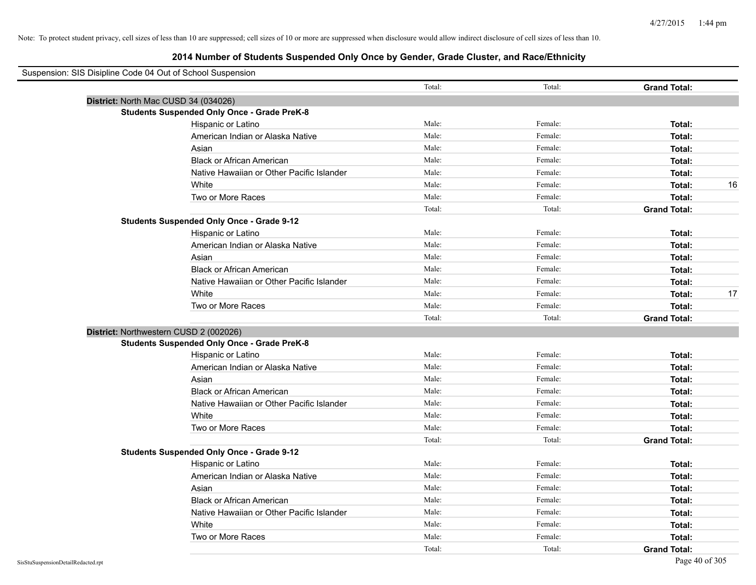Note: To protect student privacy, cell sizes of less than 10 are suppressed; cell sizes of 10 or more are suppressed when disclosure would allow indirect disclosure of cell sizes of less than 10.

# 2014 Number of Students Suspended Only Once by Gender, Grade Cluster, and Race/Ethnicity

Suspension: SIS Disipline Code 04 Out of School Suspension

| | | | | |
|---|---|---|---|---|
| | Total: | Total: | **Grand Total:** | |
| **District:** North Mac CUSD 34 (034026) | | | | |
| **Students Suspended Only Once - Grade PreK-8** | | | | |
| Hispanic or Latino | Male: | Female: | **Total:** | |
| American Indian or Alaska Native | Male: | Female: | **Total:** | |
| Asian | Male: | Female: | **Total:** | |
| Black or African American | Male: | Female: | **Total:** | |
| Native Hawaiian or Other Pacific Islander | Male: | Female: | **Total:** | |
| White | Male: | Female: | **Total:** | 16 |
| Two or More Races | Male: | Female: | **Total:** | |
| | Total: | Total: | **Grand Total:** | |
| **Students Suspended Only Once - Grade 9-12** | | | | |
| Hispanic or Latino | Male: | Female: | **Total:** | |
| American Indian or Alaska Native | Male: | Female: | **Total:** | |
| Asian | Male: | Female: | **Total:** | |
| Black or African American | Male: | Female: | **Total:** | |
| Native Hawaiian or Other Pacific Islander | Male: | Female: | **Total:** | |
| White | Male: | Female: | **Total:** | 17 |
| Two or More Races | Male: | Female: | **Total:** | |
| | Total: | Total: | **Grand Total:** | |
| **District:** Northwestern CUSD 2 (002026) | | | | |
| **Students Suspended Only Once - Grade PreK-8** | | | | |
| Hispanic or Latino | Male: | Female: | **Total:** | |
| American Indian or Alaska Native | Male: | Female: | **Total:** | |
| Asian | Male: | Female: | **Total:** | |
| Black or African American | Male: | Female: | **Total:** | |
| Native Hawaiian or Other Pacific Islander | Male: | Female: | **Total:** | |
| White | Male: | Female: | **Total:** | |
| Two or More Races | Male: | Female: | **Total:** | |
| | Total: | Total: | **Grand Total:** | |
| **Students Suspended Only Once - Grade 9-12** | | | | |
| Hispanic or Latino | Male: | Female: | **Total:** | |
| American Indian or Alaska Native | Male: | Female: | **Total:** | |
| Asian | Male: | Female: | **Total:** | |
| Black or African American | Male: | Female: | **Total:** | |
| Native Hawaiian or Other Pacific Islander | Male: | Female: | **Total:** | |
| White | Male: | Female: | **Total:** | |
| Two or More Races | Male: | Female: | **Total:** | |
| | Total: | Total: | **Grand Total:** | |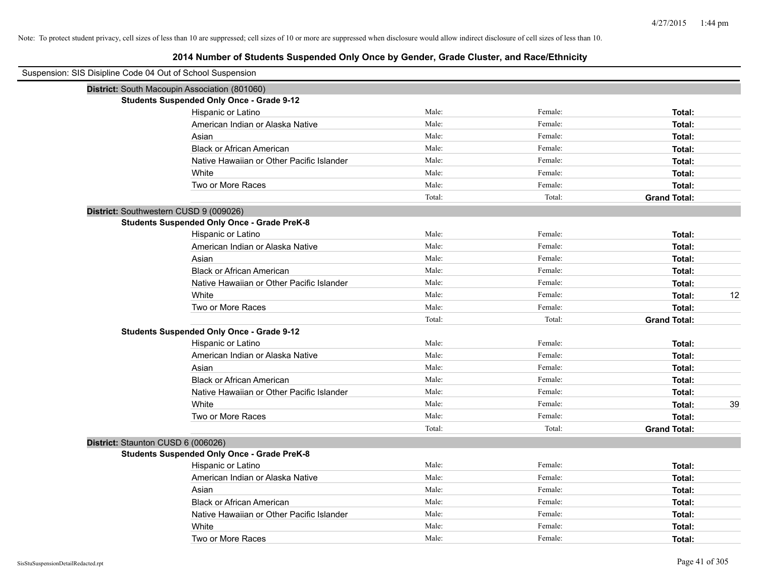Note: To protect student privacy, cell sizes of less than 10 are suppressed; cell sizes of 10 or more are suppressed when disclosure would allow indirect disclosure of cell sizes of less than 10.

# 2014 Number of Students Suspended Only Once by Gender, Grade Cluster, and Race/Ethnicity

Suspension: SIS Disipline Code 04 Out of School Suspension

## District: South Macoupin Association (801060)

### Students Suspended Only Once - Grade 9-12

| Race/Ethnicity | Male: | Female: | Total: | |
|---|---|---|---|---|
| Hispanic or Latino | Male: | Female: | Total: | |
| American Indian or Alaska Native | Male: | Female: | Total: | |
| Asian | Male: | Female: | Total: | |
| Black or African American | Male: | Female: | Total: | |
| Native Hawaiian or Other Pacific Islander | Male: | Female: | Total: | |
| White | Male: | Female: | Total: | |
| Two or More Races | Male: | Female: | Total: | |
| | Total: | Total: | Grand Total: | |

## District: Southwestern CUSD 9 (009026)

### Students Suspended Only Once - Grade PreK-8

| Race/Ethnicity | Male: | Female: | Total: | |
|---|---|---|---|---|
| Hispanic or Latino | Male: | Female: | Total: | |
| American Indian or Alaska Native | Male: | Female: | Total: | |
| Asian | Male: | Female: | Total: | |
| Black or African American | Male: | Female: | Total: | |
| Native Hawaiian or Other Pacific Islander | Male: | Female: | Total: | |
| White | Male: | Female: | Total: | 12 |
| Two or More Races | Male: | Female: | Total: | |
| | Total: | Total: | Grand Total: | |

### Students Suspended Only Once - Grade 9-12

| Race/Ethnicity | Male: | Female: | Total: | |
|---|---|---|---|---|
| Hispanic or Latino | Male: | Female: | Total: | |
| American Indian or Alaska Native | Male: | Female: | Total: | |
| Asian | Male: | Female: | Total: | |
| Black or African American | Male: | Female: | Total: | |
| Native Hawaiian or Other Pacific Islander | Male: | Female: | Total: | |
| White | Male: | Female: | Total: | 39 |
| Two or More Races | Male: | Female: | Total: | |
| | Total: | Total: | Grand Total: | |

## District: Staunton CUSD 6 (006026)

### Students Suspended Only Once - Grade PreK-8

| Race/Ethnicity | Male: | Female: | Total: | |
|---|---|---|---|---|
| Hispanic or Latino | Male: | Female: | Total: | |
| American Indian or Alaska Native | Male: | Female: | Total: | |
| Asian | Male: | Female: | Total: | |
| Black or African American | Male: | Female: | Total: | |
| Native Hawaiian or Other Pacific Islander | Male: | Female: | Total: | |
| White | Male: | Female: | Total: | |
| Two or More Races | Male: | Female: | Total: | |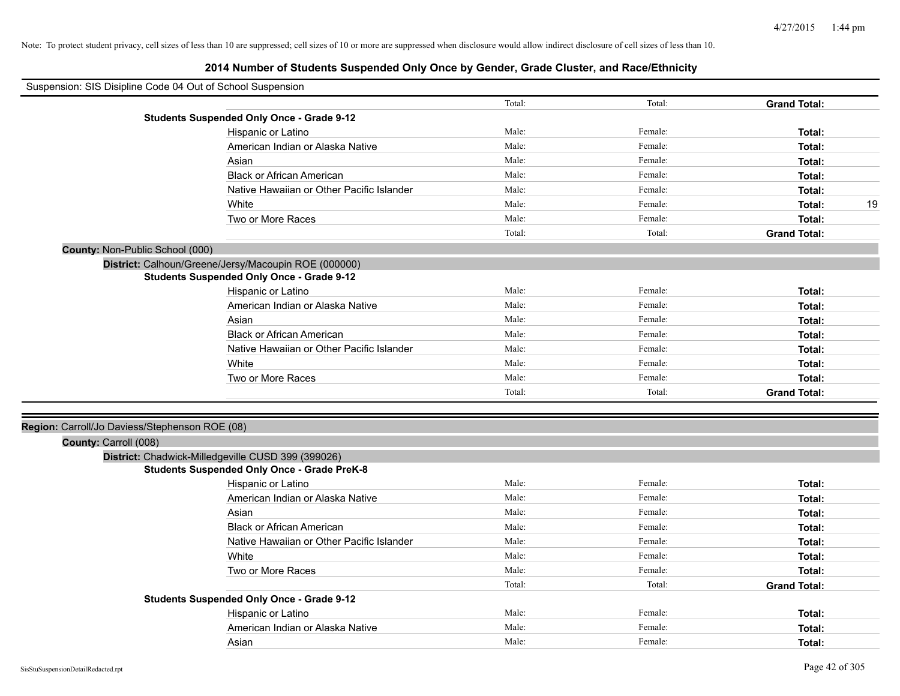Note: To protect student privacy, cell sizes of less than 10 are suppressed; cell sizes of 10 or more are suppressed when disclosure would allow indirect disclosure of cell sizes of less than 10.

# 2014 Number of Students Suspended Only Once by Gender, Grade Cluster, and Race/Ethnicity

Suspension: SIS Disipline Code 04 Out of School Suspension

| | | | | |
|---|---|---|---|---|
| | Total: | Total: | **Grand Total:** | |
| **Students Suspended Only Once - Grade 9-12** | | | | |
| Hispanic or Latino | Male: | Female: | **Total:** | |
| American Indian or Alaska Native | Male: | Female: | **Total:** | |
| Asian | Male: | Female: | **Total:** | |
| Black or African American | Male: | Female: | **Total:** | |
| Native Hawaiian or Other Pacific Islander | Male: | Female: | **Total:** | |
| White | Male: | Female: | **Total:** | 19 |
| Two or More Races | Male: | Female: | **Total:** | |
| | Total: | Total: | **Grand Total:** | |

**County:** Non-Public School (000)

**District:** Calhoun/Greene/Jersy/Macoupin ROE (000000)

| **Students Suspended Only Once - Grade 9-12** | | | | |
|---|---|---|---|---|
| Hispanic or Latino | Male: | Female: | **Total:** | |
| American Indian or Alaska Native | Male: | Female: | **Total:** | |
| Asian | Male: | Female: | **Total:** | |
| Black or African American | Male: | Female: | **Total:** | |
| Native Hawaiian or Other Pacific Islander | Male: | Female: | **Total:** | |
| White | Male: | Female: | **Total:** | |
| Two or More Races | Male: | Female: | **Total:** | |
| | Total: | Total: | **Grand Total:** | |

**Region:** Carroll/Jo Daviess/Stephenson ROE (08)

**County:** Carroll (008)

**District:** Chadwick-Milledgeville CUSD 399 (399026)

| **Students Suspended Only Once - Grade PreK-8** | | | | |
|---|---|---|---|---|
| Hispanic or Latino | Male: | Female: | **Total:** | |
| American Indian or Alaska Native | Male: | Female: | **Total:** | |
| Asian | Male: | Female: | **Total:** | |
| Black or African American | Male: | Female: | **Total:** | |
| Native Hawaiian or Other Pacific Islander | Male: | Female: | **Total:** | |
| White | Male: | Female: | **Total:** | |
| Two or More Races | Male: | Female: | **Total:** | |
| | Total: | Total: | **Grand Total:** | |
| **Students Suspended Only Once - Grade 9-12** | | | | |
| Hispanic or Latino | Male: | Female: | **Total:** | |
| American Indian or Alaska Native | Male: | Female: | **Total:** | |
| Asian | Male: | Female: | **Total:** | |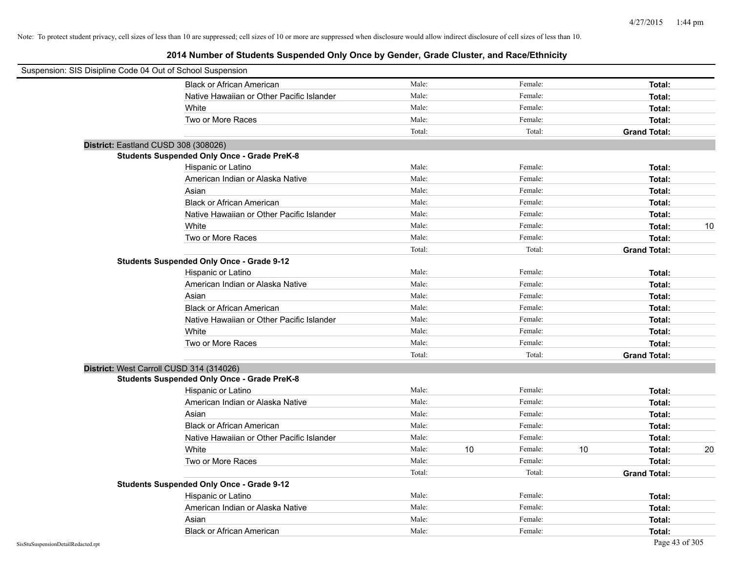Note: To protect student privacy, cell sizes of less than 10 are suppressed; cell sizes of 10 or more are suppressed when disclosure would allow indirect disclosure of cell sizes of less than 10.

## 2014 Number of Students Suspended Only Once by Gender, Grade Cluster, and Race/Ethnicity

Suspension: SIS Disipline Code 04 Out of School Suspension

| | | | | | | |
|---|---|---|---|---|---|---|
| Black or African American | Male: | | Female: | | **Total:** | |
| Native Hawaiian or Other Pacific Islander | Male: | | Female: | | **Total:** | |
| White | Male: | | Female: | | **Total:** | |
| Two or More Races | Male: | | Female: | | **Total:** | |
| | Total: | | Total: | | **Grand Total:** | |

**District:** Eastland CUSD 308 (308026)

**Students Suspended Only Once - Grade PreK-8**

| | | | | | | |
|---|---|---|---|---|---|---|
| Hispanic or Latino | Male: | | Female: | | **Total:** | |
| American Indian or Alaska Native | Male: | | Female: | | **Total:** | |
| Asian | Male: | | Female: | | **Total:** | |
| Black or African American | Male: | | Female: | | **Total:** | |
| Native Hawaiian or Other Pacific Islander | Male: | | Female: | | **Total:** | |
| White | Male: | | Female: | | **Total:** | 10 |
| Two or More Races | Male: | | Female: | | **Total:** | |
| | Total: | | Total: | | **Grand Total:** | |

**Students Suspended Only Once - Grade 9-12**

| | | | | | | |
|---|---|---|---|---|---|---|
| Hispanic or Latino | Male: | | Female: | | **Total:** | |
| American Indian or Alaska Native | Male: | | Female: | | **Total:** | |
| Asian | Male: | | Female: | | **Total:** | |
| Black or African American | Male: | | Female: | | **Total:** | |
| Native Hawaiian or Other Pacific Islander | Male: | | Female: | | **Total:** | |
| White | Male: | | Female: | | **Total:** | |
| Two or More Races | Male: | | Female: | | **Total:** | |
| | Total: | | Total: | | **Grand Total:** | |

**District:** West Carroll CUSD 314 (314026)

**Students Suspended Only Once - Grade PreK-8**

| | | | | | | |
|---|---|---|---|---|---|---|
| Hispanic or Latino | Male: | | Female: | | **Total:** | |
| American Indian or Alaska Native | Male: | | Female: | | **Total:** | |
| Asian | Male: | | Female: | | **Total:** | |
| Black or African American | Male: | | Female: | | **Total:** | |
| Native Hawaiian or Other Pacific Islander | Male: | | Female: | | **Total:** | |
| White | Male: | 10 | Female: | 10 | **Total:** | 20 |
| Two or More Races | Male: | | Female: | | **Total:** | |
| | Total: | | Total: | | **Grand Total:** | |

**Students Suspended Only Once - Grade 9-12**

| | | | | | | |
|---|---|---|---|---|---|---|
| Hispanic or Latino | Male: | | Female: | | **Total:** | |
| American Indian or Alaska Native | Male: | | Female: | | **Total:** | |
| Asian | Male: | | Female: | | **Total:** | |
| Black or African American | Male: | | Female: | | **Total:** | |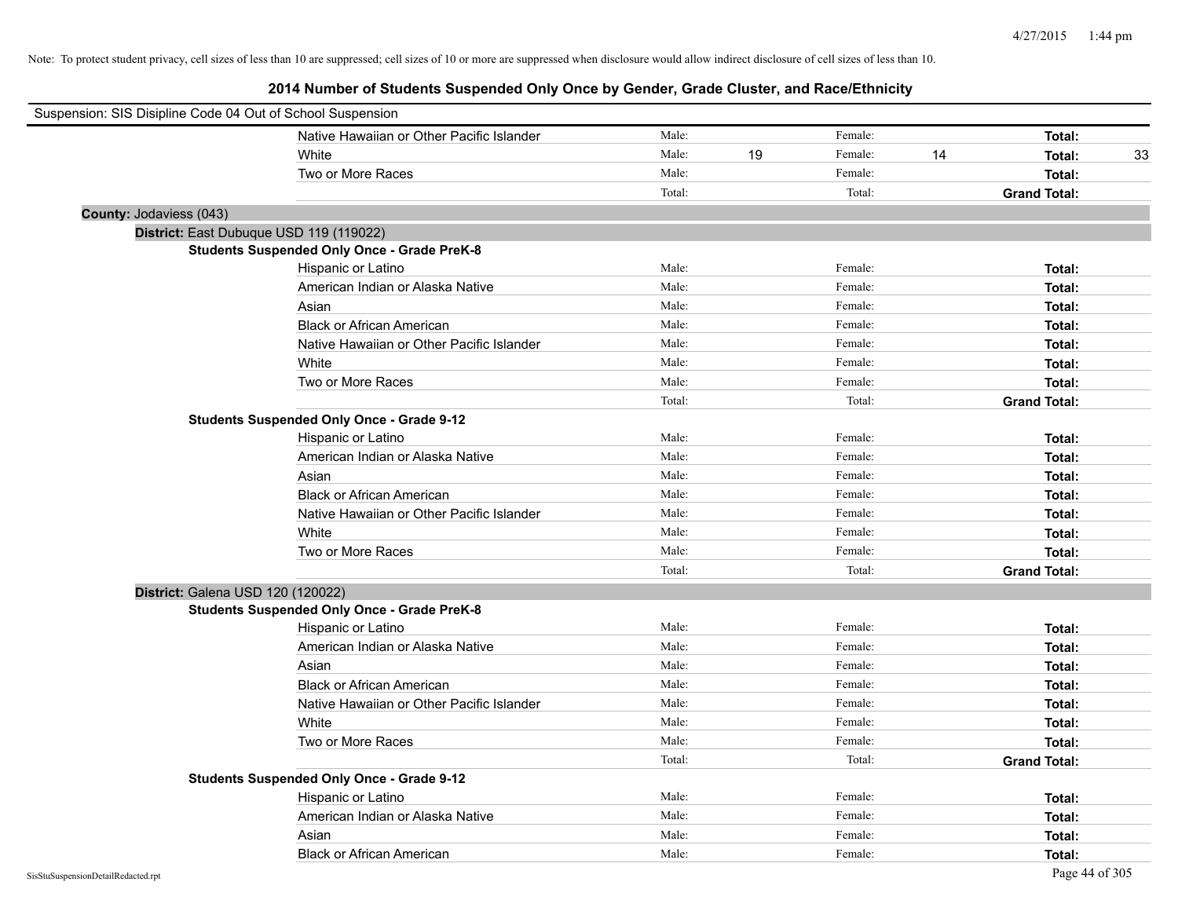Note: To protect student privacy, cell sizes of less than 10 are suppressed; cell sizes of 10 or more are suppressed when disclosure would allow indirect disclosure of cell sizes of less than 10.

## 2014 Number of Students Suspended Only Once by Gender, Grade Cluster, and Race/Ethnicity

Suspension: SIS Disipline Code 04 Out of School Suspension

| | | | | | | |
|---|---|---|---|---|---|---|
| Native Hawaiian or Other Pacific Islander | Male: | | Female: | | **Total:** | |
| White | Male: | 19 | Female: | 14 | **Total:** | 33 |
| Two or More Races | Male: | | Female: | | **Total:** | |
| | Total: | | Total: | | **Grand Total:** | |

**County:** Jodaviess (043)

**District:** East Dubuque USD 119 (119022)

**Students Suspended Only Once - Grade PreK-8**

| | | | | | | |
|---|---|---|---|---|---|---|
| Hispanic or Latino | Male: | | Female: | | **Total:** | |
| American Indian or Alaska Native | Male: | | Female: | | **Total:** | |
| Asian | Male: | | Female: | | **Total:** | |
| Black or African American | Male: | | Female: | | **Total:** | |
| Native Hawaiian or Other Pacific Islander | Male: | | Female: | | **Total:** | |
| White | Male: | | Female: | | **Total:** | |
| Two or More Races | Male: | | Female: | | **Total:** | |
| | Total: | | Total: | | **Grand Total:** | |

**Students Suspended Only Once - Grade 9-12**

| | | | | | | |
|---|---|---|---|---|---|---|
| Hispanic or Latino | Male: | | Female: | | **Total:** | |
| American Indian or Alaska Native | Male: | | Female: | | **Total:** | |
| Asian | Male: | | Female: | | **Total:** | |
| Black or African American | Male: | | Female: | | **Total:** | |
| Native Hawaiian or Other Pacific Islander | Male: | | Female: | | **Total:** | |
| White | Male: | | Female: | | **Total:** | |
| Two or More Races | Male: | | Female: | | **Total:** | |
| | Total: | | Total: | | **Grand Total:** | |

**District:** Galena USD 120 (120022)

**Students Suspended Only Once - Grade PreK-8**

| | | | | | | |
|---|---|---|---|---|---|---|
| Hispanic or Latino | Male: | | Female: | | **Total:** | |
| American Indian or Alaska Native | Male: | | Female: | | **Total:** | |
| Asian | Male: | | Female: | | **Total:** | |
| Black or African American | Male: | | Female: | | **Total:** | |
| Native Hawaiian or Other Pacific Islander | Male: | | Female: | | **Total:** | |
| White | Male: | | Female: | | **Total:** | |
| Two or More Races | Male: | | Female: | | **Total:** | |
| | Total: | | Total: | | **Grand Total:** | |

**Students Suspended Only Once - Grade 9-12**

| | | | | | | |
|---|---|---|---|---|---|---|
| Hispanic or Latino | Male: | | Female: | | **Total:** | |
| American Indian or Alaska Native | Male: | | Female: | | **Total:** | |
| Asian | Male: | | Female: | | **Total:** | |
| Black or African American | Male: | | Female: | | **Total:** | |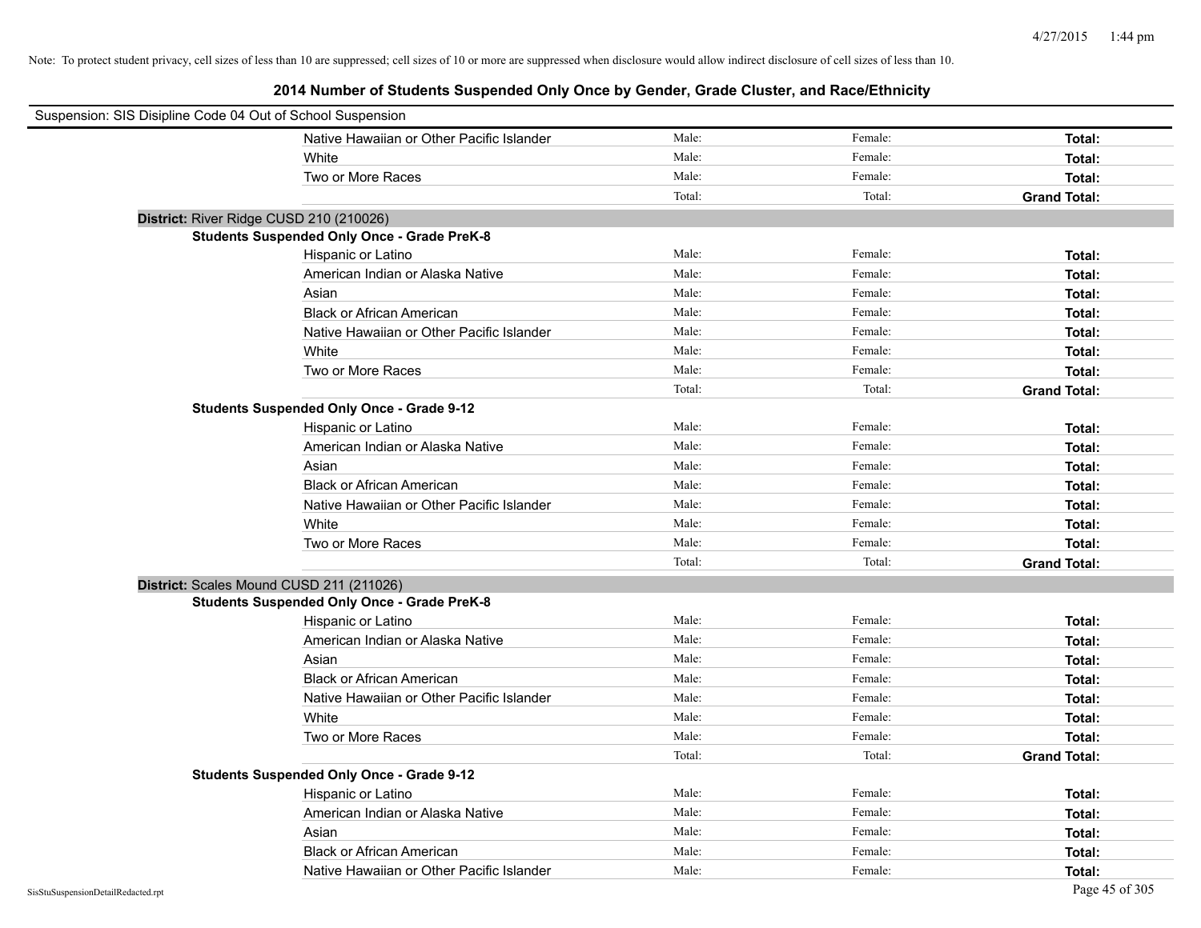Note: To protect student privacy, cell sizes of less than 10 are suppressed; cell sizes of 10 or more are suppressed when disclosure would allow indirect disclosure of cell sizes of less than 10.

## 2014 Number of Students Suspended Only Once by Gender, Grade Cluster, and Race/Ethnicity

Suspension: SIS Disipline Code 04 Out of School Suspension

| | | | |
|---|---|---|---|
| Native Hawaiian or Other Pacific Islander | Male: | Female: | **Total:** |
| White | Male: | Female: | **Total:** |
| Two or More Races | Male: | Female: | **Total:** |
| | Total: | Total: | **Grand Total:** |

**District:** River Ridge CUSD 210 (210026)

**Students Suspended Only Once - Grade PreK-8**

| | | | |
|---|---|---|---|
| Hispanic or Latino | Male: | Female: | **Total:** |
| American Indian or Alaska Native | Male: | Female: | **Total:** |
| Asian | Male: | Female: | **Total:** |
| Black or African American | Male: | Female: | **Total:** |
| Native Hawaiian or Other Pacific Islander | Male: | Female: | **Total:** |
| White | Male: | Female: | **Total:** |
| Two or More Races | Male: | Female: | **Total:** |
| | Total: | Total: | **Grand Total:** |

**Students Suspended Only Once - Grade 9-12**

| | | | |
|---|---|---|---|
| Hispanic or Latino | Male: | Female: | **Total:** |
| American Indian or Alaska Native | Male: | Female: | **Total:** |
| Asian | Male: | Female: | **Total:** |
| Black or African American | Male: | Female: | **Total:** |
| Native Hawaiian or Other Pacific Islander | Male: | Female: | **Total:** |
| White | Male: | Female: | **Total:** |
| Two or More Races | Male: | Female: | **Total:** |
| | Total: | Total: | **Grand Total:** |

**District:** Scales Mound CUSD 211 (211026)

**Students Suspended Only Once - Grade PreK-8**

| | | | |
|---|---|---|---|
| Hispanic or Latino | Male: | Female: | **Total:** |
| American Indian or Alaska Native | Male: | Female: | **Total:** |
| Asian | Male: | Female: | **Total:** |
| Black or African American | Male: | Female: | **Total:** |
| Native Hawaiian or Other Pacific Islander | Male: | Female: | **Total:** |
| White | Male: | Female: | **Total:** |
| Two or More Races | Male: | Female: | **Total:** |
| | Total: | Total: | **Grand Total:** |

**Students Suspended Only Once - Grade 9-12**

| | | | |
|---|---|---|---|
| Hispanic or Latino | Male: | Female: | **Total:** |
| American Indian or Alaska Native | Male: | Female: | **Total:** |
| Asian | Male: | Female: | **Total:** |
| Black or African American | Male: | Female: | **Total:** |
| Native Hawaiian or Other Pacific Islander | Male: | Female: | **Total:** |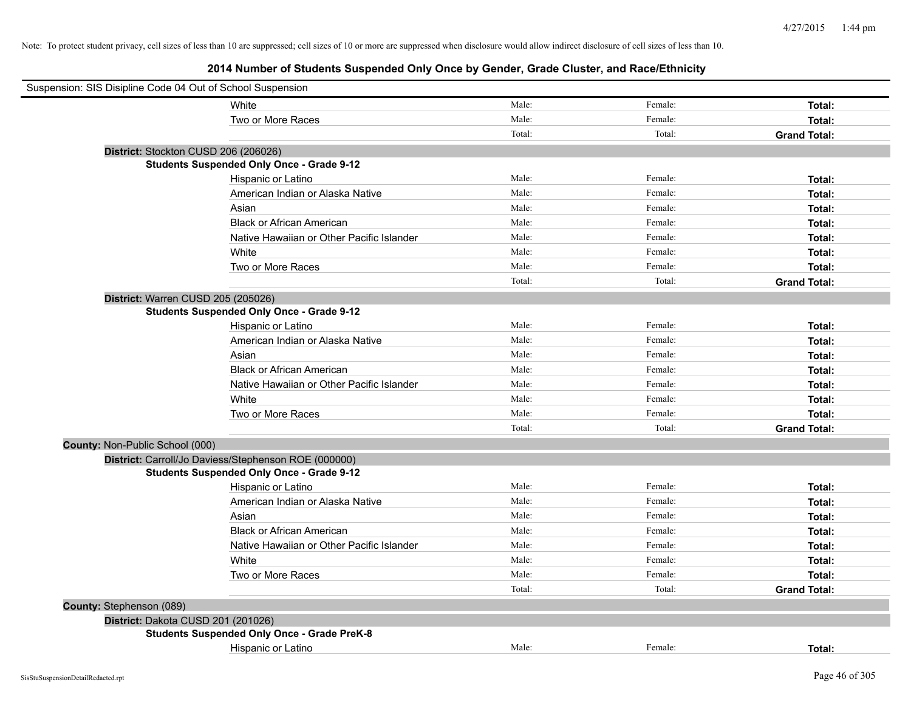Note: To protect student privacy, cell sizes of less than 10 are suppressed; cell sizes of 10 or more are suppressed when disclosure would allow indirect disclosure of cell sizes of less than 10.

# 2014 Number of Students Suspended Only Once by Gender, Grade Cluster, and Race/Ethnicity

Suspension: SIS Disipline Code 04 Out of School Suspension

| | | | |
|---|---|---|---|
| White | Male: | Female: | **Total:** |
| Two or More Races | Male: | Female: | **Total:** |
| | Total: | Total: | **Grand Total:** |

**District:** Stockton CUSD 206 (206026)

**Students Suspended Only Once - Grade 9-12**

| | | | |
|---|---|---|---|
| Hispanic or Latino | Male: | Female: | **Total:** |
| American Indian or Alaska Native | Male: | Female: | **Total:** |
| Asian | Male: | Female: | **Total:** |
| Black or African American | Male: | Female: | **Total:** |
| Native Hawaiian or Other Pacific Islander | Male: | Female: | **Total:** |
| White | Male: | Female: | **Total:** |
| Two or More Races | Male: | Female: | **Total:** |
| | Total: | Total: | **Grand Total:** |

**District:** Warren CUSD 205 (205026)

**Students Suspended Only Once - Grade 9-12**

| | | | |
|---|---|---|---|
| Hispanic or Latino | Male: | Female: | **Total:** |
| American Indian or Alaska Native | Male: | Female: | **Total:** |
| Asian | Male: | Female: | **Total:** |
| Black or African American | Male: | Female: | **Total:** |
| Native Hawaiian or Other Pacific Islander | Male: | Female: | **Total:** |
| White | Male: | Female: | **Total:** |
| Two or More Races | Male: | Female: | **Total:** |
| | Total: | Total: | **Grand Total:** |

**County:** Non-Public School (000)

**District:** Carroll/Jo Daviess/Stephenson ROE (000000)

**Students Suspended Only Once - Grade 9-12**

| | | | |
|---|---|---|---|
| Hispanic or Latino | Male: | Female: | **Total:** |
| American Indian or Alaska Native | Male: | Female: | **Total:** |
| Asian | Male: | Female: | **Total:** |
| Black or African American | Male: | Female: | **Total:** |
| Native Hawaiian or Other Pacific Islander | Male: | Female: | **Total:** |
| White | Male: | Female: | **Total:** |
| Two or More Races | Male: | Female: | **Total:** |
| | Total: | Total: | **Grand Total:** |

**County:** Stephenson (089)

**District:** Dakota CUSD 201 (201026)

**Students Suspended Only Once - Grade PreK-8**

| | | | |
|---|---|---|---|
| Hispanic or Latino | Male: | Female: | **Total:** |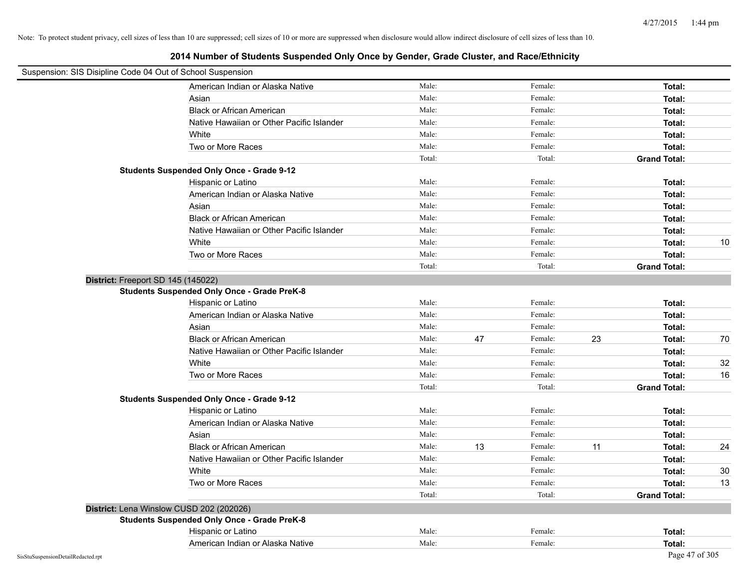Note: To protect student privacy, cell sizes of less than 10 are suppressed; cell sizes of 10 or more are suppressed when disclosure would allow indirect disclosure of cell sizes of less than 10.

## 2014 Number of Students Suspended Only Once by Gender, Grade Cluster, and Race/Ethnicity

Suspension: SIS Disipline Code 04 Out of School Suspension

| | | | | | | |
|---|---|---|---|---|---|---|
| American Indian or Alaska Native | Male: | | Female: | | **Total:** | |
| Asian | Male: | | Female: | | **Total:** | |
| Black or African American | Male: | | Female: | | **Total:** | |
| Native Hawaiian or Other Pacific Islander | Male: | | Female: | | **Total:** | |
| White | Male: | | Female: | | **Total:** | |
| Two or More Races | Male: | | Female: | | **Total:** | |
| | Total: | | Total: | | **Grand Total:** | |

**Students Suspended Only Once - Grade 9-12**

| | | | | | | |
|---|---|---|---|---|---|---|
| Hispanic or Latino | Male: | | Female: | | **Total:** | |
| American Indian or Alaska Native | Male: | | Female: | | **Total:** | |
| Asian | Male: | | Female: | | **Total:** | |
| Black or African American | Male: | | Female: | | **Total:** | |
| Native Hawaiian or Other Pacific Islander | Male: | | Female: | | **Total:** | |
| White | Male: | | Female: | | **Total:** | 10 |
| Two or More Races | Male: | | Female: | | **Total:** | |
| | Total: | | Total: | | **Grand Total:** | |

### District: Freeport SD 145 (145022)

**Students Suspended Only Once - Grade PreK-8**

| | | | | | | |
|---|---|---|---|---|---|---|
| Hispanic or Latino | Male: | | Female: | | **Total:** | |
| American Indian or Alaska Native | Male: | | Female: | | **Total:** | |
| Asian | Male: | | Female: | | **Total:** | |
| Black or African American | Male: | 47 | Female: | 23 | **Total:** | 70 |
| Native Hawaiian or Other Pacific Islander | Male: | | Female: | | **Total:** | |
| White | Male: | | Female: | | **Total:** | 32 |
| Two or More Races | Male: | | Female: | | **Total:** | 16 |
| | Total: | | Total: | | **Grand Total:** | |

**Students Suspended Only Once - Grade 9-12**

| | | | | | | |
|---|---|---|---|---|---|---|
| Hispanic or Latino | Male: | | Female: | | **Total:** | |
| American Indian or Alaska Native | Male: | | Female: | | **Total:** | |
| Asian | Male: | | Female: | | **Total:** | |
| Black or African American | Male: | 13 | Female: | 11 | **Total:** | 24 |
| Native Hawaiian or Other Pacific Islander | Male: | | Female: | | **Total:** | |
| White | Male: | | Female: | | **Total:** | 30 |
| Two or More Races | Male: | | Female: | | **Total:** | 13 |
| | Total: | | Total: | | **Grand Total:** | |

### District: Lena Winslow CUSD 202 (202026)

**Students Suspended Only Once - Grade PreK-8**

| | | | | | | |
|---|---|---|---|---|---|---|
| Hispanic or Latino | Male: | | Female: | | **Total:** | |
| American Indian or Alaska Native | Male: | | Female: | | **Total:** | |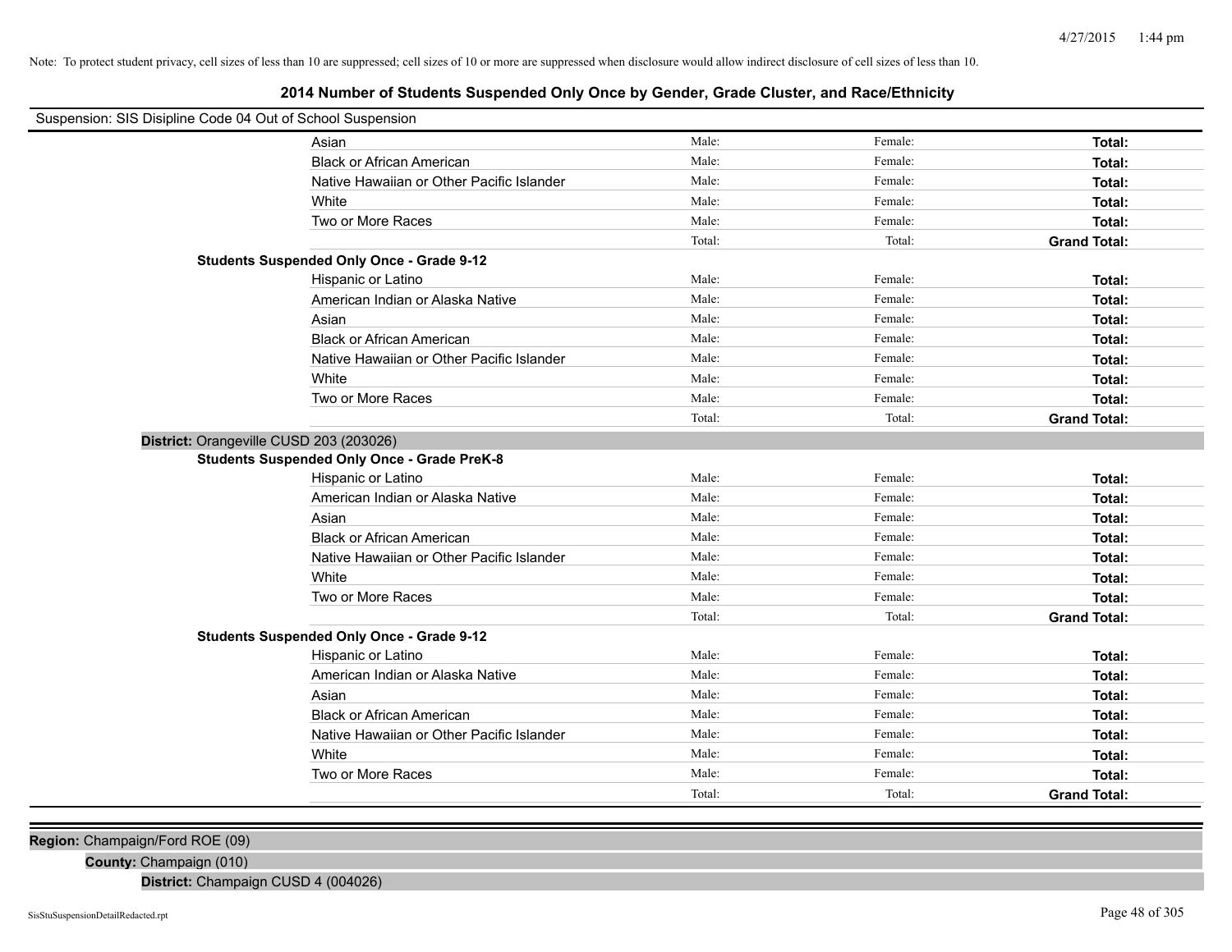Note: To protect student privacy, cell sizes of less than 10 are suppressed; cell sizes of 10 or more are suppressed when disclosure would allow indirect disclosure of cell sizes of less than 10.

## 2014 Number of Students Suspended Only Once by Gender, Grade Cluster, and Race/Ethnicity

Suspension: SIS Disipline Code 04 Out of School Suspension

| | | | |
|---|---|---|---|
| Asian | Male: | Female: | **Total:** |
| Black or African American | Male: | Female: | **Total:** |
| Native Hawaiian or Other Pacific Islander | Male: | Female: | **Total:** |
| White | Male: | Female: | **Total:** |
| Two or More Races | Male: | Female: | **Total:** |
| | Total: | Total: | **Grand Total:** |

**Students Suspended Only Once - Grade 9-12**

| | | | |
|---|---|---|---|
| Hispanic or Latino | Male: | Female: | **Total:** |
| American Indian or Alaska Native | Male: | Female: | **Total:** |
| Asian | Male: | Female: | **Total:** |
| Black or African American | Male: | Female: | **Total:** |
| Native Hawaiian or Other Pacific Islander | Male: | Female: | **Total:** |
| White | Male: | Female: | **Total:** |
| Two or More Races | Male: | Female: | **Total:** |
| | Total: | Total: | **Grand Total:** |

**District:** Orangeville CUSD 203 (203026)

**Students Suspended Only Once - Grade PreK-8**

| | | | |
|---|---|---|---|
| Hispanic or Latino | Male: | Female: | **Total:** |
| American Indian or Alaska Native | Male: | Female: | **Total:** |
| Asian | Male: | Female: | **Total:** |
| Black or African American | Male: | Female: | **Total:** |
| Native Hawaiian or Other Pacific Islander | Male: | Female: | **Total:** |
| White | Male: | Female: | **Total:** |
| Two or More Races | Male: | Female: | **Total:** |
| | Total: | Total: | **Grand Total:** |

**Students Suspended Only Once - Grade 9-12**

| | | | |
|---|---|---|---|
| Hispanic or Latino | Male: | Female: | **Total:** |
| American Indian or Alaska Native | Male: | Female: | **Total:** |
| Asian | Male: | Female: | **Total:** |
| Black or African American | Male: | Female: | **Total:** |
| Native Hawaiian or Other Pacific Islander | Male: | Female: | **Total:** |
| White | Male: | Female: | **Total:** |
| Two or More Races | Male: | Female: | **Total:** |
| | Total: | Total: | **Grand Total:** |

**Region:** Champaign/Ford ROE (09)

**County:** Champaign (010)

**District:** Champaign CUSD 4 (004026)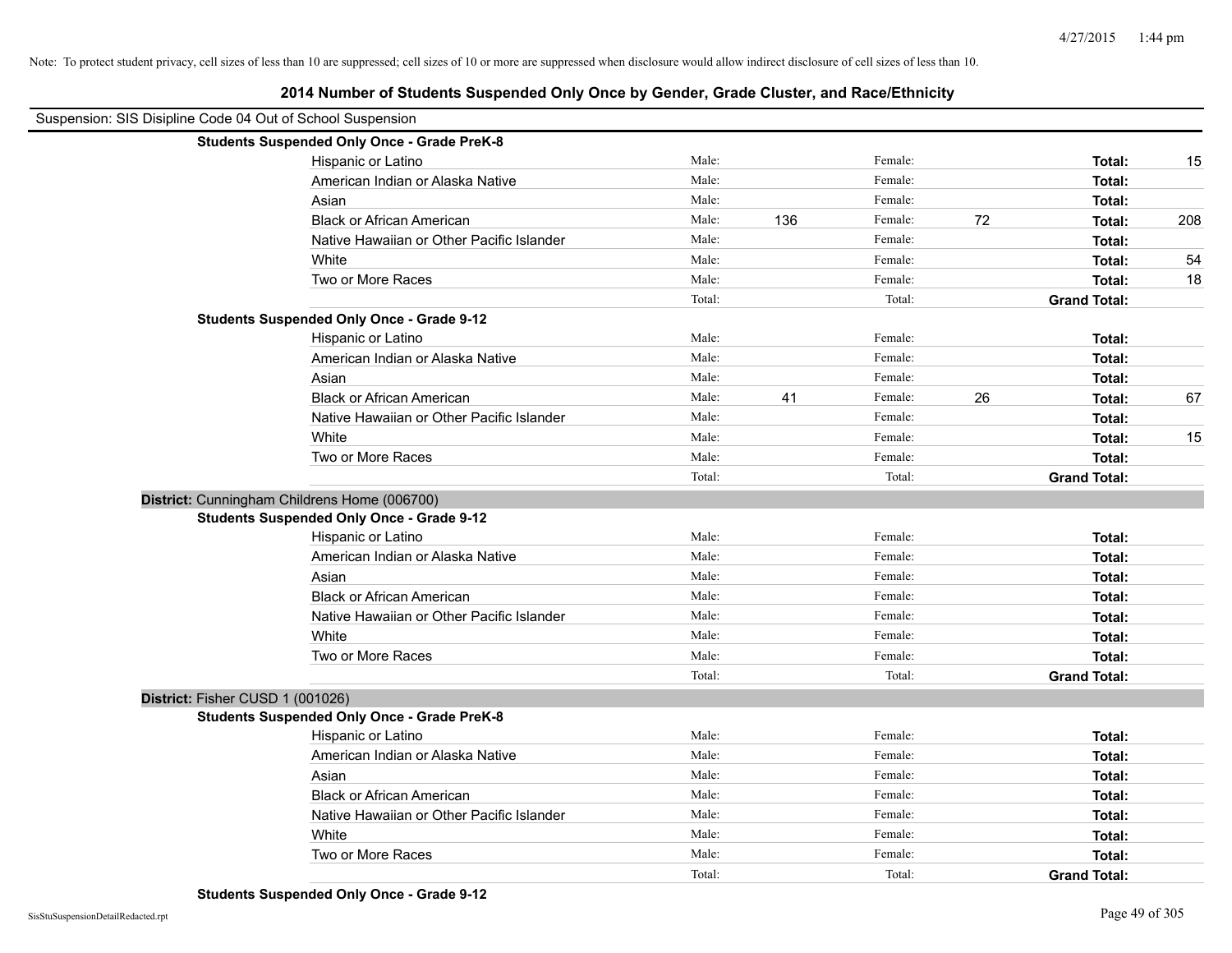Note: To protect student privacy, cell sizes of less than 10 are suppressed; cell sizes of 10 or more are suppressed when disclosure would allow indirect disclosure of cell sizes of less than 10.

# 2014 Number of Students Suspended Only Once by Gender, Grade Cluster, and Race/Ethnicity

Suspension: SIS Disipline Code 04 Out of School Suspension

**Students Suspended Only Once - Grade PreK-8**

| | | | | | | |
|---|---|---|---|---|---|---|
| Hispanic or Latino | Male: | | Female: | | **Total:** | 15 |
| American Indian or Alaska Native | Male: | | Female: | | **Total:** | |
| Asian | Male: | | Female: | | **Total:** | |
| Black or African American | Male: | 136 | Female: | 72 | **Total:** | 208 |
| Native Hawaiian or Other Pacific Islander | Male: | | Female: | | **Total:** | |
| White | Male: | | Female: | | **Total:** | 54 |
| Two or More Races | Male: | | Female: | | **Total:** | 18 |
| | Total: | | Total: | | **Grand Total:** | |

**Students Suspended Only Once - Grade 9-12**

| | | | | | | |
|---|---|---|---|---|---|---|
| Hispanic or Latino | Male: | | Female: | | **Total:** | |
| American Indian or Alaska Native | Male: | | Female: | | **Total:** | |
| Asian | Male: | | Female: | | **Total:** | |
| Black or African American | Male: | 41 | Female: | 26 | **Total:** | 67 |
| Native Hawaiian or Other Pacific Islander | Male: | | Female: | | **Total:** | |
| White | Male: | | Female: | | **Total:** | 15 |
| Two or More Races | Male: | | Female: | | **Total:** | |
| | Total: | | Total: | | **Grand Total:** | |

**District:** Cunningham Childrens Home (006700)

**Students Suspended Only Once - Grade 9-12**

| | | | | | | |
|---|---|---|---|---|---|---|
| Hispanic or Latino | Male: | | Female: | | **Total:** | |
| American Indian or Alaska Native | Male: | | Female: | | **Total:** | |
| Asian | Male: | | Female: | | **Total:** | |
| Black or African American | Male: | | Female: | | **Total:** | |
| Native Hawaiian or Other Pacific Islander | Male: | | Female: | | **Total:** | |
| White | Male: | | Female: | | **Total:** | |
| Two or More Races | Male: | | Female: | | **Total:** | |
| | Total: | | Total: | | **Grand Total:** | |

**District:** Fisher CUSD 1 (001026)

**Students Suspended Only Once - Grade PreK-8**

| | | | | | | |
|---|---|---|---|---|---|---|
| Hispanic or Latino | Male: | | Female: | | **Total:** | |
| American Indian or Alaska Native | Male: | | Female: | | **Total:** | |
| Asian | Male: | | Female: | | **Total:** | |
| Black or African American | Male: | | Female: | | **Total:** | |
| Native Hawaiian or Other Pacific Islander | Male: | | Female: | | **Total:** | |
| White | Male: | | Female: | | **Total:** | |
| Two or More Races | Male: | | Female: | | **Total:** | |
| | Total: | | Total: | | **Grand Total:** | |

**Students Suspended Only Once - Grade 9-12**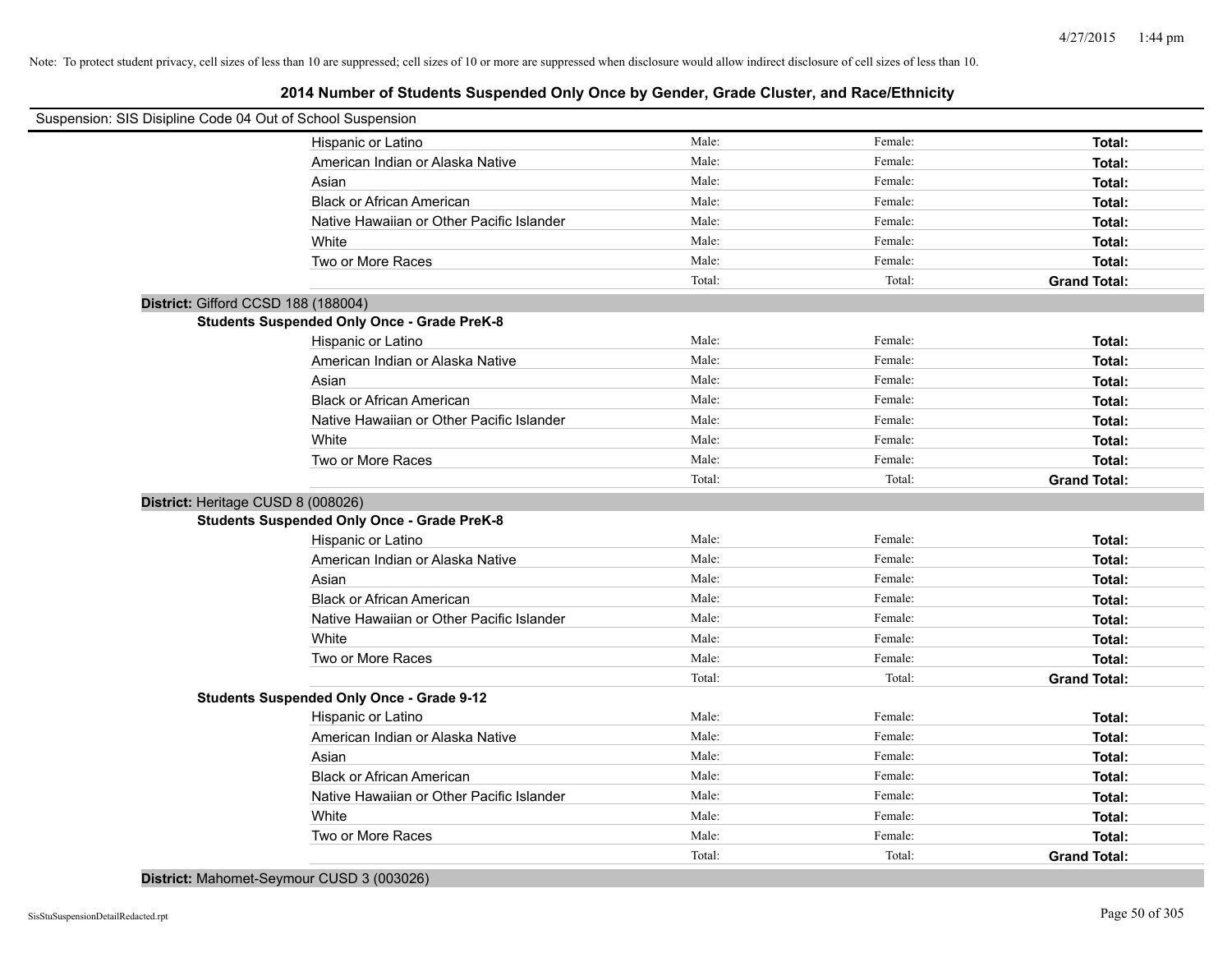Note: To protect student privacy, cell sizes of less than 10 are suppressed; cell sizes of 10 or more are suppressed when disclosure would allow indirect disclosure of cell sizes of less than 10.

# 2014 Number of Students Suspended Only Once by Gender, Grade Cluster, and Race/Ethnicity

Suspension: SIS Disipline Code 04 Out of School Suspension

| | Male: | Female: | Total: |
|---|---|---|---|
| Hispanic or Latino | Male: | Female: | **Total:** |
| American Indian or Alaska Native | Male: | Female: | **Total:** |
| Asian | Male: | Female: | **Total:** |
| Black or African American | Male: | Female: | **Total:** |
| Native Hawaiian or Other Pacific Islander | Male: | Female: | **Total:** |
| White | Male: | Female: | **Total:** |
| Two or More Races | Male: | Female: | **Total:** |
| | Total: | Total: | **Grand Total:** |

**District:** Gifford CCSD 188 (188004)

**Students Suspended Only Once - Grade PreK-8**

| | | | |
|---|---|---|---|
| Hispanic or Latino | Male: | Female: | **Total:** |
| American Indian or Alaska Native | Male: | Female: | **Total:** |
| Asian | Male: | Female: | **Total:** |
| Black or African American | Male: | Female: | **Total:** |
| Native Hawaiian or Other Pacific Islander | Male: | Female: | **Total:** |
| White | Male: | Female: | **Total:** |
| Two or More Races | Male: | Female: | **Total:** |
| | Total: | Total: | **Grand Total:** |

**District:** Heritage CUSD 8 (008026)

**Students Suspended Only Once - Grade PreK-8**

| | | | |
|---|---|---|---|
| Hispanic or Latino | Male: | Female: | **Total:** |
| American Indian or Alaska Native | Male: | Female: | **Total:** |
| Asian | Male: | Female: | **Total:** |
| Black or African American | Male: | Female: | **Total:** |
| Native Hawaiian or Other Pacific Islander | Male: | Female: | **Total:** |
| White | Male: | Female: | **Total:** |
| Two or More Races | Male: | Female: | **Total:** |
| | Total: | Total: | **Grand Total:** |

**Students Suspended Only Once - Grade 9-12**

| | | | |
|---|---|---|---|
| Hispanic or Latino | Male: | Female: | **Total:** |
| American Indian or Alaska Native | Male: | Female: | **Total:** |
| Asian | Male: | Female: | **Total:** |
| Black or African American | Male: | Female: | **Total:** |
| Native Hawaiian or Other Pacific Islander | Male: | Female: | **Total:** |
| White | Male: | Female: | **Total:** |
| Two or More Races | Male: | Female: | **Total:** |
| | Total: | Total: | **Grand Total:** |

**District:** Mahomet-Seymour CUSD 3 (003026)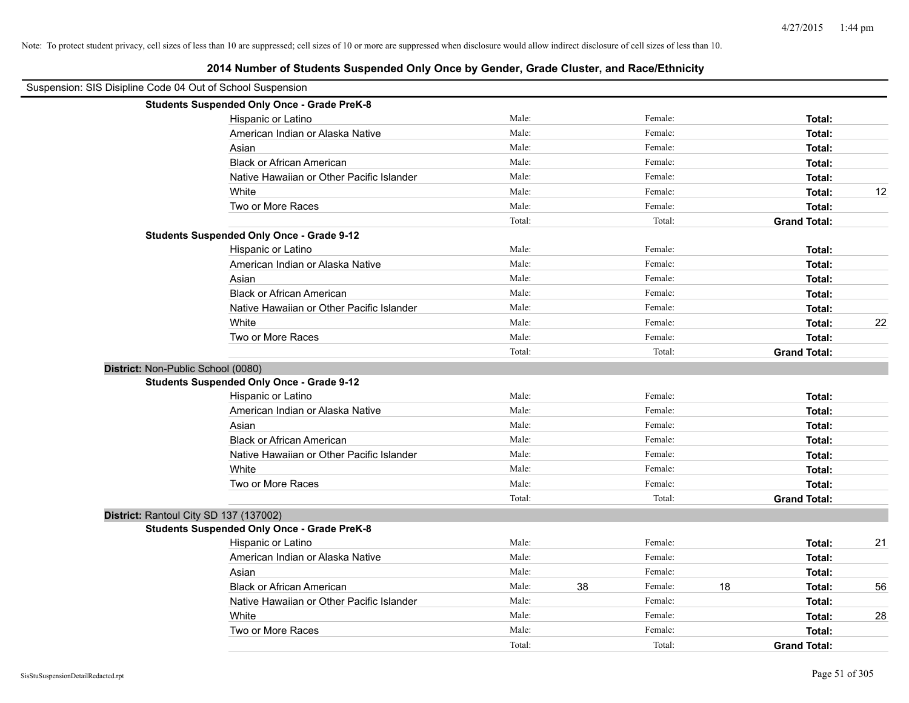Note: To protect student privacy, cell sizes of less than 10 are suppressed; cell sizes of 10 or more are suppressed when disclosure would allow indirect disclosure of cell sizes of less than 10.

# 2014 Number of Students Suspended Only Once by Gender, Grade Cluster, and Race/Ethnicity

Suspension: SIS Disipline Code 04 Out of School Suspension

**Students Suspended Only Once - Grade PreK-8**

| | | | | | | |
|---|---|---|---|---|---|---|
| Hispanic or Latino | Male: | | Female: | | **Total:** | |
| American Indian or Alaska Native | Male: | | Female: | | **Total:** | |
| Asian | Male: | | Female: | | **Total:** | |
| Black or African American | Male: | | Female: | | **Total:** | |
| Native Hawaiian or Other Pacific Islander | Male: | | Female: | | **Total:** | |
| White | Male: | | Female: | | **Total:** | 12 |
| Two or More Races | Male: | | Female: | | **Total:** | |
| | Total: | | Total: | | **Grand Total:** | |

**Students Suspended Only Once - Grade 9-12**

| | | | | | | |
|---|---|---|---|---|---|---|
| Hispanic or Latino | Male: | | Female: | | **Total:** | |
| American Indian or Alaska Native | Male: | | Female: | | **Total:** | |
| Asian | Male: | | Female: | | **Total:** | |
| Black or African American | Male: | | Female: | | **Total:** | |
| Native Hawaiian or Other Pacific Islander | Male: | | Female: | | **Total:** | |
| White | Male: | | Female: | | **Total:** | 22 |
| Two or More Races | Male: | | Female: | | **Total:** | |
| | Total: | | Total: | | **Grand Total:** | |

**District:** Non-Public School (0080)

**Students Suspended Only Once - Grade 9-12**

| | | | | | | |
|---|---|---|---|---|---|---|
| Hispanic or Latino | Male: | | Female: | | **Total:** | |
| American Indian or Alaska Native | Male: | | Female: | | **Total:** | |
| Asian | Male: | | Female: | | **Total:** | |
| Black or African American | Male: | | Female: | | **Total:** | |
| Native Hawaiian or Other Pacific Islander | Male: | | Female: | | **Total:** | |
| White | Male: | | Female: | | **Total:** | |
| Two or More Races | Male: | | Female: | | **Total:** | |
| | Total: | | Total: | | **Grand Total:** | |

**District:** Rantoul City SD 137 (137002)

**Students Suspended Only Once - Grade PreK-8**

| | | | | | | |
|---|---|---|---|---|---|---|
| Hispanic or Latino | Male: | | Female: | | **Total:** | 21 |
| American Indian or Alaska Native | Male: | | Female: | | **Total:** | |
| Asian | Male: | | Female: | | **Total:** | |
| Black or African American | Male: | 38 | Female: | 18 | **Total:** | 56 |
| Native Hawaiian or Other Pacific Islander | Male: | | Female: | | **Total:** | |
| White | Male: | | Female: | | **Total:** | 28 |
| Two or More Races | Male: | | Female: | | **Total:** | |
| | Total: | | Total: | | **Grand Total:** | |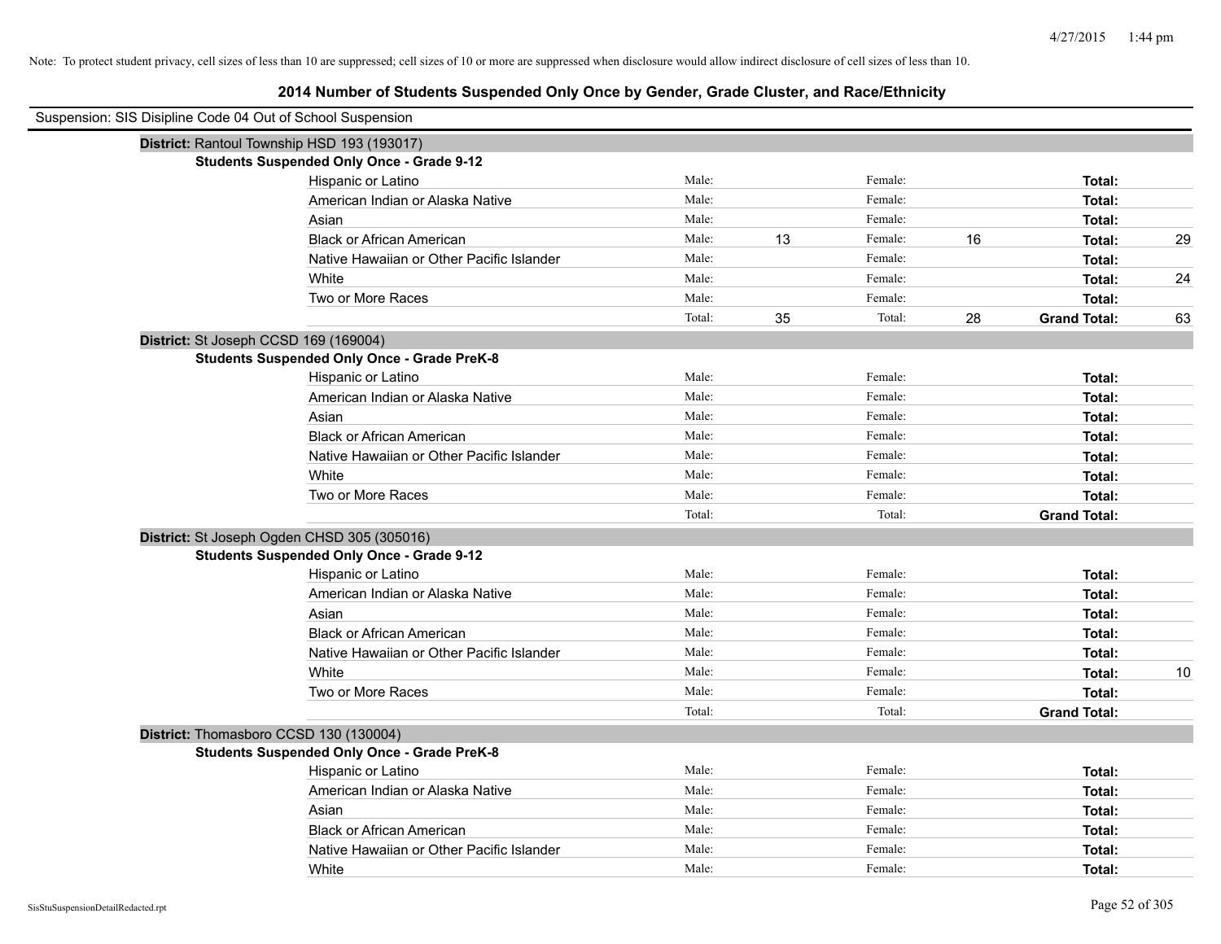Note: To protect student privacy, cell sizes of less than 10 are suppressed; cell sizes of 10 or more are suppressed when disclosure would allow indirect disclosure of cell sizes of less than 10.

# 2014 Number of Students Suspended Only Once by Gender, Grade Cluster, and Race/Ethnicity

Suspension: SIS Disipline Code 04 Out of School Suspension

## District: Rantoul Township HSD 193 (193017)

### Students Suspended Only Once - Grade 9-12

| Race/Ethnicity | | Male | | Female | | Total |
|---|---|---|---|---|---|---|
| Hispanic or Latino | Male: | | Female: | | Total: | |
| American Indian or Alaska Native | Male: | | Female: | | Total: | |
| Asian | Male: | | Female: | | Total: | |
| Black or African American | Male: | 13 | Female: | 16 | Total: | 29 |
| Native Hawaiian or Other Pacific Islander | Male: | | Female: | | Total: | |
| White | Male: | | Female: | | Total: | 24 |
| Two or More Races | Male: | | Female: | | Total: | |
| | Total: | 35 | Total: | 28 | **Grand Total:** | 63 |

## District: St Joseph CCSD 169 (169004)

### Students Suspended Only Once - Grade PreK-8

| Race/Ethnicity | | Male | | Female | | Total |
|---|---|---|---|---|---|---|
| Hispanic or Latino | Male: | | Female: | | Total: | |
| American Indian or Alaska Native | Male: | | Female: | | Total: | |
| Asian | Male: | | Female: | | Total: | |
| Black or African American | Male: | | Female: | | Total: | |
| Native Hawaiian or Other Pacific Islander | Male: | | Female: | | Total: | |
| White | Male: | | Female: | | Total: | |
| Two or More Races | Male: | | Female: | | Total: | |
| | Total: | | Total: | | **Grand Total:** | |

## District: St Joseph Ogden CHSD 305 (305016)

### Students Suspended Only Once - Grade 9-12

| Race/Ethnicity | | Male | | Female | | Total |
|---|---|---|---|---|---|---|
| Hispanic or Latino | Male: | | Female: | | Total: | |
| American Indian or Alaska Native | Male: | | Female: | | Total: | |
| Asian | Male: | | Female: | | Total: | |
| Black or African American | Male: | | Female: | | Total: | |
| Native Hawaiian or Other Pacific Islander | Male: | | Female: | | Total: | |
| White | Male: | | Female: | | Total: | 10 |
| Two or More Races | Male: | | Female: | | Total: | |
| | Total: | | Total: | | **Grand Total:** | |

## District: Thomasboro CCSD 130 (130004)

### Students Suspended Only Once - Grade PreK-8

| Race/Ethnicity | | Male | | Female | | Total |
|---|---|---|---|---|---|---|
| Hispanic or Latino | Male: | | Female: | | Total: | |
| American Indian or Alaska Native | Male: | | Female: | | Total: | |
| Asian | Male: | | Female: | | Total: | |
| Black or African American | Male: | | Female: | | Total: | |
| Native Hawaiian or Other Pacific Islander | Male: | | Female: | | Total: | |
| White | Male: | | Female: | | Total: | |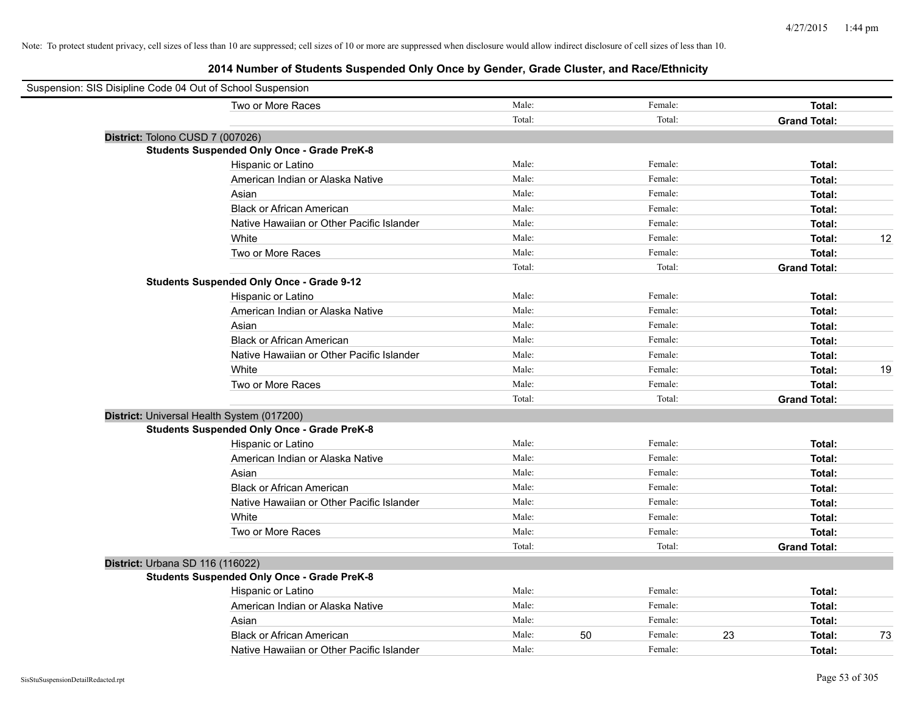Note: To protect student privacy, cell sizes of less than 10 are suppressed; cell sizes of 10 or more are suppressed when disclosure would allow indirect disclosure of cell sizes of less than 10.

## 2014 Number of Students Suspended Only Once by Gender, Grade Cluster, and Race/Ethnicity

Suspension: SIS Disipline Code 04 Out of School Suspension

| | | | | | | |
|---|---|---|---|---|---|---|
| Two or More Races | Male: | | Female: | | **Total:** | |
| | Total: | | Total: | | **Grand Total:** | |

**District:** Tolono CUSD 7 (007026)

**Students Suspended Only Once - Grade PreK-8**

| | | | | | | |
|---|---|---|---|---|---|---|
| Hispanic or Latino | Male: | | Female: | | **Total:** | |
| American Indian or Alaska Native | Male: | | Female: | | **Total:** | |
| Asian | Male: | | Female: | | **Total:** | |
| Black or African American | Male: | | Female: | | **Total:** | |
| Native Hawaiian or Other Pacific Islander | Male: | | Female: | | **Total:** | |
| White | Male: | | Female: | | **Total:** | 12 |
| Two or More Races | Male: | | Female: | | **Total:** | |
| | Total: | | Total: | | **Grand Total:** | |

**Students Suspended Only Once - Grade 9-12**

| | | | | | | |
|---|---|---|---|---|---|---|
| Hispanic or Latino | Male: | | Female: | | **Total:** | |
| American Indian or Alaska Native | Male: | | Female: | | **Total:** | |
| Asian | Male: | | Female: | | **Total:** | |
| Black or African American | Male: | | Female: | | **Total:** | |
| Native Hawaiian or Other Pacific Islander | Male: | | Female: | | **Total:** | |
| White | Male: | | Female: | | **Total:** | 19 |
| Two or More Races | Male: | | Female: | | **Total:** | |
| | Total: | | Total: | | **Grand Total:** | |

**District:** Universal Health System (017200)

**Students Suspended Only Once - Grade PreK-8**

| | | | | | | |
|---|---|---|---|---|---|---|
| Hispanic or Latino | Male: | | Female: | | **Total:** | |
| American Indian or Alaska Native | Male: | | Female: | | **Total:** | |
| Asian | Male: | | Female: | | **Total:** | |
| Black or African American | Male: | | Female: | | **Total:** | |
| Native Hawaiian or Other Pacific Islander | Male: | | Female: | | **Total:** | |
| White | Male: | | Female: | | **Total:** | |
| Two or More Races | Male: | | Female: | | **Total:** | |
| | Total: | | Total: | | **Grand Total:** | |

**District:** Urbana SD 116 (116022)

**Students Suspended Only Once - Grade PreK-8**

| | | | | | | |
|---|---|---|---|---|---|---|
| Hispanic or Latino | Male: | | Female: | | **Total:** | |
| American Indian or Alaska Native | Male: | | Female: | | **Total:** | |
| Asian | Male: | | Female: | | **Total:** | |
| Black or African American | Male: | 50 | Female: | 23 | **Total:** | 73 |
| Native Hawaiian or Other Pacific Islander | Male: | | Female: | | **Total:** | |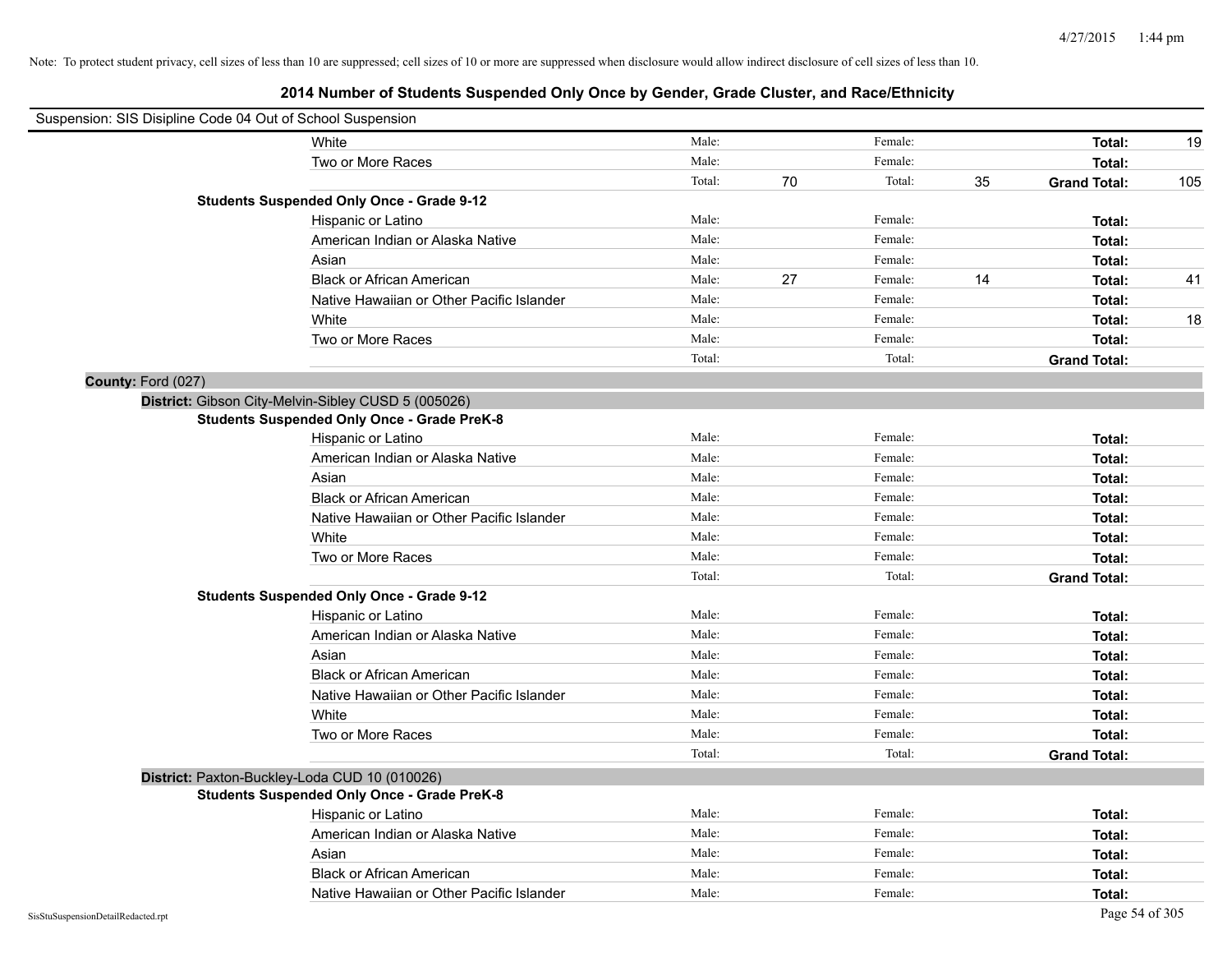Note: To protect student privacy, cell sizes of less than 10 are suppressed; cell sizes of 10 or more are suppressed when disclosure would allow indirect disclosure of cell sizes of less than 10.

# 2014 Number of Students Suspended Only Once by Gender, Grade Cluster, and Race/Ethnicity

Suspension: SIS Disipline Code 04 Out of School Suspension

| | | | | | | |
|---|---|---|---|---|---|---|
| White | Male: | | Female: | | **Total:** | 19 |
| Two or More Races | Male: | | Female: | | **Total:** | |
| | Total: | 70 | Total: | 35 | **Grand Total:** | 105 |

**Students Suspended Only Once - Grade 9-12**

| | | | | | | |
|---|---|---|---|---|---|---|
| Hispanic or Latino | Male: | | Female: | | **Total:** | |
| American Indian or Alaska Native | Male: | | Female: | | **Total:** | |
| Asian | Male: | | Female: | | **Total:** | |
| Black or African American | Male: | 27 | Female: | 14 | **Total:** | 41 |
| Native Hawaiian or Other Pacific Islander | Male: | | Female: | | **Total:** | |
| White | Male: | | Female: | | **Total:** | 18 |
| Two or More Races | Male: | | Female: | | **Total:** | |
| | Total: | | Total: | | **Grand Total:** | |

**County:** Ford (027)

**District:** Gibson City-Melvin-Sibley CUSD 5 (005026)

**Students Suspended Only Once - Grade PreK-8**

| | | | | | | |
|---|---|---|---|---|---|---|
| Hispanic or Latino | Male: | | Female: | | **Total:** | |
| American Indian or Alaska Native | Male: | | Female: | | **Total:** | |
| Asian | Male: | | Female: | | **Total:** | |
| Black or African American | Male: | | Female: | | **Total:** | |
| Native Hawaiian or Other Pacific Islander | Male: | | Female: | | **Total:** | |
| White | Male: | | Female: | | **Total:** | |
| Two or More Races | Male: | | Female: | | **Total:** | |
| | Total: | | Total: | | **Grand Total:** | |

**Students Suspended Only Once - Grade 9-12**

| | | | | | | |
|---|---|---|---|---|---|---|
| Hispanic or Latino | Male: | | Female: | | **Total:** | |
| American Indian or Alaska Native | Male: | | Female: | | **Total:** | |
| Asian | Male: | | Female: | | **Total:** | |
| Black or African American | Male: | | Female: | | **Total:** | |
| Native Hawaiian or Other Pacific Islander | Male: | | Female: | | **Total:** | |
| White | Male: | | Female: | | **Total:** | |
| Two or More Races | Male: | | Female: | | **Total:** | |
| | Total: | | Total: | | **Grand Total:** | |

**District:** Paxton-Buckley-Loda CUD 10 (010026)

**Students Suspended Only Once - Grade PreK-8**

| | | | | | | |
|---|---|---|---|---|---|---|
| Hispanic or Latino | Male: | | Female: | | **Total:** | |
| American Indian or Alaska Native | Male: | | Female: | | **Total:** | |
| Asian | Male: | | Female: | | **Total:** | |
| Black or African American | Male: | | Female: | | **Total:** | |
| Native Hawaiian or Other Pacific Islander | Male: | | Female: | | **Total:** | |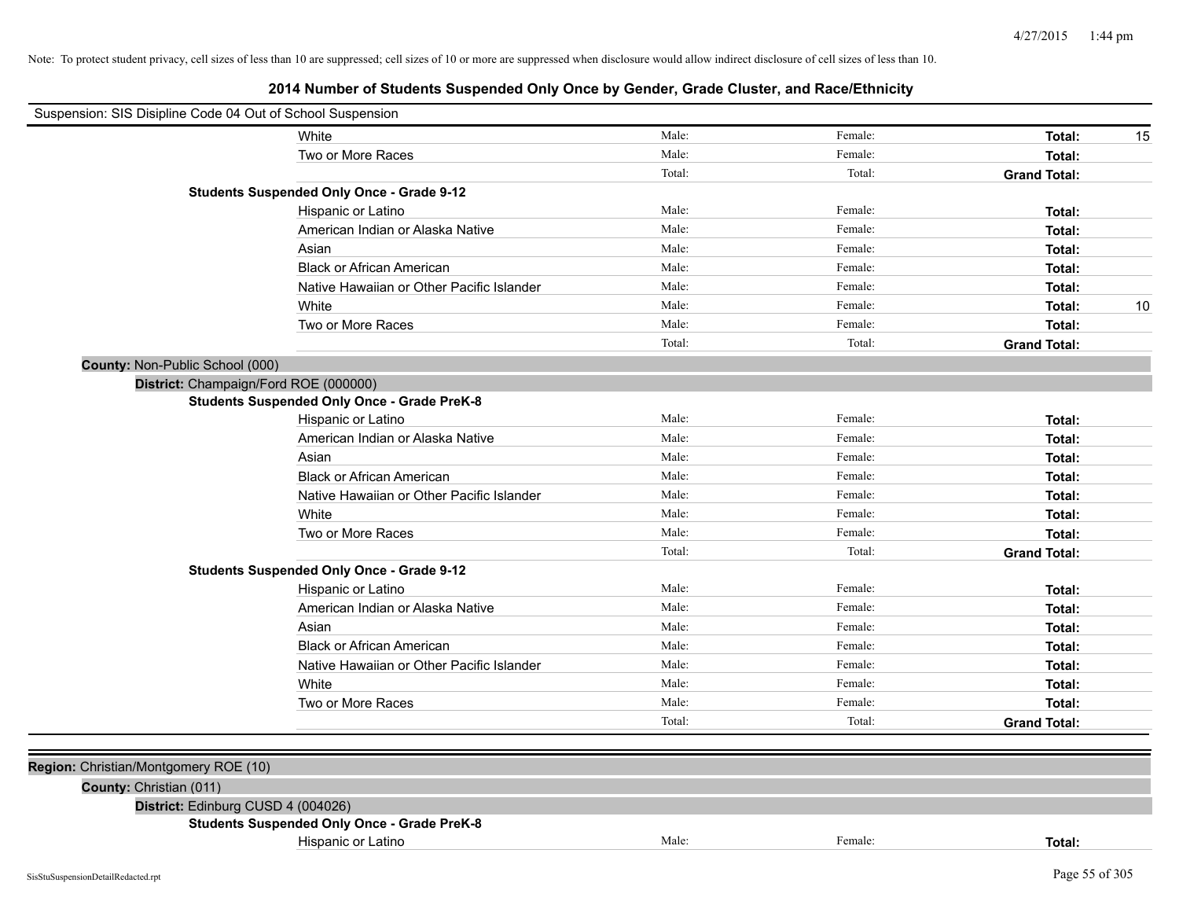Note: To protect student privacy, cell sizes of less than 10 are suppressed; cell sizes of 10 or more are suppressed when disclosure would allow indirect disclosure of cell sizes of less than 10.

# 2014 Number of Students Suspended Only Once by Gender, Grade Cluster, and Race/Ethnicity

Suspension: SIS Disipline Code 04 Out of School Suspension

| | | | | | |
|---|---|---|---|---|---|
| | White | Male: | Female: | **Total:** | 15 |
| | Two or More Races | Male: | Female: | **Total:** | |
| | | Total: | Total: | **Grand Total:** | |
| **Students Suspended Only Once - Grade 9-12** | | | | | |
| | Hispanic or Latino | Male: | Female: | **Total:** | |
| | American Indian or Alaska Native | Male: | Female: | **Total:** | |
| | Asian | Male: | Female: | **Total:** | |
| | Black or African American | Male: | Female: | **Total:** | |
| | Native Hawaiian or Other Pacific Islander | Male: | Female: | **Total:** | |
| | White | Male: | Female: | **Total:** | 10 |
| | Two or More Races | Male: | Female: | **Total:** | |
| | | Total: | Total: | **Grand Total:** | |

**County:** Non-Public School (000)

**District:** Champaign/Ford ROE (000000)

| | | | | | |
|---|---|---|---|---|---|
| **Students Suspended Only Once - Grade PreK-8** | | | | | |
| | Hispanic or Latino | Male: | Female: | **Total:** | |
| | American Indian or Alaska Native | Male: | Female: | **Total:** | |
| | Asian | Male: | Female: | **Total:** | |
| | Black or African American | Male: | Female: | **Total:** | |
| | Native Hawaiian or Other Pacific Islander | Male: | Female: | **Total:** | |
| | White | Male: | Female: | **Total:** | |
| | Two or More Races | Male: | Female: | **Total:** | |
| | | Total: | Total: | **Grand Total:** | |
| **Students Suspended Only Once - Grade 9-12** | | | | | |
| | Hispanic or Latino | Male: | Female: | **Total:** | |
| | American Indian or Alaska Native | Male: | Female: | **Total:** | |
| | Asian | Male: | Female: | **Total:** | |
| | Black or African American | Male: | Female: | **Total:** | |
| | Native Hawaiian or Other Pacific Islander | Male: | Female: | **Total:** | |
| | White | Male: | Female: | **Total:** | |
| | Two or More Races | Male: | Female: | **Total:** | |
| | | Total: | Total: | **Grand Total:** | |

**Region:** Christian/Montgomery ROE (10)

**County:** Christian (011)

**District:** Edinburg CUSD 4 (004026)

| | | | | | |
|---|---|---|---|---|---|
| **Students Suspended Only Once - Grade PreK-8** | | | | | |
| | Hispanic or Latino | Male: | Female: | **Total:** | |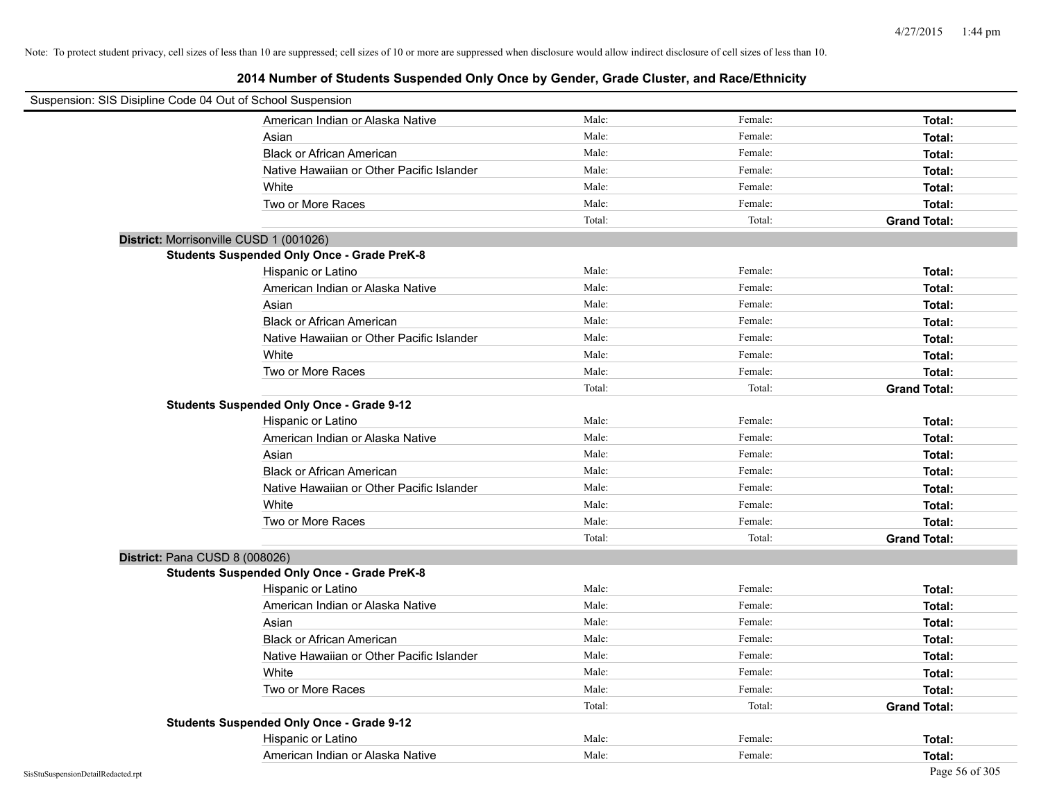Note: To protect student privacy, cell sizes of less than 10 are suppressed; cell sizes of 10 or more are suppressed when disclosure would allow indirect disclosure of cell sizes of less than 10.

# 2014 Number of Students Suspended Only Once by Gender, Grade Cluster, and Race/Ethnicity

Suspension: SIS Disipline Code 04 Out of School Suspension

| | Male | Female | Total |
|---|---|---|---|
| American Indian or Alaska Native | Male: | Female: | **Total:** |
| Asian | Male: | Female: | **Total:** |
| Black or African American | Male: | Female: | **Total:** |
| Native Hawaiian or Other Pacific Islander | Male: | Female: | **Total:** |
| White | Male: | Female: | **Total:** |
| Two or More Races | Male: | Female: | **Total:** |
| | Total: | Total: | **Grand Total:** |

**District:** Morrisonville CUSD 1 (001026)

**Students Suspended Only Once - Grade PreK-8**

| | Male | Female | Total |
|---|---|---|---|
| Hispanic or Latino | Male: | Female: | **Total:** |
| American Indian or Alaska Native | Male: | Female: | **Total:** |
| Asian | Male: | Female: | **Total:** |
| Black or African American | Male: | Female: | **Total:** |
| Native Hawaiian or Other Pacific Islander | Male: | Female: | **Total:** |
| White | Male: | Female: | **Total:** |
| Two or More Races | Male: | Female: | **Total:** |
| | Total: | Total: | **Grand Total:** |

**Students Suspended Only Once - Grade 9-12**

| | Male | Female | Total |
|---|---|---|---|
| Hispanic or Latino | Male: | Female: | **Total:** |
| American Indian or Alaska Native | Male: | Female: | **Total:** |
| Asian | Male: | Female: | **Total:** |
| Black or African American | Male: | Female: | **Total:** |
| Native Hawaiian or Other Pacific Islander | Male: | Female: | **Total:** |
| White | Male: | Female: | **Total:** |
| Two or More Races | Male: | Female: | **Total:** |
| | Total: | Total: | **Grand Total:** |

**District:** Pana CUSD 8 (008026)

**Students Suspended Only Once - Grade PreK-8**

| | Male | Female | Total |
|---|---|---|---|
| Hispanic or Latino | Male: | Female: | **Total:** |
| American Indian or Alaska Native | Male: | Female: | **Total:** |
| Asian | Male: | Female: | **Total:** |
| Black or African American | Male: | Female: | **Total:** |
| Native Hawaiian or Other Pacific Islander | Male: | Female: | **Total:** |
| White | Male: | Female: | **Total:** |
| Two or More Races | Male: | Female: | **Total:** |
| | Total: | Total: | **Grand Total:** |

**Students Suspended Only Once - Grade 9-12**

| | Male | Female | Total |
|---|---|---|---|
| Hispanic or Latino | Male: | Female: | **Total:** |
| American Indian or Alaska Native | Male: | Female: | **Total:** |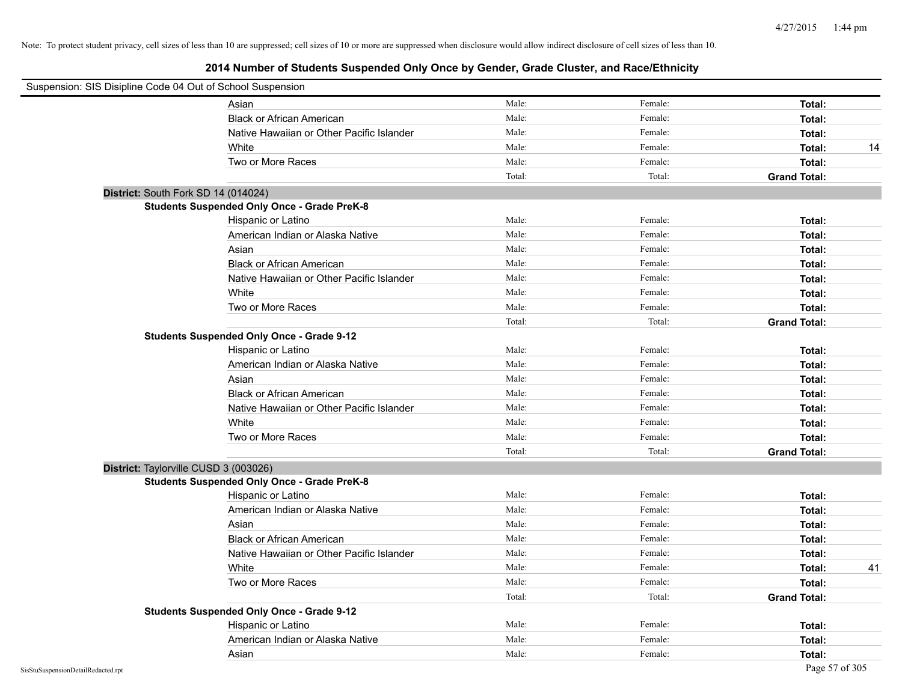Note: To protect student privacy, cell sizes of less than 10 are suppressed; cell sizes of 10 or more are suppressed when disclosure would allow indirect disclosure of cell sizes of less than 10.

## 2014 Number of Students Suspended Only Once by Gender, Grade Cluster, and Race/Ethnicity

Suspension: SIS Disipline Code 04 Out of School Suspension

| | | | | |
|---|---|---|---|---|
| Asian | Male: | Female: | **Total:** | |
| Black or African American | Male: | Female: | **Total:** | |
| Native Hawaiian or Other Pacific Islander | Male: | Female: | **Total:** | |
| White | Male: | Female: | **Total:** | 14 |
| Two or More Races | Male: | Female: | **Total:** | |
| | Total: | Total: | **Grand Total:** | |

**District:** South Fork SD 14 (014024)

**Students Suspended Only Once - Grade PreK-8**

| | | | | |
|---|---|---|---|---|
| Hispanic or Latino | Male: | Female: | **Total:** | |
| American Indian or Alaska Native | Male: | Female: | **Total:** | |
| Asian | Male: | Female: | **Total:** | |
| Black or African American | Male: | Female: | **Total:** | |
| Native Hawaiian or Other Pacific Islander | Male: | Female: | **Total:** | |
| White | Male: | Female: | **Total:** | |
| Two or More Races | Male: | Female: | **Total:** | |
| | Total: | Total: | **Grand Total:** | |

**Students Suspended Only Once - Grade 9-12**

| | | | | |
|---|---|---|---|---|
| Hispanic or Latino | Male: | Female: | **Total:** | |
| American Indian or Alaska Native | Male: | Female: | **Total:** | |
| Asian | Male: | Female: | **Total:** | |
| Black or African American | Male: | Female: | **Total:** | |
| Native Hawaiian or Other Pacific Islander | Male: | Female: | **Total:** | |
| White | Male: | Female: | **Total:** | |
| Two or More Races | Male: | Female: | **Total:** | |
| | Total: | Total: | **Grand Total:** | |

**District:** Taylorville CUSD 3 (003026)

**Students Suspended Only Once - Grade PreK-8**

| | | | | |
|---|---|---|---|---|
| Hispanic or Latino | Male: | Female: | **Total:** | |
| American Indian or Alaska Native | Male: | Female: | **Total:** | |
| Asian | Male: | Female: | **Total:** | |
| Black or African American | Male: | Female: | **Total:** | |
| Native Hawaiian or Other Pacific Islander | Male: | Female: | **Total:** | |
| White | Male: | Female: | **Total:** | 41 |
| Two or More Races | Male: | Female: | **Total:** | |
| | Total: | Total: | **Grand Total:** | |

**Students Suspended Only Once - Grade 9-12**

| | | | | |
|---|---|---|---|---|
| Hispanic or Latino | Male: | Female: | **Total:** | |
| American Indian or Alaska Native | Male: | Female: | **Total:** | |
| Asian | Male: | Female: | **Total:** | |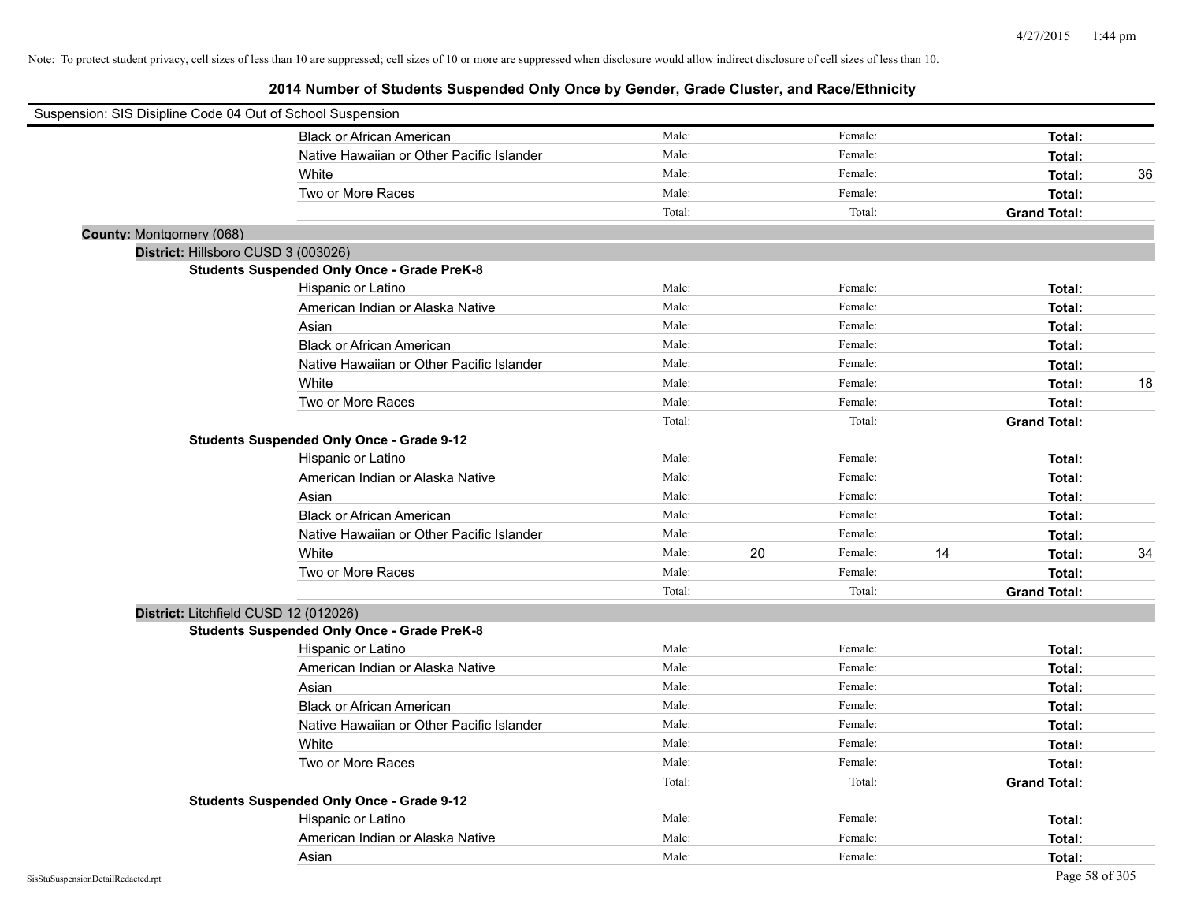Note: To protect student privacy, cell sizes of less than 10 are suppressed; cell sizes of 10 or more are suppressed when disclosure would allow indirect disclosure of cell sizes of less than 10.

## 2014 Number of Students Suspended Only Once by Gender, Grade Cluster, and Race/Ethnicity

Suspension: SIS Disipline Code 04 Out of School Suspension

| | | | | | | |
|---|---|---|---|---|---|---|
| Black or African American | Male: | | Female: | | **Total:** | |
| Native Hawaiian or Other Pacific Islander | Male: | | Female: | | **Total:** | |
| White | Male: | | Female: | | **Total:** | 36 |
| Two or More Races | Male: | | Female: | | **Total:** | |
| | Total: | | Total: | | **Grand Total:** | |

**County:** Montgomery (068)

**District:** Hillsboro CUSD 3 (003026)

**Students Suspended Only Once - Grade PreK-8**

| | | | | | | |
|---|---|---|---|---|---|---|
| Hispanic or Latino | Male: | | Female: | | **Total:** | |
| American Indian or Alaska Native | Male: | | Female: | | **Total:** | |
| Asian | Male: | | Female: | | **Total:** | |
| Black or African American | Male: | | Female: | | **Total:** | |
| Native Hawaiian or Other Pacific Islander | Male: | | Female: | | **Total:** | |
| White | Male: | | Female: | | **Total:** | 18 |
| Two or More Races | Male: | | Female: | | **Total:** | |
| | Total: | | Total: | | **Grand Total:** | |

**Students Suspended Only Once - Grade 9-12**

| | | | | | | |
|---|---|---|---|---|---|---|
| Hispanic or Latino | Male: | | Female: | | **Total:** | |
| American Indian or Alaska Native | Male: | | Female: | | **Total:** | |
| Asian | Male: | | Female: | | **Total:** | |
| Black or African American | Male: | | Female: | | **Total:** | |
| Native Hawaiian or Other Pacific Islander | Male: | | Female: | | **Total:** | |
| White | Male: | 20 | Female: | 14 | **Total:** | 34 |
| Two or More Races | Male: | | Female: | | **Total:** | |
| | Total: | | Total: | | **Grand Total:** | |

**District:** Litchfield CUSD 12 (012026)

**Students Suspended Only Once - Grade PreK-8**

| | | | | | | |
|---|---|---|---|---|---|---|
| Hispanic or Latino | Male: | | Female: | | **Total:** | |
| American Indian or Alaska Native | Male: | | Female: | | **Total:** | |
| Asian | Male: | | Female: | | **Total:** | |
| Black or African American | Male: | | Female: | | **Total:** | |
| Native Hawaiian or Other Pacific Islander | Male: | | Female: | | **Total:** | |
| White | Male: | | Female: | | **Total:** | |
| Two or More Races | Male: | | Female: | | **Total:** | |
| | Total: | | Total: | | **Grand Total:** | |

**Students Suspended Only Once - Grade 9-12**

| | | | | | | |
|---|---|---|---|---|---|---|
| Hispanic or Latino | Male: | | Female: | | **Total:** | |
| American Indian or Alaska Native | Male: | | Female: | | **Total:** | |
| Asian | Male: | | Female: | | **Total:** | |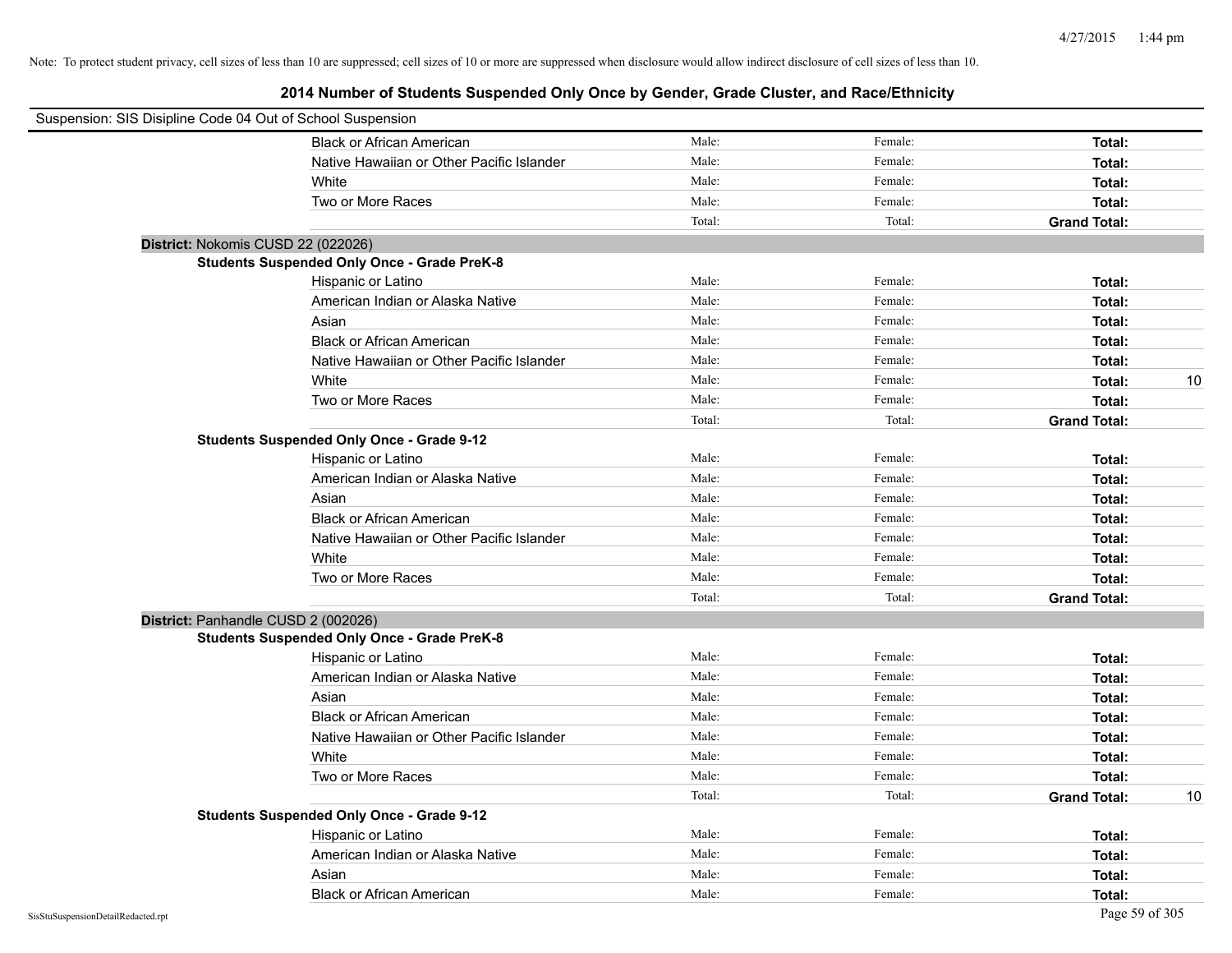Note: To protect student privacy, cell sizes of less than 10 are suppressed; cell sizes of 10 or more are suppressed when disclosure would allow indirect disclosure of cell sizes of less than 10.

# 2014 Number of Students Suspended Only Once by Gender, Grade Cluster, and Race/Ethnicity

Suspension: SIS Disipline Code 04 Out of School Suspension

| | | | | |
|---|---|---|---|---|
| Black or African American | Male: | Female: | **Total:** | |
| Native Hawaiian or Other Pacific Islander | Male: | Female: | **Total:** | |
| White | Male: | Female: | **Total:** | |
| Two or More Races | Male: | Female: | **Total:** | |
| | Total: | Total: | **Grand Total:** | |

**District:** Nokomis CUSD 22 (022026)

**Students Suspended Only Once - Grade PreK-8**

| | | | | |
|---|---|---|---|---|
| Hispanic or Latino | Male: | Female: | **Total:** | |
| American Indian or Alaska Native | Male: | Female: | **Total:** | |
| Asian | Male: | Female: | **Total:** | |
| Black or African American | Male: | Female: | **Total:** | |
| Native Hawaiian or Other Pacific Islander | Male: | Female: | **Total:** | |
| White | Male: | Female: | **Total:** | 10 |
| Two or More Races | Male: | Female: | **Total:** | |
| | Total: | Total: | **Grand Total:** | |

**Students Suspended Only Once - Grade 9-12**

| | | | | |
|---|---|---|---|---|
| Hispanic or Latino | Male: | Female: | **Total:** | |
| American Indian or Alaska Native | Male: | Female: | **Total:** | |
| Asian | Male: | Female: | **Total:** | |
| Black or African American | Male: | Female: | **Total:** | |
| Native Hawaiian or Other Pacific Islander | Male: | Female: | **Total:** | |
| White | Male: | Female: | **Total:** | |
| Two or More Races | Male: | Female: | **Total:** | |
| | Total: | Total: | **Grand Total:** | |

**District:** Panhandle CUSD 2 (002026)

**Students Suspended Only Once - Grade PreK-8**

| | | | | |
|---|---|---|---|---|
| Hispanic or Latino | Male: | Female: | **Total:** | |
| American Indian or Alaska Native | Male: | Female: | **Total:** | |
| Asian | Male: | Female: | **Total:** | |
| Black or African American | Male: | Female: | **Total:** | |
| Native Hawaiian or Other Pacific Islander | Male: | Female: | **Total:** | |
| White | Male: | Female: | **Total:** | |
| Two or More Races | Male: | Female: | **Total:** | |
| | Total: | Total: | **Grand Total:** | 10 |

**Students Suspended Only Once - Grade 9-12**

| | | | | |
|---|---|---|---|---|
| Hispanic or Latino | Male: | Female: | **Total:** | |
| American Indian or Alaska Native | Male: | Female: | **Total:** | |
| Asian | Male: | Female: | **Total:** | |
| Black or African American | Male: | Female: | **Total:** | |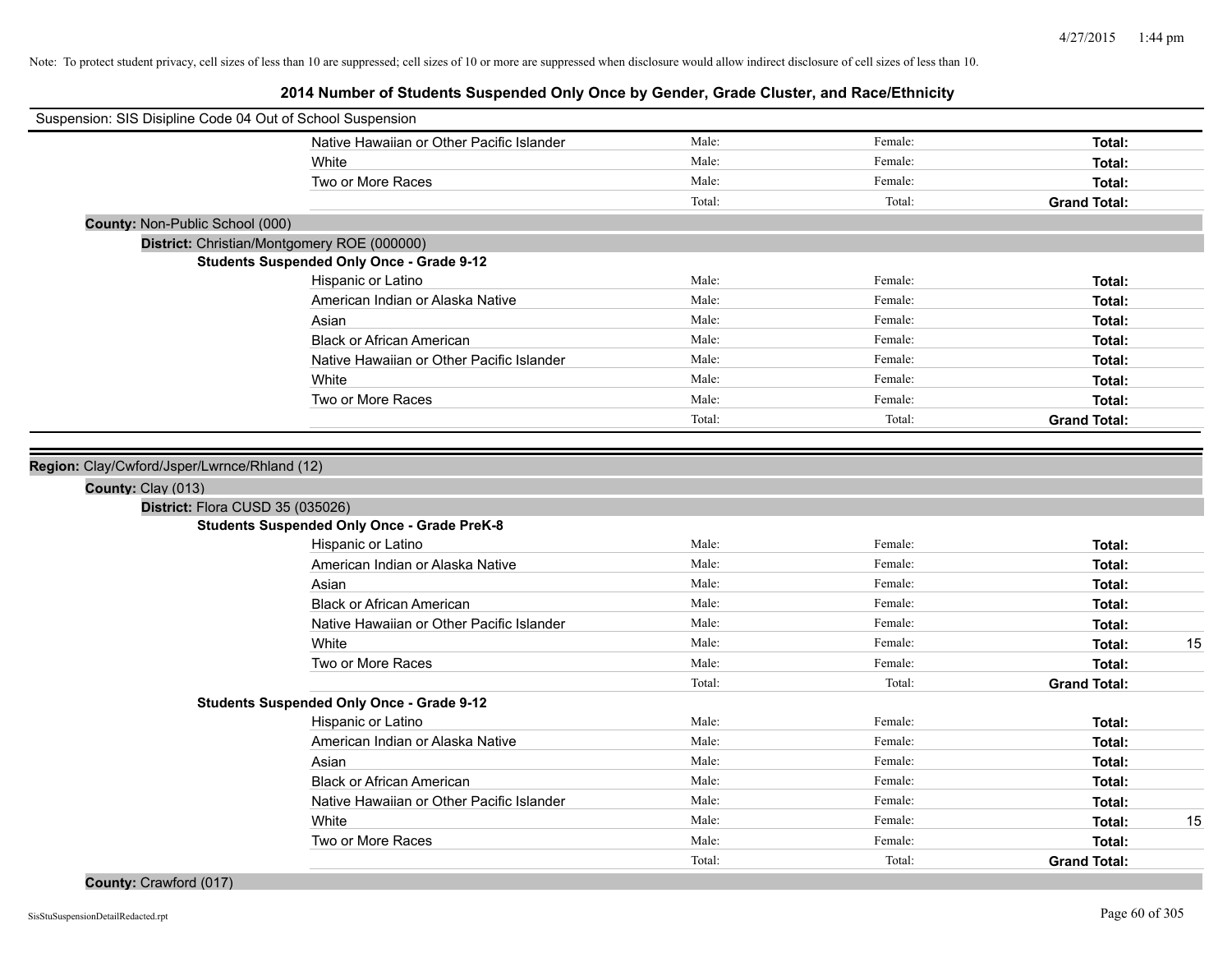Note: To protect student privacy, cell sizes of less than 10 are suppressed; cell sizes of 10 or more are suppressed when disclosure would allow indirect disclosure of cell sizes of less than 10.

# 2014 Number of Students Suspended Only Once by Gender, Grade Cluster, and Race/Ethnicity

Suspension: SIS Disipline Code 04 Out of School Suspension

| | | | | |
|---|---|---|---|---|
| Native Hawaiian or Other Pacific Islander | Male: | Female: | **Total:** | |
| White | Male: | Female: | **Total:** | |
| Two or More Races | Male: | Female: | **Total:** | |
| | Total: | Total: | **Grand Total:** | |

**County:** Non-Public School (000)

**District:** Christian/Montgomery ROE (000000)

**Students Suspended Only Once - Grade 9-12**

| | | | | |
|---|---|---|---|---|
| Hispanic or Latino | Male: | Female: | **Total:** | |
| American Indian or Alaska Native | Male: | Female: | **Total:** | |
| Asian | Male: | Female: | **Total:** | |
| Black or African American | Male: | Female: | **Total:** | |
| Native Hawaiian or Other Pacific Islander | Male: | Female: | **Total:** | |
| White | Male: | Female: | **Total:** | |
| Two or More Races | Male: | Female: | **Total:** | |
| | Total: | Total: | **Grand Total:** | |

**Region:** Clay/Cwford/Jsper/Lwrnce/Rhland (12)

**County:** Clay (013)

**District:** Flora CUSD 35 (035026)

**Students Suspended Only Once - Grade PreK-8**

| | | | | |
|---|---|---|---|---|
| Hispanic or Latino | Male: | Female: | **Total:** | |
| American Indian or Alaska Native | Male: | Female: | **Total:** | |
| Asian | Male: | Female: | **Total:** | |
| Black or African American | Male: | Female: | **Total:** | |
| Native Hawaiian or Other Pacific Islander | Male: | Female: | **Total:** | |
| White | Male: | Female: | **Total:** | 15 |
| Two or More Races | Male: | Female: | **Total:** | |
| | Total: | Total: | **Grand Total:** | |

**Students Suspended Only Once - Grade 9-12**

| | | | | |
|---|---|---|---|---|
| Hispanic or Latino | Male: | Female: | **Total:** | |
| American Indian or Alaska Native | Male: | Female: | **Total:** | |
| Asian | Male: | Female: | **Total:** | |
| Black or African American | Male: | Female: | **Total:** | |
| Native Hawaiian or Other Pacific Islander | Male: | Female: | **Total:** | |
| White | Male: | Female: | **Total:** | 15 |
| Two or More Races | Male: | Female: | **Total:** | |
| | Total: | Total: | **Grand Total:** | |

**County:** Crawford (017)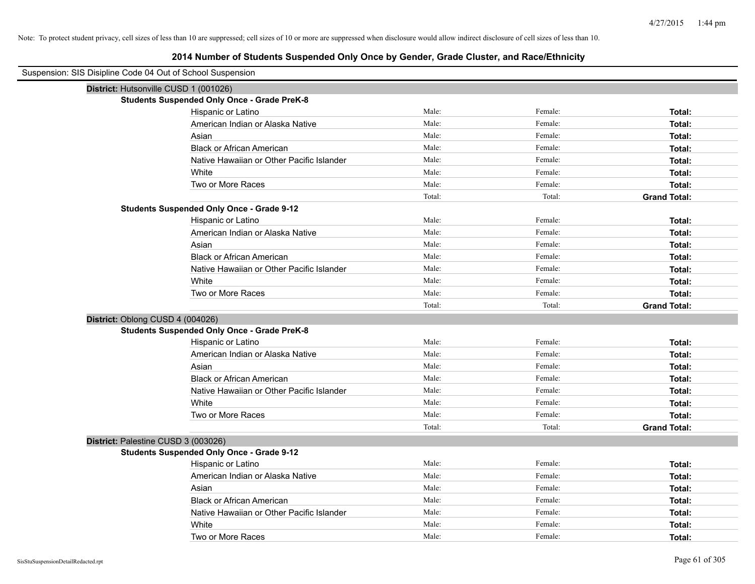Note: To protect student privacy, cell sizes of less than 10 are suppressed; cell sizes of 10 or more are suppressed when disclosure would allow indirect disclosure of cell sizes of less than 10.

# 2014 Number of Students Suspended Only Once by Gender, Grade Cluster, and Race/Ethnicity

Suspension: SIS Disipline Code 04 Out of School Suspension

## District: Hutsonville CUSD 1 (001026)

### Students Suspended Only Once - Grade PreK-8

| | | | |
|---|---|---|---|
| Hispanic or Latino | Male: | Female: | **Total:** |
| American Indian or Alaska Native | Male: | Female: | **Total:** |
| Asian | Male: | Female: | **Total:** |
| Black or African American | Male: | Female: | **Total:** |
| Native Hawaiian or Other Pacific Islander | Male: | Female: | **Total:** |
| White | Male: | Female: | **Total:** |
| Two or More Races | Male: | Female: | **Total:** |
| | Total: | Total: | **Grand Total:** |

### Students Suspended Only Once - Grade 9-12

| | | | |
|---|---|---|---|
| Hispanic or Latino | Male: | Female: | **Total:** |
| American Indian or Alaska Native | Male: | Female: | **Total:** |
| Asian | Male: | Female: | **Total:** |
| Black or African American | Male: | Female: | **Total:** |
| Native Hawaiian or Other Pacific Islander | Male: | Female: | **Total:** |
| White | Male: | Female: | **Total:** |
| Two or More Races | Male: | Female: | **Total:** |
| | Total: | Total: | **Grand Total:** |

## District: Oblong CUSD 4 (004026)

### Students Suspended Only Once - Grade PreK-8

| | | | |
|---|---|---|---|
| Hispanic or Latino | Male: | Female: | **Total:** |
| American Indian or Alaska Native | Male: | Female: | **Total:** |
| Asian | Male: | Female: | **Total:** |
| Black or African American | Male: | Female: | **Total:** |
| Native Hawaiian or Other Pacific Islander | Male: | Female: | **Total:** |
| White | Male: | Female: | **Total:** |
| Two or More Races | Male: | Female: | **Total:** |
| | Total: | Total: | **Grand Total:** |

## District: Palestine CUSD 3 (003026)

### Students Suspended Only Once - Grade 9-12

| | | | |
|---|---|---|---|
| Hispanic or Latino | Male: | Female: | **Total:** |
| American Indian or Alaska Native | Male: | Female: | **Total:** |
| Asian | Male: | Female: | **Total:** |
| Black or African American | Male: | Female: | **Total:** |
| Native Hawaiian or Other Pacific Islander | Male: | Female: | **Total:** |
| White | Male: | Female: | **Total:** |
| Two or More Races | Male: | Female: | **Total:** |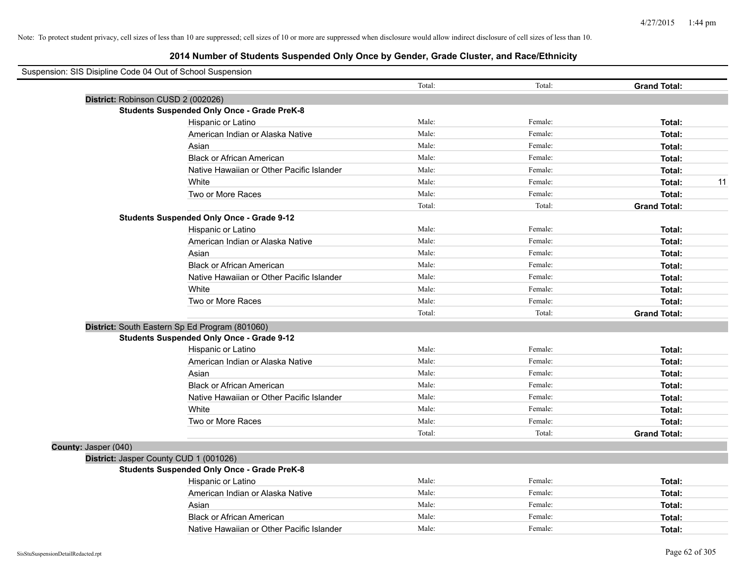Note: To protect student privacy, cell sizes of less than 10 are suppressed; cell sizes of 10 or more are suppressed when disclosure would allow indirect disclosure of cell sizes of less than 10.

# 2014 Number of Students Suspended Only Once by Gender, Grade Cluster, and Race/Ethnicity

Suspension: SIS Disipline Code 04 Out of School Suspension

| | | | | | |
|---|---|---|---|---|---|
| | | Total: | Total: | **Grand Total:** | |
| **District:** Robinson CUSD 2 (002026) | | | | | |
| **Students Suspended Only Once - Grade PreK-8** | | | | | |
| | Hispanic or Latino | Male: | Female: | **Total:** | |
| | American Indian or Alaska Native | Male: | Female: | **Total:** | |
| | Asian | Male: | Female: | **Total:** | |
| | Black or African American | Male: | Female: | **Total:** | |
| | Native Hawaiian or Other Pacific Islander | Male: | Female: | **Total:** | |
| | White | Male: | Female: | **Total:** | 11 |
| | Two or More Races | Male: | Female: | **Total:** | |
| | | Total: | Total: | **Grand Total:** | |
| **Students Suspended Only Once - Grade 9-12** | | | | | |
| | Hispanic or Latino | Male: | Female: | **Total:** | |
| | American Indian or Alaska Native | Male: | Female: | **Total:** | |
| | Asian | Male: | Female: | **Total:** | |
| | Black or African American | Male: | Female: | **Total:** | |
| | Native Hawaiian or Other Pacific Islander | Male: | Female: | **Total:** | |
| | White | Male: | Female: | **Total:** | |
| | Two or More Races | Male: | Female: | **Total:** | |
| | | Total: | Total: | **Grand Total:** | |
| **District:** South Eastern Sp Ed Program (801060) | | | | | |
| **Students Suspended Only Once - Grade 9-12** | | | | | |
| | Hispanic or Latino | Male: | Female: | **Total:** | |
| | American Indian or Alaska Native | Male: | Female: | **Total:** | |
| | Asian | Male: | Female: | **Total:** | |
| | Black or African American | Male: | Female: | **Total:** | |
| | Native Hawaiian or Other Pacific Islander | Male: | Female: | **Total:** | |
| | White | Male: | Female: | **Total:** | |
| | Two or More Races | Male: | Female: | **Total:** | |
| | | Total: | Total: | **Grand Total:** | |
| **County:** Jasper (040) | | | | | |
| **District:** Jasper County CUD 1 (001026) | | | | | |
| **Students Suspended Only Once - Grade PreK-8** | | | | | |
| | Hispanic or Latino | Male: | Female: | **Total:** | |
| | American Indian or Alaska Native | Male: | Female: | **Total:** | |
| | Asian | Male: | Female: | **Total:** | |
| | Black or African American | Male: | Female: | **Total:** | |
| | Native Hawaiian or Other Pacific Islander | Male: | Female: | **Total:** | |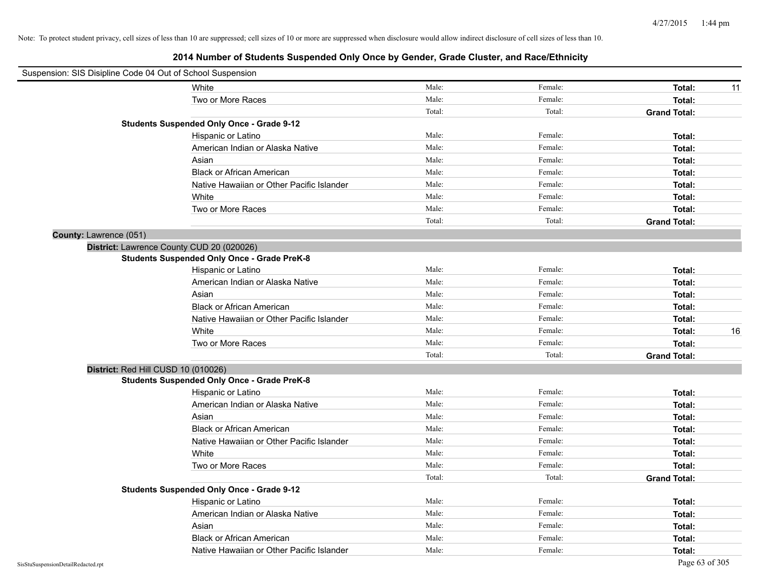Note: To protect student privacy, cell sizes of less than 10 are suppressed; cell sizes of 10 or more are suppressed when disclosure would allow indirect disclosure of cell sizes of less than 10.

# 2014 Number of Students Suspended Only Once by Gender, Grade Cluster, and Race/Ethnicity

Suspension: SIS Disipline Code 04 Out of School Suspension

| | | | | |
|---|---|---|---|---|
| White | Male: | Female: | **Total:** | 11 |
| Two or More Races | Male: | Female: | **Total:** | |
| | Total: | Total: | **Grand Total:** | |

**Students Suspended Only Once - Grade 9-12**

| | | | | |
|---|---|---|---|---|
| Hispanic or Latino | Male: | Female: | **Total:** | |
| American Indian or Alaska Native | Male: | Female: | **Total:** | |
| Asian | Male: | Female: | **Total:** | |
| Black or African American | Male: | Female: | **Total:** | |
| Native Hawaiian or Other Pacific Islander | Male: | Female: | **Total:** | |
| White | Male: | Female: | **Total:** | |
| Two or More Races | Male: | Female: | **Total:** | |
| | Total: | Total: | **Grand Total:** | |

**County:** Lawrence (051)

**District:** Lawrence County CUD 20 (020026)

**Students Suspended Only Once - Grade PreK-8**

| | | | | |
|---|---|---|---|---|
| Hispanic or Latino | Male: | Female: | **Total:** | |
| American Indian or Alaska Native | Male: | Female: | **Total:** | |
| Asian | Male: | Female: | **Total:** | |
| Black or African American | Male: | Female: | **Total:** | |
| Native Hawaiian or Other Pacific Islander | Male: | Female: | **Total:** | |
| White | Male: | Female: | **Total:** | 16 |
| Two or More Races | Male: | Female: | **Total:** | |
| | Total: | Total: | **Grand Total:** | |

**District:** Red Hill CUSD 10 (010026)

**Students Suspended Only Once - Grade PreK-8**

| | | | | |
|---|---|---|---|---|
| Hispanic or Latino | Male: | Female: | **Total:** | |
| American Indian or Alaska Native | Male: | Female: | **Total:** | |
| Asian | Male: | Female: | **Total:** | |
| Black or African American | Male: | Female: | **Total:** | |
| Native Hawaiian or Other Pacific Islander | Male: | Female: | **Total:** | |
| White | Male: | Female: | **Total:** | |
| Two or More Races | Male: | Female: | **Total:** | |
| | Total: | Total: | **Grand Total:** | |

**Students Suspended Only Once - Grade 9-12**

| | | | | |
|---|---|---|---|---|
| Hispanic or Latino | Male: | Female: | **Total:** | |
| American Indian or Alaska Native | Male: | Female: | **Total:** | |
| Asian | Male: | Female: | **Total:** | |
| Black or African American | Male: | Female: | **Total:** | |
| Native Hawaiian or Other Pacific Islander | Male: | Female: | **Total:** | |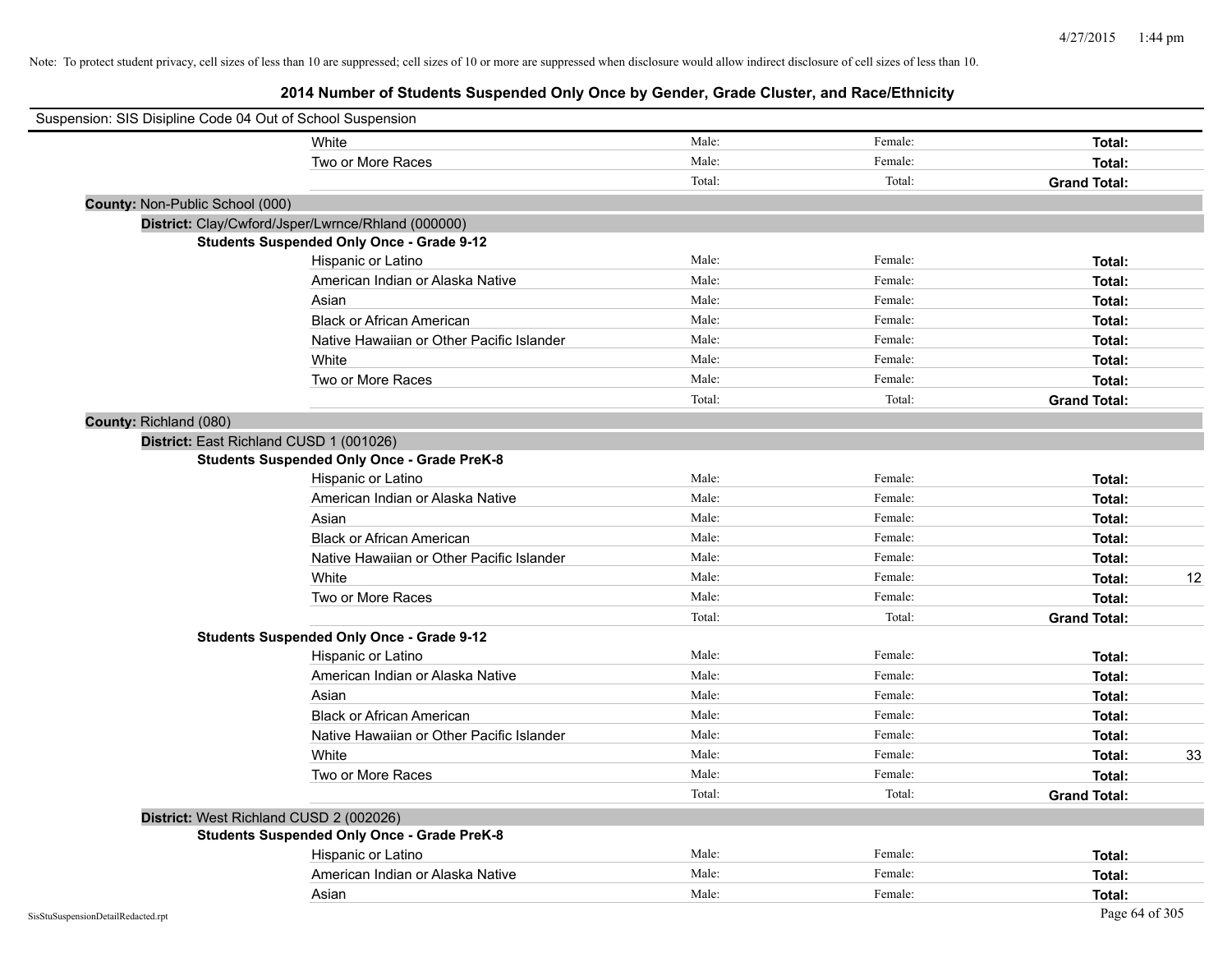Note: To protect student privacy, cell sizes of less than 10 are suppressed; cell sizes of 10 or more are suppressed when disclosure would allow indirect disclosure of cell sizes of less than 10.

## 2014 Number of Students Suspended Only Once by Gender, Grade Cluster, and Race/Ethnicity

Suspension: SIS Disipline Code 04 Out of School Suspension

| | | | | |
|---|---|---|---|---|
| White | Male: | Female: | Total: | |
| Two or More Races | Male: | Female: | Total: | |
| | Total: | Total: | Grand Total: | |

**County:** Non-Public School (000)

**District:** Clay/Cwford/Jsper/Lwrnce/Rhland (000000)

**Students Suspended Only Once - Grade 9-12**

| | | | | |
|---|---|---|---|---|
| Hispanic or Latino | Male: | Female: | Total: | |
| American Indian or Alaska Native | Male: | Female: | Total: | |
| Asian | Male: | Female: | Total: | |
| Black or African American | Male: | Female: | Total: | |
| Native Hawaiian or Other Pacific Islander | Male: | Female: | Total: | |
| White | Male: | Female: | Total: | |
| Two or More Races | Male: | Female: | Total: | |
| | Total: | Total: | Grand Total: | |

**County:** Richland (080)

**District:** East Richland CUSD 1 (001026)

**Students Suspended Only Once - Grade PreK-8**

| | | | | |
|---|---|---|---|---|
| Hispanic or Latino | Male: | Female: | Total: | |
| American Indian or Alaska Native | Male: | Female: | Total: | |
| Asian | Male: | Female: | Total: | |
| Black or African American | Male: | Female: | Total: | |
| Native Hawaiian or Other Pacific Islander | Male: | Female: | Total: | |
| White | Male: | Female: | Total: | 12 |
| Two or More Races | Male: | Female: | Total: | |
| | Total: | Total: | Grand Total: | |

**Students Suspended Only Once - Grade 9-12**

| | | | | |
|---|---|---|---|---|
| Hispanic or Latino | Male: | Female: | Total: | |
| American Indian or Alaska Native | Male: | Female: | Total: | |
| Asian | Male: | Female: | Total: | |
| Black or African American | Male: | Female: | Total: | |
| Native Hawaiian or Other Pacific Islander | Male: | Female: | Total: | |
| White | Male: | Female: | Total: | 33 |
| Two or More Races | Male: | Female: | Total: | |
| | Total: | Total: | Grand Total: | |

**District:** West Richland CUSD 2 (002026)

**Students Suspended Only Once - Grade PreK-8**

| | | | | |
|---|---|---|---|---|
| Hispanic or Latino | Male: | Female: | Total: | |
| American Indian or Alaska Native | Male: | Female: | Total: | |
| Asian | Male: | Female: | Total: | |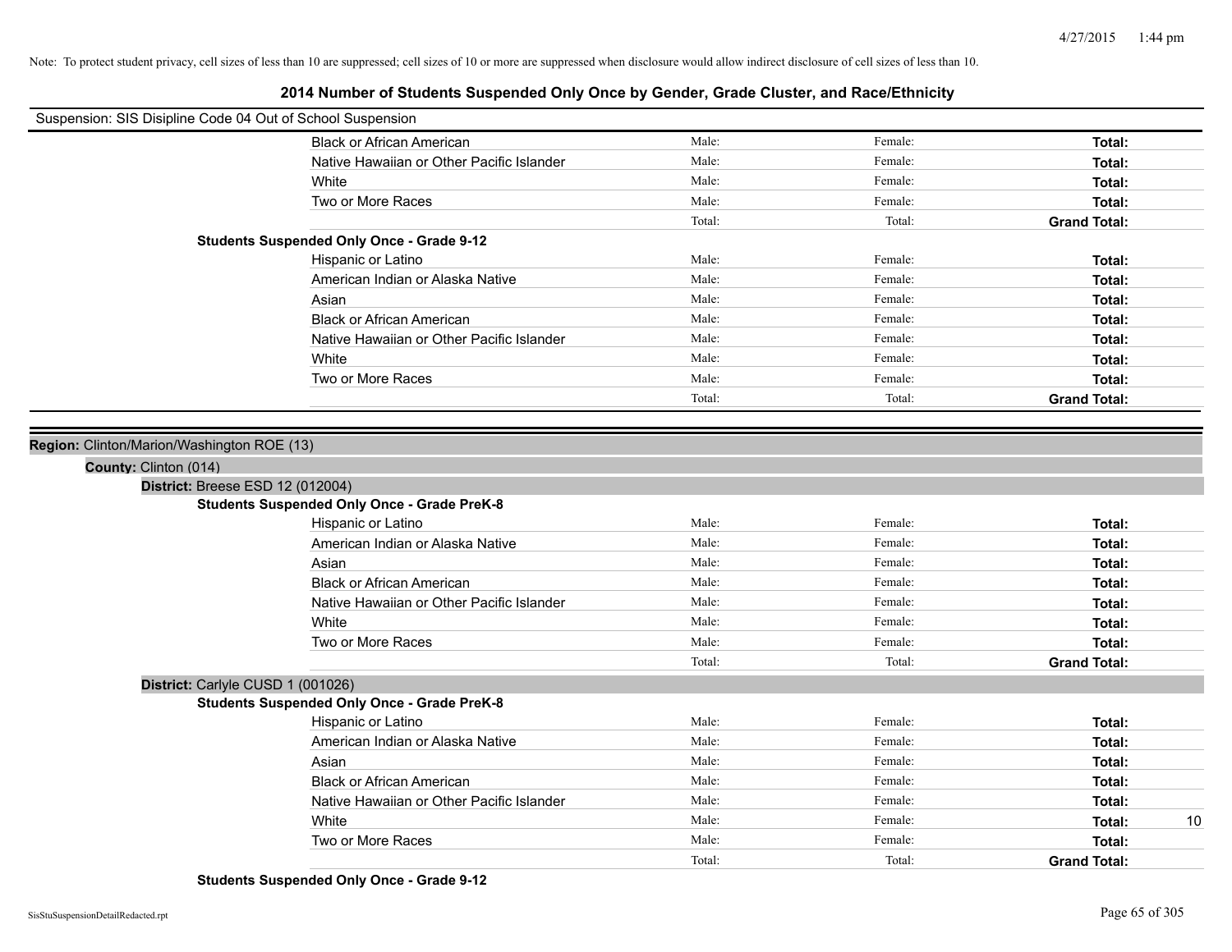Note: To protect student privacy, cell sizes of less than 10 are suppressed; cell sizes of 10 or more are suppressed when disclosure would allow indirect disclosure of cell sizes of less than 10.

# 2014 Number of Students Suspended Only Once by Gender, Grade Cluster, and Race/Ethnicity

Suspension: SIS Disipline Code 04 Out of School Suspension

| | Male | Female | Total | |
|---|---|---|---|---|
| Black or African American | Male: | Female: | **Total:** | |
| Native Hawaiian or Other Pacific Islander | Male: | Female: | **Total:** | |
| White | Male: | Female: | **Total:** | |
| Two or More Races | Male: | Female: | **Total:** | |
| | Total: | Total: | **Grand Total:** | |

**Students Suspended Only Once - Grade 9-12**

| | Male | Female | Total | |
|---|---|---|---|---|
| Hispanic or Latino | Male: | Female: | **Total:** | |
| American Indian or Alaska Native | Male: | Female: | **Total:** | |
| Asian | Male: | Female: | **Total:** | |
| Black or African American | Male: | Female: | **Total:** | |
| Native Hawaiian or Other Pacific Islander | Male: | Female: | **Total:** | |
| White | Male: | Female: | **Total:** | |
| Two or More Races | Male: | Female: | **Total:** | |
| | Total: | Total: | **Grand Total:** | |

**Region:** Clinton/Marion/Washington ROE (13)

**County:** Clinton (014)

**District:** Breese ESD 12 (012004)

**Students Suspended Only Once - Grade PreK-8**

| | Male | Female | Total | |
|---|---|---|---|---|
| Hispanic or Latino | Male: | Female: | **Total:** | |
| American Indian or Alaska Native | Male: | Female: | **Total:** | |
| Asian | Male: | Female: | **Total:** | |
| Black or African American | Male: | Female: | **Total:** | |
| Native Hawaiian or Other Pacific Islander | Male: | Female: | **Total:** | |
| White | Male: | Female: | **Total:** | |
| Two or More Races | Male: | Female: | **Total:** | |
| | Total: | Total: | **Grand Total:** | |

**District:** Carlyle CUSD 1 (001026)

**Students Suspended Only Once - Grade PreK-8**

| | Male | Female | Total | |
|---|---|---|---|---|
| Hispanic or Latino | Male: | Female: | **Total:** | |
| American Indian or Alaska Native | Male: | Female: | **Total:** | |
| Asian | Male: | Female: | **Total:** | |
| Black or African American | Male: | Female: | **Total:** | |
| Native Hawaiian or Other Pacific Islander | Male: | Female: | **Total:** | |
| White | Male: | Female: | **Total:** | 10 |
| Two or More Races | Male: | Female: | **Total:** | |
| | Total: | Total: | **Grand Total:** | |

**Students Suspended Only Once - Grade 9-12**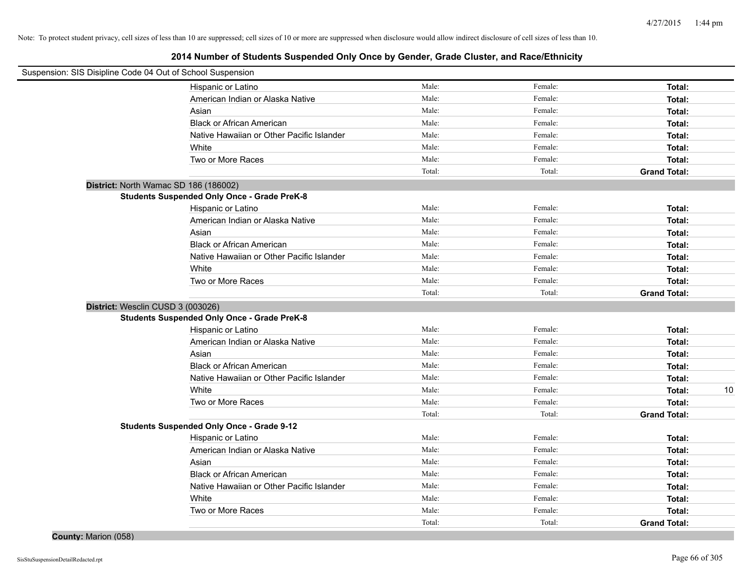Note: To protect student privacy, cell sizes of less than 10 are suppressed; cell sizes of 10 or more are suppressed when disclosure would allow indirect disclosure of cell sizes of less than 10.

# 2014 Number of Students Suspended Only Once by Gender, Grade Cluster, and Race/Ethnicity

Suspension: SIS Disipline Code 04 Out of School Suspension

| | Male: | Female: | Total: |
|---|---|---|---|
| Hispanic or Latino | Male: | Female: | **Total:** |
| American Indian or Alaska Native | Male: | Female: | **Total:** |
| Asian | Male: | Female: | **Total:** |
| Black or African American | Male: | Female: | **Total:** |
| Native Hawaiian or Other Pacific Islander | Male: | Female: | **Total:** |
| White | Male: | Female: | **Total:** |
| Two or More Races | Male: | Female: | **Total:** |
| | Total: | Total: | **Grand Total:** |

**District:** North Wamac SD 186 (186002)

**Students Suspended Only Once - Grade PreK-8**

| | Male: | Female: | Total: |
|---|---|---|---|
| Hispanic or Latino | Male: | Female: | **Total:** |
| American Indian or Alaska Native | Male: | Female: | **Total:** |
| Asian | Male: | Female: | **Total:** |
| Black or African American | Male: | Female: | **Total:** |
| Native Hawaiian or Other Pacific Islander | Male: | Female: | **Total:** |
| White | Male: | Female: | **Total:** |
| Two or More Races | Male: | Female: | **Total:** |
| | Total: | Total: | **Grand Total:** |

**District:** Wesclin CUSD 3 (003026)

**Students Suspended Only Once - Grade PreK-8**

| | Male: | Female: | Total: |
|---|---|---|---|
| Hispanic or Latino | Male: | Female: | **Total:** |
| American Indian or Alaska Native | Male: | Female: | **Total:** |
| Asian | Male: | Female: | **Total:** |
| Black or African American | Male: | Female: | **Total:** |
| Native Hawaiian or Other Pacific Islander | Male: | Female: | **Total:** |
| White | Male: | Female: | **Total:** 10 |
| Two or More Races | Male: | Female: | **Total:** |
| | Total: | Total: | **Grand Total:** |

**Students Suspended Only Once - Grade 9-12**

| | Male: | Female: | Total: |
|---|---|---|---|
| Hispanic or Latino | Male: | Female: | **Total:** |
| American Indian or Alaska Native | Male: | Female: | **Total:** |
| Asian | Male: | Female: | **Total:** |
| Black or African American | Male: | Female: | **Total:** |
| Native Hawaiian or Other Pacific Islander | Male: | Female: | **Total:** |
| White | Male: | Female: | **Total:** |
| Two or More Races | Male: | Female: | **Total:** |
| | Total: | Total: | **Grand Total:** |

**County:** Marion (058)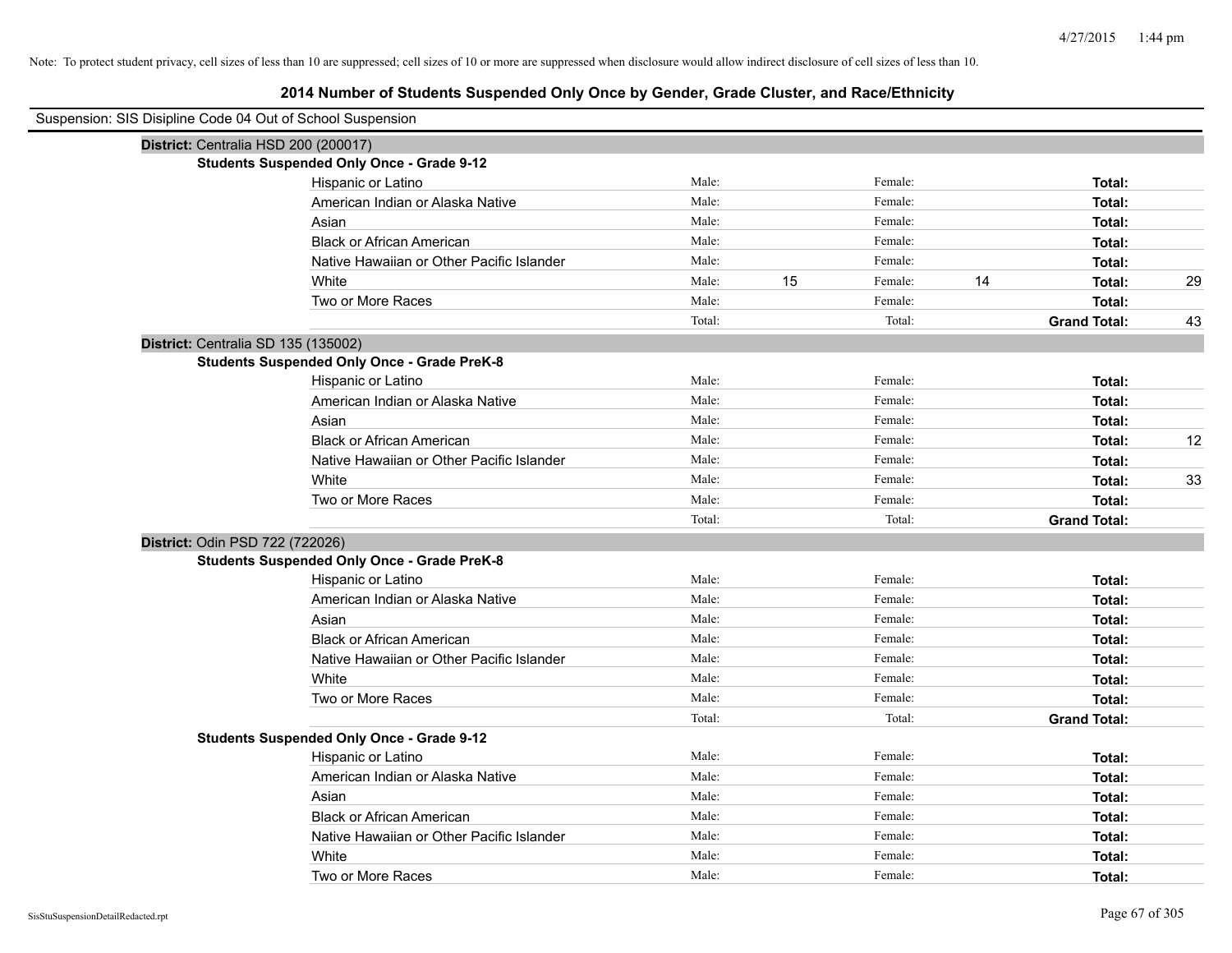Note: To protect student privacy, cell sizes of less than 10 are suppressed; cell sizes of 10 or more are suppressed when disclosure would allow indirect disclosure of cell sizes of less than 10.

## 2014 Number of Students Suspended Only Once by Gender, Grade Cluster, and Race/Ethnicity

Suspension: SIS Disipline Code 04 Out of School Suspension

### District: Centralia HSD 200 (200017)

**Students Suspended Only Once - Grade 9-12**

| Race/Ethnicity | Male: | | Female: | | Total: | |
|---|---|---|---|---|---|---|
| Hispanic or Latino | Male: | | Female: | | **Total:** | |
| American Indian or Alaska Native | Male: | | Female: | | **Total:** | |
| Asian | Male: | | Female: | | **Total:** | |
| Black or African American | Male: | | Female: | | **Total:** | |
| Native Hawaiian or Other Pacific Islander | Male: | | Female: | | **Total:** | |
| White | Male: | 15 | Female: | 14 | **Total:** | 29 |
| Two or More Races | Male: | | Female: | | **Total:** | |
| | Total: | | Total: | | **Grand Total:** | 43 |

### District: Centralia SD 135 (135002)

**Students Suspended Only Once - Grade PreK-8**

| Race/Ethnicity | Male: | | Female: | | Total: | |
|---|---|---|---|---|---|---|
| Hispanic or Latino | Male: | | Female: | | **Total:** | |
| American Indian or Alaska Native | Male: | | Female: | | **Total:** | |
| Asian | Male: | | Female: | | **Total:** | |
| Black or African American | Male: | | Female: | | **Total:** | 12 |
| Native Hawaiian or Other Pacific Islander | Male: | | Female: | | **Total:** | |
| White | Male: | | Female: | | **Total:** | 33 |
| Two or More Races | Male: | | Female: | | **Total:** | |
| | Total: | | Total: | | **Grand Total:** | |

### District: Odin PSD 722 (722026)

**Students Suspended Only Once - Grade PreK-8**

| Race/Ethnicity | Male: | | Female: | | Total: | |
|---|---|---|---|---|---|---|
| Hispanic or Latino | Male: | | Female: | | **Total:** | |
| American Indian or Alaska Native | Male: | | Female: | | **Total:** | |
| Asian | Male: | | Female: | | **Total:** | |
| Black or African American | Male: | | Female: | | **Total:** | |
| Native Hawaiian or Other Pacific Islander | Male: | | Female: | | **Total:** | |
| White | Male: | | Female: | | **Total:** | |
| Two or More Races | Male: | | Female: | | **Total:** | |
| | Total: | | Total: | | **Grand Total:** | |

**Students Suspended Only Once - Grade 9-12**

| Race/Ethnicity | Male: | | Female: | | Total: | |
|---|---|---|---|---|---|---|
| Hispanic or Latino | Male: | | Female: | | **Total:** | |
| American Indian or Alaska Native | Male: | | Female: | | **Total:** | |
| Asian | Male: | | Female: | | **Total:** | |
| Black or African American | Male: | | Female: | | **Total:** | |
| Native Hawaiian or Other Pacific Islander | Male: | | Female: | | **Total:** | |
| White | Male: | | Female: | | **Total:** | |
| Two or More Races | Male: | | Female: | | **Total:** | |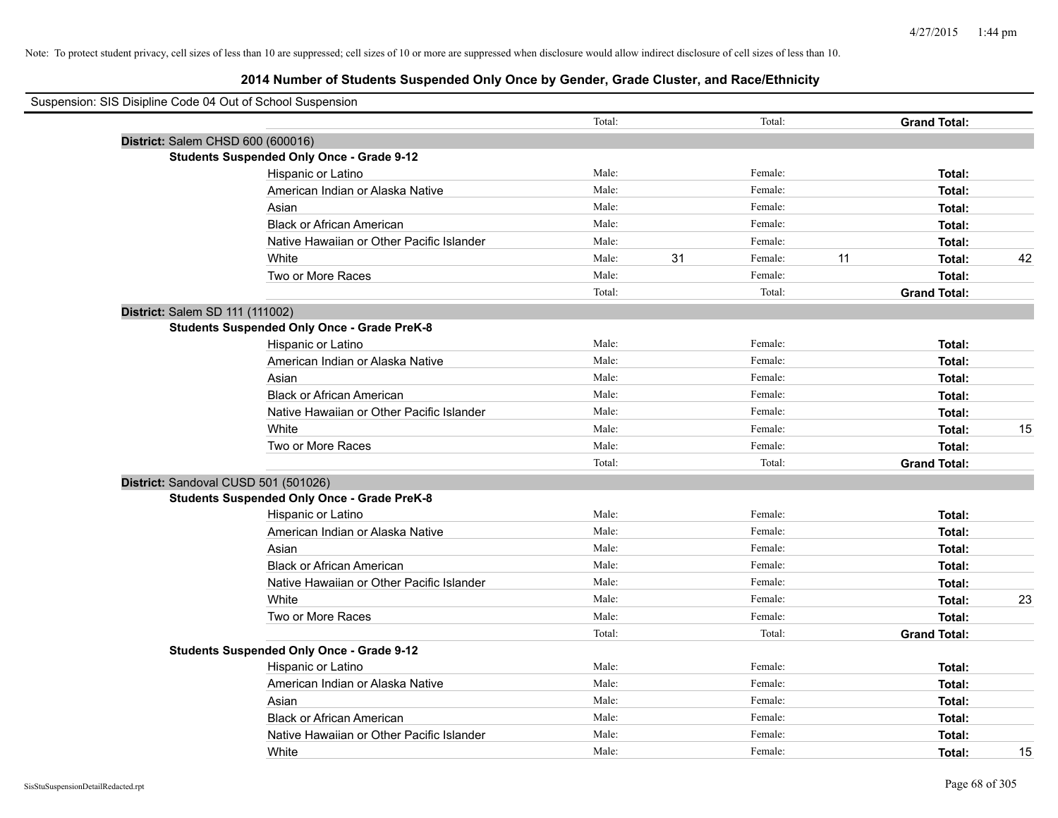Note: To protect student privacy, cell sizes of less than 10 are suppressed; cell sizes of 10 or more are suppressed when disclosure would allow indirect disclosure of cell sizes of less than 10.

## 2014 Number of Students Suspended Only Once by Gender, Grade Cluster, and Race/Ethnicity

Suspension: SIS Disipline Code 04 Out of School Suspension

| | | | | | | | |
|---|---|---|---|---|---|---|---|
| | Total: | | Total: | | **Grand Total:** | |

**District:** Salem CHSD 600 (600016)

**Students Suspended Only Once - Grade 9-12**

| | | | | | | |
|---|---|---|---|---|---|---|
| Hispanic or Latino | Male: | | Female: | | **Total:** | |
| American Indian or Alaska Native | Male: | | Female: | | **Total:** | |
| Asian | Male: | | Female: | | **Total:** | |
| Black or African American | Male: | | Female: | | **Total:** | |
| Native Hawaiian or Other Pacific Islander | Male: | | Female: | | **Total:** | |
| White | Male: | 31 | Female: | 11 | **Total:** | 42 |
| Two or More Races | Male: | | Female: | | **Total:** | |
| | Total: | | Total: | | **Grand Total:** | |

**District:** Salem SD 111 (111002)

**Students Suspended Only Once - Grade PreK-8**

| | | | | | | |
|---|---|---|---|---|---|---|
| Hispanic or Latino | Male: | | Female: | | **Total:** | |
| American Indian or Alaska Native | Male: | | Female: | | **Total:** | |
| Asian | Male: | | Female: | | **Total:** | |
| Black or African American | Male: | | Female: | | **Total:** | |
| Native Hawaiian or Other Pacific Islander | Male: | | Female: | | **Total:** | |
| White | Male: | | Female: | | **Total:** | 15 |
| Two or More Races | Male: | | Female: | | **Total:** | |
| | Total: | | Total: | | **Grand Total:** | |

**District:** Sandoval CUSD 501 (501026)

**Students Suspended Only Once - Grade PreK-8**

| | | | | | | |
|---|---|---|---|---|---|---|
| Hispanic or Latino | Male: | | Female: | | **Total:** | |
| American Indian or Alaska Native | Male: | | Female: | | **Total:** | |
| Asian | Male: | | Female: | | **Total:** | |
| Black or African American | Male: | | Female: | | **Total:** | |
| Native Hawaiian or Other Pacific Islander | Male: | | Female: | | **Total:** | |
| White | Male: | | Female: | | **Total:** | 23 |
| Two or More Races | Male: | | Female: | | **Total:** | |
| | Total: | | Total: | | **Grand Total:** | |

**Students Suspended Only Once - Grade 9-12**

| | | | | | | |
|---|---|---|---|---|---|---|
| Hispanic or Latino | Male: | | Female: | | **Total:** | |
| American Indian or Alaska Native | Male: | | Female: | | **Total:** | |
| Asian | Male: | | Female: | | **Total:** | |
| Black or African American | Male: | | Female: | | **Total:** | |
| Native Hawaiian or Other Pacific Islander | Male: | | Female: | | **Total:** | |
| White | Male: | | Female: | | **Total:** | 15 |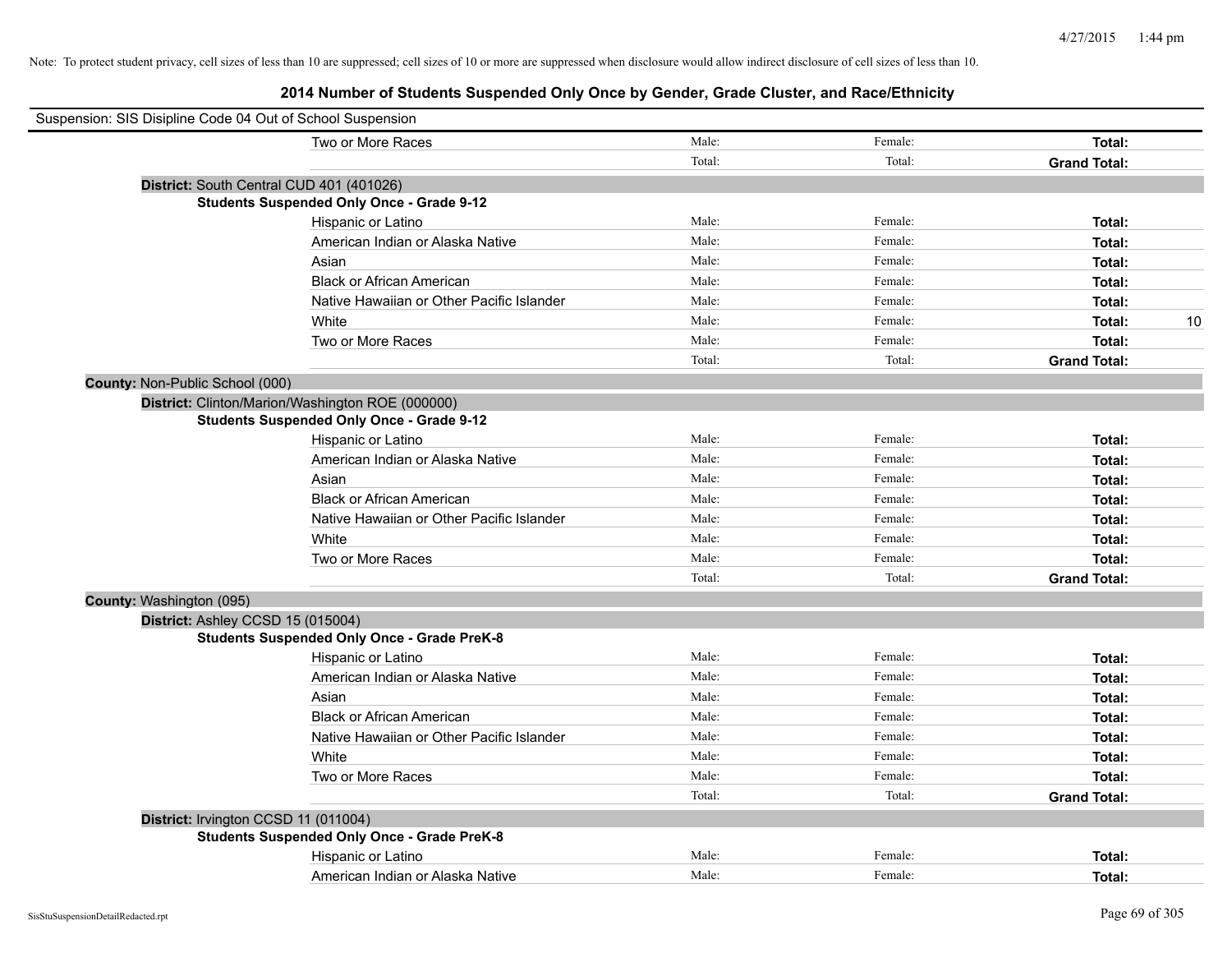Note: To protect student privacy, cell sizes of less than 10 are suppressed; cell sizes of 10 or more are suppressed when disclosure would allow indirect disclosure of cell sizes of less than 10.

# 2014 Number of Students Suspended Only Once by Gender, Grade Cluster, and Race/Ethnicity

Suspension: SIS Disipline Code 04 Out of School Suspension

| | | | | |
|---|---|---|---|---|
| Two or More Races | Male: | Female: | **Total:** | |
| | Total: | Total: | **Grand Total:** | |

**District:** South Central CUD 401 (401026)

**Students Suspended Only Once - Grade 9-12**

| | | | | |
|---|---|---|---|---|
| Hispanic or Latino | Male: | Female: | **Total:** | |
| American Indian or Alaska Native | Male: | Female: | **Total:** | |
| Asian | Male: | Female: | **Total:** | |
| Black or African American | Male: | Female: | **Total:** | |
| Native Hawaiian or Other Pacific Islander | Male: | Female: | **Total:** | |
| White | Male: | Female: | **Total:** | 10 |
| Two or More Races | Male: | Female: | **Total:** | |
| | Total: | Total: | **Grand Total:** | |

**County:** Non-Public School (000)

**District:** Clinton/Marion/Washington ROE (000000)

**Students Suspended Only Once - Grade 9-12**

| | | | | |
|---|---|---|---|---|
| Hispanic or Latino | Male: | Female: | **Total:** | |
| American Indian or Alaska Native | Male: | Female: | **Total:** | |
| Asian | Male: | Female: | **Total:** | |
| Black or African American | Male: | Female: | **Total:** | |
| Native Hawaiian or Other Pacific Islander | Male: | Female: | **Total:** | |
| White | Male: | Female: | **Total:** | |
| Two or More Races | Male: | Female: | **Total:** | |
| | Total: | Total: | **Grand Total:** | |

**County:** Washington (095)

**District:** Ashley CCSD 15 (015004)

**Students Suspended Only Once - Grade PreK-8**

| | | | | |
|---|---|---|---|---|
| Hispanic or Latino | Male: | Female: | **Total:** | |
| American Indian or Alaska Native | Male: | Female: | **Total:** | |
| Asian | Male: | Female: | **Total:** | |
| Black or African American | Male: | Female: | **Total:** | |
| Native Hawaiian or Other Pacific Islander | Male: | Female: | **Total:** | |
| White | Male: | Female: | **Total:** | |
| Two or More Races | Male: | Female: | **Total:** | |
| | Total: | Total: | **Grand Total:** | |

**District:** Irvington CCSD 11 (011004)

**Students Suspended Only Once - Grade PreK-8**

| | | | | |
|---|---|---|---|---|
| Hispanic or Latino | Male: | Female: | **Total:** | |
| American Indian or Alaska Native | Male: | Female: | **Total:** | |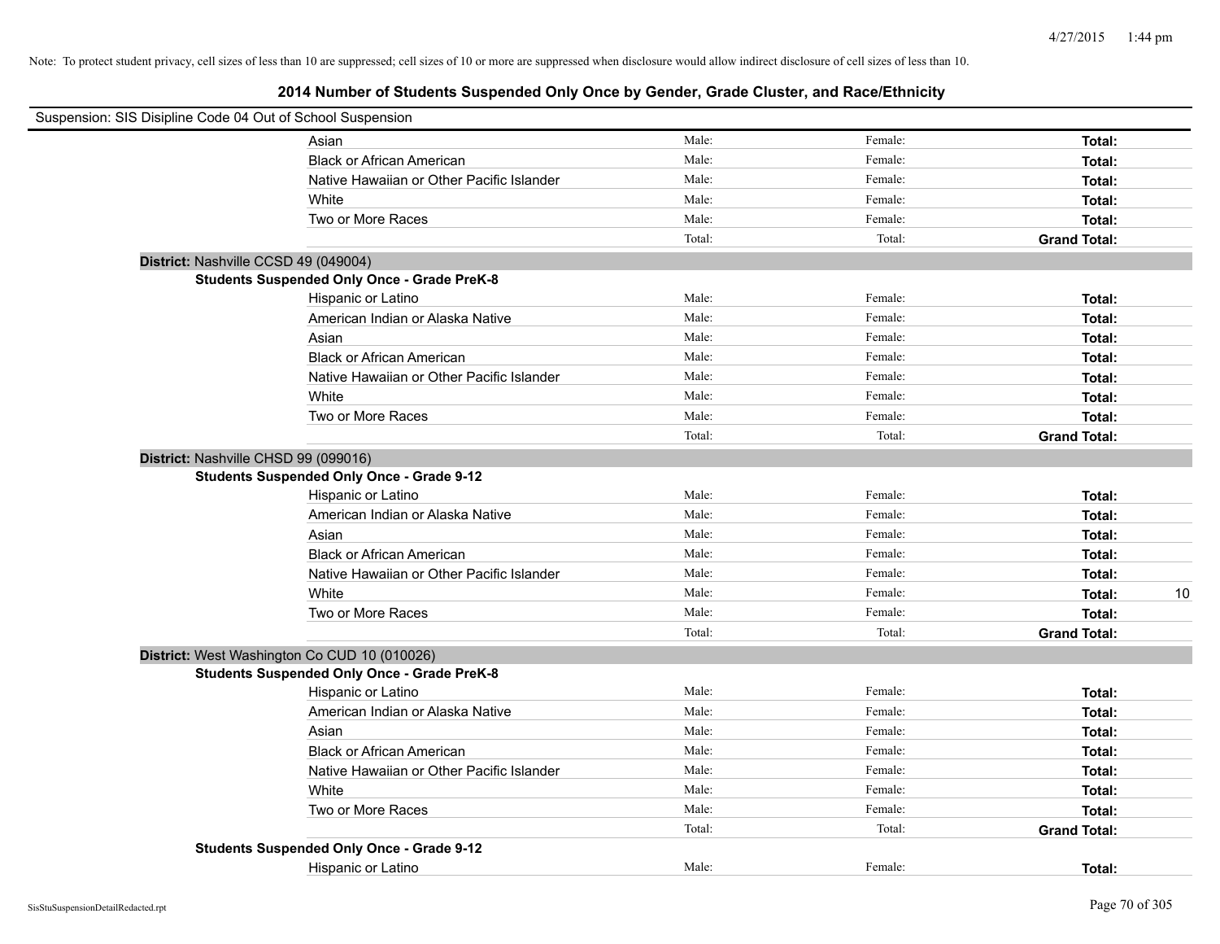Note: To protect student privacy, cell sizes of less than 10 are suppressed; cell sizes of 10 or more are suppressed when disclosure would allow indirect disclosure of cell sizes of less than 10.

# 2014 Number of Students Suspended Only Once by Gender, Grade Cluster, and Race/Ethnicity

Suspension: SIS Disipline Code 04 Out of School Suspension

| | Male | Female | Total |
|---|---|---|---|
| Asian | Male: | Female: | **Total:** |
| Black or African American | Male: | Female: | **Total:** |
| Native Hawaiian or Other Pacific Islander | Male: | Female: | **Total:** |
| White | Male: | Female: | **Total:** |
| Two or More Races | Male: | Female: | **Total:** |
| | Total: | Total: | **Grand Total:** |

**District:** Nashville CCSD 49 (049004)

**Students Suspended Only Once - Grade PreK-8**

| | Male | Female | Total |
|---|---|---|---|
| Hispanic or Latino | Male: | Female: | **Total:** |
| American Indian or Alaska Native | Male: | Female: | **Total:** |
| Asian | Male: | Female: | **Total:** |
| Black or African American | Male: | Female: | **Total:** |
| Native Hawaiian or Other Pacific Islander | Male: | Female: | **Total:** |
| White | Male: | Female: | **Total:** |
| Two or More Races | Male: | Female: | **Total:** |
| | Total: | Total: | **Grand Total:** |

**District:** Nashville CHSD 99 (099016)

**Students Suspended Only Once - Grade 9-12**

| | Male | Female | Total |
|---|---|---|---|
| Hispanic or Latino | Male: | Female: | **Total:** |
| American Indian or Alaska Native | Male: | Female: | **Total:** |
| Asian | Male: | Female: | **Total:** |
| Black or African American | Male: | Female: | **Total:** |
| Native Hawaiian or Other Pacific Islander | Male: | Female: | **Total:** |
| White | Male: | Female: | **Total:** 10 |
| Two or More Races | Male: | Female: | **Total:** |
| | Total: | Total: | **Grand Total:** |

**District:** West Washington Co CUD 10 (010026)

**Students Suspended Only Once - Grade PreK-8**

| | Male | Female | Total |
|---|---|---|---|
| Hispanic or Latino | Male: | Female: | **Total:** |
| American Indian or Alaska Native | Male: | Female: | **Total:** |
| Asian | Male: | Female: | **Total:** |
| Black or African American | Male: | Female: | **Total:** |
| Native Hawaiian or Other Pacific Islander | Male: | Female: | **Total:** |
| White | Male: | Female: | **Total:** |
| Two or More Races | Male: | Female: | **Total:** |
| | Total: | Total: | **Grand Total:** |

**Students Suspended Only Once - Grade 9-12**

| | Male | Female | Total |
|---|---|---|---|
| Hispanic or Latino | Male: | Female: | **Total:** |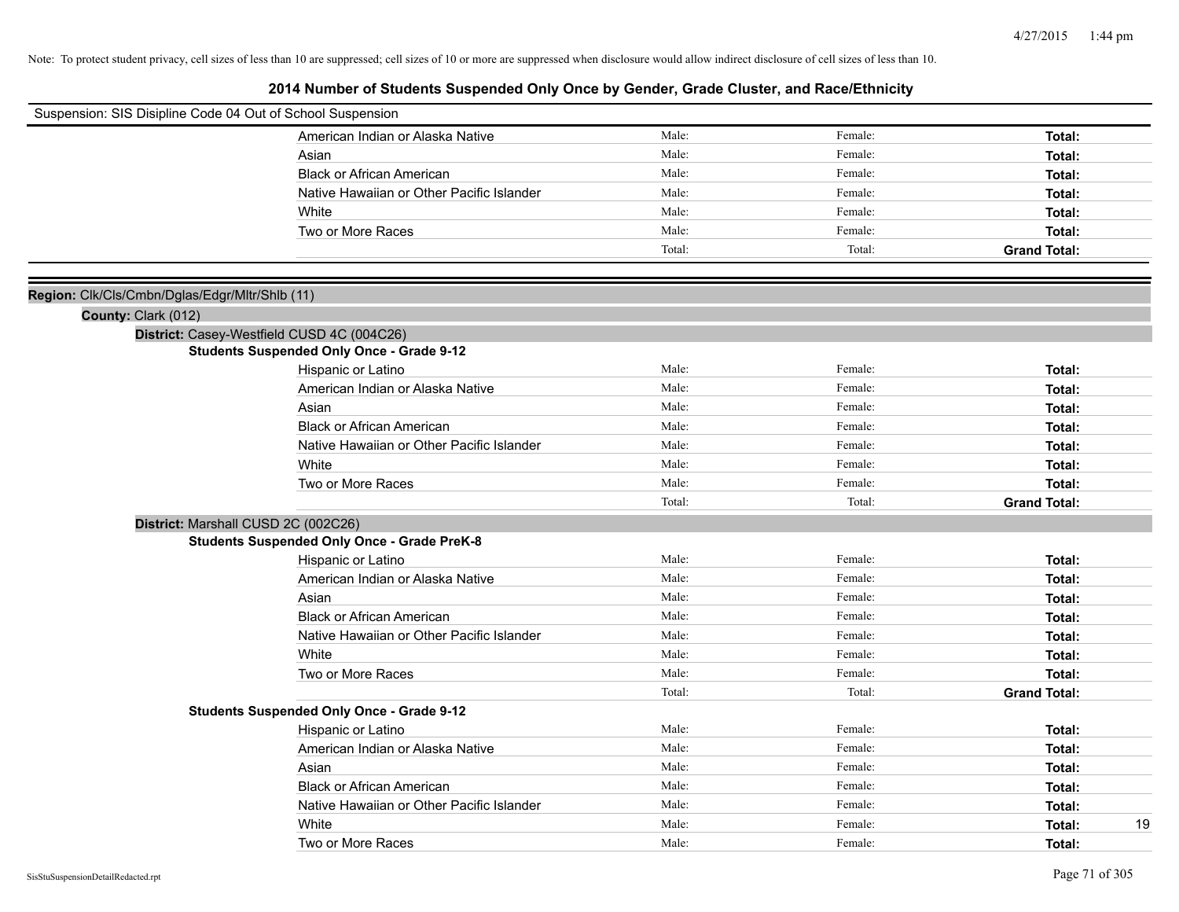Note: To protect student privacy, cell sizes of less than 10 are suppressed; cell sizes of 10 or more are suppressed when disclosure would allow indirect disclosure of cell sizes of less than 10.

# 2014 Number of Students Suspended Only Once by Gender, Grade Cluster, and Race/Ethnicity

Suspension: SIS Disipline Code 04 Out of School Suspension

| | | | | |
|---|---|---|---|---|
| American Indian or Alaska Native | Male: | Female: | **Total:** | |
| Asian | Male: | Female: | **Total:** | |
| Black or African American | Male: | Female: | **Total:** | |
| Native Hawaiian or Other Pacific Islander | Male: | Female: | **Total:** | |
| White | Male: | Female: | **Total:** | |
| Two or More Races | Male: | Female: | **Total:** | |
| | Total: | Total: | **Grand Total:** | |

**Region:** Clk/Cls/Cmbn/Dglas/Edgr/Mltr/Shlb (11)

**County:** Clark (012)

**District:** Casey-Westfield CUSD 4C (004C26)

**Students Suspended Only Once - Grade 9-12**

| | | | | |
|---|---|---|---|---|
| Hispanic or Latino | Male: | Female: | **Total:** | |
| American Indian or Alaska Native | Male: | Female: | **Total:** | |
| Asian | Male: | Female: | **Total:** | |
| Black or African American | Male: | Female: | **Total:** | |
| Native Hawaiian or Other Pacific Islander | Male: | Female: | **Total:** | |
| White | Male: | Female: | **Total:** | |
| Two or More Races | Male: | Female: | **Total:** | |
| | Total: | Total: | **Grand Total:** | |

**District:** Marshall CUSD 2C (002C26)

**Students Suspended Only Once - Grade PreK-8**

| | | | | |
|---|---|---|---|---|
| Hispanic or Latino | Male: | Female: | **Total:** | |
| American Indian or Alaska Native | Male: | Female: | **Total:** | |
| Asian | Male: | Female: | **Total:** | |
| Black or African American | Male: | Female: | **Total:** | |
| Native Hawaiian or Other Pacific Islander | Male: | Female: | **Total:** | |
| White | Male: | Female: | **Total:** | |
| Two or More Races | Male: | Female: | **Total:** | |
| | Total: | Total: | **Grand Total:** | |

**Students Suspended Only Once - Grade 9-12**

| | | | | |
|---|---|---|---|---|
| Hispanic or Latino | Male: | Female: | **Total:** | |
| American Indian or Alaska Native | Male: | Female: | **Total:** | |
| Asian | Male: | Female: | **Total:** | |
| Black or African American | Male: | Female: | **Total:** | |
| Native Hawaiian or Other Pacific Islander | Male: | Female: | **Total:** | |
| White | Male: | Female: | **Total:** | 19 |
| Two or More Races | Male: | Female: | **Total:** | |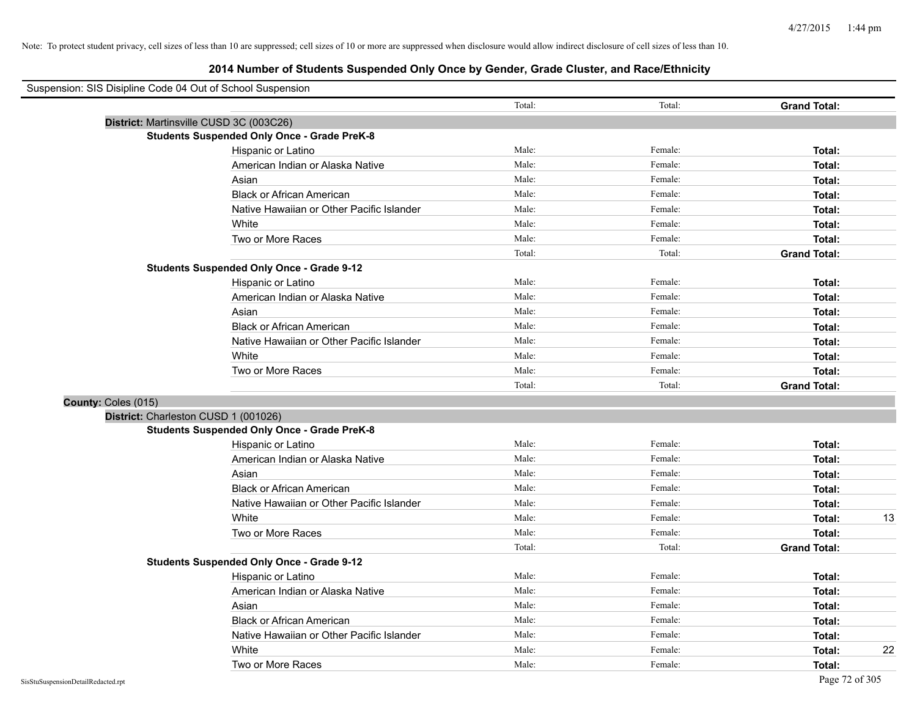Note: To protect student privacy, cell sizes of less than 10 are suppressed; cell sizes of 10 or more are suppressed when disclosure would allow indirect disclosure of cell sizes of less than 10.

# 2014 Number of Students Suspended Only Once by Gender, Grade Cluster, and Race/Ethnicity

Suspension: SIS Disipline Code 04 Out of School Suspension

| | | | | |
|---|---|---|---|---|
| | Total: | Total: | **Grand Total:** | |

**District:** Martinsville CUSD 3C (003C26)

**Students Suspended Only Once - Grade PreK-8**

| | | | | |
|---|---|---|---|---|
| Hispanic or Latino | Male: | Female: | **Total:** | |
| American Indian or Alaska Native | Male: | Female: | **Total:** | |
| Asian | Male: | Female: | **Total:** | |
| Black or African American | Male: | Female: | **Total:** | |
| Native Hawaiian or Other Pacific Islander | Male: | Female: | **Total:** | |
| White | Male: | Female: | **Total:** | |
| Two or More Races | Male: | Female: | **Total:** | |
| | Total: | Total: | **Grand Total:** | |

**Students Suspended Only Once - Grade 9-12**

| | | | | |
|---|---|---|---|---|
| Hispanic or Latino | Male: | Female: | **Total:** | |
| American Indian or Alaska Native | Male: | Female: | **Total:** | |
| Asian | Male: | Female: | **Total:** | |
| Black or African American | Male: | Female: | **Total:** | |
| Native Hawaiian or Other Pacific Islander | Male: | Female: | **Total:** | |
| White | Male: | Female: | **Total:** | |
| Two or More Races | Male: | Female: | **Total:** | |
| | Total: | Total: | **Grand Total:** | |

**County:** Coles (015)

**District:** Charleston CUSD 1 (001026)

**Students Suspended Only Once - Grade PreK-8**

| | | | | |
|---|---|---|---|---|
| Hispanic or Latino | Male: | Female: | **Total:** | |
| American Indian or Alaska Native | Male: | Female: | **Total:** | |
| Asian | Male: | Female: | **Total:** | |
| Black or African American | Male: | Female: | **Total:** | |
| Native Hawaiian or Other Pacific Islander | Male: | Female: | **Total:** | |
| White | Male: | Female: | **Total:** | 13 |
| Two or More Races | Male: | Female: | **Total:** | |
| | Total: | Total: | **Grand Total:** | |

**Students Suspended Only Once - Grade 9-12**

| | | | | |
|---|---|---|---|---|
| Hispanic or Latino | Male: | Female: | **Total:** | |
| American Indian or Alaska Native | Male: | Female: | **Total:** | |
| Asian | Male: | Female: | **Total:** | |
| Black or African American | Male: | Female: | **Total:** | |
| Native Hawaiian or Other Pacific Islander | Male: | Female: | **Total:** | |
| White | Male: | Female: | **Total:** | 22 |
| Two or More Races | Male: | Female: | **Total:** | |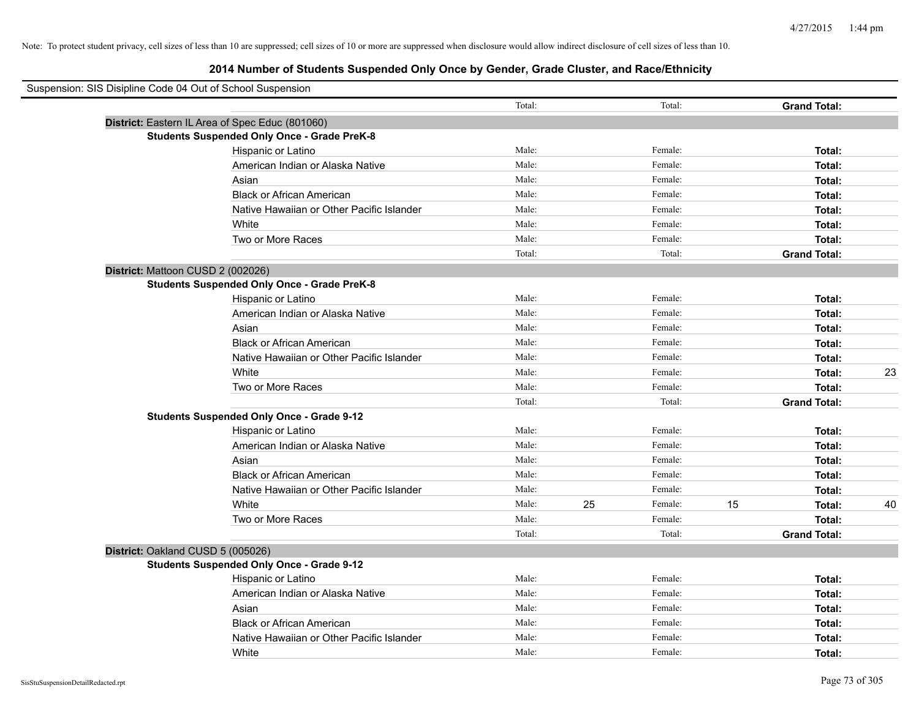Note: To protect student privacy, cell sizes of less than 10 are suppressed; cell sizes of 10 or more are suppressed when disclosure would allow indirect disclosure of cell sizes of less than 10.

# 2014 Number of Students Suspended Only Once by Gender, Grade Cluster, and Race/Ethnicity

Suspension: SIS Disipline Code 04 Out of School Suspension

| | | | | | | | |
|---|---|---|---|---|---|---|---|
| | Total: | | Total: | | **Grand Total:** | |

**District:** Eastern IL Area of Spec Educ (801060)

**Students Suspended Only Once - Grade PreK-8**

| | | | | | | |
|---|---|---|---|---|---|---|
| Hispanic or Latino | Male: | | Female: | | **Total:** | |
| American Indian or Alaska Native | Male: | | Female: | | **Total:** | |
| Asian | Male: | | Female: | | **Total:** | |
| Black or African American | Male: | | Female: | | **Total:** | |
| Native Hawaiian or Other Pacific Islander | Male: | | Female: | | **Total:** | |
| White | Male: | | Female: | | **Total:** | |
| Two or More Races | Male: | | Female: | | **Total:** | |
| | Total: | | Total: | | **Grand Total:** | |

**District:** Mattoon CUSD 2 (002026)

**Students Suspended Only Once - Grade PreK-8**

| | | | | | | |
|---|---|---|---|---|---|---|
| Hispanic or Latino | Male: | | Female: | | **Total:** | |
| American Indian or Alaska Native | Male: | | Female: | | **Total:** | |
| Asian | Male: | | Female: | | **Total:** | |
| Black or African American | Male: | | Female: | | **Total:** | |
| Native Hawaiian or Other Pacific Islander | Male: | | Female: | | **Total:** | |
| White | Male: | | Female: | | **Total:** | 23 |
| Two or More Races | Male: | | Female: | | **Total:** | |
| | Total: | | Total: | | **Grand Total:** | |

**Students Suspended Only Once - Grade 9-12**

| | | | | | | |
|---|---|---|---|---|---|---|
| Hispanic or Latino | Male: | | Female: | | **Total:** | |
| American Indian or Alaska Native | Male: | | Female: | | **Total:** | |
| Asian | Male: | | Female: | | **Total:** | |
| Black or African American | Male: | | Female: | | **Total:** | |
| Native Hawaiian or Other Pacific Islander | Male: | | Female: | | **Total:** | |
| White | Male: | 25 | Female: | 15 | **Total:** | 40 |
| Two or More Races | Male: | | Female: | | **Total:** | |
| | Total: | | Total: | | **Grand Total:** | |

**District:** Oakland CUSD 5 (005026)

**Students Suspended Only Once - Grade 9-12**

| | | | | | | |
|---|---|---|---|---|---|---|
| Hispanic or Latino | Male: | | Female: | | **Total:** | |
| American Indian or Alaska Native | Male: | | Female: | | **Total:** | |
| Asian | Male: | | Female: | | **Total:** | |
| Black or African American | Male: | | Female: | | **Total:** | |
| Native Hawaiian or Other Pacific Islander | Male: | | Female: | | **Total:** | |
| White | Male: | | Female: | | **Total:** | |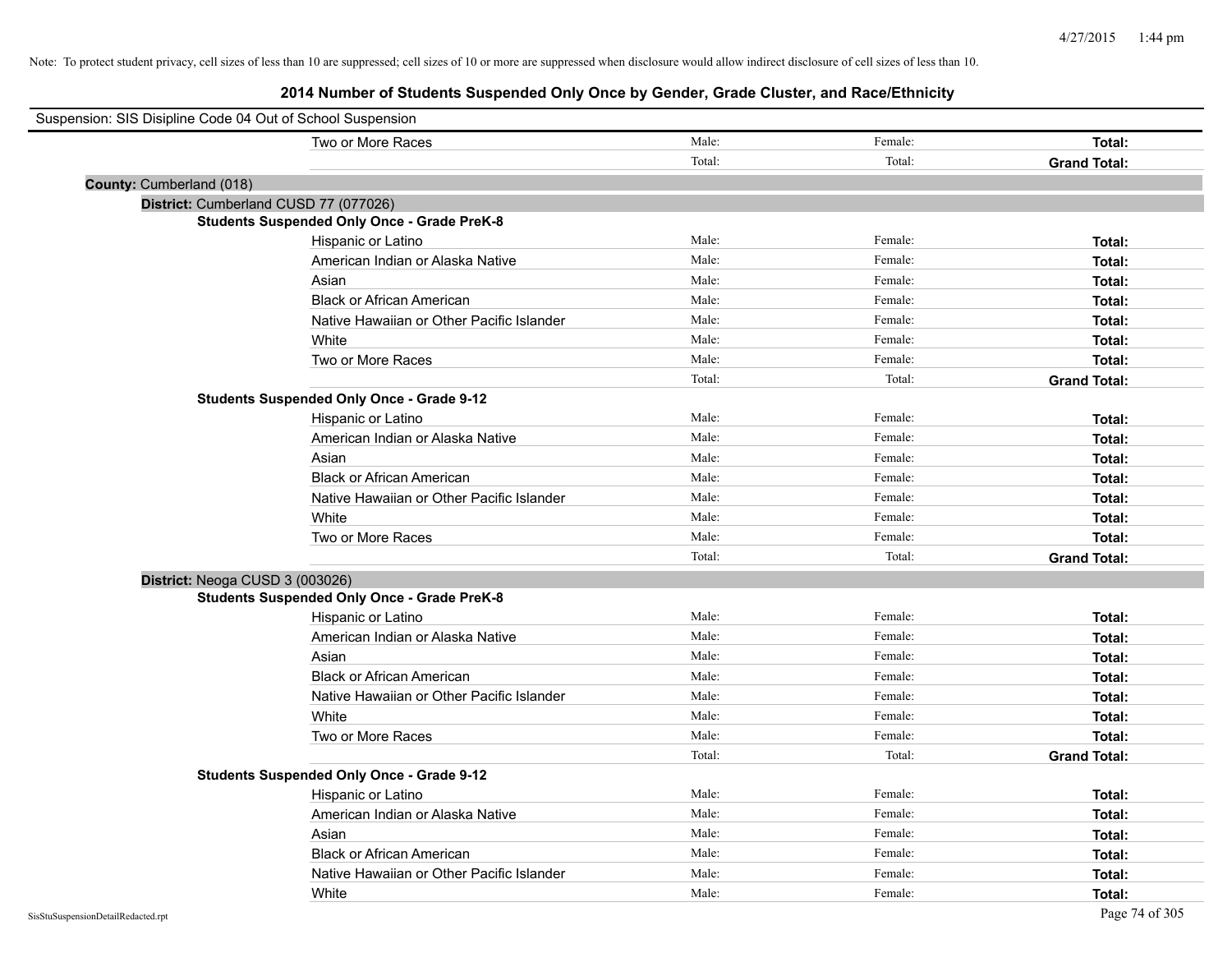Note: To protect student privacy, cell sizes of less than 10 are suppressed; cell sizes of 10 or more are suppressed when disclosure would allow indirect disclosure of cell sizes of less than 10.

## 2014 Number of Students Suspended Only Once by Gender, Grade Cluster, and Race/Ethnicity

Suspension: SIS Disipline Code 04 Out of School Suspension

| | | | |
|---|---|---|---|
| Two or More Races | Male: | Female: | **Total:** |
| | Total: | Total: | **Grand Total:** |

**County:** Cumberland (018)

**District:** Cumberland CUSD 77 (077026)

**Students Suspended Only Once - Grade PreK-8**

| | | | |
|---|---|---|---|
| Hispanic or Latino | Male: | Female: | **Total:** |
| American Indian or Alaska Native | Male: | Female: | **Total:** |
| Asian | Male: | Female: | **Total:** |
| Black or African American | Male: | Female: | **Total:** |
| Native Hawaiian or Other Pacific Islander | Male: | Female: | **Total:** |
| White | Male: | Female: | **Total:** |
| Two or More Races | Male: | Female: | **Total:** |
| | Total: | Total: | **Grand Total:** |

**Students Suspended Only Once - Grade 9-12**

| | | | |
|---|---|---|---|
| Hispanic or Latino | Male: | Female: | **Total:** |
| American Indian or Alaska Native | Male: | Female: | **Total:** |
| Asian | Male: | Female: | **Total:** |
| Black or African American | Male: | Female: | **Total:** |
| Native Hawaiian or Other Pacific Islander | Male: | Female: | **Total:** |
| White | Male: | Female: | **Total:** |
| Two or More Races | Male: | Female: | **Total:** |
| | Total: | Total: | **Grand Total:** |

**District:** Neoga CUSD 3 (003026)

**Students Suspended Only Once - Grade PreK-8**

| | | | |
|---|---|---|---|
| Hispanic or Latino | Male: | Female: | **Total:** |
| American Indian or Alaska Native | Male: | Female: | **Total:** |
| Asian | Male: | Female: | **Total:** |
| Black or African American | Male: | Female: | **Total:** |
| Native Hawaiian or Other Pacific Islander | Male: | Female: | **Total:** |
| White | Male: | Female: | **Total:** |
| Two or More Races | Male: | Female: | **Total:** |
| | Total: | Total: | **Grand Total:** |

**Students Suspended Only Once - Grade 9-12**

| | | | |
|---|---|---|---|
| Hispanic or Latino | Male: | Female: | **Total:** |
| American Indian or Alaska Native | Male: | Female: | **Total:** |
| Asian | Male: | Female: | **Total:** |
| Black or African American | Male: | Female: | **Total:** |
| Native Hawaiian or Other Pacific Islander | Male: | Female: | **Total:** |
| White | Male: | Female: | **Total:** |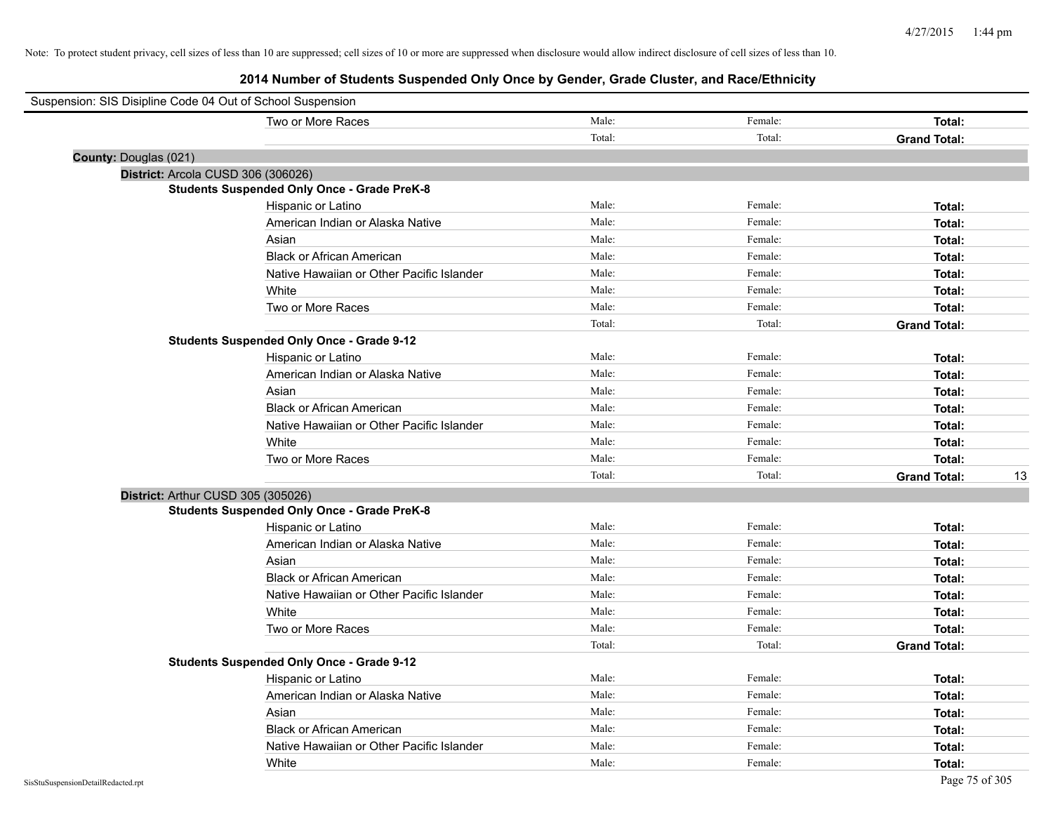Note: To protect student privacy, cell sizes of less than 10 are suppressed; cell sizes of 10 or more are suppressed when disclosure would allow indirect disclosure of cell sizes of less than 10.

# 2014 Number of Students Suspended Only Once by Gender, Grade Cluster, and Race/Ethnicity

Suspension: SIS Disipline Code 04 Out of School Suspension

| | | | | |
|---|---|---|---|---|
| Two or More Races | Male: | Female: | **Total:** | |
| | Total: | Total: | **Grand Total:** | |

**County:** Douglas (021)

**District:** Arcola CUSD 306 (306026)

**Students Suspended Only Once - Grade PreK-8**

| | | | | |
|---|---|---|---|---|
| Hispanic or Latino | Male: | Female: | **Total:** | |
| American Indian or Alaska Native | Male: | Female: | **Total:** | |
| Asian | Male: | Female: | **Total:** | |
| Black or African American | Male: | Female: | **Total:** | |
| Native Hawaiian or Other Pacific Islander | Male: | Female: | **Total:** | |
| White | Male: | Female: | **Total:** | |
| Two or More Races | Male: | Female: | **Total:** | |
| | Total: | Total: | **Grand Total:** | |

**Students Suspended Only Once - Grade 9-12**

| | | | | |
|---|---|---|---|---|
| Hispanic or Latino | Male: | Female: | **Total:** | |
| American Indian or Alaska Native | Male: | Female: | **Total:** | |
| Asian | Male: | Female: | **Total:** | |
| Black or African American | Male: | Female: | **Total:** | |
| Native Hawaiian or Other Pacific Islander | Male: | Female: | **Total:** | |
| White | Male: | Female: | **Total:** | |
| Two or More Races | Male: | Female: | **Total:** | |
| | Total: | Total: | **Grand Total:** | 13 |

**District:** Arthur CUSD 305 (305026)

**Students Suspended Only Once - Grade PreK-8**

| | | | | |
|---|---|---|---|---|
| Hispanic or Latino | Male: | Female: | **Total:** | |
| American Indian or Alaska Native | Male: | Female: | **Total:** | |
| Asian | Male: | Female: | **Total:** | |
| Black or African American | Male: | Female: | **Total:** | |
| Native Hawaiian or Other Pacific Islander | Male: | Female: | **Total:** | |
| White | Male: | Female: | **Total:** | |
| Two or More Races | Male: | Female: | **Total:** | |
| | Total: | Total: | **Grand Total:** | |

**Students Suspended Only Once - Grade 9-12**

| | | | | |
|---|---|---|---|---|
| Hispanic or Latino | Male: | Female: | **Total:** | |
| American Indian or Alaska Native | Male: | Female: | **Total:** | |
| Asian | Male: | Female: | **Total:** | |
| Black or African American | Male: | Female: | **Total:** | |
| Native Hawaiian or Other Pacific Islander | Male: | Female: | **Total:** | |
| White | Male: | Female: | **Total:** | |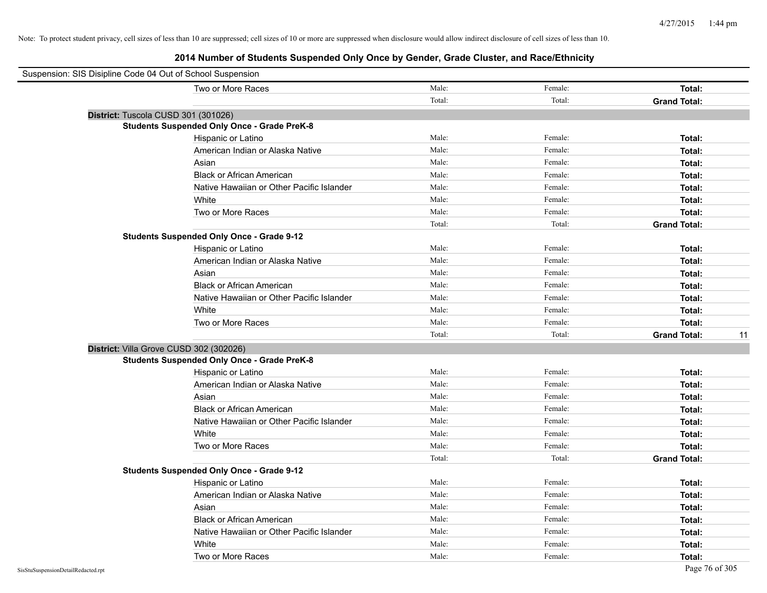Note: To protect student privacy, cell sizes of less than 10 are suppressed; cell sizes of 10 or more are suppressed when disclosure would allow indirect disclosure of cell sizes of less than 10.

# 2014 Number of Students Suspended Only Once by Gender, Grade Cluster, and Race/Ethnicity

Suspension: SIS Disipline Code 04 Out of School Suspension

| | Male: | Female: | Total: | |
|---|---|---|---|---|
| Two or More Races | Male: | Female: | **Total:** | |
| | Total: | Total: | **Grand Total:** | |

## District: Tuscola CUSD 301 (301026)

### Students Suspended Only Once - Grade PreK-8

| | | | | |
|---|---|---|---|---|
| Hispanic or Latino | Male: | Female: | **Total:** | |
| American Indian or Alaska Native | Male: | Female: | **Total:** | |
| Asian | Male: | Female: | **Total:** | |
| Black or African American | Male: | Female: | **Total:** | |
| Native Hawaiian or Other Pacific Islander | Male: | Female: | **Total:** | |
| White | Male: | Female: | **Total:** | |
| Two or More Races | Male: | Female: | **Total:** | |
| | Total: | Total: | **Grand Total:** | |

### Students Suspended Only Once - Grade 9-12

| | | | | |
|---|---|---|---|---|
| Hispanic or Latino | Male: | Female: | **Total:** | |
| American Indian or Alaska Native | Male: | Female: | **Total:** | |
| Asian | Male: | Female: | **Total:** | |
| Black or African American | Male: | Female: | **Total:** | |
| Native Hawaiian or Other Pacific Islander | Male: | Female: | **Total:** | |
| White | Male: | Female: | **Total:** | |
| Two or More Races | Male: | Female: | **Total:** | |
| | Total: | Total: | **Grand Total:** | 11 |

## District: Villa Grove CUSD 302 (302026)

### Students Suspended Only Once - Grade PreK-8

| | | | | |
|---|---|---|---|---|
| Hispanic or Latino | Male: | Female: | **Total:** | |
| American Indian or Alaska Native | Male: | Female: | **Total:** | |
| Asian | Male: | Female: | **Total:** | |
| Black or African American | Male: | Female: | **Total:** | |
| Native Hawaiian or Other Pacific Islander | Male: | Female: | **Total:** | |
| White | Male: | Female: | **Total:** | |
| Two or More Races | Male: | Female: | **Total:** | |
| | Total: | Total: | **Grand Total:** | |

### Students Suspended Only Once - Grade 9-12

| | | | | |
|---|---|---|---|---|
| Hispanic or Latino | Male: | Female: | **Total:** | |
| American Indian or Alaska Native | Male: | Female: | **Total:** | |
| Asian | Male: | Female: | **Total:** | |
| Black or African American | Male: | Female: | **Total:** | |
| Native Hawaiian or Other Pacific Islander | Male: | Female: | **Total:** | |
| White | Male: | Female: | **Total:** | |
| Two or More Races | Male: | Female: | **Total:** | |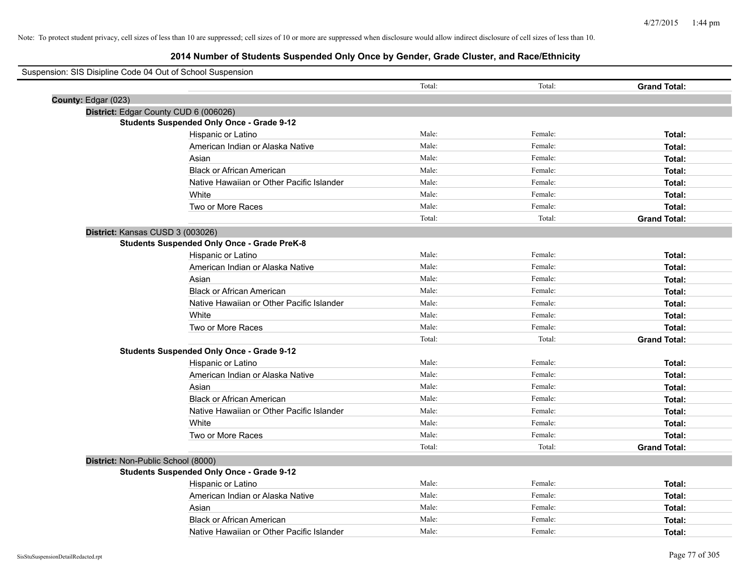Note: To protect student privacy, cell sizes of less than 10 are suppressed; cell sizes of 10 or more are suppressed when disclosure would allow indirect disclosure of cell sizes of less than 10.

## 2014 Number of Students Suspended Only Once by Gender, Grade Cluster, and Race/Ethnicity

Suspension: SIS Disipline Code 04 Out of School Suspension

| | Total: | Total: | Grand Total: |
|---|---|---|---|

**County:** Edgar (023)

**District:** Edgar County CUD 6 (006026)

**Students Suspended Only Once - Grade 9-12**

| | | | |
|---|---|---|---|
| Hispanic or Latino | Male: | Female: | Total: |
| American Indian or Alaska Native | Male: | Female: | Total: |
| Asian | Male: | Female: | Total: |
| Black or African American | Male: | Female: | Total: |
| Native Hawaiian or Other Pacific Islander | Male: | Female: | Total: |
| White | Male: | Female: | Total: |
| Two or More Races | Male: | Female: | Total: |
| | Total: | Total: | Grand Total: |

**District:** Kansas CUSD 3 (003026)

**Students Suspended Only Once - Grade PreK-8**

| | | | |
|---|---|---|---|
| Hispanic or Latino | Male: | Female: | Total: |
| American Indian or Alaska Native | Male: | Female: | Total: |
| Asian | Male: | Female: | Total: |
| Black or African American | Male: | Female: | Total: |
| Native Hawaiian or Other Pacific Islander | Male: | Female: | Total: |
| White | Male: | Female: | Total: |
| Two or More Races | Male: | Female: | Total: |
| | Total: | Total: | Grand Total: |

**Students Suspended Only Once - Grade 9-12**

| | | | |
|---|---|---|---|
| Hispanic or Latino | Male: | Female: | Total: |
| American Indian or Alaska Native | Male: | Female: | Total: |
| Asian | Male: | Female: | Total: |
| Black or African American | Male: | Female: | Total: |
| Native Hawaiian or Other Pacific Islander | Male: | Female: | Total: |
| White | Male: | Female: | Total: |
| Two or More Races | Male: | Female: | Total: |
| | Total: | Total: | Grand Total: |

**District:** Non-Public School (8000)

**Students Suspended Only Once - Grade 9-12**

| | | | |
|---|---|---|---|
| Hispanic or Latino | Male: | Female: | Total: |
| American Indian or Alaska Native | Male: | Female: | Total: |
| Asian | Male: | Female: | Total: |
| Black or African American | Male: | Female: | Total: |
| Native Hawaiian or Other Pacific Islander | Male: | Female: | Total: |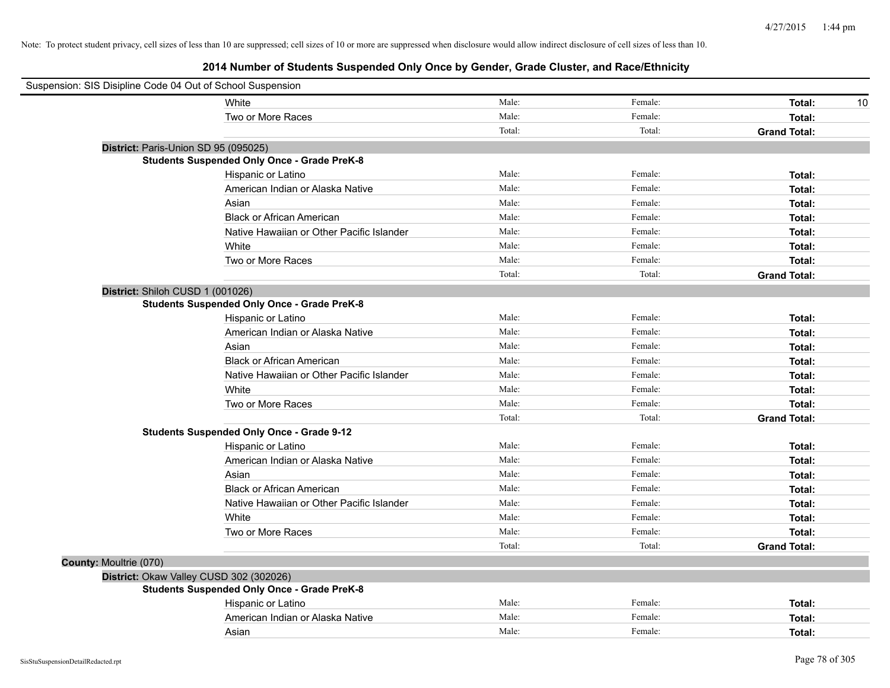Note: To protect student privacy, cell sizes of less than 10 are suppressed; cell sizes of 10 or more are suppressed when disclosure would allow indirect disclosure of cell sizes of less than 10.

# 2014 Number of Students Suspended Only Once by Gender, Grade Cluster, and Race/Ethnicity

Suspension: SIS Disipline Code 04 Out of School Suspension

| | Male | Female | Total | |
|---|---|---|---|---|
| White | Male: | Female: | **Total:** | 10 |
| Two or More Races | Male: | Female: | **Total:** | |
| | Total: | Total: | **Grand Total:** | |

**District:** Paris-Union SD 95 (095025)

**Students Suspended Only Once - Grade PreK-8**

| | Male | Female | Total | |
|---|---|---|---|---|
| Hispanic or Latino | Male: | Female: | **Total:** | |
| American Indian or Alaska Native | Male: | Female: | **Total:** | |
| Asian | Male: | Female: | **Total:** | |
| Black or African American | Male: | Female: | **Total:** | |
| Native Hawaiian or Other Pacific Islander | Male: | Female: | **Total:** | |
| White | Male: | Female: | **Total:** | |
| Two or More Races | Male: | Female: | **Total:** | |
| | Total: | Total: | **Grand Total:** | |

**District:** Shiloh CUSD 1 (001026)

**Students Suspended Only Once - Grade PreK-8**

| | Male | Female | Total | |
|---|---|---|---|---|
| Hispanic or Latino | Male: | Female: | **Total:** | |
| American Indian or Alaska Native | Male: | Female: | **Total:** | |
| Asian | Male: | Female: | **Total:** | |
| Black or African American | Male: | Female: | **Total:** | |
| Native Hawaiian or Other Pacific Islander | Male: | Female: | **Total:** | |
| White | Male: | Female: | **Total:** | |
| Two or More Races | Male: | Female: | **Total:** | |
| | Total: | Total: | **Grand Total:** | |

**Students Suspended Only Once - Grade 9-12**

| | Male | Female | Total | |
|---|---|---|---|---|
| Hispanic or Latino | Male: | Female: | **Total:** | |
| American Indian or Alaska Native | Male: | Female: | **Total:** | |
| Asian | Male: | Female: | **Total:** | |
| Black or African American | Male: | Female: | **Total:** | |
| Native Hawaiian or Other Pacific Islander | Male: | Female: | **Total:** | |
| White | Male: | Female: | **Total:** | |
| Two or More Races | Male: | Female: | **Total:** | |
| | Total: | Total: | **Grand Total:** | |

**County:** Moultrie (070)

**District:** Okaw Valley CUSD 302 (302026)

**Students Suspended Only Once - Grade PreK-8**

| | Male | Female | Total | |
|---|---|---|---|---|
| Hispanic or Latino | Male: | Female: | **Total:** | |
| American Indian or Alaska Native | Male: | Female: | **Total:** | |
| Asian | Male: | Female: | **Total:** | |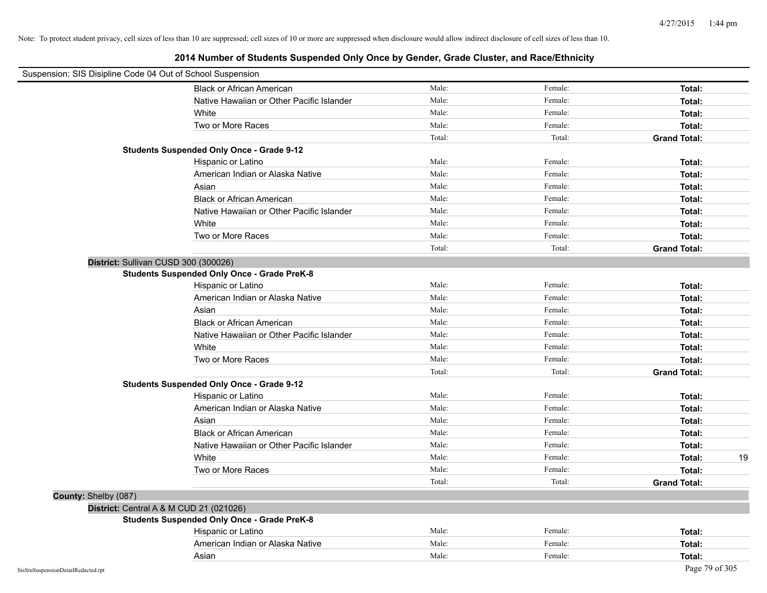Note: To protect student privacy, cell sizes of less than 10 are suppressed; cell sizes of 10 or more are suppressed when disclosure would allow indirect disclosure of cell sizes of less than 10.

# 2014 Number of Students Suspended Only Once by Gender, Grade Cluster, and Race/Ethnicity

Suspension: SIS Disipline Code 04 Out of School Suspension

| | | | | |
|---|---|---|---|---|
| Black or African American | Male: | Female: | **Total:** | |
| Native Hawaiian or Other Pacific Islander | Male: | Female: | **Total:** | |
| White | Male: | Female: | **Total:** | |
| Two or More Races | Male: | Female: | **Total:** | |
| | Total: | Total: | **Grand Total:** | |

**Students Suspended Only Once - Grade 9-12**

| | | | | |
|---|---|---|---|---|
| Hispanic or Latino | Male: | Female: | **Total:** | |
| American Indian or Alaska Native | Male: | Female: | **Total:** | |
| Asian | Male: | Female: | **Total:** | |
| Black or African American | Male: | Female: | **Total:** | |
| Native Hawaiian or Other Pacific Islander | Male: | Female: | **Total:** | |
| White | Male: | Female: | **Total:** | |
| Two or More Races | Male: | Female: | **Total:** | |
| | Total: | Total: | **Grand Total:** | |

**District:** Sullivan CUSD 300 (300026)

**Students Suspended Only Once - Grade PreK-8**

| | | | | |
|---|---|---|---|---|
| Hispanic or Latino | Male: | Female: | **Total:** | |
| American Indian or Alaska Native | Male: | Female: | **Total:** | |
| Asian | Male: | Female: | **Total:** | |
| Black or African American | Male: | Female: | **Total:** | |
| Native Hawaiian or Other Pacific Islander | Male: | Female: | **Total:** | |
| White | Male: | Female: | **Total:** | |
| Two or More Races | Male: | Female: | **Total:** | |
| | Total: | Total: | **Grand Total:** | |

**Students Suspended Only Once - Grade 9-12**

| | | | | |
|---|---|---|---|---|
| Hispanic or Latino | Male: | Female: | **Total:** | |
| American Indian or Alaska Native | Male: | Female: | **Total:** | |
| Asian | Male: | Female: | **Total:** | |
| Black or African American | Male: | Female: | **Total:** | |
| Native Hawaiian or Other Pacific Islander | Male: | Female: | **Total:** | |
| White | Male: | Female: | **Total:** | 19 |
| Two or More Races | Male: | Female: | **Total:** | |
| | Total: | Total: | **Grand Total:** | |

**County:** Shelby (087)

**District:** Central A & M CUD 21 (021026)

**Students Suspended Only Once - Grade PreK-8**

| | | | | |
|---|---|---|---|---|
| Hispanic or Latino | Male: | Female: | **Total:** | |
| American Indian or Alaska Native | Male: | Female: | **Total:** | |
| Asian | Male: | Female: | **Total:** | |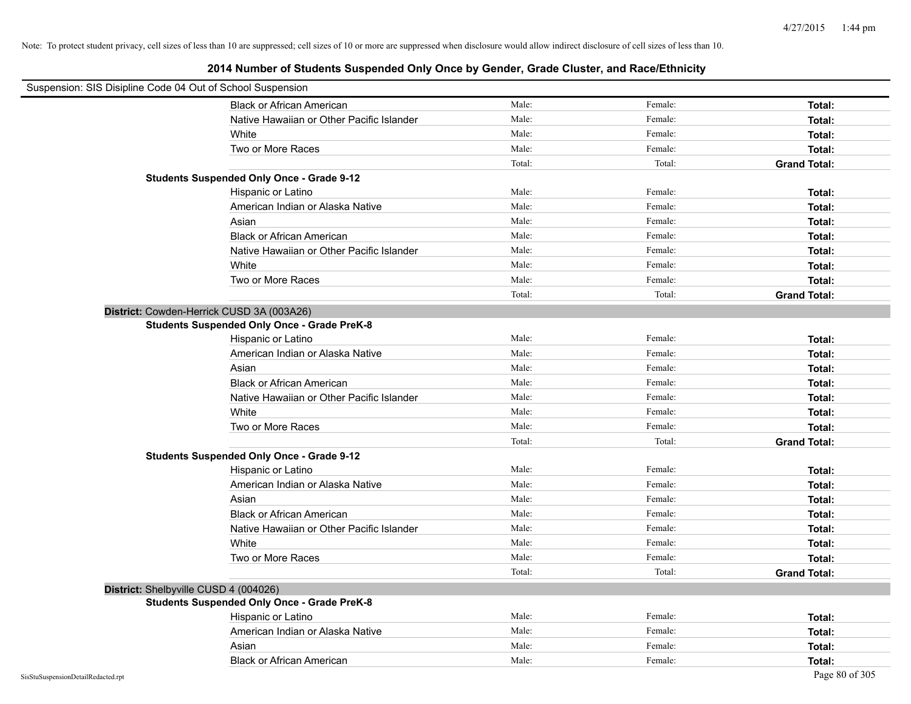Note: To protect student privacy, cell sizes of less than 10 are suppressed; cell sizes of 10 or more are suppressed when disclosure would allow indirect disclosure of cell sizes of less than 10.

## 2014 Number of Students Suspended Only Once by Gender, Grade Cluster, and Race/Ethnicity

Suspension: SIS Disipline Code 04 Out of School Suspension

| | | | |
|---|---|---|---|
| Black or African American | Male: | Female: | **Total:** |
| Native Hawaiian or Other Pacific Islander | Male: | Female: | **Total:** |
| White | Male: | Female: | **Total:** |
| Two or More Races | Male: | Female: | **Total:** |
| | Total: | Total: | **Grand Total:** |

**Students Suspended Only Once - Grade 9-12**

| | | | |
|---|---|---|---|
| Hispanic or Latino | Male: | Female: | **Total:** |
| American Indian or Alaska Native | Male: | Female: | **Total:** |
| Asian | Male: | Female: | **Total:** |
| Black or African American | Male: | Female: | **Total:** |
| Native Hawaiian or Other Pacific Islander | Male: | Female: | **Total:** |
| White | Male: | Female: | **Total:** |
| Two or More Races | Male: | Female: | **Total:** |
| | Total: | Total: | **Grand Total:** |

**District:** Cowden-Herrick CUSD 3A (003A26)

**Students Suspended Only Once - Grade PreK-8**

| | | | |
|---|---|---|---|
| Hispanic or Latino | Male: | Female: | **Total:** |
| American Indian or Alaska Native | Male: | Female: | **Total:** |
| Asian | Male: | Female: | **Total:** |
| Black or African American | Male: | Female: | **Total:** |
| Native Hawaiian or Other Pacific Islander | Male: | Female: | **Total:** |
| White | Male: | Female: | **Total:** |
| Two or More Races | Male: | Female: | **Total:** |
| | Total: | Total: | **Grand Total:** |

**Students Suspended Only Once - Grade 9-12**

| | | | |
|---|---|---|---|
| Hispanic or Latino | Male: | Female: | **Total:** |
| American Indian or Alaska Native | Male: | Female: | **Total:** |
| Asian | Male: | Female: | **Total:** |
| Black or African American | Male: | Female: | **Total:** |
| Native Hawaiian or Other Pacific Islander | Male: | Female: | **Total:** |
| White | Male: | Female: | **Total:** |
| Two or More Races | Male: | Female: | **Total:** |
| | Total: | Total: | **Grand Total:** |

**District:** Shelbyville CUSD 4 (004026)

**Students Suspended Only Once - Grade PreK-8**

| | | | |
|---|---|---|---|
| Hispanic or Latino | Male: | Female: | **Total:** |
| American Indian or Alaska Native | Male: | Female: | **Total:** |
| Asian | Male: | Female: | **Total:** |
| Black or African American | Male: | Female: | **Total:** |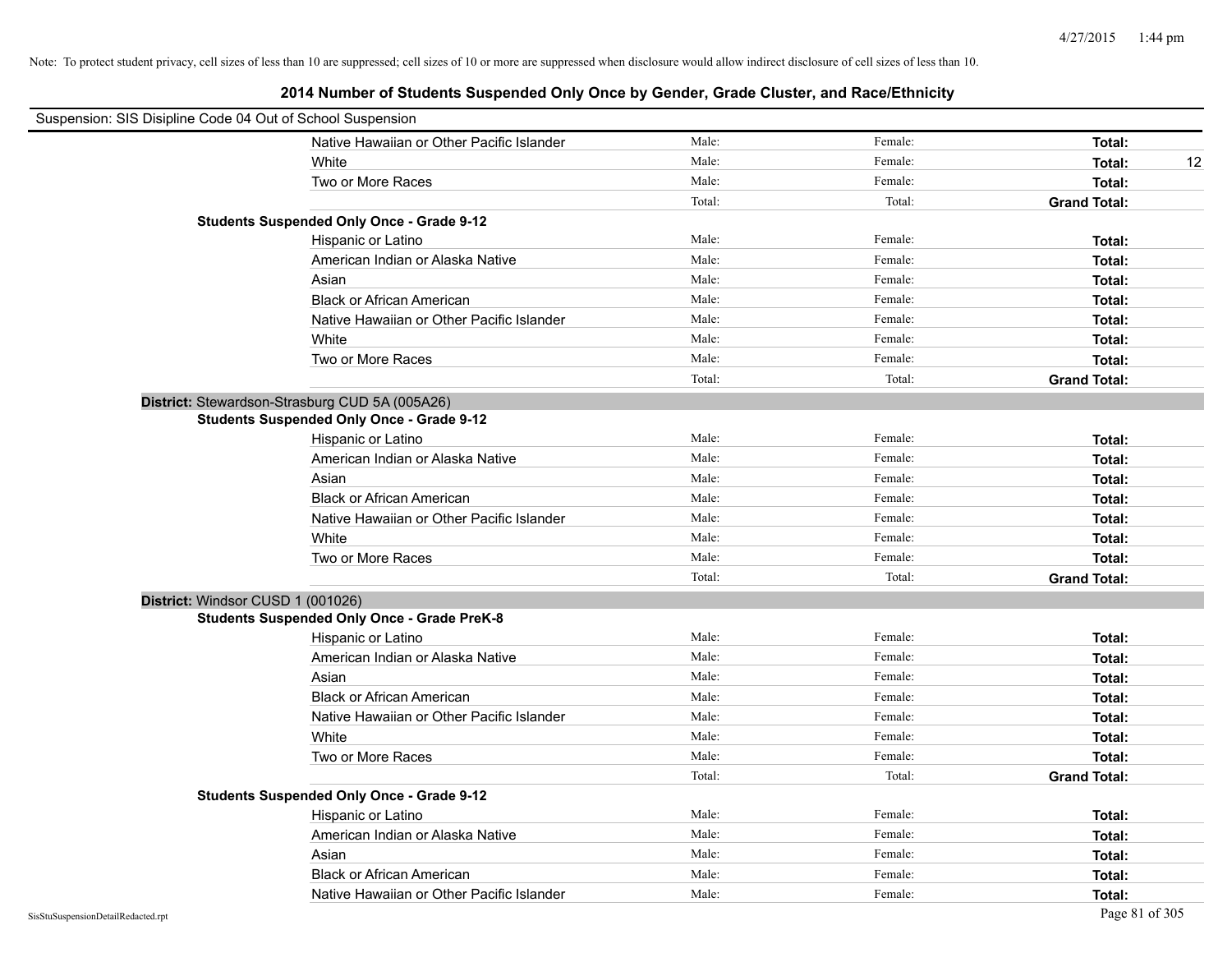Note: To protect student privacy, cell sizes of less than 10 are suppressed; cell sizes of 10 or more are suppressed when disclosure would allow indirect disclosure of cell sizes of less than 10.

# 2014 Number of Students Suspended Only Once by Gender, Grade Cluster, and Race/Ethnicity

Suspension: SIS Disipline Code 04 Out of School Suspension

| | | | | |
|---|---|---|---|---|
| Native Hawaiian or Other Pacific Islander | Male: | Female: | **Total:** | |
| White | Male: | Female: | **Total:** | 12 |
| Two or More Races | Male: | Female: | **Total:** | |
| | Total: | Total: | **Grand Total:** | |

**Students Suspended Only Once - Grade 9-12**

| | | | | |
|---|---|---|---|---|
| Hispanic or Latino | Male: | Female: | **Total:** | |
| American Indian or Alaska Native | Male: | Female: | **Total:** | |
| Asian | Male: | Female: | **Total:** | |
| Black or African American | Male: | Female: | **Total:** | |
| Native Hawaiian or Other Pacific Islander | Male: | Female: | **Total:** | |
| White | Male: | Female: | **Total:** | |
| Two or More Races | Male: | Female: | **Total:** | |
| | Total: | Total: | **Grand Total:** | |

**District:** Stewardson-Strasburg CUD 5A (005A26)

**Students Suspended Only Once - Grade 9-12**

| | | | | |
|---|---|---|---|---|
| Hispanic or Latino | Male: | Female: | **Total:** | |
| American Indian or Alaska Native | Male: | Female: | **Total:** | |
| Asian | Male: | Female: | **Total:** | |
| Black or African American | Male: | Female: | **Total:** | |
| Native Hawaiian or Other Pacific Islander | Male: | Female: | **Total:** | |
| White | Male: | Female: | **Total:** | |
| Two or More Races | Male: | Female: | **Total:** | |
| | Total: | Total: | **Grand Total:** | |

**District:** Windsor CUSD 1 (001026)

**Students Suspended Only Once - Grade PreK-8**

| | | | | |
|---|---|---|---|---|
| Hispanic or Latino | Male: | Female: | **Total:** | |
| American Indian or Alaska Native | Male: | Female: | **Total:** | |
| Asian | Male: | Female: | **Total:** | |
| Black or African American | Male: | Female: | **Total:** | |
| Native Hawaiian or Other Pacific Islander | Male: | Female: | **Total:** | |
| White | Male: | Female: | **Total:** | |
| Two or More Races | Male: | Female: | **Total:** | |
| | Total: | Total: | **Grand Total:** | |

**Students Suspended Only Once - Grade 9-12**

| | | | | |
|---|---|---|---|---|
| Hispanic or Latino | Male: | Female: | **Total:** | |
| American Indian or Alaska Native | Male: | Female: | **Total:** | |
| Asian | Male: | Female: | **Total:** | |
| Black or African American | Male: | Female: | **Total:** | |
| Native Hawaiian or Other Pacific Islander | Male: | Female: | **Total:** | |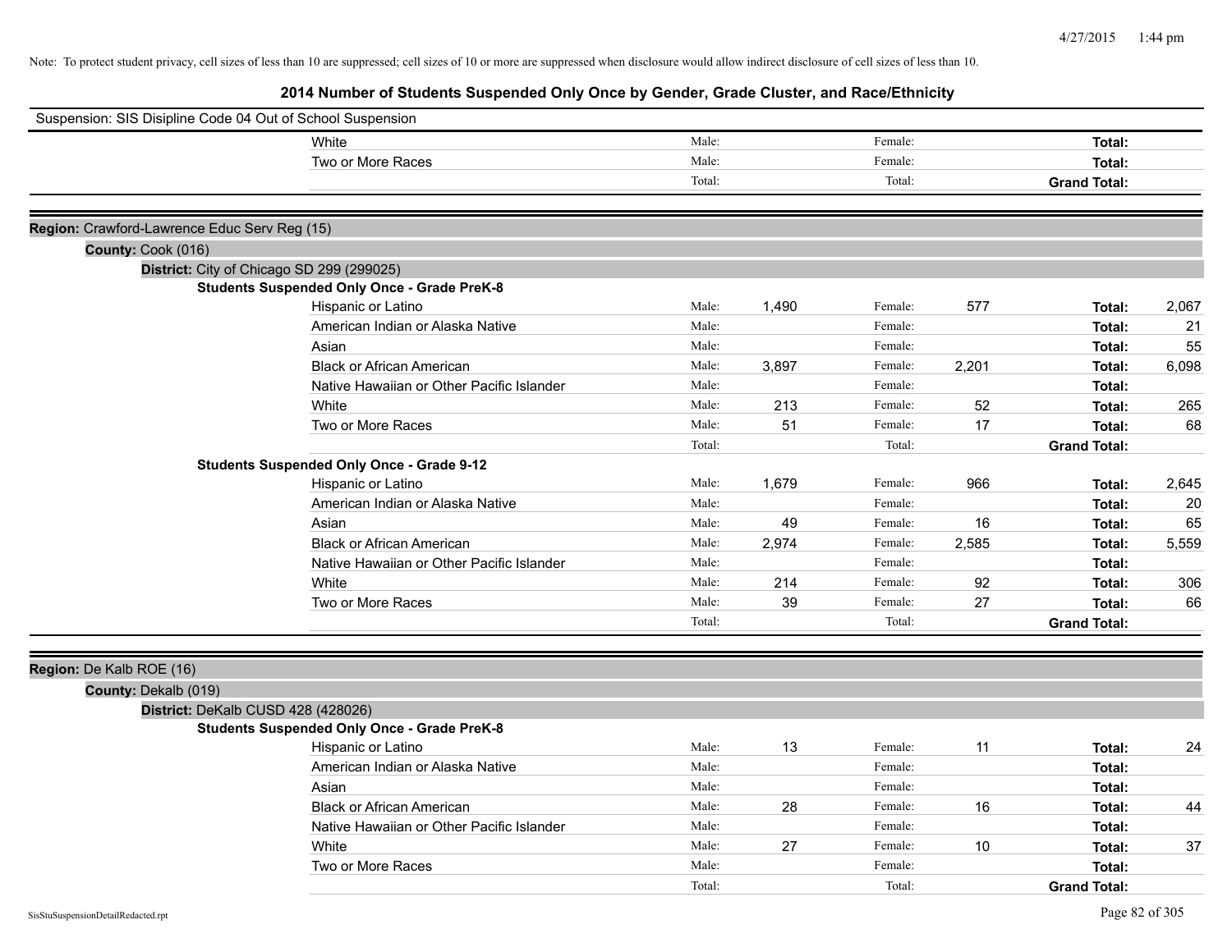Note: To protect student privacy, cell sizes of less than 10 are suppressed; cell sizes of 10 or more are suppressed when disclosure would allow indirect disclosure of cell sizes of less than 10.

# 2014 Number of Students Suspended Only Once by Gender, Grade Cluster, and Race/Ethnicity

Suspension: SIS Disipline Code 04 Out of School Suspension

| | | | | | |
|---|---|---|---|---|---|
| White | Male: | | Female: | | **Total:** |
| Two or More Races | Male: | | Female: | | **Total:** |
| | Total: | | Total: | | **Grand Total:** |

**Region:** Crawford-Lawrence Educ Serv Reg (15)

**County:** Cook (016)

**District:** City of Chicago SD 299 (299025)

**Students Suspended Only Once - Grade PreK-8**

| | | | | | | |
|---|---|---|---|---|---|---|
| Hispanic or Latino | Male: | 1,490 | Female: | 577 | **Total:** | 2,067 |
| American Indian or Alaska Native | Male: | | Female: | | **Total:** | 21 |
| Asian | Male: | | Female: | | **Total:** | 55 |
| Black or African American | Male: | 3,897 | Female: | 2,201 | **Total:** | 6,098 |
| Native Hawaiian or Other Pacific Islander | Male: | | Female: | | **Total:** | |
| White | Male: | 213 | Female: | 52 | **Total:** | 265 |
| Two or More Races | Male: | 51 | Female: | 17 | **Total:** | 68 |
| | Total: | | Total: | | **Grand Total:** | |

**Students Suspended Only Once - Grade 9-12**

| | | | | | | |
|---|---|---|---|---|---|---|
| Hispanic or Latino | Male: | 1,679 | Female: | 966 | **Total:** | 2,645 |
| American Indian or Alaska Native | Male: | | Female: | | **Total:** | 20 |
| Asian | Male: | 49 | Female: | 16 | **Total:** | 65 |
| Black or African American | Male: | 2,974 | Female: | 2,585 | **Total:** | 5,559 |
| Native Hawaiian or Other Pacific Islander | Male: | | Female: | | **Total:** | |
| White | Male: | 214 | Female: | 92 | **Total:** | 306 |
| Two or More Races | Male: | 39 | Female: | 27 | **Total:** | 66 |
| | Total: | | Total: | | **Grand Total:** | |

**Region:** De Kalb ROE (16)

**County:** Dekalb (019)

**District:** DeKalb CUSD 428 (428026)

**Students Suspended Only Once - Grade PreK-8**

| | | | | | | |
|---|---|---|---|---|---|---|
| Hispanic or Latino | Male: | 13 | Female: | 11 | **Total:** | 24 |
| American Indian or Alaska Native | Male: | | Female: | | **Total:** | |
| Asian | Male: | | Female: | | **Total:** | |
| Black or African American | Male: | 28 | Female: | 16 | **Total:** | 44 |
| Native Hawaiian or Other Pacific Islander | Male: | | Female: | | **Total:** | |
| White | Male: | 27 | Female: | 10 | **Total:** | 37 |
| Two or More Races | Male: | | Female: | | **Total:** | |
| | Total: | | Total: | | **Grand Total:** | |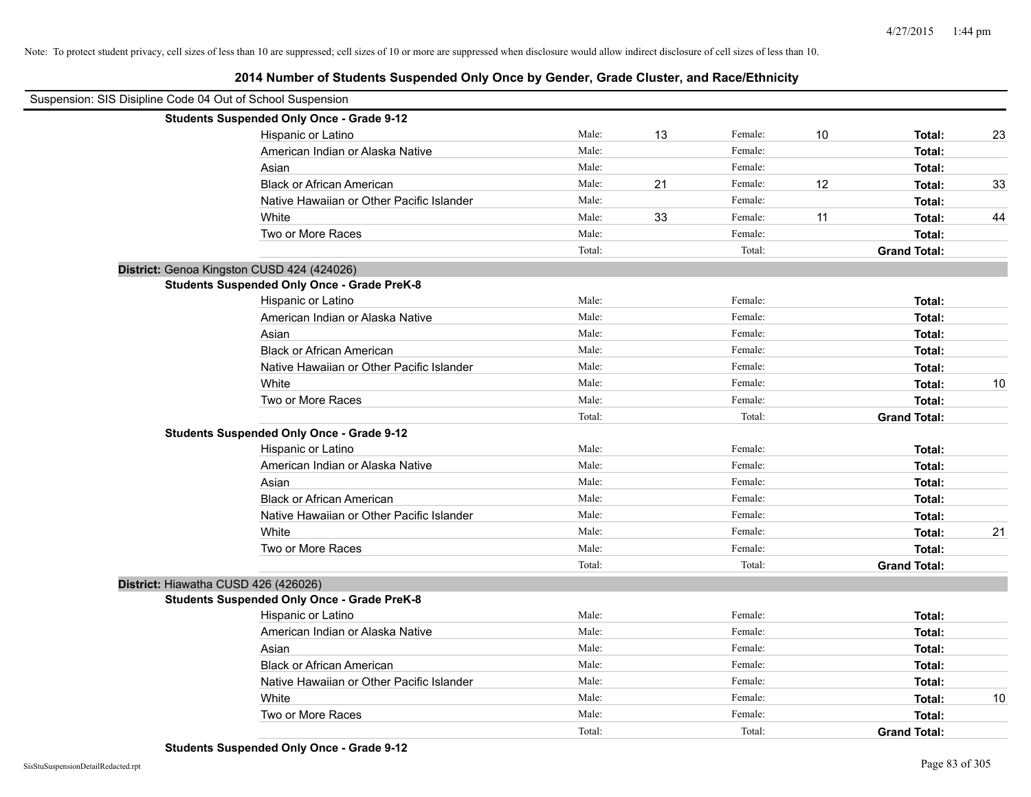Note: To protect student privacy, cell sizes of less than 10 are suppressed; cell sizes of 10 or more are suppressed when disclosure would allow indirect disclosure of cell sizes of less than 10.

## 2014 Number of Students Suspended Only Once by Gender, Grade Cluster, and Race/Ethnicity

Suspension: SIS Disipline Code 04 Out of School Suspension

**Students Suspended Only Once - Grade 9-12**

| Race/Ethnicity | | Male | | Female | | Total |
|---|---|---|---|---|---|---|
| Hispanic or Latino | Male: | 13 | Female: | 10 | **Total:** | 23 |
| American Indian or Alaska Native | Male: | | Female: | | **Total:** | |
| Asian | Male: | | Female: | | **Total:** | |
| Black or African American | Male: | 21 | Female: | 12 | **Total:** | 33 |
| Native Hawaiian or Other Pacific Islander | Male: | | Female: | | **Total:** | |
| White | Male: | 33 | Female: | 11 | **Total:** | 44 |
| Two or More Races | Male: | | Female: | | **Total:** | |
| | Total: | | Total: | | **Grand Total:** | |

**District:** Genoa Kingston CUSD 424 (424026)

**Students Suspended Only Once - Grade PreK-8**

| Race/Ethnicity | | Male | | Female | | Total |
|---|---|---|---|---|---|---|
| Hispanic or Latino | Male: | | Female: | | **Total:** | |
| American Indian or Alaska Native | Male: | | Female: | | **Total:** | |
| Asian | Male: | | Female: | | **Total:** | |
| Black or African American | Male: | | Female: | | **Total:** | |
| Native Hawaiian or Other Pacific Islander | Male: | | Female: | | **Total:** | |
| White | Male: | | Female: | | **Total:** | 10 |
| Two or More Races | Male: | | Female: | | **Total:** | |
| | Total: | | Total: | | **Grand Total:** | |

**Students Suspended Only Once - Grade 9-12**

| Race/Ethnicity | | Male | | Female | | Total |
|---|---|---|---|---|---|---|
| Hispanic or Latino | Male: | | Female: | | **Total:** | |
| American Indian or Alaska Native | Male: | | Female: | | **Total:** | |
| Asian | Male: | | Female: | | **Total:** | |
| Black or African American | Male: | | Female: | | **Total:** | |
| Native Hawaiian or Other Pacific Islander | Male: | | Female: | | **Total:** | |
| White | Male: | | Female: | | **Total:** | 21 |
| Two or More Races | Male: | | Female: | | **Total:** | |
| | Total: | | Total: | | **Grand Total:** | |

**District:** Hiawatha CUSD 426 (426026)

**Students Suspended Only Once - Grade PreK-8**

| Race/Ethnicity | | Male | | Female | | Total |
|---|---|---|---|---|---|---|
| Hispanic or Latino | Male: | | Female: | | **Total:** | |
| American Indian or Alaska Native | Male: | | Female: | | **Total:** | |
| Asian | Male: | | Female: | | **Total:** | |
| Black or African American | Male: | | Female: | | **Total:** | |
| Native Hawaiian or Other Pacific Islander | Male: | | Female: | | **Total:** | |
| White | Male: | | Female: | | **Total:** | 10 |
| Two or More Races | Male: | | Female: | | **Total:** | |
| | Total: | | Total: | | **Grand Total:** | |

**Students Suspended Only Once - Grade 9-12**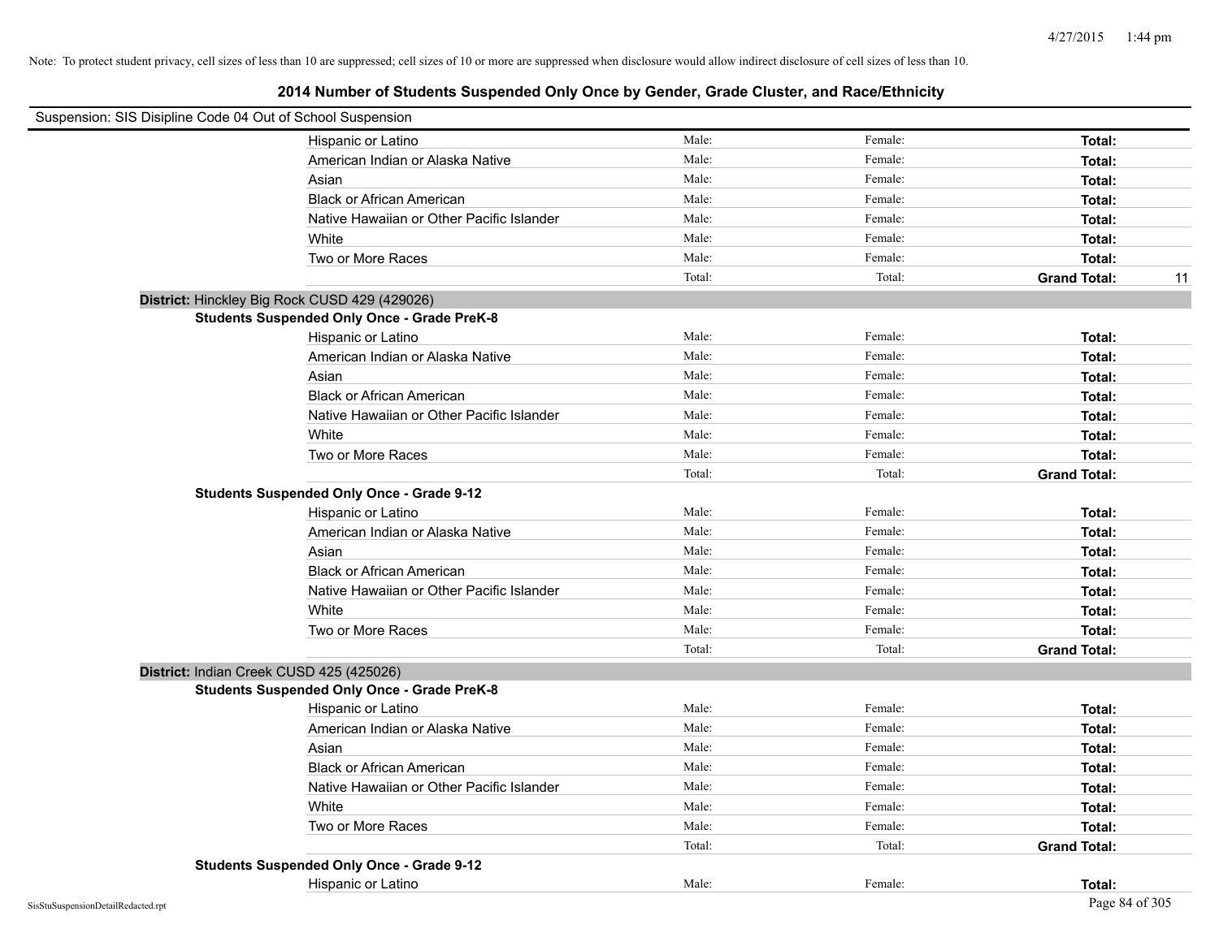Note: To protect student privacy, cell sizes of less than 10 are suppressed; cell sizes of 10 or more are suppressed when disclosure would allow indirect disclosure of cell sizes of less than 10.

## 2014 Number of Students Suspended Only Once by Gender, Grade Cluster, and Race/Ethnicity

Suspension: SIS Disipline Code 04 Out of School Suspension

| Race/Ethnicity | Male | Female | Total | |
|---|---|---|---|---|
| Hispanic or Latino | Male: | Female: | **Total:** | |
| American Indian or Alaska Native | Male: | Female: | **Total:** | |
| Asian | Male: | Female: | **Total:** | |
| Black or African American | Male: | Female: | **Total:** | |
| Native Hawaiian or Other Pacific Islander | Male: | Female: | **Total:** | |
| White | Male: | Female: | **Total:** | |
| Two or More Races | Male: | Female: | **Total:** | |
| | Total: | Total: | **Grand Total:** | 11 |

**District:** Hinckley Big Rock CUSD 429 (429026)

**Students Suspended Only Once - Grade PreK-8**

| Race/Ethnicity | Male | Female | Total | |
|---|---|---|---|---|
| Hispanic or Latino | Male: | Female: | **Total:** | |
| American Indian or Alaska Native | Male: | Female: | **Total:** | |
| Asian | Male: | Female: | **Total:** | |
| Black or African American | Male: | Female: | **Total:** | |
| Native Hawaiian or Other Pacific Islander | Male: | Female: | **Total:** | |
| White | Male: | Female: | **Total:** | |
| Two or More Races | Male: | Female: | **Total:** | |
| | Total: | Total: | **Grand Total:** | |

**Students Suspended Only Once - Grade 9-12**

| Race/Ethnicity | Male | Female | Total | |
|---|---|---|---|---|
| Hispanic or Latino | Male: | Female: | **Total:** | |
| American Indian or Alaska Native | Male: | Female: | **Total:** | |
| Asian | Male: | Female: | **Total:** | |
| Black or African American | Male: | Female: | **Total:** | |
| Native Hawaiian or Other Pacific Islander | Male: | Female: | **Total:** | |
| White | Male: | Female: | **Total:** | |
| Two or More Races | Male: | Female: | **Total:** | |
| | Total: | Total: | **Grand Total:** | |

**District:** Indian Creek CUSD 425 (425026)

**Students Suspended Only Once - Grade PreK-8**

| Race/Ethnicity | Male | Female | Total | |
|---|---|---|---|---|
| Hispanic or Latino | Male: | Female: | **Total:** | |
| American Indian or Alaska Native | Male: | Female: | **Total:** | |
| Asian | Male: | Female: | **Total:** | |
| Black or African American | Male: | Female: | **Total:** | |
| Native Hawaiian or Other Pacific Islander | Male: | Female: | **Total:** | |
| White | Male: | Female: | **Total:** | |
| Two or More Races | Male: | Female: | **Total:** | |
| | Total: | Total: | **Grand Total:** | |

**Students Suspended Only Once - Grade 9-12**

| Race/Ethnicity | Male | Female | Total | |
|---|---|---|---|---|
| Hispanic or Latino | Male: | Female: | **Total:** | |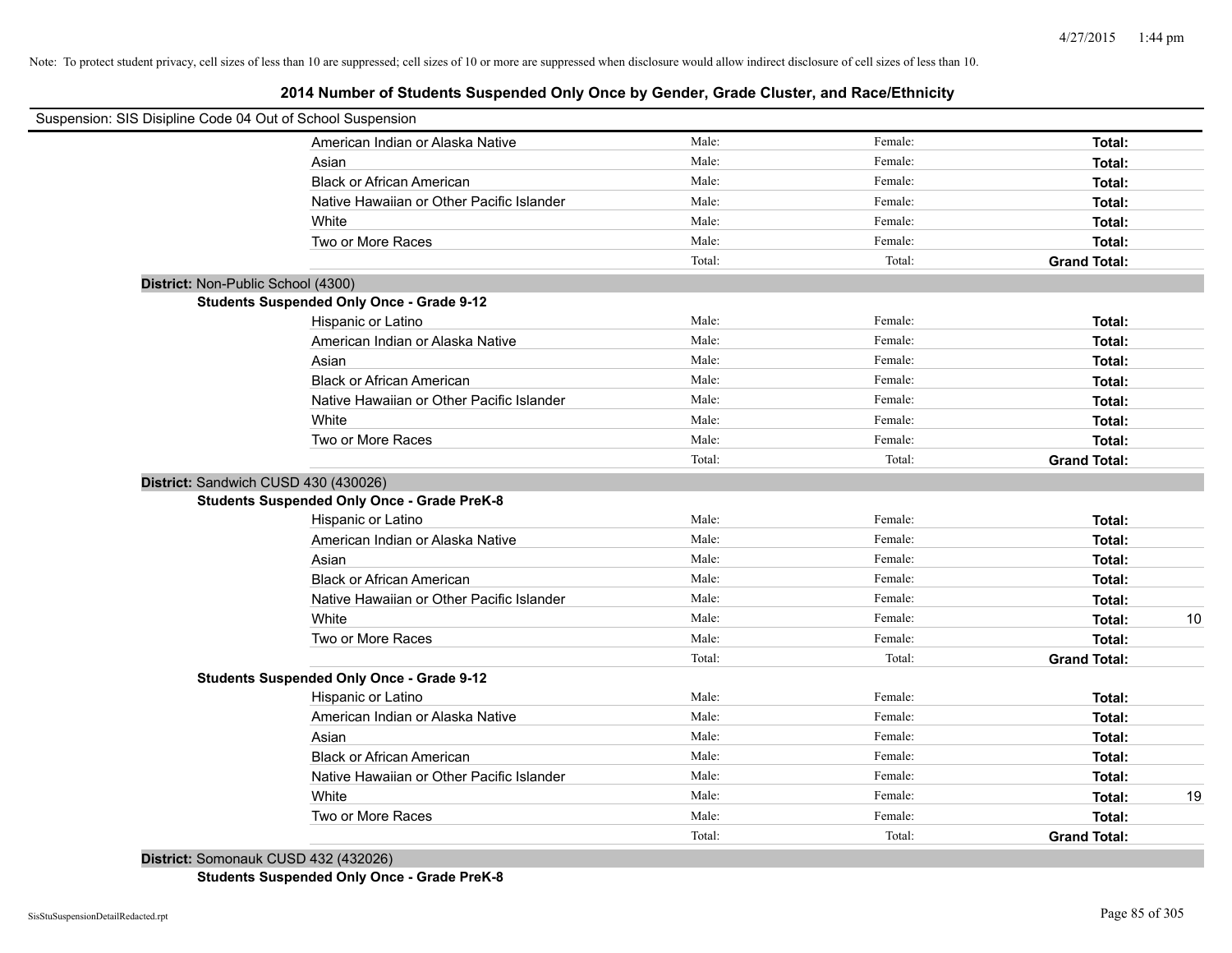Note: To protect student privacy, cell sizes of less than 10 are suppressed; cell sizes of 10 or more are suppressed when disclosure would allow indirect disclosure of cell sizes of less than 10.

# 2014 Number of Students Suspended Only Once by Gender, Grade Cluster, and Race/Ethnicity

Suspension: SIS Disipline Code 04 Out of School Suspension

| | | | | |
|---|---|---|---|---|
| American Indian or Alaska Native | Male: | Female: | **Total:** | |
| Asian | Male: | Female: | **Total:** | |
| Black or African American | Male: | Female: | **Total:** | |
| Native Hawaiian or Other Pacific Islander | Male: | Female: | **Total:** | |
| White | Male: | Female: | **Total:** | |
| Two or More Races | Male: | Female: | **Total:** | |
| | Total: | Total: | **Grand Total:** | |

**District:** Non-Public School (4300)

**Students Suspended Only Once - Grade 9-12**

| | | | | |
|---|---|---|---|---|
| Hispanic or Latino | Male: | Female: | **Total:** | |
| American Indian or Alaska Native | Male: | Female: | **Total:** | |
| Asian | Male: | Female: | **Total:** | |
| Black or African American | Male: | Female: | **Total:** | |
| Native Hawaiian or Other Pacific Islander | Male: | Female: | **Total:** | |
| White | Male: | Female: | **Total:** | |
| Two or More Races | Male: | Female: | **Total:** | |
| | Total: | Total: | **Grand Total:** | |

**District:** Sandwich CUSD 430 (430026)

**Students Suspended Only Once - Grade PreK-8**

| | | | | |
|---|---|---|---|---|
| Hispanic or Latino | Male: | Female: | **Total:** | |
| American Indian or Alaska Native | Male: | Female: | **Total:** | |
| Asian | Male: | Female: | **Total:** | |
| Black or African American | Male: | Female: | **Total:** | |
| Native Hawaiian or Other Pacific Islander | Male: | Female: | **Total:** | |
| White | Male: | Female: | **Total:** | 10 |
| Two or More Races | Male: | Female: | **Total:** | |
| | Total: | Total: | **Grand Total:** | |

**Students Suspended Only Once - Grade 9-12**

| | | | | |
|---|---|---|---|---|
| Hispanic or Latino | Male: | Female: | **Total:** | |
| American Indian or Alaska Native | Male: | Female: | **Total:** | |
| Asian | Male: | Female: | **Total:** | |
| Black or African American | Male: | Female: | **Total:** | |
| Native Hawaiian or Other Pacific Islander | Male: | Female: | **Total:** | |
| White | Male: | Female: | **Total:** | 19 |
| Two or More Races | Male: | Female: | **Total:** | |
| | Total: | Total: | **Grand Total:** | |

**District:** Somonauk CUSD 432 (432026)

**Students Suspended Only Once - Grade PreK-8**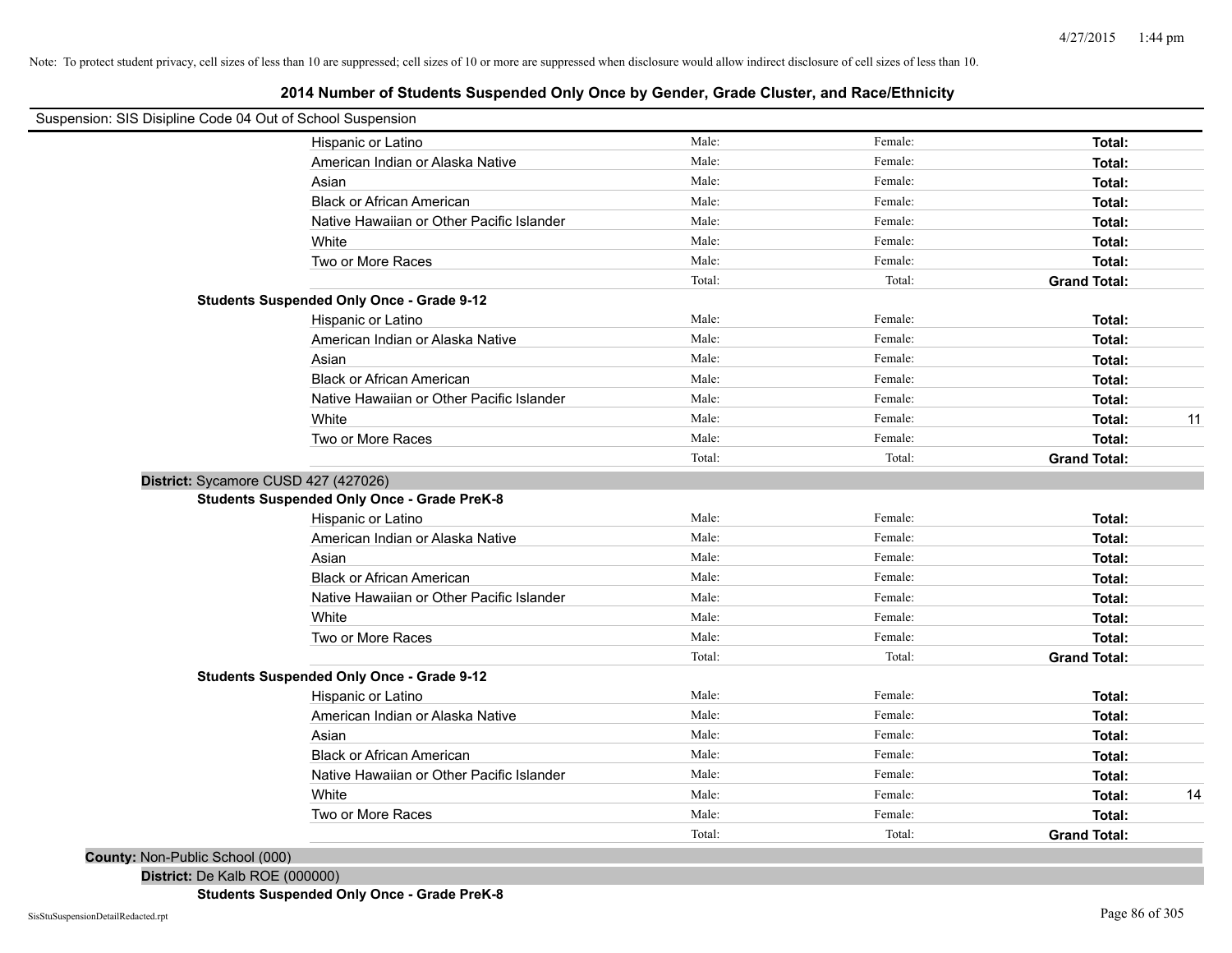Note: To protect student privacy, cell sizes of less than 10 are suppressed; cell sizes of 10 or more are suppressed when disclosure would allow indirect disclosure of cell sizes of less than 10.

# 2014 Number of Students Suspended Only Once by Gender, Grade Cluster, and Race/Ethnicity

Suspension: SIS Disipline Code 04 Out of School Suspension

| | | | | |
|---|---|---|---|---|
| Hispanic or Latino | Male: | Female: | **Total:** | |
| American Indian or Alaska Native | Male: | Female: | **Total:** | |
| Asian | Male: | Female: | **Total:** | |
| Black or African American | Male: | Female: | **Total:** | |
| Native Hawaiian or Other Pacific Islander | Male: | Female: | **Total:** | |
| White | Male: | Female: | **Total:** | |
| Two or More Races | Male: | Female: | **Total:** | |
| | Total: | Total: | **Grand Total:** | |

**Students Suspended Only Once - Grade 9-12**

| | | | | |
|---|---|---|---|---|
| Hispanic or Latino | Male: | Female: | **Total:** | |
| American Indian or Alaska Native | Male: | Female: | **Total:** | |
| Asian | Male: | Female: | **Total:** | |
| Black or African American | Male: | Female: | **Total:** | |
| Native Hawaiian or Other Pacific Islander | Male: | Female: | **Total:** | |
| White | Male: | Female: | **Total:** | 11 |
| Two or More Races | Male: | Female: | **Total:** | |
| | Total: | Total: | **Grand Total:** | |

**District:** Sycamore CUSD 427 (427026)

**Students Suspended Only Once - Grade PreK-8**

| | | | | |
|---|---|---|---|---|
| Hispanic or Latino | Male: | Female: | **Total:** | |
| American Indian or Alaska Native | Male: | Female: | **Total:** | |
| Asian | Male: | Female: | **Total:** | |
| Black or African American | Male: | Female: | **Total:** | |
| Native Hawaiian or Other Pacific Islander | Male: | Female: | **Total:** | |
| White | Male: | Female: | **Total:** | |
| Two or More Races | Male: | Female: | **Total:** | |
| | Total: | Total: | **Grand Total:** | |

**Students Suspended Only Once - Grade 9-12**

| | | | | |
|---|---|---|---|---|
| Hispanic or Latino | Male: | Female: | **Total:** | |
| American Indian or Alaska Native | Male: | Female: | **Total:** | |
| Asian | Male: | Female: | **Total:** | |
| Black or African American | Male: | Female: | **Total:** | |
| Native Hawaiian or Other Pacific Islander | Male: | Female: | **Total:** | |
| White | Male: | Female: | **Total:** | 14 |
| Two or More Races | Male: | Female: | **Total:** | |
| | Total: | Total: | **Grand Total:** | |

**County:** Non-Public School (000)

**District:** De Kalb ROE (000000)

**Students Suspended Only Once - Grade PreK-8**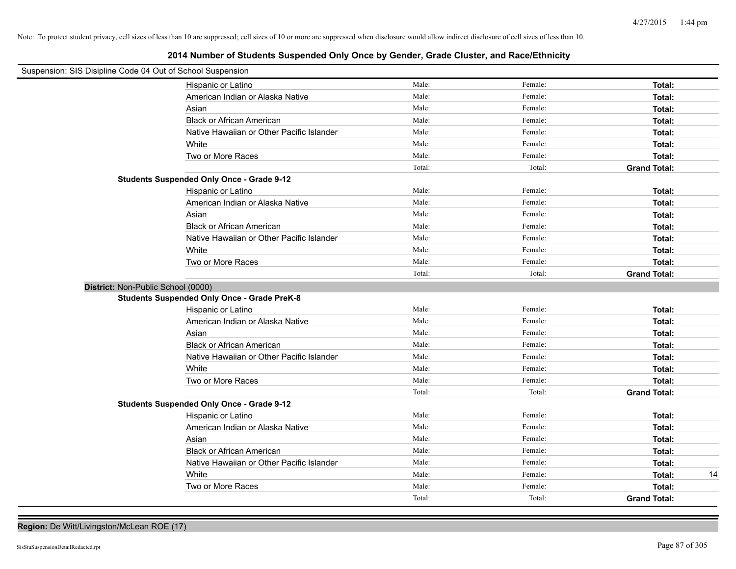Note: To protect student privacy, cell sizes of less than 10 are suppressed; cell sizes of 10 or more are suppressed when disclosure would allow indirect disclosure of cell sizes of less than 10.

## 2014 Number of Students Suspended Only Once by Gender, Grade Cluster, and Race/Ethnicity

Suspension: SIS Disipline Code 04 Out of School Suspension

| | | | | |
|---|---|---|---|---|
| Hispanic or Latino | Male: | Female: | **Total:** | |
| American Indian or Alaska Native | Male: | Female: | **Total:** | |
| Asian | Male: | Female: | **Total:** | |
| Black or African American | Male: | Female: | **Total:** | |
| Native Hawaiian or Other Pacific Islander | Male: | Female: | **Total:** | |
| White | Male: | Female: | **Total:** | |
| Two or More Races | Male: | Female: | **Total:** | |
| | Total: | Total: | **Grand Total:** | |

**Students Suspended Only Once - Grade 9-12**

| | | | | |
|---|---|---|---|---|
| Hispanic or Latino | Male: | Female: | **Total:** | |
| American Indian or Alaska Native | Male: | Female: | **Total:** | |
| Asian | Male: | Female: | **Total:** | |
| Black or African American | Male: | Female: | **Total:** | |
| Native Hawaiian or Other Pacific Islander | Male: | Female: | **Total:** | |
| White | Male: | Female: | **Total:** | |
| Two or More Races | Male: | Female: | **Total:** | |
| | Total: | Total: | **Grand Total:** | |

**District:** Non-Public School (0000)

**Students Suspended Only Once - Grade PreK-8**

| | | | | |
|---|---|---|---|---|
| Hispanic or Latino | Male: | Female: | **Total:** | |
| American Indian or Alaska Native | Male: | Female: | **Total:** | |
| Asian | Male: | Female: | **Total:** | |
| Black or African American | Male: | Female: | **Total:** | |
| Native Hawaiian or Other Pacific Islander | Male: | Female: | **Total:** | |
| White | Male: | Female: | **Total:** | |
| Two or More Races | Male: | Female: | **Total:** | |
| | Total: | Total: | **Grand Total:** | |

**Students Suspended Only Once - Grade 9-12**

| | | | | |
|---|---|---|---|---|
| Hispanic or Latino | Male: | Female: | **Total:** | |
| American Indian or Alaska Native | Male: | Female: | **Total:** | |
| Asian | Male: | Female: | **Total:** | |
| Black or African American | Male: | Female: | **Total:** | |
| Native Hawaiian or Other Pacific Islander | Male: | Female: | **Total:** | |
| White | Male: | Female: | **Total:** | 14 |
| Two or More Races | Male: | Female: | **Total:** | |
| | Total: | Total: | **Grand Total:** | |

**Region:** De Witt/Livingston/McLean ROE (17)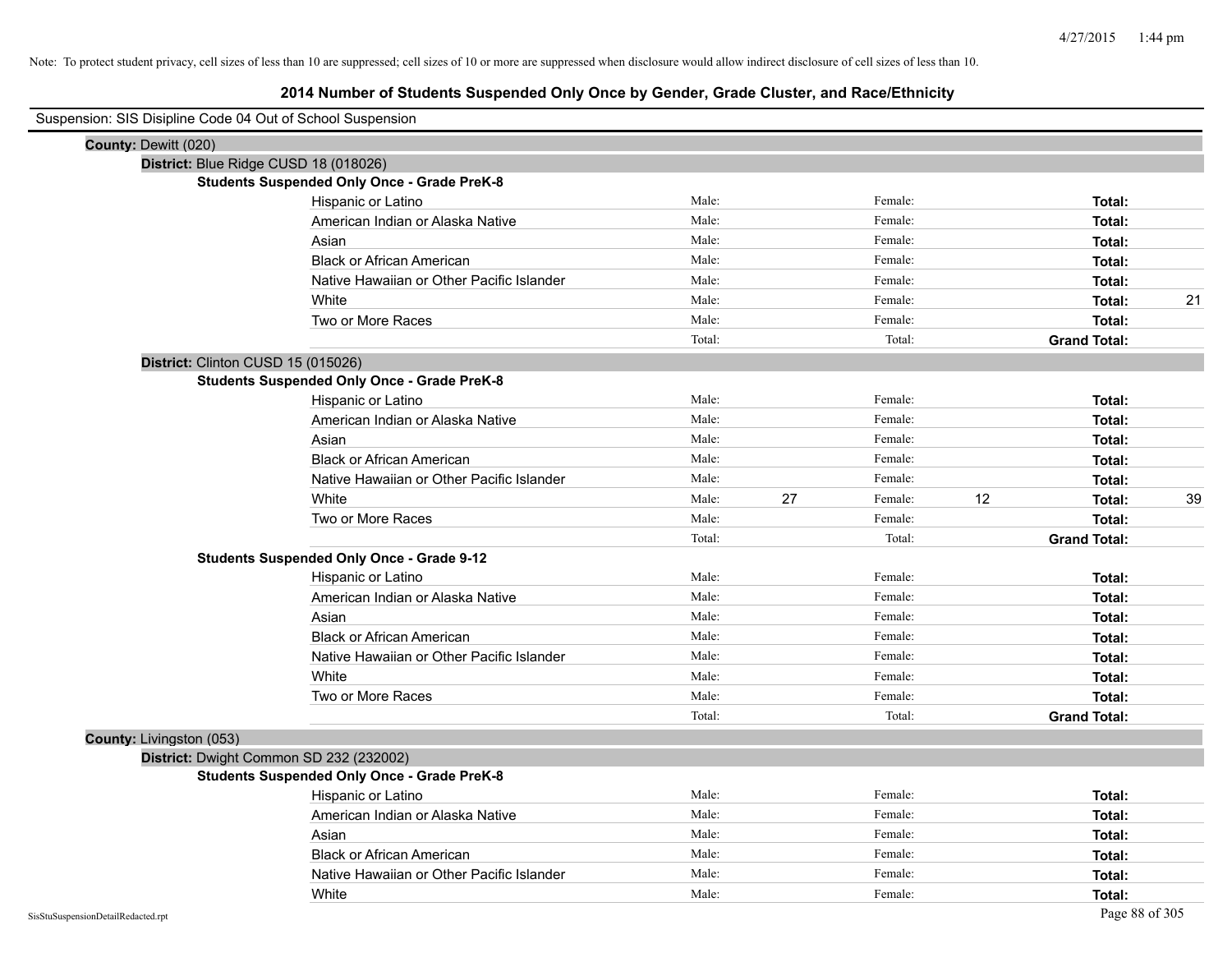Note: To protect student privacy, cell sizes of less than 10 are suppressed; cell sizes of 10 or more are suppressed when disclosure would allow indirect disclosure of cell sizes of less than 10.

# 2014 Number of Students Suspended Only Once by Gender, Grade Cluster, and Race/Ethnicity

Suspension: SIS Disipline Code 04 Out of School Suspension

**County:** Dewitt (020)

**District:** Blue Ridge CUSD 18 (018026)

**Students Suspended Only Once - Grade PreK-8**

| Race/Ethnicity | Male: | | Female: | | Total: | |
|---|---|---|---|---|---|---|
| Hispanic or Latino | Male: | | Female: | | **Total:** | |
| American Indian or Alaska Native | Male: | | Female: | | **Total:** | |
| Asian | Male: | | Female: | | **Total:** | |
| Black or African American | Male: | | Female: | | **Total:** | |
| Native Hawaiian or Other Pacific Islander | Male: | | Female: | | **Total:** | |
| White | Male: | | Female: | | **Total:** | 21 |
| Two or More Races | Male: | | Female: | | **Total:** | |
| | Total: | | Total: | | **Grand Total:** | |

**District:** Clinton CUSD 15 (015026)

**Students Suspended Only Once - Grade PreK-8**

| Race/Ethnicity | Male: | | Female: | | Total: | |
|---|---|---|---|---|---|---|
| Hispanic or Latino | Male: | | Female: | | **Total:** | |
| American Indian or Alaska Native | Male: | | Female: | | **Total:** | |
| Asian | Male: | | Female: | | **Total:** | |
| Black or African American | Male: | | Female: | | **Total:** | |
| Native Hawaiian or Other Pacific Islander | Male: | | Female: | | **Total:** | |
| White | Male: | 27 | Female: | 12 | **Total:** | 39 |
| Two or More Races | Male: | | Female: | | **Total:** | |
| | Total: | | Total: | | **Grand Total:** | |

**Students Suspended Only Once - Grade 9-12**

| Race/Ethnicity | Male: | | Female: | | Total: | |
|---|---|---|---|---|---|---|
| Hispanic or Latino | Male: | | Female: | | **Total:** | |
| American Indian or Alaska Native | Male: | | Female: | | **Total:** | |
| Asian | Male: | | Female: | | **Total:** | |
| Black or African American | Male: | | Female: | | **Total:** | |
| Native Hawaiian or Other Pacific Islander | Male: | | Female: | | **Total:** | |
| White | Male: | | Female: | | **Total:** | |
| Two or More Races | Male: | | Female: | | **Total:** | |
| | Total: | | Total: | | **Grand Total:** | |

**County:** Livingston (053)

**District:** Dwight Common SD 232 (232002)

**Students Suspended Only Once - Grade PreK-8**

| Race/Ethnicity | Male: | | Female: | | Total: | |
|---|---|---|---|---|---|---|
| Hispanic or Latino | Male: | | Female: | | **Total:** | |
| American Indian or Alaska Native | Male: | | Female: | | **Total:** | |
| Asian | Male: | | Female: | | **Total:** | |
| Black or African American | Male: | | Female: | | **Total:** | |
| Native Hawaiian or Other Pacific Islander | Male: | | Female: | | **Total:** | |
| White | Male: | | Female: | | **Total:** | |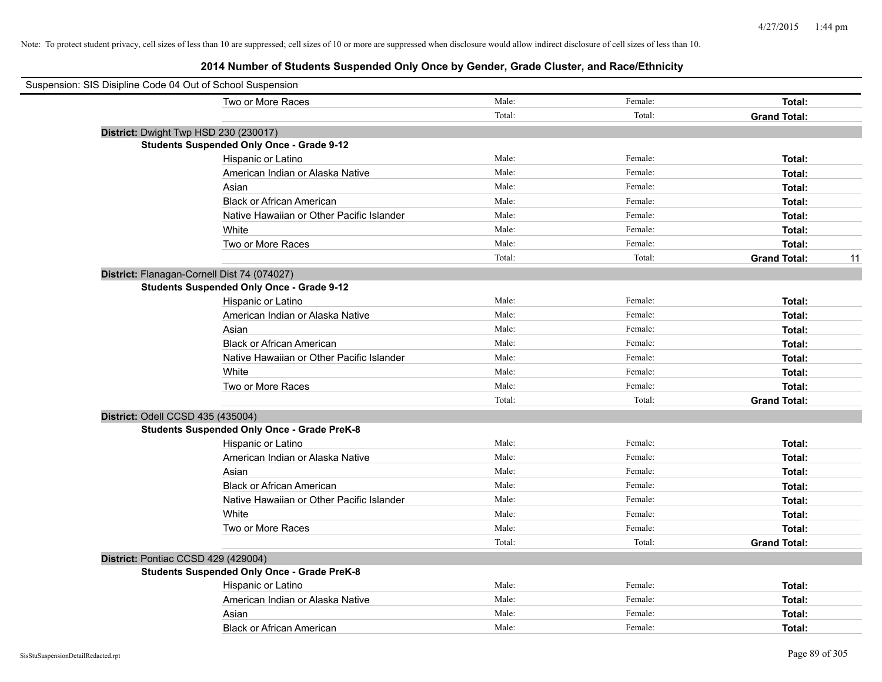Note: To protect student privacy, cell sizes of less than 10 are suppressed; cell sizes of 10 or more are suppressed when disclosure would allow indirect disclosure of cell sizes of less than 10.

# 2014 Number of Students Suspended Only Once by Gender, Grade Cluster, and Race/Ethnicity

Suspension: SIS Disipline Code 04 Out of School Suspension

| | | | | |
|---|---|---|---|---|
| Two or More Races | Male: | Female: | **Total:** | |
| | Total: | Total: | **Grand Total:** | |

**District:** Dwight Twp HSD 230 (230017)

**Students Suspended Only Once - Grade 9-12**

| | | | | |
|---|---|---|---|---|
| Hispanic or Latino | Male: | Female: | **Total:** | |
| American Indian or Alaska Native | Male: | Female: | **Total:** | |
| Asian | Male: | Female: | **Total:** | |
| Black or African American | Male: | Female: | **Total:** | |
| Native Hawaiian or Other Pacific Islander | Male: | Female: | **Total:** | |
| White | Male: | Female: | **Total:** | |
| Two or More Races | Male: | Female: | **Total:** | |
| | Total: | Total: | **Grand Total:** | 11 |

**District:** Flanagan-Cornell Dist 74 (074027)

**Students Suspended Only Once - Grade 9-12**

| | | | | |
|---|---|---|---|---|
| Hispanic or Latino | Male: | Female: | **Total:** | |
| American Indian or Alaska Native | Male: | Female: | **Total:** | |
| Asian | Male: | Female: | **Total:** | |
| Black or African American | Male: | Female: | **Total:** | |
| Native Hawaiian or Other Pacific Islander | Male: | Female: | **Total:** | |
| White | Male: | Female: | **Total:** | |
| Two or More Races | Male: | Female: | **Total:** | |
| | Total: | Total: | **Grand Total:** | |

**District:** Odell CCSD 435 (435004)

**Students Suspended Only Once - Grade PreK-8**

| | | | | |
|---|---|---|---|---|
| Hispanic or Latino | Male: | Female: | **Total:** | |
| American Indian or Alaska Native | Male: | Female: | **Total:** | |
| Asian | Male: | Female: | **Total:** | |
| Black or African American | Male: | Female: | **Total:** | |
| Native Hawaiian or Other Pacific Islander | Male: | Female: | **Total:** | |
| White | Male: | Female: | **Total:** | |
| Two or More Races | Male: | Female: | **Total:** | |
| | Total: | Total: | **Grand Total:** | |

**District:** Pontiac CCSD 429 (429004)

**Students Suspended Only Once - Grade PreK-8**

| | | | | |
|---|---|---|---|---|
| Hispanic or Latino | Male: | Female: | **Total:** | |
| American Indian or Alaska Native | Male: | Female: | **Total:** | |
| Asian | Male: | Female: | **Total:** | |
| Black or African American | Male: | Female: | **Total:** | |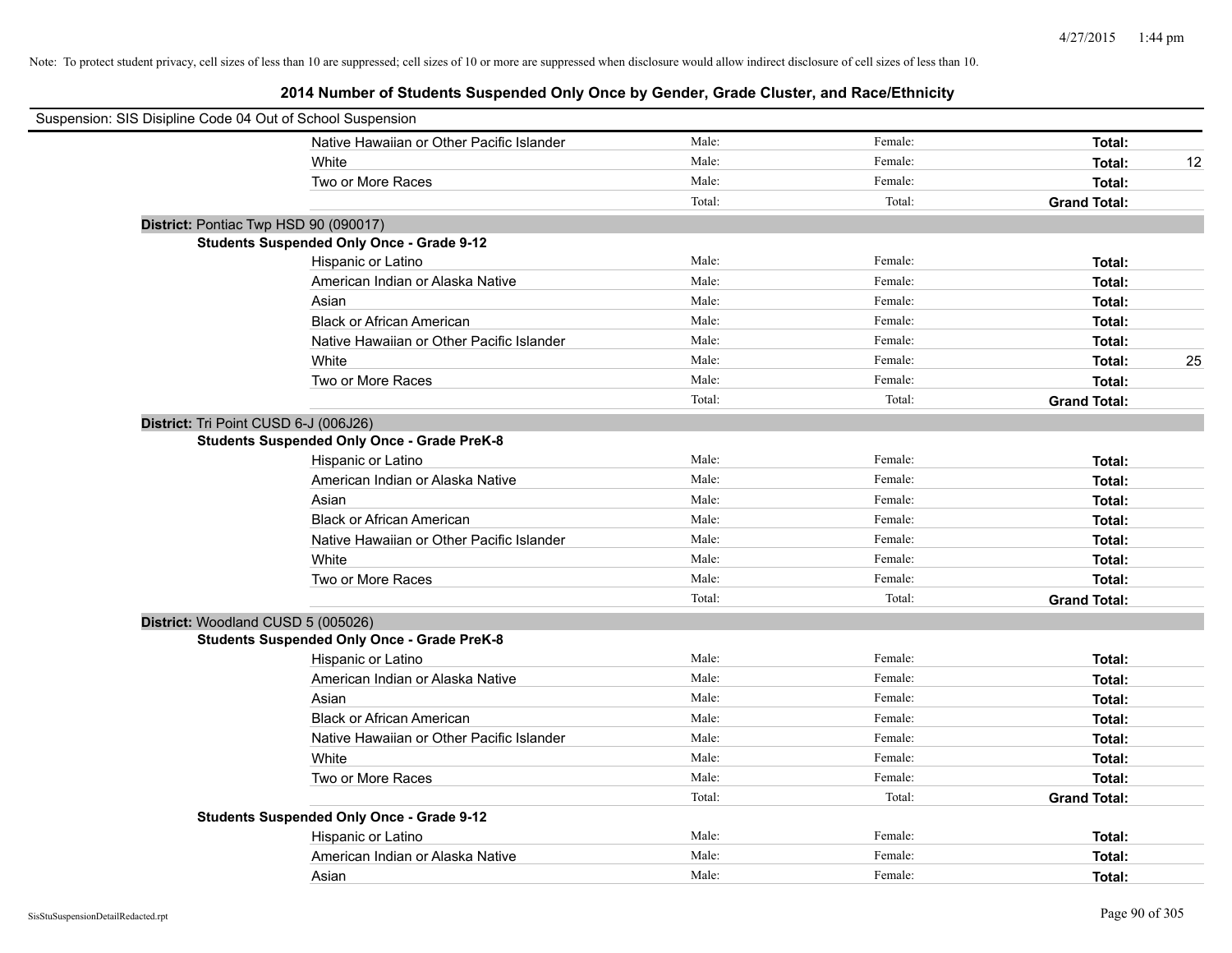Note: To protect student privacy, cell sizes of less than 10 are suppressed; cell sizes of 10 or more are suppressed when disclosure would allow indirect disclosure of cell sizes of less than 10.

## 2014 Number of Students Suspended Only Once by Gender, Grade Cluster, and Race/Ethnicity

Suspension: SIS Disipline Code 04 Out of School Suspension

| | | | | |
|---|---|---|---|---|
| Native Hawaiian or Other Pacific Islander | Male: | Female: | **Total:** | |
| White | Male: | Female: | **Total:** | 12 |
| Two or More Races | Male: | Female: | **Total:** | |
| | Total: | Total: | **Grand Total:** | |

**District:** Pontiac Twp HSD 90 (090017)

**Students Suspended Only Once - Grade 9-12**

| | | | | |
|---|---|---|---|---|
| Hispanic or Latino | Male: | Female: | **Total:** | |
| American Indian or Alaska Native | Male: | Female: | **Total:** | |
| Asian | Male: | Female: | **Total:** | |
| Black or African American | Male: | Female: | **Total:** | |
| Native Hawaiian or Other Pacific Islander | Male: | Female: | **Total:** | |
| White | Male: | Female: | **Total:** | 25 |
| Two or More Races | Male: | Female: | **Total:** | |
| | Total: | Total: | **Grand Total:** | |

**District:** Tri Point CUSD 6-J (006J26)

**Students Suspended Only Once - Grade PreK-8**

| | | | | |
|---|---|---|---|---|
| Hispanic or Latino | Male: | Female: | **Total:** | |
| American Indian or Alaska Native | Male: | Female: | **Total:** | |
| Asian | Male: | Female: | **Total:** | |
| Black or African American | Male: | Female: | **Total:** | |
| Native Hawaiian or Other Pacific Islander | Male: | Female: | **Total:** | |
| White | Male: | Female: | **Total:** | |
| Two or More Races | Male: | Female: | **Total:** | |
| | Total: | Total: | **Grand Total:** | |

**District:** Woodland CUSD 5 (005026)

**Students Suspended Only Once - Grade PreK-8**

| | | | | |
|---|---|---|---|---|
| Hispanic or Latino | Male: | Female: | **Total:** | |
| American Indian or Alaska Native | Male: | Female: | **Total:** | |
| Asian | Male: | Female: | **Total:** | |
| Black or African American | Male: | Female: | **Total:** | |
| Native Hawaiian or Other Pacific Islander | Male: | Female: | **Total:** | |
| White | Male: | Female: | **Total:** | |
| Two or More Races | Male: | Female: | **Total:** | |
| | Total: | Total: | **Grand Total:** | |

**Students Suspended Only Once - Grade 9-12**

| | | | | |
|---|---|---|---|---|
| Hispanic or Latino | Male: | Female: | **Total:** | |
| American Indian or Alaska Native | Male: | Female: | **Total:** | |
| Asian | Male: | Female: | **Total:** | |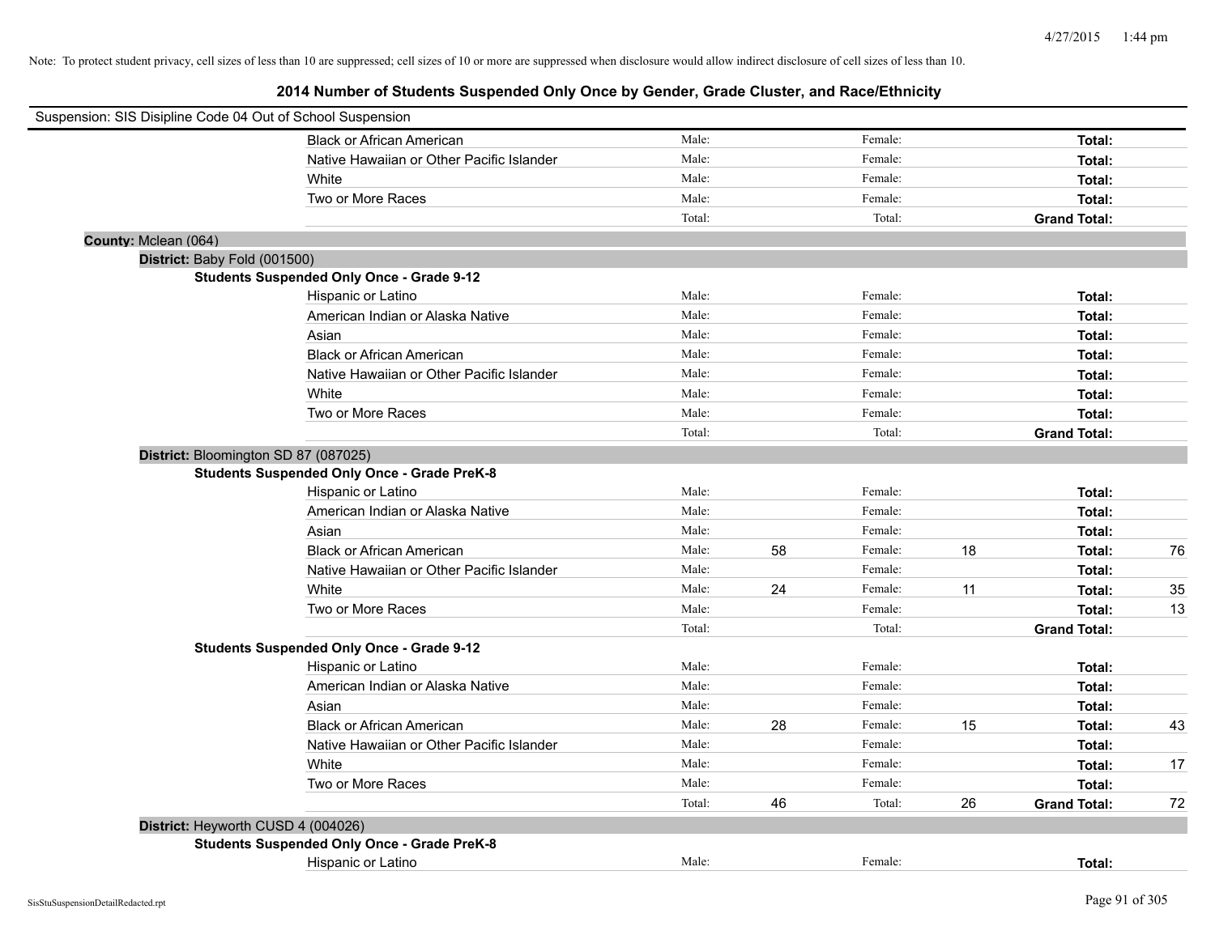Note: To protect student privacy, cell sizes of less than 10 are suppressed; cell sizes of 10 or more are suppressed when disclosure would allow indirect disclosure of cell sizes of less than 10.

# 2014 Number of Students Suspended Only Once by Gender, Grade Cluster, and Race/Ethnicity

Suspension: SIS Disipline Code 04 Out of School Suspension

| | | | | | | |
|---|---|---|---|---|---|---|
| Black or African American | Male: | | Female: | | **Total:** | |
| Native Hawaiian or Other Pacific Islander | Male: | | Female: | | **Total:** | |
| White | Male: | | Female: | | **Total:** | |
| Two or More Races | Male: | | Female: | | **Total:** | |
| | Total: | | Total: | | **Grand Total:** | |

**County:** Mclean (064)

**District:** Baby Fold (001500)

**Students Suspended Only Once - Grade 9-12**

| | | | | | | |
|---|---|---|---|---|---|---|
| Hispanic or Latino | Male: | | Female: | | **Total:** | |
| American Indian or Alaska Native | Male: | | Female: | | **Total:** | |
| Asian | Male: | | Female: | | **Total:** | |
| Black or African American | Male: | | Female: | | **Total:** | |
| Native Hawaiian or Other Pacific Islander | Male: | | Female: | | **Total:** | |
| White | Male: | | Female: | | **Total:** | |
| Two or More Races | Male: | | Female: | | **Total:** | |
| | Total: | | Total: | | **Grand Total:** | |

**District:** Bloomington SD 87 (087025)

**Students Suspended Only Once - Grade PreK-8**

| | | | | | | |
|---|---|---|---|---|---|---|
| Hispanic or Latino | Male: | | Female: | | **Total:** | |
| American Indian or Alaska Native | Male: | | Female: | | **Total:** | |
| Asian | Male: | | Female: | | **Total:** | |
| Black or African American | Male: | 58 | Female: | 18 | **Total:** | 76 |
| Native Hawaiian or Other Pacific Islander | Male: | | Female: | | **Total:** | |
| White | Male: | 24 | Female: | 11 | **Total:** | 35 |
| Two or More Races | Male: | | Female: | | **Total:** | 13 |
| | Total: | | Total: | | **Grand Total:** | |

**Students Suspended Only Once - Grade 9-12**

| | | | | | | |
|---|---|---|---|---|---|---|
| Hispanic or Latino | Male: | | Female: | | **Total:** | |
| American Indian or Alaska Native | Male: | | Female: | | **Total:** | |
| Asian | Male: | | Female: | | **Total:** | |
| Black or African American | Male: | 28 | Female: | 15 | **Total:** | 43 |
| Native Hawaiian or Other Pacific Islander | Male: | | Female: | | **Total:** | |
| White | Male: | | Female: | | **Total:** | 17 |
| Two or More Races | Male: | | Female: | | **Total:** | |
| | Total: | 46 | Total: | 26 | **Grand Total:** | 72 |

**District:** Heyworth CUSD 4 (004026)

**Students Suspended Only Once - Grade PreK-8**

| | | | | | | |
|---|---|---|---|---|---|---|
| Hispanic or Latino | Male: | | Female: | | **Total:** | |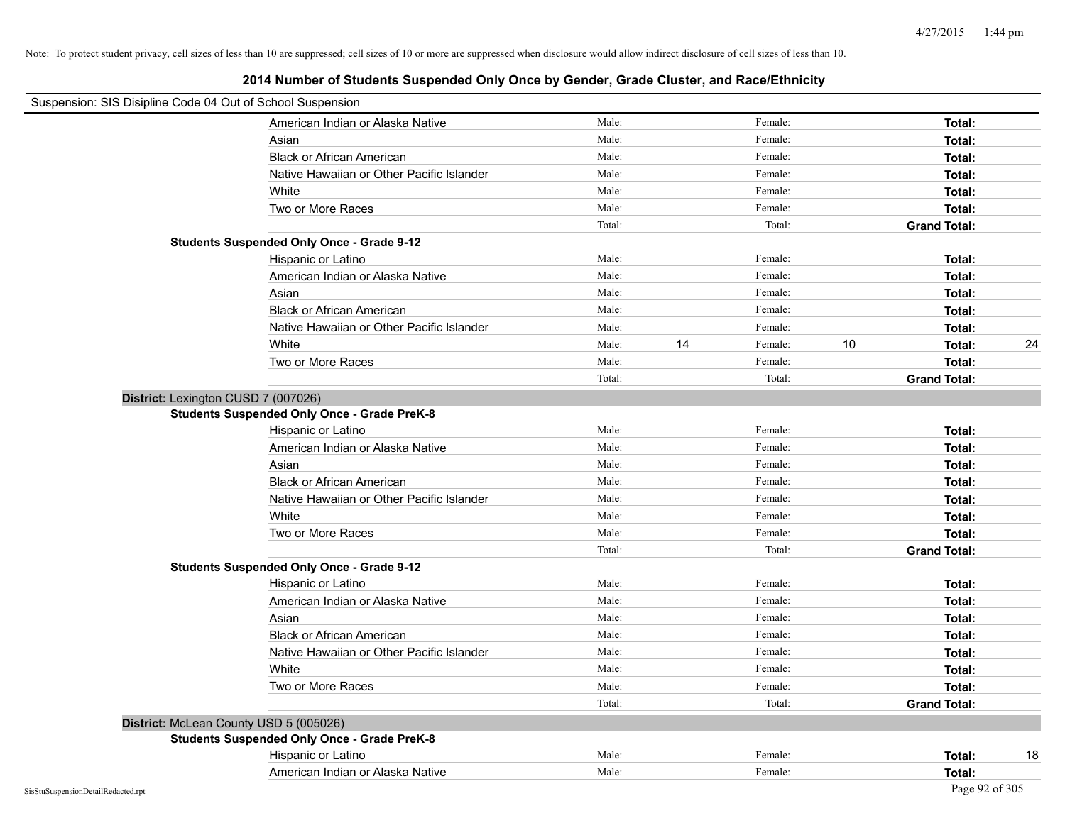Note: To protect student privacy, cell sizes of less than 10 are suppressed; cell sizes of 10 or more are suppressed when disclosure would allow indirect disclosure of cell sizes of less than 10.

# 2014 Number of Students Suspended Only Once by Gender, Grade Cluster, and Race/Ethnicity

Suspension: SIS Disipline Code 04 Out of School Suspension

| | | | | | | |
|---|---|---|---|---|---|---|
| American Indian or Alaska Native | Male: | | Female: | | **Total:** | |
| Asian | Male: | | Female: | | **Total:** | |
| Black or African American | Male: | | Female: | | **Total:** | |
| Native Hawaiian or Other Pacific Islander | Male: | | Female: | | **Total:** | |
| White | Male: | | Female: | | **Total:** | |
| Two or More Races | Male: | | Female: | | **Total:** | |
| | Total: | | Total: | | **Grand Total:** | |

**Students Suspended Only Once - Grade 9-12**

| | | | | | | |
|---|---|---|---|---|---|---|
| Hispanic or Latino | Male: | | Female: | | **Total:** | |
| American Indian or Alaska Native | Male: | | Female: | | **Total:** | |
| Asian | Male: | | Female: | | **Total:** | |
| Black or African American | Male: | | Female: | | **Total:** | |
| Native Hawaiian or Other Pacific Islander | Male: | | Female: | | **Total:** | |
| White | Male: | 14 | Female: | 10 | **Total:** | 24 |
| Two or More Races | Male: | | Female: | | **Total:** | |
| | Total: | | Total: | | **Grand Total:** | |

**District:** Lexington CUSD 7 (007026)

**Students Suspended Only Once - Grade PreK-8**

| | | | | | | |
|---|---|---|---|---|---|---|
| Hispanic or Latino | Male: | | Female: | | **Total:** | |
| American Indian or Alaska Native | Male: | | Female: | | **Total:** | |
| Asian | Male: | | Female: | | **Total:** | |
| Black or African American | Male: | | Female: | | **Total:** | |
| Native Hawaiian or Other Pacific Islander | Male: | | Female: | | **Total:** | |
| White | Male: | | Female: | | **Total:** | |
| Two or More Races | Male: | | Female: | | **Total:** | |
| | Total: | | Total: | | **Grand Total:** | |

**Students Suspended Only Once - Grade 9-12**

| | | | | | | |
|---|---|---|---|---|---|---|
| Hispanic or Latino | Male: | | Female: | | **Total:** | |
| American Indian or Alaska Native | Male: | | Female: | | **Total:** | |
| Asian | Male: | | Female: | | **Total:** | |
| Black or African American | Male: | | Female: | | **Total:** | |
| Native Hawaiian or Other Pacific Islander | Male: | | Female: | | **Total:** | |
| White | Male: | | Female: | | **Total:** | |
| Two or More Races | Male: | | Female: | | **Total:** | |
| | Total: | | Total: | | **Grand Total:** | |

**District:** McLean County USD 5 (005026)

**Students Suspended Only Once - Grade PreK-8**

| | | | | | | |
|---|---|---|---|---|---|---|
| Hispanic or Latino | Male: | | Female: | | **Total:** | 18 |
| American Indian or Alaska Native | Male: | | Female: | | **Total:** | |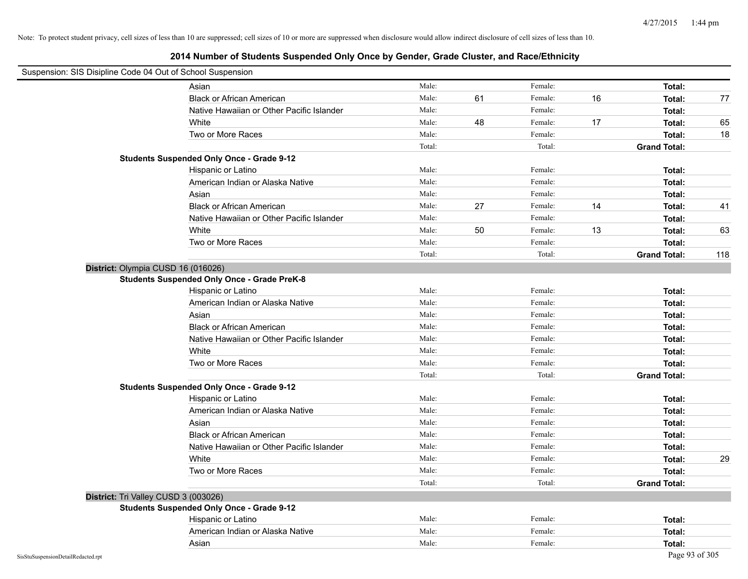Note: To protect student privacy, cell sizes of less than 10 are suppressed; cell sizes of 10 or more are suppressed when disclosure would allow indirect disclosure of cell sizes of less than 10.

## 2014 Number of Students Suspended Only Once by Gender, Grade Cluster, and Race/Ethnicity

Suspension: SIS Disipline Code 04 Out of School Suspension

| | | | | | | | |
|---|---|---|---|---|---|---|---|
| Asian | Male: | | Female: | | Total: | |
| Black or African American | Male: | 61 | Female: | 16 | Total: | 77 |
| Native Hawaiian or Other Pacific Islander | Male: | | Female: | | Total: | |
| White | Male: | 48 | Female: | 17 | Total: | 65 |
| Two or More Races | Male: | | Female: | | Total: | 18 |
| | Total: | | Total: | | Grand Total: | |

**Students Suspended Only Once - Grade 9-12**

| | | | | | | |
|---|---|---|---|---|---|---|
| Hispanic or Latino | Male: | | Female: | | Total: | |
| American Indian or Alaska Native | Male: | | Female: | | Total: | |
| Asian | Male: | | Female: | | Total: | |
| Black or African American | Male: | 27 | Female: | 14 | Total: | 41 |
| Native Hawaiian or Other Pacific Islander | Male: | | Female: | | Total: | |
| White | Male: | 50 | Female: | 13 | Total: | 63 |
| Two or More Races | Male: | | Female: | | Total: | |
| | Total: | | Total: | | Grand Total: | 118 |

**District:** Olympia CUSD 16 (016026)

**Students Suspended Only Once - Grade PreK-8**

| | | | | | | |
|---|---|---|---|---|---|---|
| Hispanic or Latino | Male: | | Female: | | Total: | |
| American Indian or Alaska Native | Male: | | Female: | | Total: | |
| Asian | Male: | | Female: | | Total: | |
| Black or African American | Male: | | Female: | | Total: | |
| Native Hawaiian or Other Pacific Islander | Male: | | Female: | | Total: | |
| White | Male: | | Female: | | Total: | |
| Two or More Races | Male: | | Female: | | Total: | |
| | Total: | | Total: | | Grand Total: | |

**Students Suspended Only Once - Grade 9-12**

| | | | | | | |
|---|---|---|---|---|---|---|
| Hispanic or Latino | Male: | | Female: | | Total: | |
| American Indian or Alaska Native | Male: | | Female: | | Total: | |
| Asian | Male: | | Female: | | Total: | |
| Black or African American | Male: | | Female: | | Total: | |
| Native Hawaiian or Other Pacific Islander | Male: | | Female: | | Total: | |
| White | Male: | | Female: | | Total: | 29 |
| Two or More Races | Male: | | Female: | | Total: | |
| | Total: | | Total: | | Grand Total: | |

**District:** Tri Valley CUSD 3 (003026)

**Students Suspended Only Once - Grade 9-12**

| | | | | | | |
|---|---|---|---|---|---|---|
| Hispanic or Latino | Male: | | Female: | | Total: | |
| American Indian or Alaska Native | Male: | | Female: | | Total: | |
| Asian | Male: | | Female: | | Total: | |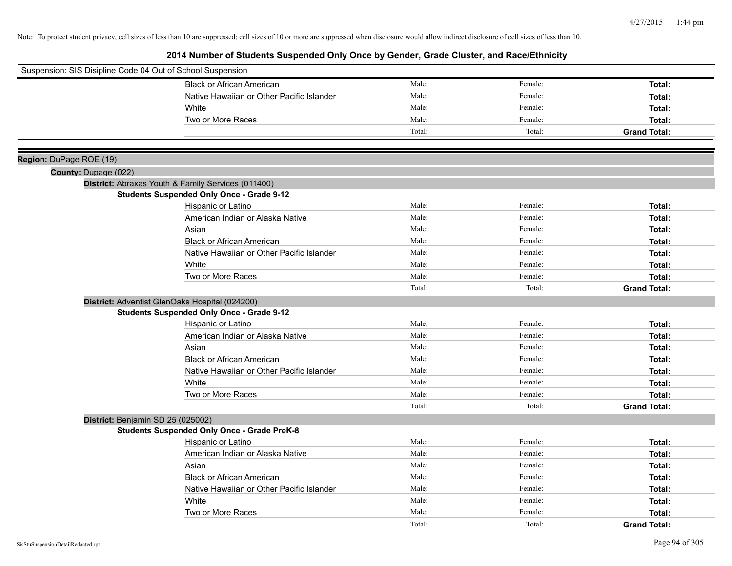Note: To protect student privacy, cell sizes of less than 10 are suppressed; cell sizes of 10 or more are suppressed when disclosure would allow indirect disclosure of cell sizes of less than 10.

# 2014 Number of Students Suspended Only Once by Gender, Grade Cluster, and Race/Ethnicity

Suspension: SIS Disipline Code 04 Out of School Suspension

| | | | |
|---|---|---|---|
| Black or African American | Male: | Female: | **Total:** |
| Native Hawaiian or Other Pacific Islander | Male: | Female: | **Total:** |
| White | Male: | Female: | **Total:** |
| Two or More Races | Male: | Female: | **Total:** |
| | Total: | Total: | **Grand Total:** |

**Region:** DuPage ROE (19)

**County:** Dupage (022)

**District:** Abraxas Youth & Family Services (011400)

**Students Suspended Only Once - Grade 9-12**

| | | | |
|---|---|---|---|
| Hispanic or Latino | Male: | Female: | **Total:** |
| American Indian or Alaska Native | Male: | Female: | **Total:** |
| Asian | Male: | Female: | **Total:** |
| Black or African American | Male: | Female: | **Total:** |
| Native Hawaiian or Other Pacific Islander | Male: | Female: | **Total:** |
| White | Male: | Female: | **Total:** |
| Two or More Races | Male: | Female: | **Total:** |
| | Total: | Total: | **Grand Total:** |

**District:** Adventist GlenOaks Hospital (024200)

**Students Suspended Only Once - Grade 9-12**

| | | | |
|---|---|---|---|
| Hispanic or Latino | Male: | Female: | **Total:** |
| American Indian or Alaska Native | Male: | Female: | **Total:** |
| Asian | Male: | Female: | **Total:** |
| Black or African American | Male: | Female: | **Total:** |
| Native Hawaiian or Other Pacific Islander | Male: | Female: | **Total:** |
| White | Male: | Female: | **Total:** |
| Two or More Races | Male: | Female: | **Total:** |
| | Total: | Total: | **Grand Total:** |

**District:** Benjamin SD 25 (025002)

**Students Suspended Only Once - Grade PreK-8**

| | | | |
|---|---|---|---|
| Hispanic or Latino | Male: | Female: | **Total:** |
| American Indian or Alaska Native | Male: | Female: | **Total:** |
| Asian | Male: | Female: | **Total:** |
| Black or African American | Male: | Female: | **Total:** |
| Native Hawaiian or Other Pacific Islander | Male: | Female: | **Total:** |
| White | Male: | Female: | **Total:** |
| Two or More Races | Male: | Female: | **Total:** |
| | Total: | Total: | **Grand Total:** |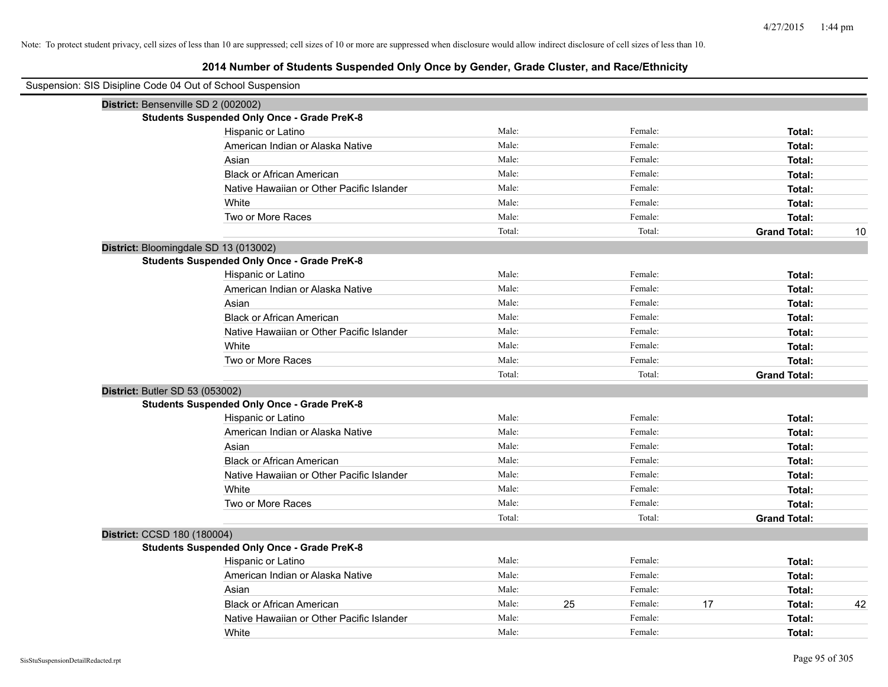Note: To protect student privacy, cell sizes of less than 10 are suppressed; cell sizes of 10 or more are suppressed when disclosure would allow indirect disclosure of cell sizes of less than 10.

# 2014 Number of Students Suspended Only Once by Gender, Grade Cluster, and Race/Ethnicity

Suspension: SIS Disipline Code 04 Out of School Suspension

## District: Bensenville SD 2 (002002)

### Students Suspended Only Once - Grade PreK-8

| Race/Ethnicity | Male: | | Female: | | Total: | |
|---|---|---|---|---|---|---|
| Hispanic or Latino | Male: | | Female: | | **Total:** | |
| American Indian or Alaska Native | Male: | | Female: | | **Total:** | |
| Asian | Male: | | Female: | | **Total:** | |
| Black or African American | Male: | | Female: | | **Total:** | |
| Native Hawaiian or Other Pacific Islander | Male: | | Female: | | **Total:** | |
| White | Male: | | Female: | | **Total:** | |
| Two or More Races | Male: | | Female: | | **Total:** | |
| | Total: | | Total: | | **Grand Total:** | 10 |

## District: Bloomingdale SD 13 (013002)

### Students Suspended Only Once - Grade PreK-8

| Race/Ethnicity | Male: | | Female: | | Total: | |
|---|---|---|---|---|---|---|
| Hispanic or Latino | Male: | | Female: | | **Total:** | |
| American Indian or Alaska Native | Male: | | Female: | | **Total:** | |
| Asian | Male: | | Female: | | **Total:** | |
| Black or African American | Male: | | Female: | | **Total:** | |
| Native Hawaiian or Other Pacific Islander | Male: | | Female: | | **Total:** | |
| White | Male: | | Female: | | **Total:** | |
| Two or More Races | Male: | | Female: | | **Total:** | |
| | Total: | | Total: | | **Grand Total:** | |

## District: Butler SD 53 (053002)

### Students Suspended Only Once - Grade PreK-8

| Race/Ethnicity | Male: | | Female: | | Total: | |
|---|---|---|---|---|---|---|
| Hispanic or Latino | Male: | | Female: | | **Total:** | |
| American Indian or Alaska Native | Male: | | Female: | | **Total:** | |
| Asian | Male: | | Female: | | **Total:** | |
| Black or African American | Male: | | Female: | | **Total:** | |
| Native Hawaiian or Other Pacific Islander | Male: | | Female: | | **Total:** | |
| White | Male: | | Female: | | **Total:** | |
| Two or More Races | Male: | | Female: | | **Total:** | |
| | Total: | | Total: | | **Grand Total:** | |

## District: CCSD 180 (180004)

### Students Suspended Only Once - Grade PreK-8

| Race/Ethnicity | Male: | | Female: | | Total: | |
|---|---|---|---|---|---|---|
| Hispanic or Latino | Male: | | Female: | | **Total:** | |
| American Indian or Alaska Native | Male: | | Female: | | **Total:** | |
| Asian | Male: | | Female: | | **Total:** | |
| Black or African American | Male: | 25 | Female: | 17 | **Total:** | 42 |
| Native Hawaiian or Other Pacific Islander | Male: | | Female: | | **Total:** | |
| White | Male: | | Female: | | **Total:** | |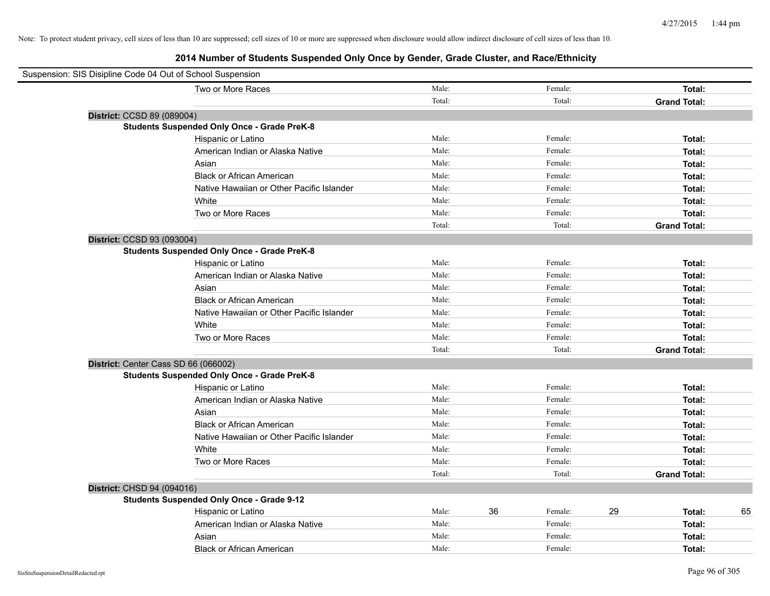Note: To protect student privacy, cell sizes of less than 10 are suppressed; cell sizes of 10 or more are suppressed when disclosure would allow indirect disclosure of cell sizes of less than 10.

## 2014 Number of Students Suspended Only Once by Gender, Grade Cluster, and Race/Ethnicity

Suspension: SIS Disipline Code 04 Out of School Suspension

| | | | | | | |
|---|---|---|---|---|---|---|
| Two or More Races | Male: | | Female: | | **Total:** | |
| | Total: | | Total: | | **Grand Total:** | |

**District:** CCSD 89 (089004)

**Students Suspended Only Once - Grade PreK-8**

| | | | | | | |
|---|---|---|---|---|---|---|
| Hispanic or Latino | Male: | | Female: | | **Total:** | |
| American Indian or Alaska Native | Male: | | Female: | | **Total:** | |
| Asian | Male: | | Female: | | **Total:** | |
| Black or African American | Male: | | Female: | | **Total:** | |
| Native Hawaiian or Other Pacific Islander | Male: | | Female: | | **Total:** | |
| White | Male: | | Female: | | **Total:** | |
| Two or More Races | Male: | | Female: | | **Total:** | |
| | Total: | | Total: | | **Grand Total:** | |

**District:** CCSD 93 (093004)

**Students Suspended Only Once - Grade PreK-8**

| | | | | | | |
|---|---|---|---|---|---|---|
| Hispanic or Latino | Male: | | Female: | | **Total:** | |
| American Indian or Alaska Native | Male: | | Female: | | **Total:** | |
| Asian | Male: | | Female: | | **Total:** | |
| Black or African American | Male: | | Female: | | **Total:** | |
| Native Hawaiian or Other Pacific Islander | Male: | | Female: | | **Total:** | |
| White | Male: | | Female: | | **Total:** | |
| Two or More Races | Male: | | Female: | | **Total:** | |
| | Total: | | Total: | | **Grand Total:** | |

**District:** Center Cass SD 66 (066002)

**Students Suspended Only Once - Grade PreK-8**

| | | | | | | |
|---|---|---|---|---|---|---|
| Hispanic or Latino | Male: | | Female: | | **Total:** | |
| American Indian or Alaska Native | Male: | | Female: | | **Total:** | |
| Asian | Male: | | Female: | | **Total:** | |
| Black or African American | Male: | | Female: | | **Total:** | |
| Native Hawaiian or Other Pacific Islander | Male: | | Female: | | **Total:** | |
| White | Male: | | Female: | | **Total:** | |
| Two or More Races | Male: | | Female: | | **Total:** | |
| | Total: | | Total: | | **Grand Total:** | |

**District:** CHSD 94 (094016)

**Students Suspended Only Once - Grade 9-12**

| | | | | | | |
|---|---|---|---|---|---|---|
| Hispanic or Latino | Male: | 36 | Female: | 29 | **Total:** | 65 |
| American Indian or Alaska Native | Male: | | Female: | | **Total:** | |
| Asian | Male: | | Female: | | **Total:** | |
| Black or African American | Male: | | Female: | | **Total:** | |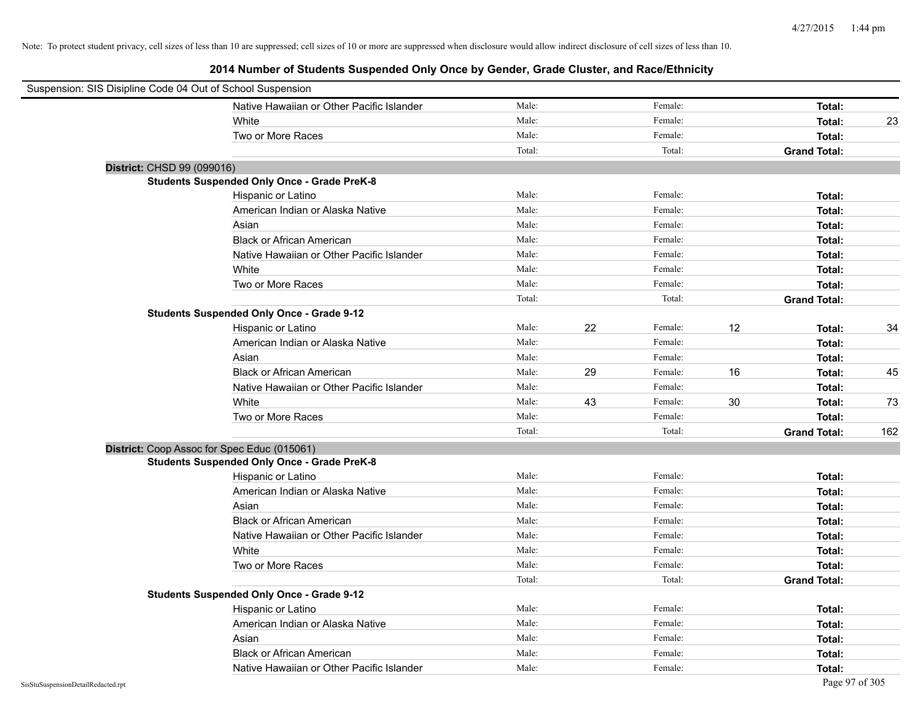Note: To protect student privacy, cell sizes of less than 10 are suppressed; cell sizes of 10 or more are suppressed when disclosure would allow indirect disclosure of cell sizes of less than 10.

# 2014 Number of Students Suspended Only Once by Gender, Grade Cluster, and Race/Ethnicity

Suspension: SIS Disipline Code 04 Out of School Suspension

| | Male: | | Female: | | | |
|---|---|---|---|---|---|---|
| Native Hawaiian or Other Pacific Islander | Male: | | Female: | | **Total:** | |
| White | Male: | | Female: | | **Total:** | 23 |
| Two or More Races | Male: | | Female: | | **Total:** | |
| | Total: | | Total: | | **Grand Total:** | |

**District:** CHSD 99 (099016)

**Students Suspended Only Once - Grade PreK-8**

| Race/Ethnicity | | Male | | Female | | Total |
|---|---|---|---|---|---|---|
| Hispanic or Latino | Male: | | Female: | | **Total:** | |
| American Indian or Alaska Native | Male: | | Female: | | **Total:** | |
| Asian | Male: | | Female: | | **Total:** | |
| Black or African American | Male: | | Female: | | **Total:** | |
| Native Hawaiian or Other Pacific Islander | Male: | | Female: | | **Total:** | |
| White | Male: | | Female: | | **Total:** | |
| Two or More Races | Male: | | Female: | | **Total:** | |
| | Total: | | Total: | | **Grand Total:** | |

**Students Suspended Only Once - Grade 9-12**

| Race/Ethnicity | | Male | | Female | | Total |
|---|---|---|---|---|---|---|
| Hispanic or Latino | Male: | 22 | Female: | 12 | **Total:** | 34 |
| American Indian or Alaska Native | Male: | | Female: | | **Total:** | |
| Asian | Male: | | Female: | | **Total:** | |
| Black or African American | Male: | 29 | Female: | 16 | **Total:** | 45 |
| Native Hawaiian or Other Pacific Islander | Male: | | Female: | | **Total:** | |
| White | Male: | 43 | Female: | 30 | **Total:** | 73 |
| Two or More Races | Male: | | Female: | | **Total:** | |
| | Total: | | Total: | | **Grand Total:** | 162 |

**District:** Coop Assoc for Spec Educ (015061)

**Students Suspended Only Once - Grade PreK-8**

| Race/Ethnicity | | Male | | Female | | Total |
|---|---|---|---|---|---|---|
| Hispanic or Latino | Male: | | Female: | | **Total:** | |
| American Indian or Alaska Native | Male: | | Female: | | **Total:** | |
| Asian | Male: | | Female: | | **Total:** | |
| Black or African American | Male: | | Female: | | **Total:** | |
| Native Hawaiian or Other Pacific Islander | Male: | | Female: | | **Total:** | |
| White | Male: | | Female: | | **Total:** | |
| Two or More Races | Male: | | Female: | | **Total:** | |
| | Total: | | Total: | | **Grand Total:** | |

**Students Suspended Only Once - Grade 9-12**

| Race/Ethnicity | | Male | | Female | | Total |
|---|---|---|---|---|---|---|
| Hispanic or Latino | Male: | | Female: | | **Total:** | |
| American Indian or Alaska Native | Male: | | Female: | | **Total:** | |
| Asian | Male: | | Female: | | **Total:** | |
| Black or African American | Male: | | Female: | | **Total:** | |
| Native Hawaiian or Other Pacific Islander | Male: | | Female: | | **Total:** | |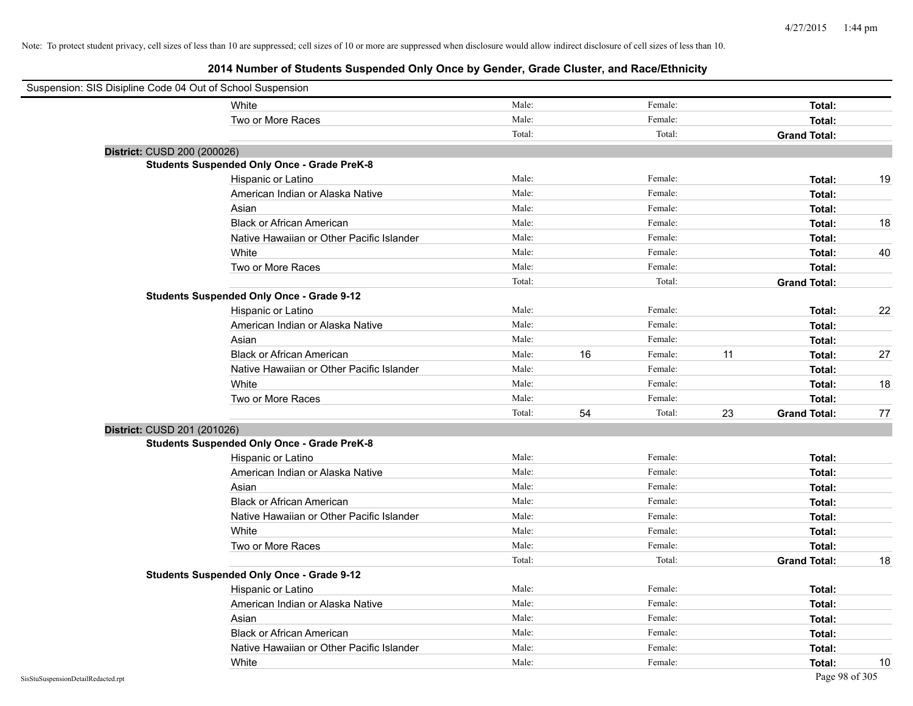Note: To protect student privacy, cell sizes of less than 10 are suppressed; cell sizes of 10 or more are suppressed when disclosure would allow indirect disclosure of cell sizes of less than 10.

## 2014 Number of Students Suspended Only Once by Gender, Grade Cluster, and Race/Ethnicity

Suspension: SIS Disipline Code 04 Out of School Suspension

| | | | | | | |
|---|---|---|---|---|---|---|
| White | Male: | | Female: | | **Total:** | |
| Two or More Races | Male: | | Female: | | **Total:** | |
| | Total: | | Total: | | **Grand Total:** | |

**District:** CUSD 200 (200026)

**Students Suspended Only Once - Grade PreK-8**

| | | | | | | |
|---|---|---|---|---|---|---|
| Hispanic or Latino | Male: | | Female: | | **Total:** | 19 |
| American Indian or Alaska Native | Male: | | Female: | | **Total:** | |
| Asian | Male: | | Female: | | **Total:** | |
| Black or African American | Male: | | Female: | | **Total:** | 18 |
| Native Hawaiian or Other Pacific Islander | Male: | | Female: | | **Total:** | |
| White | Male: | | Female: | | **Total:** | 40 |
| Two or More Races | Male: | | Female: | | **Total:** | |
| | Total: | | Total: | | **Grand Total:** | |

**Students Suspended Only Once - Grade 9-12**

| | | | | | | |
|---|---|---|---|---|---|---|
| Hispanic or Latino | Male: | | Female: | | **Total:** | 22 |
| American Indian or Alaska Native | Male: | | Female: | | **Total:** | |
| Asian | Male: | | Female: | | **Total:** | |
| Black or African American | Male: | 16 | Female: | 11 | **Total:** | 27 |
| Native Hawaiian or Other Pacific Islander | Male: | | Female: | | **Total:** | |
| White | Male: | | Female: | | **Total:** | 18 |
| Two or More Races | Male: | | Female: | | **Total:** | |
| | Total: | 54 | Total: | 23 | **Grand Total:** | 77 |

**District:** CUSD 201 (201026)

**Students Suspended Only Once - Grade PreK-8**

| | | | | | | |
|---|---|---|---|---|---|---|
| Hispanic or Latino | Male: | | Female: | | **Total:** | |
| American Indian or Alaska Native | Male: | | Female: | | **Total:** | |
| Asian | Male: | | Female: | | **Total:** | |
| Black or African American | Male: | | Female: | | **Total:** | |
| Native Hawaiian or Other Pacific Islander | Male: | | Female: | | **Total:** | |
| White | Male: | | Female: | | **Total:** | |
| Two or More Races | Male: | | Female: | | **Total:** | |
| | Total: | | Total: | | **Grand Total:** | 18 |

**Students Suspended Only Once - Grade 9-12**

| | | | | | | |
|---|---|---|---|---|---|---|
| Hispanic or Latino | Male: | | Female: | | **Total:** | |
| American Indian or Alaska Native | Male: | | Female: | | **Total:** | |
| Asian | Male: | | Female: | | **Total:** | |
| Black or African American | Male: | | Female: | | **Total:** | |
| Native Hawaiian or Other Pacific Islander | Male: | | Female: | | **Total:** | |
| White | Male: | | Female: | | **Total:** | 10 |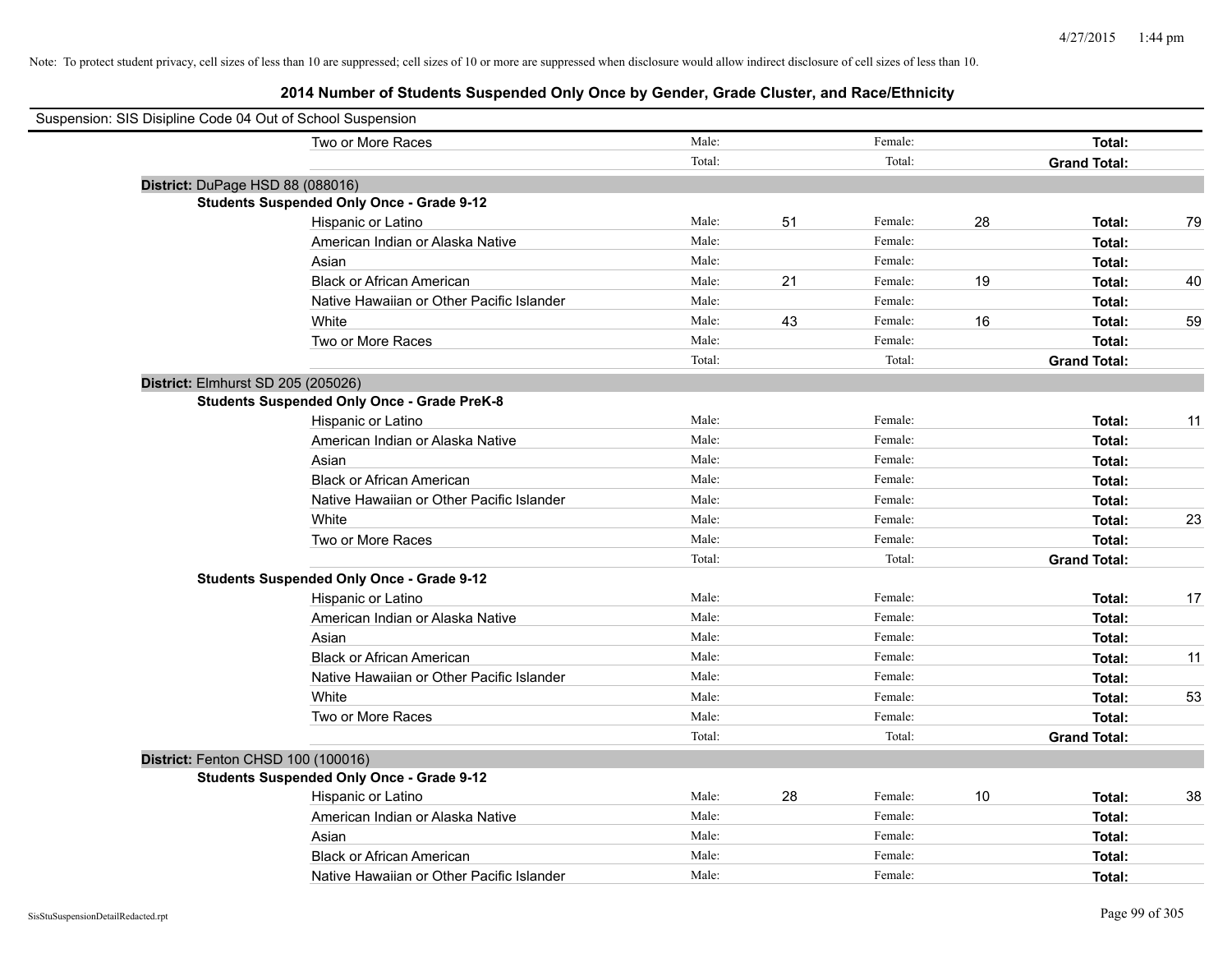Note: To protect student privacy, cell sizes of less than 10 are suppressed; cell sizes of 10 or more are suppressed when disclosure would allow indirect disclosure of cell sizes of less than 10.

## 2014 Number of Students Suspended Only Once by Gender, Grade Cluster, and Race/Ethnicity

Suspension: SIS Disipline Code 04 Out of School Suspension

| | | | | | | |
|---|---|---|---|---|---|---|
| Two or More Races | Male: | | Female: | | **Total:** | |
| | Total: | | Total: | | **Grand Total:** | |

**District:** DuPage HSD 88 (088016)

**Students Suspended Only Once - Grade 9-12**

| | | | | | | |
|---|---|---|---|---|---|---|
| Hispanic or Latino | Male: | 51 | Female: | 28 | **Total:** | 79 |
| American Indian or Alaska Native | Male: | | Female: | | **Total:** | |
| Asian | Male: | | Female: | | **Total:** | |
| Black or African American | Male: | 21 | Female: | 19 | **Total:** | 40 |
| Native Hawaiian or Other Pacific Islander | Male: | | Female: | | **Total:** | |
| White | Male: | 43 | Female: | 16 | **Total:** | 59 |
| Two or More Races | Male: | | Female: | | **Total:** | |
| | Total: | | Total: | | **Grand Total:** | |

**District:** Elmhurst SD 205 (205026)

**Students Suspended Only Once - Grade PreK-8**

| | | | | | | |
|---|---|---|---|---|---|---|
| Hispanic or Latino | Male: | | Female: | | **Total:** | 11 |
| American Indian or Alaska Native | Male: | | Female: | | **Total:** | |
| Asian | Male: | | Female: | | **Total:** | |
| Black or African American | Male: | | Female: | | **Total:** | |
| Native Hawaiian or Other Pacific Islander | Male: | | Female: | | **Total:** | |
| White | Male: | | Female: | | **Total:** | 23 |
| Two or More Races | Male: | | Female: | | **Total:** | |
| | Total: | | Total: | | **Grand Total:** | |

**Students Suspended Only Once - Grade 9-12**

| | | | | | | |
|---|---|---|---|---|---|---|
| Hispanic or Latino | Male: | | Female: | | **Total:** | 17 |
| American Indian or Alaska Native | Male: | | Female: | | **Total:** | |
| Asian | Male: | | Female: | | **Total:** | |
| Black or African American | Male: | | Female: | | **Total:** | 11 |
| Native Hawaiian or Other Pacific Islander | Male: | | Female: | | **Total:** | |
| White | Male: | | Female: | | **Total:** | 53 |
| Two or More Races | Male: | | Female: | | **Total:** | |
| | Total: | | Total: | | **Grand Total:** | |

**District:** Fenton CHSD 100 (100016)

**Students Suspended Only Once - Grade 9-12**

| | | | | | | |
|---|---|---|---|---|---|---|
| Hispanic or Latino | Male: | 28 | Female: | 10 | **Total:** | 38 |
| American Indian or Alaska Native | Male: | | Female: | | **Total:** | |
| Asian | Male: | | Female: | | **Total:** | |
| Black or African American | Male: | | Female: | | **Total:** | |
| Native Hawaiian or Other Pacific Islander | Male: | | Female: | | **Total:** | |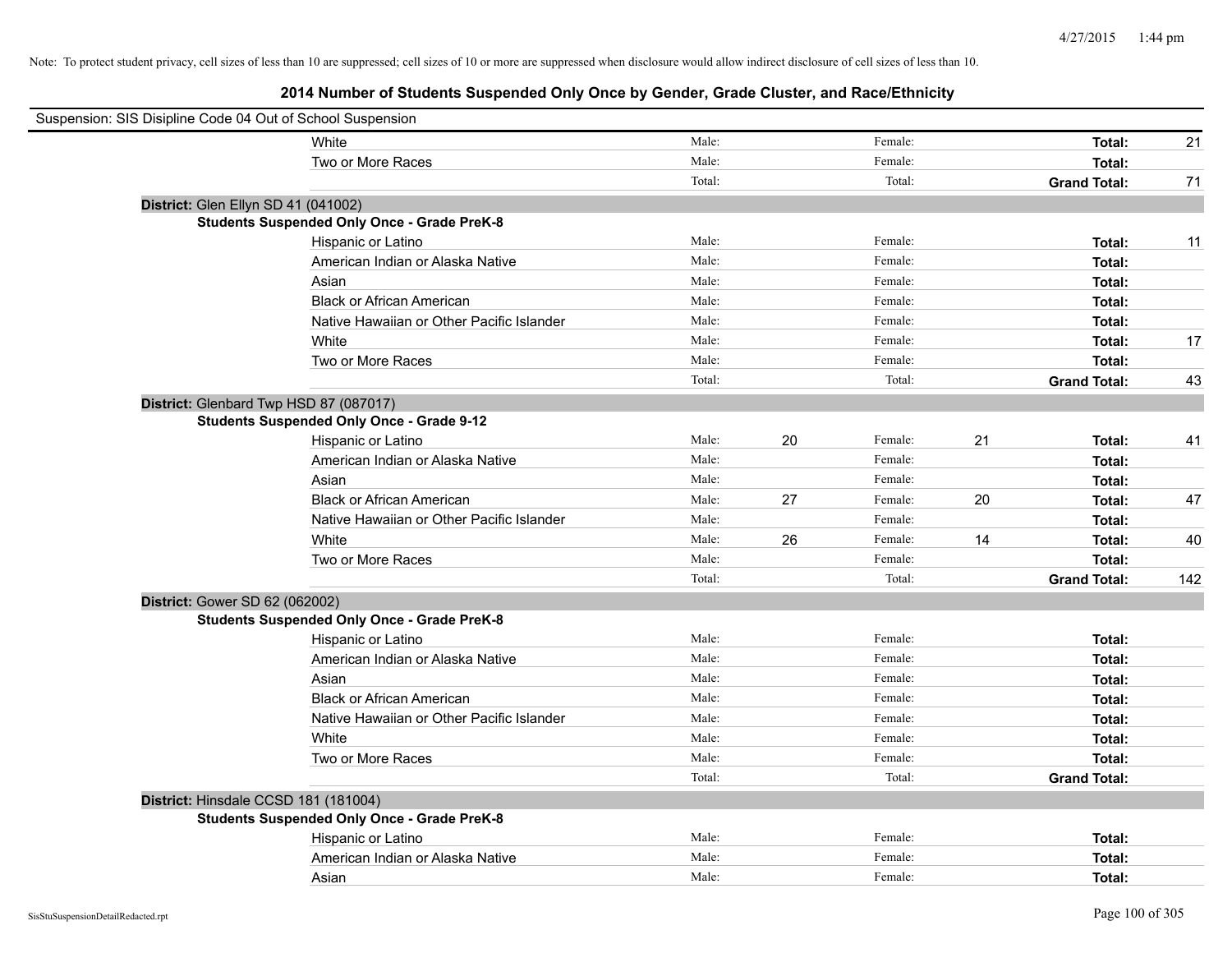Note: To protect student privacy, cell sizes of less than 10 are suppressed; cell sizes of 10 or more are suppressed when disclosure would allow indirect disclosure of cell sizes of less than 10.

## 2014 Number of Students Suspended Only Once by Gender, Grade Cluster, and Race/Ethnicity

Suspension: SIS Disipline Code 04 Out of School Suspension

| | | | | | | |
|---|---|---|---|---|---|---|
| White | Male: | | Female: | | **Total:** | 21 |
| Two or More Races | Male: | | Female: | | **Total:** | |
| | Total: | | Total: | | **Grand Total:** | 71 |

**District:** Glen Ellyn SD 41 (041002)

**Students Suspended Only Once - Grade PreK-8**

| | | | | | | |
|---|---|---|---|---|---|---|
| Hispanic or Latino | Male: | | Female: | | **Total:** | 11 |
| American Indian or Alaska Native | Male: | | Female: | | **Total:** | |
| Asian | Male: | | Female: | | **Total:** | |
| Black or African American | Male: | | Female: | | **Total:** | |
| Native Hawaiian or Other Pacific Islander | Male: | | Female: | | **Total:** | |
| White | Male: | | Female: | | **Total:** | 17 |
| Two or More Races | Male: | | Female: | | **Total:** | |
| | Total: | | Total: | | **Grand Total:** | 43 |

**District:** Glenbard Twp HSD 87 (087017)

**Students Suspended Only Once - Grade 9-12**

| | | | | | | |
|---|---|---|---|---|---|---|
| Hispanic or Latino | Male: | 20 | Female: | 21 | **Total:** | 41 |
| American Indian or Alaska Native | Male: | | Female: | | **Total:** | |
| Asian | Male: | | Female: | | **Total:** | |
| Black or African American | Male: | 27 | Female: | 20 | **Total:** | 47 |
| Native Hawaiian or Other Pacific Islander | Male: | | Female: | | **Total:** | |
| White | Male: | 26 | Female: | 14 | **Total:** | 40 |
| Two or More Races | Male: | | Female: | | **Total:** | |
| | Total: | | Total: | | **Grand Total:** | 142 |

**District:** Gower SD 62 (062002)

**Students Suspended Only Once - Grade PreK-8**

| | | | | | | |
|---|---|---|---|---|---|---|
| Hispanic or Latino | Male: | | Female: | | **Total:** | |
| American Indian or Alaska Native | Male: | | Female: | | **Total:** | |
| Asian | Male: | | Female: | | **Total:** | |
| Black or African American | Male: | | Female: | | **Total:** | |
| Native Hawaiian or Other Pacific Islander | Male: | | Female: | | **Total:** | |
| White | Male: | | Female: | | **Total:** | |
| Two or More Races | Male: | | Female: | | **Total:** | |
| | Total: | | Total: | | **Grand Total:** | |

**District:** Hinsdale CCSD 181 (181004)

**Students Suspended Only Once - Grade PreK-8**

| | | | | | | |
|---|---|---|---|---|---|---|
| Hispanic or Latino | Male: | | Female: | | **Total:** | |
| American Indian or Alaska Native | Male: | | Female: | | **Total:** | |
| Asian | Male: | | Female: | | **Total:** | |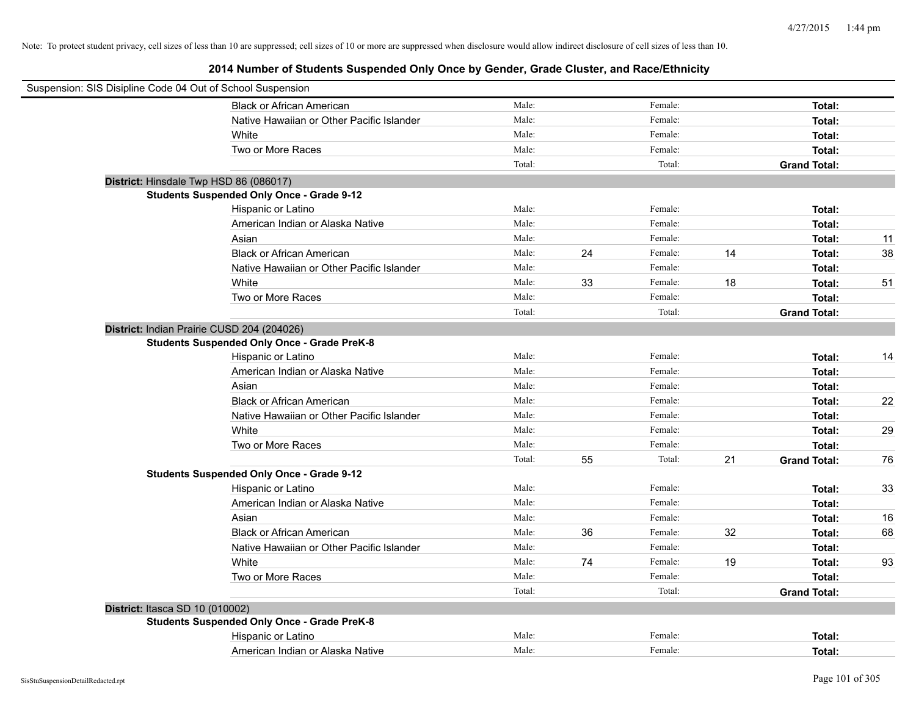Note: To protect student privacy, cell sizes of less than 10 are suppressed; cell sizes of 10 or more are suppressed when disclosure would allow indirect disclosure of cell sizes of less than 10.

# 2014 Number of Students Suspended Only Once by Gender, Grade Cluster, and Race/Ethnicity

Suspension: SIS Disipline Code 04 Out of School Suspension

| | | | | | | |
|---|---|---|---|---|---|---|
| Black or African American | Male: | | Female: | | **Total:** | |
| Native Hawaiian or Other Pacific Islander | Male: | | Female: | | **Total:** | |
| White | Male: | | Female: | | **Total:** | |
| Two or More Races | Male: | | Female: | | **Total:** | |
| | Total: | | Total: | | **Grand Total:** | |

**District:** Hinsdale Twp HSD 86 (086017)

**Students Suspended Only Once - Grade 9-12**

| | | | | | | |
|---|---|---|---|---|---|---|
| Hispanic or Latino | Male: | | Female: | | **Total:** | |
| American Indian or Alaska Native | Male: | | Female: | | **Total:** | |
| Asian | Male: | | Female: | | **Total:** | 11 |
| Black or African American | Male: | 24 | Female: | 14 | **Total:** | 38 |
| Native Hawaiian or Other Pacific Islander | Male: | | Female: | | **Total:** | |
| White | Male: | 33 | Female: | 18 | **Total:** | 51 |
| Two or More Races | Male: | | Female: | | **Total:** | |
| | Total: | | Total: | | **Grand Total:** | |

**District:** Indian Prairie CUSD 204 (204026)

**Students Suspended Only Once - Grade PreK-8**

| | | | | | | |
|---|---|---|---|---|---|---|
| Hispanic or Latino | Male: | | Female: | | **Total:** | 14 |
| American Indian or Alaska Native | Male: | | Female: | | **Total:** | |
| Asian | Male: | | Female: | | **Total:** | |
| Black or African American | Male: | | Female: | | **Total:** | 22 |
| Native Hawaiian or Other Pacific Islander | Male: | | Female: | | **Total:** | |
| White | Male: | | Female: | | **Total:** | 29 |
| Two or More Races | Male: | | Female: | | **Total:** | |
| | Total: | 55 | Total: | 21 | **Grand Total:** | 76 |

**Students Suspended Only Once - Grade 9-12**

| | | | | | | |
|---|---|---|---|---|---|---|
| Hispanic or Latino | Male: | | Female: | | **Total:** | 33 |
| American Indian or Alaska Native | Male: | | Female: | | **Total:** | |
| Asian | Male: | | Female: | | **Total:** | 16 |
| Black or African American | Male: | 36 | Female: | 32 | **Total:** | 68 |
| Native Hawaiian or Other Pacific Islander | Male: | | Female: | | **Total:** | |
| White | Male: | 74 | Female: | 19 | **Total:** | 93 |
| Two or More Races | Male: | | Female: | | **Total:** | |
| | Total: | | Total: | | **Grand Total:** | |

**District:** Itasca SD 10 (010002)

**Students Suspended Only Once - Grade PreK-8**

| | | | | | | |
|---|---|---|---|---|---|---|
| Hispanic or Latino | Male: | | Female: | | **Total:** | |
| American Indian or Alaska Native | Male: | | Female: | | **Total:** | |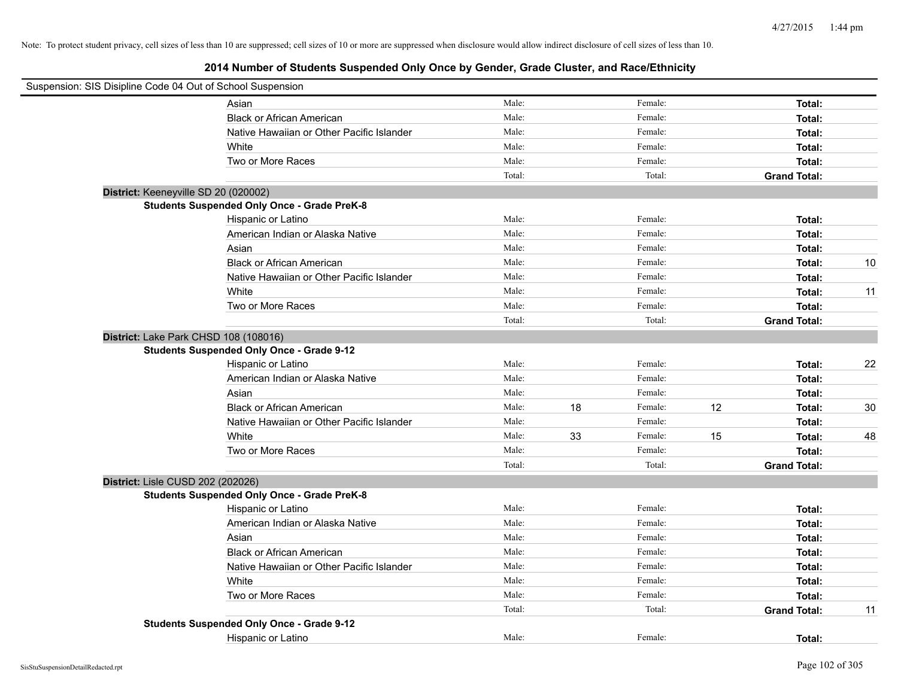Note: To protect student privacy, cell sizes of less than 10 are suppressed; cell sizes of 10 or more are suppressed when disclosure would allow indirect disclosure of cell sizes of less than 10.

# 2014 Number of Students Suspended Only Once by Gender, Grade Cluster, and Race/Ethnicity

Suspension: SIS Disipline Code 04 Out of School Suspension

| | | | | | | |
|---|---|---|---|---|---|---|
| Asian | Male: | | Female: | | Total: | |
| Black or African American | Male: | | Female: | | Total: | |
| Native Hawaiian or Other Pacific Islander | Male: | | Female: | | Total: | |
| White | Male: | | Female: | | Total: | |
| Two or More Races | Male: | | Female: | | Total: | |
| | Total: | | Total: | | Grand Total: | |

**District:** Keeneyville SD 20 (020002)

**Students Suspended Only Once - Grade PreK-8**

| | | | | | | |
|---|---|---|---|---|---|---|
| Hispanic or Latino | Male: | | Female: | | Total: | |
| American Indian or Alaska Native | Male: | | Female: | | Total: | |
| Asian | Male: | | Female: | | Total: | |
| Black or African American | Male: | | Female: | | Total: | 10 |
| Native Hawaiian or Other Pacific Islander | Male: | | Female: | | Total: | |
| White | Male: | | Female: | | Total: | 11 |
| Two or More Races | Male: | | Female: | | Total: | |
| | Total: | | Total: | | Grand Total: | |

**District:** Lake Park CHSD 108 (108016)

**Students Suspended Only Once - Grade 9-12**

| | | | | | | |
|---|---|---|---|---|---|---|
| Hispanic or Latino | Male: | | Female: | | Total: | 22 |
| American Indian or Alaska Native | Male: | | Female: | | Total: | |
| Asian | Male: | | Female: | | Total: | |
| Black or African American | Male: | 18 | Female: | 12 | Total: | 30 |
| Native Hawaiian or Other Pacific Islander | Male: | | Female: | | Total: | |
| White | Male: | 33 | Female: | 15 | Total: | 48 |
| Two or More Races | Male: | | Female: | | Total: | |
| | Total: | | Total: | | Grand Total: | |

**District:** Lisle CUSD 202 (202026)

**Students Suspended Only Once - Grade PreK-8**

| | | | | | | |
|---|---|---|---|---|---|---|
| Hispanic or Latino | Male: | | Female: | | Total: | |
| American Indian or Alaska Native | Male: | | Female: | | Total: | |
| Asian | Male: | | Female: | | Total: | |
| Black or African American | Male: | | Female: | | Total: | |
| Native Hawaiian or Other Pacific Islander | Male: | | Female: | | Total: | |
| White | Male: | | Female: | | Total: | |
| Two or More Races | Male: | | Female: | | Total: | |
| | Total: | | Total: | | Grand Total: | 11 |

**Students Suspended Only Once - Grade 9-12**

| | | | | | | |
|---|---|---|---|---|---|---|
| Hispanic or Latino | Male: | | Female: | | Total: | |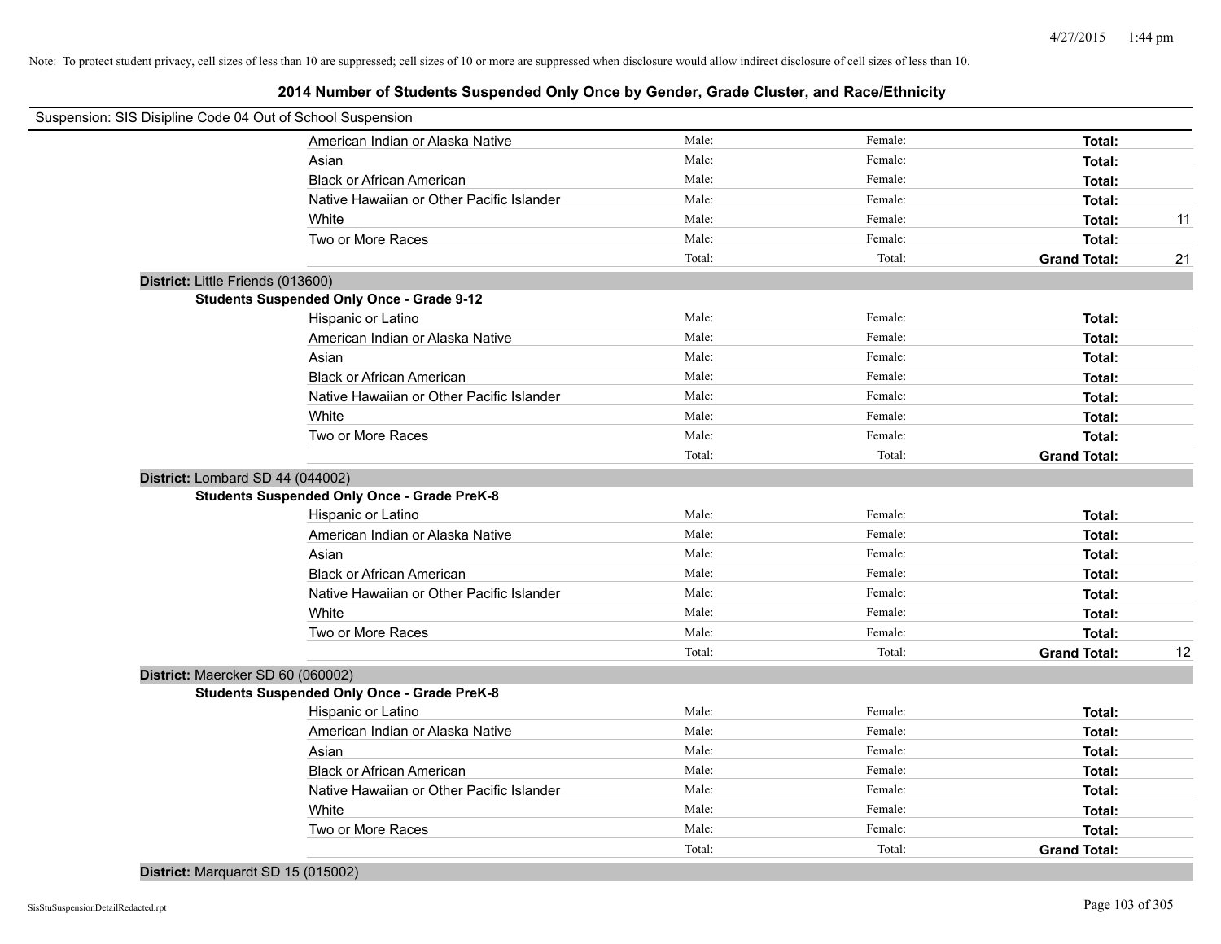Note: To protect student privacy, cell sizes of less than 10 are suppressed; cell sizes of 10 or more are suppressed when disclosure would allow indirect disclosure of cell sizes of less than 10.

## 2014 Number of Students Suspended Only Once by Gender, Grade Cluster, and Race/Ethnicity

Suspension: SIS Disipline Code 04 Out of School Suspension

| | | | | |
|---|---|---|---|---|
| American Indian or Alaska Native | Male: | Female: | **Total:** | |
| Asian | Male: | Female: | **Total:** | |
| Black or African American | Male: | Female: | **Total:** | |
| Native Hawaiian or Other Pacific Islander | Male: | Female: | **Total:** | |
| White | Male: | Female: | **Total:** | 11 |
| Two or More Races | Male: | Female: | **Total:** | |
| | Total: | Total: | **Grand Total:** | 21 |

**District:** Little Friends (013600)

**Students Suspended Only Once - Grade 9-12**

| | | | | |
|---|---|---|---|---|
| Hispanic or Latino | Male: | Female: | **Total:** | |
| American Indian or Alaska Native | Male: | Female: | **Total:** | |
| Asian | Male: | Female: | **Total:** | |
| Black or African American | Male: | Female: | **Total:** | |
| Native Hawaiian or Other Pacific Islander | Male: | Female: | **Total:** | |
| White | Male: | Female: | **Total:** | |
| Two or More Races | Male: | Female: | **Total:** | |
| | Total: | Total: | **Grand Total:** | |

**District:** Lombard SD 44 (044002)

**Students Suspended Only Once - Grade PreK-8**

| | | | | |
|---|---|---|---|---|
| Hispanic or Latino | Male: | Female: | **Total:** | |
| American Indian or Alaska Native | Male: | Female: | **Total:** | |
| Asian | Male: | Female: | **Total:** | |
| Black or African American | Male: | Female: | **Total:** | |
| Native Hawaiian or Other Pacific Islander | Male: | Female: | **Total:** | |
| White | Male: | Female: | **Total:** | |
| Two or More Races | Male: | Female: | **Total:** | |
| | Total: | Total: | **Grand Total:** | 12 |

**District:** Maercker SD 60 (060002)

**Students Suspended Only Once - Grade PreK-8**

| | | | | |
|---|---|---|---|---|
| Hispanic or Latino | Male: | Female: | **Total:** | |
| American Indian or Alaska Native | Male: | Female: | **Total:** | |
| Asian | Male: | Female: | **Total:** | |
| Black or African American | Male: | Female: | **Total:** | |
| Native Hawaiian or Other Pacific Islander | Male: | Female: | **Total:** | |
| White | Male: | Female: | **Total:** | |
| Two or More Races | Male: | Female: | **Total:** | |
| | Total: | Total: | **Grand Total:** | |

**District:** Marquardt SD 15 (015002)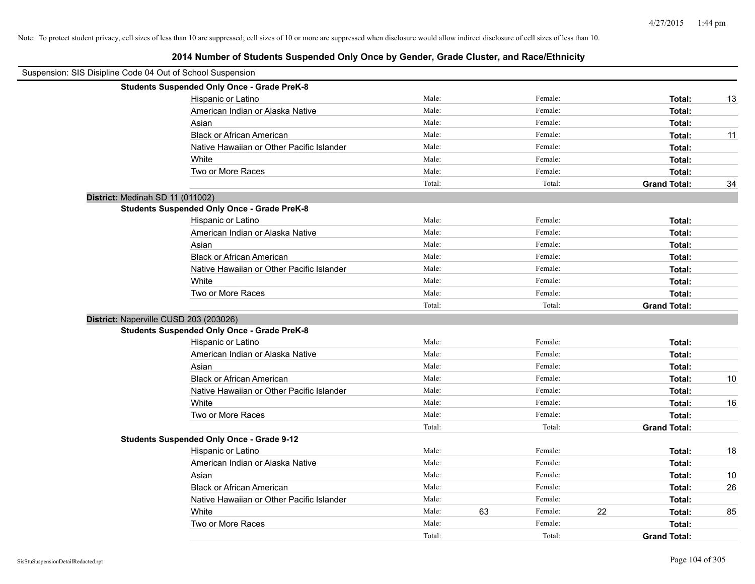Note: To protect student privacy, cell sizes of less than 10 are suppressed; cell sizes of 10 or more are suppressed when disclosure would allow indirect disclosure of cell sizes of less than 10.

# 2014 Number of Students Suspended Only Once by Gender, Grade Cluster, and Race/Ethnicity

Suspension: SIS Disipline Code 04 Out of School Suspension

**Students Suspended Only Once - Grade PreK-8**

| Race/Ethnicity | Male: | | Female: | | Total: | |
|---|---|---|---|---|---|---|
| Hispanic or Latino | Male: | | Female: | | **Total:** | 13 |
| American Indian or Alaska Native | Male: | | Female: | | **Total:** | |
| Asian | Male: | | Female: | | **Total:** | |
| Black or African American | Male: | | Female: | | **Total:** | 11 |
| Native Hawaiian or Other Pacific Islander | Male: | | Female: | | **Total:** | |
| White | Male: | | Female: | | **Total:** | |
| Two or More Races | Male: | | Female: | | **Total:** | |
| | Total: | | Total: | | **Grand Total:** | 34 |

**District:** Medinah SD 11 (011002)

**Students Suspended Only Once - Grade PreK-8**

| Race/Ethnicity | Male: | | Female: | | Total: | |
|---|---|---|---|---|---|---|
| Hispanic or Latino | Male: | | Female: | | **Total:** | |
| American Indian or Alaska Native | Male: | | Female: | | **Total:** | |
| Asian | Male: | | Female: | | **Total:** | |
| Black or African American | Male: | | Female: | | **Total:** | |
| Native Hawaiian or Other Pacific Islander | Male: | | Female: | | **Total:** | |
| White | Male: | | Female: | | **Total:** | |
| Two or More Races | Male: | | Female: | | **Total:** | |
| | Total: | | Total: | | **Grand Total:** | |

**District:** Naperville CUSD 203 (203026)

**Students Suspended Only Once - Grade PreK-8**

| Race/Ethnicity | Male: | | Female: | | Total: | |
|---|---|---|---|---|---|---|
| Hispanic or Latino | Male: | | Female: | | **Total:** | |
| American Indian or Alaska Native | Male: | | Female: | | **Total:** | |
| Asian | Male: | | Female: | | **Total:** | |
| Black or African American | Male: | | Female: | | **Total:** | 10 |
| Native Hawaiian or Other Pacific Islander | Male: | | Female: | | **Total:** | |
| White | Male: | | Female: | | **Total:** | 16 |
| Two or More Races | Male: | | Female: | | **Total:** | |
| | Total: | | Total: | | **Grand Total:** | |

**Students Suspended Only Once - Grade 9-12**

| Race/Ethnicity | Male: | | Female: | | Total: | |
|---|---|---|---|---|---|---|
| Hispanic or Latino | Male: | | Female: | | **Total:** | 18 |
| American Indian or Alaska Native | Male: | | Female: | | **Total:** | |
| Asian | Male: | | Female: | | **Total:** | 10 |
| Black or African American | Male: | | Female: | | **Total:** | 26 |
| Native Hawaiian or Other Pacific Islander | Male: | | Female: | | **Total:** | |
| White | Male: | 63 | Female: | 22 | **Total:** | 85 |
| Two or More Races | Male: | | Female: | | **Total:** | |
| | Total: | | Total: | | **Grand Total:** | |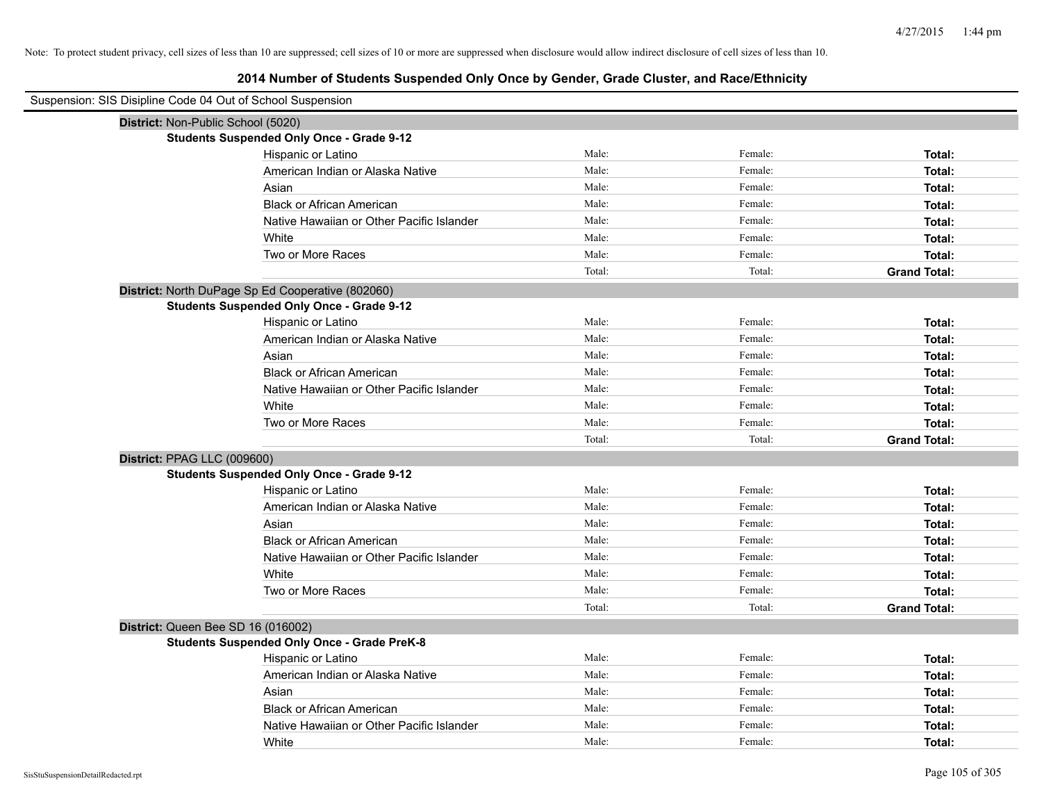Note: To protect student privacy, cell sizes of less than 10 are suppressed; cell sizes of 10 or more are suppressed when disclosure would allow indirect disclosure of cell sizes of less than 10.

## 2014 Number of Students Suspended Only Once by Gender, Grade Cluster, and Race/Ethnicity

Suspension: SIS Disipline Code 04 Out of School Suspension

**District:** Non-Public School (5020)

**Students Suspended Only Once - Grade 9-12**

| | | | |
|---|---|---|---|
| Hispanic or Latino | Male: | Female: | **Total:** |
| American Indian or Alaska Native | Male: | Female: | **Total:** |
| Asian | Male: | Female: | **Total:** |
| Black or African American | Male: | Female: | **Total:** |
| Native Hawaiian or Other Pacific Islander | Male: | Female: | **Total:** |
| White | Male: | Female: | **Total:** |
| Two or More Races | Male: | Female: | **Total:** |
| | Total: | Total: | **Grand Total:** |

**District:** North DuPage Sp Ed Cooperative (802060)

**Students Suspended Only Once - Grade 9-12**

| | | | |
|---|---|---|---|
| Hispanic or Latino | Male: | Female: | **Total:** |
| American Indian or Alaska Native | Male: | Female: | **Total:** |
| Asian | Male: | Female: | **Total:** |
| Black or African American | Male: | Female: | **Total:** |
| Native Hawaiian or Other Pacific Islander | Male: | Female: | **Total:** |
| White | Male: | Female: | **Total:** |
| Two or More Races | Male: | Female: | **Total:** |
| | Total: | Total: | **Grand Total:** |

**District:** PPAG LLC (009600)

**Students Suspended Only Once - Grade 9-12**

| | | | |
|---|---|---|---|
| Hispanic or Latino | Male: | Female: | **Total:** |
| American Indian or Alaska Native | Male: | Female: | **Total:** |
| Asian | Male: | Female: | **Total:** |
| Black or African American | Male: | Female: | **Total:** |
| Native Hawaiian or Other Pacific Islander | Male: | Female: | **Total:** |
| White | Male: | Female: | **Total:** |
| Two or More Races | Male: | Female: | **Total:** |
| | Total: | Total: | **Grand Total:** |

**District:** Queen Bee SD 16 (016002)

**Students Suspended Only Once - Grade PreK-8**

| | | | |
|---|---|---|---|
| Hispanic or Latino | Male: | Female: | **Total:** |
| American Indian or Alaska Native | Male: | Female: | **Total:** |
| Asian | Male: | Female: | **Total:** |
| Black or African American | Male: | Female: | **Total:** |
| Native Hawaiian or Other Pacific Islander | Male: | Female: | **Total:** |
| White | Male: | Female: | **Total:** |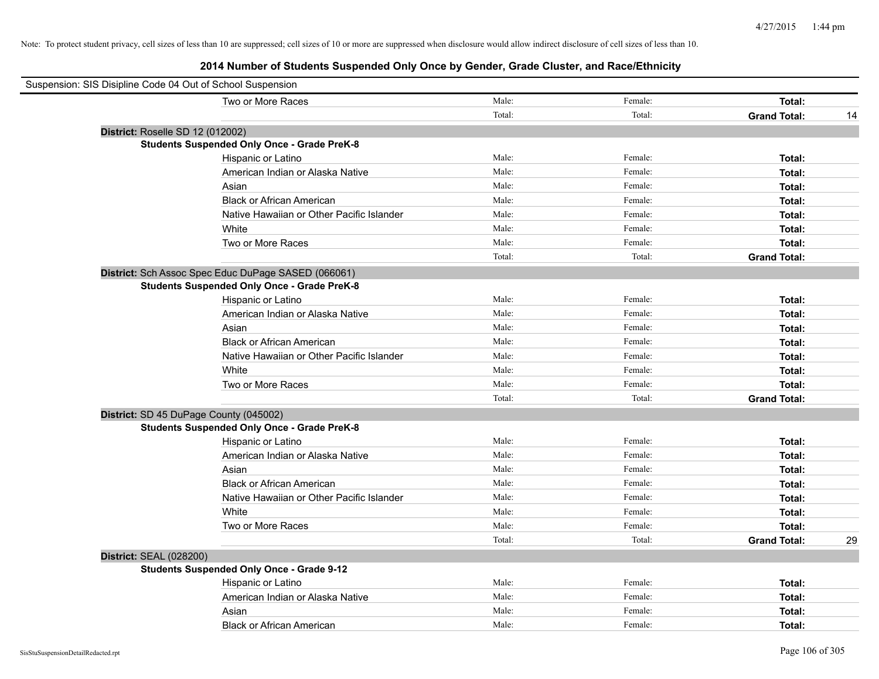Note: To protect student privacy, cell sizes of less than 10 are suppressed; cell sizes of 10 or more are suppressed when disclosure would allow indirect disclosure of cell sizes of less than 10.

## 2014 Number of Students Suspended Only Once by Gender, Grade Cluster, and Race/Ethnicity

Suspension: SIS Disipline Code 04 Out of School Suspension

| | | | | |
|---|---|---|---|---|
| Two or More Races | Male: | Female: | **Total:** | |
| | Total: | Total: | **Grand Total:** | 14 |

**District:** Roselle SD 12 (012002)

**Students Suspended Only Once - Grade PreK-8**

| | | | | |
|---|---|---|---|---|
| Hispanic or Latino | Male: | Female: | **Total:** | |
| American Indian or Alaska Native | Male: | Female: | **Total:** | |
| Asian | Male: | Female: | **Total:** | |
| Black or African American | Male: | Female: | **Total:** | |
| Native Hawaiian or Other Pacific Islander | Male: | Female: | **Total:** | |
| White | Male: | Female: | **Total:** | |
| Two or More Races | Male: | Female: | **Total:** | |
| | Total: | Total: | **Grand Total:** | |

**District:** Sch Assoc Spec Educ DuPage SASED (066061)

**Students Suspended Only Once - Grade PreK-8**

| | | | | |
|---|---|---|---|---|
| Hispanic or Latino | Male: | Female: | **Total:** | |
| American Indian or Alaska Native | Male: | Female: | **Total:** | |
| Asian | Male: | Female: | **Total:** | |
| Black or African American | Male: | Female: | **Total:** | |
| Native Hawaiian or Other Pacific Islander | Male: | Female: | **Total:** | |
| White | Male: | Female: | **Total:** | |
| Two or More Races | Male: | Female: | **Total:** | |
| | Total: | Total: | **Grand Total:** | |

**District:** SD 45 DuPage County (045002)

**Students Suspended Only Once - Grade PreK-8**

| | | | | |
|---|---|---|---|---|
| Hispanic or Latino | Male: | Female: | **Total:** | |
| American Indian or Alaska Native | Male: | Female: | **Total:** | |
| Asian | Male: | Female: | **Total:** | |
| Black or African American | Male: | Female: | **Total:** | |
| Native Hawaiian or Other Pacific Islander | Male: | Female: | **Total:** | |
| White | Male: | Female: | **Total:** | |
| Two or More Races | Male: | Female: | **Total:** | |
| | Total: | Total: | **Grand Total:** | 29 |

**District:** SEAL (028200)

**Students Suspended Only Once - Grade 9-12**

| | | | | |
|---|---|---|---|---|
| Hispanic or Latino | Male: | Female: | **Total:** | |
| American Indian or Alaska Native | Male: | Female: | **Total:** | |
| Asian | Male: | Female: | **Total:** | |
| Black or African American | Male: | Female: | **Total:** | |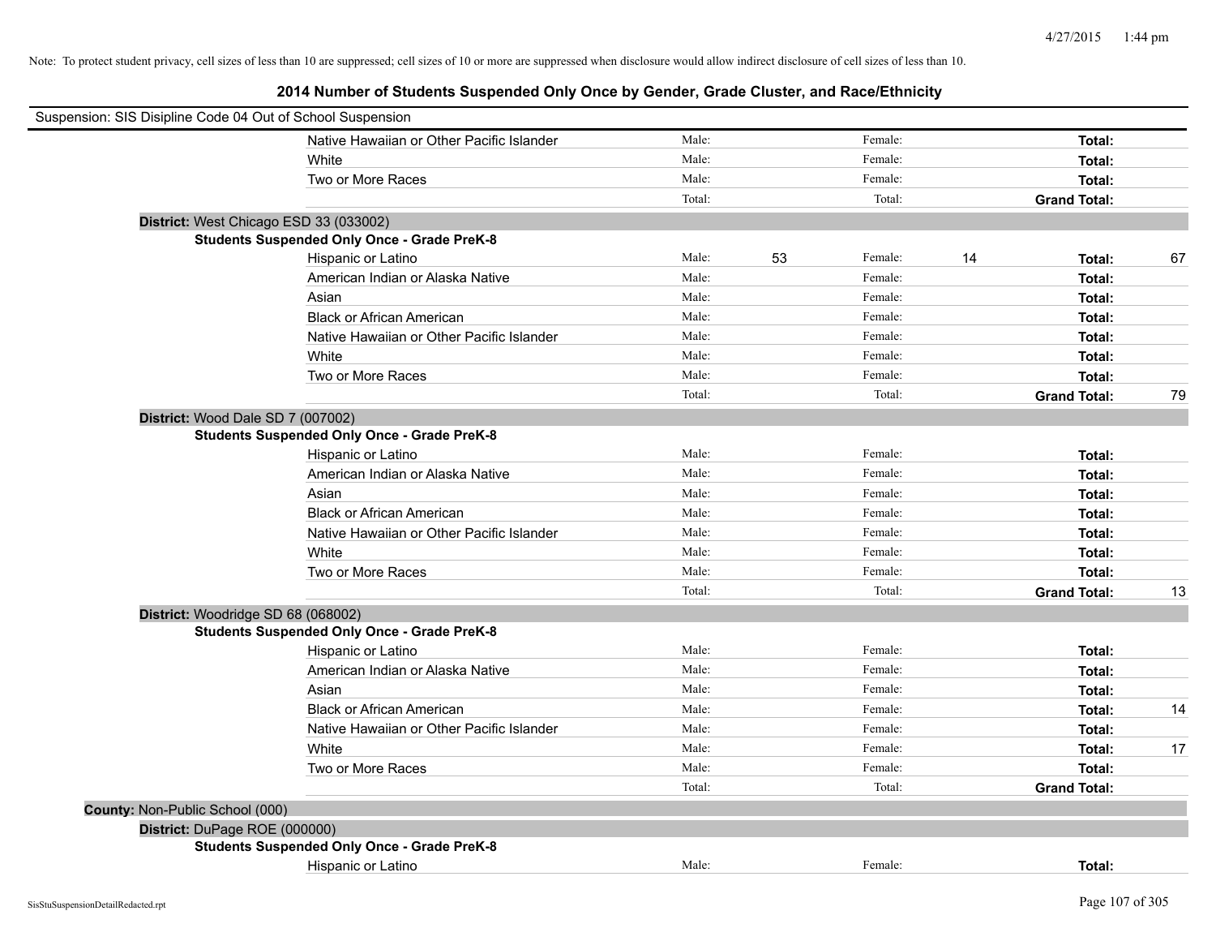Note: To protect student privacy, cell sizes of less than 10 are suppressed; cell sizes of 10 or more are suppressed when disclosure would allow indirect disclosure of cell sizes of less than 10.

## 2014 Number of Students Suspended Only Once by Gender, Grade Cluster, and Race/Ethnicity

Suspension: SIS Disipline Code 04 Out of School Suspension

| | | | | | |
|---|---|---|---|---|---|
| Native Hawaiian or Other Pacific Islander | Male: | | Female: | | **Total:** | |
| White | Male: | | Female: | | **Total:** | |
| Two or More Races | Male: | | Female: | | **Total:** | |
| | Total: | | Total: | | **Grand Total:** | |

**District:** West Chicago ESD 33 (033002)

**Students Suspended Only Once - Grade PreK-8**

| Race/Ethnicity | | Male | | Female | | Total |
|---|---|---|---|---|---|---|
| Hispanic or Latino | Male: | 53 | Female: | 14 | **Total:** | 67 |
| American Indian or Alaska Native | Male: | | Female: | | **Total:** | |
| Asian | Male: | | Female: | | **Total:** | |
| Black or African American | Male: | | Female: | | **Total:** | |
| Native Hawaiian or Other Pacific Islander | Male: | | Female: | | **Total:** | |
| White | Male: | | Female: | | **Total:** | |
| Two or More Races | Male: | | Female: | | **Total:** | |
| | Total: | | Total: | | **Grand Total:** | 79 |

**District:** Wood Dale SD 7 (007002)

**Students Suspended Only Once - Grade PreK-8**

| Race/Ethnicity | | Male | | Female | | Total |
|---|---|---|---|---|---|---|
| Hispanic or Latino | Male: | | Female: | | **Total:** | |
| American Indian or Alaska Native | Male: | | Female: | | **Total:** | |
| Asian | Male: | | Female: | | **Total:** | |
| Black or African American | Male: | | Female: | | **Total:** | |
| Native Hawaiian or Other Pacific Islander | Male: | | Female: | | **Total:** | |
| White | Male: | | Female: | | **Total:** | |
| Two or More Races | Male: | | Female: | | **Total:** | |
| | Total: | | Total: | | **Grand Total:** | 13 |

**District:** Woodridge SD 68 (068002)

**Students Suspended Only Once - Grade PreK-8**

| Race/Ethnicity | | Male | | Female | | Total |
|---|---|---|---|---|---|---|
| Hispanic or Latino | Male: | | Female: | | **Total:** | |
| American Indian or Alaska Native | Male: | | Female: | | **Total:** | |
| Asian | Male: | | Female: | | **Total:** | |
| Black or African American | Male: | | Female: | | **Total:** | 14 |
| Native Hawaiian or Other Pacific Islander | Male: | | Female: | | **Total:** | |
| White | Male: | | Female: | | **Total:** | 17 |
| Two or More Races | Male: | | Female: | | **Total:** | |
| | Total: | | Total: | | **Grand Total:** | |

**County:** Non-Public School (000)

**District:** DuPage ROE (000000)

**Students Suspended Only Once - Grade PreK-8**

| Race/Ethnicity | | Male | | Female | | Total |
|---|---|---|---|---|---|---|
| Hispanic or Latino | Male: | | Female: | | **Total:** | |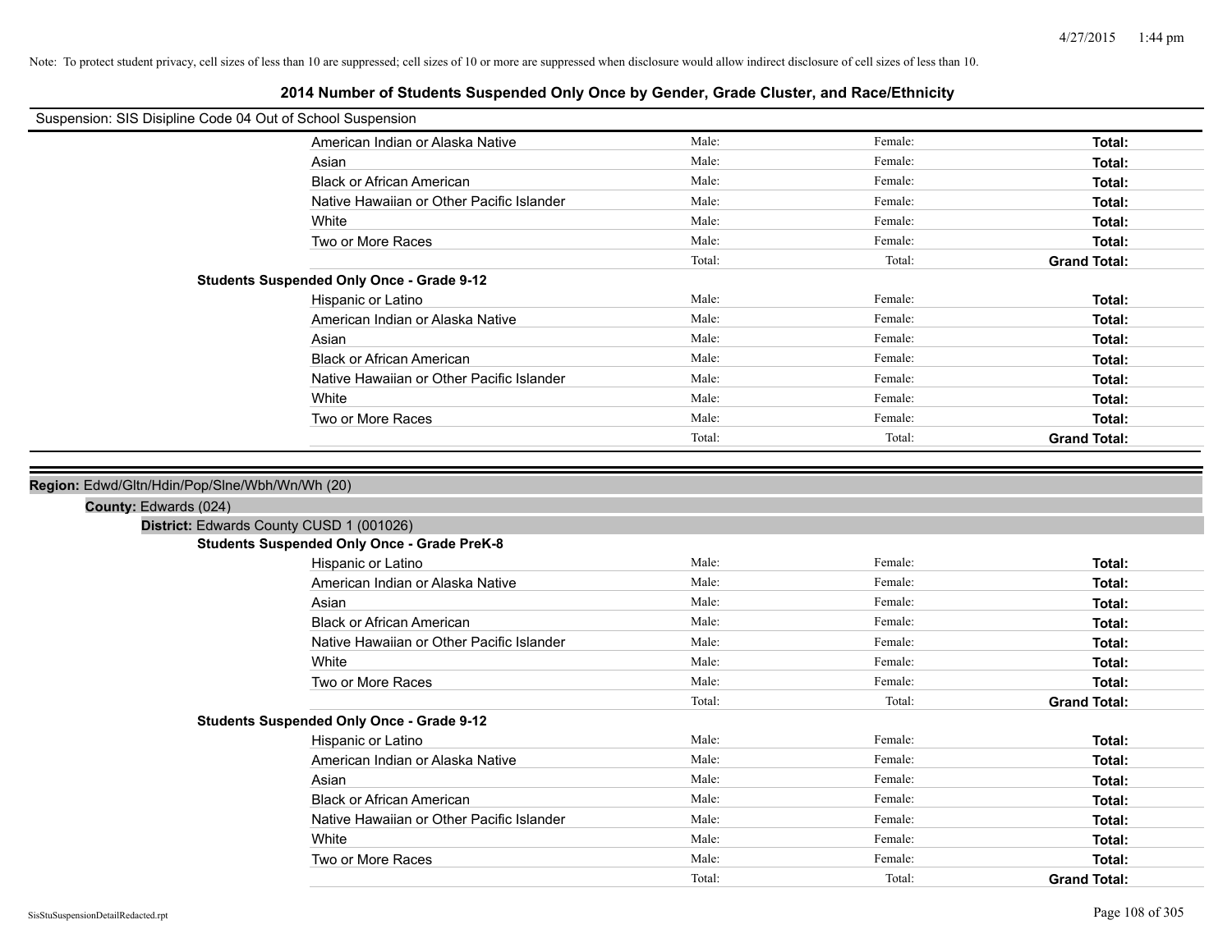Note: To protect student privacy, cell sizes of less than 10 are suppressed; cell sizes of 10 or more are suppressed when disclosure would allow indirect disclosure of cell sizes of less than 10.

# 2014 Number of Students Suspended Only Once by Gender, Grade Cluster, and Race/Ethnicity

Suspension: SIS Disipline Code 04 Out of School Suspension

| | | | |
|---|---|---|---|
| American Indian or Alaska Native | Male: | Female: | **Total:** |
| Asian | Male: | Female: | **Total:** |
| Black or African American | Male: | Female: | **Total:** |
| Native Hawaiian or Other Pacific Islander | Male: | Female: | **Total:** |
| White | Male: | Female: | **Total:** |
| Two or More Races | Male: | Female: | **Total:** |
| | Total: | Total: | **Grand Total:** |

**Students Suspended Only Once - Grade 9-12**

| | | | |
|---|---|---|---|
| Hispanic or Latino | Male: | Female: | **Total:** |
| American Indian or Alaska Native | Male: | Female: | **Total:** |
| Asian | Male: | Female: | **Total:** |
| Black or African American | Male: | Female: | **Total:** |
| Native Hawaiian or Other Pacific Islander | Male: | Female: | **Total:** |
| White | Male: | Female: | **Total:** |
| Two or More Races | Male: | Female: | **Total:** |
| | Total: | Total: | **Grand Total:** |

**Region:** Edwd/Gltn/Hdin/Pop/Slne/Wbh/Wn/Wh (20)

**County:** Edwards (024)

**District:** Edwards County CUSD 1 (001026)

**Students Suspended Only Once - Grade PreK-8**

| | | | |
|---|---|---|---|
| Hispanic or Latino | Male: | Female: | **Total:** |
| American Indian or Alaska Native | Male: | Female: | **Total:** |
| Asian | Male: | Female: | **Total:** |
| Black or African American | Male: | Female: | **Total:** |
| Native Hawaiian or Other Pacific Islander | Male: | Female: | **Total:** |
| White | Male: | Female: | **Total:** |
| Two or More Races | Male: | Female: | **Total:** |
| | Total: | Total: | **Grand Total:** |

**Students Suspended Only Once - Grade 9-12**

| | | | |
|---|---|---|---|
| Hispanic or Latino | Male: | Female: | **Total:** |
| American Indian or Alaska Native | Male: | Female: | **Total:** |
| Asian | Male: | Female: | **Total:** |
| Black or African American | Male: | Female: | **Total:** |
| Native Hawaiian or Other Pacific Islander | Male: | Female: | **Total:** |
| White | Male: | Female: | **Total:** |
| Two or More Races | Male: | Female: | **Total:** |
| | Total: | Total: | **Grand Total:** |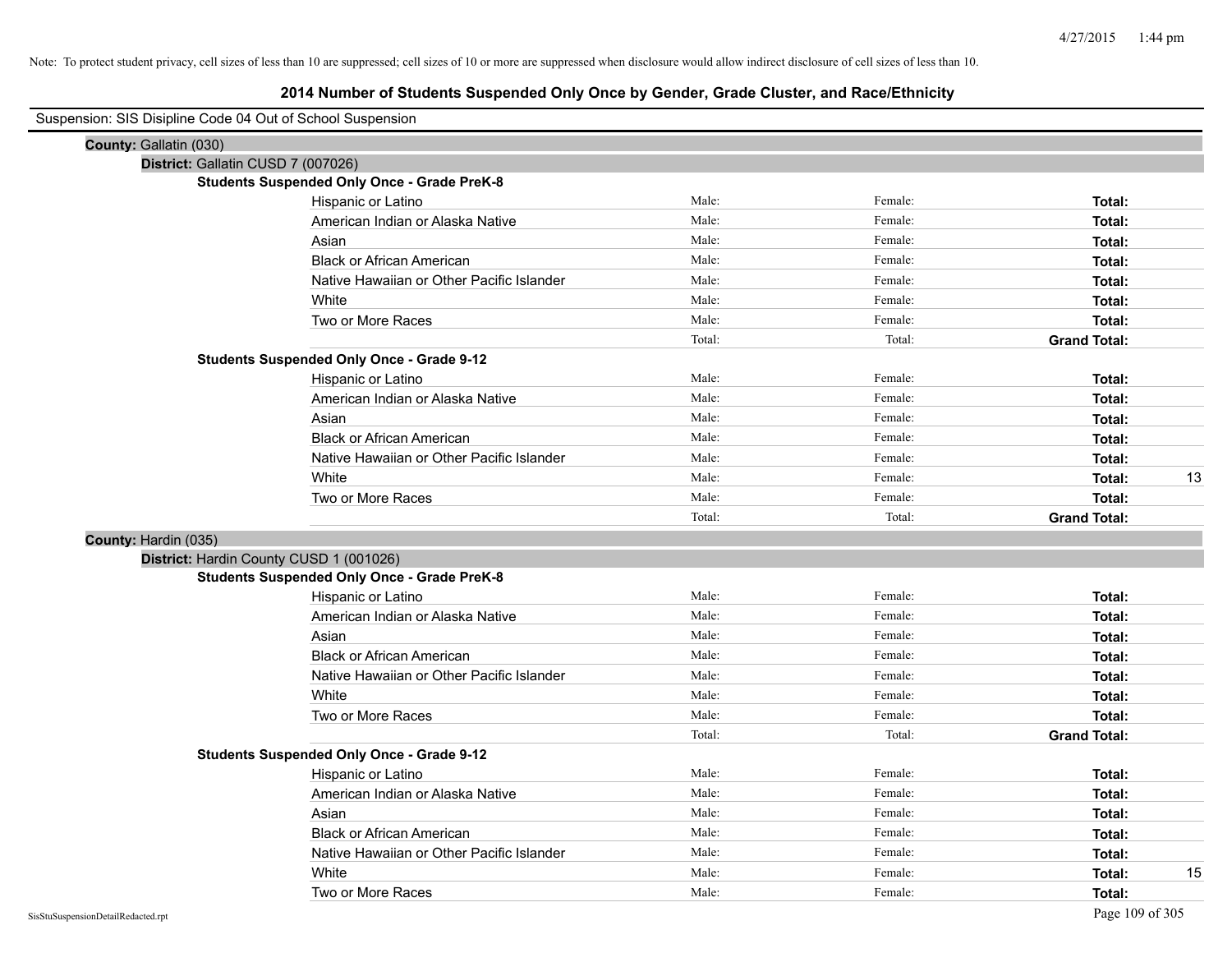Note: To protect student privacy, cell sizes of less than 10 are suppressed; cell sizes of 10 or more are suppressed when disclosure would allow indirect disclosure of cell sizes of less than 10.

# 2014 Number of Students Suspended Only Once by Gender, Grade Cluster, and Race/Ethnicity

Suspension: SIS Disipline Code 04 Out of School Suspension

**County:** Gallatin (030)

**District:** Gallatin CUSD 7 (007026)

**Students Suspended Only Once - Grade PreK-8**

| Race/Ethnicity | Male: | Female: | Total: |
|---|---|---|---|
| Hispanic or Latino | | | |
| American Indian or Alaska Native | | | |
| Asian | | | |
| Black or African American | | | |
| Native Hawaiian or Other Pacific Islander | | | |
| White | | | |
| Two or More Races | | | |
| | Total: | Total: | **Grand Total:** |

**Students Suspended Only Once - Grade 9-12**

| Race/Ethnicity | Male: | Female: | Total: |
|---|---|---|---|
| Hispanic or Latino | | | |
| American Indian or Alaska Native | | | |
| Asian | | | |
| Black or African American | | | |
| Native Hawaiian or Other Pacific Islander | | | |
| White | | | 13 |
| Two or More Races | | | |
| | Total: | Total: | **Grand Total:** |

**County:** Hardin (035)

**District:** Hardin County CUSD 1 (001026)

**Students Suspended Only Once - Grade PreK-8**

| Race/Ethnicity | Male: | Female: | Total: |
|---|---|---|---|
| Hispanic or Latino | | | |
| American Indian or Alaska Native | | | |
| Asian | | | |
| Black or African American | | | |
| Native Hawaiian or Other Pacific Islander | | | |
| White | | | |
| Two or More Races | | | |
| | Total: | Total: | **Grand Total:** |

**Students Suspended Only Once - Grade 9-12**

| Race/Ethnicity | Male: | Female: | Total: |
|---|---|---|---|
| Hispanic or Latino | | | |
| American Indian or Alaska Native | | | |
| Asian | | | |
| Black or African American | | | |
| Native Hawaiian or Other Pacific Islander | | | |
| White | | | 15 |
| Two or More Races | | | |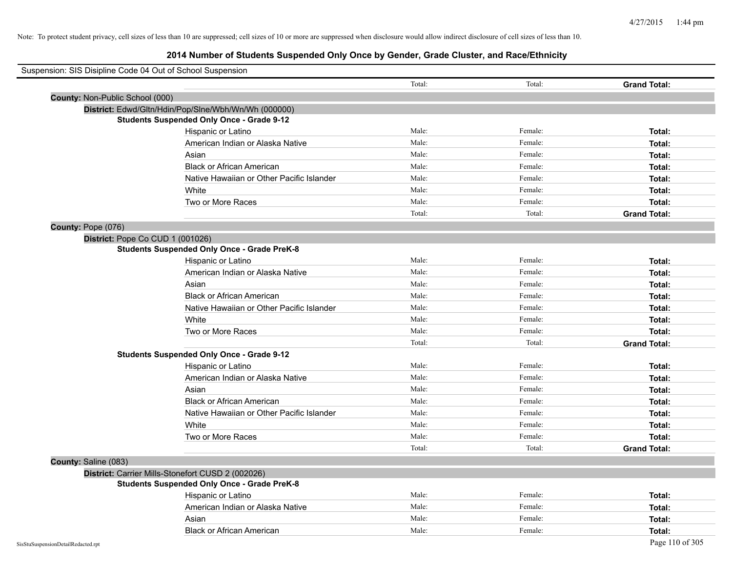Note: To protect student privacy, cell sizes of less than 10 are suppressed; cell sizes of 10 or more are suppressed when disclosure would allow indirect disclosure of cell sizes of less than 10.

# 2014 Number of Students Suspended Only Once by Gender, Grade Cluster, and Race/Ethnicity

Suspension: SIS Disipline Code 04 Out of School Suspension

| | Total: | Total: | **Grand Total:** |
|---|---|---|---|

**County:** Non-Public School (000)

**District:** Edwd/Gltn/Hdin/Pop/Slne/Wbh/Wn/Wh (000000)

**Students Suspended Only Once - Grade 9-12**

| | | | |
|---|---|---|---|
| Hispanic or Latino | Male: | Female: | **Total:** |
| American Indian or Alaska Native | Male: | Female: | **Total:** |
| Asian | Male: | Female: | **Total:** |
| Black or African American | Male: | Female: | **Total:** |
| Native Hawaiian or Other Pacific Islander | Male: | Female: | **Total:** |
| White | Male: | Female: | **Total:** |
| Two or More Races | Male: | Female: | **Total:** |
| | Total: | Total: | **Grand Total:** |

**County:** Pope (076)

**District:** Pope Co CUD 1 (001026)

**Students Suspended Only Once - Grade PreK-8**

| | | | |
|---|---|---|---|
| Hispanic or Latino | Male: | Female: | **Total:** |
| American Indian or Alaska Native | Male: | Female: | **Total:** |
| Asian | Male: | Female: | **Total:** |
| Black or African American | Male: | Female: | **Total:** |
| Native Hawaiian or Other Pacific Islander | Male: | Female: | **Total:** |
| White | Male: | Female: | **Total:** |
| Two or More Races | Male: | Female: | **Total:** |
| | Total: | Total: | **Grand Total:** |

**Students Suspended Only Once - Grade 9-12**

| | | | |
|---|---|---|---|
| Hispanic or Latino | Male: | Female: | **Total:** |
| American Indian or Alaska Native | Male: | Female: | **Total:** |
| Asian | Male: | Female: | **Total:** |
| Black or African American | Male: | Female: | **Total:** |
| Native Hawaiian or Other Pacific Islander | Male: | Female: | **Total:** |
| White | Male: | Female: | **Total:** |
| Two or More Races | Male: | Female: | **Total:** |
| | Total: | Total: | **Grand Total:** |

**County:** Saline (083)

**District:** Carrier Mills-Stonefort CUSD 2 (002026)

**Students Suspended Only Once - Grade PreK-8**

| | | | |
|---|---|---|---|
| Hispanic or Latino | Male: | Female: | **Total:** |
| American Indian or Alaska Native | Male: | Female: | **Total:** |
| Asian | Male: | Female: | **Total:** |
| Black or African American | Male: | Female: | **Total:** |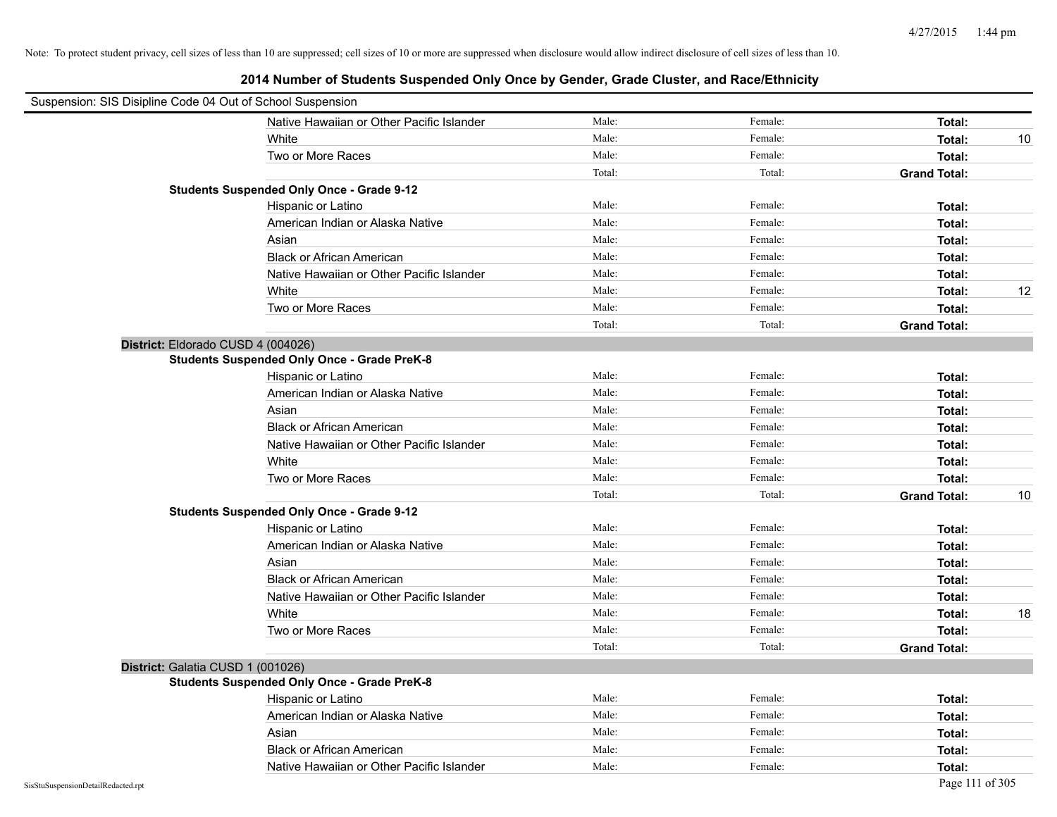Note: To protect student privacy, cell sizes of less than 10 are suppressed; cell sizes of 10 or more are suppressed when disclosure would allow indirect disclosure of cell sizes of less than 10.

## 2014 Number of Students Suspended Only Once by Gender, Grade Cluster, and Race/Ethnicity

Suspension: SIS Disipline Code 04 Out of School Suspension

| | | | | |
|---|---|---|---|---|
| Native Hawaiian or Other Pacific Islander | Male: | Female: | **Total:** | |
| White | Male: | Female: | **Total:** | 10 |
| Two or More Races | Male: | Female: | **Total:** | |
| | Total: | Total: | **Grand Total:** | |

**Students Suspended Only Once - Grade 9-12**

| | | | | |
|---|---|---|---|---|
| Hispanic or Latino | Male: | Female: | **Total:** | |
| American Indian or Alaska Native | Male: | Female: | **Total:** | |
| Asian | Male: | Female: | **Total:** | |
| Black or African American | Male: | Female: | **Total:** | |
| Native Hawaiian or Other Pacific Islander | Male: | Female: | **Total:** | |
| White | Male: | Female: | **Total:** | 12 |
| Two or More Races | Male: | Female: | **Total:** | |
| | Total: | Total: | **Grand Total:** | |

**District:** Eldorado CUSD 4 (004026)

**Students Suspended Only Once - Grade PreK-8**

| | | | | |
|---|---|---|---|---|
| Hispanic or Latino | Male: | Female: | **Total:** | |
| American Indian or Alaska Native | Male: | Female: | **Total:** | |
| Asian | Male: | Female: | **Total:** | |
| Black or African American | Male: | Female: | **Total:** | |
| Native Hawaiian or Other Pacific Islander | Male: | Female: | **Total:** | |
| White | Male: | Female: | **Total:** | |
| Two or More Races | Male: | Female: | **Total:** | |
| | Total: | Total: | **Grand Total:** | 10 |

**Students Suspended Only Once - Grade 9-12**

| | | | | |
|---|---|---|---|---|
| Hispanic or Latino | Male: | Female: | **Total:** | |
| American Indian or Alaska Native | Male: | Female: | **Total:** | |
| Asian | Male: | Female: | **Total:** | |
| Black or African American | Male: | Female: | **Total:** | |
| Native Hawaiian or Other Pacific Islander | Male: | Female: | **Total:** | |
| White | Male: | Female: | **Total:** | 18 |
| Two or More Races | Male: | Female: | **Total:** | |
| | Total: | Total: | **Grand Total:** | |

**District:** Galatia CUSD 1 (001026)

**Students Suspended Only Once - Grade PreK-8**

| | | | | |
|---|---|---|---|---|
| Hispanic or Latino | Male: | Female: | **Total:** | |
| American Indian or Alaska Native | Male: | Female: | **Total:** | |
| Asian | Male: | Female: | **Total:** | |
| Black or African American | Male: | Female: | **Total:** | |
| Native Hawaiian or Other Pacific Islander | Male: | Female: | **Total:** | |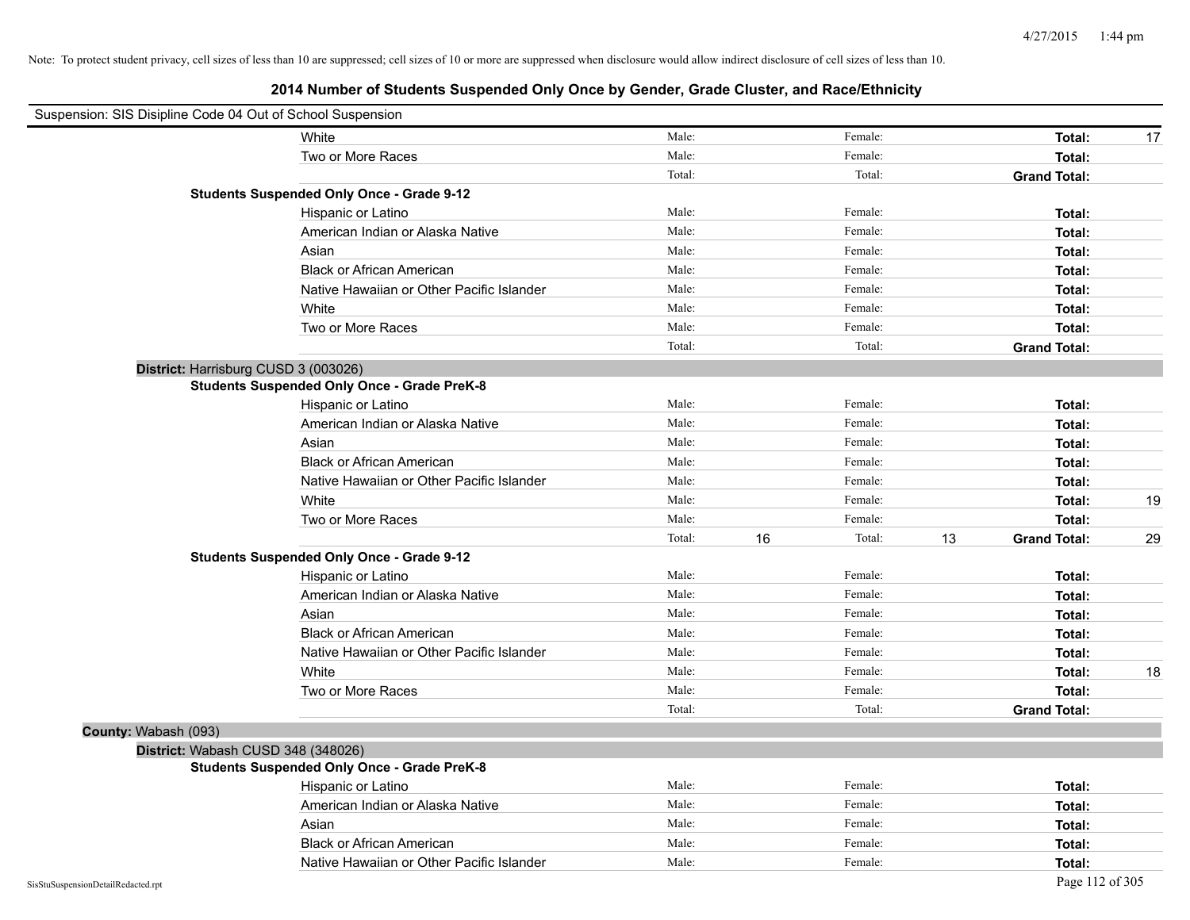Note: To protect student privacy, cell sizes of less than 10 are suppressed; cell sizes of 10 or more are suppressed when disclosure would allow indirect disclosure of cell sizes of less than 10.

## 2014 Number of Students Suspended Only Once by Gender, Grade Cluster, and Race/Ethnicity

Suspension: SIS Disipline Code 04 Out of School Suspension

| | | | | | | |
|---|---|---|---|---|---|---|
| White | Male: | | Female: | | **Total:** | 17 |
| Two or More Races | Male: | | Female: | | **Total:** | |
| | Total: | | Total: | | **Grand Total:** | |
| **Students Suspended Only Once - Grade 9-12** | | | | | | |
| Hispanic or Latino | Male: | | Female: | | **Total:** | |
| American Indian or Alaska Native | Male: | | Female: | | **Total:** | |
| Asian | Male: | | Female: | | **Total:** | |
| Black or African American | Male: | | Female: | | **Total:** | |
| Native Hawaiian or Other Pacific Islander | Male: | | Female: | | **Total:** | |
| White | Male: | | Female: | | **Total:** | |
| Two or More Races | Male: | | Female: | | **Total:** | |
| | Total: | | Total: | | **Grand Total:** | |

**District:** Harrisburg CUSD 3 (003026)

| | | | | | | |
|---|---|---|---|---|---|---|
| **Students Suspended Only Once - Grade PreK-8** | | | | | | |
| Hispanic or Latino | Male: | | Female: | | **Total:** | |
| American Indian or Alaska Native | Male: | | Female: | | **Total:** | |
| Asian | Male: | | Female: | | **Total:** | |
| Black or African American | Male: | | Female: | | **Total:** | |
| Native Hawaiian or Other Pacific Islander | Male: | | Female: | | **Total:** | |
| White | Male: | | Female: | | **Total:** | 19 |
| Two or More Races | Male: | | Female: | | **Total:** | |
| | Total: | 16 | Total: | 13 | **Grand Total:** | 29 |
| **Students Suspended Only Once - Grade 9-12** | | | | | | |
| Hispanic or Latino | Male: | | Female: | | **Total:** | |
| American Indian or Alaska Native | Male: | | Female: | | **Total:** | |
| Asian | Male: | | Female: | | **Total:** | |
| Black or African American | Male: | | Female: | | **Total:** | |
| Native Hawaiian or Other Pacific Islander | Male: | | Female: | | **Total:** | |
| White | Male: | | Female: | | **Total:** | 18 |
| Two or More Races | Male: | | Female: | | **Total:** | |
| | Total: | | Total: | | **Grand Total:** | |

**County:** Wabash (093)

**District:** Wabash CUSD 348 (348026)

| | | | | | | |
|---|---|---|---|---|---|---|
| **Students Suspended Only Once - Grade PreK-8** | | | | | | |
| Hispanic or Latino | Male: | | Female: | | **Total:** | |
| American Indian or Alaska Native | Male: | | Female: | | **Total:** | |
| Asian | Male: | | Female: | | **Total:** | |
| Black or African American | Male: | | Female: | | **Total:** | |
| Native Hawaiian or Other Pacific Islander | Male: | | Female: | | **Total:** | |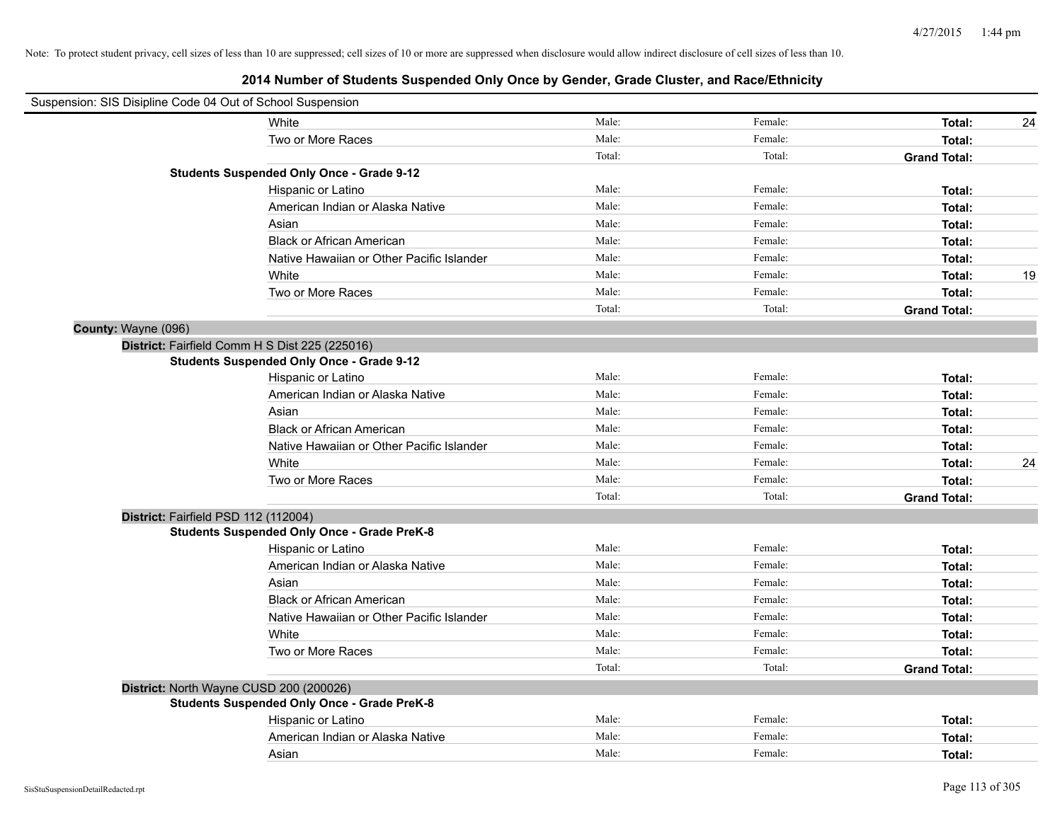Note: To protect student privacy, cell sizes of less than 10 are suppressed; cell sizes of 10 or more are suppressed when disclosure would allow indirect disclosure of cell sizes of less than 10.

# 2014 Number of Students Suspended Only Once by Gender, Grade Cluster, and Race/Ethnicity

Suspension: SIS Disipline Code 04 Out of School Suspension

| | | | | | |
|---|---|---|---|---|---|
| | White | Male: | Female: | **Total:** | 24 |
| | Two or More Races | Male: | Female: | **Total:** | |
| | | Total: | Total: | **Grand Total:** | |
| **Students Suspended Only Once - Grade 9-12** | | | | | |
| | Hispanic or Latino | Male: | Female: | **Total:** | |
| | American Indian or Alaska Native | Male: | Female: | **Total:** | |
| | Asian | Male: | Female: | **Total:** | |
| | Black or African American | Male: | Female: | **Total:** | |
| | Native Hawaiian or Other Pacific Islander | Male: | Female: | **Total:** | |
| | White | Male: | Female: | **Total:** | 19 |
| | Two or More Races | Male: | Female: | **Total:** | |
| | | Total: | Total: | **Grand Total:** | |

**County:** Wayne (096)

**District:** Fairfield Comm H S Dist 225 (225016)

| | | | | | |
|---|---|---|---|---|---|
| **Students Suspended Only Once - Grade 9-12** | | | | | |
| | Hispanic or Latino | Male: | Female: | **Total:** | |
| | American Indian or Alaska Native | Male: | Female: | **Total:** | |
| | Asian | Male: | Female: | **Total:** | |
| | Black or African American | Male: | Female: | **Total:** | |
| | Native Hawaiian or Other Pacific Islander | Male: | Female: | **Total:** | |
| | White | Male: | Female: | **Total:** | 24 |
| | Two or More Races | Male: | Female: | **Total:** | |
| | | Total: | Total: | **Grand Total:** | |

**District:** Fairfield PSD 112 (112004)

| | | | | | |
|---|---|---|---|---|---|
| **Students Suspended Only Once - Grade PreK-8** | | | | | |
| | Hispanic or Latino | Male: | Female: | **Total:** | |
| | American Indian or Alaska Native | Male: | Female: | **Total:** | |
| | Asian | Male: | Female: | **Total:** | |
| | Black or African American | Male: | Female: | **Total:** | |
| | Native Hawaiian or Other Pacific Islander | Male: | Female: | **Total:** | |
| | White | Male: | Female: | **Total:** | |
| | Two or More Races | Male: | Female: | **Total:** | |
| | | Total: | Total: | **Grand Total:** | |

**District:** North Wayne CUSD 200 (200026)

| | | | | | |
|---|---|---|---|---|---|
| **Students Suspended Only Once - Grade PreK-8** | | | | | |
| | Hispanic or Latino | Male: | Female: | **Total:** | |
| | American Indian or Alaska Native | Male: | Female: | **Total:** | |
| | Asian | Male: | Female: | **Total:** | |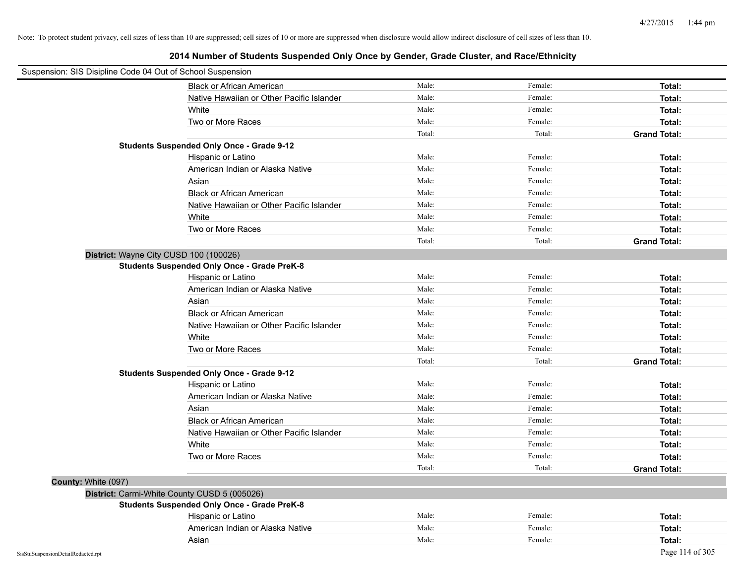Note: To protect student privacy, cell sizes of less than 10 are suppressed; cell sizes of 10 or more are suppressed when disclosure would allow indirect disclosure of cell sizes of less than 10.

## 2014 Number of Students Suspended Only Once by Gender, Grade Cluster, and Race/Ethnicity

Suspension: SIS Disipline Code 04 Out of School Suspension

| | | | |
|---|---|---|---|
| Black or African American | Male: | Female: | **Total:** |
| Native Hawaiian or Other Pacific Islander | Male: | Female: | **Total:** |
| White | Male: | Female: | **Total:** |
| Two or More Races | Male: | Female: | **Total:** |
| | Total: | Total: | **Grand Total:** |

**Students Suspended Only Once - Grade 9-12**

| | | | |
|---|---|---|---|
| Hispanic or Latino | Male: | Female: | **Total:** |
| American Indian or Alaska Native | Male: | Female: | **Total:** |
| Asian | Male: | Female: | **Total:** |
| Black or African American | Male: | Female: | **Total:** |
| Native Hawaiian or Other Pacific Islander | Male: | Female: | **Total:** |
| White | Male: | Female: | **Total:** |
| Two or More Races | Male: | Female: | **Total:** |
| | Total: | Total: | **Grand Total:** |

**District:** Wayne City CUSD 100 (100026)

**Students Suspended Only Once - Grade PreK-8**

| | | | |
|---|---|---|---|
| Hispanic or Latino | Male: | Female: | **Total:** |
| American Indian or Alaska Native | Male: | Female: | **Total:** |
| Asian | Male: | Female: | **Total:** |
| Black or African American | Male: | Female: | **Total:** |
| Native Hawaiian or Other Pacific Islander | Male: | Female: | **Total:** |
| White | Male: | Female: | **Total:** |
| Two or More Races | Male: | Female: | **Total:** |
| | Total: | Total: | **Grand Total:** |

**Students Suspended Only Once - Grade 9-12**

| | | | |
|---|---|---|---|
| Hispanic or Latino | Male: | Female: | **Total:** |
| American Indian or Alaska Native | Male: | Female: | **Total:** |
| Asian | Male: | Female: | **Total:** |
| Black or African American | Male: | Female: | **Total:** |
| Native Hawaiian or Other Pacific Islander | Male: | Female: | **Total:** |
| White | Male: | Female: | **Total:** |
| Two or More Races | Male: | Female: | **Total:** |
| | Total: | Total: | **Grand Total:** |

**County:** White (097)

**District:** Carmi-White County CUSD 5 (005026)

**Students Suspended Only Once - Grade PreK-8**

| | | | |
|---|---|---|---|
| Hispanic or Latino | Male: | Female: | **Total:** |
| American Indian or Alaska Native | Male: | Female: | **Total:** |
| Asian | Male: | Female: | **Total:** |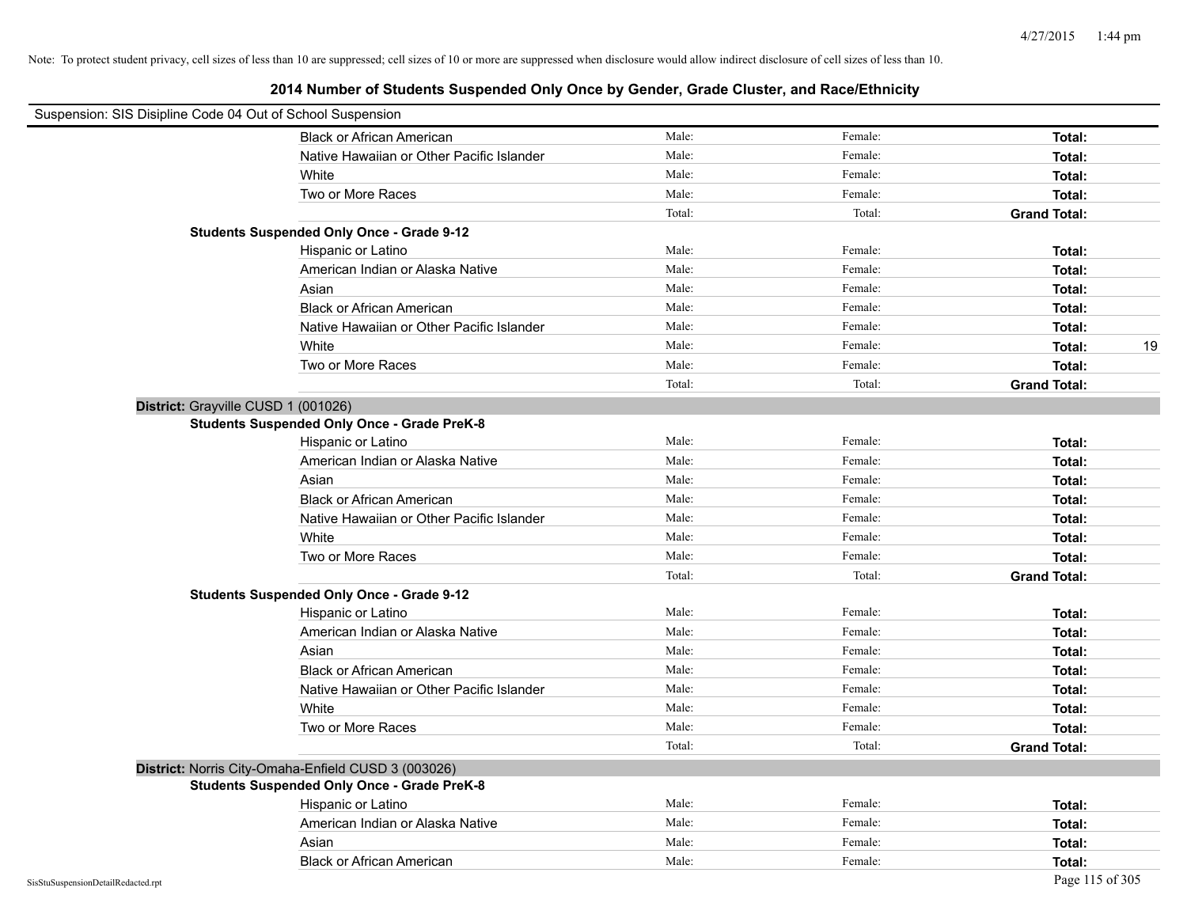Note: To protect student privacy, cell sizes of less than 10 are suppressed; cell sizes of 10 or more are suppressed when disclosure would allow indirect disclosure of cell sizes of less than 10.

## 2014 Number of Students Suspended Only Once by Gender, Grade Cluster, and Race/Ethnicity

Suspension: SIS Disipline Code 04 Out of School Suspension

| | Male | Female | Total | |
|---|---|---|---|---|
| Black or African American | Male: | Female: | **Total:** | |
| Native Hawaiian or Other Pacific Islander | Male: | Female: | **Total:** | |
| White | Male: | Female: | **Total:** | |
| Two or More Races | Male: | Female: | **Total:** | |
| | Total: | Total: | **Grand Total:** | |

**Students Suspended Only Once - Grade 9-12**

| | Male | Female | Total | |
|---|---|---|---|---|
| Hispanic or Latino | Male: | Female: | **Total:** | |
| American Indian or Alaska Native | Male: | Female: | **Total:** | |
| Asian | Male: | Female: | **Total:** | |
| Black or African American | Male: | Female: | **Total:** | |
| Native Hawaiian or Other Pacific Islander | Male: | Female: | **Total:** | |
| White | Male: | Female: | **Total:** | 19 |
| Two or More Races | Male: | Female: | **Total:** | |
| | Total: | Total: | **Grand Total:** | |

### District: Grayville CUSD 1 (001026)

**Students Suspended Only Once - Grade PreK-8**

| | Male | Female | Total | |
|---|---|---|---|---|
| Hispanic or Latino | Male: | Female: | **Total:** | |
| American Indian or Alaska Native | Male: | Female: | **Total:** | |
| Asian | Male: | Female: | **Total:** | |
| Black or African American | Male: | Female: | **Total:** | |
| Native Hawaiian or Other Pacific Islander | Male: | Female: | **Total:** | |
| White | Male: | Female: | **Total:** | |
| Two or More Races | Male: | Female: | **Total:** | |
| | Total: | Total: | **Grand Total:** | |

**Students Suspended Only Once - Grade 9-12**

| | Male | Female | Total | |
|---|---|---|---|---|
| Hispanic or Latino | Male: | Female: | **Total:** | |
| American Indian or Alaska Native | Male: | Female: | **Total:** | |
| Asian | Male: | Female: | **Total:** | |
| Black or African American | Male: | Female: | **Total:** | |
| Native Hawaiian or Other Pacific Islander | Male: | Female: | **Total:** | |
| White | Male: | Female: | **Total:** | |
| Two or More Races | Male: | Female: | **Total:** | |
| | Total: | Total: | **Grand Total:** | |

### District: Norris City-Omaha-Enfield CUSD 3 (003026)

**Students Suspended Only Once - Grade PreK-8**

| | Male | Female | Total | |
|---|---|---|---|---|
| Hispanic or Latino | Male: | Female: | **Total:** | |
| American Indian or Alaska Native | Male: | Female: | **Total:** | |
| Asian | Male: | Female: | **Total:** | |
| Black or African American | Male: | Female: | **Total:** | |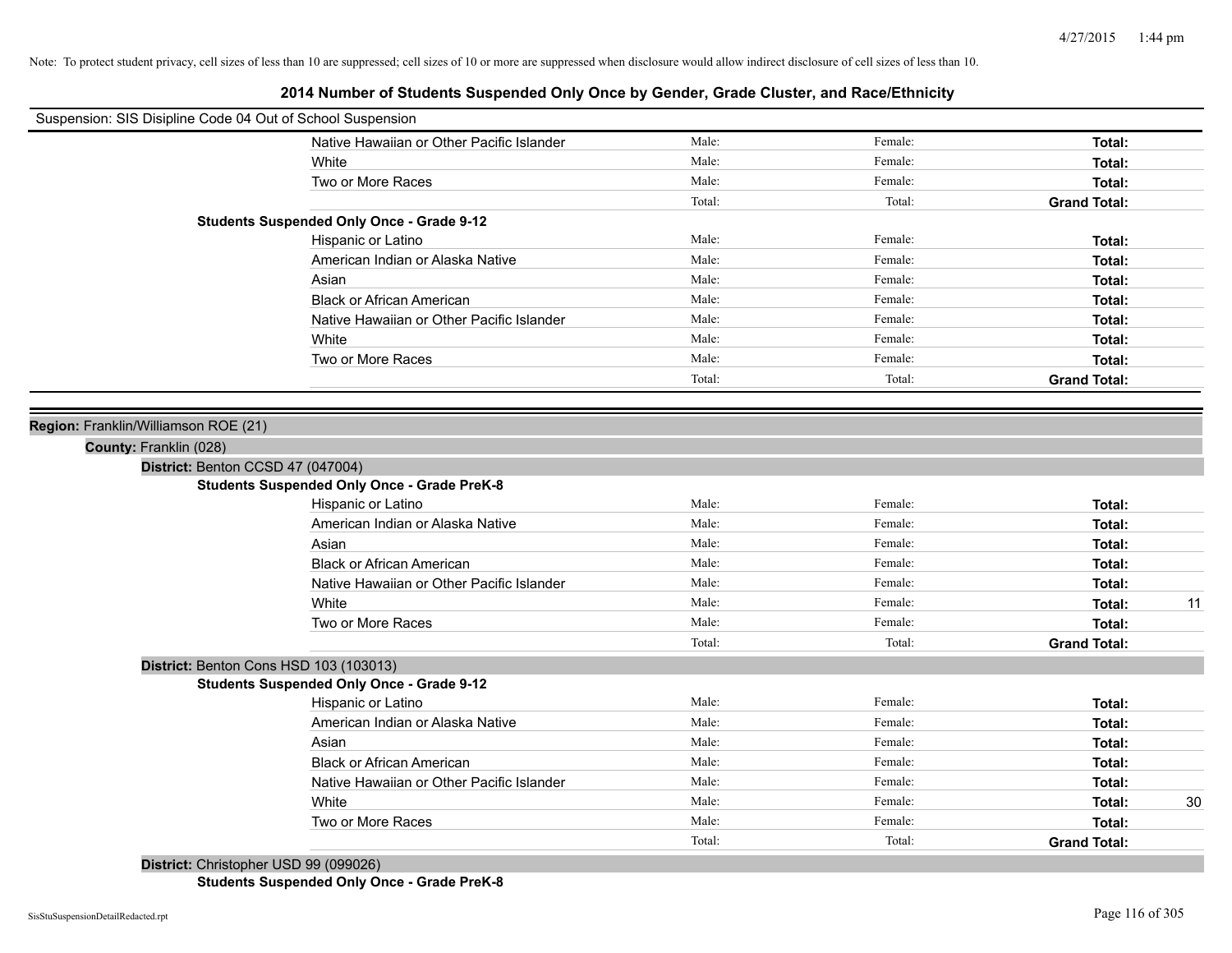Note: To protect student privacy, cell sizes of less than 10 are suppressed; cell sizes of 10 or more are suppressed when disclosure would allow indirect disclosure of cell sizes of less than 10.

# 2014 Number of Students Suspended Only Once by Gender, Grade Cluster, and Race/Ethnicity

Suspension: SIS Disipline Code 04 Out of School Suspension

| | | | | |
|---|---|---|---|---|
| Native Hawaiian or Other Pacific Islander | Male: | Female: | **Total:** | |
| White | Male: | Female: | **Total:** | |
| Two or More Races | Male: | Female: | **Total:** | |
| | Total: | Total: | **Grand Total:** | |

**Students Suspended Only Once - Grade 9-12**

| | | | | |
|---|---|---|---|---|
| Hispanic or Latino | Male: | Female: | **Total:** | |
| American Indian or Alaska Native | Male: | Female: | **Total:** | |
| Asian | Male: | Female: | **Total:** | |
| Black or African American | Male: | Female: | **Total:** | |
| Native Hawaiian or Other Pacific Islander | Male: | Female: | **Total:** | |
| White | Male: | Female: | **Total:** | |
| Two or More Races | Male: | Female: | **Total:** | |
| | Total: | Total: | **Grand Total:** | |

**Region:** Franklin/Williamson ROE (21)

**County:** Franklin (028)

**District:** Benton CCSD 47 (047004)

**Students Suspended Only Once - Grade PreK-8**

| | | | | |
|---|---|---|---|---|
| Hispanic or Latino | Male: | Female: | **Total:** | |
| American Indian or Alaska Native | Male: | Female: | **Total:** | |
| Asian | Male: | Female: | **Total:** | |
| Black or African American | Male: | Female: | **Total:** | |
| Native Hawaiian or Other Pacific Islander | Male: | Female: | **Total:** | |
| White | Male: | Female: | **Total:** | 11 |
| Two or More Races | Male: | Female: | **Total:** | |
| | Total: | Total: | **Grand Total:** | |

**District:** Benton Cons HSD 103 (103013)

**Students Suspended Only Once - Grade 9-12**

| | | | | |
|---|---|---|---|---|
| Hispanic or Latino | Male: | Female: | **Total:** | |
| American Indian or Alaska Native | Male: | Female: | **Total:** | |
| Asian | Male: | Female: | **Total:** | |
| Black or African American | Male: | Female: | **Total:** | |
| Native Hawaiian or Other Pacific Islander | Male: | Female: | **Total:** | |
| White | Male: | Female: | **Total:** | 30 |
| Two or More Races | Male: | Female: | **Total:** | |
| | Total: | Total: | **Grand Total:** | |

**District:** Christopher USD 99 (099026)

**Students Suspended Only Once - Grade PreK-8**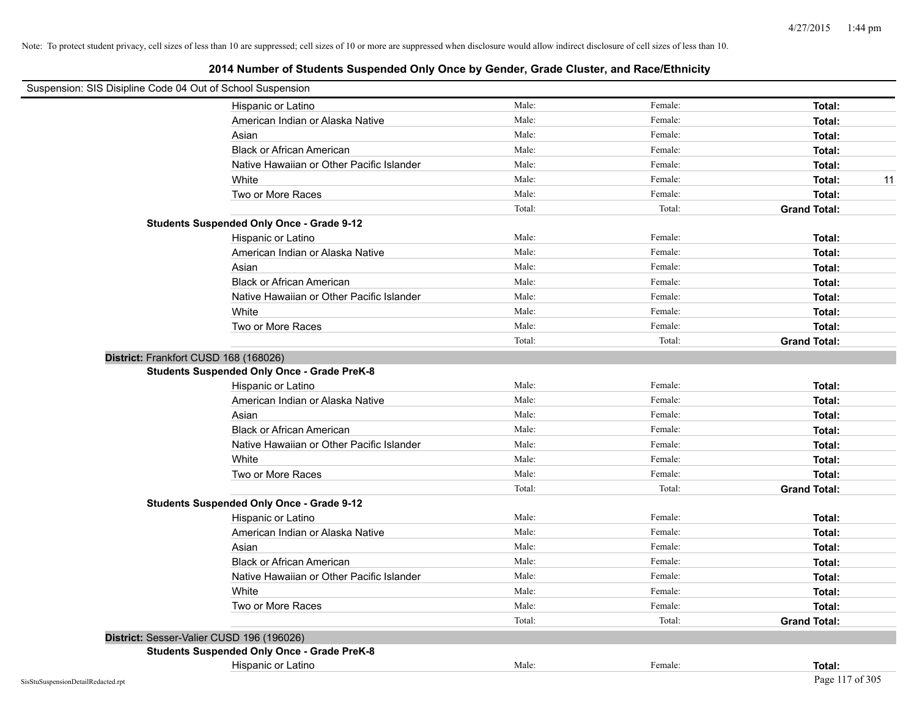Note: To protect student privacy, cell sizes of less than 10 are suppressed; cell sizes of 10 or more are suppressed when disclosure would allow indirect disclosure of cell sizes of less than 10.

# 2014 Number of Students Suspended Only Once by Gender, Grade Cluster, and Race/Ethnicity

Suspension: SIS Disipline Code 04 Out of School Suspension

| | | | | |
|---|---|---|---|---|
| Hispanic or Latino | Male: | Female: | **Total:** | |
| American Indian or Alaska Native | Male: | Female: | **Total:** | |
| Asian | Male: | Female: | **Total:** | |
| Black or African American | Male: | Female: | **Total:** | |
| Native Hawaiian or Other Pacific Islander | Male: | Female: | **Total:** | |
| White | Male: | Female: | **Total:** | 11 |
| Two or More Races | Male: | Female: | **Total:** | |
| | Total: | Total: | **Grand Total:** | |

**Students Suspended Only Once - Grade 9-12**

| | | | | |
|---|---|---|---|---|
| Hispanic or Latino | Male: | Female: | **Total:** | |
| American Indian or Alaska Native | Male: | Female: | **Total:** | |
| Asian | Male: | Female: | **Total:** | |
| Black or African American | Male: | Female: | **Total:** | |
| Native Hawaiian or Other Pacific Islander | Male: | Female: | **Total:** | |
| White | Male: | Female: | **Total:** | |
| Two or More Races | Male: | Female: | **Total:** | |
| | Total: | Total: | **Grand Total:** | |

## District: Frankfort CUSD 168 (168026)

**Students Suspended Only Once - Grade PreK-8**

| | | | | |
|---|---|---|---|---|
| Hispanic or Latino | Male: | Female: | **Total:** | |
| American Indian or Alaska Native | Male: | Female: | **Total:** | |
| Asian | Male: | Female: | **Total:** | |
| Black or African American | Male: | Female: | **Total:** | |
| Native Hawaiian or Other Pacific Islander | Male: | Female: | **Total:** | |
| White | Male: | Female: | **Total:** | |
| Two or More Races | Male: | Female: | **Total:** | |
| | Total: | Total: | **Grand Total:** | |

**Students Suspended Only Once - Grade 9-12**

| | | | | |
|---|---|---|---|---|
| Hispanic or Latino | Male: | Female: | **Total:** | |
| American Indian or Alaska Native | Male: | Female: | **Total:** | |
| Asian | Male: | Female: | **Total:** | |
| Black or African American | Male: | Female: | **Total:** | |
| Native Hawaiian or Other Pacific Islander | Male: | Female: | **Total:** | |
| White | Male: | Female: | **Total:** | |
| Two or More Races | Male: | Female: | **Total:** | |
| | Total: | Total: | **Grand Total:** | |

## District: Sesser-Valier CUSD 196 (196026)

**Students Suspended Only Once - Grade PreK-8**

| | | | | |
|---|---|---|---|---|
| Hispanic or Latino | Male: | Female: | **Total:** | |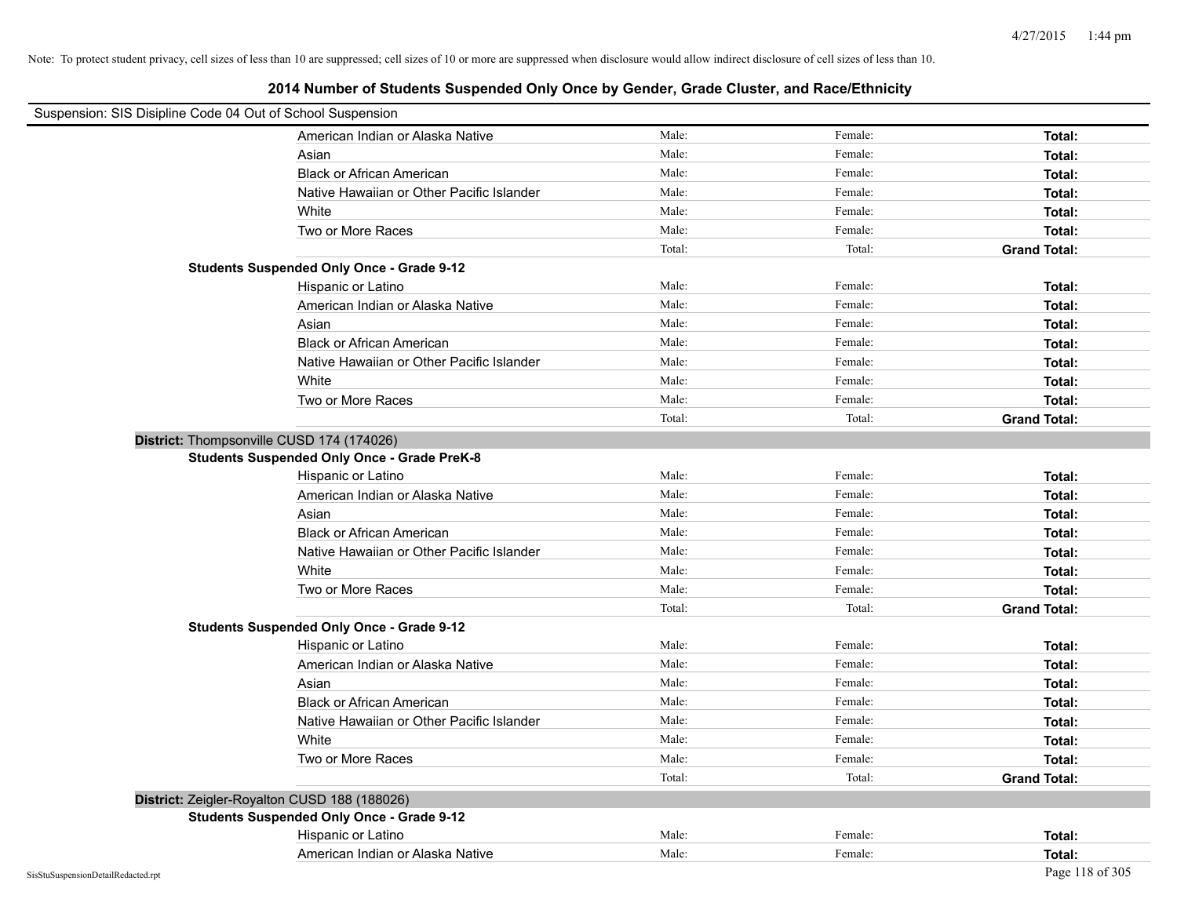Note: To protect student privacy, cell sizes of less than 10 are suppressed; cell sizes of 10 or more are suppressed when disclosure would allow indirect disclosure of cell sizes of less than 10.

# 2014 Number of Students Suspended Only Once by Gender, Grade Cluster, and Race/Ethnicity

Suspension: SIS Disipline Code 04 Out of School Suspension

| | | | |
|---|---|---|---|
| American Indian or Alaska Native | Male: | Female: | **Total:** |
| Asian | Male: | Female: | **Total:** |
| Black or African American | Male: | Female: | **Total:** |
| Native Hawaiian or Other Pacific Islander | Male: | Female: | **Total:** |
| White | Male: | Female: | **Total:** |
| Two or More Races | Male: | Female: | **Total:** |
| | Total: | Total: | **Grand Total:** |

**Students Suspended Only Once - Grade 9-12**

| | | | |
|---|---|---|---|
| Hispanic or Latino | Male: | Female: | **Total:** |
| American Indian or Alaska Native | Male: | Female: | **Total:** |
| Asian | Male: | Female: | **Total:** |
| Black or African American | Male: | Female: | **Total:** |
| Native Hawaiian or Other Pacific Islander | Male: | Female: | **Total:** |
| White | Male: | Female: | **Total:** |
| Two or More Races | Male: | Female: | **Total:** |
| | Total: | Total: | **Grand Total:** |

**District:** Thompsonville CUSD 174 (174026)

**Students Suspended Only Once - Grade PreK-8**

| | | | |
|---|---|---|---|
| Hispanic or Latino | Male: | Female: | **Total:** |
| American Indian or Alaska Native | Male: | Female: | **Total:** |
| Asian | Male: | Female: | **Total:** |
| Black or African American | Male: | Female: | **Total:** |
| Native Hawaiian or Other Pacific Islander | Male: | Female: | **Total:** |
| White | Male: | Female: | **Total:** |
| Two or More Races | Male: | Female: | **Total:** |
| | Total: | Total: | **Grand Total:** |

**Students Suspended Only Once - Grade 9-12**

| | | | |
|---|---|---|---|
| Hispanic or Latino | Male: | Female: | **Total:** |
| American Indian or Alaska Native | Male: | Female: | **Total:** |
| Asian | Male: | Female: | **Total:** |
| Black or African American | Male: | Female: | **Total:** |
| Native Hawaiian or Other Pacific Islander | Male: | Female: | **Total:** |
| White | Male: | Female: | **Total:** |
| Two or More Races | Male: | Female: | **Total:** |
| | Total: | Total: | **Grand Total:** |

**District:** Zeigler-Royalton CUSD 188 (188026)

**Students Suspended Only Once - Grade 9-12**

| | | | |
|---|---|---|---|
| Hispanic or Latino | Male: | Female: | **Total:** |
| American Indian or Alaska Native | Male: | Female: | **Total:** |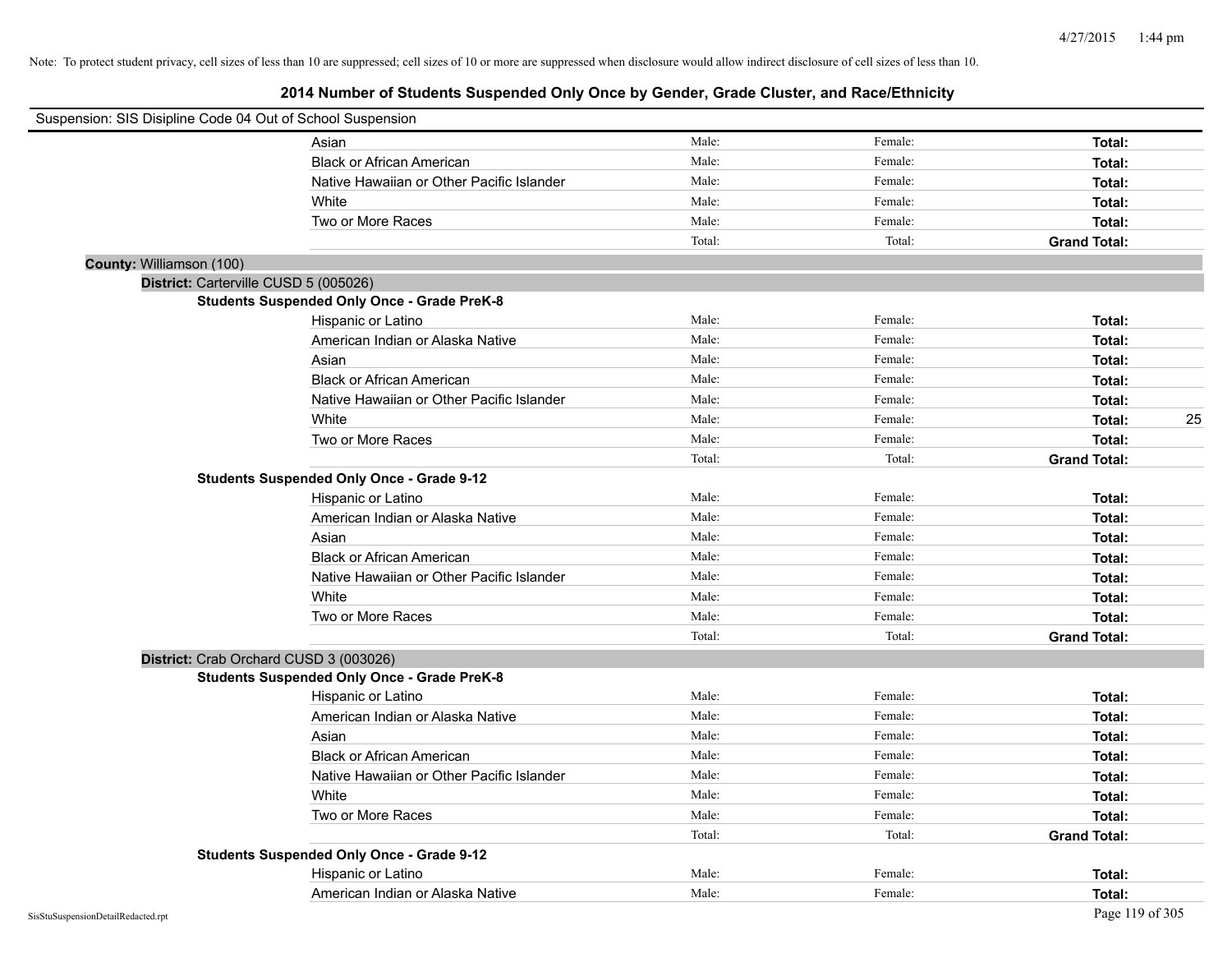Note: To protect student privacy, cell sizes of less than 10 are suppressed; cell sizes of 10 or more are suppressed when disclosure would allow indirect disclosure of cell sizes of less than 10.

## 2014 Number of Students Suspended Only Once by Gender, Grade Cluster, and Race/Ethnicity

Suspension: SIS Disipline Code 04 Out of School Suspension

| | | | | |
|---|---|---|---|---|
| Asian | Male: | Female: | **Total:** | |
| Black or African American | Male: | Female: | **Total:** | |
| Native Hawaiian or Other Pacific Islander | Male: | Female: | **Total:** | |
| White | Male: | Female: | **Total:** | |
| Two or More Races | Male: | Female: | **Total:** | |
| | Total: | Total: | **Grand Total:** | |

**County:** Williamson (100)

**District:** Carterville CUSD 5 (005026)

**Students Suspended Only Once - Grade PreK-8**

| | | | | |
|---|---|---|---|---|
| Hispanic or Latino | Male: | Female: | **Total:** | |
| American Indian or Alaska Native | Male: | Female: | **Total:** | |
| Asian | Male: | Female: | **Total:** | |
| Black or African American | Male: | Female: | **Total:** | |
| Native Hawaiian or Other Pacific Islander | Male: | Female: | **Total:** | |
| White | Male: | Female: | **Total:** | 25 |
| Two or More Races | Male: | Female: | **Total:** | |
| | Total: | Total: | **Grand Total:** | |

**Students Suspended Only Once - Grade 9-12**

| | | | | |
|---|---|---|---|---|
| Hispanic or Latino | Male: | Female: | **Total:** | |
| American Indian or Alaska Native | Male: | Female: | **Total:** | |
| Asian | Male: | Female: | **Total:** | |
| Black or African American | Male: | Female: | **Total:** | |
| Native Hawaiian or Other Pacific Islander | Male: | Female: | **Total:** | |
| White | Male: | Female: | **Total:** | |
| Two or More Races | Male: | Female: | **Total:** | |
| | Total: | Total: | **Grand Total:** | |

**District:** Crab Orchard CUSD 3 (003026)

**Students Suspended Only Once - Grade PreK-8**

| | | | | |
|---|---|---|---|---|
| Hispanic or Latino | Male: | Female: | **Total:** | |
| American Indian or Alaska Native | Male: | Female: | **Total:** | |
| Asian | Male: | Female: | **Total:** | |
| Black or African American | Male: | Female: | **Total:** | |
| Native Hawaiian or Other Pacific Islander | Male: | Female: | **Total:** | |
| White | Male: | Female: | **Total:** | |
| Two or More Races | Male: | Female: | **Total:** | |
| | Total: | Total: | **Grand Total:** | |

**Students Suspended Only Once - Grade 9-12**

| | | | | |
|---|---|---|---|---|
| Hispanic or Latino | Male: | Female: | **Total:** | |
| American Indian or Alaska Native | Male: | Female: | **Total:** | |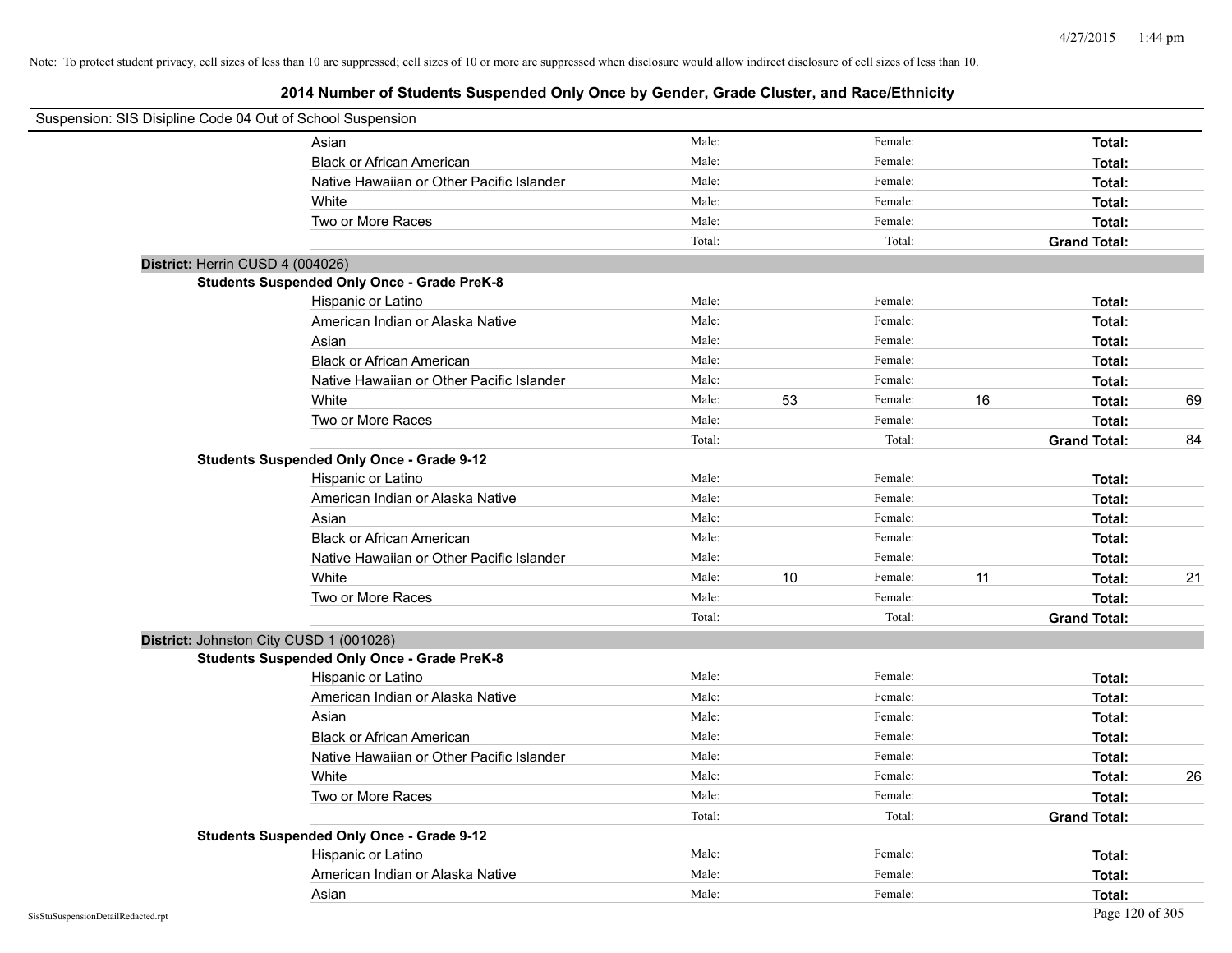Note: To protect student privacy, cell sizes of less than 10 are suppressed; cell sizes of 10 or more are suppressed when disclosure would allow indirect disclosure of cell sizes of less than 10.

## 2014 Number of Students Suspended Only Once by Gender, Grade Cluster, and Race/Ethnicity

Suspension: SIS Disipline Code 04 Out of School Suspension

| | Male: | | Female: | | | |
|---|---|---|---|---|---|---|
| Asian | Male: | | Female: | | **Total:** | |
| Black or African American | Male: | | Female: | | **Total:** | |
| Native Hawaiian or Other Pacific Islander | Male: | | Female: | | **Total:** | |
| White | Male: | | Female: | | **Total:** | |
| Two or More Races | Male: | | Female: | | **Total:** | |
| | Total: | | Total: | | **Grand Total:** | |

**District:** Herrin CUSD 4 (004026)

**Students Suspended Only Once - Grade PreK-8**

| | | | | | | |
|---|---|---|---|---|---|---|
| Hispanic or Latino | Male: | | Female: | | **Total:** | |
| American Indian or Alaska Native | Male: | | Female: | | **Total:** | |
| Asian | Male: | | Female: | | **Total:** | |
| Black or African American | Male: | | Female: | | **Total:** | |
| Native Hawaiian or Other Pacific Islander | Male: | | Female: | | **Total:** | |
| White | Male: | 53 | Female: | 16 | **Total:** | 69 |
| Two or More Races | Male: | | Female: | | **Total:** | |
| | Total: | | Total: | | **Grand Total:** | 84 |

**Students Suspended Only Once - Grade 9-12**

| | | | | | | |
|---|---|---|---|---|---|---|
| Hispanic or Latino | Male: | | Female: | | **Total:** | |
| American Indian or Alaska Native | Male: | | Female: | | **Total:** | |
| Asian | Male: | | Female: | | **Total:** | |
| Black or African American | Male: | | Female: | | **Total:** | |
| Native Hawaiian or Other Pacific Islander | Male: | | Female: | | **Total:** | |
| White | Male: | 10 | Female: | 11 | **Total:** | 21 |
| Two or More Races | Male: | | Female: | | **Total:** | |
| | Total: | | Total: | | **Grand Total:** | |

**District:** Johnston City CUSD 1 (001026)

**Students Suspended Only Once - Grade PreK-8**

| | | | | | | |
|---|---|---|---|---|---|---|
| Hispanic or Latino | Male: | | Female: | | **Total:** | |
| American Indian or Alaska Native | Male: | | Female: | | **Total:** | |
| Asian | Male: | | Female: | | **Total:** | |
| Black or African American | Male: | | Female: | | **Total:** | |
| Native Hawaiian or Other Pacific Islander | Male: | | Female: | | **Total:** | |
| White | Male: | | Female: | | **Total:** | 26 |
| Two or More Races | Male: | | Female: | | **Total:** | |
| | Total: | | Total: | | **Grand Total:** | |

**Students Suspended Only Once - Grade 9-12**

| | | | | | | |
|---|---|---|---|---|---|---|
| Hispanic or Latino | Male: | | Female: | | **Total:** | |
| American Indian or Alaska Native | Male: | | Female: | | **Total:** | |
| Asian | Male: | | Female: | | **Total:** | |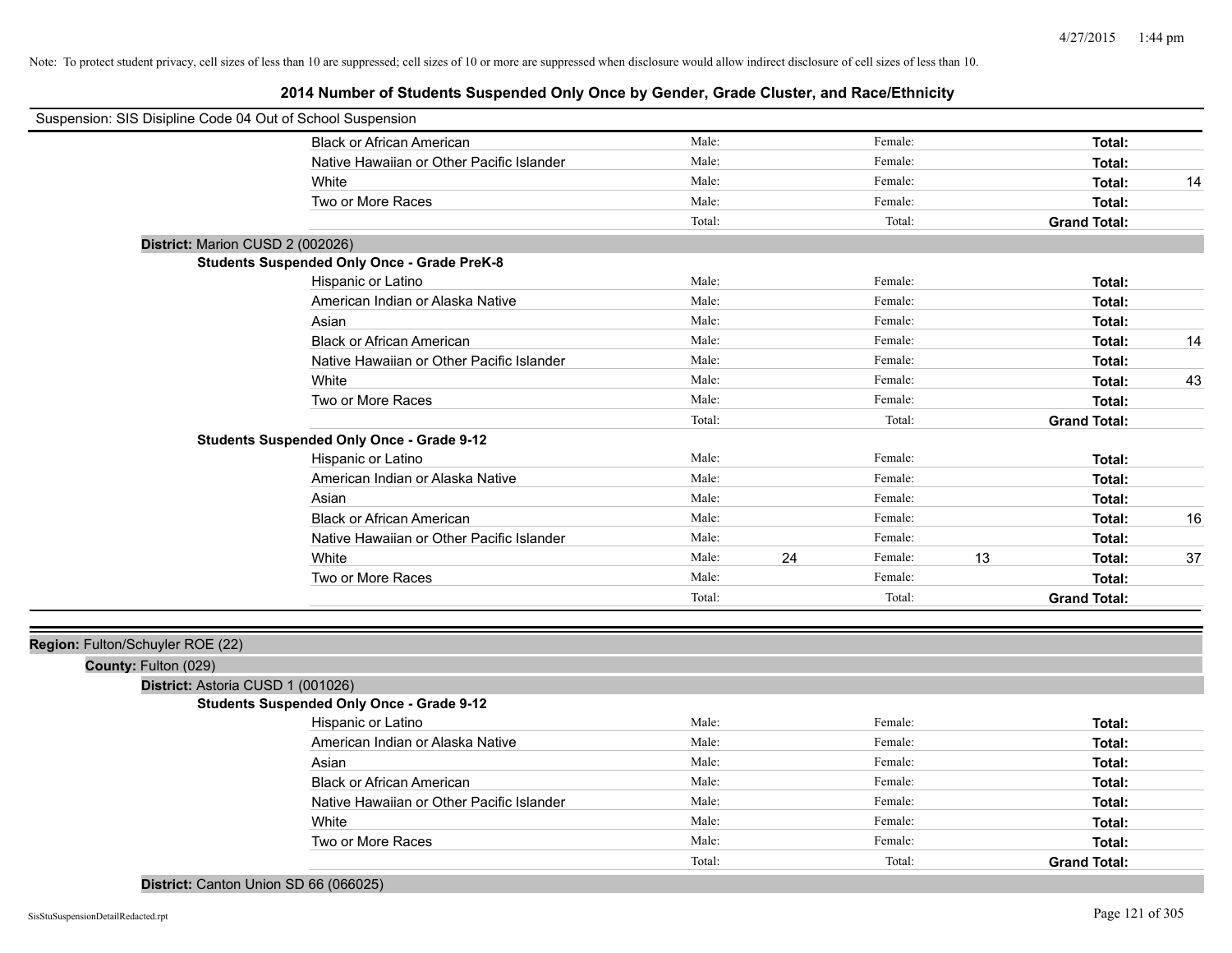Note: To protect student privacy, cell sizes of less than 10 are suppressed; cell sizes of 10 or more are suppressed when disclosure would allow indirect disclosure of cell sizes of less than 10.

# 2014 Number of Students Suspended Only Once by Gender, Grade Cluster, and Race/Ethnicity

Suspension: SIS Disipline Code 04 Out of School Suspension

| | Male: | | Female: | | | |
|---|---|---|---|---|---|---|
| Black or African American | Male: | | Female: | | **Total:** | |
| Native Hawaiian or Other Pacific Islander | Male: | | Female: | | **Total:** | |
| White | Male: | | Female: | | **Total:** | 14 |
| Two or More Races | Male: | | Female: | | **Total:** | |
| | Total: | | Total: | | **Grand Total:** | |

**District:** Marion CUSD 2 (002026)

**Students Suspended Only Once - Grade PreK-8**

| | | | | | | |
|---|---|---|---|---|---|---|
| Hispanic or Latino | Male: | | Female: | | **Total:** | |
| American Indian or Alaska Native | Male: | | Female: | | **Total:** | |
| Asian | Male: | | Female: | | **Total:** | |
| Black or African American | Male: | | Female: | | **Total:** | 14 |
| Native Hawaiian or Other Pacific Islander | Male: | | Female: | | **Total:** | |
| White | Male: | | Female: | | **Total:** | 43 |
| Two or More Races | Male: | | Female: | | **Total:** | |
| | Total: | | Total: | | **Grand Total:** | |

**Students Suspended Only Once - Grade 9-12**

| | | | | | | |
|---|---|---|---|---|---|---|
| Hispanic or Latino | Male: | | Female: | | **Total:** | |
| American Indian or Alaska Native | Male: | | Female: | | **Total:** | |
| Asian | Male: | | Female: | | **Total:** | |
| Black or African American | Male: | | Female: | | **Total:** | 16 |
| Native Hawaiian or Other Pacific Islander | Male: | | Female: | | **Total:** | |
| White | Male: | 24 | Female: | 13 | **Total:** | 37 |
| Two or More Races | Male: | | Female: | | **Total:** | |
| | Total: | | Total: | | **Grand Total:** | |

**Region:** Fulton/Schuyler ROE (22)

**County:** Fulton (029)

**District:** Astoria CUSD 1 (001026)

**Students Suspended Only Once - Grade 9-12**

| | | | | | | |
|---|---|---|---|---|---|---|
| Hispanic or Latino | Male: | | Female: | | **Total:** | |
| American Indian or Alaska Native | Male: | | Female: | | **Total:** | |
| Asian | Male: | | Female: | | **Total:** | |
| Black or African American | Male: | | Female: | | **Total:** | |
| Native Hawaiian or Other Pacific Islander | Male: | | Female: | | **Total:** | |
| White | Male: | | Female: | | **Total:** | |
| Two or More Races | Male: | | Female: | | **Total:** | |
| | Total: | | Total: | | **Grand Total:** | |

**District:** Canton Union SD 66 (066025)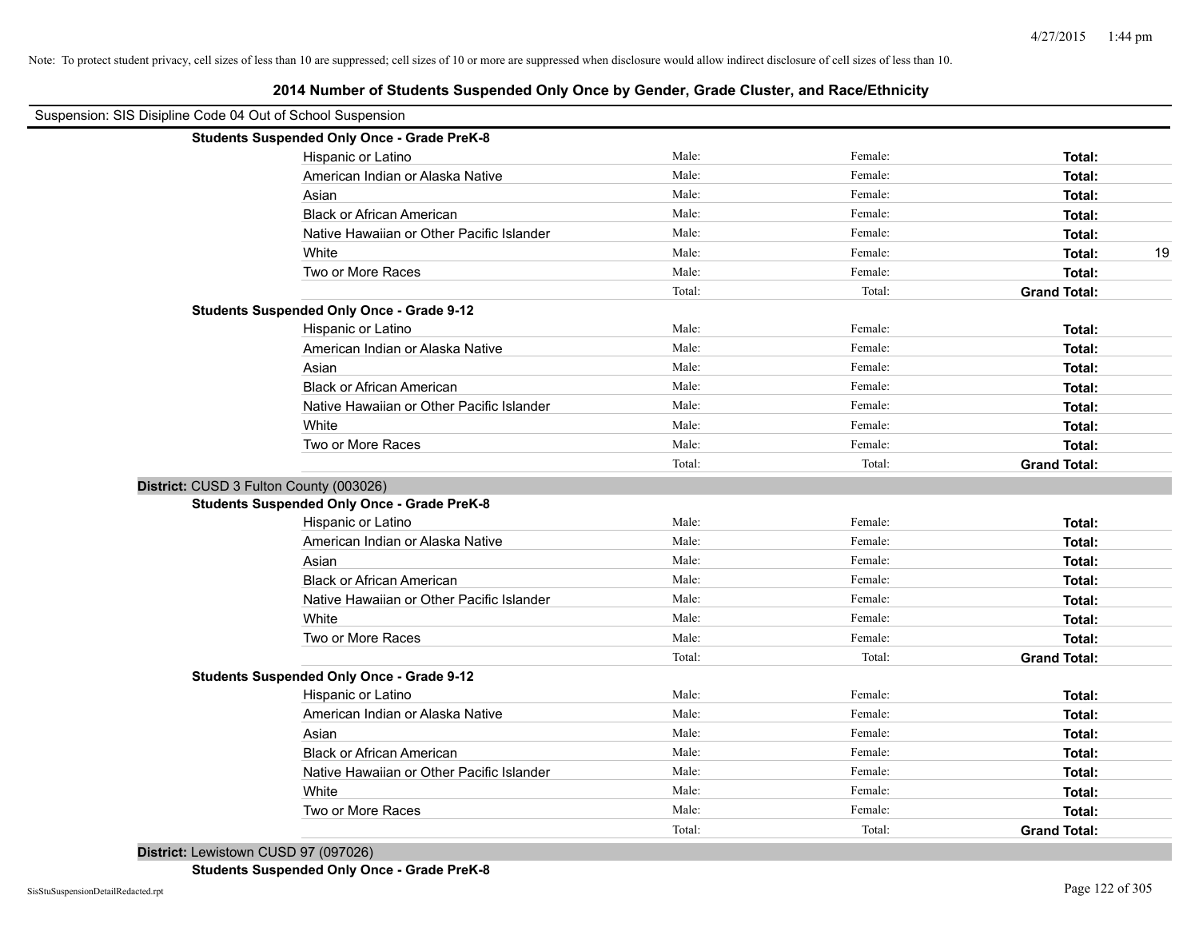Note: To protect student privacy, cell sizes of less than 10 are suppressed; cell sizes of 10 or more are suppressed when disclosure would allow indirect disclosure of cell sizes of less than 10.

## 2014 Number of Students Suspended Only Once by Gender, Grade Cluster, and Race/Ethnicity

Suspension: SIS Disipline Code 04 Out of School Suspension

**Students Suspended Only Once - Grade PreK-8**

| | | | | |
|---|---|---|---|---|
| Hispanic or Latino | Male: | Female: | **Total:** | |
| American Indian or Alaska Native | Male: | Female: | **Total:** | |
| Asian | Male: | Female: | **Total:** | |
| Black or African American | Male: | Female: | **Total:** | |
| Native Hawaiian or Other Pacific Islander | Male: | Female: | **Total:** | |
| White | Male: | Female: | **Total:** | 19 |
| Two or More Races | Male: | Female: | **Total:** | |
| | Total: | Total: | **Grand Total:** | |

**Students Suspended Only Once - Grade 9-12**

| | | | | |
|---|---|---|---|---|
| Hispanic or Latino | Male: | Female: | **Total:** | |
| American Indian or Alaska Native | Male: | Female: | **Total:** | |
| Asian | Male: | Female: | **Total:** | |
| Black or African American | Male: | Female: | **Total:** | |
| Native Hawaiian or Other Pacific Islander | Male: | Female: | **Total:** | |
| White | Male: | Female: | **Total:** | |
| Two or More Races | Male: | Female: | **Total:** | |
| | Total: | Total: | **Grand Total:** | |

**District:** CUSD 3 Fulton County (003026)

**Students Suspended Only Once - Grade PreK-8**

| | | | | |
|---|---|---|---|---|
| Hispanic or Latino | Male: | Female: | **Total:** | |
| American Indian or Alaska Native | Male: | Female: | **Total:** | |
| Asian | Male: | Female: | **Total:** | |
| Black or African American | Male: | Female: | **Total:** | |
| Native Hawaiian or Other Pacific Islander | Male: | Female: | **Total:** | |
| White | Male: | Female: | **Total:** | |
| Two or More Races | Male: | Female: | **Total:** | |
| | Total: | Total: | **Grand Total:** | |

**Students Suspended Only Once - Grade 9-12**

| | | | | |
|---|---|---|---|---|
| Hispanic or Latino | Male: | Female: | **Total:** | |
| American Indian or Alaska Native | Male: | Female: | **Total:** | |
| Asian | Male: | Female: | **Total:** | |
| Black or African American | Male: | Female: | **Total:** | |
| Native Hawaiian or Other Pacific Islander | Male: | Female: | **Total:** | |
| White | Male: | Female: | **Total:** | |
| Two or More Races | Male: | Female: | **Total:** | |
| | Total: | Total: | **Grand Total:** | |

**District:** Lewistown CUSD 97 (097026)

**Students Suspended Only Once - Grade PreK-8**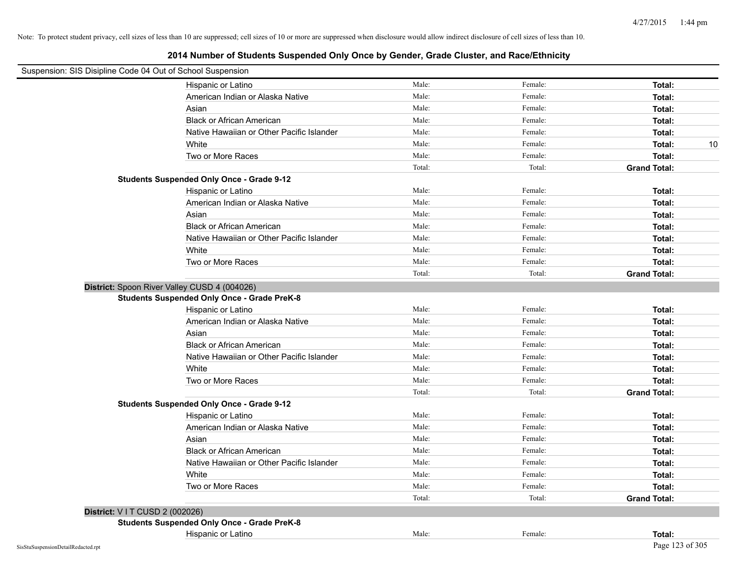Note: To protect student privacy, cell sizes of less than 10 are suppressed; cell sizes of 10 or more are suppressed when disclosure would allow indirect disclosure of cell sizes of less than 10.

## 2014 Number of Students Suspended Only Once by Gender, Grade Cluster, and Race/Ethnicity

Suspension: SIS Disipline Code 04 Out of School Suspension

| | Male: | Female: | Total: | |
|---|---|---|---|---|
| Hispanic or Latino | Male: | Female: | **Total:** | |
| American Indian or Alaska Native | Male: | Female: | **Total:** | |
| Asian | Male: | Female: | **Total:** | |
| Black or African American | Male: | Female: | **Total:** | |
| Native Hawaiian or Other Pacific Islander | Male: | Female: | **Total:** | |
| White | Male: | Female: | **Total:** | 10 |
| Two or More Races | Male: | Female: | **Total:** | |
| | Total: | Total: | **Grand Total:** | |

**Students Suspended Only Once - Grade 9-12**

| | | | | |
|---|---|---|---|---|
| Hispanic or Latino | Male: | Female: | **Total:** | |
| American Indian or Alaska Native | Male: | Female: | **Total:** | |
| Asian | Male: | Female: | **Total:** | |
| Black or African American | Male: | Female: | **Total:** | |
| Native Hawaiian or Other Pacific Islander | Male: | Female: | **Total:** | |
| White | Male: | Female: | **Total:** | |
| Two or More Races | Male: | Female: | **Total:** | |
| | Total: | Total: | **Grand Total:** | |

**District:** Spoon River Valley CUSD 4 (004026)

**Students Suspended Only Once - Grade PreK-8**

| | | | | |
|---|---|---|---|---|
| Hispanic or Latino | Male: | Female: | **Total:** | |
| American Indian or Alaska Native | Male: | Female: | **Total:** | |
| Asian | Male: | Female: | **Total:** | |
| Black or African American | Male: | Female: | **Total:** | |
| Native Hawaiian or Other Pacific Islander | Male: | Female: | **Total:** | |
| White | Male: | Female: | **Total:** | |
| Two or More Races | Male: | Female: | **Total:** | |
| | Total: | Total: | **Grand Total:** | |

**Students Suspended Only Once - Grade 9-12**

| | | | | |
|---|---|---|---|---|
| Hispanic or Latino | Male: | Female: | **Total:** | |
| American Indian or Alaska Native | Male: | Female: | **Total:** | |
| Asian | Male: | Female: | **Total:** | |
| Black or African American | Male: | Female: | **Total:** | |
| Native Hawaiian or Other Pacific Islander | Male: | Female: | **Total:** | |
| White | Male: | Female: | **Total:** | |
| Two or More Races | Male: | Female: | **Total:** | |
| | Total: | Total: | **Grand Total:** | |

**District:** V I T CUSD 2 (002026)

**Students Suspended Only Once - Grade PreK-8**

| | | | | |
|---|---|---|---|---|
| Hispanic or Latino | Male: | Female: | **Total:** | |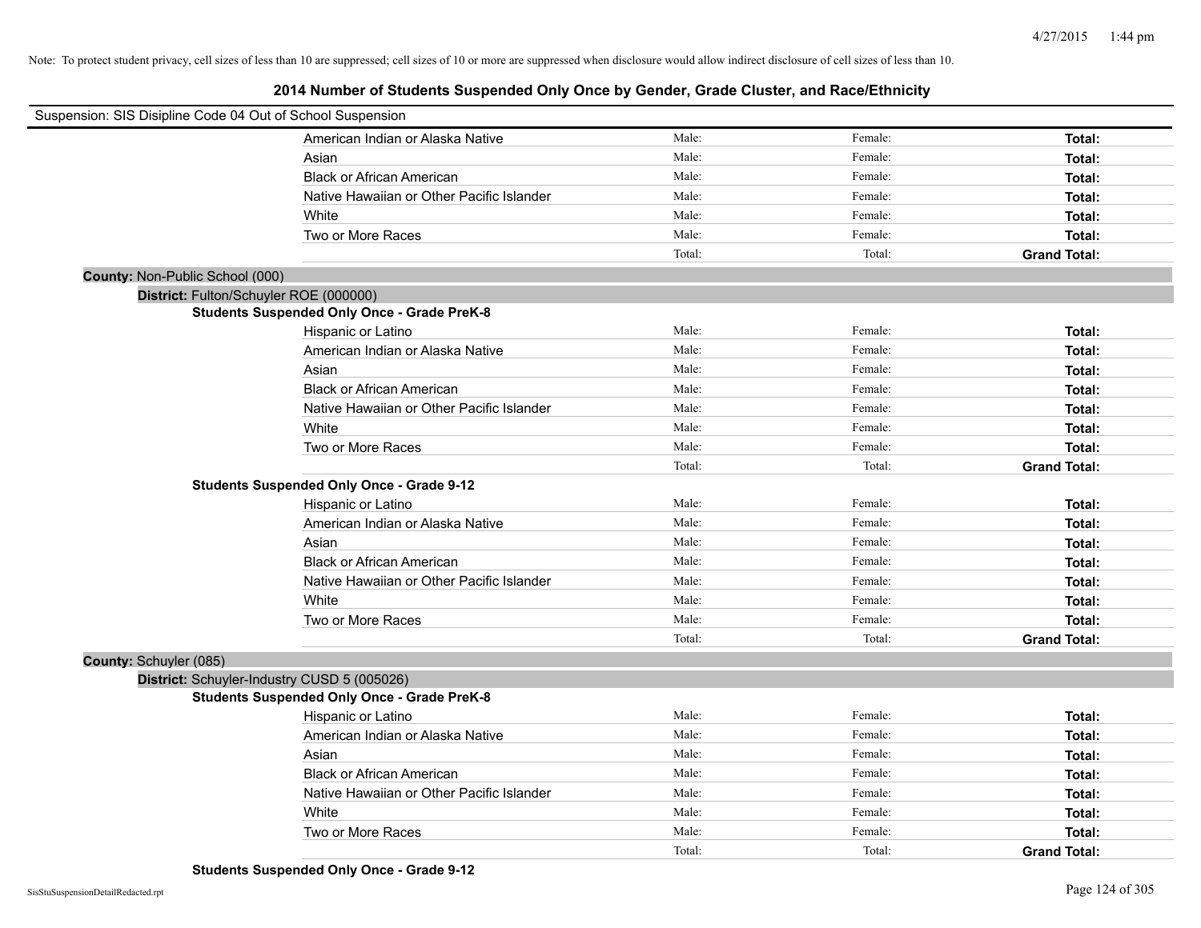Note: To protect student privacy, cell sizes of less than 10 are suppressed; cell sizes of 10 or more are suppressed when disclosure would allow indirect disclosure of cell sizes of less than 10.

# 2014 Number of Students Suspended Only Once by Gender, Grade Cluster, and Race/Ethnicity

Suspension: SIS Disipline Code 04 Out of School Suspension

| | Male | Female | Total |
|---|---|---|---|
| American Indian or Alaska Native | Male: | Female: | **Total:** |
| Asian | Male: | Female: | **Total:** |
| Black or African American | Male: | Female: | **Total:** |
| Native Hawaiian or Other Pacific Islander | Male: | Female: | **Total:** |
| White | Male: | Female: | **Total:** |
| Two or More Races | Male: | Female: | **Total:** |
| | Total: | Total: | **Grand Total:** |

**County:** Non-Public School (000)

**District:** Fulton/Schuyler ROE (000000)

**Students Suspended Only Once - Grade PreK-8**

| | Male | Female | Total |
|---|---|---|---|
| Hispanic or Latino | Male: | Female: | **Total:** |
| American Indian or Alaska Native | Male: | Female: | **Total:** |
| Asian | Male: | Female: | **Total:** |
| Black or African American | Male: | Female: | **Total:** |
| Native Hawaiian or Other Pacific Islander | Male: | Female: | **Total:** |
| White | Male: | Female: | **Total:** |
| Two or More Races | Male: | Female: | **Total:** |
| | Total: | Total: | **Grand Total:** |

**Students Suspended Only Once - Grade 9-12**

| | Male | Female | Total |
|---|---|---|---|
| Hispanic or Latino | Male: | Female: | **Total:** |
| American Indian or Alaska Native | Male: | Female: | **Total:** |
| Asian | Male: | Female: | **Total:** |
| Black or African American | Male: | Female: | **Total:** |
| Native Hawaiian or Other Pacific Islander | Male: | Female: | **Total:** |
| White | Male: | Female: | **Total:** |
| Two or More Races | Male: | Female: | **Total:** |
| | Total: | Total: | **Grand Total:** |

**County:** Schuyler (085)

**District:** Schuyler-Industry CUSD 5 (005026)

**Students Suspended Only Once - Grade PreK-8**

| | Male | Female | Total |
|---|---|---|---|
| Hispanic or Latino | Male: | Female: | **Total:** |
| American Indian or Alaska Native | Male: | Female: | **Total:** |
| Asian | Male: | Female: | **Total:** |
| Black or African American | Male: | Female: | **Total:** |
| Native Hawaiian or Other Pacific Islander | Male: | Female: | **Total:** |
| White | Male: | Female: | **Total:** |
| Two or More Races | Male: | Female: | **Total:** |
| | Total: | Total: | **Grand Total:** |

**Students Suspended Only Once - Grade 9-12**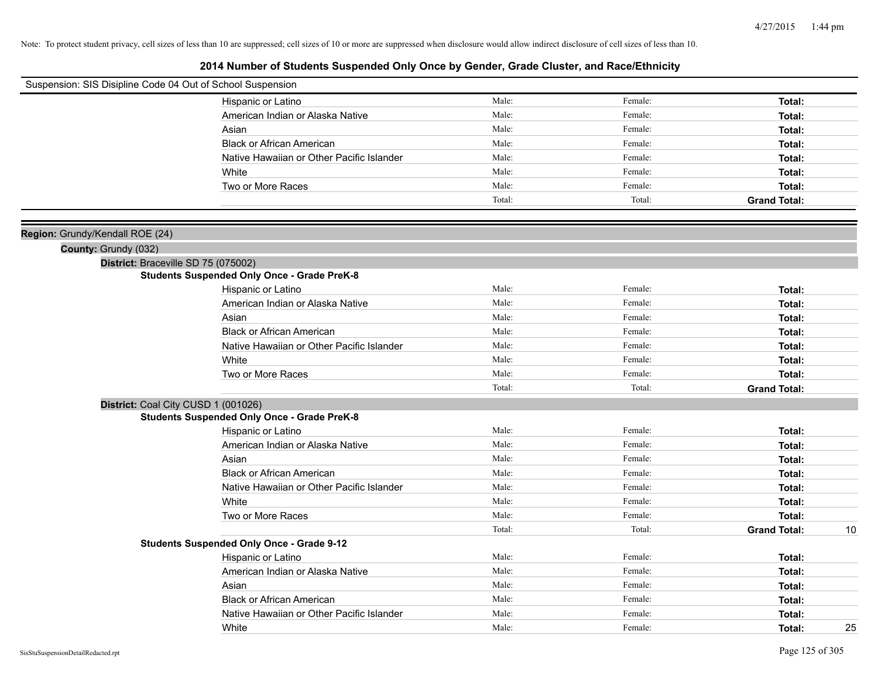Note: To protect student privacy, cell sizes of less than 10 are suppressed; cell sizes of 10 or more are suppressed when disclosure would allow indirect disclosure of cell sizes of less than 10.

## 2014 Number of Students Suspended Only Once by Gender, Grade Cluster, and Race/Ethnicity

Suspension: SIS Disipline Code 04 Out of School Suspension

| | Male: | Female: | Total: | |
|---|---|---|---|---|
| Hispanic or Latino | Male: | Female: | **Total:** | |
| American Indian or Alaska Native | Male: | Female: | **Total:** | |
| Asian | Male: | Female: | **Total:** | |
| Black or African American | Male: | Female: | **Total:** | |
| Native Hawaiian or Other Pacific Islander | Male: | Female: | **Total:** | |
| White | Male: | Female: | **Total:** | |
| Two or More Races | Male: | Female: | **Total:** | |
| | Total: | Total: | **Grand Total:** | |

**Region:** Grundy/Kendall ROE (24)

**County:** Grundy (032)

**District:** Braceville SD 75 (075002)

**Students Suspended Only Once - Grade PreK-8**

| | | | | |
|---|---|---|---|---|
| Hispanic or Latino | Male: | Female: | **Total:** | |
| American Indian or Alaska Native | Male: | Female: | **Total:** | |
| Asian | Male: | Female: | **Total:** | |
| Black or African American | Male: | Female: | **Total:** | |
| Native Hawaiian or Other Pacific Islander | Male: | Female: | **Total:** | |
| White | Male: | Female: | **Total:** | |
| Two or More Races | Male: | Female: | **Total:** | |
| | Total: | Total: | **Grand Total:** | |

**District:** Coal City CUSD 1 (001026)

**Students Suspended Only Once - Grade PreK-8**

| | | | | |
|---|---|---|---|---|
| Hispanic or Latino | Male: | Female: | **Total:** | |
| American Indian or Alaska Native | Male: | Female: | **Total:** | |
| Asian | Male: | Female: | **Total:** | |
| Black or African American | Male: | Female: | **Total:** | |
| Native Hawaiian or Other Pacific Islander | Male: | Female: | **Total:** | |
| White | Male: | Female: | **Total:** | |
| Two or More Races | Male: | Female: | **Total:** | |
| | Total: | Total: | **Grand Total:** | 10 |

**Students Suspended Only Once - Grade 9-12**

| | | | | |
|---|---|---|---|---|
| Hispanic or Latino | Male: | Female: | **Total:** | |
| American Indian or Alaska Native | Male: | Female: | **Total:** | |
| Asian | Male: | Female: | **Total:** | |
| Black or African American | Male: | Female: | **Total:** | |
| Native Hawaiian or Other Pacific Islander | Male: | Female: | **Total:** | |
| White | Male: | Female: | **Total:** | 25 |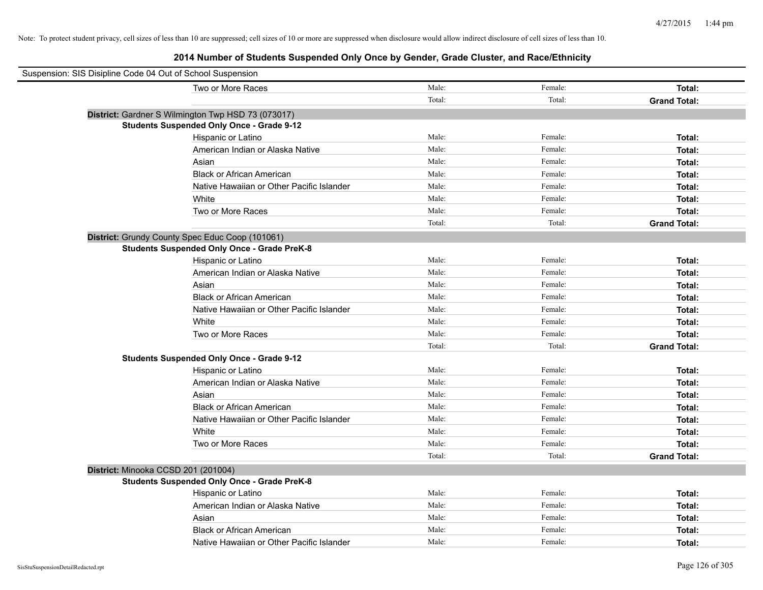Note: To protect student privacy, cell sizes of less than 10 are suppressed; cell sizes of 10 or more are suppressed when disclosure would allow indirect disclosure of cell sizes of less than 10.

## 2014 Number of Students Suspended Only Once by Gender, Grade Cluster, and Race/Ethnicity

Suspension: SIS Disipline Code 04 Out of School Suspension

| | Male | Female | Total |
|---|---|---|---|
| Two or More Races | Male: | Female: | **Total:** |
| | Total: | Total: | **Grand Total:** |

**District:** Gardner S Wilmington Twp HSD 73 (073017)

**Students Suspended Only Once - Grade 9-12**

| | Male | Female | Total |
|---|---|---|---|
| Hispanic or Latino | Male: | Female: | **Total:** |
| American Indian or Alaska Native | Male: | Female: | **Total:** |
| Asian | Male: | Female: | **Total:** |
| Black or African American | Male: | Female: | **Total:** |
| Native Hawaiian or Other Pacific Islander | Male: | Female: | **Total:** |
| White | Male: | Female: | **Total:** |
| Two or More Races | Male: | Female: | **Total:** |
| | Total: | Total: | **Grand Total:** |

**District:** Grundy County Spec Educ Coop (101061)

**Students Suspended Only Once - Grade PreK-8**

| | Male | Female | Total |
|---|---|---|---|
| Hispanic or Latino | Male: | Female: | **Total:** |
| American Indian or Alaska Native | Male: | Female: | **Total:** |
| Asian | Male: | Female: | **Total:** |
| Black or African American | Male: | Female: | **Total:** |
| Native Hawaiian or Other Pacific Islander | Male: | Female: | **Total:** |
| White | Male: | Female: | **Total:** |
| Two or More Races | Male: | Female: | **Total:** |
| | Total: | Total: | **Grand Total:** |

**Students Suspended Only Once - Grade 9-12**

| | Male | Female | Total |
|---|---|---|---|
| Hispanic or Latino | Male: | Female: | **Total:** |
| American Indian or Alaska Native | Male: | Female: | **Total:** |
| Asian | Male: | Female: | **Total:** |
| Black or African American | Male: | Female: | **Total:** |
| Native Hawaiian or Other Pacific Islander | Male: | Female: | **Total:** |
| White | Male: | Female: | **Total:** |
| Two or More Races | Male: | Female: | **Total:** |
| | Total: | Total: | **Grand Total:** |

**District:** Minooka CCSD 201 (201004)

**Students Suspended Only Once - Grade PreK-8**

| | Male | Female | Total |
|---|---|---|---|
| Hispanic or Latino | Male: | Female: | **Total:** |
| American Indian or Alaska Native | Male: | Female: | **Total:** |
| Asian | Male: | Female: | **Total:** |
| Black or African American | Male: | Female: | **Total:** |
| Native Hawaiian or Other Pacific Islander | Male: | Female: | **Total:** |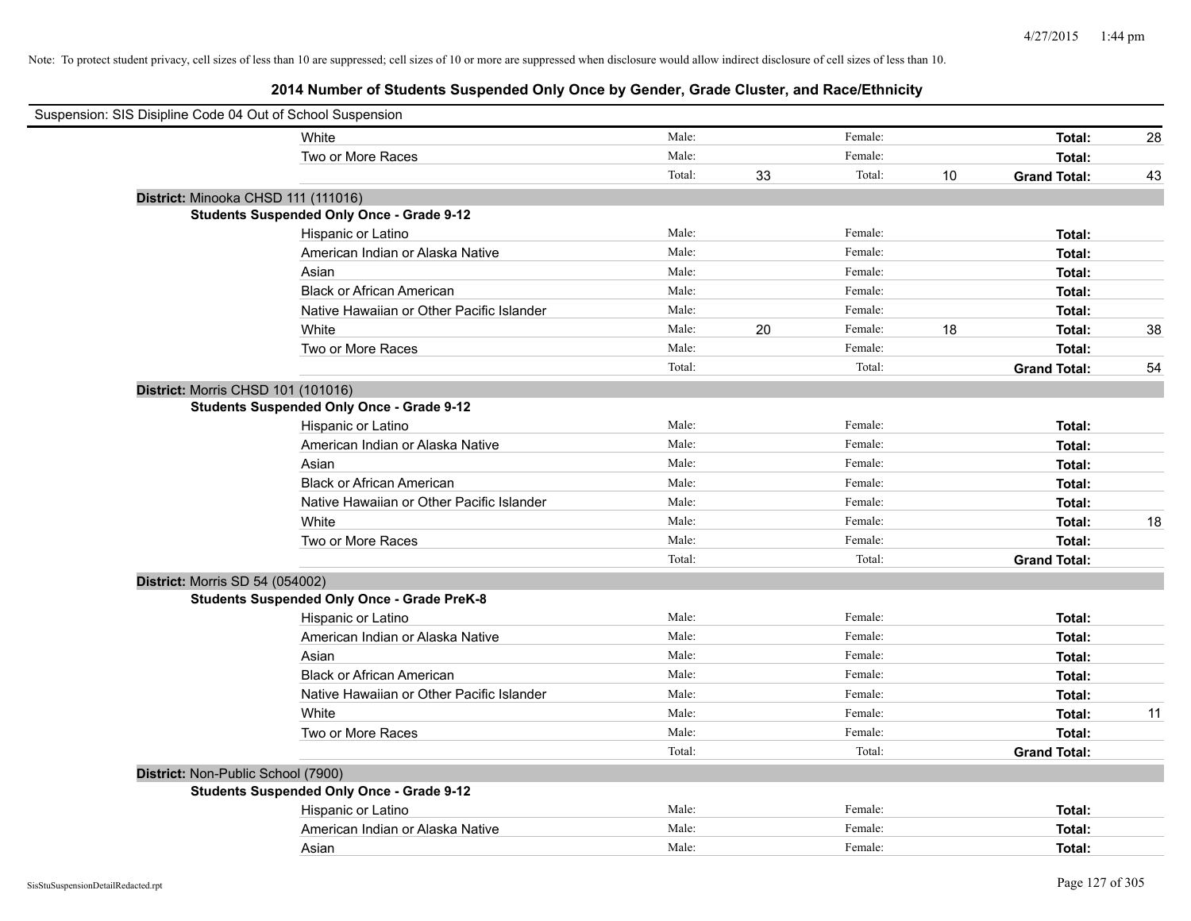Note: To protect student privacy, cell sizes of less than 10 are suppressed; cell sizes of 10 or more are suppressed when disclosure would allow indirect disclosure of cell sizes of less than 10.

## 2014 Number of Students Suspended Only Once by Gender, Grade Cluster, and Race/Ethnicity

Suspension: SIS Disipline Code 04 Out of School Suspension

| | | | | | |
|---|---|---|---|---|---|
| White | Male: | | Female: | | **Total:** 28 |
| Two or More Races | Male: | | Female: | | **Total:** |
| | Total: | 33 | Total: | 10 | **Grand Total:** 43 |

**District:** Minooka CHSD 111 (111016)

**Students Suspended Only Once - Grade 9-12**

| | | | | | |
|---|---|---|---|---|---|
| Hispanic or Latino | Male: | | Female: | | **Total:** |
| American Indian or Alaska Native | Male: | | Female: | | **Total:** |
| Asian | Male: | | Female: | | **Total:** |
| Black or African American | Male: | | Female: | | **Total:** |
| Native Hawaiian or Other Pacific Islander | Male: | | Female: | | **Total:** |
| White | Male: | 20 | Female: | 18 | **Total:** 38 |
| Two or More Races | Male: | | Female: | | **Total:** |
| | Total: | | Total: | | **Grand Total:** 54 |

**District:** Morris CHSD 101 (101016)

**Students Suspended Only Once - Grade 9-12**

| | | | | | |
|---|---|---|---|---|---|
| Hispanic or Latino | Male: | | Female: | | **Total:** |
| American Indian or Alaska Native | Male: | | Female: | | **Total:** |
| Asian | Male: | | Female: | | **Total:** |
| Black or African American | Male: | | Female: | | **Total:** |
| Native Hawaiian or Other Pacific Islander | Male: | | Female: | | **Total:** |
| White | Male: | | Female: | | **Total:** 18 |
| Two or More Races | Male: | | Female: | | **Total:** |
| | Total: | | Total: | | **Grand Total:** |

**District:** Morris SD 54 (054002)

**Students Suspended Only Once - Grade PreK-8**

| | | | | | |
|---|---|---|---|---|---|
| Hispanic or Latino | Male: | | Female: | | **Total:** |
| American Indian or Alaska Native | Male: | | Female: | | **Total:** |
| Asian | Male: | | Female: | | **Total:** |
| Black or African American | Male: | | Female: | | **Total:** |
| Native Hawaiian or Other Pacific Islander | Male: | | Female: | | **Total:** |
| White | Male: | | Female: | | **Total:** 11 |
| Two or More Races | Male: | | Female: | | **Total:** |
| | Total: | | Total: | | **Grand Total:** |

**District:** Non-Public School (7900)

**Students Suspended Only Once - Grade 9-12**

| | | | | | |
|---|---|---|---|---|---|
| Hispanic or Latino | Male: | | Female: | | **Total:** |
| American Indian or Alaska Native | Male: | | Female: | | **Total:** |
| Asian | Male: | | Female: | | **Total:** |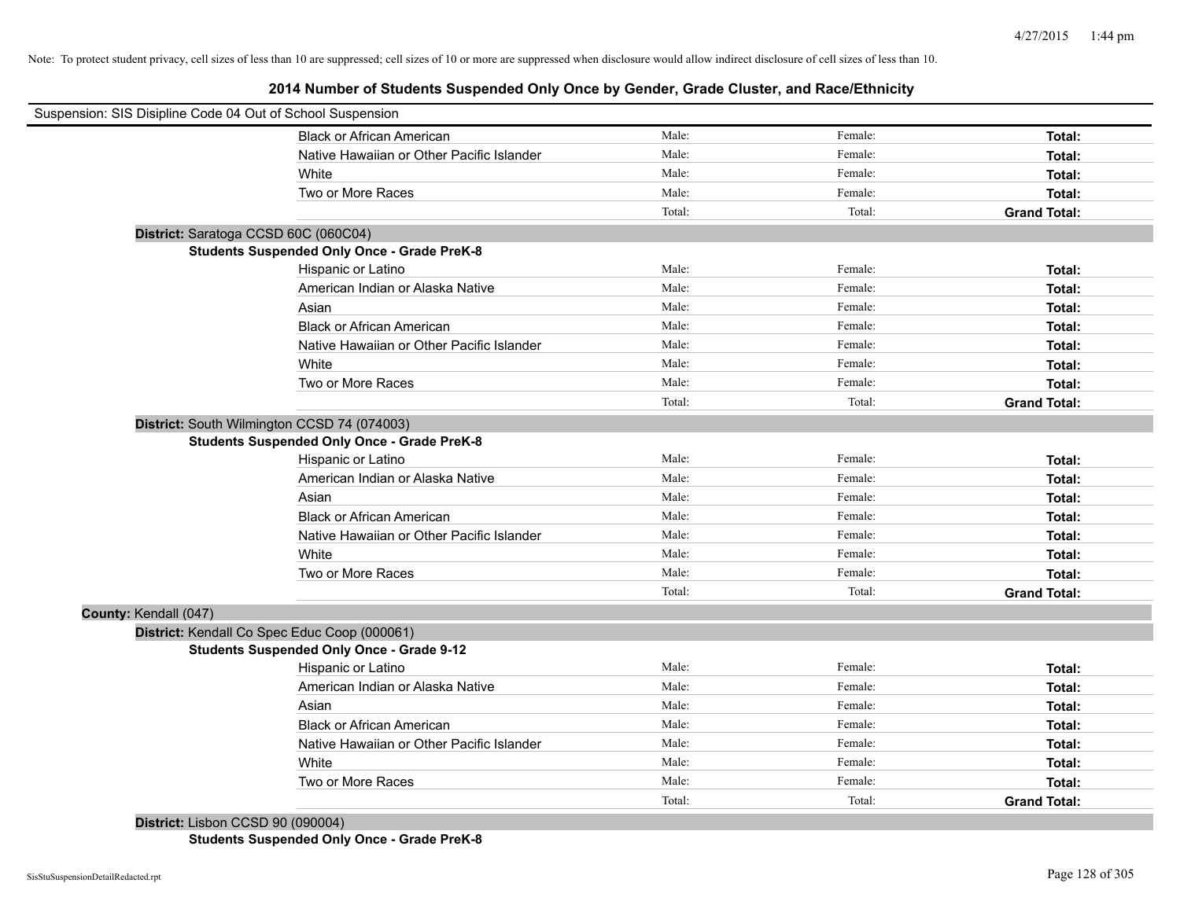Note: To protect student privacy, cell sizes of less than 10 are suppressed; cell sizes of 10 or more are suppressed when disclosure would allow indirect disclosure of cell sizes of less than 10.

## 2014 Number of Students Suspended Only Once by Gender, Grade Cluster, and Race/Ethnicity

Suspension: SIS Disipline Code 04 Out of School Suspension

| | | | |
|---|---|---|---|
| Black or African American | Male: | Female: | **Total:** |
| Native Hawaiian or Other Pacific Islander | Male: | Female: | **Total:** |
| White | Male: | Female: | **Total:** |
| Two or More Races | Male: | Female: | **Total:** |
| | Total: | Total: | **Grand Total:** |

**District:** Saratoga CCSD 60C (060C04)

**Students Suspended Only Once - Grade PreK-8**

| | | | |
|---|---|---|---|
| Hispanic or Latino | Male: | Female: | **Total:** |
| American Indian or Alaska Native | Male: | Female: | **Total:** |
| Asian | Male: | Female: | **Total:** |
| Black or African American | Male: | Female: | **Total:** |
| Native Hawaiian or Other Pacific Islander | Male: | Female: | **Total:** |
| White | Male: | Female: | **Total:** |
| Two or More Races | Male: | Female: | **Total:** |
| | Total: | Total: | **Grand Total:** |

**District:** South Wilmington CCSD 74 (074003)

**Students Suspended Only Once - Grade PreK-8**

| | | | |
|---|---|---|---|
| Hispanic or Latino | Male: | Female: | **Total:** |
| American Indian or Alaska Native | Male: | Female: | **Total:** |
| Asian | Male: | Female: | **Total:** |
| Black or African American | Male: | Female: | **Total:** |
| Native Hawaiian or Other Pacific Islander | Male: | Female: | **Total:** |
| White | Male: | Female: | **Total:** |
| Two or More Races | Male: | Female: | **Total:** |
| | Total: | Total: | **Grand Total:** |

**County:** Kendall (047)

**District:** Kendall Co Spec Educ Coop (000061)

**Students Suspended Only Once - Grade 9-12**

| | | | |
|---|---|---|---|
| Hispanic or Latino | Male: | Female: | **Total:** |
| American Indian or Alaska Native | Male: | Female: | **Total:** |
| Asian | Male: | Female: | **Total:** |
| Black or African American | Male: | Female: | **Total:** |
| Native Hawaiian or Other Pacific Islander | Male: | Female: | **Total:** |
| White | Male: | Female: | **Total:** |
| Two or More Races | Male: | Female: | **Total:** |
| | Total: | Total: | **Grand Total:** |

**District:** Lisbon CCSD 90 (090004)

**Students Suspended Only Once - Grade PreK-8**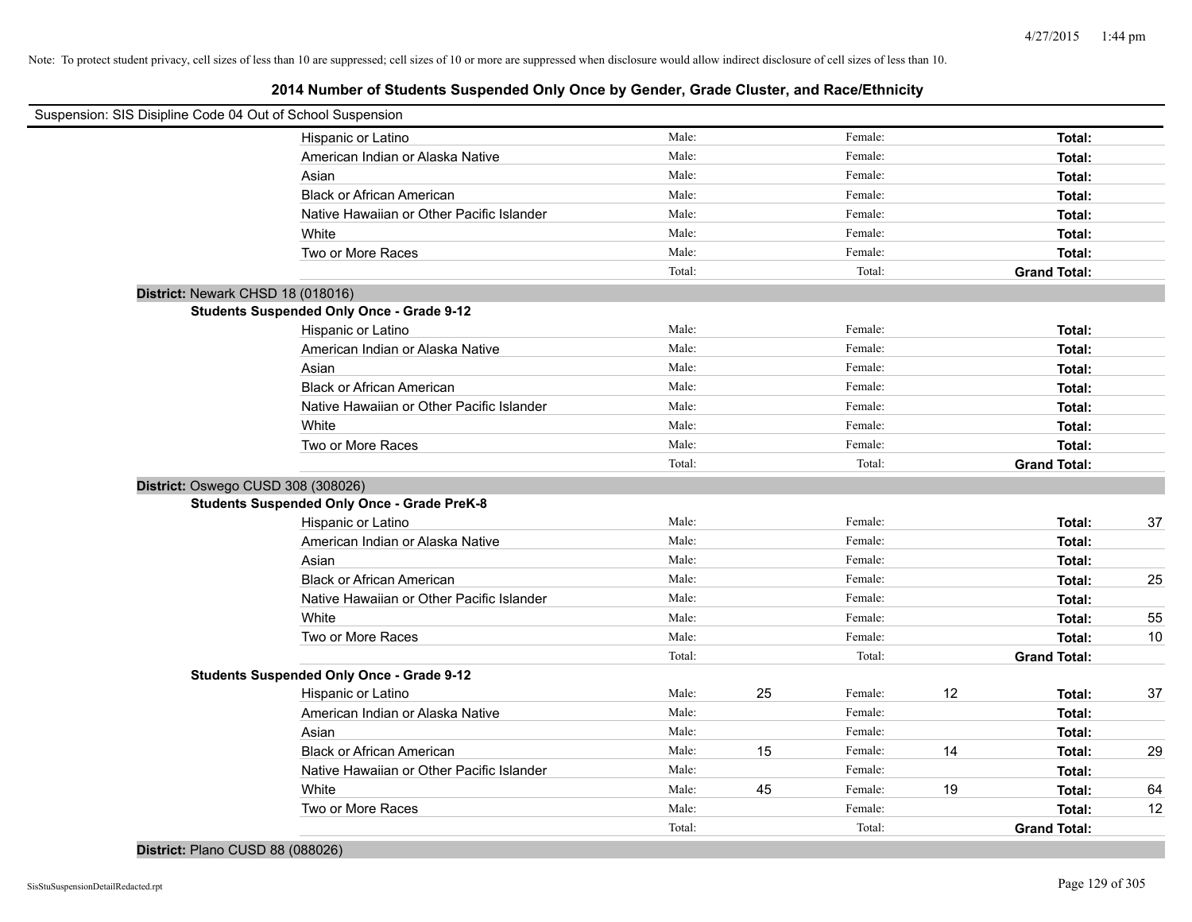Note: To protect student privacy, cell sizes of less than 10 are suppressed; cell sizes of 10 or more are suppressed when disclosure would allow indirect disclosure of cell sizes of less than 10.

## 2014 Number of Students Suspended Only Once by Gender, Grade Cluster, and Race/Ethnicity

Suspension: SIS Disipline Code 04 Out of School Suspension

| | | | | | | |
|---|---|---|---|---|---|---|
| Hispanic or Latino | Male: | | Female: | | **Total:** | |
| American Indian or Alaska Native | Male: | | Female: | | **Total:** | |
| Asian | Male: | | Female: | | **Total:** | |
| Black or African American | Male: | | Female: | | **Total:** | |
| Native Hawaiian or Other Pacific Islander | Male: | | Female: | | **Total:** | |
| White | Male: | | Female: | | **Total:** | |
| Two or More Races | Male: | | Female: | | **Total:** | |
| | Total: | | Total: | | **Grand Total:** | |

**District:** Newark CHSD 18 (018016)

**Students Suspended Only Once - Grade 9-12**

| | | | | | | |
|---|---|---|---|---|---|---|
| Hispanic or Latino | Male: | | Female: | | **Total:** | |
| American Indian or Alaska Native | Male: | | Female: | | **Total:** | |
| Asian | Male: | | Female: | | **Total:** | |
| Black or African American | Male: | | Female: | | **Total:** | |
| Native Hawaiian or Other Pacific Islander | Male: | | Female: | | **Total:** | |
| White | Male: | | Female: | | **Total:** | |
| Two or More Races | Male: | | Female: | | **Total:** | |
| | Total: | | Total: | | **Grand Total:** | |

**District:** Oswego CUSD 308 (308026)

**Students Suspended Only Once - Grade PreK-8**

| | | | | | | |
|---|---|---|---|---|---|---|
| Hispanic or Latino | Male: | | Female: | | **Total:** | 37 |
| American Indian or Alaska Native | Male: | | Female: | | **Total:** | |
| Asian | Male: | | Female: | | **Total:** | |
| Black or African American | Male: | | Female: | | **Total:** | 25 |
| Native Hawaiian or Other Pacific Islander | Male: | | Female: | | **Total:** | |
| White | Male: | | Female: | | **Total:** | 55 |
| Two or More Races | Male: | | Female: | | **Total:** | 10 |
| | Total: | | Total: | | **Grand Total:** | |

**Students Suspended Only Once - Grade 9-12**

| | | | | | | |
|---|---|---|---|---|---|---|
| Hispanic or Latino | Male: | 25 | Female: | 12 | **Total:** | 37 |
| American Indian or Alaska Native | Male: | | Female: | | **Total:** | |
| Asian | Male: | | Female: | | **Total:** | |
| Black or African American | Male: | 15 | Female: | 14 | **Total:** | 29 |
| Native Hawaiian or Other Pacific Islander | Male: | | Female: | | **Total:** | |
| White | Male: | 45 | Female: | 19 | **Total:** | 64 |
| Two or More Races | Male: | | Female: | | **Total:** | 12 |
| | Total: | | Total: | | **Grand Total:** | |

**District:** Plano CUSD 88 (088026)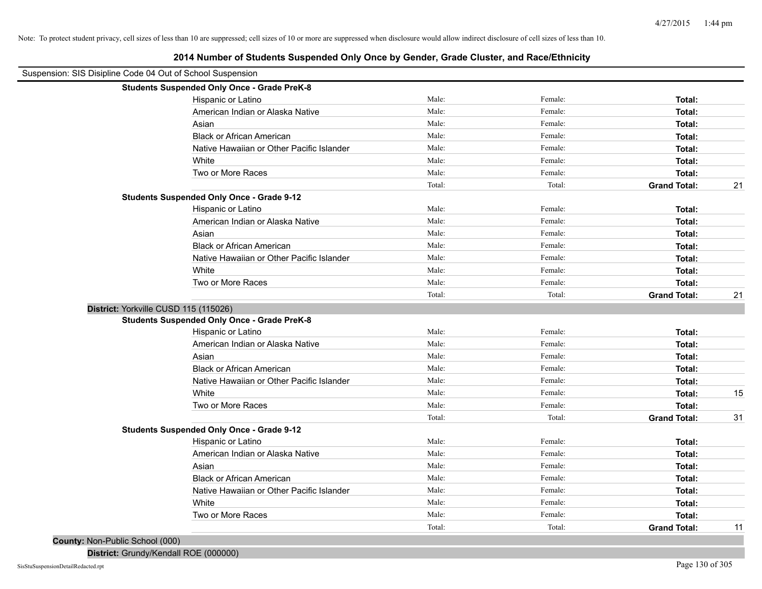Note: To protect student privacy, cell sizes of less than 10 are suppressed; cell sizes of 10 or more are suppressed when disclosure would allow indirect disclosure of cell sizes of less than 10.

# 2014 Number of Students Suspended Only Once by Gender, Grade Cluster, and Race/Ethnicity

Suspension: SIS Disipline Code 04 Out of School Suspension

**Students Suspended Only Once - Grade PreK-8**

| | Male: | Female: | Total: | |
|---|---|---|---|---|
| Hispanic or Latino | Male: | Female: | **Total:** | |
| American Indian or Alaska Native | Male: | Female: | **Total:** | |
| Asian | Male: | Female: | **Total:** | |
| Black or African American | Male: | Female: | **Total:** | |
| Native Hawaiian or Other Pacific Islander | Male: | Female: | **Total:** | |
| White | Male: | Female: | **Total:** | |
| Two or More Races | Male: | Female: | **Total:** | |
| | Total: | Total: | **Grand Total:** | 21 |

**Students Suspended Only Once - Grade 9-12**

| | Male: | Female: | Total: | |
|---|---|---|---|---|
| Hispanic or Latino | Male: | Female: | **Total:** | |
| American Indian or Alaska Native | Male: | Female: | **Total:** | |
| Asian | Male: | Female: | **Total:** | |
| Black or African American | Male: | Female: | **Total:** | |
| Native Hawaiian or Other Pacific Islander | Male: | Female: | **Total:** | |
| White | Male: | Female: | **Total:** | |
| Two or More Races | Male: | Female: | **Total:** | |
| | Total: | Total: | **Grand Total:** | 21 |

**District:** Yorkville CUSD 115 (115026)

**Students Suspended Only Once - Grade PreK-8**

| | Male: | Female: | Total: | |
|---|---|---|---|---|
| Hispanic or Latino | Male: | Female: | **Total:** | |
| American Indian or Alaska Native | Male: | Female: | **Total:** | |
| Asian | Male: | Female: | **Total:** | |
| Black or African American | Male: | Female: | **Total:** | |
| Native Hawaiian or Other Pacific Islander | Male: | Female: | **Total:** | |
| White | Male: | Female: | **Total:** | 15 |
| Two or More Races | Male: | Female: | **Total:** | |
| | Total: | Total: | **Grand Total:** | 31 |

**Students Suspended Only Once - Grade 9-12**

| | Male: | Female: | Total: | |
|---|---|---|---|---|
| Hispanic or Latino | Male: | Female: | **Total:** | |
| American Indian or Alaska Native | Male: | Female: | **Total:** | |
| Asian | Male: | Female: | **Total:** | |
| Black or African American | Male: | Female: | **Total:** | |
| Native Hawaiian or Other Pacific Islander | Male: | Female: | **Total:** | |
| White | Male: | Female: | **Total:** | |
| Two or More Races | Male: | Female: | **Total:** | |
| | Total: | Total: | **Grand Total:** | 11 |

**County:** Non-Public School (000)

**District:** Grundy/Kendall ROE (000000)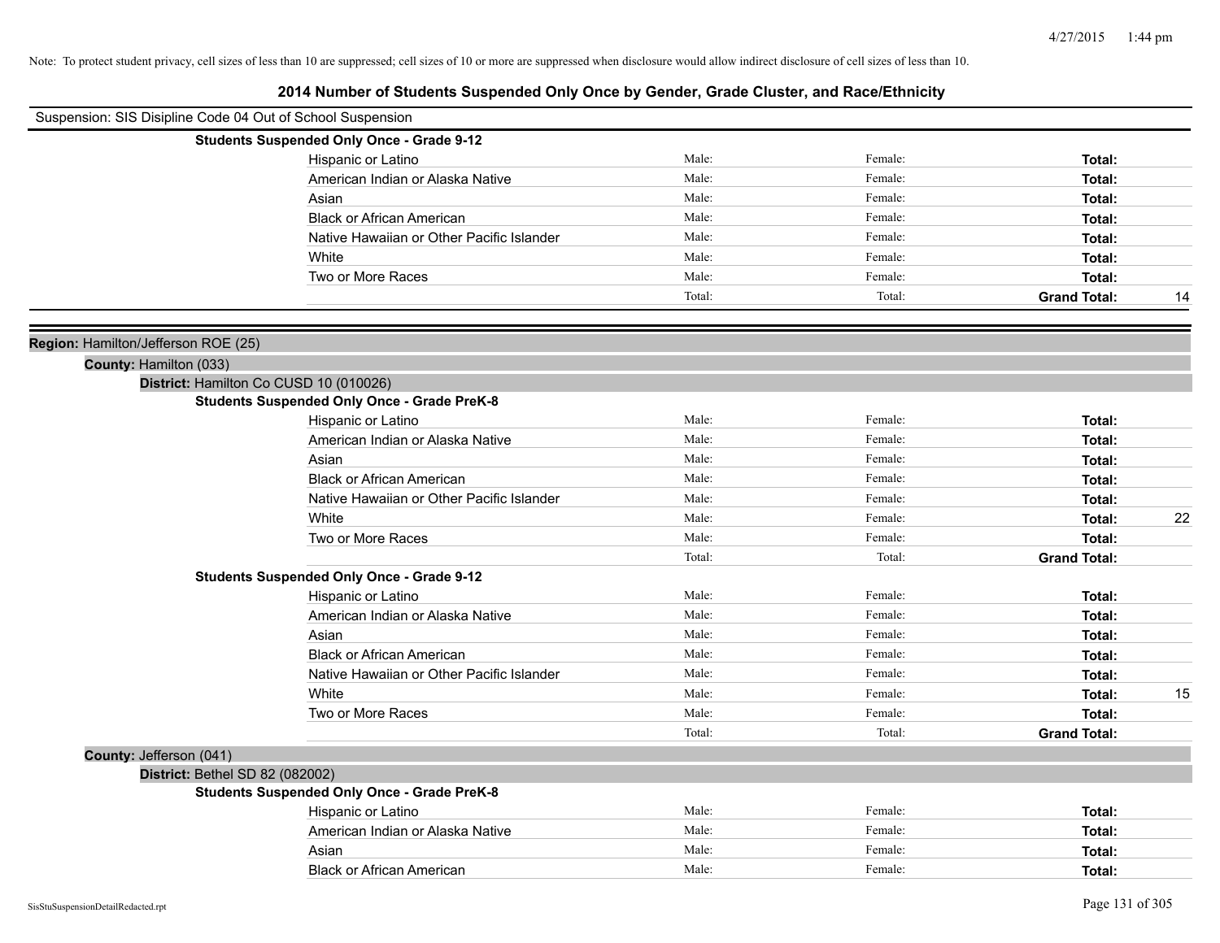Note: To protect student privacy, cell sizes of less than 10 are suppressed; cell sizes of 10 or more are suppressed when disclosure would allow indirect disclosure of cell sizes of less than 10.

# 2014 Number of Students Suspended Only Once by Gender, Grade Cluster, and Race/Ethnicity

Suspension: SIS Disipline Code 04 Out of School Suspension

**Students Suspended Only Once - Grade 9-12**

| | | | | |
|---|---|---|---|---|
| Hispanic or Latino | Male: | Female: | **Total:** | |
| American Indian or Alaska Native | Male: | Female: | **Total:** | |
| Asian | Male: | Female: | **Total:** | |
| Black or African American | Male: | Female: | **Total:** | |
| Native Hawaiian or Other Pacific Islander | Male: | Female: | **Total:** | |
| White | Male: | Female: | **Total:** | |
| Two or More Races | Male: | Female: | **Total:** | |
| | Total: | Total: | **Grand Total:** | 14 |

**Region:** Hamilton/Jefferson ROE (25)

**County:** Hamilton (033)

**District:** Hamilton Co CUSD 10 (010026)

**Students Suspended Only Once - Grade PreK-8**

| | | | | |
|---|---|---|---|---|
| Hispanic or Latino | Male: | Female: | **Total:** | |
| American Indian or Alaska Native | Male: | Female: | **Total:** | |
| Asian | Male: | Female: | **Total:** | |
| Black or African American | Male: | Female: | **Total:** | |
| Native Hawaiian or Other Pacific Islander | Male: | Female: | **Total:** | |
| White | Male: | Female: | **Total:** | 22 |
| Two or More Races | Male: | Female: | **Total:** | |
| | Total: | Total: | **Grand Total:** | |

**Students Suspended Only Once - Grade 9-12**

| | | | | |
|---|---|---|---|---|
| Hispanic or Latino | Male: | Female: | **Total:** | |
| American Indian or Alaska Native | Male: | Female: | **Total:** | |
| Asian | Male: | Female: | **Total:** | |
| Black or African American | Male: | Female: | **Total:** | |
| Native Hawaiian or Other Pacific Islander | Male: | Female: | **Total:** | |
| White | Male: | Female: | **Total:** | 15 |
| Two or More Races | Male: | Female: | **Total:** | |
| | Total: | Total: | **Grand Total:** | |

**County:** Jefferson (041)

**District:** Bethel SD 82 (082002)

**Students Suspended Only Once - Grade PreK-8**

| | | | | |
|---|---|---|---|---|
| Hispanic or Latino | Male: | Female: | **Total:** | |
| American Indian or Alaska Native | Male: | Female: | **Total:** | |
| Asian | Male: | Female: | **Total:** | |
| Black or African American | Male: | Female: | **Total:** | |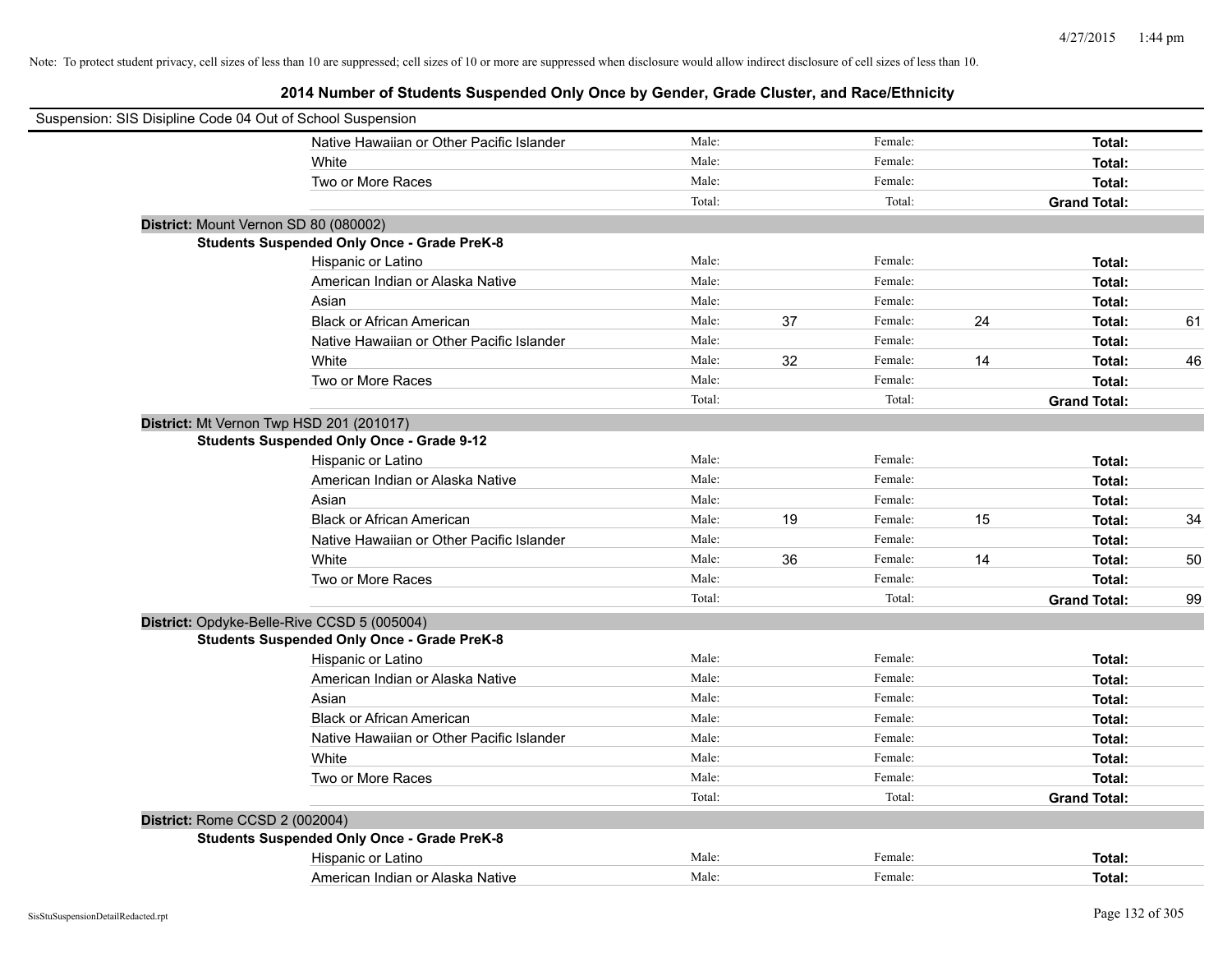Note: To protect student privacy, cell sizes of less than 10 are suppressed; cell sizes of 10 or more are suppressed when disclosure would allow indirect disclosure of cell sizes of less than 10.

## 2014 Number of Students Suspended Only Once by Gender, Grade Cluster, and Race/Ethnicity

Suspension: SIS Disipline Code 04 Out of School Suspension

| | | | | | | |
|---|---|---|---|---|---|---|
| Native Hawaiian or Other Pacific Islander | Male: | | Female: | | **Total:** | |
| White | Male: | | Female: | | **Total:** | |
| Two or More Races | Male: | | Female: | | **Total:** | |
| | Total: | | Total: | | **Grand Total:** | |

**District:** Mount Vernon SD 80 (080002)

**Students Suspended Only Once - Grade PreK-8**

| | | | | | | |
|---|---|---|---|---|---|---|
| Hispanic or Latino | Male: | | Female: | | **Total:** | |
| American Indian or Alaska Native | Male: | | Female: | | **Total:** | |
| Asian | Male: | | Female: | | **Total:** | |
| Black or African American | Male: | 37 | Female: | 24 | **Total:** | 61 |
| Native Hawaiian or Other Pacific Islander | Male: | | Female: | | **Total:** | |
| White | Male: | 32 | Female: | 14 | **Total:** | 46 |
| Two or More Races | Male: | | Female: | | **Total:** | |
| | Total: | | Total: | | **Grand Total:** | |

**District:** Mt Vernon Twp HSD 201 (201017)

**Students Suspended Only Once - Grade 9-12**

| | | | | | | |
|---|---|---|---|---|---|---|
| Hispanic or Latino | Male: | | Female: | | **Total:** | |
| American Indian or Alaska Native | Male: | | Female: | | **Total:** | |
| Asian | Male: | | Female: | | **Total:** | |
| Black or African American | Male: | 19 | Female: | 15 | **Total:** | 34 |
| Native Hawaiian or Other Pacific Islander | Male: | | Female: | | **Total:** | |
| White | Male: | 36 | Female: | 14 | **Total:** | 50 |
| Two or More Races | Male: | | Female: | | **Total:** | |
| | Total: | | Total: | | **Grand Total:** | 99 |

**District:** Opdyke-Belle-Rive CCSD 5 (005004)

**Students Suspended Only Once - Grade PreK-8**

| | | | | | | |
|---|---|---|---|---|---|---|
| Hispanic or Latino | Male: | | Female: | | **Total:** | |
| American Indian or Alaska Native | Male: | | Female: | | **Total:** | |
| Asian | Male: | | Female: | | **Total:** | |
| Black or African American | Male: | | Female: | | **Total:** | |
| Native Hawaiian or Other Pacific Islander | Male: | | Female: | | **Total:** | |
| White | Male: | | Female: | | **Total:** | |
| Two or More Races | Male: | | Female: | | **Total:** | |
| | Total: | | Total: | | **Grand Total:** | |

**District:** Rome CCSD 2 (002004)

**Students Suspended Only Once - Grade PreK-8**

| | | | | | | |
|---|---|---|---|---|---|---|
| Hispanic or Latino | Male: | | Female: | | **Total:** | |
| American Indian or Alaska Native | Male: | | Female: | | **Total:** | |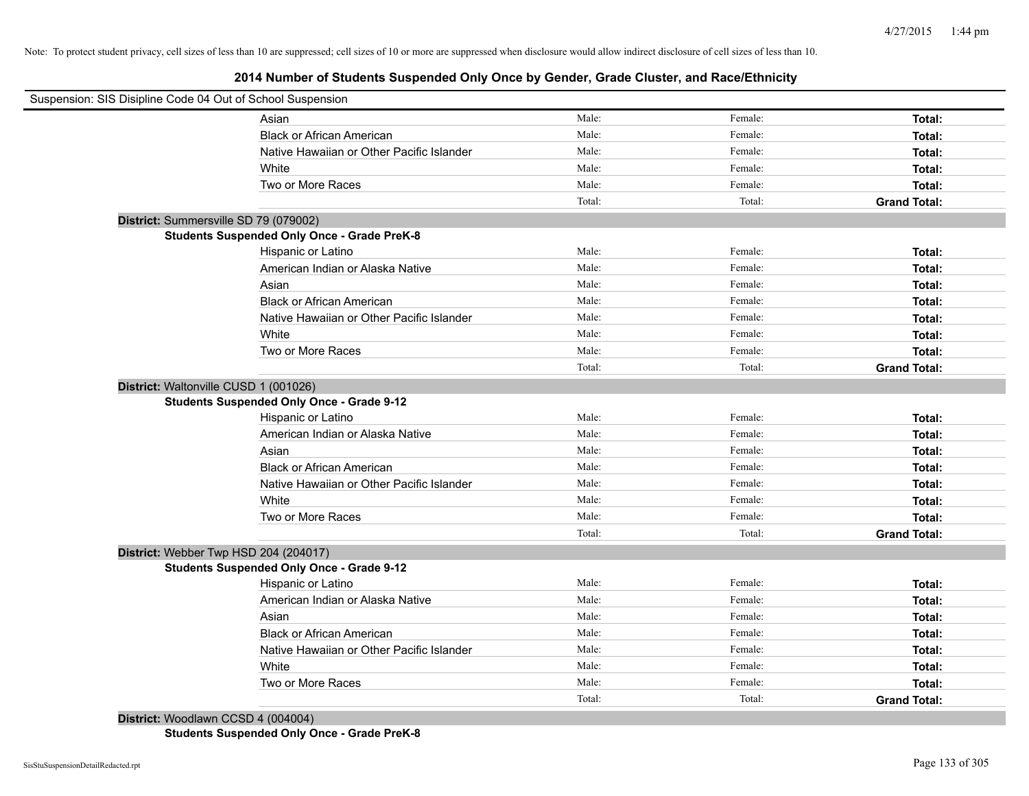Note: To protect student privacy, cell sizes of less than 10 are suppressed; cell sizes of 10 or more are suppressed when disclosure would allow indirect disclosure of cell sizes of less than 10.

## 2014 Number of Students Suspended Only Once by Gender, Grade Cluster, and Race/Ethnicity

Suspension: SIS Disipline Code 04 Out of School Suspension

| | | | | |
|---|---|---|---|---|
| | Asian | Male: | Female: | **Total:** |
| | Black or African American | Male: | Female: | **Total:** |
| | Native Hawaiian or Other Pacific Islander | Male: | Female: | **Total:** |
| | White | Male: | Female: | **Total:** |
| | Two or More Races | Male: | Female: | **Total:** |
| | | Total: | Total: | **Grand Total:** |

**District:** Summersville SD 79 (079002)

**Students Suspended Only Once - Grade PreK-8**

| | | | |
|---|---|---|---|
| Hispanic or Latino | Male: | Female: | **Total:** |
| American Indian or Alaska Native | Male: | Female: | **Total:** |
| Asian | Male: | Female: | **Total:** |
| Black or African American | Male: | Female: | **Total:** |
| Native Hawaiian or Other Pacific Islander | Male: | Female: | **Total:** |
| White | Male: | Female: | **Total:** |
| Two or More Races | Male: | Female: | **Total:** |
| | Total: | Total: | **Grand Total:** |

**District:** Waltonville CUSD 1 (001026)

**Students Suspended Only Once - Grade 9-12**

| | | | |
|---|---|---|---|
| Hispanic or Latino | Male: | Female: | **Total:** |
| American Indian or Alaska Native | Male: | Female: | **Total:** |
| Asian | Male: | Female: | **Total:** |
| Black or African American | Male: | Female: | **Total:** |
| Native Hawaiian or Other Pacific Islander | Male: | Female: | **Total:** |
| White | Male: | Female: | **Total:** |
| Two or More Races | Male: | Female: | **Total:** |
| | Total: | Total: | **Grand Total:** |

**District:** Webber Twp HSD 204 (204017)

**Students Suspended Only Once - Grade 9-12**

| | | | |
|---|---|---|---|
| Hispanic or Latino | Male: | Female: | **Total:** |
| American Indian or Alaska Native | Male: | Female: | **Total:** |
| Asian | Male: | Female: | **Total:** |
| Black or African American | Male: | Female: | **Total:** |
| Native Hawaiian or Other Pacific Islander | Male: | Female: | **Total:** |
| White | Male: | Female: | **Total:** |
| Two or More Races | Male: | Female: | **Total:** |
| | Total: | Total: | **Grand Total:** |

**District:** Woodlawn CCSD 4 (004004)

**Students Suspended Only Once - Grade PreK-8**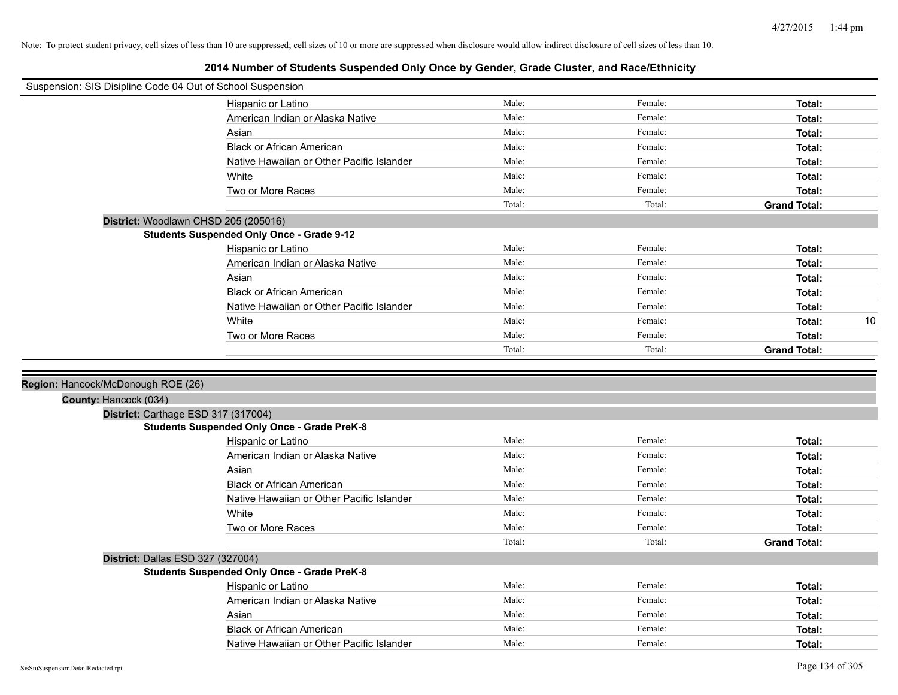Note: To protect student privacy, cell sizes of less than 10 are suppressed; cell sizes of 10 or more are suppressed when disclosure would allow indirect disclosure of cell sizes of less than 10.

# 2014 Number of Students Suspended Only Once by Gender, Grade Cluster, and Race/Ethnicity

Suspension: SIS Disipline Code 04 Out of School Suspension

| | Male: | Female: | Total: |
|---|---|---|---|
| Hispanic or Latino | Male: | Female: | **Total:** |
| American Indian or Alaska Native | Male: | Female: | **Total:** |
| Asian | Male: | Female: | **Total:** |
| Black or African American | Male: | Female: | **Total:** |
| Native Hawaiian or Other Pacific Islander | Male: | Female: | **Total:** |
| White | Male: | Female: | **Total:** |
| Two or More Races | Male: | Female: | **Total:** |
| | Total: | Total: | **Grand Total:** |

**District:** Woodlawn CHSD 205 (205016)

**Students Suspended Only Once - Grade 9-12**

| | Male | Female | Total |
|---|---|---|---|
| Hispanic or Latino | Male: | Female: | **Total:** |
| American Indian or Alaska Native | Male: | Female: | **Total:** |
| Asian | Male: | Female: | **Total:** |
| Black or African American | Male: | Female: | **Total:** |
| Native Hawaiian or Other Pacific Islander | Male: | Female: | **Total:** |
| White | Male: | Female: | **Total:** 10 |
| Two or More Races | Male: | Female: | **Total:** |
| | Total: | Total: | **Grand Total:** |

**Region:** Hancock/McDonough ROE (26)

**County:** Hancock (034)

**District:** Carthage ESD 317 (317004)

**Students Suspended Only Once - Grade PreK-8**

| | Male | Female | Total |
|---|---|---|---|
| Hispanic or Latino | Male: | Female: | **Total:** |
| American Indian or Alaska Native | Male: | Female: | **Total:** |
| Asian | Male: | Female: | **Total:** |
| Black or African American | Male: | Female: | **Total:** |
| Native Hawaiian or Other Pacific Islander | Male: | Female: | **Total:** |
| White | Male: | Female: | **Total:** |
| Two or More Races | Male: | Female: | **Total:** |
| | Total: | Total: | **Grand Total:** |

**District:** Dallas ESD 327 (327004)

**Students Suspended Only Once - Grade PreK-8**

| | Male | Female | Total |
|---|---|---|---|
| Hispanic or Latino | Male: | Female: | **Total:** |
| American Indian or Alaska Native | Male: | Female: | **Total:** |
| Asian | Male: | Female: | **Total:** |
| Black or African American | Male: | Female: | **Total:** |
| Native Hawaiian or Other Pacific Islander | Male: | Female: | **Total:** |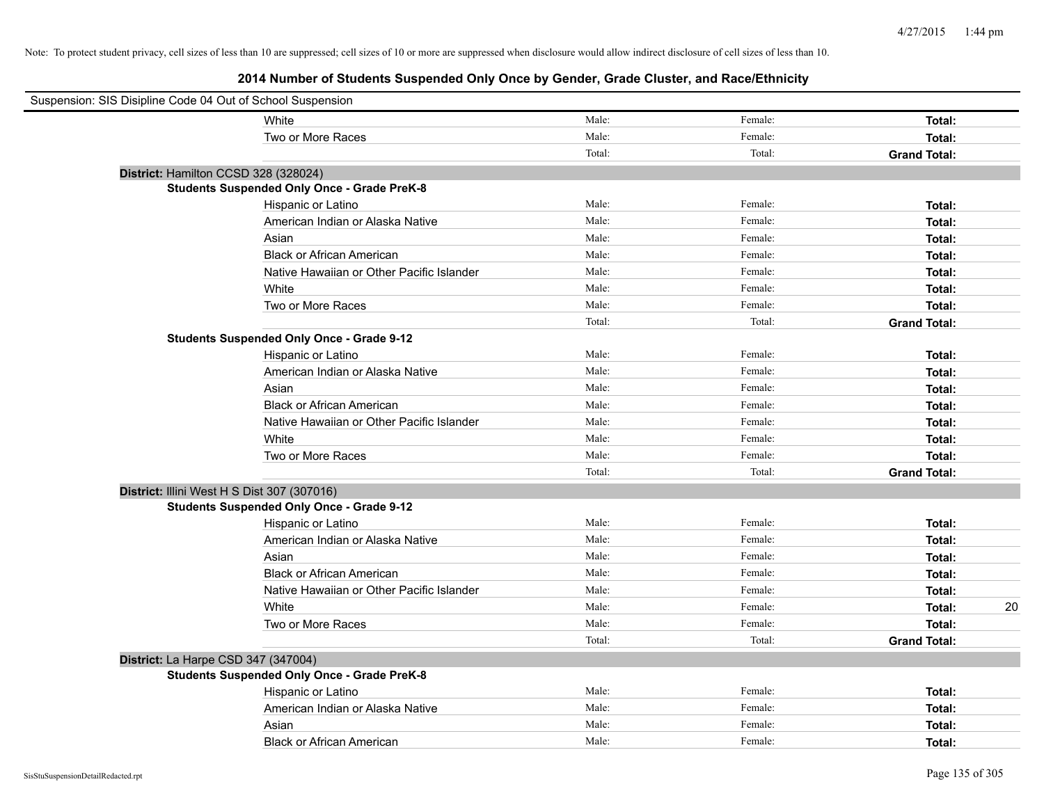Note: To protect student privacy, cell sizes of less than 10 are suppressed; cell sizes of 10 or more are suppressed when disclosure would allow indirect disclosure of cell sizes of less than 10.

# 2014 Number of Students Suspended Only Once by Gender, Grade Cluster, and Race/Ethnicity

Suspension: SIS Disipline Code 04 Out of School Suspension

| | | | | |
|---|---|---|---|---|
| White | Male: | Female: | **Total:** | |
| Two or More Races | Male: | Female: | **Total:** | |
| | Total: | Total: | **Grand Total:** | |

**District:** Hamilton CCSD 328 (328024)

**Students Suspended Only Once - Grade PreK-8**

| | | | | |
|---|---|---|---|---|
| Hispanic or Latino | Male: | Female: | **Total:** | |
| American Indian or Alaska Native | Male: | Female: | **Total:** | |
| Asian | Male: | Female: | **Total:** | |
| Black or African American | Male: | Female: | **Total:** | |
| Native Hawaiian or Other Pacific Islander | Male: | Female: | **Total:** | |
| White | Male: | Female: | **Total:** | |
| Two or More Races | Male: | Female: | **Total:** | |
| | Total: | Total: | **Grand Total:** | |

**Students Suspended Only Once - Grade 9-12**

| | | | | |
|---|---|---|---|---|
| Hispanic or Latino | Male: | Female: | **Total:** | |
| American Indian or Alaska Native | Male: | Female: | **Total:** | |
| Asian | Male: | Female: | **Total:** | |
| Black or African American | Male: | Female: | **Total:** | |
| Native Hawaiian or Other Pacific Islander | Male: | Female: | **Total:** | |
| White | Male: | Female: | **Total:** | |
| Two or More Races | Male: | Female: | **Total:** | |
| | Total: | Total: | **Grand Total:** | |

**District:** Illini West H S Dist 307 (307016)

**Students Suspended Only Once - Grade 9-12**

| | | | | |
|---|---|---|---|---|
| Hispanic or Latino | Male: | Female: | **Total:** | |
| American Indian or Alaska Native | Male: | Female: | **Total:** | |
| Asian | Male: | Female: | **Total:** | |
| Black or African American | Male: | Female: | **Total:** | |
| Native Hawaiian or Other Pacific Islander | Male: | Female: | **Total:** | |
| White | Male: | Female: | **Total:** | 20 |
| Two or More Races | Male: | Female: | **Total:** | |
| | Total: | Total: | **Grand Total:** | |

**District:** La Harpe CSD 347 (347004)

**Students Suspended Only Once - Grade PreK-8**

| | | | | |
|---|---|---|---|---|
| Hispanic or Latino | Male: | Female: | **Total:** | |
| American Indian or Alaska Native | Male: | Female: | **Total:** | |
| Asian | Male: | Female: | **Total:** | |
| Black or African American | Male: | Female: | **Total:** | |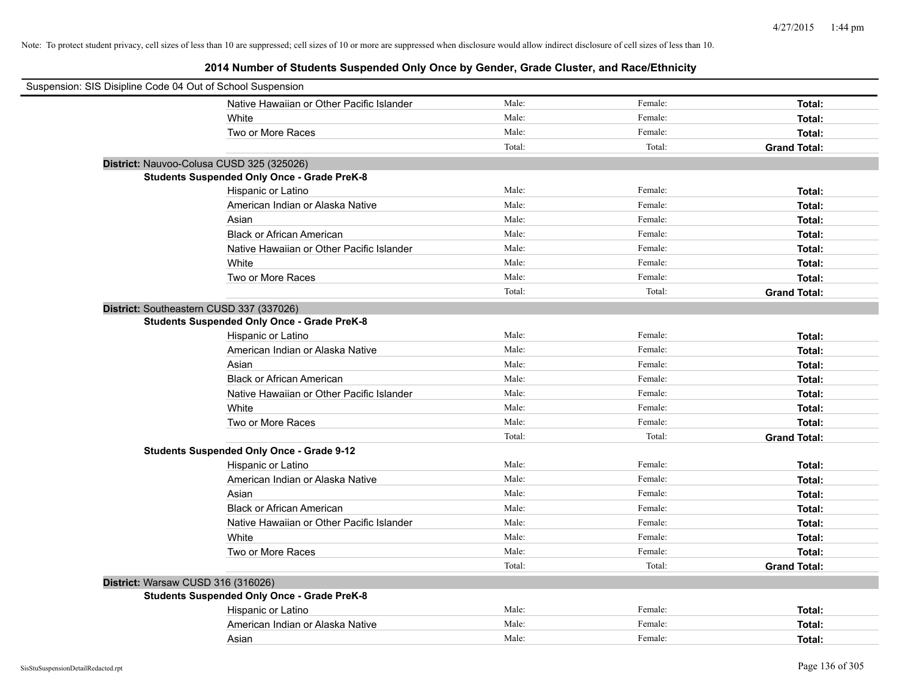Note: To protect student privacy, cell sizes of less than 10 are suppressed; cell sizes of 10 or more are suppressed when disclosure would allow indirect disclosure of cell sizes of less than 10.

## 2014 Number of Students Suspended Only Once by Gender, Grade Cluster, and Race/Ethnicity

Suspension: SIS Disipline Code 04 Out of School Suspension

| | | | |
|---|---|---|---|
| Native Hawaiian or Other Pacific Islander | Male: | Female: | **Total:** |
| White | Male: | Female: | **Total:** |
| Two or More Races | Male: | Female: | **Total:** |
| | Total: | Total: | **Grand Total:** |

**District:** Nauvoo-Colusa CUSD 325 (325026)

**Students Suspended Only Once - Grade PreK-8**

| | | | |
|---|---|---|---|
| Hispanic or Latino | Male: | Female: | **Total:** |
| American Indian or Alaska Native | Male: | Female: | **Total:** |
| Asian | Male: | Female: | **Total:** |
| Black or African American | Male: | Female: | **Total:** |
| Native Hawaiian or Other Pacific Islander | Male: | Female: | **Total:** |
| White | Male: | Female: | **Total:** |
| Two or More Races | Male: | Female: | **Total:** |
| | Total: | Total: | **Grand Total:** |

**District:** Southeastern CUSD 337 (337026)

**Students Suspended Only Once - Grade PreK-8**

| | | | |
|---|---|---|---|
| Hispanic or Latino | Male: | Female: | **Total:** |
| American Indian or Alaska Native | Male: | Female: | **Total:** |
| Asian | Male: | Female: | **Total:** |
| Black or African American | Male: | Female: | **Total:** |
| Native Hawaiian or Other Pacific Islander | Male: | Female: | **Total:** |
| White | Male: | Female: | **Total:** |
| Two or More Races | Male: | Female: | **Total:** |
| | Total: | Total: | **Grand Total:** |

**Students Suspended Only Once - Grade 9-12**

| | | | |
|---|---|---|---|
| Hispanic or Latino | Male: | Female: | **Total:** |
| American Indian or Alaska Native | Male: | Female: | **Total:** |
| Asian | Male: | Female: | **Total:** |
| Black or African American | Male: | Female: | **Total:** |
| Native Hawaiian or Other Pacific Islander | Male: | Female: | **Total:** |
| White | Male: | Female: | **Total:** |
| Two or More Races | Male: | Female: | **Total:** |
| | Total: | Total: | **Grand Total:** |

**District:** Warsaw CUSD 316 (316026)

**Students Suspended Only Once - Grade PreK-8**

| | | | |
|---|---|---|---|
| Hispanic or Latino | Male: | Female: | **Total:** |
| American Indian or Alaska Native | Male: | Female: | **Total:** |
| Asian | Male: | Female: | **Total:** |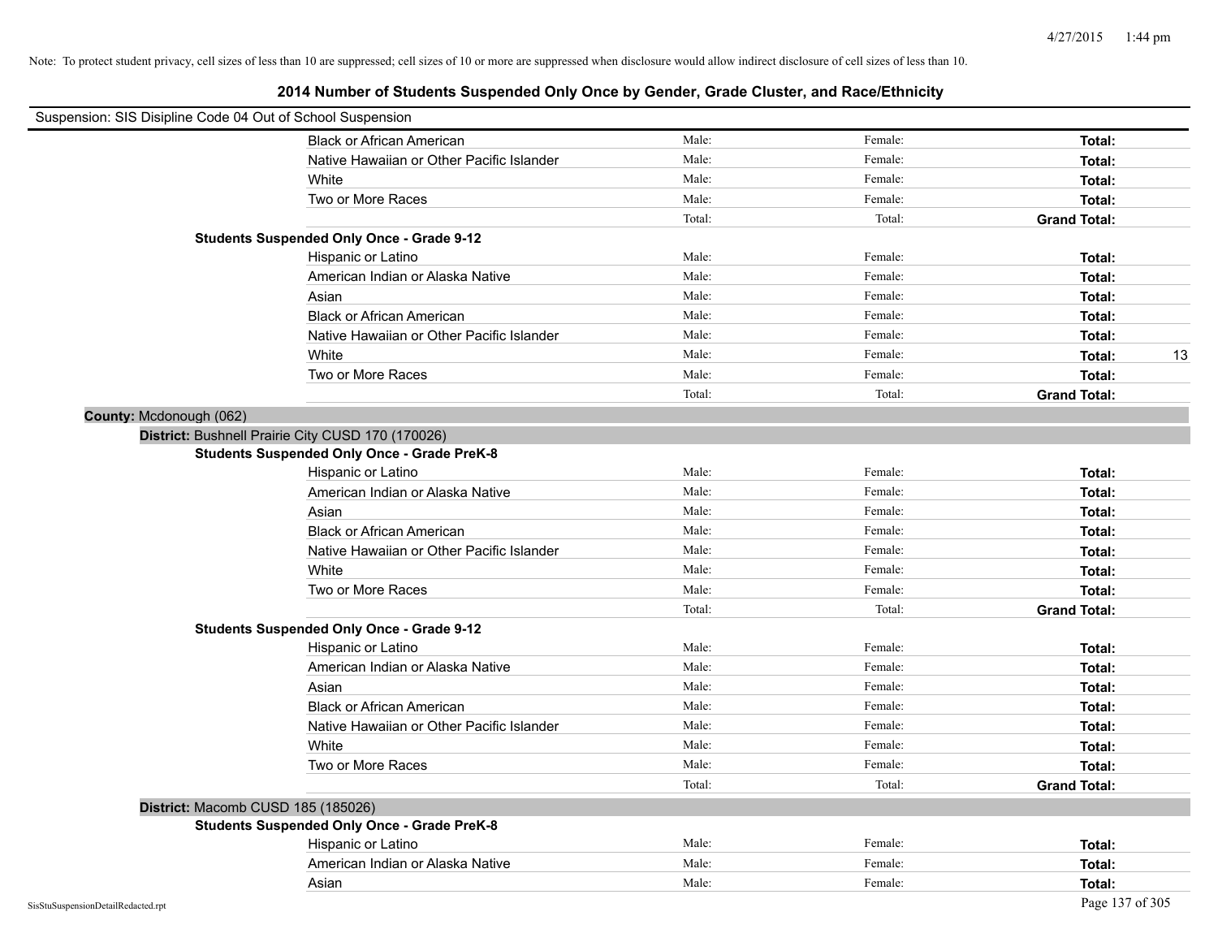Note: To protect student privacy, cell sizes of less than 10 are suppressed; cell sizes of 10 or more are suppressed when disclosure would allow indirect disclosure of cell sizes of less than 10.

# 2014 Number of Students Suspended Only Once by Gender, Grade Cluster, and Race/Ethnicity

Suspension: SIS Disipline Code 04 Out of School Suspension

| | | | | | |
|---|---|---|---|---|---|
| Black or African American | Male: | Female: | **Total:** | |
| Native Hawaiian or Other Pacific Islander | Male: | Female: | **Total:** | |
| White | Male: | Female: | **Total:** | |
| Two or More Races | Male: | Female: | **Total:** | |
| | Total: | Total: | **Grand Total:** | |

**Students Suspended Only Once - Grade 9-12**

| | | | | |
|---|---|---|---|---|
| Hispanic or Latino | Male: | Female: | **Total:** | |
| American Indian or Alaska Native | Male: | Female: | **Total:** | |
| Asian | Male: | Female: | **Total:** | |
| Black or African American | Male: | Female: | **Total:** | |
| Native Hawaiian or Other Pacific Islander | Male: | Female: | **Total:** | |
| White | Male: | Female: | **Total:** | 13 |
| Two or More Races | Male: | Female: | **Total:** | |
| | Total: | Total: | **Grand Total:** | |

**County:** Mcdonough (062)

**District:** Bushnell Prairie City CUSD 170 (170026)

**Students Suspended Only Once - Grade PreK-8**

| | | | | |
|---|---|---|---|---|
| Hispanic or Latino | Male: | Female: | **Total:** | |
| American Indian or Alaska Native | Male: | Female: | **Total:** | |
| Asian | Male: | Female: | **Total:** | |
| Black or African American | Male: | Female: | **Total:** | |
| Native Hawaiian or Other Pacific Islander | Male: | Female: | **Total:** | |
| White | Male: | Female: | **Total:** | |
| Two or More Races | Male: | Female: | **Total:** | |
| | Total: | Total: | **Grand Total:** | |

**Students Suspended Only Once - Grade 9-12**

| | | | | |
|---|---|---|---|---|
| Hispanic or Latino | Male: | Female: | **Total:** | |
| American Indian or Alaska Native | Male: | Female: | **Total:** | |
| Asian | Male: | Female: | **Total:** | |
| Black or African American | Male: | Female: | **Total:** | |
| Native Hawaiian or Other Pacific Islander | Male: | Female: | **Total:** | |
| White | Male: | Female: | **Total:** | |
| Two or More Races | Male: | Female: | **Total:** | |
| | Total: | Total: | **Grand Total:** | |

**District:** Macomb CUSD 185 (185026)

**Students Suspended Only Once - Grade PreK-8**

| | | | | |
|---|---|---|---|---|
| Hispanic or Latino | Male: | Female: | **Total:** | |
| American Indian or Alaska Native | Male: | Female: | **Total:** | |
| Asian | Male: | Female: | **Total:** | |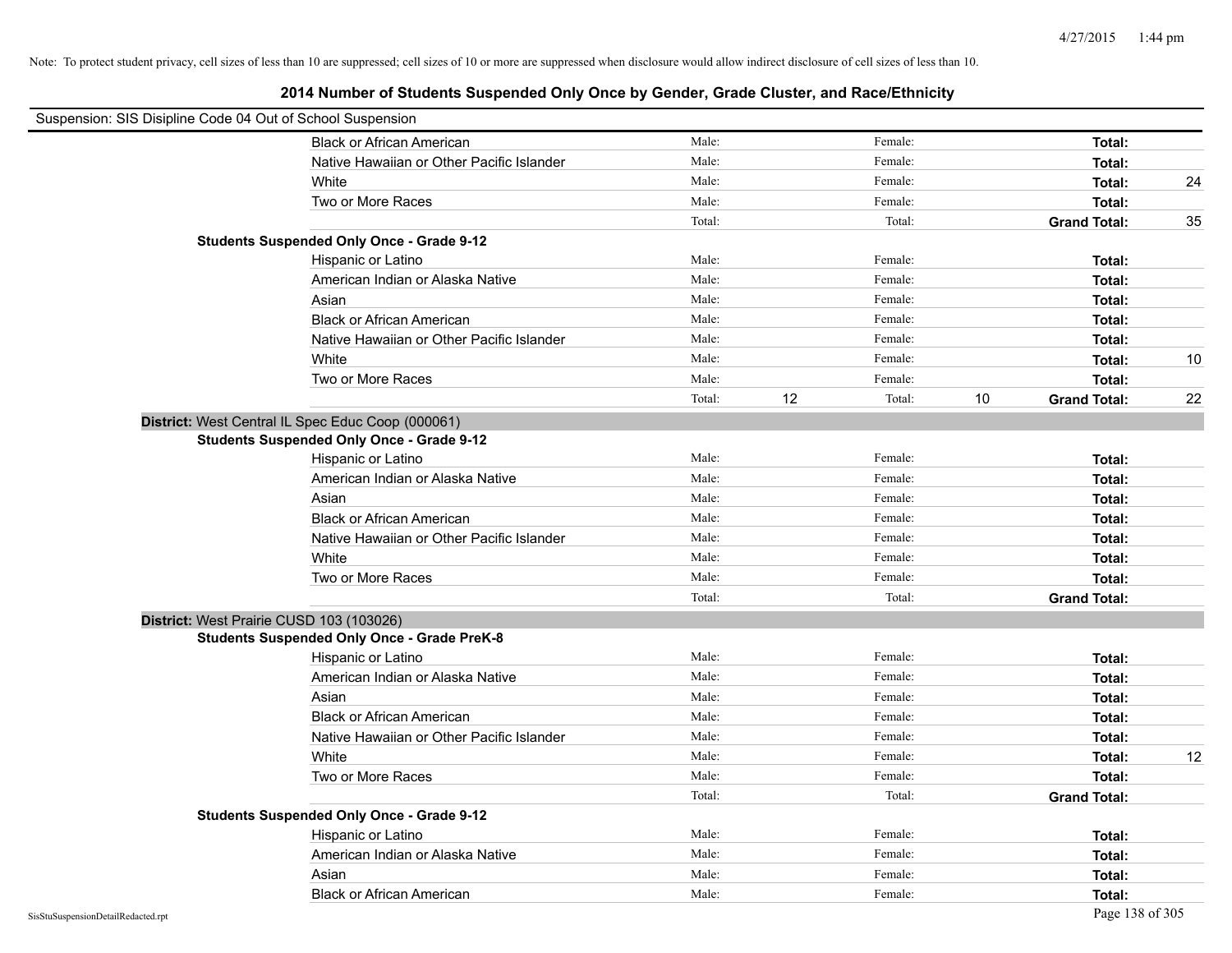Note: To protect student privacy, cell sizes of less than 10 are suppressed; cell sizes of 10 or more are suppressed when disclosure would allow indirect disclosure of cell sizes of less than 10.

# 2014 Number of Students Suspended Only Once by Gender, Grade Cluster, and Race/Ethnicity

Suspension: SIS Disipline Code 04 Out of School Suspension

| | Male: | | Female: | | | |
|---|---|---|---|---|---|---|
| Black or African American | Male: | | Female: | | **Total:** | |
| Native Hawaiian or Other Pacific Islander | Male: | | Female: | | **Total:** | |
| White | Male: | | Female: | | **Total:** | 24 |
| Two or More Races | Male: | | Female: | | **Total:** | |
| | Total: | | Total: | | **Grand Total:** | 35 |

**Students Suspended Only Once - Grade 9-12**

| | | | | | | |
|---|---|---|---|---|---|---|
| Hispanic or Latino | Male: | | Female: | | **Total:** | |
| American Indian or Alaska Native | Male: | | Female: | | **Total:** | |
| Asian | Male: | | Female: | | **Total:** | |
| Black or African American | Male: | | Female: | | **Total:** | |
| Native Hawaiian or Other Pacific Islander | Male: | | Female: | | **Total:** | |
| White | Male: | | Female: | | **Total:** | 10 |
| Two or More Races | Male: | | Female: | | **Total:** | |
| | Total: | 12 | Total: | 10 | **Grand Total:** | 22 |

**District:** West Central IL Spec Educ Coop (000061)

**Students Suspended Only Once - Grade 9-12**

| | | | | | | |
|---|---|---|---|---|---|---|
| Hispanic or Latino | Male: | | Female: | | **Total:** | |
| American Indian or Alaska Native | Male: | | Female: | | **Total:** | |
| Asian | Male: | | Female: | | **Total:** | |
| Black or African American | Male: | | Female: | | **Total:** | |
| Native Hawaiian or Other Pacific Islander | Male: | | Female: | | **Total:** | |
| White | Male: | | Female: | | **Total:** | |
| Two or More Races | Male: | | Female: | | **Total:** | |
| | Total: | | Total: | | **Grand Total:** | |

**District:** West Prairie CUSD 103 (103026)

**Students Suspended Only Once - Grade PreK-8**

| | | | | | | |
|---|---|---|---|---|---|---|
| Hispanic or Latino | Male: | | Female: | | **Total:** | |
| American Indian or Alaska Native | Male: | | Female: | | **Total:** | |
| Asian | Male: | | Female: | | **Total:** | |
| Black or African American | Male: | | Female: | | **Total:** | |
| Native Hawaiian or Other Pacific Islander | Male: | | Female: | | **Total:** | |
| White | Male: | | Female: | | **Total:** | 12 |
| Two or More Races | Male: | | Female: | | **Total:** | |
| | Total: | | Total: | | **Grand Total:** | |

**Students Suspended Only Once - Grade 9-12**

| | | | | | | |
|---|---|---|---|---|---|---|
| Hispanic or Latino | Male: | | Female: | | **Total:** | |
| American Indian or Alaska Native | Male: | | Female: | | **Total:** | |
| Asian | Male: | | Female: | | **Total:** | |
| Black or African American | Male: | | Female: | | **Total:** | |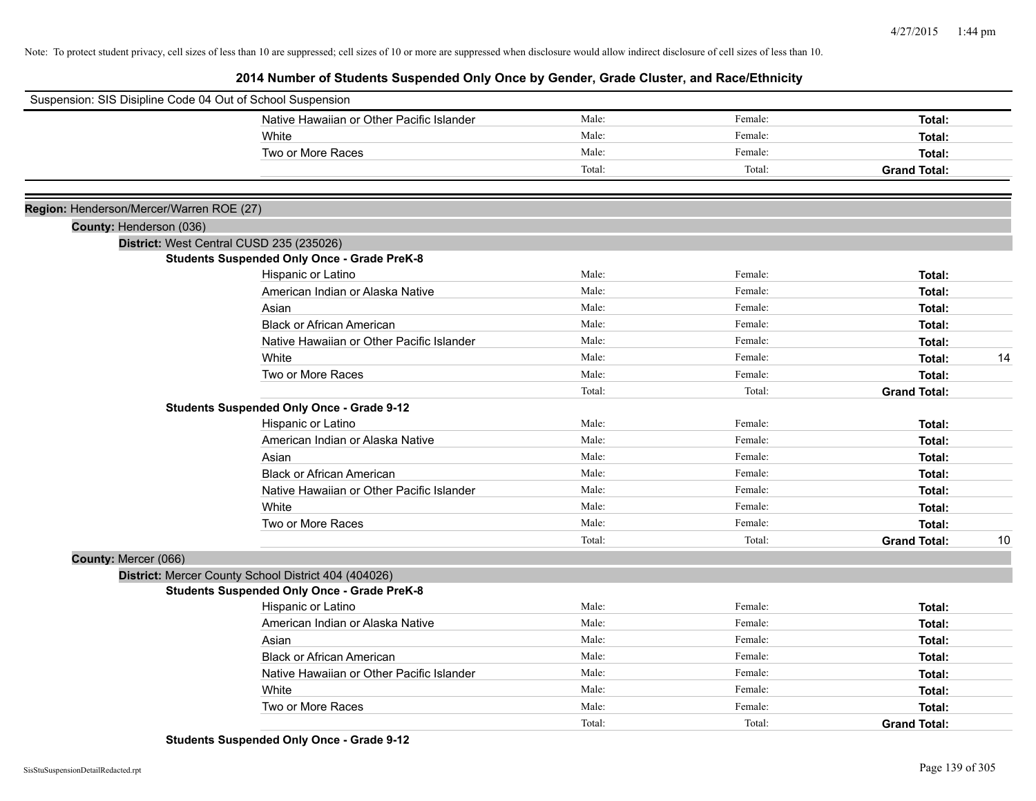Note: To protect student privacy, cell sizes of less than 10 are suppressed; cell sizes of 10 or more are suppressed when disclosure would allow indirect disclosure of cell sizes of less than 10.

# 2014 Number of Students Suspended Only Once by Gender, Grade Cluster, and Race/Ethnicity

Suspension: SIS Disipline Code 04 Out of School Suspension

| | | | | |
|---|---|---|---|---|
| Native Hawaiian or Other Pacific Islander | Male: | Female: | **Total:** | |
| White | Male: | Female: | **Total:** | |
| Two or More Races | Male: | Female: | **Total:** | |
| | Total: | Total: | **Grand Total:** | |

**Region:** Henderson/Mercer/Warren ROE (27)

**County:** Henderson (036)

**District:** West Central CUSD 235 (235026)

**Students Suspended Only Once - Grade PreK-8**

| | | | | |
|---|---|---|---|---|
| Hispanic or Latino | Male: | Female: | **Total:** | |
| American Indian or Alaska Native | Male: | Female: | **Total:** | |
| Asian | Male: | Female: | **Total:** | |
| Black or African American | Male: | Female: | **Total:** | |
| Native Hawaiian or Other Pacific Islander | Male: | Female: | **Total:** | |
| White | Male: | Female: | **Total:** | 14 |
| Two or More Races | Male: | Female: | **Total:** | |
| | Total: | Total: | **Grand Total:** | |

**Students Suspended Only Once - Grade 9-12**

| | | | | |
|---|---|---|---|---|
| Hispanic or Latino | Male: | Female: | **Total:** | |
| American Indian or Alaska Native | Male: | Female: | **Total:** | |
| Asian | Male: | Female: | **Total:** | |
| Black or African American | Male: | Female: | **Total:** | |
| Native Hawaiian or Other Pacific Islander | Male: | Female: | **Total:** | |
| White | Male: | Female: | **Total:** | |
| Two or More Races | Male: | Female: | **Total:** | |
| | Total: | Total: | **Grand Total:** | 10 |

**County:** Mercer (066)

**District:** Mercer County School District 404 (404026)

**Students Suspended Only Once - Grade PreK-8**

| | | | | |
|---|---|---|---|---|
| Hispanic or Latino | Male: | Female: | **Total:** | |
| American Indian or Alaska Native | Male: | Female: | **Total:** | |
| Asian | Male: | Female: | **Total:** | |
| Black or African American | Male: | Female: | **Total:** | |
| Native Hawaiian or Other Pacific Islander | Male: | Female: | **Total:** | |
| White | Male: | Female: | **Total:** | |
| Two or More Races | Male: | Female: | **Total:** | |
| | Total: | Total: | **Grand Total:** | |

**Students Suspended Only Once - Grade 9-12**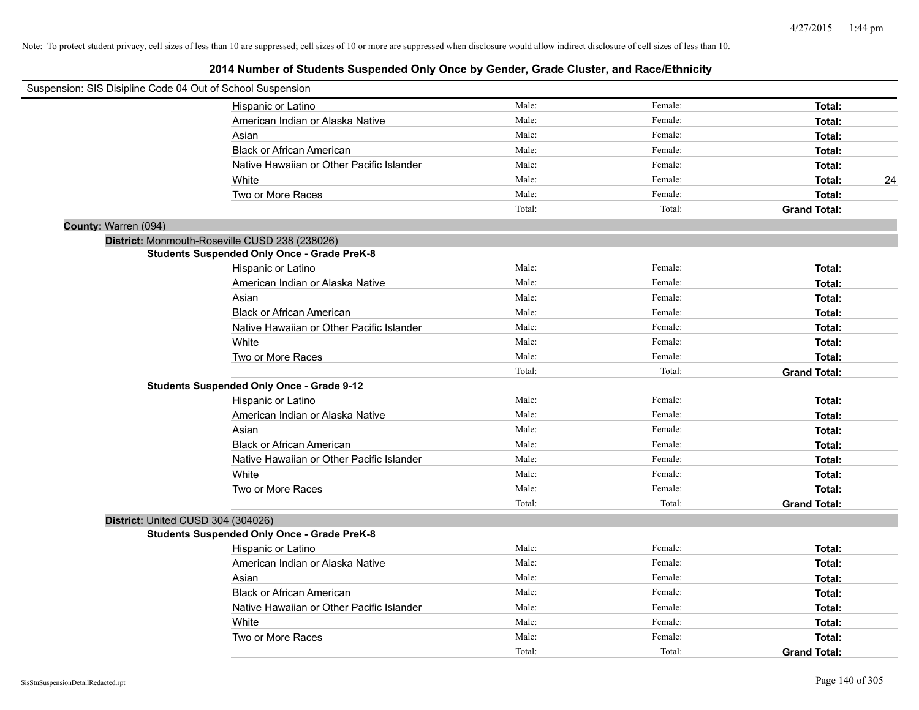Note: To protect student privacy, cell sizes of less than 10 are suppressed; cell sizes of 10 or more are suppressed when disclosure would allow indirect disclosure of cell sizes of less than 10.

## 2014 Number of Students Suspended Only Once by Gender, Grade Cluster, and Race/Ethnicity

Suspension: SIS Disipline Code 04 Out of School Suspension

| | | | |
|---|---|---|---|
| Hispanic or Latino | Male: | Female: | **Total:** |
| American Indian or Alaska Native | Male: | Female: | **Total:** |
| Asian | Male: | Female: | **Total:** |
| Black or African American | Male: | Female: | **Total:** |
| Native Hawaiian or Other Pacific Islander | Male: | Female: | **Total:** |
| White | Male: | Female: | **Total:** 24 |
| Two or More Races | Male: | Female: | **Total:** |
| | Total: | Total: | **Grand Total:** |

**County:** Warren (094)

**District:** Monmouth-Roseville CUSD 238 (238026)

**Students Suspended Only Once - Grade PreK-8**

| | | | |
|---|---|---|---|
| Hispanic or Latino | Male: | Female: | **Total:** |
| American Indian or Alaska Native | Male: | Female: | **Total:** |
| Asian | Male: | Female: | **Total:** |
| Black or African American | Male: | Female: | **Total:** |
| Native Hawaiian or Other Pacific Islander | Male: | Female: | **Total:** |
| White | Male: | Female: | **Total:** |
| Two or More Races | Male: | Female: | **Total:** |
| | Total: | Total: | **Grand Total:** |

**Students Suspended Only Once - Grade 9-12**

| | | | |
|---|---|---|---|
| Hispanic or Latino | Male: | Female: | **Total:** |
| American Indian or Alaska Native | Male: | Female: | **Total:** |
| Asian | Male: | Female: | **Total:** |
| Black or African American | Male: | Female: | **Total:** |
| Native Hawaiian or Other Pacific Islander | Male: | Female: | **Total:** |
| White | Male: | Female: | **Total:** |
| Two or More Races | Male: | Female: | **Total:** |
| | Total: | Total: | **Grand Total:** |

**District:** United CUSD 304 (304026)

**Students Suspended Only Once - Grade PreK-8**

| | | | |
|---|---|---|---|
| Hispanic or Latino | Male: | Female: | **Total:** |
| American Indian or Alaska Native | Male: | Female: | **Total:** |
| Asian | Male: | Female: | **Total:** |
| Black or African American | Male: | Female: | **Total:** |
| Native Hawaiian or Other Pacific Islander | Male: | Female: | **Total:** |
| White | Male: | Female: | **Total:** |
| Two or More Races | Male: | Female: | **Total:** |
| | Total: | Total: | **Grand Total:** |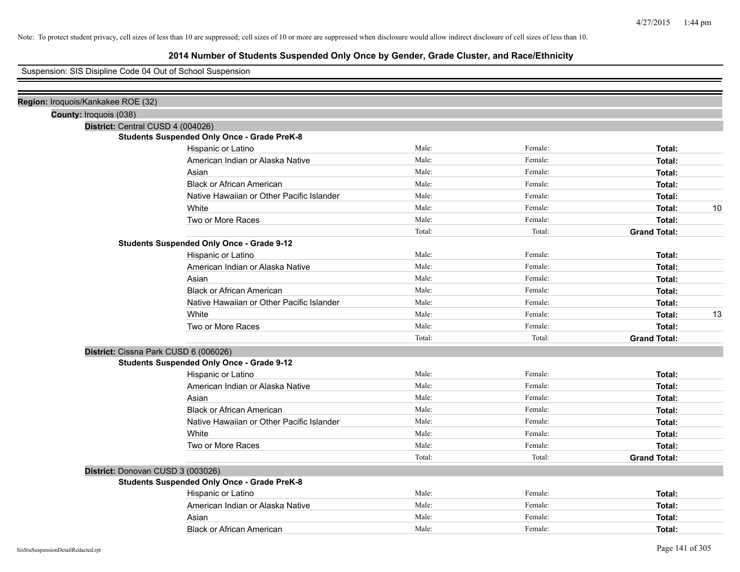Note: To protect student privacy, cell sizes of less than 10 are suppressed; cell sizes of 10 or more are suppressed when disclosure would allow indirect disclosure of cell sizes of less than 10.

# 2014 Number of Students Suspended Only Once by Gender, Grade Cluster, and Race/Ethnicity

Suspension: SIS Disipline Code 04 Out of School Suspension

**Region:** Iroquois/Kankakee ROE (32)

**County:** Iroquois (038)

**District:** Central CUSD 4 (004026)

**Students Suspended Only Once - Grade PreK-8**

| | | | | |
|---|---|---|---|---|
| Hispanic or Latino | Male: | Female: | **Total:** | |
| American Indian or Alaska Native | Male: | Female: | **Total:** | |
| Asian | Male: | Female: | **Total:** | |
| Black or African American | Male: | Female: | **Total:** | |
| Native Hawaiian or Other Pacific Islander | Male: | Female: | **Total:** | |
| White | Male: | Female: | **Total:** | 10 |
| Two or More Races | Male: | Female: | **Total:** | |
| | Total: | Total: | **Grand Total:** | |

**Students Suspended Only Once - Grade 9-12**

| | | | | |
|---|---|---|---|---|
| Hispanic or Latino | Male: | Female: | **Total:** | |
| American Indian or Alaska Native | Male: | Female: | **Total:** | |
| Asian | Male: | Female: | **Total:** | |
| Black or African American | Male: | Female: | **Total:** | |
| Native Hawaiian or Other Pacific Islander | Male: | Female: | **Total:** | |
| White | Male: | Female: | **Total:** | 13 |
| Two or More Races | Male: | Female: | **Total:** | |
| | Total: | Total: | **Grand Total:** | |

**District:** Cissna Park CUSD 6 (006026)

**Students Suspended Only Once - Grade 9-12**

| | | | | |
|---|---|---|---|---|
| Hispanic or Latino | Male: | Female: | **Total:** | |
| American Indian or Alaska Native | Male: | Female: | **Total:** | |
| Asian | Male: | Female: | **Total:** | |
| Black or African American | Male: | Female: | **Total:** | |
| Native Hawaiian or Other Pacific Islander | Male: | Female: | **Total:** | |
| White | Male: | Female: | **Total:** | |
| Two or More Races | Male: | Female: | **Total:** | |
| | Total: | Total: | **Grand Total:** | |

**District:** Donovan CUSD 3 (003026)

**Students Suspended Only Once - Grade PreK-8**

| | | | | |
|---|---|---|---|---|
| Hispanic or Latino | Male: | Female: | **Total:** | |
| American Indian or Alaska Native | Male: | Female: | **Total:** | |
| Asian | Male: | Female: | **Total:** | |
| Black or African American | Male: | Female: | **Total:** | |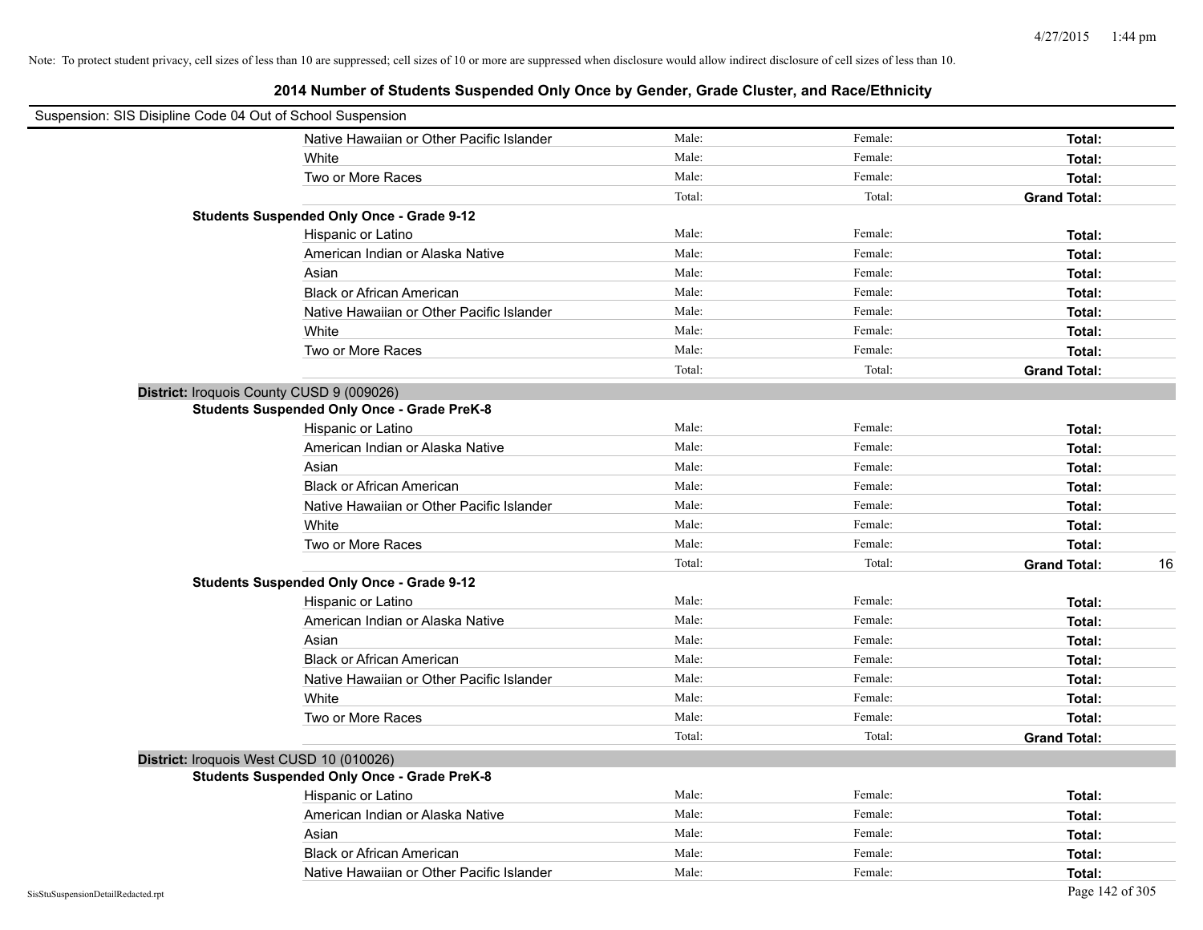Note: To protect student privacy, cell sizes of less than 10 are suppressed; cell sizes of 10 or more are suppressed when disclosure would allow indirect disclosure of cell sizes of less than 10.

## 2014 Number of Students Suspended Only Once by Gender, Grade Cluster, and Race/Ethnicity

Suspension: SIS Disipline Code 04 Out of School Suspension

| | | | | |
|---|---|---|---|---|
| Native Hawaiian or Other Pacific Islander | Male: | Female: | **Total:** | |
| White | Male: | Female: | **Total:** | |
| Two or More Races | Male: | Female: | **Total:** | |
| | Total: | Total: | **Grand Total:** | |
| **Students Suspended Only Once - Grade 9-12** | | | | |
| Hispanic or Latino | Male: | Female: | **Total:** | |
| American Indian or Alaska Native | Male: | Female: | **Total:** | |
| Asian | Male: | Female: | **Total:** | |
| Black or African American | Male: | Female: | **Total:** | |
| Native Hawaiian or Other Pacific Islander | Male: | Female: | **Total:** | |
| White | Male: | Female: | **Total:** | |
| Two or More Races | Male: | Female: | **Total:** | |
| | Total: | Total: | **Grand Total:** | |
| **District:** Iroquois County CUSD 9 (009026) | | | | |
| **Students Suspended Only Once - Grade PreK-8** | | | | |
| Hispanic or Latino | Male: | Female: | **Total:** | |
| American Indian or Alaska Native | Male: | Female: | **Total:** | |
| Asian | Male: | Female: | **Total:** | |
| Black or African American | Male: | Female: | **Total:** | |
| Native Hawaiian or Other Pacific Islander | Male: | Female: | **Total:** | |
| White | Male: | Female: | **Total:** | |
| Two or More Races | Male: | Female: | **Total:** | |
| | Total: | Total: | **Grand Total:** | 16 |
| **Students Suspended Only Once - Grade 9-12** | | | | |
| Hispanic or Latino | Male: | Female: | **Total:** | |
| American Indian or Alaska Native | Male: | Female: | **Total:** | |
| Asian | Male: | Female: | **Total:** | |
| Black or African American | Male: | Female: | **Total:** | |
| Native Hawaiian or Other Pacific Islander | Male: | Female: | **Total:** | |
| White | Male: | Female: | **Total:** | |
| Two or More Races | Male: | Female: | **Total:** | |
| | Total: | Total: | **Grand Total:** | |
| **District:** Iroquois West CUSD 10 (010026) | | | | |
| **Students Suspended Only Once - Grade PreK-8** | | | | |
| Hispanic or Latino | Male: | Female: | **Total:** | |
| American Indian or Alaska Native | Male: | Female: | **Total:** | |
| Asian | Male: | Female: | **Total:** | |
| Black or African American | Male: | Female: | **Total:** | |
| Native Hawaiian or Other Pacific Islander | Male: | Female: | **Total:** | |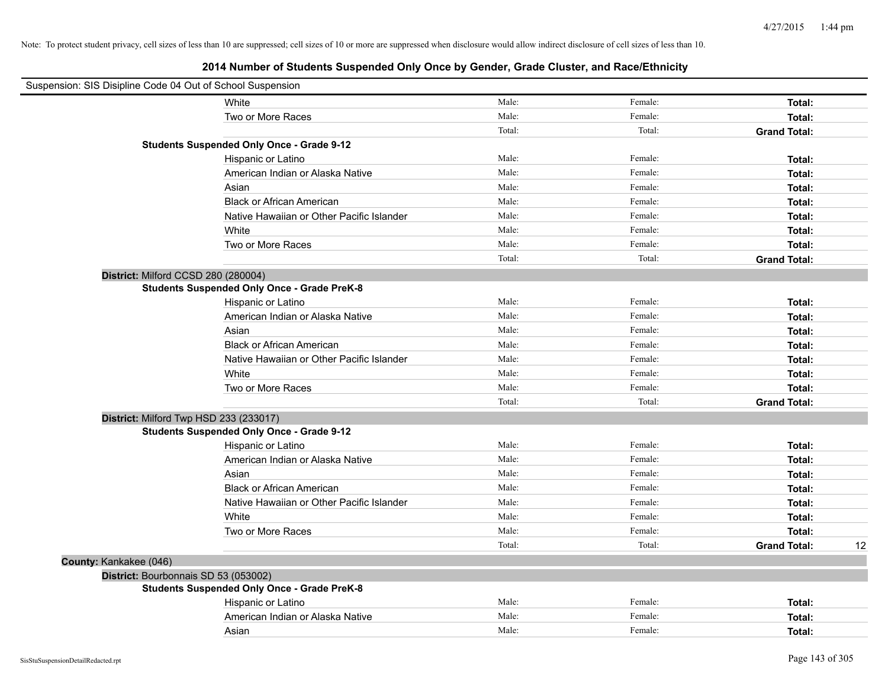Note: To protect student privacy, cell sizes of less than 10 are suppressed; cell sizes of 10 or more are suppressed when disclosure would allow indirect disclosure of cell sizes of less than 10.

## 2014 Number of Students Suspended Only Once by Gender, Grade Cluster, and Race/Ethnicity

Suspension: SIS Disipline Code 04 Out of School Suspension

| | | | | |
|---|---|---|---|---|
| White | Male: | Female: | **Total:** | |
| Two or More Races | Male: | Female: | **Total:** | |
| | Total: | Total: | **Grand Total:** | |
| **Students Suspended Only Once - Grade 9-12** | | | | |
| Hispanic or Latino | Male: | Female: | **Total:** | |
| American Indian or Alaska Native | Male: | Female: | **Total:** | |
| Asian | Male: | Female: | **Total:** | |
| Black or African American | Male: | Female: | **Total:** | |
| Native Hawaiian or Other Pacific Islander | Male: | Female: | **Total:** | |
| White | Male: | Female: | **Total:** | |
| Two or More Races | Male: | Female: | **Total:** | |
| | Total: | Total: | **Grand Total:** | |
| **District:** Milford CCSD 280 (280004) | | | | |
| **Students Suspended Only Once - Grade PreK-8** | | | | |
| Hispanic or Latino | Male: | Female: | **Total:** | |
| American Indian or Alaska Native | Male: | Female: | **Total:** | |
| Asian | Male: | Female: | **Total:** | |
| Black or African American | Male: | Female: | **Total:** | |
| Native Hawaiian or Other Pacific Islander | Male: | Female: | **Total:** | |
| White | Male: | Female: | **Total:** | |
| Two or More Races | Male: | Female: | **Total:** | |
| | Total: | Total: | **Grand Total:** | |
| **District:** Milford Twp HSD 233 (233017) | | | | |
| **Students Suspended Only Once - Grade 9-12** | | | | |
| Hispanic or Latino | Male: | Female: | **Total:** | |
| American Indian or Alaska Native | Male: | Female: | **Total:** | |
| Asian | Male: | Female: | **Total:** | |
| Black or African American | Male: | Female: | **Total:** | |
| Native Hawaiian or Other Pacific Islander | Male: | Female: | **Total:** | |
| White | Male: | Female: | **Total:** | |
| Two or More Races | Male: | Female: | **Total:** | |
| | Total: | Total: | **Grand Total:** | 12 |
| **County:** Kankakee (046) | | | | |
| **District:** Bourbonnais SD 53 (053002) | | | | |
| **Students Suspended Only Once - Grade PreK-8** | | | | |
| Hispanic or Latino | Male: | Female: | **Total:** | |
| American Indian or Alaska Native | Male: | Female: | **Total:** | |
| Asian | Male: | Female: | **Total:** | |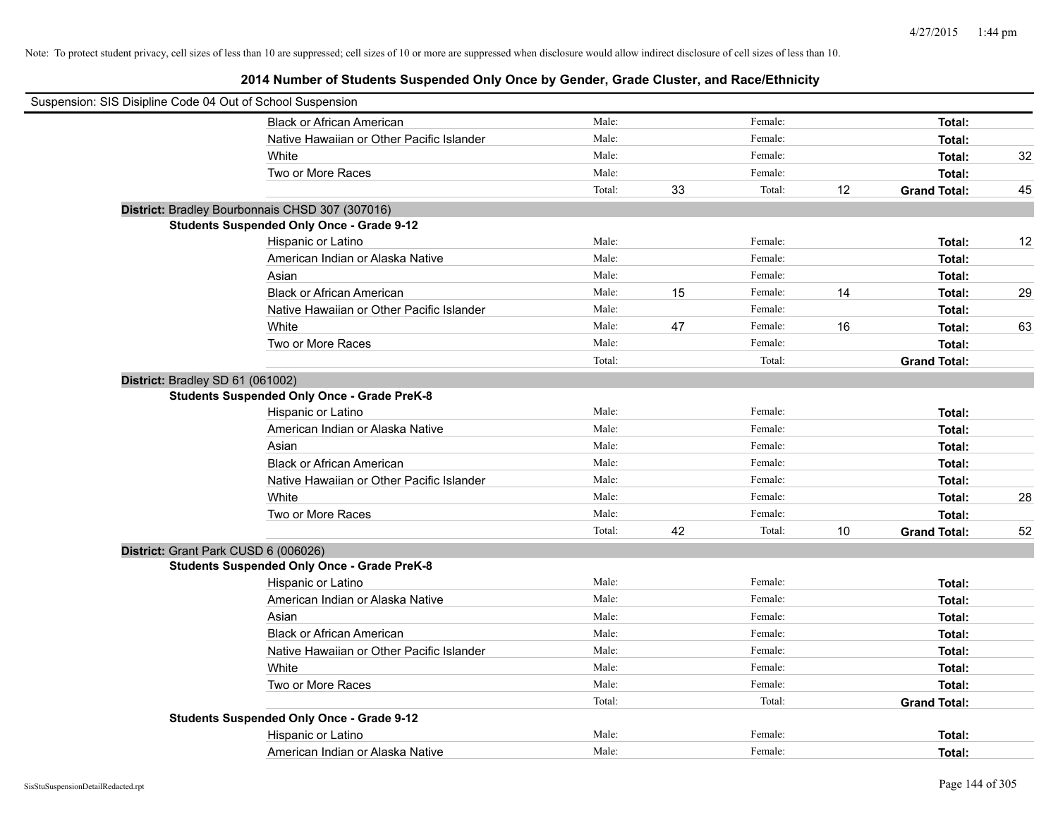Note: To protect student privacy, cell sizes of less than 10 are suppressed; cell sizes of 10 or more are suppressed when disclosure would allow indirect disclosure of cell sizes of less than 10.

## 2014 Number of Students Suspended Only Once by Gender, Grade Cluster, and Race/Ethnicity

Suspension: SIS Disipline Code 04 Out of School Suspension

| | | | | | | |
|---|---|---|---|---|---|---|
| Black or African American | Male: | | Female: | | **Total:** | |
| Native Hawaiian or Other Pacific Islander | Male: | | Female: | | **Total:** | |
| White | Male: | | Female: | | **Total:** | 32 |
| Two or More Races | Male: | | Female: | | **Total:** | |
| | Total: | 33 | Total: | 12 | **Grand Total:** | 45 |

**District:** Bradley Bourbonnais CHSD 307 (307016)

**Students Suspended Only Once - Grade 9-12**

| | | | | | | |
|---|---|---|---|---|---|---|
| Hispanic or Latino | Male: | | Female: | | **Total:** | 12 |
| American Indian or Alaska Native | Male: | | Female: | | **Total:** | |
| Asian | Male: | | Female: | | **Total:** | |
| Black or African American | Male: | 15 | Female: | 14 | **Total:** | 29 |
| Native Hawaiian or Other Pacific Islander | Male: | | Female: | | **Total:** | |
| White | Male: | 47 | Female: | 16 | **Total:** | 63 |
| Two or More Races | Male: | | Female: | | **Total:** | |
| | Total: | | Total: | | **Grand Total:** | |

**District:** Bradley SD 61 (061002)

**Students Suspended Only Once - Grade PreK-8**

| | | | | | | |
|---|---|---|---|---|---|---|
| Hispanic or Latino | Male: | | Female: | | **Total:** | |
| American Indian or Alaska Native | Male: | | Female: | | **Total:** | |
| Asian | Male: | | Female: | | **Total:** | |
| Black or African American | Male: | | Female: | | **Total:** | |
| Native Hawaiian or Other Pacific Islander | Male: | | Female: | | **Total:** | |
| White | Male: | | Female: | | **Total:** | 28 |
| Two or More Races | Male: | | Female: | | **Total:** | |
| | Total: | 42 | Total: | 10 | **Grand Total:** | 52 |

**District:** Grant Park CUSD 6 (006026)

**Students Suspended Only Once - Grade PreK-8**

| | | | | | | |
|---|---|---|---|---|---|---|
| Hispanic or Latino | Male: | | Female: | | **Total:** | |
| American Indian or Alaska Native | Male: | | Female: | | **Total:** | |
| Asian | Male: | | Female: | | **Total:** | |
| Black or African American | Male: | | Female: | | **Total:** | |
| Native Hawaiian or Other Pacific Islander | Male: | | Female: | | **Total:** | |
| White | Male: | | Female: | | **Total:** | |
| Two or More Races | Male: | | Female: | | **Total:** | |
| | Total: | | Total: | | **Grand Total:** | |

**Students Suspended Only Once - Grade 9-12**

| | | | | | | |
|---|---|---|---|---|---|---|
| Hispanic or Latino | Male: | | Female: | | **Total:** | |
| American Indian or Alaska Native | Male: | | Female: | | **Total:** | |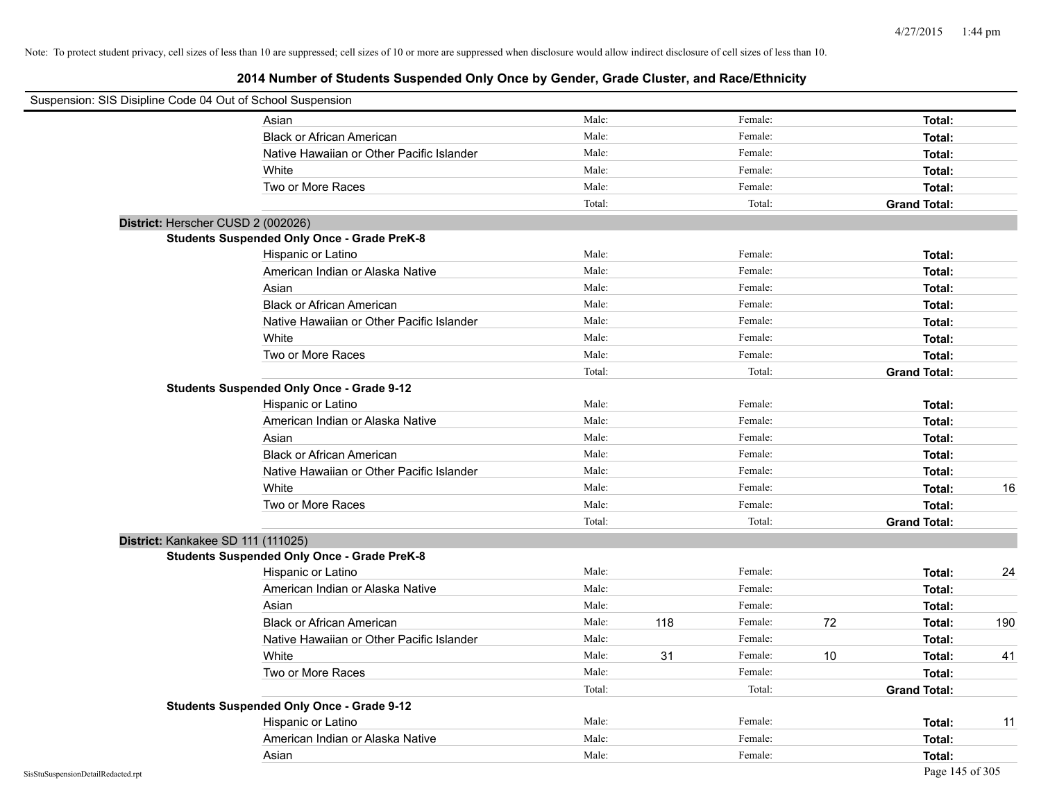Note: To protect student privacy, cell sizes of less than 10 are suppressed; cell sizes of 10 or more are suppressed when disclosure would allow indirect disclosure of cell sizes of less than 10.

## 2014 Number of Students Suspended Only Once by Gender, Grade Cluster, and Race/Ethnicity

Suspension: SIS Disipline Code 04 Out of School Suspension

| | Male: | | Female: | | Total: | |
|---|---|---|---|---|---|---|
| Asian | Male: | | Female: | | Total: | |
| Black or African American | Male: | | Female: | | Total: | |
| Native Hawaiian or Other Pacific Islander | Male: | | Female: | | Total: | |
| White | Male: | | Female: | | Total: | |
| Two or More Races | Male: | | Female: | | Total: | |
| | Total: | | Total: | | Grand Total: | |

**District:** Herscher CUSD 2 (002026)

**Students Suspended Only Once - Grade PreK-8**

| | Male: | | Female: | | Total: | |
|---|---|---|---|---|---|---|
| Hispanic or Latino | Male: | | Female: | | Total: | |
| American Indian or Alaska Native | Male: | | Female: | | Total: | |
| Asian | Male: | | Female: | | Total: | |
| Black or African American | Male: | | Female: | | Total: | |
| Native Hawaiian or Other Pacific Islander | Male: | | Female: | | Total: | |
| White | Male: | | Female: | | Total: | |
| Two or More Races | Male: | | Female: | | Total: | |
| | Total: | | Total: | | Grand Total: | |

**Students Suspended Only Once - Grade 9-12**

| | Male: | | Female: | | Total: | |
|---|---|---|---|---|---|---|
| Hispanic or Latino | Male: | | Female: | | Total: | |
| American Indian or Alaska Native | Male: | | Female: | | Total: | |
| Asian | Male: | | Female: | | Total: | |
| Black or African American | Male: | | Female: | | Total: | |
| Native Hawaiian or Other Pacific Islander | Male: | | Female: | | Total: | |
| White | Male: | | Female: | | Total: | 16 |
| Two or More Races | Male: | | Female: | | Total: | |
| | Total: | | Total: | | Grand Total: | |

**District:** Kankakee SD 111 (111025)

**Students Suspended Only Once - Grade PreK-8**

| | Male: | | Female: | | Total: | |
|---|---|---|---|---|---|---|
| Hispanic or Latino | Male: | | Female: | | Total: | 24 |
| American Indian or Alaska Native | Male: | | Female: | | Total: | |
| Asian | Male: | | Female: | | Total: | |
| Black or African American | Male: | 118 | Female: | 72 | Total: | 190 |
| Native Hawaiian or Other Pacific Islander | Male: | | Female: | | Total: | |
| White | Male: | 31 | Female: | 10 | Total: | 41 |
| Two or More Races | Male: | | Female: | | Total: | |
| | Total: | | Total: | | Grand Total: | |

**Students Suspended Only Once - Grade 9-12**

| | Male: | | Female: | | Total: | |
|---|---|---|---|---|---|---|
| Hispanic or Latino | Male: | | Female: | | Total: | 11 |
| American Indian or Alaska Native | Male: | | Female: | | Total: | |
| Asian | Male: | | Female: | | Total: | |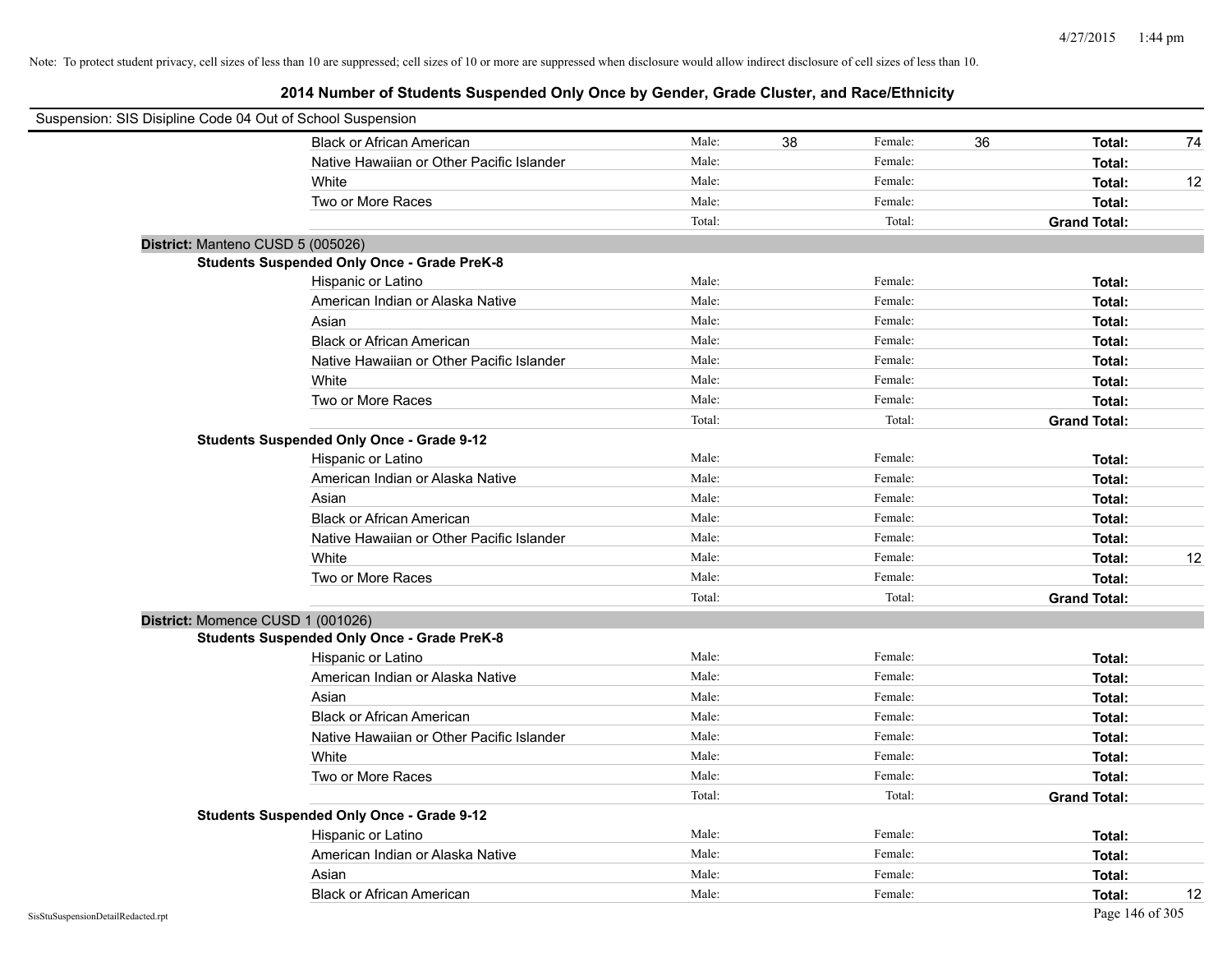Note: To protect student privacy, cell sizes of less than 10 are suppressed; cell sizes of 10 or more are suppressed when disclosure would allow indirect disclosure of cell sizes of less than 10.

## 2014 Number of Students Suspended Only Once by Gender, Grade Cluster, and Race/Ethnicity

Suspension: SIS Disipline Code 04 Out of School Suspension

| | | | | | | |
|---|---|---|---|---|---|---|
| Black or African American | Male: | 38 | Female: | 36 | **Total:** | 74 |
| Native Hawaiian or Other Pacific Islander | Male: | | Female: | | **Total:** | |
| White | Male: | | Female: | | **Total:** | 12 |
| Two or More Races | Male: | | Female: | | **Total:** | |
| | Total: | | Total: | | **Grand Total:** | |

**District:** Manteno CUSD 5 (005026)

**Students Suspended Only Once - Grade PreK-8**

| | | | | | | |
|---|---|---|---|---|---|---|
| Hispanic or Latino | Male: | | Female: | | **Total:** | |
| American Indian or Alaska Native | Male: | | Female: | | **Total:** | |
| Asian | Male: | | Female: | | **Total:** | |
| Black or African American | Male: | | Female: | | **Total:** | |
| Native Hawaiian or Other Pacific Islander | Male: | | Female: | | **Total:** | |
| White | Male: | | Female: | | **Total:** | |
| Two or More Races | Male: | | Female: | | **Total:** | |
| | Total: | | Total: | | **Grand Total:** | |

**Students Suspended Only Once - Grade 9-12**

| | | | | | | |
|---|---|---|---|---|---|---|
| Hispanic or Latino | Male: | | Female: | | **Total:** | |
| American Indian or Alaska Native | Male: | | Female: | | **Total:** | |
| Asian | Male: | | Female: | | **Total:** | |
| Black or African American | Male: | | Female: | | **Total:** | |
| Native Hawaiian or Other Pacific Islander | Male: | | Female: | | **Total:** | |
| White | Male: | | Female: | | **Total:** | 12 |
| Two or More Races | Male: | | Female: | | **Total:** | |
| | Total: | | Total: | | **Grand Total:** | |

**District:** Momence CUSD 1 (001026)

**Students Suspended Only Once - Grade PreK-8**

| | | | | | | |
|---|---|---|---|---|---|---|
| Hispanic or Latino | Male: | | Female: | | **Total:** | |
| American Indian or Alaska Native | Male: | | Female: | | **Total:** | |
| Asian | Male: | | Female: | | **Total:** | |
| Black or African American | Male: | | Female: | | **Total:** | |
| Native Hawaiian or Other Pacific Islander | Male: | | Female: | | **Total:** | |
| White | Male: | | Female: | | **Total:** | |
| Two or More Races | Male: | | Female: | | **Total:** | |
| | Total: | | Total: | | **Grand Total:** | |

**Students Suspended Only Once - Grade 9-12**

| | | | | | | |
|---|---|---|---|---|---|---|
| Hispanic or Latino | Male: | | Female: | | **Total:** | |
| American Indian or Alaska Native | Male: | | Female: | | **Total:** | |
| Asian | Male: | | Female: | | **Total:** | |
| Black or African American | Male: | | Female: | | **Total:** | 12 |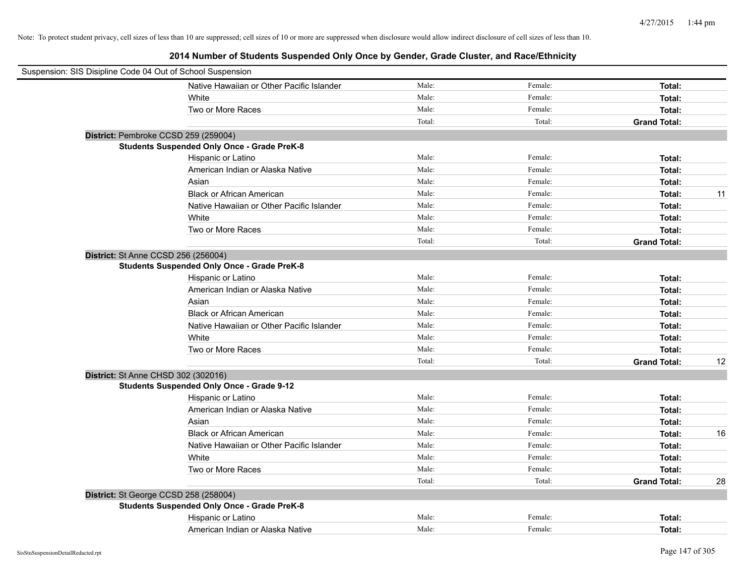Note: To protect student privacy, cell sizes of less than 10 are suppressed; cell sizes of 10 or more are suppressed when disclosure would allow indirect disclosure of cell sizes of less than 10.

## 2014 Number of Students Suspended Only Once by Gender, Grade Cluster, and Race/Ethnicity

Suspension: SIS Disipline Code 04 Out of School Suspension

| | | | | |
|---|---|---|---|---|
| Native Hawaiian or Other Pacific Islander | Male: | Female: | **Total:** | |
| White | Male: | Female: | **Total:** | |
| Two or More Races | Male: | Female: | **Total:** | |
| | Total: | Total: | **Grand Total:** | |

**District:** Pembroke CCSD 259 (259004)

**Students Suspended Only Once - Grade PreK-8**

| | | | | |
|---|---|---|---|---|
| Hispanic or Latino | Male: | Female: | **Total:** | |
| American Indian or Alaska Native | Male: | Female: | **Total:** | |
| Asian | Male: | Female: | **Total:** | |
| Black or African American | Male: | Female: | **Total:** | 11 |
| Native Hawaiian or Other Pacific Islander | Male: | Female: | **Total:** | |
| White | Male: | Female: | **Total:** | |
| Two or More Races | Male: | Female: | **Total:** | |
| | Total: | Total: | **Grand Total:** | |

**District:** St Anne CCSD 256 (256004)

**Students Suspended Only Once - Grade PreK-8**

| | | | | |
|---|---|---|---|---|
| Hispanic or Latino | Male: | Female: | **Total:** | |
| American Indian or Alaska Native | Male: | Female: | **Total:** | |
| Asian | Male: | Female: | **Total:** | |
| Black or African American | Male: | Female: | **Total:** | |
| Native Hawaiian or Other Pacific Islander | Male: | Female: | **Total:** | |
| White | Male: | Female: | **Total:** | |
| Two or More Races | Male: | Female: | **Total:** | |
| | Total: | Total: | **Grand Total:** | 12 |

**District:** St Anne CHSD 302 (302016)

**Students Suspended Only Once - Grade 9-12**

| | | | | |
|---|---|---|---|---|
| Hispanic or Latino | Male: | Female: | **Total:** | |
| American Indian or Alaska Native | Male: | Female: | **Total:** | |
| Asian | Male: | Female: | **Total:** | |
| Black or African American | Male: | Female: | **Total:** | 16 |
| Native Hawaiian or Other Pacific Islander | Male: | Female: | **Total:** | |
| White | Male: | Female: | **Total:** | |
| Two or More Races | Male: | Female: | **Total:** | |
| | Total: | Total: | **Grand Total:** | 28 |

**District:** St George CCSD 258 (258004)

**Students Suspended Only Once - Grade PreK-8**

| | | | | |
|---|---|---|---|---|
| Hispanic or Latino | Male: | Female: | **Total:** | |
| American Indian or Alaska Native | Male: | Female: | **Total:** | |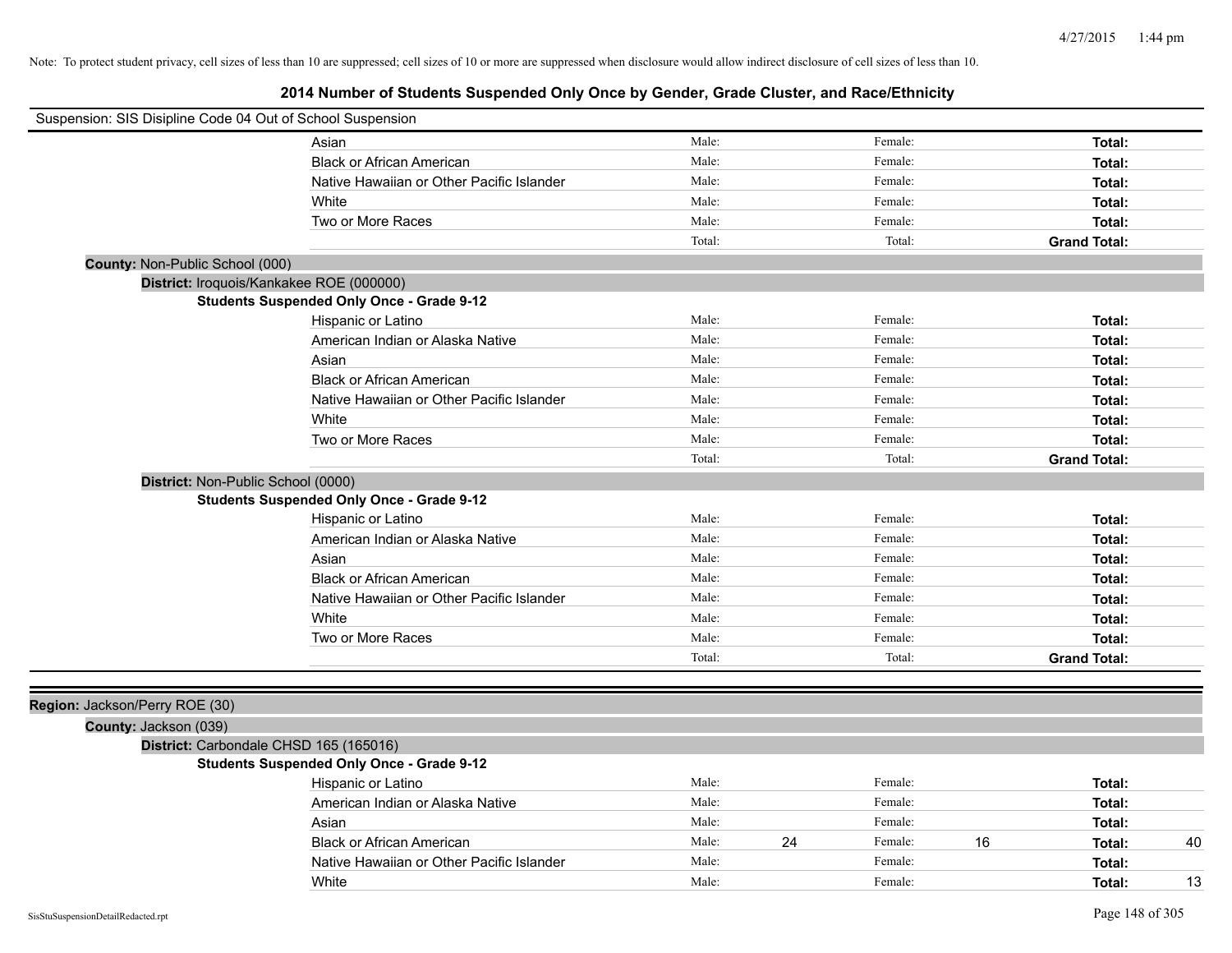Note: To protect student privacy, cell sizes of less than 10 are suppressed; cell sizes of 10 or more are suppressed when disclosure would allow indirect disclosure of cell sizes of less than 10.

# 2014 Number of Students Suspended Only Once by Gender, Grade Cluster, and Race/Ethnicity

Suspension: SIS Disipline Code 04 Out of School Suspension

| | Male: | | Female: | | | |
|---|---|---|---|---|---|---|
| Asian | Male: | | Female: | | Total: | |
| Black or African American | Male: | | Female: | | Total: | |
| Native Hawaiian or Other Pacific Islander | Male: | | Female: | | Total: | |
| White | Male: | | Female: | | Total: | |
| Two or More Races | Male: | | Female: | | Total: | |
| | Total: | | Total: | | **Grand Total:** | |

**County:** Non-Public School (000)

**District:** Iroquois/Kankakee ROE (000000)

**Students Suspended Only Once - Grade 9-12**

| | | | | | | |
|---|---|---|---|---|---|---|
| Hispanic or Latino | Male: | | Female: | | Total: | |
| American Indian or Alaska Native | Male: | | Female: | | Total: | |
| Asian | Male: | | Female: | | Total: | |
| Black or African American | Male: | | Female: | | Total: | |
| Native Hawaiian or Other Pacific Islander | Male: | | Female: | | Total: | |
| White | Male: | | Female: | | Total: | |
| Two or More Races | Male: | | Female: | | Total: | |
| | Total: | | Total: | | **Grand Total:** | |

**District:** Non-Public School (0000)

**Students Suspended Only Once - Grade 9-12**

| | | | | | | |
|---|---|---|---|---|---|---|
| Hispanic or Latino | Male: | | Female: | | Total: | |
| American Indian or Alaska Native | Male: | | Female: | | Total: | |
| Asian | Male: | | Female: | | Total: | |
| Black or African American | Male: | | Female: | | Total: | |
| Native Hawaiian or Other Pacific Islander | Male: | | Female: | | Total: | |
| White | Male: | | Female: | | Total: | |
| Two or More Races | Male: | | Female: | | Total: | |
| | Total: | | Total: | | **Grand Total:** | |

**Region:** Jackson/Perry ROE (30)

**County:** Jackson (039)

**District:** Carbondale CHSD 165 (165016)

**Students Suspended Only Once - Grade 9-12**

| | | | | | | |
|---|---|---|---|---|---|---|
| Hispanic or Latino | Male: | | Female: | | Total: | |
| American Indian or Alaska Native | Male: | | Female: | | Total: | |
| Asian | Male: | | Female: | | Total: | |
| Black or African American | Male: | 24 | Female: | 16 | Total: | 40 |
| Native Hawaiian or Other Pacific Islander | Male: | | Female: | | Total: | |
| White | Male: | | Female: | | Total: | 13 |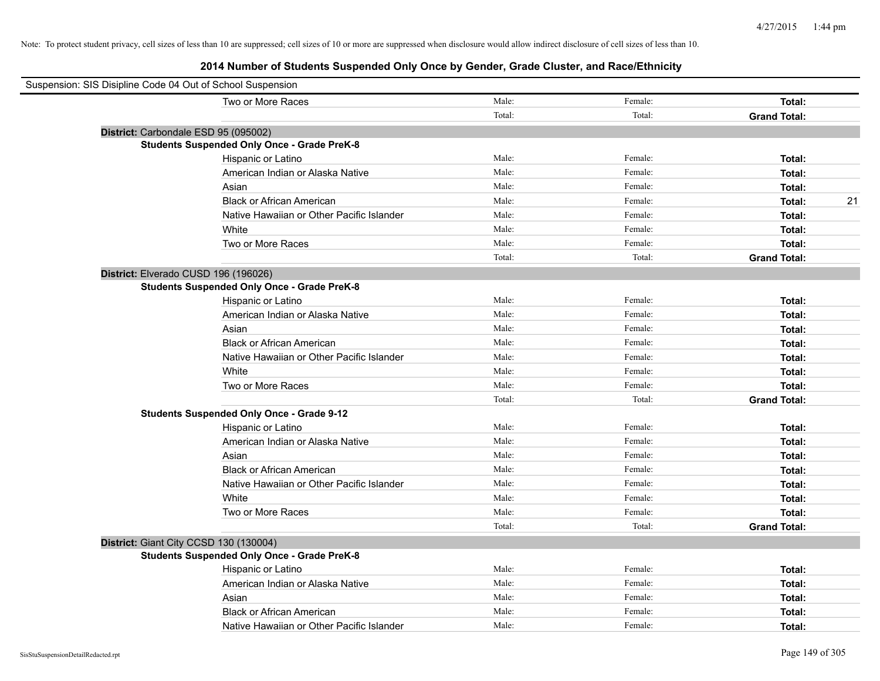Note: To protect student privacy, cell sizes of less than 10 are suppressed; cell sizes of 10 or more are suppressed when disclosure would allow indirect disclosure of cell sizes of less than 10.

# 2014 Number of Students Suspended Only Once by Gender, Grade Cluster, and Race/Ethnicity

Suspension: SIS Disipline Code 04 Out of School Suspension

| | Male | Female | Total | |
|---|---|---|---|---|
| Two or More Races | Male: | Female: | **Total:** | |
| | Total: | Total: | **Grand Total:** | |

**District:** Carbondale ESD 95 (095002)

**Students Suspended Only Once - Grade PreK-8**

| | Male | Female | Total | |
|---|---|---|---|---|
| Hispanic or Latino | Male: | Female: | **Total:** | |
| American Indian or Alaska Native | Male: | Female: | **Total:** | |
| Asian | Male: | Female: | **Total:** | |
| Black or African American | Male: | Female: | **Total:** | 21 |
| Native Hawaiian or Other Pacific Islander | Male: | Female: | **Total:** | |
| White | Male: | Female: | **Total:** | |
| Two or More Races | Male: | Female: | **Total:** | |
| | Total: | Total: | **Grand Total:** | |

**District:** Elverado CUSD 196 (196026)

**Students Suspended Only Once - Grade PreK-8**

| | Male | Female | Total | |
|---|---|---|---|---|
| Hispanic or Latino | Male: | Female: | **Total:** | |
| American Indian or Alaska Native | Male: | Female: | **Total:** | |
| Asian | Male: | Female: | **Total:** | |
| Black or African American | Male: | Female: | **Total:** | |
| Native Hawaiian or Other Pacific Islander | Male: | Female: | **Total:** | |
| White | Male: | Female: | **Total:** | |
| Two or More Races | Male: | Female: | **Total:** | |
| | Total: | Total: | **Grand Total:** | |

**Students Suspended Only Once - Grade 9-12**

| | Male | Female | Total | |
|---|---|---|---|---|
| Hispanic or Latino | Male: | Female: | **Total:** | |
| American Indian or Alaska Native | Male: | Female: | **Total:** | |
| Asian | Male: | Female: | **Total:** | |
| Black or African American | Male: | Female: | **Total:** | |
| Native Hawaiian or Other Pacific Islander | Male: | Female: | **Total:** | |
| White | Male: | Female: | **Total:** | |
| Two or More Races | Male: | Female: | **Total:** | |
| | Total: | Total: | **Grand Total:** | |

**District:** Giant City CCSD 130 (130004)

**Students Suspended Only Once - Grade PreK-8**

| | Male | Female | Total | |
|---|---|---|---|---|
| Hispanic or Latino | Male: | Female: | **Total:** | |
| American Indian or Alaska Native | Male: | Female: | **Total:** | |
| Asian | Male: | Female: | **Total:** | |
| Black or African American | Male: | Female: | **Total:** | |
| Native Hawaiian or Other Pacific Islander | Male: | Female: | **Total:** | |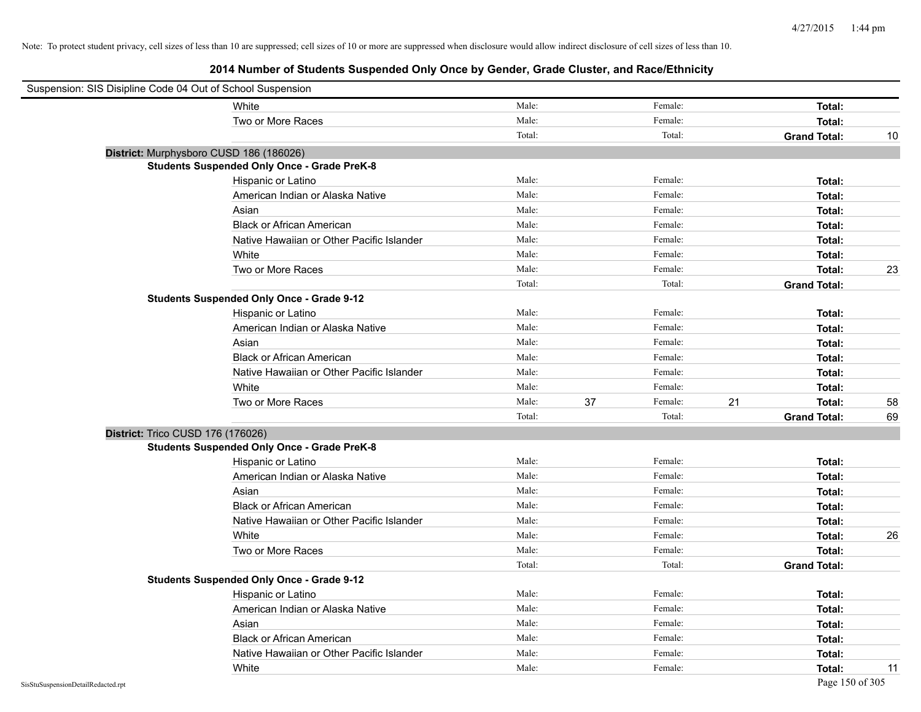Note: To protect student privacy, cell sizes of less than 10 are suppressed; cell sizes of 10 or more are suppressed when disclosure would allow indirect disclosure of cell sizes of less than 10.

## 2014 Number of Students Suspended Only Once by Gender, Grade Cluster, and Race/Ethnicity

Suspension: SIS Disipline Code 04 Out of School Suspension

| | | | | | | |
|---|---|---|---|---|---|---|
| White | Male: | | Female: | | Total: | |
| Two or More Races | Male: | | Female: | | Total: | |
| | Total: | | Total: | | Grand Total: | 10 |

**District:** Murphysboro CUSD 186 (186026)

**Students Suspended Only Once - Grade PreK-8**

| | | | | | | |
|---|---|---|---|---|---|---|
| Hispanic or Latino | Male: | | Female: | | Total: | |
| American Indian or Alaska Native | Male: | | Female: | | Total: | |
| Asian | Male: | | Female: | | Total: | |
| Black or African American | Male: | | Female: | | Total: | |
| Native Hawaiian or Other Pacific Islander | Male: | | Female: | | Total: | |
| White | Male: | | Female: | | Total: | |
| Two or More Races | Male: | | Female: | | Total: | 23 |
| | Total: | | Total: | | Grand Total: | |

**Students Suspended Only Once - Grade 9-12**

| | | | | | | |
|---|---|---|---|---|---|---|
| Hispanic or Latino | Male: | | Female: | | Total: | |
| American Indian or Alaska Native | Male: | | Female: | | Total: | |
| Asian | Male: | | Female: | | Total: | |
| Black or African American | Male: | | Female: | | Total: | |
| Native Hawaiian or Other Pacific Islander | Male: | | Female: | | Total: | |
| White | Male: | | Female: | | Total: | |
| Two or More Races | Male: | 37 | Female: | 21 | Total: | 58 |
| | Total: | | Total: | | Grand Total: | 69 |

**District:** Trico CUSD 176 (176026)

**Students Suspended Only Once - Grade PreK-8**

| | | | | | | |
|---|---|---|---|---|---|---|
| Hispanic or Latino | Male: | | Female: | | Total: | |
| American Indian or Alaska Native | Male: | | Female: | | Total: | |
| Asian | Male: | | Female: | | Total: | |
| Black or African American | Male: | | Female: | | Total: | |
| Native Hawaiian or Other Pacific Islander | Male: | | Female: | | Total: | |
| White | Male: | | Female: | | Total: | 26 |
| Two or More Races | Male: | | Female: | | Total: | |
| | Total: | | Total: | | Grand Total: | |

**Students Suspended Only Once - Grade 9-12**

| | | | | | | |
|---|---|---|---|---|---|---|
| Hispanic or Latino | Male: | | Female: | | Total: | |
| American Indian or Alaska Native | Male: | | Female: | | Total: | |
| Asian | Male: | | Female: | | Total: | |
| Black or African American | Male: | | Female: | | Total: | |
| Native Hawaiian or Other Pacific Islander | Male: | | Female: | | Total: | |
| White | Male: | | Female: | | Total: | 11 |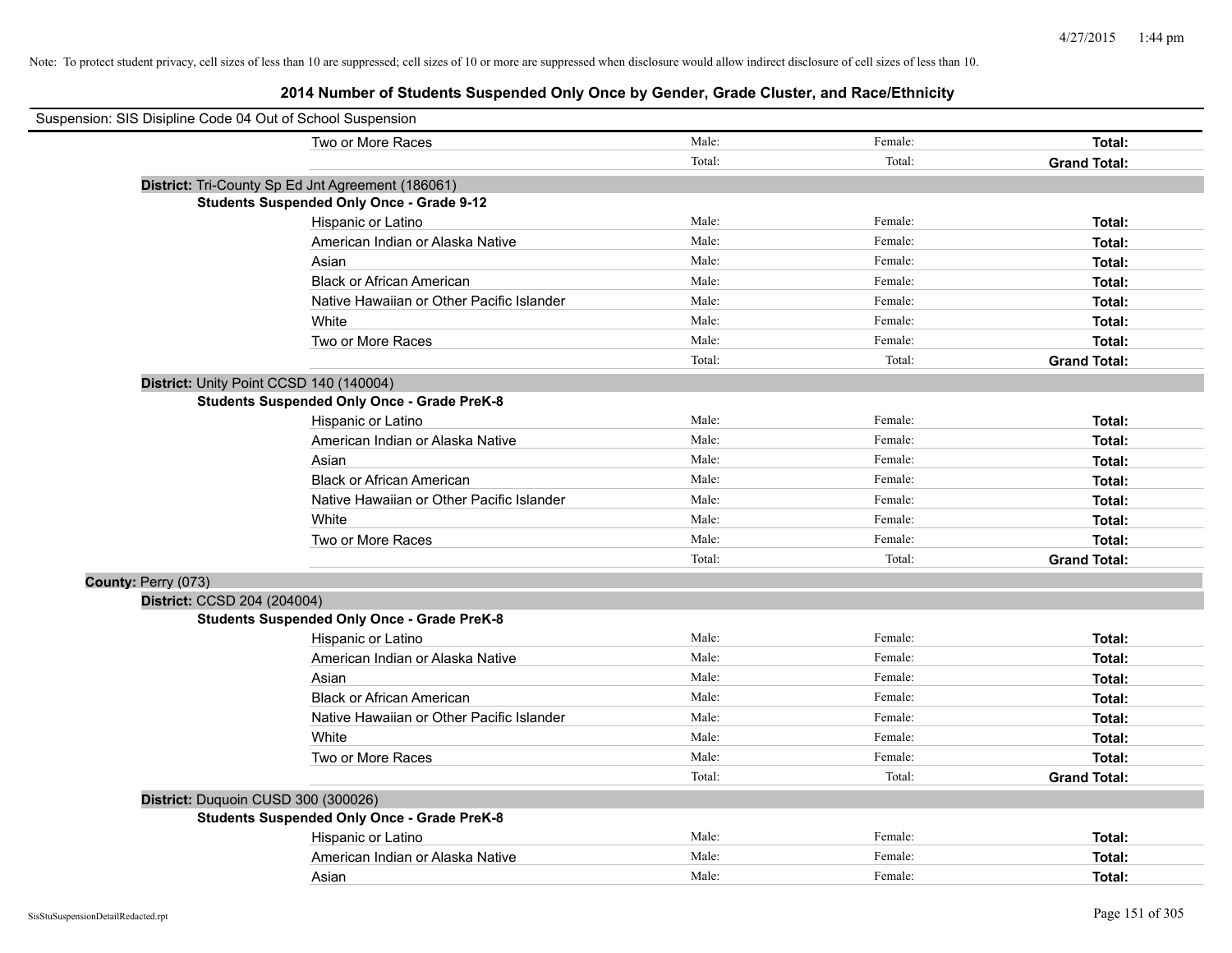Note: To protect student privacy, cell sizes of less than 10 are suppressed; cell sizes of 10 or more are suppressed when disclosure would allow indirect disclosure of cell sizes of less than 10.

## 2014 Number of Students Suspended Only Once by Gender, Grade Cluster, and Race/Ethnicity

Suspension: SIS Disipline Code 04 Out of School Suspension

| | | | |
|---|---|---|---|
| Two or More Races | Male: | Female: | **Total:** |
| | Total: | Total: | **Grand Total:** |

**District:** Tri-County Sp Ed Jnt Agreement (186061)

**Students Suspended Only Once - Grade 9-12**

| | | | |
|---|---|---|---|
| Hispanic or Latino | Male: | Female: | **Total:** |
| American Indian or Alaska Native | Male: | Female: | **Total:** |
| Asian | Male: | Female: | **Total:** |
| Black or African American | Male: | Female: | **Total:** |
| Native Hawaiian or Other Pacific Islander | Male: | Female: | **Total:** |
| White | Male: | Female: | **Total:** |
| Two or More Races | Male: | Female: | **Total:** |
| | Total: | Total: | **Grand Total:** |

**District:** Unity Point CCSD 140 (140004)

**Students Suspended Only Once - Grade PreK-8**

| | | | |
|---|---|---|---|
| Hispanic or Latino | Male: | Female: | **Total:** |
| American Indian or Alaska Native | Male: | Female: | **Total:** |
| Asian | Male: | Female: | **Total:** |
| Black or African American | Male: | Female: | **Total:** |
| Native Hawaiian or Other Pacific Islander | Male: | Female: | **Total:** |
| White | Male: | Female: | **Total:** |
| Two or More Races | Male: | Female: | **Total:** |
| | Total: | Total: | **Grand Total:** |

**County:** Perry (073)

**District:** CCSD 204 (204004)

**Students Suspended Only Once - Grade PreK-8**

| | | | |
|---|---|---|---|
| Hispanic or Latino | Male: | Female: | **Total:** |
| American Indian or Alaska Native | Male: | Female: | **Total:** |
| Asian | Male: | Female: | **Total:** |
| Black or African American | Male: | Female: | **Total:** |
| Native Hawaiian or Other Pacific Islander | Male: | Female: | **Total:** |
| White | Male: | Female: | **Total:** |
| Two or More Races | Male: | Female: | **Total:** |
| | Total: | Total: | **Grand Total:** |

**District:** Duquoin CUSD 300 (300026)

**Students Suspended Only Once - Grade PreK-8**

| | | | |
|---|---|---|---|
| Hispanic or Latino | Male: | Female: | **Total:** |
| American Indian or Alaska Native | Male: | Female: | **Total:** |
| Asian | Male: | Female: | **Total:** |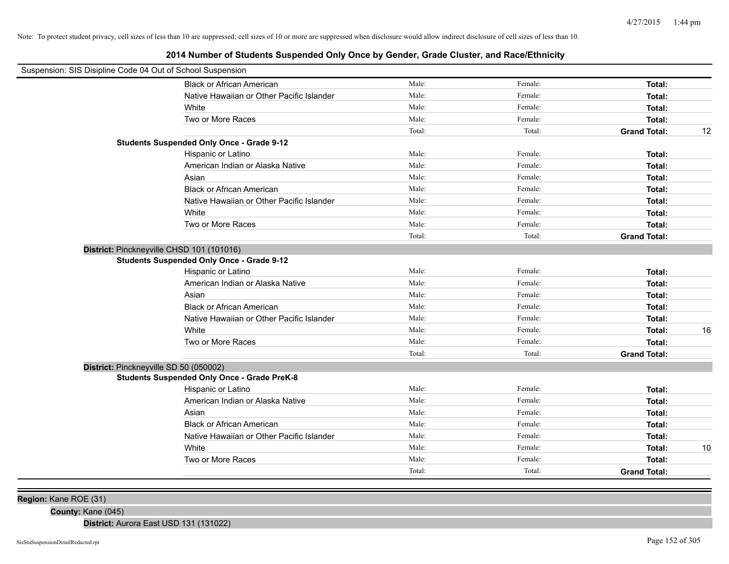Note: To protect student privacy, cell sizes of less than 10 are suppressed; cell sizes of 10 or more are suppressed when disclosure would allow indirect disclosure of cell sizes of less than 10.

## 2014 Number of Students Suspended Only Once by Gender, Grade Cluster, and Race/Ethnicity

Suspension: SIS Disipline Code 04 Out of School Suspension

| | Male | Female | Total | |
|---|---|---|---|---|
| Black or African American | Male: | Female: | **Total:** | |
| Native Hawaiian or Other Pacific Islander | Male: | Female: | **Total:** | |
| White | Male: | Female: | **Total:** | |
| Two or More Races | Male: | Female: | **Total:** | |
| | Total: | Total: | **Grand Total:** | 12 |

**Students Suspended Only Once - Grade 9-12**

| | Male | Female | Total | |
|---|---|---|---|---|
| Hispanic or Latino | Male: | Female: | **Total:** | |
| American Indian or Alaska Native | Male: | Female: | **Total:** | |
| Asian | Male: | Female: | **Total:** | |
| Black or African American | Male: | Female: | **Total:** | |
| Native Hawaiian or Other Pacific Islander | Male: | Female: | **Total:** | |
| White | Male: | Female: | **Total:** | |
| Two or More Races | Male: | Female: | **Total:** | |
| | Total: | Total: | **Grand Total:** | |

**District:** Pinckneyville CHSD 101 (101016)

**Students Suspended Only Once - Grade 9-12**

| | Male | Female | Total | |
|---|---|---|---|---|
| Hispanic or Latino | Male: | Female: | **Total:** | |
| American Indian or Alaska Native | Male: | Female: | **Total:** | |
| Asian | Male: | Female: | **Total:** | |
| Black or African American | Male: | Female: | **Total:** | |
| Native Hawaiian or Other Pacific Islander | Male: | Female: | **Total:** | |
| White | Male: | Female: | **Total:** | 16 |
| Two or More Races | Male: | Female: | **Total:** | |
| | Total: | Total: | **Grand Total:** | |

**District:** Pinckneyville SD 50 (050002)

**Students Suspended Only Once - Grade PreK-8**

| | Male | Female | Total | |
|---|---|---|---|---|
| Hispanic or Latino | Male: | Female: | **Total:** | |
| American Indian or Alaska Native | Male: | Female: | **Total:** | |
| Asian | Male: | Female: | **Total:** | |
| Black or African American | Male: | Female: | **Total:** | |
| Native Hawaiian or Other Pacific Islander | Male: | Female: | **Total:** | |
| White | Male: | Female: | **Total:** | 10 |
| Two or More Races | Male: | Female: | **Total:** | |
| | Total: | Total: | **Grand Total:** | |

**Region:** Kane ROE (31)

**County:** Kane (045)

**District:** Aurora East USD 131 (131022)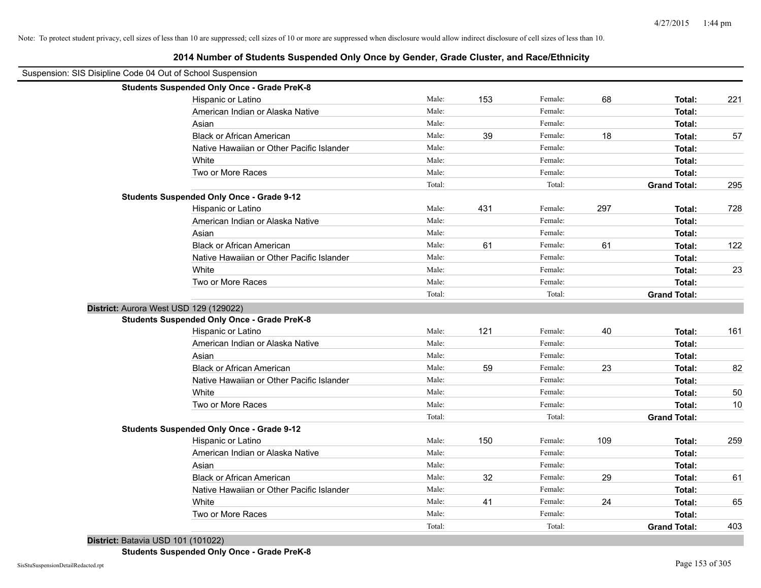Note: To protect student privacy, cell sizes of less than 10 are suppressed; cell sizes of 10 or more are suppressed when disclosure would allow indirect disclosure of cell sizes of less than 10.

# 2014 Number of Students Suspended Only Once by Gender, Grade Cluster, and Race/Ethnicity

Suspension: SIS Disipline Code 04 Out of School Suspension

**Students Suspended Only Once - Grade PreK-8**

| Race/Ethnicity | | Male | | Female | | Total |
|---|---|---|---|---|---|---|
| Hispanic or Latino | Male: | 153 | Female: | 68 | **Total:** | 221 |
| American Indian or Alaska Native | Male: | | Female: | | **Total:** | |
| Asian | Male: | | Female: | | **Total:** | |
| Black or African American | Male: | 39 | Female: | 18 | **Total:** | 57 |
| Native Hawaiian or Other Pacific Islander | Male: | | Female: | | **Total:** | |
| White | Male: | | Female: | | **Total:** | |
| Two or More Races | Male: | | Female: | | **Total:** | |
| | Total: | | Total: | | **Grand Total:** | 295 |

**Students Suspended Only Once - Grade 9-12**

| Race/Ethnicity | | Male | | Female | | Total |
|---|---|---|---|---|---|---|
| Hispanic or Latino | Male: | 431 | Female: | 297 | **Total:** | 728 |
| American Indian or Alaska Native | Male: | | Female: | | **Total:** | |
| Asian | Male: | | Female: | | **Total:** | |
| Black or African American | Male: | 61 | Female: | 61 | **Total:** | 122 |
| Native Hawaiian or Other Pacific Islander | Male: | | Female: | | **Total:** | |
| White | Male: | | Female: | | **Total:** | 23 |
| Two or More Races | Male: | | Female: | | **Total:** | |
| | Total: | | Total: | | **Grand Total:** | |

**District:** Aurora West USD 129 (129022)

**Students Suspended Only Once - Grade PreK-8**

| Race/Ethnicity | | Male | | Female | | Total |
|---|---|---|---|---|---|---|
| Hispanic or Latino | Male: | 121 | Female: | 40 | **Total:** | 161 |
| American Indian or Alaska Native | Male: | | Female: | | **Total:** | |
| Asian | Male: | | Female: | | **Total:** | |
| Black or African American | Male: | 59 | Female: | 23 | **Total:** | 82 |
| Native Hawaiian or Other Pacific Islander | Male: | | Female: | | **Total:** | |
| White | Male: | | Female: | | **Total:** | 50 |
| Two or More Races | Male: | | Female: | | **Total:** | 10 |
| | Total: | | Total: | | **Grand Total:** | |

**Students Suspended Only Once - Grade 9-12**

| Race/Ethnicity | | Male | | Female | | Total |
|---|---|---|---|---|---|---|
| Hispanic or Latino | Male: | 150 | Female: | 109 | **Total:** | 259 |
| American Indian or Alaska Native | Male: | | Female: | | **Total:** | |
| Asian | Male: | | Female: | | **Total:** | |
| Black or African American | Male: | 32 | Female: | 29 | **Total:** | 61 |
| Native Hawaiian or Other Pacific Islander | Male: | | Female: | | **Total:** | |
| White | Male: | 41 | Female: | 24 | **Total:** | 65 |
| Two or More Races | Male: | | Female: | | **Total:** | |
| | Total: | | Total: | | **Grand Total:** | 403 |

**District:** Batavia USD 101 (101022)

**Students Suspended Only Once - Grade PreK-8**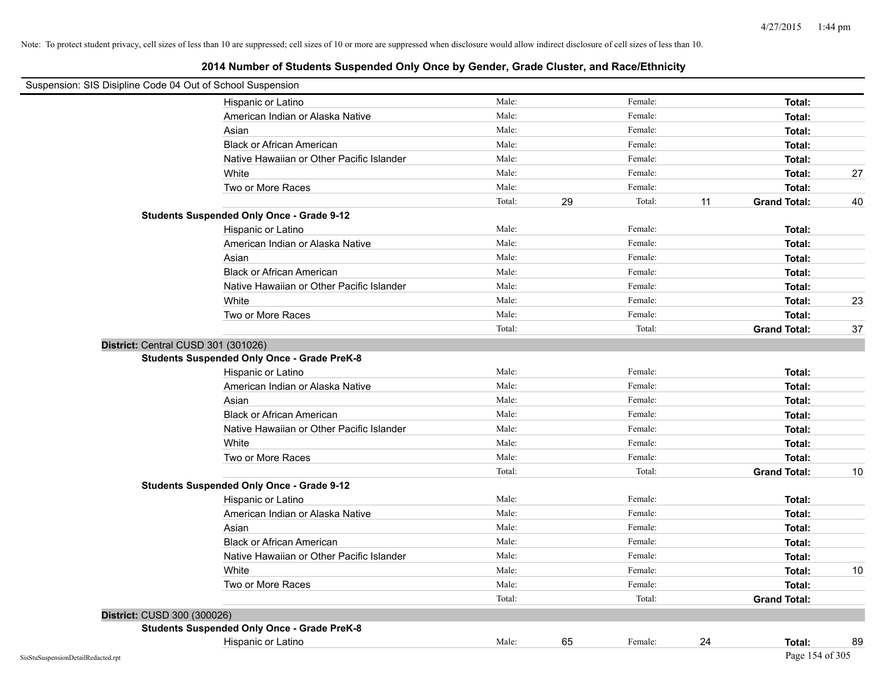Note: To protect student privacy, cell sizes of less than 10 are suppressed; cell sizes of 10 or more are suppressed when disclosure would allow indirect disclosure of cell sizes of less than 10.

## 2014 Number of Students Suspended Only Once by Gender, Grade Cluster, and Race/Ethnicity

Suspension: SIS Disipline Code 04 Out of School Suspension

| | Male | | Female | | | |
|---|---|---|---|---|---|---|
| Hispanic or Latino | Male: | | Female: | | **Total:** | |
| American Indian or Alaska Native | Male: | | Female: | | **Total:** | |
| Asian | Male: | | Female: | | **Total:** | |
| Black or African American | Male: | | Female: | | **Total:** | |
| Native Hawaiian or Other Pacific Islander | Male: | | Female: | | **Total:** | |
| White | Male: | | Female: | | **Total:** | 27 |
| Two or More Races | Male: | | Female: | | **Total:** | |
| | Total: | 29 | Total: | 11 | **Grand Total:** | 40 |

**Students Suspended Only Once - Grade 9-12**

| | Male | | Female | | | |
|---|---|---|---|---|---|---|
| Hispanic or Latino | Male: | | Female: | | **Total:** | |
| American Indian or Alaska Native | Male: | | Female: | | **Total:** | |
| Asian | Male: | | Female: | | **Total:** | |
| Black or African American | Male: | | Female: | | **Total:** | |
| Native Hawaiian or Other Pacific Islander | Male: | | Female: | | **Total:** | |
| White | Male: | | Female: | | **Total:** | 23 |
| Two or More Races | Male: | | Female: | | **Total:** | |
| | Total: | | Total: | | **Grand Total:** | 37 |

### District: Central CUSD 301 (301026)

**Students Suspended Only Once - Grade PreK-8**

| | Male | | Female | | | |
|---|---|---|---|---|---|---|
| Hispanic or Latino | Male: | | Female: | | **Total:** | |
| American Indian or Alaska Native | Male: | | Female: | | **Total:** | |
| Asian | Male: | | Female: | | **Total:** | |
| Black or African American | Male: | | Female: | | **Total:** | |
| Native Hawaiian or Other Pacific Islander | Male: | | Female: | | **Total:** | |
| White | Male: | | Female: | | **Total:** | |
| Two or More Races | Male: | | Female: | | **Total:** | |
| | Total: | | Total: | | **Grand Total:** | 10 |

**Students Suspended Only Once - Grade 9-12**

| | Male | | Female | | | |
|---|---|---|---|---|---|---|
| Hispanic or Latino | Male: | | Female: | | **Total:** | |
| American Indian or Alaska Native | Male: | | Female: | | **Total:** | |
| Asian | Male: | | Female: | | **Total:** | |
| Black or African American | Male: | | Female: | | **Total:** | |
| Native Hawaiian or Other Pacific Islander | Male: | | Female: | | **Total:** | |
| White | Male: | | Female: | | **Total:** | 10 |
| Two or More Races | Male: | | Female: | | **Total:** | |
| | Total: | | Total: | | **Grand Total:** | |

### District: CUSD 300 (300026)

**Students Suspended Only Once - Grade PreK-8**

| | Male | | Female | | | |
|---|---|---|---|---|---|---|
| Hispanic or Latino | Male: | 65 | Female: | 24 | **Total:** | 89 |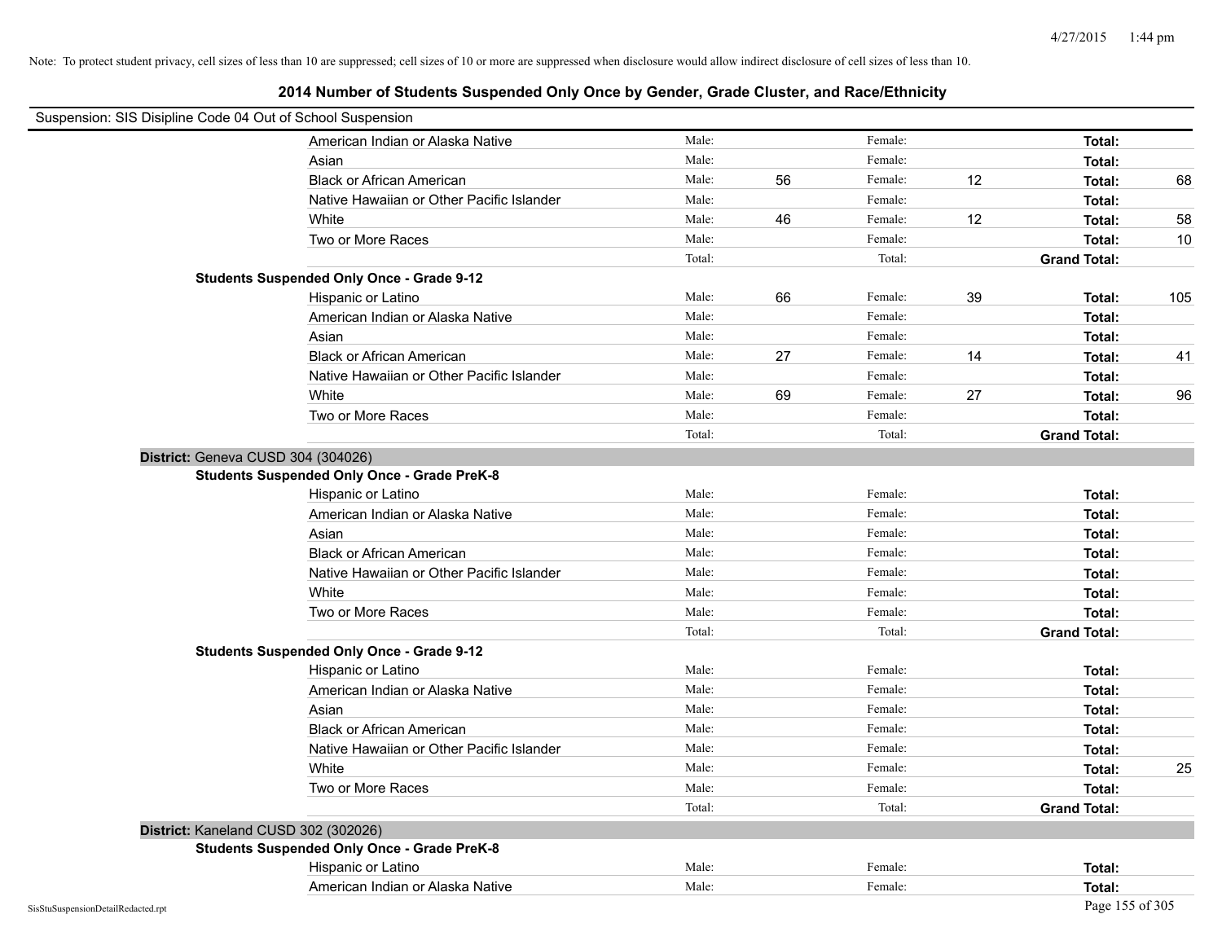Note: To protect student privacy, cell sizes of less than 10 are suppressed; cell sizes of 10 or more are suppressed when disclosure would allow indirect disclosure of cell sizes of less than 10.

# 2014 Number of Students Suspended Only Once by Gender, Grade Cluster, and Race/Ethnicity

Suspension: SIS Disipline Code 04 Out of School Suspension

| | | | | | | |
|---|---|---|---|---|---|---|
| American Indian or Alaska Native | Male: | | Female: | | **Total:** | |
| Asian | Male: | | Female: | | **Total:** | |
| Black or African American | Male: | 56 | Female: | 12 | **Total:** | 68 |
| Native Hawaiian or Other Pacific Islander | Male: | | Female: | | **Total:** | |
| White | Male: | 46 | Female: | 12 | **Total:** | 58 |
| Two or More Races | Male: | | Female: | | **Total:** | 10 |
| | Total: | | Total: | | **Grand Total:** | |

**Students Suspended Only Once - Grade 9-12**

| | | | | | | |
|---|---|---|---|---|---|---|
| Hispanic or Latino | Male: | 66 | Female: | 39 | **Total:** | 105 |
| American Indian or Alaska Native | Male: | | Female: | | **Total:** | |
| Asian | Male: | | Female: | | **Total:** | |
| Black or African American | Male: | 27 | Female: | 14 | **Total:** | 41 |
| Native Hawaiian or Other Pacific Islander | Male: | | Female: | | **Total:** | |
| White | Male: | 69 | Female: | 27 | **Total:** | 96 |
| Two or More Races | Male: | | Female: | | **Total:** | |
| | Total: | | Total: | | **Grand Total:** | |

**District:** Geneva CUSD 304 (304026)

**Students Suspended Only Once - Grade PreK-8**

| | | | | | | |
|---|---|---|---|---|---|---|
| Hispanic or Latino | Male: | | Female: | | **Total:** | |
| American Indian or Alaska Native | Male: | | Female: | | **Total:** | |
| Asian | Male: | | Female: | | **Total:** | |
| Black or African American | Male: | | Female: | | **Total:** | |
| Native Hawaiian or Other Pacific Islander | Male: | | Female: | | **Total:** | |
| White | Male: | | Female: | | **Total:** | |
| Two or More Races | Male: | | Female: | | **Total:** | |
| | Total: | | Total: | | **Grand Total:** | |

**Students Suspended Only Once - Grade 9-12**

| | | | | | | |
|---|---|---|---|---|---|---|
| Hispanic or Latino | Male: | | Female: | | **Total:** | |
| American Indian or Alaska Native | Male: | | Female: | | **Total:** | |
| Asian | Male: | | Female: | | **Total:** | |
| Black or African American | Male: | | Female: | | **Total:** | |
| Native Hawaiian or Other Pacific Islander | Male: | | Female: | | **Total:** | |
| White | Male: | | Female: | | **Total:** | 25 |
| Two or More Races | Male: | | Female: | | **Total:** | |
| | Total: | | Total: | | **Grand Total:** | |

**District:** Kaneland CUSD 302 (302026)

**Students Suspended Only Once - Grade PreK-8**

| | | | | | | |
|---|---|---|---|---|---|---|
| Hispanic or Latino | Male: | | Female: | | **Total:** | |
| American Indian or Alaska Native | Male: | | Female: | | **Total:** | |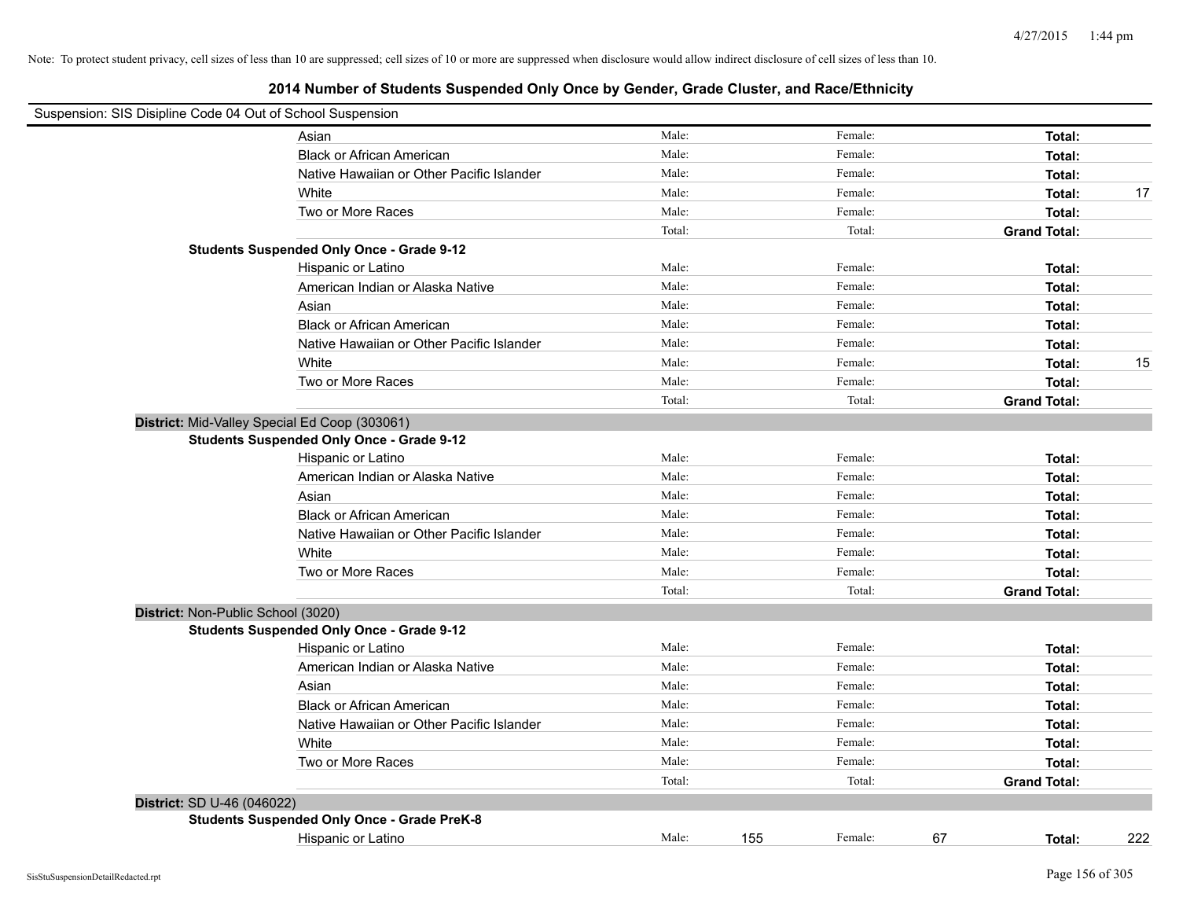Note: To protect student privacy, cell sizes of less than 10 are suppressed; cell sizes of 10 or more are suppressed when disclosure would allow indirect disclosure of cell sizes of less than 10.

## 2014 Number of Students Suspended Only Once by Gender, Grade Cluster, and Race/Ethnicity

Suspension: SIS Disipline Code 04 Out of School Suspension

| | | | | | | |
|---|---|---|---|---|---|---|
| Asian | Male: | | Female: | | **Total:** | |
| Black or African American | Male: | | Female: | | **Total:** | |
| Native Hawaiian or Other Pacific Islander | Male: | | Female: | | **Total:** | |
| White | Male: | | Female: | | **Total:** | 17 |
| Two or More Races | Male: | | Female: | | **Total:** | |
| | Total: | | Total: | | **Grand Total:** | |

**Students Suspended Only Once - Grade 9-12**

| | | | | | | |
|---|---|---|---|---|---|---|
| Hispanic or Latino | Male: | | Female: | | **Total:** | |
| American Indian or Alaska Native | Male: | | Female: | | **Total:** | |
| Asian | Male: | | Female: | | **Total:** | |
| Black or African American | Male: | | Female: | | **Total:** | |
| Native Hawaiian or Other Pacific Islander | Male: | | Female: | | **Total:** | |
| White | Male: | | Female: | | **Total:** | 15 |
| Two or More Races | Male: | | Female: | | **Total:** | |
| | Total: | | Total: | | **Grand Total:** | |

**District:** Mid-Valley Special Ed Coop (303061)

**Students Suspended Only Once - Grade 9-12**

| | | | | | | |
|---|---|---|---|---|---|---|
| Hispanic or Latino | Male: | | Female: | | **Total:** | |
| American Indian or Alaska Native | Male: | | Female: | | **Total:** | |
| Asian | Male: | | Female: | | **Total:** | |
| Black or African American | Male: | | Female: | | **Total:** | |
| Native Hawaiian or Other Pacific Islander | Male: | | Female: | | **Total:** | |
| White | Male: | | Female: | | **Total:** | |
| Two or More Races | Male: | | Female: | | **Total:** | |
| | Total: | | Total: | | **Grand Total:** | |

**District:** Non-Public School (3020)

**Students Suspended Only Once - Grade 9-12**

| | | | | | | |
|---|---|---|---|---|---|---|
| Hispanic or Latino | Male: | | Female: | | **Total:** | |
| American Indian or Alaska Native | Male: | | Female: | | **Total:** | |
| Asian | Male: | | Female: | | **Total:** | |
| Black or African American | Male: | | Female: | | **Total:** | |
| Native Hawaiian or Other Pacific Islander | Male: | | Female: | | **Total:** | |
| White | Male: | | Female: | | **Total:** | |
| Two or More Races | Male: | | Female: | | **Total:** | |
| | Total: | | Total: | | **Grand Total:** | |

**District:** SD U-46 (046022)

**Students Suspended Only Once - Grade PreK-8**

| | | | | | | |
|---|---|---|---|---|---|---|
| Hispanic or Latino | Male: | 155 | Female: | 67 | **Total:** | 222 |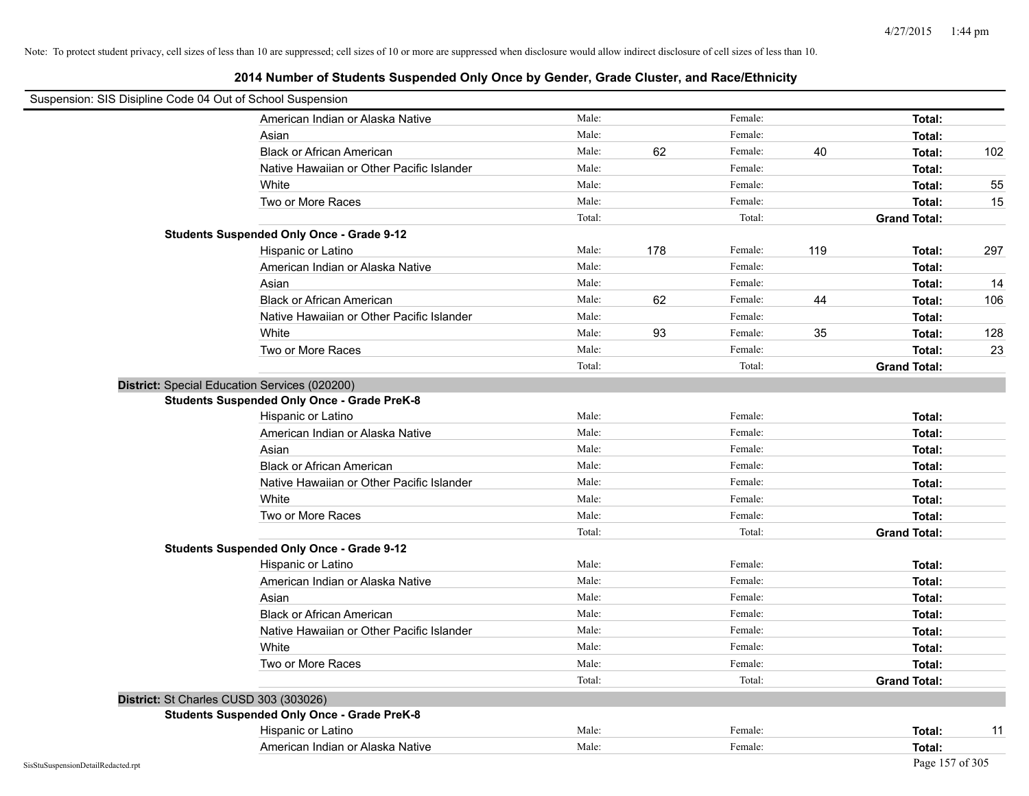Note: To protect student privacy, cell sizes of less than 10 are suppressed; cell sizes of 10 or more are suppressed when disclosure would allow indirect disclosure of cell sizes of less than 10.

# 2014 Number of Students Suspended Only Once by Gender, Grade Cluster, and Race/Ethnicity

Suspension: SIS Disipline Code 04 Out of School Suspension

| | | | | | | |
|---|---|---|---|---|---|---|
| American Indian or Alaska Native | Male: | | Female: | | **Total:** | |
| Asian | Male: | | Female: | | **Total:** | |
| Black or African American | Male: | 62 | Female: | 40 | **Total:** | 102 |
| Native Hawaiian or Other Pacific Islander | Male: | | Female: | | **Total:** | |
| White | Male: | | Female: | | **Total:** | 55 |
| Two or More Races | Male: | | Female: | | **Total:** | 15 |
| | Total: | | Total: | | **Grand Total:** | |

**Students Suspended Only Once - Grade 9-12**

| | | | | | | |
|---|---|---|---|---|---|---|
| Hispanic or Latino | Male: | 178 | Female: | 119 | **Total:** | 297 |
| American Indian or Alaska Native | Male: | | Female: | | **Total:** | |
| Asian | Male: | | Female: | | **Total:** | 14 |
| Black or African American | Male: | 62 | Female: | 44 | **Total:** | 106 |
| Native Hawaiian or Other Pacific Islander | Male: | | Female: | | **Total:** | |
| White | Male: | 93 | Female: | 35 | **Total:** | 128 |
| Two or More Races | Male: | | Female: | | **Total:** | 23 |
| | Total: | | Total: | | **Grand Total:** | |

**District:** Special Education Services (020200)

**Students Suspended Only Once - Grade PreK-8**

| | | | | | | |
|---|---|---|---|---|---|---|
| Hispanic or Latino | Male: | | Female: | | **Total:** | |
| American Indian or Alaska Native | Male: | | Female: | | **Total:** | |
| Asian | Male: | | Female: | | **Total:** | |
| Black or African American | Male: | | Female: | | **Total:** | |
| Native Hawaiian or Other Pacific Islander | Male: | | Female: | | **Total:** | |
| White | Male: | | Female: | | **Total:** | |
| Two or More Races | Male: | | Female: | | **Total:** | |
| | Total: | | Total: | | **Grand Total:** | |

**Students Suspended Only Once - Grade 9-12**

| | | | | | | |
|---|---|---|---|---|---|---|
| Hispanic or Latino | Male: | | Female: | | **Total:** | |
| American Indian or Alaska Native | Male: | | Female: | | **Total:** | |
| Asian | Male: | | Female: | | **Total:** | |
| Black or African American | Male: | | Female: | | **Total:** | |
| Native Hawaiian or Other Pacific Islander | Male: | | Female: | | **Total:** | |
| White | Male: | | Female: | | **Total:** | |
| Two or More Races | Male: | | Female: | | **Total:** | |
| | Total: | | Total: | | **Grand Total:** | |

**District:** St Charles CUSD 303 (303026)

**Students Suspended Only Once - Grade PreK-8**

| | | | | | | |
|---|---|---|---|---|---|---|
| Hispanic or Latino | Male: | | Female: | | **Total:** | 11 |
| American Indian or Alaska Native | Male: | | Female: | | **Total:** | |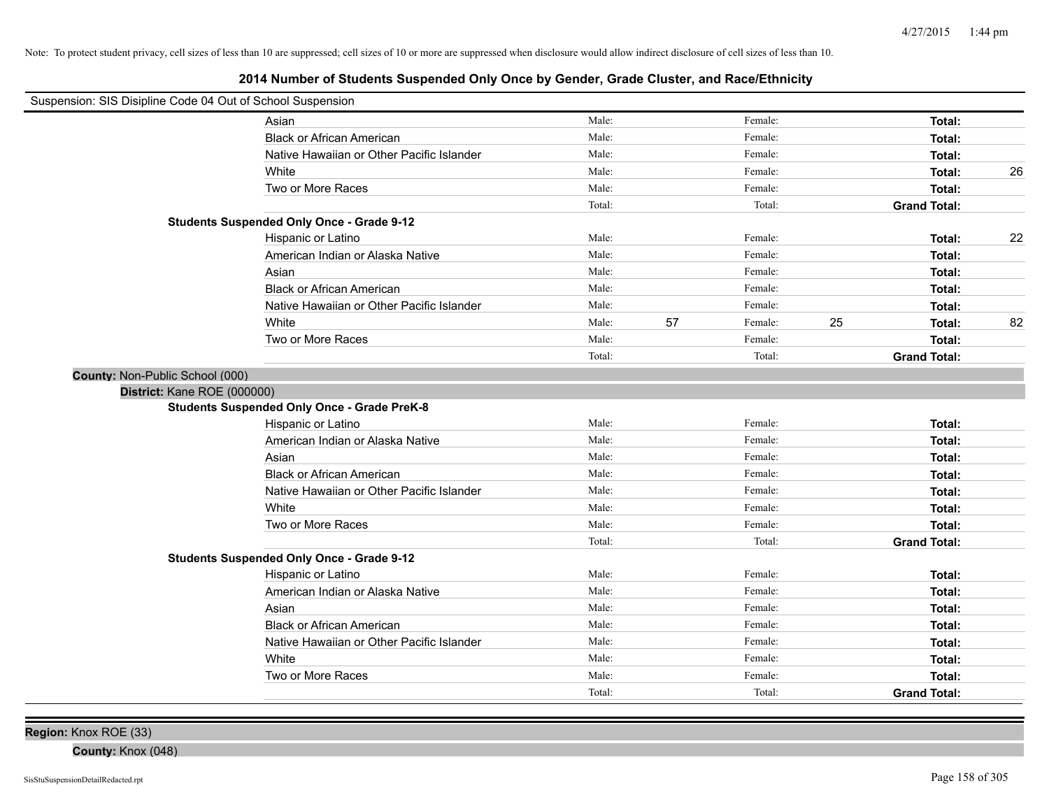Note: To protect student privacy, cell sizes of less than 10 are suppressed; cell sizes of 10 or more are suppressed when disclosure would allow indirect disclosure of cell sizes of less than 10.

## 2014 Number of Students Suspended Only Once by Gender, Grade Cluster, and Race/Ethnicity

Suspension: SIS Disipline Code 04 Out of School Suspension

| | | | | | | |
|---|---|---|---|---|---|---|
| Asian | Male: | | Female: | | **Total:** | |
| Black or African American | Male: | | Female: | | **Total:** | |
| Native Hawaiian or Other Pacific Islander | Male: | | Female: | | **Total:** | |
| White | Male: | | Female: | | **Total:** | 26 |
| Two or More Races | Male: | | Female: | | **Total:** | |
| | Total: | | Total: | | **Grand Total:** | |

**Students Suspended Only Once - Grade 9-12**

| | | | | | | |
|---|---|---|---|---|---|---|
| Hispanic or Latino | Male: | | Female: | | **Total:** | 22 |
| American Indian or Alaska Native | Male: | | Female: | | **Total:** | |
| Asian | Male: | | Female: | | **Total:** | |
| Black or African American | Male: | | Female: | | **Total:** | |
| Native Hawaiian or Other Pacific Islander | Male: | | Female: | | **Total:** | |
| White | Male: | 57 | Female: | 25 | **Total:** | 82 |
| Two or More Races | Male: | | Female: | | **Total:** | |
| | Total: | | Total: | | **Grand Total:** | |

**County:** Non-Public School (000)

**District:** Kane ROE (000000)

**Students Suspended Only Once - Grade PreK-8**

| | | | | | | |
|---|---|---|---|---|---|---|
| Hispanic or Latino | Male: | | Female: | | **Total:** | |
| American Indian or Alaska Native | Male: | | Female: | | **Total:** | |
| Asian | Male: | | Female: | | **Total:** | |
| Black or African American | Male: | | Female: | | **Total:** | |
| Native Hawaiian or Other Pacific Islander | Male: | | Female: | | **Total:** | |
| White | Male: | | Female: | | **Total:** | |
| Two or More Races | Male: | | Female: | | **Total:** | |
| | Total: | | Total: | | **Grand Total:** | |

**Students Suspended Only Once - Grade 9-12**

| | | | | | | |
|---|---|---|---|---|---|---|
| Hispanic or Latino | Male: | | Female: | | **Total:** | |
| American Indian or Alaska Native | Male: | | Female: | | **Total:** | |
| Asian | Male: | | Female: | | **Total:** | |
| Black or African American | Male: | | Female: | | **Total:** | |
| Native Hawaiian or Other Pacific Islander | Male: | | Female: | | **Total:** | |
| White | Male: | | Female: | | **Total:** | |
| Two or More Races | Male: | | Female: | | **Total:** | |
| | Total: | | Total: | | **Grand Total:** | |

**Region:** Knox ROE (33)

**County:** Knox (048)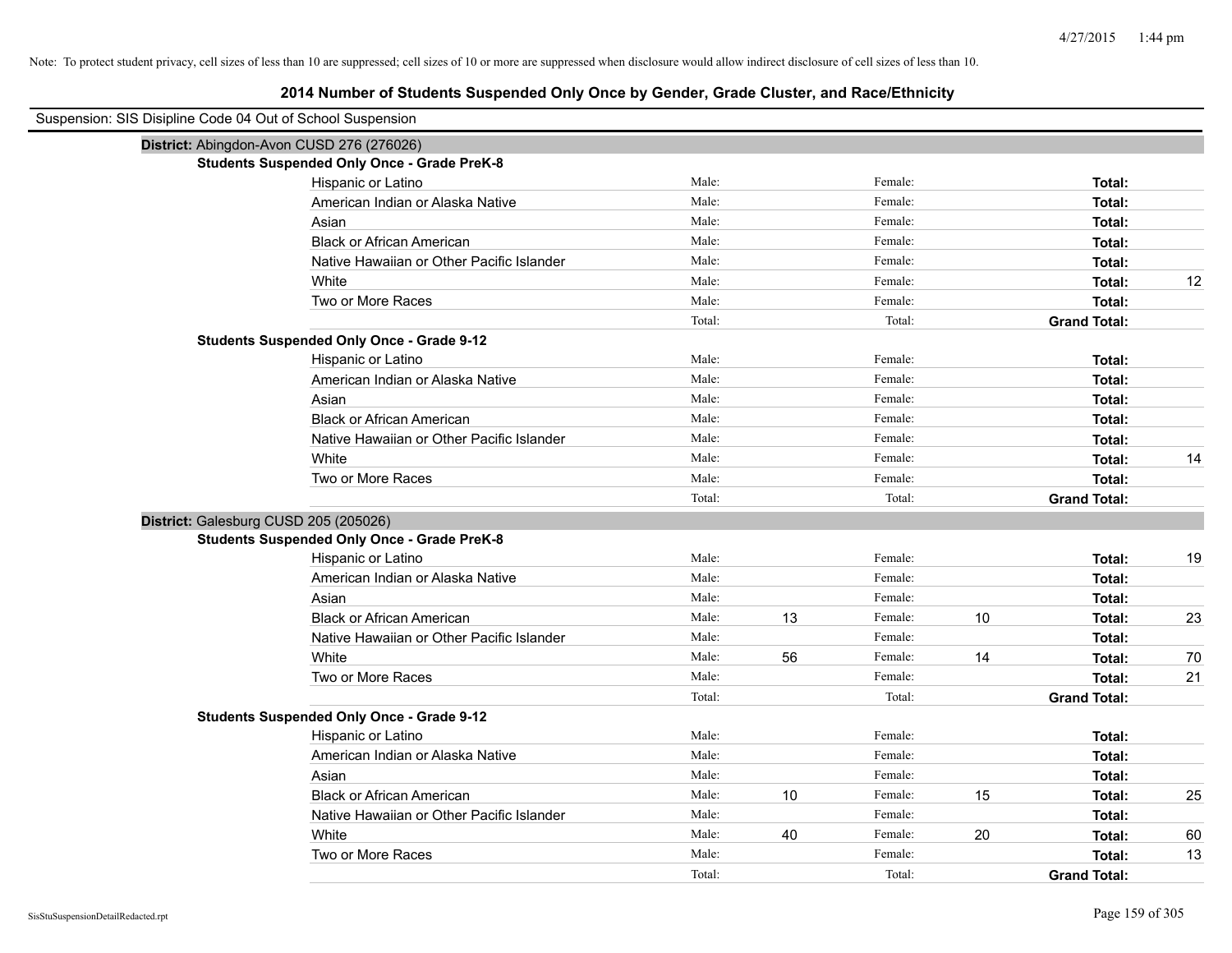Note: To protect student privacy, cell sizes of less than 10 are suppressed; cell sizes of 10 or more are suppressed when disclosure would allow indirect disclosure of cell sizes of less than 10.

# 2014 Number of Students Suspended Only Once by Gender, Grade Cluster, and Race/Ethnicity

Suspension: SIS Disipline Code 04 Out of School Suspension

## District: Abingdon-Avon CUSD 276 (276026)

### Students Suspended Only Once - Grade PreK-8

| Race/Ethnicity | Male: | | Female: | | Total: | |
|---|---|---|---|---|---|---|
| Hispanic or Latino | Male: | | Female: | | Total: | |
| American Indian or Alaska Native | Male: | | Female: | | Total: | |
| Asian | Male: | | Female: | | Total: | |
| Black or African American | Male: | | Female: | | Total: | |
| Native Hawaiian or Other Pacific Islander | Male: | | Female: | | Total: | |
| White | Male: | | Female: | | Total: | 12 |
| Two or More Races | Male: | | Female: | | Total: | |
| | Total: | | Total: | | Grand Total: | |

### Students Suspended Only Once - Grade 9-12

| Race/Ethnicity | Male: | | Female: | | Total: | |
|---|---|---|---|---|---|---|
| Hispanic or Latino | Male: | | Female: | | Total: | |
| American Indian or Alaska Native | Male: | | Female: | | Total: | |
| Asian | Male: | | Female: | | Total: | |
| Black or African American | Male: | | Female: | | Total: | |
| Native Hawaiian or Other Pacific Islander | Male: | | Female: | | Total: | |
| White | Male: | | Female: | | Total: | 14 |
| Two or More Races | Male: | | Female: | | Total: | |
| | Total: | | Total: | | Grand Total: | |

## District: Galesburg CUSD 205 (205026)

### Students Suspended Only Once - Grade PreK-8

| Race/Ethnicity | Male: | | Female: | | Total: | |
|---|---|---|---|---|---|---|
| Hispanic or Latino | Male: | | Female: | | Total: | 19 |
| American Indian or Alaska Native | Male: | | Female: | | Total: | |
| Asian | Male: | | Female: | | Total: | |
| Black or African American | Male: | 13 | Female: | 10 | Total: | 23 |
| Native Hawaiian or Other Pacific Islander | Male: | | Female: | | Total: | |
| White | Male: | 56 | Female: | 14 | Total: | 70 |
| Two or More Races | Male: | | Female: | | Total: | 21 |
| | Total: | | Total: | | Grand Total: | |

### Students Suspended Only Once - Grade 9-12

| Race/Ethnicity | Male: | | Female: | | Total: | |
|---|---|---|---|---|---|---|
| Hispanic or Latino | Male: | | Female: | | Total: | |
| American Indian or Alaska Native | Male: | | Female: | | Total: | |
| Asian | Male: | | Female: | | Total: | |
| Black or African American | Male: | 10 | Female: | 15 | Total: | 25 |
| Native Hawaiian or Other Pacific Islander | Male: | | Female: | | Total: | |
| White | Male: | 40 | Female: | 20 | Total: | 60 |
| Two or More Races | Male: | | Female: | | Total: | 13 |
| | Total: | | Total: | | Grand Total: | |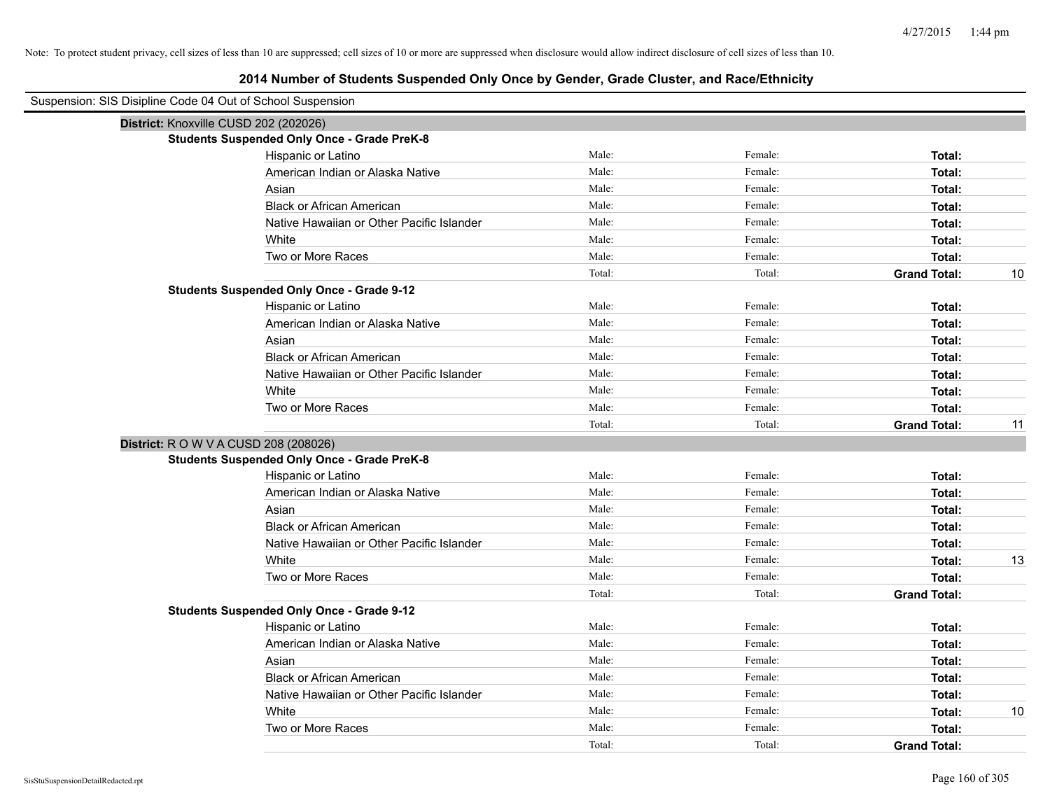Note: To protect student privacy, cell sizes of less than 10 are suppressed; cell sizes of 10 or more are suppressed when disclosure would allow indirect disclosure of cell sizes of less than 10.

## 2014 Number of Students Suspended Only Once by Gender, Grade Cluster, and Race/Ethnicity

Suspension: SIS Disipline Code 04 Out of School Suspension

### District: Knoxville CUSD 202 (202026)

**Students Suspended Only Once - Grade PreK-8**

| Race/Ethnicity | Male: | Female: | Total: | |
|---|---|---|---|---|
| Hispanic or Latino | Male: | Female: | **Total:** | |
| American Indian or Alaska Native | Male: | Female: | **Total:** | |
| Asian | Male: | Female: | **Total:** | |
| Black or African American | Male: | Female: | **Total:** | |
| Native Hawaiian or Other Pacific Islander | Male: | Female: | **Total:** | |
| White | Male: | Female: | **Total:** | |
| Two or More Races | Male: | Female: | **Total:** | |
| | Total: | Total: | **Grand Total:** | 10 |

**Students Suspended Only Once - Grade 9-12**

| Race/Ethnicity | Male: | Female: | Total: | |
|---|---|---|---|---|
| Hispanic or Latino | Male: | Female: | **Total:** | |
| American Indian or Alaska Native | Male: | Female: | **Total:** | |
| Asian | Male: | Female: | **Total:** | |
| Black or African American | Male: | Female: | **Total:** | |
| Native Hawaiian or Other Pacific Islander | Male: | Female: | **Total:** | |
| White | Male: | Female: | **Total:** | |
| Two or More Races | Male: | Female: | **Total:** | |
| | Total: | Total: | **Grand Total:** | 11 |

### District: R O W V A CUSD 208 (208026)

**Students Suspended Only Once - Grade PreK-8**

| Race/Ethnicity | Male: | Female: | Total: | |
|---|---|---|---|---|
| Hispanic or Latino | Male: | Female: | **Total:** | |
| American Indian or Alaska Native | Male: | Female: | **Total:** | |
| Asian | Male: | Female: | **Total:** | |
| Black or African American | Male: | Female: | **Total:** | |
| Native Hawaiian or Other Pacific Islander | Male: | Female: | **Total:** | |
| White | Male: | Female: | **Total:** | 13 |
| Two or More Races | Male: | Female: | **Total:** | |
| | Total: | Total: | **Grand Total:** | |

**Students Suspended Only Once - Grade 9-12**

| Race/Ethnicity | Male: | Female: | Total: | |
|---|---|---|---|---|
| Hispanic or Latino | Male: | Female: | **Total:** | |
| American Indian or Alaska Native | Male: | Female: | **Total:** | |
| Asian | Male: | Female: | **Total:** | |
| Black or African American | Male: | Female: | **Total:** | |
| Native Hawaiian or Other Pacific Islander | Male: | Female: | **Total:** | |
| White | Male: | Female: | **Total:** | 10 |
| Two or More Races | Male: | Female: | **Total:** | |
| | Total: | Total: | **Grand Total:** | |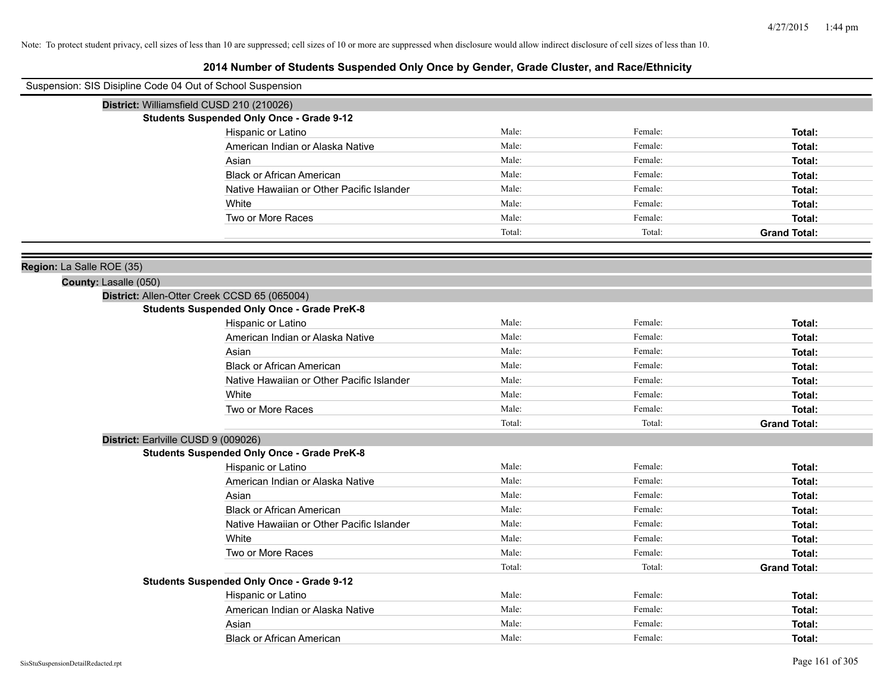Note: To protect student privacy, cell sizes of less than 10 are suppressed; cell sizes of 10 or more are suppressed when disclosure would allow indirect disclosure of cell sizes of less than 10.

# 2014 Number of Students Suspended Only Once by Gender, Grade Cluster, and Race/Ethnicity

Suspension: SIS Disipline Code 04 Out of School Suspension

**District:** Williamsfield CUSD 210 (210026)

**Students Suspended Only Once - Grade 9-12**

| Race/Ethnicity | Male | Female | Total |
|---|---|---|---|
| Hispanic or Latino | Male: | Female: | **Total:** |
| American Indian or Alaska Native | Male: | Female: | **Total:** |
| Asian | Male: | Female: | **Total:** |
| Black or African American | Male: | Female: | **Total:** |
| Native Hawaiian or Other Pacific Islander | Male: | Female: | **Total:** |
| White | Male: | Female: | **Total:** |
| Two or More Races | Male: | Female: | **Total:** |
| | Total: | Total: | **Grand Total:** |

**Region:** La Salle ROE (35)

**County:** Lasalle (050)

**District:** Allen-Otter Creek CCSD 65 (065004)

**Students Suspended Only Once - Grade PreK-8**

| Race/Ethnicity | Male | Female | Total |
|---|---|---|---|
| Hispanic or Latino | Male: | Female: | **Total:** |
| American Indian or Alaska Native | Male: | Female: | **Total:** |
| Asian | Male: | Female: | **Total:** |
| Black or African American | Male: | Female: | **Total:** |
| Native Hawaiian or Other Pacific Islander | Male: | Female: | **Total:** |
| White | Male: | Female: | **Total:** |
| Two or More Races | Male: | Female: | **Total:** |
| | Total: | Total: | **Grand Total:** |

**District:** Earlville CUSD 9 (009026)

**Students Suspended Only Once - Grade PreK-8**

| Race/Ethnicity | Male | Female | Total |
|---|---|---|---|
| Hispanic or Latino | Male: | Female: | **Total:** |
| American Indian or Alaska Native | Male: | Female: | **Total:** |
| Asian | Male: | Female: | **Total:** |
| Black or African American | Male: | Female: | **Total:** |
| Native Hawaiian or Other Pacific Islander | Male: | Female: | **Total:** |
| White | Male: | Female: | **Total:** |
| Two or More Races | Male: | Female: | **Total:** |
| | Total: | Total: | **Grand Total:** |

**Students Suspended Only Once - Grade 9-12**

| Race/Ethnicity | Male | Female | Total |
|---|---|---|---|
| Hispanic or Latino | Male: | Female: | **Total:** |
| American Indian or Alaska Native | Male: | Female: | **Total:** |
| Asian | Male: | Female: | **Total:** |
| Black or African American | Male: | Female: | **Total:** |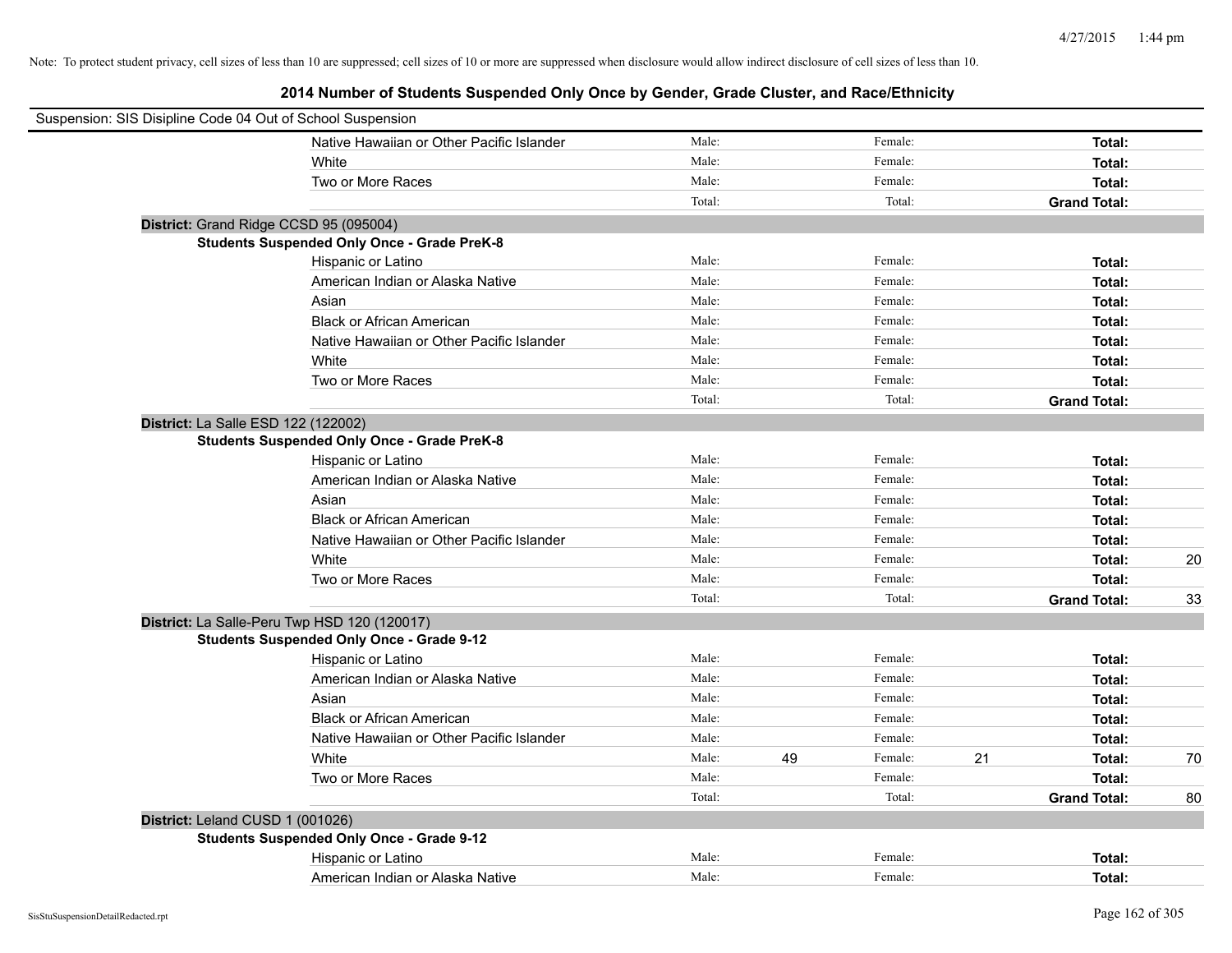Note: To protect student privacy, cell sizes of less than 10 are suppressed; cell sizes of 10 or more are suppressed when disclosure would allow indirect disclosure of cell sizes of less than 10.

## 2014 Number of Students Suspended Only Once by Gender, Grade Cluster, and Race/Ethnicity

Suspension: SIS Disipline Code 04 Out of School Suspension

| | | | | | | | |
|---|---|---|---|---|---|---|---|
| Native Hawaiian or Other Pacific Islander | Male: | | Female: | | **Total:** | |
| White | Male: | | Female: | | **Total:** | |
| Two or More Races | Male: | | Female: | | **Total:** | |
| | Total: | | Total: | | **Grand Total:** | |

**District:** Grand Ridge CCSD 95 (095004)

**Students Suspended Only Once - Grade PreK-8**

| | | | | | | |
|---|---|---|---|---|---|---|
| Hispanic or Latino | Male: | | Female: | | **Total:** | |
| American Indian or Alaska Native | Male: | | Female: | | **Total:** | |
| Asian | Male: | | Female: | | **Total:** | |
| Black or African American | Male: | | Female: | | **Total:** | |
| Native Hawaiian or Other Pacific Islander | Male: | | Female: | | **Total:** | |
| White | Male: | | Female: | | **Total:** | |
| Two or More Races | Male: | | Female: | | **Total:** | |
| | Total: | | Total: | | **Grand Total:** | |

**District:** La Salle ESD 122 (122002)

**Students Suspended Only Once - Grade PreK-8**

| | | | | | | |
|---|---|---|---|---|---|---|
| Hispanic or Latino | Male: | | Female: | | **Total:** | |
| American Indian or Alaska Native | Male: | | Female: | | **Total:** | |
| Asian | Male: | | Female: | | **Total:** | |
| Black or African American | Male: | | Female: | | **Total:** | |
| Native Hawaiian or Other Pacific Islander | Male: | | Female: | | **Total:** | |
| White | Male: | | Female: | | **Total:** | 20 |
| Two or More Races | Male: | | Female: | | **Total:** | |
| | Total: | | Total: | | **Grand Total:** | 33 |

**District:** La Salle-Peru Twp HSD 120 (120017)

**Students Suspended Only Once - Grade 9-12**

| | | | | | | |
|---|---|---|---|---|---|---|
| Hispanic or Latino | Male: | | Female: | | **Total:** | |
| American Indian or Alaska Native | Male: | | Female: | | **Total:** | |
| Asian | Male: | | Female: | | **Total:** | |
| Black or African American | Male: | | Female: | | **Total:** | |
| Native Hawaiian or Other Pacific Islander | Male: | | Female: | | **Total:** | |
| White | Male: | 49 | Female: | 21 | **Total:** | 70 |
| Two or More Races | Male: | | Female: | | **Total:** | |
| | Total: | | Total: | | **Grand Total:** | 80 |

**District:** Leland CUSD 1 (001026)

**Students Suspended Only Once - Grade 9-12**

| | | | | | | |
|---|---|---|---|---|---|---|
| Hispanic or Latino | Male: | | Female: | | **Total:** | |
| American Indian or Alaska Native | Male: | | Female: | | **Total:** | |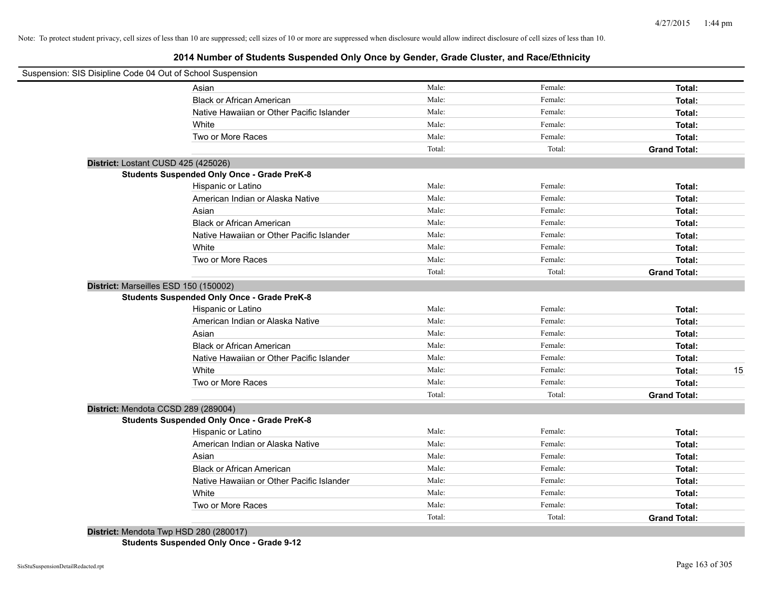Note: To protect student privacy, cell sizes of less than 10 are suppressed; cell sizes of 10 or more are suppressed when disclosure would allow indirect disclosure of cell sizes of less than 10.

## 2014 Number of Students Suspended Only Once by Gender, Grade Cluster, and Race/Ethnicity

Suspension: SIS Disipline Code 04 Out of School Suspension

| | Male: | Female: | Total: |
|---|---|---|---|
| Asian | Male: | Female: | **Total:** |
| Black or African American | Male: | Female: | **Total:** |
| Native Hawaiian or Other Pacific Islander | Male: | Female: | **Total:** |
| White | Male: | Female: | **Total:** |
| Two or More Races | Male: | Female: | **Total:** |
| | Total: | Total: | **Grand Total:** |

**District:** Lostant CUSD 425 (425026)

**Students Suspended Only Once - Grade PreK-8**

| | Male: | Female: | Total: |
|---|---|---|---|
| Hispanic or Latino | Male: | Female: | **Total:** |
| American Indian or Alaska Native | Male: | Female: | **Total:** |
| Asian | Male: | Female: | **Total:** |
| Black or African American | Male: | Female: | **Total:** |
| Native Hawaiian or Other Pacific Islander | Male: | Female: | **Total:** |
| White | Male: | Female: | **Total:** |
| Two or More Races | Male: | Female: | **Total:** |
| | Total: | Total: | **Grand Total:** |

**District:** Marseilles ESD 150 (150002)

**Students Suspended Only Once - Grade PreK-8**

| | Male: | Female: | Total: |
|---|---|---|---|
| Hispanic or Latino | Male: | Female: | **Total:** |
| American Indian or Alaska Native | Male: | Female: | **Total:** |
| Asian | Male: | Female: | **Total:** |
| Black or African American | Male: | Female: | **Total:** |
| Native Hawaiian or Other Pacific Islander | Male: | Female: | **Total:** |
| White | Male: | Female: | **Total:** 15 |
| Two or More Races | Male: | Female: | **Total:** |
| | Total: | Total: | **Grand Total:** |

**District:** Mendota CCSD 289 (289004)

**Students Suspended Only Once - Grade PreK-8**

| | Male: | Female: | Total: |
|---|---|---|---|
| Hispanic or Latino | Male: | Female: | **Total:** |
| American Indian or Alaska Native | Male: | Female: | **Total:** |
| Asian | Male: | Female: | **Total:** |
| Black or African American | Male: | Female: | **Total:** |
| Native Hawaiian or Other Pacific Islander | Male: | Female: | **Total:** |
| White | Male: | Female: | **Total:** |
| Two or More Races | Male: | Female: | **Total:** |
| | Total: | Total: | **Grand Total:** |

**District:** Mendota Twp HSD 280 (280017)

**Students Suspended Only Once - Grade 9-12**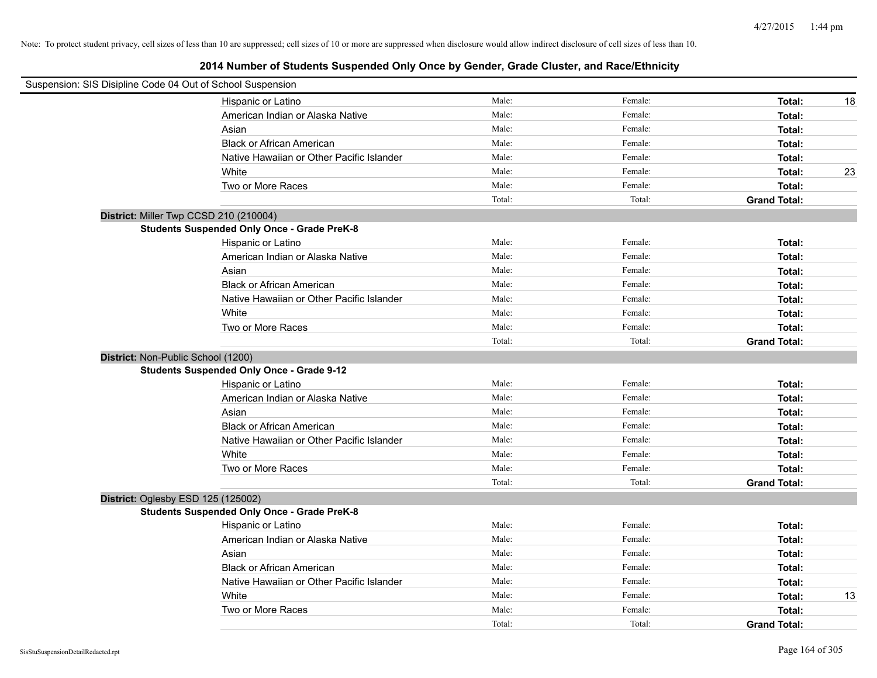Note: To protect student privacy, cell sizes of less than 10 are suppressed; cell sizes of 10 or more are suppressed when disclosure would allow indirect disclosure of cell sizes of less than 10.

## 2014 Number of Students Suspended Only Once by Gender, Grade Cluster, and Race/Ethnicity

Suspension: SIS Disipline Code 04 Out of School Suspension

| | | | | |
|---|---|---|---|---|
| Hispanic or Latino | Male: | Female: | **Total:** | 18 |
| American Indian or Alaska Native | Male: | Female: | **Total:** | |
| Asian | Male: | Female: | **Total:** | |
| Black or African American | Male: | Female: | **Total:** | |
| Native Hawaiian or Other Pacific Islander | Male: | Female: | **Total:** | |
| White | Male: | Female: | **Total:** | 23 |
| Two or More Races | Male: | Female: | **Total:** | |
| | Total: | Total: | **Grand Total:** | |

**District:** Miller Twp CCSD 210 (210004)

**Students Suspended Only Once - Grade PreK-8**

| | | | | |
|---|---|---|---|---|
| Hispanic or Latino | Male: | Female: | **Total:** | |
| American Indian or Alaska Native | Male: | Female: | **Total:** | |
| Asian | Male: | Female: | **Total:** | |
| Black or African American | Male: | Female: | **Total:** | |
| Native Hawaiian or Other Pacific Islander | Male: | Female: | **Total:** | |
| White | Male: | Female: | **Total:** | |
| Two or More Races | Male: | Female: | **Total:** | |
| | Total: | Total: | **Grand Total:** | |

**District:** Non-Public School (1200)

**Students Suspended Only Once - Grade 9-12**

| | | | | |
|---|---|---|---|---|
| Hispanic or Latino | Male: | Female: | **Total:** | |
| American Indian or Alaska Native | Male: | Female: | **Total:** | |
| Asian | Male: | Female: | **Total:** | |
| Black or African American | Male: | Female: | **Total:** | |
| Native Hawaiian or Other Pacific Islander | Male: | Female: | **Total:** | |
| White | Male: | Female: | **Total:** | |
| Two or More Races | Male: | Female: | **Total:** | |
| | Total: | Total: | **Grand Total:** | |

**District:** Oglesby ESD 125 (125002)

**Students Suspended Only Once - Grade PreK-8**

| | | | | |
|---|---|---|---|---|
| Hispanic or Latino | Male: | Female: | **Total:** | |
| American Indian or Alaska Native | Male: | Female: | **Total:** | |
| Asian | Male: | Female: | **Total:** | |
| Black or African American | Male: | Female: | **Total:** | |
| Native Hawaiian or Other Pacific Islander | Male: | Female: | **Total:** | |
| White | Male: | Female: | **Total:** | 13 |
| Two or More Races | Male: | Female: | **Total:** | |
| | Total: | Total: | **Grand Total:** | |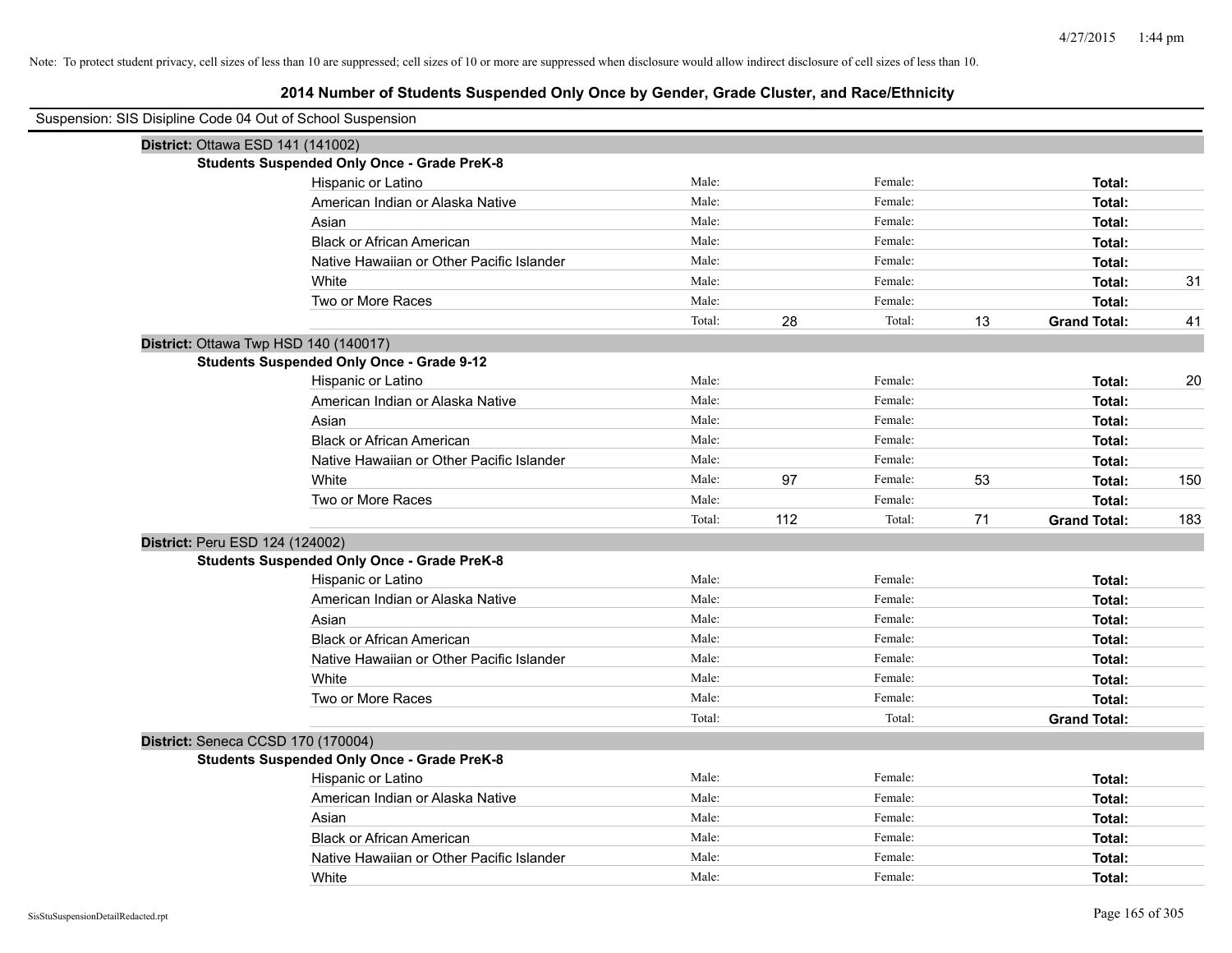Note: To protect student privacy, cell sizes of less than 10 are suppressed; cell sizes of 10 or more are suppressed when disclosure would allow indirect disclosure of cell sizes of less than 10.

# 2014 Number of Students Suspended Only Once by Gender, Grade Cluster, and Race/Ethnicity

Suspension: SIS Disipline Code 04 Out of School Suspension

**District:** Ottawa ESD 141 (141002)

**Students Suspended Only Once - Grade PreK-8**

| | | | | | | |
|---|---|---|---|---|---|---|
| Hispanic or Latino | Male: | | Female: | | **Total:** | |
| American Indian or Alaska Native | Male: | | Female: | | **Total:** | |
| Asian | Male: | | Female: | | **Total:** | |
| Black or African American | Male: | | Female: | | **Total:** | |
| Native Hawaiian or Other Pacific Islander | Male: | | Female: | | **Total:** | |
| White | Male: | | Female: | | **Total:** | 31 |
| Two or More Races | Male: | | Female: | | **Total:** | |
| | Total: | 28 | Total: | 13 | **Grand Total:** | 41 |

**District:** Ottawa Twp HSD 140 (140017)

**Students Suspended Only Once - Grade 9-12**

| | | | | | | |
|---|---|---|---|---|---|---|
| Hispanic or Latino | Male: | | Female: | | **Total:** | 20 |
| American Indian or Alaska Native | Male: | | Female: | | **Total:** | |
| Asian | Male: | | Female: | | **Total:** | |
| Black or African American | Male: | | Female: | | **Total:** | |
| Native Hawaiian or Other Pacific Islander | Male: | | Female: | | **Total:** | |
| White | Male: | 97 | Female: | 53 | **Total:** | 150 |
| Two or More Races | Male: | | Female: | | **Total:** | |
| | Total: | 112 | Total: | 71 | **Grand Total:** | 183 |

**District:** Peru ESD 124 (124002)

**Students Suspended Only Once - Grade PreK-8**

| | | | | | | |
|---|---|---|---|---|---|---|
| Hispanic or Latino | Male: | | Female: | | **Total:** | |
| American Indian or Alaska Native | Male: | | Female: | | **Total:** | |
| Asian | Male: | | Female: | | **Total:** | |
| Black or African American | Male: | | Female: | | **Total:** | |
| Native Hawaiian or Other Pacific Islander | Male: | | Female: | | **Total:** | |
| White | Male: | | Female: | | **Total:** | |
| Two or More Races | Male: | | Female: | | **Total:** | |
| | Total: | | Total: | | **Grand Total:** | |

**District:** Seneca CCSD 170 (170004)

**Students Suspended Only Once - Grade PreK-8**

| | | | | | | |
|---|---|---|---|---|---|---|
| Hispanic or Latino | Male: | | Female: | | **Total:** | |
| American Indian or Alaska Native | Male: | | Female: | | **Total:** | |
| Asian | Male: | | Female: | | **Total:** | |
| Black or African American | Male: | | Female: | | **Total:** | |
| Native Hawaiian or Other Pacific Islander | Male: | | Female: | | **Total:** | |
| White | Male: | | Female: | | **Total:** | |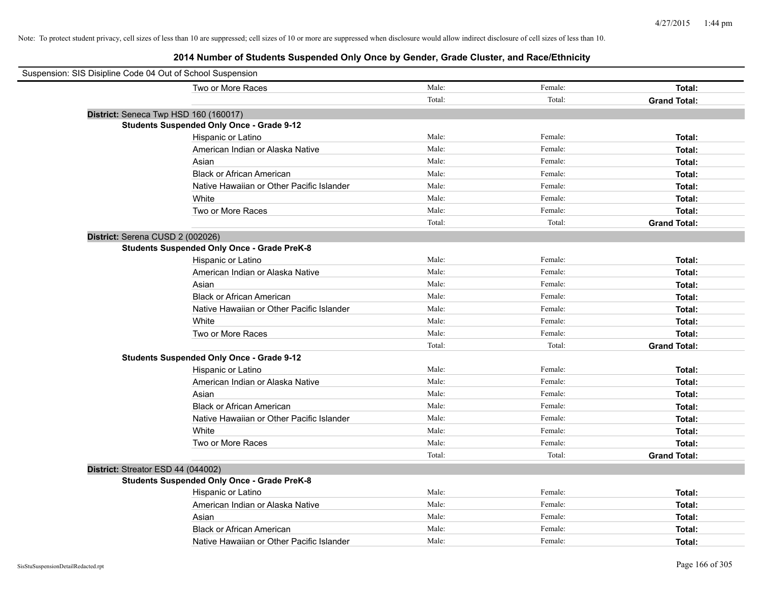Note: To protect student privacy, cell sizes of less than 10 are suppressed; cell sizes of 10 or more are suppressed when disclosure would allow indirect disclosure of cell sizes of less than 10.

# 2014 Number of Students Suspended Only Once by Gender, Grade Cluster, and Race/Ethnicity

Suspension: SIS Disipline Code 04 Out of School Suspension

| | | | |
|---|---|---|---|
| Two or More Races | Male: | Female: | **Total:** |
| | Total: | Total: | **Grand Total:** |

**District:** Seneca Twp HSD 160 (160017)

**Students Suspended Only Once - Grade 9-12**

| | | | |
|---|---|---|---|
| Hispanic or Latino | Male: | Female: | **Total:** |
| American Indian or Alaska Native | Male: | Female: | **Total:** |
| Asian | Male: | Female: | **Total:** |
| Black or African American | Male: | Female: | **Total:** |
| Native Hawaiian or Other Pacific Islander | Male: | Female: | **Total:** |
| White | Male: | Female: | **Total:** |
| Two or More Races | Male: | Female: | **Total:** |
| | Total: | Total: | **Grand Total:** |

**District:** Serena CUSD 2 (002026)

**Students Suspended Only Once - Grade PreK-8**

| | | | |
|---|---|---|---|
| Hispanic or Latino | Male: | Female: | **Total:** |
| American Indian or Alaska Native | Male: | Female: | **Total:** |
| Asian | Male: | Female: | **Total:** |
| Black or African American | Male: | Female: | **Total:** |
| Native Hawaiian or Other Pacific Islander | Male: | Female: | **Total:** |
| White | Male: | Female: | **Total:** |
| Two or More Races | Male: | Female: | **Total:** |
| | Total: | Total: | **Grand Total:** |

**Students Suspended Only Once - Grade 9-12**

| | | | |
|---|---|---|---|
| Hispanic or Latino | Male: | Female: | **Total:** |
| American Indian or Alaska Native | Male: | Female: | **Total:** |
| Asian | Male: | Female: | **Total:** |
| Black or African American | Male: | Female: | **Total:** |
| Native Hawaiian or Other Pacific Islander | Male: | Female: | **Total:** |
| White | Male: | Female: | **Total:** |
| Two or More Races | Male: | Female: | **Total:** |
| | Total: | Total: | **Grand Total:** |

**District:** Streator ESD 44 (044002)

**Students Suspended Only Once - Grade PreK-8**

| | | | |
|---|---|---|---|
| Hispanic or Latino | Male: | Female: | **Total:** |
| American Indian or Alaska Native | Male: | Female: | **Total:** |
| Asian | Male: | Female: | **Total:** |
| Black or African American | Male: | Female: | **Total:** |
| Native Hawaiian or Other Pacific Islander | Male: | Female: | **Total:** |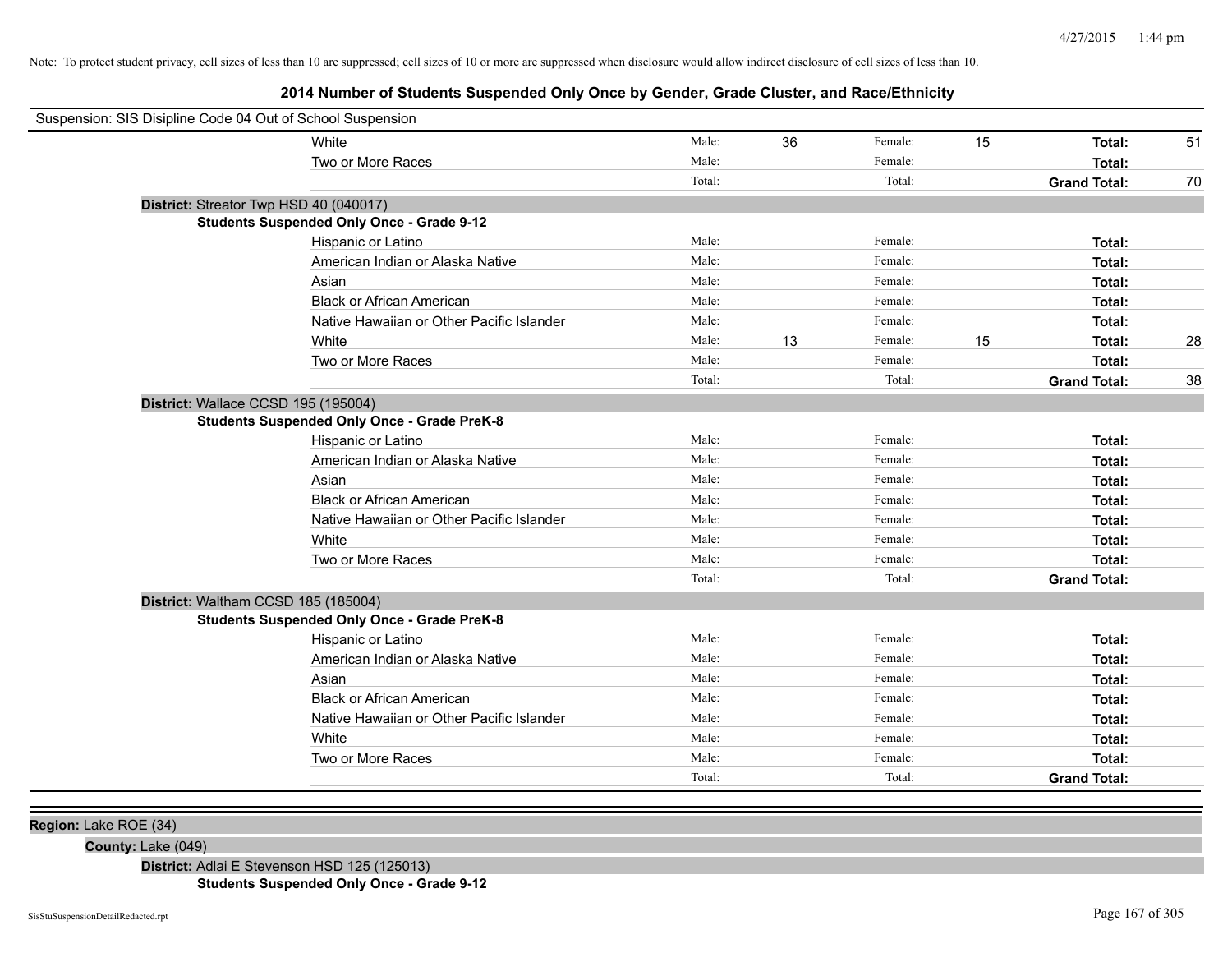Note: To protect student privacy, cell sizes of less than 10 are suppressed; cell sizes of 10 or more are suppressed when disclosure would allow indirect disclosure of cell sizes of less than 10.

# 2014 Number of Students Suspended Only Once by Gender, Grade Cluster, and Race/Ethnicity

Suspension: SIS Disipline Code 04 Out of School Suspension

| | | | | | |
|---|---|---|---|---|---|
| White | Male: 36 | Female: 15 | **Total:** | 51 |
| Two or More Races | Male: | Female: | **Total:** | |
| | Total: | Total: | **Grand Total:** | 70 |

**District:** Streator Twp HSD 40 (040017)

**Students Suspended Only Once - Grade 9-12**

| Race/Ethnicity | Male | Female | Total |
|---|---|---|---|
| Hispanic or Latino | | | |
| American Indian or Alaska Native | | | |
| Asian | | | |
| Black or African American | | | |
| Native Hawaiian or Other Pacific Islander | | | |
| White | 13 | 15 | 28 |
| Two or More Races | | | |
| **Grand Total** | | | 38 |

**District:** Wallace CCSD 195 (195004)

**Students Suspended Only Once - Grade PreK-8**

| Race/Ethnicity | Male | Female | Total |
|---|---|---|---|
| Hispanic or Latino | | | |
| American Indian or Alaska Native | | | |
| Asian | | | |
| Black or African American | | | |
| Native Hawaiian or Other Pacific Islander | | | |
| White | | | |
| Two or More Races | | | |
| **Grand Total** | | | |

**District:** Waltham CCSD 185 (185004)

**Students Suspended Only Once - Grade PreK-8**

| Race/Ethnicity | Male | Female | Total |
|---|---|---|---|
| Hispanic or Latino | | | |
| American Indian or Alaska Native | | | |
| Asian | | | |
| Black or African American | | | |
| Native Hawaiian or Other Pacific Islander | | | |
| White | | | |
| Two or More Races | | | |
| **Grand Total** | | | |

**Region:** Lake ROE (34)

**County:** Lake (049)

**District:** Adlai E Stevenson HSD 125 (125013)

**Students Suspended Only Once - Grade 9-12**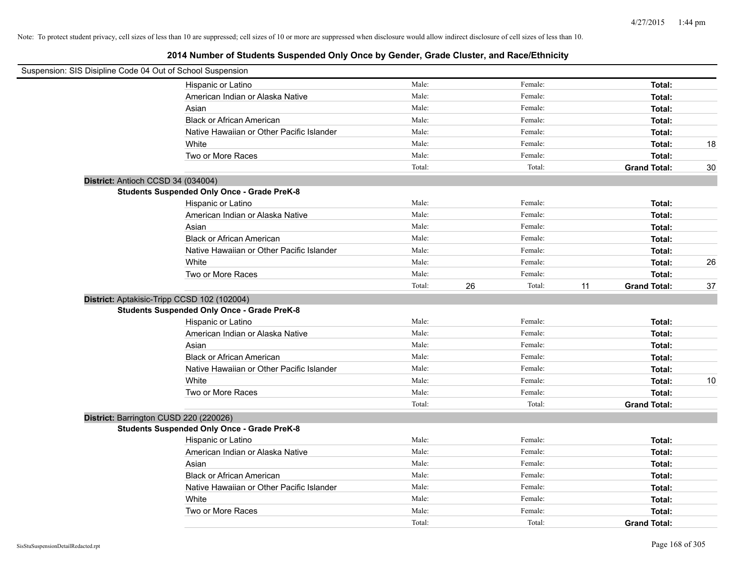Note: To protect student privacy, cell sizes of less than 10 are suppressed; cell sizes of 10 or more are suppressed when disclosure would allow indirect disclosure of cell sizes of less than 10.

# 2014 Number of Students Suspended Only Once by Gender, Grade Cluster, and Race/Ethnicity

Suspension: SIS Disipline Code 04 Out of School Suspension

| | | | | | |
|---|---|---|---|---|---|
| Hispanic or Latino | Male: | | Female: | | **Total:** | |
| American Indian or Alaska Native | Male: | | Female: | | **Total:** | |
| Asian | Male: | | Female: | | **Total:** | |
| Black or African American | Male: | | Female: | | **Total:** | |
| Native Hawaiian or Other Pacific Islander | Male: | | Female: | | **Total:** | |
| White | Male: | | Female: | | **Total:** | 18 |
| Two or More Races | Male: | | Female: | | **Total:** | |
| | Total: | | Total: | | **Grand Total:** | 30 |

**District:** Antioch CCSD 34 (034004)

**Students Suspended Only Once - Grade PreK-8**

| | | | | | | |
|---|---|---|---|---|---|---|
| Hispanic or Latino | Male: | | Female: | | **Total:** | |
| American Indian or Alaska Native | Male: | | Female: | | **Total:** | |
| Asian | Male: | | Female: | | **Total:** | |
| Black or African American | Male: | | Female: | | **Total:** | |
| Native Hawaiian or Other Pacific Islander | Male: | | Female: | | **Total:** | |
| White | Male: | | Female: | | **Total:** | 26 |
| Two or More Races | Male: | | Female: | | **Total:** | |
| | Total: | 26 | Total: | 11 | **Grand Total:** | 37 |

**District:** Aptakisic-Tripp CCSD 102 (102004)

**Students Suspended Only Once - Grade PreK-8**

| | | | | | | |
|---|---|---|---|---|---|---|
| Hispanic or Latino | Male: | | Female: | | **Total:** | |
| American Indian or Alaska Native | Male: | | Female: | | **Total:** | |
| Asian | Male: | | Female: | | **Total:** | |
| Black or African American | Male: | | Female: | | **Total:** | |
| Native Hawaiian or Other Pacific Islander | Male: | | Female: | | **Total:** | |
| White | Male: | | Female: | | **Total:** | 10 |
| Two or More Races | Male: | | Female: | | **Total:** | |
| | Total: | | Total: | | **Grand Total:** | |

**District:** Barrington CUSD 220 (220026)

**Students Suspended Only Once - Grade PreK-8**

| | | | | | | |
|---|---|---|---|---|---|---|
| Hispanic or Latino | Male: | | Female: | | **Total:** | |
| American Indian or Alaska Native | Male: | | Female: | | **Total:** | |
| Asian | Male: | | Female: | | **Total:** | |
| Black or African American | Male: | | Female: | | **Total:** | |
| Native Hawaiian or Other Pacific Islander | Male: | | Female: | | **Total:** | |
| White | Male: | | Female: | | **Total:** | |
| Two or More Races | Male: | | Female: | | **Total:** | |
| | Total: | | Total: | | **Grand Total:** | |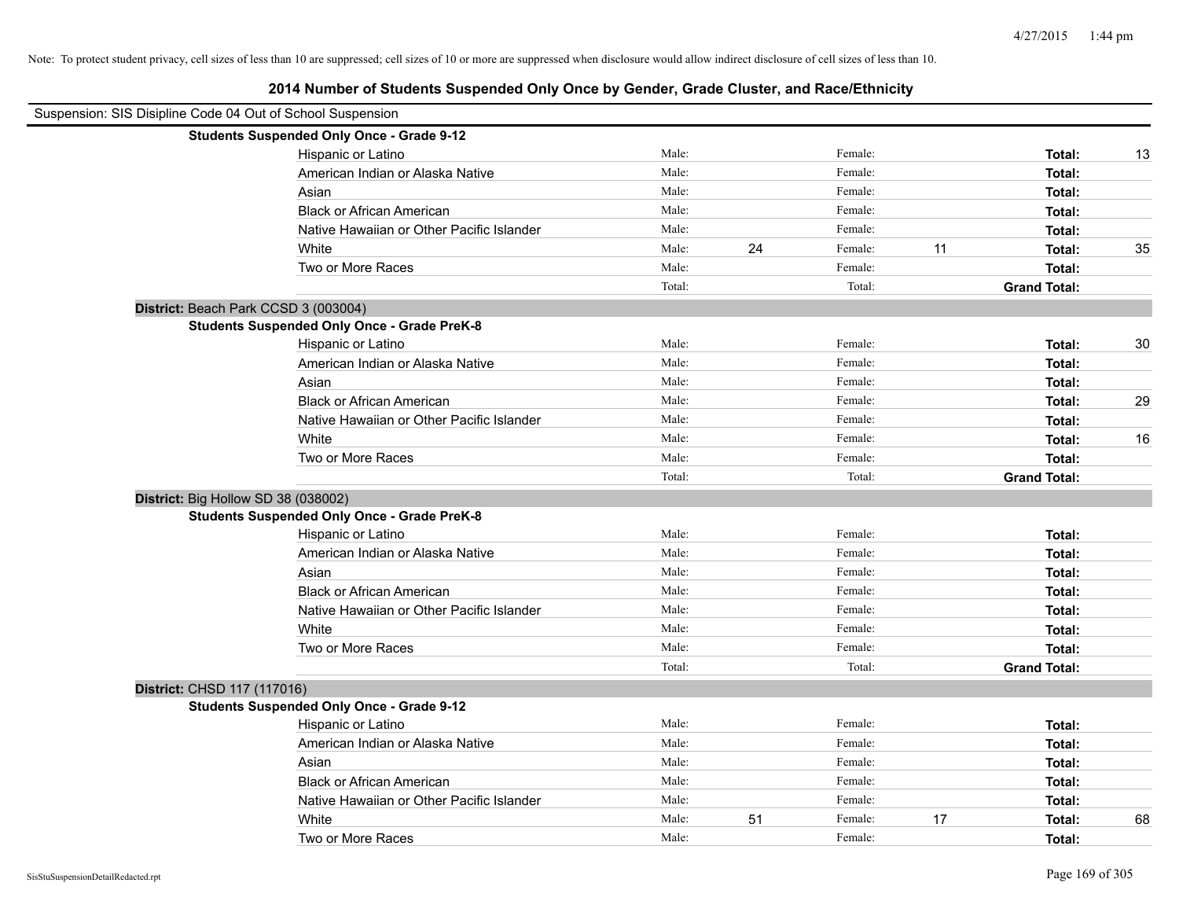Note: To protect student privacy, cell sizes of less than 10 are suppressed; cell sizes of 10 or more are suppressed when disclosure would allow indirect disclosure of cell sizes of less than 10.

## 2014 Number of Students Suspended Only Once by Gender, Grade Cluster, and Race/Ethnicity

Suspension: SIS Disipline Code 04 Out of School Suspension

**Students Suspended Only Once - Grade 9-12**

| | | | | | | |
|---|---|---|---|---|---|---|
| Hispanic or Latino | Male: | | Female: | | **Total:** | 13 |
| American Indian or Alaska Native | Male: | | Female: | | **Total:** | |
| Asian | Male: | | Female: | | **Total:** | |
| Black or African American | Male: | | Female: | | **Total:** | |
| Native Hawaiian or Other Pacific Islander | Male: | | Female: | | **Total:** | |
| White | Male: | 24 | Female: | 11 | **Total:** | 35 |
| Two or More Races | Male: | | Female: | | **Total:** | |
| | Total: | | Total: | | **Grand Total:** | |

**District:** Beach Park CCSD 3 (003004)

**Students Suspended Only Once - Grade PreK-8**

| | | | | | | |
|---|---|---|---|---|---|---|
| Hispanic or Latino | Male: | | Female: | | **Total:** | 30 |
| American Indian or Alaska Native | Male: | | Female: | | **Total:** | |
| Asian | Male: | | Female: | | **Total:** | |
| Black or African American | Male: | | Female: | | **Total:** | 29 |
| Native Hawaiian or Other Pacific Islander | Male: | | Female: | | **Total:** | |
| White | Male: | | Female: | | **Total:** | 16 |
| Two or More Races | Male: | | Female: | | **Total:** | |
| | Total: | | Total: | | **Grand Total:** | |

**District:** Big Hollow SD 38 (038002)

**Students Suspended Only Once - Grade PreK-8**

| | | | | | | |
|---|---|---|---|---|---|---|
| Hispanic or Latino | Male: | | Female: | | **Total:** | |
| American Indian or Alaska Native | Male: | | Female: | | **Total:** | |
| Asian | Male: | | Female: | | **Total:** | |
| Black or African American | Male: | | Female: | | **Total:** | |
| Native Hawaiian or Other Pacific Islander | Male: | | Female: | | **Total:** | |
| White | Male: | | Female: | | **Total:** | |
| Two or More Races | Male: | | Female: | | **Total:** | |
| | Total: | | Total: | | **Grand Total:** | |

**District:** CHSD 117 (117016)

**Students Suspended Only Once - Grade 9-12**

| | | | | | | |
|---|---|---|---|---|---|---|
| Hispanic or Latino | Male: | | Female: | | **Total:** | |
| American Indian or Alaska Native | Male: | | Female: | | **Total:** | |
| Asian | Male: | | Female: | | **Total:** | |
| Black or African American | Male: | | Female: | | **Total:** | |
| Native Hawaiian or Other Pacific Islander | Male: | | Female: | | **Total:** | |
| White | Male: | 51 | Female: | 17 | **Total:** | 68 |
| Two or More Races | Male: | | Female: | | **Total:** | |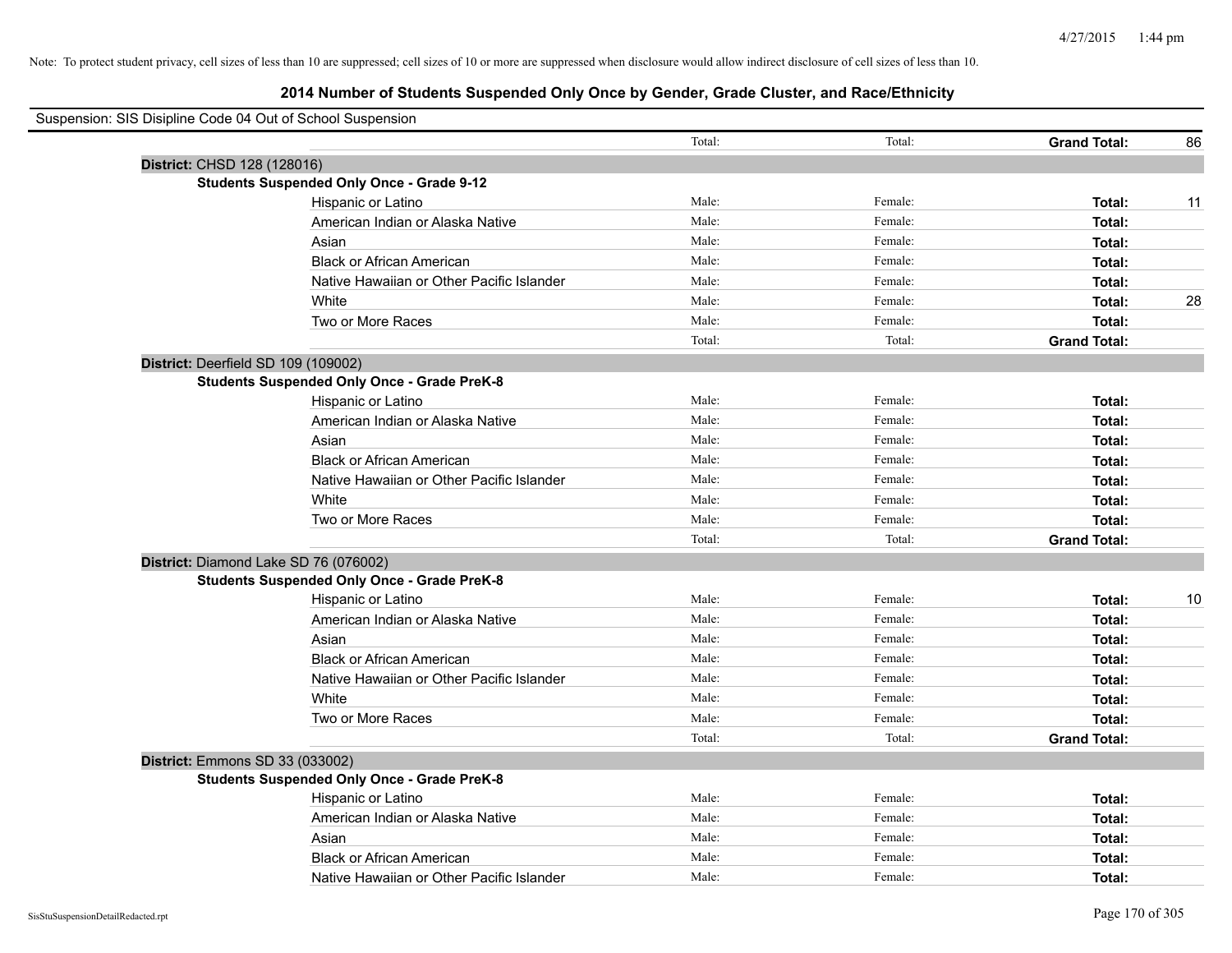Note: To protect student privacy, cell sizes of less than 10 are suppressed; cell sizes of 10 or more are suppressed when disclosure would allow indirect disclosure of cell sizes of less than 10.

## 2014 Number of Students Suspended Only Once by Gender, Grade Cluster, and Race/Ethnicity

Suspension: SIS Disipline Code 04 Out of School Suspension

| | Male | Female | | |
|---|---|---|---|---|
| | Total: | Total: | **Grand Total:** | 86 |

**District:** CHSD 128 (128016)

**Students Suspended Only Once - Grade 9-12**

| Race/Ethnicity | Male | Female | | |
|---|---|---|---|---|
| Hispanic or Latino | Male: | Female: | **Total:** | 11 |
| American Indian or Alaska Native | Male: | Female: | **Total:** | |
| Asian | Male: | Female: | **Total:** | |
| Black or African American | Male: | Female: | **Total:** | |
| Native Hawaiian or Other Pacific Islander | Male: | Female: | **Total:** | |
| White | Male: | Female: | **Total:** | 28 |
| Two or More Races | Male: | Female: | **Total:** | |
| | Total: | Total: | **Grand Total:** | |

**District:** Deerfield SD 109 (109002)

**Students Suspended Only Once - Grade PreK-8**

| Race/Ethnicity | Male | Female | | |
|---|---|---|---|---|
| Hispanic or Latino | Male: | Female: | **Total:** | |
| American Indian or Alaska Native | Male: | Female: | **Total:** | |
| Asian | Male: | Female: | **Total:** | |
| Black or African American | Male: | Female: | **Total:** | |
| Native Hawaiian or Other Pacific Islander | Male: | Female: | **Total:** | |
| White | Male: | Female: | **Total:** | |
| Two or More Races | Male: | Female: | **Total:** | |
| | Total: | Total: | **Grand Total:** | |

**District:** Diamond Lake SD 76 (076002)

**Students Suspended Only Once - Grade PreK-8**

| Race/Ethnicity | Male | Female | | |
|---|---|---|---|---|
| Hispanic or Latino | Male: | Female: | **Total:** | 10 |
| American Indian or Alaska Native | Male: | Female: | **Total:** | |
| Asian | Male: | Female: | **Total:** | |
| Black or African American | Male: | Female: | **Total:** | |
| Native Hawaiian or Other Pacific Islander | Male: | Female: | **Total:** | |
| White | Male: | Female: | **Total:** | |
| Two or More Races | Male: | Female: | **Total:** | |
| | Total: | Total: | **Grand Total:** | |

**District:** Emmons SD 33 (033002)

**Students Suspended Only Once - Grade PreK-8**

| Race/Ethnicity | Male | Female | | |
|---|---|---|---|---|
| Hispanic or Latino | Male: | Female: | **Total:** | |
| American Indian or Alaska Native | Male: | Female: | **Total:** | |
| Asian | Male: | Female: | **Total:** | |
| Black or African American | Male: | Female: | **Total:** | |
| Native Hawaiian or Other Pacific Islander | Male: | Female: | **Total:** | |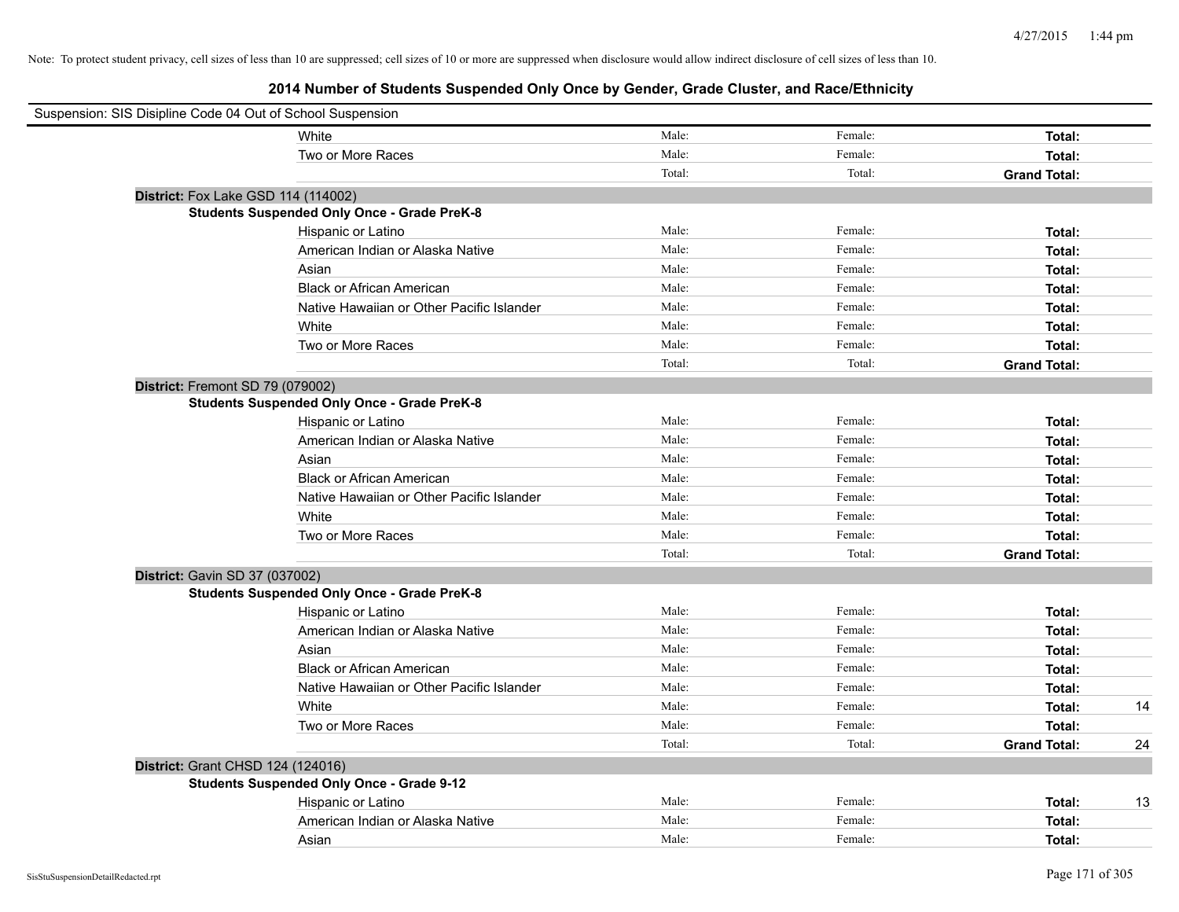Note: To protect student privacy, cell sizes of less than 10 are suppressed; cell sizes of 10 or more are suppressed when disclosure would allow indirect disclosure of cell sizes of less than 10.

## 2014 Number of Students Suspended Only Once by Gender, Grade Cluster, and Race/Ethnicity

Suspension: SIS Disipline Code 04 Out of School Suspension

| | | | | |
|---|---|---|---|---|
| White | Male: | Female: | **Total:** | |
| Two or More Races | Male: | Female: | **Total:** | |
| | Total: | Total: | **Grand Total:** | |

**District:** Fox Lake GSD 114 (114002)

**Students Suspended Only Once - Grade PreK-8**

| | | | | |
|---|---|---|---|---|
| Hispanic or Latino | Male: | Female: | **Total:** | |
| American Indian or Alaska Native | Male: | Female: | **Total:** | |
| Asian | Male: | Female: | **Total:** | |
| Black or African American | Male: | Female: | **Total:** | |
| Native Hawaiian or Other Pacific Islander | Male: | Female: | **Total:** | |
| White | Male: | Female: | **Total:** | |
| Two or More Races | Male: | Female: | **Total:** | |
| | Total: | Total: | **Grand Total:** | |

**District:** Fremont SD 79 (079002)

**Students Suspended Only Once - Grade PreK-8**

| | | | | |
|---|---|---|---|---|
| Hispanic or Latino | Male: | Female: | **Total:** | |
| American Indian or Alaska Native | Male: | Female: | **Total:** | |
| Asian | Male: | Female: | **Total:** | |
| Black or African American | Male: | Female: | **Total:** | |
| Native Hawaiian or Other Pacific Islander | Male: | Female: | **Total:** | |
| White | Male: | Female: | **Total:** | |
| Two or More Races | Male: | Female: | **Total:** | |
| | Total: | Total: | **Grand Total:** | |

**District:** Gavin SD 37 (037002)

**Students Suspended Only Once - Grade PreK-8**

| | | | | |
|---|---|---|---|---|
| Hispanic or Latino | Male: | Female: | **Total:** | |
| American Indian or Alaska Native | Male: | Female: | **Total:** | |
| Asian | Male: | Female: | **Total:** | |
| Black or African American | Male: | Female: | **Total:** | |
| Native Hawaiian or Other Pacific Islander | Male: | Female: | **Total:** | |
| White | Male: | Female: | **Total:** | 14 |
| Two or More Races | Male: | Female: | **Total:** | |
| | Total: | Total: | **Grand Total:** | 24 |

**District:** Grant CHSD 124 (124016)

**Students Suspended Only Once - Grade 9-12**

| | | | | |
|---|---|---|---|---|
| Hispanic or Latino | Male: | Female: | **Total:** | 13 |
| American Indian or Alaska Native | Male: | Female: | **Total:** | |
| Asian | Male: | Female: | **Total:** | |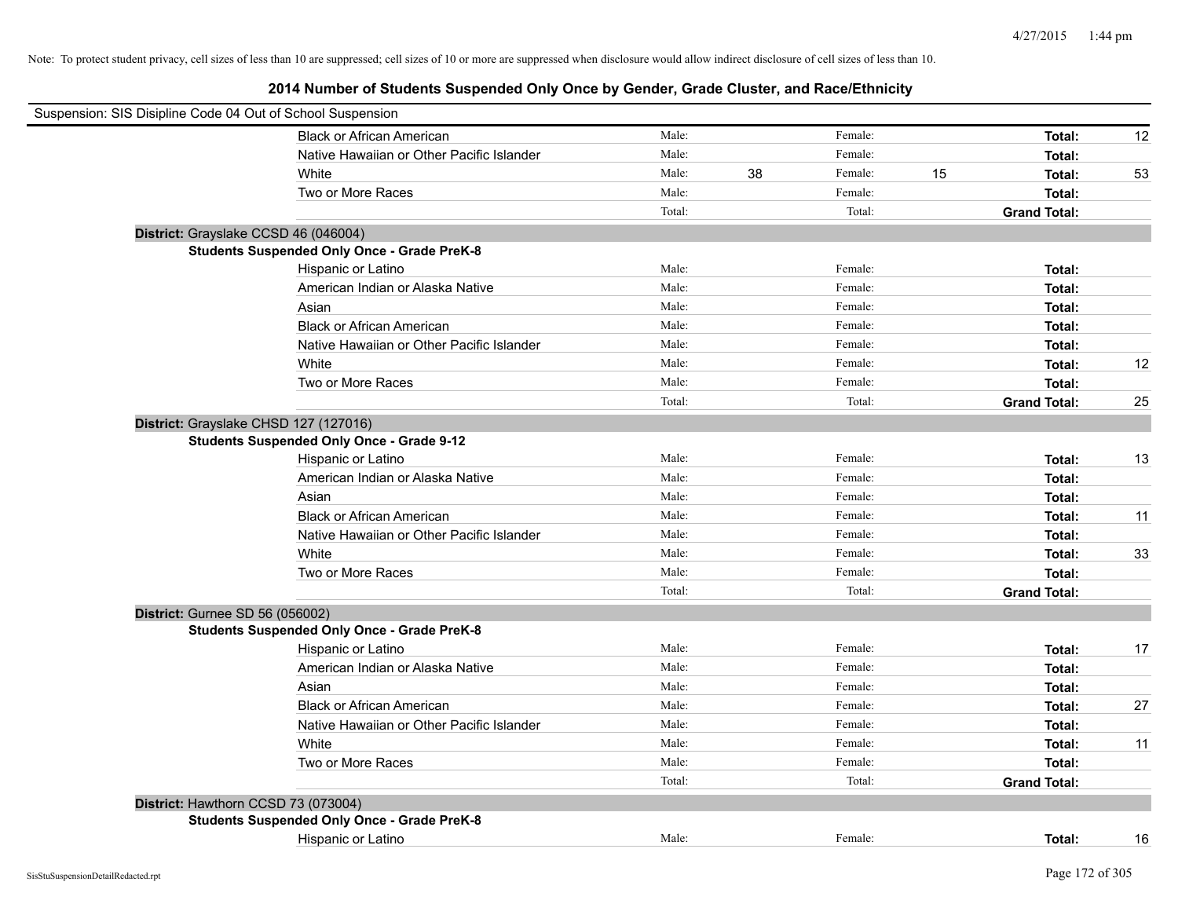Note: To protect student privacy, cell sizes of less than 10 are suppressed; cell sizes of 10 or more are suppressed when disclosure would allow indirect disclosure of cell sizes of less than 10.

## 2014 Number of Students Suspended Only Once by Gender, Grade Cluster, and Race/Ethnicity

Suspension: SIS Disipline Code 04 Out of School Suspension

| | Male: | | Female: | | | |
|---|---|---|---|---|---|---|
| Black or African American | Male: | | Female: | | **Total:** | 12 |
| Native Hawaiian or Other Pacific Islander | Male: | | Female: | | **Total:** | |
| White | Male: | 38 | Female: | 15 | **Total:** | 53 |
| Two or More Races | Male: | | Female: | | **Total:** | |
| | Total: | | Total: | | **Grand Total:** | |

**District:** Grayslake CCSD 46 (046004)

**Students Suspended Only Once - Grade PreK-8**

| | | | | | | |
|---|---|---|---|---|---|---|
| Hispanic or Latino | Male: | | Female: | | **Total:** | |
| American Indian or Alaska Native | Male: | | Female: | | **Total:** | |
| Asian | Male: | | Female: | | **Total:** | |
| Black or African American | Male: | | Female: | | **Total:** | |
| Native Hawaiian or Other Pacific Islander | Male: | | Female: | | **Total:** | |
| White | Male: | | Female: | | **Total:** | 12 |
| Two or More Races | Male: | | Female: | | **Total:** | |
| | Total: | | Total: | | **Grand Total:** | 25 |

**District:** Grayslake CHSD 127 (127016)

**Students Suspended Only Once - Grade 9-12**

| | | | | | | |
|---|---|---|---|---|---|---|
| Hispanic or Latino | Male: | | Female: | | **Total:** | 13 |
| American Indian or Alaska Native | Male: | | Female: | | **Total:** | |
| Asian | Male: | | Female: | | **Total:** | |
| Black or African American | Male: | | Female: | | **Total:** | 11 |
| Native Hawaiian or Other Pacific Islander | Male: | | Female: | | **Total:** | |
| White | Male: | | Female: | | **Total:** | 33 |
| Two or More Races | Male: | | Female: | | **Total:** | |
| | Total: | | Total: | | **Grand Total:** | |

**District:** Gurnee SD 56 (056002)

**Students Suspended Only Once - Grade PreK-8**

| | | | | | | |
|---|---|---|---|---|---|---|
| Hispanic or Latino | Male: | | Female: | | **Total:** | 17 |
| American Indian or Alaska Native | Male: | | Female: | | **Total:** | |
| Asian | Male: | | Female: | | **Total:** | |
| Black or African American | Male: | | Female: | | **Total:** | 27 |
| Native Hawaiian or Other Pacific Islander | Male: | | Female: | | **Total:** | |
| White | Male: | | Female: | | **Total:** | 11 |
| Two or More Races | Male: | | Female: | | **Total:** | |
| | Total: | | Total: | | **Grand Total:** | |

**District:** Hawthorn CCSD 73 (073004)

**Students Suspended Only Once - Grade PreK-8**

| | | | | | | |
|---|---|---|---|---|---|---|
| Hispanic or Latino | Male: | | Female: | | **Total:** | 16 |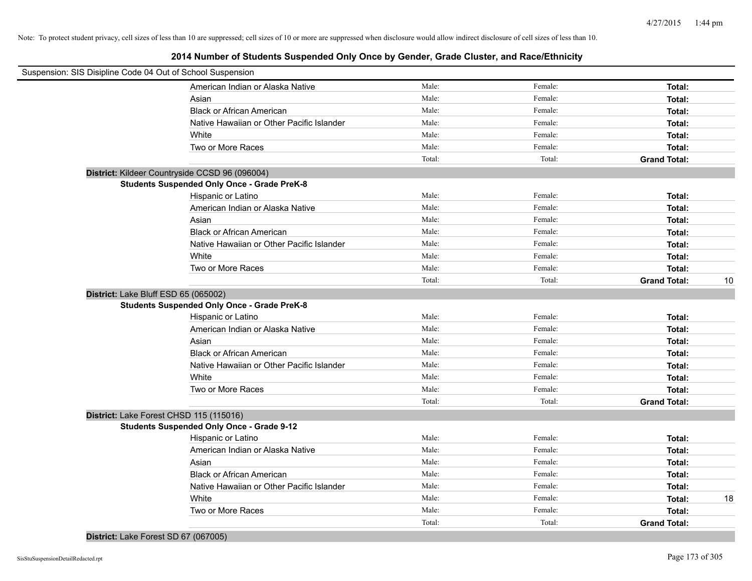Note: To protect student privacy, cell sizes of less than 10 are suppressed; cell sizes of 10 or more are suppressed when disclosure would allow indirect disclosure of cell sizes of less than 10.

# 2014 Number of Students Suspended Only Once by Gender, Grade Cluster, and Race/Ethnicity

Suspension: SIS Disipline Code 04 Out of School Suspension

| | | | | |
|---|---|---|---|---|
| American Indian or Alaska Native | Male: | Female: | **Total:** | |
| Asian | Male: | Female: | **Total:** | |
| Black or African American | Male: | Female: | **Total:** | |
| Native Hawaiian or Other Pacific Islander | Male: | Female: | **Total:** | |
| White | Male: | Female: | **Total:** | |
| Two or More Races | Male: | Female: | **Total:** | |
| | Total: | Total: | **Grand Total:** | |

**District:** Kildeer Countryside CCSD 96 (096004)

**Students Suspended Only Once - Grade PreK-8**

| | | | | |
|---|---|---|---|---|
| Hispanic or Latino | Male: | Female: | **Total:** | |
| American Indian or Alaska Native | Male: | Female: | **Total:** | |
| Asian | Male: | Female: | **Total:** | |
| Black or African American | Male: | Female: | **Total:** | |
| Native Hawaiian or Other Pacific Islander | Male: | Female: | **Total:** | |
| White | Male: | Female: | **Total:** | |
| Two or More Races | Male: | Female: | **Total:** | |
| | Total: | Total: | **Grand Total:** | 10 |

**District:** Lake Bluff ESD 65 (065002)

**Students Suspended Only Once - Grade PreK-8**

| | | | | |
|---|---|---|---|---|
| Hispanic or Latino | Male: | Female: | **Total:** | |
| American Indian or Alaska Native | Male: | Female: | **Total:** | |
| Asian | Male: | Female: | **Total:** | |
| Black or African American | Male: | Female: | **Total:** | |
| Native Hawaiian or Other Pacific Islander | Male: | Female: | **Total:** | |
| White | Male: | Female: | **Total:** | |
| Two or More Races | Male: | Female: | **Total:** | |
| | Total: | Total: | **Grand Total:** | |

**District:** Lake Forest CHSD 115 (115016)

**Students Suspended Only Once - Grade 9-12**

| | | | | |
|---|---|---|---|---|
| Hispanic or Latino | Male: | Female: | **Total:** | |
| American Indian or Alaska Native | Male: | Female: | **Total:** | |
| Asian | Male: | Female: | **Total:** | |
| Black or African American | Male: | Female: | **Total:** | |
| Native Hawaiian or Other Pacific Islander | Male: | Female: | **Total:** | |
| White | Male: | Female: | **Total:** | 18 |
| Two or More Races | Male: | Female: | **Total:** | |
| | Total: | Total: | **Grand Total:** | |

**District:** Lake Forest SD 67 (067005)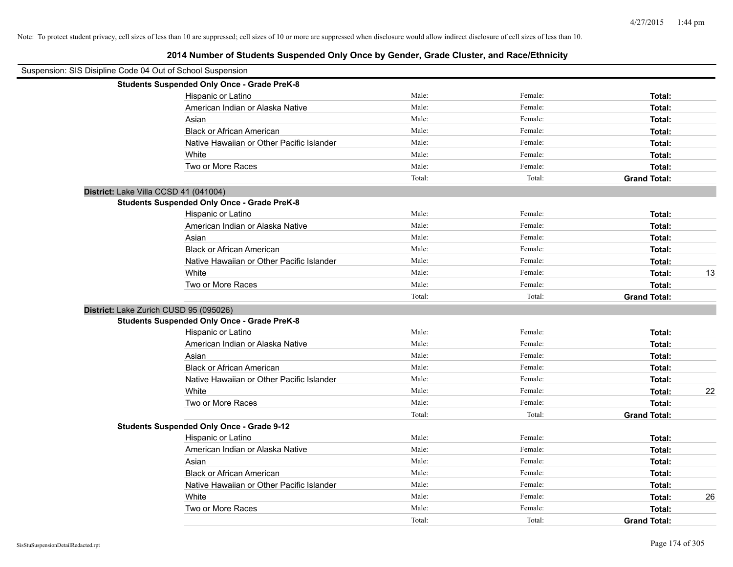Note: To protect student privacy, cell sizes of less than 10 are suppressed; cell sizes of 10 or more are suppressed when disclosure would allow indirect disclosure of cell sizes of less than 10.

# 2014 Number of Students Suspended Only Once by Gender, Grade Cluster, and Race/Ethnicity

Suspension: SIS Disipline Code 04 Out of School Suspension

**Students Suspended Only Once - Grade PreK-8**

| | | | | |
|---|---|---|---|---|
| Hispanic or Latino | Male: | Female: | **Total:** | |
| American Indian or Alaska Native | Male: | Female: | **Total:** | |
| Asian | Male: | Female: | **Total:** | |
| Black or African American | Male: | Female: | **Total:** | |
| Native Hawaiian or Other Pacific Islander | Male: | Female: | **Total:** | |
| White | Male: | Female: | **Total:** | |
| Two or More Races | Male: | Female: | **Total:** | |
| | Total: | Total: | **Grand Total:** | |

**District:** Lake Villa CCSD 41 (041004)

**Students Suspended Only Once - Grade PreK-8**

| | | | | |
|---|---|---|---|---|
| Hispanic or Latino | Male: | Female: | **Total:** | |
| American Indian or Alaska Native | Male: | Female: | **Total:** | |
| Asian | Male: | Female: | **Total:** | |
| Black or African American | Male: | Female: | **Total:** | |
| Native Hawaiian or Other Pacific Islander | Male: | Female: | **Total:** | |
| White | Male: | Female: | **Total:** | 13 |
| Two or More Races | Male: | Female: | **Total:** | |
| | Total: | Total: | **Grand Total:** | |

**District:** Lake Zurich CUSD 95 (095026)

**Students Suspended Only Once - Grade PreK-8**

| | | | | |
|---|---|---|---|---|
| Hispanic or Latino | Male: | Female: | **Total:** | |
| American Indian or Alaska Native | Male: | Female: | **Total:** | |
| Asian | Male: | Female: | **Total:** | |
| Black or African American | Male: | Female: | **Total:** | |
| Native Hawaiian or Other Pacific Islander | Male: | Female: | **Total:** | |
| White | Male: | Female: | **Total:** | 22 |
| Two or More Races | Male: | Female: | **Total:** | |
| | Total: | Total: | **Grand Total:** | |

**Students Suspended Only Once - Grade 9-12**

| | | | | |
|---|---|---|---|---|
| Hispanic or Latino | Male: | Female: | **Total:** | |
| American Indian or Alaska Native | Male: | Female: | **Total:** | |
| Asian | Male: | Female: | **Total:** | |
| Black or African American | Male: | Female: | **Total:** | |
| Native Hawaiian or Other Pacific Islander | Male: | Female: | **Total:** | |
| White | Male: | Female: | **Total:** | 26 |
| Two or More Races | Male: | Female: | **Total:** | |
| | Total: | Total: | **Grand Total:** | |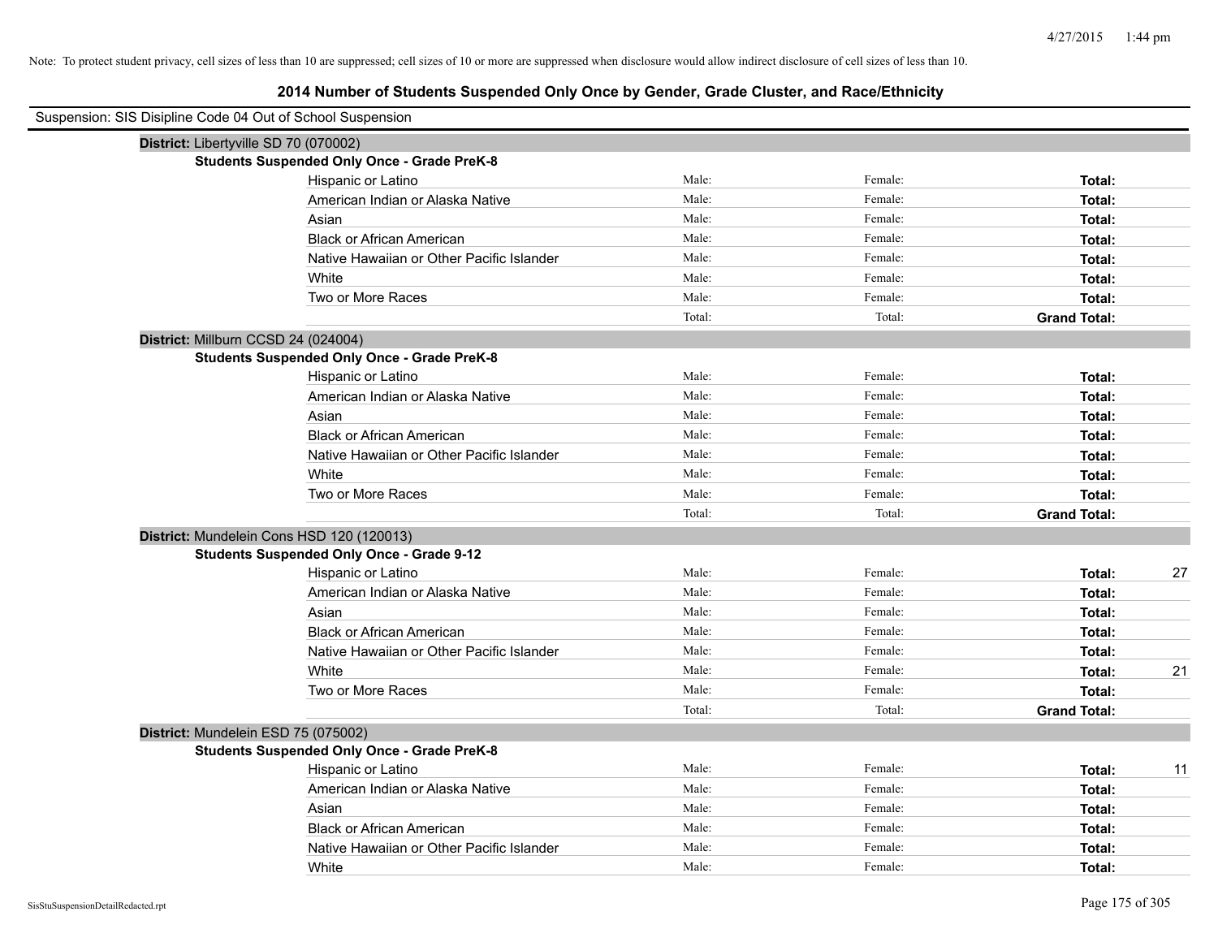Note: To protect student privacy, cell sizes of less than 10 are suppressed; cell sizes of 10 or more are suppressed when disclosure would allow indirect disclosure of cell sizes of less than 10.

# 2014 Number of Students Suspended Only Once by Gender, Grade Cluster, and Race/Ethnicity

Suspension: SIS Disipline Code 04 Out of School Suspension

**District:** Libertyville SD 70 (070002)

**Students Suspended Only Once - Grade PreK-8**

| Race/Ethnicity | Male: | Female: | Total: |
|---|---|---|---|
| Hispanic or Latino | Male: | Female: | **Total:** |
| American Indian or Alaska Native | Male: | Female: | **Total:** |
| Asian | Male: | Female: | **Total:** |
| Black or African American | Male: | Female: | **Total:** |
| Native Hawaiian or Other Pacific Islander | Male: | Female: | **Total:** |
| White | Male: | Female: | **Total:** |
| Two or More Races | Male: | Female: | **Total:** |
| | Total: | Total: | **Grand Total:** |

**District:** Millburn CCSD 24 (024004)

**Students Suspended Only Once - Grade PreK-8**

| Race/Ethnicity | Male: | Female: | Total: |
|---|---|---|---|
| Hispanic or Latino | Male: | Female: | **Total:** |
| American Indian or Alaska Native | Male: | Female: | **Total:** |
| Asian | Male: | Female: | **Total:** |
| Black or African American | Male: | Female: | **Total:** |
| Native Hawaiian or Other Pacific Islander | Male: | Female: | **Total:** |
| White | Male: | Female: | **Total:** |
| Two or More Races | Male: | Female: | **Total:** |
| | Total: | Total: | **Grand Total:** |

**District:** Mundelein Cons HSD 120 (120013)

**Students Suspended Only Once - Grade 9-12**

| Race/Ethnicity | Male: | Female: | Total: |
|---|---|---|---|
| Hispanic or Latino | Male: | Female: | **Total:** 27 |
| American Indian or Alaska Native | Male: | Female: | **Total:** |
| Asian | Male: | Female: | **Total:** |
| Black or African American | Male: | Female: | **Total:** |
| Native Hawaiian or Other Pacific Islander | Male: | Female: | **Total:** |
| White | Male: | Female: | **Total:** 21 |
| Two or More Races | Male: | Female: | **Total:** |
| | Total: | Total: | **Grand Total:** |

**District:** Mundelein ESD 75 (075002)

**Students Suspended Only Once - Grade PreK-8**

| Race/Ethnicity | Male: | Female: | Total: |
|---|---|---|---|
| Hispanic or Latino | Male: | Female: | **Total:** 11 |
| American Indian or Alaska Native | Male: | Female: | **Total:** |
| Asian | Male: | Female: | **Total:** |
| Black or African American | Male: | Female: | **Total:** |
| Native Hawaiian or Other Pacific Islander | Male: | Female: | **Total:** |
| White | Male: | Female: | **Total:** |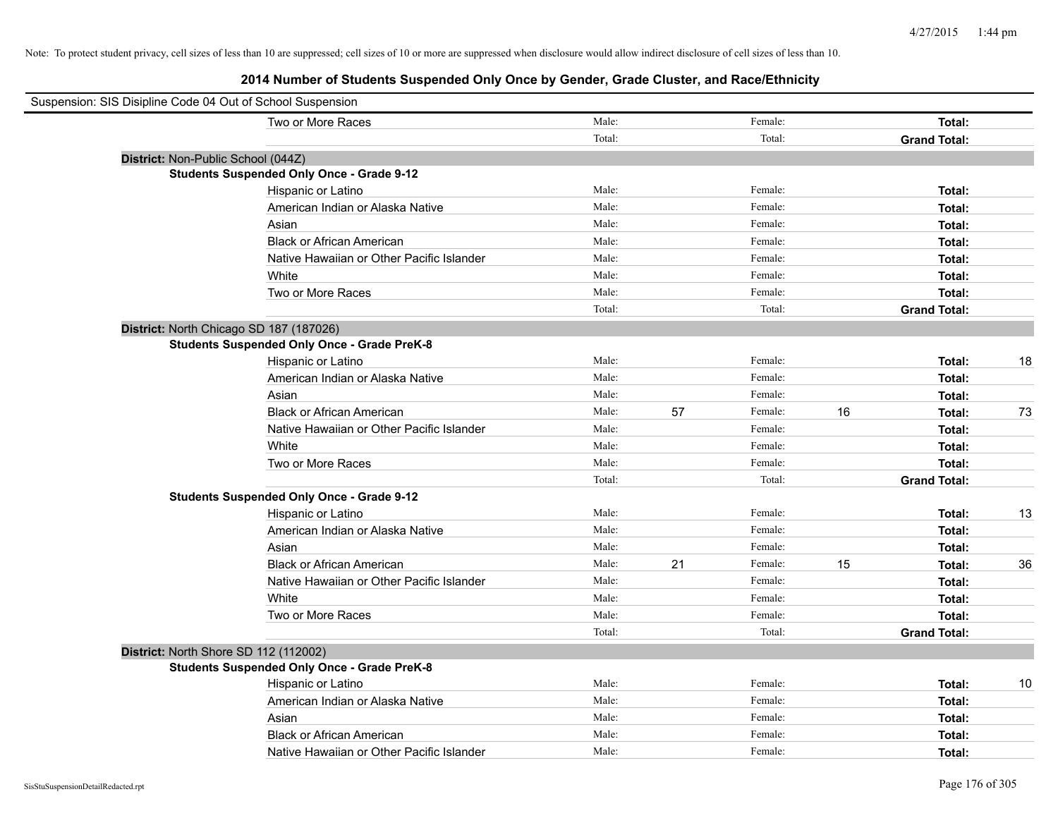Note: To protect student privacy, cell sizes of less than 10 are suppressed; cell sizes of 10 or more are suppressed when disclosure would allow indirect disclosure of cell sizes of less than 10.

## 2014 Number of Students Suspended Only Once by Gender, Grade Cluster, and Race/Ethnicity

Suspension: SIS Disipline Code 04 Out of School Suspension

| | | | | | | |
|---|---|---|---|---|---|---|
| Two or More Races | Male: | | Female: | | **Total:** | |
| | Total: | | Total: | | **Grand Total:** | |

**District:** Non-Public School (044Z)

**Students Suspended Only Once - Grade 9-12**

| | | | | | | |
|---|---|---|---|---|---|---|
| Hispanic or Latino | Male: | | Female: | | **Total:** | |
| American Indian or Alaska Native | Male: | | Female: | | **Total:** | |
| Asian | Male: | | Female: | | **Total:** | |
| Black or African American | Male: | | Female: | | **Total:** | |
| Native Hawaiian or Other Pacific Islander | Male: | | Female: | | **Total:** | |
| White | Male: | | Female: | | **Total:** | |
| Two or More Races | Male: | | Female: | | **Total:** | |
| | Total: | | Total: | | **Grand Total:** | |

**District:** North Chicago SD 187 (187026)

**Students Suspended Only Once - Grade PreK-8**

| | | | | | | |
|---|---|---|---|---|---|---|
| Hispanic or Latino | Male: | | Female: | | **Total:** | 18 |
| American Indian or Alaska Native | Male: | | Female: | | **Total:** | |
| Asian | Male: | | Female: | | **Total:** | |
| Black or African American | Male: | 57 | Female: | 16 | **Total:** | 73 |
| Native Hawaiian or Other Pacific Islander | Male: | | Female: | | **Total:** | |
| White | Male: | | Female: | | **Total:** | |
| Two or More Races | Male: | | Female: | | **Total:** | |
| | Total: | | Total: | | **Grand Total:** | |

**Students Suspended Only Once - Grade 9-12**

| | | | | | | |
|---|---|---|---|---|---|---|
| Hispanic or Latino | Male: | | Female: | | **Total:** | 13 |
| American Indian or Alaska Native | Male: | | Female: | | **Total:** | |
| Asian | Male: | | Female: | | **Total:** | |
| Black or African American | Male: | 21 | Female: | 15 | **Total:** | 36 |
| Native Hawaiian or Other Pacific Islander | Male: | | Female: | | **Total:** | |
| White | Male: | | Female: | | **Total:** | |
| Two or More Races | Male: | | Female: | | **Total:** | |
| | Total: | | Total: | | **Grand Total:** | |

**District:** North Shore SD 112 (112002)

**Students Suspended Only Once - Grade PreK-8**

| | | | | | | |
|---|---|---|---|---|---|---|
| Hispanic or Latino | Male: | | Female: | | **Total:** | 10 |
| American Indian or Alaska Native | Male: | | Female: | | **Total:** | |
| Asian | Male: | | Female: | | **Total:** | |
| Black or African American | Male: | | Female: | | **Total:** | |
| Native Hawaiian or Other Pacific Islander | Male: | | Female: | | **Total:** | |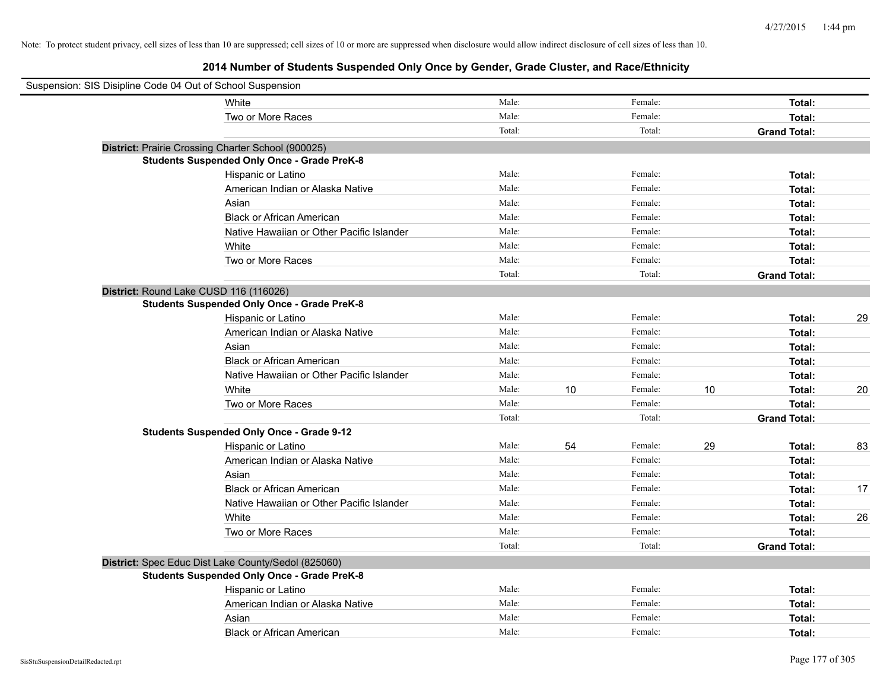Note: To protect student privacy, cell sizes of less than 10 are suppressed; cell sizes of 10 or more are suppressed when disclosure would allow indirect disclosure of cell sizes of less than 10.

# 2014 Number of Students Suspended Only Once by Gender, Grade Cluster, and Race/Ethnicity

Suspension: SIS Disipline Code 04 Out of School Suspension

| | | | | | | |
|---|---|---|---|---|---|---|
| White | Male: | | Female: | | **Total:** | |
| Two or More Races | Male: | | Female: | | **Total:** | |
| | Total: | | Total: | | **Grand Total:** | |

**District:** Prairie Crossing Charter School (900025)

**Students Suspended Only Once - Grade PreK-8**

| | | | | | | |
|---|---|---|---|---|---|---|
| Hispanic or Latino | Male: | | Female: | | **Total:** | |
| American Indian or Alaska Native | Male: | | Female: | | **Total:** | |
| Asian | Male: | | Female: | | **Total:** | |
| Black or African American | Male: | | Female: | | **Total:** | |
| Native Hawaiian or Other Pacific Islander | Male: | | Female: | | **Total:** | |
| White | Male: | | Female: | | **Total:** | |
| Two or More Races | Male: | | Female: | | **Total:** | |
| | Total: | | Total: | | **Grand Total:** | |

**District:** Round Lake CUSD 116 (116026)

**Students Suspended Only Once - Grade PreK-8**

| | | | | | | |
|---|---|---|---|---|---|---|
| Hispanic or Latino | Male: | | Female: | | **Total:** | 29 |
| American Indian or Alaska Native | Male: | | Female: | | **Total:** | |
| Asian | Male: | | Female: | | **Total:** | |
| Black or African American | Male: | | Female: | | **Total:** | |
| Native Hawaiian or Other Pacific Islander | Male: | | Female: | | **Total:** | |
| White | Male: | 10 | Female: | 10 | **Total:** | 20 |
| Two or More Races | Male: | | Female: | | **Total:** | |
| | Total: | | Total: | | **Grand Total:** | |

**Students Suspended Only Once - Grade 9-12**

| | | | | | | |
|---|---|---|---|---|---|---|
| Hispanic or Latino | Male: | 54 | Female: | 29 | **Total:** | 83 |
| American Indian or Alaska Native | Male: | | Female: | | **Total:** | |
| Asian | Male: | | Female: | | **Total:** | |
| Black or African American | Male: | | Female: | | **Total:** | 17 |
| Native Hawaiian or Other Pacific Islander | Male: | | Female: | | **Total:** | |
| White | Male: | | Female: | | **Total:** | 26 |
| Two or More Races | Male: | | Female: | | **Total:** | |
| | Total: | | Total: | | **Grand Total:** | |

**District:** Spec Educ Dist Lake County/Sedol (825060)

**Students Suspended Only Once - Grade PreK-8**

| | | | | | | |
|---|---|---|---|---|---|---|
| Hispanic or Latino | Male: | | Female: | | **Total:** | |
| American Indian or Alaska Native | Male: | | Female: | | **Total:** | |
| Asian | Male: | | Female: | | **Total:** | |
| Black or African American | Male: | | Female: | | **Total:** | |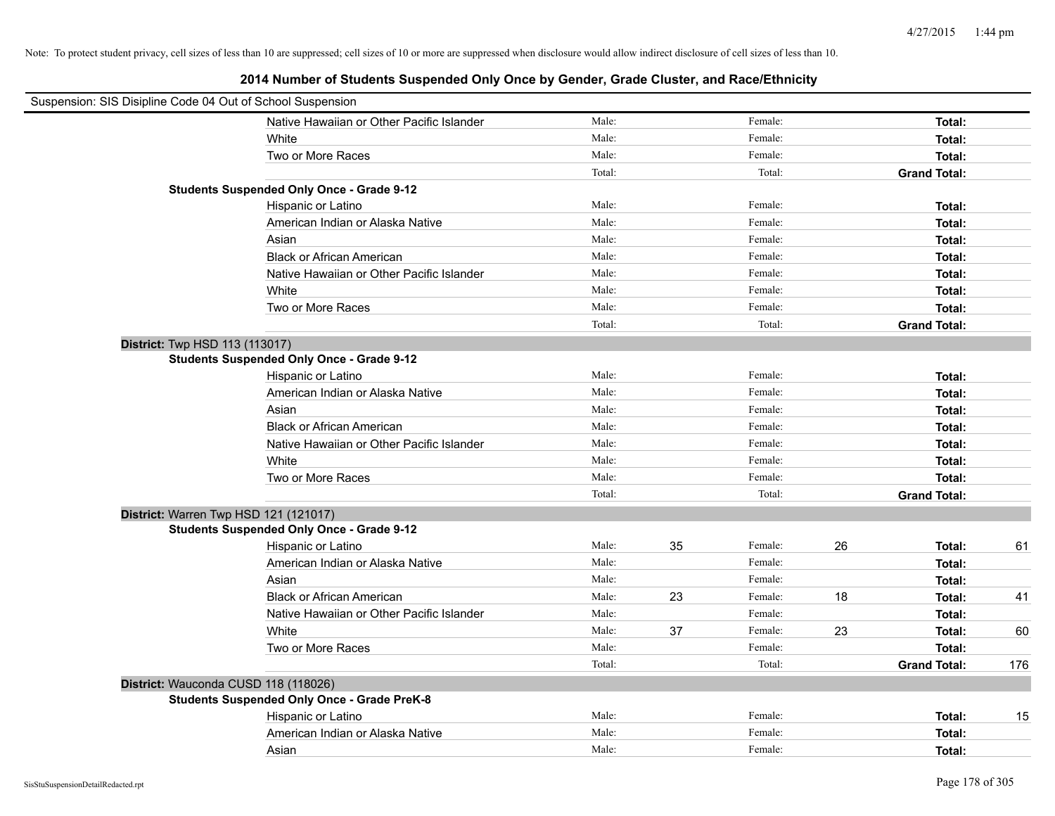Note: To protect student privacy, cell sizes of less than 10 are suppressed; cell sizes of 10 or more are suppressed when disclosure would allow indirect disclosure of cell sizes of less than 10.

## 2014 Number of Students Suspended Only Once by Gender, Grade Cluster, and Race/Ethnicity

Suspension: SIS Disipline Code 04 Out of School Suspension

| | | | | | | | |
|---|---|---|---|---|---|---|---|
| Native Hawaiian or Other Pacific Islander | Male: | | Female: | | **Total:** | |
| White | Male: | | Female: | | **Total:** | |
| Two or More Races | Male: | | Female: | | **Total:** | |
| | Total: | | Total: | | **Grand Total:** | |

**Students Suspended Only Once - Grade 9-12**

| | | | | | | |
|---|---|---|---|---|---|---|
| Hispanic or Latino | Male: | | Female: | | **Total:** | |
| American Indian or Alaska Native | Male: | | Female: | | **Total:** | |
| Asian | Male: | | Female: | | **Total:** | |
| Black or African American | Male: | | Female: | | **Total:** | |
| Native Hawaiian or Other Pacific Islander | Male: | | Female: | | **Total:** | |
| White | Male: | | Female: | | **Total:** | |
| Two or More Races | Male: | | Female: | | **Total:** | |
| | Total: | | Total: | | **Grand Total:** | |

**District:** Twp HSD 113 (113017)

**Students Suspended Only Once - Grade 9-12**

| | | | | | | |
|---|---|---|---|---|---|---|
| Hispanic or Latino | Male: | | Female: | | **Total:** | |
| American Indian or Alaska Native | Male: | | Female: | | **Total:** | |
| Asian | Male: | | Female: | | **Total:** | |
| Black or African American | Male: | | Female: | | **Total:** | |
| Native Hawaiian or Other Pacific Islander | Male: | | Female: | | **Total:** | |
| White | Male: | | Female: | | **Total:** | |
| Two or More Races | Male: | | Female: | | **Total:** | |
| | Total: | | Total: | | **Grand Total:** | |

**District:** Warren Twp HSD 121 (121017)

**Students Suspended Only Once - Grade 9-12**

| | | | | | | |
|---|---|---|---|---|---|---|
| Hispanic or Latino | Male: | 35 | Female: | 26 | **Total:** | 61 |
| American Indian or Alaska Native | Male: | | Female: | | **Total:** | |
| Asian | Male: | | Female: | | **Total:** | |
| Black or African American | Male: | 23 | Female: | 18 | **Total:** | 41 |
| Native Hawaiian or Other Pacific Islander | Male: | | Female: | | **Total:** | |
| White | Male: | 37 | Female: | 23 | **Total:** | 60 |
| Two or More Races | Male: | | Female: | | **Total:** | |
| | Total: | | Total: | | **Grand Total:** | 176 |

**District:** Wauconda CUSD 118 (118026)

**Students Suspended Only Once - Grade PreK-8**

| | | | | | | |
|---|---|---|---|---|---|---|
| Hispanic or Latino | Male: | | Female: | | **Total:** | 15 |
| American Indian or Alaska Native | Male: | | Female: | | **Total:** | |
| Asian | Male: | | Female: | | **Total:** | |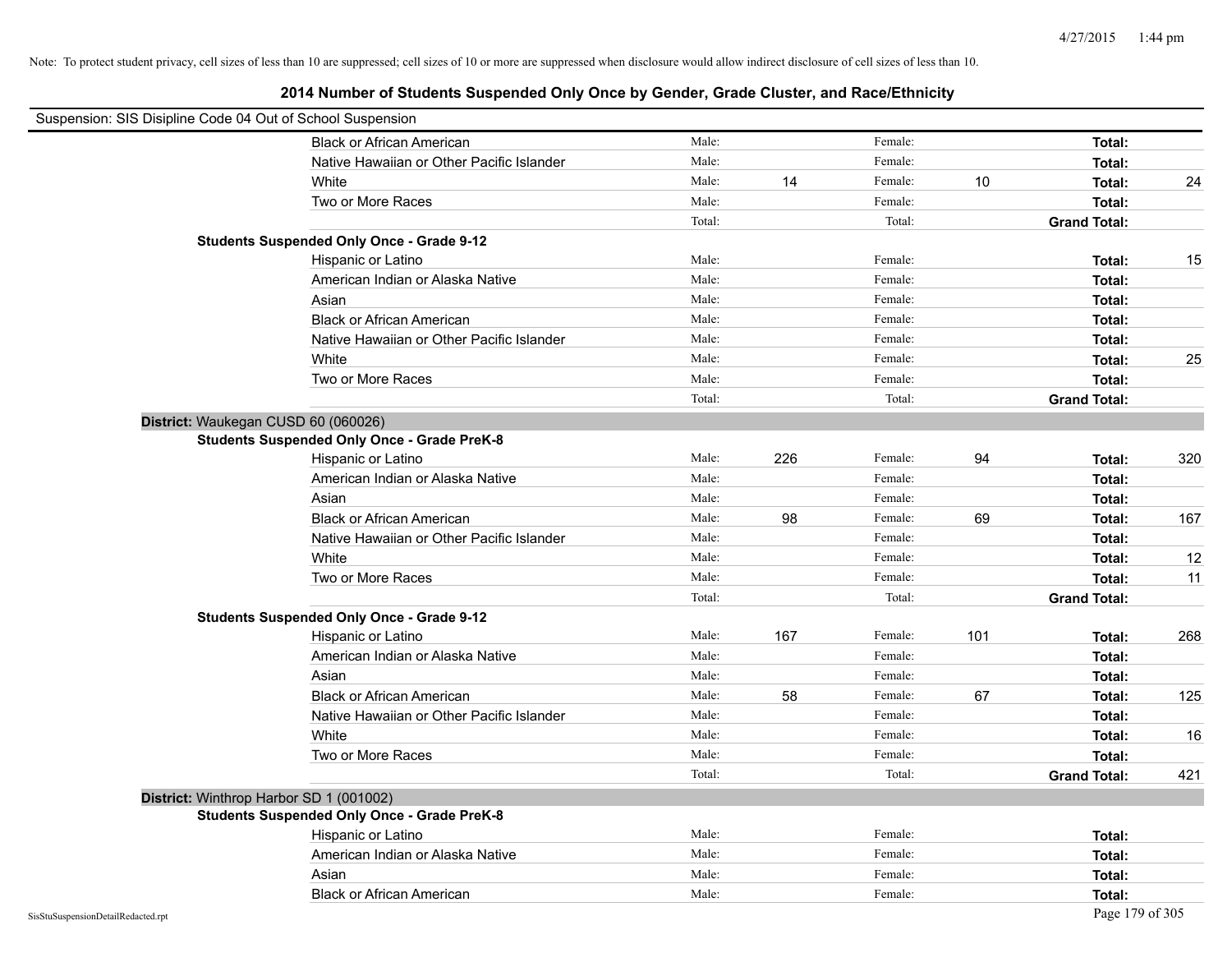Note: To protect student privacy, cell sizes of less than 10 are suppressed; cell sizes of 10 or more are suppressed when disclosure would allow indirect disclosure of cell sizes of less than 10.

## 2014 Number of Students Suspended Only Once by Gender, Grade Cluster, and Race/Ethnicity

Suspension: SIS Disipline Code 04 Out of School Suspension

| | | | | | | |
|---|---|---|---|---|---|---|
| Black or African American | Male: | | Female: | | **Total:** | |
| Native Hawaiian or Other Pacific Islander | Male: | | Female: | | **Total:** | |
| White | Male: | 14 | Female: | 10 | **Total:** | 24 |
| Two or More Races | Male: | | Female: | | **Total:** | |
| | Total: | | Total: | | **Grand Total:** | |

**Students Suspended Only Once - Grade 9-12**

| | | | | | | |
|---|---|---|---|---|---|---|
| Hispanic or Latino | Male: | | Female: | | **Total:** | 15 |
| American Indian or Alaska Native | Male: | | Female: | | **Total:** | |
| Asian | Male: | | Female: | | **Total:** | |
| Black or African American | Male: | | Female: | | **Total:** | |
| Native Hawaiian or Other Pacific Islander | Male: | | Female: | | **Total:** | |
| White | Male: | | Female: | | **Total:** | 25 |
| Two or More Races | Male: | | Female: | | **Total:** | |
| | Total: | | Total: | | **Grand Total:** | |

**District:** Waukegan CUSD 60 (060026)

**Students Suspended Only Once - Grade PreK-8**

| | | | | | | |
|---|---|---|---|---|---|---|
| Hispanic or Latino | Male: | 226 | Female: | 94 | **Total:** | 320 |
| American Indian or Alaska Native | Male: | | Female: | | **Total:** | |
| Asian | Male: | | Female: | | **Total:** | |
| Black or African American | Male: | 98 | Female: | 69 | **Total:** | 167 |
| Native Hawaiian or Other Pacific Islander | Male: | | Female: | | **Total:** | |
| White | Male: | | Female: | | **Total:** | 12 |
| Two or More Races | Male: | | Female: | | **Total:** | 11 |
| | Total: | | Total: | | **Grand Total:** | |

**Students Suspended Only Once - Grade 9-12**

| | | | | | | |
|---|---|---|---|---|---|---|
| Hispanic or Latino | Male: | 167 | Female: | 101 | **Total:** | 268 |
| American Indian or Alaska Native | Male: | | Female: | | **Total:** | |
| Asian | Male: | | Female: | | **Total:** | |
| Black or African American | Male: | 58 | Female: | 67 | **Total:** | 125 |
| Native Hawaiian or Other Pacific Islander | Male: | | Female: | | **Total:** | |
| White | Male: | | Female: | | **Total:** | 16 |
| Two or More Races | Male: | | Female: | | **Total:** | |
| | Total: | | Total: | | **Grand Total:** | 421 |

**District:** Winthrop Harbor SD 1 (001002)

**Students Suspended Only Once - Grade PreK-8**

| | | | | | | |
|---|---|---|---|---|---|---|
| Hispanic or Latino | Male: | | Female: | | **Total:** | |
| American Indian or Alaska Native | Male: | | Female: | | **Total:** | |
| Asian | Male: | | Female: | | **Total:** | |
| Black or African American | Male: | | Female: | | **Total:** | |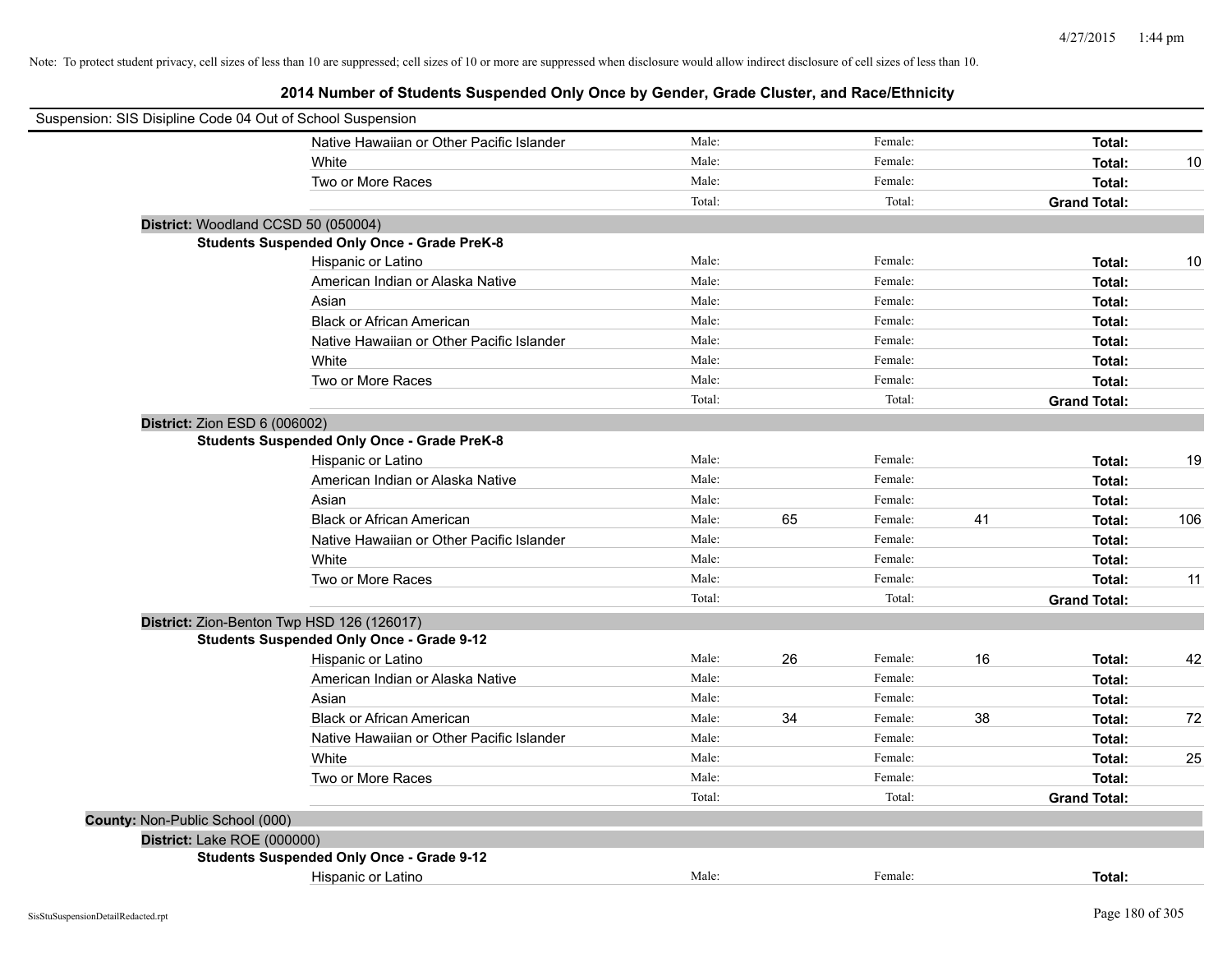Note: To protect student privacy, cell sizes of less than 10 are suppressed; cell sizes of 10 or more are suppressed when disclosure would allow indirect disclosure of cell sizes of less than 10.

# 2014 Number of Students Suspended Only Once by Gender, Grade Cluster, and Race/Ethnicity

Suspension: SIS Disipline Code 04 Out of School Suspension

| | | | | | | |
|---|---|---|---|---|---|---|
| Native Hawaiian or Other Pacific Islander | Male: | | Female: | | **Total:** | |
| White | Male: | | Female: | | **Total:** | 10 |
| Two or More Races | Male: | | Female: | | **Total:** | |
| | Total: | | Total: | | **Grand Total:** | |

**District:** Woodland CCSD 50 (050004)

**Students Suspended Only Once - Grade PreK-8**

| | | | | | | |
|---|---|---|---|---|---|---|
| Hispanic or Latino | Male: | | Female: | | **Total:** | 10 |
| American Indian or Alaska Native | Male: | | Female: | | **Total:** | |
| Asian | Male: | | Female: | | **Total:** | |
| Black or African American | Male: | | Female: | | **Total:** | |
| Native Hawaiian or Other Pacific Islander | Male: | | Female: | | **Total:** | |
| White | Male: | | Female: | | **Total:** | |
| Two or More Races | Male: | | Female: | | **Total:** | |
| | Total: | | Total: | | **Grand Total:** | |

**District:** Zion ESD 6 (006002)

**Students Suspended Only Once - Grade PreK-8**

| | | | | | | |
|---|---|---|---|---|---|---|
| Hispanic or Latino | Male: | | Female: | | **Total:** | 19 |
| American Indian or Alaska Native | Male: | | Female: | | **Total:** | |
| Asian | Male: | | Female: | | **Total:** | |
| Black or African American | Male: | 65 | Female: | 41 | **Total:** | 106 |
| Native Hawaiian or Other Pacific Islander | Male: | | Female: | | **Total:** | |
| White | Male: | | Female: | | **Total:** | |
| Two or More Races | Male: | | Female: | | **Total:** | 11 |
| | Total: | | Total: | | **Grand Total:** | |

**District:** Zion-Benton Twp HSD 126 (126017)

**Students Suspended Only Once - Grade 9-12**

| | | | | | | |
|---|---|---|---|---|---|---|
| Hispanic or Latino | Male: | 26 | Female: | 16 | **Total:** | 42 |
| American Indian or Alaska Native | Male: | | Female: | | **Total:** | |
| Asian | Male: | | Female: | | **Total:** | |
| Black or African American | Male: | 34 | Female: | 38 | **Total:** | 72 |
| Native Hawaiian or Other Pacific Islander | Male: | | Female: | | **Total:** | |
| White | Male: | | Female: | | **Total:** | 25 |
| Two or More Races | Male: | | Female: | | **Total:** | |
| | Total: | | Total: | | **Grand Total:** | |

**County:** Non-Public School (000)

**District:** Lake ROE (000000)

**Students Suspended Only Once - Grade 9-12**

| | | | | | | |
|---|---|---|---|---|---|---|
| Hispanic or Latino | Male: | | Female: | | **Total:** | |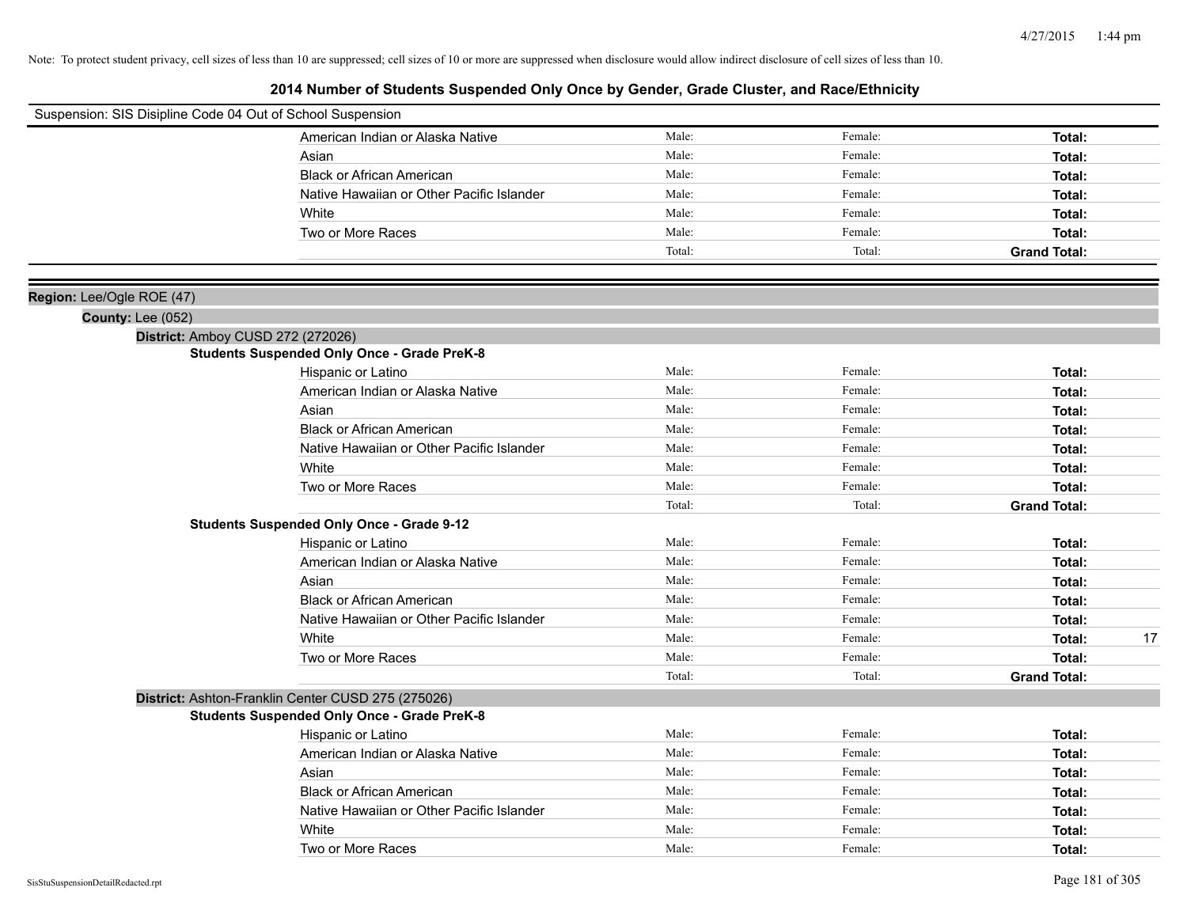Note: To protect student privacy, cell sizes of less than 10 are suppressed; cell sizes of 10 or more are suppressed when disclosure would allow indirect disclosure of cell sizes of less than 10.

## 2014 Number of Students Suspended Only Once by Gender, Grade Cluster, and Race/Ethnicity

Suspension: SIS Disipline Code 04 Out of School Suspension

| | | | | |
|---|---|---|---|---|
| American Indian or Alaska Native | Male: | Female: | **Total:** | |
| Asian | Male: | Female: | **Total:** | |
| Black or African American | Male: | Female: | **Total:** | |
| Native Hawaiian or Other Pacific Islander | Male: | Female: | **Total:** | |
| White | Male: | Female: | **Total:** | |
| Two or More Races | Male: | Female: | **Total:** | |
| | Total: | Total: | **Grand Total:** | |

**Region:** Lee/Ogle ROE (47)

**County:** Lee (052)

**District:** Amboy CUSD 272 (272026)

**Students Suspended Only Once - Grade PreK-8**

| | | | | |
|---|---|---|---|---|
| Hispanic or Latino | Male: | Female: | **Total:** | |
| American Indian or Alaska Native | Male: | Female: | **Total:** | |
| Asian | Male: | Female: | **Total:** | |
| Black or African American | Male: | Female: | **Total:** | |
| Native Hawaiian or Other Pacific Islander | Male: | Female: | **Total:** | |
| White | Male: | Female: | **Total:** | |
| Two or More Races | Male: | Female: | **Total:** | |
| | Total: | Total: | **Grand Total:** | |

**Students Suspended Only Once - Grade 9-12**

| | | | | |
|---|---|---|---|---|
| Hispanic or Latino | Male: | Female: | **Total:** | |
| American Indian or Alaska Native | Male: | Female: | **Total:** | |
| Asian | Male: | Female: | **Total:** | |
| Black or African American | Male: | Female: | **Total:** | |
| Native Hawaiian or Other Pacific Islander | Male: | Female: | **Total:** | |
| White | Male: | Female: | **Total:** | 17 |
| Two or More Races | Male: | Female: | **Total:** | |
| | Total: | Total: | **Grand Total:** | |

**District:** Ashton-Franklin Center CUSD 275 (275026)

**Students Suspended Only Once - Grade PreK-8**

| | | | | |
|---|---|---|---|---|
| Hispanic or Latino | Male: | Female: | **Total:** | |
| American Indian or Alaska Native | Male: | Female: | **Total:** | |
| Asian | Male: | Female: | **Total:** | |
| Black or African American | Male: | Female: | **Total:** | |
| Native Hawaiian or Other Pacific Islander | Male: | Female: | **Total:** | |
| White | Male: | Female: | **Total:** | |
| Two or More Races | Male: | Female: | **Total:** | |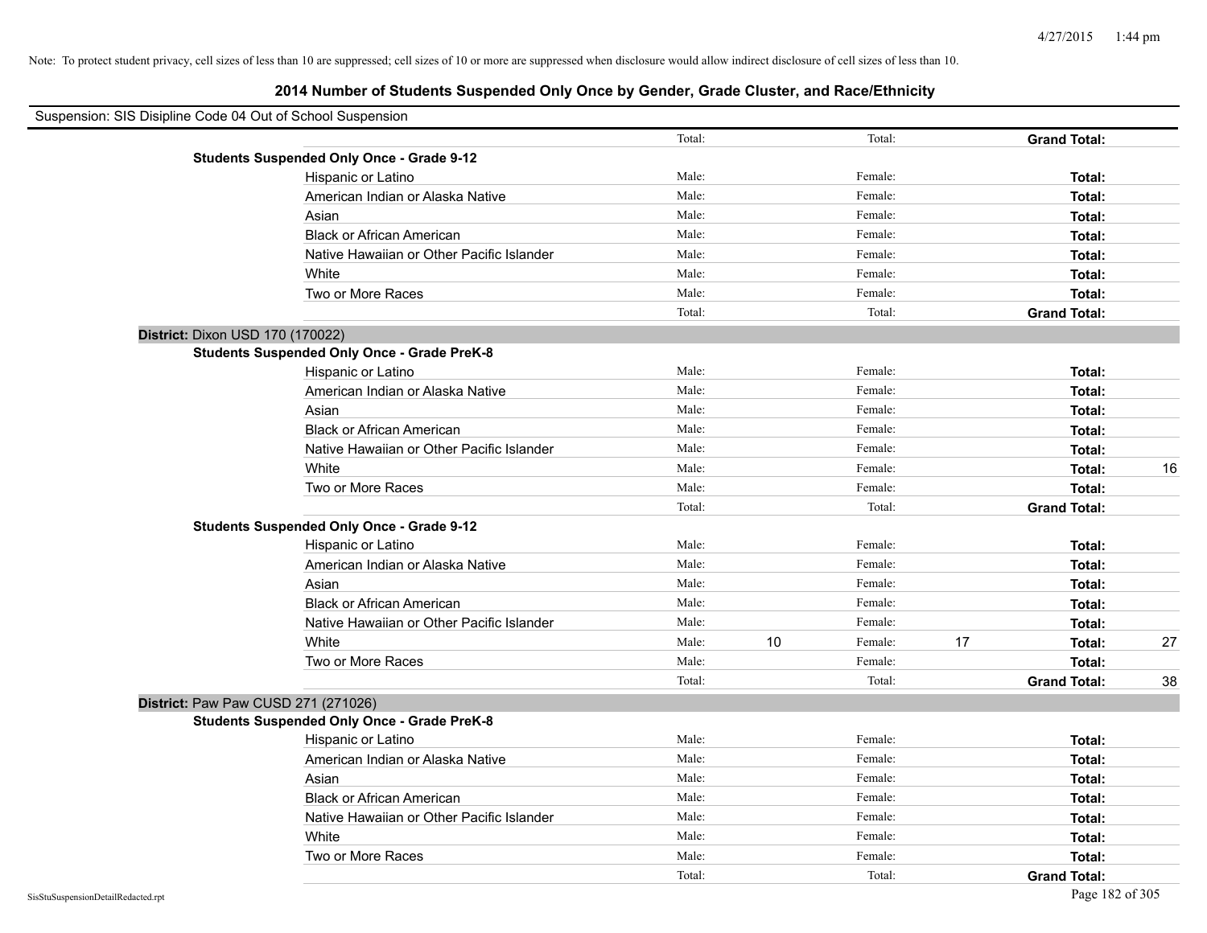Note: To protect student privacy, cell sizes of less than 10 are suppressed; cell sizes of 10 or more are suppressed when disclosure would allow indirect disclosure of cell sizes of less than 10.

# 2014 Number of Students Suspended Only Once by Gender, Grade Cluster, and Race/Ethnicity

Suspension: SIS Disipline Code 04 Out of School Suspension

| | | | | | | | |
|---|---|---|---|---|---|---|---|
| | Total: | | Total: | | **Grand Total:** | |
| **Students Suspended Only Once - Grade 9-12** | | | | | | |
| Hispanic or Latino | Male: | | Female: | | **Total:** | |
| American Indian or Alaska Native | Male: | | Female: | | **Total:** | |
| Asian | Male: | | Female: | | **Total:** | |
| Black or African American | Male: | | Female: | | **Total:** | |
| Native Hawaiian or Other Pacific Islander | Male: | | Female: | | **Total:** | |
| White | Male: | | Female: | | **Total:** | |
| Two or More Races | Male: | | Female: | | **Total:** | |
| | Total: | | Total: | | **Grand Total:** | |

**District:** Dixon USD 170 (170022)

| | | | | | | |
|---|---|---|---|---|---|---|
| **Students Suspended Only Once - Grade PreK-8** | | | | | | |
| Hispanic or Latino | Male: | | Female: | | **Total:** | |
| American Indian or Alaska Native | Male: | | Female: | | **Total:** | |
| Asian | Male: | | Female: | | **Total:** | |
| Black or African American | Male: | | Female: | | **Total:** | |
| Native Hawaiian or Other Pacific Islander | Male: | | Female: | | **Total:** | |
| White | Male: | | Female: | | **Total:** | 16 |
| Two or More Races | Male: | | Female: | | **Total:** | |
| | Total: | | Total: | | **Grand Total:** | |
| **Students Suspended Only Once - Grade 9-12** | | | | | | |
| Hispanic or Latino | Male: | | Female: | | **Total:** | |
| American Indian or Alaska Native | Male: | | Female: | | **Total:** | |
| Asian | Male: | | Female: | | **Total:** | |
| Black or African American | Male: | | Female: | | **Total:** | |
| Native Hawaiian or Other Pacific Islander | Male: | | Female: | | **Total:** | |
| White | Male: | 10 | Female: | 17 | **Total:** | 27 |
| Two or More Races | Male: | | Female: | | **Total:** | |
| | Total: | | Total: | | **Grand Total:** | 38 |

**District:** Paw Paw CUSD 271 (271026)

| | | | | | | |
|---|---|---|---|---|---|---|
| **Students Suspended Only Once - Grade PreK-8** | | | | | | |
| Hispanic or Latino | Male: | | Female: | | **Total:** | |
| American Indian or Alaska Native | Male: | | Female: | | **Total:** | |
| Asian | Male: | | Female: | | **Total:** | |
| Black or African American | Male: | | Female: | | **Total:** | |
| Native Hawaiian or Other Pacific Islander | Male: | | Female: | | **Total:** | |
| White | Male: | | Female: | | **Total:** | |
| Two or More Races | Male: | | Female: | | **Total:** | |
| | Total: | | Total: | | **Grand Total:** | |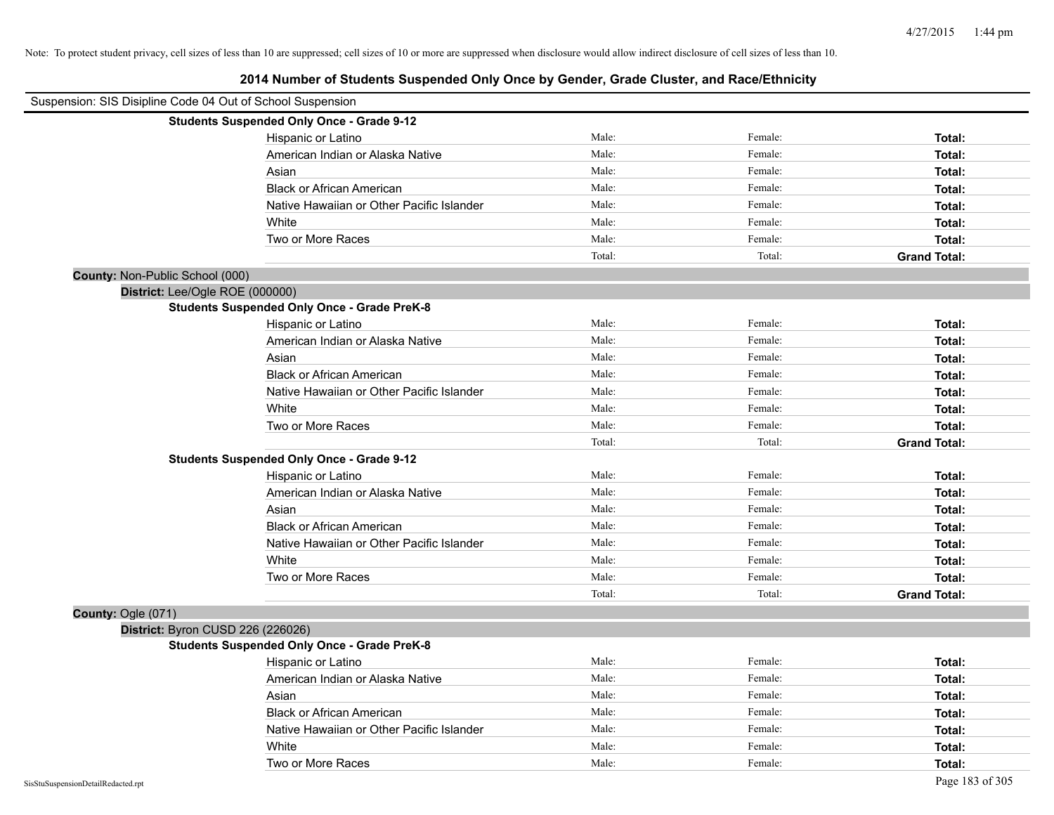Note: To protect student privacy, cell sizes of less than 10 are suppressed; cell sizes of 10 or more are suppressed when disclosure would allow indirect disclosure of cell sizes of less than 10.

# 2014 Number of Students Suspended Only Once by Gender, Grade Cluster, and Race/Ethnicity

Suspension: SIS Disipline Code 04 Out of School Suspension

**Students Suspended Only Once - Grade 9-12**

| | | | |
|---|---|---|---|
| Hispanic or Latino | Male: | Female: | **Total:** |
| American Indian or Alaska Native | Male: | Female: | **Total:** |
| Asian | Male: | Female: | **Total:** |
| Black or African American | Male: | Female: | **Total:** |
| Native Hawaiian or Other Pacific Islander | Male: | Female: | **Total:** |
| White | Male: | Female: | **Total:** |
| Two or More Races | Male: | Female: | **Total:** |
| | Total: | Total: | **Grand Total:** |

**County:** Non-Public School (000)

**District:** Lee/Ogle ROE (000000)

**Students Suspended Only Once - Grade PreK-8**

| | | | |
|---|---|---|---|
| Hispanic or Latino | Male: | Female: | **Total:** |
| American Indian or Alaska Native | Male: | Female: | **Total:** |
| Asian | Male: | Female: | **Total:** |
| Black or African American | Male: | Female: | **Total:** |
| Native Hawaiian or Other Pacific Islander | Male: | Female: | **Total:** |
| White | Male: | Female: | **Total:** |
| Two or More Races | Male: | Female: | **Total:** |
| | Total: | Total: | **Grand Total:** |

**Students Suspended Only Once - Grade 9-12**

| | | | |
|---|---|---|---|
| Hispanic or Latino | Male: | Female: | **Total:** |
| American Indian or Alaska Native | Male: | Female: | **Total:** |
| Asian | Male: | Female: | **Total:** |
| Black or African American | Male: | Female: | **Total:** |
| Native Hawaiian or Other Pacific Islander | Male: | Female: | **Total:** |
| White | Male: | Female: | **Total:** |
| Two or More Races | Male: | Female: | **Total:** |
| | Total: | Total: | **Grand Total:** |

**County:** Ogle (071)

**District:** Byron CUSD 226 (226026)

**Students Suspended Only Once - Grade PreK-8**

| | | | |
|---|---|---|---|
| Hispanic or Latino | Male: | Female: | **Total:** |
| American Indian or Alaska Native | Male: | Female: | **Total:** |
| Asian | Male: | Female: | **Total:** |
| Black or African American | Male: | Female: | **Total:** |
| Native Hawaiian or Other Pacific Islander | Male: | Female: | **Total:** |
| White | Male: | Female: | **Total:** |
| Two or More Races | Male: | Female: | **Total:** |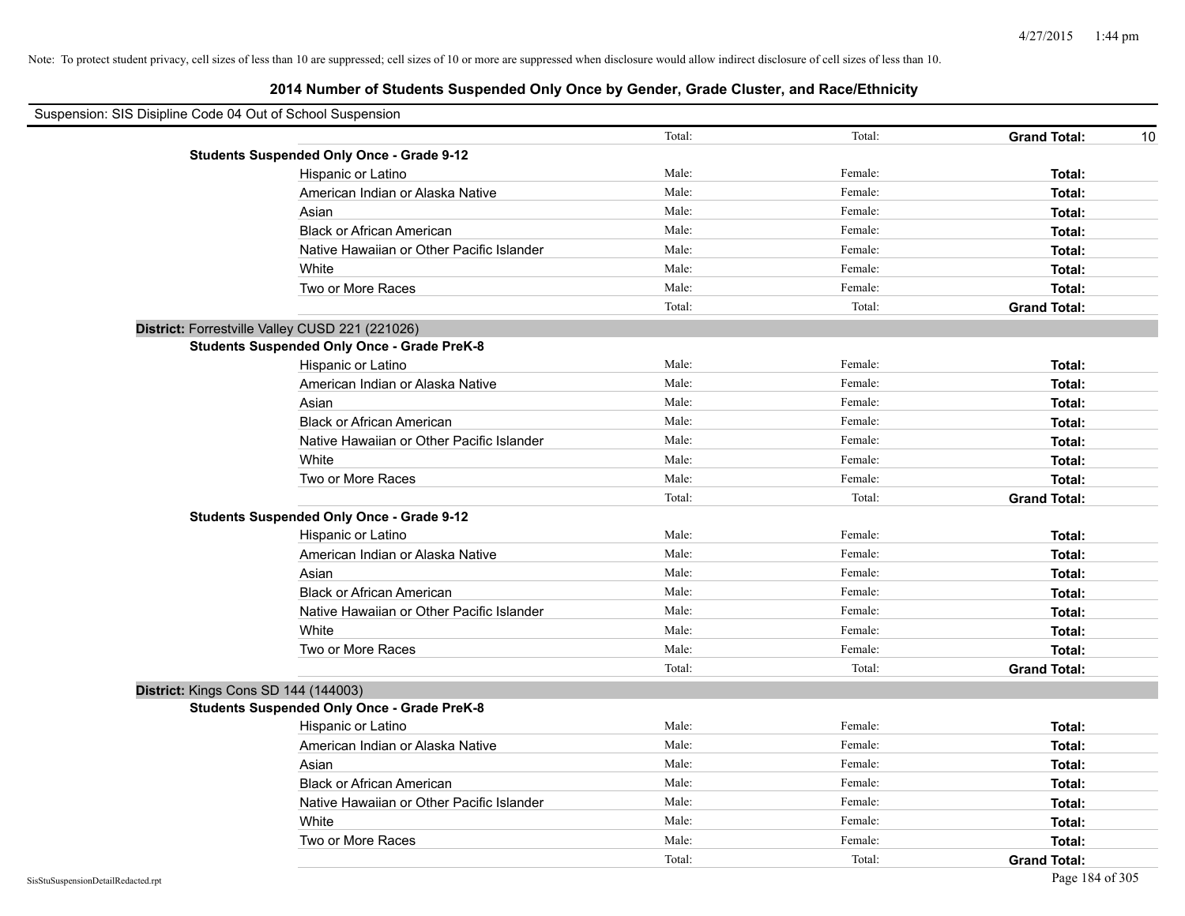Note: To protect student privacy, cell sizes of less than 10 are suppressed; cell sizes of 10 or more are suppressed when disclosure would allow indirect disclosure of cell sizes of less than 10.

## 2014 Number of Students Suspended Only Once by Gender, Grade Cluster, and Race/Ethnicity

Suspension: SIS Disipline Code 04 Out of School Suspension

| | | | | |
|---|---|---|---|---|
| | Total: | Total: | **Grand Total:** | 10 |
| **Students Suspended Only Once - Grade 9-12** | | | | |
| Hispanic or Latino | Male: | Female: | **Total:** | |
| American Indian or Alaska Native | Male: | Female: | **Total:** | |
| Asian | Male: | Female: | **Total:** | |
| Black or African American | Male: | Female: | **Total:** | |
| Native Hawaiian or Other Pacific Islander | Male: | Female: | **Total:** | |
| White | Male: | Female: | **Total:** | |
| Two or More Races | Male: | Female: | **Total:** | |
| | Total: | Total: | **Grand Total:** | |

**District:** Forrestville Valley CUSD 221 (221026)

| | | | | |
|---|---|---|---|---|
| **Students Suspended Only Once - Grade PreK-8** | | | | |
| Hispanic or Latino | Male: | Female: | **Total:** | |
| American Indian or Alaska Native | Male: | Female: | **Total:** | |
| Asian | Male: | Female: | **Total:** | |
| Black or African American | Male: | Female: | **Total:** | |
| Native Hawaiian or Other Pacific Islander | Male: | Female: | **Total:** | |
| White | Male: | Female: | **Total:** | |
| Two or More Races | Male: | Female: | **Total:** | |
| | Total: | Total: | **Grand Total:** | |
| **Students Suspended Only Once - Grade 9-12** | | | | |
| Hispanic or Latino | Male: | Female: | **Total:** | |
| American Indian or Alaska Native | Male: | Female: | **Total:** | |
| Asian | Male: | Female: | **Total:** | |
| Black or African American | Male: | Female: | **Total:** | |
| Native Hawaiian or Other Pacific Islander | Male: | Female: | **Total:** | |
| White | Male: | Female: | **Total:** | |
| Two or More Races | Male: | Female: | **Total:** | |
| | Total: | Total: | **Grand Total:** | |

**District:** Kings Cons SD 144 (144003)

| | | | | |
|---|---|---|---|---|
| **Students Suspended Only Once - Grade PreK-8** | | | | |
| Hispanic or Latino | Male: | Female: | **Total:** | |
| American Indian or Alaska Native | Male: | Female: | **Total:** | |
| Asian | Male: | Female: | **Total:** | |
| Black or African American | Male: | Female: | **Total:** | |
| Native Hawaiian or Other Pacific Islander | Male: | Female: | **Total:** | |
| White | Male: | Female: | **Total:** | |
| Two or More Races | Male: | Female: | **Total:** | |
| | Total: | Total: | **Grand Total:** | |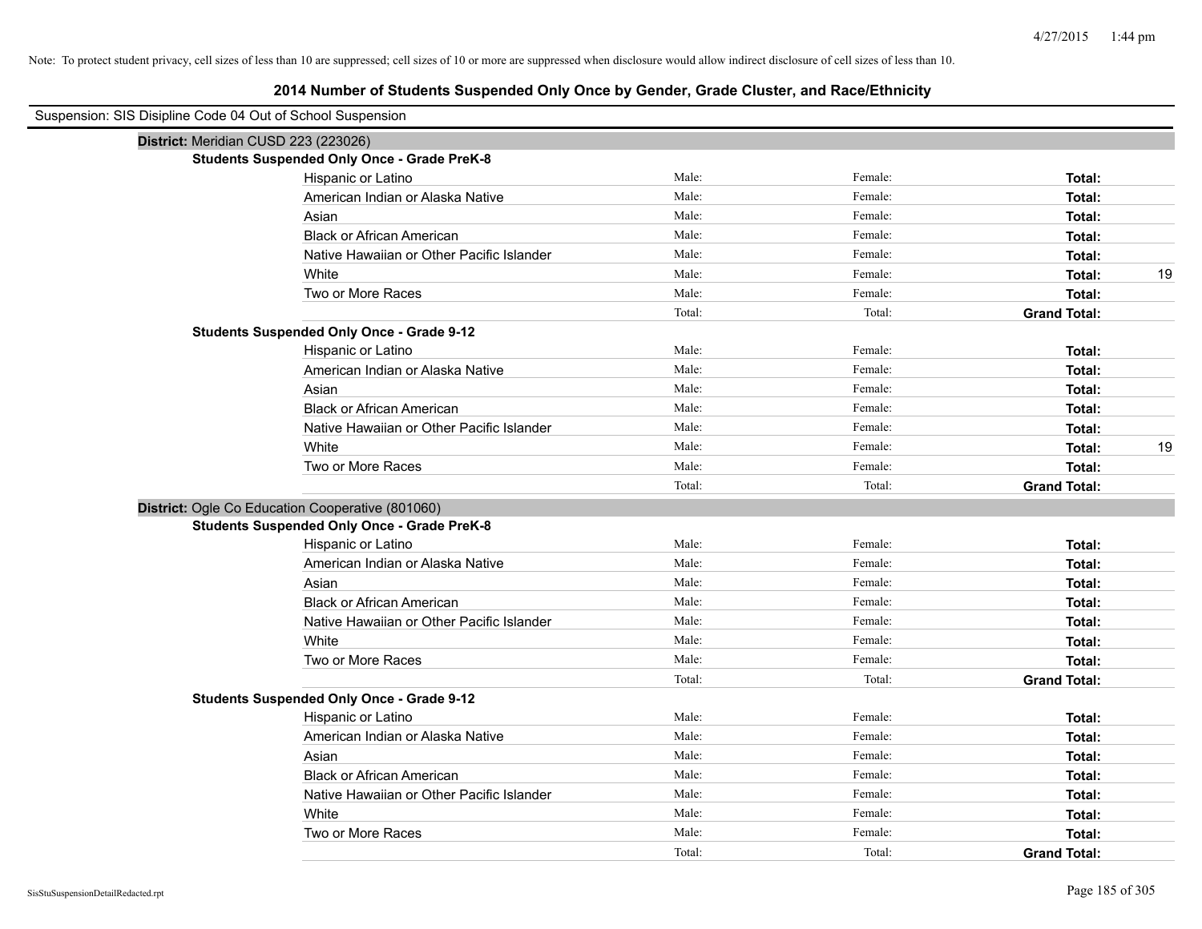Note: To protect student privacy, cell sizes of less than 10 are suppressed; cell sizes of 10 or more are suppressed when disclosure would allow indirect disclosure of cell sizes of less than 10.

# 2014 Number of Students Suspended Only Once by Gender, Grade Cluster, and Race/Ethnicity

Suspension: SIS Disipline Code 04 Out of School Suspension

## District: Meridian CUSD 223 (223026)

### Students Suspended Only Once - Grade PreK-8

| Race/Ethnicity | Male: | Female: | Total: | |
|---|---|---|---|---|
| Hispanic or Latino | Male: | Female: | **Total:** | |
| American Indian or Alaska Native | Male: | Female: | **Total:** | |
| Asian | Male: | Female: | **Total:** | |
| Black or African American | Male: | Female: | **Total:** | |
| Native Hawaiian or Other Pacific Islander | Male: | Female: | **Total:** | |
| White | Male: | Female: | **Total:** | 19 |
| Two or More Races | Male: | Female: | **Total:** | |
| | Total: | Total: | **Grand Total:** | |

### Students Suspended Only Once - Grade 9-12

| Race/Ethnicity | Male: | Female: | Total: | |
|---|---|---|---|---|
| Hispanic or Latino | Male: | Female: | **Total:** | |
| American Indian or Alaska Native | Male: | Female: | **Total:** | |
| Asian | Male: | Female: | **Total:** | |
| Black or African American | Male: | Female: | **Total:** | |
| Native Hawaiian or Other Pacific Islander | Male: | Female: | **Total:** | |
| White | Male: | Female: | **Total:** | 19 |
| Two or More Races | Male: | Female: | **Total:** | |
| | Total: | Total: | **Grand Total:** | |

## District: Ogle Co Education Cooperative (801060)

### Students Suspended Only Once - Grade PreK-8

| Race/Ethnicity | Male: | Female: | Total: | |
|---|---|---|---|---|
| Hispanic or Latino | Male: | Female: | **Total:** | |
| American Indian or Alaska Native | Male: | Female: | **Total:** | |
| Asian | Male: | Female: | **Total:** | |
| Black or African American | Male: | Female: | **Total:** | |
| Native Hawaiian or Other Pacific Islander | Male: | Female: | **Total:** | |
| White | Male: | Female: | **Total:** | |
| Two or More Races | Male: | Female: | **Total:** | |
| | Total: | Total: | **Grand Total:** | |

### Students Suspended Only Once - Grade 9-12

| Race/Ethnicity | Male: | Female: | Total: | |
|---|---|---|---|---|
| Hispanic or Latino | Male: | Female: | **Total:** | |
| American Indian or Alaska Native | Male: | Female: | **Total:** | |
| Asian | Male: | Female: | **Total:** | |
| Black or African American | Male: | Female: | **Total:** | |
| Native Hawaiian or Other Pacific Islander | Male: | Female: | **Total:** | |
| White | Male: | Female: | **Total:** | |
| Two or More Races | Male: | Female: | **Total:** | |
| | Total: | Total: | **Grand Total:** | |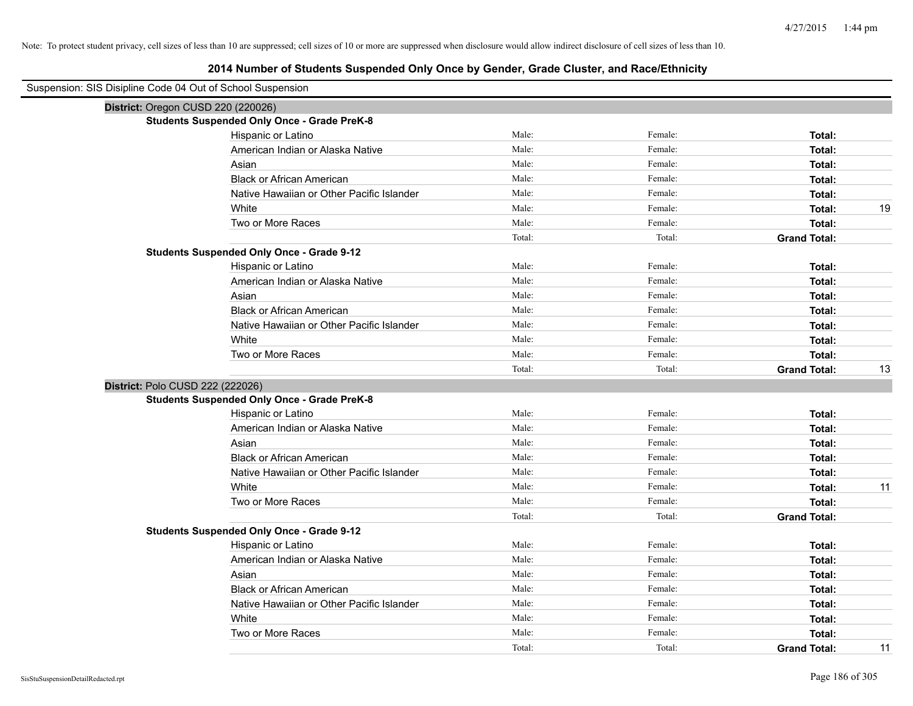Note: To protect student privacy, cell sizes of less than 10 are suppressed; cell sizes of 10 or more are suppressed when disclosure would allow indirect disclosure of cell sizes of less than 10.

## 2014 Number of Students Suspended Only Once by Gender, Grade Cluster, and Race/Ethnicity

Suspension: SIS Disipline Code 04 Out of School Suspension

### District: Oregon CUSD 220 (220026)

**Students Suspended Only Once - Grade PreK-8**

| | Male: | Female: | Total: | |
|---|---|---|---|---|
| Hispanic or Latino | Male: | Female: | **Total:** | |
| American Indian or Alaska Native | Male: | Female: | **Total:** | |
| Asian | Male: | Female: | **Total:** | |
| Black or African American | Male: | Female: | **Total:** | |
| Native Hawaiian or Other Pacific Islander | Male: | Female: | **Total:** | |
| White | Male: | Female: | **Total:** | 19 |
| Two or More Races | Male: | Female: | **Total:** | |
| | Total: | Total: | **Grand Total:** | |

**Students Suspended Only Once - Grade 9-12**

| | Male: | Female: | Total: | |
|---|---|---|---|---|
| Hispanic or Latino | Male: | Female: | **Total:** | |
| American Indian or Alaska Native | Male: | Female: | **Total:** | |
| Asian | Male: | Female: | **Total:** | |
| Black or African American | Male: | Female: | **Total:** | |
| Native Hawaiian or Other Pacific Islander | Male: | Female: | **Total:** | |
| White | Male: | Female: | **Total:** | |
| Two or More Races | Male: | Female: | **Total:** | |
| | Total: | Total: | **Grand Total:** | 13 |

### District: Polo CUSD 222 (222026)

**Students Suspended Only Once - Grade PreK-8**

| | Male: | Female: | Total: | |
|---|---|---|---|---|
| Hispanic or Latino | Male: | Female: | **Total:** | |
| American Indian or Alaska Native | Male: | Female: | **Total:** | |
| Asian | Male: | Female: | **Total:** | |
| Black or African American | Male: | Female: | **Total:** | |
| Native Hawaiian or Other Pacific Islander | Male: | Female: | **Total:** | |
| White | Male: | Female: | **Total:** | 11 |
| Two or More Races | Male: | Female: | **Total:** | |
| | Total: | Total: | **Grand Total:** | |

**Students Suspended Only Once - Grade 9-12**

| | Male: | Female: | Total: | |
|---|---|---|---|---|
| Hispanic or Latino | Male: | Female: | **Total:** | |
| American Indian or Alaska Native | Male: | Female: | **Total:** | |
| Asian | Male: | Female: | **Total:** | |
| Black or African American | Male: | Female: | **Total:** | |
| Native Hawaiian or Other Pacific Islander | Male: | Female: | **Total:** | |
| White | Male: | Female: | **Total:** | |
| Two or More Races | Male: | Female: | **Total:** | |
| | Total: | Total: | **Grand Total:** | 11 |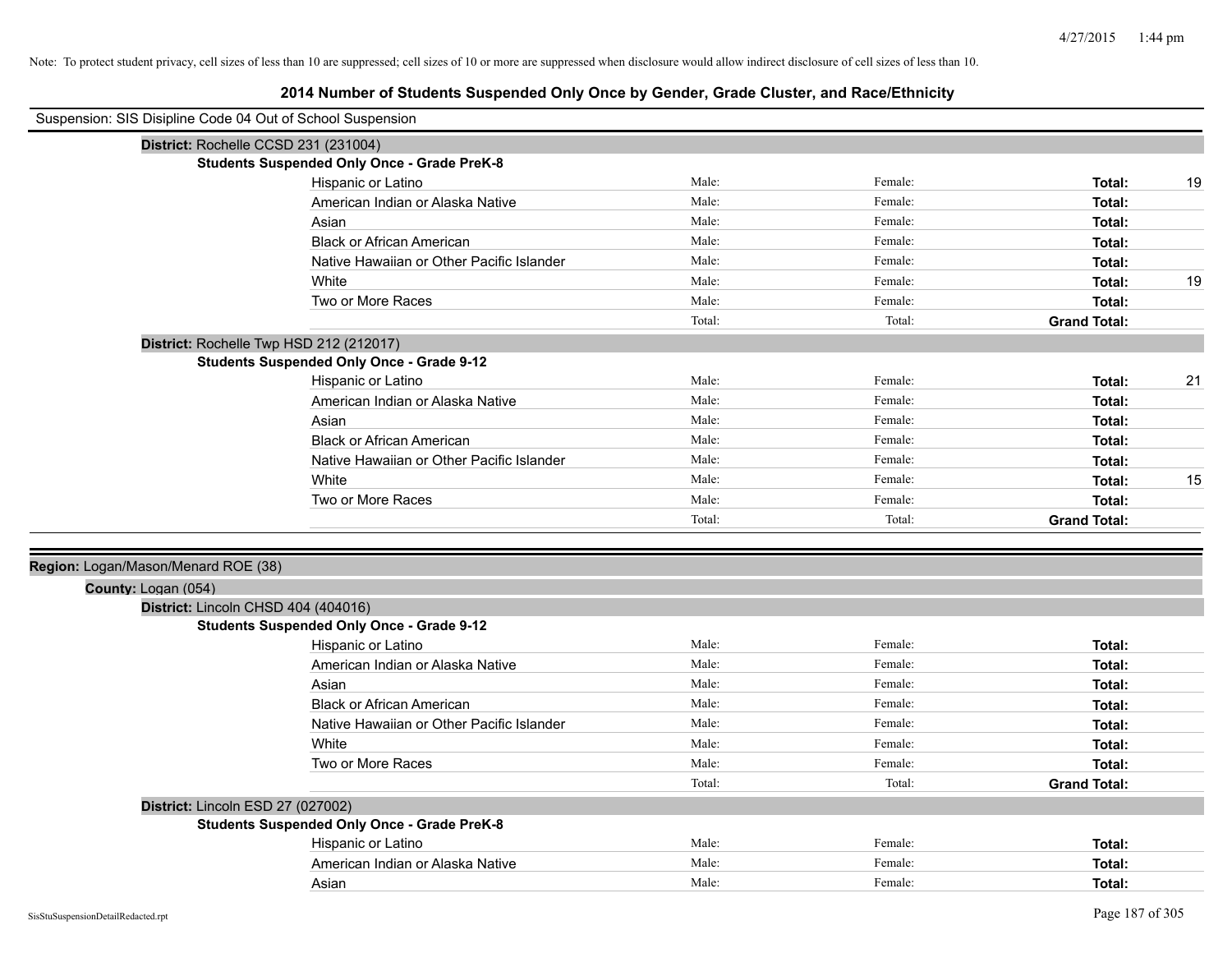Note: To protect student privacy, cell sizes of less than 10 are suppressed; cell sizes of 10 or more are suppressed when disclosure would allow indirect disclosure of cell sizes of less than 10.

# 2014 Number of Students Suspended Only Once by Gender, Grade Cluster, and Race/Ethnicity

Suspension: SIS Disipline Code 04 Out of School Suspension

**District:** Rochelle CCSD 231 (231004)

**Students Suspended Only Once - Grade PreK-8**

| | | | | |
|---|---|---|---|---|
| Hispanic or Latino | Male: | Female: | **Total:** | 19 |
| American Indian or Alaska Native | Male: | Female: | **Total:** | |
| Asian | Male: | Female: | **Total:** | |
| Black or African American | Male: | Female: | **Total:** | |
| Native Hawaiian or Other Pacific Islander | Male: | Female: | **Total:** | |
| White | Male: | Female: | **Total:** | 19 |
| Two or More Races | Male: | Female: | **Total:** | |
| | Total: | Total: | **Grand Total:** | |

**District:** Rochelle Twp HSD 212 (212017)

**Students Suspended Only Once - Grade 9-12**

| | | | | |
|---|---|---|---|---|
| Hispanic or Latino | Male: | Female: | **Total:** | 21 |
| American Indian or Alaska Native | Male: | Female: | **Total:** | |
| Asian | Male: | Female: | **Total:** | |
| Black or African American | Male: | Female: | **Total:** | |
| Native Hawaiian or Other Pacific Islander | Male: | Female: | **Total:** | |
| White | Male: | Female: | **Total:** | 15 |
| Two or More Races | Male: | Female: | **Total:** | |
| | Total: | Total: | **Grand Total:** | |

**Region:** Logan/Mason/Menard ROE (38)

**County:** Logan (054)

**District:** Lincoln CHSD 404 (404016)

**Students Suspended Only Once - Grade 9-12**

| | | | | |
|---|---|---|---|---|
| Hispanic or Latino | Male: | Female: | **Total:** | |
| American Indian or Alaska Native | Male: | Female: | **Total:** | |
| Asian | Male: | Female: | **Total:** | |
| Black or African American | Male: | Female: | **Total:** | |
| Native Hawaiian or Other Pacific Islander | Male: | Female: | **Total:** | |
| White | Male: | Female: | **Total:** | |
| Two or More Races | Male: | Female: | **Total:** | |
| | Total: | Total: | **Grand Total:** | |

**District:** Lincoln ESD 27 (027002)

**Students Suspended Only Once - Grade PreK-8**

| | | | | |
|---|---|---|---|---|
| Hispanic or Latino | Male: | Female: | **Total:** | |
| American Indian or Alaska Native | Male: | Female: | **Total:** | |
| Asian | Male: | Female: | **Total:** | |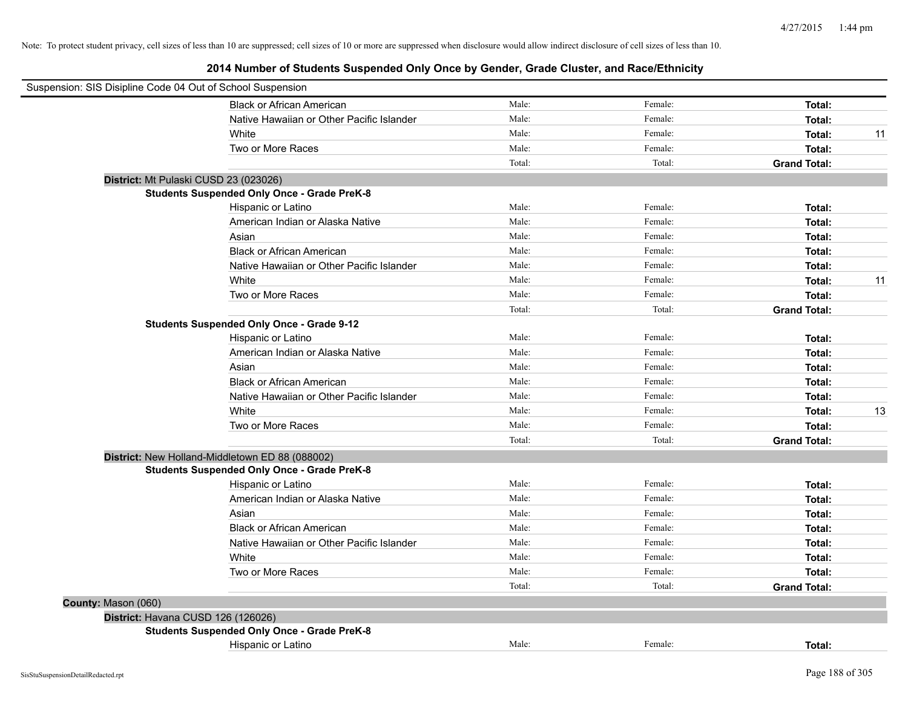Note: To protect student privacy, cell sizes of less than 10 are suppressed; cell sizes of 10 or more are suppressed when disclosure would allow indirect disclosure of cell sizes of less than 10.

# 2014 Number of Students Suspended Only Once by Gender, Grade Cluster, and Race/Ethnicity

Suspension: SIS Disipline Code 04 Out of School Suspension

| | | | | |
|---|---|---|---|---|
| Black or African American | Male: | Female: | **Total:** | |
| Native Hawaiian or Other Pacific Islander | Male: | Female: | **Total:** | |
| White | Male: | Female: | **Total:** | 11 |
| Two or More Races | Male: | Female: | **Total:** | |
| | Total: | Total: | **Grand Total:** | |

**District:** Mt Pulaski CUSD 23 (023026)

**Students Suspended Only Once - Grade PreK-8**

| | | | | |
|---|---|---|---|---|
| Hispanic or Latino | Male: | Female: | **Total:** | |
| American Indian or Alaska Native | Male: | Female: | **Total:** | |
| Asian | Male: | Female: | **Total:** | |
| Black or African American | Male: | Female: | **Total:** | |
| Native Hawaiian or Other Pacific Islander | Male: | Female: | **Total:** | |
| White | Male: | Female: | **Total:** | 11 |
| Two or More Races | Male: | Female: | **Total:** | |
| | Total: | Total: | **Grand Total:** | |

**Students Suspended Only Once - Grade 9-12**

| | | | | |
|---|---|---|---|---|
| Hispanic or Latino | Male: | Female: | **Total:** | |
| American Indian or Alaska Native | Male: | Female: | **Total:** | |
| Asian | Male: | Female: | **Total:** | |
| Black or African American | Male: | Female: | **Total:** | |
| Native Hawaiian or Other Pacific Islander | Male: | Female: | **Total:** | |
| White | Male: | Female: | **Total:** | 13 |
| Two or More Races | Male: | Female: | **Total:** | |
| | Total: | Total: | **Grand Total:** | |

**District:** New Holland-Middletown ED 88 (088002)

**Students Suspended Only Once - Grade PreK-8**

| | | | | |
|---|---|---|---|---|
| Hispanic or Latino | Male: | Female: | **Total:** | |
| American Indian or Alaska Native | Male: | Female: | **Total:** | |
| Asian | Male: | Female: | **Total:** | |
| Black or African American | Male: | Female: | **Total:** | |
| Native Hawaiian or Other Pacific Islander | Male: | Female: | **Total:** | |
| White | Male: | Female: | **Total:** | |
| Two or More Races | Male: | Female: | **Total:** | |
| | Total: | Total: | **Grand Total:** | |

**County:** Mason (060)

**District:** Havana CUSD 126 (126026)

**Students Suspended Only Once - Grade PreK-8**

| | | | | |
|---|---|---|---|---|
| Hispanic or Latino | Male: | Female: | **Total:** | |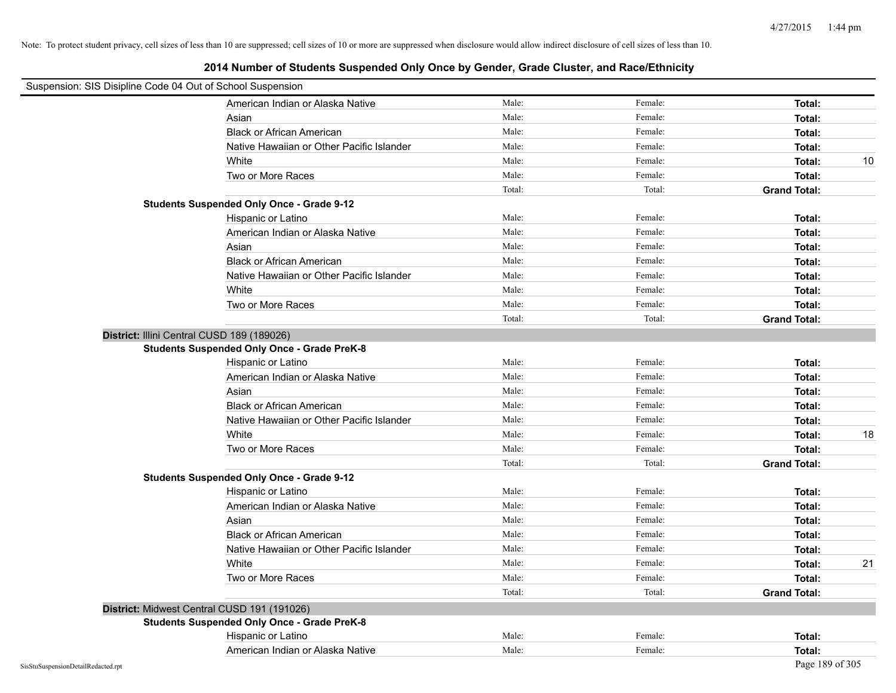Note: To protect student privacy, cell sizes of less than 10 are suppressed; cell sizes of 10 or more are suppressed when disclosure would allow indirect disclosure of cell sizes of less than 10.

## 2014 Number of Students Suspended Only Once by Gender, Grade Cluster, and Race/Ethnicity

Suspension: SIS Disipline Code 04 Out of School Suspension

| | | | | |
|---|---|---|---|---|
| American Indian or Alaska Native | Male: | Female: | **Total:** | |
| Asian | Male: | Female: | **Total:** | |
| Black or African American | Male: | Female: | **Total:** | |
| Native Hawaiian or Other Pacific Islander | Male: | Female: | **Total:** | |
| White | Male: | Female: | **Total:** | 10 |
| Two or More Races | Male: | Female: | **Total:** | |
| | Total: | Total: | **Grand Total:** | |

**Students Suspended Only Once - Grade 9-12**

| | | | | |
|---|---|---|---|---|
| Hispanic or Latino | Male: | Female: | **Total:** | |
| American Indian or Alaska Native | Male: | Female: | **Total:** | |
| Asian | Male: | Female: | **Total:** | |
| Black or African American | Male: | Female: | **Total:** | |
| Native Hawaiian or Other Pacific Islander | Male: | Female: | **Total:** | |
| White | Male: | Female: | **Total:** | |
| Two or More Races | Male: | Female: | **Total:** | |
| | Total: | Total: | **Grand Total:** | |

### District: Illini Central CUSD 189 (189026)

**Students Suspended Only Once - Grade PreK-8**

| | | | | |
|---|---|---|---|---|
| Hispanic or Latino | Male: | Female: | **Total:** | |
| American Indian or Alaska Native | Male: | Female: | **Total:** | |
| Asian | Male: | Female: | **Total:** | |
| Black or African American | Male: | Female: | **Total:** | |
| Native Hawaiian or Other Pacific Islander | Male: | Female: | **Total:** | |
| White | Male: | Female: | **Total:** | 18 |
| Two or More Races | Male: | Female: | **Total:** | |
| | Total: | Total: | **Grand Total:** | |

**Students Suspended Only Once - Grade 9-12**

| | | | | |
|---|---|---|---|---|
| Hispanic or Latino | Male: | Female: | **Total:** | |
| American Indian or Alaska Native | Male: | Female: | **Total:** | |
| Asian | Male: | Female: | **Total:** | |
| Black or African American | Male: | Female: | **Total:** | |
| Native Hawaiian or Other Pacific Islander | Male: | Female: | **Total:** | |
| White | Male: | Female: | **Total:** | 21 |
| Two or More Races | Male: | Female: | **Total:** | |
| | Total: | Total: | **Grand Total:** | |

### District: Midwest Central CUSD 191 (191026)

**Students Suspended Only Once - Grade PreK-8**

| | | | | |
|---|---|---|---|---|
| Hispanic or Latino | Male: | Female: | **Total:** | |
| American Indian or Alaska Native | Male: | Female: | **Total:** | |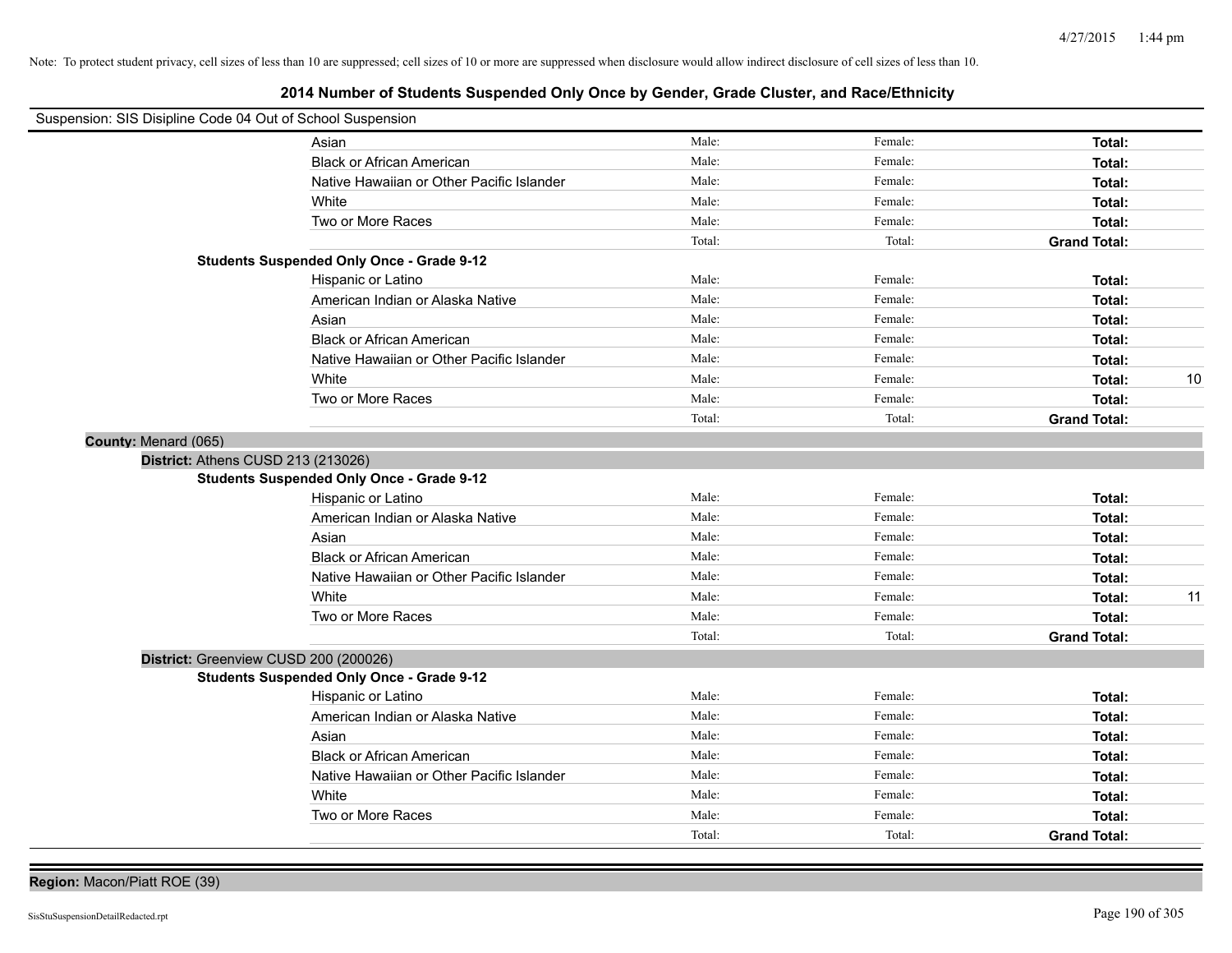Note: To protect student privacy, cell sizes of less than 10 are suppressed; cell sizes of 10 or more are suppressed when disclosure would allow indirect disclosure of cell sizes of less than 10.

# 2014 Number of Students Suspended Only Once by Gender, Grade Cluster, and Race/Ethnicity

Suspension: SIS Disipline Code 04 Out of School Suspension

| | | | | | |
|---|---|---|---|---|---|
| | Asian | Male: | Female: | **Total:** | |
| | Black or African American | Male: | Female: | **Total:** | |
| | Native Hawaiian or Other Pacific Islander | Male: | Female: | **Total:** | |
| | White | Male: | Female: | **Total:** | |
| | Two or More Races | Male: | Female: | **Total:** | |
| | | Total: | Total: | **Grand Total:** | |
| **Students Suspended Only Once - Grade 9-12** | | | | | |
| | Hispanic or Latino | Male: | Female: | **Total:** | |
| | American Indian or Alaska Native | Male: | Female: | **Total:** | |
| | Asian | Male: | Female: | **Total:** | |
| | Black or African American | Male: | Female: | **Total:** | |
| | Native Hawaiian or Other Pacific Islander | Male: | Female: | **Total:** | |
| | White | Male: | Female: | **Total:** | 10 |
| | Two or More Races | Male: | Female: | **Total:** | |
| | | Total: | Total: | **Grand Total:** | |

**County:** Menard (065)

**District:** Athens CUSD 213 (213026)

| | | | | | |
|---|---|---|---|---|---|
| **Students Suspended Only Once - Grade 9-12** | | | | | |
| | Hispanic or Latino | Male: | Female: | **Total:** | |
| | American Indian or Alaska Native | Male: | Female: | **Total:** | |
| | Asian | Male: | Female: | **Total:** | |
| | Black or African American | Male: | Female: | **Total:** | |
| | Native Hawaiian or Other Pacific Islander | Male: | Female: | **Total:** | |
| | White | Male: | Female: | **Total:** | 11 |
| | Two or More Races | Male: | Female: | **Total:** | |
| | | Total: | Total: | **Grand Total:** | |

**District:** Greenview CUSD 200 (200026)

| | | | | | |
|---|---|---|---|---|---|
| **Students Suspended Only Once - Grade 9-12** | | | | | |
| | Hispanic or Latino | Male: | Female: | **Total:** | |
| | American Indian or Alaska Native | Male: | Female: | **Total:** | |
| | Asian | Male: | Female: | **Total:** | |
| | Black or African American | Male: | Female: | **Total:** | |
| | Native Hawaiian or Other Pacific Islander | Male: | Female: | **Total:** | |
| | White | Male: | Female: | **Total:** | |
| | Two or More Races | Male: | Female: | **Total:** | |
| | | Total: | Total: | **Grand Total:** | |

**Region:** Macon/Piatt ROE (39)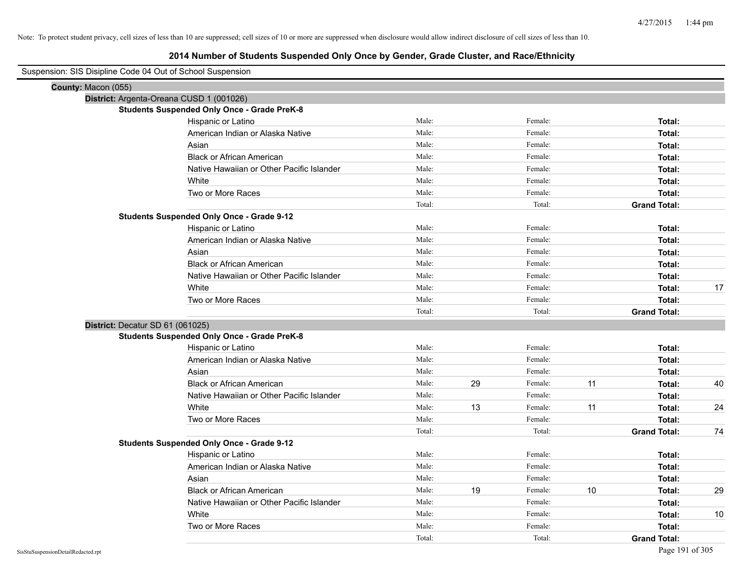Note: To protect student privacy, cell sizes of less than 10 are suppressed; cell sizes of 10 or more are suppressed when disclosure would allow indirect disclosure of cell sizes of less than 10.

# 2014 Number of Students Suspended Only Once by Gender, Grade Cluster, and Race/Ethnicity

Suspension: SIS Disipline Code 04 Out of School Suspension

**County:** Macon (055)

**District:** Argenta-Oreana CUSD 1 (001026)

**Students Suspended Only Once - Grade PreK-8**

| | | | | | | |
|---|---|---|---|---|---|---|
| Hispanic or Latino | Male: | | Female: | | **Total:** | |
| American Indian or Alaska Native | Male: | | Female: | | **Total:** | |
| Asian | Male: | | Female: | | **Total:** | |
| Black or African American | Male: | | Female: | | **Total:** | |
| Native Hawaiian or Other Pacific Islander | Male: | | Female: | | **Total:** | |
| White | Male: | | Female: | | **Total:** | |
| Two or More Races | Male: | | Female: | | **Total:** | |
| | Total: | | Total: | | **Grand Total:** | |

**Students Suspended Only Once - Grade 9-12**

| | | | | | | |
|---|---|---|---|---|---|---|
| Hispanic or Latino | Male: | | Female: | | **Total:** | |
| American Indian or Alaska Native | Male: | | Female: | | **Total:** | |
| Asian | Male: | | Female: | | **Total:** | |
| Black or African American | Male: | | Female: | | **Total:** | |
| Native Hawaiian or Other Pacific Islander | Male: | | Female: | | **Total:** | |
| White | Male: | | Female: | | **Total:** | 17 |
| Two or More Races | Male: | | Female: | | **Total:** | |
| | Total: | | Total: | | **Grand Total:** | |

**District:** Decatur SD 61 (061025)

**Students Suspended Only Once - Grade PreK-8**

| | | | | | | |
|---|---|---|---|---|---|---|
| Hispanic or Latino | Male: | | Female: | | **Total:** | |
| American Indian or Alaska Native | Male: | | Female: | | **Total:** | |
| Asian | Male: | | Female: | | **Total:** | |
| Black or African American | Male: | 29 | Female: | 11 | **Total:** | 40 |
| Native Hawaiian or Other Pacific Islander | Male: | | Female: | | **Total:** | |
| White | Male: | 13 | Female: | 11 | **Total:** | 24 |
| Two or More Races | Male: | | Female: | | **Total:** | |
| | Total: | | Total: | | **Grand Total:** | 74 |

**Students Suspended Only Once - Grade 9-12**

| | | | | | | |
|---|---|---|---|---|---|---|
| Hispanic or Latino | Male: | | Female: | | **Total:** | |
| American Indian or Alaska Native | Male: | | Female: | | **Total:** | |
| Asian | Male: | | Female: | | **Total:** | |
| Black or African American | Male: | 19 | Female: | 10 | **Total:** | 29 |
| Native Hawaiian or Other Pacific Islander | Male: | | Female: | | **Total:** | |
| White | Male: | | Female: | | **Total:** | 10 |
| Two or More Races | Male: | | Female: | | **Total:** | |
| | Total: | | Total: | | **Grand Total:** | |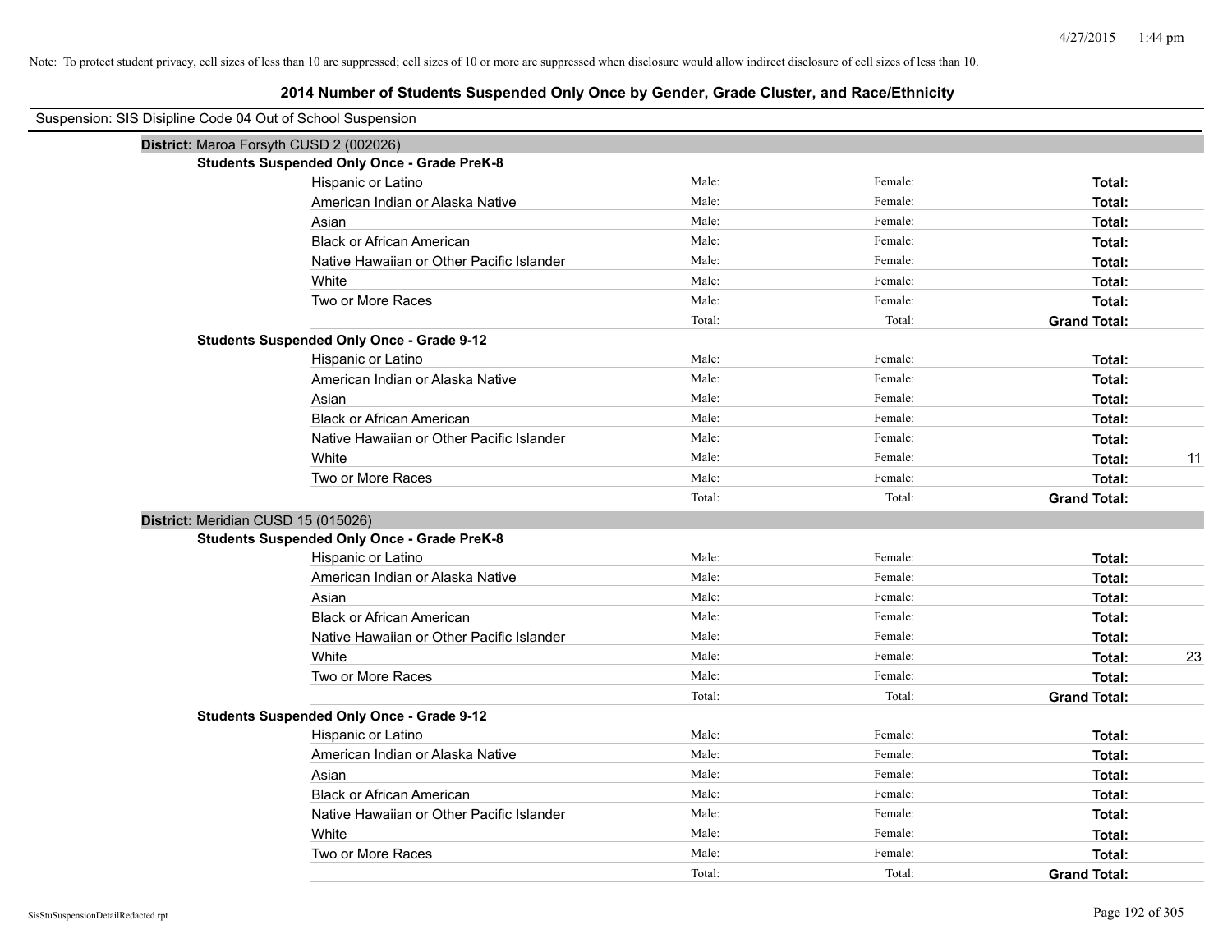Note: To protect student privacy, cell sizes of less than 10 are suppressed; cell sizes of 10 or more are suppressed when disclosure would allow indirect disclosure of cell sizes of less than 10.

## 2014 Number of Students Suspended Only Once by Gender, Grade Cluster, and Race/Ethnicity

Suspension: SIS Disipline Code 04 Out of School Suspension

### District: Maroa Forsyth CUSD 2 (002026)

**Students Suspended Only Once - Grade PreK-8**

| | Male: | Female: | Total: | |
|---|---|---|---|---|
| Hispanic or Latino | Male: | Female: | **Total:** | |
| American Indian or Alaska Native | Male: | Female: | **Total:** | |
| Asian | Male: | Female: | **Total:** | |
| Black or African American | Male: | Female: | **Total:** | |
| Native Hawaiian or Other Pacific Islander | Male: | Female: | **Total:** | |
| White | Male: | Female: | **Total:** | |
| Two or More Races | Male: | Female: | **Total:** | |
| | Total: | Total: | **Grand Total:** | |

**Students Suspended Only Once - Grade 9-12**

| | Male: | Female: | Total: | |
|---|---|---|---|---|
| Hispanic or Latino | Male: | Female: | **Total:** | |
| American Indian or Alaska Native | Male: | Female: | **Total:** | |
| Asian | Male: | Female: | **Total:** | |
| Black or African American | Male: | Female: | **Total:** | |
| Native Hawaiian or Other Pacific Islander | Male: | Female: | **Total:** | |
| White | Male: | Female: | **Total:** | 11 |
| Two or More Races | Male: | Female: | **Total:** | |
| | Total: | Total: | **Grand Total:** | |

### District: Meridian CUSD 15 (015026)

**Students Suspended Only Once - Grade PreK-8**

| | Male: | Female: | Total: | |
|---|---|---|---|---|
| Hispanic or Latino | Male: | Female: | **Total:** | |
| American Indian or Alaska Native | Male: | Female: | **Total:** | |
| Asian | Male: | Female: | **Total:** | |
| Black or African American | Male: | Female: | **Total:** | |
| Native Hawaiian or Other Pacific Islander | Male: | Female: | **Total:** | |
| White | Male: | Female: | **Total:** | 23 |
| Two or More Races | Male: | Female: | **Total:** | |
| | Total: | Total: | **Grand Total:** | |

**Students Suspended Only Once - Grade 9-12**

| | Male: | Female: | Total: | |
|---|---|---|---|---|
| Hispanic or Latino | Male: | Female: | **Total:** | |
| American Indian or Alaska Native | Male: | Female: | **Total:** | |
| Asian | Male: | Female: | **Total:** | |
| Black or African American | Male: | Female: | **Total:** | |
| Native Hawaiian or Other Pacific Islander | Male: | Female: | **Total:** | |
| White | Male: | Female: | **Total:** | |
| Two or More Races | Male: | Female: | **Total:** | |
| | Total: | Total: | **Grand Total:** | |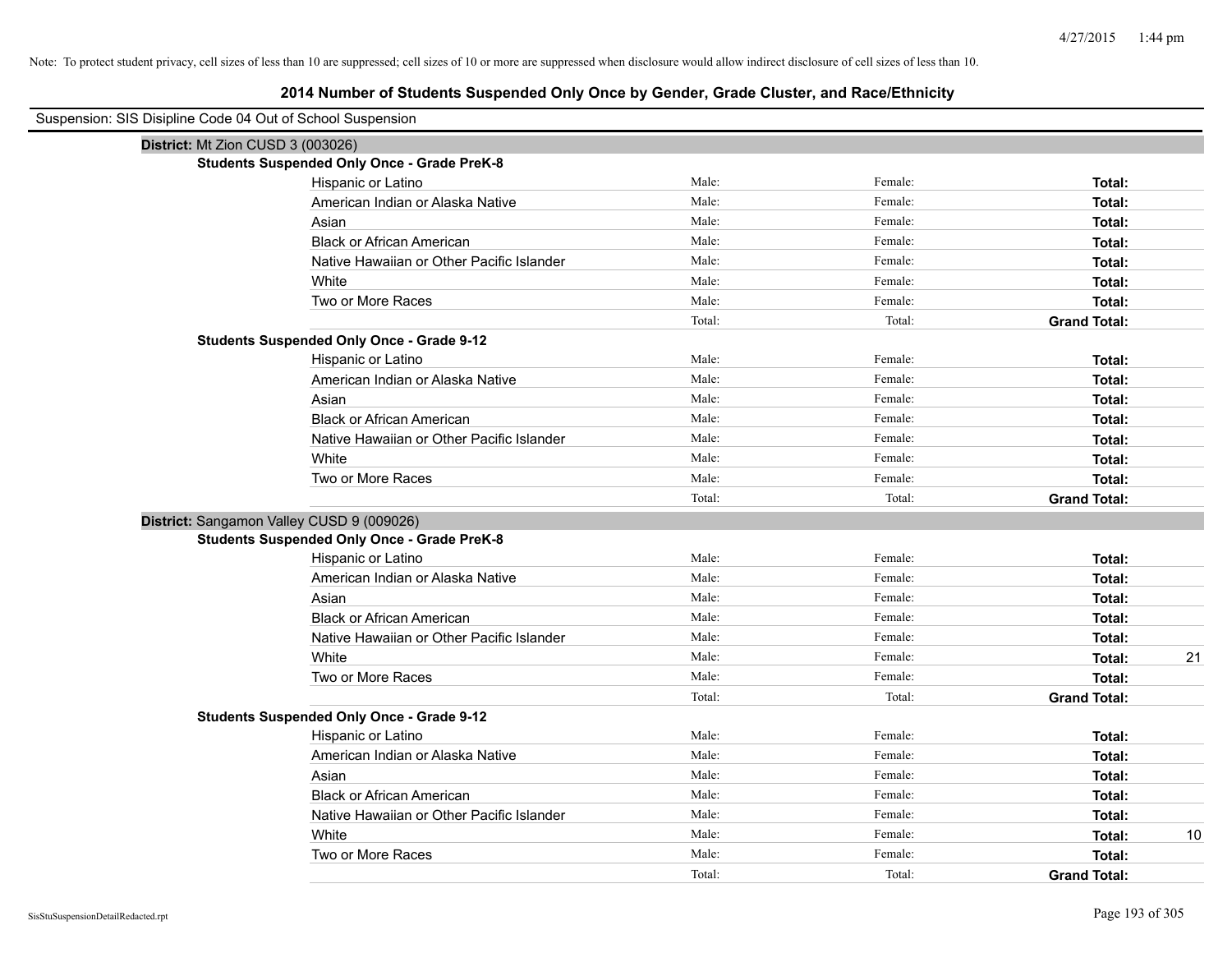Note: To protect student privacy, cell sizes of less than 10 are suppressed; cell sizes of 10 or more are suppressed when disclosure would allow indirect disclosure of cell sizes of less than 10.

# 2014 Number of Students Suspended Only Once by Gender, Grade Cluster, and Race/Ethnicity

Suspension: SIS Disipline Code 04 Out of School Suspension

## District: Mt Zion CUSD 3 (003026)

### Students Suspended Only Once - Grade PreK-8

| Race/Ethnicity | Male | Female | Total |
|---|---|---|---|
| Hispanic or Latino | Male: | Female: | Total: |
| American Indian or Alaska Native | Male: | Female: | Total: |
| Asian | Male: | Female: | Total: |
| Black or African American | Male: | Female: | Total: |
| Native Hawaiian or Other Pacific Islander | Male: | Female: | Total: |
| White | Male: | Female: | Total: |
| Two or More Races | Male: | Female: | Total: |
| | Total: | Total: | Grand Total: |

### Students Suspended Only Once - Grade 9-12

| Race/Ethnicity | Male | Female | Total |
|---|---|---|---|
| Hispanic or Latino | Male: | Female: | Total: |
| American Indian or Alaska Native | Male: | Female: | Total: |
| Asian | Male: | Female: | Total: |
| Black or African American | Male: | Female: | Total: |
| Native Hawaiian or Other Pacific Islander | Male: | Female: | Total: |
| White | Male: | Female: | Total: |
| Two or More Races | Male: | Female: | Total: |
| | Total: | Total: | Grand Total: |

## District: Sangamon Valley CUSD 9 (009026)

### Students Suspended Only Once - Grade PreK-8

| Race/Ethnicity | Male | Female | Total |
|---|---|---|---|
| Hispanic or Latino | Male: | Female: | Total: |
| American Indian or Alaska Native | Male: | Female: | Total: |
| Asian | Male: | Female: | Total: |
| Black or African American | Male: | Female: | Total: |
| Native Hawaiian or Other Pacific Islander | Male: | Female: | Total: |
| White | Male: | Female: | Total: 21 |
| Two or More Races | Male: | Female: | Total: |
| | Total: | Total: | Grand Total: |

### Students Suspended Only Once - Grade 9-12

| Race/Ethnicity | Male | Female | Total |
|---|---|---|---|
| Hispanic or Latino | Male: | Female: | Total: |
| American Indian or Alaska Native | Male: | Female: | Total: |
| Asian | Male: | Female: | Total: |
| Black or African American | Male: | Female: | Total: |
| Native Hawaiian or Other Pacific Islander | Male: | Female: | Total: |
| White | Male: | Female: | Total: 10 |
| Two or More Races | Male: | Female: | Total: |
| | Total: | Total: | Grand Total: |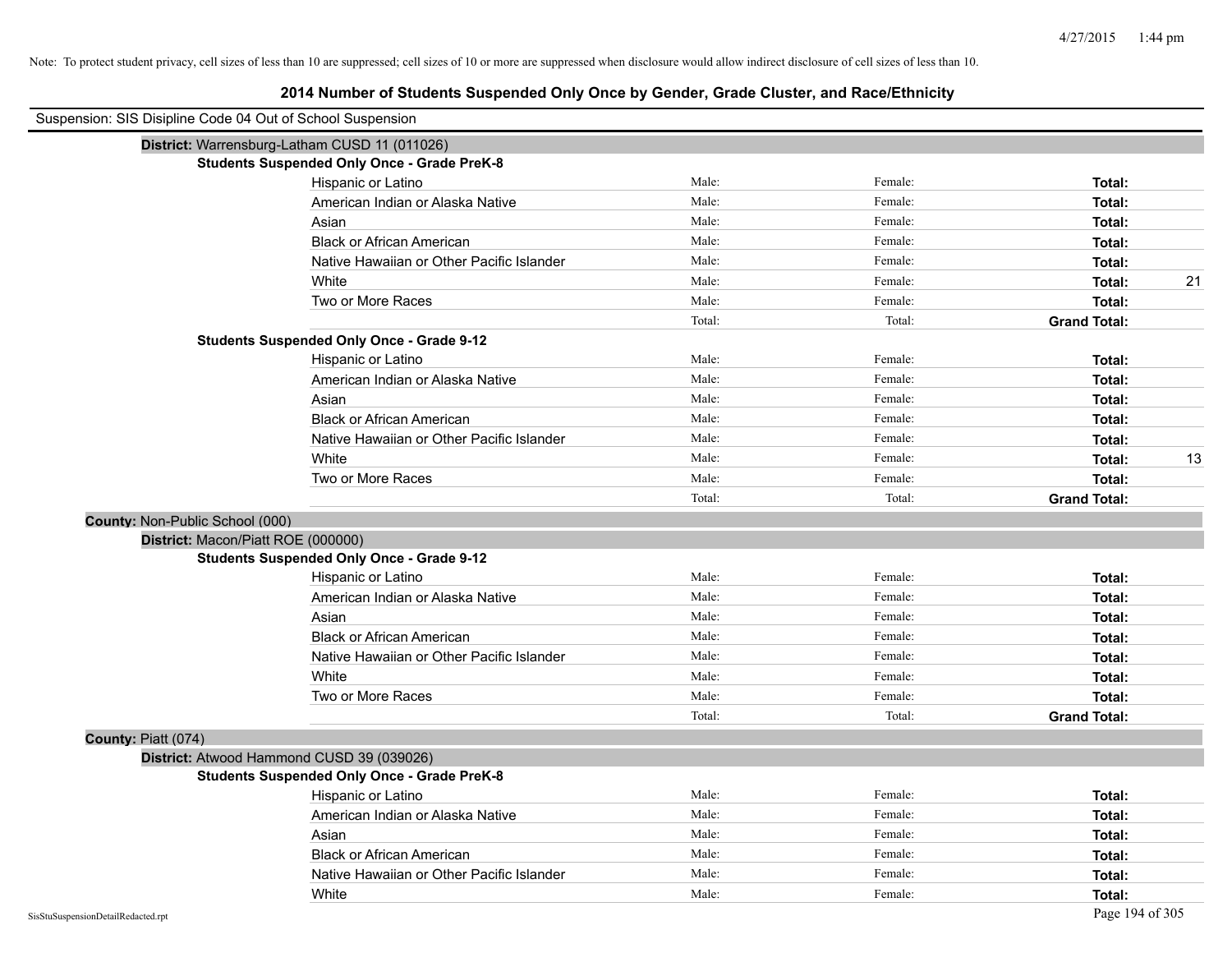Note: To protect student privacy, cell sizes of less than 10 are suppressed; cell sizes of 10 or more are suppressed when disclosure would allow indirect disclosure of cell sizes of less than 10.

# 2014 Number of Students Suspended Only Once by Gender, Grade Cluster, and Race/Ethnicity

Suspension: SIS Disipline Code 04 Out of School Suspension

**District:** Warrensburg-Latham CUSD 11 (011026)

**Students Suspended Only Once - Grade PreK-8**

| | | | | |
|---|---|---|---|---|
| Hispanic or Latino | Male: | Female: | **Total:** | |
| American Indian or Alaska Native | Male: | Female: | **Total:** | |
| Asian | Male: | Female: | **Total:** | |
| Black or African American | Male: | Female: | **Total:** | |
| Native Hawaiian or Other Pacific Islander | Male: | Female: | **Total:** | |
| White | Male: | Female: | **Total:** | 21 |
| Two or More Races | Male: | Female: | **Total:** | |
| | Total: | Total: | **Grand Total:** | |

**Students Suspended Only Once - Grade 9-12**

| | | | | |
|---|---|---|---|---|
| Hispanic or Latino | Male: | Female: | **Total:** | |
| American Indian or Alaska Native | Male: | Female: | **Total:** | |
| Asian | Male: | Female: | **Total:** | |
| Black or African American | Male: | Female: | **Total:** | |
| Native Hawaiian or Other Pacific Islander | Male: | Female: | **Total:** | |
| White | Male: | Female: | **Total:** | 13 |
| Two or More Races | Male: | Female: | **Total:** | |
| | Total: | Total: | **Grand Total:** | |

**County:** Non-Public School (000)

**District:** Macon/Piatt ROE (000000)

**Students Suspended Only Once - Grade 9-12**

| | | | | |
|---|---|---|---|---|
| Hispanic or Latino | Male: | Female: | **Total:** | |
| American Indian or Alaska Native | Male: | Female: | **Total:** | |
| Asian | Male: | Female: | **Total:** | |
| Black or African American | Male: | Female: | **Total:** | |
| Native Hawaiian or Other Pacific Islander | Male: | Female: | **Total:** | |
| White | Male: | Female: | **Total:** | |
| Two or More Races | Male: | Female: | **Total:** | |
| | Total: | Total: | **Grand Total:** | |

**County:** Piatt (074)

**District:** Atwood Hammond CUSD 39 (039026)

**Students Suspended Only Once - Grade PreK-8**

| | | | | |
|---|---|---|---|---|
| Hispanic or Latino | Male: | Female: | **Total:** | |
| American Indian or Alaska Native | Male: | Female: | **Total:** | |
| Asian | Male: | Female: | **Total:** | |
| Black or African American | Male: | Female: | **Total:** | |
| Native Hawaiian or Other Pacific Islander | Male: | Female: | **Total:** | |
| White | Male: | Female: | **Total:** | |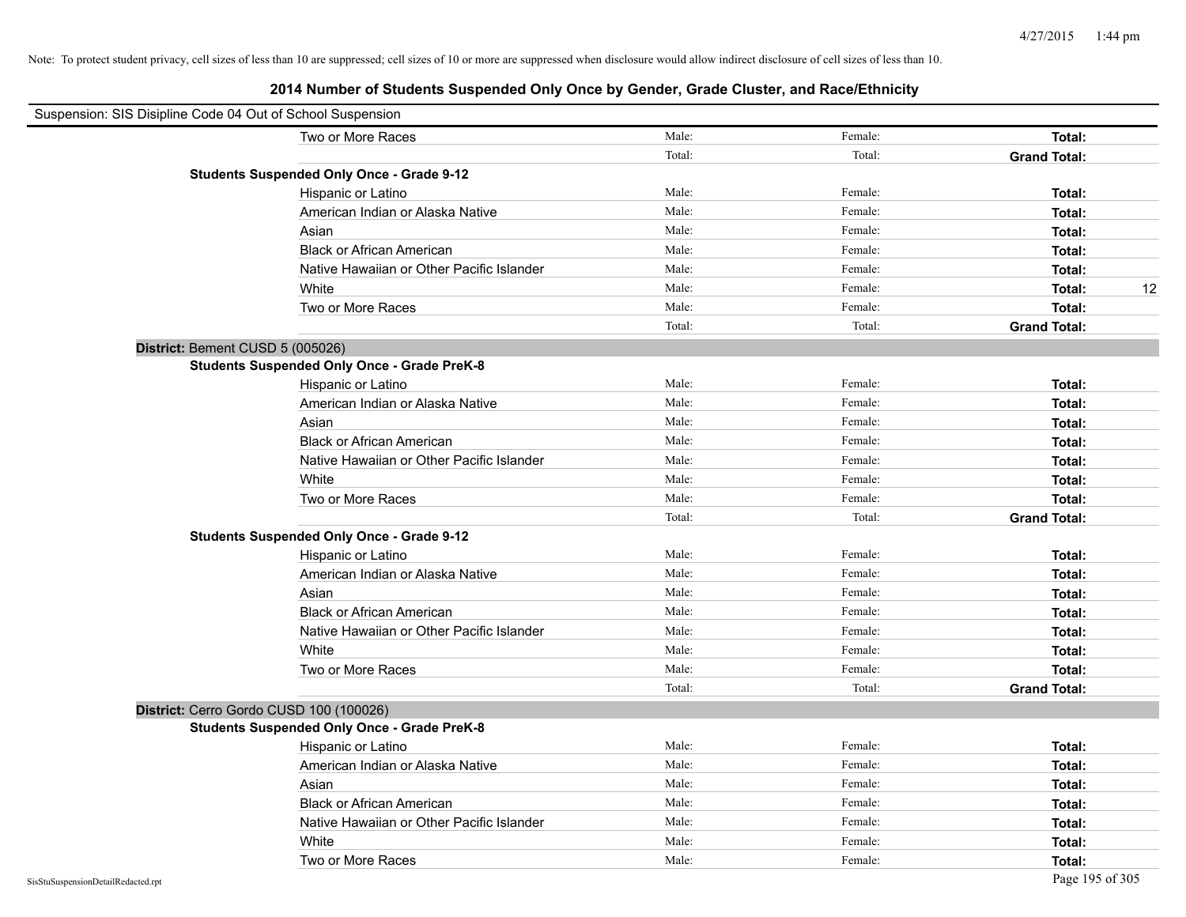Note: To protect student privacy, cell sizes of less than 10 are suppressed; cell sizes of 10 or more are suppressed when disclosure would allow indirect disclosure of cell sizes of less than 10.

# 2014 Number of Students Suspended Only Once by Gender, Grade Cluster, and Race/Ethnicity

Suspension: SIS Disipline Code 04 Out of School Suspension

| | | | | |
|---|---|---|---|---|
| Two or More Races | Male: | Female: | **Total:** | |
| | Total: | Total: | **Grand Total:** | |

**Students Suspended Only Once - Grade 9-12**

| | | | | |
|---|---|---|---|---|
| Hispanic or Latino | Male: | Female: | **Total:** | |
| American Indian or Alaska Native | Male: | Female: | **Total:** | |
| Asian | Male: | Female: | **Total:** | |
| Black or African American | Male: | Female: | **Total:** | |
| Native Hawaiian or Other Pacific Islander | Male: | Female: | **Total:** | |
| White | Male: | Female: | **Total:** | 12 |
| Two or More Races | Male: | Female: | **Total:** | |
| | Total: | Total: | **Grand Total:** | |

## District: Bement CUSD 5 (005026)

**Students Suspended Only Once - Grade PreK-8**

| | | | | |
|---|---|---|---|---|
| Hispanic or Latino | Male: | Female: | **Total:** | |
| American Indian or Alaska Native | Male: | Female: | **Total:** | |
| Asian | Male: | Female: | **Total:** | |
| Black or African American | Male: | Female: | **Total:** | |
| Native Hawaiian or Other Pacific Islander | Male: | Female: | **Total:** | |
| White | Male: | Female: | **Total:** | |
| Two or More Races | Male: | Female: | **Total:** | |
| | Total: | Total: | **Grand Total:** | |

**Students Suspended Only Once - Grade 9-12**

| | | | | |
|---|---|---|---|---|
| Hispanic or Latino | Male: | Female: | **Total:** | |
| American Indian or Alaska Native | Male: | Female: | **Total:** | |
| Asian | Male: | Female: | **Total:** | |
| Black or African American | Male: | Female: | **Total:** | |
| Native Hawaiian or Other Pacific Islander | Male: | Female: | **Total:** | |
| White | Male: | Female: | **Total:** | |
| Two or More Races | Male: | Female: | **Total:** | |
| | Total: | Total: | **Grand Total:** | |

## District: Cerro Gordo CUSD 100 (100026)

**Students Suspended Only Once - Grade PreK-8**

| | | | | |
|---|---|---|---|---|
| Hispanic or Latino | Male: | Female: | **Total:** | |
| American Indian or Alaska Native | Male: | Female: | **Total:** | |
| Asian | Male: | Female: | **Total:** | |
| Black or African American | Male: | Female: | **Total:** | |
| Native Hawaiian or Other Pacific Islander | Male: | Female: | **Total:** | |
| White | Male: | Female: | **Total:** | |
| Two or More Races | Male: | Female: | **Total:** | |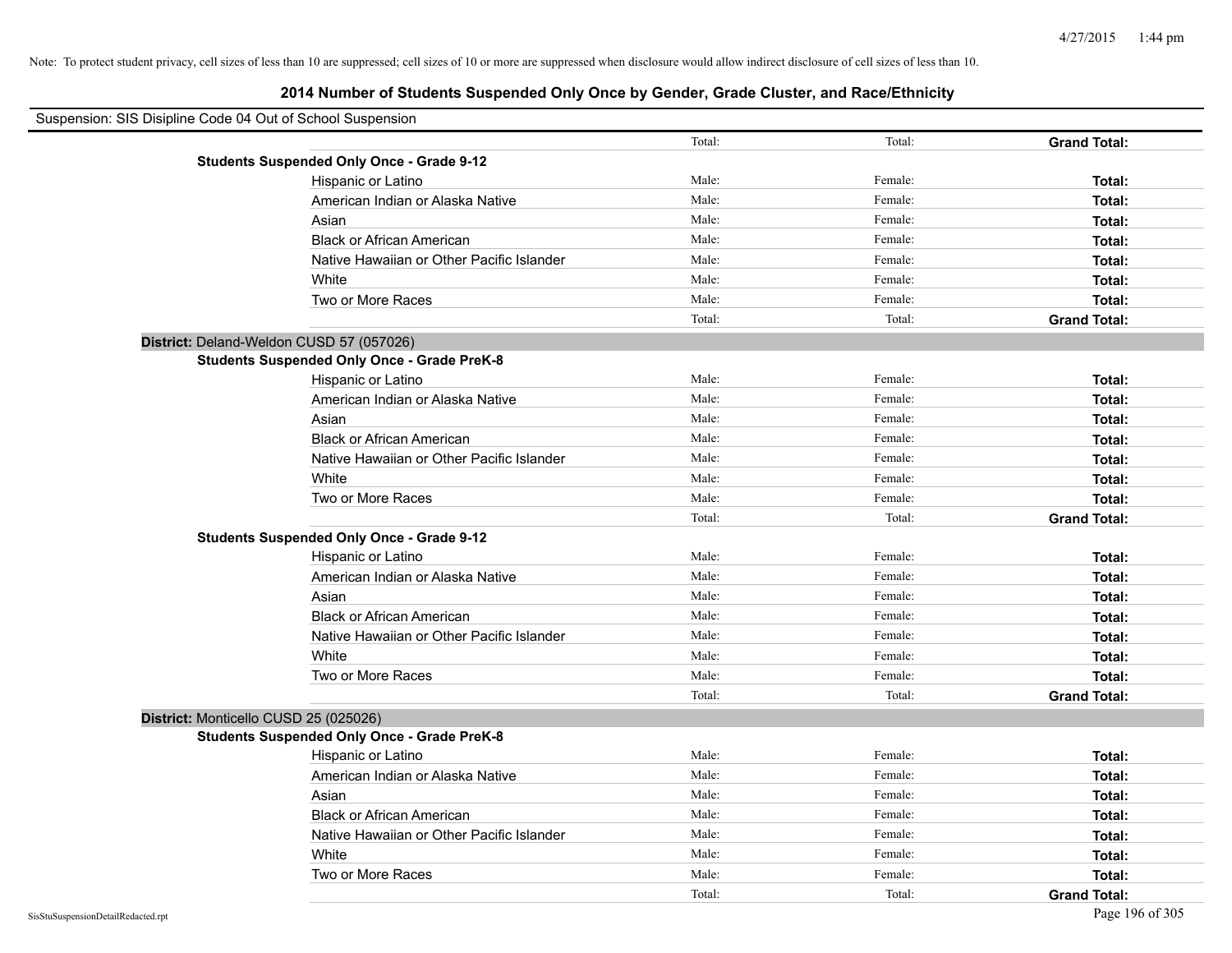Note: To protect student privacy, cell sizes of less than 10 are suppressed; cell sizes of 10 or more are suppressed when disclosure would allow indirect disclosure of cell sizes of less than 10.

## 2014 Number of Students Suspended Only Once by Gender, Grade Cluster, and Race/Ethnicity

Suspension: SIS Disipline Code 04 Out of School Suspension

| | | | |
|---|---|---|---|
| | Total: | Total: | **Grand Total:** |
| **Students Suspended Only Once - Grade 9-12** | | | |
| Hispanic or Latino | Male: | Female: | **Total:** |
| American Indian or Alaska Native | Male: | Female: | **Total:** |
| Asian | Male: | Female: | **Total:** |
| Black or African American | Male: | Female: | **Total:** |
| Native Hawaiian or Other Pacific Islander | Male: | Female: | **Total:** |
| White | Male: | Female: | **Total:** |
| Two or More Races | Male: | Female: | **Total:** |
| | Total: | Total: | **Grand Total:** |

**District:** Deland-Weldon CUSD 57 (057026)

| | | | |
|---|---|---|---|
| **Students Suspended Only Once - Grade PreK-8** | | | |
| Hispanic or Latino | Male: | Female: | **Total:** |
| American Indian or Alaska Native | Male: | Female: | **Total:** |
| Asian | Male: | Female: | **Total:** |
| Black or African American | Male: | Female: | **Total:** |
| Native Hawaiian or Other Pacific Islander | Male: | Female: | **Total:** |
| White | Male: | Female: | **Total:** |
| Two or More Races | Male: | Female: | **Total:** |
| | Total: | Total: | **Grand Total:** |
| **Students Suspended Only Once - Grade 9-12** | | | |
| Hispanic or Latino | Male: | Female: | **Total:** |
| American Indian or Alaska Native | Male: | Female: | **Total:** |
| Asian | Male: | Female: | **Total:** |
| Black or African American | Male: | Female: | **Total:** |
| Native Hawaiian or Other Pacific Islander | Male: | Female: | **Total:** |
| White | Male: | Female: | **Total:** |
| Two or More Races | Male: | Female: | **Total:** |
| | Total: | Total: | **Grand Total:** |

**District:** Monticello CUSD 25 (025026)

| | | | |
|---|---|---|---|
| **Students Suspended Only Once - Grade PreK-8** | | | |
| Hispanic or Latino | Male: | Female: | **Total:** |
| American Indian or Alaska Native | Male: | Female: | **Total:** |
| Asian | Male: | Female: | **Total:** |
| Black or African American | Male: | Female: | **Total:** |
| Native Hawaiian or Other Pacific Islander | Male: | Female: | **Total:** |
| White | Male: | Female: | **Total:** |
| Two or More Races | Male: | Female: | **Total:** |
| | Total: | Total: | **Grand Total:** |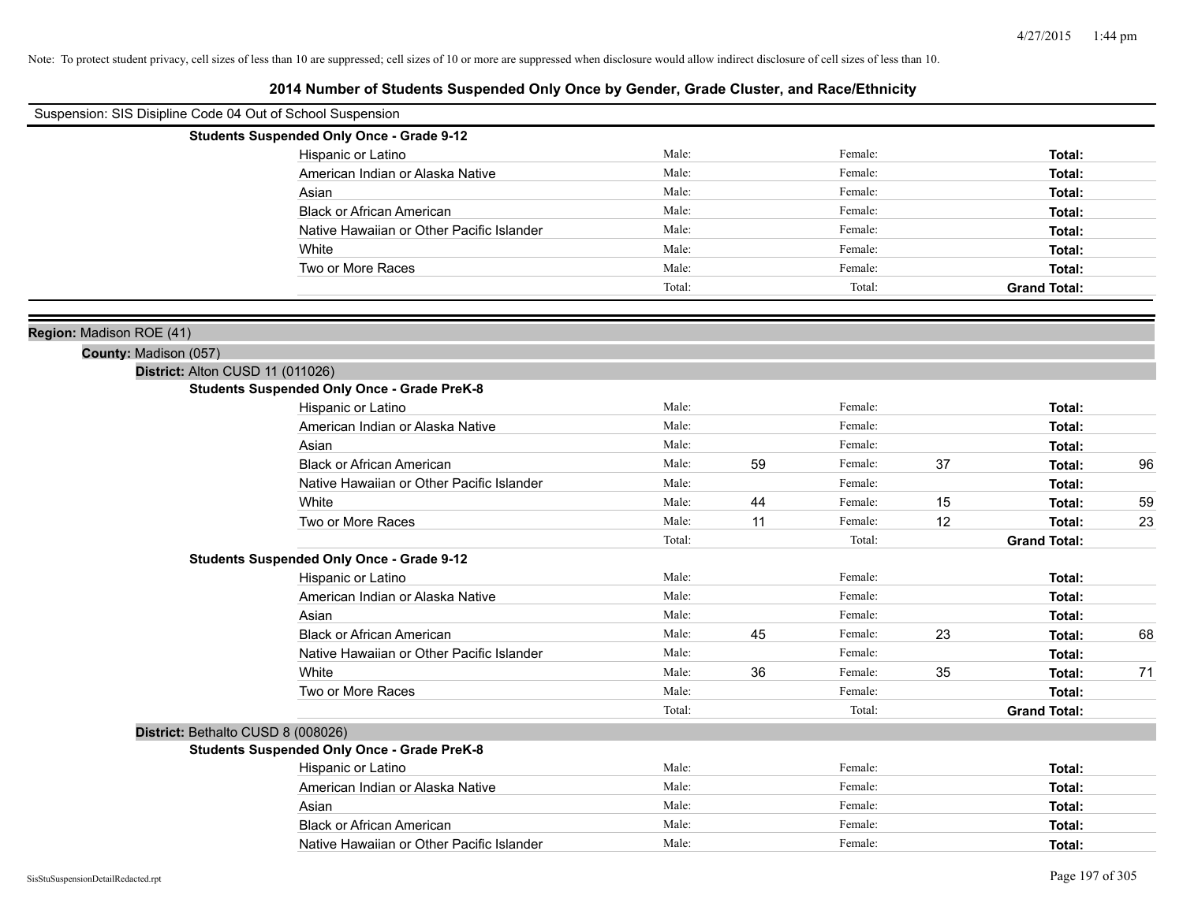Note: To protect student privacy, cell sizes of less than 10 are suppressed; cell sizes of 10 or more are suppressed when disclosure would allow indirect disclosure of cell sizes of less than 10.

# 2014 Number of Students Suspended Only Once by Gender, Grade Cluster, and Race/Ethnicity

Suspension: SIS Disipline Code 04 Out of School Suspension

**Students Suspended Only Once - Grade 9-12**

| | | | | | | |
|---|---|---|---|---|---|---|
| Hispanic or Latino | Male: | | Female: | | **Total:** | |
| American Indian or Alaska Native | Male: | | Female: | | **Total:** | |
| Asian | Male: | | Female: | | **Total:** | |
| Black or African American | Male: | | Female: | | **Total:** | |
| Native Hawaiian or Other Pacific Islander | Male: | | Female: | | **Total:** | |
| White | Male: | | Female: | | **Total:** | |
| Two or More Races | Male: | | Female: | | **Total:** | |
| | Total: | | Total: | | **Grand Total:** | |

**Region:** Madison ROE (41)

**County:** Madison (057)

**District:** Alton CUSD 11 (011026)

**Students Suspended Only Once - Grade PreK-8**

| | | | | | | |
|---|---|---|---|---|---|---|
| Hispanic or Latino | Male: | | Female: | | **Total:** | |
| American Indian or Alaska Native | Male: | | Female: | | **Total:** | |
| Asian | Male: | | Female: | | **Total:** | |
| Black or African American | Male: | 59 | Female: | 37 | **Total:** | 96 |
| Native Hawaiian or Other Pacific Islander | Male: | | Female: | | **Total:** | |
| White | Male: | 44 | Female: | 15 | **Total:** | 59 |
| Two or More Races | Male: | 11 | Female: | 12 | **Total:** | 23 |
| | Total: | | Total: | | **Grand Total:** | |

**Students Suspended Only Once - Grade 9-12**

| | | | | | | |
|---|---|---|---|---|---|---|
| Hispanic or Latino | Male: | | Female: | | **Total:** | |
| American Indian or Alaska Native | Male: | | Female: | | **Total:** | |
| Asian | Male: | | Female: | | **Total:** | |
| Black or African American | Male: | 45 | Female: | 23 | **Total:** | 68 |
| Native Hawaiian or Other Pacific Islander | Male: | | Female: | | **Total:** | |
| White | Male: | 36 | Female: | 35 | **Total:** | 71 |
| Two or More Races | Male: | | Female: | | **Total:** | |
| | Total: | | Total: | | **Grand Total:** | |

**District:** Bethalto CUSD 8 (008026)

**Students Suspended Only Once - Grade PreK-8**

| | | | | | | |
|---|---|---|---|---|---|---|
| Hispanic or Latino | Male: | | Female: | | **Total:** | |
| American Indian or Alaska Native | Male: | | Female: | | **Total:** | |
| Asian | Male: | | Female: | | **Total:** | |
| Black or African American | Male: | | Female: | | **Total:** | |
| Native Hawaiian or Other Pacific Islander | Male: | | Female: | | **Total:** | |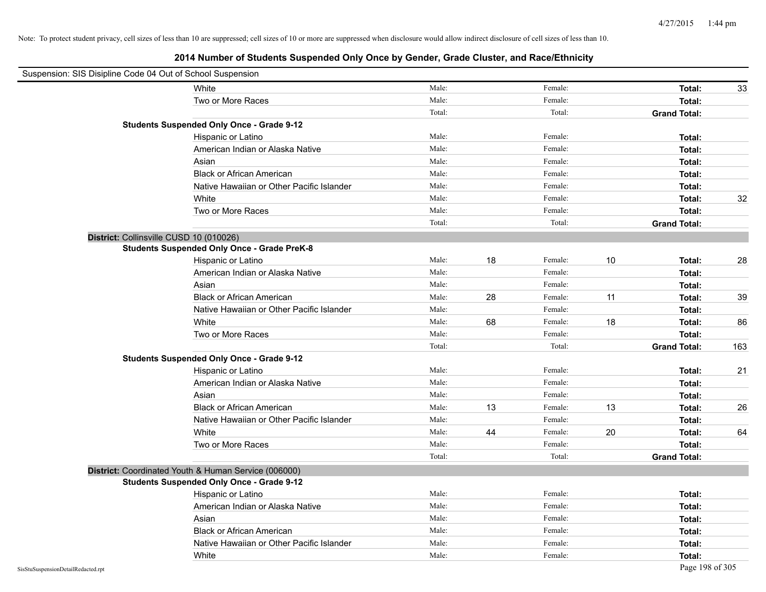Note: To protect student privacy, cell sizes of less than 10 are suppressed; cell sizes of 10 or more are suppressed when disclosure would allow indirect disclosure of cell sizes of less than 10.

# 2014 Number of Students Suspended Only Once by Gender, Grade Cluster, and Race/Ethnicity

Suspension: SIS Disipline Code 04 Out of School Suspension

| | | | | | | |
|---|---|---|---|---|---|---|
| White | Male: | | Female: | | **Total:** | 33 |
| Two or More Races | Male: | | Female: | | **Total:** | |
| | Total: | | Total: | | **Grand Total:** | |

**Students Suspended Only Once - Grade 9-12**

| | | | | | | |
|---|---|---|---|---|---|---|
| Hispanic or Latino | Male: | | Female: | | **Total:** | |
| American Indian or Alaska Native | Male: | | Female: | | **Total:** | |
| Asian | Male: | | Female: | | **Total:** | |
| Black or African American | Male: | | Female: | | **Total:** | |
| Native Hawaiian or Other Pacific Islander | Male: | | Female: | | **Total:** | |
| White | Male: | | Female: | | **Total:** | 32 |
| Two or More Races | Male: | | Female: | | **Total:** | |
| | Total: | | Total: | | **Grand Total:** | |

**District:** Collinsville CUSD 10 (010026)

**Students Suspended Only Once - Grade PreK-8**

| | | | | | | |
|---|---|---|---|---|---|---|
| Hispanic or Latino | Male: | 18 | Female: | 10 | **Total:** | 28 |
| American Indian or Alaska Native | Male: | | Female: | | **Total:** | |
| Asian | Male: | | Female: | | **Total:** | |
| Black or African American | Male: | 28 | Female: | 11 | **Total:** | 39 |
| Native Hawaiian or Other Pacific Islander | Male: | | Female: | | **Total:** | |
| White | Male: | 68 | Female: | 18 | **Total:** | 86 |
| Two or More Races | Male: | | Female: | | **Total:** | |
| | Total: | | Total: | | **Grand Total:** | 163 |

**Students Suspended Only Once - Grade 9-12**

| | | | | | | |
|---|---|---|---|---|---|---|
| Hispanic or Latino | Male: | | Female: | | **Total:** | 21 |
| American Indian or Alaska Native | Male: | | Female: | | **Total:** | |
| Asian | Male: | | Female: | | **Total:** | |
| Black or African American | Male: | 13 | Female: | 13 | **Total:** | 26 |
| Native Hawaiian or Other Pacific Islander | Male: | | Female: | | **Total:** | |
| White | Male: | 44 | Female: | 20 | **Total:** | 64 |
| Two or More Races | Male: | | Female: | | **Total:** | |
| | Total: | | Total: | | **Grand Total:** | |

**District:** Coordinated Youth & Human Service (006000)

**Students Suspended Only Once - Grade 9-12**

| | | | | | | |
|---|---|---|---|---|---|---|
| Hispanic or Latino | Male: | | Female: | | **Total:** | |
| American Indian or Alaska Native | Male: | | Female: | | **Total:** | |
| Asian | Male: | | Female: | | **Total:** | |
| Black or African American | Male: | | Female: | | **Total:** | |
| Native Hawaiian or Other Pacific Islander | Male: | | Female: | | **Total:** | |
| White | Male: | | Female: | | **Total:** | |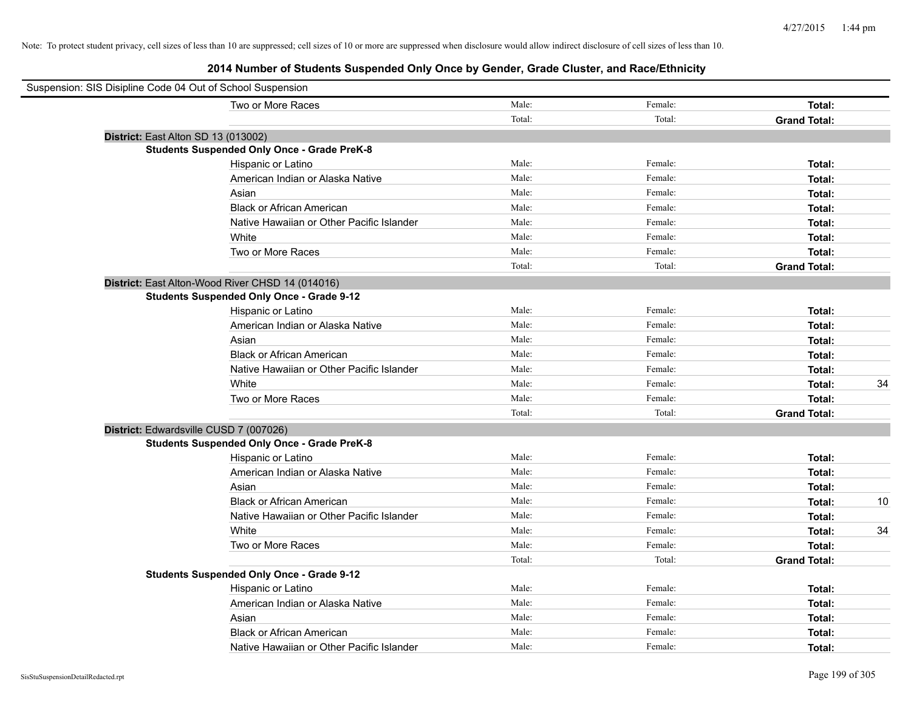Note: To protect student privacy, cell sizes of less than 10 are suppressed; cell sizes of 10 or more are suppressed when disclosure would allow indirect disclosure of cell sizes of less than 10.

# 2014 Number of Students Suspended Only Once by Gender, Grade Cluster, and Race/Ethnicity

Suspension: SIS Disipline Code 04 Out of School Suspension

| | | | | |
|---|---|---|---|---|
| Two or More Races | Male: | Female: | **Total:** | |
| | Total: | Total: | **Grand Total:** | |

**District:** East Alton SD 13 (013002)

**Students Suspended Only Once - Grade PreK-8**

| | | | | |
|---|---|---|---|---|
| Hispanic or Latino | Male: | Female: | **Total:** | |
| American Indian or Alaska Native | Male: | Female: | **Total:** | |
| Asian | Male: | Female: | **Total:** | |
| Black or African American | Male: | Female: | **Total:** | |
| Native Hawaiian or Other Pacific Islander | Male: | Female: | **Total:** | |
| White | Male: | Female: | **Total:** | |
| Two or More Races | Male: | Female: | **Total:** | |
| | Total: | Total: | **Grand Total:** | |

**District:** East Alton-Wood River CHSD 14 (014016)

**Students Suspended Only Once - Grade 9-12**

| | | | | |
|---|---|---|---|---|
| Hispanic or Latino | Male: | Female: | **Total:** | |
| American Indian or Alaska Native | Male: | Female: | **Total:** | |
| Asian | Male: | Female: | **Total:** | |
| Black or African American | Male: | Female: | **Total:** | |
| Native Hawaiian or Other Pacific Islander | Male: | Female: | **Total:** | |
| White | Male: | Female: | **Total:** | 34 |
| Two or More Races | Male: | Female: | **Total:** | |
| | Total: | Total: | **Grand Total:** | |

**District:** Edwardsville CUSD 7 (007026)

**Students Suspended Only Once - Grade PreK-8**

| | | | | |
|---|---|---|---|---|
| Hispanic or Latino | Male: | Female: | **Total:** | |
| American Indian or Alaska Native | Male: | Female: | **Total:** | |
| Asian | Male: | Female: | **Total:** | |
| Black or African American | Male: | Female: | **Total:** | 10 |
| Native Hawaiian or Other Pacific Islander | Male: | Female: | **Total:** | |
| White | Male: | Female: | **Total:** | 34 |
| Two or More Races | Male: | Female: | **Total:** | |
| | Total: | Total: | **Grand Total:** | |

**Students Suspended Only Once - Grade 9-12**

| | | | | |
|---|---|---|---|---|
| Hispanic or Latino | Male: | Female: | **Total:** | |
| American Indian or Alaska Native | Male: | Female: | **Total:** | |
| Asian | Male: | Female: | **Total:** | |
| Black or African American | Male: | Female: | **Total:** | |
| Native Hawaiian or Other Pacific Islander | Male: | Female: | **Total:** | |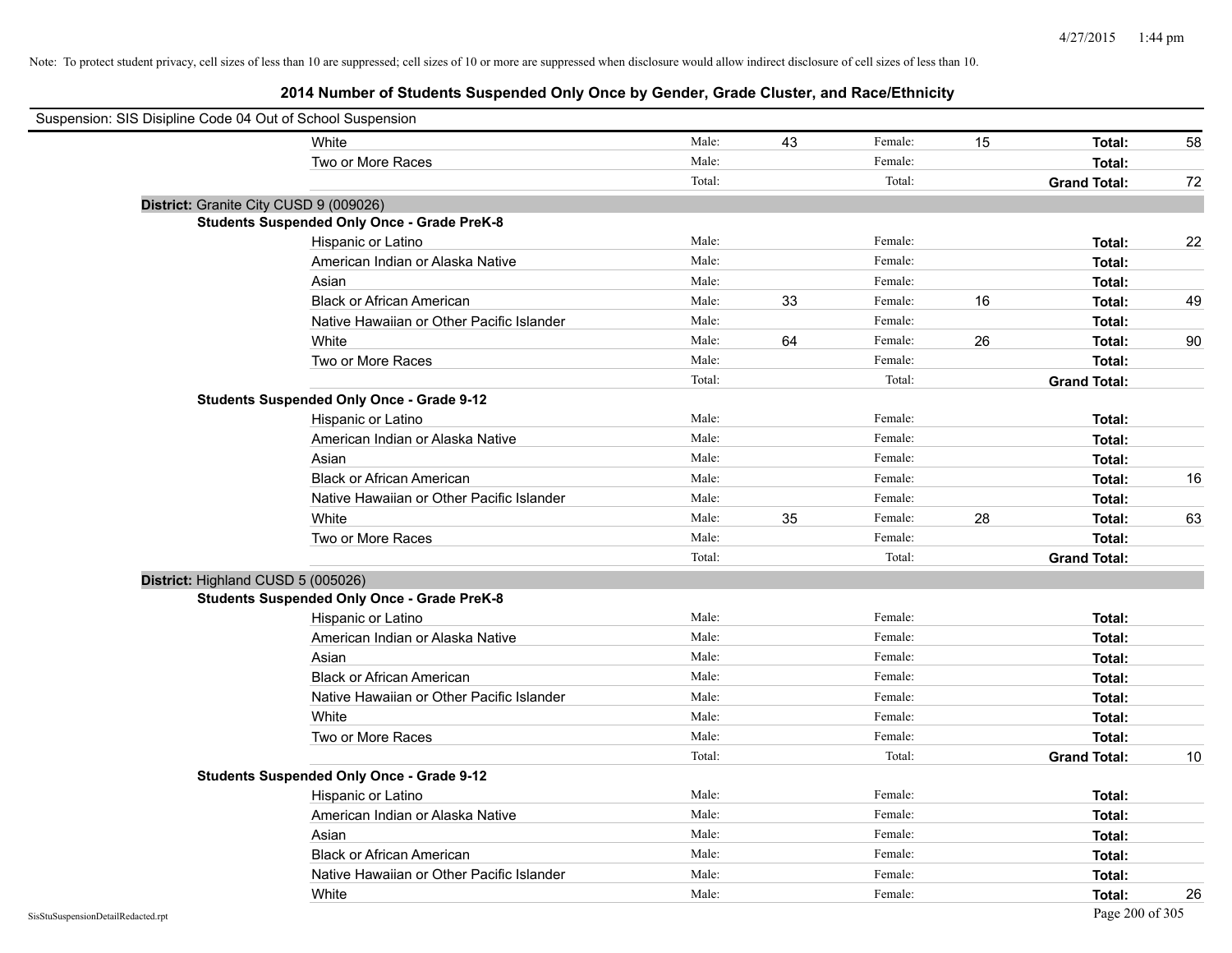Note: To protect student privacy, cell sizes of less than 10 are suppressed; cell sizes of 10 or more are suppressed when disclosure would allow indirect disclosure of cell sizes of less than 10.

## 2014 Number of Students Suspended Only Once by Gender, Grade Cluster, and Race/Ethnicity

Suspension: SIS Disipline Code 04 Out of School Suspension

| | | | | | | |
|---|---|---|---|---|---|---|
| White | Male: | 43 | Female: | 15 | **Total:** | 58 |
| Two or More Races | Male: | | Female: | | **Total:** | |
| | Total: | | Total: | | **Grand Total:** | 72 |

**District:** Granite City CUSD 9 (009026)

**Students Suspended Only Once - Grade PreK-8**

| | | | | | | |
|---|---|---|---|---|---|---|
| Hispanic or Latino | Male: | | Female: | | **Total:** | 22 |
| American Indian or Alaska Native | Male: | | Female: | | **Total:** | |
| Asian | Male: | | Female: | | **Total:** | |
| Black or African American | Male: | 33 | Female: | 16 | **Total:** | 49 |
| Native Hawaiian or Other Pacific Islander | Male: | | Female: | | **Total:** | |
| White | Male: | 64 | Female: | 26 | **Total:** | 90 |
| Two or More Races | Male: | | Female: | | **Total:** | |
| | Total: | | Total: | | **Grand Total:** | |

**Students Suspended Only Once - Grade 9-12**

| | | | | | | |
|---|---|---|---|---|---|---|
| Hispanic or Latino | Male: | | Female: | | **Total:** | |
| American Indian or Alaska Native | Male: | | Female: | | **Total:** | |
| Asian | Male: | | Female: | | **Total:** | |
| Black or African American | Male: | | Female: | | **Total:** | 16 |
| Native Hawaiian or Other Pacific Islander | Male: | | Female: | | **Total:** | |
| White | Male: | 35 | Female: | 28 | **Total:** | 63 |
| Two or More Races | Male: | | Female: | | **Total:** | |
| | Total: | | Total: | | **Grand Total:** | |

**District:** Highland CUSD 5 (005026)

**Students Suspended Only Once - Grade PreK-8**

| | | | | | | |
|---|---|---|---|---|---|---|
| Hispanic or Latino | Male: | | Female: | | **Total:** | |
| American Indian or Alaska Native | Male: | | Female: | | **Total:** | |
| Asian | Male: | | Female: | | **Total:** | |
| Black or African American | Male: | | Female: | | **Total:** | |
| Native Hawaiian or Other Pacific Islander | Male: | | Female: | | **Total:** | |
| White | Male: | | Female: | | **Total:** | |
| Two or More Races | Male: | | Female: | | **Total:** | |
| | Total: | | Total: | | **Grand Total:** | 10 |

**Students Suspended Only Once - Grade 9-12**

| | | | | | | |
|---|---|---|---|---|---|---|
| Hispanic or Latino | Male: | | Female: | | **Total:** | |
| American Indian or Alaska Native | Male: | | Female: | | **Total:** | |
| Asian | Male: | | Female: | | **Total:** | |
| Black or African American | Male: | | Female: | | **Total:** | |
| Native Hawaiian or Other Pacific Islander | Male: | | Female: | | **Total:** | |
| White | Male: | | Female: | | **Total:** | 26 |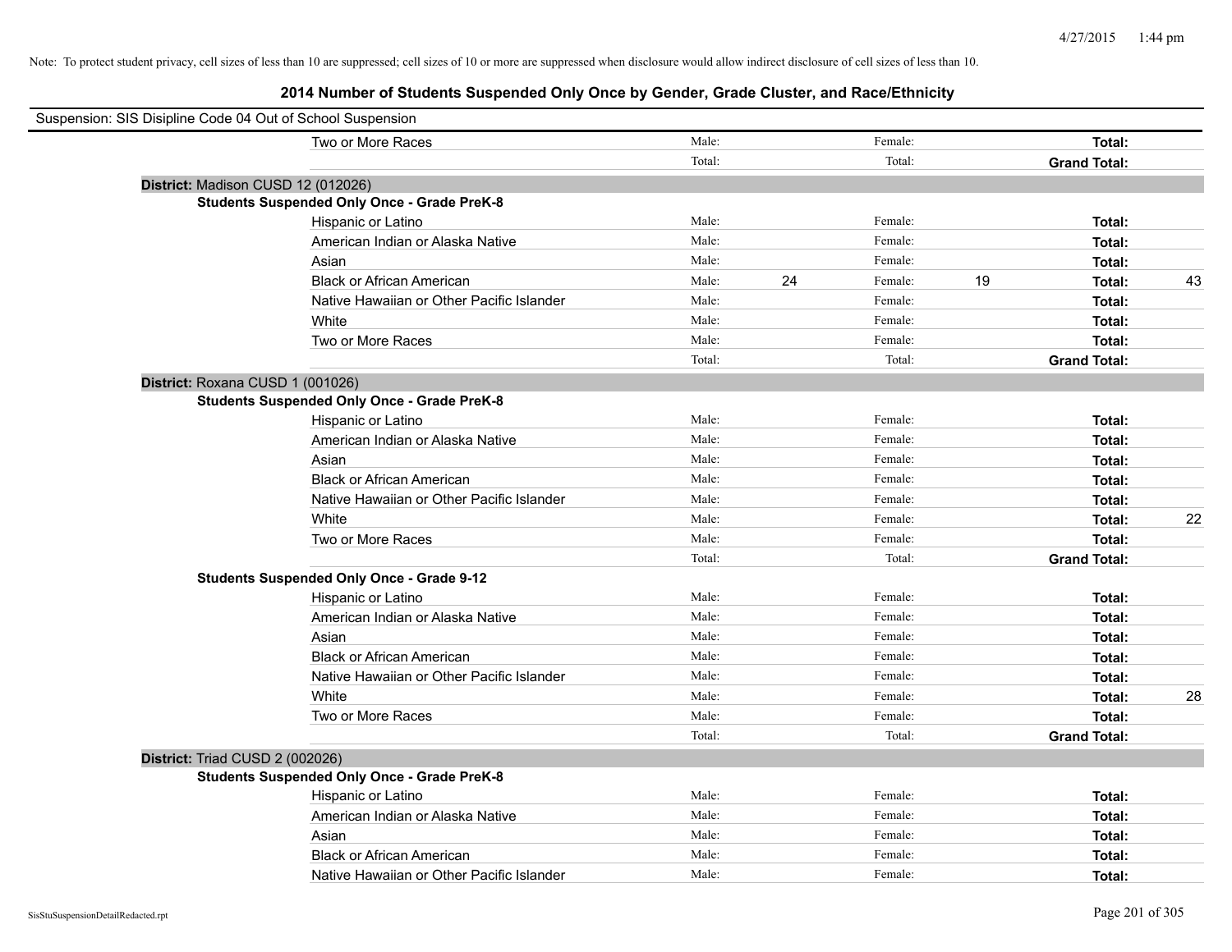Note: To protect student privacy, cell sizes of less than 10 are suppressed; cell sizes of 10 or more are suppressed when disclosure would allow indirect disclosure of cell sizes of less than 10.

# 2014 Number of Students Suspended Only Once by Gender, Grade Cluster, and Race/Ethnicity

Suspension: SIS Disipline Code 04 Out of School Suspension

| | Male: | | Female: | | | |
|---|---|---|---|---|---|---|
| Two or More Races | Male: | | Female: | | **Total:** | |
| | Total: | | Total: | | **Grand Total:** | |

**District:** Madison CUSD 12 (012026)

**Students Suspended Only Once - Grade PreK-8**

| Race/Ethnicity | | | | | | |
|---|---|---|---|---|---|---|
| Hispanic or Latino | Male: | | Female: | | **Total:** | |
| American Indian or Alaska Native | Male: | | Female: | | **Total:** | |
| Asian | Male: | | Female: | | **Total:** | |
| Black or African American | Male: | 24 | Female: | 19 | **Total:** | 43 |
| Native Hawaiian or Other Pacific Islander | Male: | | Female: | | **Total:** | |
| White | Male: | | Female: | | **Total:** | |
| Two or More Races | Male: | | Female: | | **Total:** | |
| | Total: | | Total: | | **Grand Total:** | |

**District:** Roxana CUSD 1 (001026)

**Students Suspended Only Once - Grade PreK-8**

| Race/Ethnicity | | | | | | |
|---|---|---|---|---|---|---|
| Hispanic or Latino | Male: | | Female: | | **Total:** | |
| American Indian or Alaska Native | Male: | | Female: | | **Total:** | |
| Asian | Male: | | Female: | | **Total:** | |
| Black or African American | Male: | | Female: | | **Total:** | |
| Native Hawaiian or Other Pacific Islander | Male: | | Female: | | **Total:** | |
| White | Male: | | Female: | | **Total:** | 22 |
| Two or More Races | Male: | | Female: | | **Total:** | |
| | Total: | | Total: | | **Grand Total:** | |

**Students Suspended Only Once - Grade 9-12**

| Race/Ethnicity | | | | | | |
|---|---|---|---|---|---|---|
| Hispanic or Latino | Male: | | Female: | | **Total:** | |
| American Indian or Alaska Native | Male: | | Female: | | **Total:** | |
| Asian | Male: | | Female: | | **Total:** | |
| Black or African American | Male: | | Female: | | **Total:** | |
| Native Hawaiian or Other Pacific Islander | Male: | | Female: | | **Total:** | |
| White | Male: | | Female: | | **Total:** | 28 |
| Two or More Races | Male: | | Female: | | **Total:** | |
| | Total: | | Total: | | **Grand Total:** | |

**District:** Triad CUSD 2 (002026)

**Students Suspended Only Once - Grade PreK-8**

| Race/Ethnicity | | | | | | |
|---|---|---|---|---|---|---|
| Hispanic or Latino | Male: | | Female: | | **Total:** | |
| American Indian or Alaska Native | Male: | | Female: | | **Total:** | |
| Asian | Male: | | Female: | | **Total:** | |
| Black or African American | Male: | | Female: | | **Total:** | |
| Native Hawaiian or Other Pacific Islander | Male: | | Female: | | **Total:** | |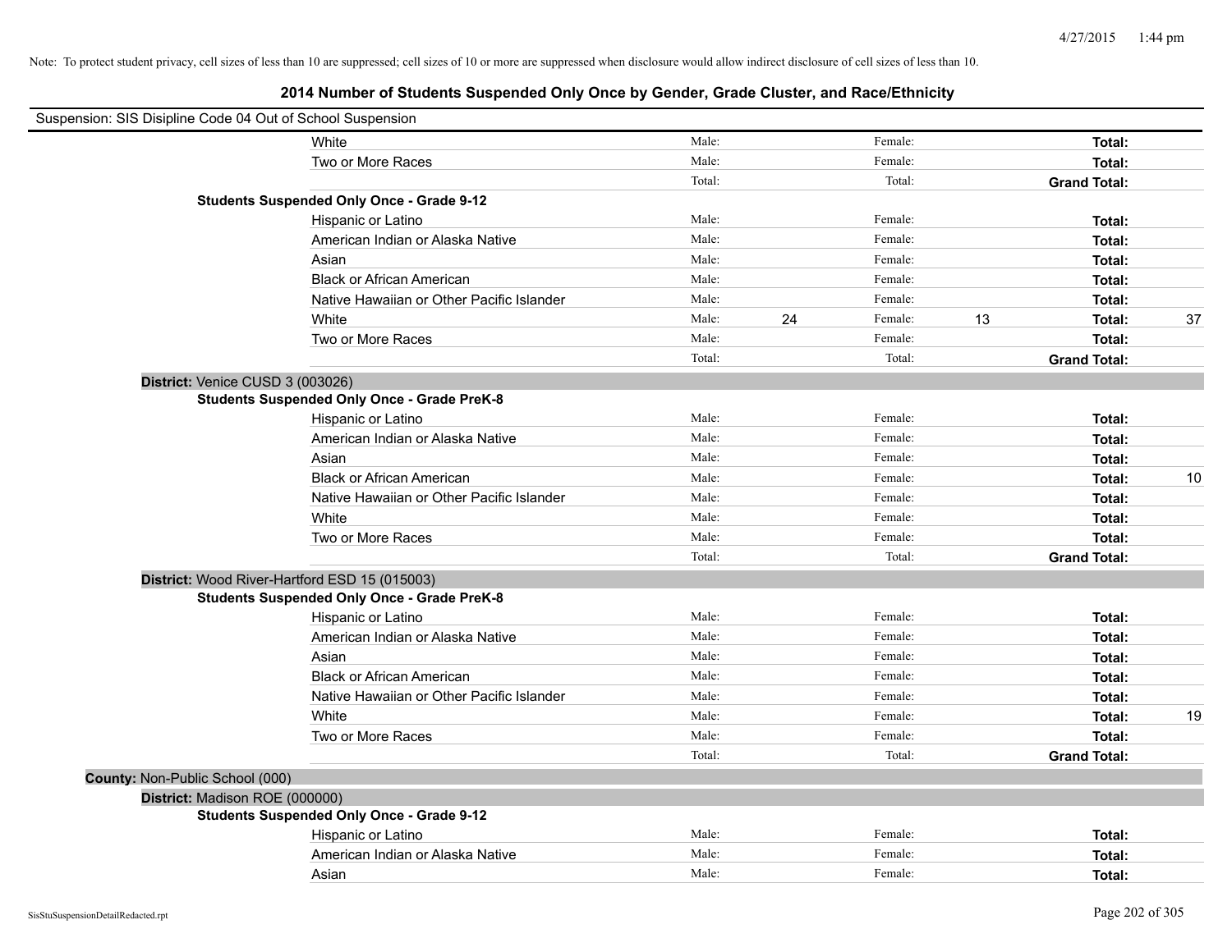Note: To protect student privacy, cell sizes of less than 10 are suppressed; cell sizes of 10 or more are suppressed when disclosure would allow indirect disclosure of cell sizes of less than 10.

## 2014 Number of Students Suspended Only Once by Gender, Grade Cluster, and Race/Ethnicity

Suspension: SIS Disipline Code 04 Out of School Suspension

| | | | | | | |
|---|---|---|---|---|---|---|
| White | Male: | | Female: | | **Total:** | |
| Two or More Races | Male: | | Female: | | **Total:** | |
| | Total: | | Total: | | **Grand Total:** | |

**Students Suspended Only Once - Grade 9-12**

| | | | | | | |
|---|---|---|---|---|---|---|
| Hispanic or Latino | Male: | | Female: | | **Total:** | |
| American Indian or Alaska Native | Male: | | Female: | | **Total:** | |
| Asian | Male: | | Female: | | **Total:** | |
| Black or African American | Male: | | Female: | | **Total:** | |
| Native Hawaiian or Other Pacific Islander | Male: | | Female: | | **Total:** | |
| White | Male: | 24 | Female: | 13 | **Total:** | 37 |
| Two or More Races | Male: | | Female: | | **Total:** | |
| | Total: | | Total: | | **Grand Total:** | |

**District:** Venice CUSD 3 (003026)

**Students Suspended Only Once - Grade PreK-8**

| | | | | | | |
|---|---|---|---|---|---|---|
| Hispanic or Latino | Male: | | Female: | | **Total:** | |
| American Indian or Alaska Native | Male: | | Female: | | **Total:** | |
| Asian | Male: | | Female: | | **Total:** | |
| Black or African American | Male: | | Female: | | **Total:** | 10 |
| Native Hawaiian or Other Pacific Islander | Male: | | Female: | | **Total:** | |
| White | Male: | | Female: | | **Total:** | |
| Two or More Races | Male: | | Female: | | **Total:** | |
| | Total: | | Total: | | **Grand Total:** | |

**District:** Wood River-Hartford ESD 15 (015003)

**Students Suspended Only Once - Grade PreK-8**

| | | | | | | |
|---|---|---|---|---|---|---|
| Hispanic or Latino | Male: | | Female: | | **Total:** | |
| American Indian or Alaska Native | Male: | | Female: | | **Total:** | |
| Asian | Male: | | Female: | | **Total:** | |
| Black or African American | Male: | | Female: | | **Total:** | |
| Native Hawaiian or Other Pacific Islander | Male: | | Female: | | **Total:** | |
| White | Male: | | Female: | | **Total:** | 19 |
| Two or More Races | Male: | | Female: | | **Total:** | |
| | Total: | | Total: | | **Grand Total:** | |

**County:** Non-Public School (000)

**District:** Madison ROE (000000)

**Students Suspended Only Once - Grade 9-12**

| | | | | | | |
|---|---|---|---|---|---|---|
| Hispanic or Latino | Male: | | Female: | | **Total:** | |
| American Indian or Alaska Native | Male: | | Female: | | **Total:** | |
| Asian | Male: | | Female: | | **Total:** | |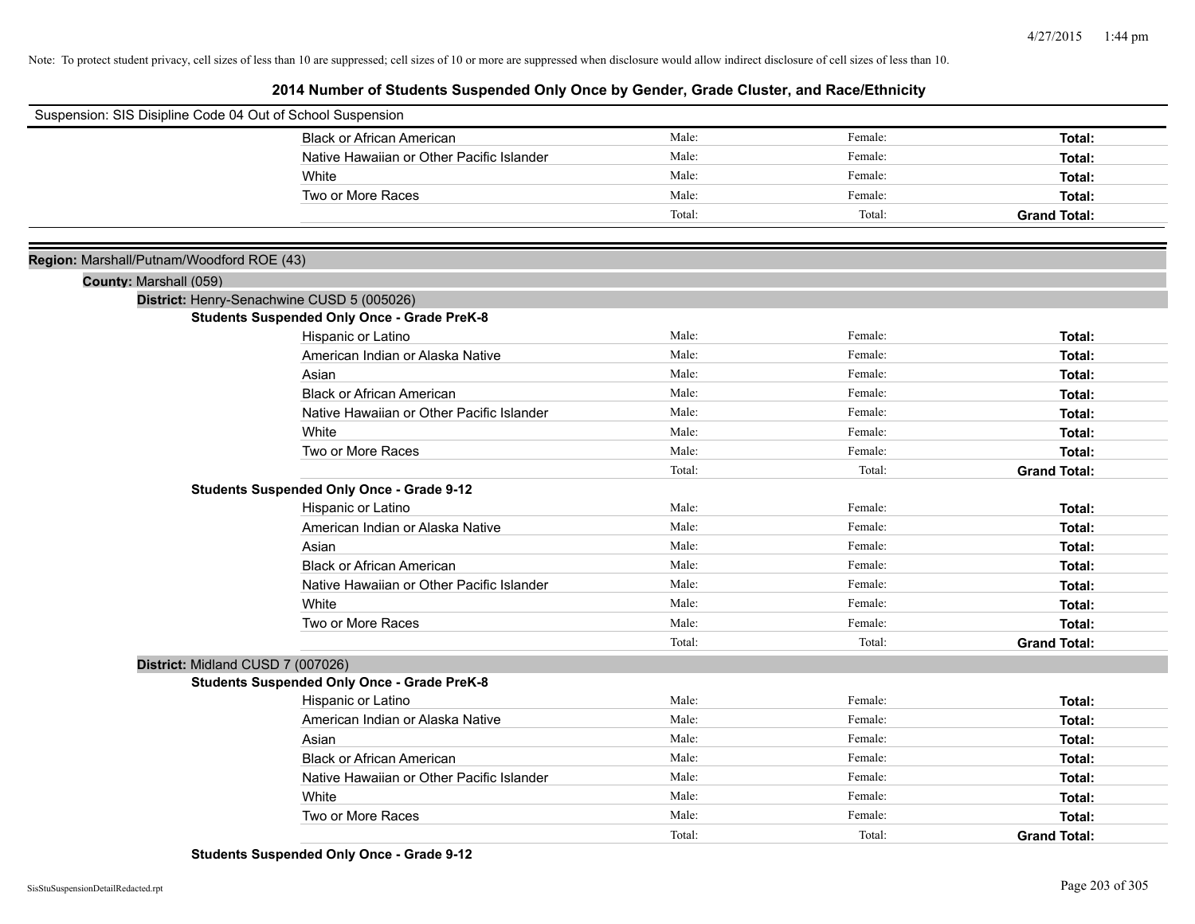Note: To protect student privacy, cell sizes of less than 10 are suppressed; cell sizes of 10 or more are suppressed when disclosure would allow indirect disclosure of cell sizes of less than 10.

## 2014 Number of Students Suspended Only Once by Gender, Grade Cluster, and Race/Ethnicity

Suspension: SIS Disipline Code 04 Out of School Suspension

| | | | |
|---|---|---|---|
| Black or African American | Male: | Female: | **Total:** |
| Native Hawaiian or Other Pacific Islander | Male: | Female: | **Total:** |
| White | Male: | Female: | **Total:** |
| Two or More Races | Male: | Female: | **Total:** |
| | Total: | Total: | **Grand Total:** |

**Region:** Marshall/Putnam/Woodford ROE (43)

**County:** Marshall (059)

**District:** Henry-Senachwine CUSD 5 (005026)

**Students Suspended Only Once - Grade PreK-8**

| | | | |
|---|---|---|---|
| Hispanic or Latino | Male: | Female: | **Total:** |
| American Indian or Alaska Native | Male: | Female: | **Total:** |
| Asian | Male: | Female: | **Total:** |
| Black or African American | Male: | Female: | **Total:** |
| Native Hawaiian or Other Pacific Islander | Male: | Female: | **Total:** |
| White | Male: | Female: | **Total:** |
| Two or More Races | Male: | Female: | **Total:** |
| | Total: | Total: | **Grand Total:** |

**Students Suspended Only Once - Grade 9-12**

| | | | |
|---|---|---|---|
| Hispanic or Latino | Male: | Female: | **Total:** |
| American Indian or Alaska Native | Male: | Female: | **Total:** |
| Asian | Male: | Female: | **Total:** |
| Black or African American | Male: | Female: | **Total:** |
| Native Hawaiian or Other Pacific Islander | Male: | Female: | **Total:** |
| White | Male: | Female: | **Total:** |
| Two or More Races | Male: | Female: | **Total:** |
| | Total: | Total: | **Grand Total:** |

**District:** Midland CUSD 7 (007026)

**Students Suspended Only Once - Grade PreK-8**

| | | | |
|---|---|---|---|
| Hispanic or Latino | Male: | Female: | **Total:** |
| American Indian or Alaska Native | Male: | Female: | **Total:** |
| Asian | Male: | Female: | **Total:** |
| Black or African American | Male: | Female: | **Total:** |
| Native Hawaiian or Other Pacific Islander | Male: | Female: | **Total:** |
| White | Male: | Female: | **Total:** |
| Two or More Races | Male: | Female: | **Total:** |
| | Total: | Total: | **Grand Total:** |

**Students Suspended Only Once - Grade 9-12**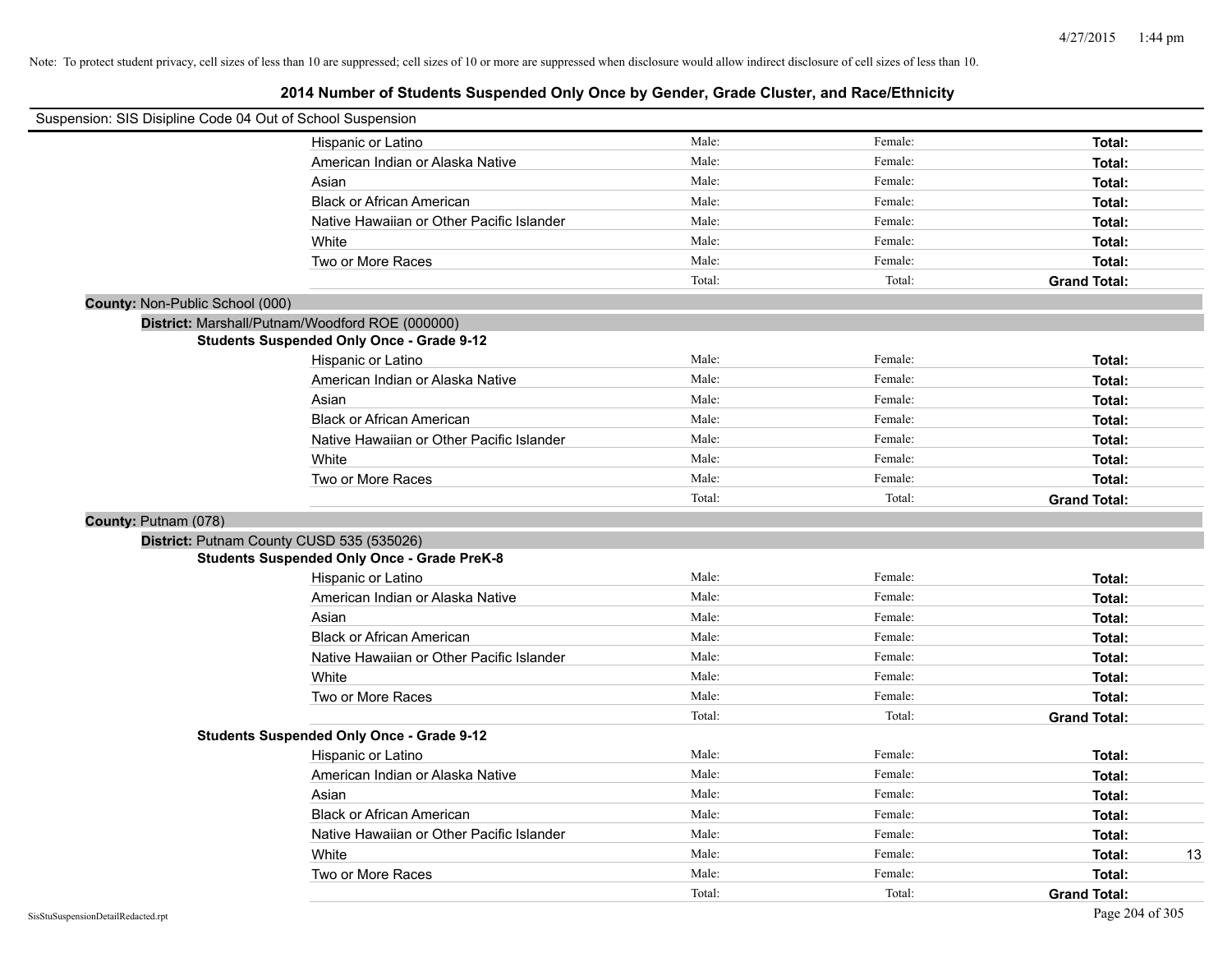Note: To protect student privacy, cell sizes of less than 10 are suppressed; cell sizes of 10 or more are suppressed when disclosure would allow indirect disclosure of cell sizes of less than 10.

# 2014 Number of Students Suspended Only Once by Gender, Grade Cluster, and Race/Ethnicity

Suspension: SIS Disipline Code 04 Out of School Suspension

| | Male | Female | Total |
|---|---|---|---|
| Hispanic or Latino | Male: | Female: | Total: |
| American Indian or Alaska Native | Male: | Female: | Total: |
| Asian | Male: | Female: | Total: |
| Black or African American | Male: | Female: | Total: |
| Native Hawaiian or Other Pacific Islander | Male: | Female: | Total: |
| White | Male: | Female: | Total: |
| Two or More Races | Male: | Female: | Total: |
| | Total: | Total: | Grand Total: |

**County:** Non-Public School (000)

**District:** Marshall/Putnam/Woodford ROE (000000)

**Students Suspended Only Once - Grade 9-12**

| | Male | Female | Total |
|---|---|---|---|
| Hispanic or Latino | Male: | Female: | Total: |
| American Indian or Alaska Native | Male: | Female: | Total: |
| Asian | Male: | Female: | Total: |
| Black or African American | Male: | Female: | Total: |
| Native Hawaiian or Other Pacific Islander | Male: | Female: | Total: |
| White | Male: | Female: | Total: |
| Two or More Races | Male: | Female: | Total: |
| | Total: | Total: | Grand Total: |

**County:** Putnam (078)

**District:** Putnam County CUSD 535 (535026)

**Students Suspended Only Once - Grade PreK-8**

| | Male | Female | Total |
|---|---|---|---|
| Hispanic or Latino | Male: | Female: | Total: |
| American Indian or Alaska Native | Male: | Female: | Total: |
| Asian | Male: | Female: | Total: |
| Black or African American | Male: | Female: | Total: |
| Native Hawaiian or Other Pacific Islander | Male: | Female: | Total: |
| White | Male: | Female: | Total: |
| Two or More Races | Male: | Female: | Total: |
| | Total: | Total: | Grand Total: |

**Students Suspended Only Once - Grade 9-12**

| | Male | Female | Total |
|---|---|---|---|
| Hispanic or Latino | Male: | Female: | Total: |
| American Indian or Alaska Native | Male: | Female: | Total: |
| Asian | Male: | Female: | Total: |
| Black or African American | Male: | Female: | Total: |
| Native Hawaiian or Other Pacific Islander | Male: | Female: | Total: |
| White | Male: | Female: | Total: 13 |
| Two or More Races | Male: | Female: | Total: |
| | Total: | Total: | Grand Total: |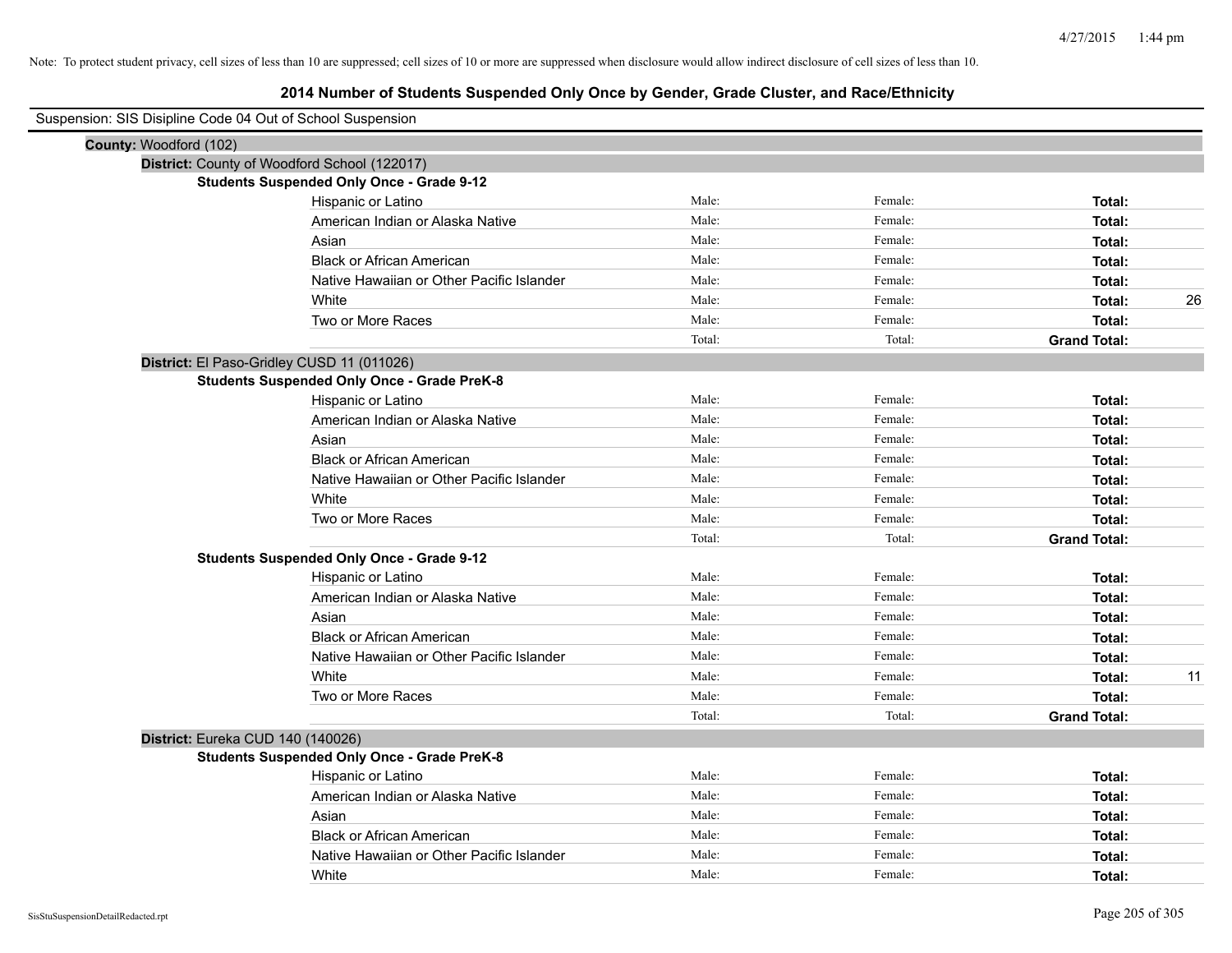Note: To protect student privacy, cell sizes of less than 10 are suppressed; cell sizes of 10 or more are suppressed when disclosure would allow indirect disclosure of cell sizes of less than 10.

# 2014 Number of Students Suspended Only Once by Gender, Grade Cluster, and Race/Ethnicity

Suspension: SIS Disipline Code 04 Out of School Suspension

**County:** Woodford (102)

**District:** County of Woodford School (122017)

**Students Suspended Only Once - Grade 9-12**

| Race/Ethnicity | Male | Female | Total | |
|---|---|---|---|---|
| Hispanic or Latino | Male: | Female: | **Total:** | |
| American Indian or Alaska Native | Male: | Female: | **Total:** | |
| Asian | Male: | Female: | **Total:** | |
| Black or African American | Male: | Female: | **Total:** | |
| Native Hawaiian or Other Pacific Islander | Male: | Female: | **Total:** | |
| White | Male: | Female: | **Total:** | 26 |
| Two or More Races | Male: | Female: | **Total:** | |
| | Total: | Total: | **Grand Total:** | |

**District:** El Paso-Gridley CUSD 11 (011026)

**Students Suspended Only Once - Grade PreK-8**

| Race/Ethnicity | Male | Female | Total | |
|---|---|---|---|---|
| Hispanic or Latino | Male: | Female: | **Total:** | |
| American Indian or Alaska Native | Male: | Female: | **Total:** | |
| Asian | Male: | Female: | **Total:** | |
| Black or African American | Male: | Female: | **Total:** | |
| Native Hawaiian or Other Pacific Islander | Male: | Female: | **Total:** | |
| White | Male: | Female: | **Total:** | |
| Two or More Races | Male: | Female: | **Total:** | |
| | Total: | Total: | **Grand Total:** | |

**Students Suspended Only Once - Grade 9-12**

| Race/Ethnicity | Male | Female | Total | |
|---|---|---|---|---|
| Hispanic or Latino | Male: | Female: | **Total:** | |
| American Indian or Alaska Native | Male: | Female: | **Total:** | |
| Asian | Male: | Female: | **Total:** | |
| Black or African American | Male: | Female: | **Total:** | |
| Native Hawaiian or Other Pacific Islander | Male: | Female: | **Total:** | |
| White | Male: | Female: | **Total:** | 11 |
| Two or More Races | Male: | Female: | **Total:** | |
| | Total: | Total: | **Grand Total:** | |

**District:** Eureka CUD 140 (140026)

**Students Suspended Only Once - Grade PreK-8**

| Race/Ethnicity | Male | Female | Total | |
|---|---|---|---|---|
| Hispanic or Latino | Male: | Female: | **Total:** | |
| American Indian or Alaska Native | Male: | Female: | **Total:** | |
| Asian | Male: | Female: | **Total:** | |
| Black or African American | Male: | Female: | **Total:** | |
| Native Hawaiian or Other Pacific Islander | Male: | Female: | **Total:** | |
| White | Male: | Female: | **Total:** | |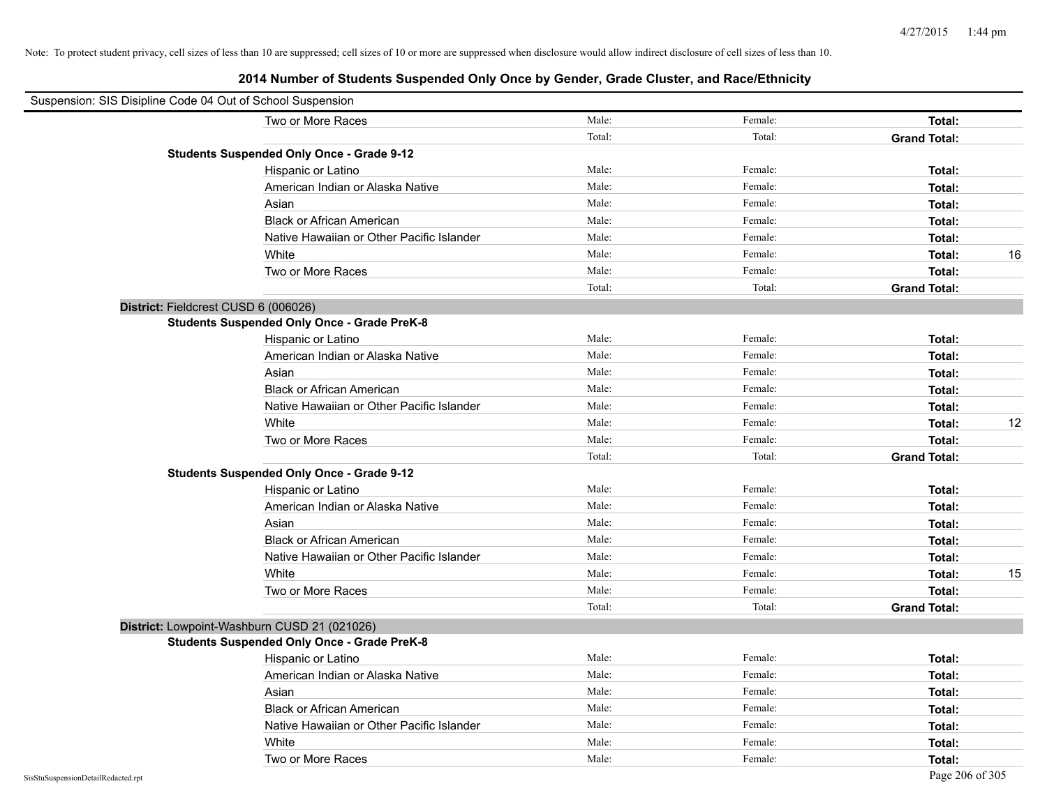Note: To protect student privacy, cell sizes of less than 10 are suppressed; cell sizes of 10 or more are suppressed when disclosure would allow indirect disclosure of cell sizes of less than 10.

# 2014 Number of Students Suspended Only Once by Gender, Grade Cluster, and Race/Ethnicity

Suspension: SIS Disipline Code 04 Out of School Suspension

| | | | | | |
|---|---|---|---|---|---|
| | Two or More Races | Male: | Female: | **Total:** | |
| | | Total: | Total: | **Grand Total:** | |
| **Students Suspended Only Once - Grade 9-12** | | | | | |
| | Hispanic or Latino | Male: | Female: | **Total:** | |
| | American Indian or Alaska Native | Male: | Female: | **Total:** | |
| | Asian | Male: | Female: | **Total:** | |
| | Black or African American | Male: | Female: | **Total:** | |
| | Native Hawaiian or Other Pacific Islander | Male: | Female: | **Total:** | |
| | White | Male: | Female: | **Total:** | 16 |
| | Two or More Races | Male: | Female: | **Total:** | |
| | | Total: | Total: | **Grand Total:** | |
| **District:** Fieldcrest CUSD 6 (006026) | | | | | |
| **Students Suspended Only Once - Grade PreK-8** | | | | | |
| | Hispanic or Latino | Male: | Female: | **Total:** | |
| | American Indian or Alaska Native | Male: | Female: | **Total:** | |
| | Asian | Male: | Female: | **Total:** | |
| | Black or African American | Male: | Female: | **Total:** | |
| | Native Hawaiian or Other Pacific Islander | Male: | Female: | **Total:** | |
| | White | Male: | Female: | **Total:** | 12 |
| | Two or More Races | Male: | Female: | **Total:** | |
| | | Total: | Total: | **Grand Total:** | |
| **Students Suspended Only Once - Grade 9-12** | | | | | |
| | Hispanic or Latino | Male: | Female: | **Total:** | |
| | American Indian or Alaska Native | Male: | Female: | **Total:** | |
| | Asian | Male: | Female: | **Total:** | |
| | Black or African American | Male: | Female: | **Total:** | |
| | Native Hawaiian or Other Pacific Islander | Male: | Female: | **Total:** | |
| | White | Male: | Female: | **Total:** | 15 |
| | Two or More Races | Male: | Female: | **Total:** | |
| | | Total: | Total: | **Grand Total:** | |
| **District:** Lowpoint-Washburn CUSD 21 (021026) | | | | | |
| **Students Suspended Only Once - Grade PreK-8** | | | | | |
| | Hispanic or Latino | Male: | Female: | **Total:** | |
| | American Indian or Alaska Native | Male: | Female: | **Total:** | |
| | Asian | Male: | Female: | **Total:** | |
| | Black or African American | Male: | Female: | **Total:** | |
| | Native Hawaiian or Other Pacific Islander | Male: | Female: | **Total:** | |
| | White | Male: | Female: | **Total:** | |
| | Two or More Races | Male: | Female: | **Total:** | |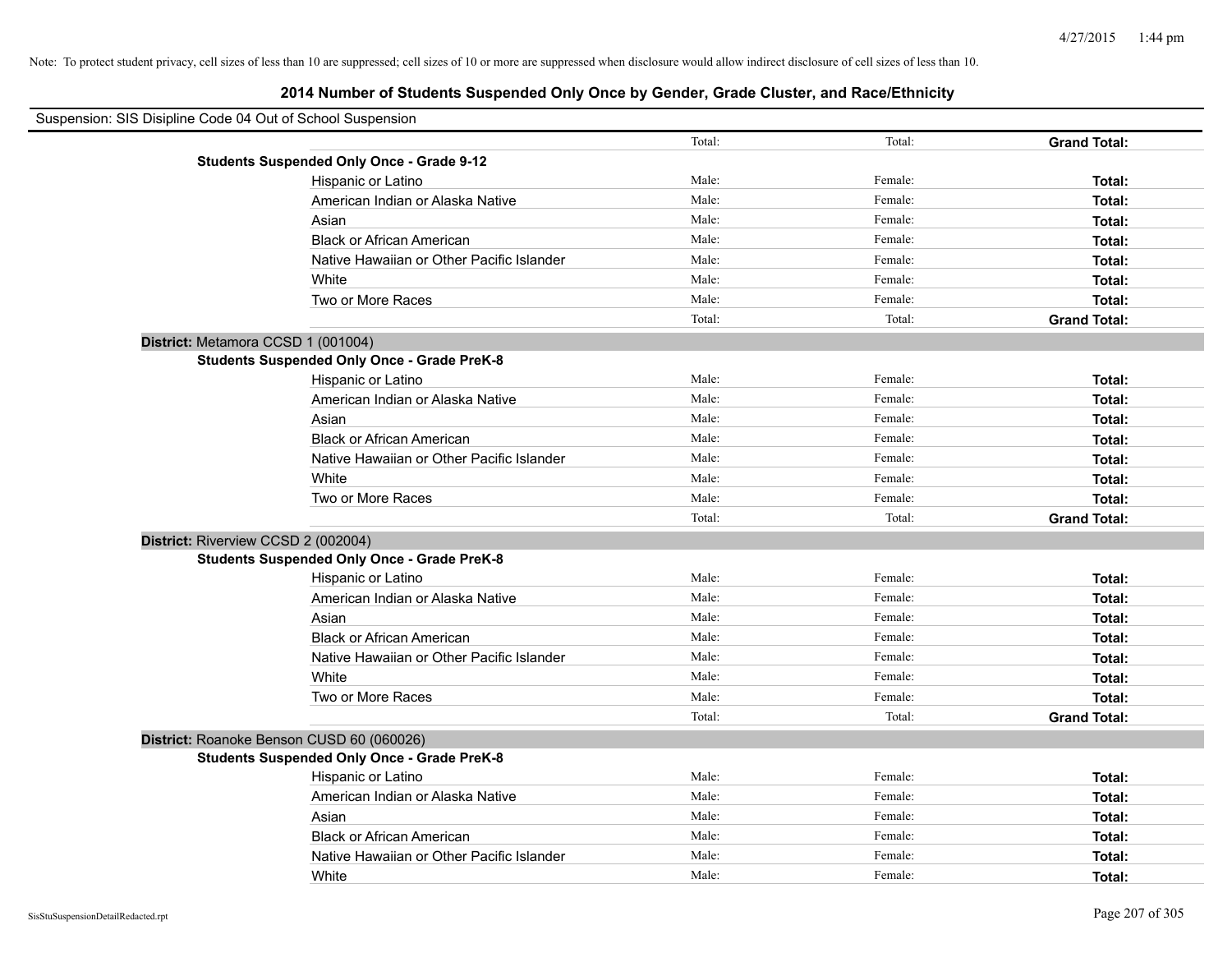Note: To protect student privacy, cell sizes of less than 10 are suppressed; cell sizes of 10 or more are suppressed when disclosure would allow indirect disclosure of cell sizes of less than 10.

## 2014 Number of Students Suspended Only Once by Gender, Grade Cluster, and Race/Ethnicity

Suspension: SIS Disipline Code 04 Out of School Suspension

| | | | | |
|---|---|---|---|---|
| | | Total: | Total: | **Grand Total:** |
| **Students Suspended Only Once - Grade 9-12** | | | | |
| | Hispanic or Latino | Male: | Female: | **Total:** |
| | American Indian or Alaska Native | Male: | Female: | **Total:** |
| | Asian | Male: | Female: | **Total:** |
| | Black or African American | Male: | Female: | **Total:** |
| | Native Hawaiian or Other Pacific Islander | Male: | Female: | **Total:** |
| | White | Male: | Female: | **Total:** |
| | Two or More Races | Male: | Female: | **Total:** |
| | | Total: | Total: | **Grand Total:** |
| **District:** Metamora CCSD 1 (001004) | | | | |
| **Students Suspended Only Once - Grade PreK-8** | | | | |
| | Hispanic or Latino | Male: | Female: | **Total:** |
| | American Indian or Alaska Native | Male: | Female: | **Total:** |
| | Asian | Male: | Female: | **Total:** |
| | Black or African American | Male: | Female: | **Total:** |
| | Native Hawaiian or Other Pacific Islander | Male: | Female: | **Total:** |
| | White | Male: | Female: | **Total:** |
| | Two or More Races | Male: | Female: | **Total:** |
| | | Total: | Total: | **Grand Total:** |
| **District:** Riverview CCSD 2 (002004) | | | | |
| **Students Suspended Only Once - Grade PreK-8** | | | | |
| | Hispanic or Latino | Male: | Female: | **Total:** |
| | American Indian or Alaska Native | Male: | Female: | **Total:** |
| | Asian | Male: | Female: | **Total:** |
| | Black or African American | Male: | Female: | **Total:** |
| | Native Hawaiian or Other Pacific Islander | Male: | Female: | **Total:** |
| | White | Male: | Female: | **Total:** |
| | Two or More Races | Male: | Female: | **Total:** |
| | | Total: | Total: | **Grand Total:** |
| **District:** Roanoke Benson CUSD 60 (060026) | | | | |
| **Students Suspended Only Once - Grade PreK-8** | | | | |
| | Hispanic or Latino | Male: | Female: | **Total:** |
| | American Indian or Alaska Native | Male: | Female: | **Total:** |
| | Asian | Male: | Female: | **Total:** |
| | Black or African American | Male: | Female: | **Total:** |
| | Native Hawaiian or Other Pacific Islander | Male: | Female: | **Total:** |
| | White | Male: | Female: | **Total:** |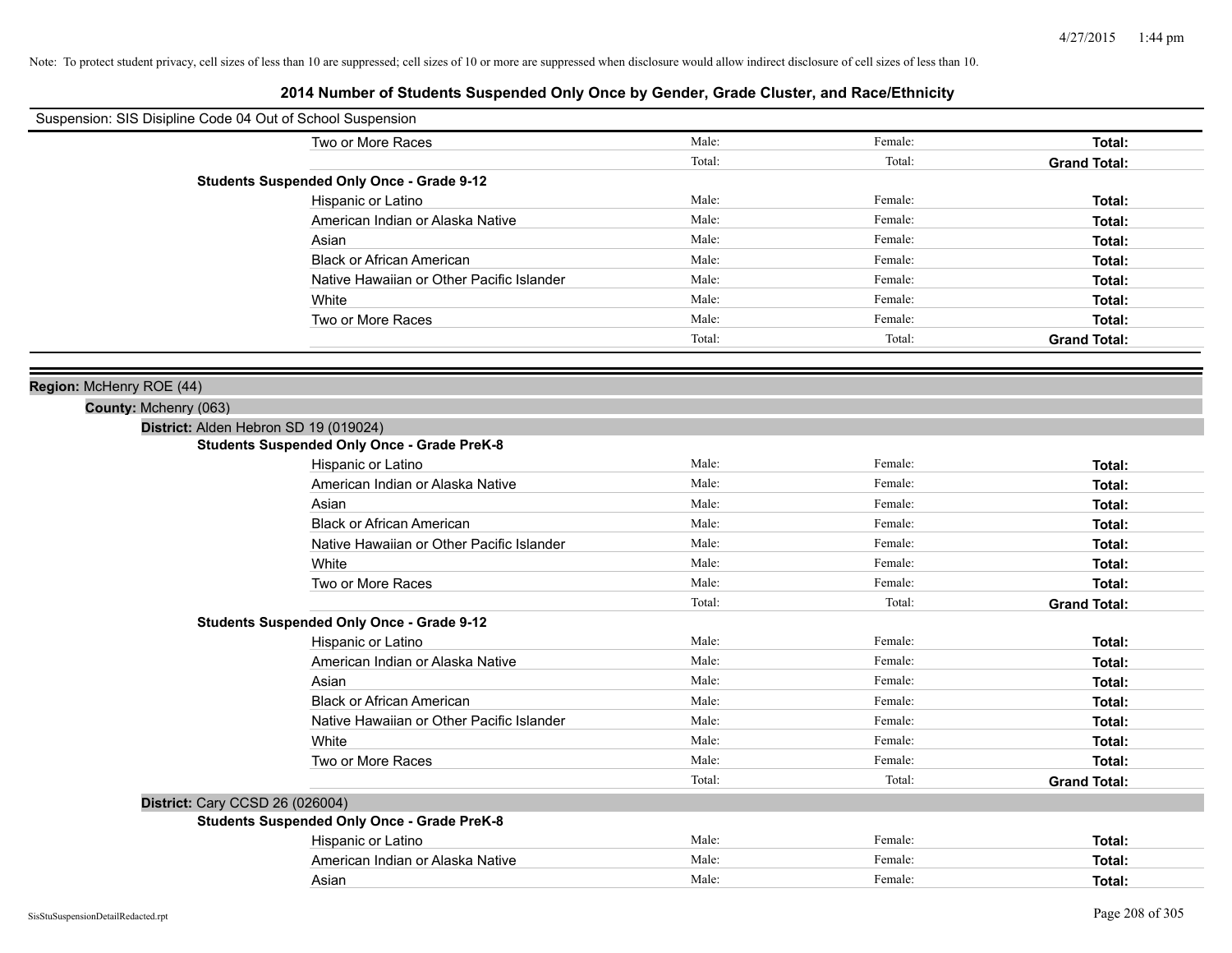Note: To protect student privacy, cell sizes of less than 10 are suppressed; cell sizes of 10 or more are suppressed when disclosure would allow indirect disclosure of cell sizes of less than 10.

# 2014 Number of Students Suspended Only Once by Gender, Grade Cluster, and Race/Ethnicity

Suspension: SIS Disipline Code 04 Out of School Suspension

| | | | | |
|---|---|---|---|---|
| | Two or More Races | Male: | Female: | **Total:** |
| | | Total: | Total: | **Grand Total:** |
| **Students Suspended Only Once - Grade 9-12** | | | | |
| | Hispanic or Latino | Male: | Female: | **Total:** |
| | American Indian or Alaska Native | Male: | Female: | **Total:** |
| | Asian | Male: | Female: | **Total:** |
| | Black or African American | Male: | Female: | **Total:** |
| | Native Hawaiian or Other Pacific Islander | Male: | Female: | **Total:** |
| | White | Male: | Female: | **Total:** |
| | Two or More Races | Male: | Female: | **Total:** |
| | | Total: | Total: | **Grand Total:** |

**Region:** McHenry ROE (44)

**County:** Mchenry (063)

**District:** Alden Hebron SD 19 (019024)

| | | | | |
|---|---|---|---|---|
| **Students Suspended Only Once - Grade PreK-8** | | | | |
| | Hispanic or Latino | Male: | Female: | **Total:** |
| | American Indian or Alaska Native | Male: | Female: | **Total:** |
| | Asian | Male: | Female: | **Total:** |
| | Black or African American | Male: | Female: | **Total:** |
| | Native Hawaiian or Other Pacific Islander | Male: | Female: | **Total:** |
| | White | Male: | Female: | **Total:** |
| | Two or More Races | Male: | Female: | **Total:** |
| | | Total: | Total: | **Grand Total:** |
| **Students Suspended Only Once - Grade 9-12** | | | | |
| | Hispanic or Latino | Male: | Female: | **Total:** |
| | American Indian or Alaska Native | Male: | Female: | **Total:** |
| | Asian | Male: | Female: | **Total:** |
| | Black or African American | Male: | Female: | **Total:** |
| | Native Hawaiian or Other Pacific Islander | Male: | Female: | **Total:** |
| | White | Male: | Female: | **Total:** |
| | Two or More Races | Male: | Female: | **Total:** |
| | | Total: | Total: | **Grand Total:** |

**District:** Cary CCSD 26 (026004)

| | | | | |
|---|---|---|---|---|
| **Students Suspended Only Once - Grade PreK-8** | | | | |
| | Hispanic or Latino | Male: | Female: | **Total:** |
| | American Indian or Alaska Native | Male: | Female: | **Total:** |
| | Asian | Male: | Female: | **Total:** |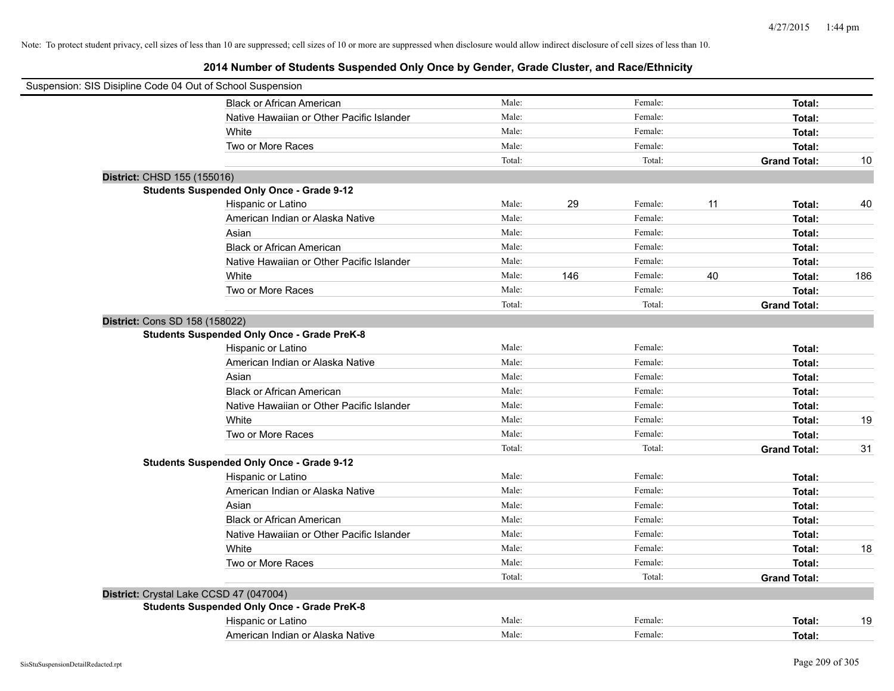Note: To protect student privacy, cell sizes of less than 10 are suppressed; cell sizes of 10 or more are suppressed when disclosure would allow indirect disclosure of cell sizes of less than 10.

## 2014 Number of Students Suspended Only Once by Gender, Grade Cluster, and Race/Ethnicity

Suspension: SIS Disipline Code 04 Out of School Suspension

| | | | | | | | |
|---|---|---|---|---|---|---|---|
| Black or African American | Male: | | Female: | | **Total:** | |
| Native Hawaiian or Other Pacific Islander | Male: | | Female: | | **Total:** | |
| White | Male: | | Female: | | **Total:** | |
| Two or More Races | Male: | | Female: | | **Total:** | |
| | Total: | | Total: | | **Grand Total:** | 10 |

**District:** CHSD 155 (155016)

**Students Suspended Only Once - Grade 9-12**

| | | | | | | |
|---|---|---|---|---|---|---|
| Hispanic or Latino | Male: | 29 | Female: | 11 | **Total:** | 40 |
| American Indian or Alaska Native | Male: | | Female: | | **Total:** | |
| Asian | Male: | | Female: | | **Total:** | |
| Black or African American | Male: | | Female: | | **Total:** | |
| Native Hawaiian or Other Pacific Islander | Male: | | Female: | | **Total:** | |
| White | Male: | 146 | Female: | 40 | **Total:** | 186 |
| Two or More Races | Male: | | Female: | | **Total:** | |
| | Total: | | Total: | | **Grand Total:** | |

**District:** Cons SD 158 (158022)

**Students Suspended Only Once - Grade PreK-8**

| | | | | | | |
|---|---|---|---|---|---|---|
| Hispanic or Latino | Male: | | Female: | | **Total:** | |
| American Indian or Alaska Native | Male: | | Female: | | **Total:** | |
| Asian | Male: | | Female: | | **Total:** | |
| Black or African American | Male: | | Female: | | **Total:** | |
| Native Hawaiian or Other Pacific Islander | Male: | | Female: | | **Total:** | |
| White | Male: | | Female: | | **Total:** | 19 |
| Two or More Races | Male: | | Female: | | **Total:** | |
| | Total: | | Total: | | **Grand Total:** | 31 |

**Students Suspended Only Once - Grade 9-12**

| | | | | | | |
|---|---|---|---|---|---|---|
| Hispanic or Latino | Male: | | Female: | | **Total:** | |
| American Indian or Alaska Native | Male: | | Female: | | **Total:** | |
| Asian | Male: | | Female: | | **Total:** | |
| Black or African American | Male: | | Female: | | **Total:** | |
| Native Hawaiian or Other Pacific Islander | Male: | | Female: | | **Total:** | |
| White | Male: | | Female: | | **Total:** | 18 |
| Two or More Races | Male: | | Female: | | **Total:** | |
| | Total: | | Total: | | **Grand Total:** | |

**District:** Crystal Lake CCSD 47 (047004)

**Students Suspended Only Once - Grade PreK-8**

| | | | | | | |
|---|---|---|---|---|---|---|
| Hispanic or Latino | Male: | | Female: | | **Total:** | 19 |
| American Indian or Alaska Native | Male: | | Female: | | **Total:** | |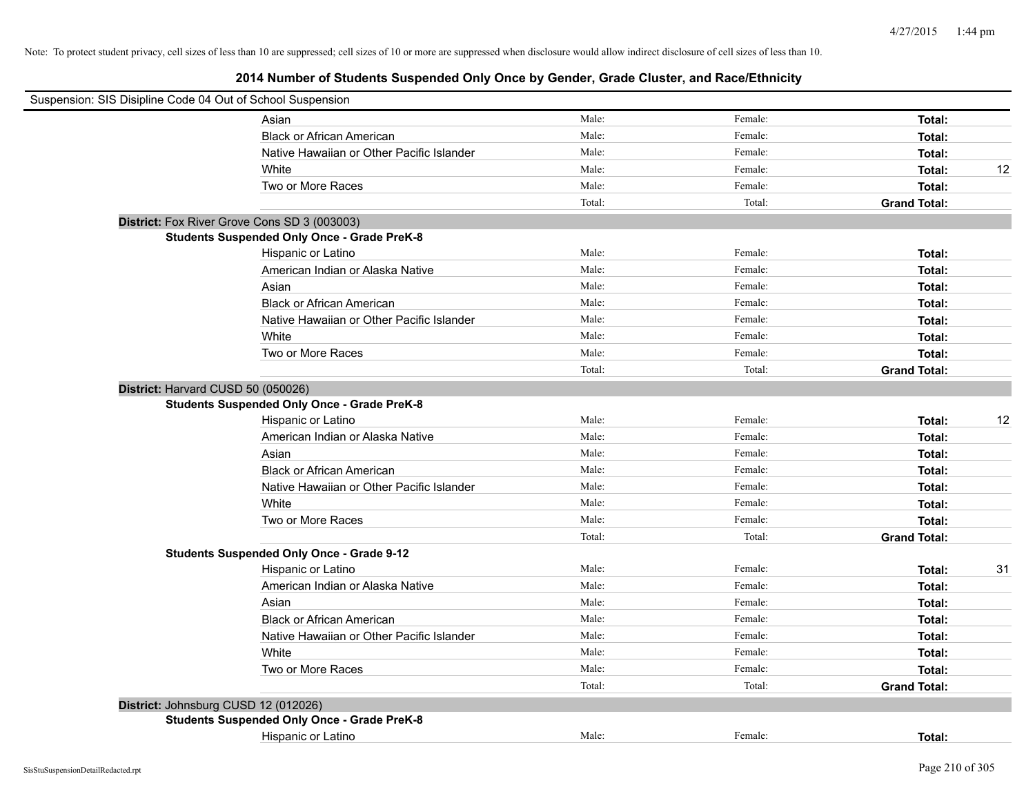Note: To protect student privacy, cell sizes of less than 10 are suppressed; cell sizes of 10 or more are suppressed when disclosure would allow indirect disclosure of cell sizes of less than 10.

# 2014 Number of Students Suspended Only Once by Gender, Grade Cluster, and Race/Ethnicity

Suspension: SIS Disipline Code 04 Out of School Suspension

| | | | | |
|---|---|---|---|---|
| Asian | Male: | Female: | **Total:** | |
| Black or African American | Male: | Female: | **Total:** | |
| Native Hawaiian or Other Pacific Islander | Male: | Female: | **Total:** | |
| White | Male: | Female: | **Total:** | 12 |
| Two or More Races | Male: | Female: | **Total:** | |
| | Total: | Total: | **Grand Total:** | |

**District:** Fox River Grove Cons SD 3 (003003)

**Students Suspended Only Once - Grade PreK-8**

| | | | | |
|---|---|---|---|---|
| Hispanic or Latino | Male: | Female: | **Total:** | |
| American Indian or Alaska Native | Male: | Female: | **Total:** | |
| Asian | Male: | Female: | **Total:** | |
| Black or African American | Male: | Female: | **Total:** | |
| Native Hawaiian or Other Pacific Islander | Male: | Female: | **Total:** | |
| White | Male: | Female: | **Total:** | |
| Two or More Races | Male: | Female: | **Total:** | |
| | Total: | Total: | **Grand Total:** | |

**District:** Harvard CUSD 50 (050026)

**Students Suspended Only Once - Grade PreK-8**

| | | | | |
|---|---|---|---|---|
| Hispanic or Latino | Male: | Female: | **Total:** | 12 |
| American Indian or Alaska Native | Male: | Female: | **Total:** | |
| Asian | Male: | Female: | **Total:** | |
| Black or African American | Male: | Female: | **Total:** | |
| Native Hawaiian or Other Pacific Islander | Male: | Female: | **Total:** | |
| White | Male: | Female: | **Total:** | |
| Two or More Races | Male: | Female: | **Total:** | |
| | Total: | Total: | **Grand Total:** | |

**Students Suspended Only Once - Grade 9-12**

| | | | | |
|---|---|---|---|---|
| Hispanic or Latino | Male: | Female: | **Total:** | 31 |
| American Indian or Alaska Native | Male: | Female: | **Total:** | |
| Asian | Male: | Female: | **Total:** | |
| Black or African American | Male: | Female: | **Total:** | |
| Native Hawaiian or Other Pacific Islander | Male: | Female: | **Total:** | |
| White | Male: | Female: | **Total:** | |
| Two or More Races | Male: | Female: | **Total:** | |
| | Total: | Total: | **Grand Total:** | |

**District:** Johnsburg CUSD 12 (012026)

**Students Suspended Only Once - Grade PreK-8**

| | | | | |
|---|---|---|---|---|
| Hispanic or Latino | Male: | Female: | **Total:** | |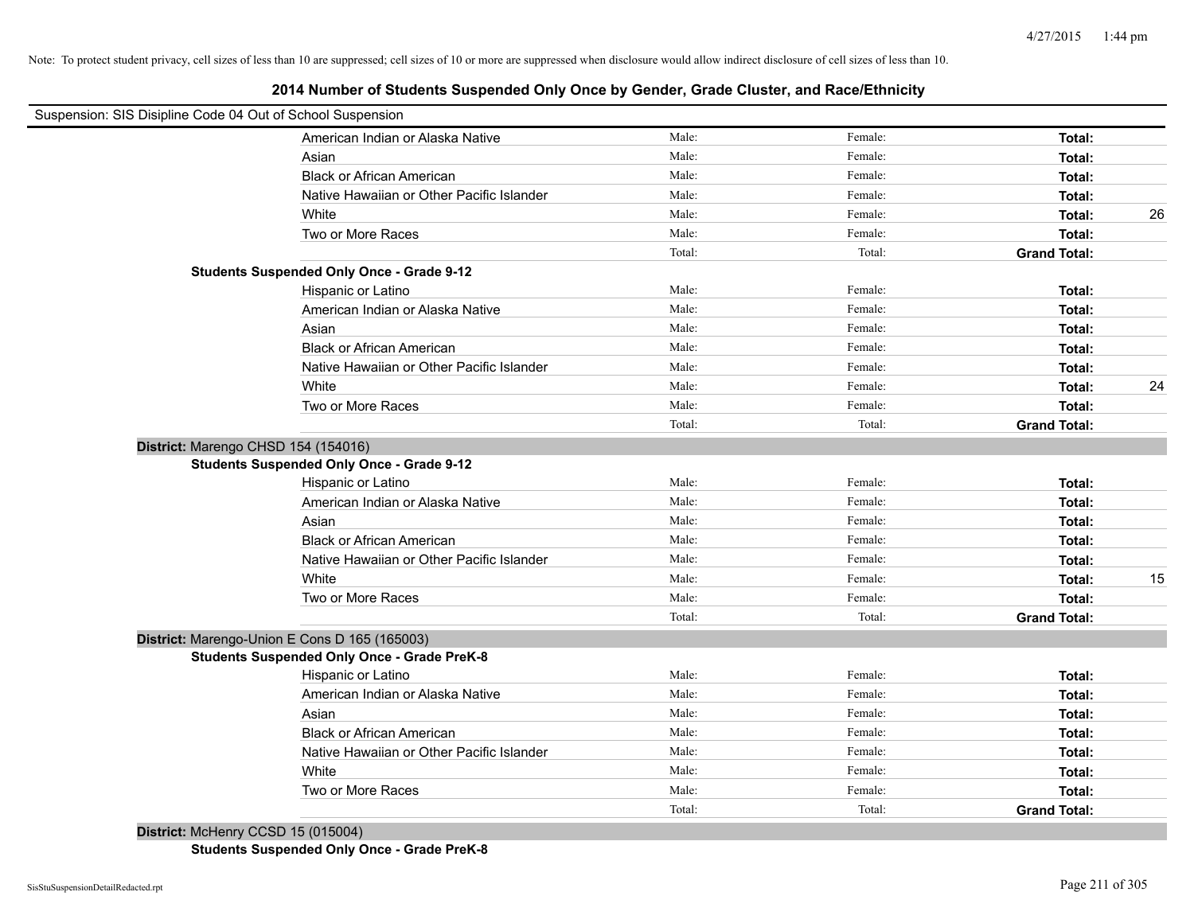Note: To protect student privacy, cell sizes of less than 10 are suppressed; cell sizes of 10 or more are suppressed when disclosure would allow indirect disclosure of cell sizes of less than 10.

# 2014 Number of Students Suspended Only Once by Gender, Grade Cluster, and Race/Ethnicity

Suspension: SIS Disipline Code 04 Out of School Suspension

| | Male | Female | Total | |
|---|---|---|---|---|
| American Indian or Alaska Native | Male: | Female: | **Total:** | |
| Asian | Male: | Female: | **Total:** | |
| Black or African American | Male: | Female: | **Total:** | |
| Native Hawaiian or Other Pacific Islander | Male: | Female: | **Total:** | |
| White | Male: | Female: | **Total:** | 26 |
| Two or More Races | Male: | Female: | **Total:** | |
| | Total: | Total: | **Grand Total:** | |

**Students Suspended Only Once - Grade 9-12**

| | Male | Female | Total | |
|---|---|---|---|---|
| Hispanic or Latino | Male: | Female: | **Total:** | |
| American Indian or Alaska Native | Male: | Female: | **Total:** | |
| Asian | Male: | Female: | **Total:** | |
| Black or African American | Male: | Female: | **Total:** | |
| Native Hawaiian or Other Pacific Islander | Male: | Female: | **Total:** | |
| White | Male: | Female: | **Total:** | 24 |
| Two or More Races | Male: | Female: | **Total:** | |
| | Total: | Total: | **Grand Total:** | |

**District:** Marengo CHSD 154 (154016)

**Students Suspended Only Once - Grade 9-12**

| | Male | Female | Total | |
|---|---|---|---|---|
| Hispanic or Latino | Male: | Female: | **Total:** | |
| American Indian or Alaska Native | Male: | Female: | **Total:** | |
| Asian | Male: | Female: | **Total:** | |
| Black or African American | Male: | Female: | **Total:** | |
| Native Hawaiian or Other Pacific Islander | Male: | Female: | **Total:** | |
| White | Male: | Female: | **Total:** | 15 |
| Two or More Races | Male: | Female: | **Total:** | |
| | Total: | Total: | **Grand Total:** | |

**District:** Marengo-Union E Cons D 165 (165003)

**Students Suspended Only Once - Grade PreK-8**

| | Male | Female | Total | |
|---|---|---|---|---|
| Hispanic or Latino | Male: | Female: | **Total:** | |
| American Indian or Alaska Native | Male: | Female: | **Total:** | |
| Asian | Male: | Female: | **Total:** | |
| Black or African American | Male: | Female: | **Total:** | |
| Native Hawaiian or Other Pacific Islander | Male: | Female: | **Total:** | |
| White | Male: | Female: | **Total:** | |
| Two or More Races | Male: | Female: | **Total:** | |
| | Total: | Total: | **Grand Total:** | |

**District:** McHenry CCSD 15 (015004)

**Students Suspended Only Once - Grade PreK-8**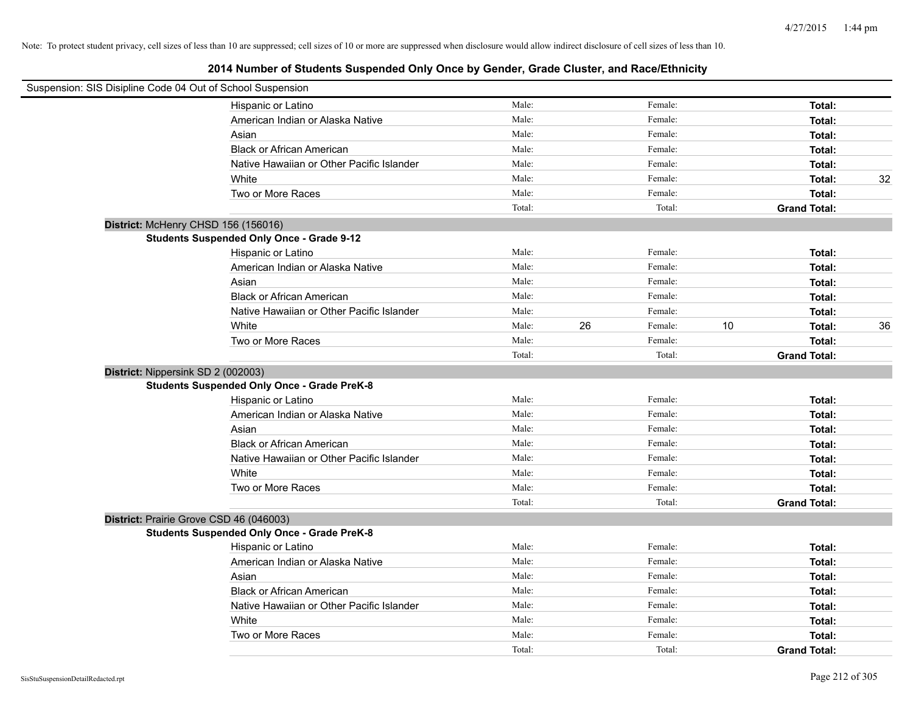Note: To protect student privacy, cell sizes of less than 10 are suppressed; cell sizes of 10 or more are suppressed when disclosure would allow indirect disclosure of cell sizes of less than 10.

# 2014 Number of Students Suspended Only Once by Gender, Grade Cluster, and Race/Ethnicity

Suspension: SIS Disipline Code 04 Out of School Suspension

| | Male: | | Female: | | | |
|---|---|---|---|---|---|---|
| Hispanic or Latino | Male: | | Female: | | **Total:** | |
| American Indian or Alaska Native | Male: | | Female: | | **Total:** | |
| Asian | Male: | | Female: | | **Total:** | |
| Black or African American | Male: | | Female: | | **Total:** | |
| Native Hawaiian or Other Pacific Islander | Male: | | Female: | | **Total:** | |
| White | Male: | | Female: | | **Total:** | 32 |
| Two or More Races | Male: | | Female: | | **Total:** | |
| | Total: | | Total: | | **Grand Total:** | |

**District:** McHenry CHSD 156 (156016)

**Students Suspended Only Once - Grade 9-12**

| | | | | | | |
|---|---|---|---|---|---|---|
| Hispanic or Latino | Male: | | Female: | | **Total:** | |
| American Indian or Alaska Native | Male: | | Female: | | **Total:** | |
| Asian | Male: | | Female: | | **Total:** | |
| Black or African American | Male: | | Female: | | **Total:** | |
| Native Hawaiian or Other Pacific Islander | Male: | | Female: | | **Total:** | |
| White | Male: | 26 | Female: | 10 | **Total:** | 36 |
| Two or More Races | Male: | | Female: | | **Total:** | |
| | Total: | | Total: | | **Grand Total:** | |

**District:** Nippersink SD 2 (002003)

**Students Suspended Only Once - Grade PreK-8**

| | | | | | | |
|---|---|---|---|---|---|---|
| Hispanic or Latino | Male: | | Female: | | **Total:** | |
| American Indian or Alaska Native | Male: | | Female: | | **Total:** | |
| Asian | Male: | | Female: | | **Total:** | |
| Black or African American | Male: | | Female: | | **Total:** | |
| Native Hawaiian or Other Pacific Islander | Male: | | Female: | | **Total:** | |
| White | Male: | | Female: | | **Total:** | |
| Two or More Races | Male: | | Female: | | **Total:** | |
| | Total: | | Total: | | **Grand Total:** | |

**District:** Prairie Grove CSD 46 (046003)

**Students Suspended Only Once - Grade PreK-8**

| | | | | | | |
|---|---|---|---|---|---|---|
| Hispanic or Latino | Male: | | Female: | | **Total:** | |
| American Indian or Alaska Native | Male: | | Female: | | **Total:** | |
| Asian | Male: | | Female: | | **Total:** | |
| Black or African American | Male: | | Female: | | **Total:** | |
| Native Hawaiian or Other Pacific Islander | Male: | | Female: | | **Total:** | |
| White | Male: | | Female: | | **Total:** | |
| Two or More Races | Male: | | Female: | | **Total:** | |
| | Total: | | Total: | | **Grand Total:** | |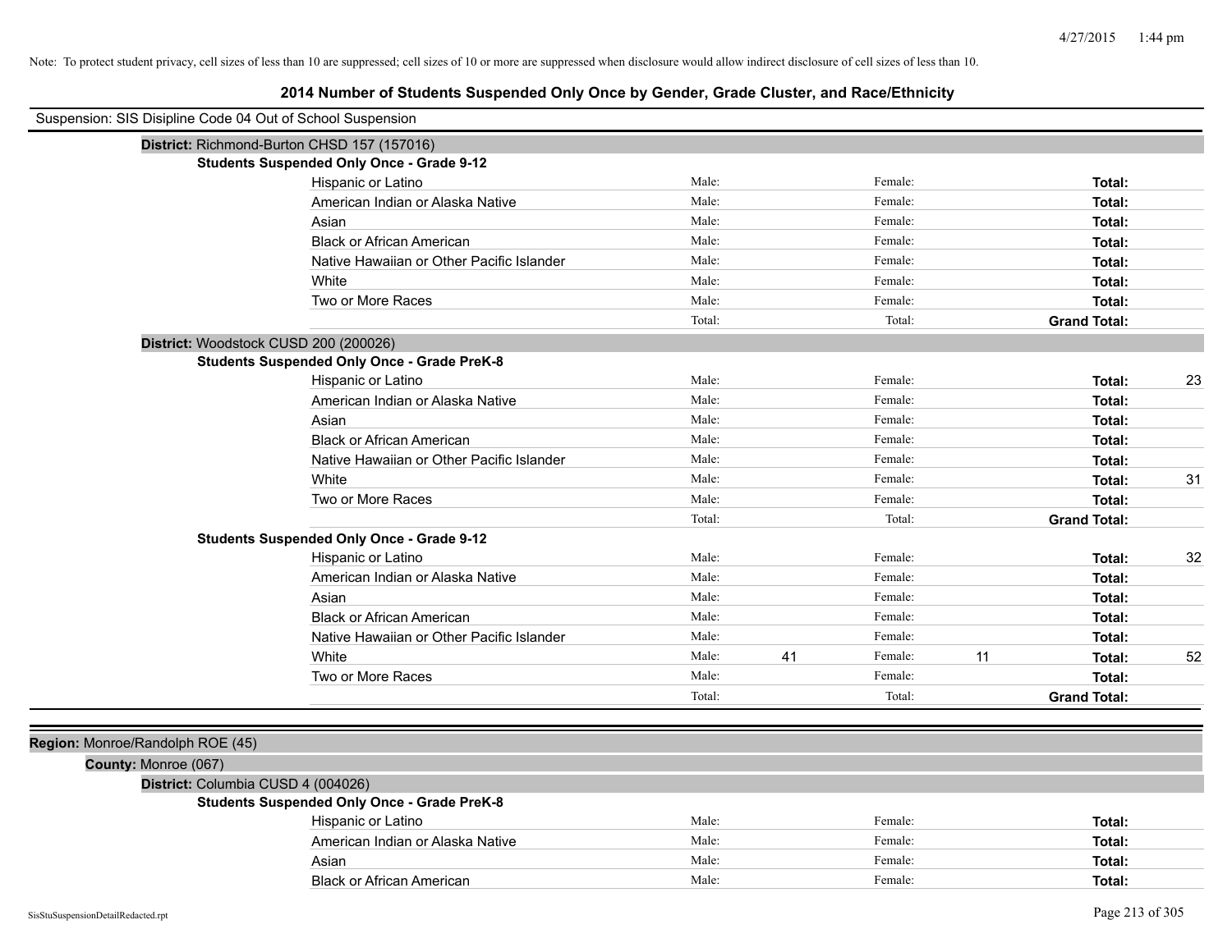4/27/2015 1:44 pm

Note: To protect student privacy, cell sizes of less than 10 are suppressed; cell sizes of 10 or more are suppressed when disclosure would allow indirect disclosure of cell sizes of less than 10.

## 2014 Number of Students Suspended Only Once by Gender, Grade Cluster, and Race/Ethnicity

Suspension: SIS Disipline Code 04 Out of School Suspension

**District:** Richmond-Burton CHSD 157 (157016)

**Students Suspended Only Once - Grade 9-12**

| Race/Ethnicity | Male: | | Female: | | Total: | |
|---|---|---|---|---|---|---|
| Hispanic or Latino | Male: | | Female: | | **Total:** | |
| American Indian or Alaska Native | Male: | | Female: | | **Total:** | |
| Asian | Male: | | Female: | | **Total:** | |
| Black or African American | Male: | | Female: | | **Total:** | |
| Native Hawaiian or Other Pacific Islander | Male: | | Female: | | **Total:** | |
| White | Male: | | Female: | | **Total:** | |
| Two or More Races | Male: | | Female: | | **Total:** | |
| | Total: | | Total: | | **Grand Total:** | |

**District:** Woodstock CUSD 200 (200026)

**Students Suspended Only Once - Grade PreK-8**

| Race/Ethnicity | Male: | | Female: | | Total: | |
|---|---|---|---|---|---|---|
| Hispanic or Latino | Male: | | Female: | | **Total:** | 23 |
| American Indian or Alaska Native | Male: | | Female: | | **Total:** | |
| Asian | Male: | | Female: | | **Total:** | |
| Black or African American | Male: | | Female: | | **Total:** | |
| Native Hawaiian or Other Pacific Islander | Male: | | Female: | | **Total:** | |
| White | Male: | | Female: | | **Total:** | 31 |
| Two or More Races | Male: | | Female: | | **Total:** | |
| | Total: | | Total: | | **Grand Total:** | |

**Students Suspended Only Once - Grade 9-12**

| Race/Ethnicity | Male: | | Female: | | Total: | |
|---|---|---|---|---|---|---|
| Hispanic or Latino | Male: | | Female: | | **Total:** | 32 |
| American Indian or Alaska Native | Male: | | Female: | | **Total:** | |
| Asian | Male: | | Female: | | **Total:** | |
| Black or African American | Male: | | Female: | | **Total:** | |
| Native Hawaiian or Other Pacific Islander | Male: | | Female: | | **Total:** | |
| White | Male: | 41 | Female: | 11 | **Total:** | 52 |
| Two or More Races | Male: | | Female: | | **Total:** | |
| | Total: | | Total: | | **Grand Total:** | |

**Region:** Monroe/Randolph ROE (45)

**County:** Monroe (067)

**District:** Columbia CUSD 4 (004026)

**Students Suspended Only Once - Grade PreK-8**

| Race/Ethnicity | Male: | | Female: | | Total: | |
|---|---|---|---|---|---|---|
| Hispanic or Latino | Male: | | Female: | | **Total:** | |
| American Indian or Alaska Native | Male: | | Female: | | **Total:** | |
| Asian | Male: | | Female: | | **Total:** | |
| Black or African American | Male: | | Female: | | **Total:** | |

SisStuSuspensionDetailRedacted.rpt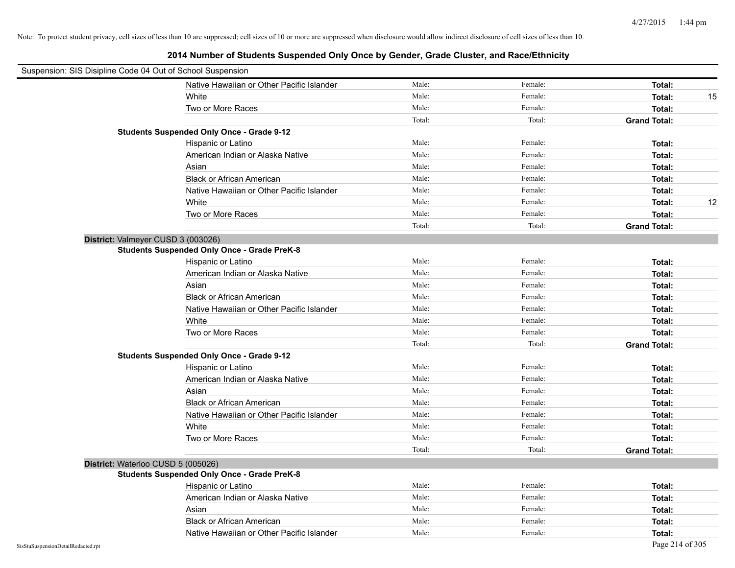Note: To protect student privacy, cell sizes of less than 10 are suppressed; cell sizes of 10 or more are suppressed when disclosure would allow indirect disclosure of cell sizes of less than 10.

## 2014 Number of Students Suspended Only Once by Gender, Grade Cluster, and Race/Ethnicity

Suspension: SIS Disipline Code 04 Out of School Suspension

| | | | | |
|---|---|---|---|---|
| Native Hawaiian or Other Pacific Islander | Male: | Female: | **Total:** | |
| White | Male: | Female: | **Total:** | 15 |
| Two or More Races | Male: | Female: | **Total:** | |
| | Total: | Total: | **Grand Total:** | |

**Students Suspended Only Once - Grade 9-12**

| | | | | |
|---|---|---|---|---|
| Hispanic or Latino | Male: | Female: | **Total:** | |
| American Indian or Alaska Native | Male: | Female: | **Total:** | |
| Asian | Male: | Female: | **Total:** | |
| Black or African American | Male: | Female: | **Total:** | |
| Native Hawaiian or Other Pacific Islander | Male: | Female: | **Total:** | |
| White | Male: | Female: | **Total:** | 12 |
| Two or More Races | Male: | Female: | **Total:** | |
| | Total: | Total: | **Grand Total:** | |

**District:** Valmeyer CUSD 3 (003026)

**Students Suspended Only Once - Grade PreK-8**

| | | | | |
|---|---|---|---|---|
| Hispanic or Latino | Male: | Female: | **Total:** | |
| American Indian or Alaska Native | Male: | Female: | **Total:** | |
| Asian | Male: | Female: | **Total:** | |
| Black or African American | Male: | Female: | **Total:** | |
| Native Hawaiian or Other Pacific Islander | Male: | Female: | **Total:** | |
| White | Male: | Female: | **Total:** | |
| Two or More Races | Male: | Female: | **Total:** | |
| | Total: | Total: | **Grand Total:** | |

**Students Suspended Only Once - Grade 9-12**

| | | | | |
|---|---|---|---|---|
| Hispanic or Latino | Male: | Female: | **Total:** | |
| American Indian or Alaska Native | Male: | Female: | **Total:** | |
| Asian | Male: | Female: | **Total:** | |
| Black or African American | Male: | Female: | **Total:** | |
| Native Hawaiian or Other Pacific Islander | Male: | Female: | **Total:** | |
| White | Male: | Female: | **Total:** | |
| Two or More Races | Male: | Female: | **Total:** | |
| | Total: | Total: | **Grand Total:** | |

**District:** Waterloo CUSD 5 (005026)

**Students Suspended Only Once - Grade PreK-8**

| | | | | |
|---|---|---|---|---|
| Hispanic or Latino | Male: | Female: | **Total:** | |
| American Indian or Alaska Native | Male: | Female: | **Total:** | |
| Asian | Male: | Female: | **Total:** | |
| Black or African American | Male: | Female: | **Total:** | |
| Native Hawaiian or Other Pacific Islander | Male: | Female: | **Total:** | |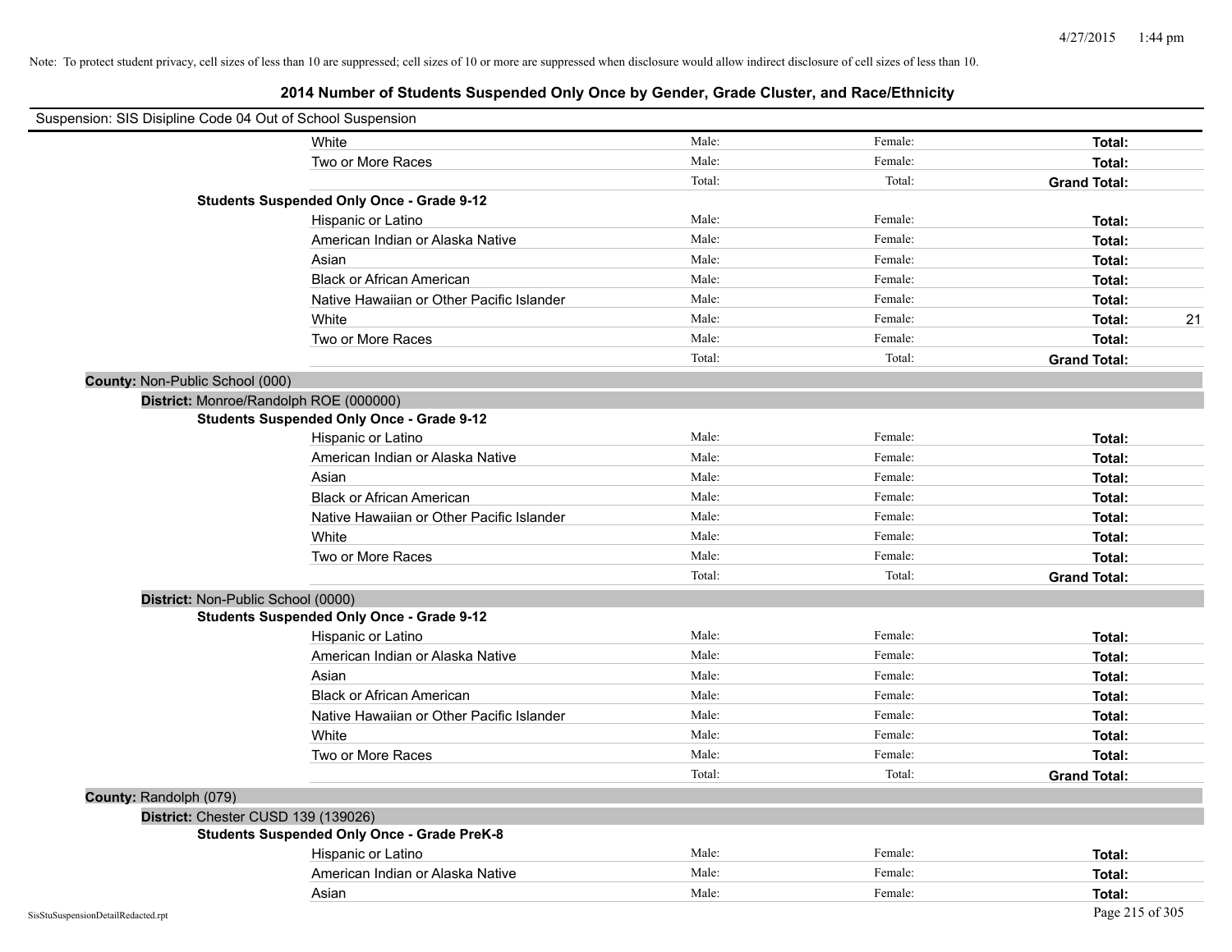Note: To protect student privacy, cell sizes of less than 10 are suppressed; cell sizes of 10 or more are suppressed when disclosure would allow indirect disclosure of cell sizes of less than 10.

## 2014 Number of Students Suspended Only Once by Gender, Grade Cluster, and Race/Ethnicity

Suspension: SIS Disipline Code 04 Out of School Suspension

| | | | | |
|---|---|---|---|---|
| White | Male: | Female: | **Total:** | |
| Two or More Races | Male: | Female: | **Total:** | |
| | Total: | Total: | **Grand Total:** | |
| **Students Suspended Only Once - Grade 9-12** | | | | |
| Hispanic or Latino | Male: | Female: | **Total:** | |
| American Indian or Alaska Native | Male: | Female: | **Total:** | |
| Asian | Male: | Female: | **Total:** | |
| Black or African American | Male: | Female: | **Total:** | |
| Native Hawaiian or Other Pacific Islander | Male: | Female: | **Total:** | |
| White | Male: | Female: | **Total:** | 21 |
| Two or More Races | Male: | Female: | **Total:** | |
| | Total: | Total: | **Grand Total:** | |

**County:** Non-Public School (000)

**District:** Monroe/Randolph ROE (000000)

| | | | | |
|---|---|---|---|---|
| **Students Suspended Only Once - Grade 9-12** | | | | |
| Hispanic or Latino | Male: | Female: | **Total:** | |
| American Indian or Alaska Native | Male: | Female: | **Total:** | |
| Asian | Male: | Female: | **Total:** | |
| Black or African American | Male: | Female: | **Total:** | |
| Native Hawaiian or Other Pacific Islander | Male: | Female: | **Total:** | |
| White | Male: | Female: | **Total:** | |
| Two or More Races | Male: | Female: | **Total:** | |
| | Total: | Total: | **Grand Total:** | |

**District:** Non-Public School (0000)

| | | | | |
|---|---|---|---|---|
| **Students Suspended Only Once - Grade 9-12** | | | | |
| Hispanic or Latino | Male: | Female: | **Total:** | |
| American Indian or Alaska Native | Male: | Female: | **Total:** | |
| Asian | Male: | Female: | **Total:** | |
| Black or African American | Male: | Female: | **Total:** | |
| Native Hawaiian or Other Pacific Islander | Male: | Female: | **Total:** | |
| White | Male: | Female: | **Total:** | |
| Two or More Races | Male: | Female: | **Total:** | |
| | Total: | Total: | **Grand Total:** | |

**County:** Randolph (079)

**District:** Chester CUSD 139 (139026)

| | | | | |
|---|---|---|---|---|
| **Students Suspended Only Once - Grade PreK-8** | | | | |
| Hispanic or Latino | Male: | Female: | **Total:** | |
| American Indian or Alaska Native | Male: | Female: | **Total:** | |
| Asian | Male: | Female: | **Total:** | |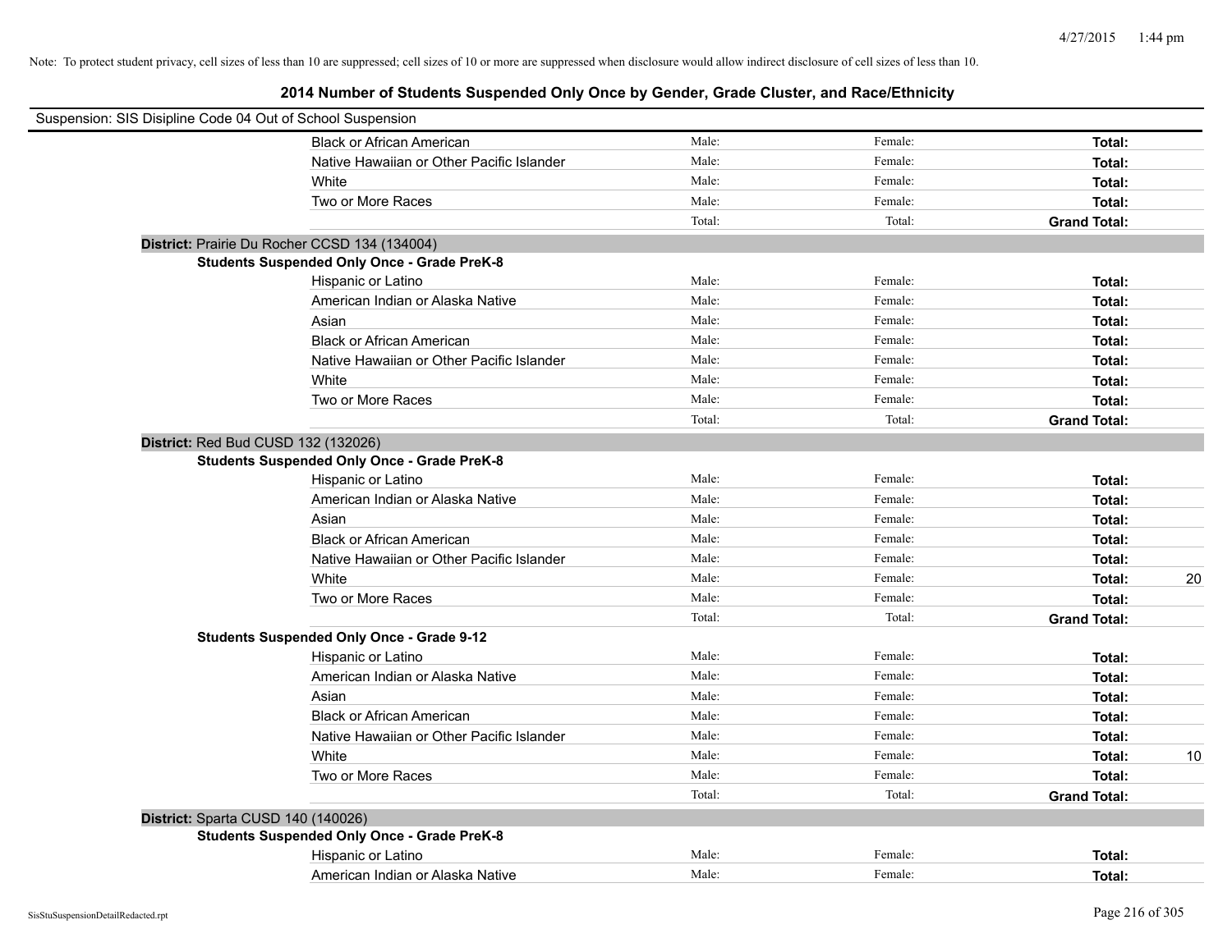Note: To protect student privacy, cell sizes of less than 10 are suppressed; cell sizes of 10 or more are suppressed when disclosure would allow indirect disclosure of cell sizes of less than 10.

## 2014 Number of Students Suspended Only Once by Gender, Grade Cluster, and Race/Ethnicity

Suspension: SIS Disipline Code 04 Out of School Suspension

| | | | | |
|---|---|---|---|---|
| Black or African American | Male: | Female: | **Total:** | |
| Native Hawaiian or Other Pacific Islander | Male: | Female: | **Total:** | |
| White | Male: | Female: | **Total:** | |
| Two or More Races | Male: | Female: | **Total:** | |
| | Total: | Total: | **Grand Total:** | |

**District:** Prairie Du Rocher CCSD 134 (134004)

**Students Suspended Only Once - Grade PreK-8**

| | | | | |
|---|---|---|---|---|
| Hispanic or Latino | Male: | Female: | **Total:** | |
| American Indian or Alaska Native | Male: | Female: | **Total:** | |
| Asian | Male: | Female: | **Total:** | |
| Black or African American | Male: | Female: | **Total:** | |
| Native Hawaiian or Other Pacific Islander | Male: | Female: | **Total:** | |
| White | Male: | Female: | **Total:** | |
| Two or More Races | Male: | Female: | **Total:** | |
| | Total: | Total: | **Grand Total:** | |

**District:** Red Bud CUSD 132 (132026)

**Students Suspended Only Once - Grade PreK-8**

| | | | | |
|---|---|---|---|---|
| Hispanic or Latino | Male: | Female: | **Total:** | |
| American Indian or Alaska Native | Male: | Female: | **Total:** | |
| Asian | Male: | Female: | **Total:** | |
| Black or African American | Male: | Female: | **Total:** | |
| Native Hawaiian or Other Pacific Islander | Male: | Female: | **Total:** | |
| White | Male: | Female: | **Total:** | 20 |
| Two or More Races | Male: | Female: | **Total:** | |
| | Total: | Total: | **Grand Total:** | |

**Students Suspended Only Once - Grade 9-12**

| | | | | |
|---|---|---|---|---|
| Hispanic or Latino | Male: | Female: | **Total:** | |
| American Indian or Alaska Native | Male: | Female: | **Total:** | |
| Asian | Male: | Female: | **Total:** | |
| Black or African American | Male: | Female: | **Total:** | |
| Native Hawaiian or Other Pacific Islander | Male: | Female: | **Total:** | |
| White | Male: | Female: | **Total:** | 10 |
| Two or More Races | Male: | Female: | **Total:** | |
| | Total: | Total: | **Grand Total:** | |

**District:** Sparta CUSD 140 (140026)

**Students Suspended Only Once - Grade PreK-8**

| | | | | |
|---|---|---|---|---|
| Hispanic or Latino | Male: | Female: | **Total:** | |
| American Indian or Alaska Native | Male: | Female: | **Total:** | |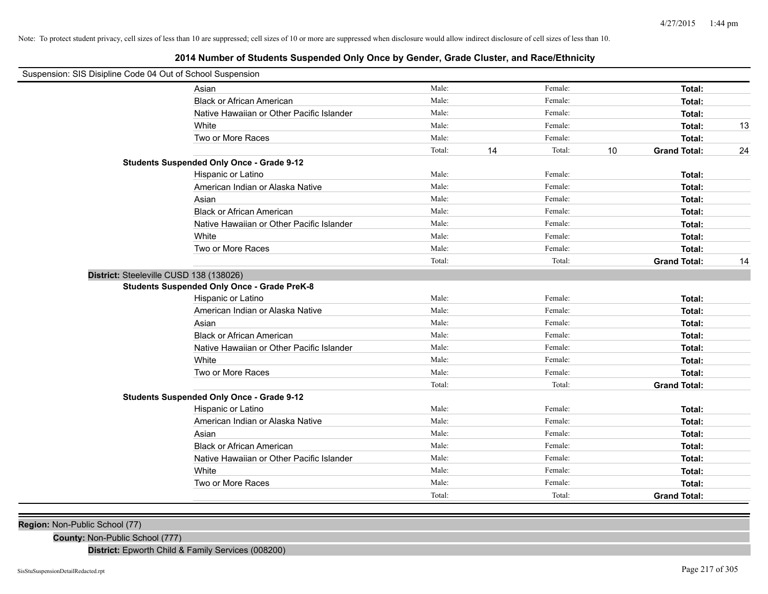Note: To protect student privacy, cell sizes of less than 10 are suppressed; cell sizes of 10 or more are suppressed when disclosure would allow indirect disclosure of cell sizes of less than 10.

## 2014 Number of Students Suspended Only Once by Gender, Grade Cluster, and Race/Ethnicity

Suspension: SIS Disipline Code 04 Out of School Suspension

| | | | | | | |
|---|---|---|---|---|---|---|
| Asian | Male: | | Female: | | **Total:** | |
| Black or African American | Male: | | Female: | | **Total:** | |
| Native Hawaiian or Other Pacific Islander | Male: | | Female: | | **Total:** | |
| White | Male: | | Female: | | **Total:** | 13 |
| Two or More Races | Male: | | Female: | | **Total:** | |
| | Total: | 14 | Total: | 10 | **Grand Total:** | 24 |

**Students Suspended Only Once - Grade 9-12**

| | | | | | | |
|---|---|---|---|---|---|---|
| Hispanic or Latino | Male: | | Female: | | **Total:** | |
| American Indian or Alaska Native | Male: | | Female: | | **Total:** | |
| Asian | Male: | | Female: | | **Total:** | |
| Black or African American | Male: | | Female: | | **Total:** | |
| Native Hawaiian or Other Pacific Islander | Male: | | Female: | | **Total:** | |
| White | Male: | | Female: | | **Total:** | |
| Two or More Races | Male: | | Female: | | **Total:** | |
| | Total: | | Total: | | **Grand Total:** | 14 |

**District:** Steeleville CUSD 138 (138026)

**Students Suspended Only Once - Grade PreK-8**

| | | | | | | |
|---|---|---|---|---|---|---|
| Hispanic or Latino | Male: | | Female: | | **Total:** | |
| American Indian or Alaska Native | Male: | | Female: | | **Total:** | |
| Asian | Male: | | Female: | | **Total:** | |
| Black or African American | Male: | | Female: | | **Total:** | |
| Native Hawaiian or Other Pacific Islander | Male: | | Female: | | **Total:** | |
| White | Male: | | Female: | | **Total:** | |
| Two or More Races | Male: | | Female: | | **Total:** | |
| | Total: | | Total: | | **Grand Total:** | |

**Students Suspended Only Once - Grade 9-12**

| | | | | | | |
|---|---|---|---|---|---|---|
| Hispanic or Latino | Male: | | Female: | | **Total:** | |
| American Indian or Alaska Native | Male: | | Female: | | **Total:** | |
| Asian | Male: | | Female: | | **Total:** | |
| Black or African American | Male: | | Female: | | **Total:** | |
| Native Hawaiian or Other Pacific Islander | Male: | | Female: | | **Total:** | |
| White | Male: | | Female: | | **Total:** | |
| Two or More Races | Male: | | Female: | | **Total:** | |
| | Total: | | Total: | | **Grand Total:** | |

**Region:** Non-Public School (77)

**County:** Non-Public School (777)

**District:** Epworth Child & Family Services (008200)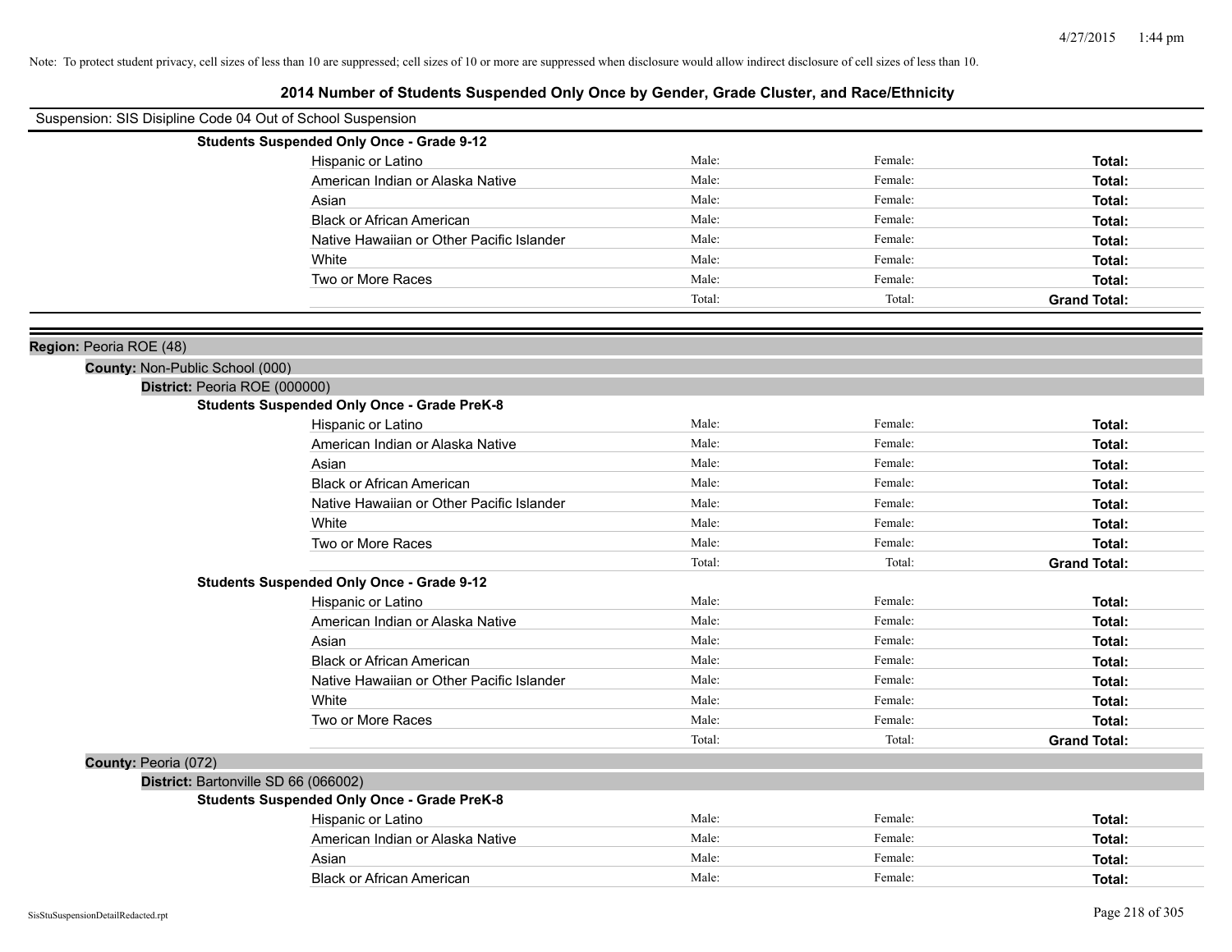Note: To protect student privacy, cell sizes of less than 10 are suppressed; cell sizes of 10 or more are suppressed when disclosure would allow indirect disclosure of cell sizes of less than 10.

# 2014 Number of Students Suspended Only Once by Gender, Grade Cluster, and Race/Ethnicity

Suspension: SIS Disipline Code 04 Out of School Suspension

**Students Suspended Only Once - Grade 9-12**

| | | | |
|---|---|---|---|
| Hispanic or Latino | Male: | Female: | **Total:** |
| American Indian or Alaska Native | Male: | Female: | **Total:** |
| Asian | Male: | Female: | **Total:** |
| Black or African American | Male: | Female: | **Total:** |
| Native Hawaiian or Other Pacific Islander | Male: | Female: | **Total:** |
| White | Male: | Female: | **Total:** |
| Two or More Races | Male: | Female: | **Total:** |
| | Total: | Total: | **Grand Total:** |

**Region:** Peoria ROE (48)

**County:** Non-Public School (000)

**District:** Peoria ROE (000000)

**Students Suspended Only Once - Grade PreK-8**

| | | | |
|---|---|---|---|
| Hispanic or Latino | Male: | Female: | **Total:** |
| American Indian or Alaska Native | Male: | Female: | **Total:** |
| Asian | Male: | Female: | **Total:** |
| Black or African American | Male: | Female: | **Total:** |
| Native Hawaiian or Other Pacific Islander | Male: | Female: | **Total:** |
| White | Male: | Female: | **Total:** |
| Two or More Races | Male: | Female: | **Total:** |
| | Total: | Total: | **Grand Total:** |

**Students Suspended Only Once - Grade 9-12**

| | | | |
|---|---|---|---|
| Hispanic or Latino | Male: | Female: | **Total:** |
| American Indian or Alaska Native | Male: | Female: | **Total:** |
| Asian | Male: | Female: | **Total:** |
| Black or African American | Male: | Female: | **Total:** |
| Native Hawaiian or Other Pacific Islander | Male: | Female: | **Total:** |
| White | Male: | Female: | **Total:** |
| Two or More Races | Male: | Female: | **Total:** |
| | Total: | Total: | **Grand Total:** |

**County:** Peoria (072)

**District:** Bartonville SD 66 (066002)

**Students Suspended Only Once - Grade PreK-8**

| | | | |
|---|---|---|---|
| Hispanic or Latino | Male: | Female: | **Total:** |
| American Indian or Alaska Native | Male: | Female: | **Total:** |
| Asian | Male: | Female: | **Total:** |
| Black or African American | Male: | Female: | **Total:** |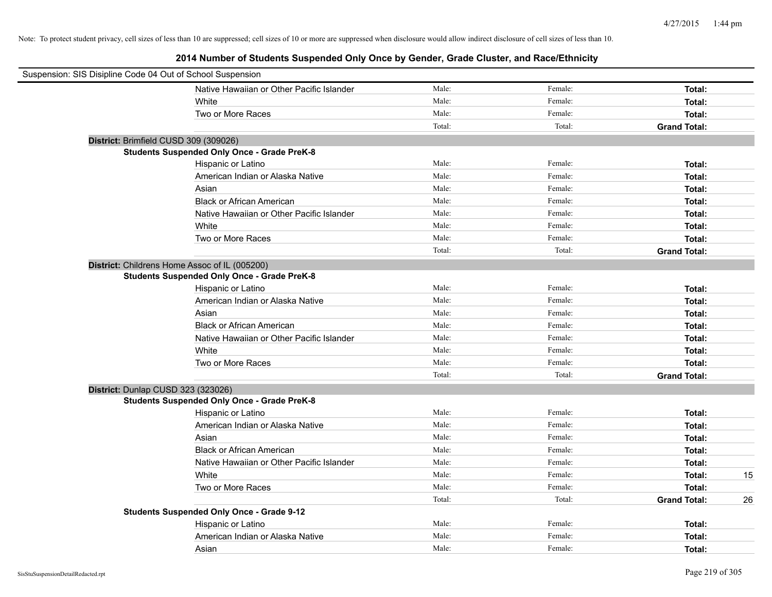Note: To protect student privacy, cell sizes of less than 10 are suppressed; cell sizes of 10 or more are suppressed when disclosure would allow indirect disclosure of cell sizes of less than 10.

## 2014 Number of Students Suspended Only Once by Gender, Grade Cluster, and Race/Ethnicity

Suspension: SIS Disipline Code 04 Out of School Suspension

| | Male | Female | Total | |
|---|---|---|---|---|
| Native Hawaiian or Other Pacific Islander | Male: | Female: | **Total:** | |
| White | Male: | Female: | **Total:** | |
| Two or More Races | Male: | Female: | **Total:** | |
| | Total: | Total: | **Grand Total:** | |

**District:** Brimfield CUSD 309 (309026)

**Students Suspended Only Once - Grade PreK-8**

| | Male | Female | Total | |
|---|---|---|---|---|
| Hispanic or Latino | Male: | Female: | **Total:** | |
| American Indian or Alaska Native | Male: | Female: | **Total:** | |
| Asian | Male: | Female: | **Total:** | |
| Black or African American | Male: | Female: | **Total:** | |
| Native Hawaiian or Other Pacific Islander | Male: | Female: | **Total:** | |
| White | Male: | Female: | **Total:** | |
| Two or More Races | Male: | Female: | **Total:** | |
| | Total: | Total: | **Grand Total:** | |

**District:** Childrens Home Assoc of IL (005200)

**Students Suspended Only Once - Grade PreK-8**

| | Male | Female | Total | |
|---|---|---|---|---|
| Hispanic or Latino | Male: | Female: | **Total:** | |
| American Indian or Alaska Native | Male: | Female: | **Total:** | |
| Asian | Male: | Female: | **Total:** | |
| Black or African American | Male: | Female: | **Total:** | |
| Native Hawaiian or Other Pacific Islander | Male: | Female: | **Total:** | |
| White | Male: | Female: | **Total:** | |
| Two or More Races | Male: | Female: | **Total:** | |
| | Total: | Total: | **Grand Total:** | |

**District:** Dunlap CUSD 323 (323026)

**Students Suspended Only Once - Grade PreK-8**

| | Male | Female | Total | |
|---|---|---|---|---|
| Hispanic or Latino | Male: | Female: | **Total:** | |
| American Indian or Alaska Native | Male: | Female: | **Total:** | |
| Asian | Male: | Female: | **Total:** | |
| Black or African American | Male: | Female: | **Total:** | |
| Native Hawaiian or Other Pacific Islander | Male: | Female: | **Total:** | |
| White | Male: | Female: | **Total:** | 15 |
| Two or More Races | Male: | Female: | **Total:** | |
| | Total: | Total: | **Grand Total:** | 26 |

**Students Suspended Only Once - Grade 9-12**

| | Male | Female | Total | |
|---|---|---|---|---|
| Hispanic or Latino | Male: | Female: | **Total:** | |
| American Indian or Alaska Native | Male: | Female: | **Total:** | |
| Asian | Male: | Female: | **Total:** | |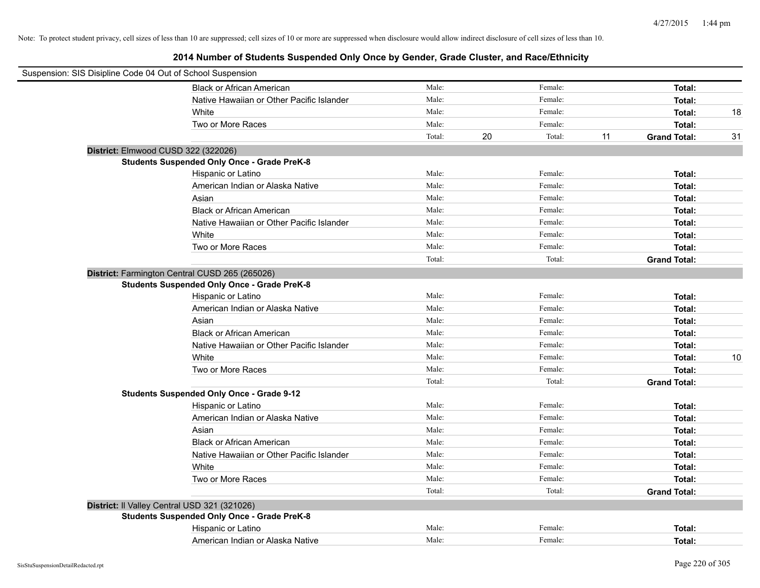Note: To protect student privacy, cell sizes of less than 10 are suppressed; cell sizes of 10 or more are suppressed when disclosure would allow indirect disclosure of cell sizes of less than 10.

# 2014 Number of Students Suspended Only Once by Gender, Grade Cluster, and Race/Ethnicity

Suspension: SIS Disipline Code 04 Out of School Suspension

| | | | | | | |
|---|---|---|---|---|---|---|
| Black or African American | Male: | | Female: | | **Total:** | |
| Native Hawaiian or Other Pacific Islander | Male: | | Female: | | **Total:** | |
| White | Male: | | Female: | | **Total:** | 18 |
| Two or More Races | Male: | | Female: | | **Total:** | |
| | Total: | 20 | Total: | 11 | **Grand Total:** | 31 |

**District:** Elmwood CUSD 322 (322026)

**Students Suspended Only Once - Grade PreK-8**

| | | | | | | |
|---|---|---|---|---|---|---|
| Hispanic or Latino | Male: | | Female: | | **Total:** | |
| American Indian or Alaska Native | Male: | | Female: | | **Total:** | |
| Asian | Male: | | Female: | | **Total:** | |
| Black or African American | Male: | | Female: | | **Total:** | |
| Native Hawaiian or Other Pacific Islander | Male: | | Female: | | **Total:** | |
| White | Male: | | Female: | | **Total:** | |
| Two or More Races | Male: | | Female: | | **Total:** | |
| | Total: | | Total: | | **Grand Total:** | |

**District:** Farmington Central CUSD 265 (265026)

**Students Suspended Only Once - Grade PreK-8**

| | | | | | | |
|---|---|---|---|---|---|---|
| Hispanic or Latino | Male: | | Female: | | **Total:** | |
| American Indian or Alaska Native | Male: | | Female: | | **Total:** | |
| Asian | Male: | | Female: | | **Total:** | |
| Black or African American | Male: | | Female: | | **Total:** | |
| Native Hawaiian or Other Pacific Islander | Male: | | Female: | | **Total:** | |
| White | Male: | | Female: | | **Total:** | 10 |
| Two or More Races | Male: | | Female: | | **Total:** | |
| | Total: | | Total: | | **Grand Total:** | |

**Students Suspended Only Once - Grade 9-12**

| | | | | | | |
|---|---|---|---|---|---|---|
| Hispanic or Latino | Male: | | Female: | | **Total:** | |
| American Indian or Alaska Native | Male: | | Female: | | **Total:** | |
| Asian | Male: | | Female: | | **Total:** | |
| Black or African American | Male: | | Female: | | **Total:** | |
| Native Hawaiian or Other Pacific Islander | Male: | | Female: | | **Total:** | |
| White | Male: | | Female: | | **Total:** | |
| Two or More Races | Male: | | Female: | | **Total:** | |
| | Total: | | Total: | | **Grand Total:** | |

**District:** Il Valley Central USD 321 (321026)

**Students Suspended Only Once - Grade PreK-8**

| | | | | | | |
|---|---|---|---|---|---|---|
| Hispanic or Latino | Male: | | Female: | | **Total:** | |
| American Indian or Alaska Native | Male: | | Female: | | **Total:** | |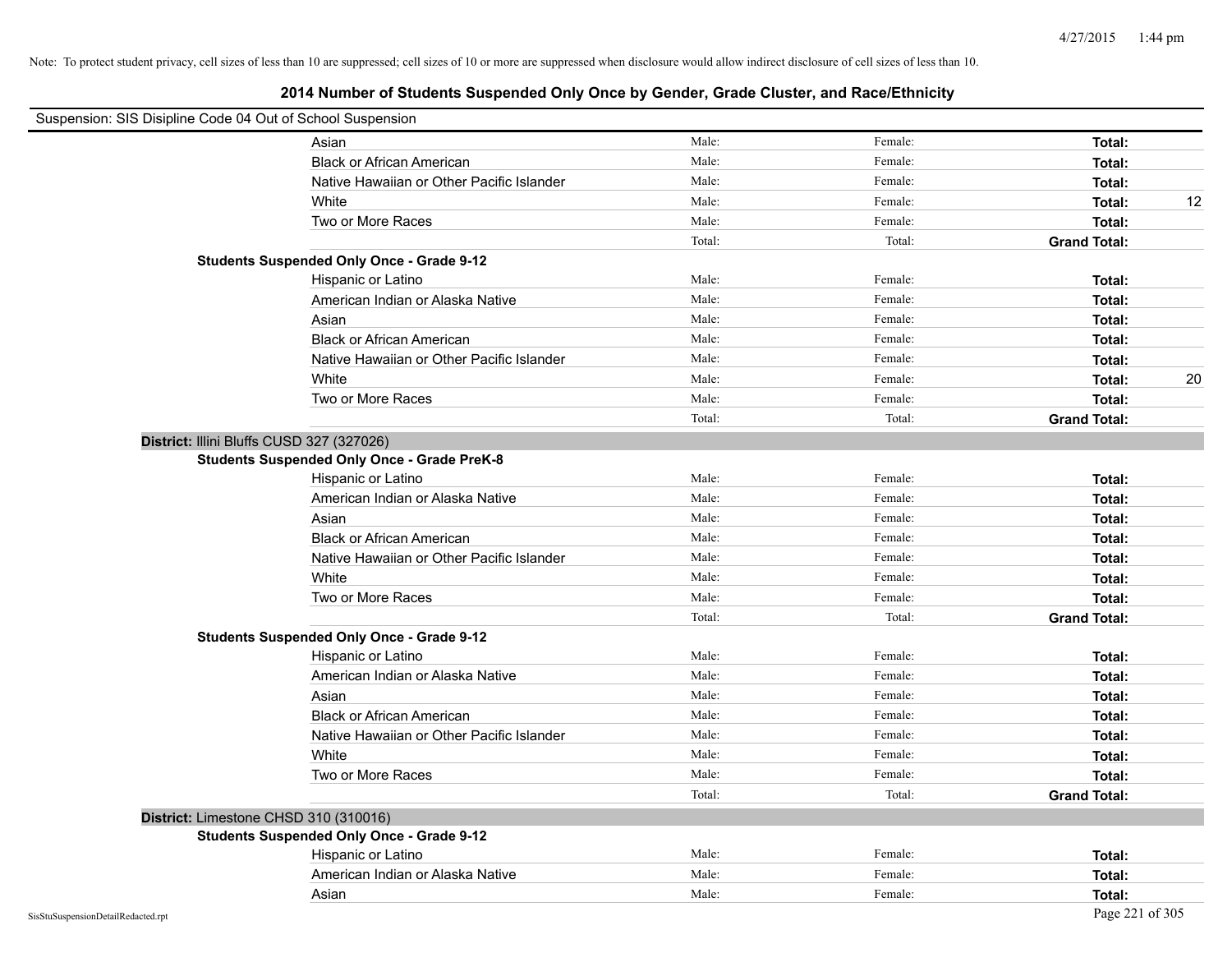Note: To protect student privacy, cell sizes of less than 10 are suppressed; cell sizes of 10 or more are suppressed when disclosure would allow indirect disclosure of cell sizes of less than 10.

## 2014 Number of Students Suspended Only Once by Gender, Grade Cluster, and Race/Ethnicity

Suspension: SIS Disipline Code 04 Out of School Suspension

| | | | | |
|---|---|---|---|---|
| Asian | Male: | Female: | **Total:** | |
| Black or African American | Male: | Female: | **Total:** | |
| Native Hawaiian or Other Pacific Islander | Male: | Female: | **Total:** | |
| White | Male: | Female: | **Total:** | 12 |
| Two or More Races | Male: | Female: | **Total:** | |
| | Total: | Total: | **Grand Total:** | |

**Students Suspended Only Once - Grade 9-12**

| | | | | |
|---|---|---|---|---|
| Hispanic or Latino | Male: | Female: | **Total:** | |
| American Indian or Alaska Native | Male: | Female: | **Total:** | |
| Asian | Male: | Female: | **Total:** | |
| Black or African American | Male: | Female: | **Total:** | |
| Native Hawaiian or Other Pacific Islander | Male: | Female: | **Total:** | |
| White | Male: | Female: | **Total:** | 20 |
| Two or More Races | Male: | Female: | **Total:** | |
| | Total: | Total: | **Grand Total:** | |

**District:** Illini Bluffs CUSD 327 (327026)

**Students Suspended Only Once - Grade PreK-8**

| | | | | |
|---|---|---|---|---|
| Hispanic or Latino | Male: | Female: | **Total:** | |
| American Indian or Alaska Native | Male: | Female: | **Total:** | |
| Asian | Male: | Female: | **Total:** | |
| Black or African American | Male: | Female: | **Total:** | |
| Native Hawaiian or Other Pacific Islander | Male: | Female: | **Total:** | |
| White | Male: | Female: | **Total:** | |
| Two or More Races | Male: | Female: | **Total:** | |
| | Total: | Total: | **Grand Total:** | |

**Students Suspended Only Once - Grade 9-12**

| | | | | |
|---|---|---|---|---|
| Hispanic or Latino | Male: | Female: | **Total:** | |
| American Indian or Alaska Native | Male: | Female: | **Total:** | |
| Asian | Male: | Female: | **Total:** | |
| Black or African American | Male: | Female: | **Total:** | |
| Native Hawaiian or Other Pacific Islander | Male: | Female: | **Total:** | |
| White | Male: | Female: | **Total:** | |
| Two or More Races | Male: | Female: | **Total:** | |
| | Total: | Total: | **Grand Total:** | |

**District:** Limestone CHSD 310 (310016)

**Students Suspended Only Once - Grade 9-12**

| | | | | |
|---|---|---|---|---|
| Hispanic or Latino | Male: | Female: | **Total:** | |
| American Indian or Alaska Native | Male: | Female: | **Total:** | |
| Asian | Male: | Female: | **Total:** | |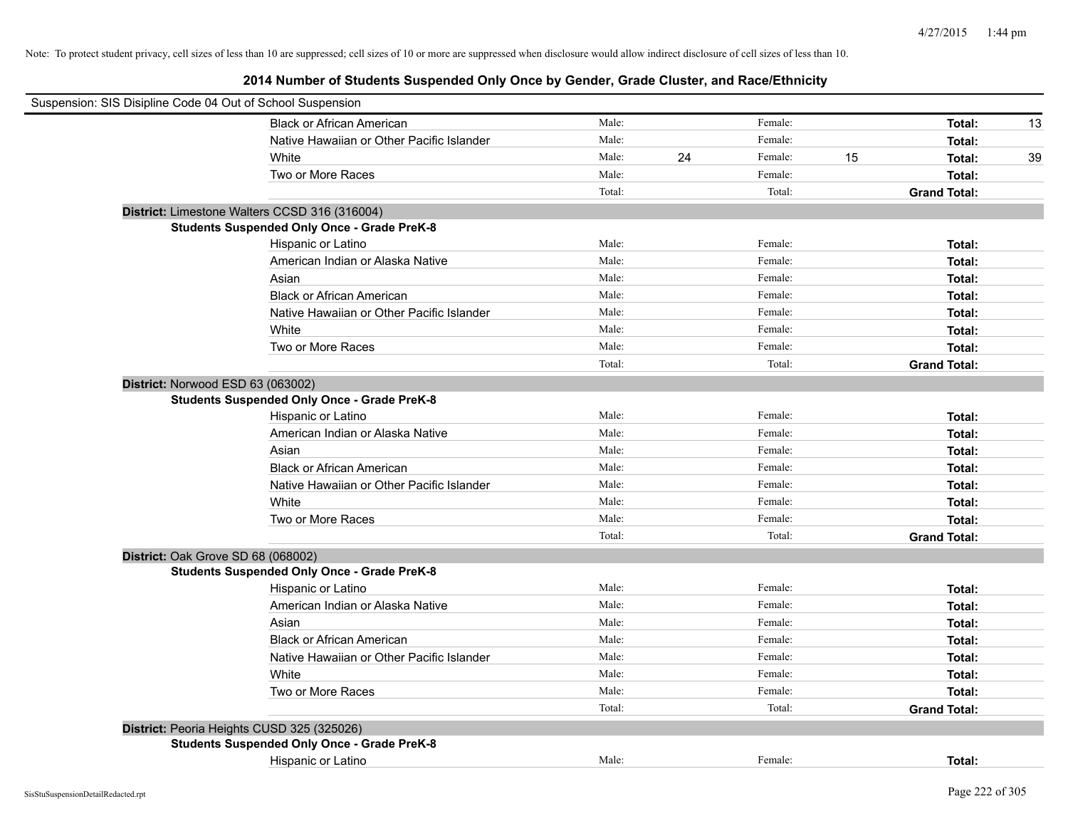Note: To protect student privacy, cell sizes of less than 10 are suppressed; cell sizes of 10 or more are suppressed when disclosure would allow indirect disclosure of cell sizes of less than 10.

# 2014 Number of Students Suspended Only Once by Gender, Grade Cluster, and Race/Ethnicity

Suspension: SIS Disipline Code 04 Out of School Suspension

| | Male: | | Female: | | | |
|---|---|---|---|---|---|---|
| Black or African American | Male: | | Female: | | **Total:** | 13 |
| Native Hawaiian or Other Pacific Islander | Male: | | Female: | | **Total:** | |
| White | Male: | 24 | Female: | 15 | **Total:** | 39 |
| Two or More Races | Male: | | Female: | | **Total:** | |
| | Total: | | Total: | | **Grand Total:** | |

**District:** Limestone Walters CCSD 316 (316004)

**Students Suspended Only Once - Grade PreK-8**

| | | | | | | |
|---|---|---|---|---|---|---|
| Hispanic or Latino | Male: | | Female: | | **Total:** | |
| American Indian or Alaska Native | Male: | | Female: | | **Total:** | |
| Asian | Male: | | Female: | | **Total:** | |
| Black or African American | Male: | | Female: | | **Total:** | |
| Native Hawaiian or Other Pacific Islander | Male: | | Female: | | **Total:** | |
| White | Male: | | Female: | | **Total:** | |
| Two or More Races | Male: | | Female: | | **Total:** | |
| | Total: | | Total: | | **Grand Total:** | |

**District:** Norwood ESD 63 (063002)

**Students Suspended Only Once - Grade PreK-8**

| | | | | | | |
|---|---|---|---|---|---|---|
| Hispanic or Latino | Male: | | Female: | | **Total:** | |
| American Indian or Alaska Native | Male: | | Female: | | **Total:** | |
| Asian | Male: | | Female: | | **Total:** | |
| Black or African American | Male: | | Female: | | **Total:** | |
| Native Hawaiian or Other Pacific Islander | Male: | | Female: | | **Total:** | |
| White | Male: | | Female: | | **Total:** | |
| Two or More Races | Male: | | Female: | | **Total:** | |
| | Total: | | Total: | | **Grand Total:** | |

**District:** Oak Grove SD 68 (068002)

**Students Suspended Only Once - Grade PreK-8**

| | | | | | | |
|---|---|---|---|---|---|---|
| Hispanic or Latino | Male: | | Female: | | **Total:** | |
| American Indian or Alaska Native | Male: | | Female: | | **Total:** | |
| Asian | Male: | | Female: | | **Total:** | |
| Black or African American | Male: | | Female: | | **Total:** | |
| Native Hawaiian or Other Pacific Islander | Male: | | Female: | | **Total:** | |
| White | Male: | | Female: | | **Total:** | |
| Two or More Races | Male: | | Female: | | **Total:** | |
| | Total: | | Total: | | **Grand Total:** | |

**District:** Peoria Heights CUSD 325 (325026)

**Students Suspended Only Once - Grade PreK-8**

| | | | | | | |
|---|---|---|---|---|---|---|
| Hispanic or Latino | Male: | | Female: | | **Total:** | |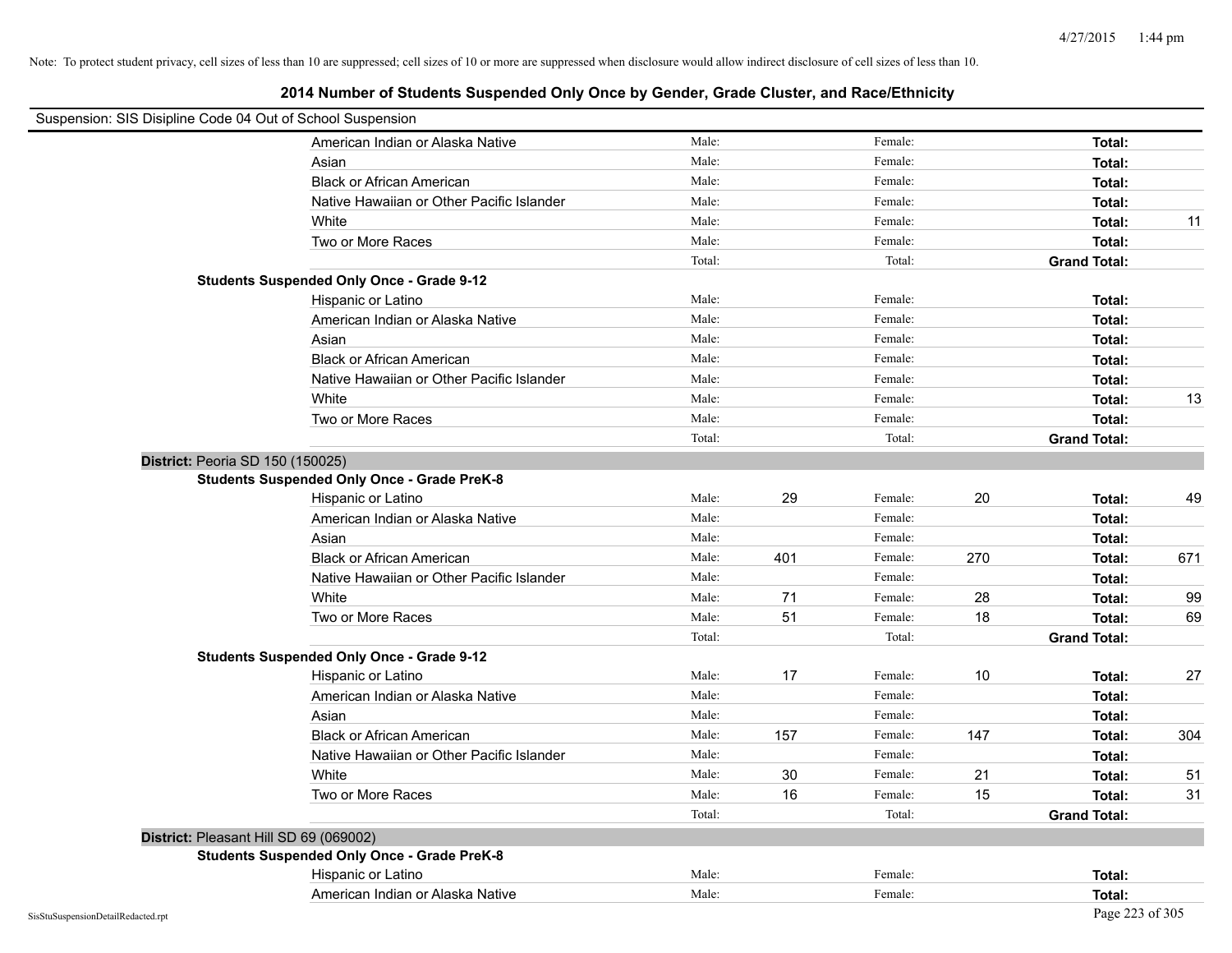Note: To protect student privacy, cell sizes of less than 10 are suppressed; cell sizes of 10 or more are suppressed when disclosure would allow indirect disclosure of cell sizes of less than 10.

## 2014 Number of Students Suspended Only Once by Gender, Grade Cluster, and Race/Ethnicity

Suspension: SIS Disipline Code 04 Out of School Suspension

| | | | | | | |
|---|---|---|---|---|---|---|
| American Indian or Alaska Native | Male: | | Female: | | **Total:** | |
| Asian | Male: | | Female: | | **Total:** | |
| Black or African American | Male: | | Female: | | **Total:** | |
| Native Hawaiian or Other Pacific Islander | Male: | | Female: | | **Total:** | |
| White | Male: | | Female: | | **Total:** | 11 |
| Two or More Races | Male: | | Female: | | **Total:** | |
| | Total: | | Total: | | **Grand Total:** | |

**Students Suspended Only Once - Grade 9-12**

| | | | | | | |
|---|---|---|---|---|---|---|
| Hispanic or Latino | Male: | | Female: | | **Total:** | |
| American Indian or Alaska Native | Male: | | Female: | | **Total:** | |
| Asian | Male: | | Female: | | **Total:** | |
| Black or African American | Male: | | Female: | | **Total:** | |
| Native Hawaiian or Other Pacific Islander | Male: | | Female: | | **Total:** | |
| White | Male: | | Female: | | **Total:** | 13 |
| Two or More Races | Male: | | Female: | | **Total:** | |
| | Total: | | Total: | | **Grand Total:** | |

**District:** Peoria SD 150 (150025)

**Students Suspended Only Once - Grade PreK-8**

| | | | | | | |
|---|---|---|---|---|---|---|
| Hispanic or Latino | Male: | 29 | Female: | 20 | **Total:** | 49 |
| American Indian or Alaska Native | Male: | | Female: | | **Total:** | |
| Asian | Male: | | Female: | | **Total:** | |
| Black or African American | Male: | 401 | Female: | 270 | **Total:** | 671 |
| Native Hawaiian or Other Pacific Islander | Male: | | Female: | | **Total:** | |
| White | Male: | 71 | Female: | 28 | **Total:** | 99 |
| Two or More Races | Male: | 51 | Female: | 18 | **Total:** | 69 |
| | Total: | | Total: | | **Grand Total:** | |

**Students Suspended Only Once - Grade 9-12**

| | | | | | | |
|---|---|---|---|---|---|---|
| Hispanic or Latino | Male: | 17 | Female: | 10 | **Total:** | 27 |
| American Indian or Alaska Native | Male: | | Female: | | **Total:** | |
| Asian | Male: | | Female: | | **Total:** | |
| Black or African American | Male: | 157 | Female: | 147 | **Total:** | 304 |
| Native Hawaiian or Other Pacific Islander | Male: | | Female: | | **Total:** | |
| White | Male: | 30 | Female: | 21 | **Total:** | 51 |
| Two or More Races | Male: | 16 | Female: | 15 | **Total:** | 31 |
| | Total: | | Total: | | **Grand Total:** | |

**District:** Pleasant Hill SD 69 (069002)

**Students Suspended Only Once - Grade PreK-8**

| | | | | | | |
|---|---|---|---|---|---|---|
| Hispanic or Latino | Male: | | Female: | | **Total:** | |
| American Indian or Alaska Native | Male: | | Female: | | **Total:** | |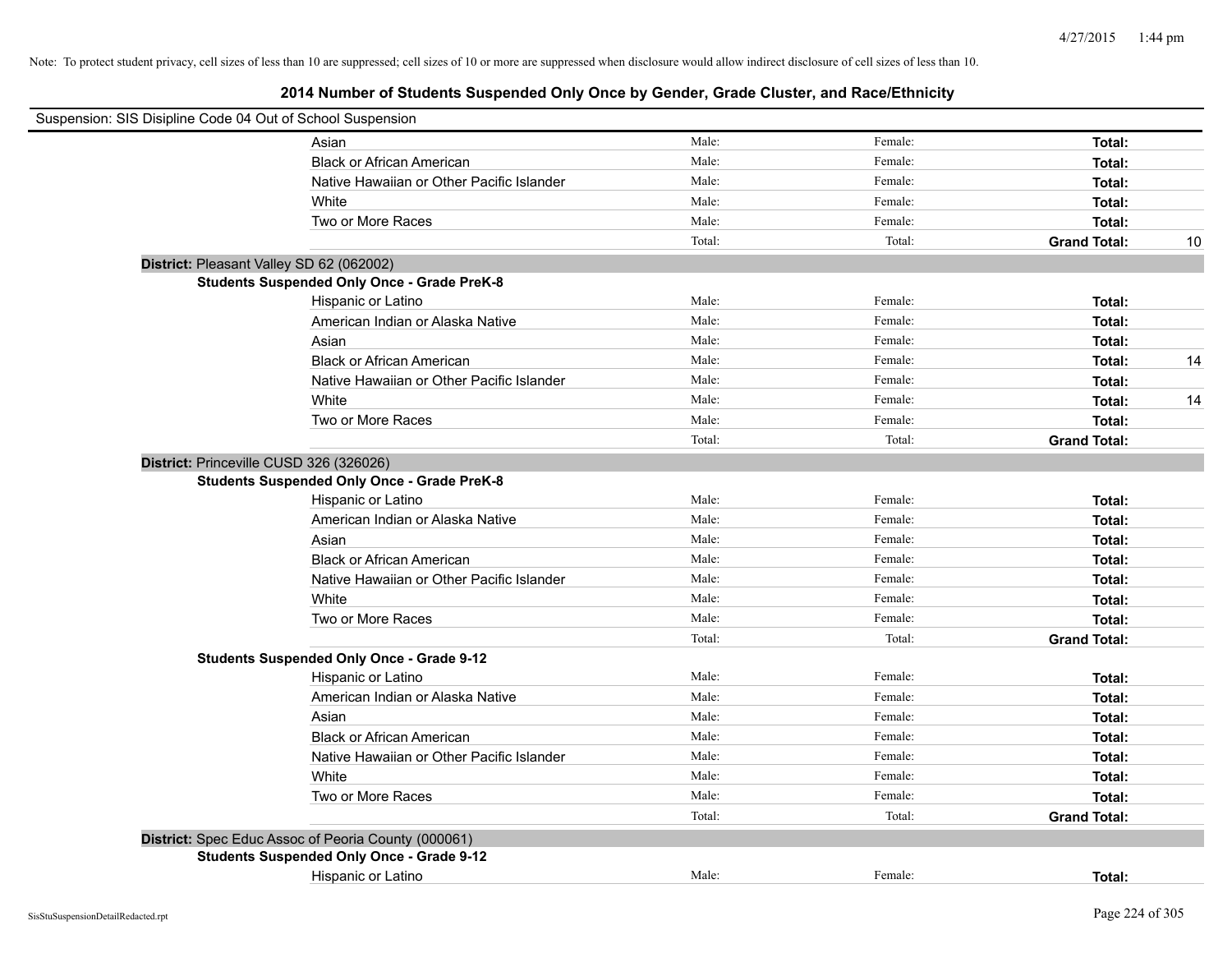Note: To protect student privacy, cell sizes of less than 10 are suppressed; cell sizes of 10 or more are suppressed when disclosure would allow indirect disclosure of cell sizes of less than 10.

## 2014 Number of Students Suspended Only Once by Gender, Grade Cluster, and Race/Ethnicity

Suspension: SIS Disipline Code 04 Out of School Suspension

| | | | | |
|---|---|---|---|---|
| Asian | Male: | Female: | **Total:** | |
| Black or African American | Male: | Female: | **Total:** | |
| Native Hawaiian or Other Pacific Islander | Male: | Female: | **Total:** | |
| White | Male: | Female: | **Total:** | |
| Two or More Races | Male: | Female: | **Total:** | |
| | Total: | Total: | **Grand Total:** | 10 |

**District:** Pleasant Valley SD 62 (062002)

**Students Suspended Only Once - Grade PreK-8**

| | | | | |
|---|---|---|---|---|
| Hispanic or Latino | Male: | Female: | **Total:** | |
| American Indian or Alaska Native | Male: | Female: | **Total:** | |
| Asian | Male: | Female: | **Total:** | |
| Black or African American | Male: | Female: | **Total:** | 14 |
| Native Hawaiian or Other Pacific Islander | Male: | Female: | **Total:** | |
| White | Male: | Female: | **Total:** | 14 |
| Two or More Races | Male: | Female: | **Total:** | |
| | Total: | Total: | **Grand Total:** | |

**District:** Princeville CUSD 326 (326026)

**Students Suspended Only Once - Grade PreK-8**

| | | | | |
|---|---|---|---|---|
| Hispanic or Latino | Male: | Female: | **Total:** | |
| American Indian or Alaska Native | Male: | Female: | **Total:** | |
| Asian | Male: | Female: | **Total:** | |
| Black or African American | Male: | Female: | **Total:** | |
| Native Hawaiian or Other Pacific Islander | Male: | Female: | **Total:** | |
| White | Male: | Female: | **Total:** | |
| Two or More Races | Male: | Female: | **Total:** | |
| | Total: | Total: | **Grand Total:** | |

**Students Suspended Only Once - Grade 9-12**

| | | | | |
|---|---|---|---|---|
| Hispanic or Latino | Male: | Female: | **Total:** | |
| American Indian or Alaska Native | Male: | Female: | **Total:** | |
| Asian | Male: | Female: | **Total:** | |
| Black or African American | Male: | Female: | **Total:** | |
| Native Hawaiian or Other Pacific Islander | Male: | Female: | **Total:** | |
| White | Male: | Female: | **Total:** | |
| Two or More Races | Male: | Female: | **Total:** | |
| | Total: | Total: | **Grand Total:** | |

**District:** Spec Educ Assoc of Peoria County (000061)

**Students Suspended Only Once - Grade 9-12**

| | | | | |
|---|---|---|---|---|
| Hispanic or Latino | Male: | Female: | **Total:** | |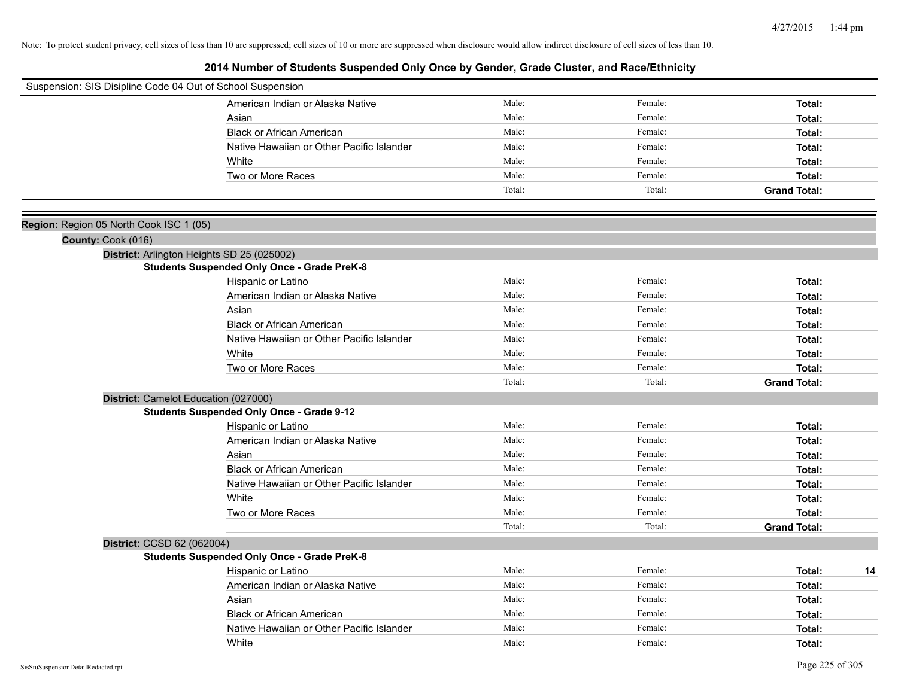Note: To protect student privacy, cell sizes of less than 10 are suppressed; cell sizes of 10 or more are suppressed when disclosure would allow indirect disclosure of cell sizes of less than 10.

# 2014 Number of Students Suspended Only Once by Gender, Grade Cluster, and Race/Ethnicity

Suspension: SIS Disipline Code 04 Out of School Suspension

| | Male | Female | Total |
|---|---|---|---|
| American Indian or Alaska Native | Male: | Female: | **Total:** |
| Asian | Male: | Female: | **Total:** |
| Black or African American | Male: | Female: | **Total:** |
| Native Hawaiian or Other Pacific Islander | Male: | Female: | **Total:** |
| White | Male: | Female: | **Total:** |
| Two or More Races | Male: | Female: | **Total:** |
| | Total: | Total: | **Grand Total:** |

**Region:** Region 05 North Cook ISC 1 (05)

**County:** Cook (016)

**District:** Arlington Heights SD 25 (025002)

**Students Suspended Only Once - Grade PreK-8**

| | Male | Female | Total |
|---|---|---|---|
| Hispanic or Latino | Male: | Female: | **Total:** |
| American Indian or Alaska Native | Male: | Female: | **Total:** |
| Asian | Male: | Female: | **Total:** |
| Black or African American | Male: | Female: | **Total:** |
| Native Hawaiian or Other Pacific Islander | Male: | Female: | **Total:** |
| White | Male: | Female: | **Total:** |
| Two or More Races | Male: | Female: | **Total:** |
| | Total: | Total: | **Grand Total:** |

**District:** Camelot Education (027000)

**Students Suspended Only Once - Grade 9-12**

| | Male | Female | Total |
|---|---|---|---|
| Hispanic or Latino | Male: | Female: | **Total:** |
| American Indian or Alaska Native | Male: | Female: | **Total:** |
| Asian | Male: | Female: | **Total:** |
| Black or African American | Male: | Female: | **Total:** |
| Native Hawaiian or Other Pacific Islander | Male: | Female: | **Total:** |
| White | Male: | Female: | **Total:** |
| Two or More Races | Male: | Female: | **Total:** |
| | Total: | Total: | **Grand Total:** |

**District:** CCSD 62 (062004)

**Students Suspended Only Once - Grade PreK-8**

| | Male | Female | Total |
|---|---|---|---|
| Hispanic or Latino | Male: | Female: | **Total:** 14 |
| American Indian or Alaska Native | Male: | Female: | **Total:** |
| Asian | Male: | Female: | **Total:** |
| Black or African American | Male: | Female: | **Total:** |
| Native Hawaiian or Other Pacific Islander | Male: | Female: | **Total:** |
| White | Male: | Female: | **Total:** |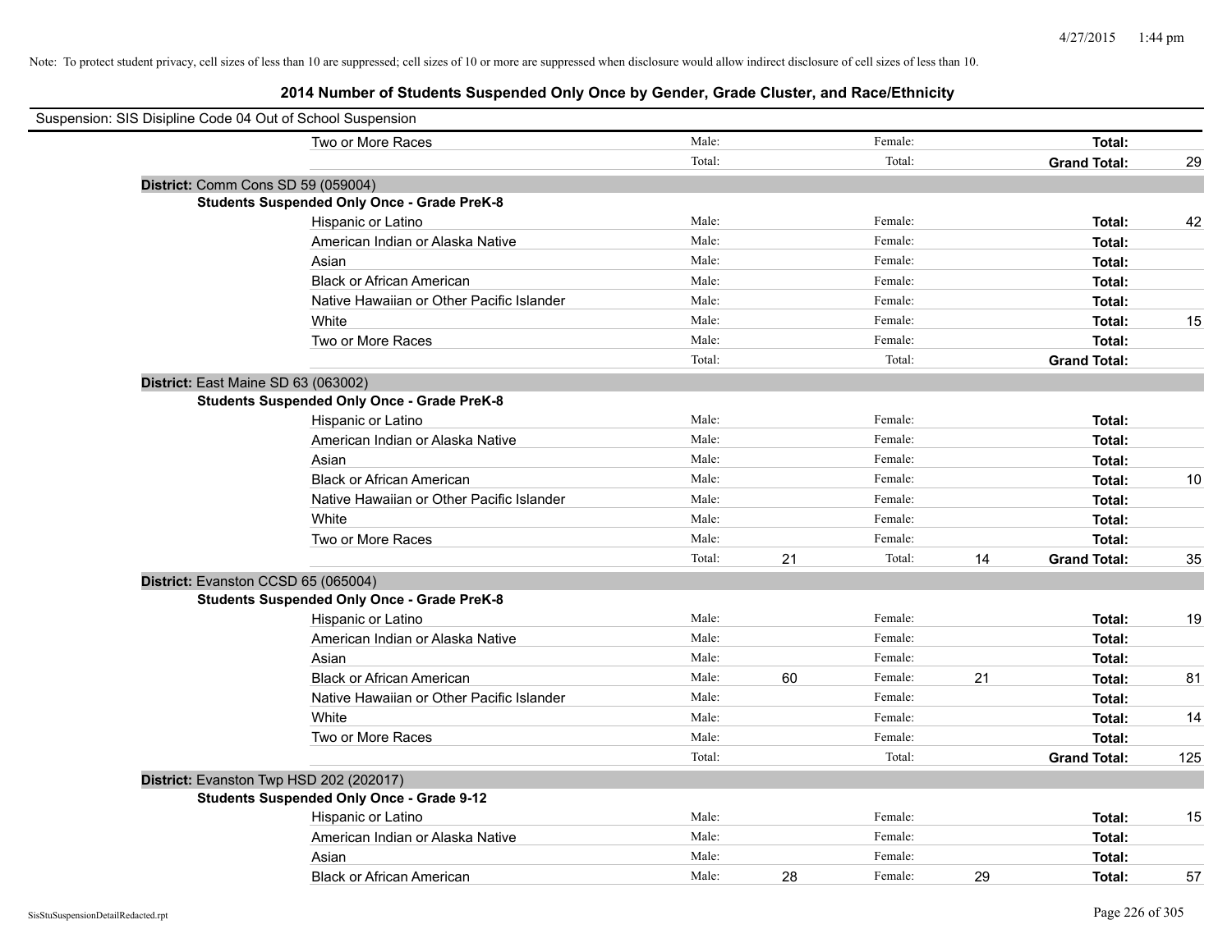Note: To protect student privacy, cell sizes of less than 10 are suppressed; cell sizes of 10 or more are suppressed when disclosure would allow indirect disclosure of cell sizes of less than 10.

## 2014 Number of Students Suspended Only Once by Gender, Grade Cluster, and Race/Ethnicity

Suspension: SIS Disipline Code 04 Out of School Suspension

| | | | | | | |
|---|---|---|---|---|---|---|
| Two or More Races | Male: | | Female: | | **Total:** | |
| | Total: | | Total: | | **Grand Total:** | 29 |

**District:** Comm Cons SD 59 (059004)

**Students Suspended Only Once - Grade PreK-8**

| | | | | | | |
|---|---|---|---|---|---|---|
| Hispanic or Latino | Male: | | Female: | | **Total:** | 42 |
| American Indian or Alaska Native | Male: | | Female: | | **Total:** | |
| Asian | Male: | | Female: | | **Total:** | |
| Black or African American | Male: | | Female: | | **Total:** | |
| Native Hawaiian or Other Pacific Islander | Male: | | Female: | | **Total:** | |
| White | Male: | | Female: | | **Total:** | 15 |
| Two or More Races | Male: | | Female: | | **Total:** | |
| | Total: | | Total: | | **Grand Total:** | |

**District:** East Maine SD 63 (063002)

**Students Suspended Only Once - Grade PreK-8**

| | | | | | | |
|---|---|---|---|---|---|---|
| Hispanic or Latino | Male: | | Female: | | **Total:** | |
| American Indian or Alaska Native | Male: | | Female: | | **Total:** | |
| Asian | Male: | | Female: | | **Total:** | |
| Black or African American | Male: | | Female: | | **Total:** | 10 |
| Native Hawaiian or Other Pacific Islander | Male: | | Female: | | **Total:** | |
| White | Male: | | Female: | | **Total:** | |
| Two or More Races | Male: | | Female: | | **Total:** | |
| | Total: | 21 | Total: | 14 | **Grand Total:** | 35 |

**District:** Evanston CCSD 65 (065004)

**Students Suspended Only Once - Grade PreK-8**

| | | | | | | |
|---|---|---|---|---|---|---|
| Hispanic or Latino | Male: | | Female: | | **Total:** | 19 |
| American Indian or Alaska Native | Male: | | Female: | | **Total:** | |
| Asian | Male: | | Female: | | **Total:** | |
| Black or African American | Male: | 60 | Female: | 21 | **Total:** | 81 |
| Native Hawaiian or Other Pacific Islander | Male: | | Female: | | **Total:** | |
| White | Male: | | Female: | | **Total:** | 14 |
| Two or More Races | Male: | | Female: | | **Total:** | |
| | Total: | | Total: | | **Grand Total:** | 125 |

**District:** Evanston Twp HSD 202 (202017)

**Students Suspended Only Once - Grade 9-12**

| | | | | | | |
|---|---|---|---|---|---|---|
| Hispanic or Latino | Male: | | Female: | | **Total:** | 15 |
| American Indian or Alaska Native | Male: | | Female: | | **Total:** | |
| Asian | Male: | | Female: | | **Total:** | |
| Black or African American | Male: | 28 | Female: | 29 | **Total:** | 57 |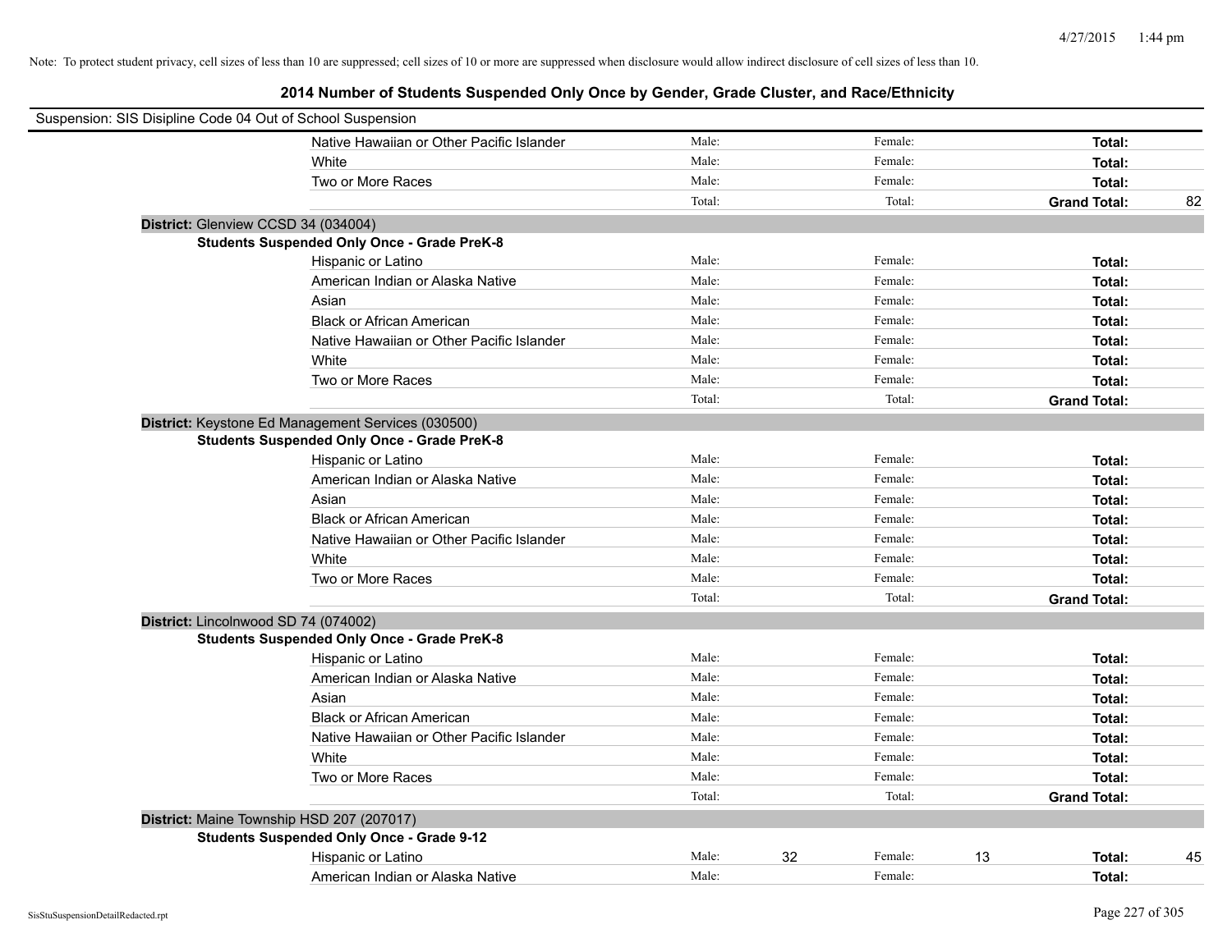Note: To protect student privacy, cell sizes of less than 10 are suppressed; cell sizes of 10 or more are suppressed when disclosure would allow indirect disclosure of cell sizes of less than 10.

## 2014 Number of Students Suspended Only Once by Gender, Grade Cluster, and Race/Ethnicity

Suspension: SIS Disipline Code 04 Out of School Suspension

| | | | | | | |
|---|---|---|---|---|---|---|
| Native Hawaiian or Other Pacific Islander | Male: | | Female: | | **Total:** | |
| White | Male: | | Female: | | **Total:** | |
| Two or More Races | Male: | | Female: | | **Total:** | |
| | Total: | | Total: | | **Grand Total:** | 82 |

**District:** Glenview CCSD 34 (034004)

**Students Suspended Only Once - Grade PreK-8**

| | | | | | | |
|---|---|---|---|---|---|---|
| Hispanic or Latino | Male: | | Female: | | **Total:** | |
| American Indian or Alaska Native | Male: | | Female: | | **Total:** | |
| Asian | Male: | | Female: | | **Total:** | |
| Black or African American | Male: | | Female: | | **Total:** | |
| Native Hawaiian or Other Pacific Islander | Male: | | Female: | | **Total:** | |
| White | Male: | | Female: | | **Total:** | |
| Two or More Races | Male: | | Female: | | **Total:** | |
| | Total: | | Total: | | **Grand Total:** | |

**District:** Keystone Ed Management Services (030500)

**Students Suspended Only Once - Grade PreK-8**

| | | | | | | |
|---|---|---|---|---|---|---|
| Hispanic or Latino | Male: | | Female: | | **Total:** | |
| American Indian or Alaska Native | Male: | | Female: | | **Total:** | |
| Asian | Male: | | Female: | | **Total:** | |
| Black or African American | Male: | | Female: | | **Total:** | |
| Native Hawaiian or Other Pacific Islander | Male: | | Female: | | **Total:** | |
| White | Male: | | Female: | | **Total:** | |
| Two or More Races | Male: | | Female: | | **Total:** | |
| | Total: | | Total: | | **Grand Total:** | |

**District:** Lincolnwood SD 74 (074002)

**Students Suspended Only Once - Grade PreK-8**

| | | | | | | |
|---|---|---|---|---|---|---|
| Hispanic or Latino | Male: | | Female: | | **Total:** | |
| American Indian or Alaska Native | Male: | | Female: | | **Total:** | |
| Asian | Male: | | Female: | | **Total:** | |
| Black or African American | Male: | | Female: | | **Total:** | |
| Native Hawaiian or Other Pacific Islander | Male: | | Female: | | **Total:** | |
| White | Male: | | Female: | | **Total:** | |
| Two or More Races | Male: | | Female: | | **Total:** | |
| | Total: | | Total: | | **Grand Total:** | |

**District:** Maine Township HSD 207 (207017)

**Students Suspended Only Once - Grade 9-12**

| | | | | | | |
|---|---|---|---|---|---|---|
| Hispanic or Latino | Male: | 32 | Female: | 13 | **Total:** | 45 |
| American Indian or Alaska Native | Male: | | Female: | | **Total:** | |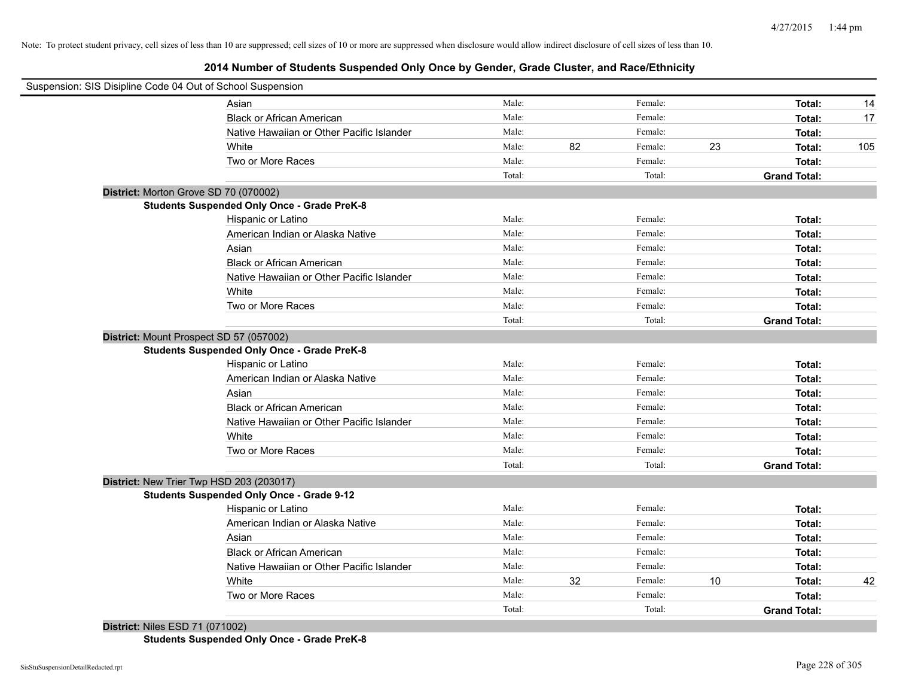Note: To protect student privacy, cell sizes of less than 10 are suppressed; cell sizes of 10 or more are suppressed when disclosure would allow indirect disclosure of cell sizes of less than 10.

## 2014 Number of Students Suspended Only Once by Gender, Grade Cluster, and Race/Ethnicity

Suspension: SIS Disipline Code 04 Out of School Suspension

| | Male: | | Female: | | Total: | |
|---|---|---|---|---|---|---|
| Asian | Male: | | Female: | | **Total:** | 14 |
| Black or African American | Male: | | Female: | | **Total:** | 17 |
| Native Hawaiian or Other Pacific Islander | Male: | | Female: | | **Total:** | |
| White | Male: | 82 | Female: | 23 | **Total:** | 105 |
| Two or More Races | Male: | | Female: | | **Total:** | |
| | Total: | | Total: | | **Grand Total:** | |

**District:** Morton Grove SD 70 (070002)

**Students Suspended Only Once - Grade PreK-8**

| | | | | | | |
|---|---|---|---|---|---|---|
| Hispanic or Latino | Male: | | Female: | | **Total:** | |
| American Indian or Alaska Native | Male: | | Female: | | **Total:** | |
| Asian | Male: | | Female: | | **Total:** | |
| Black or African American | Male: | | Female: | | **Total:** | |
| Native Hawaiian or Other Pacific Islander | Male: | | Female: | | **Total:** | |
| White | Male: | | Female: | | **Total:** | |
| Two or More Races | Male: | | Female: | | **Total:** | |
| | Total: | | Total: | | **Grand Total:** | |

**District:** Mount Prospect SD 57 (057002)

**Students Suspended Only Once - Grade PreK-8**

| | | | | | | |
|---|---|---|---|---|---|---|
| Hispanic or Latino | Male: | | Female: | | **Total:** | |
| American Indian or Alaska Native | Male: | | Female: | | **Total:** | |
| Asian | Male: | | Female: | | **Total:** | |
| Black or African American | Male: | | Female: | | **Total:** | |
| Native Hawaiian or Other Pacific Islander | Male: | | Female: | | **Total:** | |
| White | Male: | | Female: | | **Total:** | |
| Two or More Races | Male: | | Female: | | **Total:** | |
| | Total: | | Total: | | **Grand Total:** | |

**District:** New Trier Twp HSD 203 (203017)

**Students Suspended Only Once - Grade 9-12**

| | | | | | | |
|---|---|---|---|---|---|---|
| Hispanic or Latino | Male: | | Female: | | **Total:** | |
| American Indian or Alaska Native | Male: | | Female: | | **Total:** | |
| Asian | Male: | | Female: | | **Total:** | |
| Black or African American | Male: | | Female: | | **Total:** | |
| Native Hawaiian or Other Pacific Islander | Male: | | Female: | | **Total:** | |
| White | Male: | 32 | Female: | 10 | **Total:** | 42 |
| Two or More Races | Male: | | Female: | | **Total:** | |
| | Total: | | Total: | | **Grand Total:** | |

**District:** Niles ESD 71 (071002)

**Students Suspended Only Once - Grade PreK-8**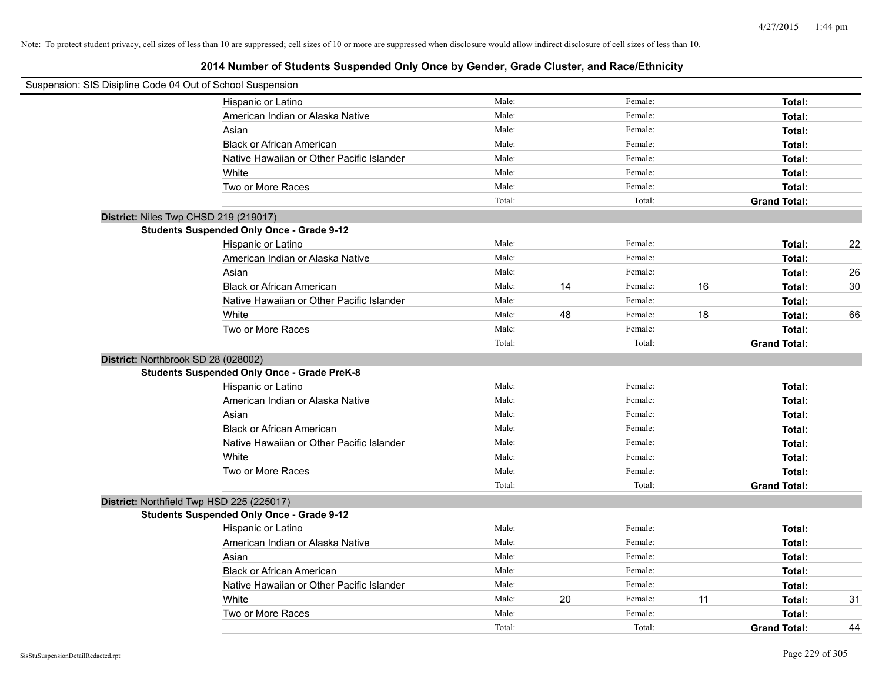Note: To protect student privacy, cell sizes of less than 10 are suppressed; cell sizes of 10 or more are suppressed when disclosure would allow indirect disclosure of cell sizes of less than 10.

# 2014 Number of Students Suspended Only Once by Gender, Grade Cluster, and Race/Ethnicity

Suspension: SIS Disipline Code 04 Out of School Suspension

| | | | | | | |
|---|---|---|---|---|---|---|
| Hispanic or Latino | Male: | | Female: | | **Total:** | |
| American Indian or Alaska Native | Male: | | Female: | | **Total:** | |
| Asian | Male: | | Female: | | **Total:** | |
| Black or African American | Male: | | Female: | | **Total:** | |
| Native Hawaiian or Other Pacific Islander | Male: | | Female: | | **Total:** | |
| White | Male: | | Female: | | **Total:** | |
| Two or More Races | Male: | | Female: | | **Total:** | |
| | Total: | | Total: | | **Grand Total:** | |

**District:** Niles Twp CHSD 219 (219017)

**Students Suspended Only Once - Grade 9-12**

| | | | | | | |
|---|---|---|---|---|---|---|
| Hispanic or Latino | Male: | | Female: | | **Total:** | 22 |
| American Indian or Alaska Native | Male: | | Female: | | **Total:** | |
| Asian | Male: | | Female: | | **Total:** | 26 |
| Black or African American | Male: | 14 | Female: | 16 | **Total:** | 30 |
| Native Hawaiian or Other Pacific Islander | Male: | | Female: | | **Total:** | |
| White | Male: | 48 | Female: | 18 | **Total:** | 66 |
| Two or More Races | Male: | | Female: | | **Total:** | |
| | Total: | | Total: | | **Grand Total:** | |

**District:** Northbrook SD 28 (028002)

**Students Suspended Only Once - Grade PreK-8**

| | | | | | | |
|---|---|---|---|---|---|---|
| Hispanic or Latino | Male: | | Female: | | **Total:** | |
| American Indian or Alaska Native | Male: | | Female: | | **Total:** | |
| Asian | Male: | | Female: | | **Total:** | |
| Black or African American | Male: | | Female: | | **Total:** | |
| Native Hawaiian or Other Pacific Islander | Male: | | Female: | | **Total:** | |
| White | Male: | | Female: | | **Total:** | |
| Two or More Races | Male: | | Female: | | **Total:** | |
| | Total: | | Total: | | **Grand Total:** | |

**District:** Northfield Twp HSD 225 (225017)

**Students Suspended Only Once - Grade 9-12**

| | | | | | | |
|---|---|---|---|---|---|---|
| Hispanic or Latino | Male: | | Female: | | **Total:** | |
| American Indian or Alaska Native | Male: | | Female: | | **Total:** | |
| Asian | Male: | | Female: | | **Total:** | |
| Black or African American | Male: | | Female: | | **Total:** | |
| Native Hawaiian or Other Pacific Islander | Male: | | Female: | | **Total:** | |
| White | Male: | 20 | Female: | 11 | **Total:** | 31 |
| Two or More Races | Male: | | Female: | | **Total:** | |
| | Total: | | Total: | | **Grand Total:** | 44 |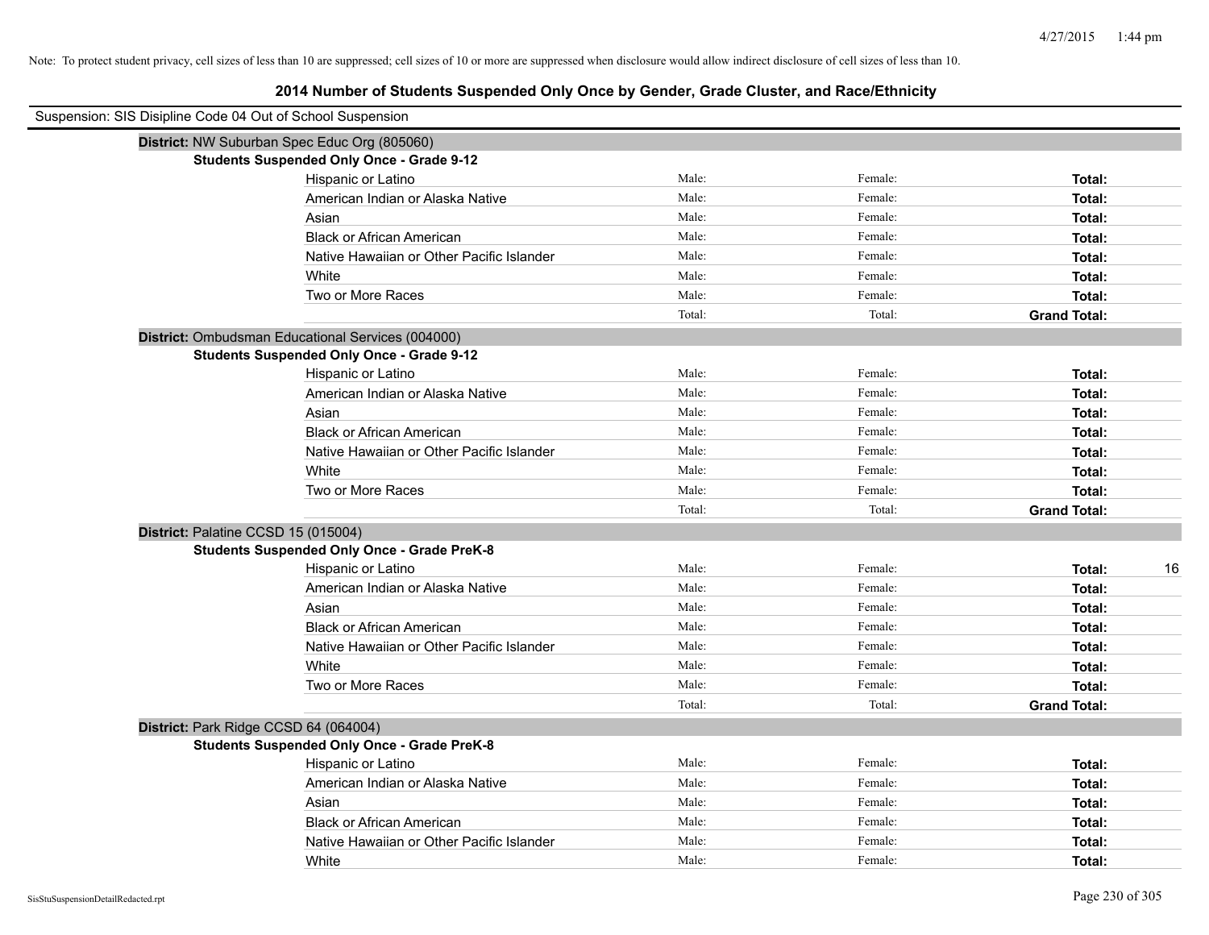Note: To protect student privacy, cell sizes of less than 10 are suppressed; cell sizes of 10 or more are suppressed when disclosure would allow indirect disclosure of cell sizes of less than 10.

# 2014 Number of Students Suspended Only Once by Gender, Grade Cluster, and Race/Ethnicity

Suspension: SIS Disipline Code 04 Out of School Suspension

**District:** NW Suburban Spec Educ Org (805060)

**Students Suspended Only Once - Grade 9-12**

| Race/Ethnicity | Male: | Female: | Total: |
|---|---|---|---|
| Hispanic or Latino | | | |
| American Indian or Alaska Native | | | |
| Asian | | | |
| Black or African American | | | |
| Native Hawaiian or Other Pacific Islander | | | |
| White | | | |
| Two or More Races | | | |
| | Total: | Total: | **Grand Total:** |

**District:** Ombudsman Educational Services (004000)

**Students Suspended Only Once - Grade 9-12**

| Race/Ethnicity | Male: | Female: | Total: |
|---|---|---|---|
| Hispanic or Latino | | | |
| American Indian or Alaska Native | | | |
| Asian | | | |
| Black or African American | | | |
| Native Hawaiian or Other Pacific Islander | | | |
| White | | | |
| Two or More Races | | | |
| | Total: | Total: | **Grand Total:** |

**District:** Palatine CCSD 15 (015004)

**Students Suspended Only Once - Grade PreK-8**

| Race/Ethnicity | Male: | Female: | Total: |
|---|---|---|---|
| Hispanic or Latino | | | 16 |
| American Indian or Alaska Native | | | |
| Asian | | | |
| Black or African American | | | |
| Native Hawaiian or Other Pacific Islander | | | |
| White | | | |
| Two or More Races | | | |
| | Total: | Total: | **Grand Total:** |

**District:** Park Ridge CCSD 64 (064004)

**Students Suspended Only Once - Grade PreK-8**

| Race/Ethnicity | Male: | Female: | Total: |
|---|---|---|---|
| Hispanic or Latino | | | |
| American Indian or Alaska Native | | | |
| Asian | | | |
| Black or African American | | | |
| Native Hawaiian or Other Pacific Islander | | | |
| White | | | |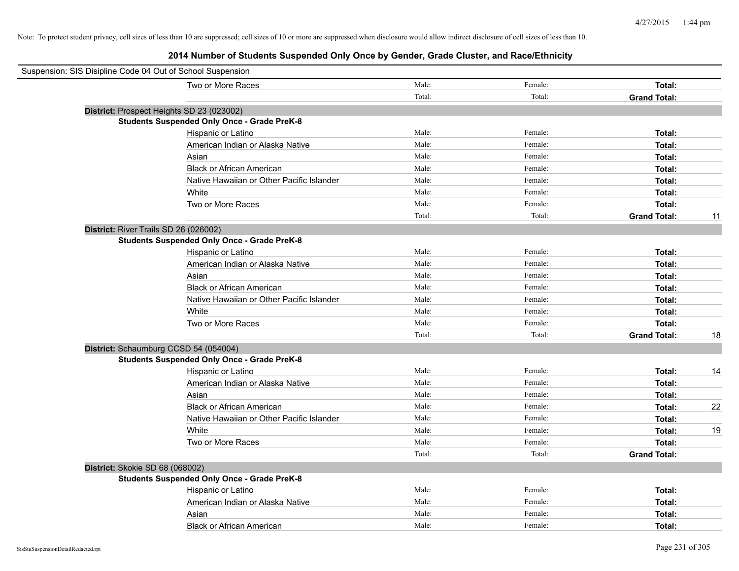Note: To protect student privacy, cell sizes of less than 10 are suppressed; cell sizes of 10 or more are suppressed when disclosure would allow indirect disclosure of cell sizes of less than 10.

## 2014 Number of Students Suspended Only Once by Gender, Grade Cluster, and Race/Ethnicity

Suspension: SIS Disipline Code 04 Out of School Suspension

| | | | | |
|---|---|---|---|---|
| Two or More Races | Male: | Female: | **Total:** | |
| | Total: | Total: | **Grand Total:** | |

**District:** Prospect Heights SD 23 (023002)

**Students Suspended Only Once - Grade PreK-8**

| | | | | |
|---|---|---|---|---|
| Hispanic or Latino | Male: | Female: | **Total:** | |
| American Indian or Alaska Native | Male: | Female: | **Total:** | |
| Asian | Male: | Female: | **Total:** | |
| Black or African American | Male: | Female: | **Total:** | |
| Native Hawaiian or Other Pacific Islander | Male: | Female: | **Total:** | |
| White | Male: | Female: | **Total:** | |
| Two or More Races | Male: | Female: | **Total:** | |
| | Total: | Total: | **Grand Total:** | 11 |

**District:** River Trails SD 26 (026002)

**Students Suspended Only Once - Grade PreK-8**

| | | | | |
|---|---|---|---|---|
| Hispanic or Latino | Male: | Female: | **Total:** | |
| American Indian or Alaska Native | Male: | Female: | **Total:** | |
| Asian | Male: | Female: | **Total:** | |
| Black or African American | Male: | Female: | **Total:** | |
| Native Hawaiian or Other Pacific Islander | Male: | Female: | **Total:** | |
| White | Male: | Female: | **Total:** | |
| Two or More Races | Male: | Female: | **Total:** | |
| | Total: | Total: | **Grand Total:** | 18 |

**District:** Schaumburg CCSD 54 (054004)

**Students Suspended Only Once - Grade PreK-8**

| | | | | |
|---|---|---|---|---|
| Hispanic or Latino | Male: | Female: | **Total:** | 14 |
| American Indian or Alaska Native | Male: | Female: | **Total:** | |
| Asian | Male: | Female: | **Total:** | |
| Black or African American | Male: | Female: | **Total:** | 22 |
| Native Hawaiian or Other Pacific Islander | Male: | Female: | **Total:** | |
| White | Male: | Female: | **Total:** | 19 |
| Two or More Races | Male: | Female: | **Total:** | |
| | Total: | Total: | **Grand Total:** | |

**District:** Skokie SD 68 (068002)

**Students Suspended Only Once - Grade PreK-8**

| | | | | |
|---|---|---|---|---|
| Hispanic or Latino | Male: | Female: | **Total:** | |
| American Indian or Alaska Native | Male: | Female: | **Total:** | |
| Asian | Male: | Female: | **Total:** | |
| Black or African American | Male: | Female: | **Total:** | |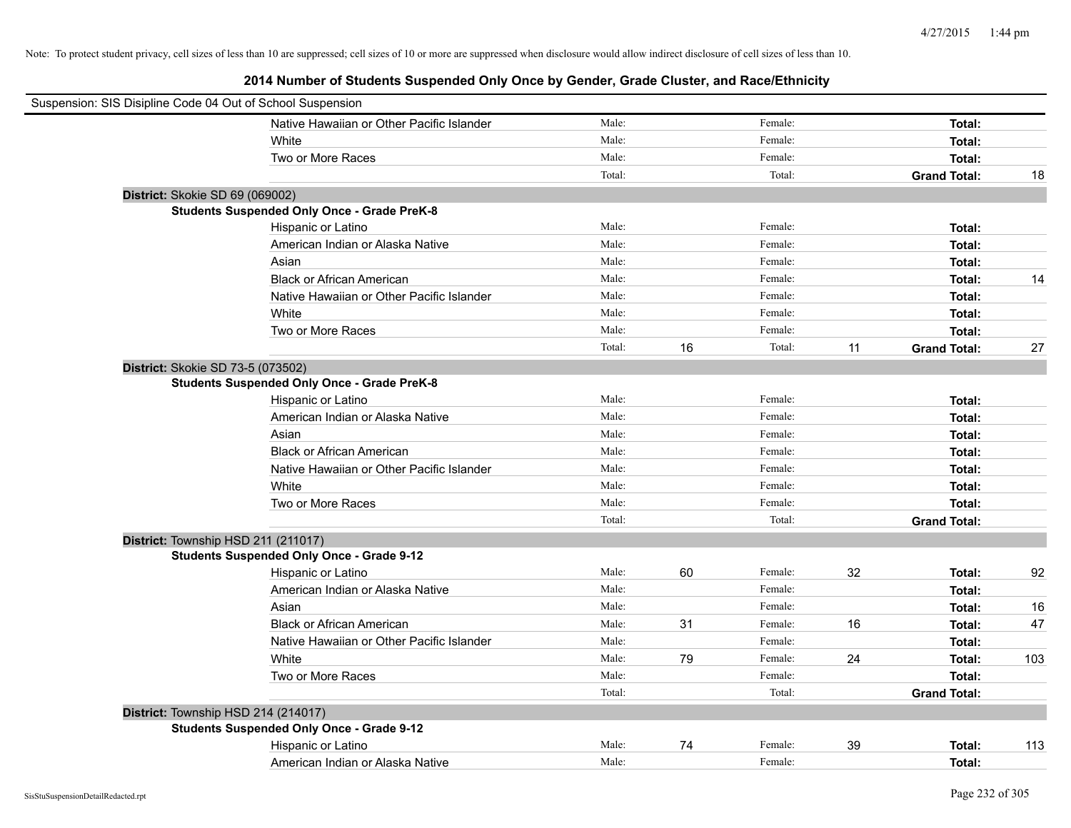Note: To protect student privacy, cell sizes of less than 10 are suppressed; cell sizes of 10 or more are suppressed when disclosure would allow indirect disclosure of cell sizes of less than 10.

# 2014 Number of Students Suspended Only Once by Gender, Grade Cluster, and Race/Ethnicity

Suspension: SIS Disipline Code 04 Out of School Suspension

| | | | | | | |
|---|---|---|---|---|---|---|
| Native Hawaiian or Other Pacific Islander | Male: | | Female: | | **Total:** | |
| White | Male: | | Female: | | **Total:** | |
| Two or More Races | Male: | | Female: | | **Total:** | |
| | Total: | | Total: | | **Grand Total:** | 18 |

**District:** Skokie SD 69 (069002)

**Students Suspended Only Once - Grade PreK-8**

| | | | | | | |
|---|---|---|---|---|---|---|
| Hispanic or Latino | Male: | | Female: | | **Total:** | |
| American Indian or Alaska Native | Male: | | Female: | | **Total:** | |
| Asian | Male: | | Female: | | **Total:** | |
| Black or African American | Male: | | Female: | | **Total:** | 14 |
| Native Hawaiian or Other Pacific Islander | Male: | | Female: | | **Total:** | |
| White | Male: | | Female: | | **Total:** | |
| Two or More Races | Male: | | Female: | | **Total:** | |
| | Total: | 16 | Total: | 11 | **Grand Total:** | 27 |

**District:** Skokie SD 73-5 (073502)

**Students Suspended Only Once - Grade PreK-8**

| | | | | | | |
|---|---|---|---|---|---|---|
| Hispanic or Latino | Male: | | Female: | | **Total:** | |
| American Indian or Alaska Native | Male: | | Female: | | **Total:** | |
| Asian | Male: | | Female: | | **Total:** | |
| Black or African American | Male: | | Female: | | **Total:** | |
| Native Hawaiian or Other Pacific Islander | Male: | | Female: | | **Total:** | |
| White | Male: | | Female: | | **Total:** | |
| Two or More Races | Male: | | Female: | | **Total:** | |
| | Total: | | Total: | | **Grand Total:** | |

**District:** Township HSD 211 (211017)

**Students Suspended Only Once - Grade 9-12**

| | | | | | | |
|---|---|---|---|---|---|---|
| Hispanic or Latino | Male: | 60 | Female: | 32 | **Total:** | 92 |
| American Indian or Alaska Native | Male: | | Female: | | **Total:** | |
| Asian | Male: | | Female: | | **Total:** | 16 |
| Black or African American | Male: | 31 | Female: | 16 | **Total:** | 47 |
| Native Hawaiian or Other Pacific Islander | Male: | | Female: | | **Total:** | |
| White | Male: | 79 | Female: | 24 | **Total:** | 103 |
| Two or More Races | Male: | | Female: | | **Total:** | |
| | Total: | | Total: | | **Grand Total:** | |

**District:** Township HSD 214 (214017)

**Students Suspended Only Once - Grade 9-12**

| | | | | | | |
|---|---|---|---|---|---|---|
| Hispanic or Latino | Male: | 74 | Female: | 39 | **Total:** | 113 |
| American Indian or Alaska Native | Male: | | Female: | | **Total:** | |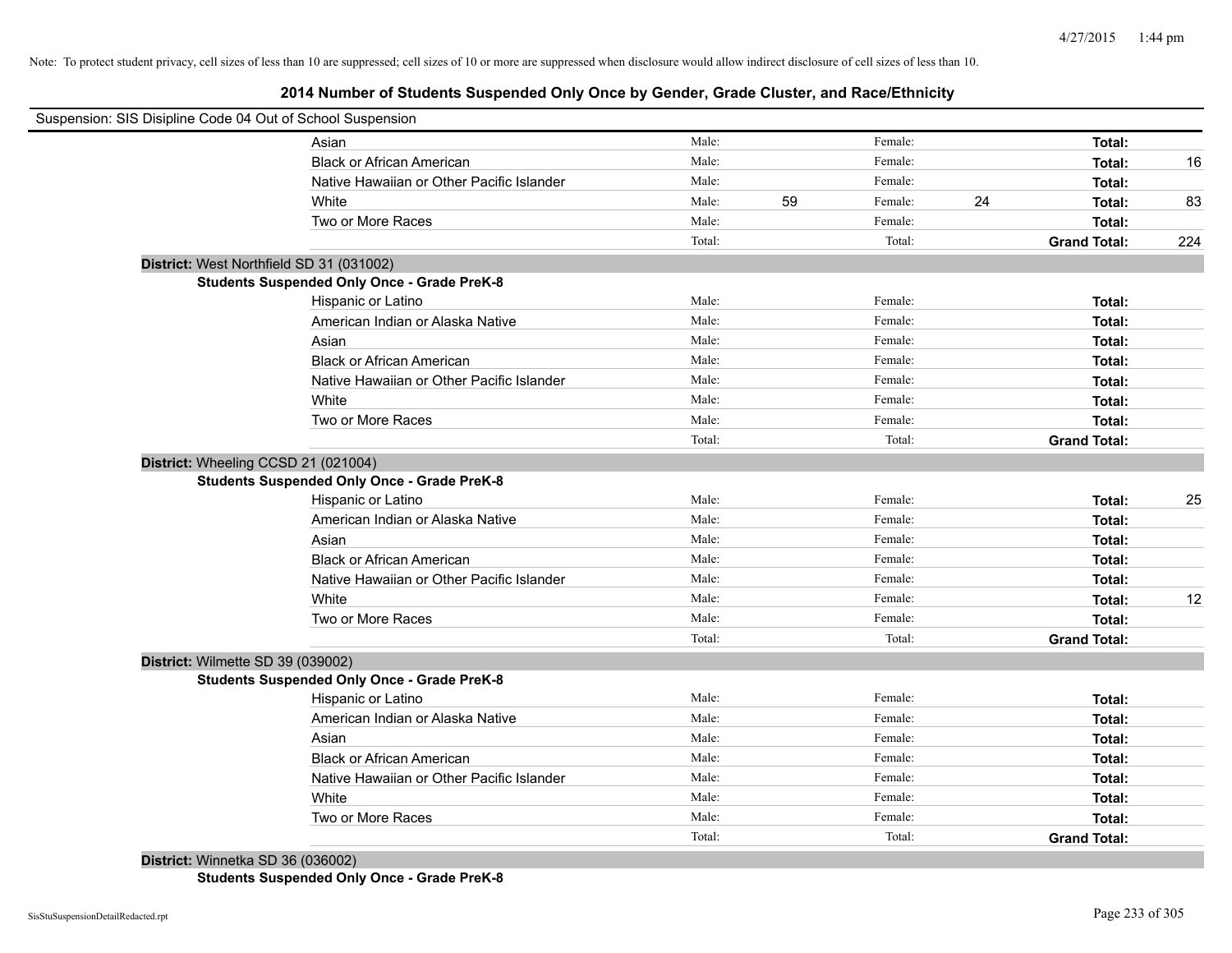Note: To protect student privacy, cell sizes of less than 10 are suppressed; cell sizes of 10 or more are suppressed when disclosure would allow indirect disclosure of cell sizes of less than 10.

## 2014 Number of Students Suspended Only Once by Gender, Grade Cluster, and Race/Ethnicity

Suspension: SIS Disipline Code 04 Out of School Suspension

| | Male: | | Female: | | | |
|---|---|---|---|---|---|---|
| Asian | Male: | | Female: | | **Total:** | |
| Black or African American | Male: | | Female: | | **Total:** | 16 |
| Native Hawaiian or Other Pacific Islander | Male: | | Female: | | **Total:** | |
| White | Male: | 59 | Female: | 24 | **Total:** | 83 |
| Two or More Races | Male: | | Female: | | **Total:** | |
| | Total: | | Total: | | **Grand Total:** | 224 |

**District:** West Northfield SD 31 (031002)

**Students Suspended Only Once - Grade PreK-8**

| | | | | | | |
|---|---|---|---|---|---|---|
| Hispanic or Latino | Male: | | Female: | | **Total:** | |
| American Indian or Alaska Native | Male: | | Female: | | **Total:** | |
| Asian | Male: | | Female: | | **Total:** | |
| Black or African American | Male: | | Female: | | **Total:** | |
| Native Hawaiian or Other Pacific Islander | Male: | | Female: | | **Total:** | |
| White | Male: | | Female: | | **Total:** | |
| Two or More Races | Male: | | Female: | | **Total:** | |
| | Total: | | Total: | | **Grand Total:** | |

**District:** Wheeling CCSD 21 (021004)

**Students Suspended Only Once - Grade PreK-8**

| | | | | | | |
|---|---|---|---|---|---|---|
| Hispanic or Latino | Male: | | Female: | | **Total:** | 25 |
| American Indian or Alaska Native | Male: | | Female: | | **Total:** | |
| Asian | Male: | | Female: | | **Total:** | |
| Black or African American | Male: | | Female: | | **Total:** | |
| Native Hawaiian or Other Pacific Islander | Male: | | Female: | | **Total:** | |
| White | Male: | | Female: | | **Total:** | 12 |
| Two or More Races | Male: | | Female: | | **Total:** | |
| | Total: | | Total: | | **Grand Total:** | |

**District:** Wilmette SD 39 (039002)

**Students Suspended Only Once - Grade PreK-8**

| | | | | | | |
|---|---|---|---|---|---|---|
| Hispanic or Latino | Male: | | Female: | | **Total:** | |
| American Indian or Alaska Native | Male: | | Female: | | **Total:** | |
| Asian | Male: | | Female: | | **Total:** | |
| Black or African American | Male: | | Female: | | **Total:** | |
| Native Hawaiian or Other Pacific Islander | Male: | | Female: | | **Total:** | |
| White | Male: | | Female: | | **Total:** | |
| Two or More Races | Male: | | Female: | | **Total:** | |
| | Total: | | Total: | | **Grand Total:** | |

**District:** Winnetka SD 36 (036002)

**Students Suspended Only Once - Grade PreK-8**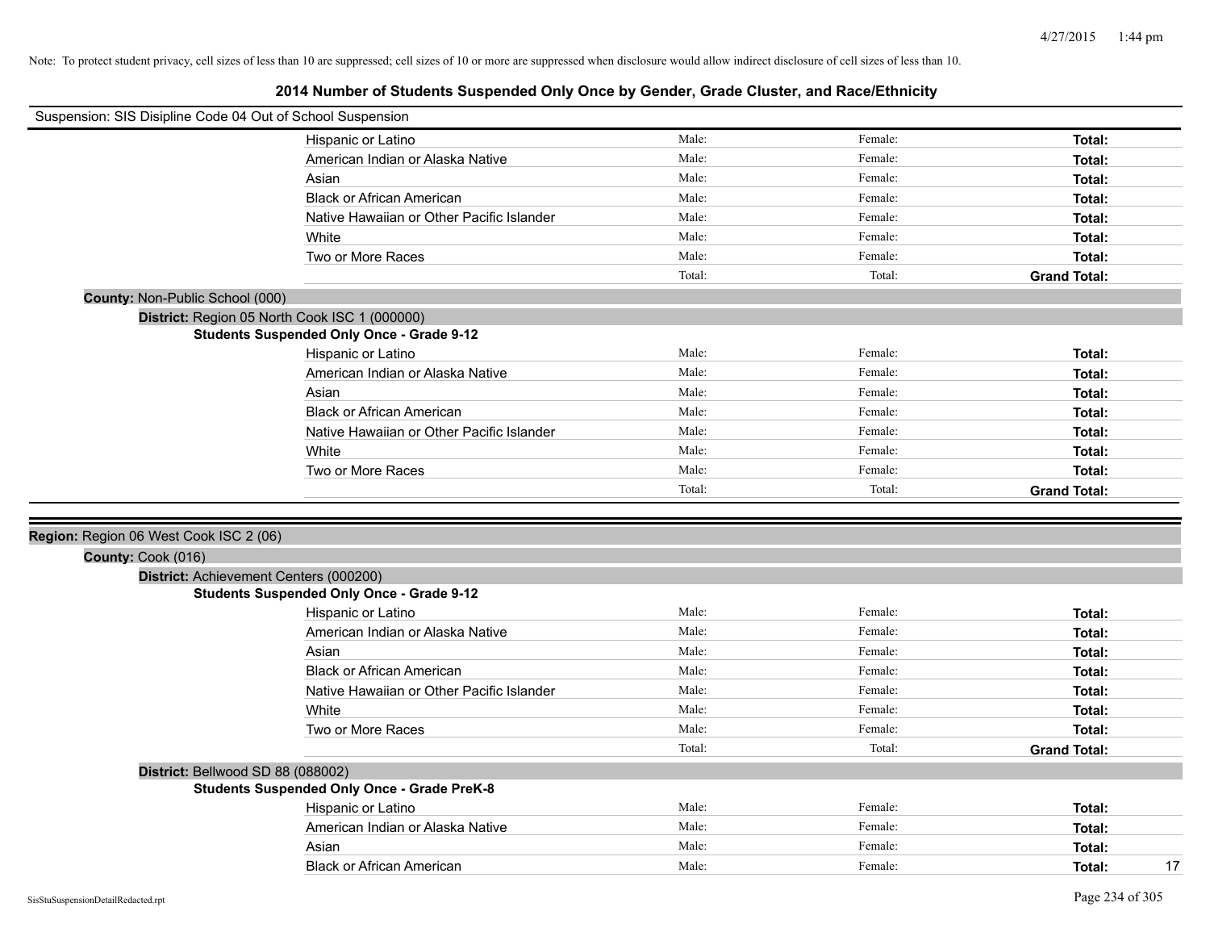Note: To protect student privacy, cell sizes of less than 10 are suppressed; cell sizes of 10 or more are suppressed when disclosure would allow indirect disclosure of cell sizes of less than 10.

# 2014 Number of Students Suspended Only Once by Gender, Grade Cluster, and Race/Ethnicity

Suspension: SIS Disipline Code 04 Out of School Suspension

| | Male | Female | Total |
|---|---|---|---|
| Hispanic or Latino | Male: | Female: | **Total:** |
| American Indian or Alaska Native | Male: | Female: | **Total:** |
| Asian | Male: | Female: | **Total:** |
| Black or African American | Male: | Female: | **Total:** |
| Native Hawaiian or Other Pacific Islander | Male: | Female: | **Total:** |
| White | Male: | Female: | **Total:** |
| Two or More Races | Male: | Female: | **Total:** |
| | Total: | Total: | **Grand Total:** |

**County:** Non-Public School (000)

**District:** Region 05 North Cook ISC 1 (000000)

**Students Suspended Only Once - Grade 9-12**

| | Male | Female | Total |
|---|---|---|---|
| Hispanic or Latino | Male: | Female: | **Total:** |
| American Indian or Alaska Native | Male: | Female: | **Total:** |
| Asian | Male: | Female: | **Total:** |
| Black or African American | Male: | Female: | **Total:** |
| Native Hawaiian or Other Pacific Islander | Male: | Female: | **Total:** |
| White | Male: | Female: | **Total:** |
| Two or More Races | Male: | Female: | **Total:** |
| | Total: | Total: | **Grand Total:** |

**Region:** Region 06 West Cook ISC 2 (06)

**County:** Cook (016)

**District:** Achievement Centers (000200)

**Students Suspended Only Once - Grade 9-12**

| | Male | Female | Total |
|---|---|---|---|
| Hispanic or Latino | Male: | Female: | **Total:** |
| American Indian or Alaska Native | Male: | Female: | **Total:** |
| Asian | Male: | Female: | **Total:** |
| Black or African American | Male: | Female: | **Total:** |
| Native Hawaiian or Other Pacific Islander | Male: | Female: | **Total:** |
| White | Male: | Female: | **Total:** |
| Two or More Races | Male: | Female: | **Total:** |
| | Total: | Total: | **Grand Total:** |

**District:** Bellwood SD 88 (088002)

**Students Suspended Only Once - Grade PreK-8**

| | Male | Female | Total |
|---|---|---|---|
| Hispanic or Latino | Male: | Female: | **Total:** |
| American Indian or Alaska Native | Male: | Female: | **Total:** |
| Asian | Male: | Female: | **Total:** |
| Black or African American | Male: | Female: | **Total:** 17 |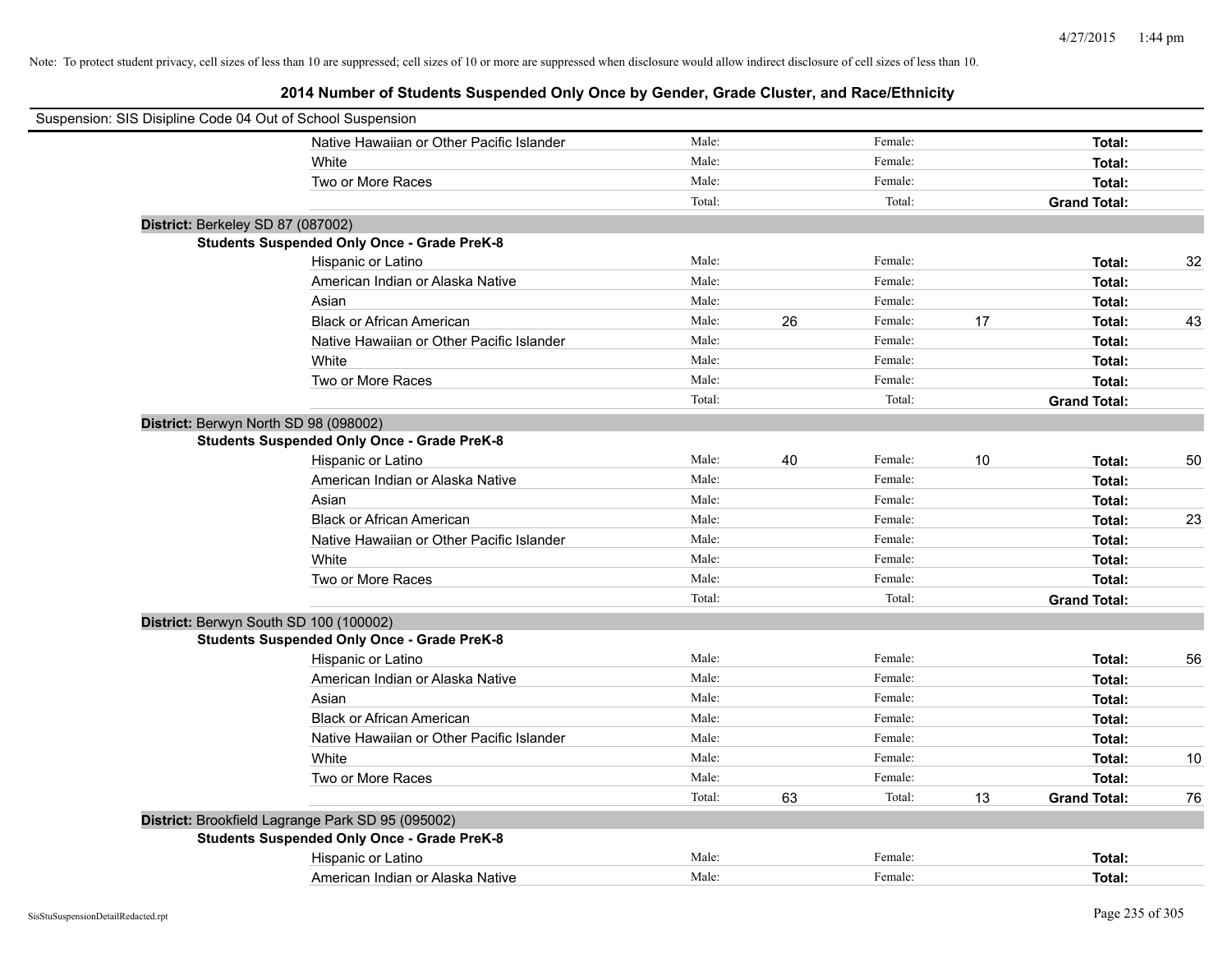Note: To protect student privacy, cell sizes of less than 10 are suppressed; cell sizes of 10 or more are suppressed when disclosure would allow indirect disclosure of cell sizes of less than 10.

## 2014 Number of Students Suspended Only Once by Gender, Grade Cluster, and Race/Ethnicity

Suspension: SIS Disipline Code 04 Out of School Suspension

| | Male: | | Female: | | | |
|---|---|---|---|---|---|---|
| Native Hawaiian or Other Pacific Islander | Male: | | Female: | | **Total:** | |
| White | Male: | | Female: | | **Total:** | |
| Two or More Races | Male: | | Female: | | **Total:** | |
| | Total: | | Total: | | **Grand Total:** | |

**District:** Berkeley SD 87 (087002)

**Students Suspended Only Once - Grade PreK-8**

| | | | | | | |
|---|---|---|---|---|---|---|
| Hispanic or Latino | Male: | | Female: | | **Total:** | 32 |
| American Indian or Alaska Native | Male: | | Female: | | **Total:** | |
| Asian | Male: | | Female: | | **Total:** | |
| Black or African American | Male: | 26 | Female: | 17 | **Total:** | 43 |
| Native Hawaiian or Other Pacific Islander | Male: | | Female: | | **Total:** | |
| White | Male: | | Female: | | **Total:** | |
| Two or More Races | Male: | | Female: | | **Total:** | |
| | Total: | | Total: | | **Grand Total:** | |

**District:** Berwyn North SD 98 (098002)

**Students Suspended Only Once - Grade PreK-8**

| | | | | | | |
|---|---|---|---|---|---|---|
| Hispanic or Latino | Male: | 40 | Female: | 10 | **Total:** | 50 |
| American Indian or Alaska Native | Male: | | Female: | | **Total:** | |
| Asian | Male: | | Female: | | **Total:** | |
| Black or African American | Male: | | Female: | | **Total:** | 23 |
| Native Hawaiian or Other Pacific Islander | Male: | | Female: | | **Total:** | |
| White | Male: | | Female: | | **Total:** | |
| Two or More Races | Male: | | Female: | | **Total:** | |
| | Total: | | Total: | | **Grand Total:** | |

**District:** Berwyn South SD 100 (100002)

**Students Suspended Only Once - Grade PreK-8**

| | | | | | | |
|---|---|---|---|---|---|---|
| Hispanic or Latino | Male: | | Female: | | **Total:** | 56 |
| American Indian or Alaska Native | Male: | | Female: | | **Total:** | |
| Asian | Male: | | Female: | | **Total:** | |
| Black or African American | Male: | | Female: | | **Total:** | |
| Native Hawaiian or Other Pacific Islander | Male: | | Female: | | **Total:** | |
| White | Male: | | Female: | | **Total:** | 10 |
| Two or More Races | Male: | | Female: | | **Total:** | |
| | Total: | 63 | Total: | 13 | **Grand Total:** | 76 |

**District:** Brookfield Lagrange Park SD 95 (095002)

**Students Suspended Only Once - Grade PreK-8**

| | | | | | | |
|---|---|---|---|---|---|---|
| Hispanic or Latino | Male: | | Female: | | **Total:** | |
| American Indian or Alaska Native | Male: | | Female: | | **Total:** | |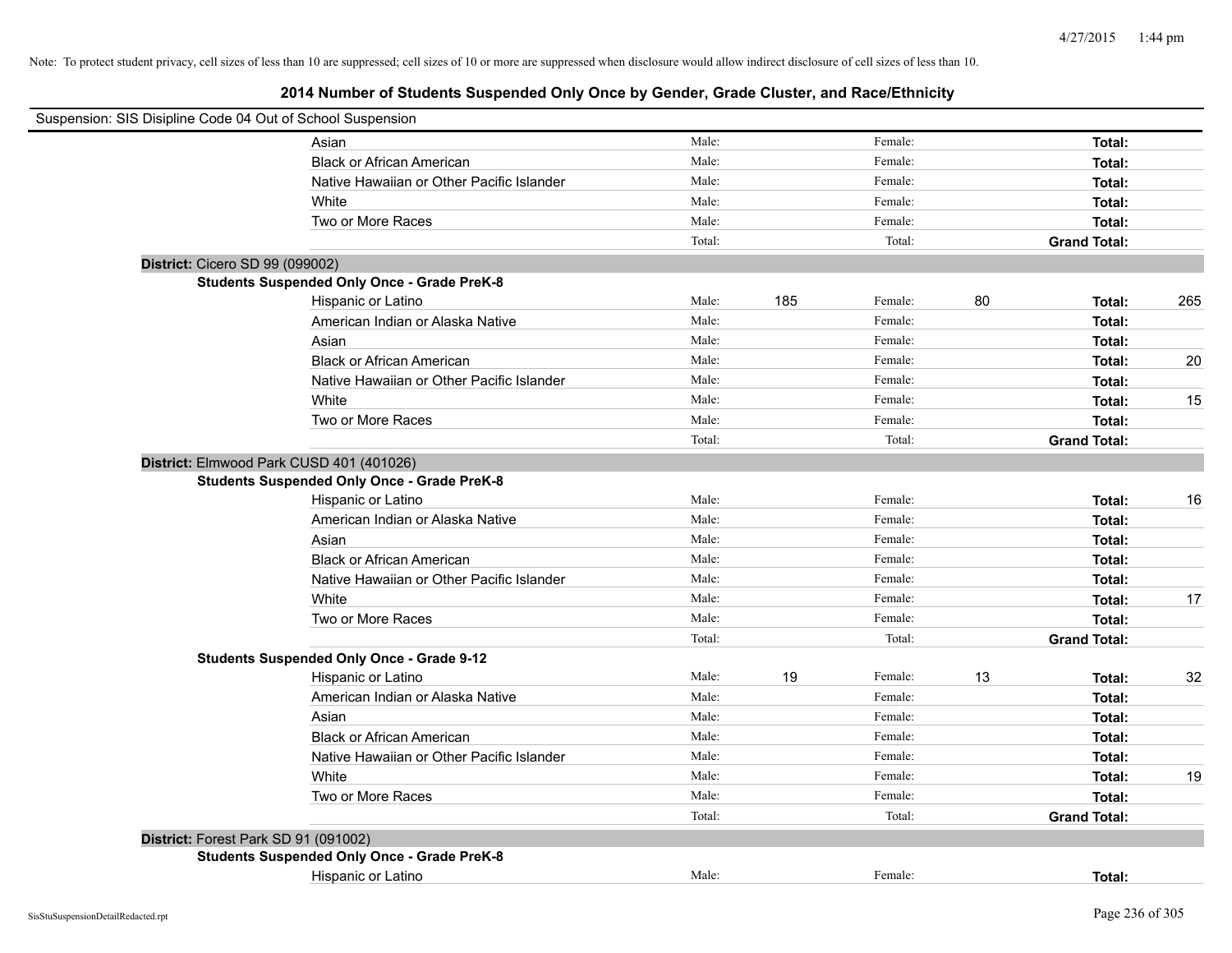Note: To protect student privacy, cell sizes of less than 10 are suppressed; cell sizes of 10 or more are suppressed when disclosure would allow indirect disclosure of cell sizes of less than 10.

## 2014 Number of Students Suspended Only Once by Gender, Grade Cluster, and Race/Ethnicity

Suspension: SIS Disipline Code 04 Out of School Suspension

| | | | | | | |
|---|---|---|---|---|---|---|
| Asian | Male: | | Female: | | **Total:** | |
| Black or African American | Male: | | Female: | | **Total:** | |
| Native Hawaiian or Other Pacific Islander | Male: | | Female: | | **Total:** | |
| White | Male: | | Female: | | **Total:** | |
| Two or More Races | Male: | | Female: | | **Total:** | |
| | Total: | | Total: | | **Grand Total:** | |

**District:** Cicero SD 99 (099002)

**Students Suspended Only Once - Grade PreK-8**

| | | | | | | |
|---|---|---|---|---|---|---|
| Hispanic or Latino | Male: | 185 | Female: | 80 | **Total:** | 265 |
| American Indian or Alaska Native | Male: | | Female: | | **Total:** | |
| Asian | Male: | | Female: | | **Total:** | |
| Black or African American | Male: | | Female: | | **Total:** | 20 |
| Native Hawaiian or Other Pacific Islander | Male: | | Female: | | **Total:** | |
| White | Male: | | Female: | | **Total:** | 15 |
| Two or More Races | Male: | | Female: | | **Total:** | |
| | Total: | | Total: | | **Grand Total:** | |

**District:** Elmwood Park CUSD 401 (401026)

**Students Suspended Only Once - Grade PreK-8**

| | | | | | | |
|---|---|---|---|---|---|---|
| Hispanic or Latino | Male: | | Female: | | **Total:** | 16 |
| American Indian or Alaska Native | Male: | | Female: | | **Total:** | |
| Asian | Male: | | Female: | | **Total:** | |
| Black or African American | Male: | | Female: | | **Total:** | |
| Native Hawaiian or Other Pacific Islander | Male: | | Female: | | **Total:** | |
| White | Male: | | Female: | | **Total:** | 17 |
| Two or More Races | Male: | | Female: | | **Total:** | |
| | Total: | | Total: | | **Grand Total:** | |

**Students Suspended Only Once - Grade 9-12**

| | | | | | | |
|---|---|---|---|---|---|---|
| Hispanic or Latino | Male: | 19 | Female: | 13 | **Total:** | 32 |
| American Indian or Alaska Native | Male: | | Female: | | **Total:** | |
| Asian | Male: | | Female: | | **Total:** | |
| Black or African American | Male: | | Female: | | **Total:** | |
| Native Hawaiian or Other Pacific Islander | Male: | | Female: | | **Total:** | |
| White | Male: | | Female: | | **Total:** | 19 |
| Two or More Races | Male: | | Female: | | **Total:** | |
| | Total: | | Total: | | **Grand Total:** | |

**District:** Forest Park SD 91 (091002)

**Students Suspended Only Once - Grade PreK-8**

| | | | | | | |
|---|---|---|---|---|---|---|
| Hispanic or Latino | Male: | | Female: | | **Total:** | |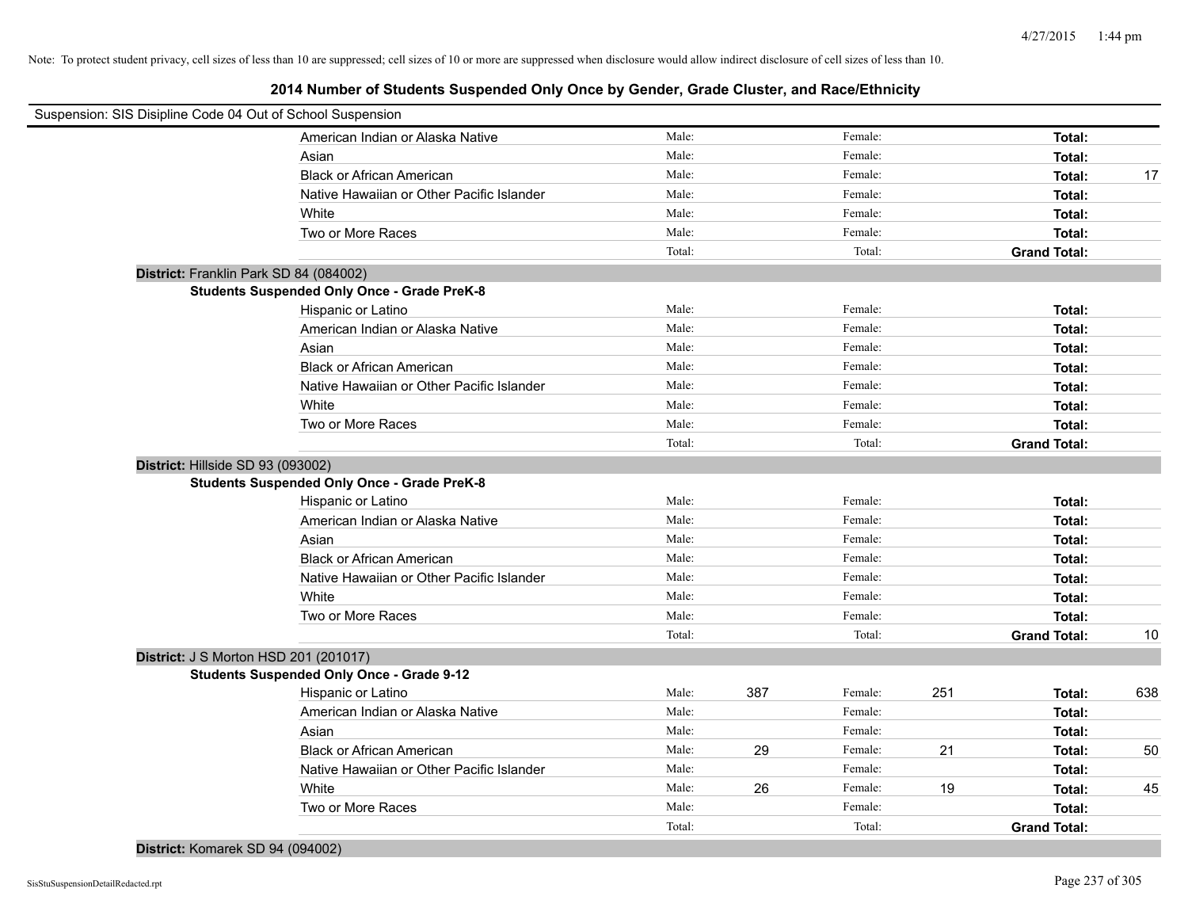Note: To protect student privacy, cell sizes of less than 10 are suppressed; cell sizes of 10 or more are suppressed when disclosure would allow indirect disclosure of cell sizes of less than 10.

## 2014 Number of Students Suspended Only Once by Gender, Grade Cluster, and Race/Ethnicity

Suspension: SIS Disipline Code 04 Out of School Suspension

| | Male: | | Female: | | | |
|---|---|---|---|---|---|---|
| American Indian or Alaska Native | Male: | | Female: | | Total: | |
| Asian | Male: | | Female: | | Total: | |
| Black or African American | Male: | | Female: | | Total: | 17 |
| Native Hawaiian or Other Pacific Islander | Male: | | Female: | | Total: | |
| White | Male: | | Female: | | Total: | |
| Two or More Races | Male: | | Female: | | Total: | |
| | Total: | | Total: | | Grand Total: | |

**District:** Franklin Park SD 84 (084002)

**Students Suspended Only Once - Grade PreK-8**

| | | | | | | |
|---|---|---|---|---|---|---|
| Hispanic or Latino | Male: | | Female: | | Total: | |
| American Indian or Alaska Native | Male: | | Female: | | Total: | |
| Asian | Male: | | Female: | | Total: | |
| Black or African American | Male: | | Female: | | Total: | |
| Native Hawaiian or Other Pacific Islander | Male: | | Female: | | Total: | |
| White | Male: | | Female: | | Total: | |
| Two or More Races | Male: | | Female: | | Total: | |
| | Total: | | Total: | | Grand Total: | |

**District:** Hillside SD 93 (093002)

**Students Suspended Only Once - Grade PreK-8**

| | | | | | | |
|---|---|---|---|---|---|---|
| Hispanic or Latino | Male: | | Female: | | Total: | |
| American Indian or Alaska Native | Male: | | Female: | | Total: | |
| Asian | Male: | | Female: | | Total: | |
| Black or African American | Male: | | Female: | | Total: | |
| Native Hawaiian or Other Pacific Islander | Male: | | Female: | | Total: | |
| White | Male: | | Female: | | Total: | |
| Two or More Races | Male: | | Female: | | Total: | |
| | Total: | | Total: | | Grand Total: | 10 |

**District:** J S Morton HSD 201 (201017)

**Students Suspended Only Once - Grade 9-12**

| | | | | | | |
|---|---|---|---|---|---|---|
| Hispanic or Latino | Male: | 387 | Female: | 251 | Total: | 638 |
| American Indian or Alaska Native | Male: | | Female: | | Total: | |
| Asian | Male: | | Female: | | Total: | |
| Black or African American | Male: | 29 | Female: | 21 | Total: | 50 |
| Native Hawaiian or Other Pacific Islander | Male: | | Female: | | Total: | |
| White | Male: | 26 | Female: | 19 | Total: | 45 |
| Two or More Races | Male: | | Female: | | Total: | |
| | Total: | | Total: | | Grand Total: | |

**District:** Komarek SD 94 (094002)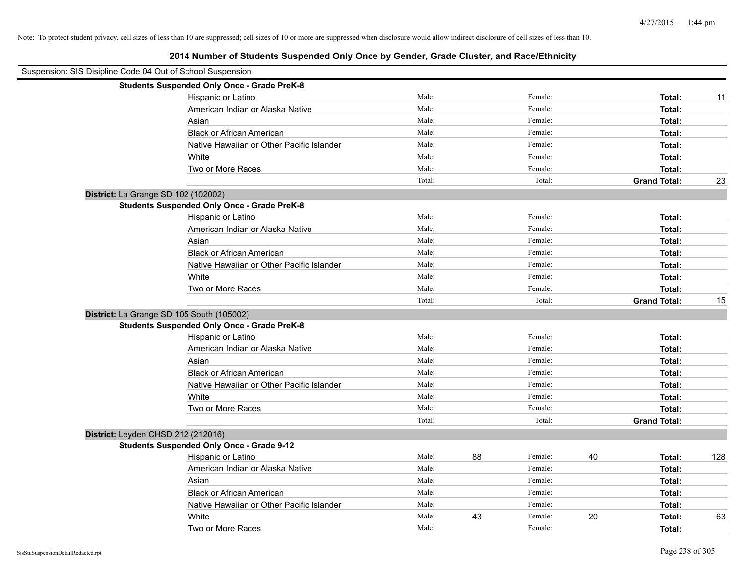Note: To protect student privacy, cell sizes of less than 10 are suppressed; cell sizes of 10 or more are suppressed when disclosure would allow indirect disclosure of cell sizes of less than 10.

# 2014 Number of Students Suspended Only Once by Gender, Grade Cluster, and Race/Ethnicity

Suspension: SIS Disipline Code 04 Out of School Suspension

**Students Suspended Only Once - Grade PreK-8**

| | Male: | | Female: | | | |
|---|---|---|---|---|---|---|
| Hispanic or Latino | Male: | | Female: | | **Total:** | 11 |
| American Indian or Alaska Native | Male: | | Female: | | **Total:** | |
| Asian | Male: | | Female: | | **Total:** | |
| Black or African American | Male: | | Female: | | **Total:** | |
| Native Hawaiian or Other Pacific Islander | Male: | | Female: | | **Total:** | |
| White | Male: | | Female: | | **Total:** | |
| Two or More Races | Male: | | Female: | | **Total:** | |
| | Total: | | Total: | | **Grand Total:** | 23 |

**District:** La Grange SD 102 (102002)

**Students Suspended Only Once - Grade PreK-8**

| | Male: | | Female: | | | |
|---|---|---|---|---|---|---|
| Hispanic or Latino | Male: | | Female: | | **Total:** | |
| American Indian or Alaska Native | Male: | | Female: | | **Total:** | |
| Asian | Male: | | Female: | | **Total:** | |
| Black or African American | Male: | | Female: | | **Total:** | |
| Native Hawaiian or Other Pacific Islander | Male: | | Female: | | **Total:** | |
| White | Male: | | Female: | | **Total:** | |
| Two or More Races | Male: | | Female: | | **Total:** | |
| | Total: | | Total: | | **Grand Total:** | 15 |

**District:** La Grange SD 105 South (105002)

**Students Suspended Only Once - Grade PreK-8**

| | Male: | | Female: | | | |
|---|---|---|---|---|---|---|
| Hispanic or Latino | Male: | | Female: | | **Total:** | |
| American Indian or Alaska Native | Male: | | Female: | | **Total:** | |
| Asian | Male: | | Female: | | **Total:** | |
| Black or African American | Male: | | Female: | | **Total:** | |
| Native Hawaiian or Other Pacific Islander | Male: | | Female: | | **Total:** | |
| White | Male: | | Female: | | **Total:** | |
| Two or More Races | Male: | | Female: | | **Total:** | |
| | Total: | | Total: | | **Grand Total:** | |

**District:** Leyden CHSD 212 (212016)

**Students Suspended Only Once - Grade 9-12**

| | Male: | | Female: | | | |
|---|---|---|---|---|---|---|
| Hispanic or Latino | Male: | 88 | Female: | 40 | **Total:** | 128 |
| American Indian or Alaska Native | Male: | | Female: | | **Total:** | |
| Asian | Male: | | Female: | | **Total:** | |
| Black or African American | Male: | | Female: | | **Total:** | |
| Native Hawaiian or Other Pacific Islander | Male: | | Female: | | **Total:** | |
| White | Male: | 43 | Female: | 20 | **Total:** | 63 |
| Two or More Races | Male: | | Female: | | **Total:** | |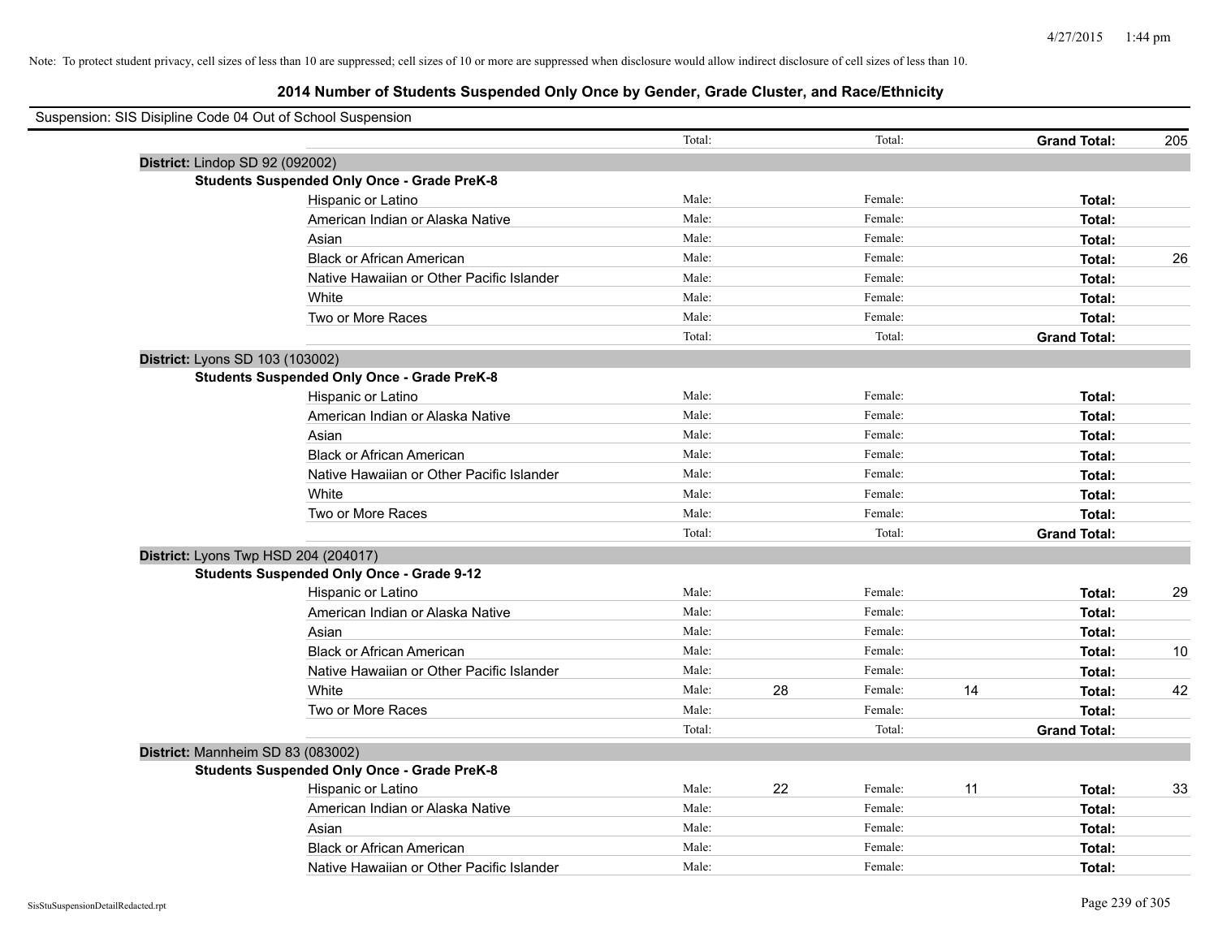Note: To protect student privacy, cell sizes of less than 10 are suppressed; cell sizes of 10 or more are suppressed when disclosure would allow indirect disclosure of cell sizes of less than 10.

# 2014 Number of Students Suspended Only Once by Gender, Grade Cluster, and Race/Ethnicity

Suspension: SIS Disipline Code 04 Out of School Suspension

| | | | | | | |
|---|---|---|---|---|---|---|
| | Total: | | Total: | | **Grand Total:** | 205 |

**District:** Lindop SD 92 (092002)

**Students Suspended Only Once - Grade PreK-8**

| | | | | | | |
|---|---|---|---|---|---|---|
| Hispanic or Latino | Male: | | Female: | | **Total:** | |
| American Indian or Alaska Native | Male: | | Female: | | **Total:** | |
| Asian | Male: | | Female: | | **Total:** | |
| Black or African American | Male: | | Female: | | **Total:** | 26 |
| Native Hawaiian or Other Pacific Islander | Male: | | Female: | | **Total:** | |
| White | Male: | | Female: | | **Total:** | |
| Two or More Races | Male: | | Female: | | **Total:** | |
| | Total: | | Total: | | **Grand Total:** | |

**District:** Lyons SD 103 (103002)

**Students Suspended Only Once - Grade PreK-8**

| | | | | | | |
|---|---|---|---|---|---|---|
| Hispanic or Latino | Male: | | Female: | | **Total:** | |
| American Indian or Alaska Native | Male: | | Female: | | **Total:** | |
| Asian | Male: | | Female: | | **Total:** | |
| Black or African American | Male: | | Female: | | **Total:** | |
| Native Hawaiian or Other Pacific Islander | Male: | | Female: | | **Total:** | |
| White | Male: | | Female: | | **Total:** | |
| Two or More Races | Male: | | Female: | | **Total:** | |
| | Total: | | Total: | | **Grand Total:** | |

**District:** Lyons Twp HSD 204 (204017)

**Students Suspended Only Once - Grade 9-12**

| | | | | | | |
|---|---|---|---|---|---|---|
| Hispanic or Latino | Male: | | Female: | | **Total:** | 29 |
| American Indian or Alaska Native | Male: | | Female: | | **Total:** | |
| Asian | Male: | | Female: | | **Total:** | |
| Black or African American | Male: | | Female: | | **Total:** | 10 |
| Native Hawaiian or Other Pacific Islander | Male: | | Female: | | **Total:** | |
| White | Male: | 28 | Female: | 14 | **Total:** | 42 |
| Two or More Races | Male: | | Female: | | **Total:** | |
| | Total: | | Total: | | **Grand Total:** | |

**District:** Mannheim SD 83 (083002)

**Students Suspended Only Once - Grade PreK-8**

| | | | | | | |
|---|---|---|---|---|---|---|
| Hispanic or Latino | Male: | 22 | Female: | 11 | **Total:** | 33 |
| American Indian or Alaska Native | Male: | | Female: | | **Total:** | |
| Asian | Male: | | Female: | | **Total:** | |
| Black or African American | Male: | | Female: | | **Total:** | |
| Native Hawaiian or Other Pacific Islander | Male: | | Female: | | **Total:** | |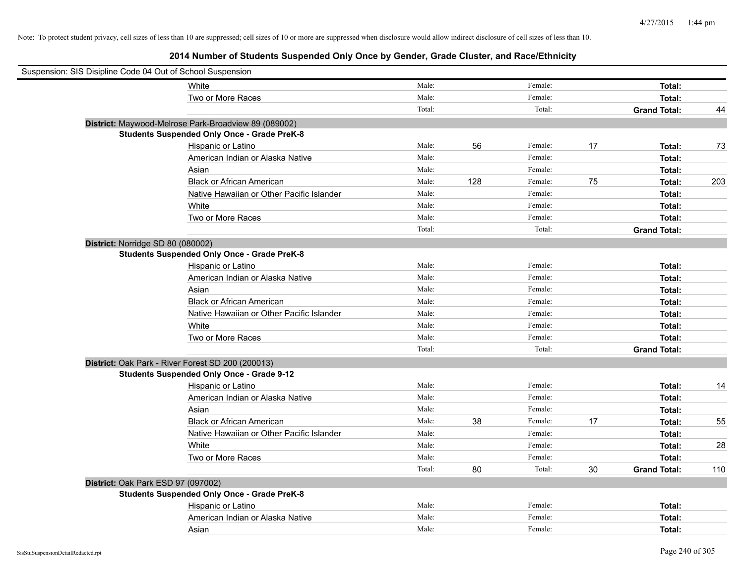Note: To protect student privacy, cell sizes of less than 10 are suppressed; cell sizes of 10 or more are suppressed when disclosure would allow indirect disclosure of cell sizes of less than 10.

## 2014 Number of Students Suspended Only Once by Gender, Grade Cluster, and Race/Ethnicity

Suspension: SIS Disipline Code 04 Out of School Suspension

| | | | | | | | |
|---|---|---|---|---|---|---|---|
| White | Male: | | Female: | | **Total:** | |
| Two or More Races | Male: | | Female: | | **Total:** | |
| | Total: | | Total: | | **Grand Total:** | 44 |

**District:** Maywood-Melrose Park-Broadview 89 (089002)

**Students Suspended Only Once - Grade PreK-8**

| | | | | | | |
|---|---|---|---|---|---|---|
| Hispanic or Latino | Male: | 56 | Female: | 17 | **Total:** | 73 |
| American Indian or Alaska Native | Male: | | Female: | | **Total:** | |
| Asian | Male: | | Female: | | **Total:** | |
| Black or African American | Male: | 128 | Female: | 75 | **Total:** | 203 |
| Native Hawaiian or Other Pacific Islander | Male: | | Female: | | **Total:** | |
| White | Male: | | Female: | | **Total:** | |
| Two or More Races | Male: | | Female: | | **Total:** | |
| | Total: | | Total: | | **Grand Total:** | |

**District:** Norridge SD 80 (080002)

**Students Suspended Only Once - Grade PreK-8**

| | | | | | | |
|---|---|---|---|---|---|---|
| Hispanic or Latino | Male: | | Female: | | **Total:** | |
| American Indian or Alaska Native | Male: | | Female: | | **Total:** | |
| Asian | Male: | | Female: | | **Total:** | |
| Black or African American | Male: | | Female: | | **Total:** | |
| Native Hawaiian or Other Pacific Islander | Male: | | Female: | | **Total:** | |
| White | Male: | | Female: | | **Total:** | |
| Two or More Races | Male: | | Female: | | **Total:** | |
| | Total: | | Total: | | **Grand Total:** | |

**District:** Oak Park - River Forest SD 200 (200013)

**Students Suspended Only Once - Grade 9-12**

| | | | | | | |
|---|---|---|---|---|---|---|
| Hispanic or Latino | Male: | | Female: | | **Total:** | 14 |
| American Indian or Alaska Native | Male: | | Female: | | **Total:** | |
| Asian | Male: | | Female: | | **Total:** | |
| Black or African American | Male: | 38 | Female: | 17 | **Total:** | 55 |
| Native Hawaiian or Other Pacific Islander | Male: | | Female: | | **Total:** | |
| White | Male: | | Female: | | **Total:** | 28 |
| Two or More Races | Male: | | Female: | | **Total:** | |
| | Total: | 80 | Total: | 30 | **Grand Total:** | 110 |

**District:** Oak Park ESD 97 (097002)

**Students Suspended Only Once - Grade PreK-8**

| | | | | | | |
|---|---|---|---|---|---|---|
| Hispanic or Latino | Male: | | Female: | | **Total:** | |
| American Indian or Alaska Native | Male: | | Female: | | **Total:** | |
| Asian | Male: | | Female: | | **Total:** | |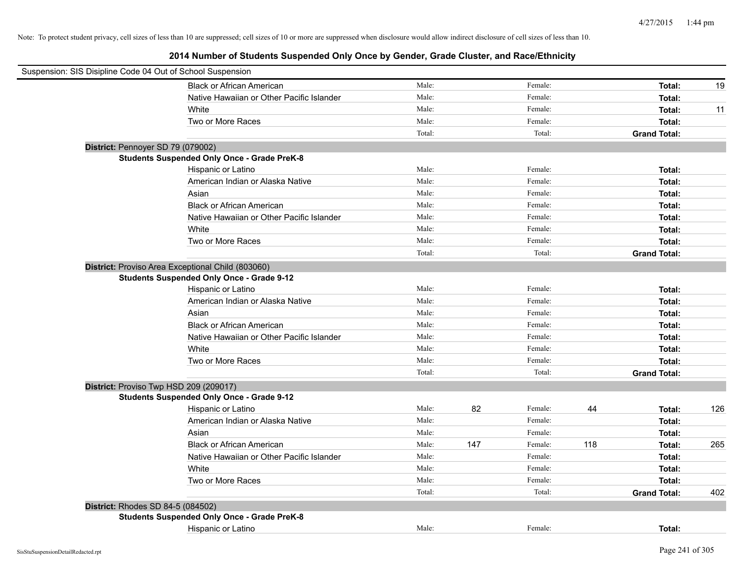Note: To protect student privacy, cell sizes of less than 10 are suppressed; cell sizes of 10 or more are suppressed when disclosure would allow indirect disclosure of cell sizes of less than 10.

## 2014 Number of Students Suspended Only Once by Gender, Grade Cluster, and Race/Ethnicity

Suspension: SIS Disipline Code 04 Out of School Suspension

| | | | | | | |
|---|---|---|---|---|---|---|
| Black or African American | Male: | | Female: | | **Total:** | 19 |
| Native Hawaiian or Other Pacific Islander | Male: | | Female: | | **Total:** | |
| White | Male: | | Female: | | **Total:** | 11 |
| Two or More Races | Male: | | Female: | | **Total:** | |
| | Total: | | Total: | | **Grand Total:** | |

**District:** Pennoyer SD 79 (079002)

**Students Suspended Only Once - Grade PreK-8**

| | | | | | | |
|---|---|---|---|---|---|---|
| Hispanic or Latino | Male: | | Female: | | **Total:** | |
| American Indian or Alaska Native | Male: | | Female: | | **Total:** | |
| Asian | Male: | | Female: | | **Total:** | |
| Black or African American | Male: | | Female: | | **Total:** | |
| Native Hawaiian or Other Pacific Islander | Male: | | Female: | | **Total:** | |
| White | Male: | | Female: | | **Total:** | |
| Two or More Races | Male: | | Female: | | **Total:** | |
| | Total: | | Total: | | **Grand Total:** | |

**District:** Proviso Area Exceptional Child (803060)

**Students Suspended Only Once - Grade 9-12**

| | | | | | | |
|---|---|---|---|---|---|---|
| Hispanic or Latino | Male: | | Female: | | **Total:** | |
| American Indian or Alaska Native | Male: | | Female: | | **Total:** | |
| Asian | Male: | | Female: | | **Total:** | |
| Black or African American | Male: | | Female: | | **Total:** | |
| Native Hawaiian or Other Pacific Islander | Male: | | Female: | | **Total:** | |
| White | Male: | | Female: | | **Total:** | |
| Two or More Races | Male: | | Female: | | **Total:** | |
| | Total: | | Total: | | **Grand Total:** | |

**District:** Proviso Twp HSD 209 (209017)

**Students Suspended Only Once - Grade 9-12**

| | | | | | | |
|---|---|---|---|---|---|---|
| Hispanic or Latino | Male: | 82 | Female: | 44 | **Total:** | 126 |
| American Indian or Alaska Native | Male: | | Female: | | **Total:** | |
| Asian | Male: | | Female: | | **Total:** | |
| Black or African American | Male: | 147 | Female: | 118 | **Total:** | 265 |
| Native Hawaiian or Other Pacific Islander | Male: | | Female: | | **Total:** | |
| White | Male: | | Female: | | **Total:** | |
| Two or More Races | Male: | | Female: | | **Total:** | |
| | Total: | | Total: | | **Grand Total:** | 402 |

**District:** Rhodes SD 84-5 (084502)

**Students Suspended Only Once - Grade PreK-8**

| | | | | | | |
|---|---|---|---|---|---|---|
| Hispanic or Latino | Male: | | Female: | | **Total:** | |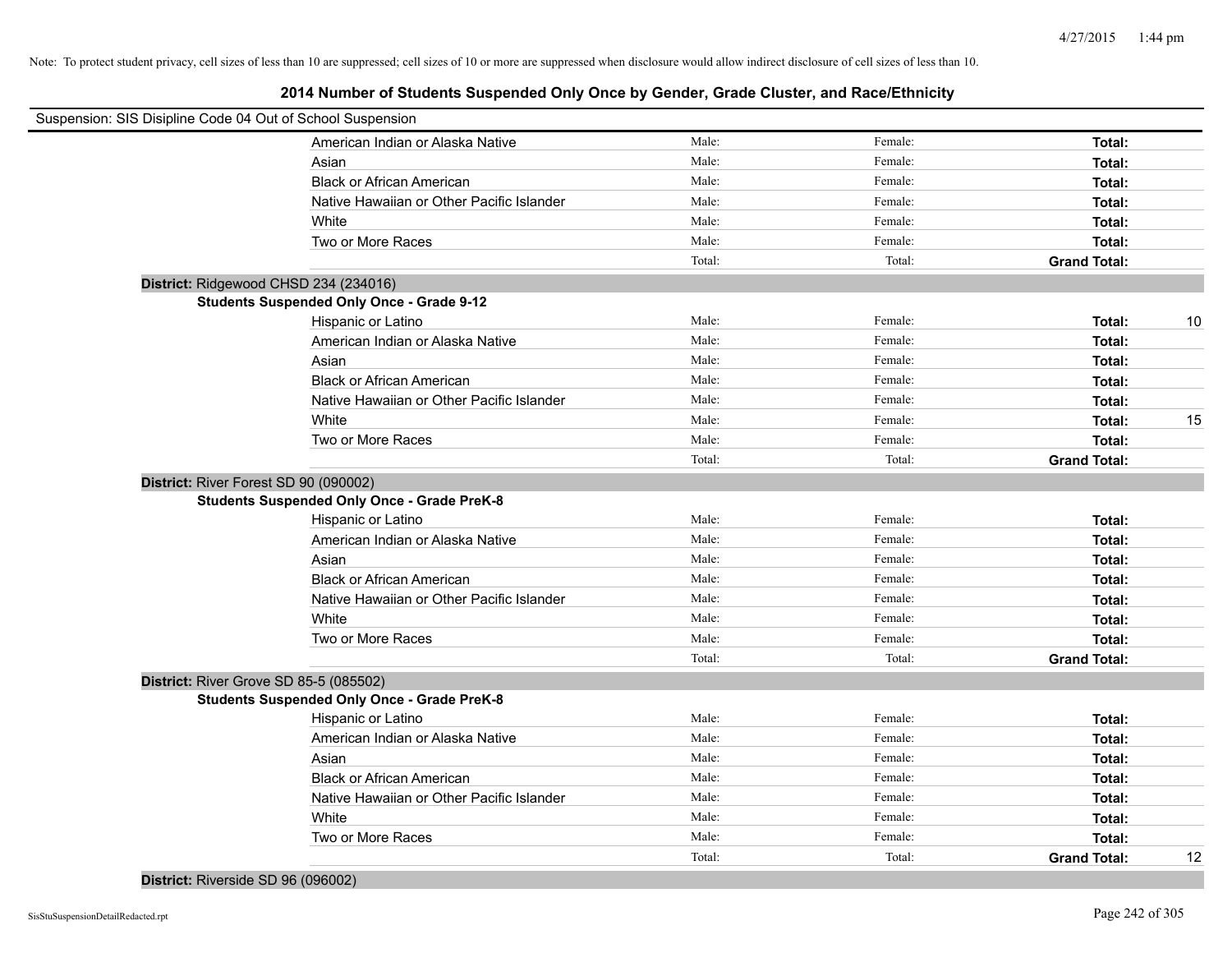Note: To protect student privacy, cell sizes of less than 10 are suppressed; cell sizes of 10 or more are suppressed when disclosure would allow indirect disclosure of cell sizes of less than 10.

## 2014 Number of Students Suspended Only Once by Gender, Grade Cluster, and Race/Ethnicity

Suspension: SIS Disipline Code 04 Out of School Suspension

| | Male | Female | Total | |
|---|---|---|---|---|
| American Indian or Alaska Native | Male: | Female: | **Total:** | |
| Asian | Male: | Female: | **Total:** | |
| Black or African American | Male: | Female: | **Total:** | |
| Native Hawaiian or Other Pacific Islander | Male: | Female: | **Total:** | |
| White | Male: | Female: | **Total:** | |
| Two or More Races | Male: | Female: | **Total:** | |
| | Total: | Total: | **Grand Total:** | |

**District:** Ridgewood CHSD 234 (234016)

**Students Suspended Only Once - Grade 9-12**

| | Male | Female | Total | |
|---|---|---|---|---|
| Hispanic or Latino | Male: | Female: | **Total:** | 10 |
| American Indian or Alaska Native | Male: | Female: | **Total:** | |
| Asian | Male: | Female: | **Total:** | |
| Black or African American | Male: | Female: | **Total:** | |
| Native Hawaiian or Other Pacific Islander | Male: | Female: | **Total:** | |
| White | Male: | Female: | **Total:** | 15 |
| Two or More Races | Male: | Female: | **Total:** | |
| | Total: | Total: | **Grand Total:** | |

**District:** River Forest SD 90 (090002)

**Students Suspended Only Once - Grade PreK-8**

| | Male | Female | Total | |
|---|---|---|---|---|
| Hispanic or Latino | Male: | Female: | **Total:** | |
| American Indian or Alaska Native | Male: | Female: | **Total:** | |
| Asian | Male: | Female: | **Total:** | |
| Black or African American | Male: | Female: | **Total:** | |
| Native Hawaiian or Other Pacific Islander | Male: | Female: | **Total:** | |
| White | Male: | Female: | **Total:** | |
| Two or More Races | Male: | Female: | **Total:** | |
| | Total: | Total: | **Grand Total:** | |

**District:** River Grove SD 85-5 (085502)

**Students Suspended Only Once - Grade PreK-8**

| | Male | Female | Total | |
|---|---|---|---|---|
| Hispanic or Latino | Male: | Female: | **Total:** | |
| American Indian or Alaska Native | Male: | Female: | **Total:** | |
| Asian | Male: | Female: | **Total:** | |
| Black or African American | Male: | Female: | **Total:** | |
| Native Hawaiian or Other Pacific Islander | Male: | Female: | **Total:** | |
| White | Male: | Female: | **Total:** | |
| Two or More Races | Male: | Female: | **Total:** | |
| | Total: | Total: | **Grand Total:** | 12 |

**District:** Riverside SD 96 (096002)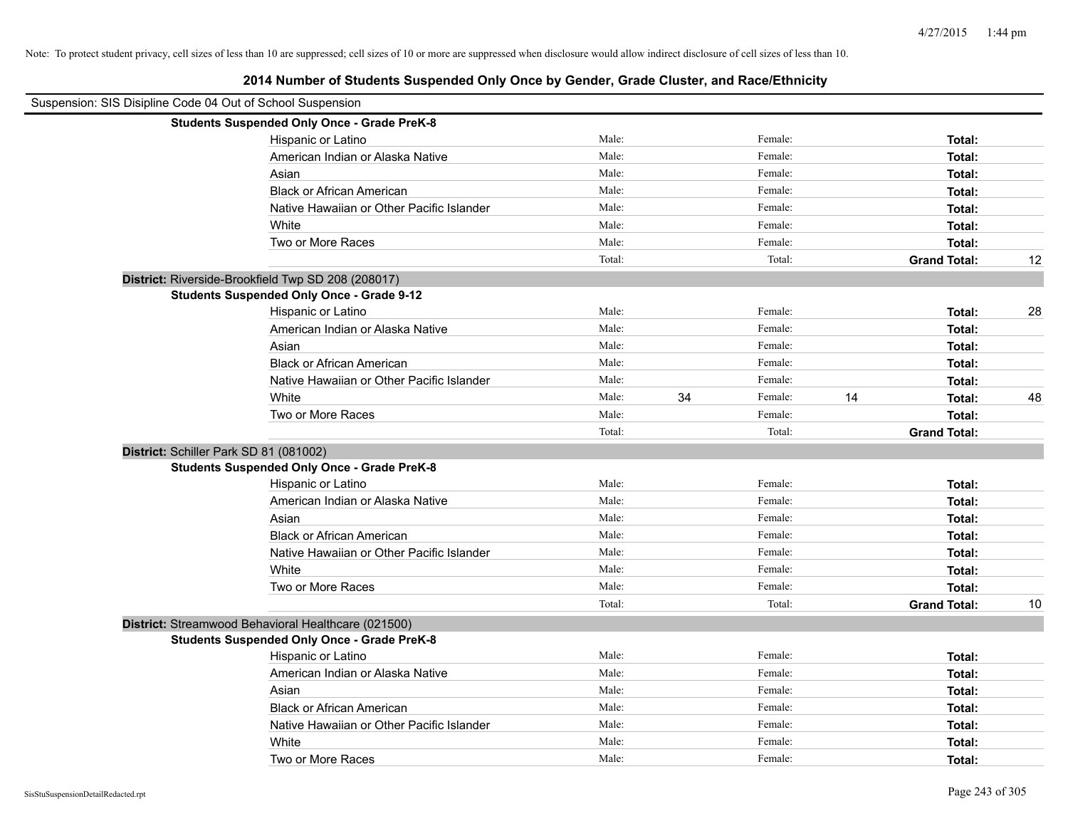Note: To protect student privacy, cell sizes of less than 10 are suppressed; cell sizes of 10 or more are suppressed when disclosure would allow indirect disclosure of cell sizes of less than 10.

## 2014 Number of Students Suspended Only Once by Gender, Grade Cluster, and Race/Ethnicity

Suspension: SIS Disipline Code 04 Out of School Suspension

**Students Suspended Only Once - Grade PreK-8**

| | | | | | | |
|---|---|---|---|---|---|---|
| Hispanic or Latino | Male: | | Female: | | **Total:** | |
| American Indian or Alaska Native | Male: | | Female: | | **Total:** | |
| Asian | Male: | | Female: | | **Total:** | |
| Black or African American | Male: | | Female: | | **Total:** | |
| Native Hawaiian or Other Pacific Islander | Male: | | Female: | | **Total:** | |
| White | Male: | | Female: | | **Total:** | |
| Two or More Races | Male: | | Female: | | **Total:** | |
| | Total: | | Total: | | **Grand Total:** | 12 |

**District:** Riverside-Brookfield Twp SD 208 (208017)

**Students Suspended Only Once - Grade 9-12**

| | | | | | | |
|---|---|---|---|---|---|---|
| Hispanic or Latino | Male: | | Female: | | **Total:** | 28 |
| American Indian or Alaska Native | Male: | | Female: | | **Total:** | |
| Asian | Male: | | Female: | | **Total:** | |
| Black or African American | Male: | | Female: | | **Total:** | |
| Native Hawaiian or Other Pacific Islander | Male: | | Female: | | **Total:** | |
| White | Male: | 34 | Female: | 14 | **Total:** | 48 |
| Two or More Races | Male: | | Female: | | **Total:** | |
| | Total: | | Total: | | **Grand Total:** | |

**District:** Schiller Park SD 81 (081002)

**Students Suspended Only Once - Grade PreK-8**

| | | | | | | |
|---|---|---|---|---|---|---|
| Hispanic or Latino | Male: | | Female: | | **Total:** | |
| American Indian or Alaska Native | Male: | | Female: | | **Total:** | |
| Asian | Male: | | Female: | | **Total:** | |
| Black or African American | Male: | | Female: | | **Total:** | |
| Native Hawaiian or Other Pacific Islander | Male: | | Female: | | **Total:** | |
| White | Male: | | Female: | | **Total:** | |
| Two or More Races | Male: | | Female: | | **Total:** | |
| | Total: | | Total: | | **Grand Total:** | 10 |

**District:** Streamwood Behavioral Healthcare (021500)

**Students Suspended Only Once - Grade PreK-8**

| | | | | | | |
|---|---|---|---|---|---|---|
| Hispanic or Latino | Male: | | Female: | | **Total:** | |
| American Indian or Alaska Native | Male: | | Female: | | **Total:** | |
| Asian | Male: | | Female: | | **Total:** | |
| Black or African American | Male: | | Female: | | **Total:** | |
| Native Hawaiian or Other Pacific Islander | Male: | | Female: | | **Total:** | |
| White | Male: | | Female: | | **Total:** | |
| Two or More Races | Male: | | Female: | | **Total:** | |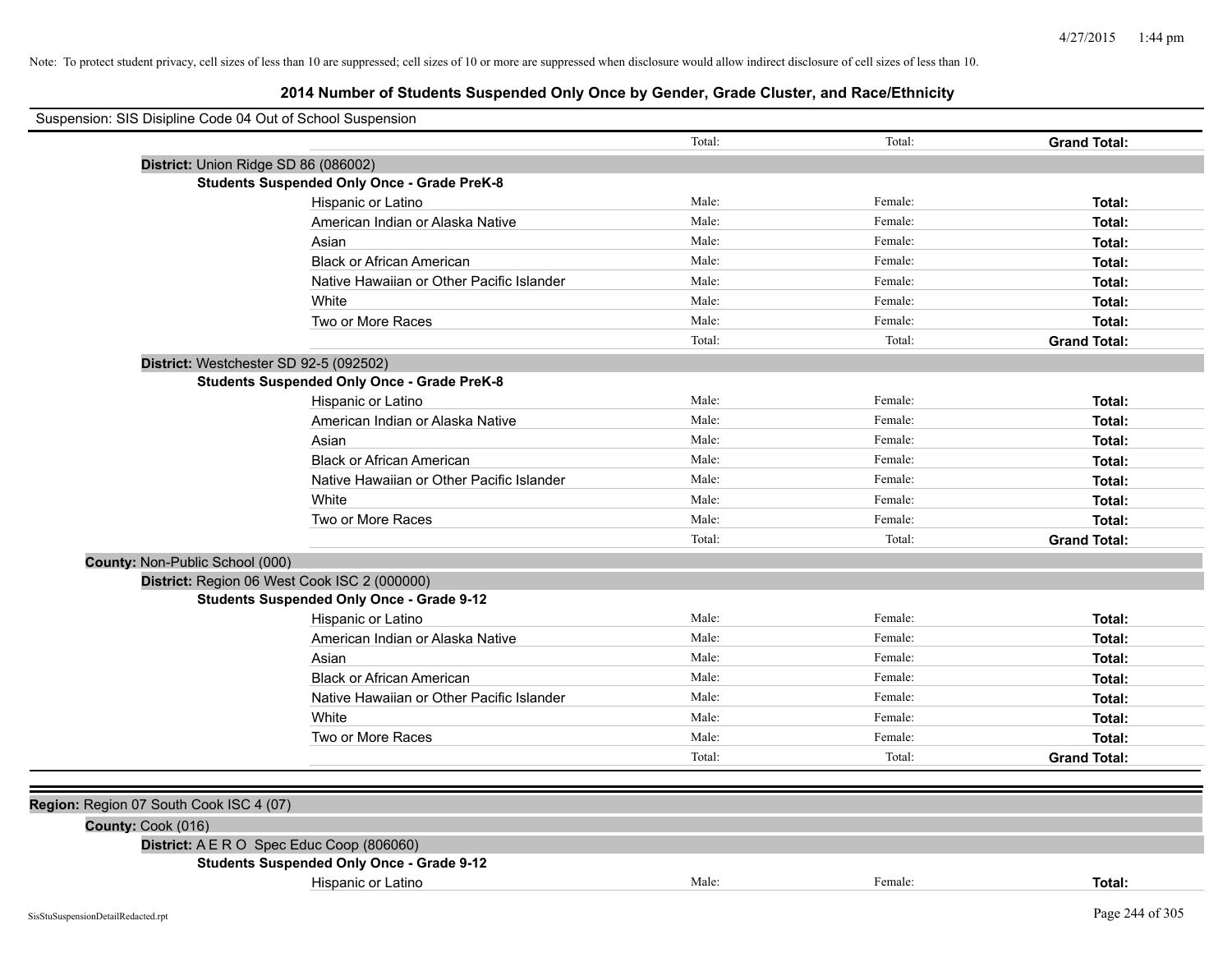Note: To protect student privacy, cell sizes of less than 10 are suppressed; cell sizes of 10 or more are suppressed when disclosure would allow indirect disclosure of cell sizes of less than 10.

# 2014 Number of Students Suspended Only Once by Gender, Grade Cluster, and Race/Ethnicity

Suspension: SIS Disipline Code 04 Out of School Suspension

| | | | |
|---|---|---|---|
| | Total: | Total: | **Grand Total:** |
| **District:** Union Ridge SD 86 (086002) | | | |
| **Students Suspended Only Once - Grade PreK-8** | | | |
| Hispanic or Latino | Male: | Female: | **Total:** |
| American Indian or Alaska Native | Male: | Female: | **Total:** |
| Asian | Male: | Female: | **Total:** |
| Black or African American | Male: | Female: | **Total:** |
| Native Hawaiian or Other Pacific Islander | Male: | Female: | **Total:** |
| White | Male: | Female: | **Total:** |
| Two or More Races | Male: | Female: | **Total:** |
| | Total: | Total: | **Grand Total:** |
| **District:** Westchester SD 92-5 (092502) | | | |
| **Students Suspended Only Once - Grade PreK-8** | | | |
| Hispanic or Latino | Male: | Female: | **Total:** |
| American Indian or Alaska Native | Male: | Female: | **Total:** |
| Asian | Male: | Female: | **Total:** |
| Black or African American | Male: | Female: | **Total:** |
| Native Hawaiian or Other Pacific Islander | Male: | Female: | **Total:** |
| White | Male: | Female: | **Total:** |
| Two or More Races | Male: | Female: | **Total:** |
| | Total: | Total: | **Grand Total:** |
| **County:** Non-Public School (000) | | | |
| **District:** Region 06 West Cook ISC 2 (000000) | | | |
| **Students Suspended Only Once - Grade 9-12** | | | |
| Hispanic or Latino | Male: | Female: | **Total:** |
| American Indian or Alaska Native | Male: | Female: | **Total:** |
| Asian | Male: | Female: | **Total:** |
| Black or African American | Male: | Female: | **Total:** |
| Native Hawaiian or Other Pacific Islander | Male: | Female: | **Total:** |
| White | Male: | Female: | **Total:** |
| Two or More Races | Male: | Female: | **Total:** |
| | Total: | Total: | **Grand Total:** |

| | | | |
|---|---|---|---|
| **Region:** Region 07 South Cook ISC 4 (07) | | | |
| **County:** Cook (016) | | | |
| **District:** A E R O Spec Educ Coop (806060) | | | |
| **Students Suspended Only Once - Grade 9-12** | | | |
| Hispanic or Latino | Male: | Female: | **Total:** |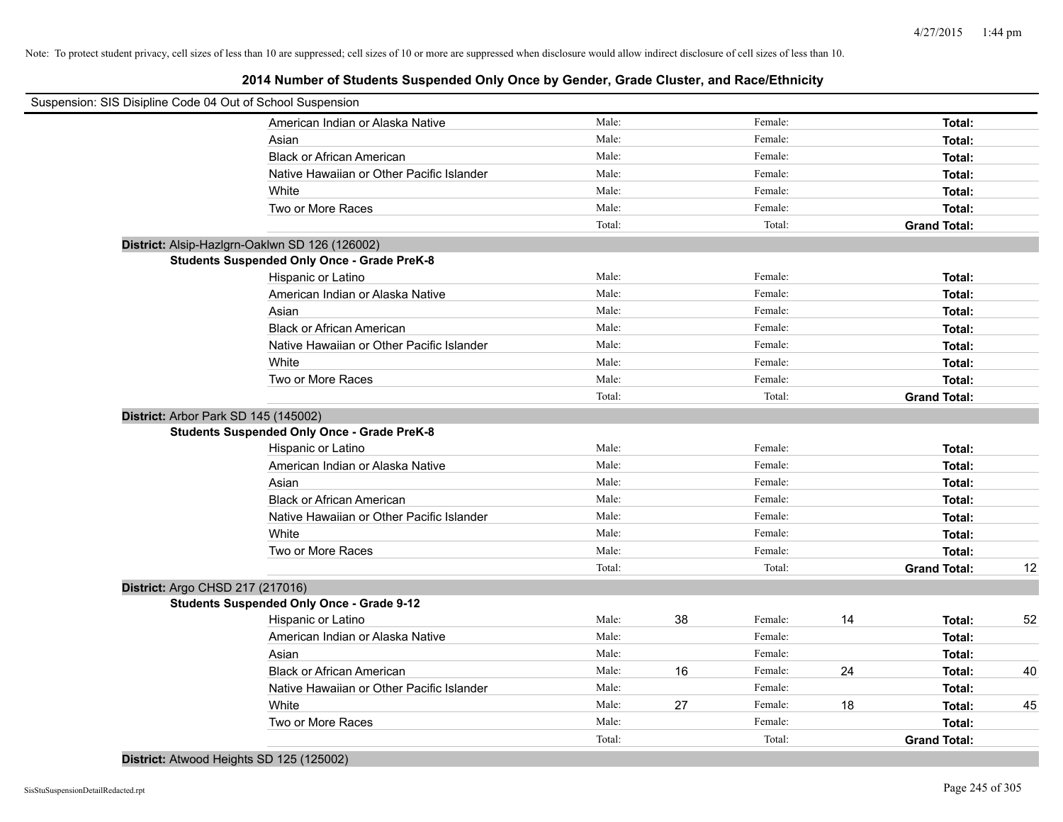Note: To protect student privacy, cell sizes of less than 10 are suppressed; cell sizes of 10 or more are suppressed when disclosure would allow indirect disclosure of cell sizes of less than 10.

# 2014 Number of Students Suspended Only Once by Gender, Grade Cluster, and Race/Ethnicity

Suspension: SIS Disipline Code 04 Out of School Suspension

| Race/Ethnicity | | | | | | |
|---|---|---|---|---|---|---|
| American Indian or Alaska Native | Male: | | Female: | | Total: | |
| Asian | Male: | | Female: | | Total: | |
| Black or African American | Male: | | Female: | | Total: | |
| Native Hawaiian or Other Pacific Islander | Male: | | Female: | | Total: | |
| White | Male: | | Female: | | Total: | |
| Two or More Races | Male: | | Female: | | Total: | |
| | Total: | | Total: | | Grand Total: | |

**District:** Alsip-Hazlgrn-Oaklwn SD 126 (126002)

**Students Suspended Only Once - Grade PreK-8**

| Race/Ethnicity | | | | | | |
|---|---|---|---|---|---|---|
| Hispanic or Latino | Male: | | Female: | | Total: | |
| American Indian or Alaska Native | Male: | | Female: | | Total: | |
| Asian | Male: | | Female: | | Total: | |
| Black or African American | Male: | | Female: | | Total: | |
| Native Hawaiian or Other Pacific Islander | Male: | | Female: | | Total: | |
| White | Male: | | Female: | | Total: | |
| Two or More Races | Male: | | Female: | | Total: | |
| | Total: | | Total: | | Grand Total: | |

**District:** Arbor Park SD 145 (145002)

**Students Suspended Only Once - Grade PreK-8**

| Race/Ethnicity | | | | | | |
|---|---|---|---|---|---|---|
| Hispanic or Latino | Male: | | Female: | | Total: | |
| American Indian or Alaska Native | Male: | | Female: | | Total: | |
| Asian | Male: | | Female: | | Total: | |
| Black or African American | Male: | | Female: | | Total: | |
| Native Hawaiian or Other Pacific Islander | Male: | | Female: | | Total: | |
| White | Male: | | Female: | | Total: | |
| Two or More Races | Male: | | Female: | | Total: | |
| | Total: | | Total: | | Grand Total: | 12 |

**District:** Argo CHSD 217 (217016)

**Students Suspended Only Once - Grade 9-12**

| Race/Ethnicity | | | | | | |
|---|---|---|---|---|---|---|
| Hispanic or Latino | Male: | 38 | Female: | 14 | Total: | 52 |
| American Indian or Alaska Native | Male: | | Female: | | Total: | |
| Asian | Male: | | Female: | | Total: | |
| Black or African American | Male: | 16 | Female: | 24 | Total: | 40 |
| Native Hawaiian or Other Pacific Islander | Male: | | Female: | | Total: | |
| White | Male: | 27 | Female: | 18 | Total: | 45 |
| Two or More Races | Male: | | Female: | | Total: | |
| | Total: | | Total: | | Grand Total: | |

**District:** Atwood Heights SD 125 (125002)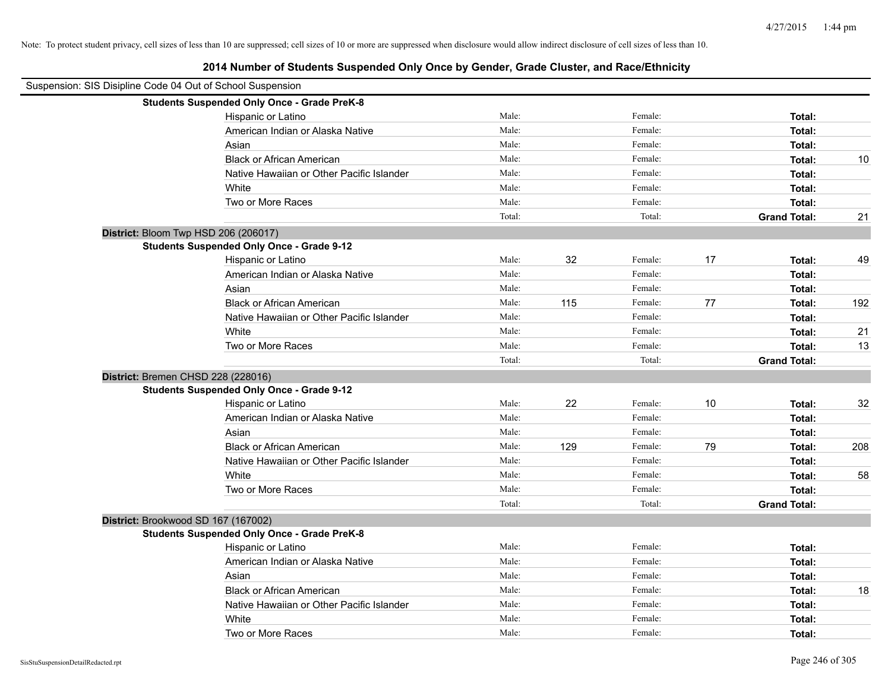Note: To protect student privacy, cell sizes of less than 10 are suppressed; cell sizes of 10 or more are suppressed when disclosure would allow indirect disclosure of cell sizes of less than 10.

# 2014 Number of Students Suspended Only Once by Gender, Grade Cluster, and Race/Ethnicity

Suspension: SIS Disipline Code 04 Out of School Suspension

**Students Suspended Only Once - Grade PreK-8**

| Race/Ethnicity | | Male | | Female | | Total |
|---|---|---|---|---|---|---|
| Hispanic or Latino | Male: | | Female: | | **Total:** | |
| American Indian or Alaska Native | Male: | | Female: | | **Total:** | |
| Asian | Male: | | Female: | | **Total:** | |
| Black or African American | Male: | | Female: | | **Total:** | 10 |
| Native Hawaiian or Other Pacific Islander | Male: | | Female: | | **Total:** | |
| White | Male: | | Female: | | **Total:** | |
| Two or More Races | Male: | | Female: | | **Total:** | |
| | Total: | | Total: | | **Grand Total:** | 21 |

## District: Bloom Twp HSD 206 (206017)

**Students Suspended Only Once - Grade 9-12**

| Race/Ethnicity | | Male | | Female | | Total |
|---|---|---|---|---|---|---|
| Hispanic or Latino | Male: | 32 | Female: | 17 | **Total:** | 49 |
| American Indian or Alaska Native | Male: | | Female: | | **Total:** | |
| Asian | Male: | | Female: | | **Total:** | |
| Black or African American | Male: | 115 | Female: | 77 | **Total:** | 192 |
| Native Hawaiian or Other Pacific Islander | Male: | | Female: | | **Total:** | |
| White | Male: | | Female: | | **Total:** | 21 |
| Two or More Races | Male: | | Female: | | **Total:** | 13 |
| | Total: | | Total: | | **Grand Total:** | |

## District: Bremen CHSD 228 (228016)

**Students Suspended Only Once - Grade 9-12**

| Race/Ethnicity | | Male | | Female | | Total |
|---|---|---|---|---|---|---|
| Hispanic or Latino | Male: | 22 | Female: | 10 | **Total:** | 32 |
| American Indian or Alaska Native | Male: | | Female: | | **Total:** | |
| Asian | Male: | | Female: | | **Total:** | |
| Black or African American | Male: | 129 | Female: | 79 | **Total:** | 208 |
| Native Hawaiian or Other Pacific Islander | Male: | | Female: | | **Total:** | |
| White | Male: | | Female: | | **Total:** | 58 |
| Two or More Races | Male: | | Female: | | **Total:** | |
| | Total: | | Total: | | **Grand Total:** | |

## District: Brookwood SD 167 (167002)

**Students Suspended Only Once - Grade PreK-8**

| Race/Ethnicity | | Male | | Female | | Total |
|---|---|---|---|---|---|---|
| Hispanic or Latino | Male: | | Female: | | **Total:** | |
| American Indian or Alaska Native | Male: | | Female: | | **Total:** | |
| Asian | Male: | | Female: | | **Total:** | |
| Black or African American | Male: | | Female: | | **Total:** | 18 |
| Native Hawaiian or Other Pacific Islander | Male: | | Female: | | **Total:** | |
| White | Male: | | Female: | | **Total:** | |
| Two or More Races | Male: | | Female: | | **Total:** | |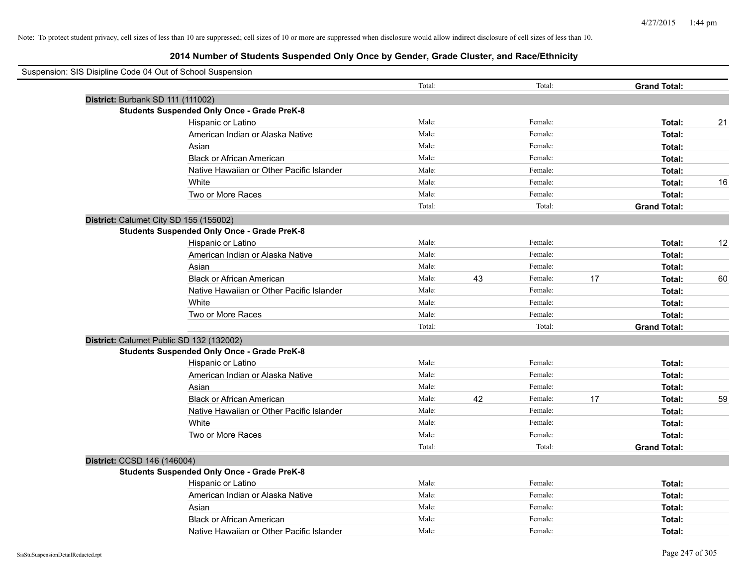Note: To protect student privacy, cell sizes of less than 10 are suppressed; cell sizes of 10 or more are suppressed when disclosure would allow indirect disclosure of cell sizes of less than 10.

## 2014 Number of Students Suspended Only Once by Gender, Grade Cluster, and Race/Ethnicity

Suspension: SIS Disipline Code 04 Out of School Suspension

| | | | | | | |
|---|---|---|---|---|---|---|
| | Total: | | Total: | | **Grand Total:** | |

**District:** Burbank SD 111 (111002)

**Students Suspended Only Once - Grade PreK-8**

| Race/Ethnicity | | | | | | |
|---|---|---|---|---|---|---|
| Hispanic or Latino | Male: | | Female: | | **Total:** | 21 |
| American Indian or Alaska Native | Male: | | Female: | | **Total:** | |
| Asian | Male: | | Female: | | **Total:** | |
| Black or African American | Male: | | Female: | | **Total:** | |
| Native Hawaiian or Other Pacific Islander | Male: | | Female: | | **Total:** | |
| White | Male: | | Female: | | **Total:** | 16 |
| Two or More Races | Male: | | Female: | | **Total:** | |
| | Total: | | Total: | | **Grand Total:** | |

**District:** Calumet City SD 155 (155002)

**Students Suspended Only Once - Grade PreK-8**

| Race/Ethnicity | | | | | | |
|---|---|---|---|---|---|---|
| Hispanic or Latino | Male: | | Female: | | **Total:** | 12 |
| American Indian or Alaska Native | Male: | | Female: | | **Total:** | |
| Asian | Male: | | Female: | | **Total:** | |
| Black or African American | Male: | 43 | Female: | 17 | **Total:** | 60 |
| Native Hawaiian or Other Pacific Islander | Male: | | Female: | | **Total:** | |
| White | Male: | | Female: | | **Total:** | |
| Two or More Races | Male: | | Female: | | **Total:** | |
| | Total: | | Total: | | **Grand Total:** | |

**District:** Calumet Public SD 132 (132002)

**Students Suspended Only Once - Grade PreK-8**

| Race/Ethnicity | | | | | | |
|---|---|---|---|---|---|---|
| Hispanic or Latino | Male: | | Female: | | **Total:** | |
| American Indian or Alaska Native | Male: | | Female: | | **Total:** | |
| Asian | Male: | | Female: | | **Total:** | |
| Black or African American | Male: | 42 | Female: | 17 | **Total:** | 59 |
| Native Hawaiian or Other Pacific Islander | Male: | | Female: | | **Total:** | |
| White | Male: | | Female: | | **Total:** | |
| Two or More Races | Male: | | Female: | | **Total:** | |
| | Total: | | Total: | | **Grand Total:** | |

**District:** CCSD 146 (146004)

**Students Suspended Only Once - Grade PreK-8**

| Race/Ethnicity | | | | | | |
|---|---|---|---|---|---|---|
| Hispanic or Latino | Male: | | Female: | | **Total:** | |
| American Indian or Alaska Native | Male: | | Female: | | **Total:** | |
| Asian | Male: | | Female: | | **Total:** | |
| Black or African American | Male: | | Female: | | **Total:** | |
| Native Hawaiian or Other Pacific Islander | Male: | | Female: | | **Total:** | |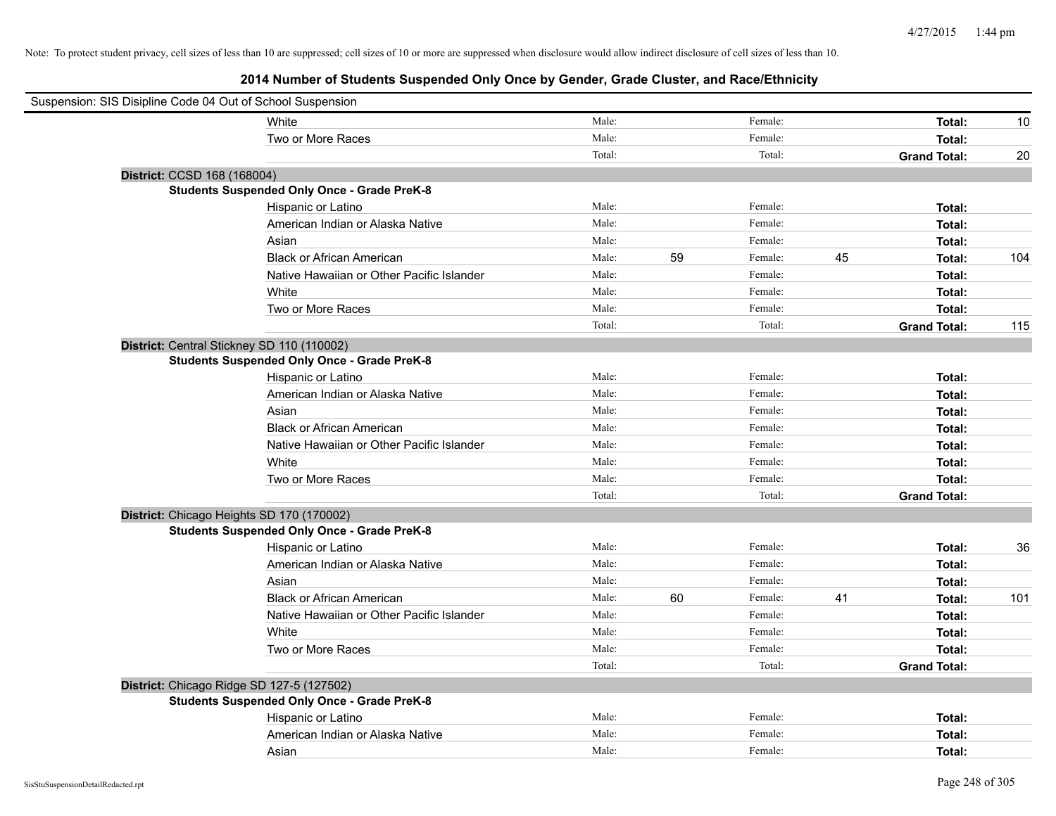Note: To protect student privacy, cell sizes of less than 10 are suppressed; cell sizes of 10 or more are suppressed when disclosure would allow indirect disclosure of cell sizes of less than 10.

## 2014 Number of Students Suspended Only Once by Gender, Grade Cluster, and Race/Ethnicity

Suspension: SIS Disipline Code 04 Out of School Suspension

| | | | | | | |
|---|---|---|---|---|---|---|
| White | Male: | | Female: | | **Total:** | 10 |
| Two or More Races | Male: | | Female: | | **Total:** | |
| | Total: | | Total: | | **Grand Total:** | 20 |

**District:** CCSD 168 (168004)

**Students Suspended Only Once - Grade PreK-8**

| | | | | | | |
|---|---|---|---|---|---|---|
| Hispanic or Latino | Male: | | Female: | | **Total:** | |
| American Indian or Alaska Native | Male: | | Female: | | **Total:** | |
| Asian | Male: | | Female: | | **Total:** | |
| Black or African American | Male: | 59 | Female: | 45 | **Total:** | 104 |
| Native Hawaiian or Other Pacific Islander | Male: | | Female: | | **Total:** | |
| White | Male: | | Female: | | **Total:** | |
| Two or More Races | Male: | | Female: | | **Total:** | |
| | Total: | | Total: | | **Grand Total:** | 115 |

**District:** Central Stickney SD 110 (110002)

**Students Suspended Only Once - Grade PreK-8**

| | | | | | | |
|---|---|---|---|---|---|---|
| Hispanic or Latino | Male: | | Female: | | **Total:** | |
| American Indian or Alaska Native | Male: | | Female: | | **Total:** | |
| Asian | Male: | | Female: | | **Total:** | |
| Black or African American | Male: | | Female: | | **Total:** | |
| Native Hawaiian or Other Pacific Islander | Male: | | Female: | | **Total:** | |
| White | Male: | | Female: | | **Total:** | |
| Two or More Races | Male: | | Female: | | **Total:** | |
| | Total: | | Total: | | **Grand Total:** | |

**District:** Chicago Heights SD 170 (170002)

**Students Suspended Only Once - Grade PreK-8**

| | | | | | | |
|---|---|---|---|---|---|---|
| Hispanic or Latino | Male: | | Female: | | **Total:** | 36 |
| American Indian or Alaska Native | Male: | | Female: | | **Total:** | |
| Asian | Male: | | Female: | | **Total:** | |
| Black or African American | Male: | 60 | Female: | 41 | **Total:** | 101 |
| Native Hawaiian or Other Pacific Islander | Male: | | Female: | | **Total:** | |
| White | Male: | | Female: | | **Total:** | |
| Two or More Races | Male: | | Female: | | **Total:** | |
| | Total: | | Total: | | **Grand Total:** | |

**District:** Chicago Ridge SD 127-5 (127502)

**Students Suspended Only Once - Grade PreK-8**

| | | | | | | |
|---|---|---|---|---|---|---|
| Hispanic or Latino | Male: | | Female: | | **Total:** | |
| American Indian or Alaska Native | Male: | | Female: | | **Total:** | |
| Asian | Male: | | Female: | | **Total:** | |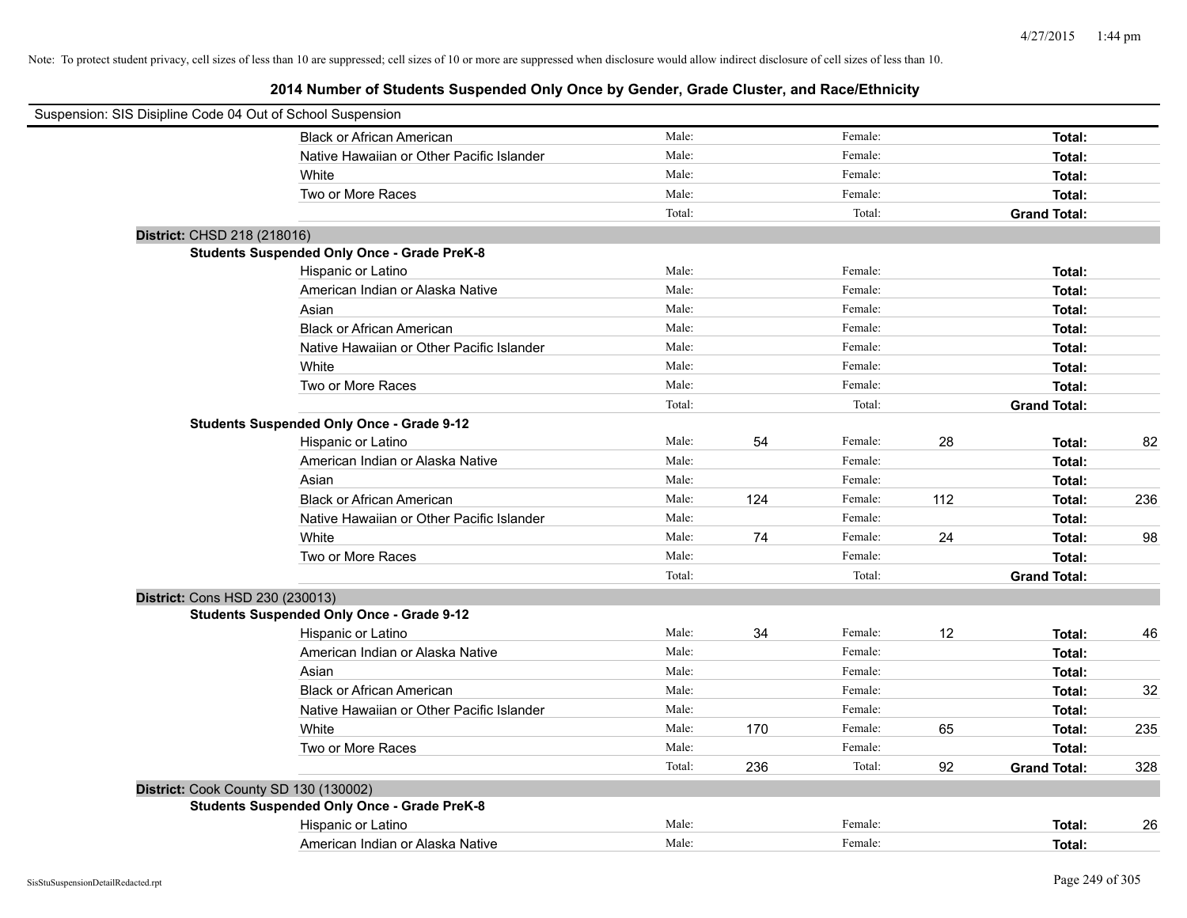Note: To protect student privacy, cell sizes of less than 10 are suppressed; cell sizes of 10 or more are suppressed when disclosure would allow indirect disclosure of cell sizes of less than 10.

## 2014 Number of Students Suspended Only Once by Gender, Grade Cluster, and Race/Ethnicity

Suspension: SIS Disipline Code 04 Out of School Suspension

| | | | | | | | |
|---|---|---|---|---|---|---|---|
| Black or African American | Male: | | Female: | | **Total:** | |
| Native Hawaiian or Other Pacific Islander | Male: | | Female: | | **Total:** | |
| White | Male: | | Female: | | **Total:** | |
| Two or More Races | Male: | | Female: | | **Total:** | |
| | Total: | | Total: | | **Grand Total:** | |

**District:** CHSD 218 (218016)

**Students Suspended Only Once - Grade PreK-8**

| | | | | | | |
|---|---|---|---|---|---|---|
| Hispanic or Latino | Male: | | Female: | | **Total:** | |
| American Indian or Alaska Native | Male: | | Female: | | **Total:** | |
| Asian | Male: | | Female: | | **Total:** | |
| Black or African American | Male: | | Female: | | **Total:** | |
| Native Hawaiian or Other Pacific Islander | Male: | | Female: | | **Total:** | |
| White | Male: | | Female: | | **Total:** | |
| Two or More Races | Male: | | Female: | | **Total:** | |
| | Total: | | Total: | | **Grand Total:** | |

**Students Suspended Only Once - Grade 9-12**

| | | | | | | |
|---|---|---|---|---|---|---|
| Hispanic or Latino | Male: | 54 | Female: | 28 | **Total:** | 82 |
| American Indian or Alaska Native | Male: | | Female: | | **Total:** | |
| Asian | Male: | | Female: | | **Total:** | |
| Black or African American | Male: | 124 | Female: | 112 | **Total:** | 236 |
| Native Hawaiian or Other Pacific Islander | Male: | | Female: | | **Total:** | |
| White | Male: | 74 | Female: | 24 | **Total:** | 98 |
| Two or More Races | Male: | | Female: | | **Total:** | |
| | Total: | | Total: | | **Grand Total:** | |

**District:** Cons HSD 230 (230013)

**Students Suspended Only Once - Grade 9-12**

| | | | | | | |
|---|---|---|---|---|---|---|
| Hispanic or Latino | Male: | 34 | Female: | 12 | **Total:** | 46 |
| American Indian or Alaska Native | Male: | | Female: | | **Total:** | |
| Asian | Male: | | Female: | | **Total:** | |
| Black or African American | Male: | | Female: | | **Total:** | 32 |
| Native Hawaiian or Other Pacific Islander | Male: | | Female: | | **Total:** | |
| White | Male: | 170 | Female: | 65 | **Total:** | 235 |
| Two or More Races | Male: | | Female: | | **Total:** | |
| | Total: | 236 | Total: | 92 | **Grand Total:** | 328 |

**District:** Cook County SD 130 (130002)

**Students Suspended Only Once - Grade PreK-8**

| | | | | | | |
|---|---|---|---|---|---|---|
| Hispanic or Latino | Male: | | Female: | | **Total:** | 26 |
| American Indian or Alaska Native | Male: | | Female: | | **Total:** | |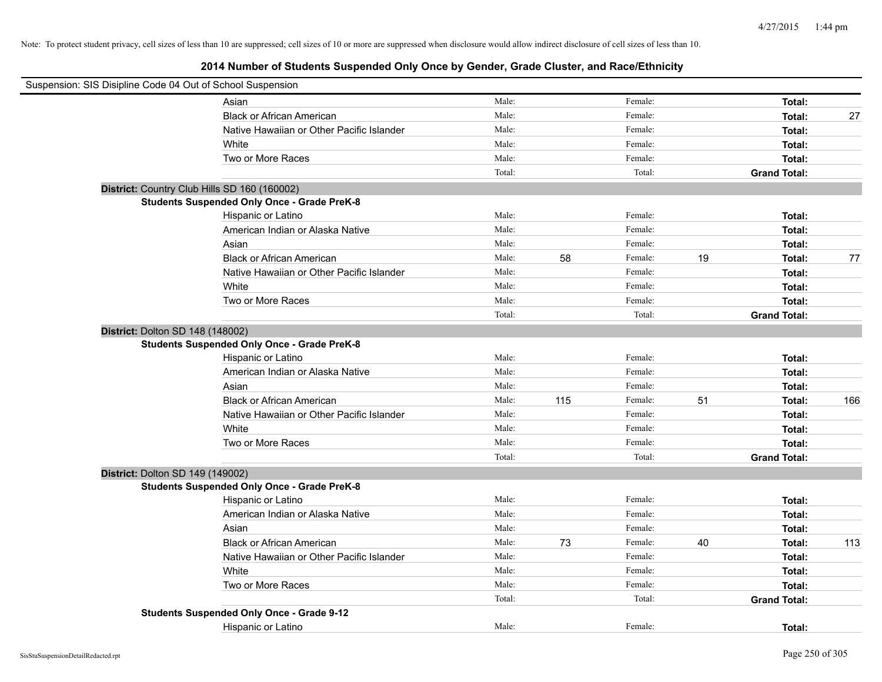Note: To protect student privacy, cell sizes of less than 10 are suppressed; cell sizes of 10 or more are suppressed when disclosure would allow indirect disclosure of cell sizes of less than 10.

## 2014 Number of Students Suspended Only Once by Gender, Grade Cluster, and Race/Ethnicity

Suspension: SIS Disipline Code 04 Out of School Suspension

| | | | | | | | |
|---|---|---|---|---|---|---|---|
| Asian | Male: | | Female: | | **Total:** | |
| Black or African American | Male: | | Female: | | **Total:** | 27 |
| Native Hawaiian or Other Pacific Islander | Male: | | Female: | | **Total:** | |
| White | Male: | | Female: | | **Total:** | |
| Two or More Races | Male: | | Female: | | **Total:** | |
| | Total: | | Total: | | **Grand Total:** | |

**District:** Country Club Hills SD 160 (160002)

**Students Suspended Only Once - Grade PreK-8**

| | | | | | | |
|---|---|---|---|---|---|---|
| Hispanic or Latino | Male: | | Female: | | **Total:** | |
| American Indian or Alaska Native | Male: | | Female: | | **Total:** | |
| Asian | Male: | | Female: | | **Total:** | |
| Black or African American | Male: | 58 | Female: | 19 | **Total:** | 77 |
| Native Hawaiian or Other Pacific Islander | Male: | | Female: | | **Total:** | |
| White | Male: | | Female: | | **Total:** | |
| Two or More Races | Male: | | Female: | | **Total:** | |
| | Total: | | Total: | | **Grand Total:** | |

**District:** Dolton SD 148 (148002)

**Students Suspended Only Once - Grade PreK-8**

| | | | | | | |
|---|---|---|---|---|---|---|
| Hispanic or Latino | Male: | | Female: | | **Total:** | |
| American Indian or Alaska Native | Male: | | Female: | | **Total:** | |
| Asian | Male: | | Female: | | **Total:** | |
| Black or African American | Male: | 115 | Female: | 51 | **Total:** | 166 |
| Native Hawaiian or Other Pacific Islander | Male: | | Female: | | **Total:** | |
| White | Male: | | Female: | | **Total:** | |
| Two or More Races | Male: | | Female: | | **Total:** | |
| | Total: | | Total: | | **Grand Total:** | |

**District:** Dolton SD 149 (149002)

**Students Suspended Only Once - Grade PreK-8**

| | | | | | | |
|---|---|---|---|---|---|---|
| Hispanic or Latino | Male: | | Female: | | **Total:** | |
| American Indian or Alaska Native | Male: | | Female: | | **Total:** | |
| Asian | Male: | | Female: | | **Total:** | |
| Black or African American | Male: | 73 | Female: | 40 | **Total:** | 113 |
| Native Hawaiian or Other Pacific Islander | Male: | | Female: | | **Total:** | |
| White | Male: | | Female: | | **Total:** | |
| Two or More Races | Male: | | Female: | | **Total:** | |
| | Total: | | Total: | | **Grand Total:** | |

**Students Suspended Only Once - Grade 9-12**

| | | | | | | |
|---|---|---|---|---|---|---|
| Hispanic or Latino | Male: | | Female: | | **Total:** | |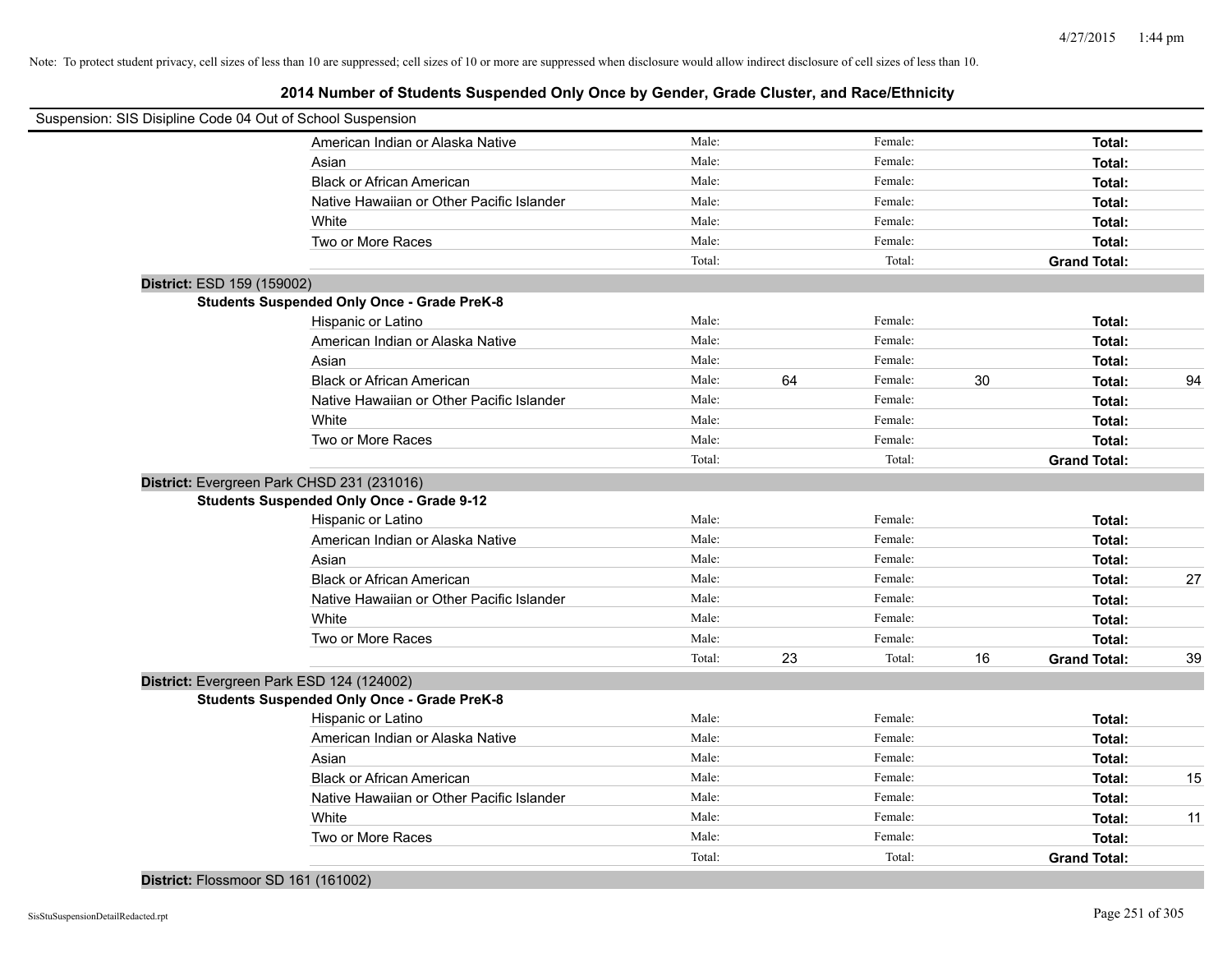Note: To protect student privacy, cell sizes of less than 10 are suppressed; cell sizes of 10 or more are suppressed when disclosure would allow indirect disclosure of cell sizes of less than 10.

# 2014 Number of Students Suspended Only Once by Gender, Grade Cluster, and Race/Ethnicity

Suspension: SIS Disipline Code 04 Out of School Suspension

| | | | | | |
|---|---|---|---|---|---|
| American Indian or Alaska Native | Male: | | Female: | | **Total:** | |
| Asian | Male: | | Female: | | **Total:** | |
| Black or African American | Male: | | Female: | | **Total:** | |
| Native Hawaiian or Other Pacific Islander | Male: | | Female: | | **Total:** | |
| White | Male: | | Female: | | **Total:** | |
| Two or More Races | Male: | | Female: | | **Total:** | |
| | Total: | | Total: | | **Grand Total:** | |

**District:** ESD 159 (159002)

**Students Suspended Only Once - Grade PreK-8**

| | | | | | | |
|---|---|---|---|---|---|---|
| Hispanic or Latino | Male: | | Female: | | **Total:** | |
| American Indian or Alaska Native | Male: | | Female: | | **Total:** | |
| Asian | Male: | | Female: | | **Total:** | |
| Black or African American | Male: | 64 | Female: | 30 | **Total:** | 94 |
| Native Hawaiian or Other Pacific Islander | Male: | | Female: | | **Total:** | |
| White | Male: | | Female: | | **Total:** | |
| Two or More Races | Male: | | Female: | | **Total:** | |
| | Total: | | Total: | | **Grand Total:** | |

**District:** Evergreen Park CHSD 231 (231016)

**Students Suspended Only Once - Grade 9-12**

| | | | | | | |
|---|---|---|---|---|---|---|
| Hispanic or Latino | Male: | | Female: | | **Total:** | |
| American Indian or Alaska Native | Male: | | Female: | | **Total:** | |
| Asian | Male: | | Female: | | **Total:** | |
| Black or African American | Male: | | Female: | | **Total:** | 27 |
| Native Hawaiian or Other Pacific Islander | Male: | | Female: | | **Total:** | |
| White | Male: | | Female: | | **Total:** | |
| Two or More Races | Male: | | Female: | | **Total:** | |
| | Total: | 23 | Total: | 16 | **Grand Total:** | 39 |

**District:** Evergreen Park ESD 124 (124002)

**Students Suspended Only Once - Grade PreK-8**

| | | | | | | |
|---|---|---|---|---|---|---|
| Hispanic or Latino | Male: | | Female: | | **Total:** | |
| American Indian or Alaska Native | Male: | | Female: | | **Total:** | |
| Asian | Male: | | Female: | | **Total:** | |
| Black or African American | Male: | | Female: | | **Total:** | 15 |
| Native Hawaiian or Other Pacific Islander | Male: | | Female: | | **Total:** | |
| White | Male: | | Female: | | **Total:** | 11 |
| Two or More Races | Male: | | Female: | | **Total:** | |
| | Total: | | Total: | | **Grand Total:** | |

**District:** Flossmoor SD 161 (161002)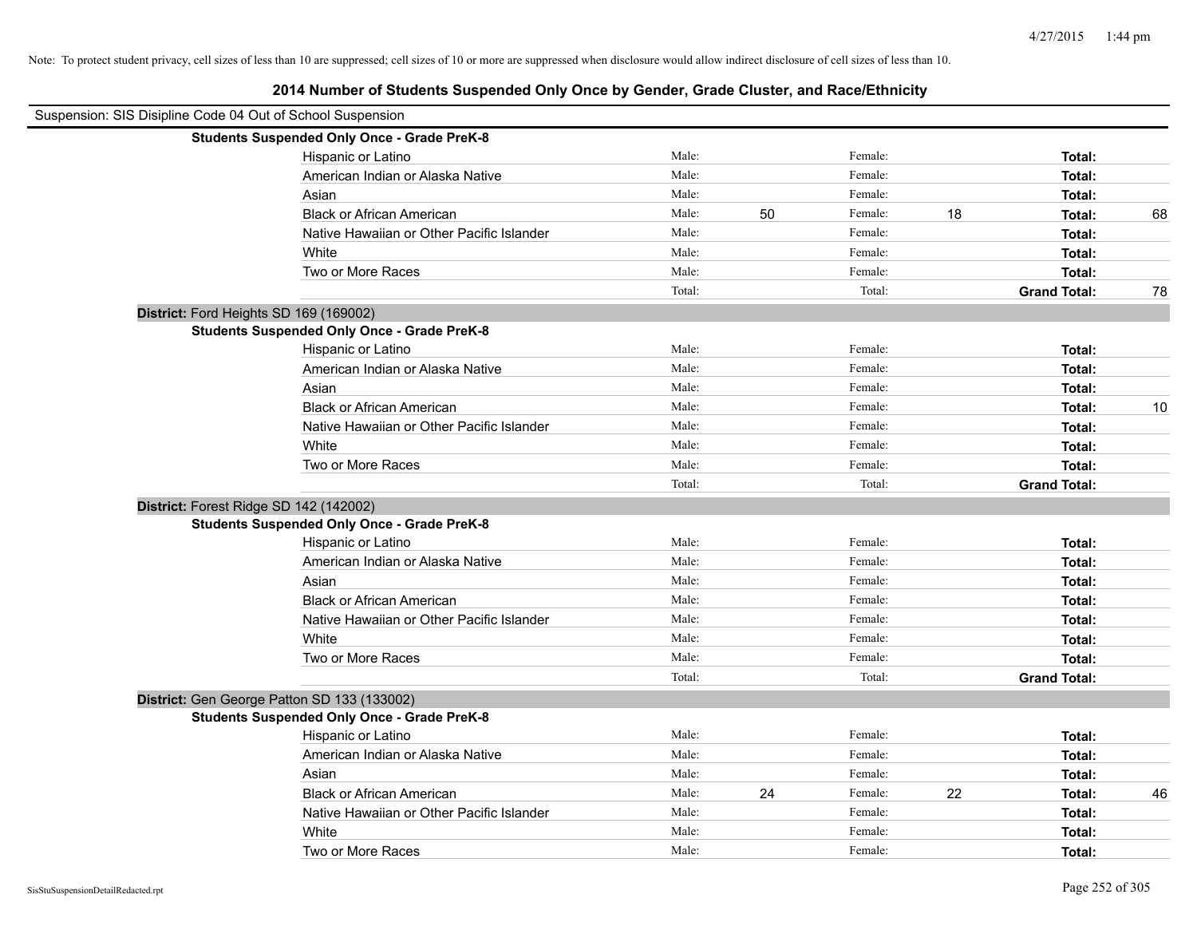Note: To protect student privacy, cell sizes of less than 10 are suppressed; cell sizes of 10 or more are suppressed when disclosure would allow indirect disclosure of cell sizes of less than 10.

## 2014 Number of Students Suspended Only Once by Gender, Grade Cluster, and Race/Ethnicity

Suspension: SIS Disipline Code 04 Out of School Suspension

**Students Suspended Only Once - Grade PreK-8**

| Race/Ethnicity | | Male | | Female | | Total |
|---|---|---|---|---|---|---|
| Hispanic or Latino | Male: | | Female: | | **Total:** | |
| American Indian or Alaska Native | Male: | | Female: | | **Total:** | |
| Asian | Male: | | Female: | | **Total:** | |
| Black or African American | Male: | 50 | Female: | 18 | **Total:** | 68 |
| Native Hawaiian or Other Pacific Islander | Male: | | Female: | | **Total:** | |
| White | Male: | | Female: | | **Total:** | |
| Two or More Races | Male: | | Female: | | **Total:** | |
| | Total: | | Total: | | **Grand Total:** | 78 |

**District:** Ford Heights SD 169 (169002)

**Students Suspended Only Once - Grade PreK-8**

| Race/Ethnicity | | Male | | Female | | Total |
|---|---|---|---|---|---|---|
| Hispanic or Latino | Male: | | Female: | | **Total:** | |
| American Indian or Alaska Native | Male: | | Female: | | **Total:** | |
| Asian | Male: | | Female: | | **Total:** | |
| Black or African American | Male: | | Female: | | **Total:** | 10 |
| Native Hawaiian or Other Pacific Islander | Male: | | Female: | | **Total:** | |
| White | Male: | | Female: | | **Total:** | |
| Two or More Races | Male: | | Female: | | **Total:** | |
| | Total: | | Total: | | **Grand Total:** | |

**District:** Forest Ridge SD 142 (142002)

**Students Suspended Only Once - Grade PreK-8**

| Race/Ethnicity | | Male | | Female | | Total |
|---|---|---|---|---|---|---|
| Hispanic or Latino | Male: | | Female: | | **Total:** | |
| American Indian or Alaska Native | Male: | | Female: | | **Total:** | |
| Asian | Male: | | Female: | | **Total:** | |
| Black or African American | Male: | | Female: | | **Total:** | |
| Native Hawaiian or Other Pacific Islander | Male: | | Female: | | **Total:** | |
| White | Male: | | Female: | | **Total:** | |
| Two or More Races | Male: | | Female: | | **Total:** | |
| | Total: | | Total: | | **Grand Total:** | |

**District:** Gen George Patton SD 133 (133002)

**Students Suspended Only Once - Grade PreK-8**

| Race/Ethnicity | | Male | | Female | | Total |
|---|---|---|---|---|---|---|
| Hispanic or Latino | Male: | | Female: | | **Total:** | |
| American Indian or Alaska Native | Male: | | Female: | | **Total:** | |
| Asian | Male: | | Female: | | **Total:** | |
| Black or African American | Male: | 24 | Female: | 22 | **Total:** | 46 |
| Native Hawaiian or Other Pacific Islander | Male: | | Female: | | **Total:** | |
| White | Male: | | Female: | | **Total:** | |
| Two or More Races | Male: | | Female: | | **Total:** | |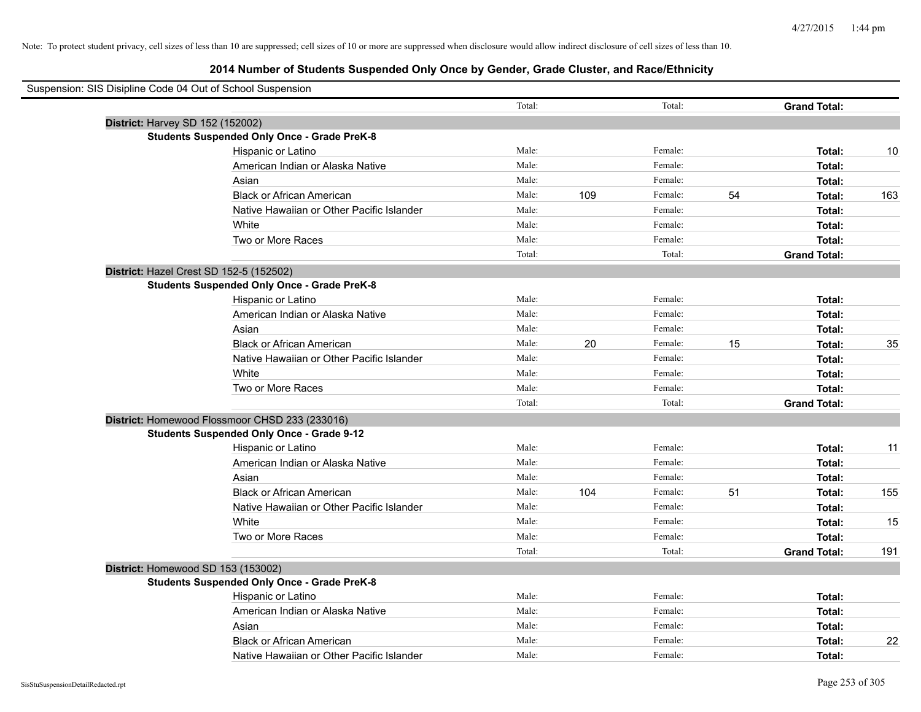Note: To protect student privacy, cell sizes of less than 10 are suppressed; cell sizes of 10 or more are suppressed when disclosure would allow indirect disclosure of cell sizes of less than 10.

## 2014 Number of Students Suspended Only Once by Gender, Grade Cluster, and Race/Ethnicity

Suspension: SIS Disipline Code 04 Out of School Suspension

| | | | | | | | |
|---|---|---|---|---|---|---|---|
| | Total: | | Total: | | **Grand Total:** | |

**District:** Harvey SD 152 (152002)

**Students Suspended Only Once - Grade PreK-8**

| Race/Ethnicity | | | | | | |
|---|---|---|---|---|---|---|
| Hispanic or Latino | Male: | | Female: | | **Total:** | 10 |
| American Indian or Alaska Native | Male: | | Female: | | **Total:** | |
| Asian | Male: | | Female: | | **Total:** | |
| Black or African American | Male: | 109 | Female: | 54 | **Total:** | 163 |
| Native Hawaiian or Other Pacific Islander | Male: | | Female: | | **Total:** | |
| White | Male: | | Female: | | **Total:** | |
| Two or More Races | Male: | | Female: | | **Total:** | |
| | Total: | | Total: | | **Grand Total:** | |

**District:** Hazel Crest SD 152-5 (152502)

**Students Suspended Only Once - Grade PreK-8**

| Race/Ethnicity | | | | | | |
|---|---|---|---|---|---|---|
| Hispanic or Latino | Male: | | Female: | | **Total:** | |
| American Indian or Alaska Native | Male: | | Female: | | **Total:** | |
| Asian | Male: | | Female: | | **Total:** | |
| Black or African American | Male: | 20 | Female: | 15 | **Total:** | 35 |
| Native Hawaiian or Other Pacific Islander | Male: | | Female: | | **Total:** | |
| White | Male: | | Female: | | **Total:** | |
| Two or More Races | Male: | | Female: | | **Total:** | |
| | Total: | | Total: | | **Grand Total:** | |

**District:** Homewood Flossmoor CHSD 233 (233016)

**Students Suspended Only Once - Grade 9-12**

| Race/Ethnicity | | | | | | |
|---|---|---|---|---|---|---|
| Hispanic or Latino | Male: | | Female: | | **Total:** | 11 |
| American Indian or Alaska Native | Male: | | Female: | | **Total:** | |
| Asian | Male: | | Female: | | **Total:** | |
| Black or African American | Male: | 104 | Female: | 51 | **Total:** | 155 |
| Native Hawaiian or Other Pacific Islander | Male: | | Female: | | **Total:** | |
| White | Male: | | Female: | | **Total:** | 15 |
| Two or More Races | Male: | | Female: | | **Total:** | |
| | Total: | | Total: | | **Grand Total:** | 191 |

**District:** Homewood SD 153 (153002)

**Students Suspended Only Once - Grade PreK-8**

| Race/Ethnicity | | | | | | |
|---|---|---|---|---|---|---|
| Hispanic or Latino | Male: | | Female: | | **Total:** | |
| American Indian or Alaska Native | Male: | | Female: | | **Total:** | |
| Asian | Male: | | Female: | | **Total:** | |
| Black or African American | Male: | | Female: | | **Total:** | 22 |
| Native Hawaiian or Other Pacific Islander | Male: | | Female: | | **Total:** | |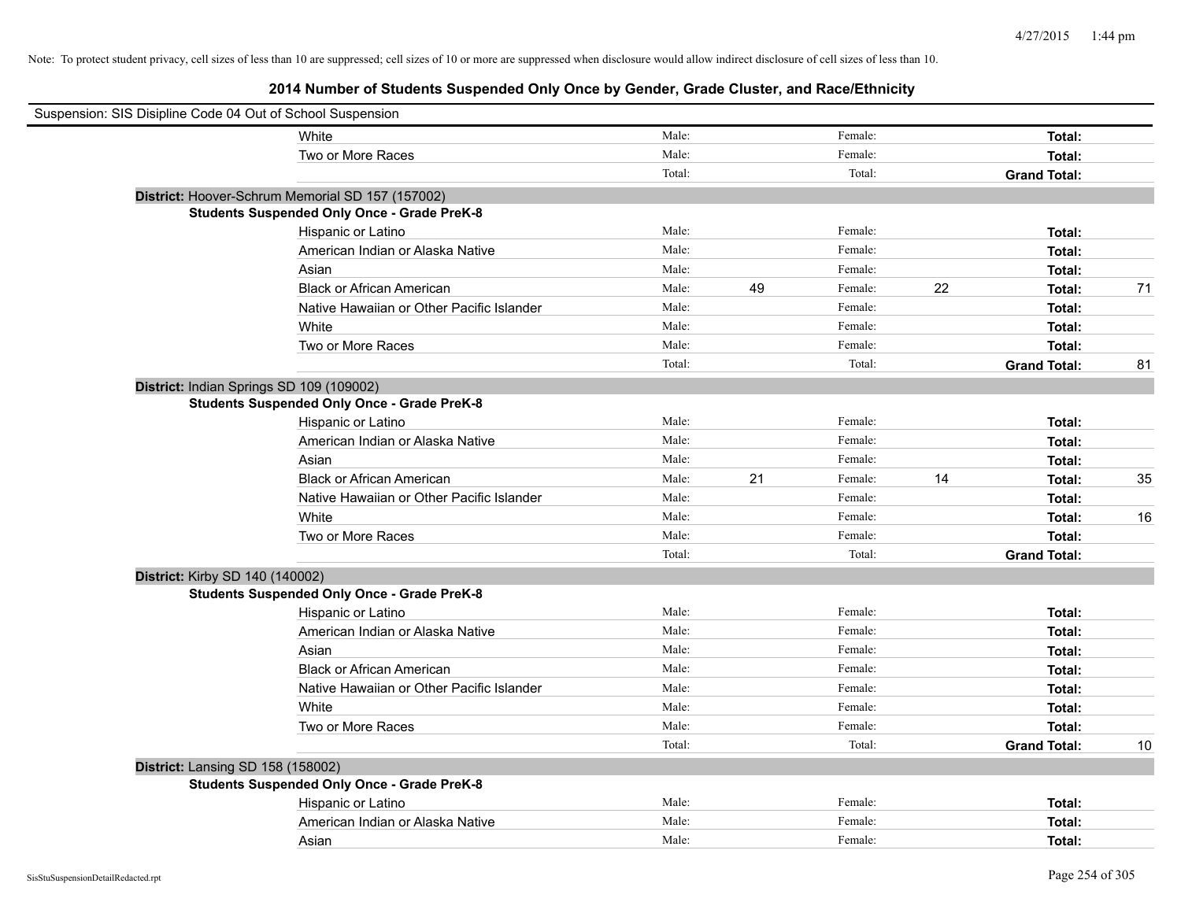Note: To protect student privacy, cell sizes of less than 10 are suppressed; cell sizes of 10 or more are suppressed when disclosure would allow indirect disclosure of cell sizes of less than 10.

## 2014 Number of Students Suspended Only Once by Gender, Grade Cluster, and Race/Ethnicity

Suspension: SIS Disipline Code 04 Out of School Suspension

| | | | | | | |
|---|---|---|---|---|---|---|
| White | Male: | | Female: | | **Total:** | |
| Two or More Races | Male: | | Female: | | **Total:** | |
| | Total: | | Total: | | **Grand Total:** | |

**District:** Hoover-Schrum Memorial SD 157 (157002)

**Students Suspended Only Once - Grade PreK-8**

| | | | | | | |
|---|---|---|---|---|---|---|
| Hispanic or Latino | Male: | | Female: | | **Total:** | |
| American Indian or Alaska Native | Male: | | Female: | | **Total:** | |
| Asian | Male: | | Female: | | **Total:** | |
| Black or African American | Male: | 49 | Female: | 22 | **Total:** | 71 |
| Native Hawaiian or Other Pacific Islander | Male: | | Female: | | **Total:** | |
| White | Male: | | Female: | | **Total:** | |
| Two or More Races | Male: | | Female: | | **Total:** | |
| | Total: | | Total: | | **Grand Total:** | 81 |

**District:** Indian Springs SD 109 (109002)

**Students Suspended Only Once - Grade PreK-8**

| | | | | | | |
|---|---|---|---|---|---|---|
| Hispanic or Latino | Male: | | Female: | | **Total:** | |
| American Indian or Alaska Native | Male: | | Female: | | **Total:** | |
| Asian | Male: | | Female: | | **Total:** | |
| Black or African American | Male: | 21 | Female: | 14 | **Total:** | 35 |
| Native Hawaiian or Other Pacific Islander | Male: | | Female: | | **Total:** | |
| White | Male: | | Female: | | **Total:** | 16 |
| Two or More Races | Male: | | Female: | | **Total:** | |
| | Total: | | Total: | | **Grand Total:** | |

**District:** Kirby SD 140 (140002)

**Students Suspended Only Once - Grade PreK-8**

| | | | | | | |
|---|---|---|---|---|---|---|
| Hispanic or Latino | Male: | | Female: | | **Total:** | |
| American Indian or Alaska Native | Male: | | Female: | | **Total:** | |
| Asian | Male: | | Female: | | **Total:** | |
| Black or African American | Male: | | Female: | | **Total:** | |
| Native Hawaiian or Other Pacific Islander | Male: | | Female: | | **Total:** | |
| White | Male: | | Female: | | **Total:** | |
| Two or More Races | Male: | | Female: | | **Total:** | |
| | Total: | | Total: | | **Grand Total:** | 10 |

**District:** Lansing SD 158 (158002)

**Students Suspended Only Once - Grade PreK-8**

| | | | | | | |
|---|---|---|---|---|---|---|
| Hispanic or Latino | Male: | | Female: | | **Total:** | |
| American Indian or Alaska Native | Male: | | Female: | | **Total:** | |
| Asian | Male: | | Female: | | **Total:** | |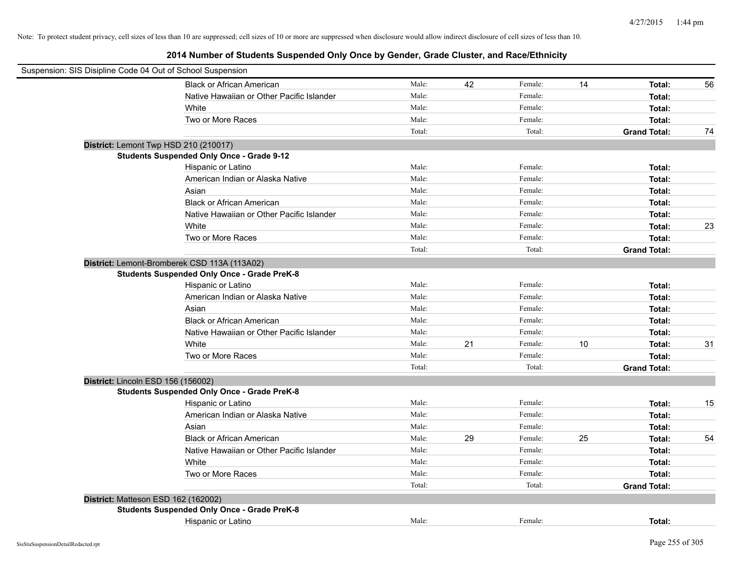Note: To protect student privacy, cell sizes of less than 10 are suppressed; cell sizes of 10 or more are suppressed when disclosure would allow indirect disclosure of cell sizes of less than 10.

## 2014 Number of Students Suspended Only Once by Gender, Grade Cluster, and Race/Ethnicity

Suspension: SIS Disipline Code 04 Out of School Suspension

| | | | | | | |
|---|---|---|---|---|---|---|
| Black or African American | Male: | 42 | Female: | 14 | **Total:** | 56 |
| Native Hawaiian or Other Pacific Islander | Male: | | Female: | | **Total:** | |
| White | Male: | | Female: | | **Total:** | |
| Two or More Races | Male: | | Female: | | **Total:** | |
| | Total: | | Total: | | **Grand Total:** | 74 |

**District:** Lemont Twp HSD 210 (210017)

**Students Suspended Only Once - Grade 9-12**

| | | | | | | |
|---|---|---|---|---|---|---|
| Hispanic or Latino | Male: | | Female: | | **Total:** | |
| American Indian or Alaska Native | Male: | | Female: | | **Total:** | |
| Asian | Male: | | Female: | | **Total:** | |
| Black or African American | Male: | | Female: | | **Total:** | |
| Native Hawaiian or Other Pacific Islander | Male: | | Female: | | **Total:** | |
| White | Male: | | Female: | | **Total:** | 23 |
| Two or More Races | Male: | | Female: | | **Total:** | |
| | Total: | | Total: | | **Grand Total:** | |

**District:** Lemont-Bromberek CSD 113A (113A02)

**Students Suspended Only Once - Grade PreK-8**

| | | | | | | |
|---|---|---|---|---|---|---|
| Hispanic or Latino | Male: | | Female: | | **Total:** | |
| American Indian or Alaska Native | Male: | | Female: | | **Total:** | |
| Asian | Male: | | Female: | | **Total:** | |
| Black or African American | Male: | | Female: | | **Total:** | |
| Native Hawaiian or Other Pacific Islander | Male: | | Female: | | **Total:** | |
| White | Male: | 21 | Female: | 10 | **Total:** | 31 |
| Two or More Races | Male: | | Female: | | **Total:** | |
| | Total: | | Total: | | **Grand Total:** | |

**District:** Lincoln ESD 156 (156002)

**Students Suspended Only Once - Grade PreK-8**

| | | | | | | |
|---|---|---|---|---|---|---|
| Hispanic or Latino | Male: | | Female: | | **Total:** | 15 |
| American Indian or Alaska Native | Male: | | Female: | | **Total:** | |
| Asian | Male: | | Female: | | **Total:** | |
| Black or African American | Male: | 29 | Female: | 25 | **Total:** | 54 |
| Native Hawaiian or Other Pacific Islander | Male: | | Female: | | **Total:** | |
| White | Male: | | Female: | | **Total:** | |
| Two or More Races | Male: | | Female: | | **Total:** | |
| | Total: | | Total: | | **Grand Total:** | |

**District:** Matteson ESD 162 (162002)

**Students Suspended Only Once - Grade PreK-8**

| | | | | | | |
|---|---|---|---|---|---|---|
| Hispanic or Latino | Male: | | Female: | | **Total:** | |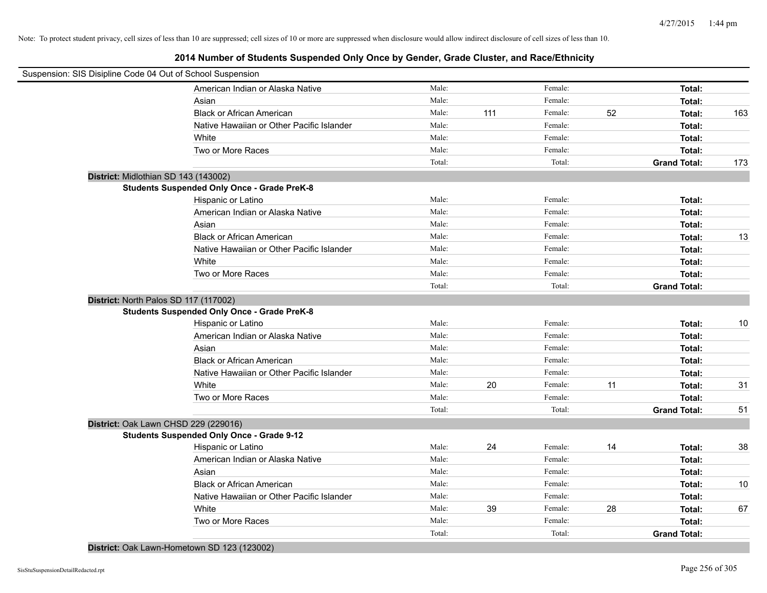Note: To protect student privacy, cell sizes of less than 10 are suppressed; cell sizes of 10 or more are suppressed when disclosure would allow indirect disclosure of cell sizes of less than 10.

## 2014 Number of Students Suspended Only Once by Gender, Grade Cluster, and Race/Ethnicity

Suspension: SIS Disipline Code 04 Out of School Suspension

| | | | | | | |
|---|---|---|---|---|---|---|
| American Indian or Alaska Native | Male: | | Female: | | **Total:** | |
| Asian | Male: | | Female: | | **Total:** | |
| Black or African American | Male: | 111 | Female: | 52 | **Total:** | 163 |
| Native Hawaiian or Other Pacific Islander | Male: | | Female: | | **Total:** | |
| White | Male: | | Female: | | **Total:** | |
| Two or More Races | Male: | | Female: | | **Total:** | |
| | Total: | | Total: | | **Grand Total:** | 173 |

**District:** Midlothian SD 143 (143002)

**Students Suspended Only Once - Grade PreK-8**

| | | | | | | |
|---|---|---|---|---|---|---|
| Hispanic or Latino | Male: | | Female: | | **Total:** | |
| American Indian or Alaska Native | Male: | | Female: | | **Total:** | |
| Asian | Male: | | Female: | | **Total:** | |
| Black or African American | Male: | | Female: | | **Total:** | 13 |
| Native Hawaiian or Other Pacific Islander | Male: | | Female: | | **Total:** | |
| White | Male: | | Female: | | **Total:** | |
| Two or More Races | Male: | | Female: | | **Total:** | |
| | Total: | | Total: | | **Grand Total:** | |

**District:** North Palos SD 117 (117002)

**Students Suspended Only Once - Grade PreK-8**

| | | | | | | |
|---|---|---|---|---|---|---|
| Hispanic or Latino | Male: | | Female: | | **Total:** | 10 |
| American Indian or Alaska Native | Male: | | Female: | | **Total:** | |
| Asian | Male: | | Female: | | **Total:** | |
| Black or African American | Male: | | Female: | | **Total:** | |
| Native Hawaiian or Other Pacific Islander | Male: | | Female: | | **Total:** | |
| White | Male: | 20 | Female: | 11 | **Total:** | 31 |
| Two or More Races | Male: | | Female: | | **Total:** | |
| | Total: | | Total: | | **Grand Total:** | 51 |

**District:** Oak Lawn CHSD 229 (229016)

**Students Suspended Only Once - Grade 9-12**

| | | | | | | |
|---|---|---|---|---|---|---|
| Hispanic or Latino | Male: | 24 | Female: | 14 | **Total:** | 38 |
| American Indian or Alaska Native | Male: | | Female: | | **Total:** | |
| Asian | Male: | | Female: | | **Total:** | |
| Black or African American | Male: | | Female: | | **Total:** | 10 |
| Native Hawaiian or Other Pacific Islander | Male: | | Female: | | **Total:** | |
| White | Male: | 39 | Female: | 28 | **Total:** | 67 |
| Two or More Races | Male: | | Female: | | **Total:** | |
| | Total: | | Total: | | **Grand Total:** | |

**District:** Oak Lawn-Hometown SD 123 (123002)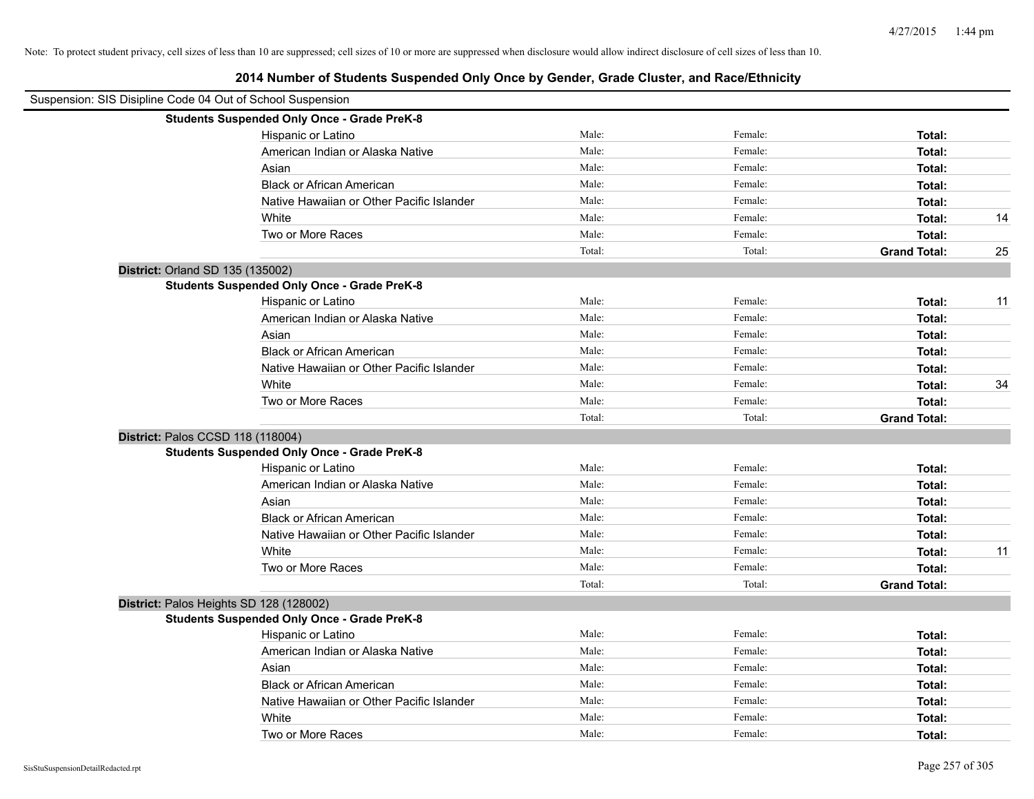Note: To protect student privacy, cell sizes of less than 10 are suppressed; cell sizes of 10 or more are suppressed when disclosure would allow indirect disclosure of cell sizes of less than 10.

## 2014 Number of Students Suspended Only Once by Gender, Grade Cluster, and Race/Ethnicity

Suspension: SIS Disipline Code 04 Out of School Suspension

**Students Suspended Only Once - Grade PreK-8**

| | | | | |
|---|---|---|---|---|
| Hispanic or Latino | Male: | Female: | **Total:** | |
| American Indian or Alaska Native | Male: | Female: | **Total:** | |
| Asian | Male: | Female: | **Total:** | |
| Black or African American | Male: | Female: | **Total:** | |
| Native Hawaiian or Other Pacific Islander | Male: | Female: | **Total:** | |
| White | Male: | Female: | **Total:** | 14 |
| Two or More Races | Male: | Female: | **Total:** | |
| | Total: | Total: | **Grand Total:** | 25 |

**District:** Orland SD 135 (135002)

**Students Suspended Only Once - Grade PreK-8**

| | | | | |
|---|---|---|---|---|
| Hispanic or Latino | Male: | Female: | **Total:** | 11 |
| American Indian or Alaska Native | Male: | Female: | **Total:** | |
| Asian | Male: | Female: | **Total:** | |
| Black or African American | Male: | Female: | **Total:** | |
| Native Hawaiian or Other Pacific Islander | Male: | Female: | **Total:** | |
| White | Male: | Female: | **Total:** | 34 |
| Two or More Races | Male: | Female: | **Total:** | |
| | Total: | Total: | **Grand Total:** | |

**District:** Palos CCSD 118 (118004)

**Students Suspended Only Once - Grade PreK-8**

| | | | | |
|---|---|---|---|---|
| Hispanic or Latino | Male: | Female: | **Total:** | |
| American Indian or Alaska Native | Male: | Female: | **Total:** | |
| Asian | Male: | Female: | **Total:** | |
| Black or African American | Male: | Female: | **Total:** | |
| Native Hawaiian or Other Pacific Islander | Male: | Female: | **Total:** | |
| White | Male: | Female: | **Total:** | 11 |
| Two or More Races | Male: | Female: | **Total:** | |
| | Total: | Total: | **Grand Total:** | |

**District:** Palos Heights SD 128 (128002)

**Students Suspended Only Once - Grade PreK-8**

| | | | | |
|---|---|---|---|---|
| Hispanic or Latino | Male: | Female: | **Total:** | |
| American Indian or Alaska Native | Male: | Female: | **Total:** | |
| Asian | Male: | Female: | **Total:** | |
| Black or African American | Male: | Female: | **Total:** | |
| Native Hawaiian or Other Pacific Islander | Male: | Female: | **Total:** | |
| White | Male: | Female: | **Total:** | |
| Two or More Races | Male: | Female: | **Total:** | |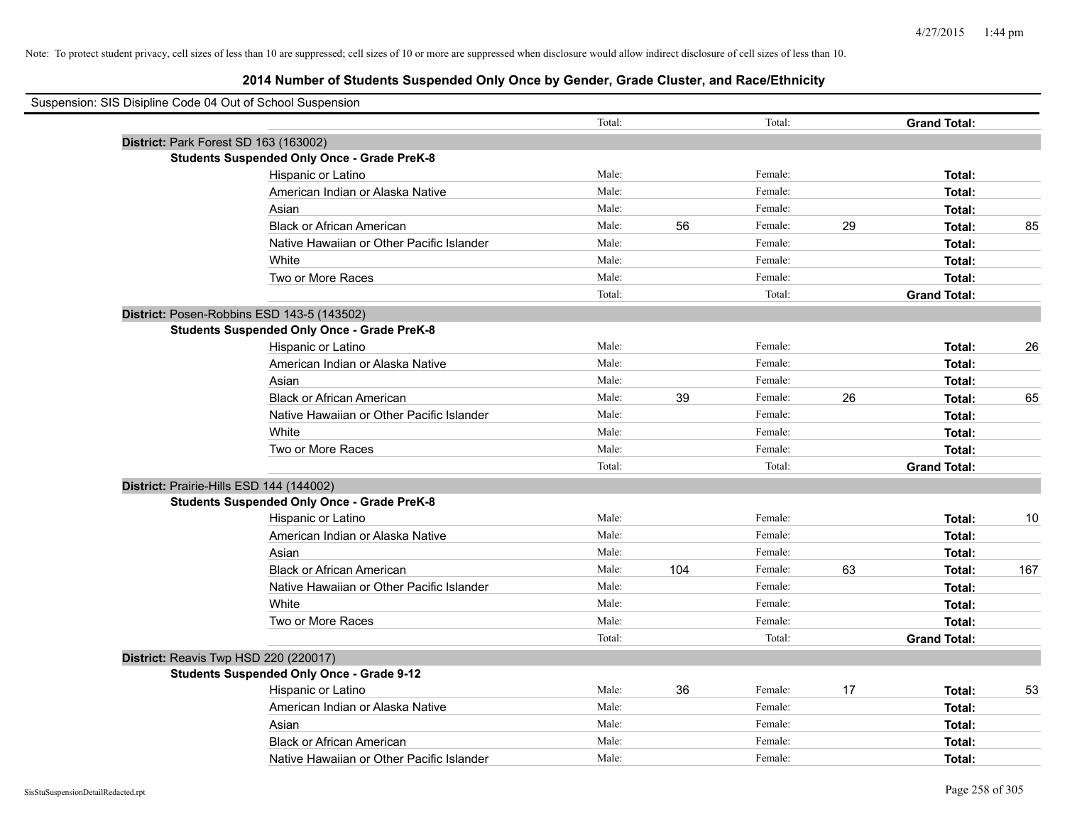Note: To protect student privacy, cell sizes of less than 10 are suppressed; cell sizes of 10 or more are suppressed when disclosure would allow indirect disclosure of cell sizes of less than 10.

## 2014 Number of Students Suspended Only Once by Gender, Grade Cluster, and Race/Ethnicity

Suspension: SIS Disipline Code 04 Out of School Suspension

| | | | | | | |
|---|---|---|---|---|---|---|
| | Total: | | Total: | | **Grand Total:** | |
| **District:** Park Forest SD 163 (163002) | | | | | | |
| **Students Suspended Only Once - Grade PreK-8** | | | | | | |
| Hispanic or Latino | Male: | | Female: | | **Total:** | |
| American Indian or Alaska Native | Male: | | Female: | | **Total:** | |
| Asian | Male: | | Female: | | **Total:** | |
| Black or African American | Male: | 56 | Female: | 29 | **Total:** | 85 |
| Native Hawaiian or Other Pacific Islander | Male: | | Female: | | **Total:** | |
| White | Male: | | Female: | | **Total:** | |
| Two or More Races | Male: | | Female: | | **Total:** | |
| | Total: | | Total: | | **Grand Total:** | |
| **District:** Posen-Robbins ESD 143-5 (143502) | | | | | | |
| **Students Suspended Only Once - Grade PreK-8** | | | | | | |
| Hispanic or Latino | Male: | | Female: | | **Total:** | 26 |
| American Indian or Alaska Native | Male: | | Female: | | **Total:** | |
| Asian | Male: | | Female: | | **Total:** | |
| Black or African American | Male: | 39 | Female: | 26 | **Total:** | 65 |
| Native Hawaiian or Other Pacific Islander | Male: | | Female: | | **Total:** | |
| White | Male: | | Female: | | **Total:** | |
| Two or More Races | Male: | | Female: | | **Total:** | |
| | Total: | | Total: | | **Grand Total:** | |
| **District:** Prairie-Hills ESD 144 (144002) | | | | | | |
| **Students Suspended Only Once - Grade PreK-8** | | | | | | |
| Hispanic or Latino | Male: | | Female: | | **Total:** | 10 |
| American Indian or Alaska Native | Male: | | Female: | | **Total:** | |
| Asian | Male: | | Female: | | **Total:** | |
| Black or African American | Male: | 104 | Female: | 63 | **Total:** | 167 |
| Native Hawaiian or Other Pacific Islander | Male: | | Female: | | **Total:** | |
| White | Male: | | Female: | | **Total:** | |
| Two or More Races | Male: | | Female: | | **Total:** | |
| | Total: | | Total: | | **Grand Total:** | |
| **District:** Reavis Twp HSD 220 (220017) | | | | | | |
| **Students Suspended Only Once - Grade 9-12** | | | | | | |
| Hispanic or Latino | Male: | 36 | Female: | 17 | **Total:** | 53 |
| American Indian or Alaska Native | Male: | | Female: | | **Total:** | |
| Asian | Male: | | Female: | | **Total:** | |
| Black or African American | Male: | | Female: | | **Total:** | |
| Native Hawaiian or Other Pacific Islander | Male: | | Female: | | **Total:** | |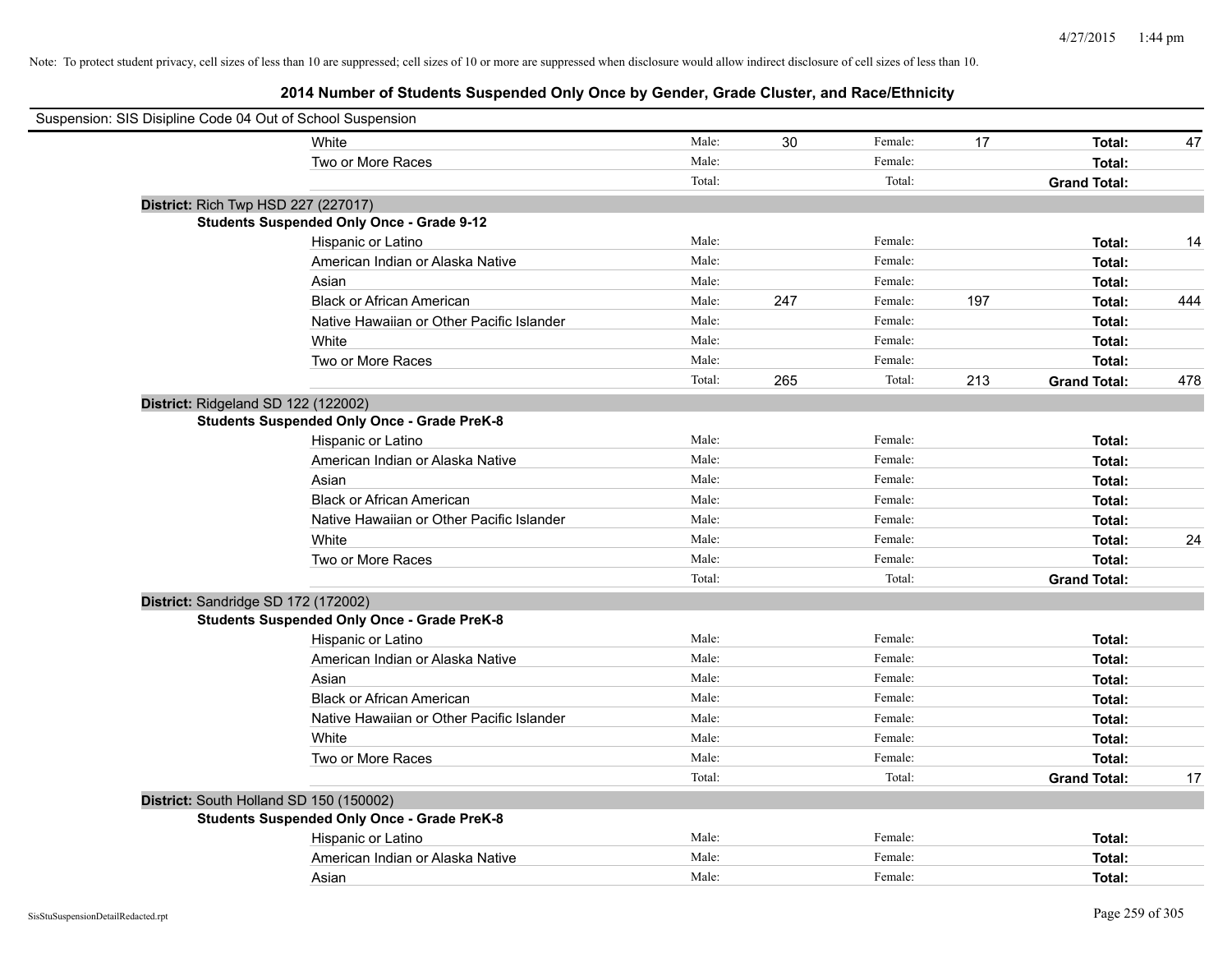Note: To protect student privacy, cell sizes of less than 10 are suppressed; cell sizes of 10 or more are suppressed when disclosure would allow indirect disclosure of cell sizes of less than 10.

# 2014 Number of Students Suspended Only Once by Gender, Grade Cluster, and Race/Ethnicity

Suspension: SIS Disipline Code 04 Out of School Suspension

| | | | | | | |
|---|---|---|---|---|---|---|
| White | Male: | 30 | Female: | 17 | **Total:** | 47 |
| Two or More Races | Male: | | Female: | | **Total:** | |
| | Total: | | Total: | | **Grand Total:** | |

**District:** Rich Twp HSD 227 (227017)

**Students Suspended Only Once - Grade 9-12**

| | | | | | | |
|---|---|---|---|---|---|---|
| Hispanic or Latino | Male: | | Female: | | **Total:** | 14 |
| American Indian or Alaska Native | Male: | | Female: | | **Total:** | |
| Asian | Male: | | Female: | | **Total:** | |
| Black or African American | Male: | 247 | Female: | 197 | **Total:** | 444 |
| Native Hawaiian or Other Pacific Islander | Male: | | Female: | | **Total:** | |
| White | Male: | | Female: | | **Total:** | |
| Two or More Races | Male: | | Female: | | **Total:** | |
| | Total: | 265 | Total: | 213 | **Grand Total:** | 478 |

**District:** Ridgeland SD 122 (122002)

**Students Suspended Only Once - Grade PreK-8**

| | | | | | | |
|---|---|---|---|---|---|---|
| Hispanic or Latino | Male: | | Female: | | **Total:** | |
| American Indian or Alaska Native | Male: | | Female: | | **Total:** | |
| Asian | Male: | | Female: | | **Total:** | |
| Black or African American | Male: | | Female: | | **Total:** | |
| Native Hawaiian or Other Pacific Islander | Male: | | Female: | | **Total:** | |
| White | Male: | | Female: | | **Total:** | 24 |
| Two or More Races | Male: | | Female: | | **Total:** | |
| | Total: | | Total: | | **Grand Total:** | |

**District:** Sandridge SD 172 (172002)

**Students Suspended Only Once - Grade PreK-8**

| | | | | | | |
|---|---|---|---|---|---|---|
| Hispanic or Latino | Male: | | Female: | | **Total:** | |
| American Indian or Alaska Native | Male: | | Female: | | **Total:** | |
| Asian | Male: | | Female: | | **Total:** | |
| Black or African American | Male: | | Female: | | **Total:** | |
| Native Hawaiian or Other Pacific Islander | Male: | | Female: | | **Total:** | |
| White | Male: | | Female: | | **Total:** | |
| Two or More Races | Male: | | Female: | | **Total:** | |
| | Total: | | Total: | | **Grand Total:** | 17 |

**District:** South Holland SD 150 (150002)

**Students Suspended Only Once - Grade PreK-8**

| | | | | | | |
|---|---|---|---|---|---|---|
| Hispanic or Latino | Male: | | Female: | | **Total:** | |
| American Indian or Alaska Native | Male: | | Female: | | **Total:** | |
| Asian | Male: | | Female: | | **Total:** | |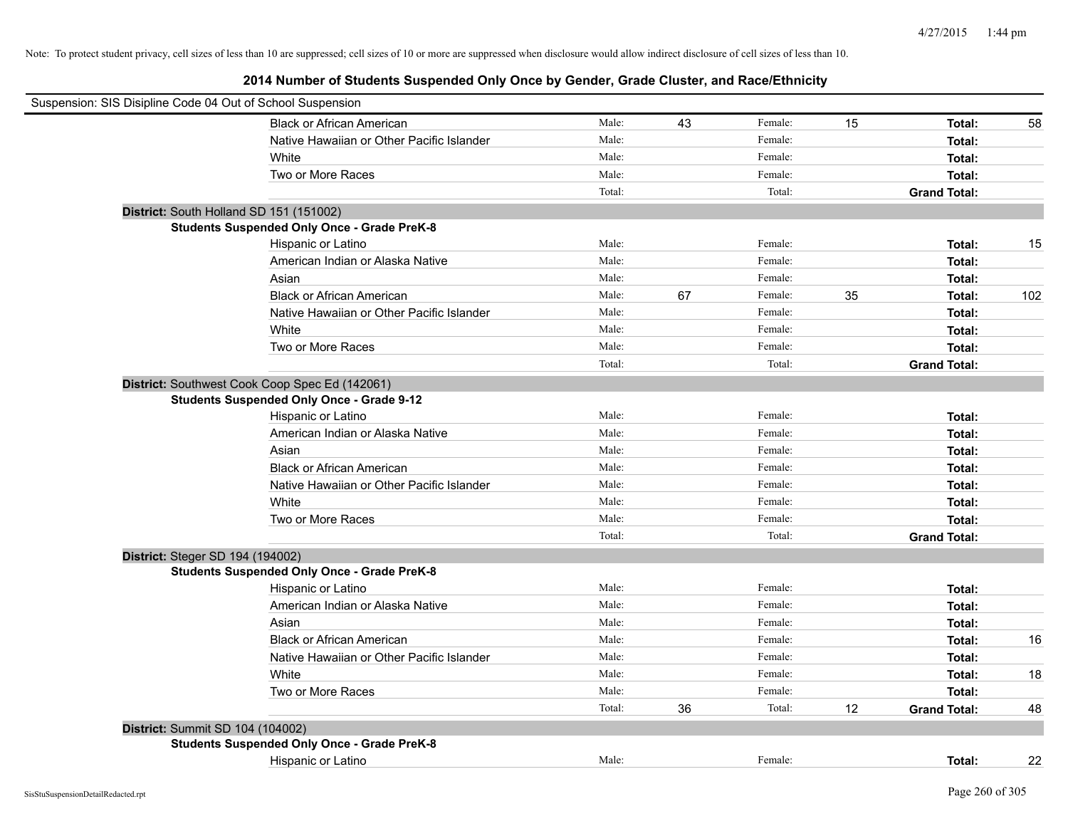Note: To protect student privacy, cell sizes of less than 10 are suppressed; cell sizes of 10 or more are suppressed when disclosure would allow indirect disclosure of cell sizes of less than 10.

## 2014 Number of Students Suspended Only Once by Gender, Grade Cluster, and Race/Ethnicity

Suspension: SIS Disipline Code 04 Out of School Suspension

| | | | | | | |
|---|---|---|---|---|---|---|
| Black or African American | Male: | 43 | Female: | 15 | **Total:** | 58 |
| Native Hawaiian or Other Pacific Islander | Male: | | Female: | | **Total:** | |
| White | Male: | | Female: | | **Total:** | |
| Two or More Races | Male: | | Female: | | **Total:** | |
| | Total: | | Total: | | **Grand Total:** | |

**District:** South Holland SD 151 (151002)

**Students Suspended Only Once - Grade PreK-8**

| | | | | | | |
|---|---|---|---|---|---|---|
| Hispanic or Latino | Male: | | Female: | | **Total:** | 15 |
| American Indian or Alaska Native | Male: | | Female: | | **Total:** | |
| Asian | Male: | | Female: | | **Total:** | |
| Black or African American | Male: | 67 | Female: | 35 | **Total:** | 102 |
| Native Hawaiian or Other Pacific Islander | Male: | | Female: | | **Total:** | |
| White | Male: | | Female: | | **Total:** | |
| Two or More Races | Male: | | Female: | | **Total:** | |
| | Total: | | Total: | | **Grand Total:** | |

**District:** Southwest Cook Coop Spec Ed (142061)

**Students Suspended Only Once - Grade 9-12**

| | | | | | | |
|---|---|---|---|---|---|---|
| Hispanic or Latino | Male: | | Female: | | **Total:** | |
| American Indian or Alaska Native | Male: | | Female: | | **Total:** | |
| Asian | Male: | | Female: | | **Total:** | |
| Black or African American | Male: | | Female: | | **Total:** | |
| Native Hawaiian or Other Pacific Islander | Male: | | Female: | | **Total:** | |
| White | Male: | | Female: | | **Total:** | |
| Two or More Races | Male: | | Female: | | **Total:** | |
| | Total: | | Total: | | **Grand Total:** | |

**District:** Steger SD 194 (194002)

**Students Suspended Only Once - Grade PreK-8**

| | | | | | | |
|---|---|---|---|---|---|---|
| Hispanic or Latino | Male: | | Female: | | **Total:** | |
| American Indian or Alaska Native | Male: | | Female: | | **Total:** | |
| Asian | Male: | | Female: | | **Total:** | |
| Black or African American | Male: | | Female: | | **Total:** | 16 |
| Native Hawaiian or Other Pacific Islander | Male: | | Female: | | **Total:** | |
| White | Male: | | Female: | | **Total:** | 18 |
| Two or More Races | Male: | | Female: | | **Total:** | |
| | Total: | 36 | Total: | 12 | **Grand Total:** | 48 |

**District:** Summit SD 104 (104002)

**Students Suspended Only Once - Grade PreK-8**

| | | | | | | |
|---|---|---|---|---|---|---|
| Hispanic or Latino | Male: | | Female: | | **Total:** | 22 |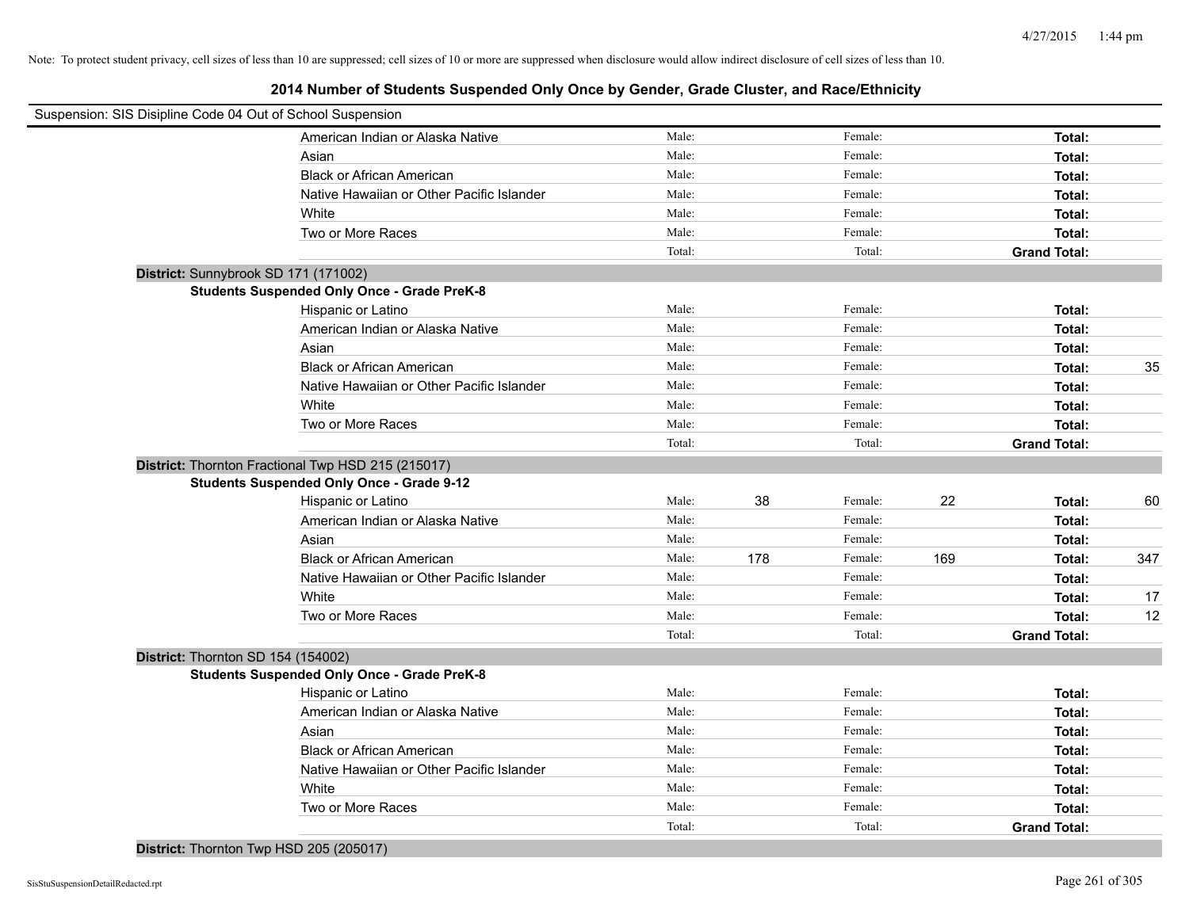Note: To protect student privacy, cell sizes of less than 10 are suppressed; cell sizes of 10 or more are suppressed when disclosure would allow indirect disclosure of cell sizes of less than 10.

# 2014 Number of Students Suspended Only Once by Gender, Grade Cluster, and Race/Ethnicity

Suspension: SIS Disipline Code 04 Out of School Suspension

| | Male: | | Female: | | Total: | |
|---|---|---|---|---|---|---|
| American Indian or Alaska Native | Male: | | Female: | | Total: | |
| Asian | Male: | | Female: | | Total: | |
| Black or African American | Male: | | Female: | | Total: | |
| Native Hawaiian or Other Pacific Islander | Male: | | Female: | | Total: | |
| White | Male: | | Female: | | Total: | |
| Two or More Races | Male: | | Female: | | Total: | |
| | Total: | | Total: | | Grand Total: | |

**District:** Sunnybrook SD 171 (171002)

**Students Suspended Only Once - Grade PreK-8**

| | | | | | | |
|---|---|---|---|---|---|---|
| Hispanic or Latino | Male: | | Female: | | Total: | |
| American Indian or Alaska Native | Male: | | Female: | | Total: | |
| Asian | Male: | | Female: | | Total: | |
| Black or African American | Male: | | Female: | | Total: | 35 |
| Native Hawaiian or Other Pacific Islander | Male: | | Female: | | Total: | |
| White | Male: | | Female: | | Total: | |
| Two or More Races | Male: | | Female: | | Total: | |
| | Total: | | Total: | | Grand Total: | |

**District:** Thornton Fractional Twp HSD 215 (215017)

**Students Suspended Only Once - Grade 9-12**

| | | | | | | |
|---|---|---|---|---|---|---|
| Hispanic or Latino | Male: | 38 | Female: | 22 | Total: | 60 |
| American Indian or Alaska Native | Male: | | Female: | | Total: | |
| Asian | Male: | | Female: | | Total: | |
| Black or African American | Male: | 178 | Female: | 169 | Total: | 347 |
| Native Hawaiian or Other Pacific Islander | Male: | | Female: | | Total: | |
| White | Male: | | Female: | | Total: | 17 |
| Two or More Races | Male: | | Female: | | Total: | 12 |
| | Total: | | Total: | | Grand Total: | |

**District:** Thornton SD 154 (154002)

**Students Suspended Only Once - Grade PreK-8**

| | | | | | | |
|---|---|---|---|---|---|---|
| Hispanic or Latino | Male: | | Female: | | Total: | |
| American Indian or Alaska Native | Male: | | Female: | | Total: | |
| Asian | Male: | | Female: | | Total: | |
| Black or African American | Male: | | Female: | | Total: | |
| Native Hawaiian or Other Pacific Islander | Male: | | Female: | | Total: | |
| White | Male: | | Female: | | Total: | |
| Two or More Races | Male: | | Female: | | Total: | |
| | Total: | | Total: | | Grand Total: | |

**District:** Thornton Twp HSD 205 (205017)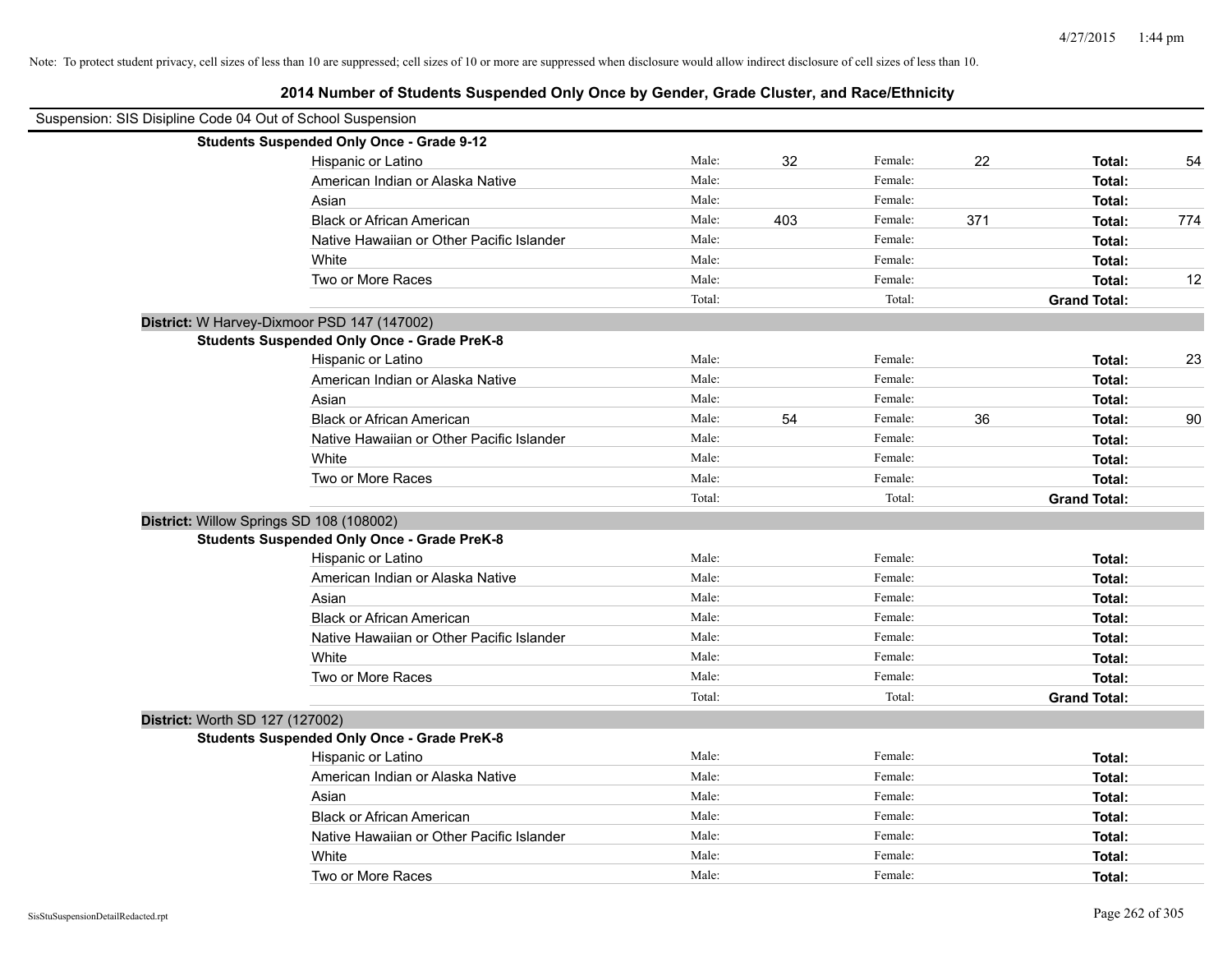Note: To protect student privacy, cell sizes of less than 10 are suppressed; cell sizes of 10 or more are suppressed when disclosure would allow indirect disclosure of cell sizes of less than 10.

## 2014 Number of Students Suspended Only Once by Gender, Grade Cluster, and Race/Ethnicity

Suspension: SIS Disipline Code 04 Out of School Suspension

**Students Suspended Only Once - Grade 9-12**

| Race/Ethnicity | | Male | | Female | | Total |
|---|---|---|---|---|---|---|
| Hispanic or Latino | Male: | 32 | Female: | 22 | **Total:** | 54 |
| American Indian or Alaska Native | Male: | | Female: | | **Total:** | |
| Asian | Male: | | Female: | | **Total:** | |
| Black or African American | Male: | 403 | Female: | 371 | **Total:** | 774 |
| Native Hawaiian or Other Pacific Islander | Male: | | Female: | | **Total:** | |
| White | Male: | | Female: | | **Total:** | |
| Two or More Races | Male: | | Female: | | **Total:** | 12 |
| | Total: | | Total: | | **Grand Total:** | |

**District:** W Harvey-Dixmoor PSD 147 (147002)

**Students Suspended Only Once - Grade PreK-8**

| Race/Ethnicity | | Male | | Female | | Total |
|---|---|---|---|---|---|---|
| Hispanic or Latino | Male: | | Female: | | **Total:** | 23 |
| American Indian or Alaska Native | Male: | | Female: | | **Total:** | |
| Asian | Male: | | Female: | | **Total:** | |
| Black or African American | Male: | 54 | Female: | 36 | **Total:** | 90 |
| Native Hawaiian or Other Pacific Islander | Male: | | Female: | | **Total:** | |
| White | Male: | | Female: | | **Total:** | |
| Two or More Races | Male: | | Female: | | **Total:** | |
| | Total: | | Total: | | **Grand Total:** | |

**District:** Willow Springs SD 108 (108002)

**Students Suspended Only Once - Grade PreK-8**

| Race/Ethnicity | | Male | | Female | | Total |
|---|---|---|---|---|---|---|
| Hispanic or Latino | Male: | | Female: | | **Total:** | |
| American Indian or Alaska Native | Male: | | Female: | | **Total:** | |
| Asian | Male: | | Female: | | **Total:** | |
| Black or African American | Male: | | Female: | | **Total:** | |
| Native Hawaiian or Other Pacific Islander | Male: | | Female: | | **Total:** | |
| White | Male: | | Female: | | **Total:** | |
| Two or More Races | Male: | | Female: | | **Total:** | |
| | Total: | | Total: | | **Grand Total:** | |

**District:** Worth SD 127 (127002)

**Students Suspended Only Once - Grade PreK-8**

| Race/Ethnicity | | Male | | Female | | Total |
|---|---|---|---|---|---|---|
| Hispanic or Latino | Male: | | Female: | | **Total:** | |
| American Indian or Alaska Native | Male: | | Female: | | **Total:** | |
| Asian | Male: | | Female: | | **Total:** | |
| Black or African American | Male: | | Female: | | **Total:** | |
| Native Hawaiian or Other Pacific Islander | Male: | | Female: | | **Total:** | |
| White | Male: | | Female: | | **Total:** | |
| Two or More Races | Male: | | Female: | | **Total:** | |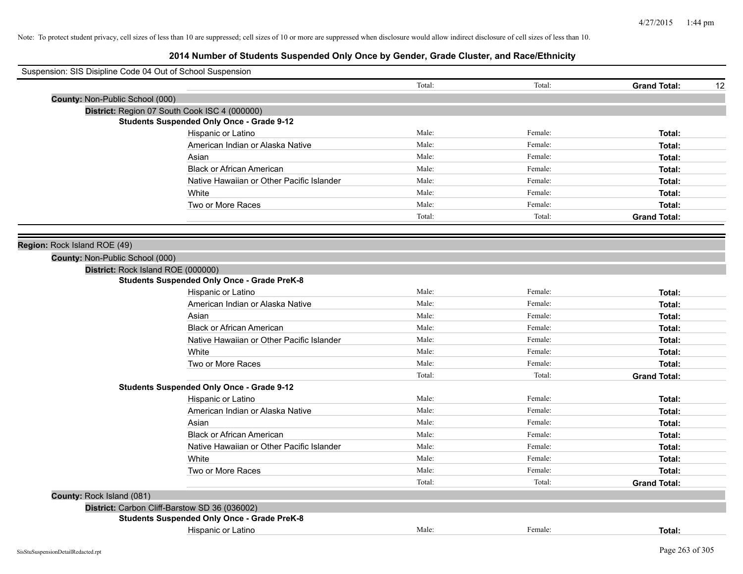Note: To protect student privacy, cell sizes of less than 10 are suppressed; cell sizes of 10 or more are suppressed when disclosure would allow indirect disclosure of cell sizes of less than 10.

## 2014 Number of Students Suspended Only Once by Gender, Grade Cluster, and Race/Ethnicity

Suspension: SIS Disipline Code 04 Out of School Suspension

| | Total: | Total: | Grand Total: 12 |
|---|---|---|---|

**County:** Non-Public School (000)

**District:** Region 07 South Cook ISC 4 (000000)

**Students Suspended Only Once - Grade 9-12**

| | | | |
|---|---|---|---|
| Hispanic or Latino | Male: | Female: | Total: |
| American Indian or Alaska Native | Male: | Female: | Total: |
| Asian | Male: | Female: | Total: |
| Black or African American | Male: | Female: | Total: |
| Native Hawaiian or Other Pacific Islander | Male: | Female: | Total: |
| White | Male: | Female: | Total: |
| Two or More Races | Male: | Female: | Total: |
| | Total: | Total: | Grand Total: |

**Region:** Rock Island ROE (49)

**County:** Non-Public School (000)

**District:** Rock Island ROE (000000)

**Students Suspended Only Once - Grade PreK-8**

| | | | |
|---|---|---|---|
| Hispanic or Latino | Male: | Female: | Total: |
| American Indian or Alaska Native | Male: | Female: | Total: |
| Asian | Male: | Female: | Total: |
| Black or African American | Male: | Female: | Total: |
| Native Hawaiian or Other Pacific Islander | Male: | Female: | Total: |
| White | Male: | Female: | Total: |
| Two or More Races | Male: | Female: | Total: |
| | Total: | Total: | Grand Total: |

**Students Suspended Only Once - Grade 9-12**

| | | | |
|---|---|---|---|
| Hispanic or Latino | Male: | Female: | Total: |
| American Indian or Alaska Native | Male: | Female: | Total: |
| Asian | Male: | Female: | Total: |
| Black or African American | Male: | Female: | Total: |
| Native Hawaiian or Other Pacific Islander | Male: | Female: | Total: |
| White | Male: | Female: | Total: |
| Two or More Races | Male: | Female: | Total: |
| | Total: | Total: | Grand Total: |

**County:** Rock Island (081)

**District:** Carbon Cliff-Barstow SD 36 (036002)

**Students Suspended Only Once - Grade PreK-8**

| | | | |
|---|---|---|---|
| Hispanic or Latino | Male: | Female: | Total: |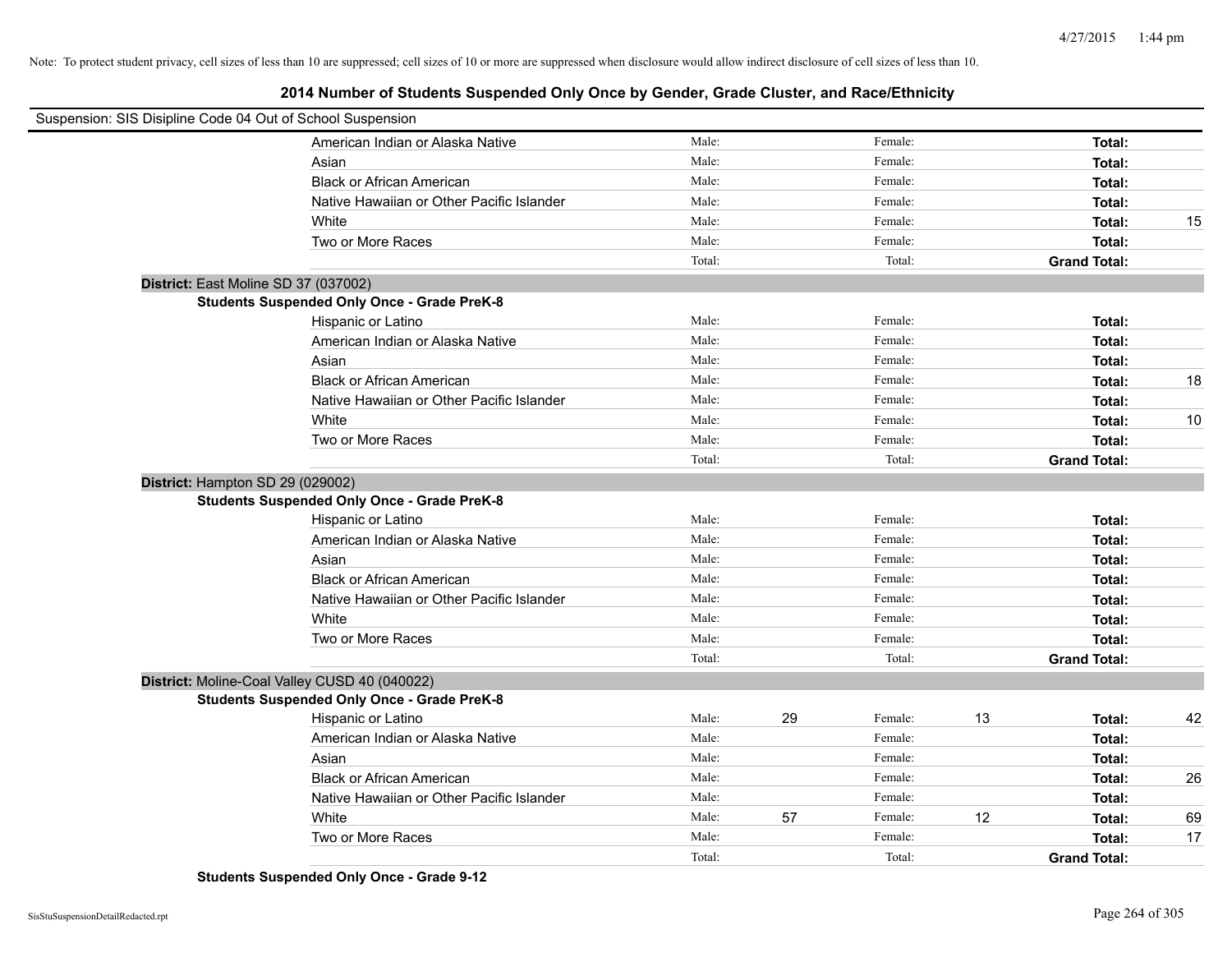Note: To protect student privacy, cell sizes of less than 10 are suppressed; cell sizes of 10 or more are suppressed when disclosure would allow indirect disclosure of cell sizes of less than 10.

## 2014 Number of Students Suspended Only Once by Gender, Grade Cluster, and Race/Ethnicity

Suspension: SIS Disipline Code 04 Out of School Suspension

| | Male: | | Female: | | | |
|---|---|---|---|---|---|---|
| American Indian or Alaska Native | Male: | | Female: | | **Total:** | |
| Asian | Male: | | Female: | | **Total:** | |
| Black or African American | Male: | | Female: | | **Total:** | |
| Native Hawaiian or Other Pacific Islander | Male: | | Female: | | **Total:** | |
| White | Male: | | Female: | | **Total:** | 15 |
| Two or More Races | Male: | | Female: | | **Total:** | |
| | Total: | | Total: | | **Grand Total:** | |

**District:** East Moline SD 37 (037002)

**Students Suspended Only Once - Grade PreK-8**

| | | | | | | |
|---|---|---|---|---|---|---|
| Hispanic or Latino | Male: | | Female: | | **Total:** | |
| American Indian or Alaska Native | Male: | | Female: | | **Total:** | |
| Asian | Male: | | Female: | | **Total:** | |
| Black or African American | Male: | | Female: | | **Total:** | 18 |
| Native Hawaiian or Other Pacific Islander | Male: | | Female: | | **Total:** | |
| White | Male: | | Female: | | **Total:** | 10 |
| Two or More Races | Male: | | Female: | | **Total:** | |
| | Total: | | Total: | | **Grand Total:** | |

**District:** Hampton SD 29 (029002)

**Students Suspended Only Once - Grade PreK-8**

| | | | | | | |
|---|---|---|---|---|---|---|
| Hispanic or Latino | Male: | | Female: | | **Total:** | |
| American Indian or Alaska Native | Male: | | Female: | | **Total:** | |
| Asian | Male: | | Female: | | **Total:** | |
| Black or African American | Male: | | Female: | | **Total:** | |
| Native Hawaiian or Other Pacific Islander | Male: | | Female: | | **Total:** | |
| White | Male: | | Female: | | **Total:** | |
| Two or More Races | Male: | | Female: | | **Total:** | |
| | Total: | | Total: | | **Grand Total:** | |

**District:** Moline-Coal Valley CUSD 40 (040022)

**Students Suspended Only Once - Grade PreK-8**

| | | | | | | |
|---|---|---|---|---|---|---|
| Hispanic or Latino | Male: | 29 | Female: | 13 | **Total:** | 42 |
| American Indian or Alaska Native | Male: | | Female: | | **Total:** | |
| Asian | Male: | | Female: | | **Total:** | |
| Black or African American | Male: | | Female: | | **Total:** | 26 |
| Native Hawaiian or Other Pacific Islander | Male: | | Female: | | **Total:** | |
| White | Male: | 57 | Female: | 12 | **Total:** | 69 |
| Two or More Races | Male: | | Female: | | **Total:** | 17 |
| | Total: | | Total: | | **Grand Total:** | |

**Students Suspended Only Once - Grade 9-12**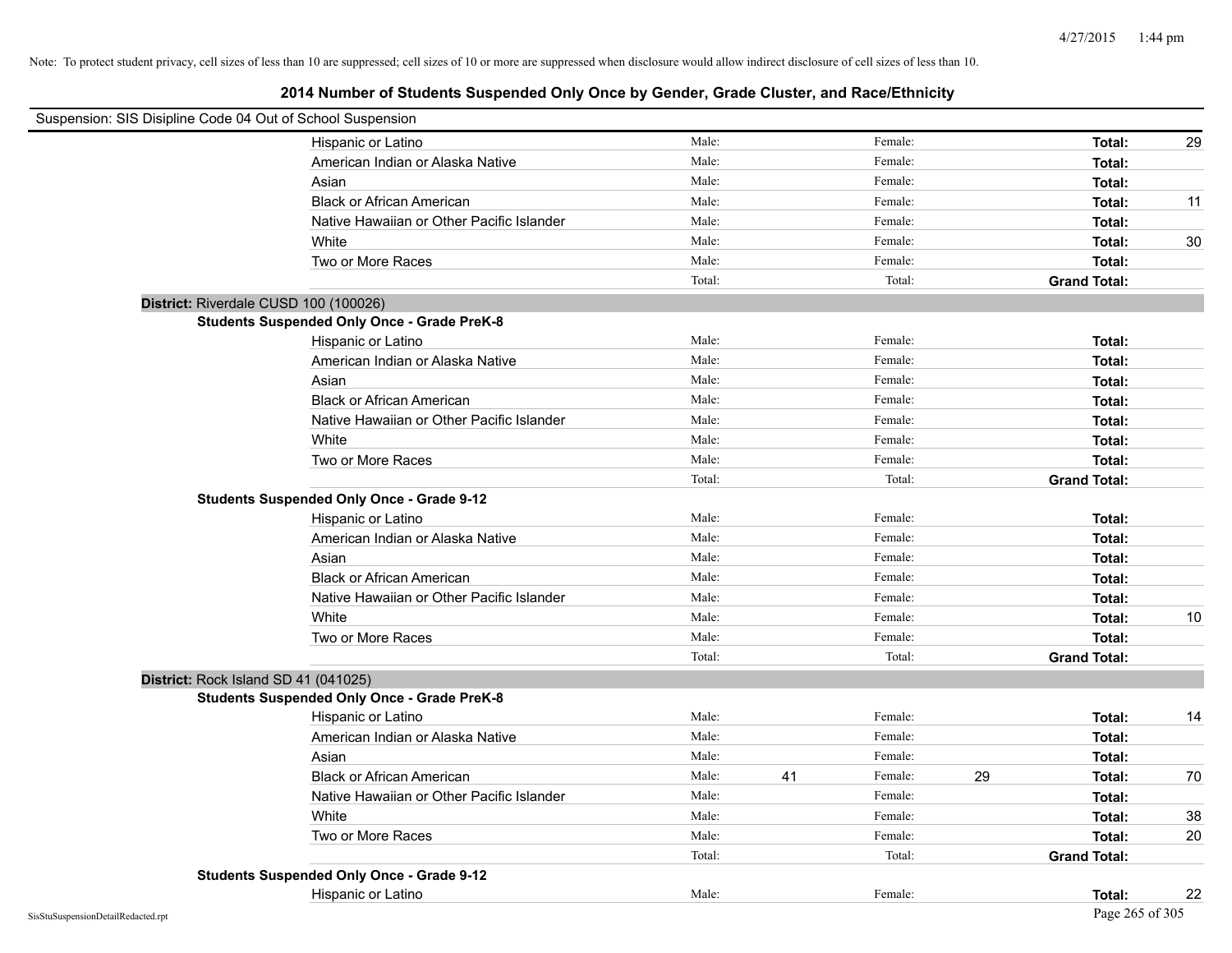Note: To protect student privacy, cell sizes of less than 10 are suppressed; cell sizes of 10 or more are suppressed when disclosure would allow indirect disclosure of cell sizes of less than 10.

## 2014 Number of Students Suspended Only Once by Gender, Grade Cluster, and Race/Ethnicity

Suspension: SIS Disipline Code 04 Out of School Suspension

| Race/Ethnicity | Male: | | Female: | | Total: | |
|---|---|---|---|---|---|---|
| Hispanic or Latino | Male: | | Female: | | **Total:** | 29 |
| American Indian or Alaska Native | Male: | | Female: | | **Total:** | |
| Asian | Male: | | Female: | | **Total:** | |
| Black or African American | Male: | | Female: | | **Total:** | 11 |
| Native Hawaiian or Other Pacific Islander | Male: | | Female: | | **Total:** | |
| White | Male: | | Female: | | **Total:** | 30 |
| Two or More Races | Male: | | Female: | | **Total:** | |
| | Total: | | Total: | | **Grand Total:** | |

### District: Riverdale CUSD 100 (100026)

**Students Suspended Only Once - Grade PreK-8**

| Race/Ethnicity | Male: | | Female: | | Total: | |
|---|---|---|---|---|---|---|
| Hispanic or Latino | Male: | | Female: | | **Total:** | |
| American Indian or Alaska Native | Male: | | Female: | | **Total:** | |
| Asian | Male: | | Female: | | **Total:** | |
| Black or African American | Male: | | Female: | | **Total:** | |
| Native Hawaiian or Other Pacific Islander | Male: | | Female: | | **Total:** | |
| White | Male: | | Female: | | **Total:** | |
| Two or More Races | Male: | | Female: | | **Total:** | |
| | Total: | | Total: | | **Grand Total:** | |

**Students Suspended Only Once - Grade 9-12**

| Race/Ethnicity | Male: | | Female: | | Total: | |
|---|---|---|---|---|---|---|
| Hispanic or Latino | Male: | | Female: | | **Total:** | |
| American Indian or Alaska Native | Male: | | Female: | | **Total:** | |
| Asian | Male: | | Female: | | **Total:** | |
| Black or African American | Male: | | Female: | | **Total:** | |
| Native Hawaiian or Other Pacific Islander | Male: | | Female: | | **Total:** | |
| White | Male: | | Female: | | **Total:** | 10 |
| Two or More Races | Male: | | Female: | | **Total:** | |
| | Total: | | Total: | | **Grand Total:** | |

### District: Rock Island SD 41 (041025)

**Students Suspended Only Once - Grade PreK-8**

| Race/Ethnicity | Male: | | Female: | | Total: | |
|---|---|---|---|---|---|---|
| Hispanic or Latino | Male: | | Female: | | **Total:** | 14 |
| American Indian or Alaska Native | Male: | | Female: | | **Total:** | |
| Asian | Male: | | Female: | | **Total:** | |
| Black or African American | Male: | 41 | Female: | 29 | **Total:** | 70 |
| Native Hawaiian or Other Pacific Islander | Male: | | Female: | | **Total:** | |
| White | Male: | | Female: | | **Total:** | 38 |
| Two or More Races | Male: | | Female: | | **Total:** | 20 |
| | Total: | | Total: | | **Grand Total:** | |

**Students Suspended Only Once - Grade 9-12**

| Race/Ethnicity | Male: | | Female: | | Total: | |
|---|---|---|---|---|---|---|
| Hispanic or Latino | Male: | | Female: | | **Total:** | 22 |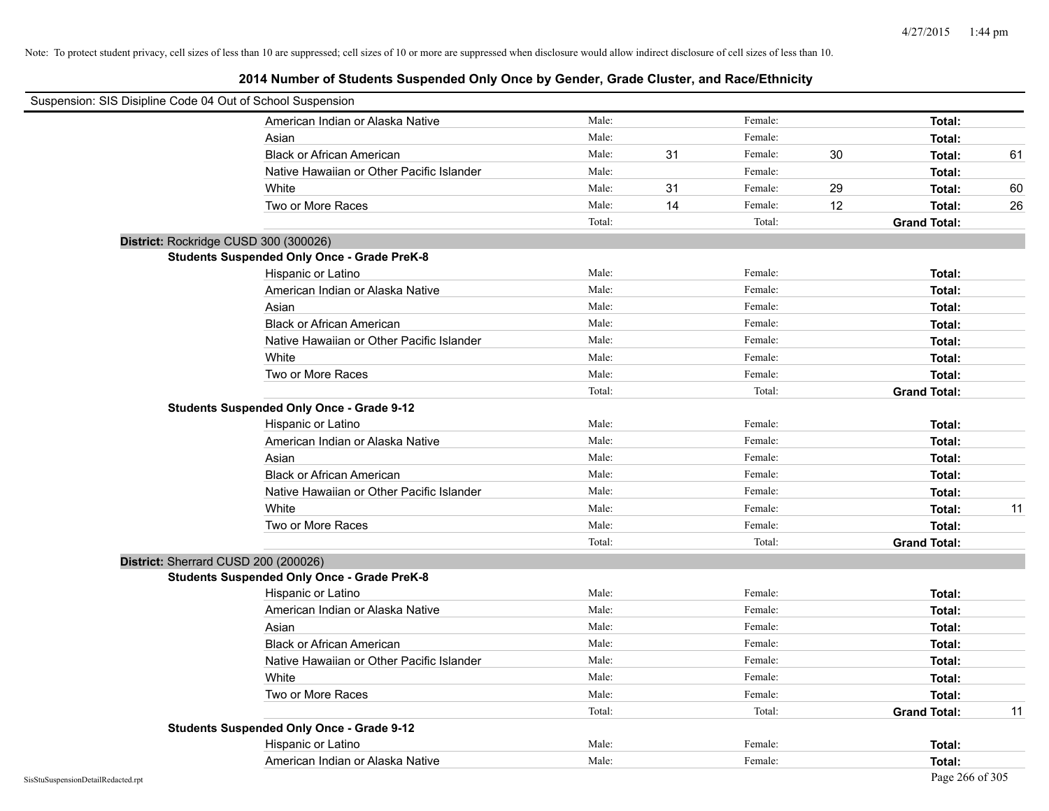Note: To protect student privacy, cell sizes of less than 10 are suppressed; cell sizes of 10 or more are suppressed when disclosure would allow indirect disclosure of cell sizes of less than 10.

# 2014 Number of Students Suspended Only Once by Gender, Grade Cluster, and Race/Ethnicity

Suspension: SIS Disipline Code 04 Out of School Suspension

| | Male: | | Female: | | Total: | |
|---|---|---|---|---|---|---|
| American Indian or Alaska Native | Male: | | Female: | | **Total:** | |
| Asian | Male: | | Female: | | **Total:** | |
| Black or African American | Male: | 31 | Female: | 30 | **Total:** | 61 |
| Native Hawaiian or Other Pacific Islander | Male: | | Female: | | **Total:** | |
| White | Male: | 31 | Female: | 29 | **Total:** | 60 |
| Two or More Races | Male: | 14 | Female: | 12 | **Total:** | 26 |
| | Total: | | Total: | | **Grand Total:** | |

**District:** Rockridge CUSD 300 (300026)

**Students Suspended Only Once - Grade PreK-8**

| | | | | | | |
|---|---|---|---|---|---|---|
| Hispanic or Latino | Male: | | Female: | | **Total:** | |
| American Indian or Alaska Native | Male: | | Female: | | **Total:** | |
| Asian | Male: | | Female: | | **Total:** | |
| Black or African American | Male: | | Female: | | **Total:** | |
| Native Hawaiian or Other Pacific Islander | Male: | | Female: | | **Total:** | |
| White | Male: | | Female: | | **Total:** | |
| Two or More Races | Male: | | Female: | | **Total:** | |
| | Total: | | Total: | | **Grand Total:** | |

**Students Suspended Only Once - Grade 9-12**

| | | | | | | |
|---|---|---|---|---|---|---|
| Hispanic or Latino | Male: | | Female: | | **Total:** | |
| American Indian or Alaska Native | Male: | | Female: | | **Total:** | |
| Asian | Male: | | Female: | | **Total:** | |
| Black or African American | Male: | | Female: | | **Total:** | |
| Native Hawaiian or Other Pacific Islander | Male: | | Female: | | **Total:** | |
| White | Male: | | Female: | | **Total:** | 11 |
| Two or More Races | Male: | | Female: | | **Total:** | |
| | Total: | | Total: | | **Grand Total:** | |

**District:** Sherrard CUSD 200 (200026)

**Students Suspended Only Once - Grade PreK-8**

| | | | | | | |
|---|---|---|---|---|---|---|
| Hispanic or Latino | Male: | | Female: | | **Total:** | |
| American Indian or Alaska Native | Male: | | Female: | | **Total:** | |
| Asian | Male: | | Female: | | **Total:** | |
| Black or African American | Male: | | Female: | | **Total:** | |
| Native Hawaiian or Other Pacific Islander | Male: | | Female: | | **Total:** | |
| White | Male: | | Female: | | **Total:** | |
| Two or More Races | Male: | | Female: | | **Total:** | |
| | Total: | | Total: | | **Grand Total:** | 11 |

**Students Suspended Only Once - Grade 9-12**

| | | | | | | |
|---|---|---|---|---|---|---|
| Hispanic or Latino | Male: | | Female: | | **Total:** | |
| American Indian or Alaska Native | Male: | | Female: | | **Total:** | |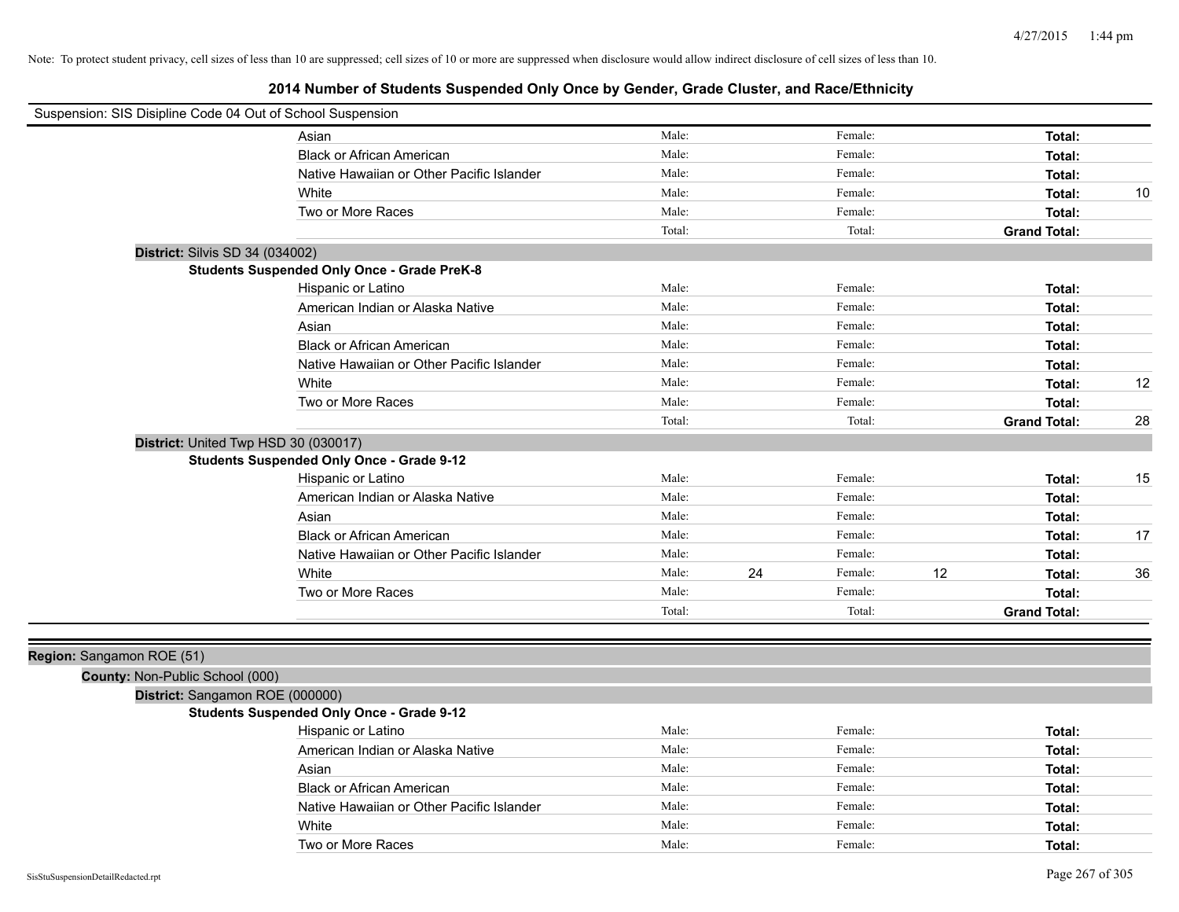Note: To protect student privacy, cell sizes of less than 10 are suppressed; cell sizes of 10 or more are suppressed when disclosure would allow indirect disclosure of cell sizes of less than 10.

## 2014 Number of Students Suspended Only Once by Gender, Grade Cluster, and Race/Ethnicity

Suspension: SIS Disipline Code 04 Out of School Suspension

| | Male: | | Female: | | Total: | |
|---|---|---|---|---|---|---|
| Asian | Male: | | Female: | | **Total:** | |
| Black or African American | Male: | | Female: | | **Total:** | |
| Native Hawaiian or Other Pacific Islander | Male: | | Female: | | **Total:** | |
| White | Male: | | Female: | | **Total:** | 10 |
| Two or More Races | Male: | | Female: | | **Total:** | |
| | Total: | | Total: | | **Grand Total:** | |

**District:** Silvis SD 34 (034002)

**Students Suspended Only Once - Grade PreK-8**

| | | | | | | |
|---|---|---|---|---|---|---|
| Hispanic or Latino | Male: | | Female: | | **Total:** | |
| American Indian or Alaska Native | Male: | | Female: | | **Total:** | |
| Asian | Male: | | Female: | | **Total:** | |
| Black or African American | Male: | | Female: | | **Total:** | |
| Native Hawaiian or Other Pacific Islander | Male: | | Female: | | **Total:** | |
| White | Male: | | Female: | | **Total:** | 12 |
| Two or More Races | Male: | | Female: | | **Total:** | |
| | Total: | | Total: | | **Grand Total:** | 28 |

**District:** United Twp HSD 30 (030017)

**Students Suspended Only Once - Grade 9-12**

| | | | | | | |
|---|---|---|---|---|---|---|
| Hispanic or Latino | Male: | | Female: | | **Total:** | 15 |
| American Indian or Alaska Native | Male: | | Female: | | **Total:** | |
| Asian | Male: | | Female: | | **Total:** | |
| Black or African American | Male: | | Female: | | **Total:** | 17 |
| Native Hawaiian or Other Pacific Islander | Male: | | Female: | | **Total:** | |
| White | Male: | 24 | Female: | 12 | **Total:** | 36 |
| Two or More Races | Male: | | Female: | | **Total:** | |
| | Total: | | Total: | | **Grand Total:** | |

**Region:** Sangamon ROE (51)

**County:** Non-Public School (000)

**District:** Sangamon ROE (000000)

**Students Suspended Only Once - Grade 9-12**

| | | | | | | |
|---|---|---|---|---|---|---|
| Hispanic or Latino | Male: | | Female: | | **Total:** | |
| American Indian or Alaska Native | Male: | | Female: | | **Total:** | |
| Asian | Male: | | Female: | | **Total:** | |
| Black or African American | Male: | | Female: | | **Total:** | |
| Native Hawaiian or Other Pacific Islander | Male: | | Female: | | **Total:** | |
| White | Male: | | Female: | | **Total:** | |
| Two or More Races | Male: | | Female: | | **Total:** | |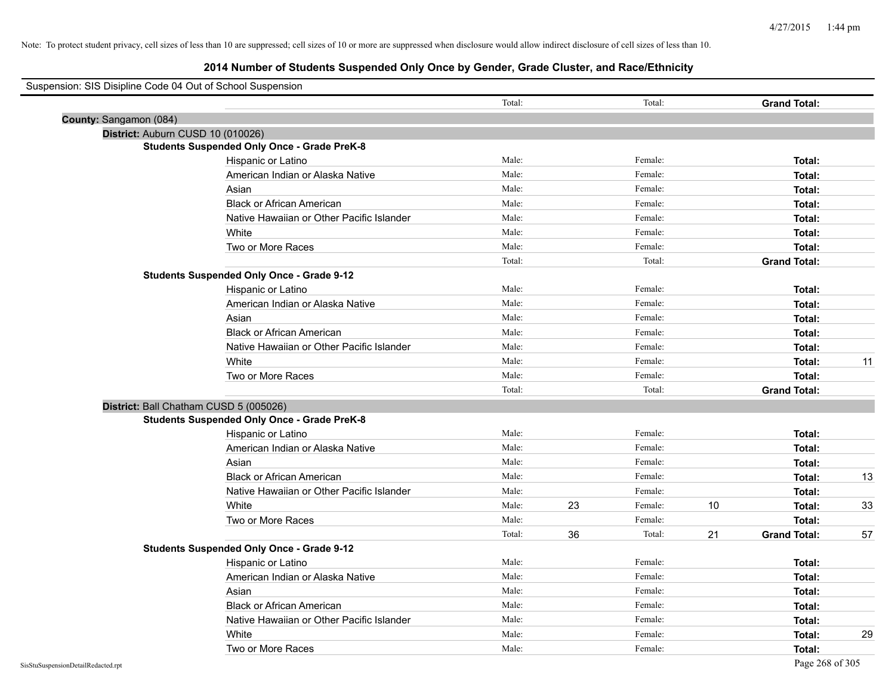Note: To protect student privacy, cell sizes of less than 10 are suppressed; cell sizes of 10 or more are suppressed when disclosure would allow indirect disclosure of cell sizes of less than 10.

# 2014 Number of Students Suspended Only Once by Gender, Grade Cluster, and Race/Ethnicity

Suspension: SIS Disipline Code 04 Out of School Suspension

| | | | | | | |
|---|---|---|---|---|---|---|
| | Total: | | Total: | | **Grand Total:** | |

**County:** Sangamon (084)

**District:** Auburn CUSD 10 (010026)

**Students Suspended Only Once - Grade PreK-8**

| | | | | | | |
|---|---|---|---|---|---|---|
| Hispanic or Latino | Male: | | Female: | | **Total:** | |
| American Indian or Alaska Native | Male: | | Female: | | **Total:** | |
| Asian | Male: | | Female: | | **Total:** | |
| Black or African American | Male: | | Female: | | **Total:** | |
| Native Hawaiian or Other Pacific Islander | Male: | | Female: | | **Total:** | |
| White | Male: | | Female: | | **Total:** | |
| Two or More Races | Male: | | Female: | | **Total:** | |
| | Total: | | Total: | | **Grand Total:** | |

**Students Suspended Only Once - Grade 9-12**

| | | | | | | |
|---|---|---|---|---|---|---|
| Hispanic or Latino | Male: | | Female: | | **Total:** | |
| American Indian or Alaska Native | Male: | | Female: | | **Total:** | |
| Asian | Male: | | Female: | | **Total:** | |
| Black or African American | Male: | | Female: | | **Total:** | |
| Native Hawaiian or Other Pacific Islander | Male: | | Female: | | **Total:** | |
| White | Male: | | Female: | | **Total:** | 11 |
| Two or More Races | Male: | | Female: | | **Total:** | |
| | Total: | | Total: | | **Grand Total:** | |

**District:** Ball Chatham CUSD 5 (005026)

**Students Suspended Only Once - Grade PreK-8**

| | | | | | | |
|---|---|---|---|---|---|---|
| Hispanic or Latino | Male: | | Female: | | **Total:** | |
| American Indian or Alaska Native | Male: | | Female: | | **Total:** | |
| Asian | Male: | | Female: | | **Total:** | |
| Black or African American | Male: | | Female: | | **Total:** | 13 |
| Native Hawaiian or Other Pacific Islander | Male: | | Female: | | **Total:** | |
| White | Male: | 23 | Female: | 10 | **Total:** | 33 |
| Two or More Races | Male: | | Female: | | **Total:** | |
| | Total: | 36 | Total: | 21 | **Grand Total:** | 57 |

**Students Suspended Only Once - Grade 9-12**

| | | | | | | |
|---|---|---|---|---|---|---|
| Hispanic or Latino | Male: | | Female: | | **Total:** | |
| American Indian or Alaska Native | Male: | | Female: | | **Total:** | |
| Asian | Male: | | Female: | | **Total:** | |
| Black or African American | Male: | | Female: | | **Total:** | |
| Native Hawaiian or Other Pacific Islander | Male: | | Female: | | **Total:** | |
| White | Male: | | Female: | | **Total:** | 29 |
| Two or More Races | Male: | | Female: | | **Total:** | |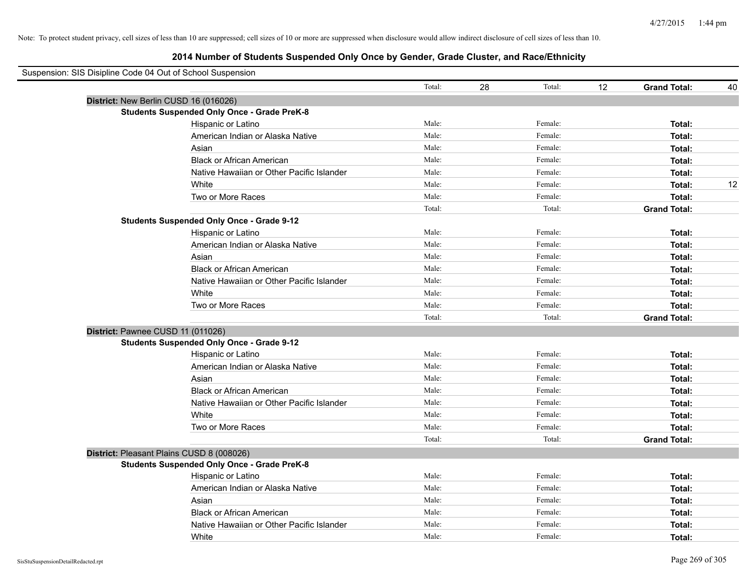Note: To protect student privacy, cell sizes of less than 10 are suppressed; cell sizes of 10 or more are suppressed when disclosure would allow indirect disclosure of cell sizes of less than 10.

## 2014 Number of Students Suspended Only Once by Gender, Grade Cluster, and Race/Ethnicity

Suspension: SIS Disipline Code 04 Out of School Suspension

| | | | | | | |
|---|---|---|---|---|---|---|
| | Total: | 28 | Total: | 12 | **Grand Total:** | 40 |

**District:** New Berlin CUSD 16 (016026)

**Students Suspended Only Once - Grade PreK-8**

| | | | | | | |
|---|---|---|---|---|---|---|
| Hispanic or Latino | Male: | | Female: | | **Total:** | |
| American Indian or Alaska Native | Male: | | Female: | | **Total:** | |
| Asian | Male: | | Female: | | **Total:** | |
| Black or African American | Male: | | Female: | | **Total:** | |
| Native Hawaiian or Other Pacific Islander | Male: | | Female: | | **Total:** | |
| White | Male: | | Female: | | **Total:** | 12 |
| Two or More Races | Male: | | Female: | | **Total:** | |
| | Total: | | Total: | | **Grand Total:** | |

**Students Suspended Only Once - Grade 9-12**

| | | | | | | |
|---|---|---|---|---|---|---|
| Hispanic or Latino | Male: | | Female: | | **Total:** | |
| American Indian or Alaska Native | Male: | | Female: | | **Total:** | |
| Asian | Male: | | Female: | | **Total:** | |
| Black or African American | Male: | | Female: | | **Total:** | |
| Native Hawaiian or Other Pacific Islander | Male: | | Female: | | **Total:** | |
| White | Male: | | Female: | | **Total:** | |
| Two or More Races | Male: | | Female: | | **Total:** | |
| | Total: | | Total: | | **Grand Total:** | |

**District:** Pawnee CUSD 11 (011026)

**Students Suspended Only Once - Grade 9-12**

| | | | | | | |
|---|---|---|---|---|---|---|
| Hispanic or Latino | Male: | | Female: | | **Total:** | |
| American Indian or Alaska Native | Male: | | Female: | | **Total:** | |
| Asian | Male: | | Female: | | **Total:** | |
| Black or African American | Male: | | Female: | | **Total:** | |
| Native Hawaiian or Other Pacific Islander | Male: | | Female: | | **Total:** | |
| White | Male: | | Female: | | **Total:** | |
| Two or More Races | Male: | | Female: | | **Total:** | |
| | Total: | | Total: | | **Grand Total:** | |

**District:** Pleasant Plains CUSD 8 (008026)

**Students Suspended Only Once - Grade PreK-8**

| | | | | | | |
|---|---|---|---|---|---|---|
| Hispanic or Latino | Male: | | Female: | | **Total:** | |
| American Indian or Alaska Native | Male: | | Female: | | **Total:** | |
| Asian | Male: | | Female: | | **Total:** | |
| Black or African American | Male: | | Female: | | **Total:** | |
| Native Hawaiian or Other Pacific Islander | Male: | | Female: | | **Total:** | |
| White | Male: | | Female: | | **Total:** | |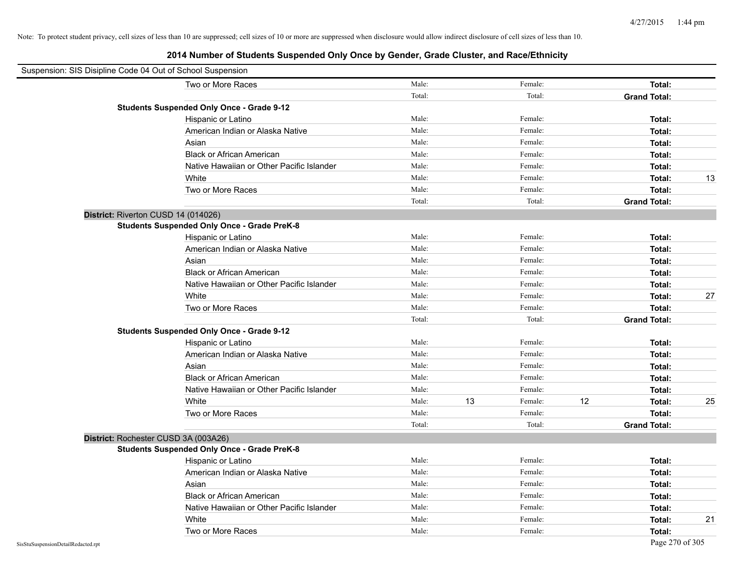Note: To protect student privacy, cell sizes of less than 10 are suppressed; cell sizes of 10 or more are suppressed when disclosure would allow indirect disclosure of cell sizes of less than 10.

## 2014 Number of Students Suspended Only Once by Gender, Grade Cluster, and Race/Ethnicity

Suspension: SIS Disipline Code 04 Out of School Suspension

| | | | | | | |
|---|---|---|---|---|---|---|
| Two or More Races | Male: | | Female: | | **Total:** | |
| | Total: | | Total: | | **Grand Total:** | |
| **Students Suspended Only Once - Grade 9-12** | | | | | | |
| Hispanic or Latino | Male: | | Female: | | **Total:** | |
| American Indian or Alaska Native | Male: | | Female: | | **Total:** | |
| Asian | Male: | | Female: | | **Total:** | |
| Black or African American | Male: | | Female: | | **Total:** | |
| Native Hawaiian or Other Pacific Islander | Male: | | Female: | | **Total:** | |
| White | Male: | | Female: | | **Total:** | 13 |
| Two or More Races | Male: | | Female: | | **Total:** | |
| | Total: | | Total: | | **Grand Total:** | |

**District:** Riverton CUSD 14 (014026)

| | | | | | | |
|---|---|---|---|---|---|---|
| **Students Suspended Only Once - Grade PreK-8** | | | | | | |
| Hispanic or Latino | Male: | | Female: | | **Total:** | |
| American Indian or Alaska Native | Male: | | Female: | | **Total:** | |
| Asian | Male: | | Female: | | **Total:** | |
| Black or African American | Male: | | Female: | | **Total:** | |
| Native Hawaiian or Other Pacific Islander | Male: | | Female: | | **Total:** | |
| White | Male: | | Female: | | **Total:** | 27 |
| Two or More Races | Male: | | Female: | | **Total:** | |
| | Total: | | Total: | | **Grand Total:** | |
| **Students Suspended Only Once - Grade 9-12** | | | | | | |
| Hispanic or Latino | Male: | | Female: | | **Total:** | |
| American Indian or Alaska Native | Male: | | Female: | | **Total:** | |
| Asian | Male: | | Female: | | **Total:** | |
| Black or African American | Male: | | Female: | | **Total:** | |
| Native Hawaiian or Other Pacific Islander | Male: | | Female: | | **Total:** | |
| White | Male: | 13 | Female: | 12 | **Total:** | 25 |
| Two or More Races | Male: | | Female: | | **Total:** | |
| | Total: | | Total: | | **Grand Total:** | |

**District:** Rochester CUSD 3A (003A26)

| | | | | | | |
|---|---|---|---|---|---|---|
| **Students Suspended Only Once - Grade PreK-8** | | | | | | |
| Hispanic or Latino | Male: | | Female: | | **Total:** | |
| American Indian or Alaska Native | Male: | | Female: | | **Total:** | |
| Asian | Male: | | Female: | | **Total:** | |
| Black or African American | Male: | | Female: | | **Total:** | |
| Native Hawaiian or Other Pacific Islander | Male: | | Female: | | **Total:** | |
| White | Male: | | Female: | | **Total:** | 21 |
| Two or More Races | Male: | | Female: | | **Total:** | |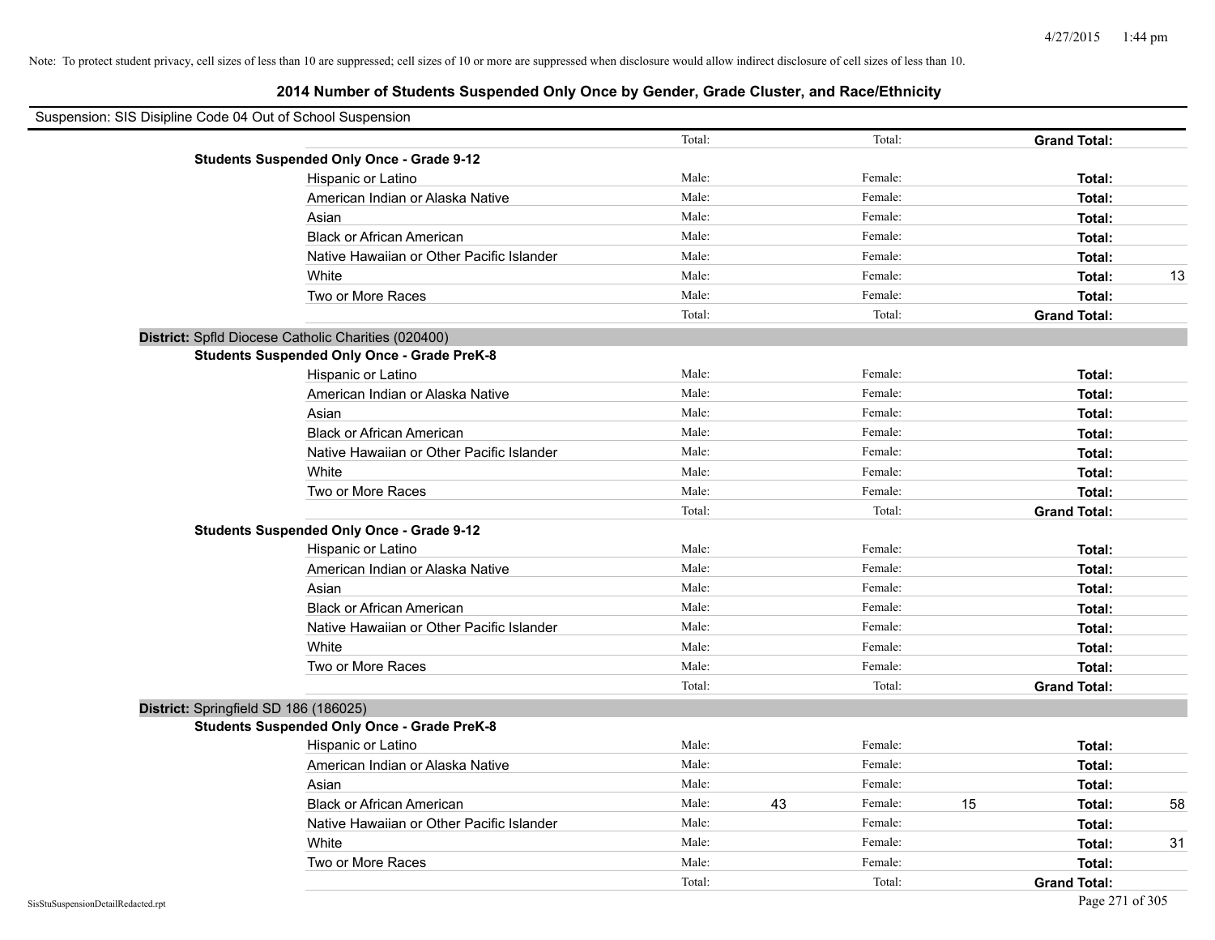Note: To protect student privacy, cell sizes of less than 10 are suppressed; cell sizes of 10 or more are suppressed when disclosure would allow indirect disclosure of cell sizes of less than 10.

# 2014 Number of Students Suspended Only Once by Gender, Grade Cluster, and Race/Ethnicity

Suspension: SIS Disipline Code 04 Out of School Suspension

| | | | | | | | |
|---|---|---|---|---|---|---|---|
| | Total: | | Total: | | **Grand Total:** | |
| **Students Suspended Only Once - Grade 9-12** | | | | | | |
| Hispanic or Latino | Male: | | Female: | | **Total:** | |
| American Indian or Alaska Native | Male: | | Female: | | **Total:** | |
| Asian | Male: | | Female: | | **Total:** | |
| Black or African American | Male: | | Female: | | **Total:** | |
| Native Hawaiian or Other Pacific Islander | Male: | | Female: | | **Total:** | |
| White | Male: | | Female: | | **Total:** | 13 |
| Two or More Races | Male: | | Female: | | **Total:** | |
| | Total: | | Total: | | **Grand Total:** | |

**District:** Spfld Diocese Catholic Charities (020400)

| | | | | | | |
|---|---|---|---|---|---|---|
| **Students Suspended Only Once - Grade PreK-8** | | | | | | |
| Hispanic or Latino | Male: | | Female: | | **Total:** | |
| American Indian or Alaska Native | Male: | | Female: | | **Total:** | |
| Asian | Male: | | Female: | | **Total:** | |
| Black or African American | Male: | | Female: | | **Total:** | |
| Native Hawaiian or Other Pacific Islander | Male: | | Female: | | **Total:** | |
| White | Male: | | Female: | | **Total:** | |
| Two or More Races | Male: | | Female: | | **Total:** | |
| | Total: | | Total: | | **Grand Total:** | |
| **Students Suspended Only Once - Grade 9-12** | | | | | | |
| Hispanic or Latino | Male: | | Female: | | **Total:** | |
| American Indian or Alaska Native | Male: | | Female: | | **Total:** | |
| Asian | Male: | | Female: | | **Total:** | |
| Black or African American | Male: | | Female: | | **Total:** | |
| Native Hawaiian or Other Pacific Islander | Male: | | Female: | | **Total:** | |
| White | Male: | | Female: | | **Total:** | |
| Two or More Races | Male: | | Female: | | **Total:** | |
| | Total: | | Total: | | **Grand Total:** | |

**District:** Springfield SD 186 (186025)

| | | | | | | |
|---|---|---|---|---|---|---|
| **Students Suspended Only Once - Grade PreK-8** | | | | | | |
| Hispanic or Latino | Male: | | Female: | | **Total:** | |
| American Indian or Alaska Native | Male: | | Female: | | **Total:** | |
| Asian | Male: | | Female: | | **Total:** | |
| Black or African American | Male: | 43 | Female: | 15 | **Total:** | 58 |
| Native Hawaiian or Other Pacific Islander | Male: | | Female: | | **Total:** | |
| White | Male: | | Female: | | **Total:** | 31 |
| Two or More Races | Male: | | Female: | | **Total:** | |
| | Total: | | Total: | | **Grand Total:** | |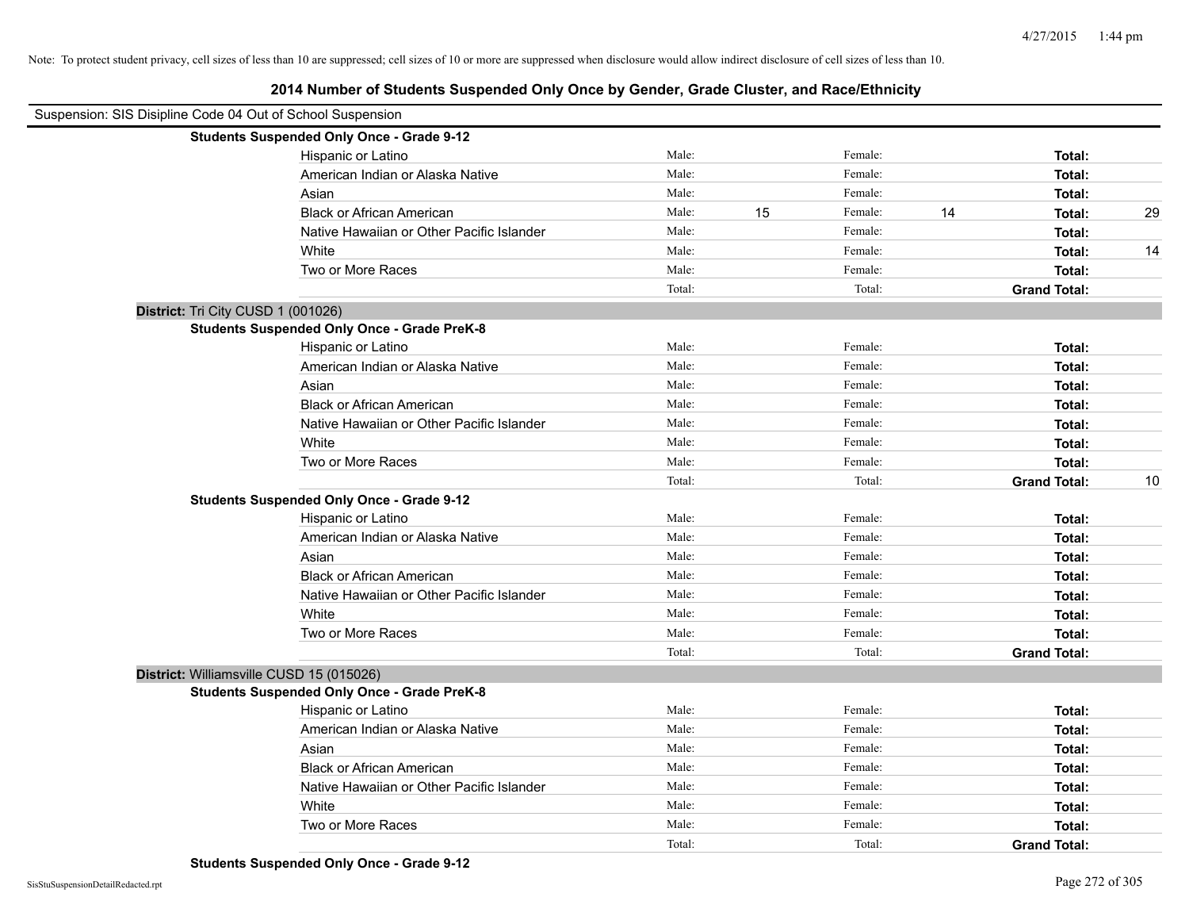Note: To protect student privacy, cell sizes of less than 10 are suppressed; cell sizes of 10 or more are suppressed when disclosure would allow indirect disclosure of cell sizes of less than 10.

# 2014 Number of Students Suspended Only Once by Gender, Grade Cluster, and Race/Ethnicity

Suspension: SIS Disipline Code 04 Out of School Suspension

**Students Suspended Only Once - Grade 9-12**

| | | | | | | |
|---|---|---|---|---|---|---|
| Hispanic or Latino | Male: | | Female: | | **Total:** | |
| American Indian or Alaska Native | Male: | | Female: | | **Total:** | |
| Asian | Male: | | Female: | | **Total:** | |
| Black or African American | Male: | 15 | Female: | 14 | **Total:** | 29 |
| Native Hawaiian or Other Pacific Islander | Male: | | Female: | | **Total:** | |
| White | Male: | | Female: | | **Total:** | 14 |
| Two or More Races | Male: | | Female: | | **Total:** | |
| | Total: | | Total: | | **Grand Total:** | |

**District:** Tri City CUSD 1 (001026)

**Students Suspended Only Once - Grade PreK-8**

| | | | | | | |
|---|---|---|---|---|---|---|
| Hispanic or Latino | Male: | | Female: | | **Total:** | |
| American Indian or Alaska Native | Male: | | Female: | | **Total:** | |
| Asian | Male: | | Female: | | **Total:** | |
| Black or African American | Male: | | Female: | | **Total:** | |
| Native Hawaiian or Other Pacific Islander | Male: | | Female: | | **Total:** | |
| White | Male: | | Female: | | **Total:** | |
| Two or More Races | Male: | | Female: | | **Total:** | |
| | Total: | | Total: | | **Grand Total:** | 10 |

**Students Suspended Only Once - Grade 9-12**

| | | | | | | |
|---|---|---|---|---|---|---|
| Hispanic or Latino | Male: | | Female: | | **Total:** | |
| American Indian or Alaska Native | Male: | | Female: | | **Total:** | |
| Asian | Male: | | Female: | | **Total:** | |
| Black or African American | Male: | | Female: | | **Total:** | |
| Native Hawaiian or Other Pacific Islander | Male: | | Female: | | **Total:** | |
| White | Male: | | Female: | | **Total:** | |
| Two or More Races | Male: | | Female: | | **Total:** | |
| | Total: | | Total: | | **Grand Total:** | |

**District:** Williamsville CUSD 15 (015026)

**Students Suspended Only Once - Grade PreK-8**

| | | | | | | |
|---|---|---|---|---|---|---|
| Hispanic or Latino | Male: | | Female: | | **Total:** | |
| American Indian or Alaska Native | Male: | | Female: | | **Total:** | |
| Asian | Male: | | Female: | | **Total:** | |
| Black or African American | Male: | | Female: | | **Total:** | |
| Native Hawaiian or Other Pacific Islander | Male: | | Female: | | **Total:** | |
| White | Male: | | Female: | | **Total:** | |
| Two or More Races | Male: | | Female: | | **Total:** | |
| | Total: | | Total: | | **Grand Total:** | |

**Students Suspended Only Once - Grade 9-12**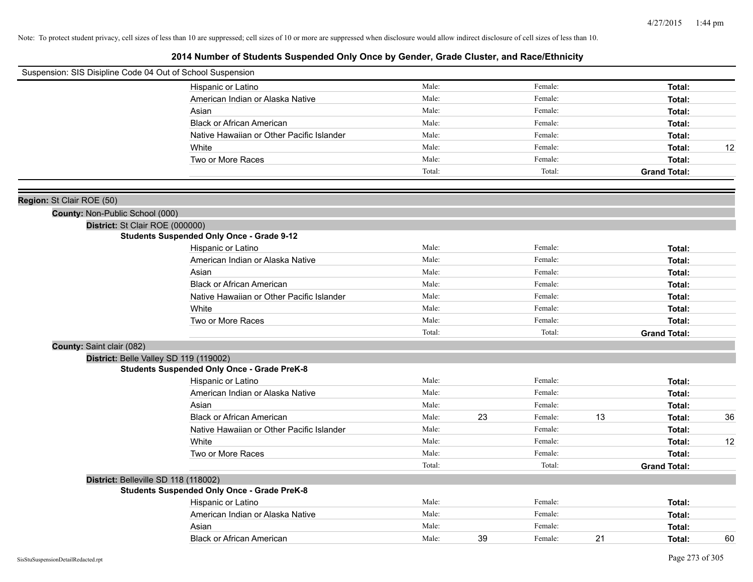Note: To protect student privacy, cell sizes of less than 10 are suppressed; cell sizes of 10 or more are suppressed when disclosure would allow indirect disclosure of cell sizes of less than 10.

## 2014 Number of Students Suspended Only Once by Gender, Grade Cluster, and Race/Ethnicity

Suspension: SIS Disipline Code 04 Out of School Suspension

| Race/Ethnicity | Male: | | Female: | | Total: | |
|---|---|---|---|---|---|---|
| Hispanic or Latino | Male: | | Female: | | **Total:** | |
| American Indian or Alaska Native | Male: | | Female: | | **Total:** | |
| Asian | Male: | | Female: | | **Total:** | |
| Black or African American | Male: | | Female: | | **Total:** | |
| Native Hawaiian or Other Pacific Islander | Male: | | Female: | | **Total:** | |
| White | Male: | | Female: | | **Total:** | 12 |
| Two or More Races | Male: | | Female: | | **Total:** | |
| | Total: | | Total: | | **Grand Total:** | |

**Region:** St Clair ROE (50)

**County:** Non-Public School (000)

**District:** St Clair ROE (000000)

**Students Suspended Only Once - Grade 9-12**

| Race/Ethnicity | Male: | | Female: | | Total: | |
|---|---|---|---|---|---|---|
| Hispanic or Latino | Male: | | Female: | | **Total:** | |
| American Indian or Alaska Native | Male: | | Female: | | **Total:** | |
| Asian | Male: | | Female: | | **Total:** | |
| Black or African American | Male: | | Female: | | **Total:** | |
| Native Hawaiian or Other Pacific Islander | Male: | | Female: | | **Total:** | |
| White | Male: | | Female: | | **Total:** | |
| Two or More Races | Male: | | Female: | | **Total:** | |
| | Total: | | Total: | | **Grand Total:** | |

**County:** Saint clair (082)

**District:** Belle Valley SD 119 (119002)

**Students Suspended Only Once - Grade PreK-8**

| Race/Ethnicity | Male: | | Female: | | Total: | |
|---|---|---|---|---|---|---|
| Hispanic or Latino | Male: | | Female: | | **Total:** | |
| American Indian or Alaska Native | Male: | | Female: | | **Total:** | |
| Asian | Male: | | Female: | | **Total:** | |
| Black or African American | Male: | 23 | Female: | 13 | **Total:** | 36 |
| Native Hawaiian or Other Pacific Islander | Male: | | Female: | | **Total:** | |
| White | Male: | | Female: | | **Total:** | 12 |
| Two or More Races | Male: | | Female: | | **Total:** | |
| | Total: | | Total: | | **Grand Total:** | |

**District:** Belleville SD 118 (118002)

**Students Suspended Only Once - Grade PreK-8**

| Race/Ethnicity | Male: | | Female: | | Total: | |
|---|---|---|---|---|---|---|
| Hispanic or Latino | Male: | | Female: | | **Total:** | |
| American Indian or Alaska Native | Male: | | Female: | | **Total:** | |
| Asian | Male: | | Female: | | **Total:** | |
| Black or African American | Male: | 39 | Female: | 21 | **Total:** | 60 |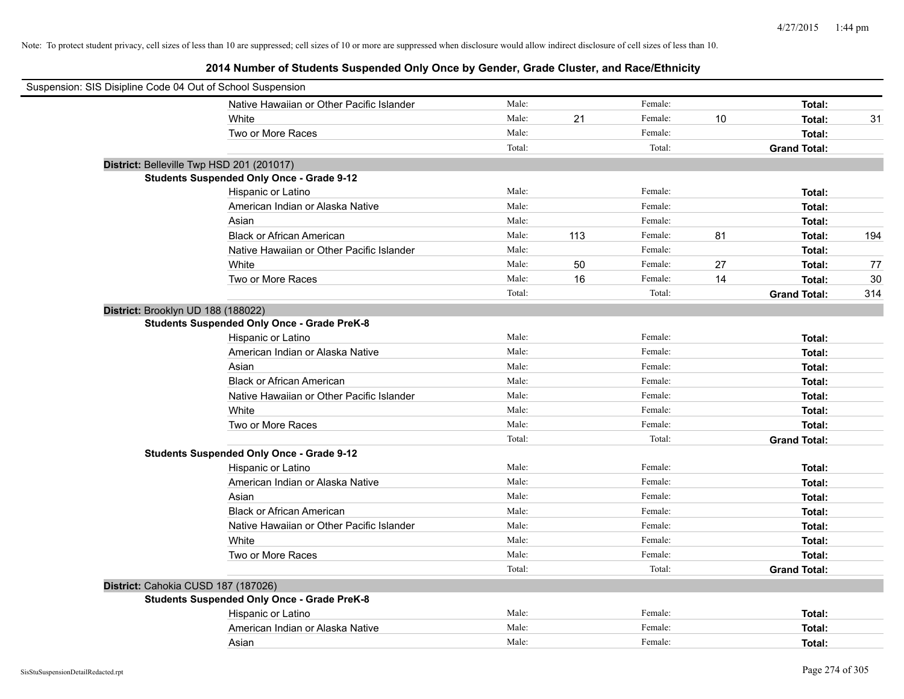Note: To protect student privacy, cell sizes of less than 10 are suppressed; cell sizes of 10 or more are suppressed when disclosure would allow indirect disclosure of cell sizes of less than 10.

## 2014 Number of Students Suspended Only Once by Gender, Grade Cluster, and Race/Ethnicity

Suspension: SIS Disipline Code 04 Out of School Suspension

| | | | | | | |
|---|---|---|---|---|---|---|
| Native Hawaiian or Other Pacific Islander | Male: | | Female: | | **Total:** | |
| White | Male: | 21 | Female: | 10 | **Total:** | 31 |
| Two or More Races | Male: | | Female: | | **Total:** | |
| | Total: | | Total: | | **Grand Total:** | |

**District:** Belleville Twp HSD 201 (201017)

**Students Suspended Only Once - Grade 9-12**

| | | | | | | |
|---|---|---|---|---|---|---|
| Hispanic or Latino | Male: | | Female: | | **Total:** | |
| American Indian or Alaska Native | Male: | | Female: | | **Total:** | |
| Asian | Male: | | Female: | | **Total:** | |
| Black or African American | Male: | 113 | Female: | 81 | **Total:** | 194 |
| Native Hawaiian or Other Pacific Islander | Male: | | Female: | | **Total:** | |
| White | Male: | 50 | Female: | 27 | **Total:** | 77 |
| Two or More Races | Male: | 16 | Female: | 14 | **Total:** | 30 |
| | Total: | | Total: | | **Grand Total:** | 314 |

**District:** Brooklyn UD 188 (188022)

**Students Suspended Only Once - Grade PreK-8**

| | | | | | | |
|---|---|---|---|---|---|---|
| Hispanic or Latino | Male: | | Female: | | **Total:** | |
| American Indian or Alaska Native | Male: | | Female: | | **Total:** | |
| Asian | Male: | | Female: | | **Total:** | |
| Black or African American | Male: | | Female: | | **Total:** | |
| Native Hawaiian or Other Pacific Islander | Male: | | Female: | | **Total:** | |
| White | Male: | | Female: | | **Total:** | |
| Two or More Races | Male: | | Female: | | **Total:** | |
| | Total: | | Total: | | **Grand Total:** | |

**Students Suspended Only Once - Grade 9-12**

| | | | | | | |
|---|---|---|---|---|---|---|
| Hispanic or Latino | Male: | | Female: | | **Total:** | |
| American Indian or Alaska Native | Male: | | Female: | | **Total:** | |
| Asian | Male: | | Female: | | **Total:** | |
| Black or African American | Male: | | Female: | | **Total:** | |
| Native Hawaiian or Other Pacific Islander | Male: | | Female: | | **Total:** | |
| White | Male: | | Female: | | **Total:** | |
| Two or More Races | Male: | | Female: | | **Total:** | |
| | Total: | | Total: | | **Grand Total:** | |

**District:** Cahokia CUSD 187 (187026)

**Students Suspended Only Once - Grade PreK-8**

| | | | | | | |
|---|---|---|---|---|---|---|
| Hispanic or Latino | Male: | | Female: | | **Total:** | |
| American Indian or Alaska Native | Male: | | Female: | | **Total:** | |
| Asian | Male: | | Female: | | **Total:** | |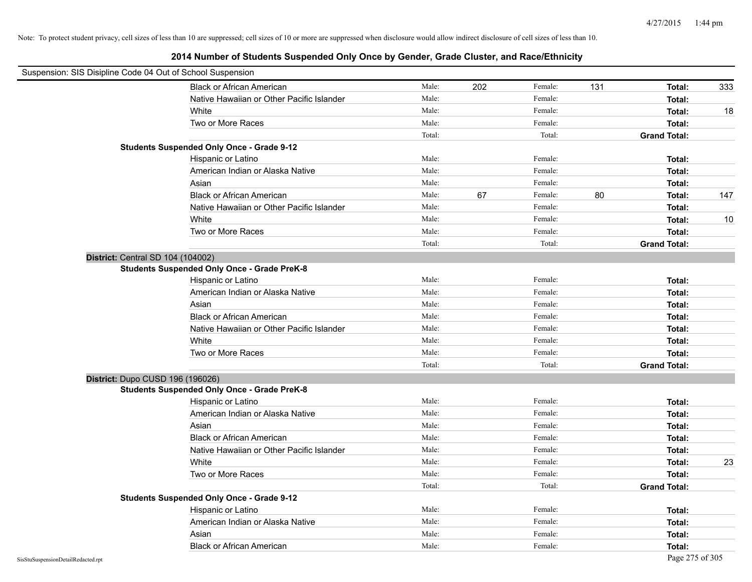Note: To protect student privacy, cell sizes of less than 10 are suppressed; cell sizes of 10 or more are suppressed when disclosure would allow indirect disclosure of cell sizes of less than 10.

# 2014 Number of Students Suspended Only Once by Gender, Grade Cluster, and Race/Ethnicity

Suspension: SIS Disipline Code 04 Out of School Suspension

| | | | | | | |
|---|---|---|---|---|---|---|
| Black or African American | Male: | 202 | Female: | 131 | Total: | 333 |
| Native Hawaiian or Other Pacific Islander | Male: | | Female: | | Total: | |
| White | Male: | | Female: | | Total: | 18 |
| Two or More Races | Male: | | Female: | | Total: | |
| | Total: | | Total: | | Grand Total: | |

**Students Suspended Only Once - Grade 9-12**

| | | | | | | |
|---|---|---|---|---|---|---|
| Hispanic or Latino | Male: | | Female: | | Total: | |
| American Indian or Alaska Native | Male: | | Female: | | Total: | |
| Asian | Male: | | Female: | | Total: | |
| Black or African American | Male: | 67 | Female: | 80 | Total: | 147 |
| Native Hawaiian or Other Pacific Islander | Male: | | Female: | | Total: | |
| White | Male: | | Female: | | Total: | 10 |
| Two or More Races | Male: | | Female: | | Total: | |
| | Total: | | Total: | | Grand Total: | |

**District:** Central SD 104 (104002)

**Students Suspended Only Once - Grade PreK-8**

| | | | | | | |
|---|---|---|---|---|---|---|
| Hispanic or Latino | Male: | | Female: | | Total: | |
| American Indian or Alaska Native | Male: | | Female: | | Total: | |
| Asian | Male: | | Female: | | Total: | |
| Black or African American | Male: | | Female: | | Total: | |
| Native Hawaiian or Other Pacific Islander | Male: | | Female: | | Total: | |
| White | Male: | | Female: | | Total: | |
| Two or More Races | Male: | | Female: | | Total: | |
| | Total: | | Total: | | Grand Total: | |

**District:** Dupo CUSD 196 (196026)

**Students Suspended Only Once - Grade PreK-8**

| | | | | | | |
|---|---|---|---|---|---|---|
| Hispanic or Latino | Male: | | Female: | | Total: | |
| American Indian or Alaska Native | Male: | | Female: | | Total: | |
| Asian | Male: | | Female: | | Total: | |
| Black or African American | Male: | | Female: | | Total: | |
| Native Hawaiian or Other Pacific Islander | Male: | | Female: | | Total: | |
| White | Male: | | Female: | | Total: | 23 |
| Two or More Races | Male: | | Female: | | Total: | |
| | Total: | | Total: | | Grand Total: | |

**Students Suspended Only Once - Grade 9-12**

| | | | | | | |
|---|---|---|---|---|---|---|
| Hispanic or Latino | Male: | | Female: | | Total: | |
| American Indian or Alaska Native | Male: | | Female: | | Total: | |
| Asian | Male: | | Female: | | Total: | |
| Black or African American | Male: | | Female: | | Total: | |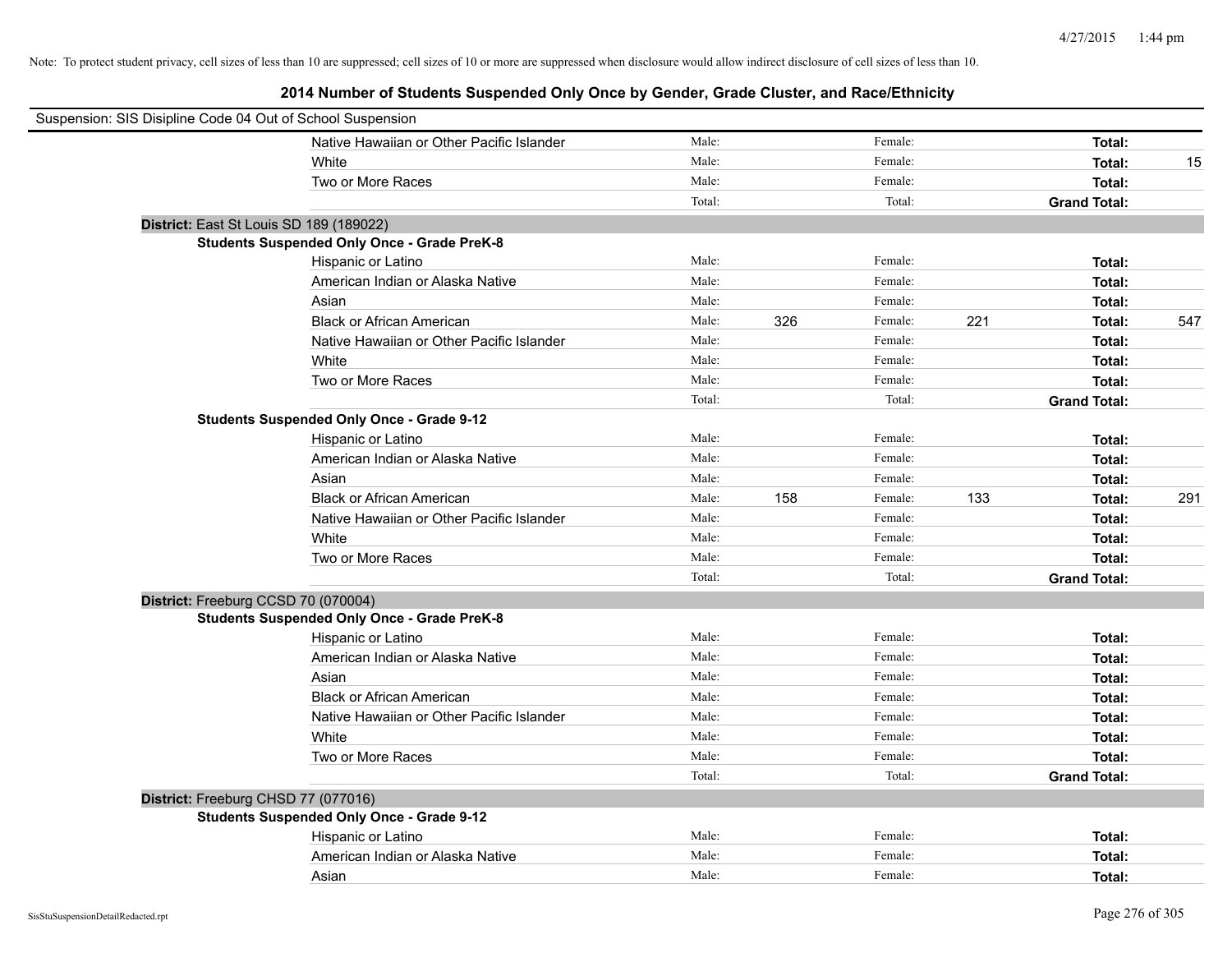Note: To protect student privacy, cell sizes of less than 10 are suppressed; cell sizes of 10 or more are suppressed when disclosure would allow indirect disclosure of cell sizes of less than 10.

## 2014 Number of Students Suspended Only Once by Gender, Grade Cluster, and Race/Ethnicity

Suspension: SIS Disipline Code 04 Out of School Suspension

| | | | | | | | |
|---|---|---|---|---|---|---|---|
| Native Hawaiian or Other Pacific Islander | Male: | | Female: | | **Total:** | |
| White | Male: | | Female: | | **Total:** | 15 |
| Two or More Races | Male: | | Female: | | **Total:** | |
| | Total: | | Total: | | **Grand Total:** | |

**District:** East St Louis SD 189 (189022)

**Students Suspended Only Once - Grade PreK-8**

| | | | | | | |
|---|---|---|---|---|---|---|
| Hispanic or Latino | Male: | | Female: | | **Total:** | |
| American Indian or Alaska Native | Male: | | Female: | | **Total:** | |
| Asian | Male: | | Female: | | **Total:** | |
| Black or African American | Male: | 326 | Female: | 221 | **Total:** | 547 |
| Native Hawaiian or Other Pacific Islander | Male: | | Female: | | **Total:** | |
| White | Male: | | Female: | | **Total:** | |
| Two or More Races | Male: | | Female: | | **Total:** | |
| | Total: | | Total: | | **Grand Total:** | |

**Students Suspended Only Once - Grade 9-12**

| | | | | | | |
|---|---|---|---|---|---|---|
| Hispanic or Latino | Male: | | Female: | | **Total:** | |
| American Indian or Alaska Native | Male: | | Female: | | **Total:** | |
| Asian | Male: | | Female: | | **Total:** | |
| Black or African American | Male: | 158 | Female: | 133 | **Total:** | 291 |
| Native Hawaiian or Other Pacific Islander | Male: | | Female: | | **Total:** | |
| White | Male: | | Female: | | **Total:** | |
| Two or More Races | Male: | | Female: | | **Total:** | |
| | Total: | | Total: | | **Grand Total:** | |

**District:** Freeburg CCSD 70 (070004)

**Students Suspended Only Once - Grade PreK-8**

| | | | | | | |
|---|---|---|---|---|---|---|
| Hispanic or Latino | Male: | | Female: | | **Total:** | |
| American Indian or Alaska Native | Male: | | Female: | | **Total:** | |
| Asian | Male: | | Female: | | **Total:** | |
| Black or African American | Male: | | Female: | | **Total:** | |
| Native Hawaiian or Other Pacific Islander | Male: | | Female: | | **Total:** | |
| White | Male: | | Female: | | **Total:** | |
| Two or More Races | Male: | | Female: | | **Total:** | |
| | Total: | | Total: | | **Grand Total:** | |

**District:** Freeburg CHSD 77 (077016)

**Students Suspended Only Once - Grade 9-12**

| | | | | | | |
|---|---|---|---|---|---|---|
| Hispanic or Latino | Male: | | Female: | | **Total:** | |
| American Indian or Alaska Native | Male: | | Female: | | **Total:** | |
| Asian | Male: | | Female: | | **Total:** | |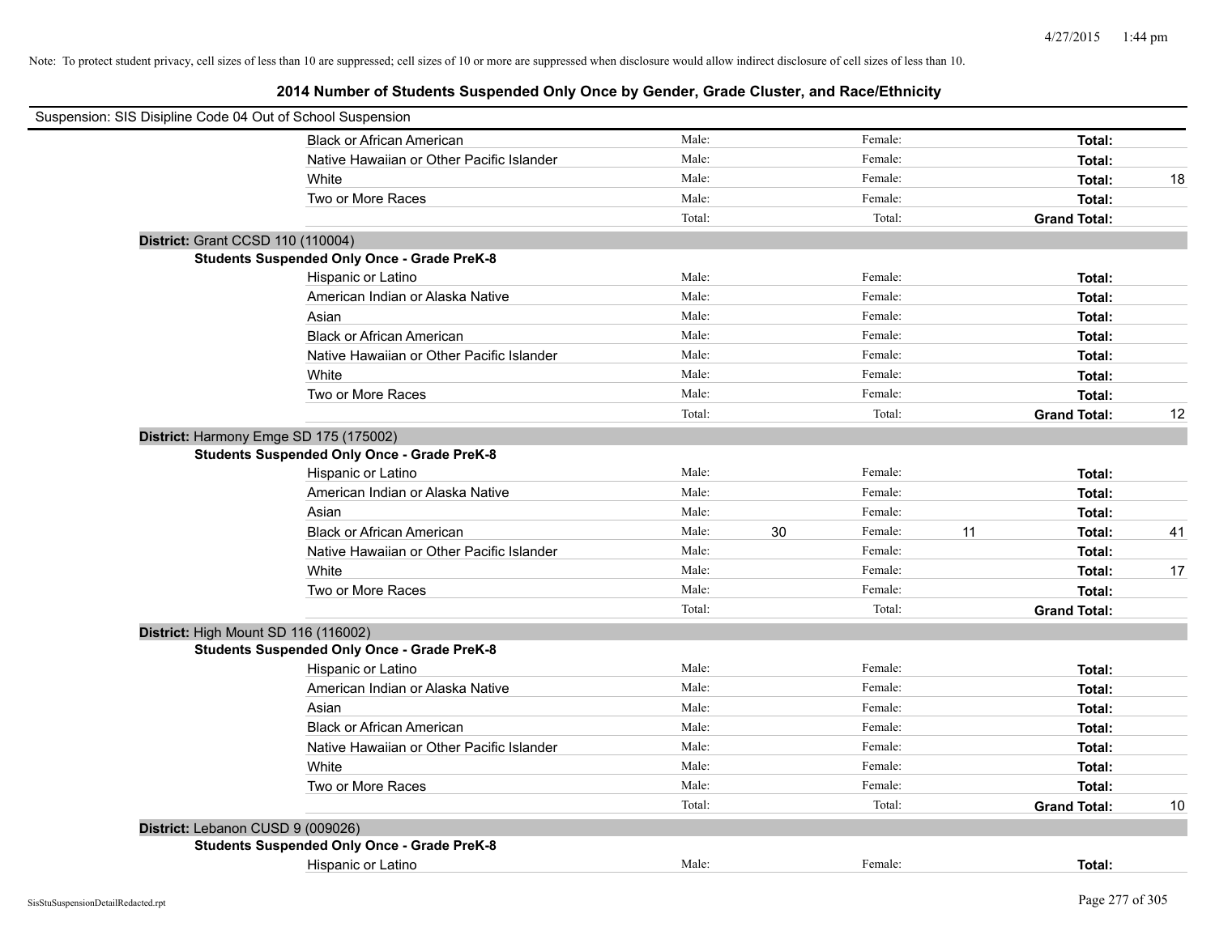Note: To protect student privacy, cell sizes of less than 10 are suppressed; cell sizes of 10 or more are suppressed when disclosure would allow indirect disclosure of cell sizes of less than 10.

# 2014 Number of Students Suspended Only Once by Gender, Grade Cluster, and Race/Ethnicity

Suspension: SIS Disipline Code 04 Out of School Suspension

| | | | | | | | |
|---|---|---|---|---|---|---|---|
| | Black or African American | Male: | | Female: | | **Total:** | |
| | Native Hawaiian or Other Pacific Islander | Male: | | Female: | | **Total:** | |
| | White | Male: | | Female: | | **Total:** | 18 |
| | Two or More Races | Male: | | Female: | | **Total:** | |
| | | Total: | | Total: | | **Grand Total:** | |
| **District:** Grant CCSD 110 (110004) | | | | | | | |
| **Students Suspended Only Once - Grade PreK-8** | | | | | | | |
| | Hispanic or Latino | Male: | | Female: | | **Total:** | |
| | American Indian or Alaska Native | Male: | | Female: | | **Total:** | |
| | Asian | Male: | | Female: | | **Total:** | |
| | Black or African American | Male: | | Female: | | **Total:** | |
| | Native Hawaiian or Other Pacific Islander | Male: | | Female: | | **Total:** | |
| | White | Male: | | Female: | | **Total:** | |
| | Two or More Races | Male: | | Female: | | **Total:** | |
| | | Total: | | Total: | | **Grand Total:** | 12 |
| **District:** Harmony Emge SD 175 (175002) | | | | | | | |
| **Students Suspended Only Once - Grade PreK-8** | | | | | | | |
| | Hispanic or Latino | Male: | | Female: | | **Total:** | |
| | American Indian or Alaska Native | Male: | | Female: | | **Total:** | |
| | Asian | Male: | | Female: | | **Total:** | |
| | Black or African American | Male: | 30 | Female: | 11 | **Total:** | 41 |
| | Native Hawaiian or Other Pacific Islander | Male: | | Female: | | **Total:** | |
| | White | Male: | | Female: | | **Total:** | 17 |
| | Two or More Races | Male: | | Female: | | **Total:** | |
| | | Total: | | Total: | | **Grand Total:** | |
| **District:** High Mount SD 116 (116002) | | | | | | | |
| **Students Suspended Only Once - Grade PreK-8** | | | | | | | |
| | Hispanic or Latino | Male: | | Female: | | **Total:** | |
| | American Indian or Alaska Native | Male: | | Female: | | **Total:** | |
| | Asian | Male: | | Female: | | **Total:** | |
| | Black or African American | Male: | | Female: | | **Total:** | |
| | Native Hawaiian or Other Pacific Islander | Male: | | Female: | | **Total:** | |
| | White | Male: | | Female: | | **Total:** | |
| | Two or More Races | Male: | | Female: | | **Total:** | |
| | | Total: | | Total: | | **Grand Total:** | 10 |
| **District:** Lebanon CUSD 9 (009026) | | | | | | | |
| **Students Suspended Only Once - Grade PreK-8** | | | | | | | |
| | Hispanic or Latino | Male: | | Female: | | **Total:** | |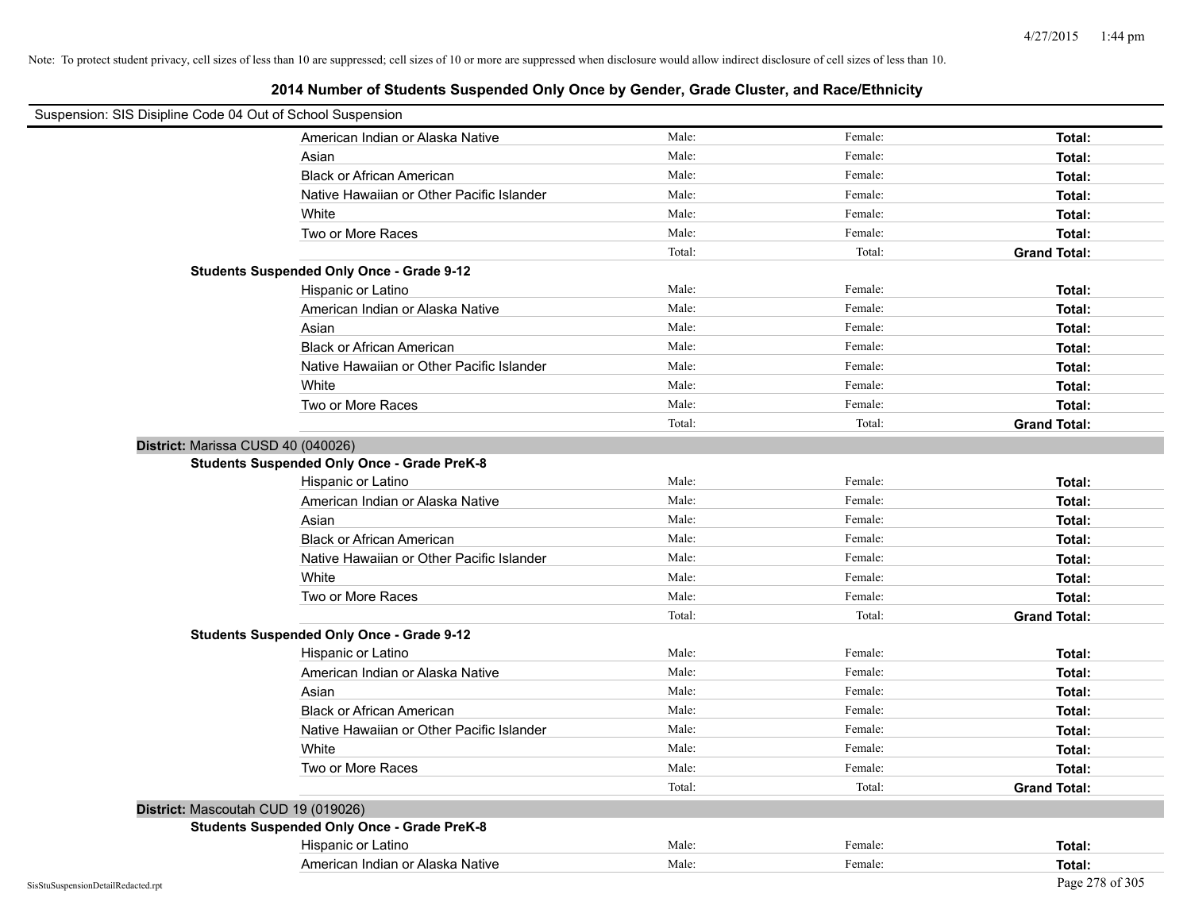Note: To protect student privacy, cell sizes of less than 10 are suppressed; cell sizes of 10 or more are suppressed when disclosure would allow indirect disclosure of cell sizes of less than 10.

# 2014 Number of Students Suspended Only Once by Gender, Grade Cluster, and Race/Ethnicity

Suspension: SIS Disipline Code 04 Out of School Suspension

| | | | |
|---|---|---|---|
| American Indian or Alaska Native | Male: | Female: | **Total:** |
| Asian | Male: | Female: | **Total:** |
| Black or African American | Male: | Female: | **Total:** |
| Native Hawaiian or Other Pacific Islander | Male: | Female: | **Total:** |
| White | Male: | Female: | **Total:** |
| Two or More Races | Male: | Female: | **Total:** |
| | Total: | Total: | **Grand Total:** |

**Students Suspended Only Once - Grade 9-12**

| | | | |
|---|---|---|---|
| Hispanic or Latino | Male: | Female: | **Total:** |
| American Indian or Alaska Native | Male: | Female: | **Total:** |
| Asian | Male: | Female: | **Total:** |
| Black or African American | Male: | Female: | **Total:** |
| Native Hawaiian or Other Pacific Islander | Male: | Female: | **Total:** |
| White | Male: | Female: | **Total:** |
| Two or More Races | Male: | Female: | **Total:** |
| | Total: | Total: | **Grand Total:** |

## District: Marissa CUSD 40 (040026)

**Students Suspended Only Once - Grade PreK-8**

| | | | |
|---|---|---|---|
| Hispanic or Latino | Male: | Female: | **Total:** |
| American Indian or Alaska Native | Male: | Female: | **Total:** |
| Asian | Male: | Female: | **Total:** |
| Black or African American | Male: | Female: | **Total:** |
| Native Hawaiian or Other Pacific Islander | Male: | Female: | **Total:** |
| White | Male: | Female: | **Total:** |
| Two or More Races | Male: | Female: | **Total:** |
| | Total: | Total: | **Grand Total:** |

**Students Suspended Only Once - Grade 9-12**

| | | | |
|---|---|---|---|
| Hispanic or Latino | Male: | Female: | **Total:** |
| American Indian or Alaska Native | Male: | Female: | **Total:** |
| Asian | Male: | Female: | **Total:** |
| Black or African American | Male: | Female: | **Total:** |
| Native Hawaiian or Other Pacific Islander | Male: | Female: | **Total:** |
| White | Male: | Female: | **Total:** |
| Two or More Races | Male: | Female: | **Total:** |
| | Total: | Total: | **Grand Total:** |

## District: Mascoutah CUD 19 (019026)

**Students Suspended Only Once - Grade PreK-8**

| | | | |
|---|---|---|---|
| Hispanic or Latino | Male: | Female: | **Total:** |
| American Indian or Alaska Native | Male: | Female: | **Total:** |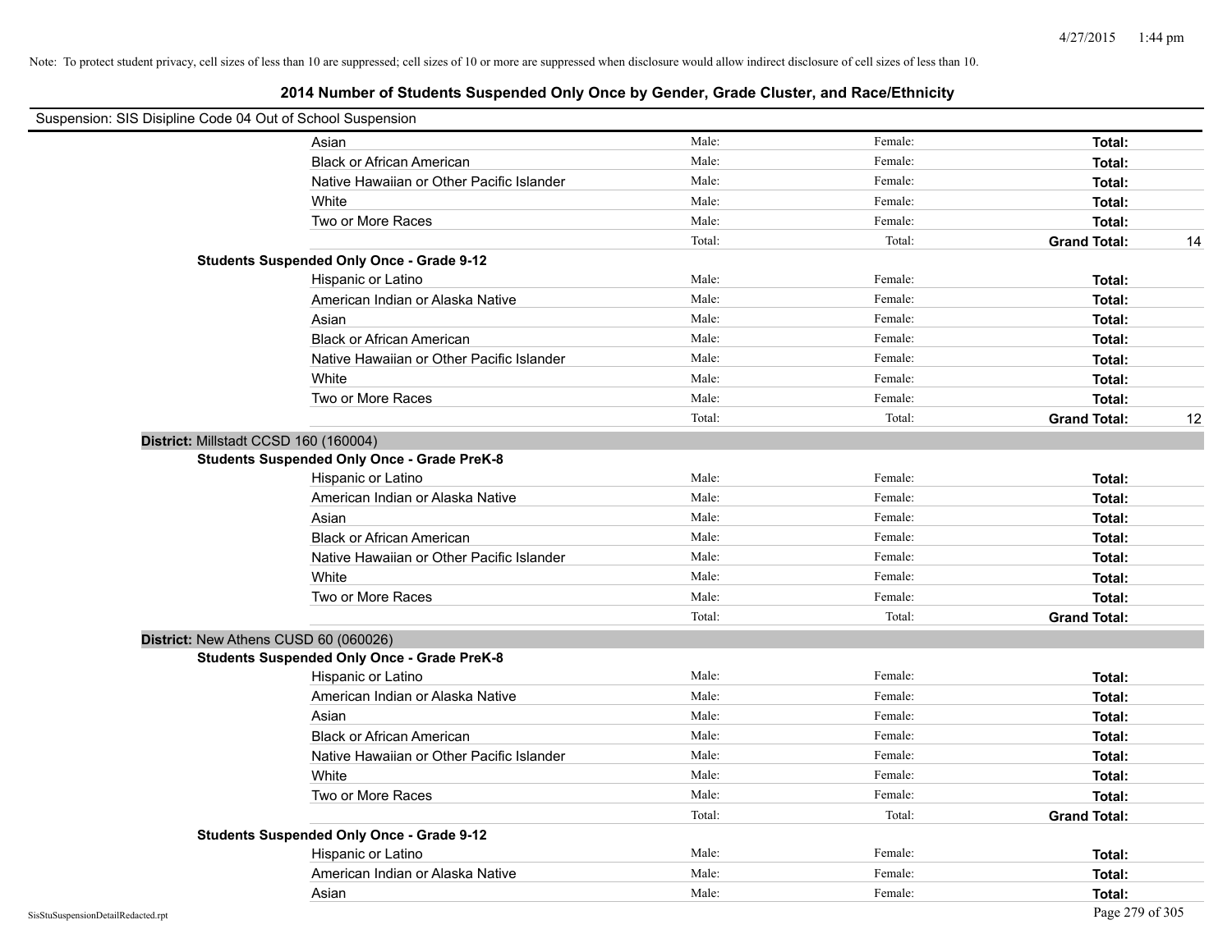Note: To protect student privacy, cell sizes of less than 10 are suppressed; cell sizes of 10 or more are suppressed when disclosure would allow indirect disclosure of cell sizes of less than 10.

## 2014 Number of Students Suspended Only Once by Gender, Grade Cluster, and Race/Ethnicity

Suspension: SIS Disipline Code 04 Out of School Suspension

| | Male | Female | Total | |
|---|---|---|---|---|
| Asian | Male: | Female: | **Total:** | |
| Black or African American | Male: | Female: | **Total:** | |
| Native Hawaiian or Other Pacific Islander | Male: | Female: | **Total:** | |
| White | Male: | Female: | **Total:** | |
| Two or More Races | Male: | Female: | **Total:** | |
| | Total: | Total: | **Grand Total:** | 14 |

**Students Suspended Only Once - Grade 9-12**

| | Male | Female | Total | |
|---|---|---|---|---|
| Hispanic or Latino | Male: | Female: | **Total:** | |
| American Indian or Alaska Native | Male: | Female: | **Total:** | |
| Asian | Male: | Female: | **Total:** | |
| Black or African American | Male: | Female: | **Total:** | |
| Native Hawaiian or Other Pacific Islander | Male: | Female: | **Total:** | |
| White | Male: | Female: | **Total:** | |
| Two or More Races | Male: | Female: | **Total:** | |
| | Total: | Total: | **Grand Total:** | 12 |

### District: Millstadt CCSD 160 (160004)

**Students Suspended Only Once - Grade PreK-8**

| | Male | Female | Total | |
|---|---|---|---|---|
| Hispanic or Latino | Male: | Female: | **Total:** | |
| American Indian or Alaska Native | Male: | Female: | **Total:** | |
| Asian | Male: | Female: | **Total:** | |
| Black or African American | Male: | Female: | **Total:** | |
| Native Hawaiian or Other Pacific Islander | Male: | Female: | **Total:** | |
| White | Male: | Female: | **Total:** | |
| Two or More Races | Male: | Female: | **Total:** | |
| | Total: | Total: | **Grand Total:** | |

### District: New Athens CUSD 60 (060026)

**Students Suspended Only Once - Grade PreK-8**

| | Male | Female | Total | |
|---|---|---|---|---|
| Hispanic or Latino | Male: | Female: | **Total:** | |
| American Indian or Alaska Native | Male: | Female: | **Total:** | |
| Asian | Male: | Female: | **Total:** | |
| Black or African American | Male: | Female: | **Total:** | |
| Native Hawaiian or Other Pacific Islander | Male: | Female: | **Total:** | |
| White | Male: | Female: | **Total:** | |
| Two or More Races | Male: | Female: | **Total:** | |
| | Total: | Total: | **Grand Total:** | |

**Students Suspended Only Once - Grade 9-12**

| | Male | Female | Total | |
|---|---|---|---|---|
| Hispanic or Latino | Male: | Female: | **Total:** | |
| American Indian or Alaska Native | Male: | Female: | **Total:** | |
| Asian | Male: | Female: | **Total:** | |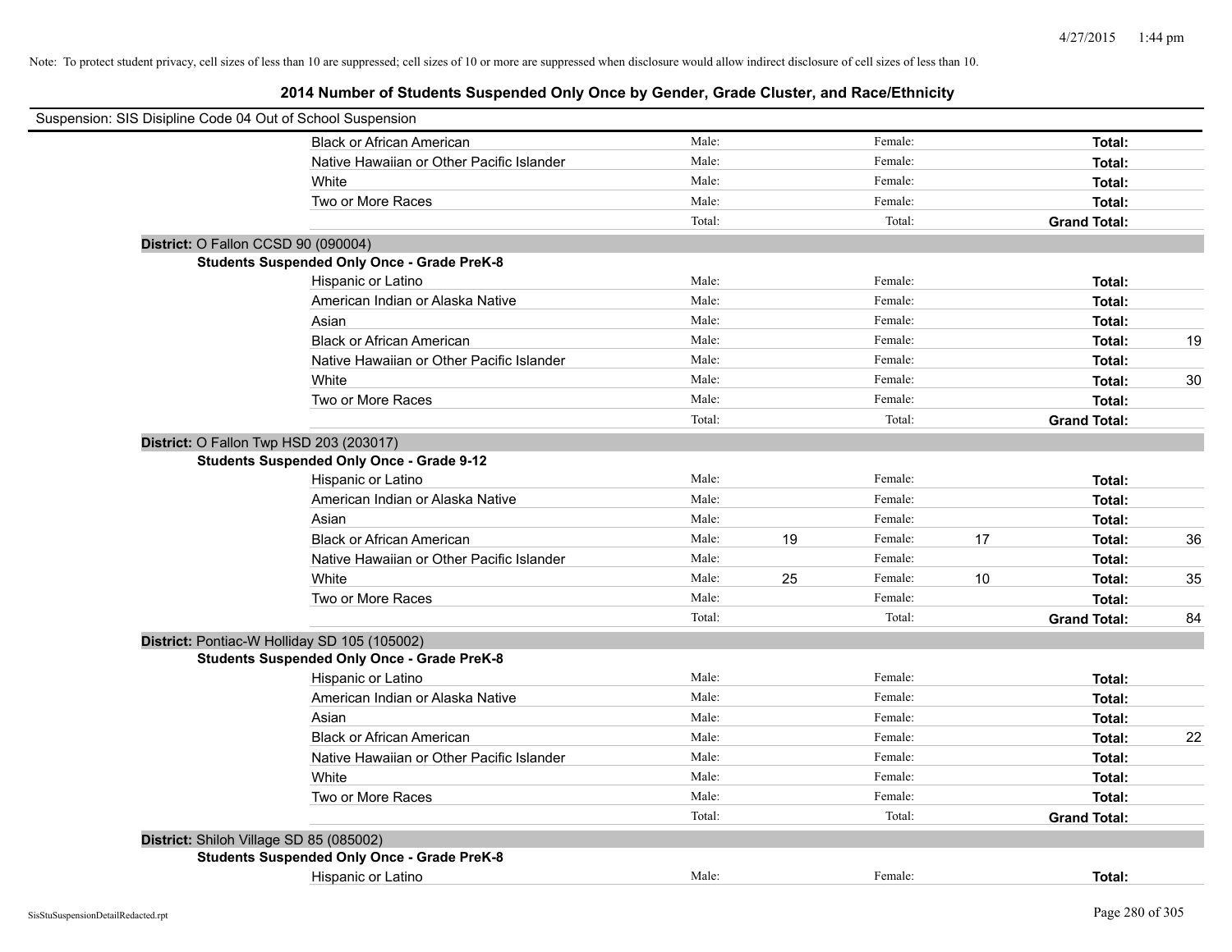Note: To protect student privacy, cell sizes of less than 10 are suppressed; cell sizes of 10 or more are suppressed when disclosure would allow indirect disclosure of cell sizes of less than 10.

## 2014 Number of Students Suspended Only Once by Gender, Grade Cluster, and Race/Ethnicity

Suspension: SIS Disipline Code 04 Out of School Suspension

| | | | | | | |
|---|---|---|---|---|---|---|
| Black or African American | Male: | | Female: | | **Total:** | |
| Native Hawaiian or Other Pacific Islander | Male: | | Female: | | **Total:** | |
| White | Male: | | Female: | | **Total:** | |
| Two or More Races | Male: | | Female: | | **Total:** | |
| | Total: | | Total: | | **Grand Total:** | |

**District:** O Fallon CCSD 90 (090004)

**Students Suspended Only Once - Grade PreK-8**

| | | | | | | |
|---|---|---|---|---|---|---|
| Hispanic or Latino | Male: | | Female: | | **Total:** | |
| American Indian or Alaska Native | Male: | | Female: | | **Total:** | |
| Asian | Male: | | Female: | | **Total:** | |
| Black or African American | Male: | | Female: | | **Total:** | 19 |
| Native Hawaiian or Other Pacific Islander | Male: | | Female: | | **Total:** | |
| White | Male: | | Female: | | **Total:** | 30 |
| Two or More Races | Male: | | Female: | | **Total:** | |
| | Total: | | Total: | | **Grand Total:** | |

**District:** O Fallon Twp HSD 203 (203017)

**Students Suspended Only Once - Grade 9-12**

| | | | | | | |
|---|---|---|---|---|---|---|
| Hispanic or Latino | Male: | | Female: | | **Total:** | |
| American Indian or Alaska Native | Male: | | Female: | | **Total:** | |
| Asian | Male: | | Female: | | **Total:** | |
| Black or African American | Male: | 19 | Female: | 17 | **Total:** | 36 |
| Native Hawaiian or Other Pacific Islander | Male: | | Female: | | **Total:** | |
| White | Male: | 25 | Female: | 10 | **Total:** | 35 |
| Two or More Races | Male: | | Female: | | **Total:** | |
| | Total: | | Total: | | **Grand Total:** | 84 |

**District:** Pontiac-W Holliday SD 105 (105002)

**Students Suspended Only Once - Grade PreK-8**

| | | | | | | |
|---|---|---|---|---|---|---|
| Hispanic or Latino | Male: | | Female: | | **Total:** | |
| American Indian or Alaska Native | Male: | | Female: | | **Total:** | |
| Asian | Male: | | Female: | | **Total:** | |
| Black or African American | Male: | | Female: | | **Total:** | 22 |
| Native Hawaiian or Other Pacific Islander | Male: | | Female: | | **Total:** | |
| White | Male: | | Female: | | **Total:** | |
| Two or More Races | Male: | | Female: | | **Total:** | |
| | Total: | | Total: | | **Grand Total:** | |

**District:** Shiloh Village SD 85 (085002)

**Students Suspended Only Once - Grade PreK-8**

| | | | | | | |
|---|---|---|---|---|---|---|
| Hispanic or Latino | Male: | | Female: | | **Total:** | |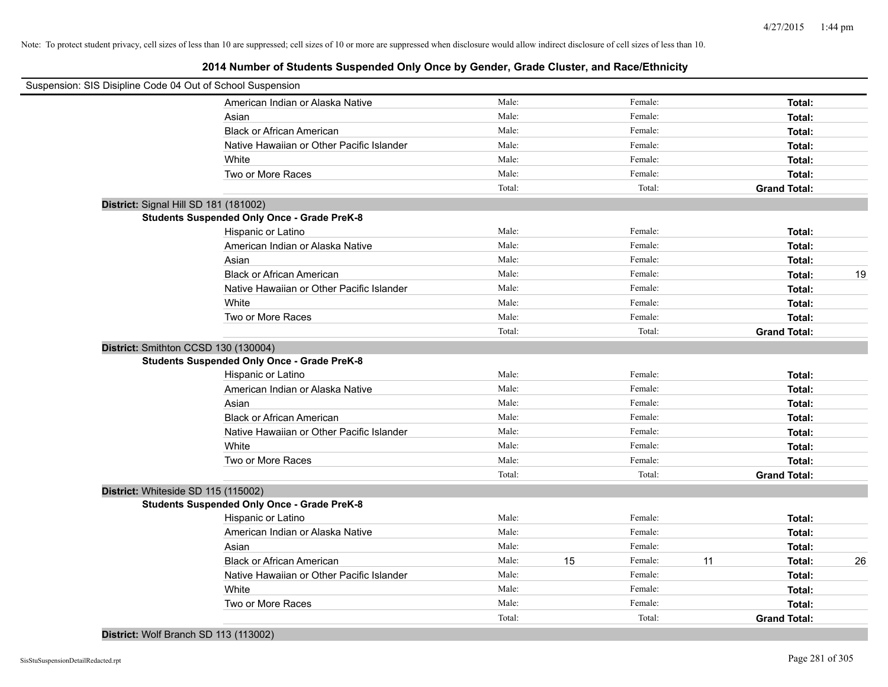Note: To protect student privacy, cell sizes of less than 10 are suppressed; cell sizes of 10 or more are suppressed when disclosure would allow indirect disclosure of cell sizes of less than 10.

## 2014 Number of Students Suspended Only Once by Gender, Grade Cluster, and Race/Ethnicity

Suspension: SIS Disipline Code 04 Out of School Suspension

| | | | | | |
|---|---|---|---|---|---|
| American Indian or Alaska Native | Male: | | Female: | | Total: | |
| Asian | Male: | | Female: | | Total: | |
| Black or African American | Male: | | Female: | | Total: | |
| Native Hawaiian or Other Pacific Islander | Male: | | Female: | | Total: | |
| White | Male: | | Female: | | Total: | |
| Two or More Races | Male: | | Female: | | Total: | |
| | Total: | | Total: | | Grand Total: | |

**District:** Signal Hill SD 181 (181002)

**Students Suspended Only Once - Grade PreK-8**

| | | | | | | |
|---|---|---|---|---|---|---|
| Hispanic or Latino | Male: | | Female: | | Total: | |
| American Indian or Alaska Native | Male: | | Female: | | Total: | |
| Asian | Male: | | Female: | | Total: | |
| Black or African American | Male: | | Female: | | Total: | 19 |
| Native Hawaiian or Other Pacific Islander | Male: | | Female: | | Total: | |
| White | Male: | | Female: | | Total: | |
| Two or More Races | Male: | | Female: | | Total: | |
| | Total: | | Total: | | Grand Total: | |

**District:** Smithton CCSD 130 (130004)

**Students Suspended Only Once - Grade PreK-8**

| | | | | | | |
|---|---|---|---|---|---|---|
| Hispanic or Latino | Male: | | Female: | | Total: | |
| American Indian or Alaska Native | Male: | | Female: | | Total: | |
| Asian | Male: | | Female: | | Total: | |
| Black or African American | Male: | | Female: | | Total: | |
| Native Hawaiian or Other Pacific Islander | Male: | | Female: | | Total: | |
| White | Male: | | Female: | | Total: | |
| Two or More Races | Male: | | Female: | | Total: | |
| | Total: | | Total: | | Grand Total: | |

**District:** Whiteside SD 115 (115002)

**Students Suspended Only Once - Grade PreK-8**

| | | | | | | |
|---|---|---|---|---|---|---|
| Hispanic or Latino | Male: | | Female: | | Total: | |
| American Indian or Alaska Native | Male: | | Female: | | Total: | |
| Asian | Male: | | Female: | | Total: | |
| Black or African American | Male: | 15 | Female: | 11 | Total: | 26 |
| Native Hawaiian or Other Pacific Islander | Male: | | Female: | | Total: | |
| White | Male: | | Female: | | Total: | |
| Two or More Races | Male: | | Female: | | Total: | |
| | Total: | | Total: | | Grand Total: | |

**District:** Wolf Branch SD 113 (113002)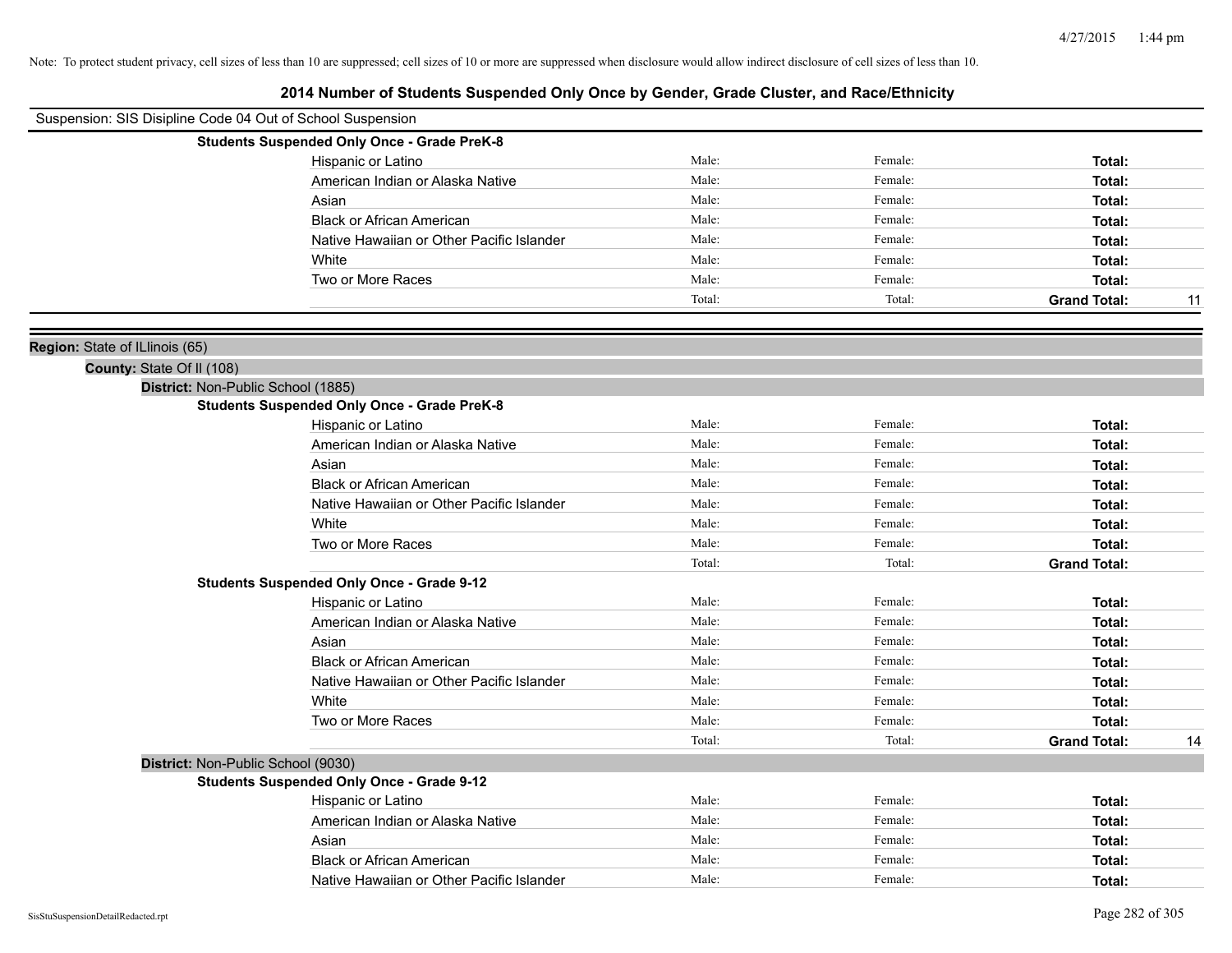Note: To protect student privacy, cell sizes of less than 10 are suppressed; cell sizes of 10 or more are suppressed when disclosure would allow indirect disclosure of cell sizes of less than 10.

# 2014 Number of Students Suspended Only Once by Gender, Grade Cluster, and Race/Ethnicity

Suspension: SIS Disipline Code 04 Out of School Suspension

**Students Suspended Only Once - Grade PreK-8**

| | | | | |
|---|---|---|---|---|
| Hispanic or Latino | Male: | Female: | **Total:** | |
| American Indian or Alaska Native | Male: | Female: | **Total:** | |
| Asian | Male: | Female: | **Total:** | |
| Black or African American | Male: | Female: | **Total:** | |
| Native Hawaiian or Other Pacific Islander | Male: | Female: | **Total:** | |
| White | Male: | Female: | **Total:** | |
| Two or More Races | Male: | Female: | **Total:** | |
| | Total: | Total: | **Grand Total:** | 11 |

**Region:** State of ILlinois (65)

**County:** State Of Il (108)

**District:** Non-Public School (1885)

**Students Suspended Only Once - Grade PreK-8**

| | | | | |
|---|---|---|---|---|
| Hispanic or Latino | Male: | Female: | **Total:** | |
| American Indian or Alaska Native | Male: | Female: | **Total:** | |
| Asian | Male: | Female: | **Total:** | |
| Black or African American | Male: | Female: | **Total:** | |
| Native Hawaiian or Other Pacific Islander | Male: | Female: | **Total:** | |
| White | Male: | Female: | **Total:** | |
| Two or More Races | Male: | Female: | **Total:** | |
| | Total: | Total: | **Grand Total:** | |

**Students Suspended Only Once - Grade 9-12**

| | | | | |
|---|---|---|---|---|
| Hispanic or Latino | Male: | Female: | **Total:** | |
| American Indian or Alaska Native | Male: | Female: | **Total:** | |
| Asian | Male: | Female: | **Total:** | |
| Black or African American | Male: | Female: | **Total:** | |
| Native Hawaiian or Other Pacific Islander | Male: | Female: | **Total:** | |
| White | Male: | Female: | **Total:** | |
| Two or More Races | Male: | Female: | **Total:** | |
| | Total: | Total: | **Grand Total:** | 14 |

**District:** Non-Public School (9030)

**Students Suspended Only Once - Grade 9-12**

| | | | | |
|---|---|---|---|---|
| Hispanic or Latino | Male: | Female: | **Total:** | |
| American Indian or Alaska Native | Male: | Female: | **Total:** | |
| Asian | Male: | Female: | **Total:** | |
| Black or African American | Male: | Female: | **Total:** | |
| Native Hawaiian or Other Pacific Islander | Male: | Female: | **Total:** | |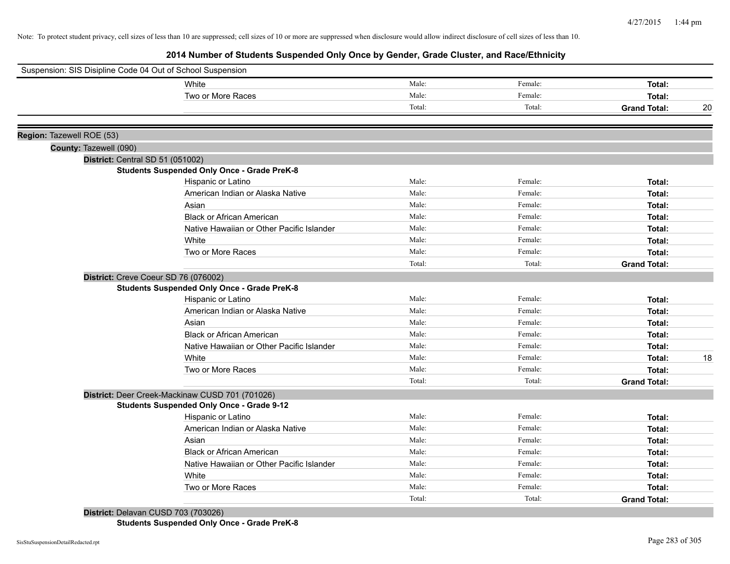Note: To protect student privacy, cell sizes of less than 10 are suppressed; cell sizes of 10 or more are suppressed when disclosure would allow indirect disclosure of cell sizes of less than 10.

# 2014 Number of Students Suspended Only Once by Gender, Grade Cluster, and Race/Ethnicity

Suspension: SIS Disipline Code 04 Out of School Suspension

| | | | | |
|---|---|---|---|---|
| White | Male: | Female: | **Total:** | |
| Two or More Races | Male: | Female: | **Total:** | |
| | Total: | Total: | **Grand Total:** | 20 |

**Region:** Tazewell ROE (53)

**County:** Tazewell (090)

**District:** Central SD 51 (051002)

**Students Suspended Only Once - Grade PreK-8**

| | | | | |
|---|---|---|---|---|
| Hispanic or Latino | Male: | Female: | **Total:** | |
| American Indian or Alaska Native | Male: | Female: | **Total:** | |
| Asian | Male: | Female: | **Total:** | |
| Black or African American | Male: | Female: | **Total:** | |
| Native Hawaiian or Other Pacific Islander | Male: | Female: | **Total:** | |
| White | Male: | Female: | **Total:** | |
| Two or More Races | Male: | Female: | **Total:** | |
| | Total: | Total: | **Grand Total:** | |

**District:** Creve Coeur SD 76 (076002)

**Students Suspended Only Once - Grade PreK-8**

| | | | | |
|---|---|---|---|---|
| Hispanic or Latino | Male: | Female: | **Total:** | |
| American Indian or Alaska Native | Male: | Female: | **Total:** | |
| Asian | Male: | Female: | **Total:** | |
| Black or African American | Male: | Female: | **Total:** | |
| Native Hawaiian or Other Pacific Islander | Male: | Female: | **Total:** | |
| White | Male: | Female: | **Total:** | 18 |
| Two or More Races | Male: | Female: | **Total:** | |
| | Total: | Total: | **Grand Total:** | |

**District:** Deer Creek-Mackinaw CUSD 701 (701026)

**Students Suspended Only Once - Grade 9-12**

| | | | | |
|---|---|---|---|---|
| Hispanic or Latino | Male: | Female: | **Total:** | |
| American Indian or Alaska Native | Male: | Female: | **Total:** | |
| Asian | Male: | Female: | **Total:** | |
| Black or African American | Male: | Female: | **Total:** | |
| Native Hawaiian or Other Pacific Islander | Male: | Female: | **Total:** | |
| White | Male: | Female: | **Total:** | |
| Two or More Races | Male: | Female: | **Total:** | |
| | Total: | Total: | **Grand Total:** | |

**District:** Delavan CUSD 703 (703026)

**Students Suspended Only Once - Grade PreK-8**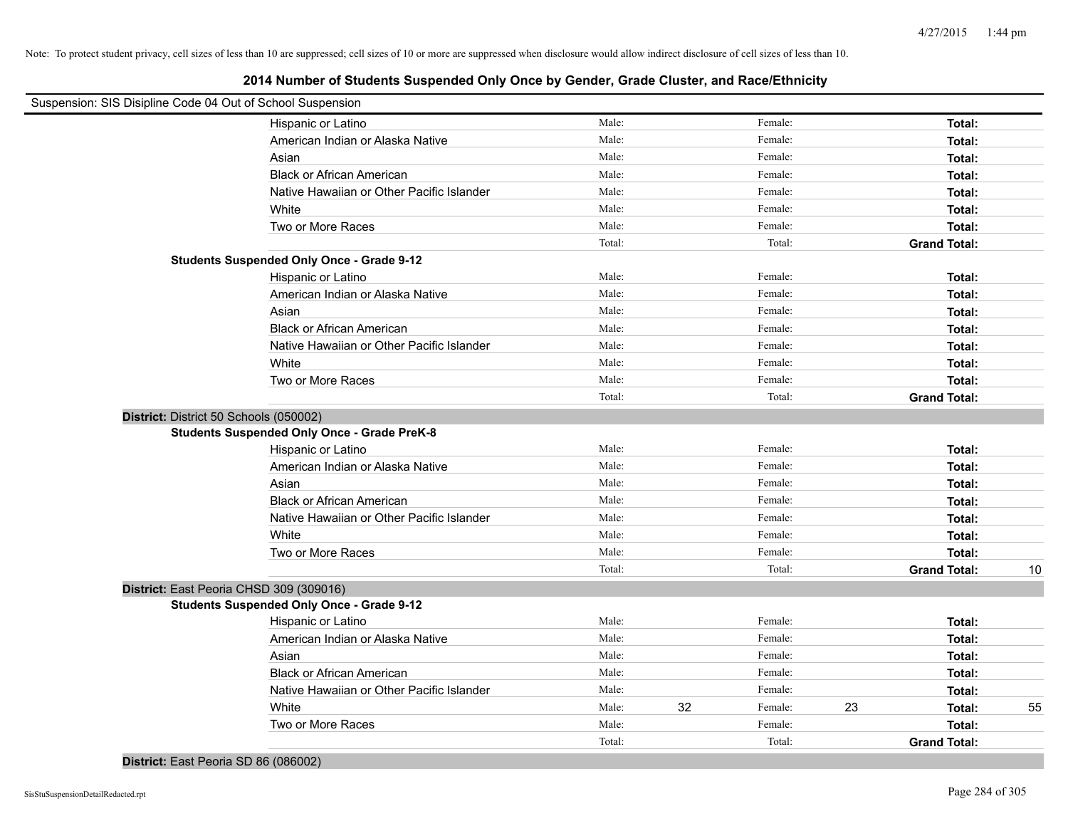Note: To protect student privacy, cell sizes of less than 10 are suppressed; cell sizes of 10 or more are suppressed when disclosure would allow indirect disclosure of cell sizes of less than 10.

## 2014 Number of Students Suspended Only Once by Gender, Grade Cluster, and Race/Ethnicity

Suspension: SIS Disipline Code 04 Out of School Suspension

| | | | | | | | |
|---|---|---|---|---|---|---|---|
| Hispanic or Latino | Male: | | Female: | | **Total:** | |
| American Indian or Alaska Native | Male: | | Female: | | **Total:** | |
| Asian | Male: | | Female: | | **Total:** | |
| Black or African American | Male: | | Female: | | **Total:** | |
| Native Hawaiian or Other Pacific Islander | Male: | | Female: | | **Total:** | |
| White | Male: | | Female: | | **Total:** | |
| Two or More Races | Male: | | Female: | | **Total:** | |
| | Total: | | Total: | | **Grand Total:** | |
| **Students Suspended Only Once - Grade 9-12** | | | | | | |
| Hispanic or Latino | Male: | | Female: | | **Total:** | |
| American Indian or Alaska Native | Male: | | Female: | | **Total:** | |
| Asian | Male: | | Female: | | **Total:** | |
| Black or African American | Male: | | Female: | | **Total:** | |
| Native Hawaiian or Other Pacific Islander | Male: | | Female: | | **Total:** | |
| White | Male: | | Female: | | **Total:** | |
| Two or More Races | Male: | | Female: | | **Total:** | |
| | Total: | | Total: | | **Grand Total:** | |
| **District:** District 50 Schools (050002) | | | | | | |
| **Students Suspended Only Once - Grade PreK-8** | | | | | | |
| Hispanic or Latino | Male: | | Female: | | **Total:** | |
| American Indian or Alaska Native | Male: | | Female: | | **Total:** | |
| Asian | Male: | | Female: | | **Total:** | |
| Black or African American | Male: | | Female: | | **Total:** | |
| Native Hawaiian or Other Pacific Islander | Male: | | Female: | | **Total:** | |
| White | Male: | | Female: | | **Total:** | |
| Two or More Races | Male: | | Female: | | **Total:** | |
| | Total: | | Total: | | **Grand Total:** | 10 |
| **District:** East Peoria CHSD 309 (309016) | | | | | | |
| **Students Suspended Only Once - Grade 9-12** | | | | | | |
| Hispanic or Latino | Male: | | Female: | | **Total:** | |
| American Indian or Alaska Native | Male: | | Female: | | **Total:** | |
| Asian | Male: | | Female: | | **Total:** | |
| Black or African American | Male: | | Female: | | **Total:** | |
| Native Hawaiian or Other Pacific Islander | Male: | | Female: | | **Total:** | |
| White | Male: | 32 | Female: | 23 | **Total:** | 55 |
| Two or More Races | Male: | | Female: | | **Total:** | |
| | Total: | | Total: | | **Grand Total:** | |
| **District:** East Peoria SD 86 (086002) | | | | | | |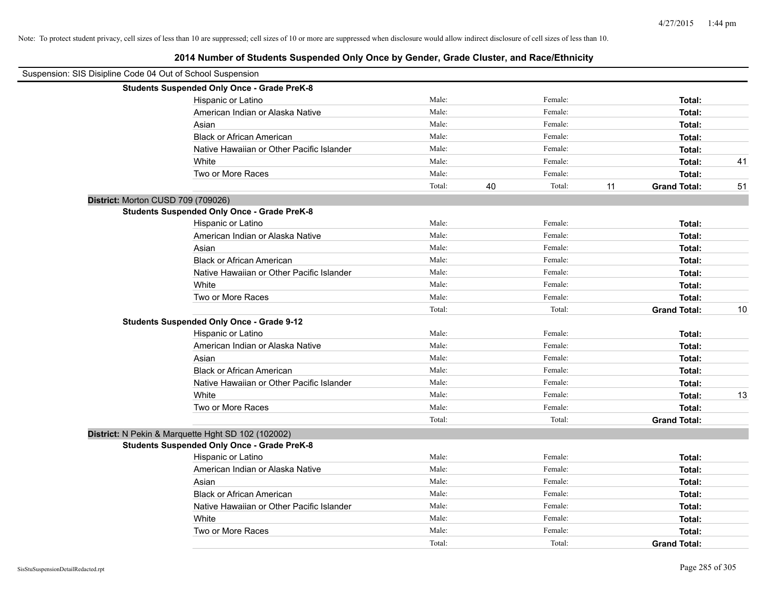Note: To protect student privacy, cell sizes of less than 10 are suppressed; cell sizes of 10 or more are suppressed when disclosure would allow indirect disclosure of cell sizes of less than 10.

# 2014 Number of Students Suspended Only Once by Gender, Grade Cluster, and Race/Ethnicity

Suspension: SIS Disipline Code 04 Out of School Suspension

**Students Suspended Only Once - Grade PreK-8**

| | | | | | | |
|---|---|---|---|---|---|---|
| Hispanic or Latino | Male: | | Female: | | **Total:** | |
| American Indian or Alaska Native | Male: | | Female: | | **Total:** | |
| Asian | Male: | | Female: | | **Total:** | |
| Black or African American | Male: | | Female: | | **Total:** | |
| Native Hawaiian or Other Pacific Islander | Male: | | Female: | | **Total:** | |
| White | Male: | | Female: | | **Total:** | 41 |
| Two or More Races | Male: | | Female: | | **Total:** | |
| | Total: | 40 | Total: | 11 | **Grand Total:** | 51 |

## District: Morton CUSD 709 (709026)

**Students Suspended Only Once - Grade PreK-8**

| | | | | | | |
|---|---|---|---|---|---|---|
| Hispanic or Latino | Male: | | Female: | | **Total:** | |
| American Indian or Alaska Native | Male: | | Female: | | **Total:** | |
| Asian | Male: | | Female: | | **Total:** | |
| Black or African American | Male: | | Female: | | **Total:** | |
| Native Hawaiian or Other Pacific Islander | Male: | | Female: | | **Total:** | |
| White | Male: | | Female: | | **Total:** | |
| Two or More Races | Male: | | Female: | | **Total:** | |
| | Total: | | Total: | | **Grand Total:** | 10 |

**Students Suspended Only Once - Grade 9-12**

| | | | | | | |
|---|---|---|---|---|---|---|
| Hispanic or Latino | Male: | | Female: | | **Total:** | |
| American Indian or Alaska Native | Male: | | Female: | | **Total:** | |
| Asian | Male: | | Female: | | **Total:** | |
| Black or African American | Male: | | Female: | | **Total:** | |
| Native Hawaiian or Other Pacific Islander | Male: | | Female: | | **Total:** | |
| White | Male: | | Female: | | **Total:** | 13 |
| Two or More Races | Male: | | Female: | | **Total:** | |
| | Total: | | Total: | | **Grand Total:** | |

## District: N Pekin & Marquette Hght SD 102 (102002)

**Students Suspended Only Once - Grade PreK-8**

| | | | | | | |
|---|---|---|---|---|---|---|
| Hispanic or Latino | Male: | | Female: | | **Total:** | |
| American Indian or Alaska Native | Male: | | Female: | | **Total:** | |
| Asian | Male: | | Female: | | **Total:** | |
| Black or African American | Male: | | Female: | | **Total:** | |
| Native Hawaiian or Other Pacific Islander | Male: | | Female: | | **Total:** | |
| White | Male: | | Female: | | **Total:** | |
| Two or More Races | Male: | | Female: | | **Total:** | |
| | Total: | | Total: | | **Grand Total:** | |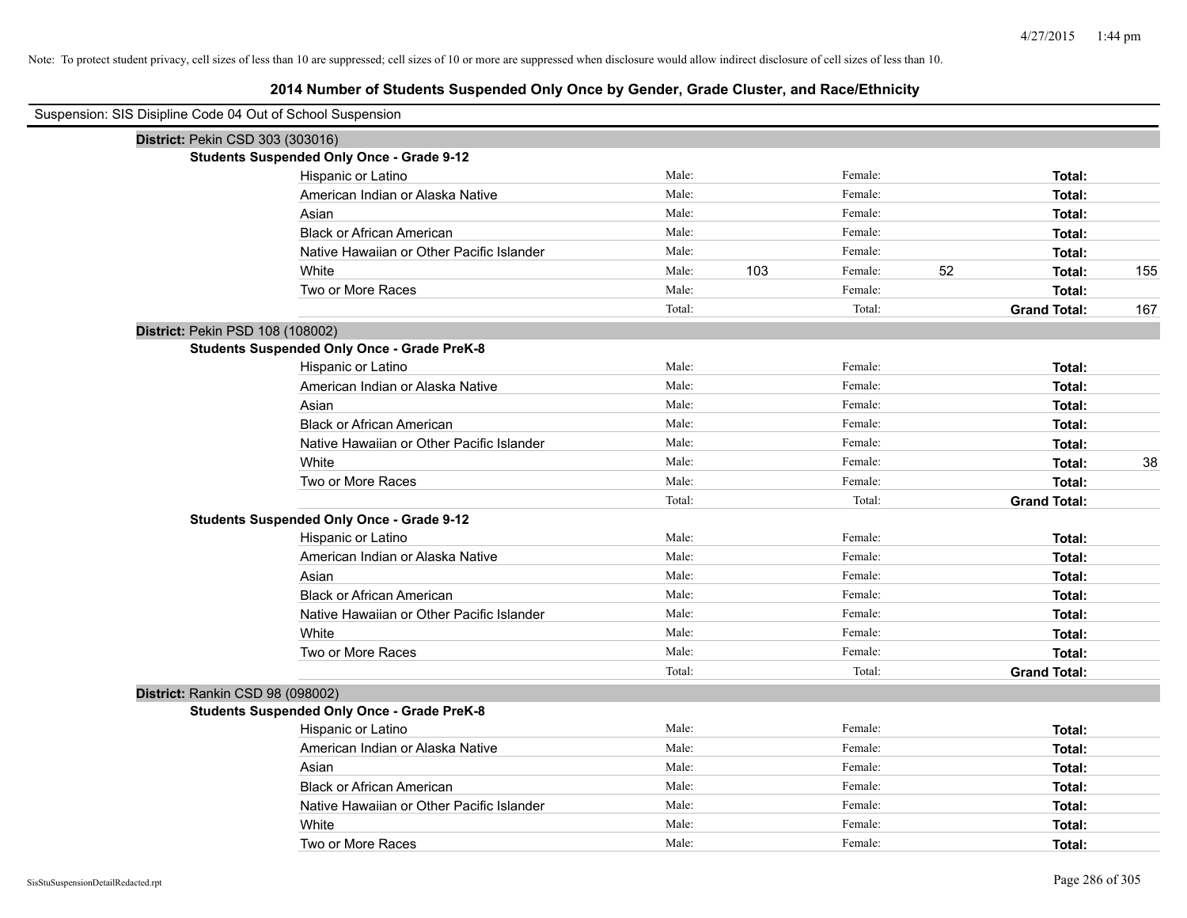Note: To protect student privacy, cell sizes of less than 10 are suppressed; cell sizes of 10 or more are suppressed when disclosure would allow indirect disclosure of cell sizes of less than 10.

# 2014 Number of Students Suspended Only Once by Gender, Grade Cluster, and Race/Ethnicity

Suspension: SIS Disipline Code 04 Out of School Suspension

## District: Pekin CSD 303 (303016)

### Students Suspended Only Once - Grade 9-12

| Race/Ethnicity | Male: | | Female: | | Total: | |
|---|---|---|---|---|---|---|
| Hispanic or Latino | Male: | | Female: | | Total: | |
| American Indian or Alaska Native | Male: | | Female: | | Total: | |
| Asian | Male: | | Female: | | Total: | |
| Black or African American | Male: | | Female: | | Total: | |
| Native Hawaiian or Other Pacific Islander | Male: | | Female: | | Total: | |
| White | Male: | 103 | Female: | 52 | Total: | 155 |
| Two or More Races | Male: | | Female: | | Total: | |
| | Total: | | Total: | | **Grand Total:** | 167 |

## District: Pekin PSD 108 (108002)

### Students Suspended Only Once - Grade PreK-8

| Race/Ethnicity | Male: | | Female: | | Total: | |
|---|---|---|---|---|---|---|
| Hispanic or Latino | Male: | | Female: | | Total: | |
| American Indian or Alaska Native | Male: | | Female: | | Total: | |
| Asian | Male: | | Female: | | Total: | |
| Black or African American | Male: | | Female: | | Total: | |
| Native Hawaiian or Other Pacific Islander | Male: | | Female: | | Total: | |
| White | Male: | | Female: | | Total: | 38 |
| Two or More Races | Male: | | Female: | | Total: | |
| | Total: | | Total: | | **Grand Total:** | |

### Students Suspended Only Once - Grade 9-12

| Race/Ethnicity | Male: | | Female: | | Total: | |
|---|---|---|---|---|---|---|
| Hispanic or Latino | Male: | | Female: | | Total: | |
| American Indian or Alaska Native | Male: | | Female: | | Total: | |
| Asian | Male: | | Female: | | Total: | |
| Black or African American | Male: | | Female: | | Total: | |
| Native Hawaiian or Other Pacific Islander | Male: | | Female: | | Total: | |
| White | Male: | | Female: | | Total: | |
| Two or More Races | Male: | | Female: | | Total: | |
| | Total: | | Total: | | **Grand Total:** | |

## District: Rankin CSD 98 (098002)

### Students Suspended Only Once - Grade PreK-8

| Race/Ethnicity | Male: | | Female: | | Total: | |
|---|---|---|---|---|---|---|
| Hispanic or Latino | Male: | | Female: | | Total: | |
| American Indian or Alaska Native | Male: | | Female: | | Total: | |
| Asian | Male: | | Female: | | Total: | |
| Black or African American | Male: | | Female: | | Total: | |
| Native Hawaiian or Other Pacific Islander | Male: | | Female: | | Total: | |
| White | Male: | | Female: | | Total: | |
| Two or More Races | Male: | | Female: | | Total: | |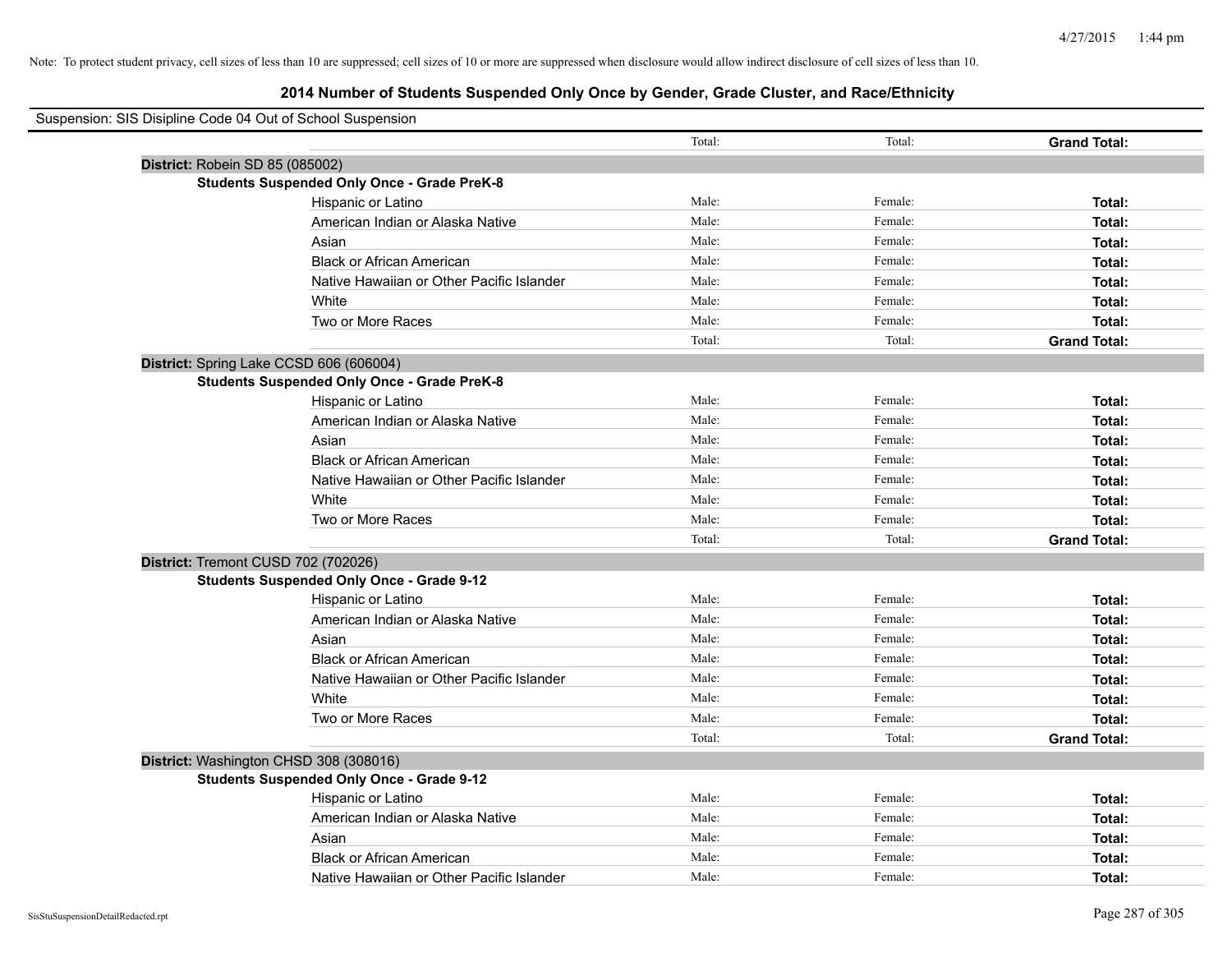Note: To protect student privacy, cell sizes of less than 10 are suppressed; cell sizes of 10 or more are suppressed when disclosure would allow indirect disclosure of cell sizes of less than 10.

## 2014 Number of Students Suspended Only Once by Gender, Grade Cluster, and Race/Ethnicity

Suspension: SIS Disipline Code 04 Out of School Suspension

| | | Total: | Total: | **Grand Total:** |
|---|---|---|---|---|
| **District:** Robein SD 85 (085002) | | | | |
| **Students Suspended Only Once - Grade PreK-8** | | | | |
| | Hispanic or Latino | Male: | Female: | **Total:** |
| | American Indian or Alaska Native | Male: | Female: | **Total:** |
| | Asian | Male: | Female: | **Total:** |
| | Black or African American | Male: | Female: | **Total:** |
| | Native Hawaiian or Other Pacific Islander | Male: | Female: | **Total:** |
| | White | Male: | Female: | **Total:** |
| | Two or More Races | Male: | Female: | **Total:** |
| | | Total: | Total: | **Grand Total:** |
| **District:** Spring Lake CCSD 606 (606004) | | | | |
| **Students Suspended Only Once - Grade PreK-8** | | | | |
| | Hispanic or Latino | Male: | Female: | **Total:** |
| | American Indian or Alaska Native | Male: | Female: | **Total:** |
| | Asian | Male: | Female: | **Total:** |
| | Black or African American | Male: | Female: | **Total:** |
| | Native Hawaiian or Other Pacific Islander | Male: | Female: | **Total:** |
| | White | Male: | Female: | **Total:** |
| | Two or More Races | Male: | Female: | **Total:** |
| | | Total: | Total: | **Grand Total:** |
| **District:** Tremont CUSD 702 (702026) | | | | |
| **Students Suspended Only Once - Grade 9-12** | | | | |
| | Hispanic or Latino | Male: | Female: | **Total:** |
| | American Indian or Alaska Native | Male: | Female: | **Total:** |
| | Asian | Male: | Female: | **Total:** |
| | Black or African American | Male: | Female: | **Total:** |
| | Native Hawaiian or Other Pacific Islander | Male: | Female: | **Total:** |
| | White | Male: | Female: | **Total:** |
| | Two or More Races | Male: | Female: | **Total:** |
| | | Total: | Total: | **Grand Total:** |
| **District:** Washington CHSD 308 (308016) | | | | |
| **Students Suspended Only Once - Grade 9-12** | | | | |
| | Hispanic or Latino | Male: | Female: | **Total:** |
| | American Indian or Alaska Native | Male: | Female: | **Total:** |
| | Asian | Male: | Female: | **Total:** |
| | Black or African American | Male: | Female: | **Total:** |
| | Native Hawaiian or Other Pacific Islander | Male: | Female: | **Total:** |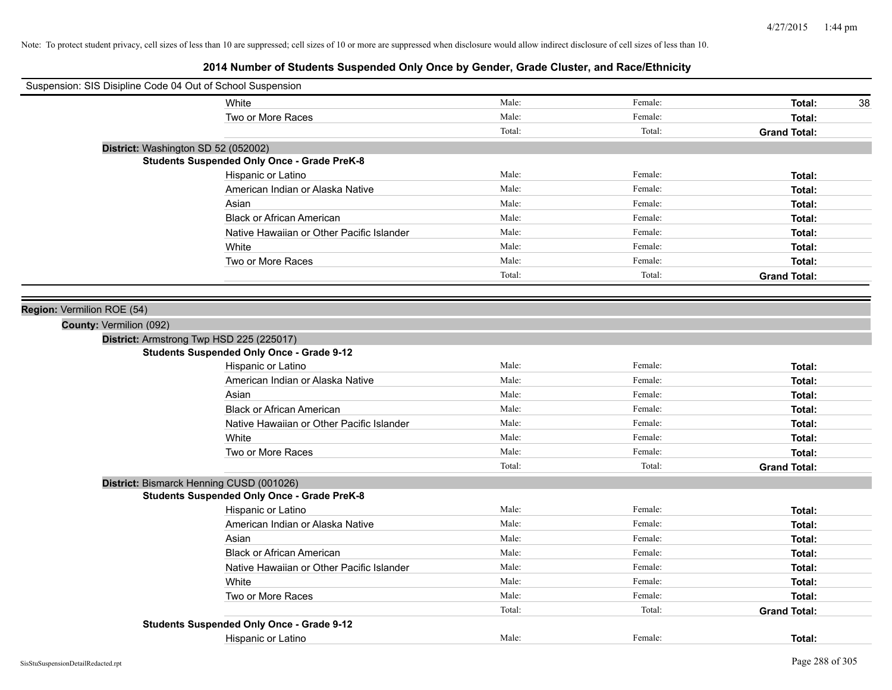Note: To protect student privacy, cell sizes of less than 10 are suppressed; cell sizes of 10 or more are suppressed when disclosure would allow indirect disclosure of cell sizes of less than 10.

## 2014 Number of Students Suspended Only Once by Gender, Grade Cluster, and Race/Ethnicity

Suspension: SIS Disipline Code 04 Out of School Suspension

| | | | | |
|---|---|---|---|---|
| White | Male: | Female: | **Total:** | 38 |
| Two or More Races | Male: | Female: | **Total:** | |
| | Total: | Total: | **Grand Total:** | |

**District:** Washington SD 52 (052002)

**Students Suspended Only Once - Grade PreK-8**

| | | | | |
|---|---|---|---|---|
| Hispanic or Latino | Male: | Female: | **Total:** | |
| American Indian or Alaska Native | Male: | Female: | **Total:** | |
| Asian | Male: | Female: | **Total:** | |
| Black or African American | Male: | Female: | **Total:** | |
| Native Hawaiian or Other Pacific Islander | Male: | Female: | **Total:** | |
| White | Male: | Female: | **Total:** | |
| Two or More Races | Male: | Female: | **Total:** | |
| | Total: | Total: | **Grand Total:** | |

**Region:** Vermilion ROE (54)

**County:** Vermilion (092)

**District:** Armstrong Twp HSD 225 (225017)

**Students Suspended Only Once - Grade 9-12**

| | | | | |
|---|---|---|---|---|
| Hispanic or Latino | Male: | Female: | **Total:** | |
| American Indian or Alaska Native | Male: | Female: | **Total:** | |
| Asian | Male: | Female: | **Total:** | |
| Black or African American | Male: | Female: | **Total:** | |
| Native Hawaiian or Other Pacific Islander | Male: | Female: | **Total:** | |
| White | Male: | Female: | **Total:** | |
| Two or More Races | Male: | Female: | **Total:** | |
| | Total: | Total: | **Grand Total:** | |

**District:** Bismarck Henning CUSD (001026)

**Students Suspended Only Once - Grade PreK-8**

| | | | | |
|---|---|---|---|---|
| Hispanic or Latino | Male: | Female: | **Total:** | |
| American Indian or Alaska Native | Male: | Female: | **Total:** | |
| Asian | Male: | Female: | **Total:** | |
| Black or African American | Male: | Female: | **Total:** | |
| Native Hawaiian or Other Pacific Islander | Male: | Female: | **Total:** | |
| White | Male: | Female: | **Total:** | |
| Two or More Races | Male: | Female: | **Total:** | |
| | Total: | Total: | **Grand Total:** | |

**Students Suspended Only Once - Grade 9-12**

| | | | | |
|---|---|---|---|---|
| Hispanic or Latino | Male: | Female: | **Total:** | |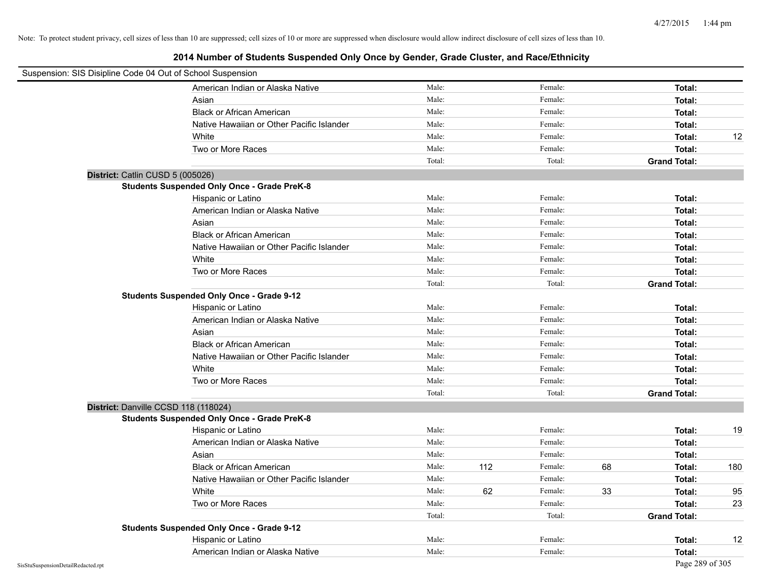Note: To protect student privacy, cell sizes of less than 10 are suppressed; cell sizes of 10 or more are suppressed when disclosure would allow indirect disclosure of cell sizes of less than 10.

## 2014 Number of Students Suspended Only Once by Gender, Grade Cluster, and Race/Ethnicity

Suspension: SIS Disipline Code 04 Out of School Suspension

| | | | | | | |
|---|---|---|---|---|---|---|
| American Indian or Alaska Native | Male: | | Female: | | **Total:** | |
| Asian | Male: | | Female: | | **Total:** | |
| Black or African American | Male: | | Female: | | **Total:** | |
| Native Hawaiian or Other Pacific Islander | Male: | | Female: | | **Total:** | |
| White | Male: | | Female: | | **Total:** | 12 |
| Two or More Races | Male: | | Female: | | **Total:** | |
| | Total: | | Total: | | **Grand Total:** | |

**District:** Catlin CUSD 5 (005026)

**Students Suspended Only Once - Grade PreK-8**

| | | | | | | |
|---|---|---|---|---|---|---|
| Hispanic or Latino | Male: | | Female: | | **Total:** | |
| American Indian or Alaska Native | Male: | | Female: | | **Total:** | |
| Asian | Male: | | Female: | | **Total:** | |
| Black or African American | Male: | | Female: | | **Total:** | |
| Native Hawaiian or Other Pacific Islander | Male: | | Female: | | **Total:** | |
| White | Male: | | Female: | | **Total:** | |
| Two or More Races | Male: | | Female: | | **Total:** | |
| | Total: | | Total: | | **Grand Total:** | |

**Students Suspended Only Once - Grade 9-12**

| | | | | | | |
|---|---|---|---|---|---|---|
| Hispanic or Latino | Male: | | Female: | | **Total:** | |
| American Indian or Alaska Native | Male: | | Female: | | **Total:** | |
| Asian | Male: | | Female: | | **Total:** | |
| Black or African American | Male: | | Female: | | **Total:** | |
| Native Hawaiian or Other Pacific Islander | Male: | | Female: | | **Total:** | |
| White | Male: | | Female: | | **Total:** | |
| Two or More Races | Male: | | Female: | | **Total:** | |
| | Total: | | Total: | | **Grand Total:** | |

**District:** Danville CCSD 118 (118024)

**Students Suspended Only Once - Grade PreK-8**

| | | | | | | |
|---|---|---|---|---|---|---|
| Hispanic or Latino | Male: | | Female: | | **Total:** | 19 |
| American Indian or Alaska Native | Male: | | Female: | | **Total:** | |
| Asian | Male: | | Female: | | **Total:** | |
| Black or African American | Male: | 112 | Female: | 68 | **Total:** | 180 |
| Native Hawaiian or Other Pacific Islander | Male: | | Female: | | **Total:** | |
| White | Male: | 62 | Female: | 33 | **Total:** | 95 |
| Two or More Races | Male: | | Female: | | **Total:** | 23 |
| | Total: | | Total: | | **Grand Total:** | |

**Students Suspended Only Once - Grade 9-12**

| | | | | | | |
|---|---|---|---|---|---|---|
| Hispanic or Latino | Male: | | Female: | | **Total:** | 12 |
| American Indian or Alaska Native | Male: | | Female: | | **Total:** | |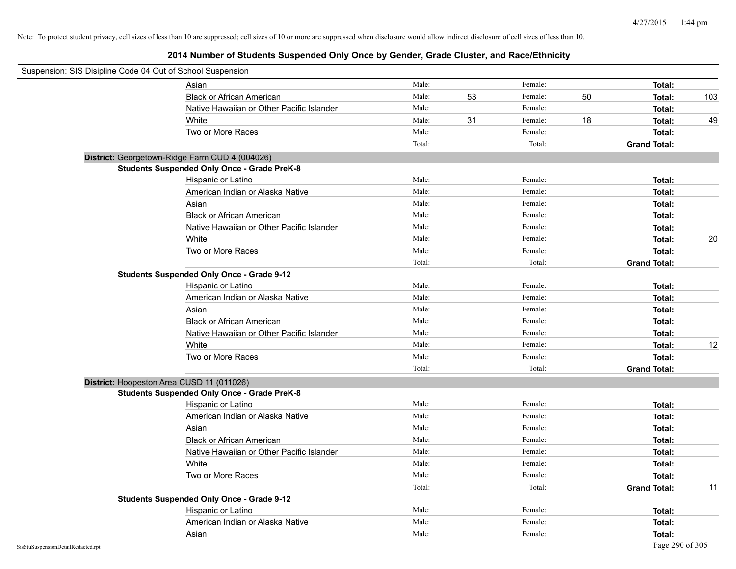Note: To protect student privacy, cell sizes of less than 10 are suppressed; cell sizes of 10 or more are suppressed when disclosure would allow indirect disclosure of cell sizes of less than 10.

# 2014 Number of Students Suspended Only Once by Gender, Grade Cluster, and Race/Ethnicity

Suspension: SIS Disipline Code 04 Out of School Suspension

| | | | | | |
|---|---|---|---|---|---|
| Asian | Male: | | Female: | | Total: |
| Black or African American | Male: 53 | | Female: 50 | | Total: 103 |
| Native Hawaiian or Other Pacific Islander | Male: | | Female: | | Total: |
| White | Male: 31 | | Female: 18 | | Total: 49 |
| Two or More Races | Male: | | Female: | | Total: |
| | Total: | | Total: | | Grand Total: |

**District:** Georgetown-Ridge Farm CUD 4 (004026)

**Students Suspended Only Once - Grade PreK-8**

| | | | |
|---|---|---|---|
| Hispanic or Latino | Male: | Female: | Total: |
| American Indian or Alaska Native | Male: | Female: | Total: |
| Asian | Male: | Female: | Total: |
| Black or African American | Male: | Female: | Total: |
| Native Hawaiian or Other Pacific Islander | Male: | Female: | Total: |
| White | Male: | Female: | Total: 20 |
| Two or More Races | Male: | Female: | Total: |
| | Total: | Total: | Grand Total: |

**Students Suspended Only Once - Grade 9-12**

| | | | |
|---|---|---|---|
| Hispanic or Latino | Male: | Female: | Total: |
| American Indian or Alaska Native | Male: | Female: | Total: |
| Asian | Male: | Female: | Total: |
| Black or African American | Male: | Female: | Total: |
| Native Hawaiian or Other Pacific Islander | Male: | Female: | Total: |
| White | Male: | Female: | Total: 12 |
| Two or More Races | Male: | Female: | Total: |
| | Total: | Total: | Grand Total: |

**District:** Hoopeston Area CUSD 11 (011026)

**Students Suspended Only Once - Grade PreK-8**

| | | | |
|---|---|---|---|
| Hispanic or Latino | Male: | Female: | Total: |
| American Indian or Alaska Native | Male: | Female: | Total: |
| Asian | Male: | Female: | Total: |
| Black or African American | Male: | Female: | Total: |
| Native Hawaiian or Other Pacific Islander | Male: | Female: | Total: |
| White | Male: | Female: | Total: |
| Two or More Races | Male: | Female: | Total: |
| | Total: | Total: | Grand Total: 11 |

**Students Suspended Only Once - Grade 9-12**

| | | | |
|---|---|---|---|
| Hispanic or Latino | Male: | Female: | Total: |
| American Indian or Alaska Native | Male: | Female: | Total: |
| Asian | Male: | Female: | Total: |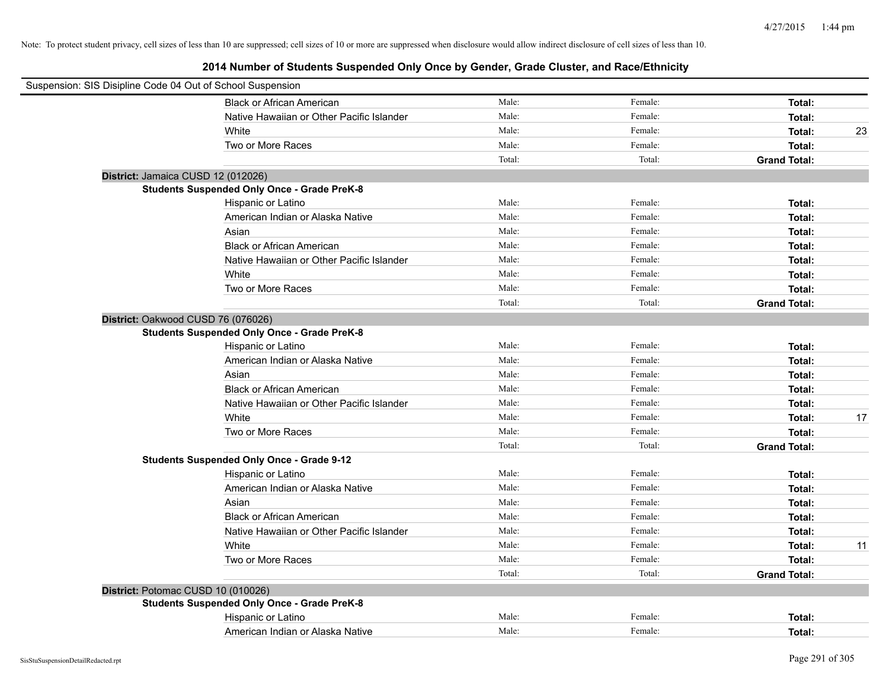Note: To protect student privacy, cell sizes of less than 10 are suppressed; cell sizes of 10 or more are suppressed when disclosure would allow indirect disclosure of cell sizes of less than 10.

## 2014 Number of Students Suspended Only Once by Gender, Grade Cluster, and Race/Ethnicity

Suspension: SIS Disipline Code 04 Out of School Suspension

| | | | | |
|---|---|---|---|---|
| Black or African American | Male: | Female: | **Total:** | |
| Native Hawaiian or Other Pacific Islander | Male: | Female: | **Total:** | |
| White | Male: | Female: | **Total:** | 23 |
| Two or More Races | Male: | Female: | **Total:** | |
| | Total: | Total: | **Grand Total:** | |

**District:** Jamaica CUSD 12 (012026)

**Students Suspended Only Once - Grade PreK-8**

| | | | | |
|---|---|---|---|---|
| Hispanic or Latino | Male: | Female: | **Total:** | |
| American Indian or Alaska Native | Male: | Female: | **Total:** | |
| Asian | Male: | Female: | **Total:** | |
| Black or African American | Male: | Female: | **Total:** | |
| Native Hawaiian or Other Pacific Islander | Male: | Female: | **Total:** | |
| White | Male: | Female: | **Total:** | |
| Two or More Races | Male: | Female: | **Total:** | |
| | Total: | Total: | **Grand Total:** | |

**District:** Oakwood CUSD 76 (076026)

**Students Suspended Only Once - Grade PreK-8**

| | | | | |
|---|---|---|---|---|
| Hispanic or Latino | Male: | Female: | **Total:** | |
| American Indian or Alaska Native | Male: | Female: | **Total:** | |
| Asian | Male: | Female: | **Total:** | |
| Black or African American | Male: | Female: | **Total:** | |
| Native Hawaiian or Other Pacific Islander | Male: | Female: | **Total:** | |
| White | Male: | Female: | **Total:** | 17 |
| Two or More Races | Male: | Female: | **Total:** | |
| | Total: | Total: | **Grand Total:** | |

**Students Suspended Only Once - Grade 9-12**

| | | | | |
|---|---|---|---|---|
| Hispanic or Latino | Male: | Female: | **Total:** | |
| American Indian or Alaska Native | Male: | Female: | **Total:** | |
| Asian | Male: | Female: | **Total:** | |
| Black or African American | Male: | Female: | **Total:** | |
| Native Hawaiian or Other Pacific Islander | Male: | Female: | **Total:** | |
| White | Male: | Female: | **Total:** | 11 |
| Two or More Races | Male: | Female: | **Total:** | |
| | Total: | Total: | **Grand Total:** | |

**District:** Potomac CUSD 10 (010026)

**Students Suspended Only Once - Grade PreK-8**

| | | | | |
|---|---|---|---|---|
| Hispanic or Latino | Male: | Female: | **Total:** | |
| American Indian or Alaska Native | Male: | Female: | **Total:** | |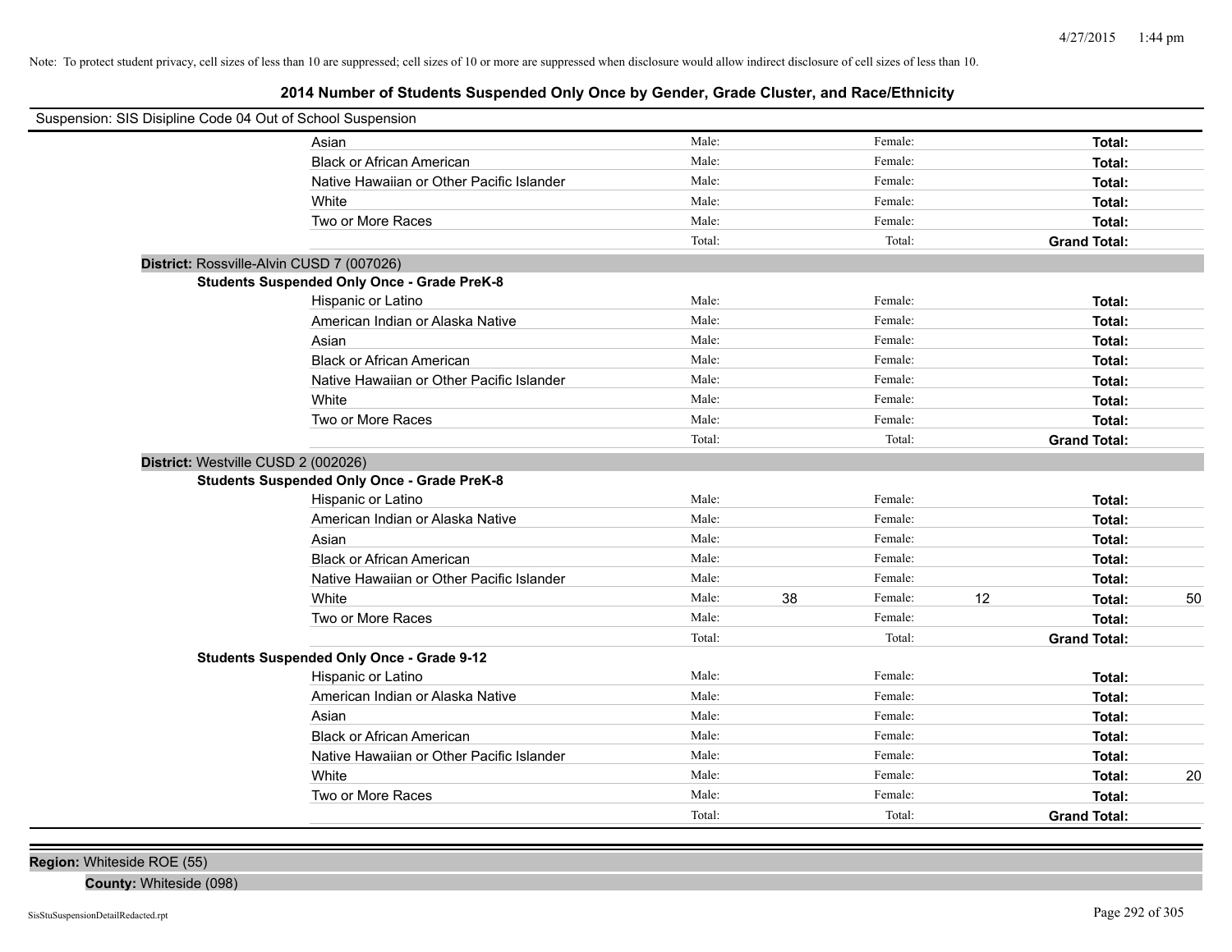Note: To protect student privacy, cell sizes of less than 10 are suppressed; cell sizes of 10 or more are suppressed when disclosure would allow indirect disclosure of cell sizes of less than 10.

## 2014 Number of Students Suspended Only Once by Gender, Grade Cluster, and Race/Ethnicity

Suspension: SIS Disipline Code 04 Out of School Suspension

| | Male: | | Female: | | Total: | |
|---|---|---|---|---|---|---|
| Asian | Male: | | Female: | | **Total:** | |
| Black or African American | Male: | | Female: | | **Total:** | |
| Native Hawaiian or Other Pacific Islander | Male: | | Female: | | **Total:** | |
| White | Male: | | Female: | | **Total:** | |
| Two or More Races | Male: | | Female: | | **Total:** | |
| | Total: | | Total: | | **Grand Total:** | |

**District:** Rossville-Alvin CUSD 7 (007026)

**Students Suspended Only Once - Grade PreK-8**

| | Male: | | Female: | | Total: | |
|---|---|---|---|---|---|---|
| Hispanic or Latino | Male: | | Female: | | **Total:** | |
| American Indian or Alaska Native | Male: | | Female: | | **Total:** | |
| Asian | Male: | | Female: | | **Total:** | |
| Black or African American | Male: | | Female: | | **Total:** | |
| Native Hawaiian or Other Pacific Islander | Male: | | Female: | | **Total:** | |
| White | Male: | | Female: | | **Total:** | |
| Two or More Races | Male: | | Female: | | **Total:** | |
| | Total: | | Total: | | **Grand Total:** | |

**District:** Westville CUSD 2 (002026)

**Students Suspended Only Once - Grade PreK-8**

| | Male: | | Female: | | Total: | |
|---|---|---|---|---|---|---|
| Hispanic or Latino | Male: | | Female: | | **Total:** | |
| American Indian or Alaska Native | Male: | | Female: | | **Total:** | |
| Asian | Male: | | Female: | | **Total:** | |
| Black or African American | Male: | | Female: | | **Total:** | |
| Native Hawaiian or Other Pacific Islander | Male: | | Female: | | **Total:** | |
| White | Male: | 38 | Female: | 12 | **Total:** | 50 |
| Two or More Races | Male: | | Female: | | **Total:** | |
| | Total: | | Total: | | **Grand Total:** | |

**Students Suspended Only Once - Grade 9-12**

| | Male: | | Female: | | Total: | |
|---|---|---|---|---|---|---|
| Hispanic or Latino | Male: | | Female: | | **Total:** | |
| American Indian or Alaska Native | Male: | | Female: | | **Total:** | |
| Asian | Male: | | Female: | | **Total:** | |
| Black or African American | Male: | | Female: | | **Total:** | |
| Native Hawaiian or Other Pacific Islander | Male: | | Female: | | **Total:** | |
| White | Male: | | Female: | | **Total:** | 20 |
| Two or More Races | Male: | | Female: | | **Total:** | |
| | Total: | | Total: | | **Grand Total:** | |

**Region:** Whiteside ROE (55)

**County:** Whiteside (098)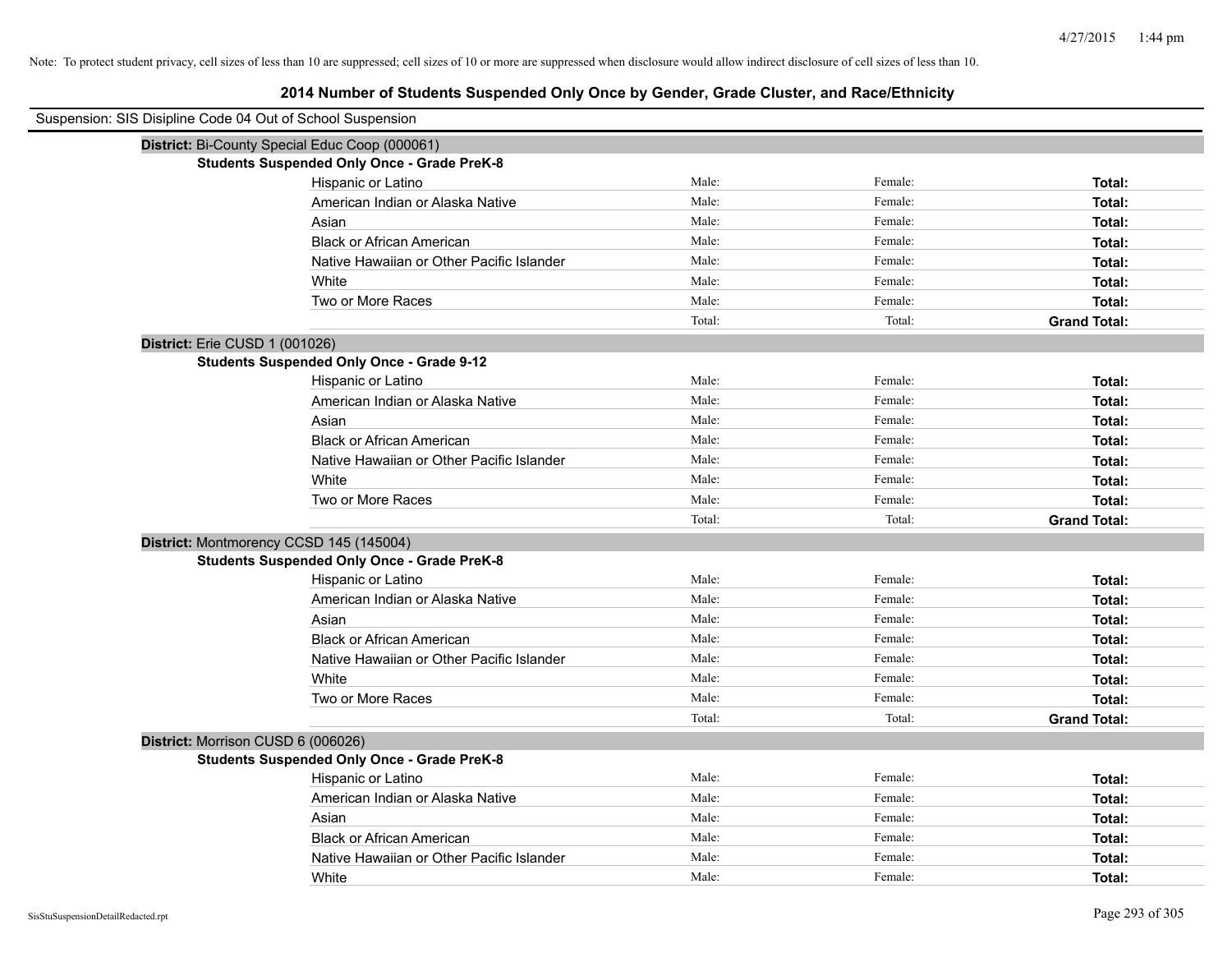Note: To protect student privacy, cell sizes of less than 10 are suppressed; cell sizes of 10 or more are suppressed when disclosure would allow indirect disclosure of cell sizes of less than 10.

# 2014 Number of Students Suspended Only Once by Gender, Grade Cluster, and Race/Ethnicity

Suspension: SIS Disipline Code 04 Out of School Suspension

**District:** Bi-County Special Educ Coop (000061)

**Students Suspended Only Once - Grade PreK-8**

| | | | |
|---|---|---|---|
| Hispanic or Latino | Male: | Female: | **Total:** |
| American Indian or Alaska Native | Male: | Female: | **Total:** |
| Asian | Male: | Female: | **Total:** |
| Black or African American | Male: | Female: | **Total:** |
| Native Hawaiian or Other Pacific Islander | Male: | Female: | **Total:** |
| White | Male: | Female: | **Total:** |
| Two or More Races | Male: | Female: | **Total:** |
| | Total: | Total: | **Grand Total:** |

**District:** Erie CUSD 1 (001026)

**Students Suspended Only Once - Grade 9-12**

| | | | |
|---|---|---|---|
| Hispanic or Latino | Male: | Female: | **Total:** |
| American Indian or Alaska Native | Male: | Female: | **Total:** |
| Asian | Male: | Female: | **Total:** |
| Black or African American | Male: | Female: | **Total:** |
| Native Hawaiian or Other Pacific Islander | Male: | Female: | **Total:** |
| White | Male: | Female: | **Total:** |
| Two or More Races | Male: | Female: | **Total:** |
| | Total: | Total: | **Grand Total:** |

**District:** Montmorency CCSD 145 (145004)

**Students Suspended Only Once - Grade PreK-8**

| | | | |
|---|---|---|---|
| Hispanic or Latino | Male: | Female: | **Total:** |
| American Indian or Alaska Native | Male: | Female: | **Total:** |
| Asian | Male: | Female: | **Total:** |
| Black or African American | Male: | Female: | **Total:** |
| Native Hawaiian or Other Pacific Islander | Male: | Female: | **Total:** |
| White | Male: | Female: | **Total:** |
| Two or More Races | Male: | Female: | **Total:** |
| | Total: | Total: | **Grand Total:** |

**District:** Morrison CUSD 6 (006026)

**Students Suspended Only Once - Grade PreK-8**

| | | | |
|---|---|---|---|
| Hispanic or Latino | Male: | Female: | **Total:** |
| American Indian or Alaska Native | Male: | Female: | **Total:** |
| Asian | Male: | Female: | **Total:** |
| Black or African American | Male: | Female: | **Total:** |
| Native Hawaiian or Other Pacific Islander | Male: | Female: | **Total:** |
| White | Male: | Female: | **Total:** |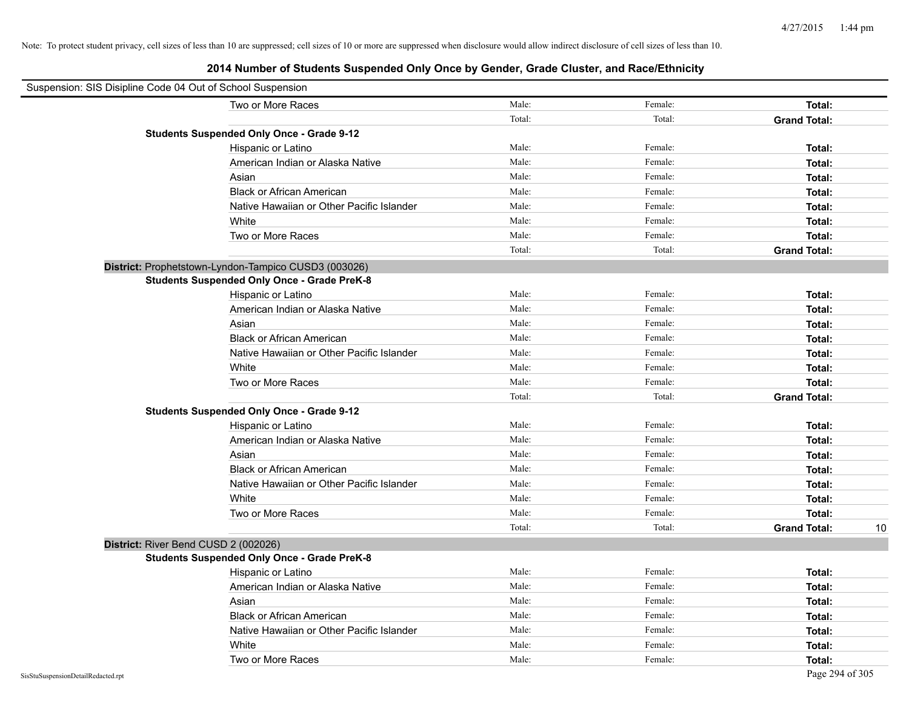Note: To protect student privacy, cell sizes of less than 10 are suppressed; cell sizes of 10 or more are suppressed when disclosure would allow indirect disclosure of cell sizes of less than 10.

# 2014 Number of Students Suspended Only Once by Gender, Grade Cluster, and Race/Ethnicity

Suspension: SIS Disipline Code 04 Out of School Suspension

| | | | | | |
|---|---|---|---|---|---|
| | Two or More Races | Male: | Female: | **Total:** | |
| | | Total: | Total: | **Grand Total:** | |
| **Students Suspended Only Once - Grade 9-12** | | | | | |
| | Hispanic or Latino | Male: | Female: | **Total:** | |
| | American Indian or Alaska Native | Male: | Female: | **Total:** | |
| | Asian | Male: | Female: | **Total:** | |
| | Black or African American | Male: | Female: | **Total:** | |
| | Native Hawaiian or Other Pacific Islander | Male: | Female: | **Total:** | |
| | White | Male: | Female: | **Total:** | |
| | Two or More Races | Male: | Female: | **Total:** | |
| | | Total: | Total: | **Grand Total:** | |
| **District:** Prophetstown-Lyndon-Tampico CUSD3 (003026) | | | | | |
| **Students Suspended Only Once - Grade PreK-8** | | | | | |
| | Hispanic or Latino | Male: | Female: | **Total:** | |
| | American Indian or Alaska Native | Male: | Female: | **Total:** | |
| | Asian | Male: | Female: | **Total:** | |
| | Black or African American | Male: | Female: | **Total:** | |
| | Native Hawaiian or Other Pacific Islander | Male: | Female: | **Total:** | |
| | White | Male: | Female: | **Total:** | |
| | Two or More Races | Male: | Female: | **Total:** | |
| | | Total: | Total: | **Grand Total:** | |
| **Students Suspended Only Once - Grade 9-12** | | | | | |
| | Hispanic or Latino | Male: | Female: | **Total:** | |
| | American Indian or Alaska Native | Male: | Female: | **Total:** | |
| | Asian | Male: | Female: | **Total:** | |
| | Black or African American | Male: | Female: | **Total:** | |
| | Native Hawaiian or Other Pacific Islander | Male: | Female: | **Total:** | |
| | White | Male: | Female: | **Total:** | |
| | Two or More Races | Male: | Female: | **Total:** | |
| | | Total: | Total: | **Grand Total:** | 10 |
| **District:** River Bend CUSD 2 (002026) | | | | | |
| **Students Suspended Only Once - Grade PreK-8** | | | | | |
| | Hispanic or Latino | Male: | Female: | **Total:** | |
| | American Indian or Alaska Native | Male: | Female: | **Total:** | |
| | Asian | Male: | Female: | **Total:** | |
| | Black or African American | Male: | Female: | **Total:** | |
| | Native Hawaiian or Other Pacific Islander | Male: | Female: | **Total:** | |
| | White | Male: | Female: | **Total:** | |
| | Two or More Races | Male: | Female: | **Total:** | |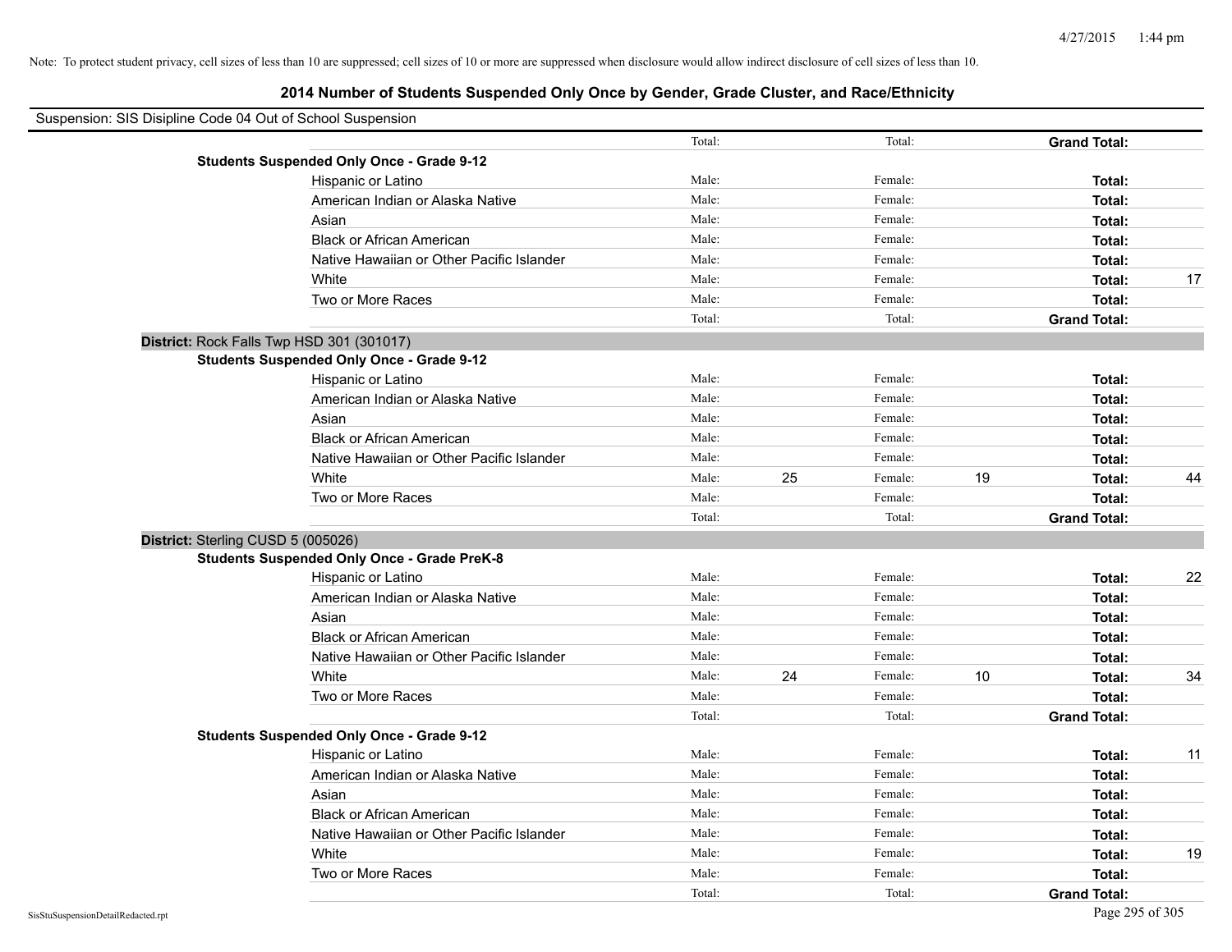Note: To protect student privacy, cell sizes of less than 10 are suppressed; cell sizes of 10 or more are suppressed when disclosure would allow indirect disclosure of cell sizes of less than 10.

# 2014 Number of Students Suspended Only Once by Gender, Grade Cluster, and Race/Ethnicity

Suspension: SIS Disipline Code 04 Out of School Suspension

| | | | | | | |
|---|---|---|---|---|---|---|
| | Total: | | Total: | | **Grand Total:** | |
| **Students Suspended Only Once - Grade 9-12** | | | | | | |
| Hispanic or Latino | Male: | | Female: | | **Total:** | |
| American Indian or Alaska Native | Male: | | Female: | | **Total:** | |
| Asian | Male: | | Female: | | **Total:** | |
| Black or African American | Male: | | Female: | | **Total:** | |
| Native Hawaiian or Other Pacific Islander | Male: | | Female: | | **Total:** | |
| White | Male: | | Female: | | **Total:** | 17 |
| Two or More Races | Male: | | Female: | | **Total:** | |
| | Total: | | Total: | | **Grand Total:** | |

**District:** Rock Falls Twp HSD 301 (301017)

| | | | | | | |
|---|---|---|---|---|---|---|
| **Students Suspended Only Once - Grade 9-12** | | | | | | |
| Hispanic or Latino | Male: | | Female: | | **Total:** | |
| American Indian or Alaska Native | Male: | | Female: | | **Total:** | |
| Asian | Male: | | Female: | | **Total:** | |
| Black or African American | Male: | | Female: | | **Total:** | |
| Native Hawaiian or Other Pacific Islander | Male: | | Female: | | **Total:** | |
| White | Male: | 25 | Female: | 19 | **Total:** | 44 |
| Two or More Races | Male: | | Female: | | **Total:** | |
| | Total: | | Total: | | **Grand Total:** | |

**District:** Sterling CUSD 5 (005026)

| | | | | | | |
|---|---|---|---|---|---|---|
| **Students Suspended Only Once - Grade PreK-8** | | | | | | |
| Hispanic or Latino | Male: | | Female: | | **Total:** | 22 |
| American Indian or Alaska Native | Male: | | Female: | | **Total:** | |
| Asian | Male: | | Female: | | **Total:** | |
| Black or African American | Male: | | Female: | | **Total:** | |
| Native Hawaiian or Other Pacific Islander | Male: | | Female: | | **Total:** | |
| White | Male: | 24 | Female: | 10 | **Total:** | 34 |
| Two or More Races | Male: | | Female: | | **Total:** | |
| | Total: | | Total: | | **Grand Total:** | |
| **Students Suspended Only Once - Grade 9-12** | | | | | | |
| Hispanic or Latino | Male: | | Female: | | **Total:** | 11 |
| American Indian or Alaska Native | Male: | | Female: | | **Total:** | |
| Asian | Male: | | Female: | | **Total:** | |
| Black or African American | Male: | | Female: | | **Total:** | |
| Native Hawaiian or Other Pacific Islander | Male: | | Female: | | **Total:** | |
| White | Male: | | Female: | | **Total:** | 19 |
| Two or More Races | Male: | | Female: | | **Total:** | |
| | Total: | | Total: | | **Grand Total:** | |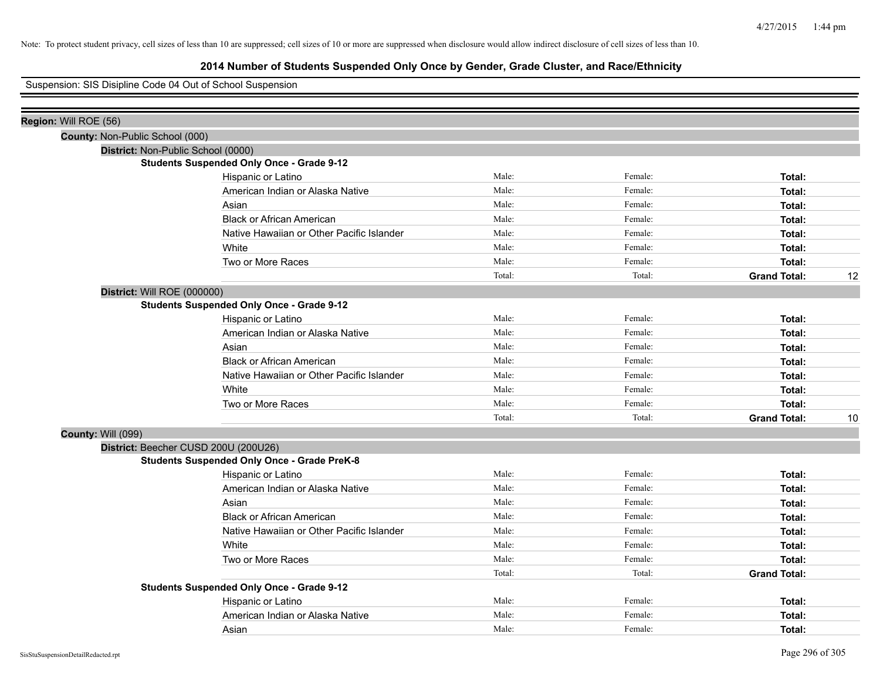Note: To protect student privacy, cell sizes of less than 10 are suppressed; cell sizes of 10 or more are suppressed when disclosure would allow indirect disclosure of cell sizes of less than 10.

# 2014 Number of Students Suspended Only Once by Gender, Grade Cluster, and Race/Ethnicity

Suspension: SIS Disipline Code 04 Out of School Suspension

**Region:** Will ROE (56)

**County:** Non-Public School (000)

**District:** Non-Public School (0000)

**Students Suspended Only Once - Grade 9-12**

| | | | | |
|---|---|---|---|---|
| Hispanic or Latino | Male: | Female: | **Total:** | |
| American Indian or Alaska Native | Male: | Female: | **Total:** | |
| Asian | Male: | Female: | **Total:** | |
| Black or African American | Male: | Female: | **Total:** | |
| Native Hawaiian or Other Pacific Islander | Male: | Female: | **Total:** | |
| White | Male: | Female: | **Total:** | |
| Two or More Races | Male: | Female: | **Total:** | |
| | Total: | Total: | **Grand Total:** | 12 |

**District:** Will ROE (000000)

**Students Suspended Only Once - Grade 9-12**

| | | | | |
|---|---|---|---|---|
| Hispanic or Latino | Male: | Female: | **Total:** | |
| American Indian or Alaska Native | Male: | Female: | **Total:** | |
| Asian | Male: | Female: | **Total:** | |
| Black or African American | Male: | Female: | **Total:** | |
| Native Hawaiian or Other Pacific Islander | Male: | Female: | **Total:** | |
| White | Male: | Female: | **Total:** | |
| Two or More Races | Male: | Female: | **Total:** | |
| | Total: | Total: | **Grand Total:** | 10 |

**County:** Will (099)

**District:** Beecher CUSD 200U (200U26)

**Students Suspended Only Once - Grade PreK-8**

| | | | | |
|---|---|---|---|---|
| Hispanic or Latino | Male: | Female: | **Total:** | |
| American Indian or Alaska Native | Male: | Female: | **Total:** | |
| Asian | Male: | Female: | **Total:** | |
| Black or African American | Male: | Female: | **Total:** | |
| Native Hawaiian or Other Pacific Islander | Male: | Female: | **Total:** | |
| White | Male: | Female: | **Total:** | |
| Two or More Races | Male: | Female: | **Total:** | |
| | Total: | Total: | **Grand Total:** | |

**Students Suspended Only Once - Grade 9-12**

| | | | | |
|---|---|---|---|---|
| Hispanic or Latino | Male: | Female: | **Total:** | |
| American Indian or Alaska Native | Male: | Female: | **Total:** | |
| Asian | Male: | Female: | **Total:** | |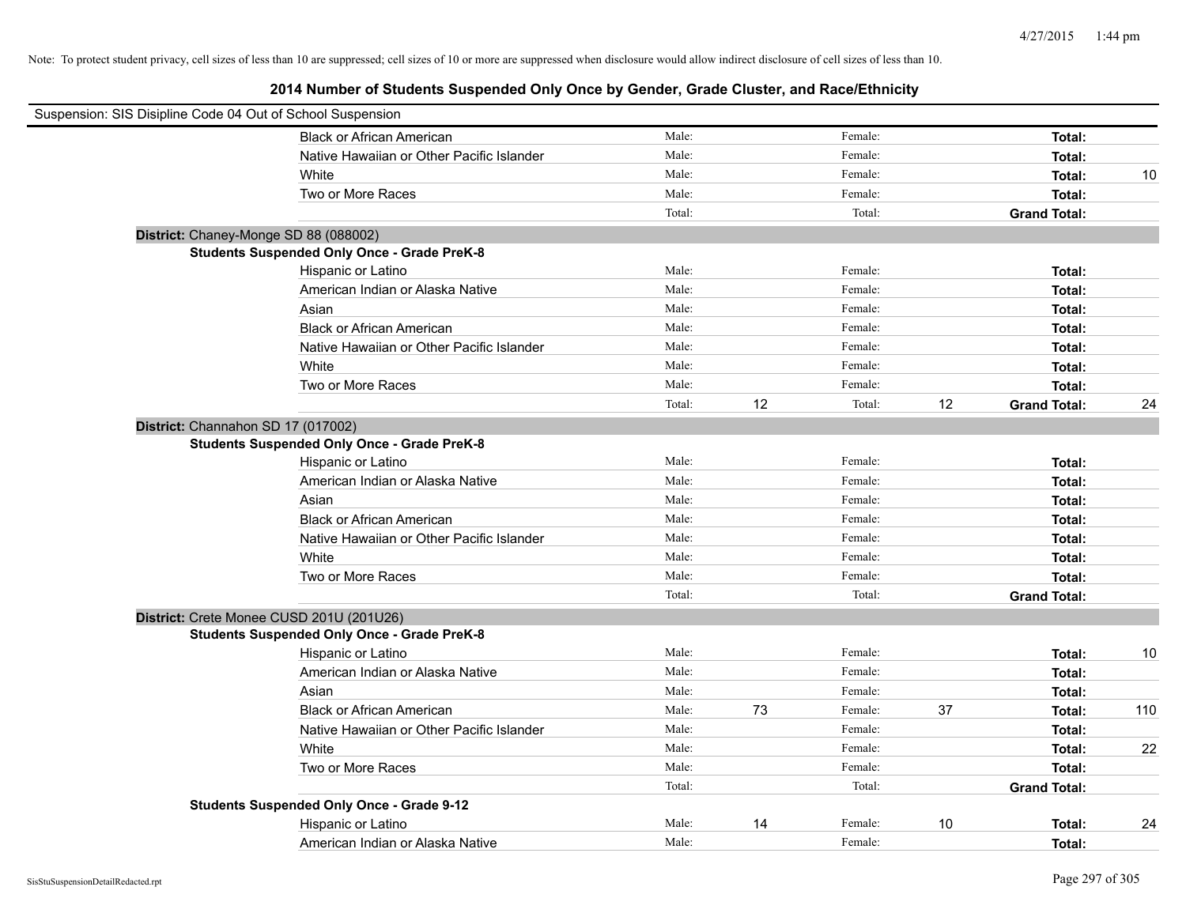Note: To protect student privacy, cell sizes of less than 10 are suppressed; cell sizes of 10 or more are suppressed when disclosure would allow indirect disclosure of cell sizes of less than 10.

## 2014 Number of Students Suspended Only Once by Gender, Grade Cluster, and Race/Ethnicity

Suspension: SIS Disipline Code 04 Out of School Suspension

| Race/Ethnicity | | Male | | Female | | Total |
|---|---|---|---|---|---|---|
| Black or African American | Male: | | Female: | | Total: | |
| Native Hawaiian or Other Pacific Islander | Male: | | Female: | | Total: | |
| White | Male: | | Female: | | Total: | 10 |
| Two or More Races | Male: | | Female: | | Total: | |
| | Total: | | Total: | | Grand Total: | |

**District:** Chaney-Monge SD 88 (088002)

**Students Suspended Only Once - Grade PreK-8**

| Race/Ethnicity | | Male | | Female | | Total |
|---|---|---|---|---|---|---|
| Hispanic or Latino | Male: | | Female: | | Total: | |
| American Indian or Alaska Native | Male: | | Female: | | Total: | |
| Asian | Male: | | Female: | | Total: | |
| Black or African American | Male: | | Female: | | Total: | |
| Native Hawaiian or Other Pacific Islander | Male: | | Female: | | Total: | |
| White | Male: | | Female: | | Total: | |
| Two or More Races | Male: | | Female: | | Total: | |
| | Total: | 12 | Total: | 12 | Grand Total: | 24 |

**District:** Channahon SD 17 (017002)

**Students Suspended Only Once - Grade PreK-8**

| Race/Ethnicity | | Male | | Female | | Total |
|---|---|---|---|---|---|---|
| Hispanic or Latino | Male: | | Female: | | Total: | |
| American Indian or Alaska Native | Male: | | Female: | | Total: | |
| Asian | Male: | | Female: | | Total: | |
| Black or African American | Male: | | Female: | | Total: | |
| Native Hawaiian or Other Pacific Islander | Male: | | Female: | | Total: | |
| White | Male: | | Female: | | Total: | |
| Two or More Races | Male: | | Female: | | Total: | |
| | Total: | | Total: | | Grand Total: | |

**District:** Crete Monee CUSD 201U (201U26)

**Students Suspended Only Once - Grade PreK-8**

| Race/Ethnicity | | Male | | Female | | Total |
|---|---|---|---|---|---|---|
| Hispanic or Latino | Male: | | Female: | | Total: | 10 |
| American Indian or Alaska Native | Male: | | Female: | | Total: | |
| Asian | Male: | | Female: | | Total: | |
| Black or African American | Male: | 73 | Female: | 37 | Total: | 110 |
| Native Hawaiian or Other Pacific Islander | Male: | | Female: | | Total: | |
| White | Male: | | Female: | | Total: | 22 |
| Two or More Races | Male: | | Female: | | Total: | |
| | Total: | | Total: | | Grand Total: | |

**Students Suspended Only Once - Grade 9-12**

| Race/Ethnicity | | Male | | Female | | Total |
|---|---|---|---|---|---|---|
| Hispanic or Latino | Male: | 14 | Female: | 10 | Total: | 24 |
| American Indian or Alaska Native | Male: | | Female: | | Total: | |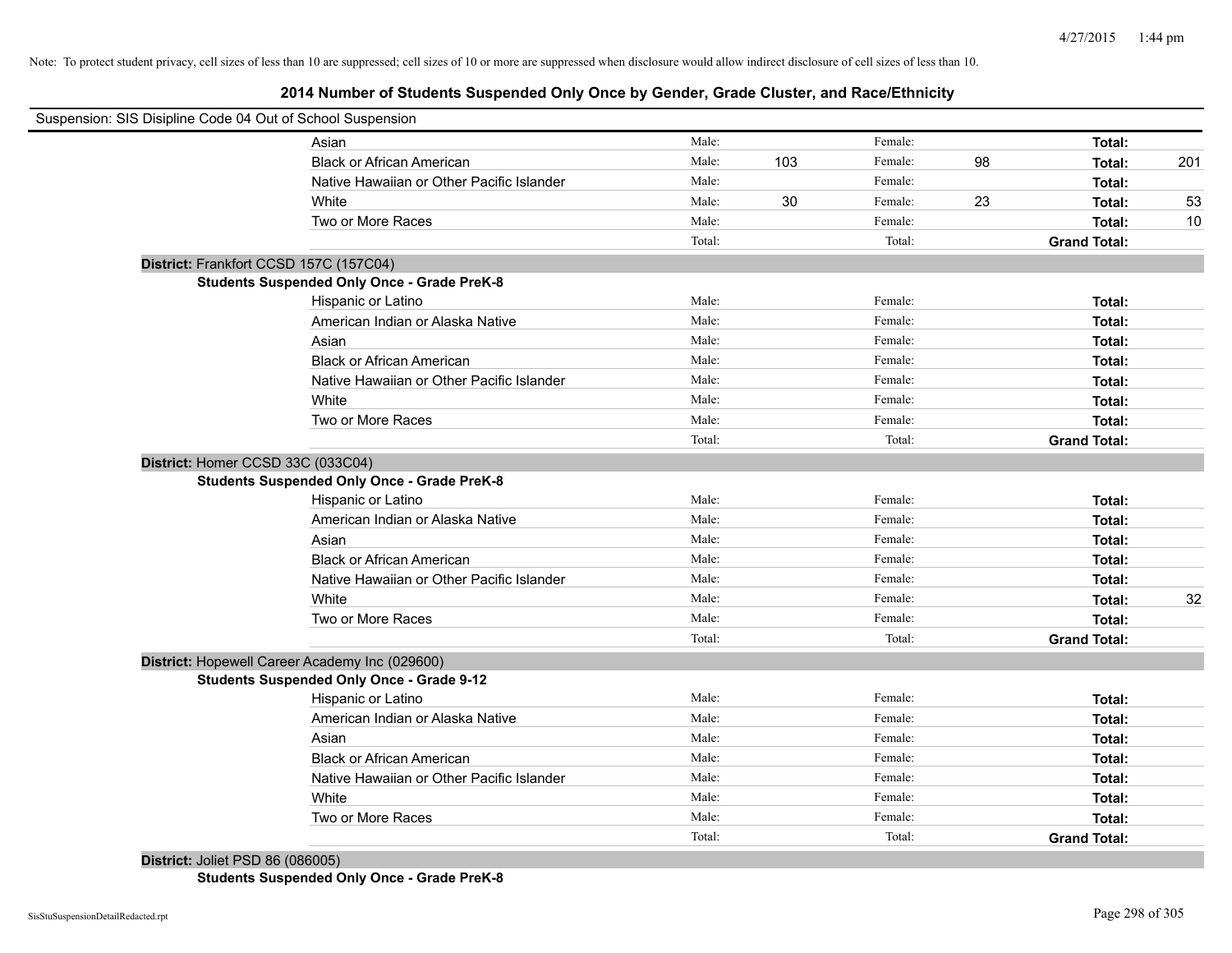Note: To protect student privacy, cell sizes of less than 10 are suppressed; cell sizes of 10 or more are suppressed when disclosure would allow indirect disclosure of cell sizes of less than 10.

# 2014 Number of Students Suspended Only Once by Gender, Grade Cluster, and Race/Ethnicity

Suspension: SIS Disipline Code 04 Out of School Suspension

| | | | | | | |
|---|---|---|---|---|---|---|
| Asian | Male: | | Female: | | **Total:** | |
| Black or African American | Male: | 103 | Female: | 98 | **Total:** | 201 |
| Native Hawaiian or Other Pacific Islander | Male: | | Female: | | **Total:** | |
| White | Male: | 30 | Female: | 23 | **Total:** | 53 |
| Two or More Races | Male: | | Female: | | **Total:** | 10 |
| | Total: | | Total: | | **Grand Total:** | |

**District:** Frankfort CCSD 157C (157C04)

**Students Suspended Only Once - Grade PreK-8**

| | | | | | | |
|---|---|---|---|---|---|---|
| Hispanic or Latino | Male: | | Female: | | **Total:** | |
| American Indian or Alaska Native | Male: | | Female: | | **Total:** | |
| Asian | Male: | | Female: | | **Total:** | |
| Black or African American | Male: | | Female: | | **Total:** | |
| Native Hawaiian or Other Pacific Islander | Male: | | Female: | | **Total:** | |
| White | Male: | | Female: | | **Total:** | |
| Two or More Races | Male: | | Female: | | **Total:** | |
| | Total: | | Total: | | **Grand Total:** | |

**District:** Homer CCSD 33C (033C04)

**Students Suspended Only Once - Grade PreK-8**

| | | | | | | |
|---|---|---|---|---|---|---|
| Hispanic or Latino | Male: | | Female: | | **Total:** | |
| American Indian or Alaska Native | Male: | | Female: | | **Total:** | |
| Asian | Male: | | Female: | | **Total:** | |
| Black or African American | Male: | | Female: | | **Total:** | |
| Native Hawaiian or Other Pacific Islander | Male: | | Female: | | **Total:** | |
| White | Male: | | Female: | | **Total:** | 32 |
| Two or More Races | Male: | | Female: | | **Total:** | |
| | Total: | | Total: | | **Grand Total:** | |

**District:** Hopewell Career Academy Inc (029600)

**Students Suspended Only Once - Grade 9-12**

| | | | | | | |
|---|---|---|---|---|---|---|
| Hispanic or Latino | Male: | | Female: | | **Total:** | |
| American Indian or Alaska Native | Male: | | Female: | | **Total:** | |
| Asian | Male: | | Female: | | **Total:** | |
| Black or African American | Male: | | Female: | | **Total:** | |
| Native Hawaiian or Other Pacific Islander | Male: | | Female: | | **Total:** | |
| White | Male: | | Female: | | **Total:** | |
| Two or More Races | Male: | | Female: | | **Total:** | |
| | Total: | | Total: | | **Grand Total:** | |

**District:** Joliet PSD 86 (086005)

**Students Suspended Only Once - Grade PreK-8**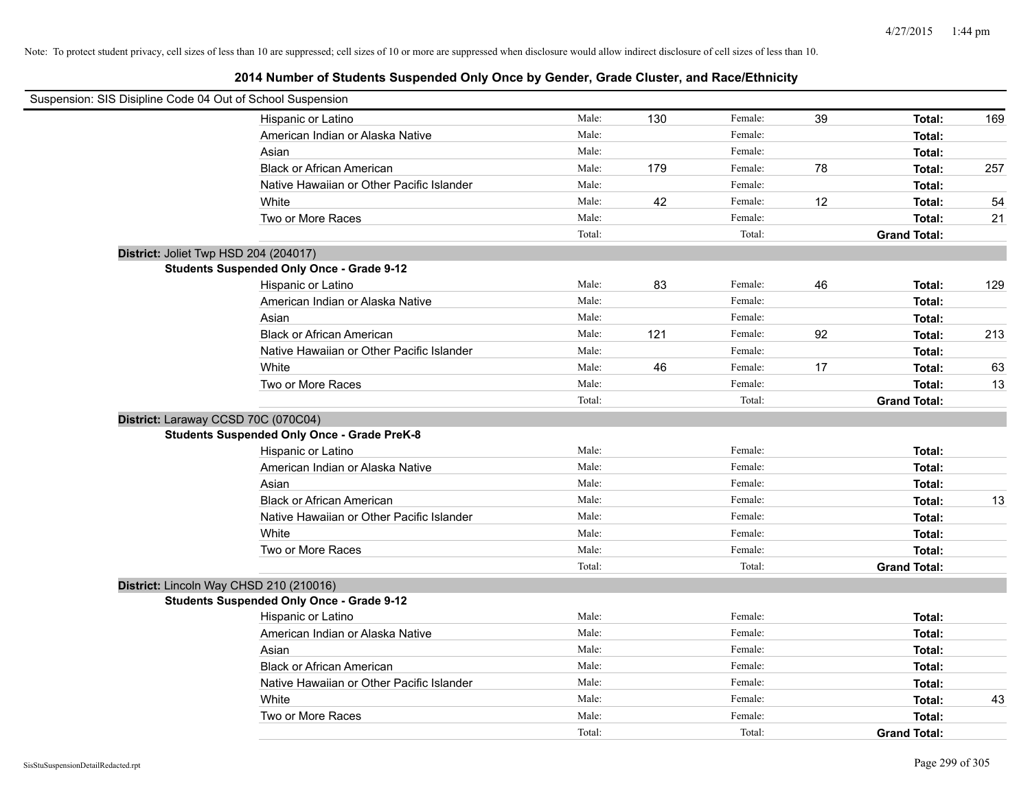Note: To protect student privacy, cell sizes of less than 10 are suppressed; cell sizes of 10 or more are suppressed when disclosure would allow indirect disclosure of cell sizes of less than 10.

## 2014 Number of Students Suspended Only Once by Gender, Grade Cluster, and Race/Ethnicity

Suspension: SIS Disipline Code 04 Out of School Suspension

| | | | | | | |
|---|---|---|---|---|---|---|
| Hispanic or Latino | Male: | 130 | Female: | 39 | **Total:** | 169 |
| American Indian or Alaska Native | Male: | | Female: | | **Total:** | |
| Asian | Male: | | Female: | | **Total:** | |
| Black or African American | Male: | 179 | Female: | 78 | **Total:** | 257 |
| Native Hawaiian or Other Pacific Islander | Male: | | Female: | | **Total:** | |
| White | Male: | 42 | Female: | 12 | **Total:** | 54 |
| Two or More Races | Male: | | Female: | | **Total:** | 21 |
| | Total: | | Total: | | **Grand Total:** | |

**District:** Joliet Twp HSD 204 (204017)

**Students Suspended Only Once - Grade 9-12**

| | | | | | | |
|---|---|---|---|---|---|---|
| Hispanic or Latino | Male: | 83 | Female: | 46 | **Total:** | 129 |
| American Indian or Alaska Native | Male: | | Female: | | **Total:** | |
| Asian | Male: | | Female: | | **Total:** | |
| Black or African American | Male: | 121 | Female: | 92 | **Total:** | 213 |
| Native Hawaiian or Other Pacific Islander | Male: | | Female: | | **Total:** | |
| White | Male: | 46 | Female: | 17 | **Total:** | 63 |
| Two or More Races | Male: | | Female: | | **Total:** | 13 |
| | Total: | | Total: | | **Grand Total:** | |

**District:** Laraway CCSD 70C (070C04)

**Students Suspended Only Once - Grade PreK-8**

| | | | | | | |
|---|---|---|---|---|---|---|
| Hispanic or Latino | Male: | | Female: | | **Total:** | |
| American Indian or Alaska Native | Male: | | Female: | | **Total:** | |
| Asian | Male: | | Female: | | **Total:** | |
| Black or African American | Male: | | Female: | | **Total:** | 13 |
| Native Hawaiian or Other Pacific Islander | Male: | | Female: | | **Total:** | |
| White | Male: | | Female: | | **Total:** | |
| Two or More Races | Male: | | Female: | | **Total:** | |
| | Total: | | Total: | | **Grand Total:** | |

**District:** Lincoln Way CHSD 210 (210016)

**Students Suspended Only Once - Grade 9-12**

| | | | | | | |
|---|---|---|---|---|---|---|
| Hispanic or Latino | Male: | | Female: | | **Total:** | |
| American Indian or Alaska Native | Male: | | Female: | | **Total:** | |
| Asian | Male: | | Female: | | **Total:** | |
| Black or African American | Male: | | Female: | | **Total:** | |
| Native Hawaiian or Other Pacific Islander | Male: | | Female: | | **Total:** | |
| White | Male: | | Female: | | **Total:** | 43 |
| Two or More Races | Male: | | Female: | | **Total:** | |
| | Total: | | Total: | | **Grand Total:** | |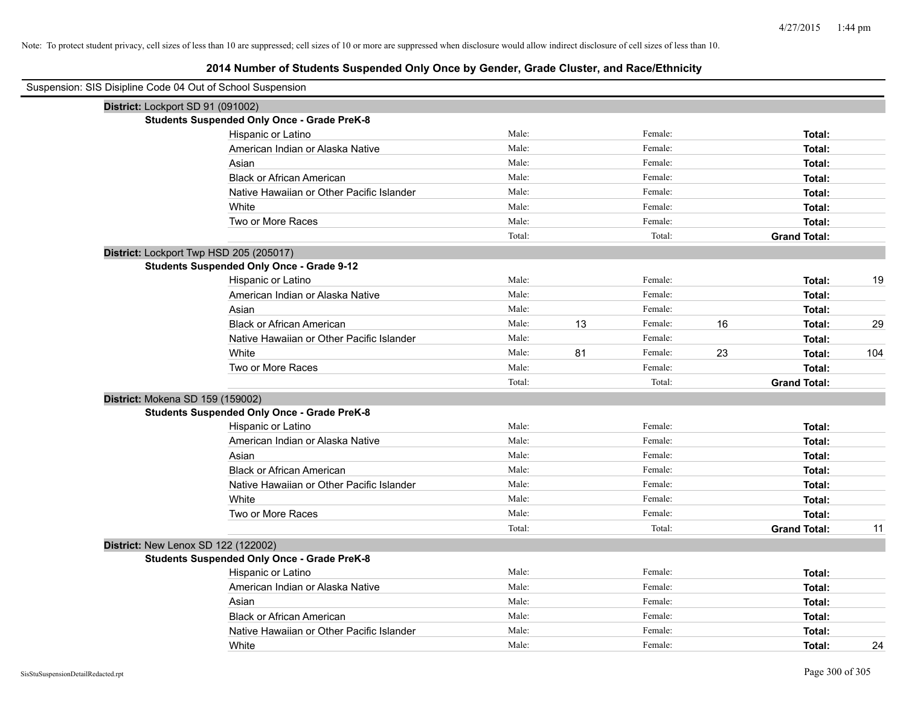Note: To protect student privacy, cell sizes of less than 10 are suppressed; cell sizes of 10 or more are suppressed when disclosure would allow indirect disclosure of cell sizes of less than 10.

## 2014 Number of Students Suspended Only Once by Gender, Grade Cluster, and Race/Ethnicity

Suspension: SIS Disipline Code 04 Out of School Suspension

**District:** Lockport SD 91 (091002)

**Students Suspended Only Once - Grade PreK-8**

| Race/Ethnicity | | Male | | Female | | Total |
|---|---|---|---|---|---|---|
| Hispanic or Latino | Male: | | Female: | | **Total:** | |
| American Indian or Alaska Native | Male: | | Female: | | **Total:** | |
| Asian | Male: | | Female: | | **Total:** | |
| Black or African American | Male: | | Female: | | **Total:** | |
| Native Hawaiian or Other Pacific Islander | Male: | | Female: | | **Total:** | |
| White | Male: | | Female: | | **Total:** | |
| Two or More Races | Male: | | Female: | | **Total:** | |
| | Total: | | Total: | | **Grand Total:** | |

**District:** Lockport Twp HSD 205 (205017)

**Students Suspended Only Once - Grade 9-12**

| Race/Ethnicity | | Male | | Female | | Total |
|---|---|---|---|---|---|---|
| Hispanic or Latino | Male: | | Female: | | **Total:** | 19 |
| American Indian or Alaska Native | Male: | | Female: | | **Total:** | |
| Asian | Male: | | Female: | | **Total:** | |
| Black or African American | Male: | 13 | Female: | 16 | **Total:** | 29 |
| Native Hawaiian or Other Pacific Islander | Male: | | Female: | | **Total:** | |
| White | Male: | 81 | Female: | 23 | **Total:** | 104 |
| Two or More Races | Male: | | Female: | | **Total:** | |
| | Total: | | Total: | | **Grand Total:** | |

**District:** Mokena SD 159 (159002)

**Students Suspended Only Once - Grade PreK-8**

| Race/Ethnicity | | Male | | Female | | Total |
|---|---|---|---|---|---|---|
| Hispanic or Latino | Male: | | Female: | | **Total:** | |
| American Indian or Alaska Native | Male: | | Female: | | **Total:** | |
| Asian | Male: | | Female: | | **Total:** | |
| Black or African American | Male: | | Female: | | **Total:** | |
| Native Hawaiian or Other Pacific Islander | Male: | | Female: | | **Total:** | |
| White | Male: | | Female: | | **Total:** | |
| Two or More Races | Male: | | Female: | | **Total:** | |
| | Total: | | Total: | | **Grand Total:** | 11 |

**District:** New Lenox SD 122 (122002)

**Students Suspended Only Once - Grade PreK-8**

| Race/Ethnicity | | Male | | Female | | Total |
|---|---|---|---|---|---|---|
| Hispanic or Latino | Male: | | Female: | | **Total:** | |
| American Indian or Alaska Native | Male: | | Female: | | **Total:** | |
| Asian | Male: | | Female: | | **Total:** | |
| Black or African American | Male: | | Female: | | **Total:** | |
| Native Hawaiian or Other Pacific Islander | Male: | | Female: | | **Total:** | |
| White | Male: | | Female: | | **Total:** | 24 |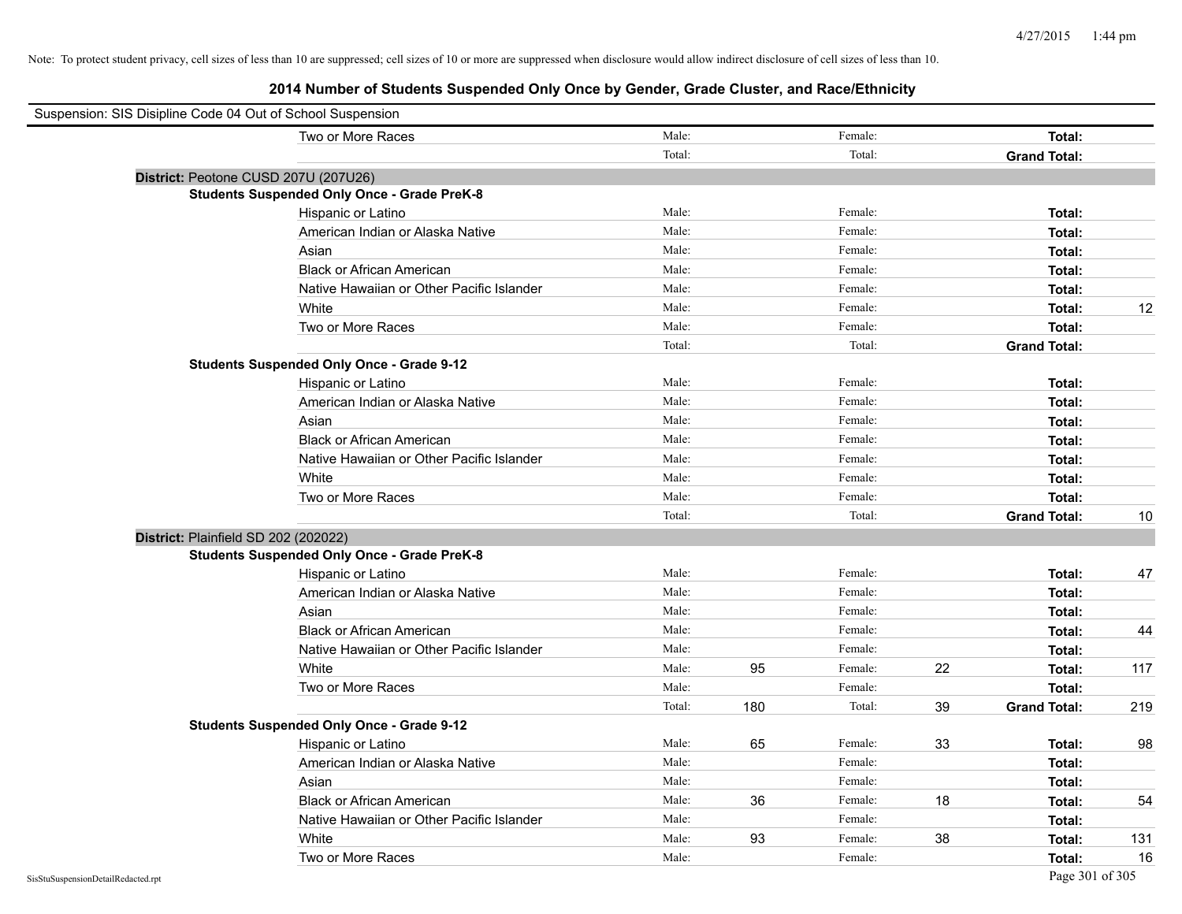Note: To protect student privacy, cell sizes of less than 10 are suppressed; cell sizes of 10 or more are suppressed when disclosure would allow indirect disclosure of cell sizes of less than 10.

## 2014 Number of Students Suspended Only Once by Gender, Grade Cluster, and Race/Ethnicity

Suspension: SIS Disipline Code 04 Out of School Suspension

| | | | | | | |
|---|---|---|---|---|---|---|
| Two or More Races | Male: | | Female: | | **Total:** | |
| | Total: | | Total: | | **Grand Total:** | |

**District:** Peotone CUSD 207U (207U26)

**Students Suspended Only Once - Grade PreK-8**

| | | | | | | |
|---|---|---|---|---|---|---|
| Hispanic or Latino | Male: | | Female: | | **Total:** | |
| American Indian or Alaska Native | Male: | | Female: | | **Total:** | |
| Asian | Male: | | Female: | | **Total:** | |
| Black or African American | Male: | | Female: | | **Total:** | |
| Native Hawaiian or Other Pacific Islander | Male: | | Female: | | **Total:** | |
| White | Male: | | Female: | | **Total:** | 12 |
| Two or More Races | Male: | | Female: | | **Total:** | |
| | Total: | | Total: | | **Grand Total:** | |

**Students Suspended Only Once - Grade 9-12**

| | | | | | | |
|---|---|---|---|---|---|---|
| Hispanic or Latino | Male: | | Female: | | **Total:** | |
| American Indian or Alaska Native | Male: | | Female: | | **Total:** | |
| Asian | Male: | | Female: | | **Total:** | |
| Black or African American | Male: | | Female: | | **Total:** | |
| Native Hawaiian or Other Pacific Islander | Male: | | Female: | | **Total:** | |
| White | Male: | | Female: | | **Total:** | |
| Two or More Races | Male: | | Female: | | **Total:** | |
| | Total: | | Total: | | **Grand Total:** | 10 |

**District:** Plainfield SD 202 (202022)

**Students Suspended Only Once - Grade PreK-8**

| | | | | | | |
|---|---|---|---|---|---|---|
| Hispanic or Latino | Male: | | Female: | | **Total:** | 47 |
| American Indian or Alaska Native | Male: | | Female: | | **Total:** | |
| Asian | Male: | | Female: | | **Total:** | |
| Black or African American | Male: | | Female: | | **Total:** | 44 |
| Native Hawaiian or Other Pacific Islander | Male: | | Female: | | **Total:** | |
| White | Male: | 95 | Female: | 22 | **Total:** | 117 |
| Two or More Races | Male: | | Female: | | **Total:** | |
| | Total: | 180 | Total: | 39 | **Grand Total:** | 219 |

**Students Suspended Only Once - Grade 9-12**

| | | | | | | |
|---|---|---|---|---|---|---|
| Hispanic or Latino | Male: | 65 | Female: | 33 | **Total:** | 98 |
| American Indian or Alaska Native | Male: | | Female: | | **Total:** | |
| Asian | Male: | | Female: | | **Total:** | |
| Black or African American | Male: | 36 | Female: | 18 | **Total:** | 54 |
| Native Hawaiian or Other Pacific Islander | Male: | | Female: | | **Total:** | |
| White | Male: | 93 | Female: | 38 | **Total:** | 131 |
| Two or More Races | Male: | | Female: | | **Total:** | 16 |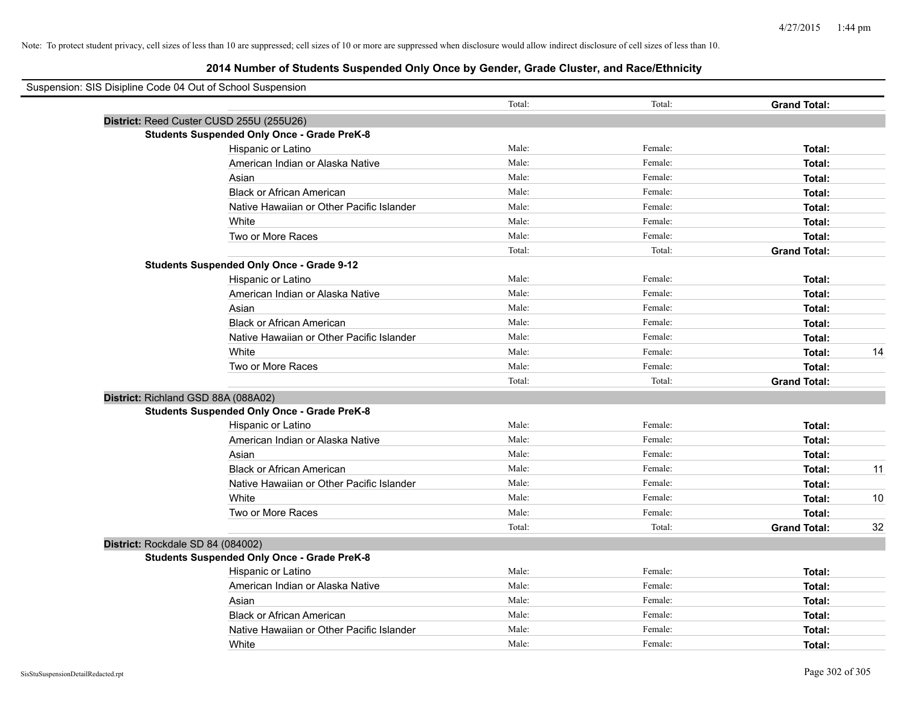Note: To protect student privacy, cell sizes of less than 10 are suppressed; cell sizes of 10 or more are suppressed when disclosure would allow indirect disclosure of cell sizes of less than 10.

# 2014 Number of Students Suspended Only Once by Gender, Grade Cluster, and Race/Ethnicity

Suspension: SIS Disipline Code 04 Out of School Suspension

| | | | | |
|---|---|---|---|---|
| | Total: | Total: | **Grand Total:** | |
| **District:** Reed Custer CUSD 255U (255U26) | | | | |
| **Students Suspended Only Once - Grade PreK-8** | | | | |
| Hispanic or Latino | Male: | Female: | **Total:** | |
| American Indian or Alaska Native | Male: | Female: | **Total:** | |
| Asian | Male: | Female: | **Total:** | |
| Black or African American | Male: | Female: | **Total:** | |
| Native Hawaiian or Other Pacific Islander | Male: | Female: | **Total:** | |
| White | Male: | Female: | **Total:** | |
| Two or More Races | Male: | Female: | **Total:** | |
| | Total: | Total: | **Grand Total:** | |
| **Students Suspended Only Once - Grade 9-12** | | | | |
| Hispanic or Latino | Male: | Female: | **Total:** | |
| American Indian or Alaska Native | Male: | Female: | **Total:** | |
| Asian | Male: | Female: | **Total:** | |
| Black or African American | Male: | Female: | **Total:** | |
| Native Hawaiian or Other Pacific Islander | Male: | Female: | **Total:** | |
| White | Male: | Female: | **Total:** | 14 |
| Two or More Races | Male: | Female: | **Total:** | |
| | Total: | Total: | **Grand Total:** | |
| **District:** Richland GSD 88A (088A02) | | | | |
| **Students Suspended Only Once - Grade PreK-8** | | | | |
| Hispanic or Latino | Male: | Female: | **Total:** | |
| American Indian or Alaska Native | Male: | Female: | **Total:** | |
| Asian | Male: | Female: | **Total:** | |
| Black or African American | Male: | Female: | **Total:** | 11 |
| Native Hawaiian or Other Pacific Islander | Male: | Female: | **Total:** | |
| White | Male: | Female: | **Total:** | 10 |
| Two or More Races | Male: | Female: | **Total:** | |
| | Total: | Total: | **Grand Total:** | 32 |
| **District:** Rockdale SD 84 (084002) | | | | |
| **Students Suspended Only Once - Grade PreK-8** | | | | |
| Hispanic or Latino | Male: | Female: | **Total:** | |
| American Indian or Alaska Native | Male: | Female: | **Total:** | |
| Asian | Male: | Female: | **Total:** | |
| Black or African American | Male: | Female: | **Total:** | |
| Native Hawaiian or Other Pacific Islander | Male: | Female: | **Total:** | |
| White | Male: | Female: | **Total:** | |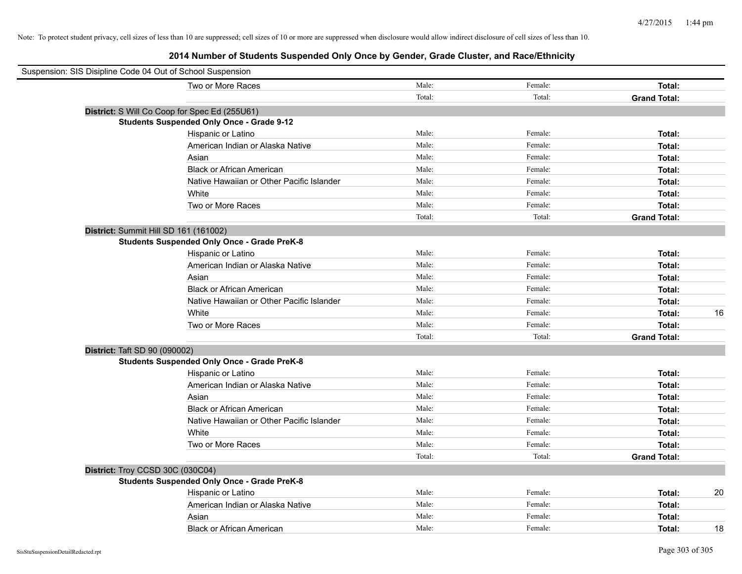Note: To protect student privacy, cell sizes of less than 10 are suppressed; cell sizes of 10 or more are suppressed when disclosure would allow indirect disclosure of cell sizes of less than 10.

# 2014 Number of Students Suspended Only Once by Gender, Grade Cluster, and Race/Ethnicity

Suspension: SIS Disipline Code 04 Out of School Suspension

| | | | | |
|---|---|---|---|---|
| Two or More Races | Male: | Female: | **Total:** | |
| | Total: | Total: | **Grand Total:** | |

**District:** S Will Co Coop for Spec Ed (255U61)

**Students Suspended Only Once - Grade 9-12**

| | | | | |
|---|---|---|---|---|
| Hispanic or Latino | Male: | Female: | **Total:** | |
| American Indian or Alaska Native | Male: | Female: | **Total:** | |
| Asian | Male: | Female: | **Total:** | |
| Black or African American | Male: | Female: | **Total:** | |
| Native Hawaiian or Other Pacific Islander | Male: | Female: | **Total:** | |
| White | Male: | Female: | **Total:** | |
| Two or More Races | Male: | Female: | **Total:** | |
| | Total: | Total: | **Grand Total:** | |

**District:** Summit Hill SD 161 (161002)

**Students Suspended Only Once - Grade PreK-8**

| | | | | |
|---|---|---|---|---|
| Hispanic or Latino | Male: | Female: | **Total:** | |
| American Indian or Alaska Native | Male: | Female: | **Total:** | |
| Asian | Male: | Female: | **Total:** | |
| Black or African American | Male: | Female: | **Total:** | |
| Native Hawaiian or Other Pacific Islander | Male: | Female: | **Total:** | |
| White | Male: | Female: | **Total:** | 16 |
| Two or More Races | Male: | Female: | **Total:** | |
| | Total: | Total: | **Grand Total:** | |

**District:** Taft SD 90 (090002)

**Students Suspended Only Once - Grade PreK-8**

| | | | | |
|---|---|---|---|---|
| Hispanic or Latino | Male: | Female: | **Total:** | |
| American Indian or Alaska Native | Male: | Female: | **Total:** | |
| Asian | Male: | Female: | **Total:** | |
| Black or African American | Male: | Female: | **Total:** | |
| Native Hawaiian or Other Pacific Islander | Male: | Female: | **Total:** | |
| White | Male: | Female: | **Total:** | |
| Two or More Races | Male: | Female: | **Total:** | |
| | Total: | Total: | **Grand Total:** | |

**District:** Troy CCSD 30C (030C04)

**Students Suspended Only Once - Grade PreK-8**

| | | | | |
|---|---|---|---|---|
| Hispanic or Latino | Male: | Female: | **Total:** | 20 |
| American Indian or Alaska Native | Male: | Female: | **Total:** | |
| Asian | Male: | Female: | **Total:** | |
| Black or African American | Male: | Female: | **Total:** | 18 |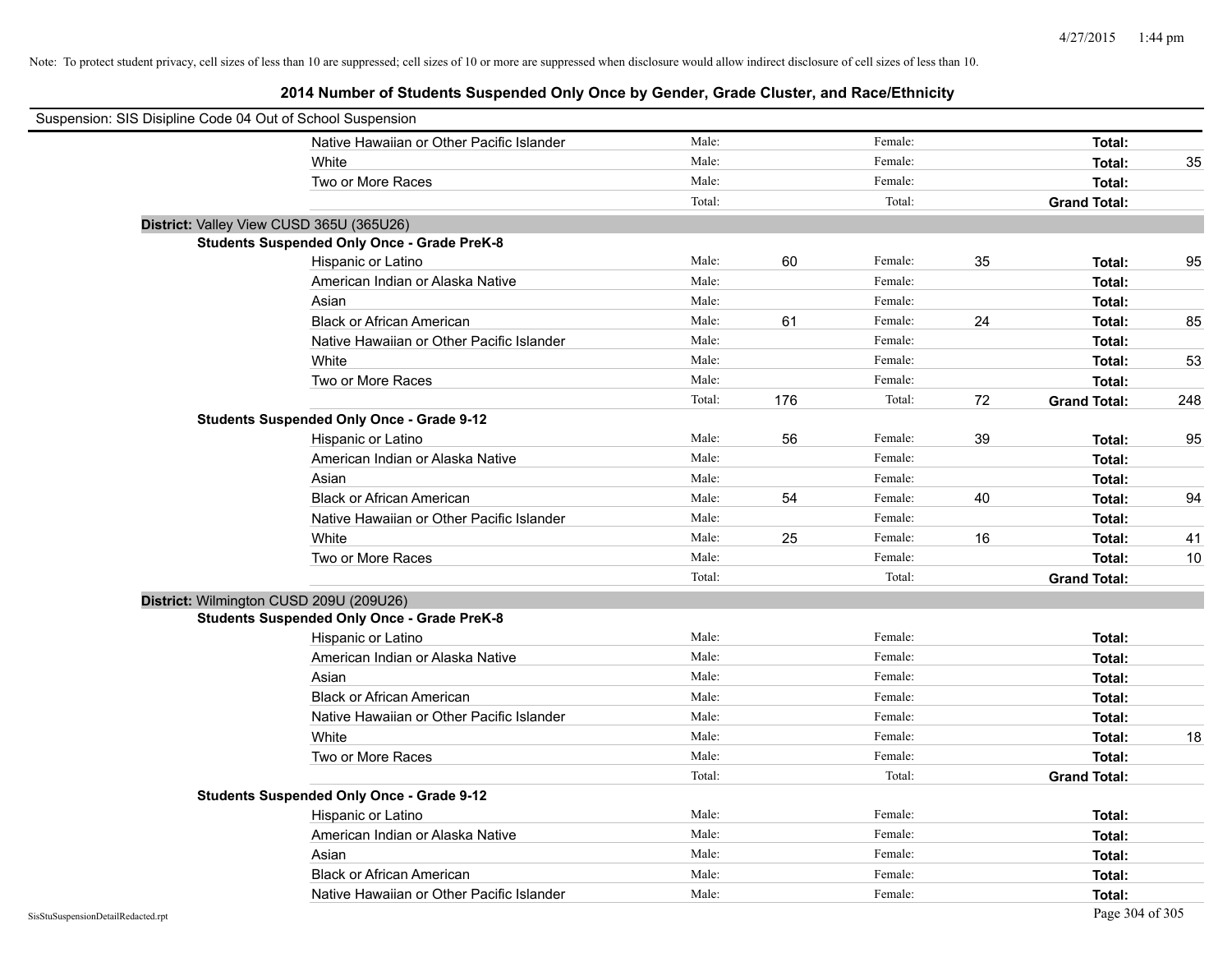Note: To protect student privacy, cell sizes of less than 10 are suppressed; cell sizes of 10 or more are suppressed when disclosure would allow indirect disclosure of cell sizes of less than 10.

## 2014 Number of Students Suspended Only Once by Gender, Grade Cluster, and Race/Ethnicity

Suspension: SIS Disipline Code 04 Out of School Suspension

| | | | | | | |
|---|---|---|---|---|---|---|
| Native Hawaiian or Other Pacific Islander | Male: | | Female: | | **Total:** | |
| White | Male: | | Female: | | **Total:** | 35 |
| Two or More Races | Male: | | Female: | | **Total:** | |
| | Total: | | Total: | | **Grand Total:** | |

**District:** Valley View CUSD 365U (365U26)

**Students Suspended Only Once - Grade PreK-8**

| | | | | | | |
|---|---|---|---|---|---|---|
| Hispanic or Latino | Male: | 60 | Female: | 35 | **Total:** | 95 |
| American Indian or Alaska Native | Male: | | Female: | | **Total:** | |
| Asian | Male: | | Female: | | **Total:** | |
| Black or African American | Male: | 61 | Female: | 24 | **Total:** | 85 |
| Native Hawaiian or Other Pacific Islander | Male: | | Female: | | **Total:** | |
| White | Male: | | Female: | | **Total:** | 53 |
| Two or More Races | Male: | | Female: | | **Total:** | |
| | Total: | 176 | Total: | 72 | **Grand Total:** | 248 |

**Students Suspended Only Once - Grade 9-12**

| | | | | | | |
|---|---|---|---|---|---|---|
| Hispanic or Latino | Male: | 56 | Female: | 39 | **Total:** | 95 |
| American Indian or Alaska Native | Male: | | Female: | | **Total:** | |
| Asian | Male: | | Female: | | **Total:** | |
| Black or African American | Male: | 54 | Female: | 40 | **Total:** | 94 |
| Native Hawaiian or Other Pacific Islander | Male: | | Female: | | **Total:** | |
| White | Male: | 25 | Female: | 16 | **Total:** | 41 |
| Two or More Races | Male: | | Female: | | **Total:** | 10 |
| | Total: | | Total: | | **Grand Total:** | |

**District:** Wilmington CUSD 209U (209U26)

**Students Suspended Only Once - Grade PreK-8**

| | | | | | | |
|---|---|---|---|---|---|---|
| Hispanic or Latino | Male: | | Female: | | **Total:** | |
| American Indian or Alaska Native | Male: | | Female: | | **Total:** | |
| Asian | Male: | | Female: | | **Total:** | |
| Black or African American | Male: | | Female: | | **Total:** | |
| Native Hawaiian or Other Pacific Islander | Male: | | Female: | | **Total:** | |
| White | Male: | | Female: | | **Total:** | 18 |
| Two or More Races | Male: | | Female: | | **Total:** | |
| | Total: | | Total: | | **Grand Total:** | |

**Students Suspended Only Once - Grade 9-12**

| | | | | | | |
|---|---|---|---|---|---|---|
| Hispanic or Latino | Male: | | Female: | | **Total:** | |
| American Indian or Alaska Native | Male: | | Female: | | **Total:** | |
| Asian | Male: | | Female: | | **Total:** | |
| Black or African American | Male: | | Female: | | **Total:** | |
| Native Hawaiian or Other Pacific Islander | Male: | | Female: | | **Total:** | |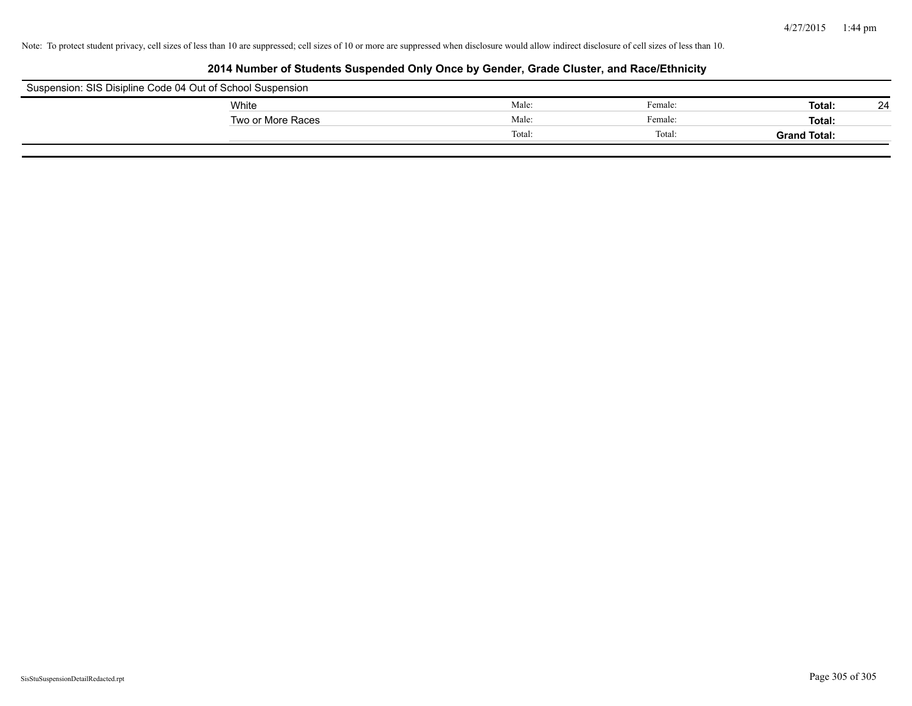Note: To protect student privacy, cell sizes of less than 10 are suppressed; cell sizes of 10 or more are suppressed when disclosure would allow indirect disclosure of cell sizes of less than 10.

## 2014 Number of Students Suspended Only Once by Gender, Grade Cluster, and Race/Ethnicity

Suspension: SIS Disipline Code 04 Out of School Suspension

| | | | | | |
|---|---|---|---|---|---|
| | White | Male: | Female: | **Total:** | 24 |
| | Two or More Races | Male: | Female: | **Total:** | |
| | | Total: | Total: | **Grand Total:** | |